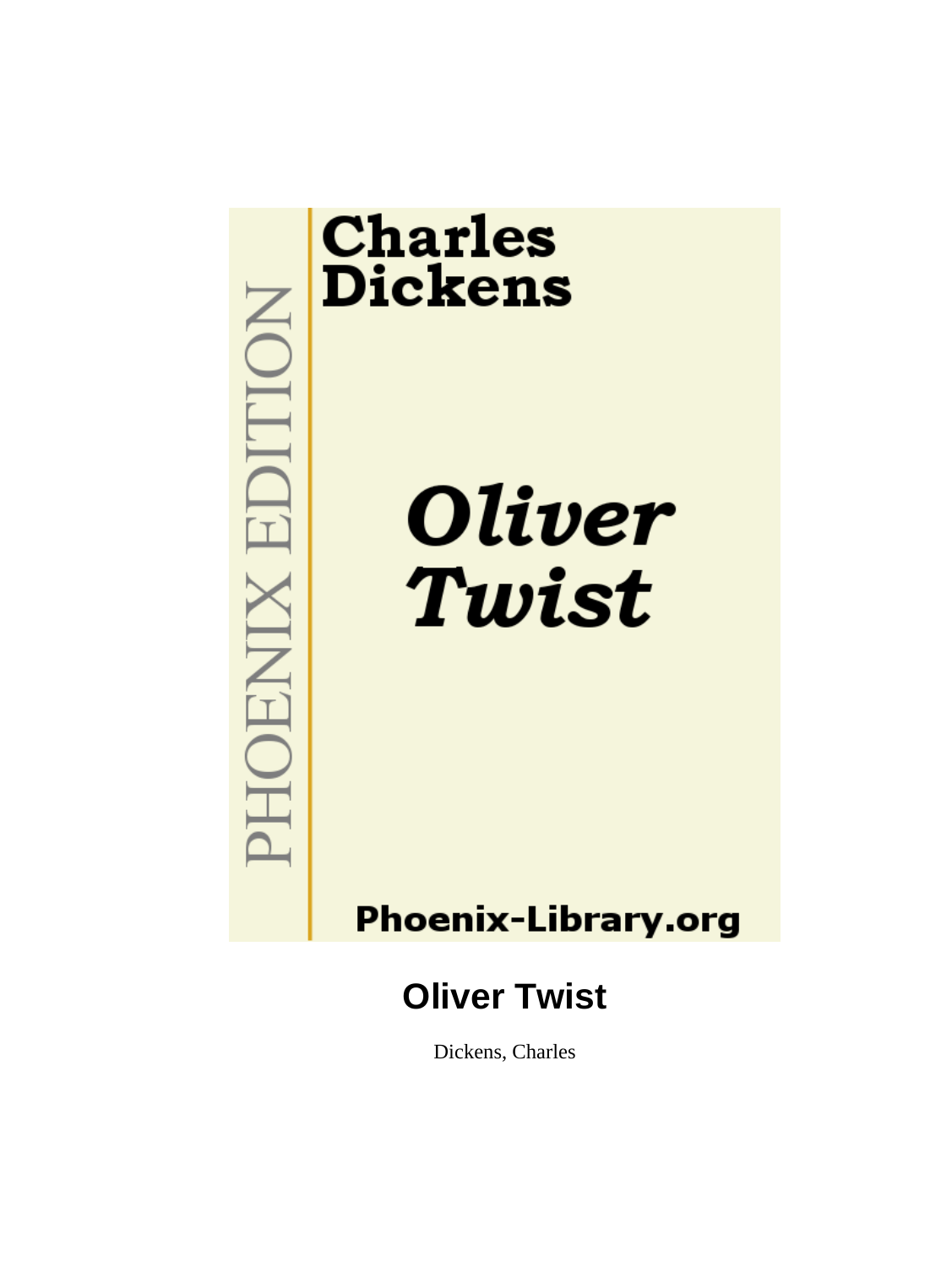Charles Dickens

*Oliver Twist*

PHOENIX EDITION

Phoenix-Library.org

# Oliver Twist

Dickens, Charles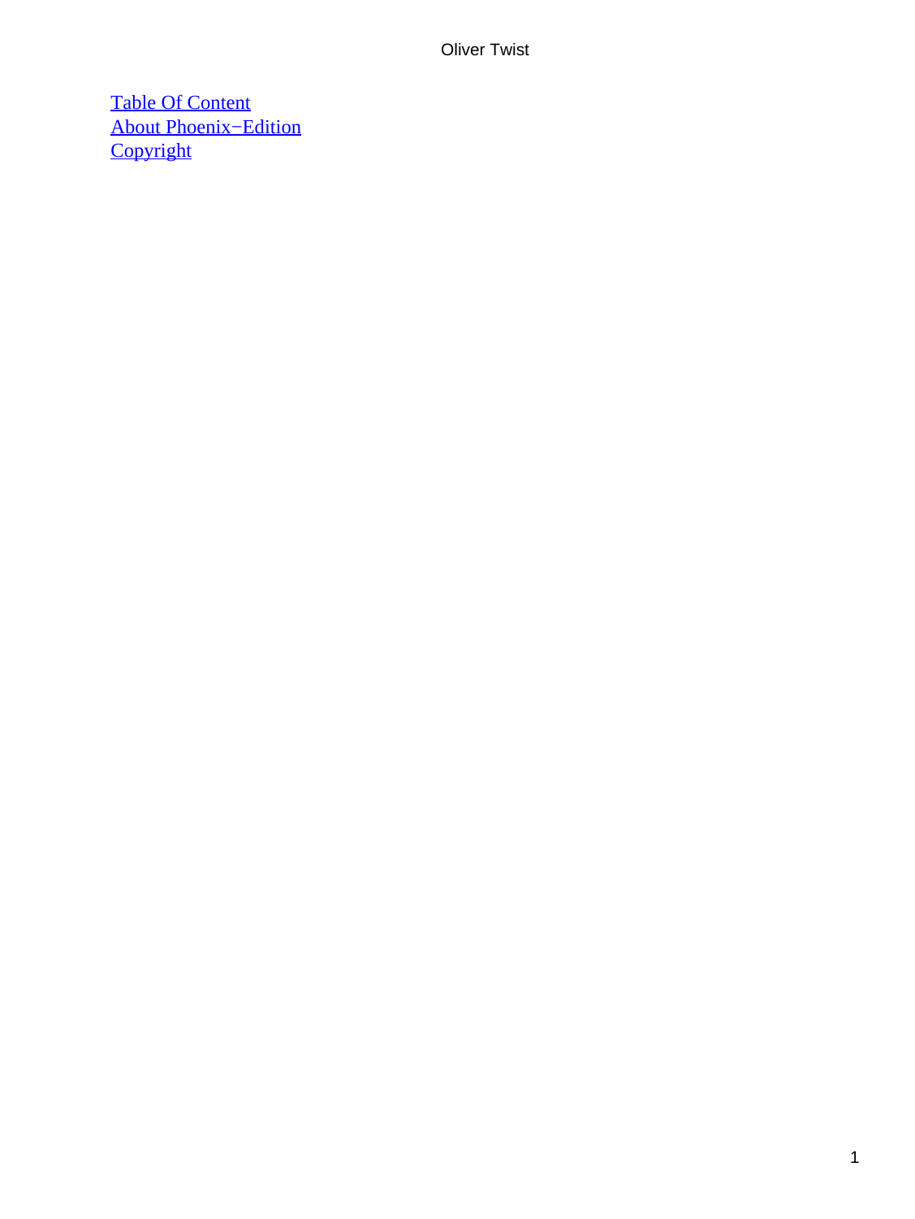[Table Of Content]
[About Phoenix−Edition]
[Copyright]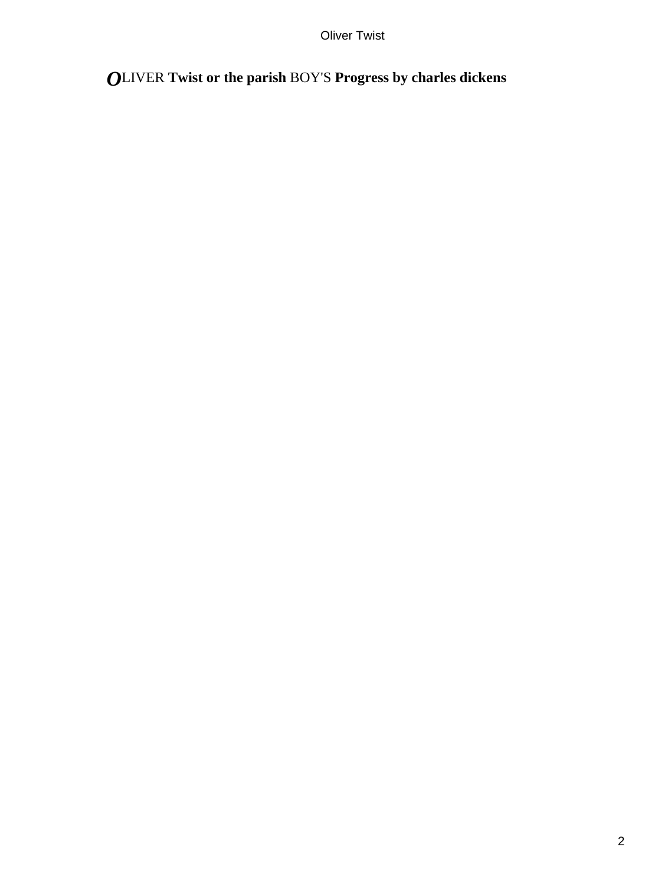***O***LIVER **Twist or the parish** BOY'S **Progress by charles dickens**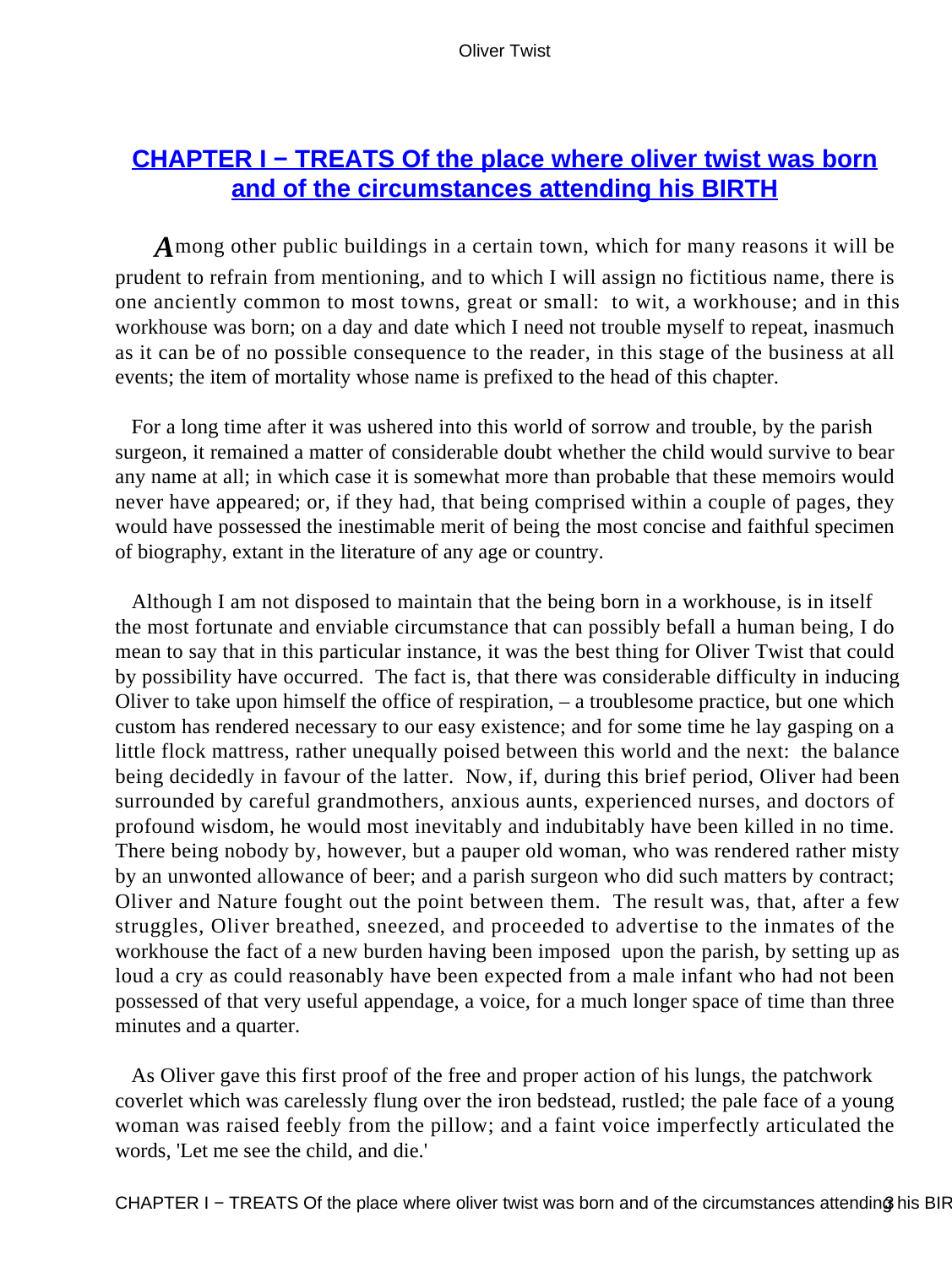## CHAPTER I − TREATS Of the place where oliver twist was born and of the circumstances attending his BIRTH

Among other public buildings in a certain town, which for many reasons it will be prudent to refrain from mentioning, and to which I will assign no fictitious name, there is one anciently common to most towns, great or small: to wit, a workhouse; and in this workhouse was born; on a day and date which I need not trouble myself to repeat, inasmuch as it can be of no possible consequence to the reader, in this stage of the business at all events; the item of mortality whose name is prefixed to the head of this chapter.

For a long time after it was ushered into this world of sorrow and trouble, by the parish surgeon, it remained a matter of considerable doubt whether the child would survive to bear any name at all; in which case it is somewhat more than probable that these memoirs would never have appeared; or, if they had, that being comprised within a couple of pages, they would have possessed the inestimable merit of being the most concise and faithful specimen of biography, extant in the literature of any age or country.

Although I am not disposed to maintain that the being born in a workhouse, is in itself the most fortunate and enviable circumstance that can possibly befall a human being, I do mean to say that in this particular instance, it was the best thing for Oliver Twist that could by possibility have occurred. The fact is, that there was considerable difficulty in inducing Oliver to take upon himself the office of respiration, – a troublesome practice, but one which custom has rendered necessary to our easy existence; and for some time he lay gasping on a little flock mattress, rather unequally poised between this world and the next: the balance being decidedly in favour of the latter. Now, if, during this brief period, Oliver had been surrounded by careful grandmothers, anxious aunts, experienced nurses, and doctors of profound wisdom, he would most inevitably and indubitably have been killed in no time. There being nobody by, however, but a pauper old woman, who was rendered rather misty by an unwonted allowance of beer; and a parish surgeon who did such matters by contract; Oliver and Nature fought out the point between them. The result was, that, after a few struggles, Oliver breathed, sneezed, and proceeded to advertise to the inmates of the workhouse the fact of a new burden having been imposed upon the parish, by setting up as loud a cry as could reasonably have been expected from a male infant who had not been possessed of that very useful appendage, a voice, for a much longer space of time than three minutes and a quarter.

As Oliver gave this first proof of the free and proper action of his lungs, the patchwork coverlet which was carelessly flung over the iron bedstead, rustled; the pale face of a young woman was raised feebly from the pillow; and a faint voice imperfectly articulated the words, 'Let me see the child, and die.'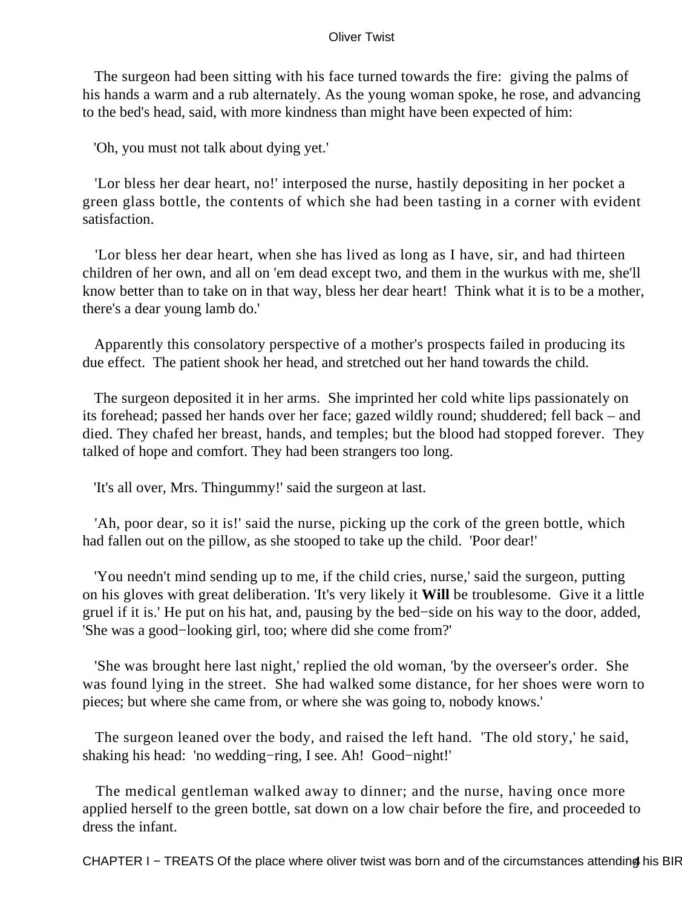The surgeon had been sitting with his face turned towards the fire: giving the palms of his hands a warm and a rub alternately. As the young woman spoke, he rose, and advancing to the bed's head, said, with more kindness than might have been expected of him:

'Oh, you must not talk about dying yet.'

'Lor bless her dear heart, no!' interposed the nurse, hastily depositing in her pocket a green glass bottle, the contents of which she had been tasting in a corner with evident satisfaction.

'Lor bless her dear heart, when she has lived as long as I have, sir, and had thirteen children of her own, and all on 'em dead except two, and them in the wurkus with me, she'll know better than to take on in that way, bless her dear heart! Think what it is to be a mother, there's a dear young lamb do.'

Apparently this consolatory perspective of a mother's prospects failed in producing its due effect. The patient shook her head, and stretched out her hand towards the child.

The surgeon deposited it in her arms. She imprinted her cold white lips passionately on its forehead; passed her hands over her face; gazed wildly round; shuddered; fell back – and died. They chafed her breast, hands, and temples; but the blood had stopped forever. They talked of hope and comfort. They had been strangers too long.

'It's all over, Mrs. Thingummy!' said the surgeon at last.

'Ah, poor dear, so it is!' said the nurse, picking up the cork of the green bottle, which had fallen out on the pillow, as she stooped to take up the child. 'Poor dear!'

'You needn't mind sending up to me, if the child cries, nurse,' said the surgeon, putting on his gloves with great deliberation. 'It's very likely it **Will** be troublesome. Give it a little gruel if it is.' He put on his hat, and, pausing by the bed−side on his way to the door, added, 'She was a good−looking girl, too; where did she come from?'

'She was brought here last night,' replied the old woman, 'by the overseer's order. She was found lying in the street. She had walked some distance, for her shoes were worn to pieces; but where she came from, or where she was going to, nobody knows.'

The surgeon leaned over the body, and raised the left hand. 'The old story,' he said, shaking his head: 'no wedding−ring, I see. Ah! Good−night!'

The medical gentleman walked away to dinner; and the nurse, having once more applied herself to the green bottle, sat down on a low chair before the fire, and proceeded to dress the infant.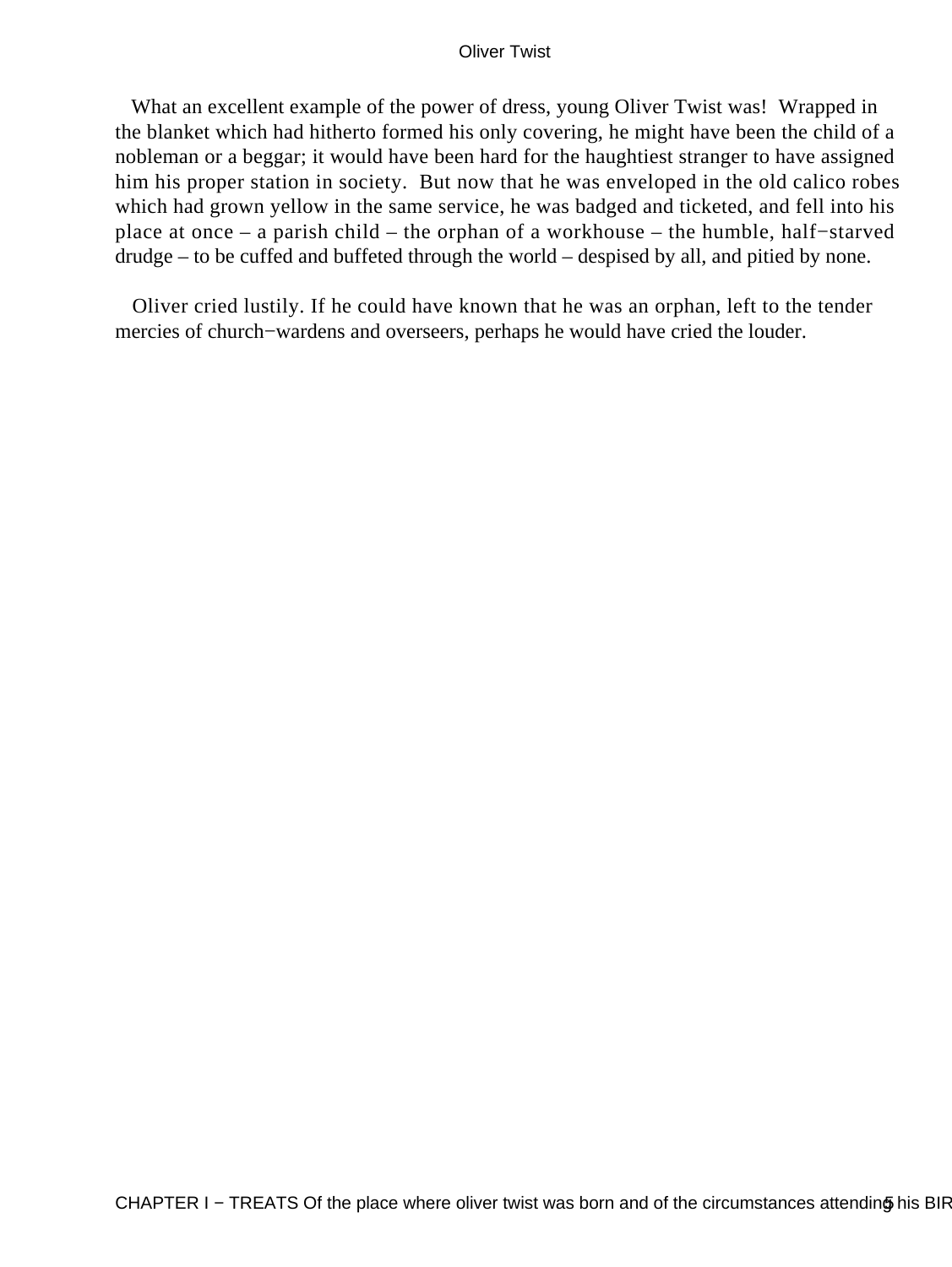What an excellent example of the power of dress, young Oliver Twist was! Wrapped in the blanket which had hitherto formed his only covering, he might have been the child of a nobleman or a beggar; it would have been hard for the haughtiest stranger to have assigned him his proper station in society. But now that he was enveloped in the old calico robes which had grown yellow in the same service, he was badged and ticketed, and fell into his place at once – a parish child – the orphan of a workhouse – the humble, half−starved drudge – to be cuffed and buffeted through the world – despised by all, and pitied by none.

Oliver cried lustily. If he could have known that he was an orphan, left to the tender mercies of church−wardens and overseers, perhaps he would have cried the louder.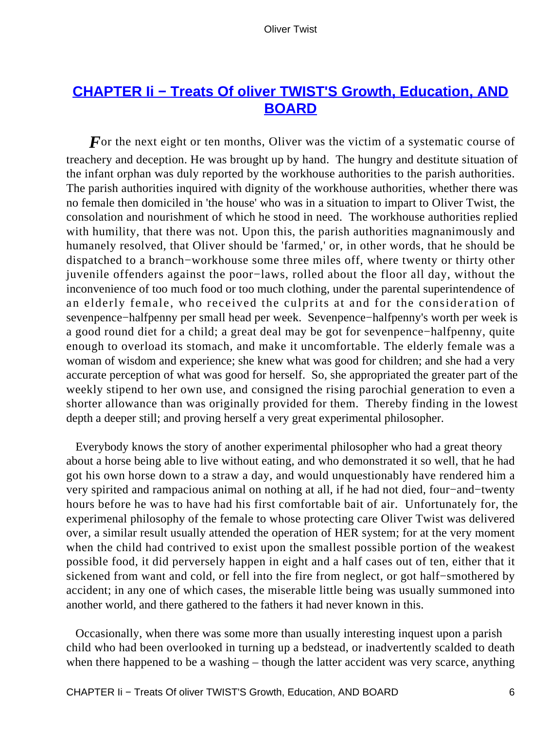## CHAPTER Ii − Treats Of oliver TWIST'S Growth, Education, AND BOARD

*F*or the next eight or ten months, Oliver was the victim of a systematic course of treachery and deception. He was brought up by hand. The hungry and destitute situation of the infant orphan was duly reported by the workhouse authorities to the parish authorities. The parish authorities inquired with dignity of the workhouse authorities, whether there was no female then domiciled in 'the house' who was in a situation to impart to Oliver Twist, the consolation and nourishment of which he stood in need. The workhouse authorities replied with humility, that there was not. Upon this, the parish authorities magnanimously and humanely resolved, that Oliver should be 'farmed,' or, in other words, that he should be dispatched to a branch−workhouse some three miles off, where twenty or thirty other juvenile offenders against the poor−laws, rolled about the floor all day, without the inconvenience of too much food or too much clothing, under the parental superintendence of an elderly female, who received the culprits at and for the consideration of sevenpence−halfpenny per small head per week. Sevenpence−halfpenny's worth per week is a good round diet for a child; a great deal may be got for sevenpence−halfpenny, quite enough to overload its stomach, and make it uncomfortable. The elderly female was a woman of wisdom and experience; she knew what was good for children; and she had a very accurate perception of what was good for herself. So, she appropriated the greater part of the weekly stipend to her own use, and consigned the rising parochial generation to even a shorter allowance than was originally provided for them. Thereby finding in the lowest depth a deeper still; and proving herself a very great experimental philosopher.

Everybody knows the story of another experimental philosopher who had a great theory about a horse being able to live without eating, and who demonstrated it so well, that he had got his own horse down to a straw a day, and would unquestionably have rendered him a very spirited and rampacious animal on nothing at all, if he had not died, four−and−twenty hours before he was to have had his first comfortable bait of air. Unfortunately for, the experimenal philosophy of the female to whose protecting care Oliver Twist was delivered over, a similar result usually attended the operation of HER system; for at the very moment when the child had contrived to exist upon the smallest possible portion of the weakest possible food, it did perversely happen in eight and a half cases out of ten, either that it sickened from want and cold, or fell into the fire from neglect, or got half−smothered by accident; in any one of which cases, the miserable little being was usually summoned into another world, and there gathered to the fathers it had never known in this.

Occasionally, when there was some more than usually interesting inquest upon a parish child who had been overlooked in turning up a bedstead, or inadvertently scalded to death when there happened to be a washing – though the latter accident was very scarce, anything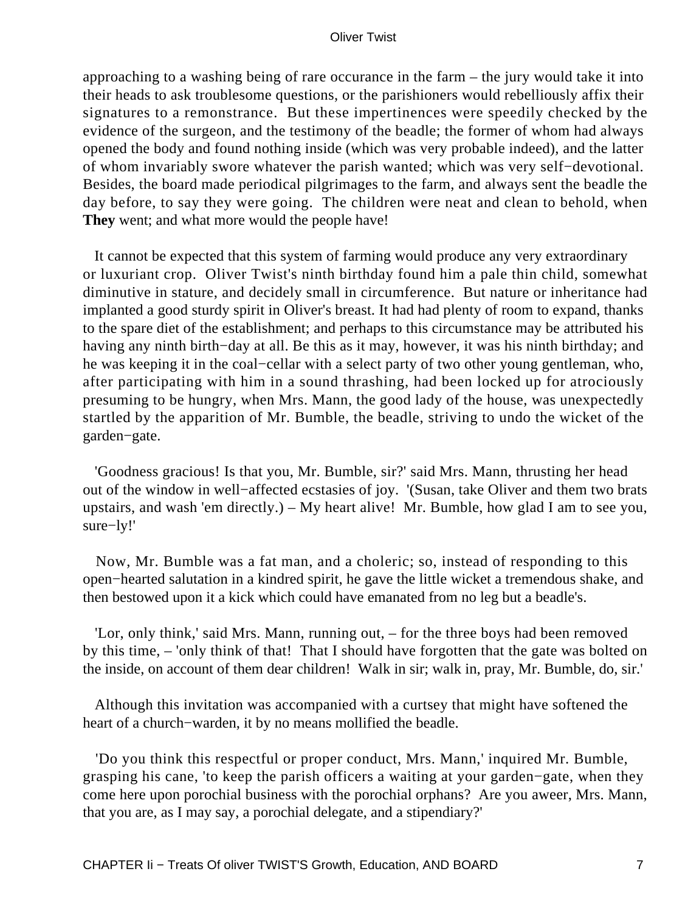approaching to a washing being of rare occurance in the farm – the jury would take it into their heads to ask troublesome questions, or the parishioners would rebelliously affix their signatures to a remonstrance. But these impertinences were speedily checked by the evidence of the surgeon, and the testimony of the beadle; the former of whom had always opened the body and found nothing inside (which was very probable indeed), and the latter of whom invariably swore whatever the parish wanted; which was very self−devotional. Besides, the board made periodical pilgrimages to the farm, and always sent the beadle the day before, to say they were going. The children were neat and clean to behold, when **They** went; and what more would the people have!

It cannot be expected that this system of farming would produce any very extraordinary or luxuriant crop. Oliver Twist's ninth birthday found him a pale thin child, somewhat diminutive in stature, and decidely small in circumference. But nature or inheritance had implanted a good sturdy spirit in Oliver's breast. It had had plenty of room to expand, thanks to the spare diet of the establishment; and perhaps to this circumstance may be attributed his having any ninth birth−day at all. Be this as it may, however, it was his ninth birthday; and he was keeping it in the coal−cellar with a select party of two other young gentleman, who, after participating with him in a sound thrashing, had been locked up for atrociously presuming to be hungry, when Mrs. Mann, the good lady of the house, was unexpectedly startled by the apparition of Mr. Bumble, the beadle, striving to undo the wicket of the garden−gate.

'Goodness gracious! Is that you, Mr. Bumble, sir?' said Mrs. Mann, thrusting her head out of the window in well−affected ecstasies of joy. '(Susan, take Oliver and them two brats upstairs, and wash 'em directly.) – My heart alive! Mr. Bumble, how glad I am to see you, sure−ly!'

Now, Mr. Bumble was a fat man, and a choleric; so, instead of responding to this open−hearted salutation in a kindred spirit, he gave the little wicket a tremendous shake, and then bestowed upon it a kick which could have emanated from no leg but a beadle's.

'Lor, only think,' said Mrs. Mann, running out, – for the three boys had been removed by this time, – 'only think of that! That I should have forgotten that the gate was bolted on the inside, on account of them dear children! Walk in sir; walk in, pray, Mr. Bumble, do, sir.'

Although this invitation was accompanied with a curtsey that might have softened the heart of a church−warden, it by no means mollified the beadle.

'Do you think this respectful or proper conduct, Mrs. Mann,' inquired Mr. Bumble, grasping his cane, 'to keep the parish officers a waiting at your garden−gate, when they come here upon porochial business with the porochial orphans? Are you aweer, Mrs. Mann, that you are, as I may say, a porochial delegate, and a stipendiary?'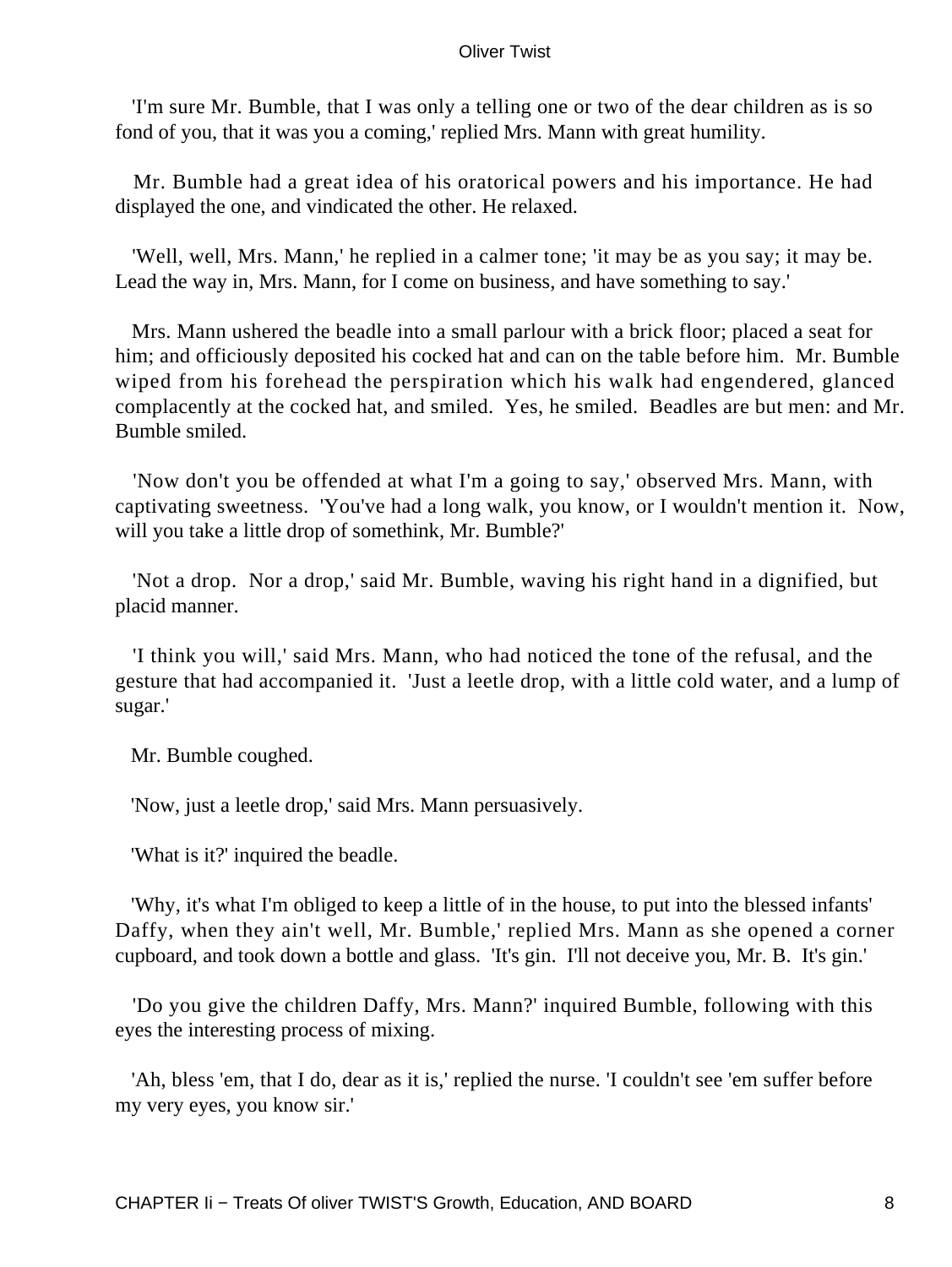'I'm sure Mr. Bumble, that I was only a telling one or two of the dear children as is so fond of you, that it was you a coming,' replied Mrs. Mann with great humility.

Mr. Bumble had a great idea of his oratorical powers and his importance. He had displayed the one, and vindicated the other. He relaxed.

'Well, well, Mrs. Mann,' he replied in a calmer tone; 'it may be as you say; it may be. Lead the way in, Mrs. Mann, for I come on business, and have something to say.'

Mrs. Mann ushered the beadle into a small parlour with a brick floor; placed a seat for him; and officiously deposited his cocked hat and can on the table before him. Mr. Bumble wiped from his forehead the perspiration which his walk had engendered, glanced complacently at the cocked hat, and smiled. Yes, he smiled. Beadles are but men: and Mr. Bumble smiled.

'Now don't you be offended at what I'm a going to say,' observed Mrs. Mann, with captivating sweetness. 'You've had a long walk, you know, or I wouldn't mention it. Now, will you take a little drop of somethink, Mr. Bumble?'

'Not a drop. Nor a drop,' said Mr. Bumble, waving his right hand in a dignified, but placid manner.

'I think you will,' said Mrs. Mann, who had noticed the tone of the refusal, and the gesture that had accompanied it. 'Just a leetle drop, with a little cold water, and a lump of sugar.'

Mr. Bumble coughed.

'Now, just a leetle drop,' said Mrs. Mann persuasively.

'What is it?' inquired the beadle.

'Why, it's what I'm obliged to keep a little of in the house, to put into the blessed infants' Daffy, when they ain't well, Mr. Bumble,' replied Mrs. Mann as she opened a corner cupboard, and took down a bottle and glass. 'It's gin. I'll not deceive you, Mr. B. It's gin.'

'Do you give the children Daffy, Mrs. Mann?' inquired Bumble, following with this eyes the interesting process of mixing.

'Ah, bless 'em, that I do, dear as it is,' replied the nurse. 'I couldn't see 'em suffer before my very eyes, you know sir.'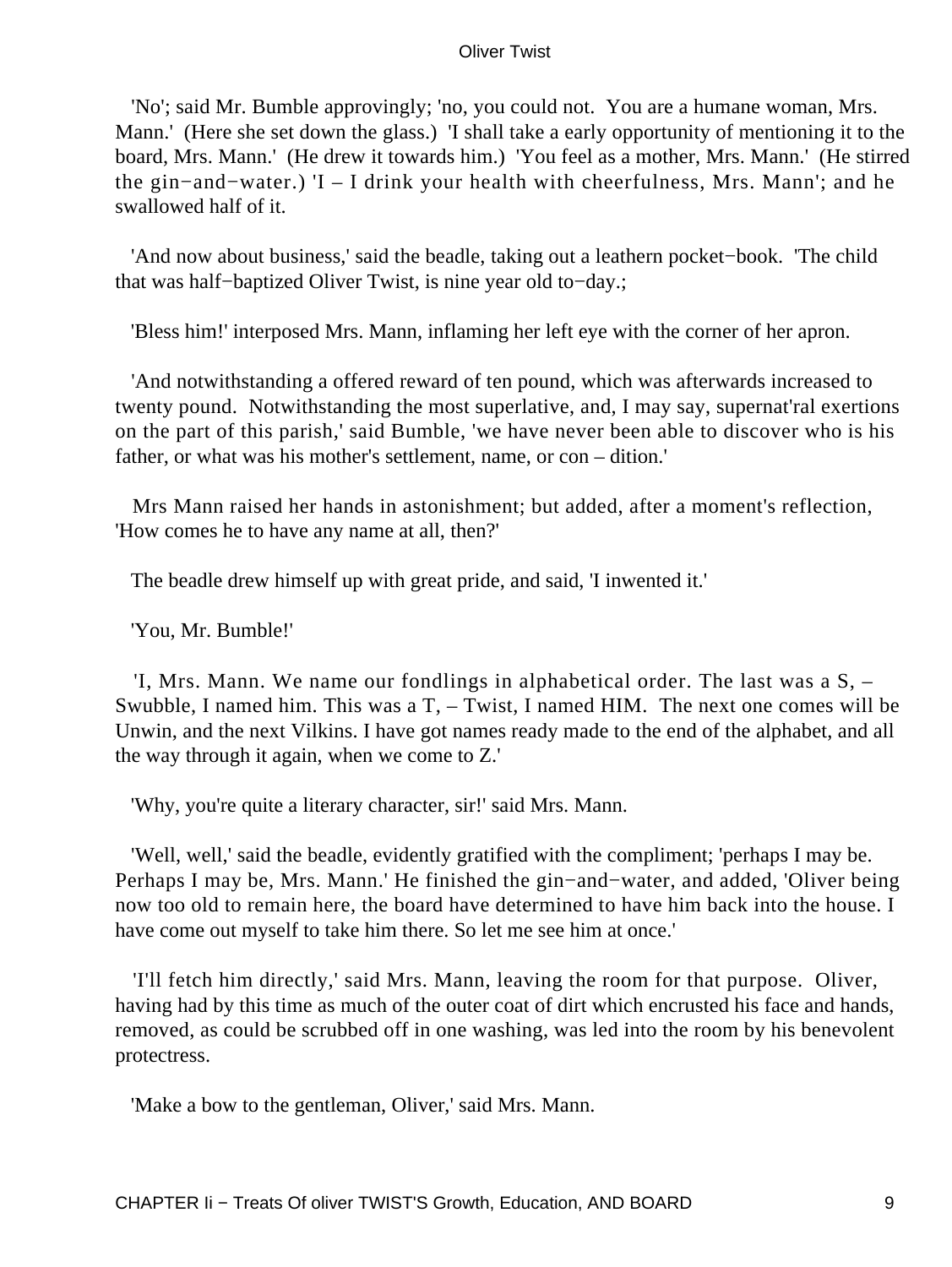'No'; said Mr. Bumble approvingly; 'no, you could not. You are a humane woman, Mrs. Mann.' (Here she set down the glass.) 'I shall take a early opportunity of mentioning it to the board, Mrs. Mann.' (He drew it towards him.) 'You feel as a mother, Mrs. Mann.' (He stirred the gin−and−water.) 'I – I drink your health with cheerfulness, Mrs. Mann'; and he swallowed half of it.

'And now about business,' said the beadle, taking out a leathern pocket−book. 'The child that was half−baptized Oliver Twist, is nine year old to−day.;

'Bless him!' interposed Mrs. Mann, inflaming her left eye with the corner of her apron.

'And notwithstanding a offered reward of ten pound, which was afterwards increased to twenty pound. Notwithstanding the most superlative, and, I may say, supernat'ral exertions on the part of this parish,' said Bumble, 'we have never been able to discover who is his father, or what was his mother's settlement, name, or con – dition.'

Mrs Mann raised her hands in astonishment; but added, after a moment's reflection, 'How comes he to have any name at all, then?'

The beadle drew himself up with great pride, and said, 'I inwented it.'

'You, Mr. Bumble!'

'I, Mrs. Mann. We name our fondlings in alphabetical order. The last was a S, – Swubble, I named him. This was a T, – Twist, I named HIM. The next one comes will be Unwin, and the next Vilkins. I have got names ready made to the end of the alphabet, and all the way through it again, when we come to Z.'

'Why, you're quite a literary character, sir!' said Mrs. Mann.

'Well, well,' said the beadle, evidently gratified with the compliment; 'perhaps I may be. Perhaps I may be, Mrs. Mann.' He finished the gin−and−water, and added, 'Oliver being now too old to remain here, the board have determined to have him back into the house. I have come out myself to take him there. So let me see him at once.'

'I'll fetch him directly,' said Mrs. Mann, leaving the room for that purpose. Oliver, having had by this time as much of the outer coat of dirt which encrusted his face and hands, removed, as could be scrubbed off in one washing, was led into the room by his benevolent protectress.

'Make a bow to the gentleman, Oliver,' said Mrs. Mann.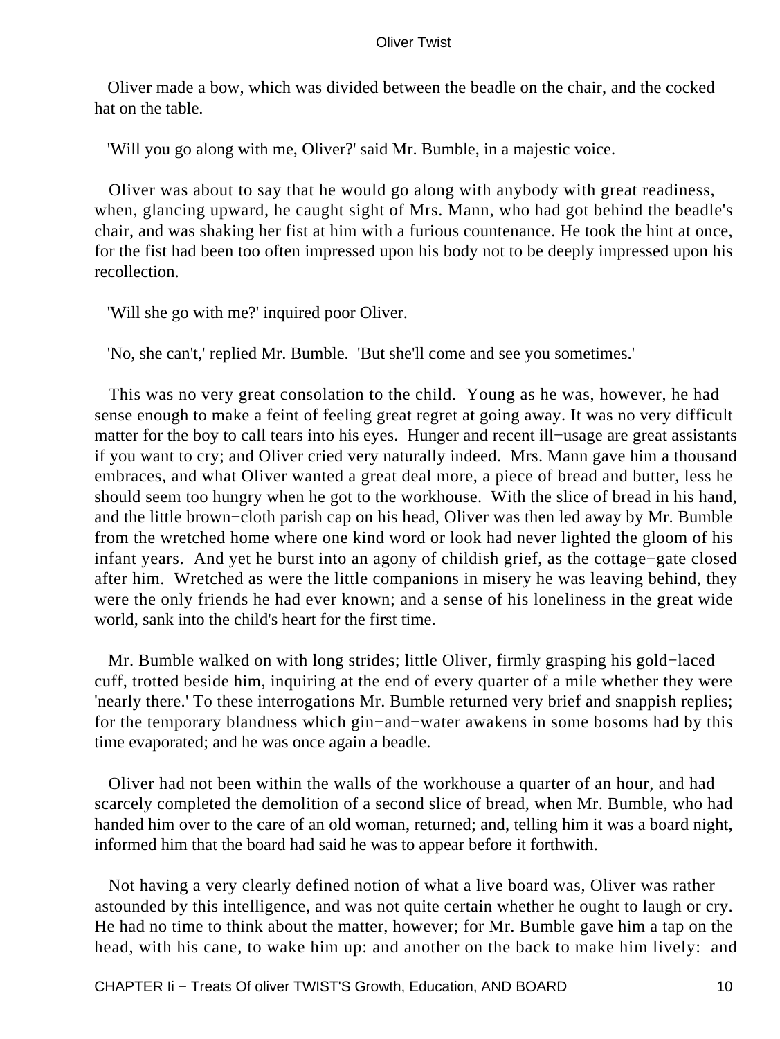Oliver made a bow, which was divided between the beadle on the chair, and the cocked hat on the table.

'Will you go along with me, Oliver?' said Mr. Bumble, in a majestic voice.

Oliver was about to say that he would go along with anybody with great readiness, when, glancing upward, he caught sight of Mrs. Mann, who had got behind the beadle's chair, and was shaking her fist at him with a furious countenance. He took the hint at once, for the fist had been too often impressed upon his body not to be deeply impressed upon his recollection.

'Will she go with me?' inquired poor Oliver.

'No, she can't,' replied Mr. Bumble. 'But she'll come and see you sometimes.'

This was no very great consolation to the child. Young as he was, however, he had sense enough to make a feint of feeling great regret at going away. It was no very difficult matter for the boy to call tears into his eyes. Hunger and recent ill−usage are great assistants if you want to cry; and Oliver cried very naturally indeed. Mrs. Mann gave him a thousand embraces, and what Oliver wanted a great deal more, a piece of bread and butter, less he should seem too hungry when he got to the workhouse. With the slice of bread in his hand, and the little brown−cloth parish cap on his head, Oliver was then led away by Mr. Bumble from the wretched home where one kind word or look had never lighted the gloom of his infant years. And yet he burst into an agony of childish grief, as the cottage−gate closed after him. Wretched as were the little companions in misery he was leaving behind, they were the only friends he had ever known; and a sense of his loneliness in the great wide world, sank into the child's heart for the first time.

Mr. Bumble walked on with long strides; little Oliver, firmly grasping his gold−laced cuff, trotted beside him, inquiring at the end of every quarter of a mile whether they were 'nearly there.' To these interrogations Mr. Bumble returned very brief and snappish replies; for the temporary blandness which gin−and−water awakens in some bosoms had by this time evaporated; and he was once again a beadle.

Oliver had not been within the walls of the workhouse a quarter of an hour, and had scarcely completed the demolition of a second slice of bread, when Mr. Bumble, who had handed him over to the care of an old woman, returned; and, telling him it was a board night, informed him that the board had said he was to appear before it forthwith.

Not having a very clearly defined notion of what a live board was, Oliver was rather astounded by this intelligence, and was not quite certain whether he ought to laugh or cry. He had no time to think about the matter, however; for Mr. Bumble gave him a tap on the head, with his cane, to wake him up: and another on the back to make him lively: and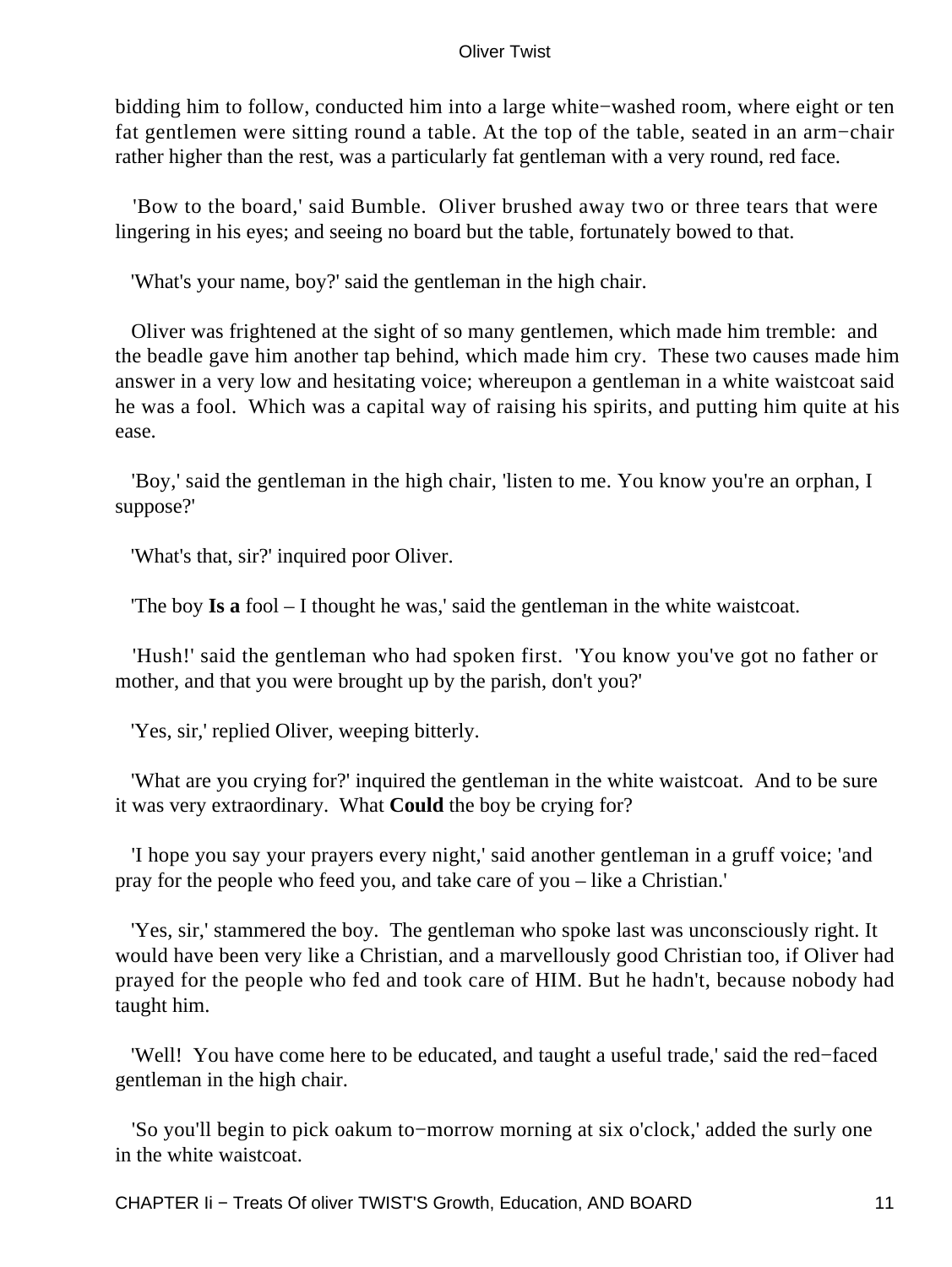bidding him to follow, conducted him into a large white−washed room, where eight or ten fat gentlemen were sitting round a table. At the top of the table, seated in an arm−chair rather higher than the rest, was a particularly fat gentleman with a very round, red face.

'Bow to the board,' said Bumble. Oliver brushed away two or three tears that were lingering in his eyes; and seeing no board but the table, fortunately bowed to that.

'What's your name, boy?' said the gentleman in the high chair.

Oliver was frightened at the sight of so many gentlemen, which made him tremble: and the beadle gave him another tap behind, which made him cry. These two causes made him answer in a very low and hesitating voice; whereupon a gentleman in a white waistcoat said he was a fool. Which was a capital way of raising his spirits, and putting him quite at his ease.

'Boy,' said the gentleman in the high chair, 'listen to me. You know you're an orphan, I suppose?'

'What's that, sir?' inquired poor Oliver.

'The boy **Is a** fool – I thought he was,' said the gentleman in the white waistcoat.

'Hush!' said the gentleman who had spoken first. 'You know you've got no father or mother, and that you were brought up by the parish, don't you?'

'Yes, sir,' replied Oliver, weeping bitterly.

'What are you crying for?' inquired the gentleman in the white waistcoat. And to be sure it was very extraordinary. What **Could** the boy be crying for?

'I hope you say your prayers every night,' said another gentleman in a gruff voice; 'and pray for the people who feed you, and take care of you – like a Christian.'

'Yes, sir,' stammered the boy. The gentleman who spoke last was unconsciously right. It would have been very like a Christian, and a marvellously good Christian too, if Oliver had prayed for the people who fed and took care of HIM. But he hadn't, because nobody had taught him.

'Well! You have come here to be educated, and taught a useful trade,' said the red−faced gentleman in the high chair.

'So you'll begin to pick oakum to−morrow morning at six o'clock,' added the surly one in the white waistcoat.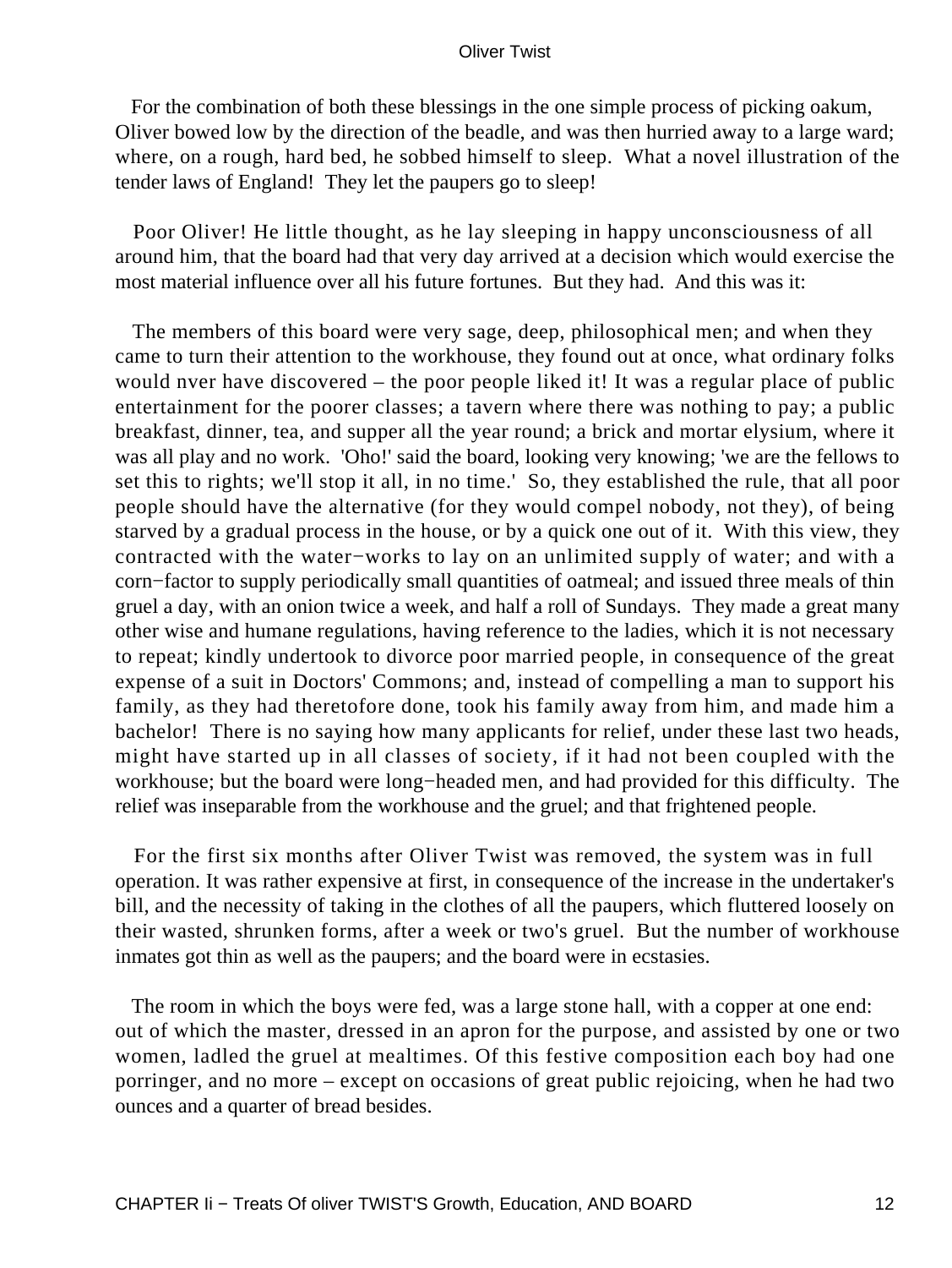For the combination of both these blessings in the one simple process of picking oakum, Oliver bowed low by the direction of the beadle, and was then hurried away to a large ward; where, on a rough, hard bed, he sobbed himself to sleep. What a novel illustration of the tender laws of England! They let the paupers go to sleep!

Poor Oliver! He little thought, as he lay sleeping in happy unconsciousness of all around him, that the board had that very day arrived at a decision which would exercise the most material influence over all his future fortunes. But they had. And this was it:

The members of this board were very sage, deep, philosophical men; and when they came to turn their attention to the workhouse, they found out at once, what ordinary folks would nver have discovered – the poor people liked it! It was a regular place of public entertainment for the poorer classes; a tavern where there was nothing to pay; a public breakfast, dinner, tea, and supper all the year round; a brick and mortar elysium, where it was all play and no work. 'Oho!' said the board, looking very knowing; 'we are the fellows to set this to rights; we'll stop it all, in no time.' So, they established the rule, that all poor people should have the alternative (for they would compel nobody, not they), of being starved by a gradual process in the house, or by a quick one out of it. With this view, they contracted with the water−works to lay on an unlimited supply of water; and with a corn−factor to supply periodically small quantities of oatmeal; and issued three meals of thin gruel a day, with an onion twice a week, and half a roll of Sundays. They made a great many other wise and humane regulations, having reference to the ladies, which it is not necessary to repeat; kindly undertook to divorce poor married people, in consequence of the great expense of a suit in Doctors' Commons; and, instead of compelling a man to support his family, as they had theretofore done, took his family away from him, and made him a bachelor! There is no saying how many applicants for relief, under these last two heads, might have started up in all classes of society, if it had not been coupled with the workhouse; but the board were long−headed men, and had provided for this difficulty. The relief was inseparable from the workhouse and the gruel; and that frightened people.

For the first six months after Oliver Twist was removed, the system was in full operation. It was rather expensive at first, in consequence of the increase in the undertaker's bill, and the necessity of taking in the clothes of all the paupers, which fluttered loosely on their wasted, shrunken forms, after a week or two's gruel. But the number of workhouse inmates got thin as well as the paupers; and the board were in ecstasies.

The room in which the boys were fed, was a large stone hall, with a copper at one end: out of which the master, dressed in an apron for the purpose, and assisted by one or two women, ladled the gruel at mealtimes. Of this festive composition each boy had one porringer, and no more – except on occasions of great public rejoicing, when he had two ounces and a quarter of bread besides.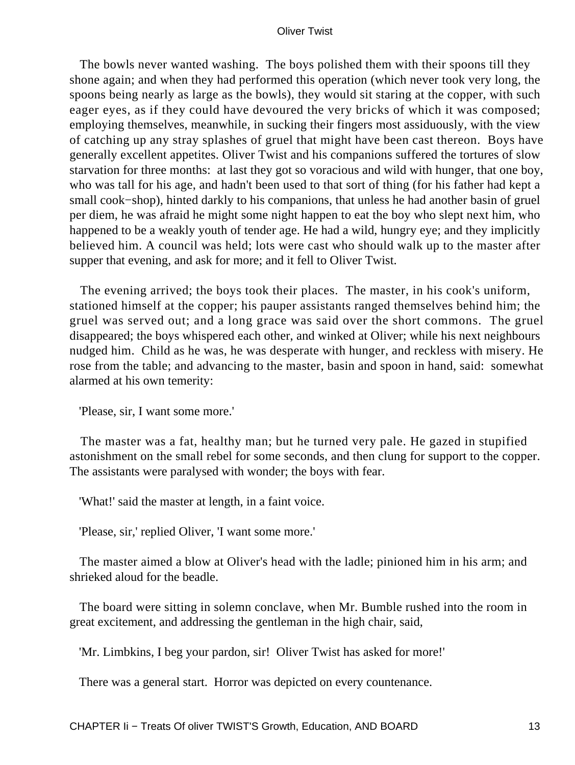The bowls never wanted washing. The boys polished them with their spoons till they shone again; and when they had performed this operation (which never took very long, the spoons being nearly as large as the bowls), they would sit staring at the copper, with such eager eyes, as if they could have devoured the very bricks of which it was composed; employing themselves, meanwhile, in sucking their fingers most assiduously, with the view of catching up any stray splashes of gruel that might have been cast thereon. Boys have generally excellent appetites. Oliver Twist and his companions suffered the tortures of slow starvation for three months: at last they got so voracious and wild with hunger, that one boy, who was tall for his age, and hadn't been used to that sort of thing (for his father had kept a small cook−shop), hinted darkly to his companions, that unless he had another basin of gruel per diem, he was afraid he might some night happen to eat the boy who slept next him, who happened to be a weakly youth of tender age. He had a wild, hungry eye; and they implicitly believed him. A council was held; lots were cast who should walk up to the master after supper that evening, and ask for more; and it fell to Oliver Twist.

The evening arrived; the boys took their places. The master, in his cook's uniform, stationed himself at the copper; his pauper assistants ranged themselves behind him; the gruel was served out; and a long grace was said over the short commons. The gruel disappeared; the boys whispered each other, and winked at Oliver; while his next neighbours nudged him. Child as he was, he was desperate with hunger, and reckless with misery. He rose from the table; and advancing to the master, basin and spoon in hand, said: somewhat alarmed at his own temerity:

'Please, sir, I want some more.'

The master was a fat, healthy man; but he turned very pale. He gazed in stupified astonishment on the small rebel for some seconds, and then clung for support to the copper. The assistants were paralysed with wonder; the boys with fear.

'What!' said the master at length, in a faint voice.

'Please, sir,' replied Oliver, 'I want some more.'

The master aimed a blow at Oliver's head with the ladle; pinioned him in his arm; and shrieked aloud for the beadle.

The board were sitting in solemn conclave, when Mr. Bumble rushed into the room in great excitement, and addressing the gentleman in the high chair, said,

'Mr. Limbkins, I beg your pardon, sir! Oliver Twist has asked for more!'

There was a general start. Horror was depicted on every countenance.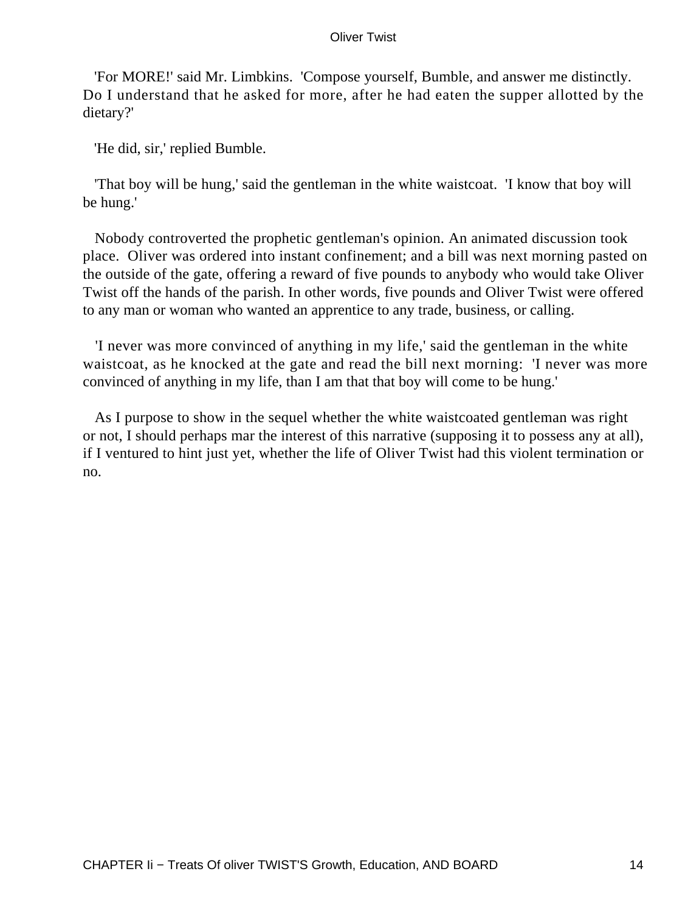'For MORE!' said Mr. Limbkins. 'Compose yourself, Bumble, and answer me distinctly. Do I understand that he asked for more, after he had eaten the supper allotted by the dietary?'

'He did, sir,' replied Bumble.

'That boy will be hung,' said the gentleman in the white waistcoat. 'I know that boy will be hung.'

Nobody controverted the prophetic gentleman's opinion. An animated discussion took place. Oliver was ordered into instant confinement; and a bill was next morning pasted on the outside of the gate, offering a reward of five pounds to anybody who would take Oliver Twist off the hands of the parish. In other words, five pounds and Oliver Twist were offered to any man or woman who wanted an apprentice to any trade, business, or calling.

'I never was more convinced of anything in my life,' said the gentleman in the white waistcoat, as he knocked at the gate and read the bill next morning: 'I never was more convinced of anything in my life, than I am that that boy will come to be hung.'

As I purpose to show in the sequel whether the white waistcoated gentleman was right or not, I should perhaps mar the interest of this narrative (supposing it to possess any at all), if I ventured to hint just yet, whether the life of Oliver Twist had this violent termination or no.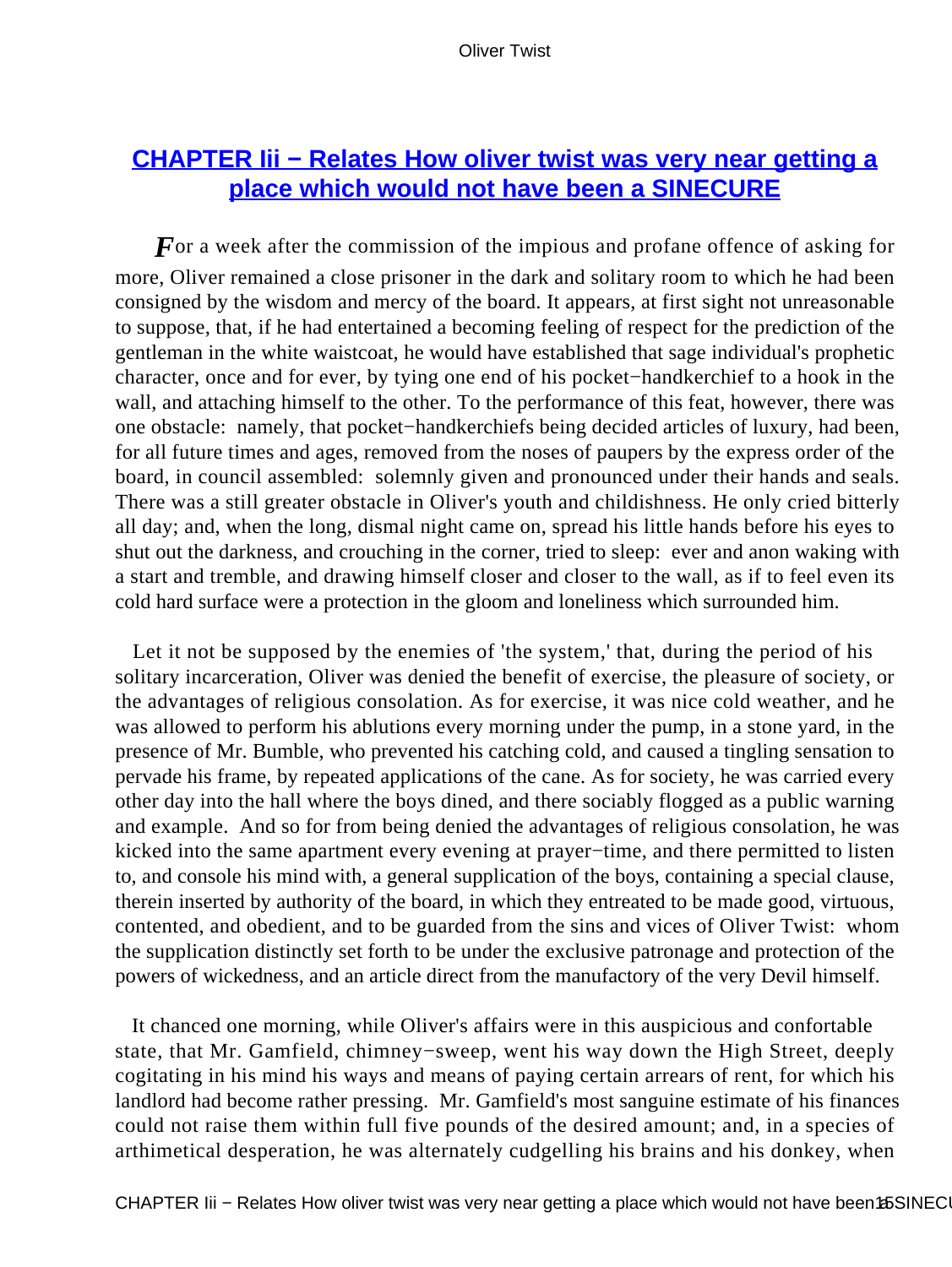## CHAPTER Iii − Relates How oliver twist was very near getting a place which would not have been a SINECURE

*F*or a week after the commission of the impious and profane offence of asking for more, Oliver remained a close prisoner in the dark and solitary room to which he had been consigned by the wisdom and mercy of the board. It appears, at first sight not unreasonable to suppose, that, if he had entertained a becoming feeling of respect for the prediction of the gentleman in the white waistcoat, he would have established that sage individual's prophetic character, once and for ever, by tying one end of his pocket−handkerchief to a hook in the wall, and attaching himself to the other. To the performance of this feat, however, there was one obstacle: namely, that pocket−handkerchiefs being decided articles of luxury, had been, for all future times and ages, removed from the noses of paupers by the express order of the board, in council assembled: solemnly given and pronounced under their hands and seals. There was a still greater obstacle in Oliver's youth and childishness. He only cried bitterly all day; and, when the long, dismal night came on, spread his little hands before his eyes to shut out the darkness, and crouching in the corner, tried to sleep: ever and anon waking with a start and tremble, and drawing himself closer and closer to the wall, as if to feel even its cold hard surface were a protection in the gloom and loneliness which surrounded him.

Let it not be supposed by the enemies of 'the system,' that, during the period of his solitary incarceration, Oliver was denied the benefit of exercise, the pleasure of society, or the advantages of religious consolation. As for exercise, it was nice cold weather, and he was allowed to perform his ablutions every morning under the pump, in a stone yard, in the presence of Mr. Bumble, who prevented his catching cold, and caused a tingling sensation to pervade his frame, by repeated applications of the cane. As for society, he was carried every other day into the hall where the boys dined, and there sociably flogged as a public warning and example. And so for from being denied the advantages of religious consolation, he was kicked into the same apartment every evening at prayer−time, and there permitted to listen to, and console his mind with, a general supplication of the boys, containing a special clause, therein inserted by authority of the board, in which they entreated to be made good, virtuous, contented, and obedient, and to be guarded from the sins and vices of Oliver Twist: whom the supplication distinctly set forth to be under the exclusive patronage and protection of the powers of wickedness, and an article direct from the manufactory of the very Devil himself.

It chanced one morning, while Oliver's affairs were in this auspicious and confortable state, that Mr. Gamfield, chimney−sweep, went his way down the High Street, deeply cogitating in his mind his ways and means of paying certain arrears of rent, for which his landlord had become rather pressing. Mr. Gamfield's most sanguine estimate of his finances could not raise them within full five pounds of the desired amount; and, in a species of arthimetical desperation, he was alternately cudgelling his brains and his donkey, when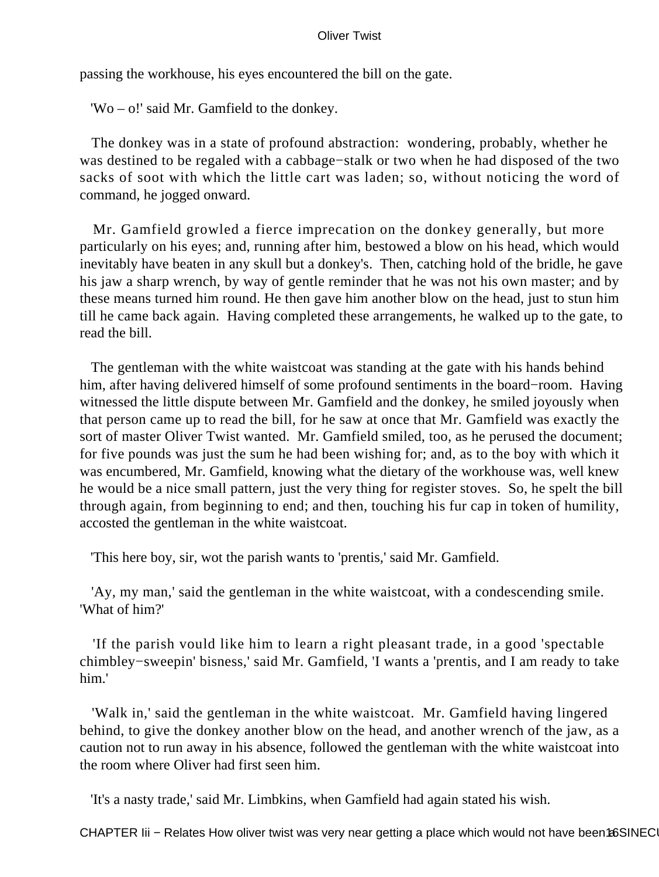passing the workhouse, his eyes encountered the bill on the gate.

'Wo – o!' said Mr. Gamfield to the donkey.

The donkey was in a state of profound abstraction: wondering, probably, whether he was destined to be regaled with a cabbage−stalk or two when he had disposed of the two sacks of soot with which the little cart was laden; so, without noticing the word of command, he jogged onward.

Mr. Gamfield growled a fierce imprecation on the donkey generally, but more particularly on his eyes; and, running after him, bestowed a blow on his head, which would inevitably have beaten in any skull but a donkey's. Then, catching hold of the bridle, he gave his jaw a sharp wrench, by way of gentle reminder that he was not his own master; and by these means turned him round. He then gave him another blow on the head, just to stun him till he came back again. Having completed these arrangements, he walked up to the gate, to read the bill.

The gentleman with the white waistcoat was standing at the gate with his hands behind him, after having delivered himself of some profound sentiments in the board−room. Having witnessed the little dispute between Mr. Gamfield and the donkey, he smiled joyously when that person came up to read the bill, for he saw at once that Mr. Gamfield was exactly the sort of master Oliver Twist wanted. Mr. Gamfield smiled, too, as he perused the document; for five pounds was just the sum he had been wishing for; and, as to the boy with which it was encumbered, Mr. Gamfield, knowing what the dietary of the workhouse was, well knew he would be a nice small pattern, just the very thing for register stoves. So, he spelt the bill through again, from beginning to end; and then, touching his fur cap in token of humility, accosted the gentleman in the white waistcoat.

'This here boy, sir, wot the parish wants to 'prentis,' said Mr. Gamfield.

'Ay, my man,' said the gentleman in the white waistcoat, with a condescending smile. 'What of him?'

'If the parish vould like him to learn a right pleasant trade, in a good 'spectable chimbley−sweepin' bisness,' said Mr. Gamfield, 'I wants a 'prentis, and I am ready to take him.'

'Walk in,' said the gentleman in the white waistcoat. Mr. Gamfield having lingered behind, to give the donkey another blow on the head, and another wrench of the jaw, as a caution not to run away in his absence, followed the gentleman with the white waistcoat into the room where Oliver had first seen him.

'It's a nasty trade,' said Mr. Limbkins, when Gamfield had again stated his wish.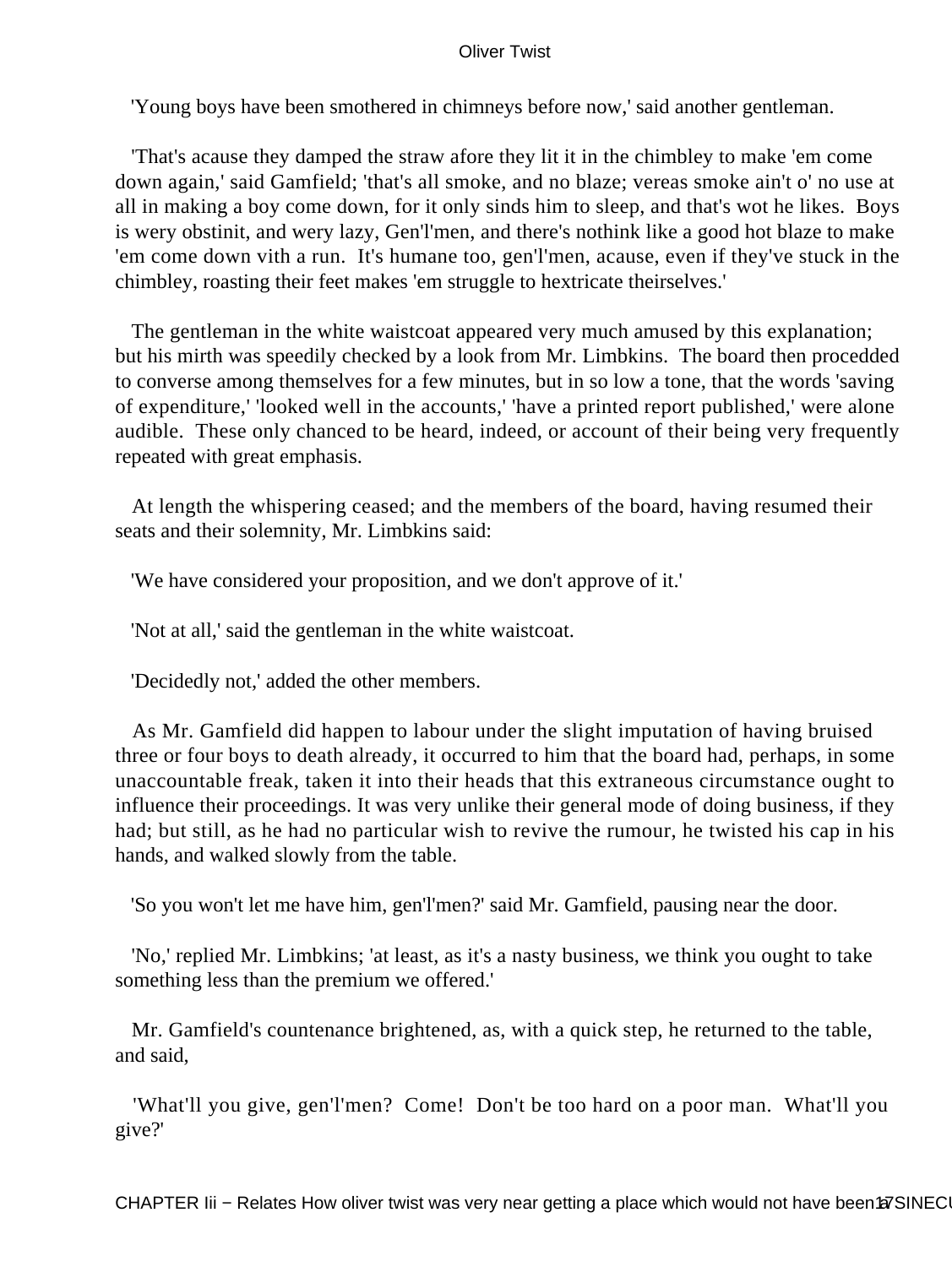'Young boys have been smothered in chimneys before now,' said another gentleman.

'That's acause they damped the straw afore they lit it in the chimbley to make 'em come down again,' said Gamfield; 'that's all smoke, and no blaze; vereas smoke ain't o' no use at all in making a boy come down, for it only sinds him to sleep, and that's wot he likes. Boys is wery obstinit, and wery lazy, Gen'l'men, and there's nothink like a good hot blaze to make 'em come down vith a run. It's humane too, gen'l'men, acause, even if they've stuck in the chimbley, roasting their feet makes 'em struggle to hextricate theirselves.'

The gentleman in the white waistcoat appeared very much amused by this explanation; but his mirth was speedily checked by a look from Mr. Limbkins. The board then procedded to converse among themselves for a few minutes, but in so low a tone, that the words 'saving of expenditure,' 'looked well in the accounts,' 'have a printed report published,' were alone audible. These only chanced to be heard, indeed, or account of their being very frequently repeated with great emphasis.

At length the whispering ceased; and the members of the board, having resumed their seats and their solemnity, Mr. Limbkins said:

'We have considered your proposition, and we don't approve of it.'

'Not at all,' said the gentleman in the white waistcoat.

'Decidedly not,' added the other members.

As Mr. Gamfield did happen to labour under the slight imputation of having bruised three or four boys to death already, it occurred to him that the board had, perhaps, in some unaccountable freak, taken it into their heads that this extraneous circumstance ought to influence their proceedings. It was very unlike their general mode of doing business, if they had; but still, as he had no particular wish to revive the rumour, he twisted his cap in his hands, and walked slowly from the table.

'So you won't let me have him, gen'l'men?' said Mr. Gamfield, pausing near the door.

'No,' replied Mr. Limbkins; 'at least, as it's a nasty business, we think you ought to take something less than the premium we offered.'

Mr. Gamfield's countenance brightened, as, with a quick step, he returned to the table, and said,

'What'll you give, gen'l'men? Come! Don't be too hard on a poor man. What'll you give?'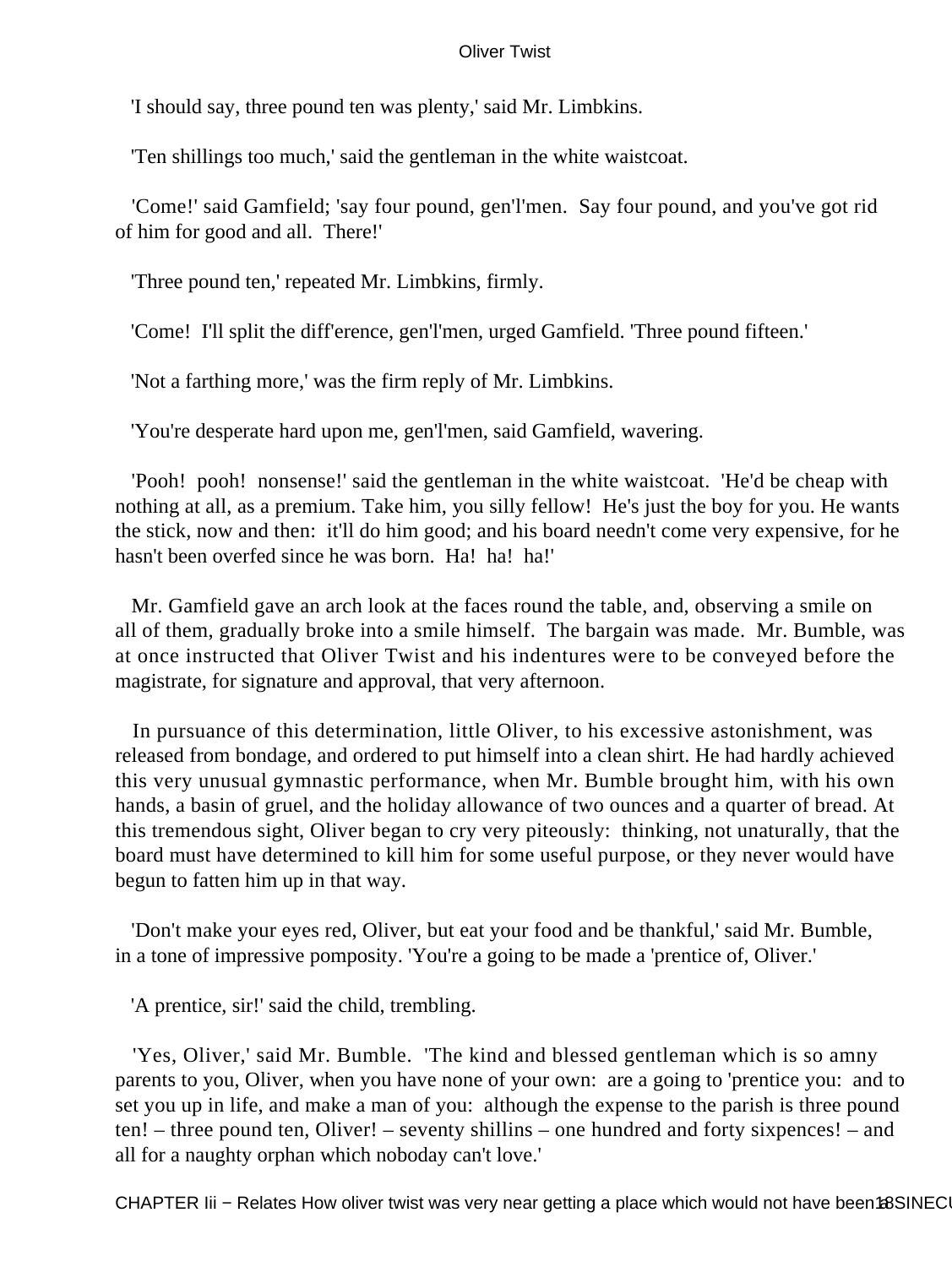'I should say, three pound ten was plenty,' said Mr. Limbkins.

'Ten shillings too much,' said the gentleman in the white waistcoat.

'Come!' said Gamfield; 'say four pound, gen'l'men. Say four pound, and you've got rid of him for good and all. There!'

'Three pound ten,' repeated Mr. Limbkins, firmly.

'Come! I'll split the diff'erence, gen'l'men, urged Gamfield. 'Three pound fifteen.'

'Not a farthing more,' was the firm reply of Mr. Limbkins.

'You're desperate hard upon me, gen'l'men, said Gamfield, wavering.

'Pooh! pooh! nonsense!' said the gentleman in the white waistcoat. 'He'd be cheap with nothing at all, as a premium. Take him, you silly fellow! He's just the boy for you. He wants the stick, now and then: it'll do him good; and his board needn't come very expensive, for he hasn't been overfed since he was born. Ha! ha! ha!'

Mr. Gamfield gave an arch look at the faces round the table, and, observing a smile on all of them, gradually broke into a smile himself. The bargain was made. Mr. Bumble, was at once instructed that Oliver Twist and his indentures were to be conveyed before the magistrate, for signature and approval, that very afternoon.

In pursuance of this determination, little Oliver, to his excessive astonishment, was released from bondage, and ordered to put himself into a clean shirt. He had hardly achieved this very unusual gymnastic performance, when Mr. Bumble brought him, with his own hands, a basin of gruel, and the holiday allowance of two ounces and a quarter of bread. At this tremendous sight, Oliver began to cry very piteously: thinking, not unaturally, that the board must have determined to kill him for some useful purpose, or they never would have begun to fatten him up in that way.

'Don't make your eyes red, Oliver, but eat your food and be thankful,' said Mr. Bumble, in a tone of impressive pomposity. 'You're a going to be made a 'prentice of, Oliver.'

'A prentice, sir!' said the child, trembling.

'Yes, Oliver,' said Mr. Bumble. 'The kind and blessed gentleman which is so amny parents to you, Oliver, when you have none of your own: are a going to 'prentice you: and to set you up in life, and make a man of you: although the expense to the parish is three pound ten! – three pound ten, Oliver! – seventy shillins – one hundred and forty sixpences! – and all for a naughty orphan which noboday can't love.'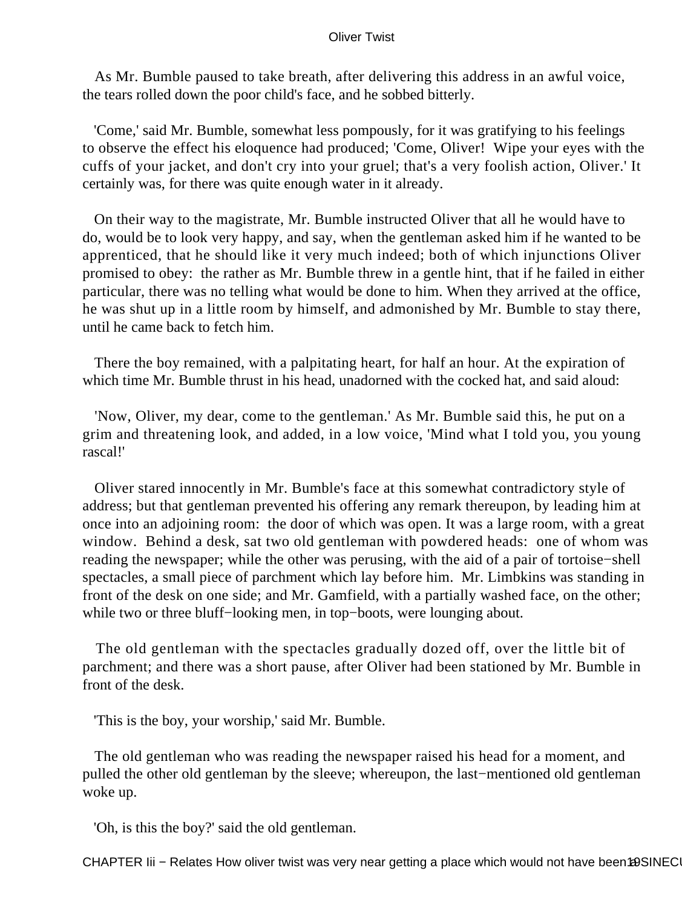As Mr. Bumble paused to take breath, after delivering this address in an awful voice, the tears rolled down the poor child's face, and he sobbed bitterly.

'Come,' said Mr. Bumble, somewhat less pompously, for it was gratifying to his feelings to observe the effect his eloquence had produced; 'Come, Oliver! Wipe your eyes with the cuffs of your jacket, and don't cry into your gruel; that's a very foolish action, Oliver.' It certainly was, for there was quite enough water in it already.

On their way to the magistrate, Mr. Bumble instructed Oliver that all he would have to do, would be to look very happy, and say, when the gentleman asked him if he wanted to be apprenticed, that he should like it very much indeed; both of which injunctions Oliver promised to obey: the rather as Mr. Bumble threw in a gentle hint, that if he failed in either particular, there was no telling what would be done to him. When they arrived at the office, he was shut up in a little room by himself, and admonished by Mr. Bumble to stay there, until he came back to fetch him.

There the boy remained, with a palpitating heart, for half an hour. At the expiration of which time Mr. Bumble thrust in his head, unadorned with the cocked hat, and said aloud:

'Now, Oliver, my dear, come to the gentleman.' As Mr. Bumble said this, he put on a grim and threatening look, and added, in a low voice, 'Mind what I told you, you young rascal!'

Oliver stared innocently in Mr. Bumble's face at this somewhat contradictory style of address; but that gentleman prevented his offering any remark thereupon, by leading him at once into an adjoining room: the door of which was open. It was a large room, with a great window. Behind a desk, sat two old gentleman with powdered heads: one of whom was reading the newspaper; while the other was perusing, with the aid of a pair of tortoise−shell spectacles, a small piece of parchment which lay before him. Mr. Limbkins was standing in front of the desk on one side; and Mr. Gamfield, with a partially washed face, on the other; while two or three bluff−looking men, in top−boots, were lounging about.

The old gentleman with the spectacles gradually dozed off, over the little bit of parchment; and there was a short pause, after Oliver had been stationed by Mr. Bumble in front of the desk.

'This is the boy, your worship,' said Mr. Bumble.

The old gentleman who was reading the newspaper raised his head for a moment, and pulled the other old gentleman by the sleeve; whereupon, the last−mentioned old gentleman woke up.

'Oh, is this the boy?' said the old gentleman.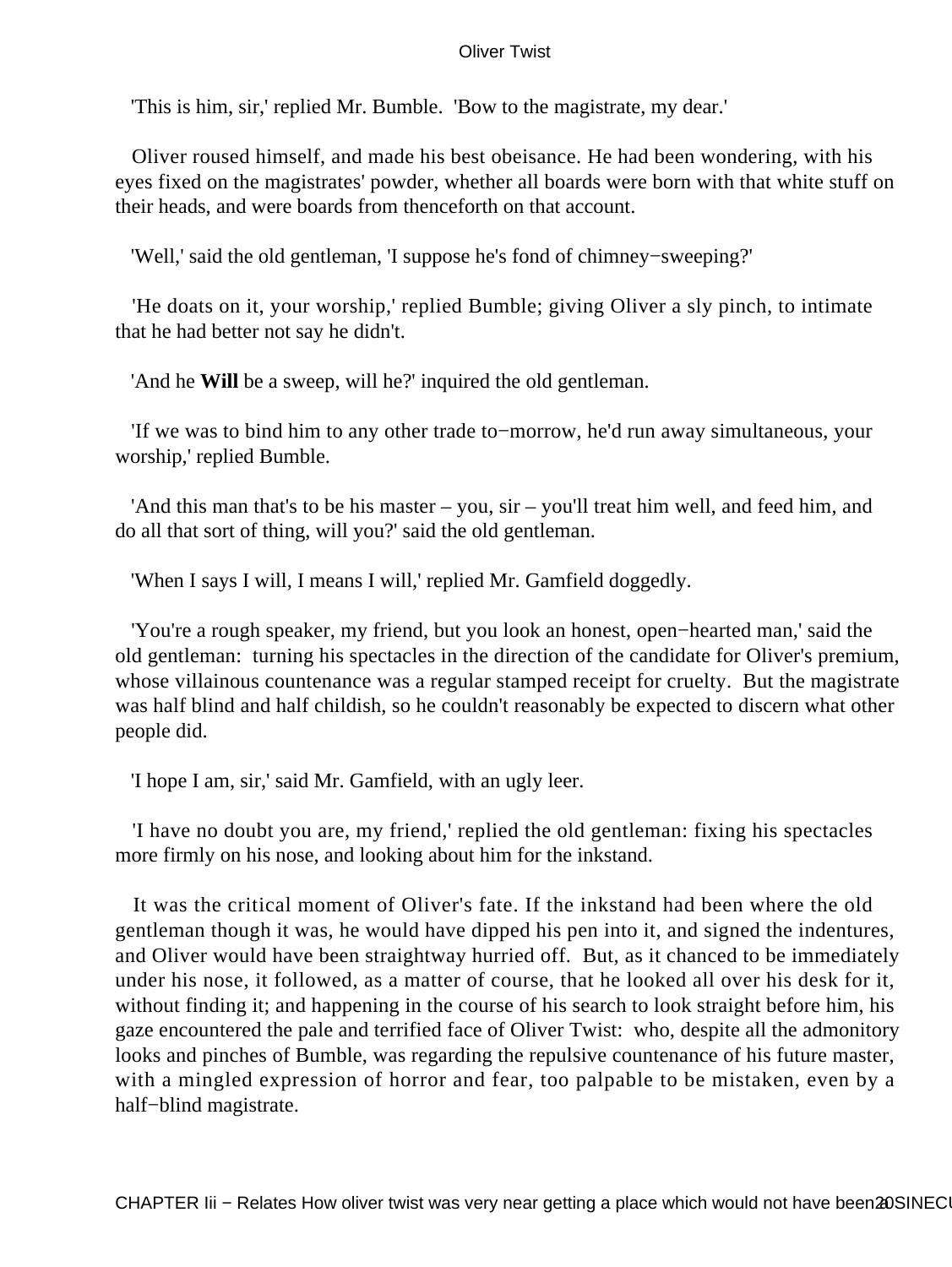'This is him, sir,' replied Mr. Bumble. 'Bow to the magistrate, my dear.'

Oliver roused himself, and made his best obeisance. He had been wondering, with his eyes fixed on the magistrates' powder, whether all boards were born with that white stuff on their heads, and were boards from thenceforth on that account.

'Well,' said the old gentleman, 'I suppose he's fond of chimney−sweeping?'

'He doats on it, your worship,' replied Bumble; giving Oliver a sly pinch, to intimate that he had better not say he didn't.

'And he **Will** be a sweep, will he?' inquired the old gentleman.

'If we was to bind him to any other trade to−morrow, he'd run away simultaneous, your worship,' replied Bumble.

'And this man that's to be his master – you, sir – you'll treat him well, and feed him, and do all that sort of thing, will you?' said the old gentleman.

'When I says I will, I means I will,' replied Mr. Gamfield doggedly.

'You're a rough speaker, my friend, but you look an honest, open−hearted man,' said the old gentleman: turning his spectacles in the direction of the candidate for Oliver's premium, whose villainous countenance was a regular stamped receipt for cruelty. But the magistrate was half blind and half childish, so he couldn't reasonably be expected to discern what other people did.

'I hope I am, sir,' said Mr. Gamfield, with an ugly leer.

'I have no doubt you are, my friend,' replied the old gentleman: fixing his spectacles more firmly on his nose, and looking about him for the inkstand.

It was the critical moment of Oliver's fate. If the inkstand had been where the old gentleman though it was, he would have dipped his pen into it, and signed the indentures, and Oliver would have been straightway hurried off. But, as it chanced to be immediately under his nose, it followed, as a matter of course, that he looked all over his desk for it, without finding it; and happening in the course of his search to look straight before him, his gaze encountered the pale and terrified face of Oliver Twist: who, despite all the admonitory looks and pinches of Bumble, was regarding the repulsive countenance of his future master, with a mingled expression of horror and fear, too palpable to be mistaken, even by a half−blind magistrate.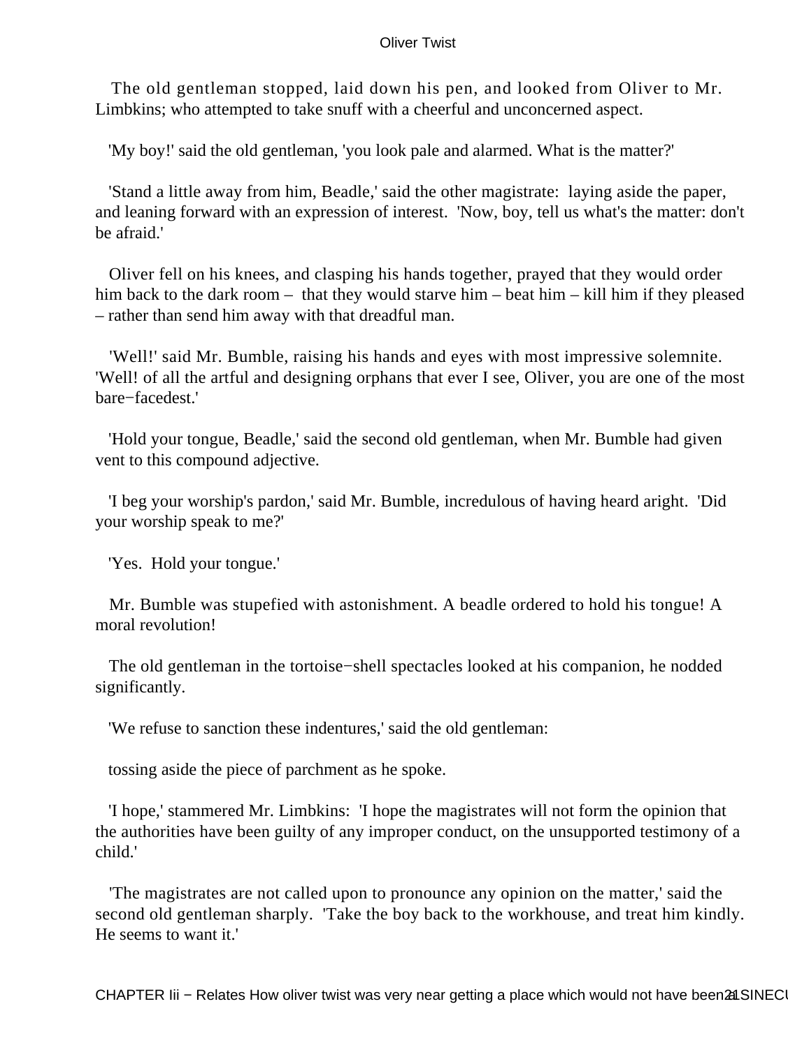The old gentleman stopped, laid down his pen, and looked from Oliver to Mr. Limbkins; who attempted to take snuff with a cheerful and unconcerned aspect.

'My boy!' said the old gentleman, 'you look pale and alarmed. What is the matter?'

'Stand a little away from him, Beadle,' said the other magistrate: laying aside the paper, and leaning forward with an expression of interest. 'Now, boy, tell us what's the matter: don't be afraid.'

Oliver fell on his knees, and clasping his hands together, prayed that they would order him back to the dark room – that they would starve him – beat him – kill him if they pleased – rather than send him away with that dreadful man.

'Well!' said Mr. Bumble, raising his hands and eyes with most impressive solemnite. 'Well! of all the artful and designing orphans that ever I see, Oliver, you are one of the most bare−facedest.'

'Hold your tongue, Beadle,' said the second old gentleman, when Mr. Bumble had given vent to this compound adjective.

'I beg your worship's pardon,' said Mr. Bumble, incredulous of having heard aright. 'Did your worship speak to me?'

'Yes. Hold your tongue.'

Mr. Bumble was stupefied with astonishment. A beadle ordered to hold his tongue! A moral revolution!

The old gentleman in the tortoise−shell spectacles looked at his companion, he nodded significantly.

'We refuse to sanction these indentures,' said the old gentleman:

tossing aside the piece of parchment as he spoke.

'I hope,' stammered Mr. Limbkins: 'I hope the magistrates will not form the opinion that the authorities have been guilty of any improper conduct, on the unsupported testimony of a child.'

'The magistrates are not called upon to pronounce any opinion on the matter,' said the second old gentleman sharply. 'Take the boy back to the workhouse, and treat him kindly. He seems to want it.'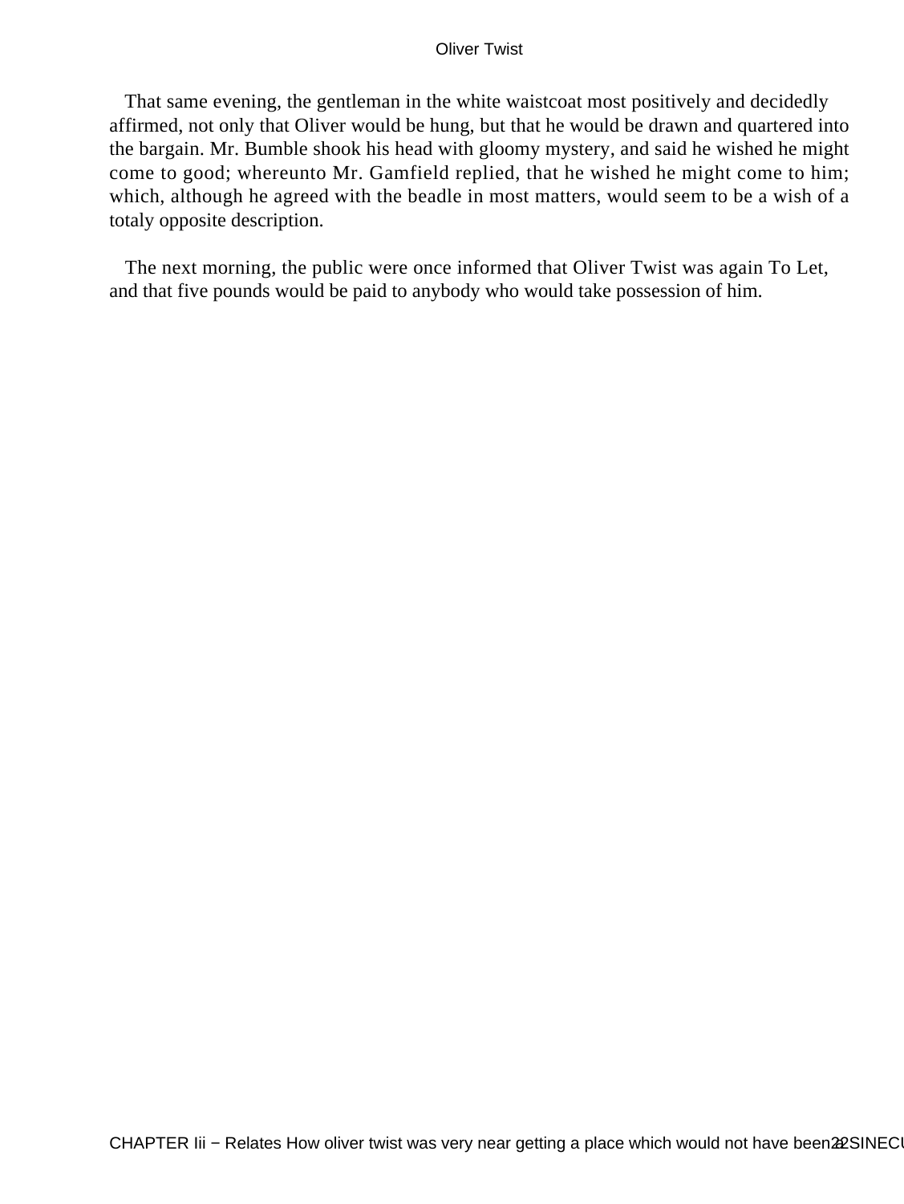That same evening, the gentleman in the white waistcoat most positively and decidedly affirmed, not only that Oliver would be hung, but that he would be drawn and quartered into the bargain. Mr. Bumble shook his head with gloomy mystery, and said he wished he might come to good; whereunto Mr. Gamfield replied, that he wished he might come to him; which, although he agreed with the beadle in most matters, would seem to be a wish of a totaly opposite description.

The next morning, the public were once informed that Oliver Twist was again To Let, and that five pounds would be paid to anybody who would take possession of him.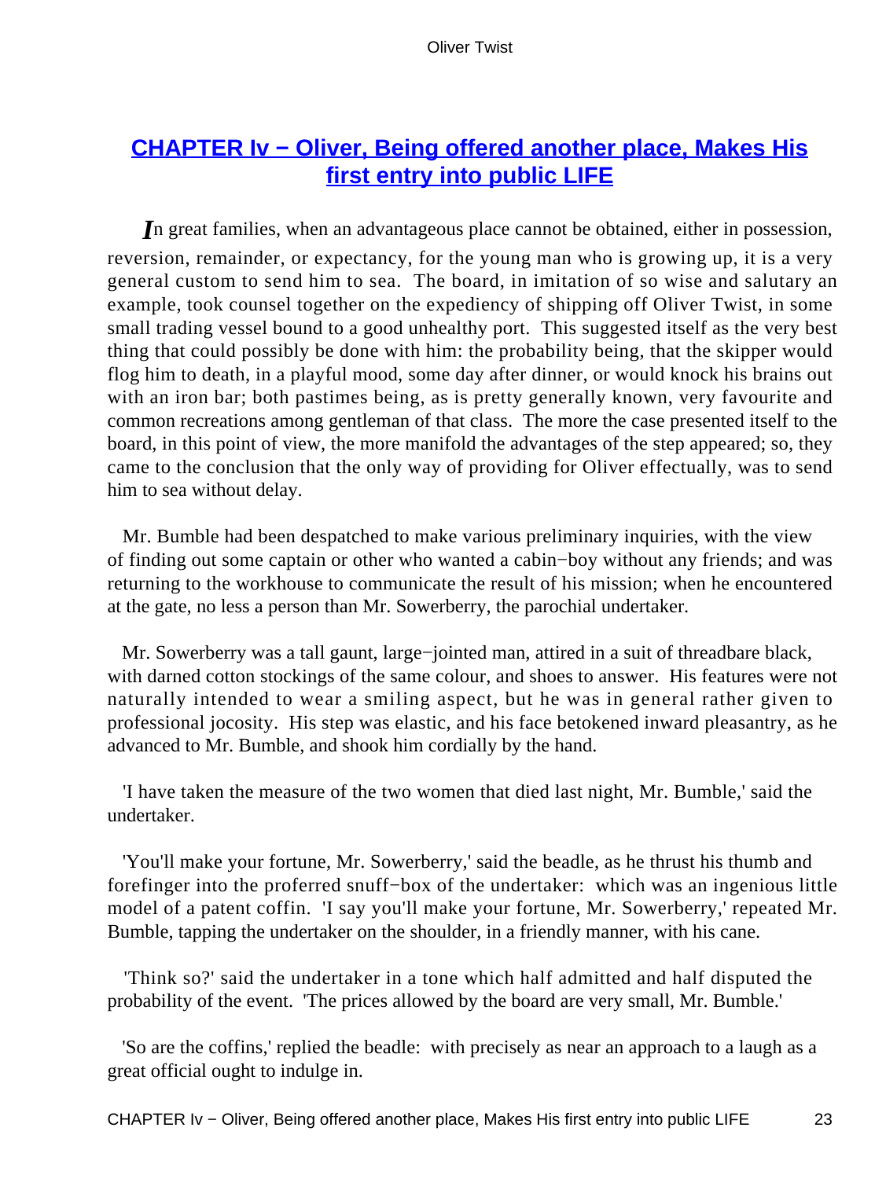## [CHAPTER Iv − Oliver, Being offered another place, Makes His first entry into public LIFE]()

*I*n great families, when an advantageous place cannot be obtained, either in possession, reversion, remainder, or expectancy, for the young man who is growing up, it is a very general custom to send him to sea. The board, in imitation of so wise and salutary an example, took counsel together on the expediency of shipping off Oliver Twist, in some small trading vessel bound to a good unhealthy port. This suggested itself as the very best thing that could possibly be done with him: the probability being, that the skipper would flog him to death, in a playful mood, some day after dinner, or would knock his brains out with an iron bar; both pastimes being, as is pretty generally known, very favourite and common recreations among gentleman of that class. The more the case presented itself to the board, in this point of view, the more manifold the advantages of the step appeared; so, they came to the conclusion that the only way of providing for Oliver effectually, was to send him to sea without delay.

Mr. Bumble had been despatched to make various preliminary inquiries, with the view of finding out some captain or other who wanted a cabin−boy without any friends; and was returning to the workhouse to communicate the result of his mission; when he encountered at the gate, no less a person than Mr. Sowerberry, the parochial undertaker.

Mr. Sowerberry was a tall gaunt, large−jointed man, attired in a suit of threadbare black, with darned cotton stockings of the same colour, and shoes to answer. His features were not naturally intended to wear a smiling aspect, but he was in general rather given to professional jocosity. His step was elastic, and his face betokened inward pleasantry, as he advanced to Mr. Bumble, and shook him cordially by the hand.

'I have taken the measure of the two women that died last night, Mr. Bumble,' said the undertaker.

'You'll make your fortune, Mr. Sowerberry,' said the beadle, as he thrust his thumb and forefinger into the proferred snuff−box of the undertaker: which was an ingenious little model of a patent coffin. 'I say you'll make your fortune, Mr. Sowerberry,' repeated Mr. Bumble, tapping the undertaker on the shoulder, in a friendly manner, with his cane.

'Think so?' said the undertaker in a tone which half admitted and half disputed the probability of the event. 'The prices allowed by the board are very small, Mr. Bumble.'

'So are the coffins,' replied the beadle: with precisely as near an approach to a laugh as a great official ought to indulge in.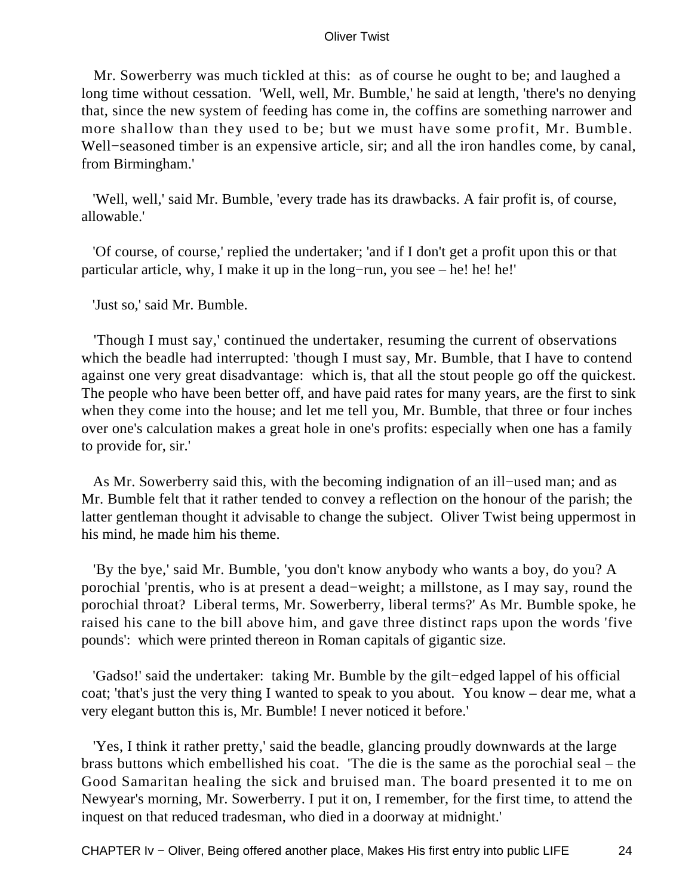Mr. Sowerberry was much tickled at this: as of course he ought to be; and laughed a long time without cessation. 'Well, well, Mr. Bumble,' he said at length, 'there's no denying that, since the new system of feeding has come in, the coffins are something narrower and more shallow than they used to be; but we must have some profit, Mr. Bumble. Well−seasoned timber is an expensive article, sir; and all the iron handles come, by canal, from Birmingham.'

'Well, well,' said Mr. Bumble, 'every trade has its drawbacks. A fair profit is, of course, allowable.'

'Of course, of course,' replied the undertaker; 'and if I don't get a profit upon this or that particular article, why, I make it up in the long−run, you see – he! he! he!'

'Just so,' said Mr. Bumble.

'Though I must say,' continued the undertaker, resuming the current of observations which the beadle had interrupted: 'though I must say, Mr. Bumble, that I have to contend against one very great disadvantage: which is, that all the stout people go off the quickest. The people who have been better off, and have paid rates for many years, are the first to sink when they come into the house; and let me tell you, Mr. Bumble, that three or four inches over one's calculation makes a great hole in one's profits: especially when one has a family to provide for, sir.'

As Mr. Sowerberry said this, with the becoming indignation of an ill−used man; and as Mr. Bumble felt that it rather tended to convey a reflection on the honour of the parish; the latter gentleman thought it advisable to change the subject. Oliver Twist being uppermost in his mind, he made him his theme.

'By the bye,' said Mr. Bumble, 'you don't know anybody who wants a boy, do you? A porochial 'prentis, who is at present a dead−weight; a millstone, as I may say, round the porochial throat? Liberal terms, Mr. Sowerberry, liberal terms?' As Mr. Bumble spoke, he raised his cane to the bill above him, and gave three distinct raps upon the words 'five pounds': which were printed thereon in Roman capitals of gigantic size.

'Gadso!' said the undertaker: taking Mr. Bumble by the gilt−edged lappel of his official coat; 'that's just the very thing I wanted to speak to you about. You know – dear me, what a very elegant button this is, Mr. Bumble! I never noticed it before.'

'Yes, I think it rather pretty,' said the beadle, glancing proudly downwards at the large brass buttons which embellished his coat. 'The die is the same as the porochial seal – the Good Samaritan healing the sick and bruised man. The board presented it to me on Newyear's morning, Mr. Sowerberry. I put it on, I remember, for the first time, to attend the inquest on that reduced tradesman, who died in a doorway at midnight.'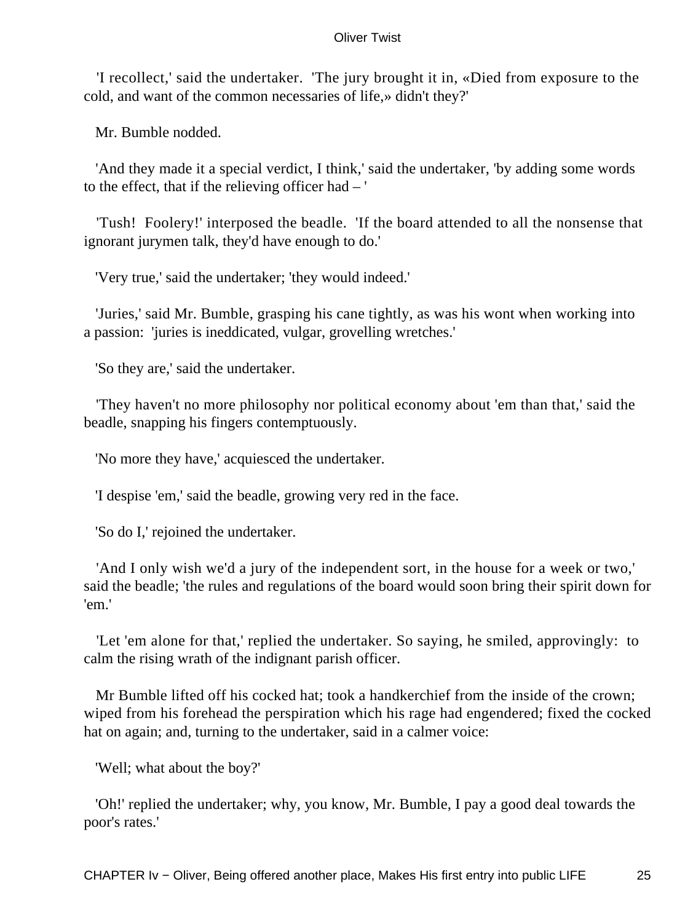'I recollect,' said the undertaker. 'The jury brought it in, «Died from exposure to the cold, and want of the common necessaries of life,» didn't they?'

Mr. Bumble nodded.

'And they made it a special verdict, I think,' said the undertaker, 'by adding some words to the effect, that if the relieving officer had – '

'Tush! Foolery!' interposed the beadle. 'If the board attended to all the nonsense that ignorant jurymen talk, they'd have enough to do.'

'Very true,' said the undertaker; 'they would indeed.'

'Juries,' said Mr. Bumble, grasping his cane tightly, as was his wont when working into a passion: 'juries is ineddicated, vulgar, grovelling wretches.'

'So they are,' said the undertaker.

'They haven't no more philosophy nor political economy about 'em than that,' said the beadle, snapping his fingers contemptuously.

'No more they have,' acquiesced the undertaker.

'I despise 'em,' said the beadle, growing very red in the face.

'So do I,' rejoined the undertaker.

'And I only wish we'd a jury of the independent sort, in the house for a week or two,' said the beadle; 'the rules and regulations of the board would soon bring their spirit down for 'em.'

'Let 'em alone for that,' replied the undertaker. So saying, he smiled, approvingly: to calm the rising wrath of the indignant parish officer.

Mr Bumble lifted off his cocked hat; took a handkerchief from the inside of the crown; wiped from his forehead the perspiration which his rage had engendered; fixed the cocked hat on again; and, turning to the undertaker, said in a calmer voice:

'Well; what about the boy?'

'Oh!' replied the undertaker; why, you know, Mr. Bumble, I pay a good deal towards the poor's rates.'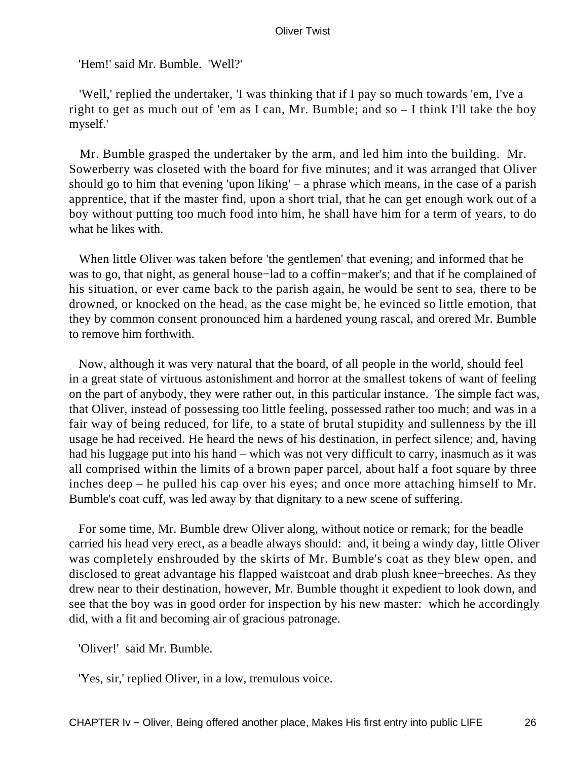'Hem!' said Mr. Bumble. 'Well?'

'Well,' replied the undertaker, 'I was thinking that if I pay so much towards 'em, I've a right to get as much out of 'em as I can, Mr. Bumble; and so – I think I'll take the boy myself.'

Mr. Bumble grasped the undertaker by the arm, and led him into the building. Mr. Sowerberry was closeted with the board for five minutes; and it was arranged that Oliver should go to him that evening 'upon liking' – a phrase which means, in the case of a parish apprentice, that if the master find, upon a short trial, that he can get enough work out of a boy without putting too much food into him, he shall have him for a term of years, to do what he likes with.

When little Oliver was taken before 'the gentlemen' that evening; and informed that he was to go, that night, as general house−lad to a coffin−maker's; and that if he complained of his situation, or ever came back to the parish again, he would be sent to sea, there to be drowned, or knocked on the head, as the case might be, he evinced so little emotion, that they by common consent pronounced him a hardened young rascal, and orered Mr. Bumble to remove him forthwith.

Now, although it was very natural that the board, of all people in the world, should feel in a great state of virtuous astonishment and horror at the smallest tokens of want of feeling on the part of anybody, they were rather out, in this particular instance. The simple fact was, that Oliver, instead of possessing too little feeling, possessed rather too much; and was in a fair way of being reduced, for life, to a state of brutal stupidity and sullenness by the ill usage he had received. He heard the news of his destination, in perfect silence; and, having had his luggage put into his hand – which was not very difficult to carry, inasmuch as it was all comprised within the limits of a brown paper parcel, about half a foot square by three inches deep – he pulled his cap over his eyes; and once more attaching himself to Mr. Bumble's coat cuff, was led away by that dignitary to a new scene of suffering.

For some time, Mr. Bumble drew Oliver along, without notice or remark; for the beadle carried his head very erect, as a beadle always should: and, it being a windy day, little Oliver was completely enshrouded by the skirts of Mr. Bumble's coat as they blew open, and disclosed to great advantage his flapped waistcoat and drab plush knee−breeches. As they drew near to their destination, however, Mr. Bumble thought it expedient to look down, and see that the boy was in good order for inspection by his new master: which he accordingly did, with a fit and becoming air of gracious patronage.

'Oliver!' said Mr. Bumble.

'Yes, sir,' replied Oliver, in a low, tremulous voice.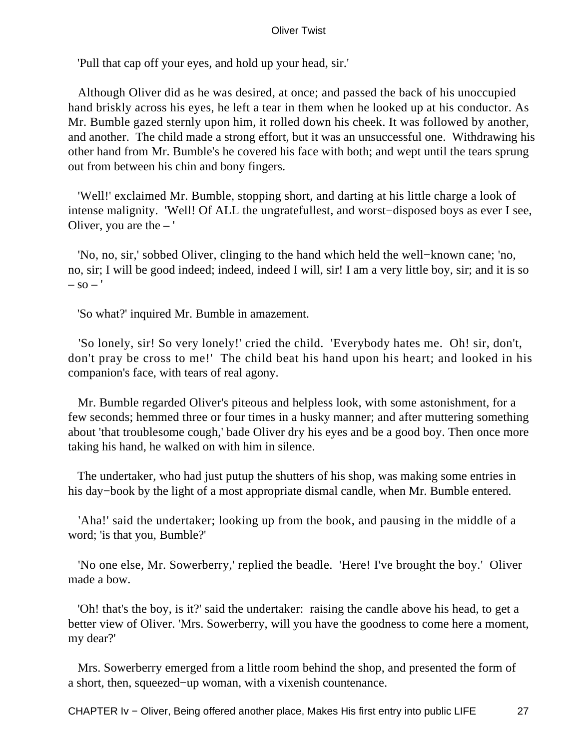'Pull that cap off your eyes, and hold up your head, sir.'

Although Oliver did as he was desired, at once; and passed the back of his unoccupied hand briskly across his eyes, he left a tear in them when he looked up at his conductor. As Mr. Bumble gazed sternly upon him, it rolled down his cheek. It was followed by another, and another. The child made a strong effort, but it was an unsuccessful one. Withdrawing his other hand from Mr. Bumble's he covered his face with both; and wept until the tears sprung out from between his chin and bony fingers.

'Well!' exclaimed Mr. Bumble, stopping short, and darting at his little charge a look of intense malignity. 'Well! Of ALL the ungratefullest, and worst−disposed boys as ever I see, Oliver, you are the – '

'No, no, sir,' sobbed Oliver, clinging to the hand which held the well−known cane; 'no, no, sir; I will be good indeed; indeed, indeed I will, sir! I am a very little boy, sir; and it is so – so – '

'So what?' inquired Mr. Bumble in amazement.

'So lonely, sir! So very lonely!' cried the child. 'Everybody hates me. Oh! sir, don't, don't pray be cross to me!' The child beat his hand upon his heart; and looked in his companion's face, with tears of real agony.

Mr. Bumble regarded Oliver's piteous and helpless look, with some astonishment, for a few seconds; hemmed three or four times in a husky manner; and after muttering something about 'that troublesome cough,' bade Oliver dry his eyes and be a good boy. Then once more taking his hand, he walked on with him in silence.

The undertaker, who had just putup the shutters of his shop, was making some entries in his day−book by the light of a most appropriate dismal candle, when Mr. Bumble entered.

'Aha!' said the undertaker; looking up from the book, and pausing in the middle of a word; 'is that you, Bumble?'

'No one else, Mr. Sowerberry,' replied the beadle. 'Here! I've brought the boy.' Oliver made a bow.

'Oh! that's the boy, is it?' said the undertaker: raising the candle above his head, to get a better view of Oliver. 'Mrs. Sowerberry, will you have the goodness to come here a moment, my dear?'

Mrs. Sowerberry emerged from a little room behind the shop, and presented the form of a short, then, squeezed−up woman, with a vixenish countenance.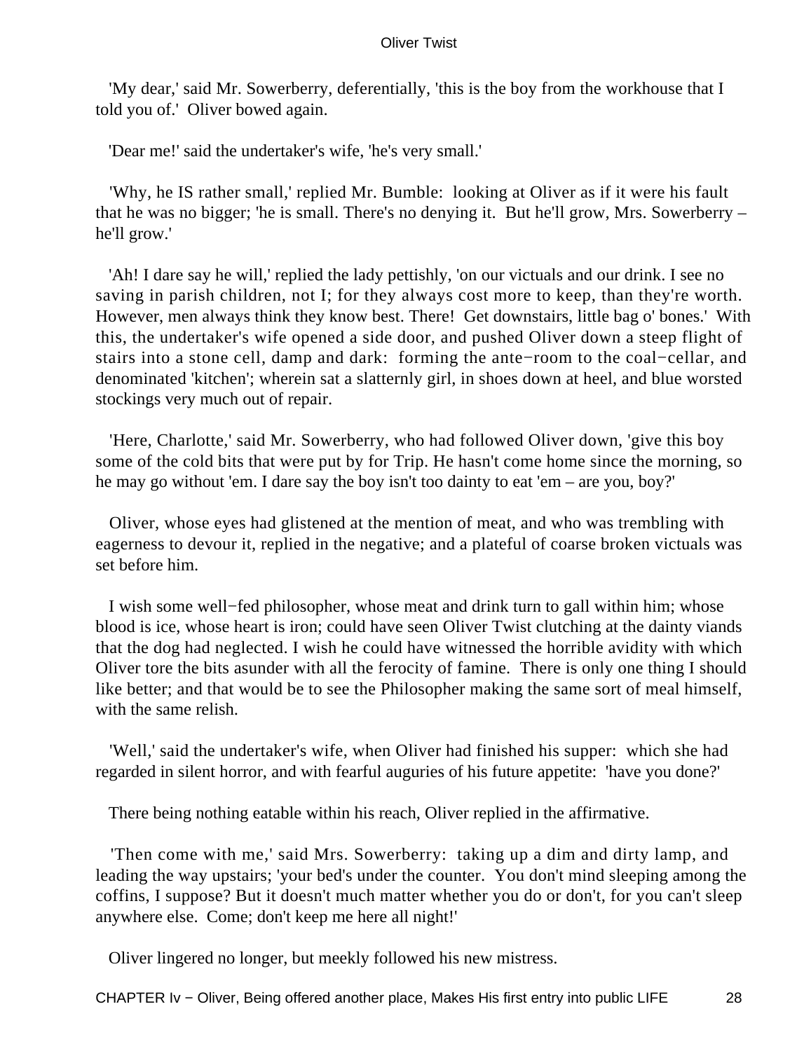'My dear,' said Mr. Sowerberry, deferentially, 'this is the boy from the workhouse that I told you of.' Oliver bowed again.

'Dear me!' said the undertaker's wife, 'he's very small.'

'Why, he IS rather small,' replied Mr. Bumble: looking at Oliver as if it were his fault that he was no bigger; 'he is small. There's no denying it. But he'll grow, Mrs. Sowerberry – he'll grow.'

'Ah! I dare say he will,' replied the lady pettishly, 'on our victuals and our drink. I see no saving in parish children, not I; for they always cost more to keep, than they're worth. However, men always think they know best. There! Get downstairs, little bag o' bones.' With this, the undertaker's wife opened a side door, and pushed Oliver down a steep flight of stairs into a stone cell, damp and dark: forming the ante−room to the coal−cellar, and denominated 'kitchen'; wherein sat a slatternly girl, in shoes down at heel, and blue worsted stockings very much out of repair.

'Here, Charlotte,' said Mr. Sowerberry, who had followed Oliver down, 'give this boy some of the cold bits that were put by for Trip. He hasn't come home since the morning, so he may go without 'em. I dare say the boy isn't too dainty to eat 'em – are you, boy?'

Oliver, whose eyes had glistened at the mention of meat, and who was trembling with eagerness to devour it, replied in the negative; and a plateful of coarse broken victuals was set before him.

I wish some well−fed philosopher, whose meat and drink turn to gall within him; whose blood is ice, whose heart is iron; could have seen Oliver Twist clutching at the dainty viands that the dog had neglected. I wish he could have witnessed the horrible avidity with which Oliver tore the bits asunder with all the ferocity of famine. There is only one thing I should like better; and that would be to see the Philosopher making the same sort of meal himself, with the same relish.

'Well,' said the undertaker's wife, when Oliver had finished his supper: which she had regarded in silent horror, and with fearful auguries of his future appetite: 'have you done?'

There being nothing eatable within his reach, Oliver replied in the affirmative.

'Then come with me,' said Mrs. Sowerberry: taking up a dim and dirty lamp, and leading the way upstairs; 'your bed's under the counter. You don't mind sleeping among the coffins, I suppose? But it doesn't much matter whether you do or don't, for you can't sleep anywhere else. Come; don't keep me here all night!'

Oliver lingered no longer, but meekly followed his new mistress.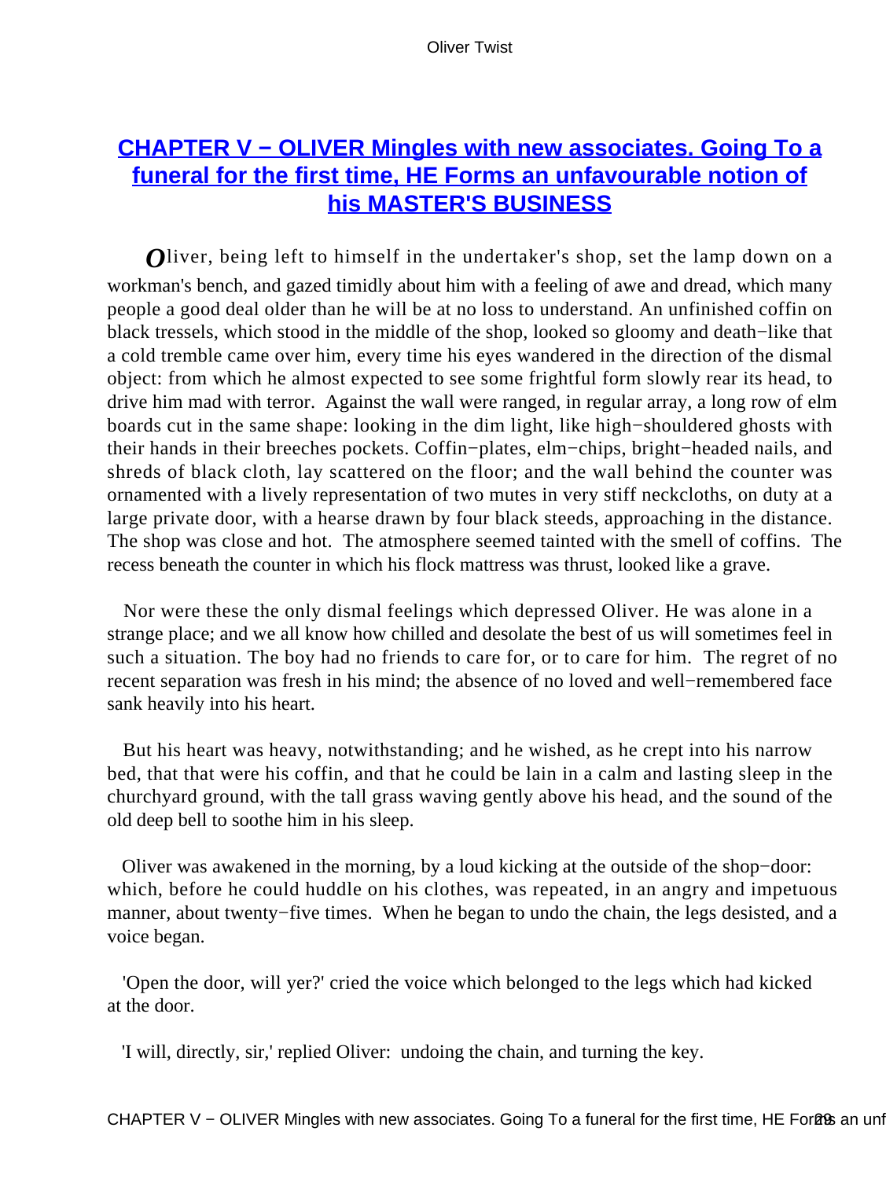## CHAPTER V − OLIVER Mingles with new associates. Going To a funeral for the first time, HE Forms an unfavourable notion of his MASTER'S BUSINESS

Oliver, being left to himself in the undertaker's shop, set the lamp down on a workman's bench, and gazed timidly about him with a feeling of awe and dread, which many people a good deal older than he will be at no loss to understand. An unfinished coffin on black tressels, which stood in the middle of the shop, looked so gloomy and death−like that a cold tremble came over him, every time his eyes wandered in the direction of the dismal object: from which he almost expected to see some frightful form slowly rear its head, to drive him mad with terror. Against the wall were ranged, in regular array, a long row of elm boards cut in the same shape: looking in the dim light, like high−shouldered ghosts with their hands in their breeches pockets. Coffin−plates, elm−chips, bright−headed nails, and shreds of black cloth, lay scattered on the floor; and the wall behind the counter was ornamented with a lively representation of two mutes in very stiff neckcloths, on duty at a large private door, with a hearse drawn by four black steeds, approaching in the distance. The shop was close and hot. The atmosphere seemed tainted with the smell of coffins. The recess beneath the counter in which his flock mattress was thrust, looked like a grave.

Nor were these the only dismal feelings which depressed Oliver. He was alone in a strange place; and we all know how chilled and desolate the best of us will sometimes feel in such a situation. The boy had no friends to care for, or to care for him. The regret of no recent separation was fresh in his mind; the absence of no loved and well−remembered face sank heavily into his heart.

But his heart was heavy, notwithstanding; and he wished, as he crept into his narrow bed, that that were his coffin, and that he could be lain in a calm and lasting sleep in the churchyard ground, with the tall grass waving gently above his head, and the sound of the old deep bell to soothe him in his sleep.

Oliver was awakened in the morning, by a loud kicking at the outside of the shop−door: which, before he could huddle on his clothes, was repeated, in an angry and impetuous manner, about twenty−five times. When he began to undo the chain, the legs desisted, and a voice began.

'Open the door, will yer?' cried the voice which belonged to the legs which had kicked at the door.

'I will, directly, sir,' replied Oliver: undoing the chain, and turning the key.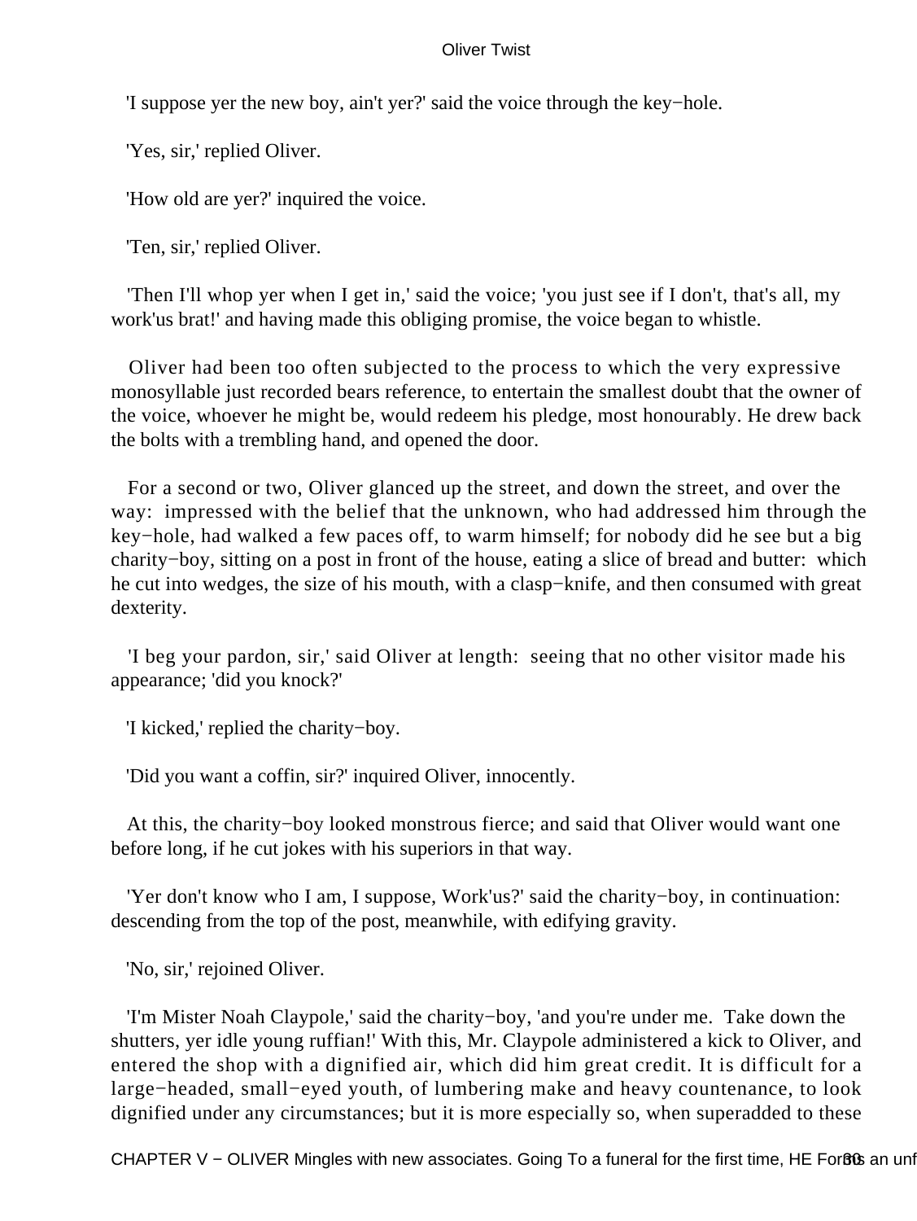'I suppose yer the new boy, ain't yer?' said the voice through the key−hole.

'Yes, sir,' replied Oliver.

'How old are yer?' inquired the voice.

'Ten, sir,' replied Oliver.

'Then I'll whop yer when I get in,' said the voice; 'you just see if I don't, that's all, my work'us brat!' and having made this obliging promise, the voice began to whistle.

Oliver had been too often subjected to the process to which the very expressive monosyllable just recorded bears reference, to entertain the smallest doubt that the owner of the voice, whoever he might be, would redeem his pledge, most honourably. He drew back the bolts with a trembling hand, and opened the door.

For a second or two, Oliver glanced up the street, and down the street, and over the way: impressed with the belief that the unknown, who had addressed him through the key−hole, had walked a few paces off, to warm himself; for nobody did he see but a big charity−boy, sitting on a post in front of the house, eating a slice of bread and butter: which he cut into wedges, the size of his mouth, with a clasp−knife, and then consumed with great dexterity.

'I beg your pardon, sir,' said Oliver at length: seeing that no other visitor made his appearance; 'did you knock?'

'I kicked,' replied the charity−boy.

'Did you want a coffin, sir?' inquired Oliver, innocently.

At this, the charity−boy looked monstrous fierce; and said that Oliver would want one before long, if he cut jokes with his superiors in that way.

'Yer don't know who I am, I suppose, Work'us?' said the charity−boy, in continuation: descending from the top of the post, meanwhile, with edifying gravity.

'No, sir,' rejoined Oliver.

'I'm Mister Noah Claypole,' said the charity−boy, 'and you're under me. Take down the shutters, yer idle young ruffian!' With this, Mr. Claypole administered a kick to Oliver, and entered the shop with a dignified air, which did him great credit. It is difficult for a large−headed, small−eyed youth, of lumbering make and heavy countenance, to look dignified under any circumstances; but it is more especially so, when superadded to these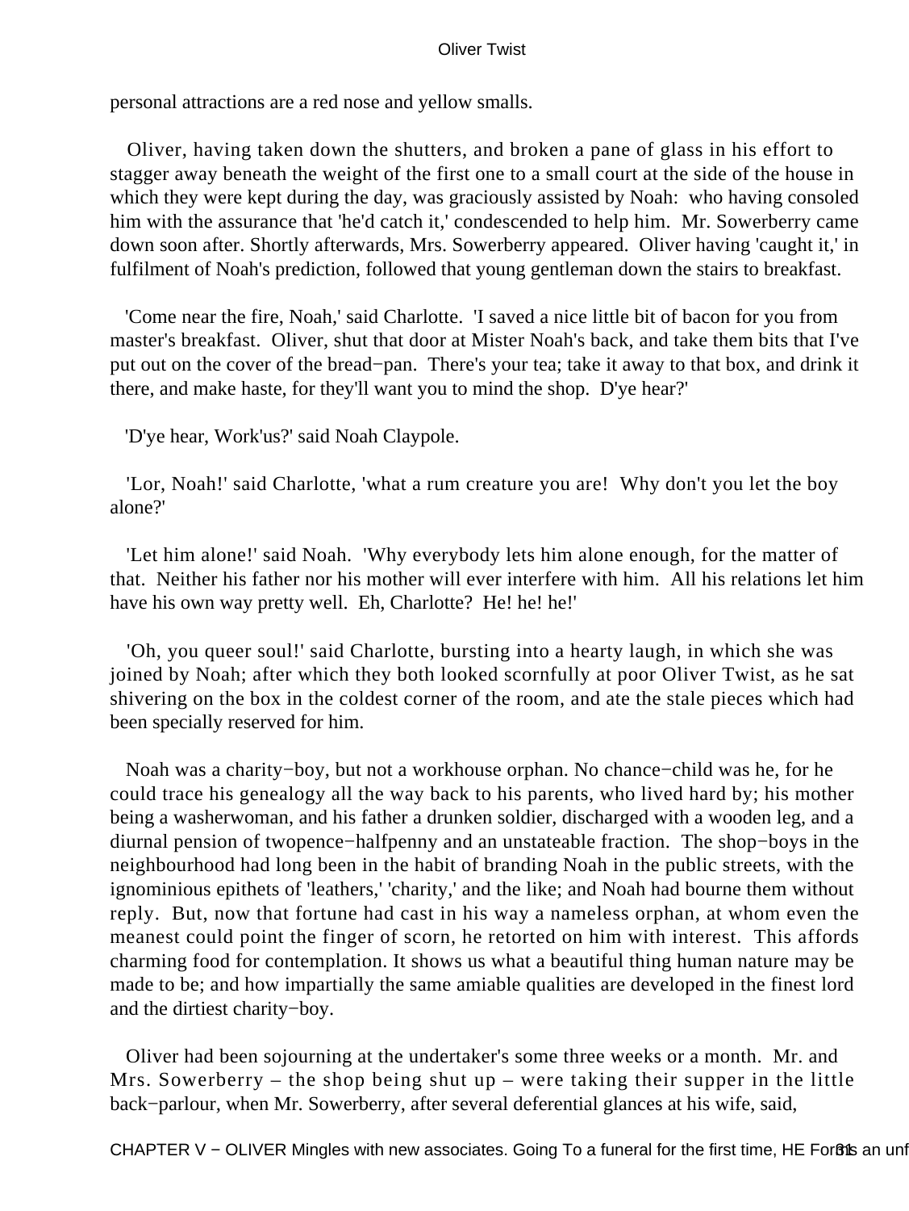personal attractions are a red nose and yellow smalls.

Oliver, having taken down the shutters, and broken a pane of glass in his effort to stagger away beneath the weight of the first one to a small court at the side of the house in which they were kept during the day, was graciously assisted by Noah: who having consoled him with the assurance that 'he'd catch it,' condescended to help him. Mr. Sowerberry came down soon after. Shortly afterwards, Mrs. Sowerberry appeared. Oliver having 'caught it,' in fulfilment of Noah's prediction, followed that young gentleman down the stairs to breakfast.

'Come near the fire, Noah,' said Charlotte. 'I saved a nice little bit of bacon for you from master's breakfast. Oliver, shut that door at Mister Noah's back, and take them bits that I've put out on the cover of the bread−pan. There's your tea; take it away to that box, and drink it there, and make haste, for they'll want you to mind the shop. D'ye hear?'

'D'ye hear, Work'us?' said Noah Claypole.

'Lor, Noah!' said Charlotte, 'what a rum creature you are! Why don't you let the boy alone?'

'Let him alone!' said Noah. 'Why everybody lets him alone enough, for the matter of that. Neither his father nor his mother will ever interfere with him. All his relations let him have his own way pretty well. Eh, Charlotte? He! he! he!'

'Oh, you queer soul!' said Charlotte, bursting into a hearty laugh, in which she was joined by Noah; after which they both looked scornfully at poor Oliver Twist, as he sat shivering on the box in the coldest corner of the room, and ate the stale pieces which had been specially reserved for him.

Noah was a charity−boy, but not a workhouse orphan. No chance−child was he, for he could trace his genealogy all the way back to his parents, who lived hard by; his mother being a washerwoman, and his father a drunken soldier, discharged with a wooden leg, and a diurnal pension of twopence−halfpenny and an unstateable fraction. The shop−boys in the neighbourhood had long been in the habit of branding Noah in the public streets, with the ignominious epithets of 'leathers,' 'charity,' and the like; and Noah had bourne them without reply. But, now that fortune had cast in his way a nameless orphan, at whom even the meanest could point the finger of scorn, he retorted on him with interest. This affords charming food for contemplation. It shows us what a beautiful thing human nature may be made to be; and how impartially the same amiable qualities are developed in the finest lord and the dirtiest charity−boy.

Oliver had been sojourning at the undertaker's some three weeks or a month. Mr. and Mrs. Sowerberry – the shop being shut up – were taking their supper in the little back−parlour, when Mr. Sowerberry, after several deferential glances at his wife, said,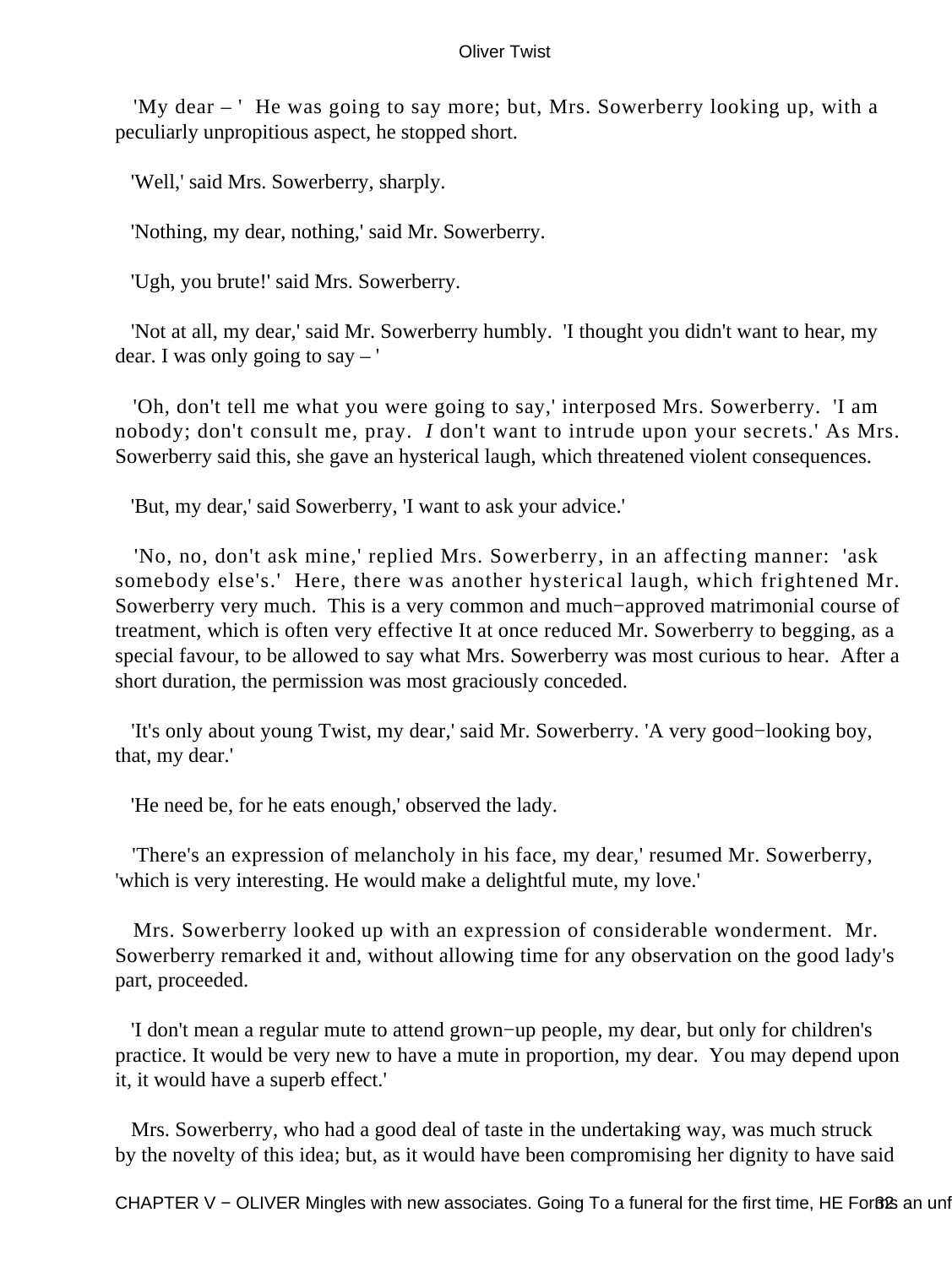'My dear – '  He was going to say more; but, Mrs. Sowerberry looking up, with a peculiarly unpropitious aspect, he stopped short.

'Well,' said Mrs. Sowerberry, sharply.

'Nothing, my dear, nothing,' said Mr. Sowerberry.

'Ugh, you brute!' said Mrs. Sowerberry.

'Not at all, my dear,' said Mr. Sowerberry humbly.  'I thought you didn't want to hear, my dear. I was only going to say – '

'Oh, don't tell me what you were going to say,' interposed Mrs. Sowerberry.  'I am nobody; don't consult me, pray.  *I* don't want to intrude upon your secrets.' As Mrs. Sowerberry said this, she gave an hysterical laugh, which threatened violent consequences.

'But, my dear,' said Sowerberry, 'I want to ask your advice.'

'No, no, don't ask mine,' replied Mrs. Sowerberry, in an affecting manner:  'ask somebody else's.'  Here, there was another hysterical laugh, which frightened Mr. Sowerberry very much.  This is a very common and much−approved matrimonial course of treatment, which is often very effective It at once reduced Mr. Sowerberry to begging, as a special favour, to be allowed to say what Mrs. Sowerberry was most curious to hear.  After a short duration, the permission was most graciously conceded.

'It's only about young Twist, my dear,' said Mr. Sowerberry. 'A very good−looking boy, that, my dear.'

'He need be, for he eats enough,' observed the lady.

'There's an expression of melancholy in his face, my dear,' resumed Mr. Sowerberry, 'which is very interesting. He would make a delightful mute, my love.'

Mrs. Sowerberry looked up with an expression of considerable wonderment.  Mr. Sowerberry remarked it and, without allowing time for any observation on the good lady's part, proceeded.

'I don't mean a regular mute to attend grown−up people, my dear, but only for children's practice. It would be very new to have a mute in proportion, my dear.  You may depend upon it, it would have a superb effect.'

Mrs. Sowerberry, who had a good deal of taste in the undertaking way, was much struck by the novelty of this idea; but, as it would have been compromising her dignity to have said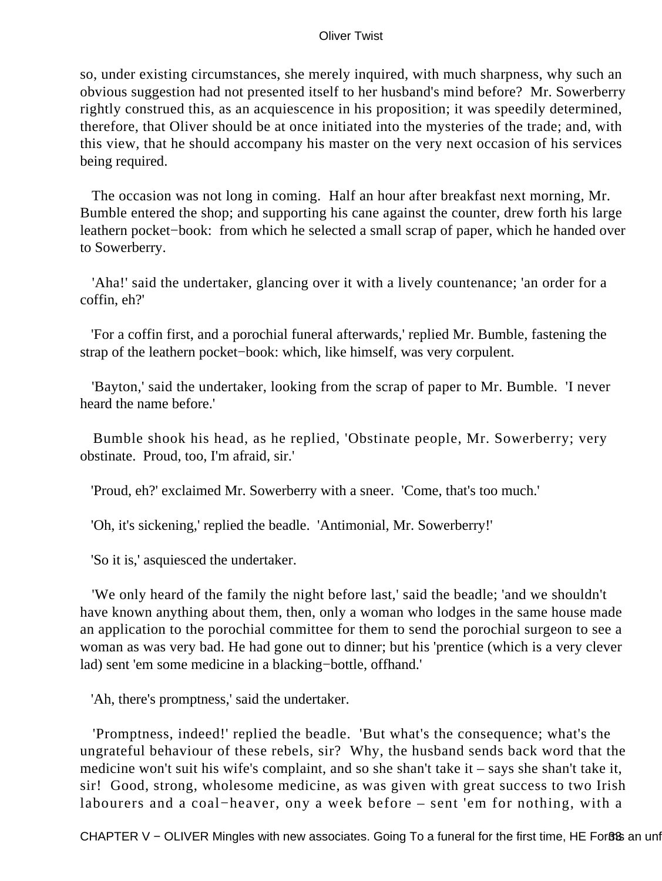so, under existing circumstances, she merely inquired, with much sharpness, why such an obvious suggestion had not presented itself to her husband's mind before? Mr. Sowerberry rightly construed this, as an acquiescence in his proposition; it was speedily determined, therefore, that Oliver should be at once initiated into the mysteries of the trade; and, with this view, that he should accompany his master on the very next occasion of his services being required.

The occasion was not long in coming. Half an hour after breakfast next morning, Mr. Bumble entered the shop; and supporting his cane against the counter, drew forth his large leathern pocket−book: from which he selected a small scrap of paper, which he handed over to Sowerberry.

'Aha!' said the undertaker, glancing over it with a lively countenance; 'an order for a coffin, eh?'

'For a coffin first, and a porochial funeral afterwards,' replied Mr. Bumble, fastening the strap of the leathern pocket−book: which, like himself, was very corpulent.

'Bayton,' said the undertaker, looking from the scrap of paper to Mr. Bumble. 'I never heard the name before.'

Bumble shook his head, as he replied, 'Obstinate people, Mr. Sowerberry; very obstinate. Proud, too, I'm afraid, sir.'

'Proud, eh?' exclaimed Mr. Sowerberry with a sneer. 'Come, that's too much.'

'Oh, it's sickening,' replied the beadle. 'Antimonial, Mr. Sowerberry!'

'So it is,' asquiesced the undertaker.

'We only heard of the family the night before last,' said the beadle; 'and we shouldn't have known anything about them, then, only a woman who lodges in the same house made an application to the porochial committee for them to send the porochial surgeon to see a woman as was very bad. He had gone out to dinner; but his 'prentice (which is a very clever lad) sent 'em some medicine in a blacking−bottle, offhand.'

'Ah, there's promptness,' said the undertaker.

'Promptness, indeed!' replied the beadle. 'But what's the consequence; what's the ungrateful behaviour of these rebels, sir? Why, the husband sends back word that the medicine won't suit his wife's complaint, and so she shan't take it – says she shan't take it, sir! Good, strong, wholesome medicine, as was given with great success to two Irish labourers and a coal−heaver, ony a week before – sent 'em for nothing, with a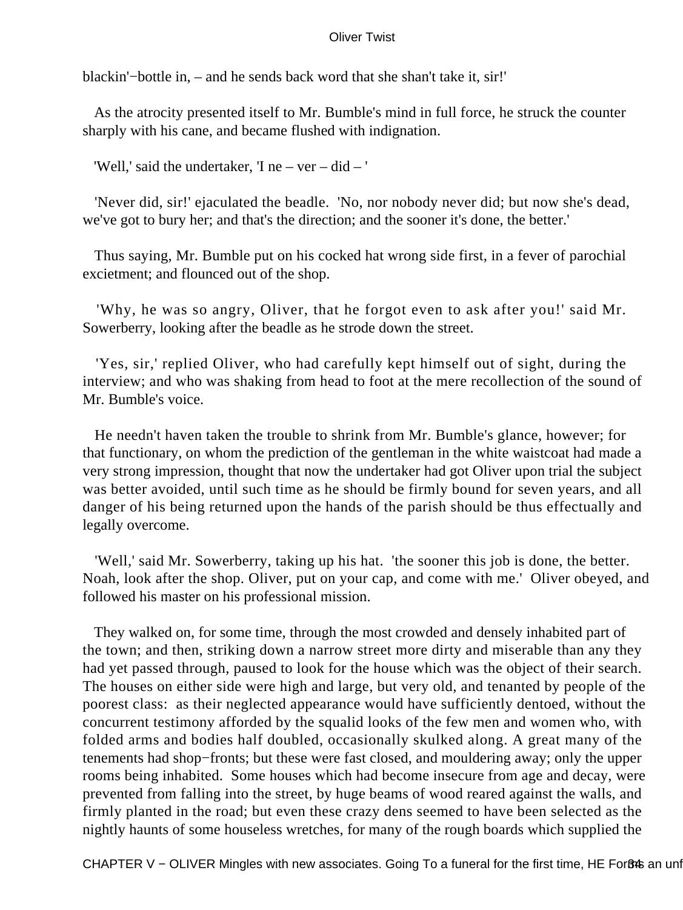blackin'−bottle in, – and he sends back word that she shan't take it, sir!'

As the atrocity presented itself to Mr. Bumble's mind in full force, he struck the counter sharply with his cane, and became flushed with indignation.

'Well,' said the undertaker, 'I ne – ver – did – '

'Never did, sir!' ejaculated the beadle. 'No, nor nobody never did; but now she's dead, we've got to bury her; and that's the direction; and the sooner it's done, the better.'

Thus saying, Mr. Bumble put on his cocked hat wrong side first, in a fever of parochial excietment; and flounced out of the shop.

'Why, he was so angry, Oliver, that he forgot even to ask after you!' said Mr. Sowerberry, looking after the beadle as he strode down the street.

'Yes, sir,' replied Oliver, who had carefully kept himself out of sight, during the interview; and who was shaking from head to foot at the mere recollection of the sound of Mr. Bumble's voice.

He needn't haven taken the trouble to shrink from Mr. Bumble's glance, however; for that functionary, on whom the prediction of the gentleman in the white waistcoat had made a very strong impression, thought that now the undertaker had got Oliver upon trial the subject was better avoided, until such time as he should be firmly bound for seven years, and all danger of his being returned upon the hands of the parish should be thus effectually and legally overcome.

'Well,' said Mr. Sowerberry, taking up his hat. 'the sooner this job is done, the better. Noah, look after the shop. Oliver, put on your cap, and come with me.' Oliver obeyed, and followed his master on his professional mission.

They walked on, for some time, through the most crowded and densely inhabited part of the town; and then, striking down a narrow street more dirty and miserable than any they had yet passed through, paused to look for the house which was the object of their search. The houses on either side were high and large, but very old, and tenanted by people of the poorest class: as their neglected appearance would have sufficiently dentoed, without the concurrent testimony afforded by the squalid looks of the few men and women who, with folded arms and bodies half doubled, occasionally skulked along. A great many of the tenements had shop−fronts; but these were fast closed, and mouldering away; only the upper rooms being inhabited. Some houses which had become insecure from age and decay, were prevented from falling into the street, by huge beams of wood reared against the walls, and firmly planted in the road; but even these crazy dens seemed to have been selected as the nightly haunts of some houseless wretches, for many of the rough boards which supplied the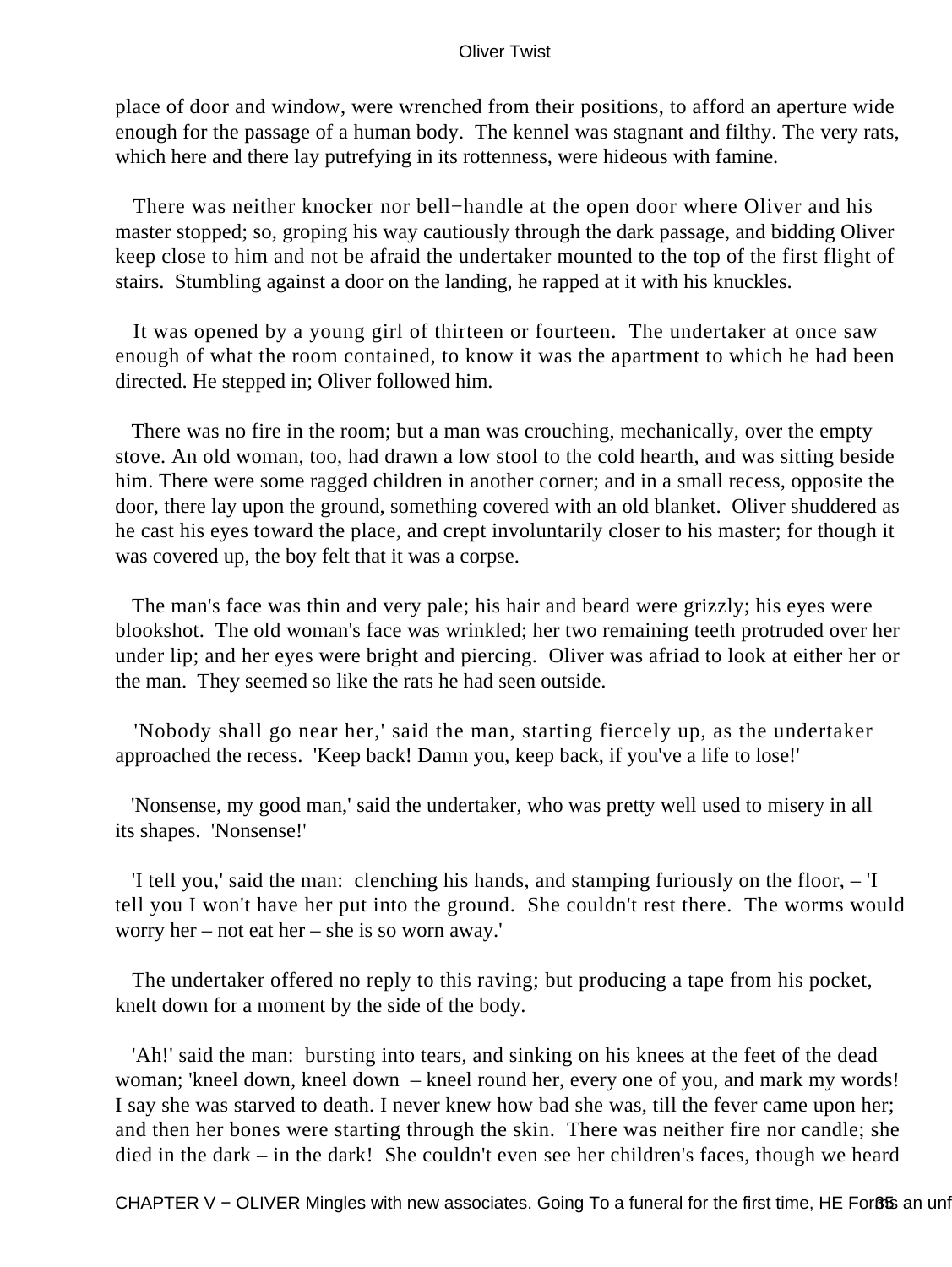place of door and window, were wrenched from their positions, to afford an aperture wide enough for the passage of a human body. The kennel was stagnant and filthy. The very rats, which here and there lay putrefying in its rottenness, were hideous with famine.

There was neither knocker nor bell−handle at the open door where Oliver and his master stopped; so, groping his way cautiously through the dark passage, and bidding Oliver keep close to him and not be afraid the undertaker mounted to the top of the first flight of stairs. Stumbling against a door on the landing, he rapped at it with his knuckles.

It was opened by a young girl of thirteen or fourteen. The undertaker at once saw enough of what the room contained, to know it was the apartment to which he had been directed. He stepped in; Oliver followed him.

There was no fire in the room; but a man was crouching, mechanically, over the empty stove. An old woman, too, had drawn a low stool to the cold hearth, and was sitting beside him. There were some ragged children in another corner; and in a small recess, opposite the door, there lay upon the ground, something covered with an old blanket. Oliver shuddered as he cast his eyes toward the place, and crept involuntarily closer to his master; for though it was covered up, the boy felt that it was a corpse.

The man's face was thin and very pale; his hair and beard were grizzly; his eyes were blookshot. The old woman's face was wrinkled; her two remaining teeth protruded over her under lip; and her eyes were bright and piercing. Oliver was afriad to look at either her or the man. They seemed so like the rats he had seen outside.

'Nobody shall go near her,' said the man, starting fiercely up, as the undertaker approached the recess. 'Keep back! Damn you, keep back, if you've a life to lose!'

'Nonsense, my good man,' said the undertaker, who was pretty well used to misery in all its shapes. 'Nonsense!'

'I tell you,' said the man: clenching his hands, and stamping furiously on the floor, – 'I tell you I won't have her put into the ground. She couldn't rest there. The worms would worry her – not eat her – she is so worn away.'

The undertaker offered no reply to this raving; but producing a tape from his pocket, knelt down for a moment by the side of the body.

'Ah!' said the man: bursting into tears, and sinking on his knees at the feet of the dead woman; 'kneel down, kneel down – kneel round her, every one of you, and mark my words! I say she was starved to death. I never knew how bad she was, till the fever came upon her; and then her bones were starting through the skin. There was neither fire nor candle; she died in the dark – in the dark! She couldn't even see her children's faces, though we heard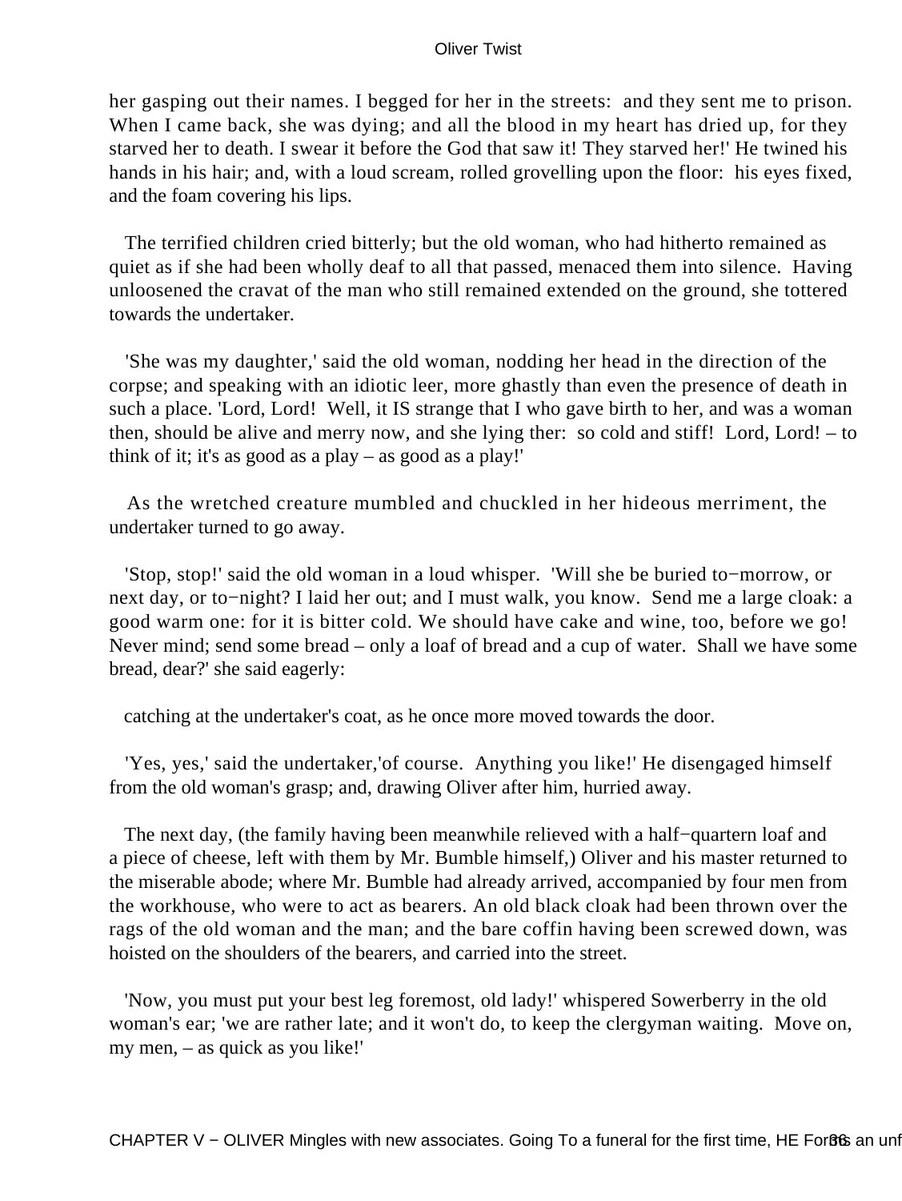her gasping out their names. I begged for her in the streets: and they sent me to prison. When I came back, she was dying; and all the blood in my heart has dried up, for they starved her to death. I swear it before the God that saw it! They starved her!' He twined his hands in his hair; and, with a loud scream, rolled grovelling upon the floor: his eyes fixed, and the foam covering his lips.

The terrified children cried bitterly; but the old woman, who had hitherto remained as quiet as if she had been wholly deaf to all that passed, menaced them into silence. Having unloosened the cravat of the man who still remained extended on the ground, she tottered towards the undertaker.

'She was my daughter,' said the old woman, nodding her head in the direction of the corpse; and speaking with an idiotic leer, more ghastly than even the presence of death in such a place. 'Lord, Lord! Well, it IS strange that I who gave birth to her, and was a woman then, should be alive and merry now, and she lying ther: so cold and stiff! Lord, Lord! – to think of it; it's as good as a play – as good as a play!'

As the wretched creature mumbled and chuckled in her hideous merriment, the undertaker turned to go away.

'Stop, stop!' said the old woman in a loud whisper. 'Will she be buried to−morrow, or next day, or to−night? I laid her out; and I must walk, you know. Send me a large cloak: a good warm one: for it is bitter cold. We should have cake and wine, too, before we go! Never mind; send some bread – only a loaf of bread and a cup of water. Shall we have some bread, dear?' she said eagerly:

catching at the undertaker's coat, as he once more moved towards the door.

'Yes, yes,' said the undertaker,'of course. Anything you like!' He disengaged himself from the old woman's grasp; and, drawing Oliver after him, hurried away.

The next day, (the family having been meanwhile relieved with a half−quartern loaf and a piece of cheese, left with them by Mr. Bumble himself,) Oliver and his master returned to the miserable abode; where Mr. Bumble had already arrived, accompanied by four men from the workhouse, who were to act as bearers. An old black cloak had been thrown over the rags of the old woman and the man; and the bare coffin having been screwed down, was hoisted on the shoulders of the bearers, and carried into the street.

'Now, you must put your best leg foremost, old lady!' whispered Sowerberry in the old woman's ear; 'we are rather late; and it won't do, to keep the clergyman waiting. Move on, my men, – as quick as you like!'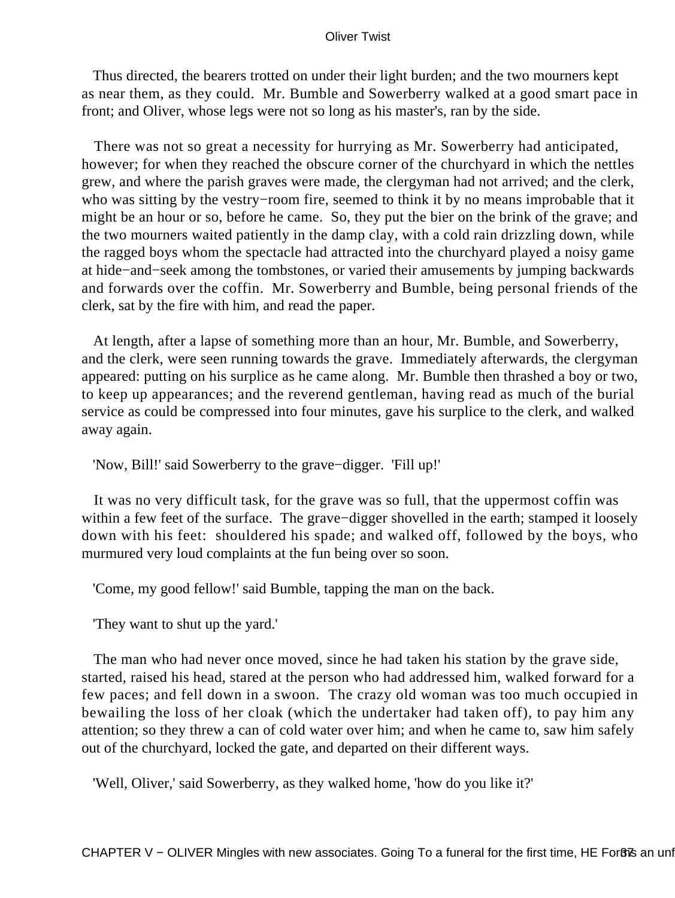Thus directed, the bearers trotted on under their light burden; and the two mourners kept as near them, as they could. Mr. Bumble and Sowerberry walked at a good smart pace in front; and Oliver, whose legs were not so long as his master's, ran by the side.

There was not so great a necessity for hurrying as Mr. Sowerberry had anticipated, however; for when they reached the obscure corner of the churchyard in which the nettles grew, and where the parish graves were made, the clergyman had not arrived; and the clerk, who was sitting by the vestry−room fire, seemed to think it by no means improbable that it might be an hour or so, before he came. So, they put the bier on the brink of the grave; and the two mourners waited patiently in the damp clay, with a cold rain drizzling down, while the ragged boys whom the spectacle had attracted into the churchyard played a noisy game at hide−and−seek among the tombstones, or varied their amusements by jumping backwards and forwards over the coffin. Mr. Sowerberry and Bumble, being personal friends of the clerk, sat by the fire with him, and read the paper.

At length, after a lapse of something more than an hour, Mr. Bumble, and Sowerberry, and the clerk, were seen running towards the grave. Immediately afterwards, the clergyman appeared: putting on his surplice as he came along. Mr. Bumble then thrashed a boy or two, to keep up appearances; and the reverend gentleman, having read as much of the burial service as could be compressed into four minutes, gave his surplice to the clerk, and walked away again.

'Now, Bill!' said Sowerberry to the grave−digger. 'Fill up!'

It was no very difficult task, for the grave was so full, that the uppermost coffin was within a few feet of the surface. The grave−digger shovelled in the earth; stamped it loosely down with his feet: shouldered his spade; and walked off, followed by the boys, who murmured very loud complaints at the fun being over so soon.

'Come, my good fellow!' said Bumble, tapping the man on the back.

'They want to shut up the yard.'

The man who had never once moved, since he had taken his station by the grave side, started, raised his head, stared at the person who had addressed him, walked forward for a few paces; and fell down in a swoon. The crazy old woman was too much occupied in bewailing the loss of her cloak (which the undertaker had taken off), to pay him any attention; so they threw a can of cold water over him; and when he came to, saw him safely out of the churchyard, locked the gate, and departed on their different ways.

'Well, Oliver,' said Sowerberry, as they walked home, 'how do you like it?'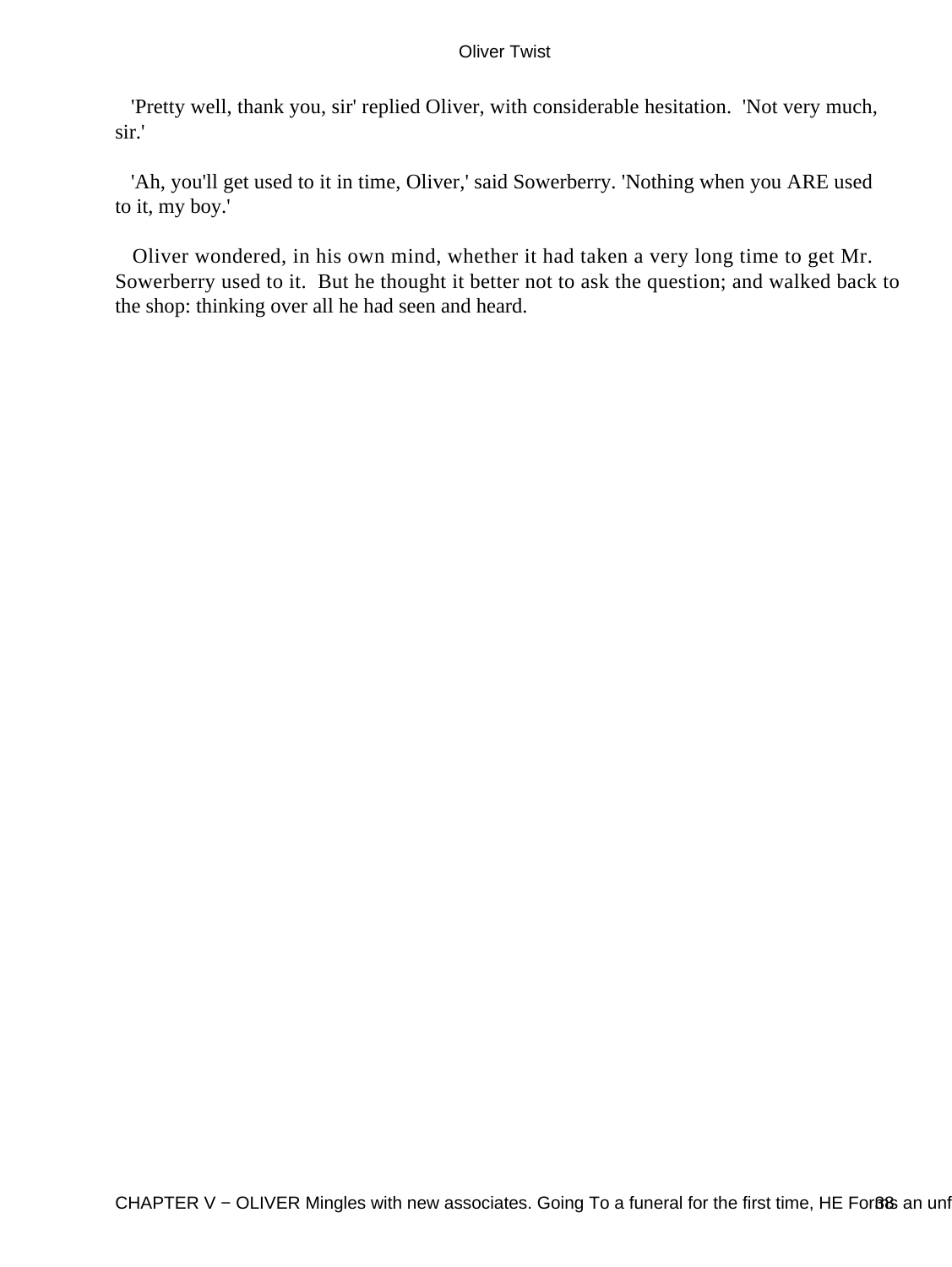'Pretty well, thank you, sir' replied Oliver, with considerable hesitation. 'Not very much, sir.'

'Ah, you'll get used to it in time, Oliver,' said Sowerberry. 'Nothing when you ARE used to it, my boy.'

Oliver wondered, in his own mind, whether it had taken a very long time to get Mr. Sowerberry used to it. But he thought it better not to ask the question; and walked back to the shop: thinking over all he had seen and heard.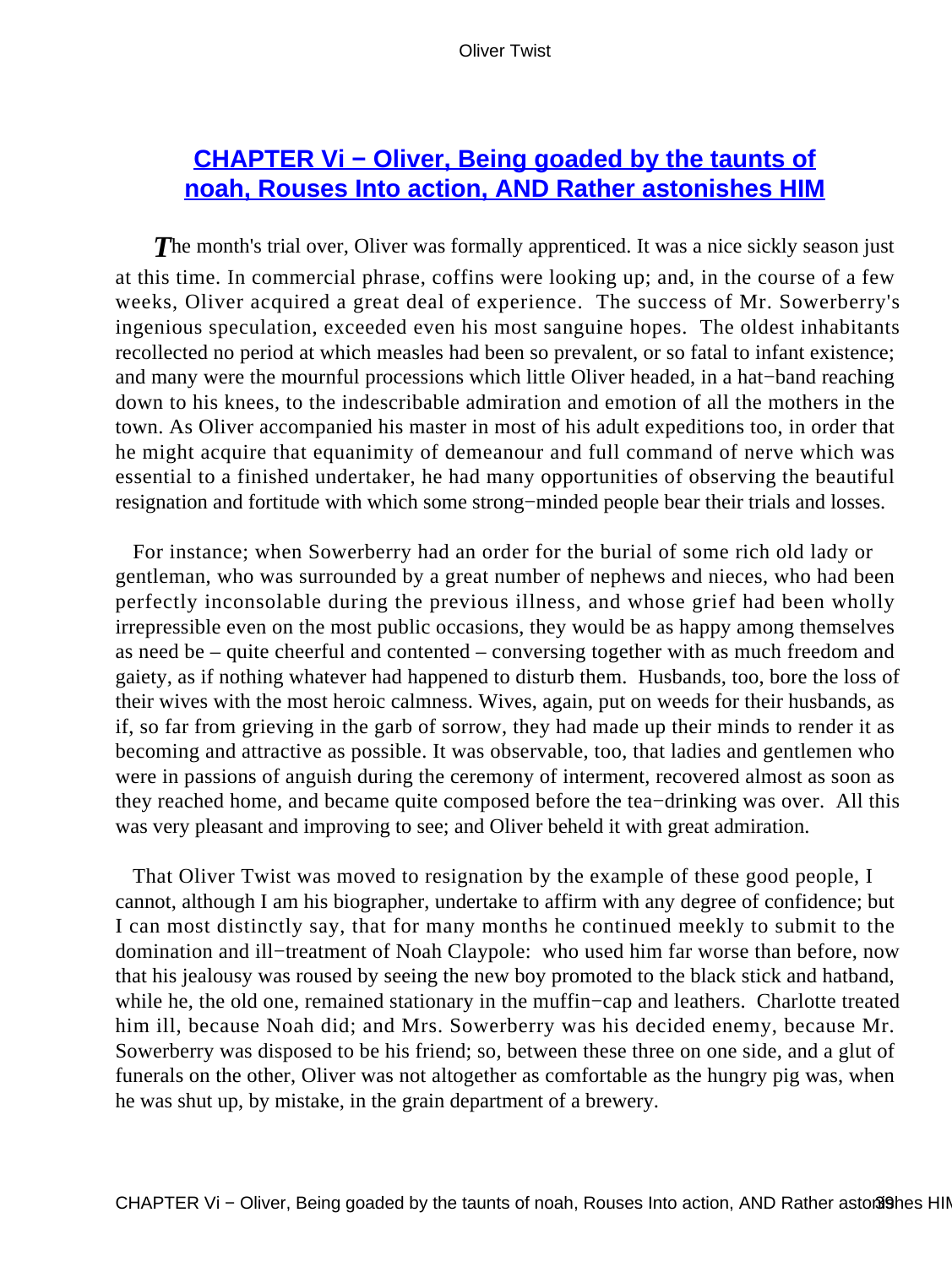## CHAPTER Vi − Oliver, Being goaded by the taunts of noah, Rouses Into action, AND Rather astonishes HIM

The month's trial over, Oliver was formally apprenticed. It was a nice sickly season just at this time. In commercial phrase, coffins were looking up; and, in the course of a few weeks, Oliver acquired a great deal of experience. The success of Mr. Sowerberry's ingenious speculation, exceeded even his most sanguine hopes. The oldest inhabitants recollected no period at which measles had been so prevalent, or so fatal to infant existence; and many were the mournful processions which little Oliver headed, in a hat−band reaching down to his knees, to the indescribable admiration and emotion of all the mothers in the town. As Oliver accompanied his master in most of his adult expeditions too, in order that he might acquire that equanimity of demeanour and full command of nerve which was essential to a finished undertaker, he had many opportunities of observing the beautiful resignation and fortitude with which some strong−minded people bear their trials and losses.

For instance; when Sowerberry had an order for the burial of some rich old lady or gentleman, who was surrounded by a great number of nephews and nieces, who had been perfectly inconsolable during the previous illness, and whose grief had been wholly irrepressible even on the most public occasions, they would be as happy among themselves as need be – quite cheerful and contented – conversing together with as much freedom and gaiety, as if nothing whatever had happened to disturb them. Husbands, too, bore the loss of their wives with the most heroic calmness. Wives, again, put on weeds for their husbands, as if, so far from grieving in the garb of sorrow, they had made up their minds to render it as becoming and attractive as possible. It was observable, too, that ladies and gentlemen who were in passions of anguish during the ceremony of interment, recovered almost as soon as they reached home, and became quite composed before the tea−drinking was over. All this was very pleasant and improving to see; and Oliver beheld it with great admiration.

That Oliver Twist was moved to resignation by the example of these good people, I cannot, although I am his biographer, undertake to affirm with any degree of confidence; but I can most distinctly say, that for many months he continued meekly to submit to the domination and ill−treatment of Noah Claypole: who used him far worse than before, now that his jealousy was roused by seeing the new boy promoted to the black stick and hatband, while he, the old one, remained stationary in the muffin−cap and leathers. Charlotte treated him ill, because Noah did; and Mrs. Sowerberry was his decided enemy, because Mr. Sowerberry was disposed to be his friend; so, between these three on one side, and a glut of funerals on the other, Oliver was not altogether as comfortable as the hungry pig was, when he was shut up, by mistake, in the grain department of a brewery.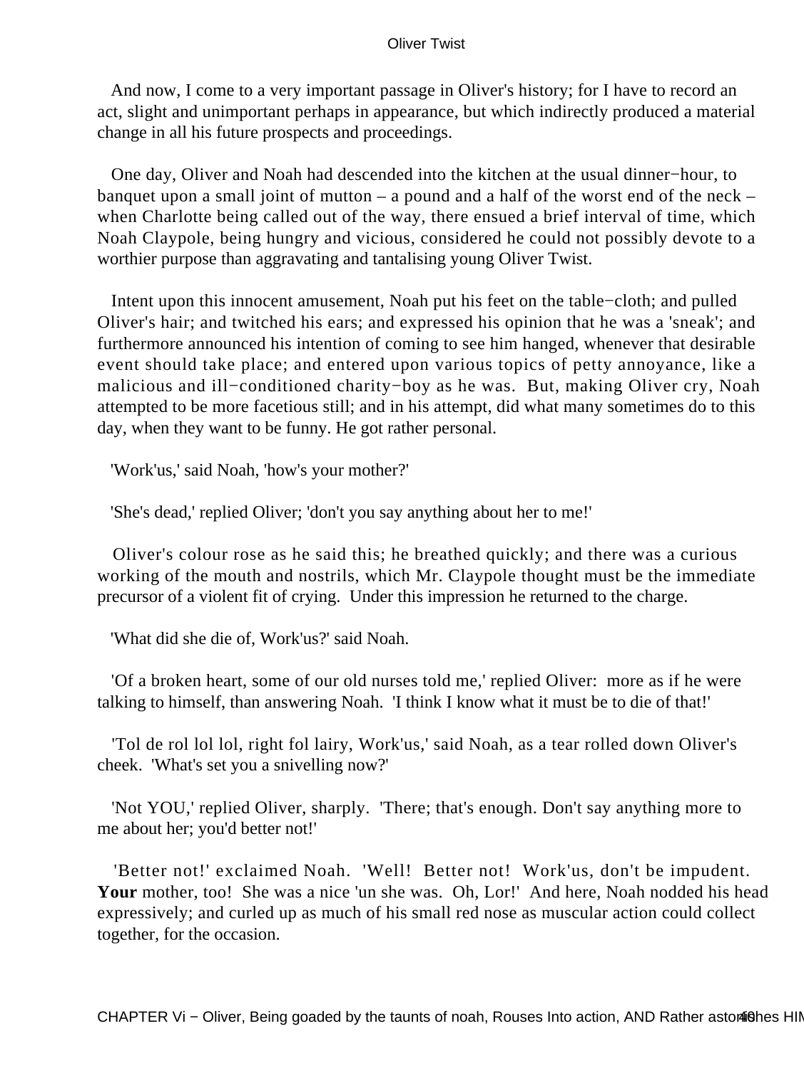And now, I come to a very important passage in Oliver's history; for I have to record an act, slight and unimportant perhaps in appearance, but which indirectly produced a material change in all his future prospects and proceedings.

One day, Oliver and Noah had descended into the kitchen at the usual dinner−hour, to banquet upon a small joint of mutton – a pound and a half of the worst end of the neck – when Charlotte being called out of the way, there ensued a brief interval of time, which Noah Claypole, being hungry and vicious, considered he could not possibly devote to a worthier purpose than aggravating and tantalising young Oliver Twist.

Intent upon this innocent amusement, Noah put his feet on the table−cloth; and pulled Oliver's hair; and twitched his ears; and expressed his opinion that he was a 'sneak'; and furthermore announced his intention of coming to see him hanged, whenever that desirable event should take place; and entered upon various topics of petty annoyance, like a malicious and ill−conditioned charity−boy as he was. But, making Oliver cry, Noah attempted to be more facetious still; and in his attempt, did what many sometimes do to this day, when they want to be funny. He got rather personal.

'Work'us,' said Noah, 'how's your mother?'

'She's dead,' replied Oliver; 'don't you say anything about her to me!'

Oliver's colour rose as he said this; he breathed quickly; and there was a curious working of the mouth and nostrils, which Mr. Claypole thought must be the immediate precursor of a violent fit of crying. Under this impression he returned to the charge.

'What did she die of, Work'us?' said Noah.

'Of a broken heart, some of our old nurses told me,' replied Oliver: more as if he were talking to himself, than answering Noah. 'I think I know what it must be to die of that!'

'Tol de rol lol lol, right fol lairy, Work'us,' said Noah, as a tear rolled down Oliver's cheek. 'What's set you a snivelling now?'

'Not YOU,' replied Oliver, sharply. 'There; that's enough. Don't say anything more to me about her; you'd better not!'

'Better not!' exclaimed Noah. 'Well! Better not! Work'us, don't be impudent. **Your** mother, too! She was a nice 'un she was. Oh, Lor!' And here, Noah nodded his head expressively; and curled up as much of his small red nose as muscular action could collect together, for the occasion.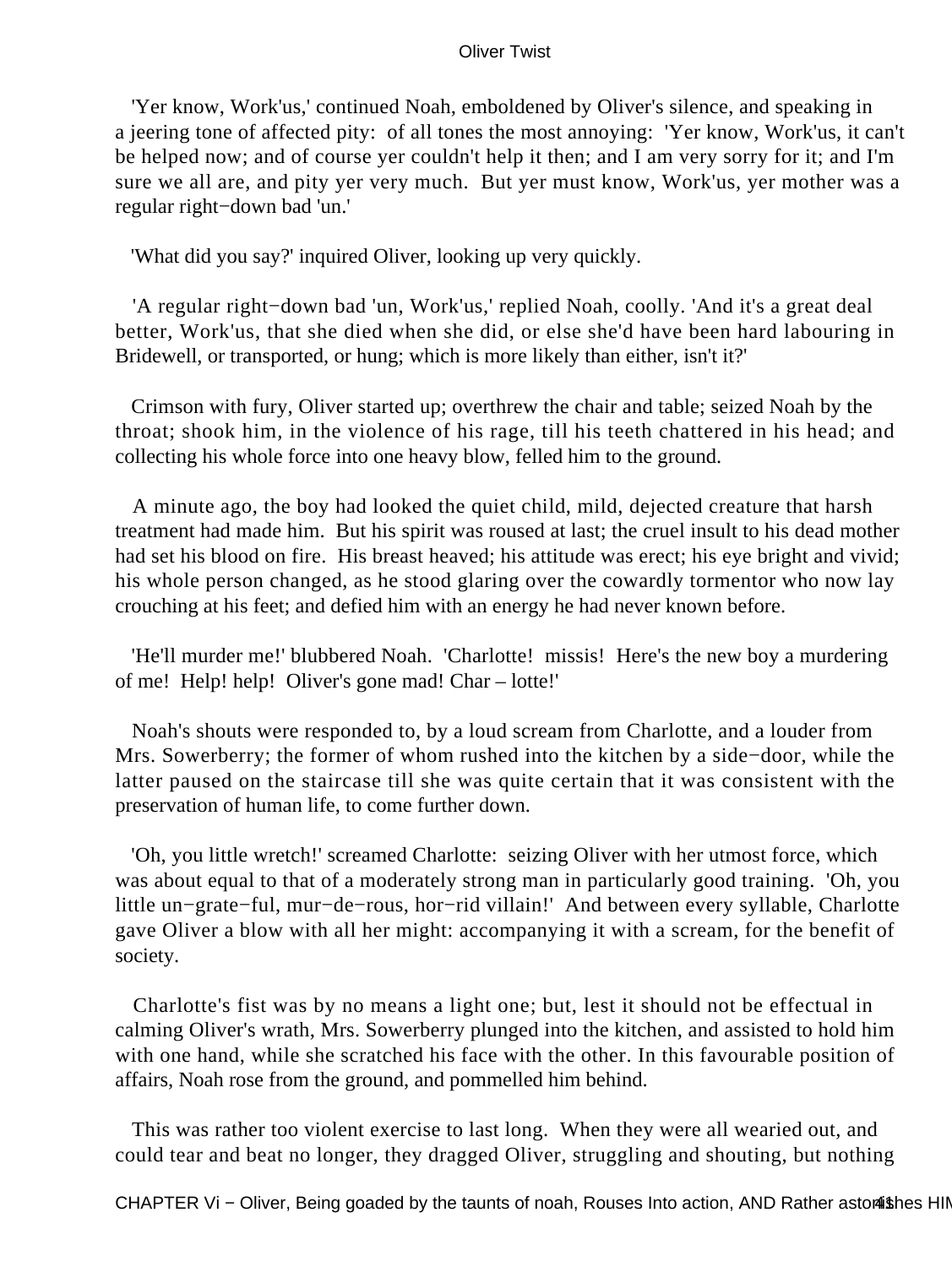'Yer know, Work'us,' continued Noah, emboldened by Oliver's silence, and speaking in a jeering tone of affected pity: of all tones the most annoying: 'Yer know, Work'us, it can't be helped now; and of course yer couldn't help it then; and I am very sorry for it; and I'm sure we all are, and pity yer very much. But yer must know, Work'us, yer mother was a regular right−down bad 'un.'

'What did you say?' inquired Oliver, looking up very quickly.

'A regular right−down bad 'un, Work'us,' replied Noah, coolly. 'And it's a great deal better, Work'us, that she died when she did, or else she'd have been hard labouring in Bridewell, or transported, or hung; which is more likely than either, isn't it?'

Crimson with fury, Oliver started up; overthrew the chair and table; seized Noah by the throat; shook him, in the violence of his rage, till his teeth chattered in his head; and collecting his whole force into one heavy blow, felled him to the ground.

A minute ago, the boy had looked the quiet child, mild, dejected creature that harsh treatment had made him. But his spirit was roused at last; the cruel insult to his dead mother had set his blood on fire. His breast heaved; his attitude was erect; his eye bright and vivid; his whole person changed, as he stood glaring over the cowardly tormentor who now lay crouching at his feet; and defied him with an energy he had never known before.

'He'll murder me!' blubbered Noah. 'Charlotte! missis! Here's the new boy a murdering of me! Help! help! Oliver's gone mad! Char – lotte!'

Noah's shouts were responded to, by a loud scream from Charlotte, and a louder from Mrs. Sowerberry; the former of whom rushed into the kitchen by a side−door, while the latter paused on the staircase till she was quite certain that it was consistent with the preservation of human life, to come further down.

'Oh, you little wretch!' screamed Charlotte: seizing Oliver with her utmost force, which was about equal to that of a moderately strong man in particularly good training. 'Oh, you little un−grate−ful, mur−de−rous, hor−rid villain!' And between every syllable, Charlotte gave Oliver a blow with all her might: accompanying it with a scream, for the benefit of society.

Charlotte's fist was by no means a light one; but, lest it should not be effectual in calming Oliver's wrath, Mrs. Sowerberry plunged into the kitchen, and assisted to hold him with one hand, while she scratched his face with the other. In this favourable position of affairs, Noah rose from the ground, and pommelled him behind.

This was rather too violent exercise to last long. When they were all wearied out, and could tear and beat no longer, they dragged Oliver, struggling and shouting, but nothing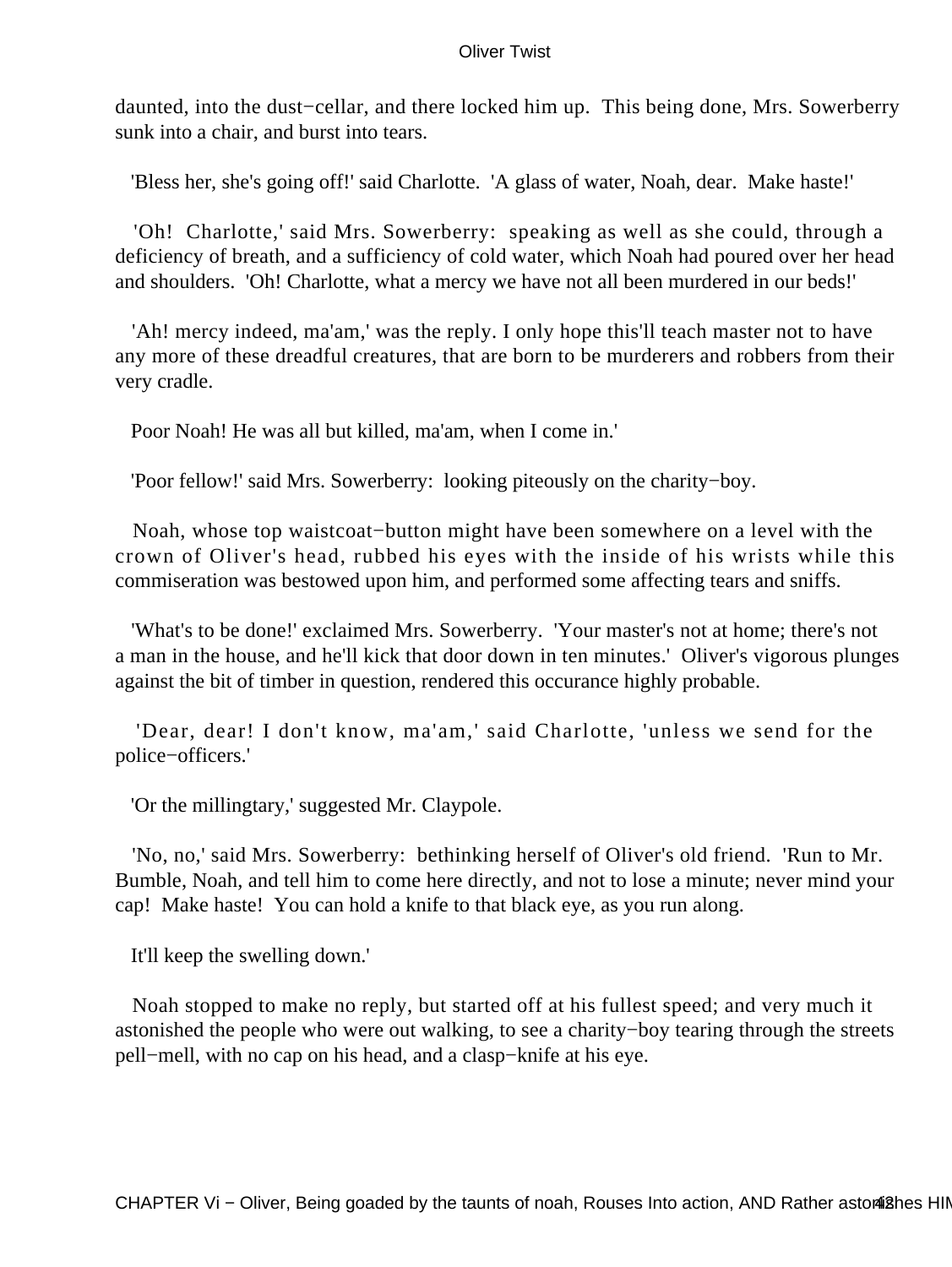daunted, into the dust−cellar, and there locked him up. This being done, Mrs. Sowerberry sunk into a chair, and burst into tears.

'Bless her, she's going off!' said Charlotte. 'A glass of water, Noah, dear. Make haste!'

'Oh! Charlotte,' said Mrs. Sowerberry: speaking as well as she could, through a deficiency of breath, and a sufficiency of cold water, which Noah had poured over her head and shoulders. 'Oh! Charlotte, what a mercy we have not all been murdered in our beds!'

'Ah! mercy indeed, ma'am,' was the reply. I only hope this'll teach master not to have any more of these dreadful creatures, that are born to be murderers and robbers from their very cradle.

Poor Noah! He was all but killed, ma'am, when I come in.'

'Poor fellow!' said Mrs. Sowerberry: looking piteously on the charity−boy.

Noah, whose top waistcoat−button might have been somewhere on a level with the crown of Oliver's head, rubbed his eyes with the inside of his wrists while this commiseration was bestowed upon him, and performed some affecting tears and sniffs.

'What's to be done!' exclaimed Mrs. Sowerberry. 'Your master's not at home; there's not a man in the house, and he'll kick that door down in ten minutes.' Oliver's vigorous plunges against the bit of timber in question, rendered this occurance highly probable.

'Dear, dear! I don't know, ma'am,' said Charlotte, 'unless we send for the police−officers.'

'Or the millingtary,' suggested Mr. Claypole.

'No, no,' said Mrs. Sowerberry: bethinking herself of Oliver's old friend. 'Run to Mr. Bumble, Noah, and tell him to come here directly, and not to lose a minute; never mind your cap! Make haste! You can hold a knife to that black eye, as you run along.

It'll keep the swelling down.'

Noah stopped to make no reply, but started off at his fullest speed; and very much it astonished the people who were out walking, to see a charity−boy tearing through the streets pell−mell, with no cap on his head, and a clasp−knife at his eye.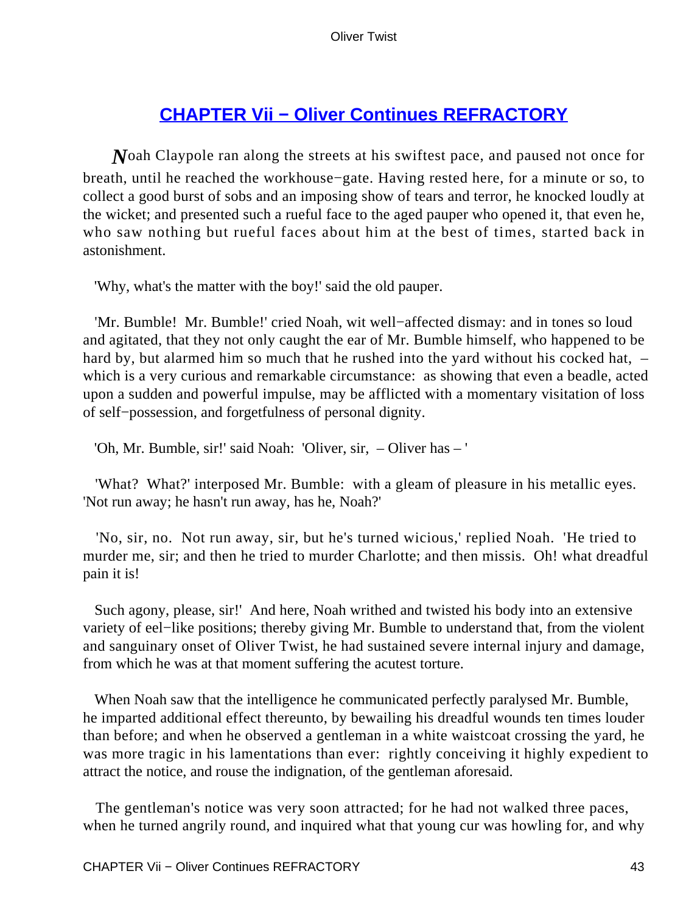## CHAPTER Vii − Oliver Continues REFRACTORY

*N*oah Claypole ran along the streets at his swiftest pace, and paused not once for breath, until he reached the workhouse−gate. Having rested here, for a minute or so, to collect a good burst of sobs and an imposing show of tears and terror, he knocked loudly at the wicket; and presented such a rueful face to the aged pauper who opened it, that even he, who saw nothing but rueful faces about him at the best of times, started back in astonishment.

'Why, what's the matter with the boy!' said the old pauper.

'Mr. Bumble! Mr. Bumble!' cried Noah, wit well−affected dismay: and in tones so loud and agitated, that they not only caught the ear of Mr. Bumble himself, who happened to be hard by, but alarmed him so much that he rushed into the yard without his cocked hat, – which is a very curious and remarkable circumstance: as showing that even a beadle, acted upon a sudden and powerful impulse, may be afflicted with a momentary visitation of loss of self−possession, and forgetfulness of personal dignity.

'Oh, Mr. Bumble, sir!' said Noah: 'Oliver, sir, – Oliver has – '

'What? What?' interposed Mr. Bumble: with a gleam of pleasure in his metallic eyes. 'Not run away; he hasn't run away, has he, Noah?'

'No, sir, no. Not run away, sir, but he's turned wicious,' replied Noah. 'He tried to murder me, sir; and then he tried to murder Charlotte; and then missis. Oh! what dreadful pain it is!

Such agony, please, sir!' And here, Noah writhed and twisted his body into an extensive variety of eel−like positions; thereby giving Mr. Bumble to understand that, from the violent and sanguinary onset of Oliver Twist, he had sustained severe internal injury and damage, from which he was at that moment suffering the acutest torture.

When Noah saw that the intelligence he communicated perfectly paralysed Mr. Bumble, he imparted additional effect thereunto, by bewailing his dreadful wounds ten times louder than before; and when he observed a gentleman in a white waistcoat crossing the yard, he was more tragic in his lamentations than ever: rightly conceiving it highly expedient to attract the notice, and rouse the indignation, of the gentleman aforesaid.

The gentleman's notice was very soon attracted; for he had not walked three paces, when he turned angrily round, and inquired what that young cur was howling for, and why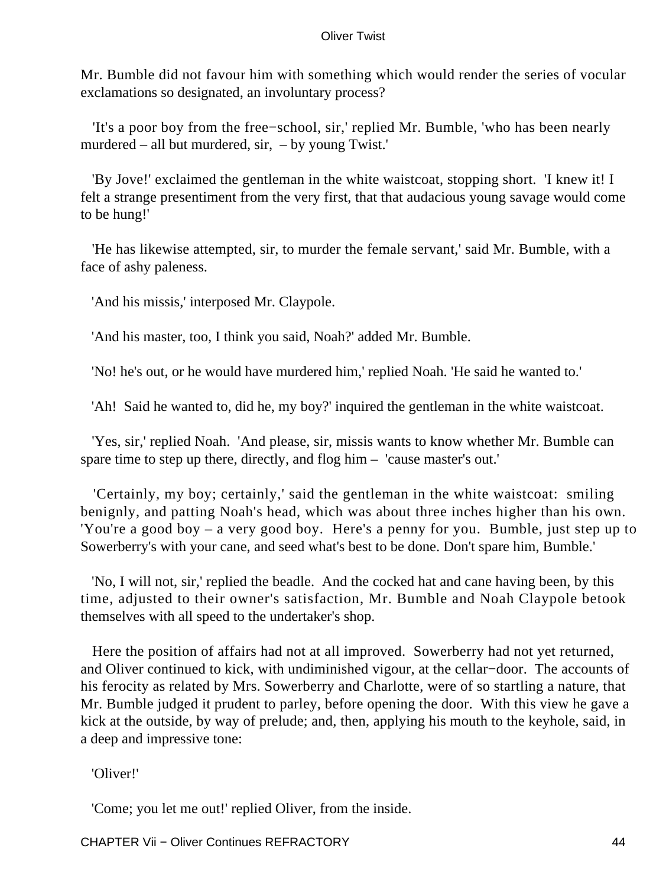Mr. Bumble did not favour him with something which would render the series of vocular exclamations so designated, an involuntary process?

'It's a poor boy from the free−school, sir,' replied Mr. Bumble, 'who has been nearly murdered – all but murdered, sir, – by young Twist.'

'By Jove!' exclaimed the gentleman in the white waistcoat, stopping short. 'I knew it! I felt a strange presentiment from the very first, that that audacious young savage would come to be hung!'

'He has likewise attempted, sir, to murder the female servant,' said Mr. Bumble, with a face of ashy paleness.

'And his missis,' interposed Mr. Claypole.

'And his master, too, I think you said, Noah?' added Mr. Bumble.

'No! he's out, or he would have murdered him,' replied Noah. 'He said he wanted to.'

'Ah! Said he wanted to, did he, my boy?' inquired the gentleman in the white waistcoat.

'Yes, sir,' replied Noah. 'And please, sir, missis wants to know whether Mr. Bumble can spare time to step up there, directly, and flog him – 'cause master's out.'

'Certainly, my boy; certainly,' said the gentleman in the white waistcoat: smiling benignly, and patting Noah's head, which was about three inches higher than his own. 'You're a good boy – a very good boy. Here's a penny for you. Bumble, just step up to Sowerberry's with your cane, and seed what's best to be done. Don't spare him, Bumble.'

'No, I will not, sir,' replied the beadle. And the cocked hat and cane having been, by this time, adjusted to their owner's satisfaction, Mr. Bumble and Noah Claypole betook themselves with all speed to the undertaker's shop.

Here the position of affairs had not at all improved. Sowerberry had not yet returned, and Oliver continued to kick, with undiminished vigour, at the cellar−door. The accounts of his ferocity as related by Mrs. Sowerberry and Charlotte, were of so startling a nature, that Mr. Bumble judged it prudent to parley, before opening the door. With this view he gave a kick at the outside, by way of prelude; and, then, applying his mouth to the keyhole, said, in a deep and impressive tone:

'Oliver!'

'Come; you let me out!' replied Oliver, from the inside.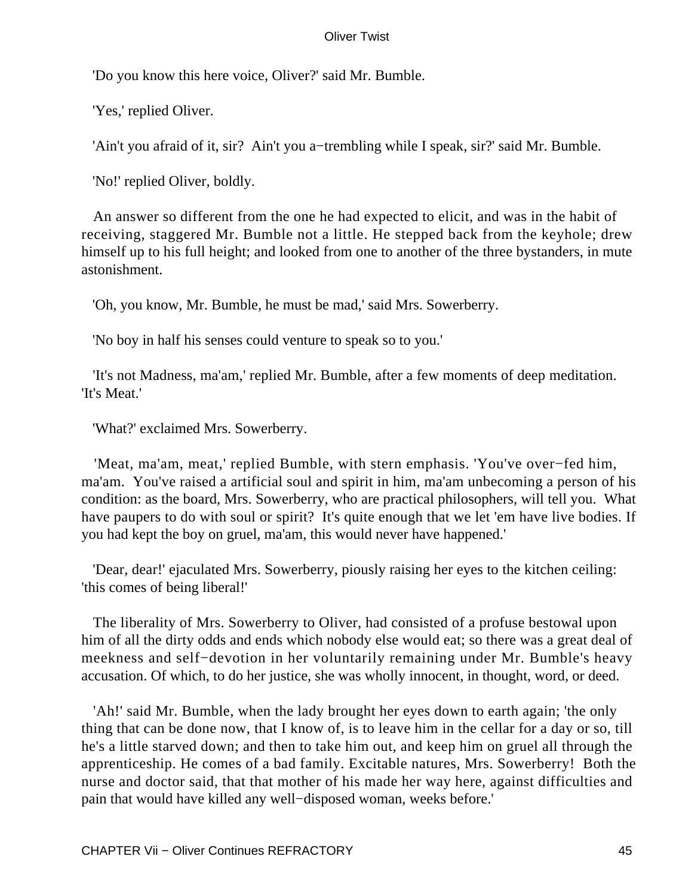'Do you know this here voice, Oliver?' said Mr. Bumble.

'Yes,' replied Oliver.

'Ain't you afraid of it, sir? Ain't you a−trembling while I speak, sir?' said Mr. Bumble.

'No!' replied Oliver, boldly.

An answer so different from the one he had expected to elicit, and was in the habit of receiving, staggered Mr. Bumble not a little. He stepped back from the keyhole; drew himself up to his full height; and looked from one to another of the three bystanders, in mute astonishment.

'Oh, you know, Mr. Bumble, he must be mad,' said Mrs. Sowerberry.

'No boy in half his senses could venture to speak so to you.'

'It's not Madness, ma'am,' replied Mr. Bumble, after a few moments of deep meditation. 'It's Meat.'

'What?' exclaimed Mrs. Sowerberry.

'Meat, ma'am, meat,' replied Bumble, with stern emphasis. 'You've over−fed him, ma'am. You've raised a artificial soul and spirit in him, ma'am unbecoming a person of his condition: as the board, Mrs. Sowerberry, who are practical philosophers, will tell you. What have paupers to do with soul or spirit? It's quite enough that we let 'em have live bodies. If you had kept the boy on gruel, ma'am, this would never have happened.'

'Dear, dear!' ejaculated Mrs. Sowerberry, piously raising her eyes to the kitchen ceiling: 'this comes of being liberal!'

The liberality of Mrs. Sowerberry to Oliver, had consisted of a profuse bestowal upon him of all the dirty odds and ends which nobody else would eat; so there was a great deal of meekness and self−devotion in her voluntarily remaining under Mr. Bumble's heavy accusation. Of which, to do her justice, she was wholly innocent, in thought, word, or deed.

'Ah!' said Mr. Bumble, when the lady brought her eyes down to earth again; 'the only thing that can be done now, that I know of, is to leave him in the cellar for a day or so, till he's a little starved down; and then to take him out, and keep him on gruel all through the apprenticeship. He comes of a bad family. Excitable natures, Mrs. Sowerberry! Both the nurse and doctor said, that that mother of his made her way here, against difficulties and pain that would have killed any well−disposed woman, weeks before.'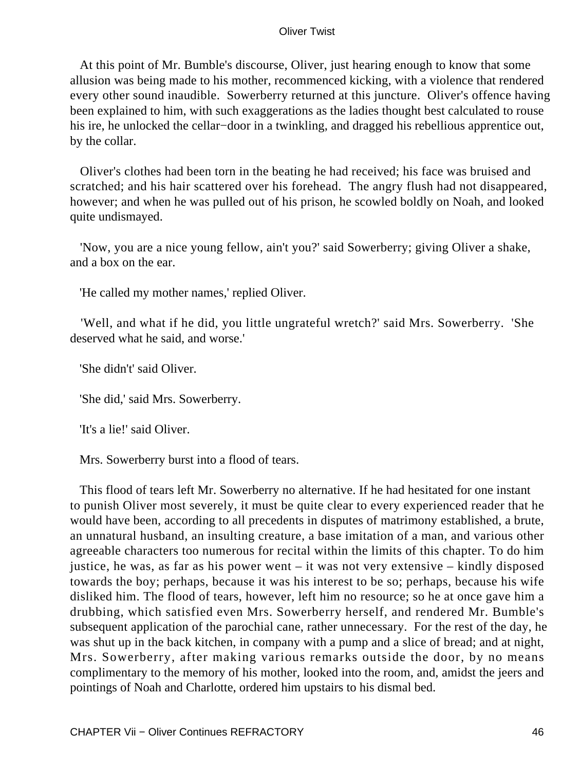At this point of Mr. Bumble's discourse, Oliver, just hearing enough to know that some allusion was being made to his mother, recommenced kicking, with a violence that rendered every other sound inaudible. Sowerberry returned at this juncture. Oliver's offence having been explained to him, with such exaggerations as the ladies thought best calculated to rouse his ire, he unlocked the cellar−door in a twinkling, and dragged his rebellious apprentice out, by the collar.

Oliver's clothes had been torn in the beating he had received; his face was bruised and scratched; and his hair scattered over his forehead. The angry flush had not disappeared, however; and when he was pulled out of his prison, he scowled boldly on Noah, and looked quite undismayed.

'Now, you are a nice young fellow, ain't you?' said Sowerberry; giving Oliver a shake, and a box on the ear.

'He called my mother names,' replied Oliver.

'Well, and what if he did, you little ungrateful wretch?' said Mrs. Sowerberry. 'She deserved what he said, and worse.'

'She didn't' said Oliver.

'She did,' said Mrs. Sowerberry.

'It's a lie!' said Oliver.

Mrs. Sowerberry burst into a flood of tears.

This flood of tears left Mr. Sowerberry no alternative. If he had hesitated for one instant to punish Oliver most severely, it must be quite clear to every experienced reader that he would have been, according to all precedents in disputes of matrimony established, a brute, an unnatural husband, an insulting creature, a base imitation of a man, and various other agreeable characters too numerous for recital within the limits of this chapter. To do him justice, he was, as far as his power went – it was not very extensive – kindly disposed towards the boy; perhaps, because it was his interest to be so; perhaps, because his wife disliked him. The flood of tears, however, left him no resource; so he at once gave him a drubbing, which satisfied even Mrs. Sowerberry herself, and rendered Mr. Bumble's subsequent application of the parochial cane, rather unnecessary. For the rest of the day, he was shut up in the back kitchen, in company with a pump and a slice of bread; and at night, Mrs. Sowerberry, after making various remarks outside the door, by no means complimentary to the memory of his mother, looked into the room, and, amidst the jeers and pointings of Noah and Charlotte, ordered him upstairs to his dismal bed.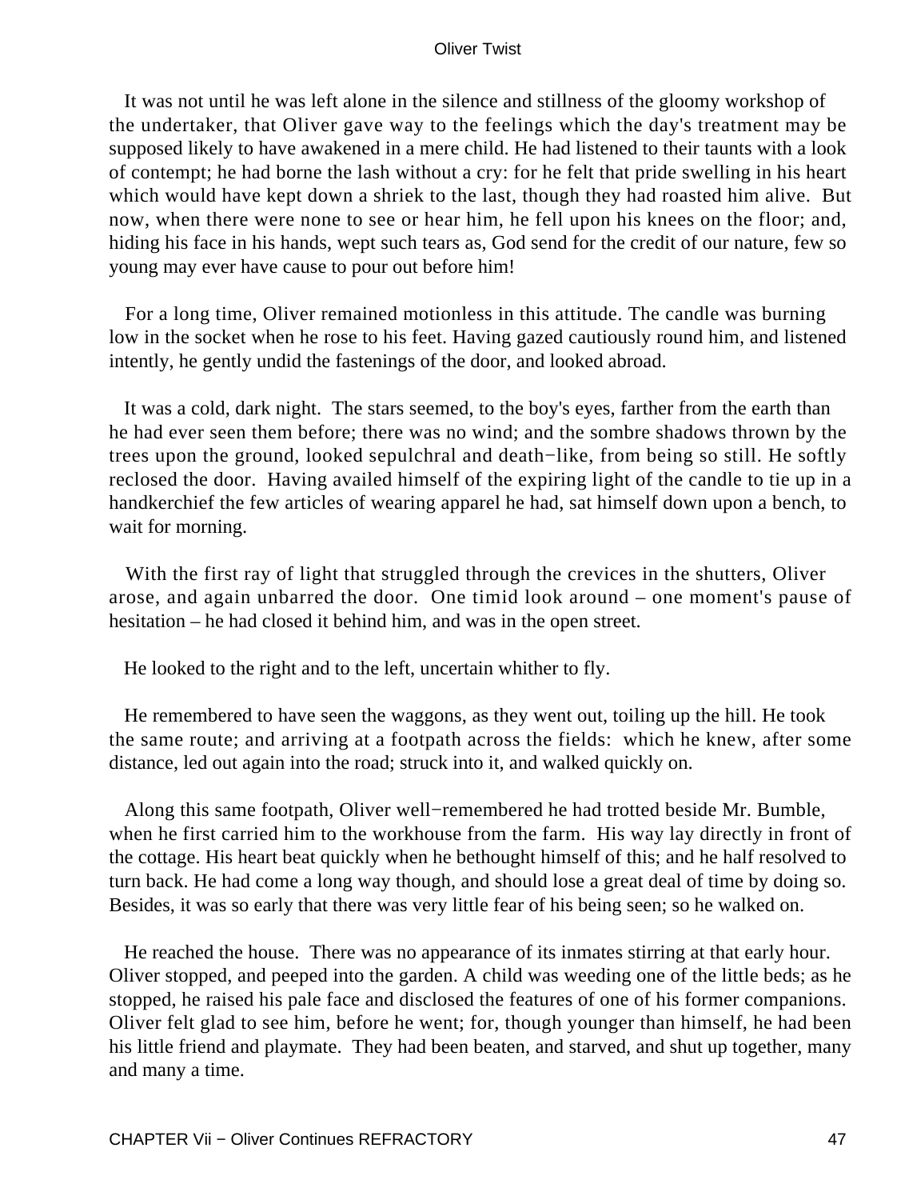It was not until he was left alone in the silence and stillness of the gloomy workshop of the undertaker, that Oliver gave way to the feelings which the day's treatment may be supposed likely to have awakened in a mere child. He had listened to their taunts with a look of contempt; he had borne the lash without a cry: for he felt that pride swelling in his heart which would have kept down a shriek to the last, though they had roasted him alive. But now, when there were none to see or hear him, he fell upon his knees on the floor; and, hiding his face in his hands, wept such tears as, God send for the credit of our nature, few so young may ever have cause to pour out before him!

For a long time, Oliver remained motionless in this attitude. The candle was burning low in the socket when he rose to his feet. Having gazed cautiously round him, and listened intently, he gently undid the fastenings of the door, and looked abroad.

It was a cold, dark night. The stars seemed, to the boy's eyes, farther from the earth than he had ever seen them before; there was no wind; and the sombre shadows thrown by the trees upon the ground, looked sepulchral and death−like, from being so still. He softly reclosed the door. Having availed himself of the expiring light of the candle to tie up in a handkerchief the few articles of wearing apparel he had, sat himself down upon a bench, to wait for morning.

With the first ray of light that struggled through the crevices in the shutters, Oliver arose, and again unbarred the door. One timid look around – one moment's pause of hesitation – he had closed it behind him, and was in the open street.

He looked to the right and to the left, uncertain whither to fly.

He remembered to have seen the waggons, as they went out, toiling up the hill. He took the same route; and arriving at a footpath across the fields: which he knew, after some distance, led out again into the road; struck into it, and walked quickly on.

Along this same footpath, Oliver well−remembered he had trotted beside Mr. Bumble, when he first carried him to the workhouse from the farm. His way lay directly in front of the cottage. His heart beat quickly when he bethought himself of this; and he half resolved to turn back. He had come a long way though, and should lose a great deal of time by doing so. Besides, it was so early that there was very little fear of his being seen; so he walked on.

He reached the house. There was no appearance of its inmates stirring at that early hour. Oliver stopped, and peeped into the garden. A child was weeding one of the little beds; as he stopped, he raised his pale face and disclosed the features of one of his former companions. Oliver felt glad to see him, before he went; for, though younger than himself, he had been his little friend and playmate. They had been beaten, and starved, and shut up together, many and many a time.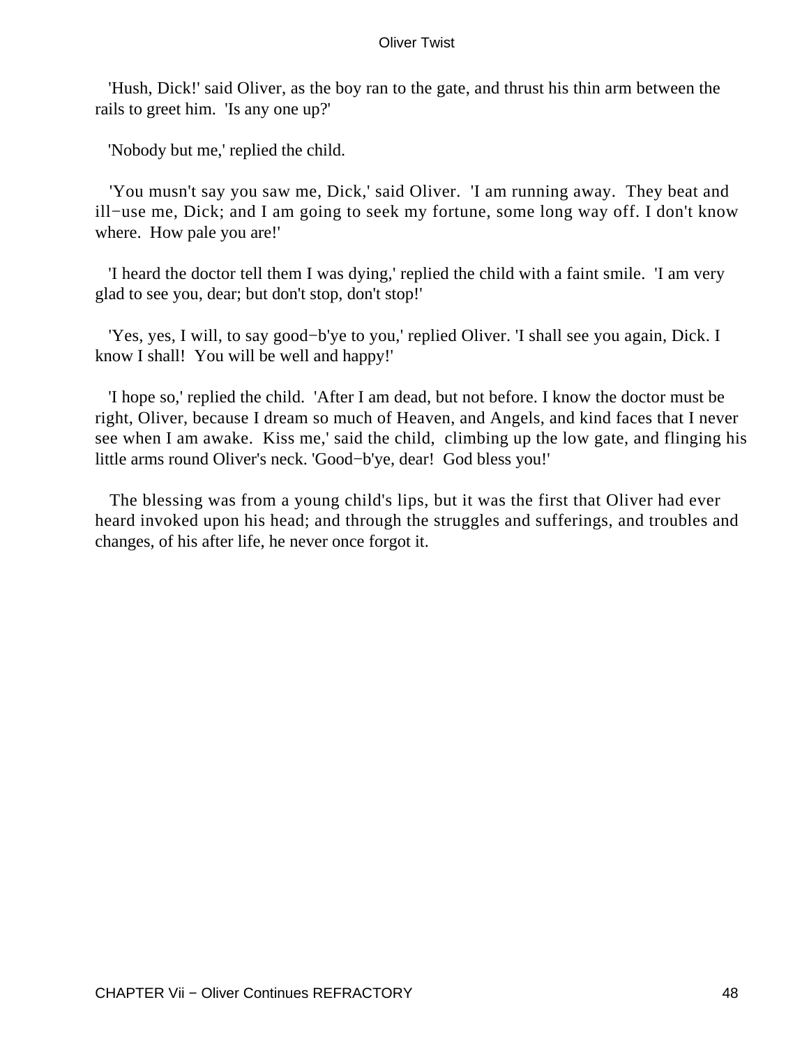'Hush, Dick!' said Oliver, as the boy ran to the gate, and thrust his thin arm between the rails to greet him. 'Is any one up?'

'Nobody but me,' replied the child.

'You musn't say you saw me, Dick,' said Oliver. 'I am running away. They beat and ill−use me, Dick; and I am going to seek my fortune, some long way off. I don't know where. How pale you are!'

'I heard the doctor tell them I was dying,' replied the child with a faint smile. 'I am very glad to see you, dear; but don't stop, don't stop!'

'Yes, yes, I will, to say good−b'ye to you,' replied Oliver. 'I shall see you again, Dick. I know I shall! You will be well and happy!'

'I hope so,' replied the child. 'After I am dead, but not before. I know the doctor must be right, Oliver, because I dream so much of Heaven, and Angels, and kind faces that I never see when I am awake. Kiss me,' said the child, climbing up the low gate, and flinging his little arms round Oliver's neck. 'Good−b'ye, dear! God bless you!'

The blessing was from a young child's lips, but it was the first that Oliver had ever heard invoked upon his head; and through the struggles and sufferings, and troubles and changes, of his after life, he never once forgot it.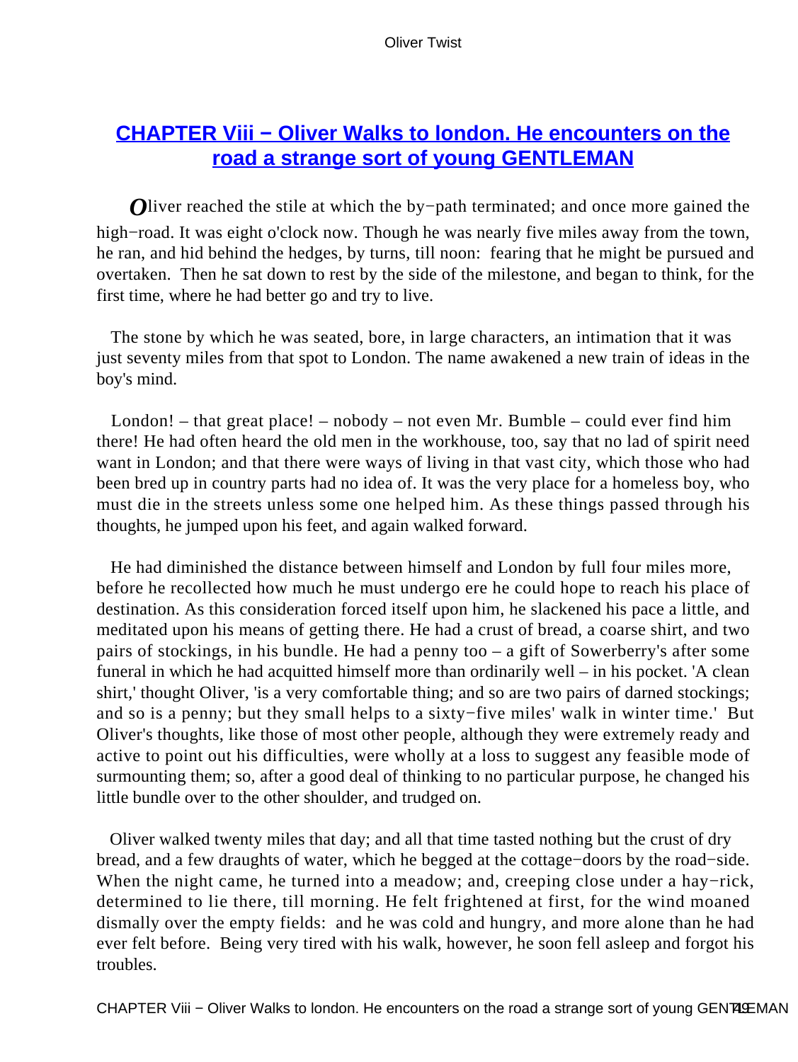## CHAPTER Viii − Oliver Walks to london. He encounters on the road a strange sort of young GENTLEMAN

Oliver reached the stile at which the by−path terminated; and once more gained the high−road. It was eight o'clock now. Though he was nearly five miles away from the town, he ran, and hid behind the hedges, by turns, till noon: fearing that he might be pursued and overtaken. Then he sat down to rest by the side of the milestone, and began to think, for the first time, where he had better go and try to live.

The stone by which he was seated, bore, in large characters, an intimation that it was just seventy miles from that spot to London. The name awakened a new train of ideas in the boy's mind.

London! – that great place! – nobody – not even Mr. Bumble – could ever find him there! He had often heard the old men in the workhouse, too, say that no lad of spirit need want in London; and that there were ways of living in that vast city, which those who had been bred up in country parts had no idea of. It was the very place for a homeless boy, who must die in the streets unless some one helped him. As these things passed through his thoughts, he jumped upon his feet, and again walked forward.

He had diminished the distance between himself and London by full four miles more, before he recollected how much he must undergo ere he could hope to reach his place of destination. As this consideration forced itself upon him, he slackened his pace a little, and meditated upon his means of getting there. He had a crust of bread, a coarse shirt, and two pairs of stockings, in his bundle. He had a penny too – a gift of Sowerberry's after some funeral in which he had acquitted himself more than ordinarily well – in his pocket. 'A clean shirt,' thought Oliver, 'is a very comfortable thing; and so are two pairs of darned stockings; and so is a penny; but they small helps to a sixty−five miles' walk in winter time.' But Oliver's thoughts, like those of most other people, although they were extremely ready and active to point out his difficulties, were wholly at a loss to suggest any feasible mode of surmounting them; so, after a good deal of thinking to no particular purpose, he changed his little bundle over to the other shoulder, and trudged on.

Oliver walked twenty miles that day; and all that time tasted nothing but the crust of dry bread, and a few draughts of water, which he begged at the cottage−doors by the road−side. When the night came, he turned into a meadow; and, creeping close under a hay−rick, determined to lie there, till morning. He felt frightened at first, for the wind moaned dismally over the empty fields: and he was cold and hungry, and more alone than he had ever felt before. Being very tired with his walk, however, he soon fell asleep and forgot his troubles.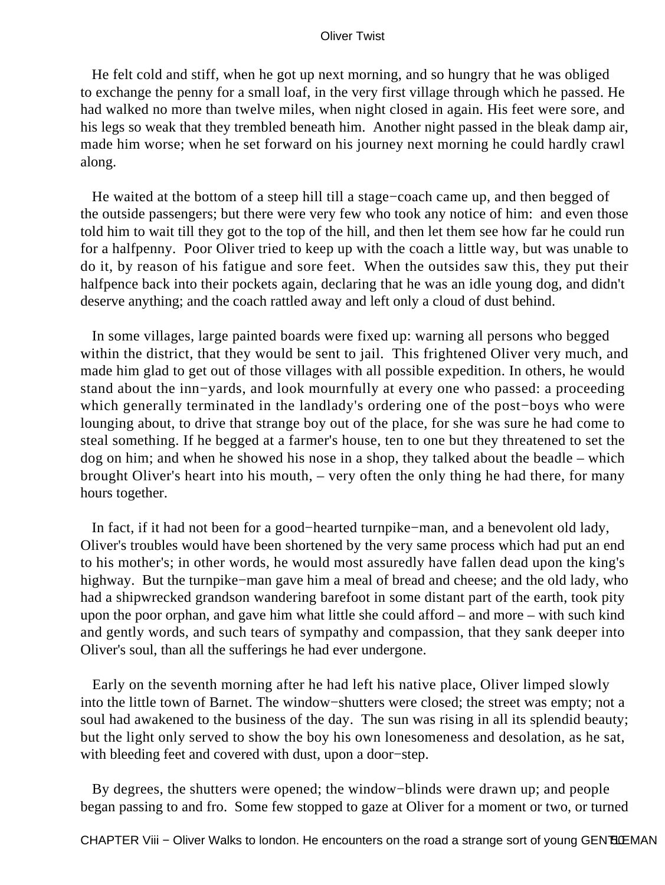He felt cold and stiff, when he got up next morning, and so hungry that he was obliged to exchange the penny for a small loaf, in the very first village through which he passed. He had walked no more than twelve miles, when night closed in again. His feet were sore, and his legs so weak that they trembled beneath him. Another night passed in the bleak damp air, made him worse; when he set forward on his journey next morning he could hardly crawl along.

He waited at the bottom of a steep hill till a stage−coach came up, and then begged of the outside passengers; but there were very few who took any notice of him: and even those told him to wait till they got to the top of the hill, and then let them see how far he could run for a halfpenny. Poor Oliver tried to keep up with the coach a little way, but was unable to do it, by reason of his fatigue and sore feet. When the outsides saw this, they put their halfpence back into their pockets again, declaring that he was an idle young dog, and didn't deserve anything; and the coach rattled away and left only a cloud of dust behind.

In some villages, large painted boards were fixed up: warning all persons who begged within the district, that they would be sent to jail. This frightened Oliver very much, and made him glad to get out of those villages with all possible expedition. In others, he would stand about the inn−yards, and look mournfully at every one who passed: a proceeding which generally terminated in the landlady's ordering one of the post−boys who were lounging about, to drive that strange boy out of the place, for she was sure he had come to steal something. If he begged at a farmer's house, ten to one but they threatened to set the dog on him; and when he showed his nose in a shop, they talked about the beadle – which brought Oliver's heart into his mouth, – very often the only thing he had there, for many hours together.

In fact, if it had not been for a good−hearted turnpike−man, and a benevolent old lady, Oliver's troubles would have been shortened by the very same process which had put an end to his mother's; in other words, he would most assuredly have fallen dead upon the king's highway. But the turnpike−man gave him a meal of bread and cheese; and the old lady, who had a shipwrecked grandson wandering barefoot in some distant part of the earth, took pity upon the poor orphan, and gave him what little she could afford – and more – with such kind and gently words, and such tears of sympathy and compassion, that they sank deeper into Oliver's soul, than all the sufferings he had ever undergone.

Early on the seventh morning after he had left his native place, Oliver limped slowly into the little town of Barnet. The window−shutters were closed; the street was empty; not a soul had awakened to the business of the day. The sun was rising in all its splendid beauty; but the light only served to show the boy his own lonesomeness and desolation, as he sat, with bleeding feet and covered with dust, upon a door−step.

By degrees, the shutters were opened; the window−blinds were drawn up; and people began passing to and fro. Some few stopped to gaze at Oliver for a moment or two, or turned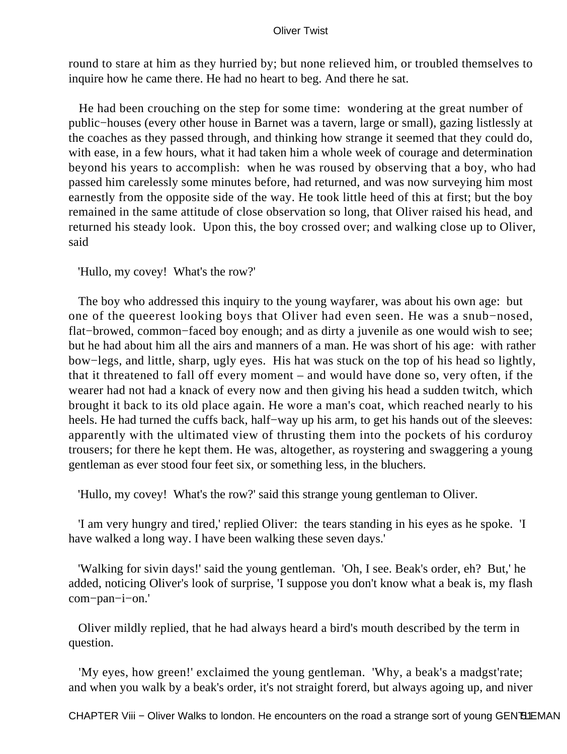round to stare at him as they hurried by; but none relieved him, or troubled themselves to inquire how he came there. He had no heart to beg. And there he sat.

He had been crouching on the step for some time: wondering at the great number of public−houses (every other house in Barnet was a tavern, large or small), gazing listlessly at the coaches as they passed through, and thinking how strange it seemed that they could do, with ease, in a few hours, what it had taken him a whole week of courage and determination beyond his years to accomplish: when he was roused by observing that a boy, who had passed him carelessly some minutes before, had returned, and was now surveying him most earnestly from the opposite side of the way. He took little heed of this at first; but the boy remained in the same attitude of close observation so long, that Oliver raised his head, and returned his steady look. Upon this, the boy crossed over; and walking close up to Oliver, said

'Hullo, my covey! What's the row?'

The boy who addressed this inquiry to the young wayfarer, was about his own age: but one of the queerest looking boys that Oliver had even seen. He was a snub−nosed, flat−browed, common−faced boy enough; and as dirty a juvenile as one would wish to see; but he had about him all the airs and manners of a man. He was short of his age: with rather bow−legs, and little, sharp, ugly eyes. His hat was stuck on the top of his head so lightly, that it threatened to fall off every moment – and would have done so, very often, if the wearer had not had a knack of every now and then giving his head a sudden twitch, which brought it back to its old place again. He wore a man's coat, which reached nearly to his heels. He had turned the cuffs back, half−way up his arm, to get his hands out of the sleeves: apparently with the ultimated view of thrusting them into the pockets of his corduroy trousers; for there he kept them. He was, altogether, as roystering and swaggering a young gentleman as ever stood four feet six, or something less, in the bluchers.

'Hullo, my covey! What's the row?' said this strange young gentleman to Oliver.

'I am very hungry and tired,' replied Oliver: the tears standing in his eyes as he spoke. 'I have walked a long way. I have been walking these seven days.'

'Walking for sivin days!' said the young gentleman. 'Oh, I see. Beak's order, eh? But,' he added, noticing Oliver's look of surprise, 'I suppose you don't know what a beak is, my flash com−pan−i−on.'

Oliver mildly replied, that he had always heard a bird's mouth described by the term in question.

'My eyes, how green!' exclaimed the young gentleman. 'Why, a beak's a madgst'rate; and when you walk by a beak's order, it's not straight forerd, but always agoing up, and niver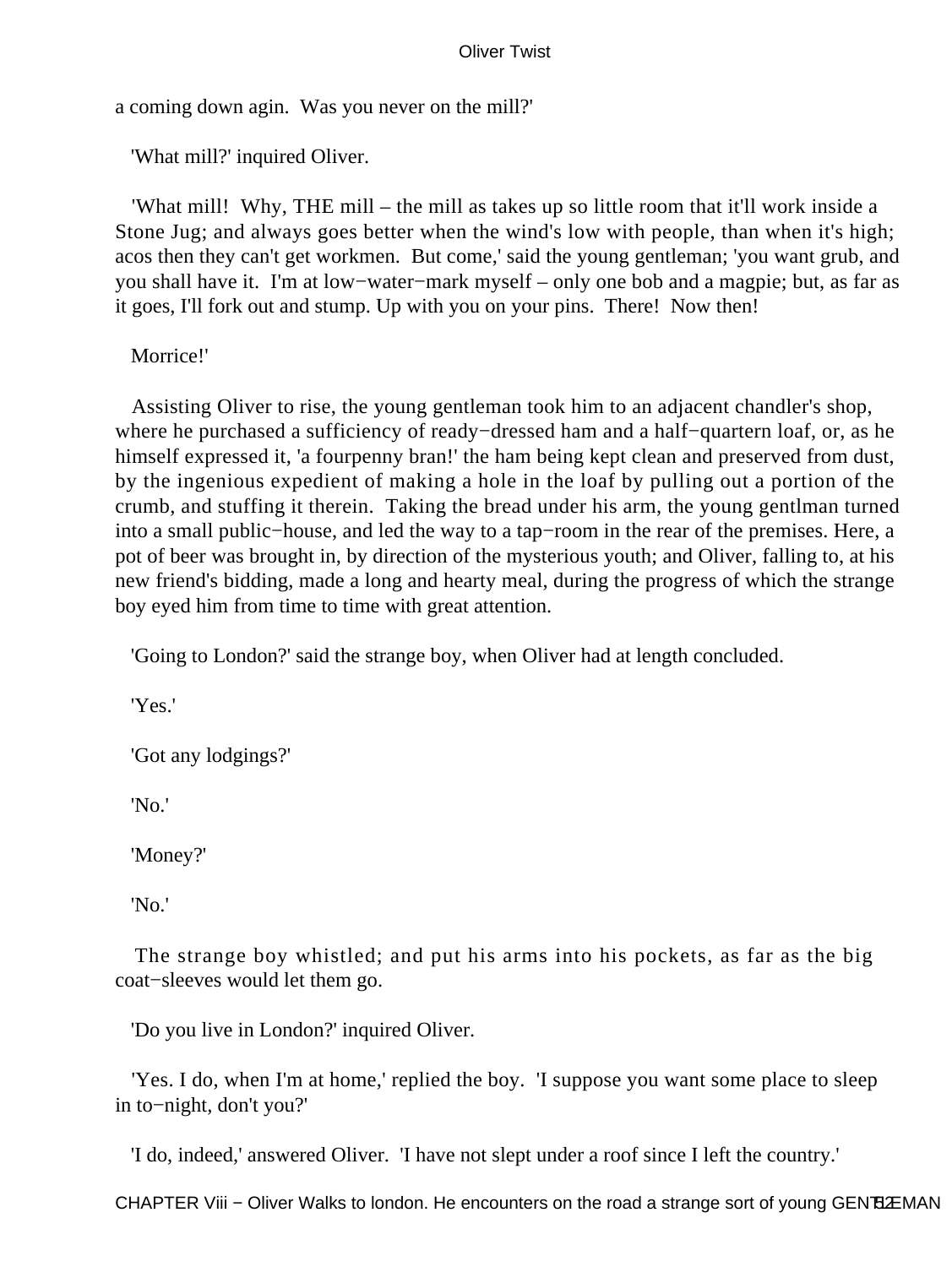a coming down agin. Was you never on the mill?'

'What mill?' inquired Oliver.

'What mill! Why, THE mill – the mill as takes up so little room that it'll work inside a Stone Jug; and always goes better when the wind's low with people, than when it's high; acos then they can't get workmen. But come,' said the young gentleman; 'you want grub, and you shall have it. I'm at low−water−mark myself – only one bob and a magpie; but, as far as it goes, I'll fork out and stump. Up with you on your pins. There! Now then!

Morrice!'

Assisting Oliver to rise, the young gentleman took him to an adjacent chandler's shop, where he purchased a sufficiency of ready−dressed ham and a half−quartern loaf, or, as he himself expressed it, 'a fourpenny bran!' the ham being kept clean and preserved from dust, by the ingenious expedient of making a hole in the loaf by pulling out a portion of the crumb, and stuffing it therein. Taking the bread under his arm, the young gentlman turned into a small public−house, and led the way to a tap−room in the rear of the premises. Here, a pot of beer was brought in, by direction of the mysterious youth; and Oliver, falling to, at his new friend's bidding, made a long and hearty meal, during the progress of which the strange boy eyed him from time to time with great attention.

'Going to London?' said the strange boy, when Oliver had at length concluded.

'Yes.'

'Got any lodgings?'

'No.'

'Money?'

'No.'

The strange boy whistled; and put his arms into his pockets, as far as the big coat−sleeves would let them go.

'Do you live in London?' inquired Oliver.

'Yes. I do, when I'm at home,' replied the boy. 'I suppose you want some place to sleep in to−night, don't you?'

'I do, indeed,' answered Oliver. 'I have not slept under a roof since I left the country.'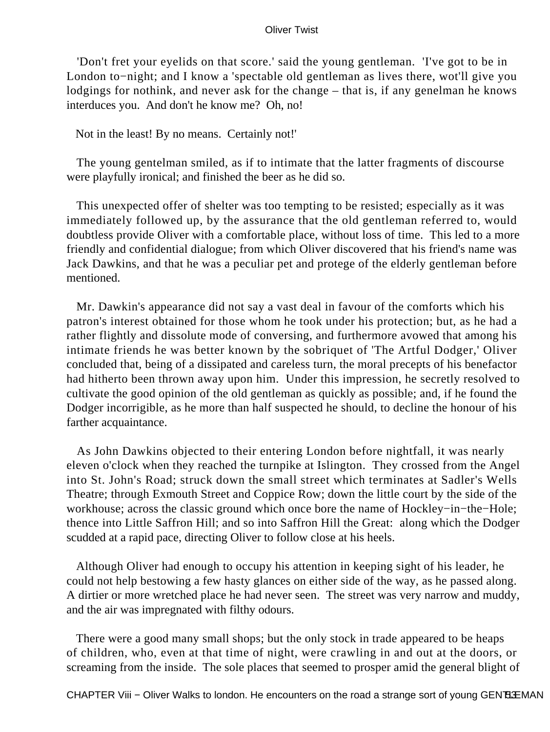'Don't fret your eyelids on that score.' said the young gentleman. 'I've got to be in London to−night; and I know a 'spectable old gentleman as lives there, wot'll give you lodgings for nothink, and never ask for the change – that is, if any genelman he knows interduces you. And don't he know me? Oh, no!

Not in the least! By no means. Certainly not!'

The young gentelman smiled, as if to intimate that the latter fragments of discourse were playfully ironical; and finished the beer as he did so.

This unexpected offer of shelter was too tempting to be resisted; especially as it was immediately followed up, by the assurance that the old gentleman referred to, would doubtless provide Oliver with a comfortable place, without loss of time. This led to a more friendly and confidential dialogue; from which Oliver discovered that his friend's name was Jack Dawkins, and that he was a peculiar pet and protege of the elderly gentleman before mentioned.

Mr. Dawkin's appearance did not say a vast deal in favour of the comforts which his patron's interest obtained for those whom he took under his protection; but, as he had a rather flightly and dissolute mode of conversing, and furthermore avowed that among his intimate friends he was better known by the sobriquet of 'The Artful Dodger,' Oliver concluded that, being of a dissipated and careless turn, the moral precepts of his benefactor had hitherto been thrown away upon him. Under this impression, he secretly resolved to cultivate the good opinion of the old gentleman as quickly as possible; and, if he found the Dodger incorrigible, as he more than half suspected he should, to decline the honour of his farther acquaintance.

As John Dawkins objected to their entering London before nightfall, it was nearly eleven o'clock when they reached the turnpike at Islington. They crossed from the Angel into St. John's Road; struck down the small street which terminates at Sadler's Wells Theatre; through Exmouth Street and Coppice Row; down the little court by the side of the workhouse; across the classic ground which once bore the name of Hockley−in−the−Hole; thence into Little Saffron Hill; and so into Saffron Hill the Great: along which the Dodger scudded at a rapid pace, directing Oliver to follow close at his heels.

Although Oliver had enough to occupy his attention in keeping sight of his leader, he could not help bestowing a few hasty glances on either side of the way, as he passed along. A dirtier or more wretched place he had never seen. The street was very narrow and muddy, and the air was impregnated with filthy odours.

There were a good many small shops; but the only stock in trade appeared to be heaps of children, who, even at that time of night, were crawling in and out at the doors, or screaming from the inside. The sole places that seemed to prosper amid the general blight of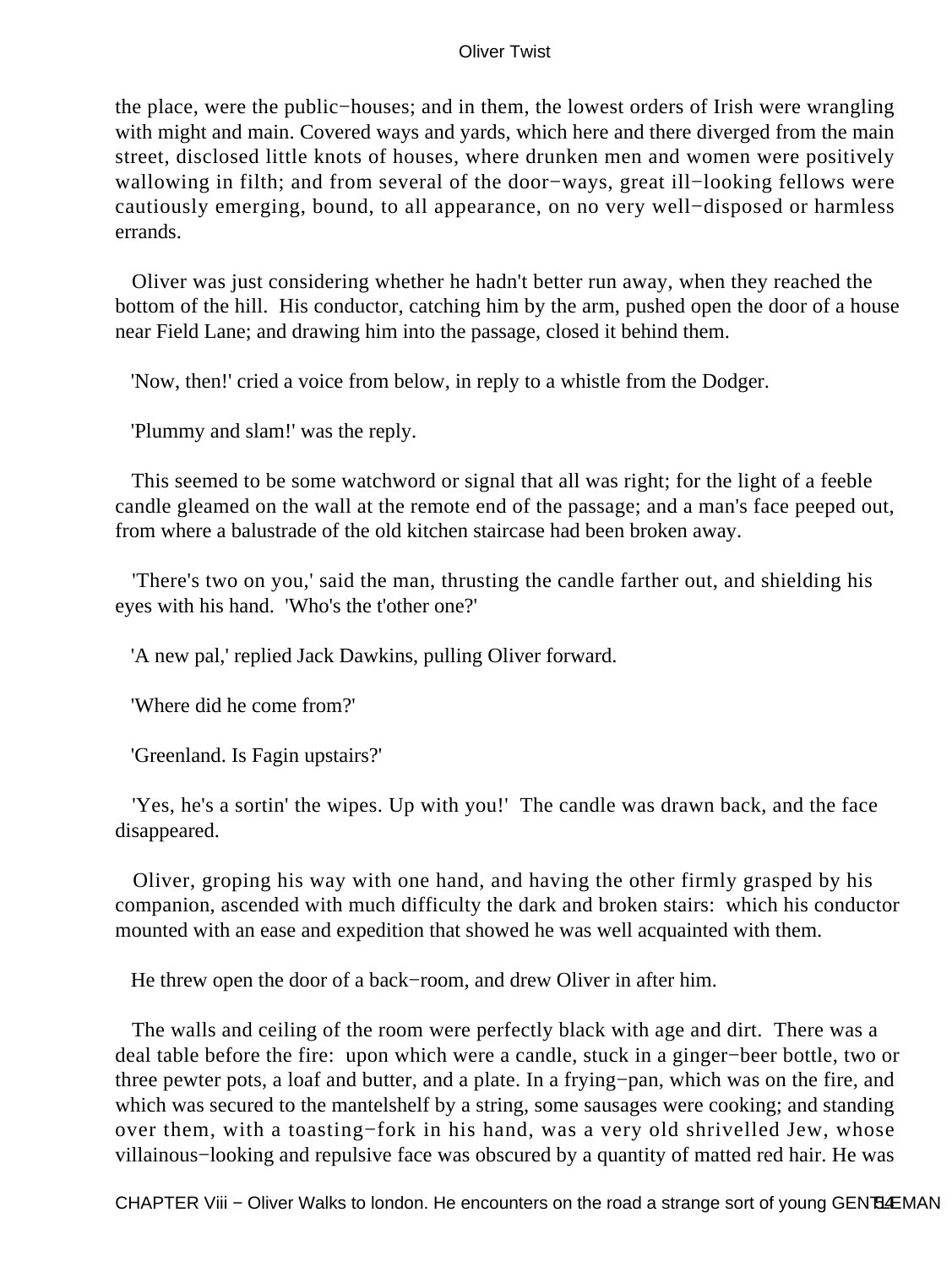the place, were the public−houses; and in them, the lowest orders of Irish were wrangling with might and main. Covered ways and yards, which here and there diverged from the main street, disclosed little knots of houses, where drunken men and women were positively wallowing in filth; and from several of the door−ways, great ill−looking fellows were cautiously emerging, bound, to all appearance, on no very well−disposed or harmless errands.

Oliver was just considering whether he hadn't better run away, when they reached the bottom of the hill. His conductor, catching him by the arm, pushed open the door of a house near Field Lane; and drawing him into the passage, closed it behind them.

'Now, then!' cried a voice from below, in reply to a whistle from the Dodger.

'Plummy and slam!' was the reply.

This seemed to be some watchword or signal that all was right; for the light of a feeble candle gleamed on the wall at the remote end of the passage; and a man's face peeped out, from where a balustrade of the old kitchen staircase had been broken away.

'There's two on you,' said the man, thrusting the candle farther out, and shielding his eyes with his hand. 'Who's the t'other one?'

'A new pal,' replied Jack Dawkins, pulling Oliver forward.

'Where did he come from?'

'Greenland. Is Fagin upstairs?'

'Yes, he's a sortin' the wipes. Up with you!' The candle was drawn back, and the face disappeared.

Oliver, groping his way with one hand, and having the other firmly grasped by his companion, ascended with much difficulty the dark and broken stairs: which his conductor mounted with an ease and expedition that showed he was well acquainted with them.

He threw open the door of a back−room, and drew Oliver in after him.

The walls and ceiling of the room were perfectly black with age and dirt. There was a deal table before the fire: upon which were a candle, stuck in a ginger−beer bottle, two or three pewter pots, a loaf and butter, and a plate. In a frying−pan, which was on the fire, and which was secured to the mantelshelf by a string, some sausages were cooking; and standing over them, with a toasting−fork in his hand, was a very old shrivelled Jew, whose villainous−looking and repulsive face was obscured by a quantity of matted red hair. He was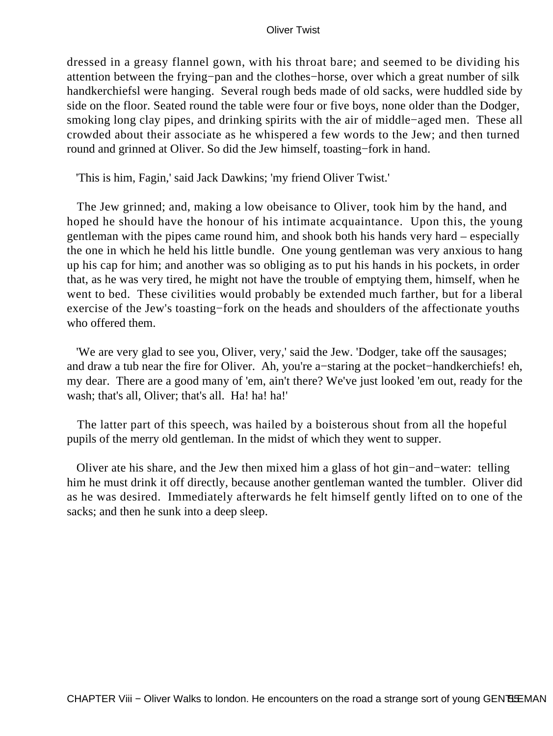dressed in a greasy flannel gown, with his throat bare; and seemed to be dividing his attention between the frying−pan and the clothes−horse, over which a great number of silk handkerchiefsl were hanging. Several rough beds made of old sacks, were huddled side by side on the floor. Seated round the table were four or five boys, none older than the Dodger, smoking long clay pipes, and drinking spirits with the air of middle−aged men. These all crowded about their associate as he whispered a few words to the Jew; and then turned round and grinned at Oliver. So did the Jew himself, toasting−fork in hand.

'This is him, Fagin,' said Jack Dawkins; 'my friend Oliver Twist.'

The Jew grinned; and, making a low obeisance to Oliver, took him by the hand, and hoped he should have the honour of his intimate acquaintance. Upon this, the young gentleman with the pipes came round him, and shook both his hands very hard – especially the one in which he held his little bundle. One young gentleman was very anxious to hang up his cap for him; and another was so obliging as to put his hands in his pockets, in order that, as he was very tired, he might not have the trouble of emptying them, himself, when he went to bed. These civilities would probably be extended much farther, but for a liberal exercise of the Jew's toasting−fork on the heads and shoulders of the affectionate youths who offered them.

'We are very glad to see you, Oliver, very,' said the Jew. 'Dodger, take off the sausages; and draw a tub near the fire for Oliver. Ah, you're a−staring at the pocket−handkerchiefs! eh, my dear. There are a good many of 'em, ain't there? We've just looked 'em out, ready for the wash; that's all, Oliver; that's all. Ha! ha! ha!'

The latter part of this speech, was hailed by a boisterous shout from all the hopeful pupils of the merry old gentleman. In the midst of which they went to supper.

Oliver ate his share, and the Jew then mixed him a glass of hot gin−and−water: telling him he must drink it off directly, because another gentleman wanted the tumbler. Oliver did as he was desired. Immediately afterwards he felt himself gently lifted on to one of the sacks; and then he sunk into a deep sleep.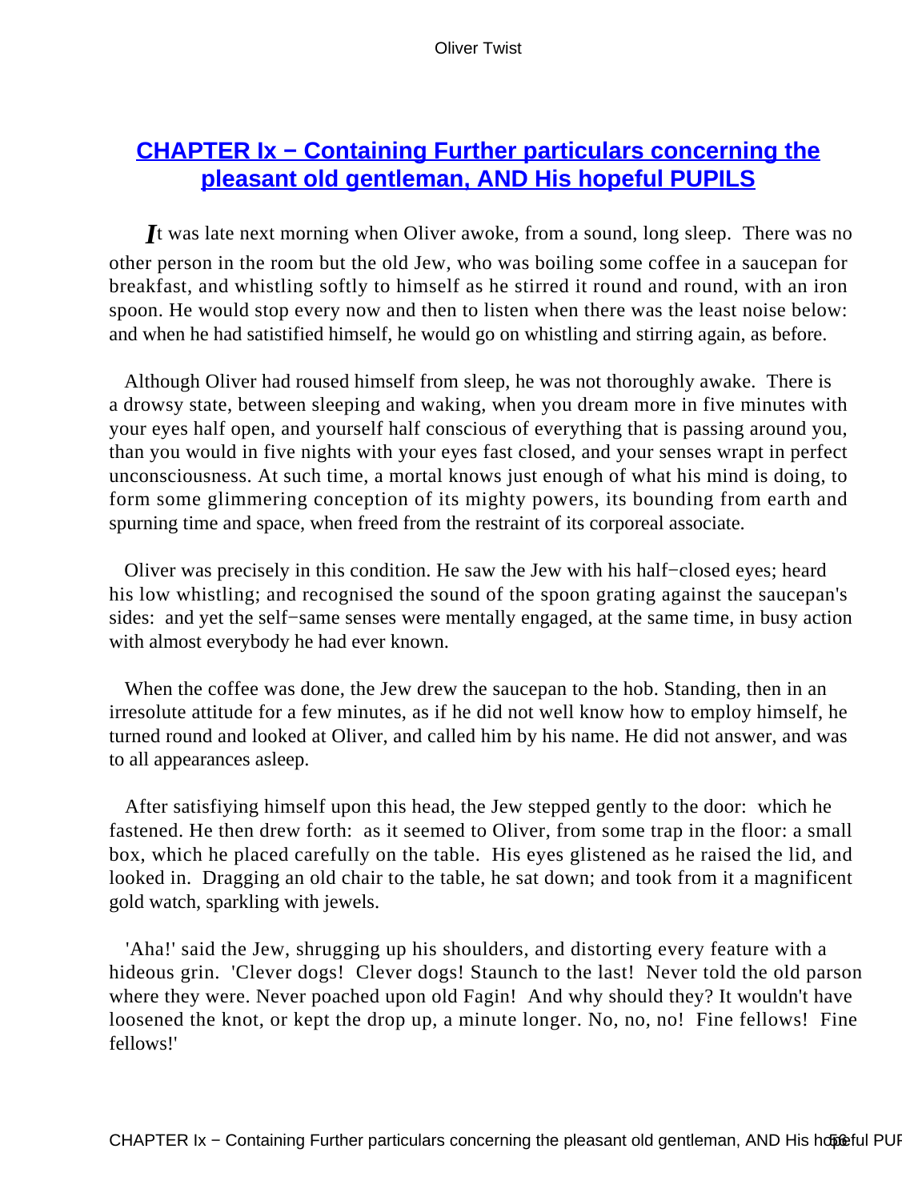## CHAPTER Ix − Containing Further particulars concerning the pleasant old gentleman, AND His hopeful PUPILS

*I*t was late next morning when Oliver awoke, from a sound, long sleep. There was no other person in the room but the old Jew, who was boiling some coffee in a saucepan for breakfast, and whistling softly to himself as he stirred it round and round, with an iron spoon. He would stop every now and then to listen when there was the least noise below: and when he had satistified himself, he would go on whistling and stirring again, as before.

Although Oliver had roused himself from sleep, he was not thoroughly awake. There is a drowsy state, between sleeping and waking, when you dream more in five minutes with your eyes half open, and yourself half conscious of everything that is passing around you, than you would in five nights with your eyes fast closed, and your senses wrapt in perfect unconsciousness. At such time, a mortal knows just enough of what his mind is doing, to form some glimmering conception of its mighty powers, its bounding from earth and spurning time and space, when freed from the restraint of its corporeal associate.

Oliver was precisely in this condition. He saw the Jew with his half−closed eyes; heard his low whistling; and recognised the sound of the spoon grating against the saucepan's sides: and yet the self−same senses were mentally engaged, at the same time, in busy action with almost everybody he had ever known.

When the coffee was done, the Jew drew the saucepan to the hob. Standing, then in an irresolute attitude for a few minutes, as if he did not well know how to employ himself, he turned round and looked at Oliver, and called him by his name. He did not answer, and was to all appearances asleep.

After satisfiying himself upon this head, the Jew stepped gently to the door: which he fastened. He then drew forth: as it seemed to Oliver, from some trap in the floor: a small box, which he placed carefully on the table. His eyes glistened as he raised the lid, and looked in. Dragging an old chair to the table, he sat down; and took from it a magnificent gold watch, sparkling with jewels.

'Aha!' said the Jew, shrugging up his shoulders, and distorting every feature with a hideous grin. 'Clever dogs! Clever dogs! Staunch to the last! Never told the old parson where they were. Never poached upon old Fagin! And why should they? It wouldn't have loosened the knot, or kept the drop up, a minute longer. No, no, no! Fine fellows! Fine fellows!'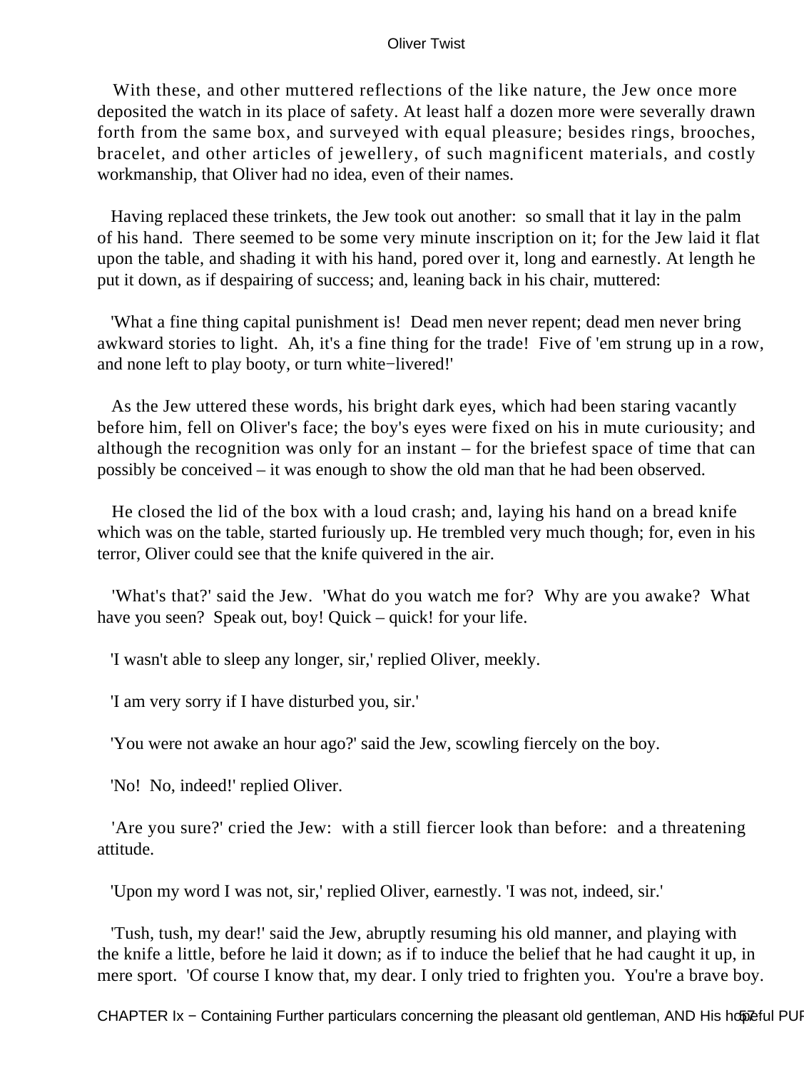With these, and other muttered reflections of the like nature, the Jew once more deposited the watch in its place of safety. At least half a dozen more were severally drawn forth from the same box, and surveyed with equal pleasure; besides rings, brooches, bracelet, and other articles of jewellery, of such magnificent materials, and costly workmanship, that Oliver had no idea, even of their names.

Having replaced these trinkets, the Jew took out another: so small that it lay in the palm of his hand. There seemed to be some very minute inscription on it; for the Jew laid it flat upon the table, and shading it with his hand, pored over it, long and earnestly. At length he put it down, as if despairing of success; and, leaning back in his chair, muttered:

'What a fine thing capital punishment is! Dead men never repent; dead men never bring awkward stories to light. Ah, it's a fine thing for the trade! Five of 'em strung up in a row, and none left to play booty, or turn white−livered!'

As the Jew uttered these words, his bright dark eyes, which had been staring vacantly before him, fell on Oliver's face; the boy's eyes were fixed on his in mute curiousity; and although the recognition was only for an instant – for the briefest space of time that can possibly be conceived – it was enough to show the old man that he had been observed.

He closed the lid of the box with a loud crash; and, laying his hand on a bread knife which was on the table, started furiously up. He trembled very much though; for, even in his terror, Oliver could see that the knife quivered in the air.

'What's that?' said the Jew. 'What do you watch me for? Why are you awake? What have you seen? Speak out, boy! Quick – quick! for your life.

'I wasn't able to sleep any longer, sir,' replied Oliver, meekly.

'I am very sorry if I have disturbed you, sir.'

'You were not awake an hour ago?' said the Jew, scowling fiercely on the boy.

'No! No, indeed!' replied Oliver.

'Are you sure?' cried the Jew: with a still fiercer look than before: and a threatening attitude.

'Upon my word I was not, sir,' replied Oliver, earnestly. 'I was not, indeed, sir.'

'Tush, tush, my dear!' said the Jew, abruptly resuming his old manner, and playing with the knife a little, before he laid it down; as if to induce the belief that he had caught it up, in mere sport. 'Of course I know that, my dear. I only tried to frighten you. You're a brave boy.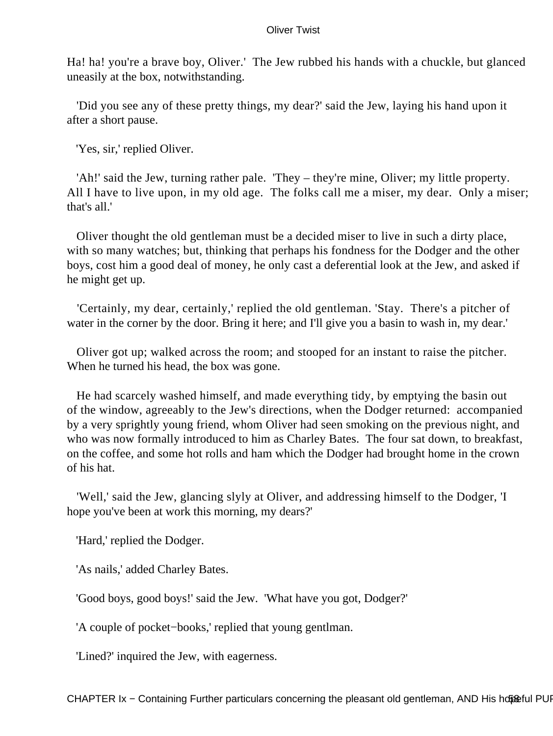Ha! ha! you're a brave boy, Oliver.' The Jew rubbed his hands with a chuckle, but glanced uneasily at the box, notwithstanding.

'Did you see any of these pretty things, my dear?' said the Jew, laying his hand upon it after a short pause.

'Yes, sir,' replied Oliver.

'Ah!' said the Jew, turning rather pale. 'They – they're mine, Oliver; my little property. All I have to live upon, in my old age. The folks call me a miser, my dear. Only a miser; that's all.'

Oliver thought the old gentleman must be a decided miser to live in such a dirty place, with so many watches; but, thinking that perhaps his fondness for the Dodger and the other boys, cost him a good deal of money, he only cast a deferential look at the Jew, and asked if he might get up.

'Certainly, my dear, certainly,' replied the old gentleman. 'Stay. There's a pitcher of water in the corner by the door. Bring it here; and I'll give you a basin to wash in, my dear.'

Oliver got up; walked across the room; and stooped for an instant to raise the pitcher. When he turned his head, the box was gone.

He had scarcely washed himself, and made everything tidy, by emptying the basin out of the window, agreeably to the Jew's directions, when the Dodger returned: accompanied by a very sprightly young friend, whom Oliver had seen smoking on the previous night, and who was now formally introduced to him as Charley Bates. The four sat down, to breakfast, on the coffee, and some hot rolls and ham which the Dodger had brought home in the crown of his hat.

'Well,' said the Jew, glancing slyly at Oliver, and addressing himself to the Dodger, 'I hope you've been at work this morning, my dears?'

'Hard,' replied the Dodger.

'As nails,' added Charley Bates.

'Good boys, good boys!' said the Jew. 'What have you got, Dodger?'

'A couple of pocket−books,' replied that young gentlman.

'Lined?' inquired the Jew, with eagerness.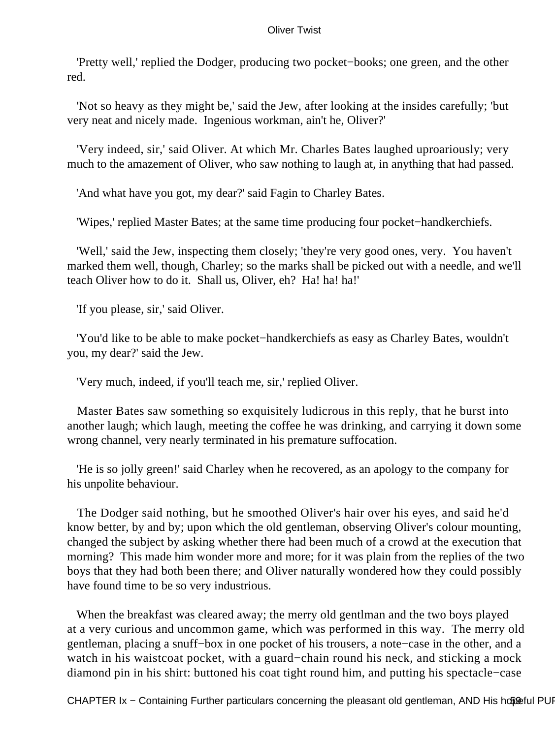'Pretty well,' replied the Dodger, producing two pocket−books; one green, and the other red.

'Not so heavy as they might be,' said the Jew, after looking at the insides carefully; 'but very neat and nicely made. Ingenious workman, ain't he, Oliver?'

'Very indeed, sir,' said Oliver. At which Mr. Charles Bates laughed uproariously; very much to the amazement of Oliver, who saw nothing to laugh at, in anything that had passed.

'And what have you got, my dear?' said Fagin to Charley Bates.

'Wipes,' replied Master Bates; at the same time producing four pocket−handkerchiefs.

'Well,' said the Jew, inspecting them closely; 'they're very good ones, very. You haven't marked them well, though, Charley; so the marks shall be picked out with a needle, and we'll teach Oliver how to do it. Shall us, Oliver, eh? Ha! ha! ha!'

'If you please, sir,' said Oliver.

'You'd like to be able to make pocket−handkerchiefs as easy as Charley Bates, wouldn't you, my dear?' said the Jew.

'Very much, indeed, if you'll teach me, sir,' replied Oliver.

Master Bates saw something so exquisitely ludicrous in this reply, that he burst into another laugh; which laugh, meeting the coffee he was drinking, and carrying it down some wrong channel, very nearly terminated in his premature suffocation.

'He is so jolly green!' said Charley when he recovered, as an apology to the company for his unpolite behaviour.

The Dodger said nothing, but he smoothed Oliver's hair over his eyes, and said he'd know better, by and by; upon which the old gentleman, observing Oliver's colour mounting, changed the subject by asking whether there had been much of a crowd at the execution that morning? This made him wonder more and more; for it was plain from the replies of the two boys that they had both been there; and Oliver naturally wondered how they could possibly have found time to be so very industrious.

When the breakfast was cleared away; the merry old gentlman and the two boys played at a very curious and uncommon game, which was performed in this way. The merry old gentleman, placing a snuff−box in one pocket of his trousers, a note−case in the other, and a watch in his waistcoat pocket, with a guard−chain round his neck, and sticking a mock diamond pin in his shirt: buttoned his coat tight round him, and putting his spectacle−case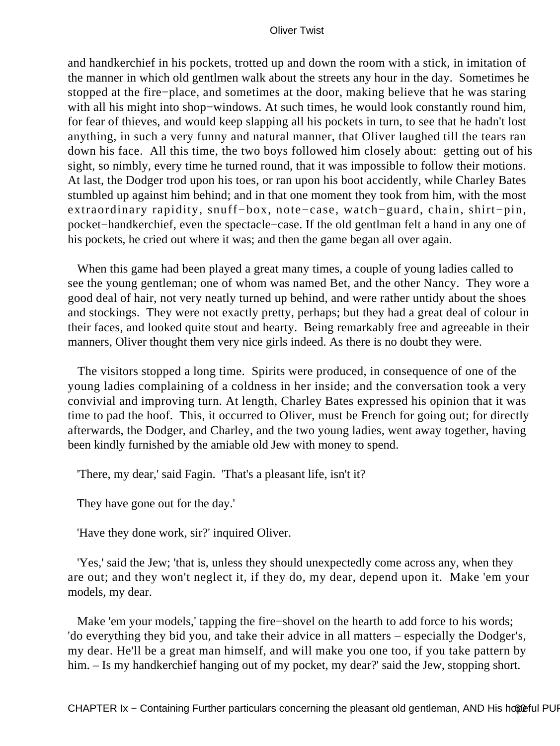and handkerchief in his pockets, trotted up and down the room with a stick, in imitation of the manner in which old gentlmen walk about the streets any hour in the day. Sometimes he stopped at the fire−place, and sometimes at the door, making believe that he was staring with all his might into shop−windows. At such times, he would look constantly round him, for fear of thieves, and would keep slapping all his pockets in turn, to see that he hadn't lost anything, in such a very funny and natural manner, that Oliver laughed till the tears ran down his face. All this time, the two boys followed him closely about: getting out of his sight, so nimbly, every time he turned round, that it was impossible to follow their motions. At last, the Dodger trod upon his toes, or ran upon his boot accidently, while Charley Bates stumbled up against him behind; and in that one moment they took from him, with the most extraordinary rapidity, snuff−box, note−case, watch−guard, chain, shirt−pin, pocket−handkerchief, even the spectacle−case. If the old gentlman felt a hand in any one of his pockets, he cried out where it was; and then the game began all over again.

When this game had been played a great many times, a couple of young ladies called to see the young gentleman; one of whom was named Bet, and the other Nancy. They wore a good deal of hair, not very neatly turned up behind, and were rather untidy about the shoes and stockings. They were not exactly pretty, perhaps; but they had a great deal of colour in their faces, and looked quite stout and hearty. Being remarkably free and agreeable in their manners, Oliver thought them very nice girls indeed. As there is no doubt they were.

The visitors stopped a long time. Spirits were produced, in consequence of one of the young ladies complaining of a coldness in her inside; and the conversation took a very convivial and improving turn. At length, Charley Bates expressed his opinion that it was time to pad the hoof. This, it occurred to Oliver, must be French for going out; for directly afterwards, the Dodger, and Charley, and the two young ladies, went away together, having been kindly furnished by the amiable old Jew with money to spend.

'There, my dear,' said Fagin. 'That's a pleasant life, isn't it?

They have gone out for the day.'

'Have they done work, sir?' inquired Oliver.

'Yes,' said the Jew; 'that is, unless they should unexpectedly come across any, when they are out; and they won't neglect it, if they do, my dear, depend upon it. Make 'em your models, my dear.

Make 'em your models,' tapping the fire−shovel on the hearth to add force to his words; 'do everything they bid you, and take their advice in all matters – especially the Dodger's, my dear. He'll be a great man himself, and will make you one too, if you take pattern by him. – Is my handkerchief hanging out of my pocket, my dear?' said the Jew, stopping short.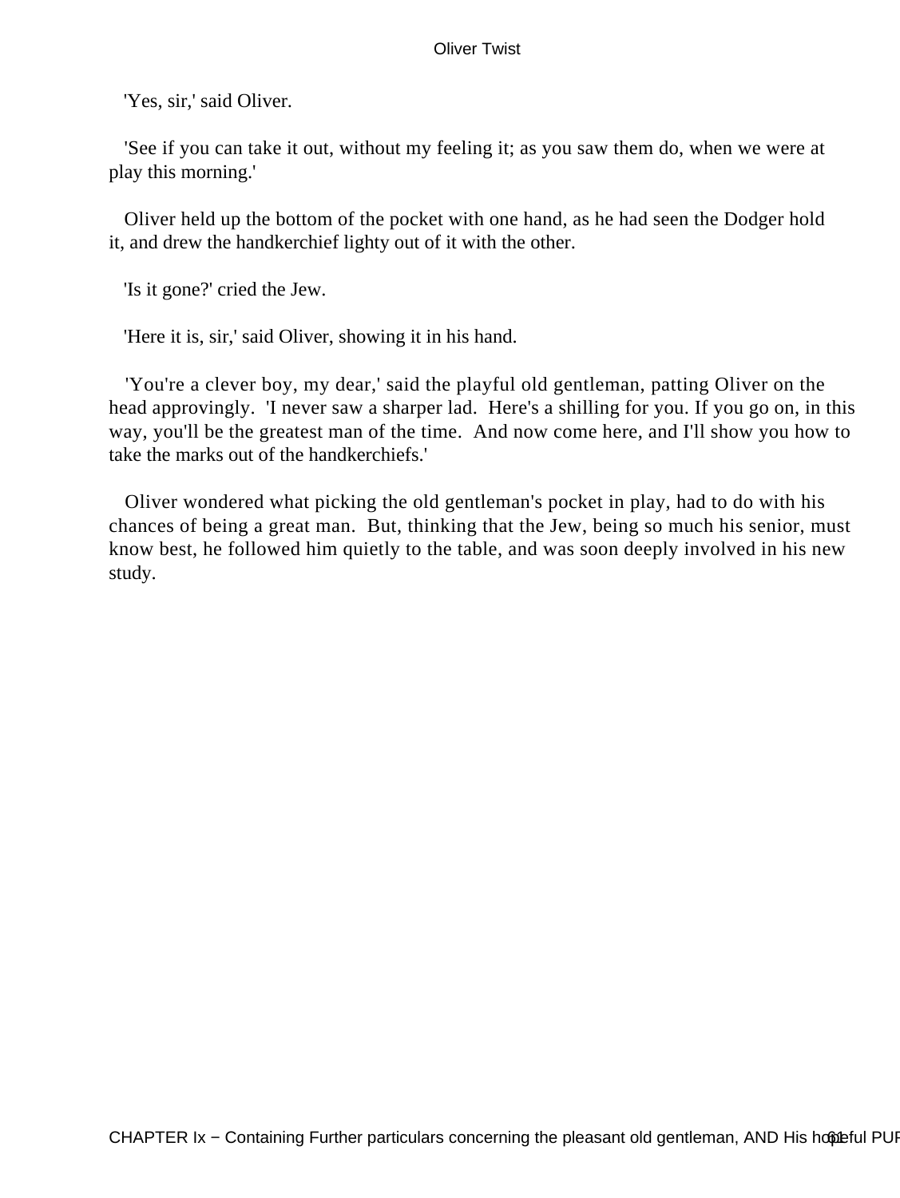'Yes, sir,' said Oliver.

'See if you can take it out, without my feeling it; as you saw them do, when we were at play this morning.'

Oliver held up the bottom of the pocket with one hand, as he had seen the Dodger hold it, and drew the handkerchief lighty out of it with the other.

'Is it gone?' cried the Jew.

'Here it is, sir,' said Oliver, showing it in his hand.

'You're a clever boy, my dear,' said the playful old gentleman, patting Oliver on the head approvingly. 'I never saw a sharper lad. Here's a shilling for you. If you go on, in this way, you'll be the greatest man of the time. And now come here, and I'll show you how to take the marks out of the handkerchiefs.'

Oliver wondered what picking the old gentleman's pocket in play, had to do with his chances of being a great man. But, thinking that the Jew, being so much his senior, must know best, he followed him quietly to the table, and was soon deeply involved in his new study.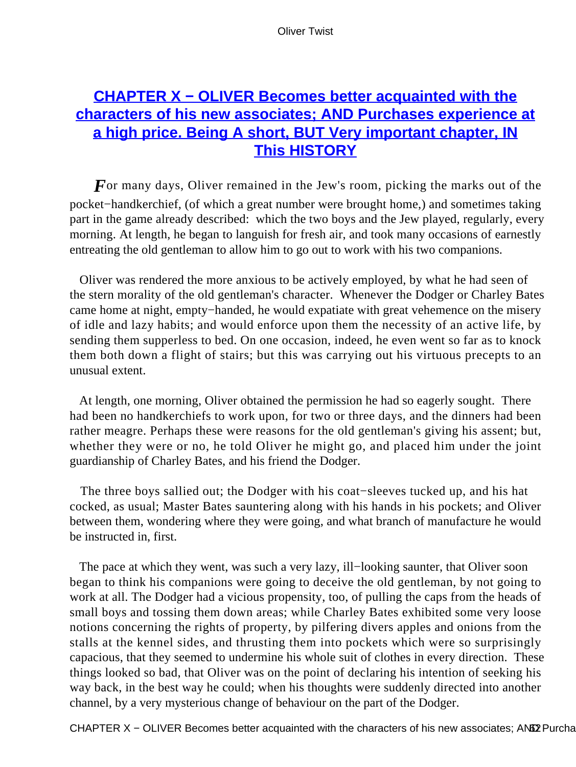## CHAPTER X − OLIVER Becomes better acquainted with the characters of his new associates; AND Purchases experience at a high price. Being A short, BUT Very important chapter, IN This HISTORY

*F*or many days, Oliver remained in the Jew's room, picking the marks out of the pocket−handkerchief, (of which a great number were brought home,) and sometimes taking part in the game already described: which the two boys and the Jew played, regularly, every morning. At length, he began to languish for fresh air, and took many occasions of earnestly entreating the old gentleman to allow him to go out to work with his two companions.

Oliver was rendered the more anxious to be actively employed, by what he had seen of the stern morality of the old gentleman's character. Whenever the Dodger or Charley Bates came home at night, empty−handed, he would expatiate with great vehemence on the misery of idle and lazy habits; and would enforce upon them the necessity of an active life, by sending them supperless to bed. On one occasion, indeed, he even went so far as to knock them both down a flight of stairs; but this was carrying out his virtuous precepts to an unusual extent.

At length, one morning, Oliver obtained the permission he had so eagerly sought. There had been no handkerchiefs to work upon, for two or three days, and the dinners had been rather meagre. Perhaps these were reasons for the old gentleman's giving his assent; but, whether they were or no, he told Oliver he might go, and placed him under the joint guardianship of Charley Bates, and his friend the Dodger.

The three boys sallied out; the Dodger with his coat−sleeves tucked up, and his hat cocked, as usual; Master Bates sauntering along with his hands in his pockets; and Oliver between them, wondering where they were going, and what branch of manufacture he would be instructed in, first.

The pace at which they went, was such a very lazy, ill−looking saunter, that Oliver soon began to think his companions were going to deceive the old gentleman, by not going to work at all. The Dodger had a vicious propensity, too, of pulling the caps from the heads of small boys and tossing them down areas; while Charley Bates exhibited some very loose notions concerning the rights of property, by pilfering divers apples and onions from the stalls at the kennel sides, and thrusting them into pockets which were so surprisingly capacious, that they seemed to undermine his whole suit of clothes in every direction. These things looked so bad, that Oliver was on the point of declaring his intention of seeking his way back, in the best way he could; when his thoughts were suddenly directed into another channel, by a very mysterious change of behaviour on the part of the Dodger.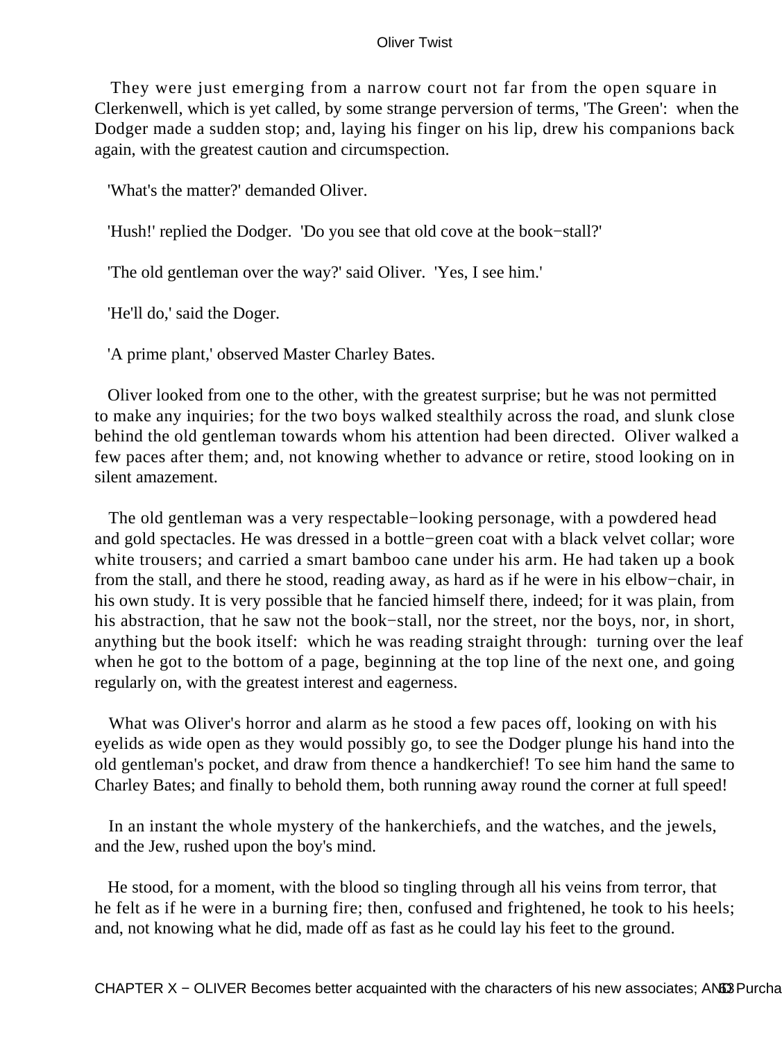They were just emerging from a narrow court not far from the open square in Clerkenwell, which is yet called, by some strange perversion of terms, 'The Green': when the Dodger made a sudden stop; and, laying his finger on his lip, drew his companions back again, with the greatest caution and circumspection.

'What's the matter?' demanded Oliver.

'Hush!' replied the Dodger. 'Do you see that old cove at the book−stall?'

'The old gentleman over the way?' said Oliver. 'Yes, I see him.'

'He'll do,' said the Doger.

'A prime plant,' observed Master Charley Bates.

Oliver looked from one to the other, with the greatest surprise; but he was not permitted to make any inquiries; for the two boys walked stealthily across the road, and slunk close behind the old gentleman towards whom his attention had been directed. Oliver walked a few paces after them; and, not knowing whether to advance or retire, stood looking on in silent amazement.

The old gentleman was a very respectable−looking personage, with a powdered head and gold spectacles. He was dressed in a bottle−green coat with a black velvet collar; wore white trousers; and carried a smart bamboo cane under his arm. He had taken up a book from the stall, and there he stood, reading away, as hard as if he were in his elbow−chair, in his own study. It is very possible that he fancied himself there, indeed; for it was plain, from his abstraction, that he saw not the book−stall, nor the street, nor the boys, nor, in short, anything but the book itself: which he was reading straight through: turning over the leaf when he got to the bottom of a page, beginning at the top line of the next one, and going regularly on, with the greatest interest and eagerness.

What was Oliver's horror and alarm as he stood a few paces off, looking on with his eyelids as wide open as they would possibly go, to see the Dodger plunge his hand into the old gentleman's pocket, and draw from thence a handkerchief! To see him hand the same to Charley Bates; and finally to behold them, both running away round the corner at full speed!

In an instant the whole mystery of the hankerchiefs, and the watches, and the jewels, and the Jew, rushed upon the boy's mind.

He stood, for a moment, with the blood so tingling through all his veins from terror, that he felt as if he were in a burning fire; then, confused and frightened, he took to his heels; and, not knowing what he did, made off as fast as he could lay his feet to the ground.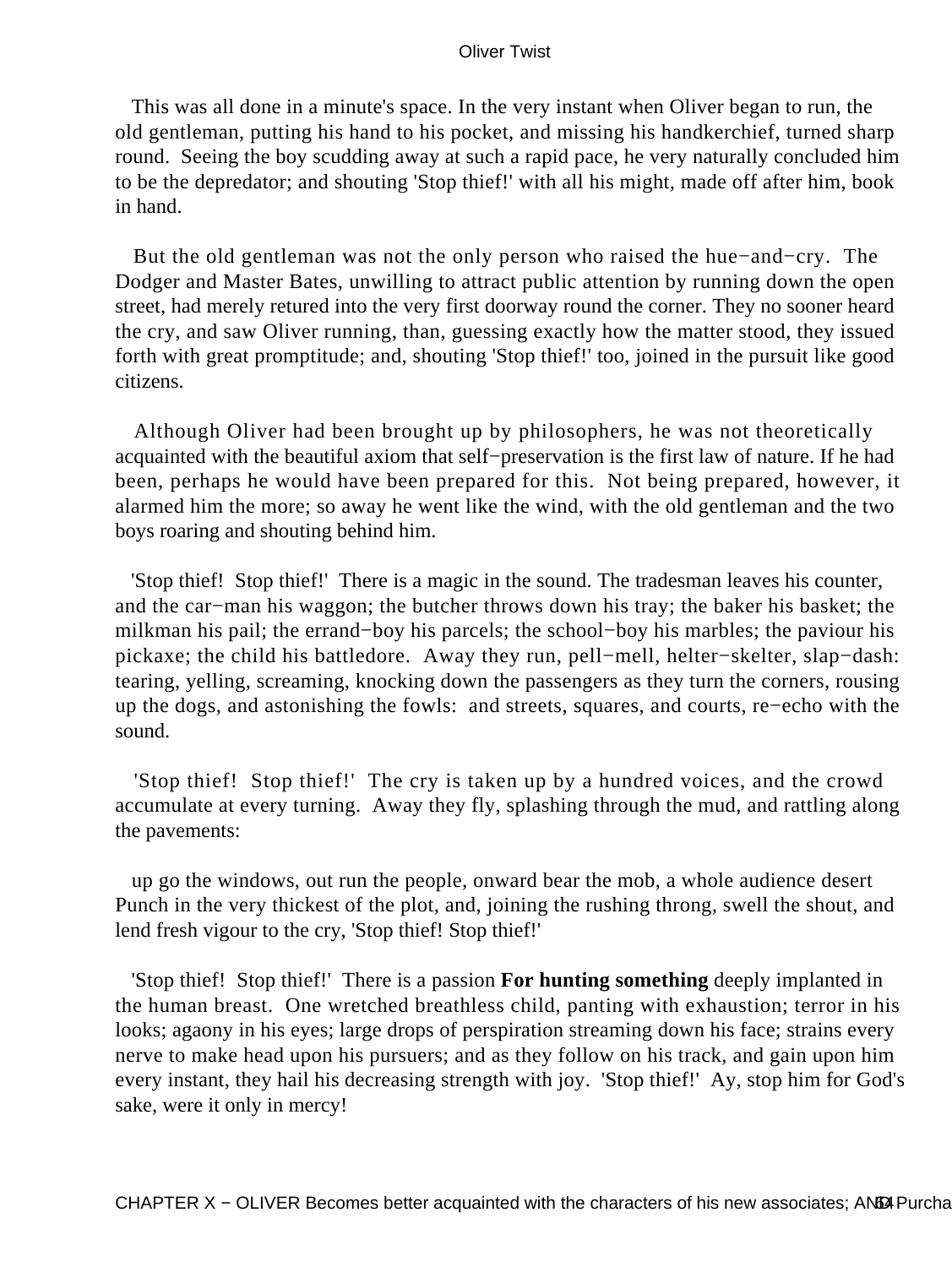This was all done in a minute's space. In the very instant when Oliver began to run, the old gentleman, putting his hand to his pocket, and missing his handkerchief, turned sharp round. Seeing the boy scudding away at such a rapid pace, he very naturally concluded him to be the depredator; and shouting 'Stop thief!' with all his might, made off after him, book in hand.

But the old gentleman was not the only person who raised the hue−and−cry. The Dodger and Master Bates, unwilling to attract public attention by running down the open street, had merely retured into the very first doorway round the corner. They no sooner heard the cry, and saw Oliver running, than, guessing exactly how the matter stood, they issued forth with great promptitude; and, shouting 'Stop thief!' too, joined in the pursuit like good citizens.

Although Oliver had been brought up by philosophers, he was not theoretically acquainted with the beautiful axiom that self−preservation is the first law of nature. If he had been, perhaps he would have been prepared for this. Not being prepared, however, it alarmed him the more; so away he went like the wind, with the old gentleman and the two boys roaring and shouting behind him.

'Stop thief! Stop thief!' There is a magic in the sound. The tradesman leaves his counter, and the car−man his waggon; the butcher throws down his tray; the baker his basket; the milkman his pail; the errand−boy his parcels; the school−boy his marbles; the paviour his pickaxe; the child his battledore. Away they run, pell−mell, helter−skelter, slap−dash: tearing, yelling, screaming, knocking down the passengers as they turn the corners, rousing up the dogs, and astonishing the fowls: and streets, squares, and courts, re−echo with the sound.

'Stop thief! Stop thief!' The cry is taken up by a hundred voices, and the crowd accumulate at every turning. Away they fly, splashing through the mud, and rattling along the pavements:

up go the windows, out run the people, onward bear the mob, a whole audience desert Punch in the very thickest of the plot, and, joining the rushing throng, swell the shout, and lend fresh vigour to the cry, 'Stop thief! Stop thief!'

'Stop thief! Stop thief!' There is a passion **For hunting something** deeply implanted in the human breast. One wretched breathless child, panting with exhaustion; terror in his looks; agaony in his eyes; large drops of perspiration streaming down his face; strains every nerve to make head upon his pursuers; and as they follow on his track, and gain upon him every instant, they hail his decreasing strength with joy. 'Stop thief!' Ay, stop him for God's sake, were it only in mercy!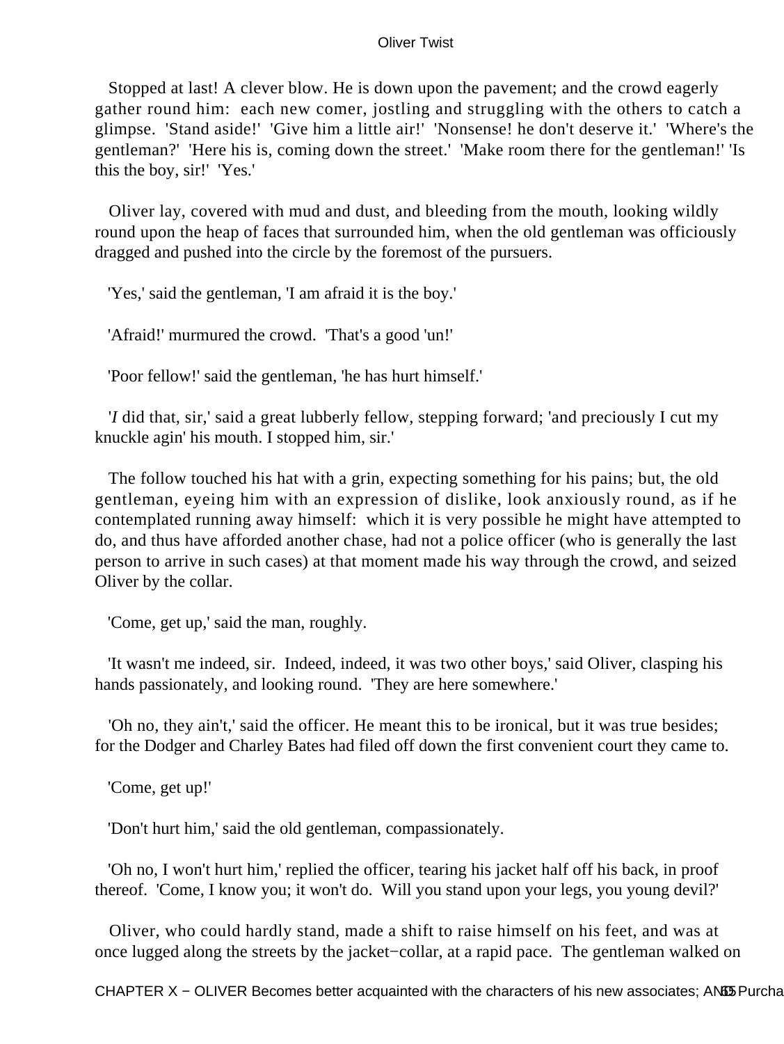Stopped at last! A clever blow. He is down upon the pavement; and the crowd eagerly gather round him: each new comer, jostling and struggling with the others to catch a glimpse. 'Stand aside!' 'Give him a little air!' 'Nonsense! he don't deserve it.' 'Where's the gentleman?' 'Here his is, coming down the street.' 'Make room there for the gentleman!' 'Is this the boy, sir!' 'Yes.'

Oliver lay, covered with mud and dust, and bleeding from the mouth, looking wildly round upon the heap of faces that surrounded him, when the old gentleman was officiously dragged and pushed into the circle by the foremost of the pursuers.

'Yes,' said the gentleman, 'I am afraid it is the boy.'

'Afraid!' murmured the crowd. 'That's a good 'un!'

'Poor fellow!' said the gentleman, 'he has hurt himself.'

'*I* did that, sir,' said a great lubberly fellow, stepping forward; 'and preciously I cut my knuckle agin' his mouth. I stopped him, sir.'

The follow touched his hat with a grin, expecting something for his pains; but, the old gentleman, eyeing him with an expression of dislike, look anxiously round, as if he contemplated running away himself: which it is very possible he might have attempted to do, and thus have afforded another chase, had not a police officer (who is generally the last person to arrive in such cases) at that moment made his way through the crowd, and seized Oliver by the collar.

'Come, get up,' said the man, roughly.

'It wasn't me indeed, sir. Indeed, indeed, it was two other boys,' said Oliver, clasping his hands passionately, and looking round. 'They are here somewhere.'

'Oh no, they ain't,' said the officer. He meant this to be ironical, but it was true besides; for the Dodger and Charley Bates had filed off down the first convenient court they came to.

'Come, get up!'

'Don't hurt him,' said the old gentleman, compassionately.

'Oh no, I won't hurt him,' replied the officer, tearing his jacket half off his back, in proof thereof. 'Come, I know you; it won't do. Will you stand upon your legs, you young devil?'

Oliver, who could hardly stand, made a shift to raise himself on his feet, and was at once lugged along the streets by the jacket−collar, at a rapid pace. The gentleman walked on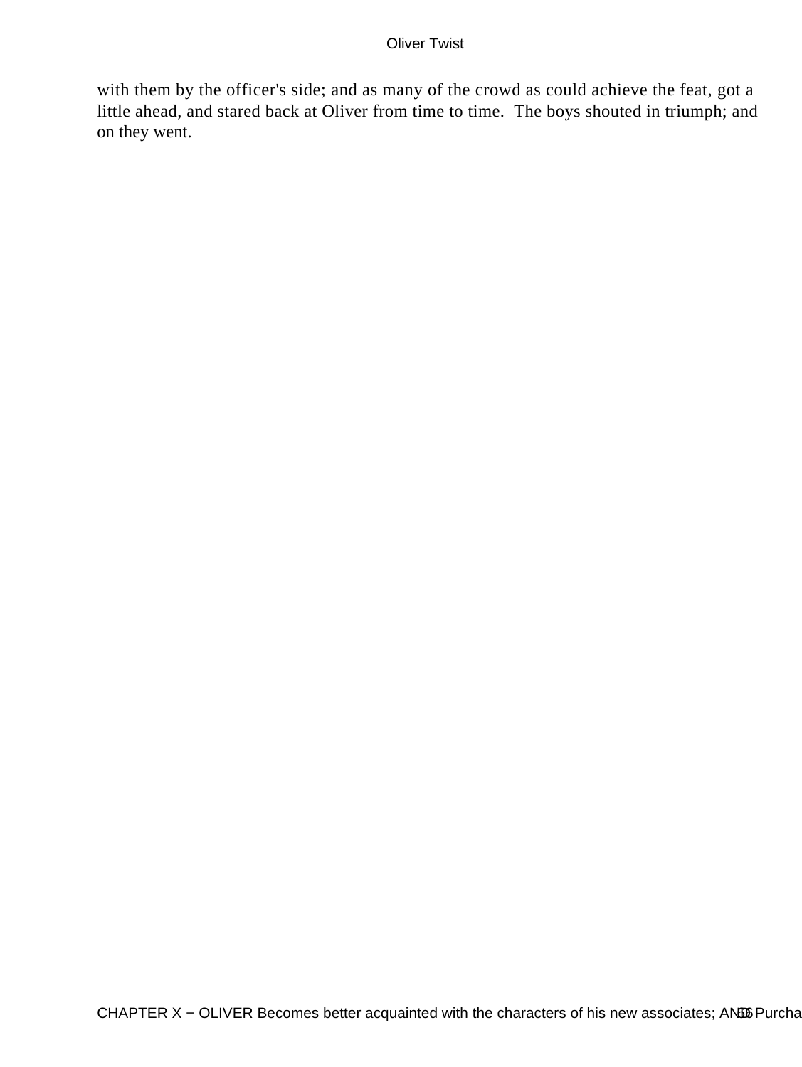with them by the officer's side; and as many of the crowd as could achieve the feat, got a little ahead, and stared back at Oliver from time to time. The boys shouted in triumph; and on they went.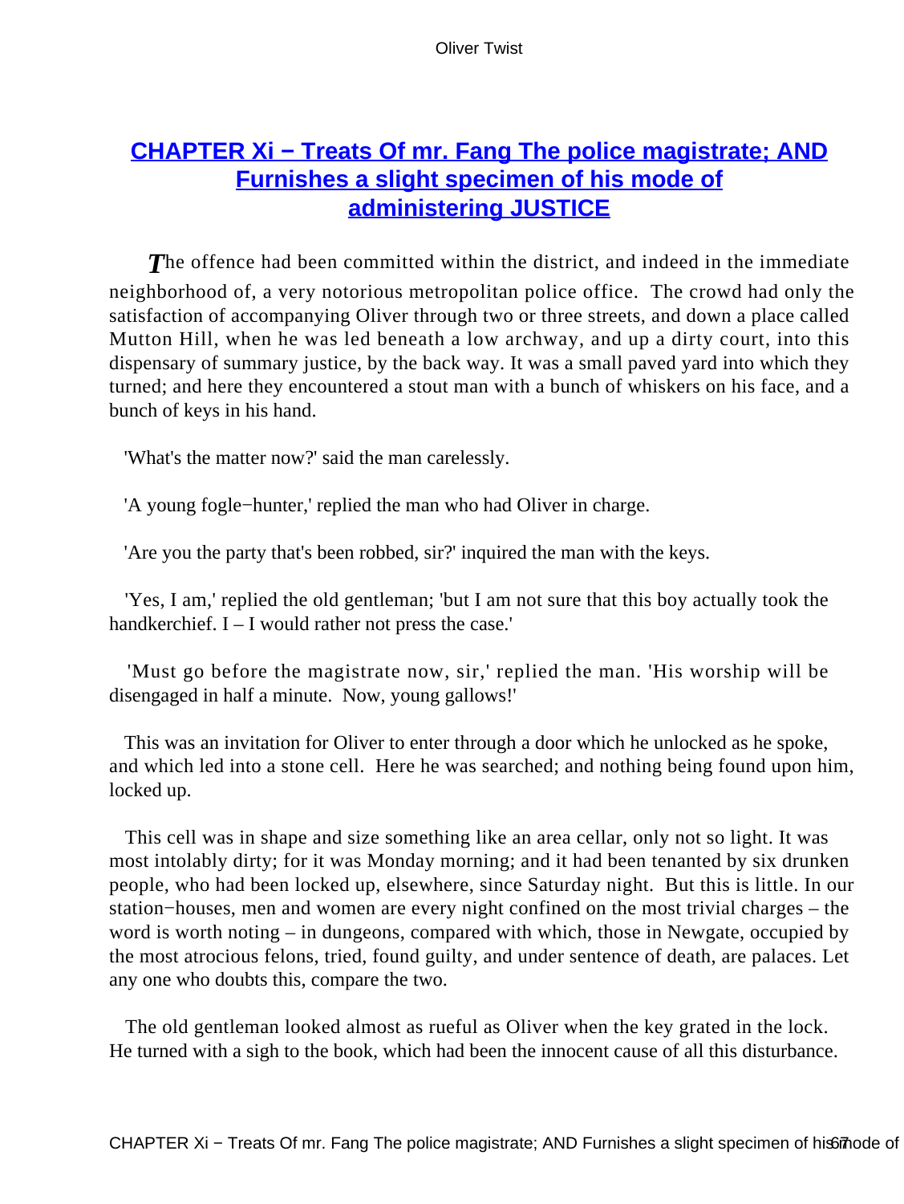## [CHAPTER Xi − Treats Of mr. Fang The police magistrate; AND Furnishes a slight specimen of his mode of administering JUSTICE]

*T*he offence had been committed within the district, and indeed in the immediate neighborhood of, a very notorious metropolitan police office. The crowd had only the satisfaction of accompanying Oliver through two or three streets, and down a place called Mutton Hill, when he was led beneath a low archway, and up a dirty court, into this dispensary of summary justice, by the back way. It was a small paved yard into which they turned; and here they encountered a stout man with a bunch of whiskers on his face, and a bunch of keys in his hand.

'What's the matter now?' said the man carelessly.

'A young fogle−hunter,' replied the man who had Oliver in charge.

'Are you the party that's been robbed, sir?' inquired the man with the keys.

'Yes, I am,' replied the old gentleman; 'but I am not sure that this boy actually took the handkerchief. I – I would rather not press the case.'

'Must go before the magistrate now, sir,' replied the man. 'His worship will be disengaged in half a minute. Now, young gallows!'

This was an invitation for Oliver to enter through a door which he unlocked as he spoke, and which led into a stone cell. Here he was searched; and nothing being found upon him, locked up.

This cell was in shape and size something like an area cellar, only not so light. It was most intolably dirty; for it was Monday morning; and it had been tenanted by six drunken people, who had been locked up, elsewhere, since Saturday night. But this is little. In our station−houses, men and women are every night confined on the most trivial charges – the word is worth noting – in dungeons, compared with which, those in Newgate, occupied by the most atrocious felons, tried, found guilty, and under sentence of death, are palaces. Let any one who doubts this, compare the two.

The old gentleman looked almost as rueful as Oliver when the key grated in the lock. He turned with a sigh to the book, which had been the innocent cause of all this disturbance.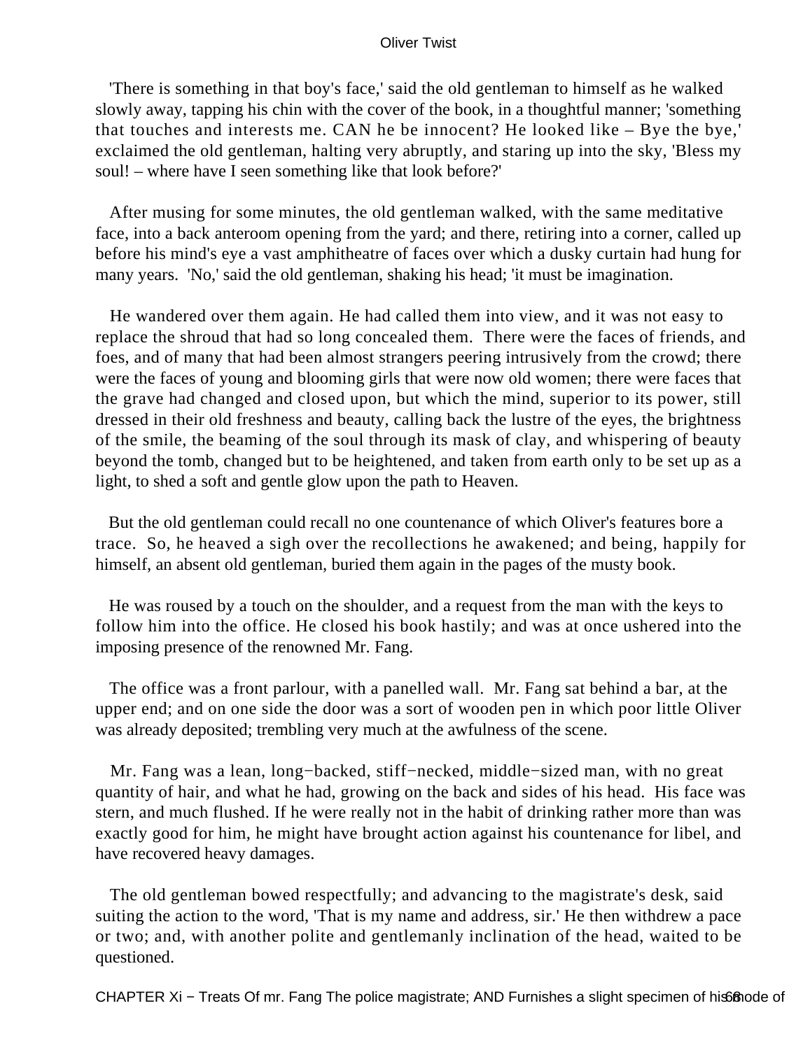'There is something in that boy's face,' said the old gentleman to himself as he walked slowly away, tapping his chin with the cover of the book, in a thoughtful manner; 'something that touches and interests me. CAN he be innocent? He looked like – Bye the bye,' exclaimed the old gentleman, halting very abruptly, and staring up into the sky, 'Bless my soul! – where have I seen something like that look before?'

After musing for some minutes, the old gentleman walked, with the same meditative face, into a back anteroom opening from the yard; and there, retiring into a corner, called up before his mind's eye a vast amphitheatre of faces over which a dusky curtain had hung for many years. 'No,' said the old gentleman, shaking his head; 'it must be imagination.

He wandered over them again. He had called them into view, and it was not easy to replace the shroud that had so long concealed them. There were the faces of friends, and foes, and of many that had been almost strangers peering intrusively from the crowd; there were the faces of young and blooming girls that were now old women; there were faces that the grave had changed and closed upon, but which the mind, superior to its power, still dressed in their old freshness and beauty, calling back the lustre of the eyes, the brightness of the smile, the beaming of the soul through its mask of clay, and whispering of beauty beyond the tomb, changed but to be heightened, and taken from earth only to be set up as a light, to shed a soft and gentle glow upon the path to Heaven.

But the old gentleman could recall no one countenance of which Oliver's features bore a trace. So, he heaved a sigh over the recollections he awakened; and being, happily for himself, an absent old gentleman, buried them again in the pages of the musty book.

He was roused by a touch on the shoulder, and a request from the man with the keys to follow him into the office. He closed his book hastily; and was at once ushered into the imposing presence of the renowned Mr. Fang.

The office was a front parlour, with a panelled wall. Mr. Fang sat behind a bar, at the upper end; and on one side the door was a sort of wooden pen in which poor little Oliver was already deposited; trembling very much at the awfulness of the scene.

Mr. Fang was a lean, long−backed, stiff−necked, middle−sized man, with no great quantity of hair, and what he had, growing on the back and sides of his head. His face was stern, and much flushed. If he were really not in the habit of drinking rather more than was exactly good for him, he might have brought action against his countenance for libel, and have recovered heavy damages.

The old gentleman bowed respectfully; and advancing to the magistrate's desk, said suiting the action to the word, 'That is my name and address, sir.' He then withdrew a pace or two; and, with another polite and gentlemanly inclination of the head, waited to be questioned.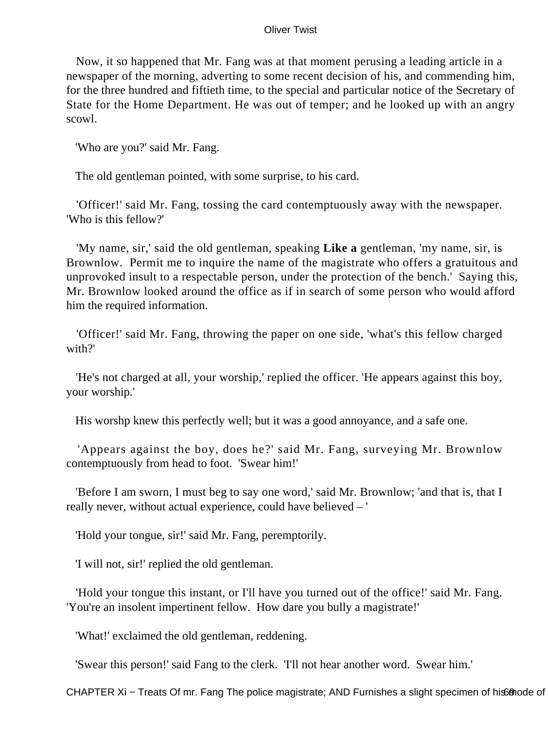Now, it so happened that Mr. Fang was at that moment perusing a leading article in a newspaper of the morning, adverting to some recent decision of his, and commending him, for the three hundred and fiftieth time, to the special and particular notice of the Secretary of State for the Home Department. He was out of temper; and he looked up with an angry scowl.

'Who are you?' said Mr. Fang.

The old gentleman pointed, with some surprise, to his card.

'Officer!' said Mr. Fang, tossing the card contemptuously away with the newspaper. 'Who is this fellow?'

'My name, sir,' said the old gentleman, speaking **Like a** gentleman, 'my name, sir, is Brownlow. Permit me to inquire the name of the magistrate who offers a gratuitous and unprovoked insult to a respectable person, under the protection of the bench.' Saying this, Mr. Brownlow looked around the office as if in search of some person who would afford him the required information.

'Officer!' said Mr. Fang, throwing the paper on one side, 'what's this fellow charged with?'

'He's not charged at all, your worship,' replied the officer. 'He appears against this boy, your worship.'

His worshp knew this perfectly well; but it was a good annoyance, and a safe one.

'Appears against the boy, does he?' said Mr. Fang, surveying Mr. Brownlow contemptuously from head to foot. 'Swear him!'

'Before I am sworn, I must beg to say one word,' said Mr. Brownlow; 'and that is, that I really never, without actual experience, could have believed – '

'Hold your tongue, sir!' said Mr. Fang, peremptorily.

'I will not, sir!' replied the old gentleman.

'Hold your tongue this instant, or I'll have you turned out of the office!' said Mr. Fang. 'You're an insolent impertinent fellow. How dare you bully a magistrate!'

'What!' exclaimed the old gentleman, reddening.

'Swear this person!' said Fang to the clerk. 'I'll not hear another word. Swear him.'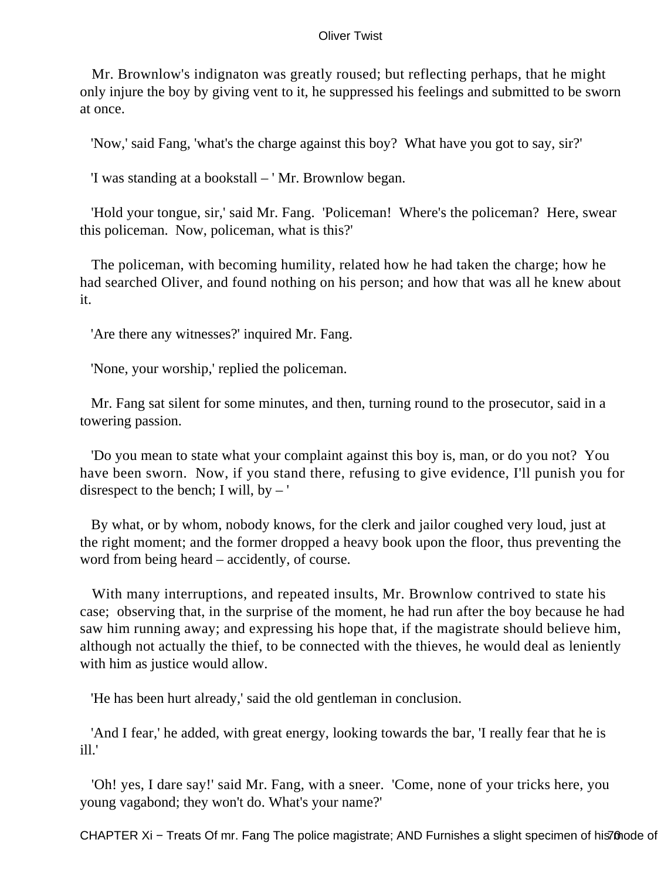Mr. Brownlow's indignaton was greatly roused; but reflecting perhaps, that he might only injure the boy by giving vent to it, he suppressed his feelings and submitted to be sworn at once.

'Now,' said Fang, 'what's the charge against this boy? What have you got to say, sir?'

'I was standing at a bookstall – ' Mr. Brownlow began.

'Hold your tongue, sir,' said Mr. Fang. 'Policeman! Where's the policeman? Here, swear this policeman. Now, policeman, what is this?'

The policeman, with becoming humility, related how he had taken the charge; how he had searched Oliver, and found nothing on his person; and how that was all he knew about it.

'Are there any witnesses?' inquired Mr. Fang.

'None, your worship,' replied the policeman.

Mr. Fang sat silent for some minutes, and then, turning round to the prosecutor, said in a towering passion.

'Do you mean to state what your complaint against this boy is, man, or do you not? You have been sworn. Now, if you stand there, refusing to give evidence, I'll punish you for disrespect to the bench; I will, by – '

By what, or by whom, nobody knows, for the clerk and jailor coughed very loud, just at the right moment; and the former dropped a heavy book upon the floor, thus preventing the word from being heard – accidently, of course.

With many interruptions, and repeated insults, Mr. Brownlow contrived to state his case; observing that, in the surprise of the moment, he had run after the boy because he had saw him running away; and expressing his hope that, if the magistrate should believe him, although not actually the thief, to be connected with the thieves, he would deal as leniently with him as justice would allow.

'He has been hurt already,' said the old gentleman in conclusion.

'And I fear,' he added, with great energy, looking towards the bar, 'I really fear that he is ill.'

'Oh! yes, I dare say!' said Mr. Fang, with a sneer. 'Come, none of your tricks here, you young vagabond; they won't do. What's your name?'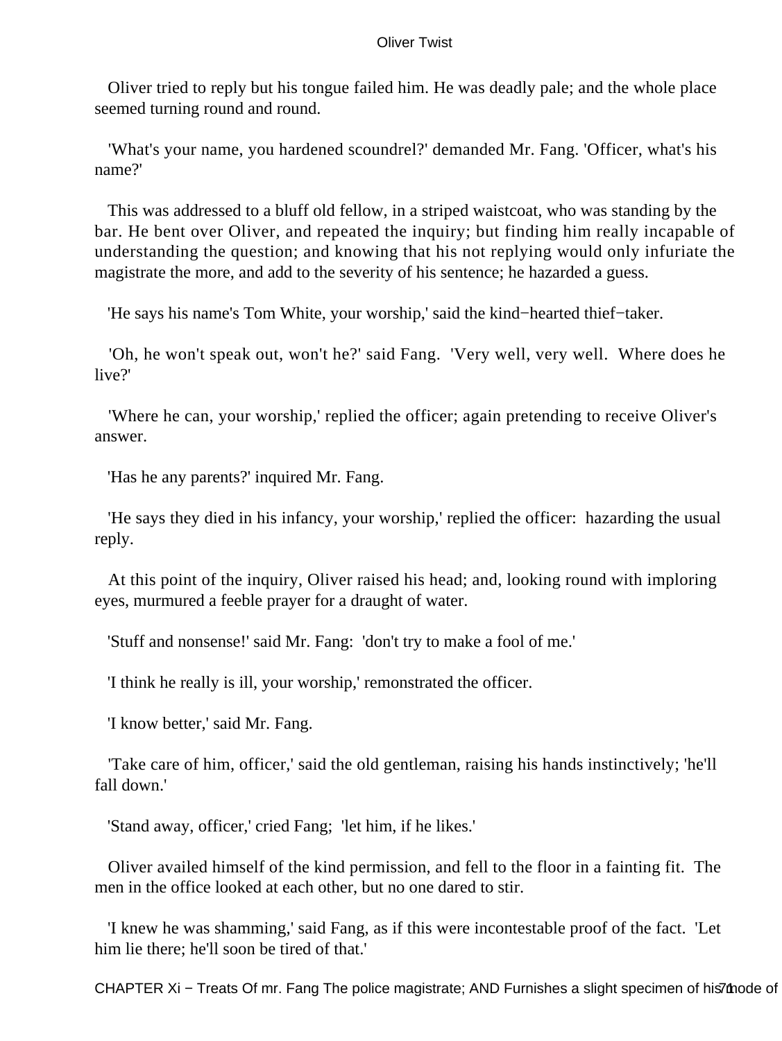Oliver tried to reply but his tongue failed him. He was deadly pale; and the whole place seemed turning round and round.

'What's your name, you hardened scoundrel?' demanded Mr. Fang. 'Officer, what's his name?'

This was addressed to a bluff old fellow, in a striped waistcoat, who was standing by the bar. He bent over Oliver, and repeated the inquiry; but finding him really incapable of understanding the question; and knowing that his not replying would only infuriate the magistrate the more, and add to the severity of his sentence; he hazarded a guess.

'He says his name's Tom White, your worship,' said the kind−hearted thief−taker.

'Oh, he won't speak out, won't he?' said Fang. 'Very well, very well. Where does he live?'

'Where he can, your worship,' replied the officer; again pretending to receive Oliver's answer.

'Has he any parents?' inquired Mr. Fang.

'He says they died in his infancy, your worship,' replied the officer: hazarding the usual reply.

At this point of the inquiry, Oliver raised his head; and, looking round with imploring eyes, murmured a feeble prayer for a draught of water.

'Stuff and nonsense!' said Mr. Fang: 'don't try to make a fool of me.'

'I think he really is ill, your worship,' remonstrated the officer.

'I know better,' said Mr. Fang.

'Take care of him, officer,' said the old gentleman, raising his hands instinctively; 'he'll fall down.'

'Stand away, officer,' cried Fang; 'let him, if he likes.'

Oliver availed himself of the kind permission, and fell to the floor in a fainting fit. The men in the office looked at each other, but no one dared to stir.

'I knew he was shamming,' said Fang, as if this were incontestable proof of the fact. 'Let him lie there; he'll soon be tired of that.'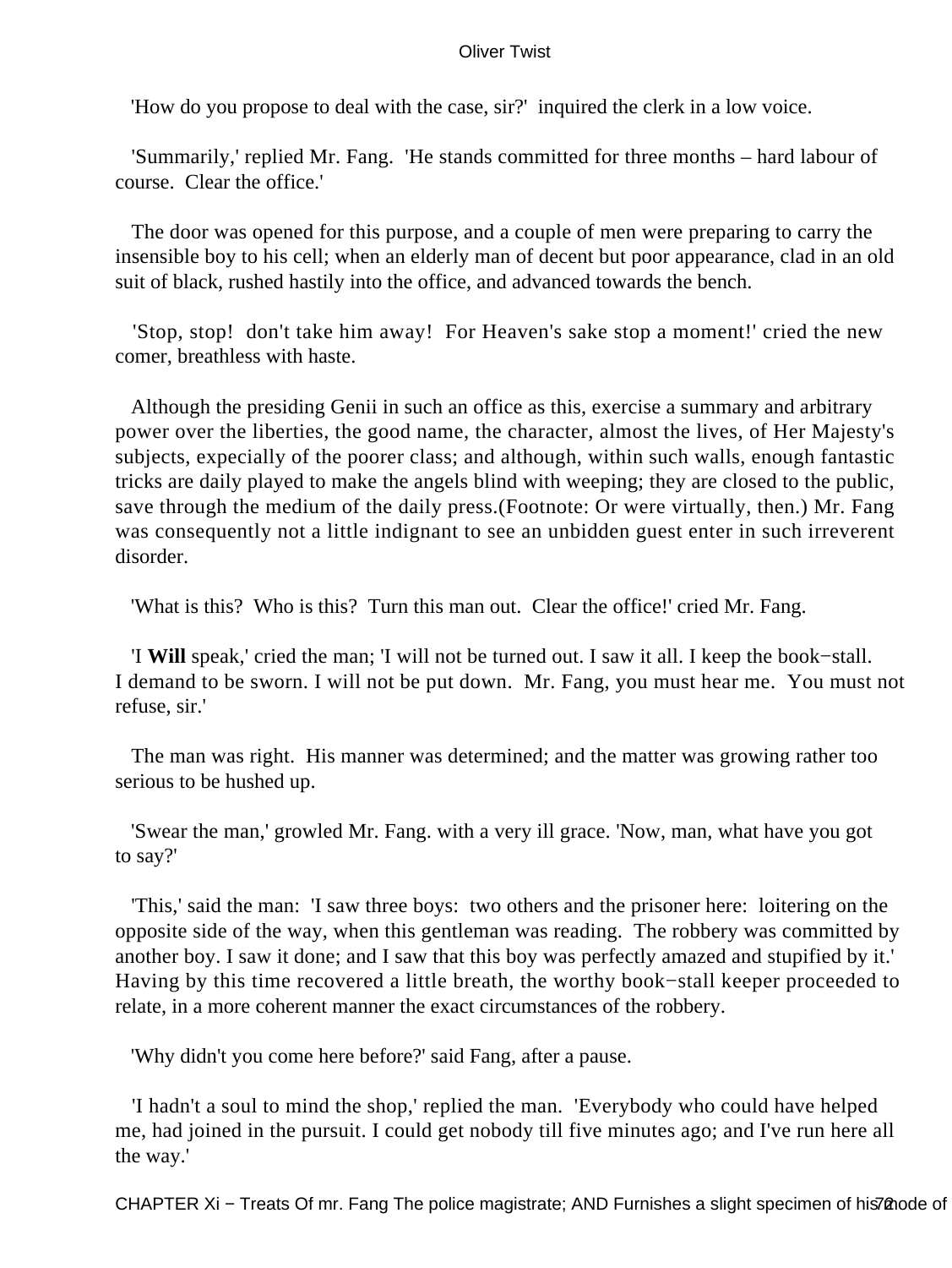'How do you propose to deal with the case, sir?' inquired the clerk in a low voice.

'Summarily,' replied Mr. Fang. 'He stands committed for three months – hard labour of course. Clear the office.'

The door was opened for this purpose, and a couple of men were preparing to carry the insensible boy to his cell; when an elderly man of decent but poor appearance, clad in an old suit of black, rushed hastily into the office, and advanced towards the bench.

'Stop, stop! don't take him away! For Heaven's sake stop a moment!' cried the new comer, breathless with haste.

Although the presiding Genii in such an office as this, exercise a summary and arbitrary power over the liberties, the good name, the character, almost the lives, of Her Majesty's subjects, expecially of the poorer class; and although, within such walls, enough fantastic tricks are daily played to make the angels blind with weeping; they are closed to the public, save through the medium of the daily press.(Footnote: Or were virtually, then.) Mr. Fang was consequently not a little indignant to see an unbidden guest enter in such irreverent disorder.

'What is this? Who is this? Turn this man out. Clear the office!' cried Mr. Fang.

'I **Will** speak,' cried the man; 'I will not be turned out. I saw it all. I keep the book−stall. I demand to be sworn. I will not be put down. Mr. Fang, you must hear me. You must not refuse, sir.'

The man was right. His manner was determined; and the matter was growing rather too serious to be hushed up.

'Swear the man,' growled Mr. Fang. with a very ill grace. 'Now, man, what have you got to say?'

'This,' said the man: 'I saw three boys: two others and the prisoner here: loitering on the opposite side of the way, when this gentleman was reading. The robbery was committed by another boy. I saw it done; and I saw that this boy was perfectly amazed and stupified by it.' Having by this time recovered a little breath, the worthy book−stall keeper proceeded to relate, in a more coherent manner the exact circumstances of the robbery.

'Why didn't you come here before?' said Fang, after a pause.

'I hadn't a soul to mind the shop,' replied the man. 'Everybody who could have helped me, had joined in the pursuit. I could get nobody till five minutes ago; and I've run here all the way.'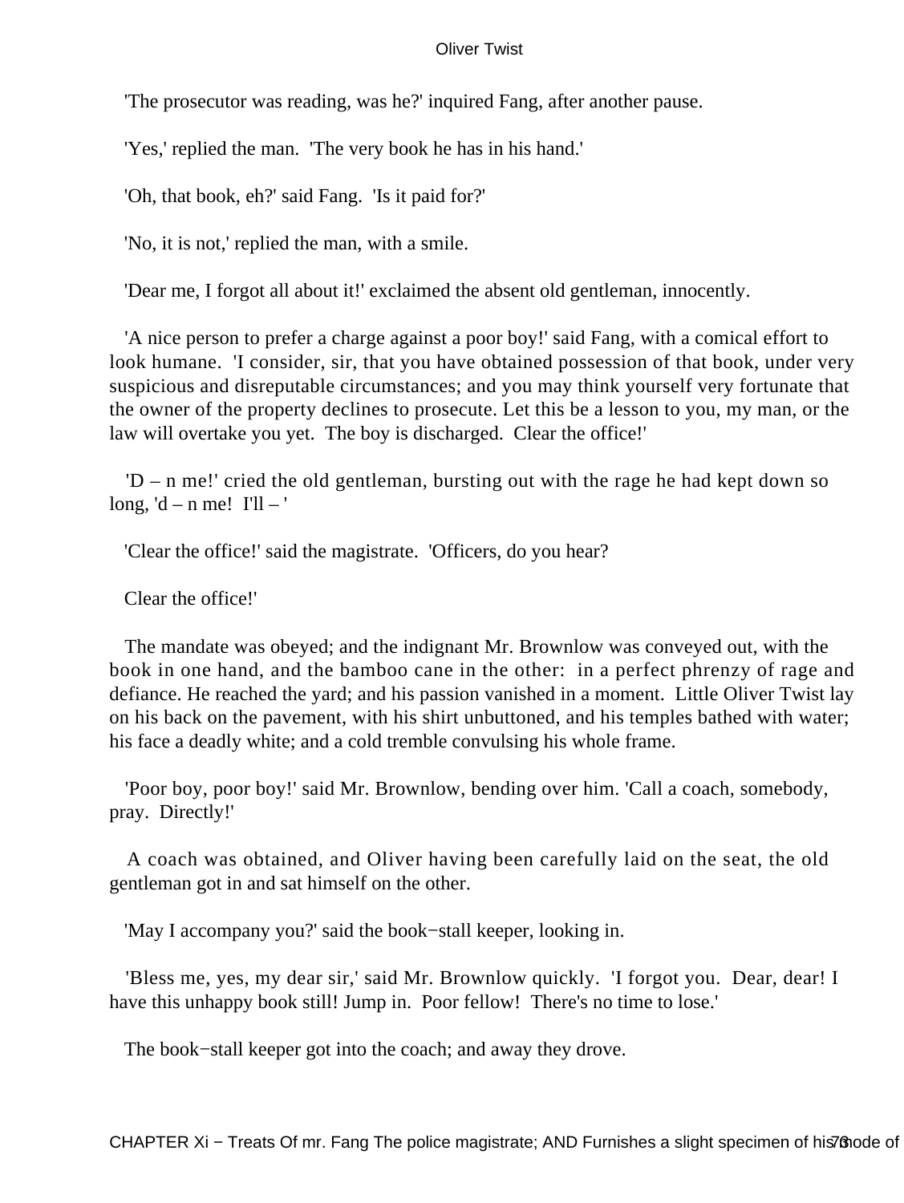'The prosecutor was reading, was he?' inquired Fang, after another pause.

'Yes,' replied the man. 'The very book he has in his hand.'

'Oh, that book, eh?' said Fang. 'Is it paid for?'

'No, it is not,' replied the man, with a smile.

'Dear me, I forgot all about it!' exclaimed the absent old gentleman, innocently.

'A nice person to prefer a charge against a poor boy!' said Fang, with a comical effort to look humane. 'I consider, sir, that you have obtained possession of that book, under very suspicious and disreputable circumstances; and you may think yourself very fortunate that the owner of the property declines to prosecute. Let this be a lesson to you, my man, or the law will overtake you yet. The boy is discharged. Clear the office!'

'D – n me!' cried the old gentleman, bursting out with the rage he had kept down so long, 'd – n me! I'll – '

'Clear the office!' said the magistrate. 'Officers, do you hear?

Clear the office!'

The mandate was obeyed; and the indignant Mr. Brownlow was conveyed out, with the book in one hand, and the bamboo cane in the other: in a perfect phrenzy of rage and defiance. He reached the yard; and his passion vanished in a moment. Little Oliver Twist lay on his back on the pavement, with his shirt unbuttoned, and his temples bathed with water; his face a deadly white; and a cold tremble convulsing his whole frame.

'Poor boy, poor boy!' said Mr. Brownlow, bending over him. 'Call a coach, somebody, pray. Directly!'

A coach was obtained, and Oliver having been carefully laid on the seat, the old gentleman got in and sat himself on the other.

'May I accompany you?' said the book−stall keeper, looking in.

'Bless me, yes, my dear sir,' said Mr. Brownlow quickly. 'I forgot you. Dear, dear! I have this unhappy book still! Jump in. Poor fellow! There's no time to lose.'

The book−stall keeper got into the coach; and away they drove.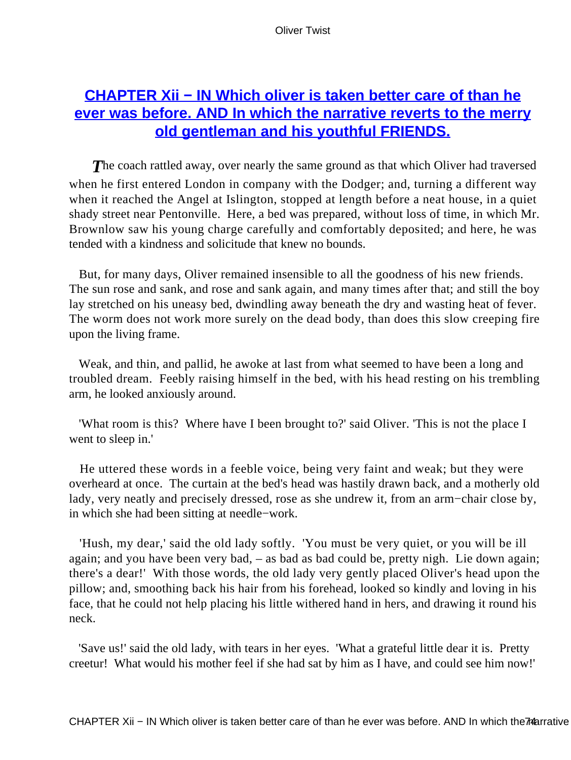## CHAPTER Xii − IN Which oliver is taken better care of than he ever was before. AND In which the narrative reverts to the merry old gentleman and his youthful FRIENDS.

The coach rattled away, over nearly the same ground as that which Oliver had traversed when he first entered London in company with the Dodger; and, turning a different way when it reached the Angel at Islington, stopped at length before a neat house, in a quiet shady street near Pentonville. Here, a bed was prepared, without loss of time, in which Mr. Brownlow saw his young charge carefully and comfortably deposited; and here, he was tended with a kindness and solicitude that knew no bounds.

But, for many days, Oliver remained insensible to all the goodness of his new friends. The sun rose and sank, and rose and sank again, and many times after that; and still the boy lay stretched on his uneasy bed, dwindling away beneath the dry and wasting heat of fever. The worm does not work more surely on the dead body, than does this slow creeping fire upon the living frame.

Weak, and thin, and pallid, he awoke at last from what seemed to have been a long and troubled dream. Feebly raising himself in the bed, with his head resting on his trembling arm, he looked anxiously around.

'What room is this? Where have I been brought to?' said Oliver. 'This is not the place I went to sleep in.'

He uttered these words in a feeble voice, being very faint and weak; but they were overheard at once. The curtain at the bed's head was hastily drawn back, and a motherly old lady, very neatly and precisely dressed, rose as she undrew it, from an arm−chair close by, in which she had been sitting at needle−work.

'Hush, my dear,' said the old lady softly. 'You must be very quiet, or you will be ill again; and you have been very bad, – as bad as bad could be, pretty nigh. Lie down again; there's a dear!' With those words, the old lady very gently placed Oliver's head upon the pillow; and, smoothing back his hair from his forehead, looked so kindly and loving in his face, that he could not help placing his little withered hand in hers, and drawing it round his neck.

'Save us!' said the old lady, with tears in her eyes. 'What a grateful little dear it is. Pretty creetur! What would his mother feel if she had sat by him as I have, and could see him now!'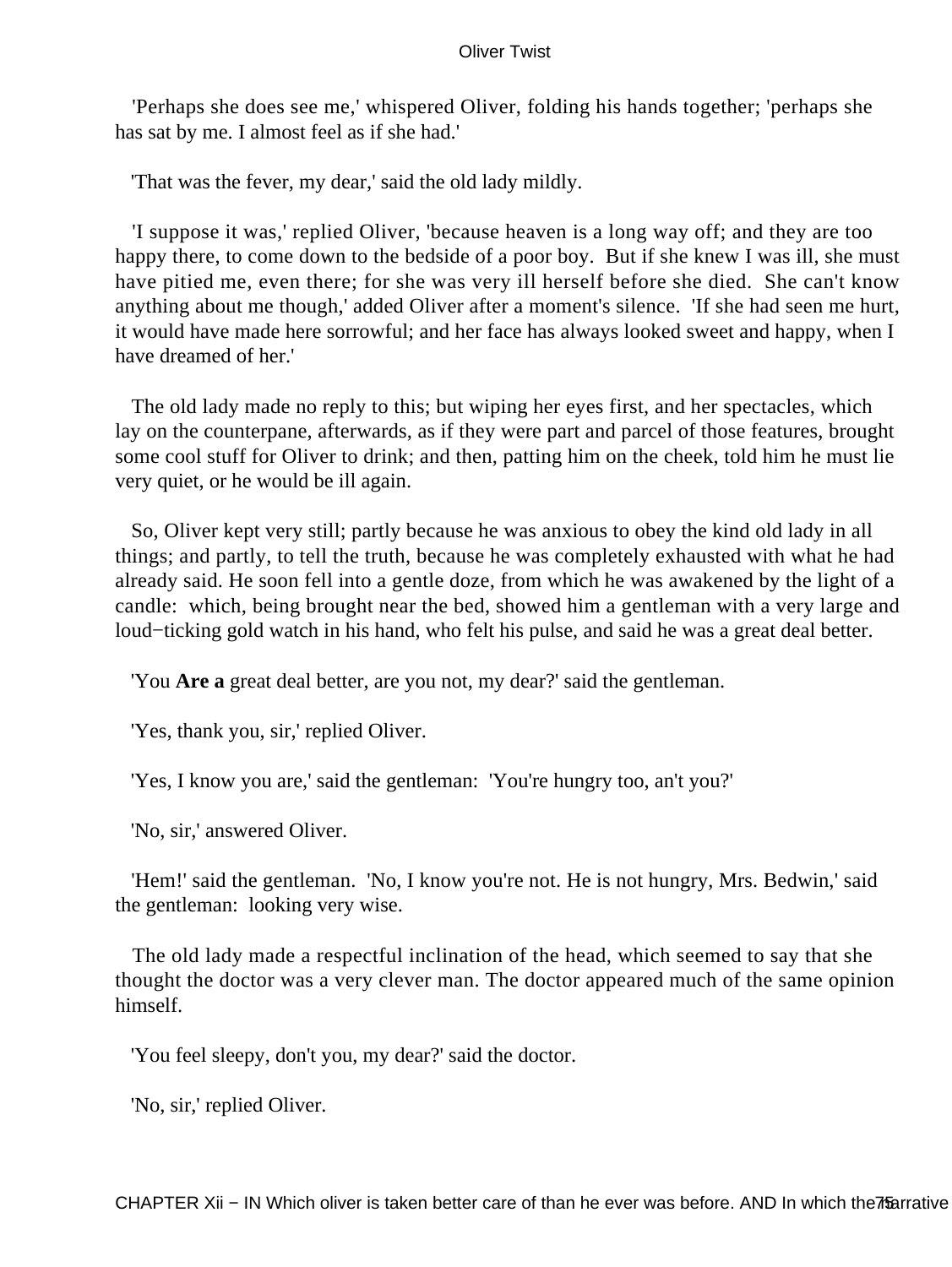'Perhaps she does see me,' whispered Oliver, folding his hands together; 'perhaps she has sat by me. I almost feel as if she had.'

'That was the fever, my dear,' said the old lady mildly.

'I suppose it was,' replied Oliver, 'because heaven is a long way off; and they are too happy there, to come down to the bedside of a poor boy. But if she knew I was ill, she must have pitied me, even there; for she was very ill herself before she died. She can't know anything about me though,' added Oliver after a moment's silence. 'If she had seen me hurt, it would have made here sorrowful; and her face has always looked sweet and happy, when I have dreamed of her.'

The old lady made no reply to this; but wiping her eyes first, and her spectacles, which lay on the counterpane, afterwards, as if they were part and parcel of those features, brought some cool stuff for Oliver to drink; and then, patting him on the cheek, told him he must lie very quiet, or he would be ill again.

So, Oliver kept very still; partly because he was anxious to obey the kind old lady in all things; and partly, to tell the truth, because he was completely exhausted with what he had already said. He soon fell into a gentle doze, from which he was awakened by the light of a candle: which, being brought near the bed, showed him a gentleman with a very large and loud−ticking gold watch in his hand, who felt his pulse, and said he was a great deal better.

'You **Are a** great deal better, are you not, my dear?' said the gentleman.

'Yes, thank you, sir,' replied Oliver.

'Yes, I know you are,' said the gentleman: 'You're hungry too, an't you?'

'No, sir,' answered Oliver.

'Hem!' said the gentleman. 'No, I know you're not. He is not hungry, Mrs. Bedwin,' said the gentleman: looking very wise.

The old lady made a respectful inclination of the head, which seemed to say that she thought the doctor was a very clever man. The doctor appeared much of the same opinion himself.

'You feel sleepy, don't you, my dear?' said the doctor.

'No, sir,' replied Oliver.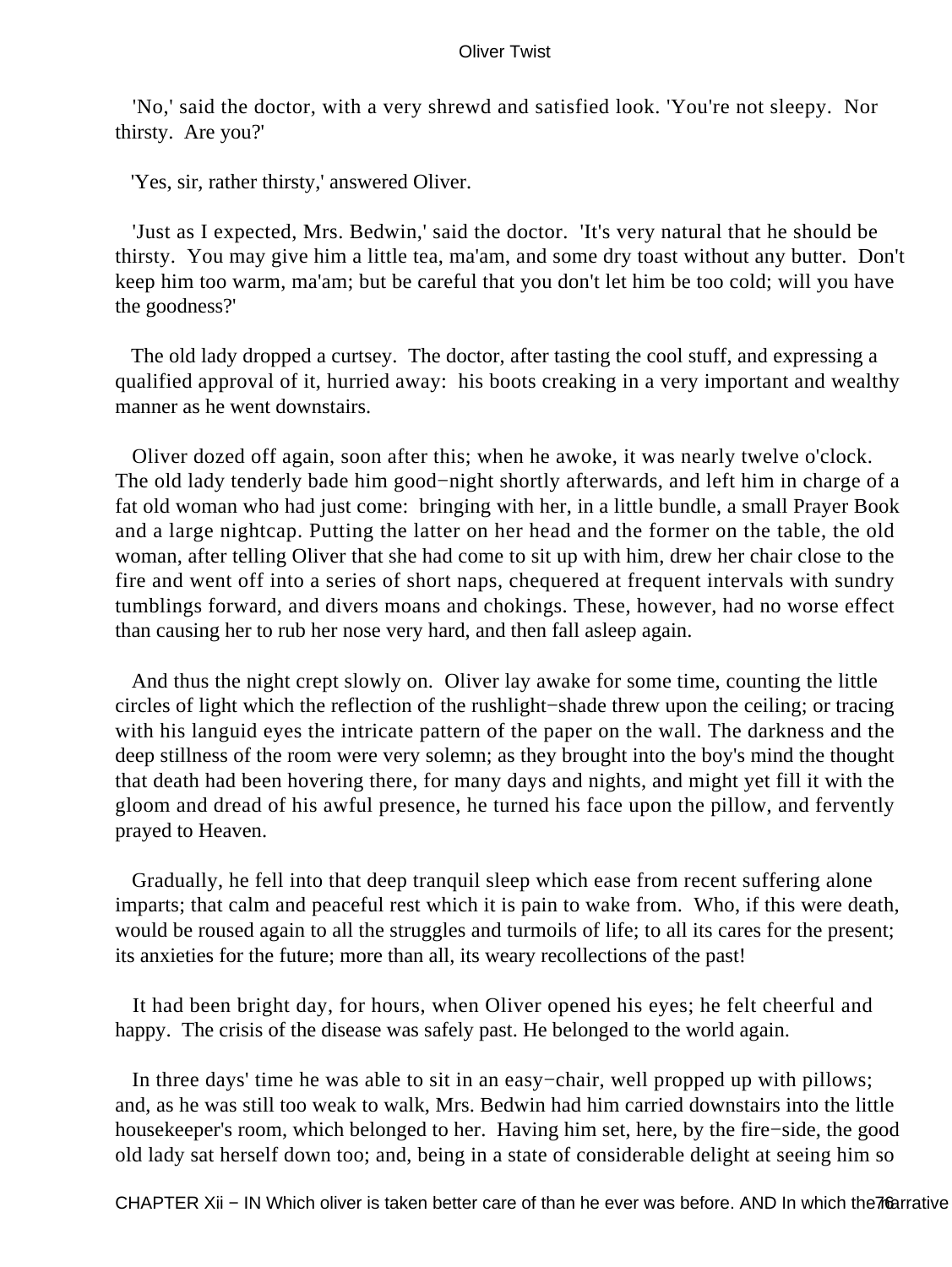'No,' said the doctor, with a very shrewd and satisfied look. 'You're not sleepy. Nor thirsty. Are you?'

'Yes, sir, rather thirsty,' answered Oliver.

'Just as I expected, Mrs. Bedwin,' said the doctor. 'It's very natural that he should be thirsty. You may give him a little tea, ma'am, and some dry toast without any butter. Don't keep him too warm, ma'am; but be careful that you don't let him be too cold; will you have the goodness?'

The old lady dropped a curtsey. The doctor, after tasting the cool stuff, and expressing a qualified approval of it, hurried away: his boots creaking in a very important and wealthy manner as he went downstairs.

Oliver dozed off again, soon after this; when he awoke, it was nearly twelve o'clock. The old lady tenderly bade him good−night shortly afterwards, and left him in charge of a fat old woman who had just come: bringing with her, in a little bundle, a small Prayer Book and a large nightcap. Putting the latter on her head and the former on the table, the old woman, after telling Oliver that she had come to sit up with him, drew her chair close to the fire and went off into a series of short naps, chequered at frequent intervals with sundry tumblings forward, and divers moans and chokings. These, however, had no worse effect than causing her to rub her nose very hard, and then fall asleep again.

And thus the night crept slowly on. Oliver lay awake for some time, counting the little circles of light which the reflection of the rushlight−shade threw upon the ceiling; or tracing with his languid eyes the intricate pattern of the paper on the wall. The darkness and the deep stillness of the room were very solemn; as they brought into the boy's mind the thought that death had been hovering there, for many days and nights, and might yet fill it with the gloom and dread of his awful presence, he turned his face upon the pillow, and fervently prayed to Heaven.

Gradually, he fell into that deep tranquil sleep which ease from recent suffering alone imparts; that calm and peaceful rest which it is pain to wake from. Who, if this were death, would be roused again to all the struggles and turmoils of life; to all its cares for the present; its anxieties for the future; more than all, its weary recollections of the past!

It had been bright day, for hours, when Oliver opened his eyes; he felt cheerful and happy. The crisis of the disease was safely past. He belonged to the world again.

In three days' time he was able to sit in an easy−chair, well propped up with pillows; and, as he was still too weak to walk, Mrs. Bedwin had him carried downstairs into the little housekeeper's room, which belonged to her. Having him set, here, by the fire−side, the good old lady sat herself down too; and, being in a state of considerable delight at seeing him so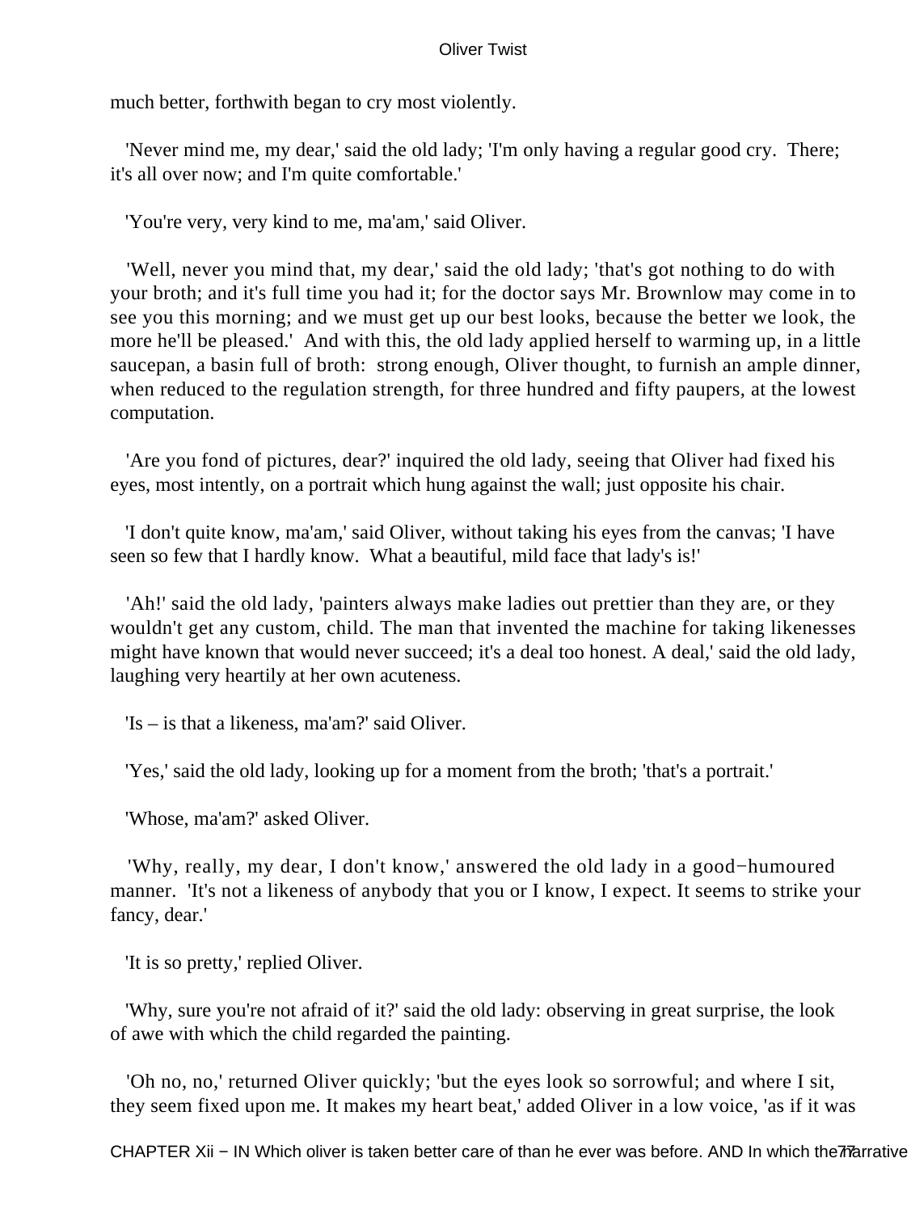much better, forthwith began to cry most violently.

'Never mind me, my dear,' said the old lady; 'I'm only having a regular good cry. There; it's all over now; and I'm quite comfortable.'

'You're very, very kind to me, ma'am,' said Oliver.

'Well, never you mind that, my dear,' said the old lady; 'that's got nothing to do with your broth; and it's full time you had it; for the doctor says Mr. Brownlow may come in to see you this morning; and we must get up our best looks, because the better we look, the more he'll be pleased.' And with this, the old lady applied herself to warming up, in a little saucepan, a basin full of broth: strong enough, Oliver thought, to furnish an ample dinner, when reduced to the regulation strength, for three hundred and fifty paupers, at the lowest computation.

'Are you fond of pictures, dear?' inquired the old lady, seeing that Oliver had fixed his eyes, most intently, on a portrait which hung against the wall; just opposite his chair.

'I don't quite know, ma'am,' said Oliver, without taking his eyes from the canvas; 'I have seen so few that I hardly know. What a beautiful, mild face that lady's is!'

'Ah!' said the old lady, 'painters always make ladies out prettier than they are, or they wouldn't get any custom, child. The man that invented the machine for taking likenesses might have known that would never succeed; it's a deal too honest. A deal,' said the old lady, laughing very heartily at her own acuteness.

'Is – is that a likeness, ma'am?' said Oliver.

'Yes,' said the old lady, looking up for a moment from the broth; 'that's a portrait.'

'Whose, ma'am?' asked Oliver.

'Why, really, my dear, I don't know,' answered the old lady in a good−humoured manner. 'It's not a likeness of anybody that you or I know, I expect. It seems to strike your fancy, dear.'

'It is so pretty,' replied Oliver.

'Why, sure you're not afraid of it?' said the old lady: observing in great surprise, the look of awe with which the child regarded the painting.

'Oh no, no,' returned Oliver quickly; 'but the eyes look so sorrowful; and where I sit, they seem fixed upon me. It makes my heart beat,' added Oliver in a low voice, 'as if it was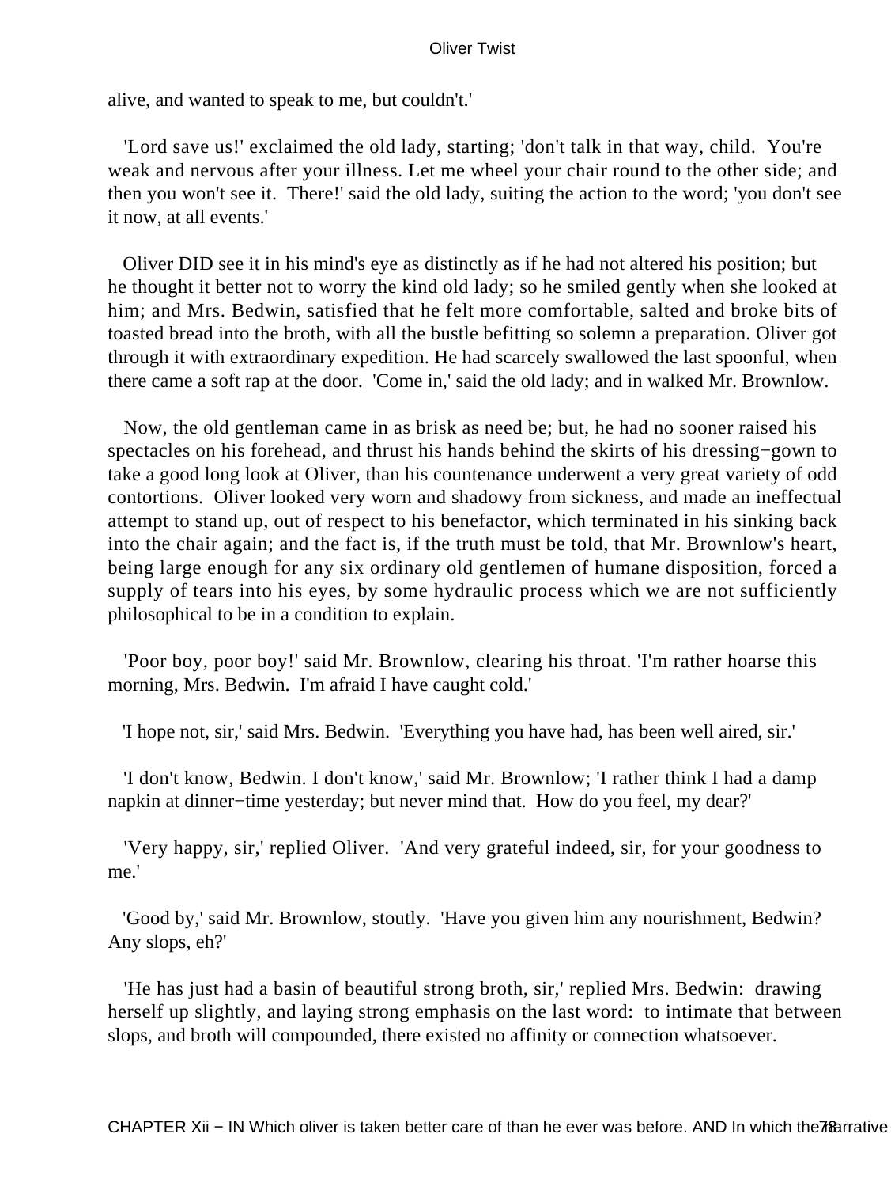alive, and wanted to speak to me, but couldn't.'

'Lord save us!' exclaimed the old lady, starting; 'don't talk in that way, child. You're weak and nervous after your illness. Let me wheel your chair round to the other side; and then you won't see it. There!' said the old lady, suiting the action to the word; 'you don't see it now, at all events.'

Oliver DID see it in his mind's eye as distinctly as if he had not altered his position; but he thought it better not to worry the kind old lady; so he smiled gently when she looked at him; and Mrs. Bedwin, satisfied that he felt more comfortable, salted and broke bits of toasted bread into the broth, with all the bustle befitting so solemn a preparation. Oliver got through it with extraordinary expedition. He had scarcely swallowed the last spoonful, when there came a soft rap at the door. 'Come in,' said the old lady; and in walked Mr. Brownlow.

Now, the old gentleman came in as brisk as need be; but, he had no sooner raised his spectacles on his forehead, and thrust his hands behind the skirts of his dressing−gown to take a good long look at Oliver, than his countenance underwent a very great variety of odd contortions. Oliver looked very worn and shadowy from sickness, and made an ineffectual attempt to stand up, out of respect to his benefactor, which terminated in his sinking back into the chair again; and the fact is, if the truth must be told, that Mr. Brownlow's heart, being large enough for any six ordinary old gentlemen of humane disposition, forced a supply of tears into his eyes, by some hydraulic process which we are not sufficiently philosophical to be in a condition to explain.

'Poor boy, poor boy!' said Mr. Brownlow, clearing his throat. 'I'm rather hoarse this morning, Mrs. Bedwin. I'm afraid I have caught cold.'

'I hope not, sir,' said Mrs. Bedwin. 'Everything you have had, has been well aired, sir.'

'I don't know, Bedwin. I don't know,' said Mr. Brownlow; 'I rather think I had a damp napkin at dinner−time yesterday; but never mind that. How do you feel, my dear?'

'Very happy, sir,' replied Oliver. 'And very grateful indeed, sir, for your goodness to me.'

'Good by,' said Mr. Brownlow, stoutly. 'Have you given him any nourishment, Bedwin? Any slops, eh?'

'He has just had a basin of beautiful strong broth, sir,' replied Mrs. Bedwin: drawing herself up slightly, and laying strong emphasis on the last word: to intimate that between slops, and broth will compounded, there existed no affinity or connection whatsoever.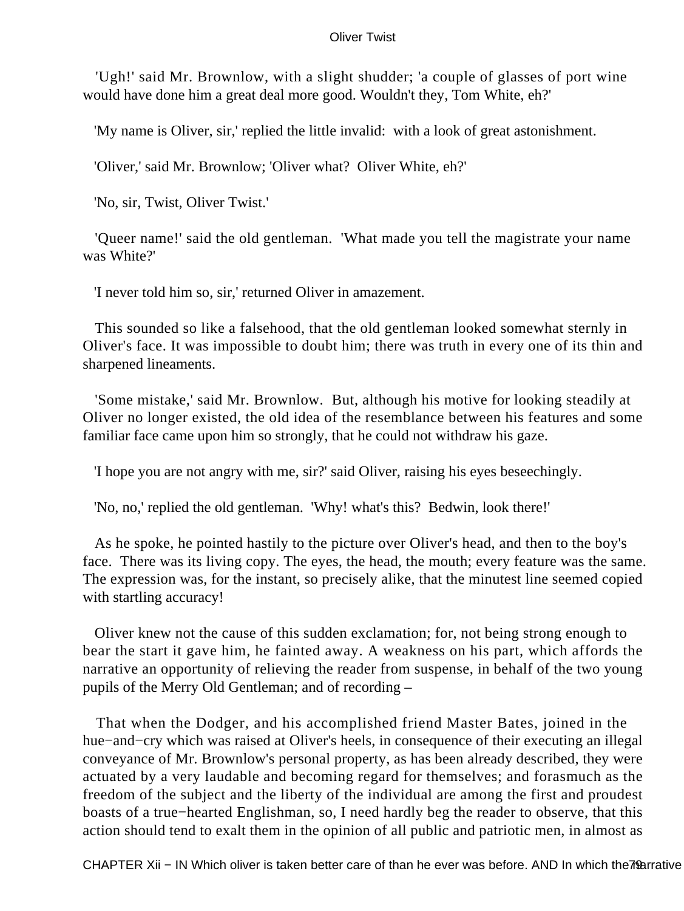'Ugh!' said Mr. Brownlow, with a slight shudder; 'a couple of glasses of port wine would have done him a great deal more good. Wouldn't they, Tom White, eh?'

'My name is Oliver, sir,' replied the little invalid: with a look of great astonishment.

'Oliver,' said Mr. Brownlow; 'Oliver what? Oliver White, eh?'

'No, sir, Twist, Oliver Twist.'

'Queer name!' said the old gentleman. 'What made you tell the magistrate your name was White?'

'I never told him so, sir,' returned Oliver in amazement.

This sounded so like a falsehood, that the old gentleman looked somewhat sternly in Oliver's face. It was impossible to doubt him; there was truth in every one of its thin and sharpened lineaments.

'Some mistake,' said Mr. Brownlow. But, although his motive for looking steadily at Oliver no longer existed, the old idea of the resemblance between his features and some familiar face came upon him so strongly, that he could not withdraw his gaze.

'I hope you are not angry with me, sir?' said Oliver, raising his eyes beseechingly.

'No, no,' replied the old gentleman. 'Why! what's this? Bedwin, look there!'

As he spoke, he pointed hastily to the picture over Oliver's head, and then to the boy's face. There was its living copy. The eyes, the head, the mouth; every feature was the same. The expression was, for the instant, so precisely alike, that the minutest line seemed copied with startling accuracy!

Oliver knew not the cause of this sudden exclamation; for, not being strong enough to bear the start it gave him, he fainted away. A weakness on his part, which affords the narrative an opportunity of relieving the reader from suspense, in behalf of the two young pupils of the Merry Old Gentleman; and of recording –

That when the Dodger, and his accomplished friend Master Bates, joined in the hue−and−cry which was raised at Oliver's heels, in consequence of their executing an illegal conveyance of Mr. Brownlow's personal property, as has been already described, they were actuated by a very laudable and becoming regard for themselves; and forasmuch as the freedom of the subject and the liberty of the individual are among the first and proudest boasts of a true−hearted Englishman, so, I need hardly beg the reader to observe, that this action should tend to exalt them in the opinion of all public and patriotic men, in almost as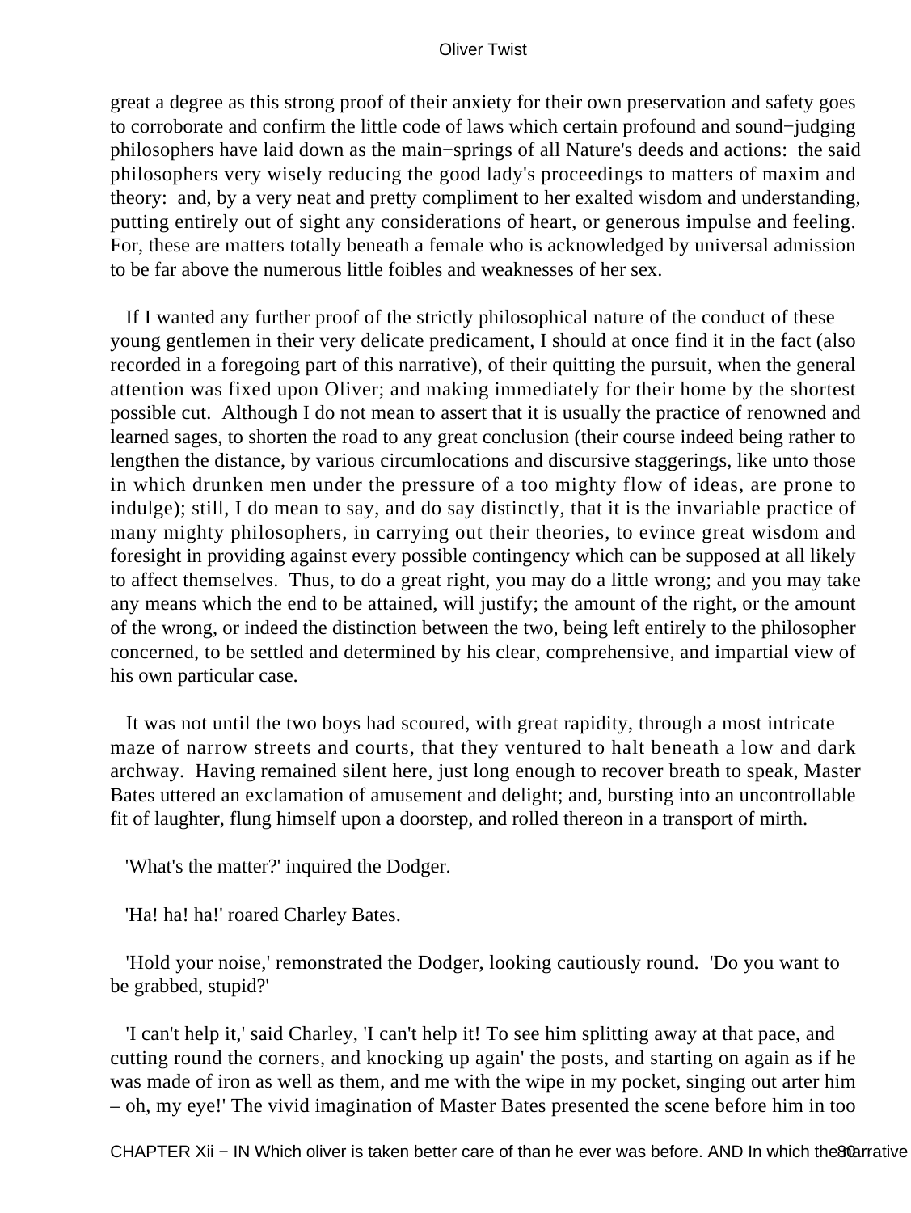great a degree as this strong proof of their anxiety for their own preservation and safety goes to corroborate and confirm the little code of laws which certain profound and sound−judging philosophers have laid down as the main−springs of all Nature's deeds and actions: the said philosophers very wisely reducing the good lady's proceedings to matters of maxim and theory: and, by a very neat and pretty compliment to her exalted wisdom and understanding, putting entirely out of sight any considerations of heart, or generous impulse and feeling. For, these are matters totally beneath a female who is acknowledged by universal admission to be far above the numerous little foibles and weaknesses of her sex.

If I wanted any further proof of the strictly philosophical nature of the conduct of these young gentlemen in their very delicate predicament, I should at once find it in the fact (also recorded in a foregoing part of this narrative), of their quitting the pursuit, when the general attention was fixed upon Oliver; and making immediately for their home by the shortest possible cut. Although I do not mean to assert that it is usually the practice of renowned and learned sages, to shorten the road to any great conclusion (their course indeed being rather to lengthen the distance, by various circumlocutions and discursive staggerings, like unto those in which drunken men under the pressure of a too mighty flow of ideas, are prone to indulge); still, I do mean to say, and do say distinctly, that it is the invariable practice of many mighty philosophers, in carrying out their theories, to evince great wisdom and foresight in providing against every possible contingency which can be supposed at all likely to affect themselves. Thus, to do a great right, you may do a little wrong; and you may take any means which the end to be attained, will justify; the amount of the right, or the amount of the wrong, or indeed the distinction between the two, being left entirely to the philosopher concerned, to be settled and determined by his clear, comprehensive, and impartial view of his own particular case.

It was not until the two boys had scoured, with great rapidity, through a most intricate maze of narrow streets and courts, that they ventured to halt beneath a low and dark archway. Having remained silent here, just long enough to recover breath to speak, Master Bates uttered an exclamation of amusement and delight; and, bursting into an uncontrollable fit of laughter, flung himself upon a doorstep, and rolled thereon in a transport of mirth.

'What's the matter?' inquired the Dodger.

'Ha! ha! ha!' roared Charley Bates.

'Hold your noise,' remonstrated the Dodger, looking cautiously round. 'Do you want to be grabbed, stupid?'

'I can't help it,' said Charley, 'I can't help it! To see him splitting away at that pace, and cutting round the corners, and knocking up again' the posts, and starting on again as if he was made of iron as well as them, and me with the wipe in my pocket, singing out arter him – oh, my eye!' The vivid imagination of Master Bates presented the scene before him in too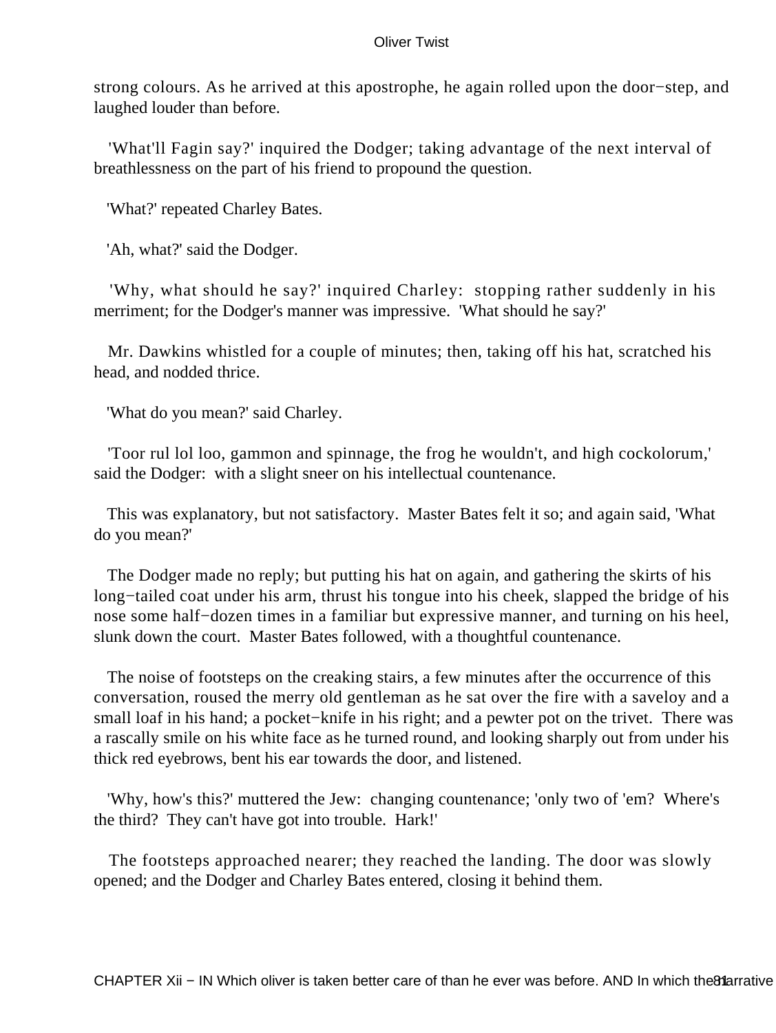strong colours. As he arrived at this apostrophe, he again rolled upon the door−step, and laughed louder than before.

'What'll Fagin say?' inquired the Dodger; taking advantage of the next interval of breathlessness on the part of his friend to propound the question.

'What?' repeated Charley Bates.

'Ah, what?' said the Dodger.

'Why, what should he say?' inquired Charley: stopping rather suddenly in his merriment; for the Dodger's manner was impressive. 'What should he say?'

Mr. Dawkins whistled for a couple of minutes; then, taking off his hat, scratched his head, and nodded thrice.

'What do you mean?' said Charley.

'Toor rul lol loo, gammon and spinnage, the frog he wouldn't, and high cockolorum,' said the Dodger: with a slight sneer on his intellectual countenance.

This was explanatory, but not satisfactory. Master Bates felt it so; and again said, 'What do you mean?'

The Dodger made no reply; but putting his hat on again, and gathering the skirts of his long−tailed coat under his arm, thrust his tongue into his cheek, slapped the bridge of his nose some half−dozen times in a familiar but expressive manner, and turning on his heel, slunk down the court. Master Bates followed, with a thoughtful countenance.

The noise of footsteps on the creaking stairs, a few minutes after the occurrence of this conversation, roused the merry old gentleman as he sat over the fire with a saveloy and a small loaf in his hand; a pocket−knife in his right; and a pewter pot on the trivet. There was a rascally smile on his white face as he turned round, and looking sharply out from under his thick red eyebrows, bent his ear towards the door, and listened.

'Why, how's this?' muttered the Jew: changing countenance; 'only two of 'em? Where's the third? They can't have got into trouble. Hark!'

The footsteps approached nearer; they reached the landing. The door was slowly opened; and the Dodger and Charley Bates entered, closing it behind them.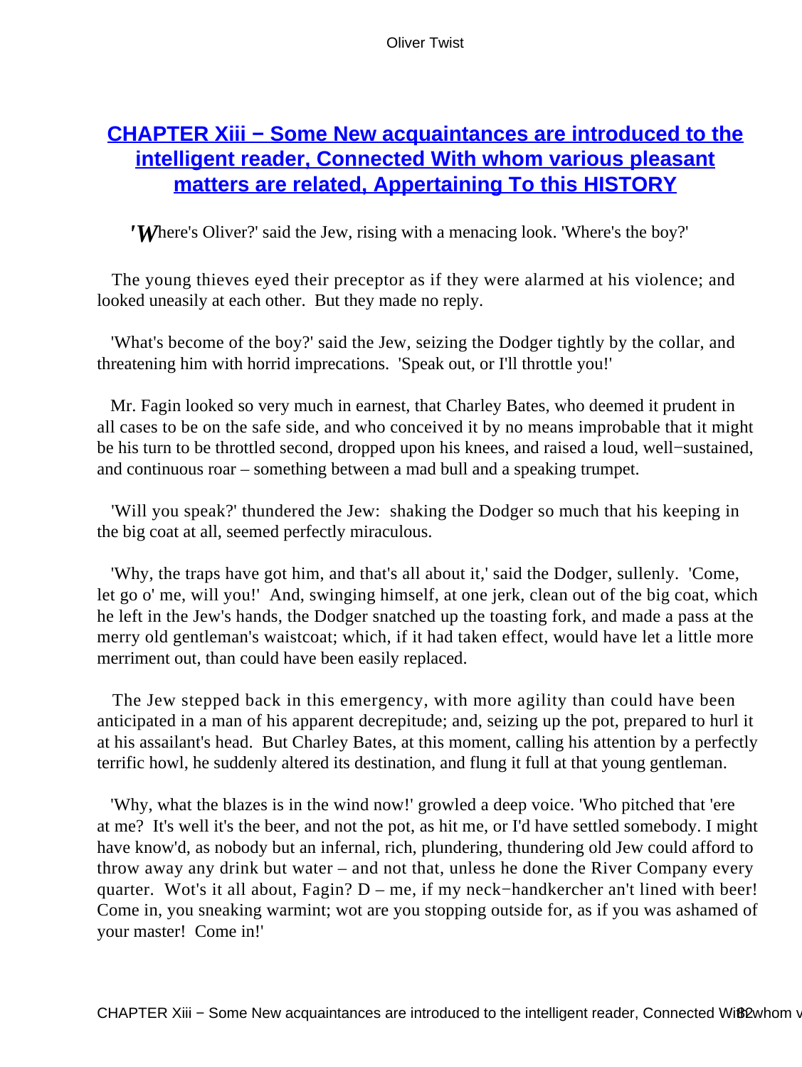## CHAPTER Xiii − Some New acquaintances are introduced to the intelligent reader, Connected With whom various pleasant matters are related, Appertaining To this HISTORY

'Where's Oliver?' said the Jew, rising with a menacing look. 'Where's the boy?'

The young thieves eyed their preceptor as if they were alarmed at his violence; and looked uneasily at each other. But they made no reply.

'What's become of the boy?' said the Jew, seizing the Dodger tightly by the collar, and threatening him with horrid imprecations. 'Speak out, or I'll throttle you!'

Mr. Fagin looked so very much in earnest, that Charley Bates, who deemed it prudent in all cases to be on the safe side, and who conceived it by no means improbable that it might be his turn to be throttled second, dropped upon his knees, and raised a loud, well−sustained, and continuous roar – something between a mad bull and a speaking trumpet.

'Will you speak?' thundered the Jew: shaking the Dodger so much that his keeping in the big coat at all, seemed perfectly miraculous.

'Why, the traps have got him, and that's all about it,' said the Dodger, sullenly. 'Come, let go o' me, will you!' And, swinging himself, at one jerk, clean out of the big coat, which he left in the Jew's hands, the Dodger snatched up the toasting fork, and made a pass at the merry old gentleman's waistcoat; which, if it had taken effect, would have let a little more merriment out, than could have been easily replaced.

The Jew stepped back in this emergency, with more agility than could have been anticipated in a man of his apparent decrepitude; and, seizing up the pot, prepared to hurl it at his assailant's head. But Charley Bates, at this moment, calling his attention by a perfectly terrific howl, he suddenly altered its destination, and flung it full at that young gentleman.

'Why, what the blazes is in the wind now!' growled a deep voice. 'Who pitched that 'ere at me? It's well it's the beer, and not the pot, as hit me, or I'd have settled somebody. I might have know'd, as nobody but an infernal, rich, plundering, thundering old Jew could afford to throw away any drink but water – and not that, unless he done the River Company every quarter. Wot's it all about, Fagin? D – me, if my neck−handkercher an't lined with beer! Come in, you sneaking warmint; wot are you stopping outside for, as if you was ashamed of your master! Come in!'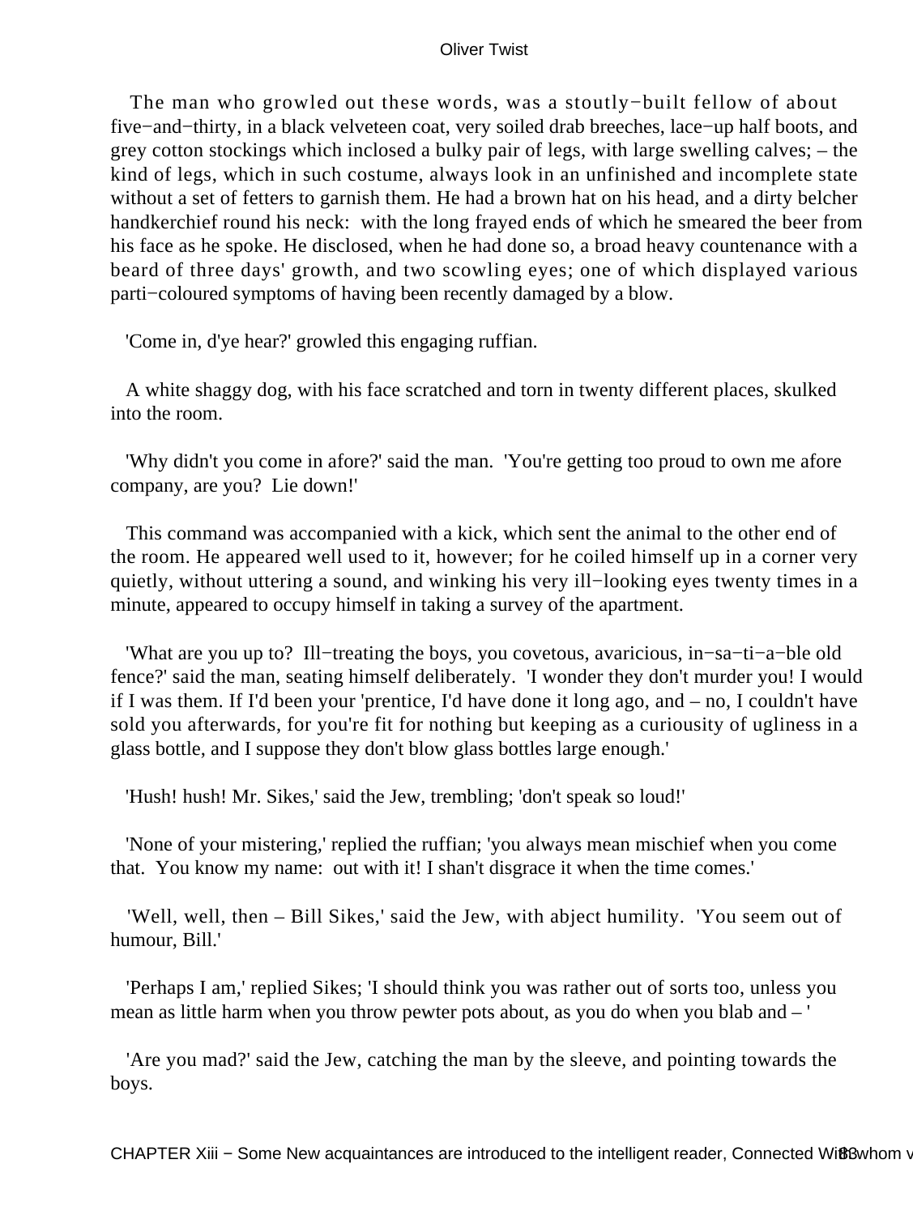The man who growled out these words, was a stoutly−built fellow of about five−and−thirty, in a black velveteen coat, very soiled drab breeches, lace−up half boots, and grey cotton stockings which inclosed a bulky pair of legs, with large swelling calves; – the kind of legs, which in such costume, always look in an unfinished and incomplete state without a set of fetters to garnish them. He had a brown hat on his head, and a dirty belcher handkerchief round his neck: with the long frayed ends of which he smeared the beer from his face as he spoke. He disclosed, when he had done so, a broad heavy countenance with a beard of three days' growth, and two scowling eyes; one of which displayed various parti−coloured symptoms of having been recently damaged by a blow.

'Come in, d'ye hear?' growled this engaging ruffian.

A white shaggy dog, with his face scratched and torn in twenty different places, skulked into the room.

'Why didn't you come in afore?' said the man. 'You're getting too proud to own me afore company, are you? Lie down!'

This command was accompanied with a kick, which sent the animal to the other end of the room. He appeared well used to it, however; for he coiled himself up in a corner very quietly, without uttering a sound, and winking his very ill−looking eyes twenty times in a minute, appeared to occupy himself in taking a survey of the apartment.

'What are you up to? Ill−treating the boys, you covetous, avaricious, in−sa−ti−a−ble old fence?' said the man, seating himself deliberately. 'I wonder they don't murder you! I would if I was them. If I'd been your 'prentice, I'd have done it long ago, and – no, I couldn't have sold you afterwards, for you're fit for nothing but keeping as a curiousity of ugliness in a glass bottle, and I suppose they don't blow glass bottles large enough.'

'Hush! hush! Mr. Sikes,' said the Jew, trembling; 'don't speak so loud!'

'None of your mistering,' replied the ruffian; 'you always mean mischief when you come that. You know my name: out with it! I shan't disgrace it when the time comes.'

'Well, well, then – Bill Sikes,' said the Jew, with abject humility. 'You seem out of humour, Bill.'

'Perhaps I am,' replied Sikes; 'I should think you was rather out of sorts too, unless you mean as little harm when you throw pewter pots about, as you do when you blab and – '

'Are you mad?' said the Jew, catching the man by the sleeve, and pointing towards the boys.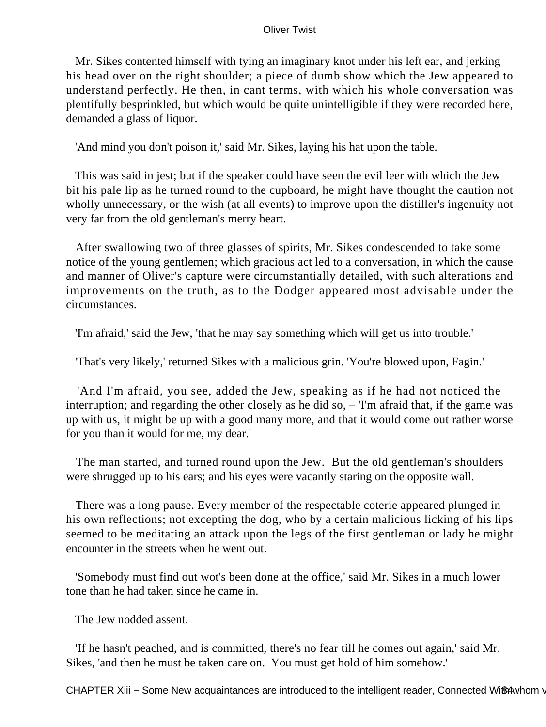Mr. Sikes contented himself with tying an imaginary knot under his left ear, and jerking his head over on the right shoulder; a piece of dumb show which the Jew appeared to understand perfectly. He then, in cant terms, with which his whole conversation was plentifully besprinkled, but which would be quite unintelligible if they were recorded here, demanded a glass of liquor.

'And mind you don't poison it,' said Mr. Sikes, laying his hat upon the table.

This was said in jest; but if the speaker could have seen the evil leer with which the Jew bit his pale lip as he turned round to the cupboard, he might have thought the caution not wholly unnecessary, or the wish (at all events) to improve upon the distiller's ingenuity not very far from the old gentleman's merry heart.

After swallowing two of three glasses of spirits, Mr. Sikes condescended to take some notice of the young gentlemen; which gracious act led to a conversation, in which the cause and manner of Oliver's capture were circumstantially detailed, with such alterations and improvements on the truth, as to the Dodger appeared most advisable under the circumstances.

'I'm afraid,' said the Jew, 'that he may say something which will get us into trouble.'

'That's very likely,' returned Sikes with a malicious grin. 'You're blowed upon, Fagin.'

'And I'm afraid, you see, added the Jew, speaking as if he had not noticed the interruption; and regarding the other closely as he did so, – 'I'm afraid that, if the game was up with us, it might be up with a good many more, and that it would come out rather worse for you than it would for me, my dear.'

The man started, and turned round upon the Jew. But the old gentleman's shoulders were shrugged up to his ears; and his eyes were vacantly staring on the opposite wall.

There was a long pause. Every member of the respectable coterie appeared plunged in his own reflections; not excepting the dog, who by a certain malicious licking of his lips seemed to be meditating an attack upon the legs of the first gentleman or lady he might encounter in the streets when he went out.

'Somebody must find out wot's been done at the office,' said Mr. Sikes in a much lower tone than he had taken since he came in.

The Jew nodded assent.

'If he hasn't peached, and is committed, there's no fear till he comes out again,' said Mr. Sikes, 'and then he must be taken care on. You must get hold of him somehow.'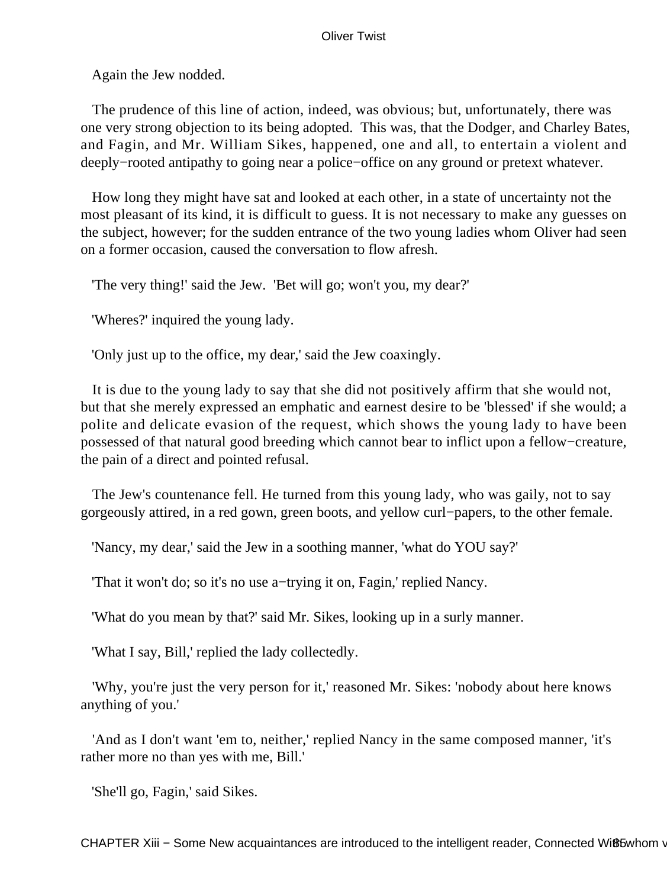Again the Jew nodded.

The prudence of this line of action, indeed, was obvious; but, unfortunately, there was one very strong objection to its being adopted. This was, that the Dodger, and Charley Bates, and Fagin, and Mr. William Sikes, happened, one and all, to entertain a violent and deeply−rooted antipathy to going near a police−office on any ground or pretext whatever.

How long they might have sat and looked at each other, in a state of uncertainty not the most pleasant of its kind, it is difficult to guess. It is not necessary to make any guesses on the subject, however; for the sudden entrance of the two young ladies whom Oliver had seen on a former occasion, caused the conversation to flow afresh.

'The very thing!' said the Jew. 'Bet will go; won't you, my dear?'

'Wheres?' inquired the young lady.

'Only just up to the office, my dear,' said the Jew coaxingly.

It is due to the young lady to say that she did not positively affirm that she would not, but that she merely expressed an emphatic and earnest desire to be 'blessed' if she would; a polite and delicate evasion of the request, which shows the young lady to have been possessed of that natural good breeding which cannot bear to inflict upon a fellow−creature, the pain of a direct and pointed refusal.

The Jew's countenance fell. He turned from this young lady, who was gaily, not to say gorgeously attired, in a red gown, green boots, and yellow curl−papers, to the other female.

'Nancy, my dear,' said the Jew in a soothing manner, 'what do YOU say?'

'That it won't do; so it's no use a−trying it on, Fagin,' replied Nancy.

'What do you mean by that?' said Mr. Sikes, looking up in a surly manner.

'What I say, Bill,' replied the lady collectedly.

'Why, you're just the very person for it,' reasoned Mr. Sikes: 'nobody about here knows anything of you.'

'And as I don't want 'em to, neither,' replied Nancy in the same composed manner, 'it's rather more no than yes with me, Bill.'

'She'll go, Fagin,' said Sikes.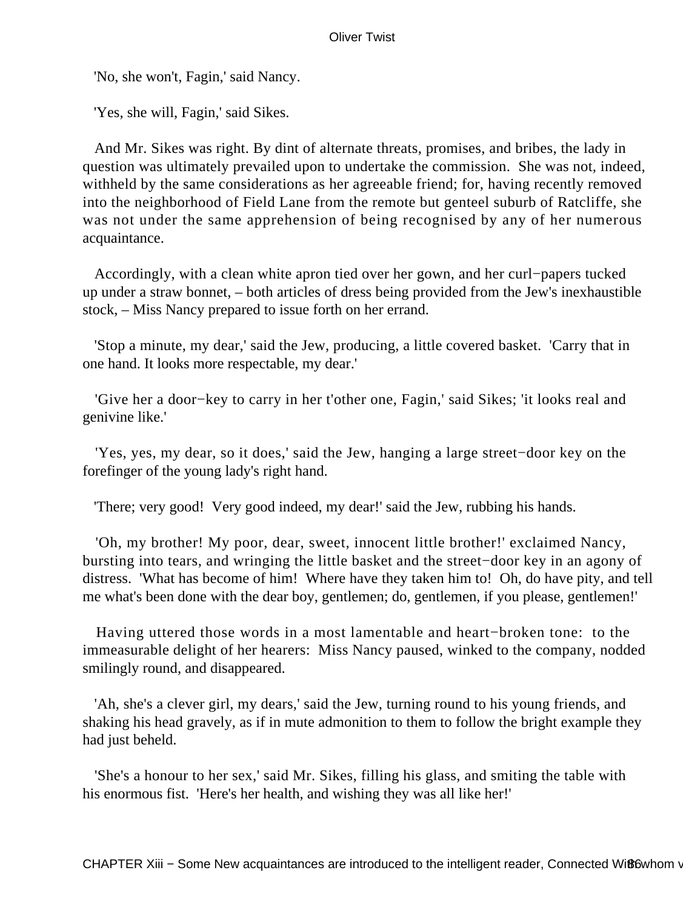'No, she won't, Fagin,' said Nancy.

'Yes, she will, Fagin,' said Sikes.

And Mr. Sikes was right. By dint of alternate threats, promises, and bribes, the lady in question was ultimately prevailed upon to undertake the commission. She was not, indeed, withheld by the same considerations as her agreeable friend; for, having recently removed into the neighborhood of Field Lane from the remote but genteel suburb of Ratcliffe, she was not under the same apprehension of being recognised by any of her numerous acquaintance.

Accordingly, with a clean white apron tied over her gown, and her curl−papers tucked up under a straw bonnet, – both articles of dress being provided from the Jew's inexhaustible stock, – Miss Nancy prepared to issue forth on her errand.

'Stop a minute, my dear,' said the Jew, producing, a little covered basket. 'Carry that in one hand. It looks more respectable, my dear.'

'Give her a door−key to carry in her t'other one, Fagin,' said Sikes; 'it looks real and genivine like.'

'Yes, yes, my dear, so it does,' said the Jew, hanging a large street−door key on the forefinger of the young lady's right hand.

'There; very good! Very good indeed, my dear!' said the Jew, rubbing his hands.

'Oh, my brother! My poor, dear, sweet, innocent little brother!' exclaimed Nancy, bursting into tears, and wringing the little basket and the street−door key in an agony of distress. 'What has become of him! Where have they taken him to! Oh, do have pity, and tell me what's been done with the dear boy, gentlemen; do, gentlemen, if you please, gentlemen!'

Having uttered those words in a most lamentable and heart−broken tone: to the immeasurable delight of her hearers: Miss Nancy paused, winked to the company, nodded smilingly round, and disappeared.

'Ah, she's a clever girl, my dears,' said the Jew, turning round to his young friends, and shaking his head gravely, as if in mute admonition to them to follow the bright example they had just beheld.

'She's a honour to her sex,' said Mr. Sikes, filling his glass, and smiting the table with his enormous fist. 'Here's her health, and wishing they was all like her!'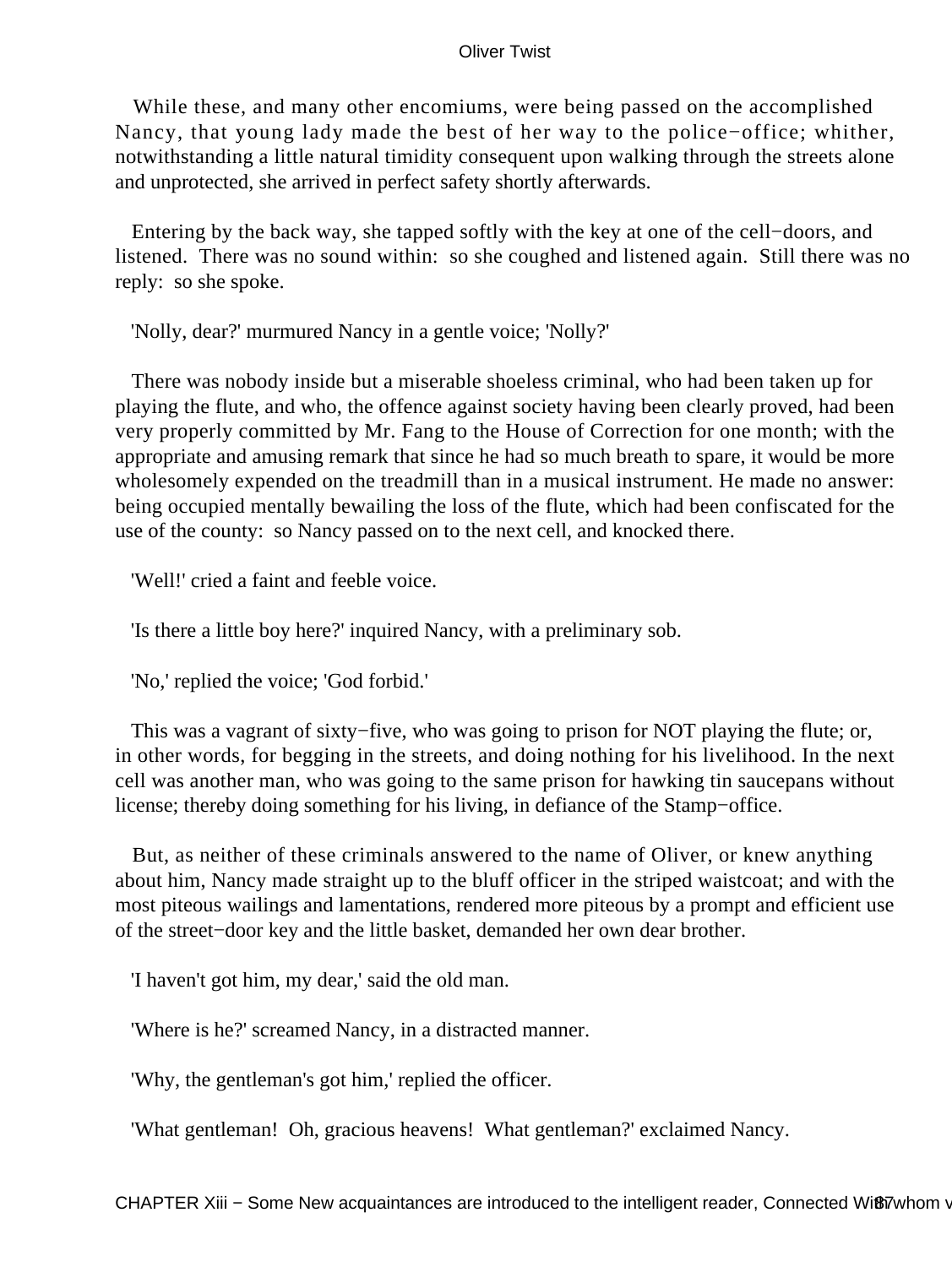While these, and many other encomiums, were being passed on the accomplished Nancy, that young lady made the best of her way to the police−office; whither, notwithstanding a little natural timidity consequent upon walking through the streets alone and unprotected, she arrived in perfect safety shortly afterwards.

Entering by the back way, she tapped softly with the key at one of the cell−doors, and listened. There was no sound within: so she coughed and listened again. Still there was no reply: so she spoke.

'Nolly, dear?' murmured Nancy in a gentle voice; 'Nolly?'

There was nobody inside but a miserable shoeless criminal, who had been taken up for playing the flute, and who, the offence against society having been clearly proved, had been very properly committed by Mr. Fang to the House of Correction for one month; with the appropriate and amusing remark that since he had so much breath to spare, it would be more wholesomely expended on the treadmill than in a musical instrument. He made no answer: being occupied mentally bewailing the loss of the flute, which had been confiscated for the use of the county: so Nancy passed on to the next cell, and knocked there.

'Well!' cried a faint and feeble voice.

'Is there a little boy here?' inquired Nancy, with a preliminary sob.

'No,' replied the voice; 'God forbid.'

This was a vagrant of sixty−five, who was going to prison for NOT playing the flute; or, in other words, for begging in the streets, and doing nothing for his livelihood. In the next cell was another man, who was going to the same prison for hawking tin saucepans without license; thereby doing something for his living, in defiance of the Stamp−office.

But, as neither of these criminals answered to the name of Oliver, or knew anything about him, Nancy made straight up to the bluff officer in the striped waistcoat; and with the most piteous wailings and lamentations, rendered more piteous by a prompt and efficient use of the street−door key and the little basket, demanded her own dear brother.

'I haven't got him, my dear,' said the old man.

'Where is he?' screamed Nancy, in a distracted manner.

'Why, the gentleman's got him,' replied the officer.

'What gentleman! Oh, gracious heavens! What gentleman?' exclaimed Nancy.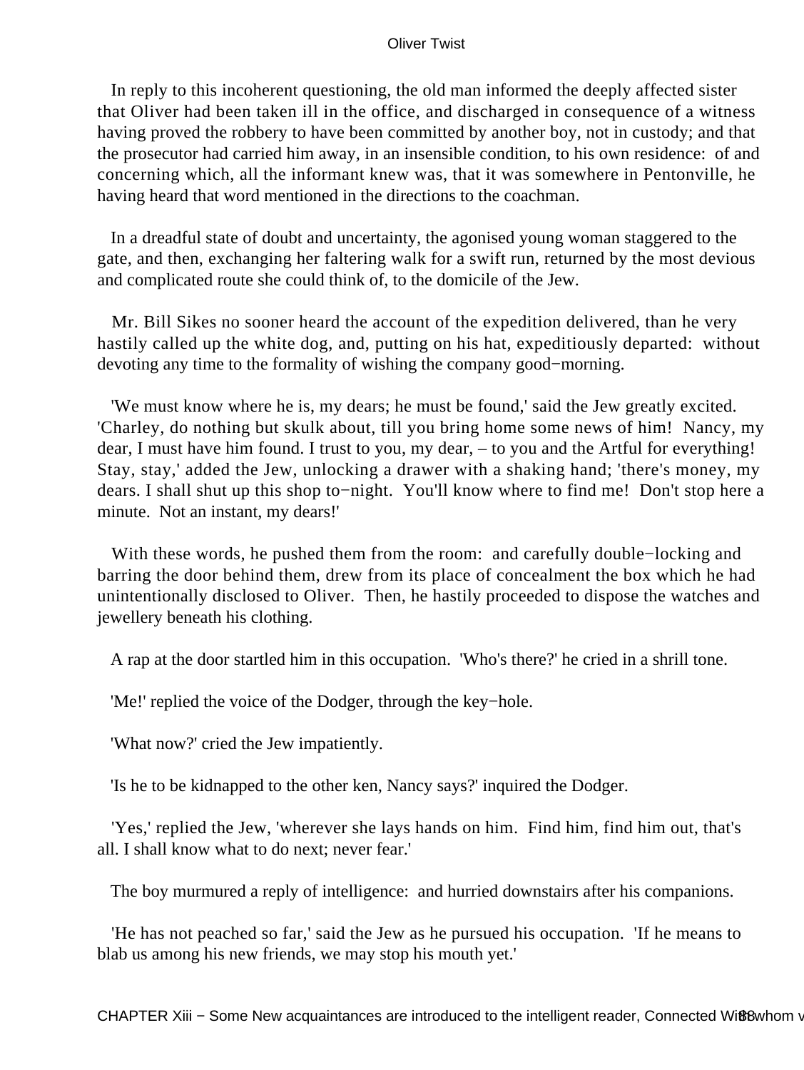In reply to this incoherent questioning, the old man informed the deeply affected sister that Oliver had been taken ill in the office, and discharged in consequence of a witness having proved the robbery to have been committed by another boy, not in custody; and that the prosecutor had carried him away, in an insensible condition, to his own residence: of and concerning which, all the informant knew was, that it was somewhere in Pentonville, he having heard that word mentioned in the directions to the coachman.

In a dreadful state of doubt and uncertainty, the agonised young woman staggered to the gate, and then, exchanging her faltering walk for a swift run, returned by the most devious and complicated route she could think of, to the domicile of the Jew.

Mr. Bill Sikes no sooner heard the account of the expedition delivered, than he very hastily called up the white dog, and, putting on his hat, expeditiously departed: without devoting any time to the formality of wishing the company good−morning.

'We must know where he is, my dears; he must be found,' said the Jew greatly excited. 'Charley, do nothing but skulk about, till you bring home some news of him! Nancy, my dear, I must have him found. I trust to you, my dear, – to you and the Artful for everything! Stay, stay,' added the Jew, unlocking a drawer with a shaking hand; 'there's money, my dears. I shall shut up this shop to−night. You'll know where to find me! Don't stop here a minute. Not an instant, my dears!'

With these words, he pushed them from the room: and carefully double−locking and barring the door behind them, drew from its place of concealment the box which he had unintentionally disclosed to Oliver. Then, he hastily proceeded to dispose the watches and jewellery beneath his clothing.

A rap at the door startled him in this occupation. 'Who's there?' he cried in a shrill tone.

'Me!' replied the voice of the Dodger, through the key−hole.

'What now?' cried the Jew impatiently.

'Is he to be kidnapped to the other ken, Nancy says?' inquired the Dodger.

'Yes,' replied the Jew, 'wherever she lays hands on him. Find him, find him out, that's all. I shall know what to do next; never fear.'

The boy murmured a reply of intelligence: and hurried downstairs after his companions.

'He has not peached so far,' said the Jew as he pursued his occupation. 'If he means to blab us among his new friends, we may stop his mouth yet.'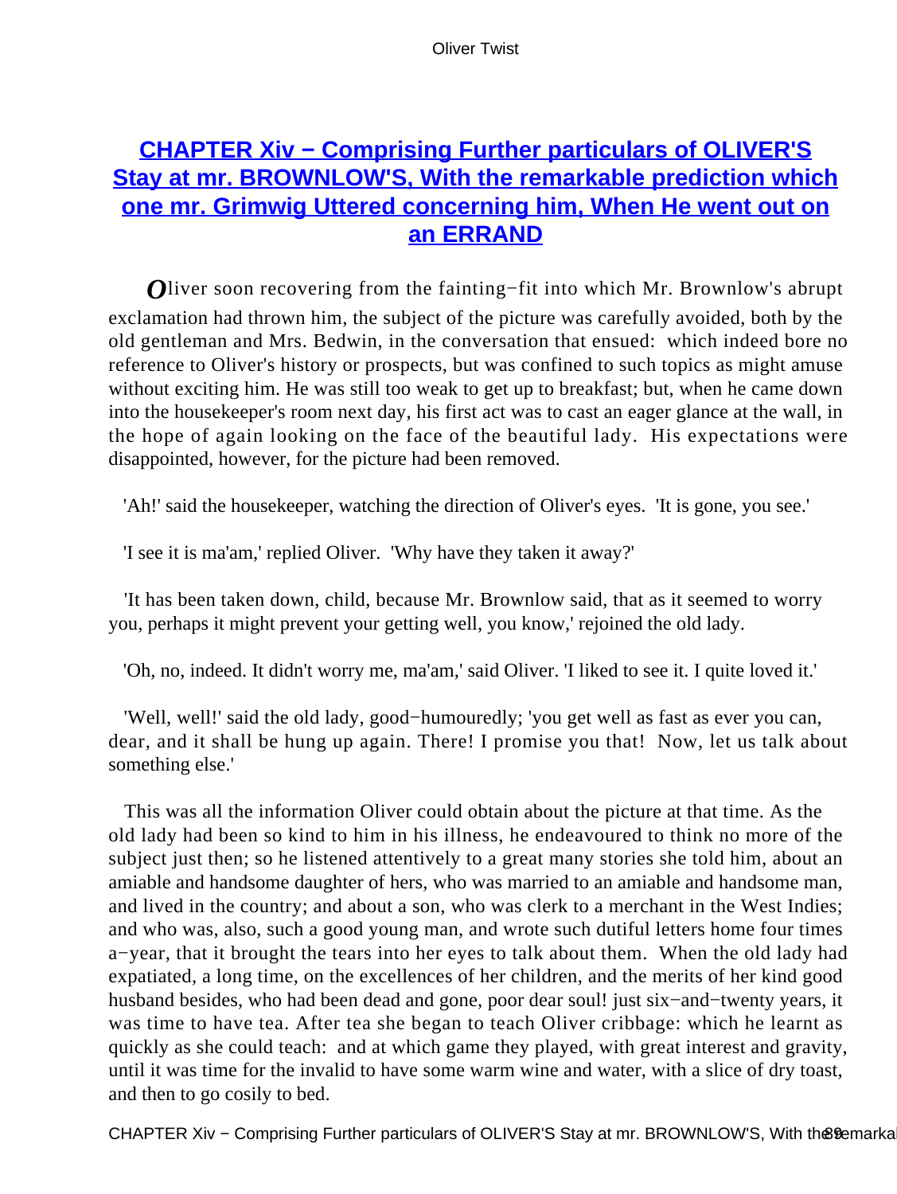## CHAPTER Xiv − Comprising Further particulars of OLIVER'S Stay at mr. BROWNLOW'S, With the remarkable prediction which one mr. Grimwig Uttered concerning him, When He went out on an ERRAND

*O*liver soon recovering from the fainting−fit into which Mr. Brownlow's abrupt exclamation had thrown him, the subject of the picture was carefully avoided, both by the old gentleman and Mrs. Bedwin, in the conversation that ensued: which indeed bore no reference to Oliver's history or prospects, but was confined to such topics as might amuse without exciting him. He was still too weak to get up to breakfast; but, when he came down into the housekeeper's room next day, his first act was to cast an eager glance at the wall, in the hope of again looking on the face of the beautiful lady. His expectations were disappointed, however, for the picture had been removed.

'Ah!' said the housekeeper, watching the direction of Oliver's eyes. 'It is gone, you see.'

'I see it is ma'am,' replied Oliver. 'Why have they taken it away?'

'It has been taken down, child, because Mr. Brownlow said, that as it seemed to worry you, perhaps it might prevent your getting well, you know,' rejoined the old lady.

'Oh, no, indeed. It didn't worry me, ma'am,' said Oliver. 'I liked to see it. I quite loved it.'

'Well, well!' said the old lady, good−humouredly; 'you get well as fast as ever you can, dear, and it shall be hung up again. There! I promise you that! Now, let us talk about something else.'

This was all the information Oliver could obtain about the picture at that time. As the old lady had been so kind to him in his illness, he endeavoured to think no more of the subject just then; so he listened attentively to a great many stories she told him, about an amiable and handsome daughter of hers, who was married to an amiable and handsome man, and lived in the country; and about a son, who was clerk to a merchant in the West Indies; and who was, also, such a good young man, and wrote such dutiful letters home four times a−year, that it brought the tears into her eyes to talk about them. When the old lady had expatiated, a long time, on the excellences of her children, and the merits of her kind good husband besides, who had been dead and gone, poor dear soul! just six−and−twenty years, it was time to have tea. After tea she began to teach Oliver cribbage: which he learnt as quickly as she could teach: and at which game they played, with great interest and gravity, until it was time for the invalid to have some warm wine and water, with a slice of dry toast, and then to go cosily to bed.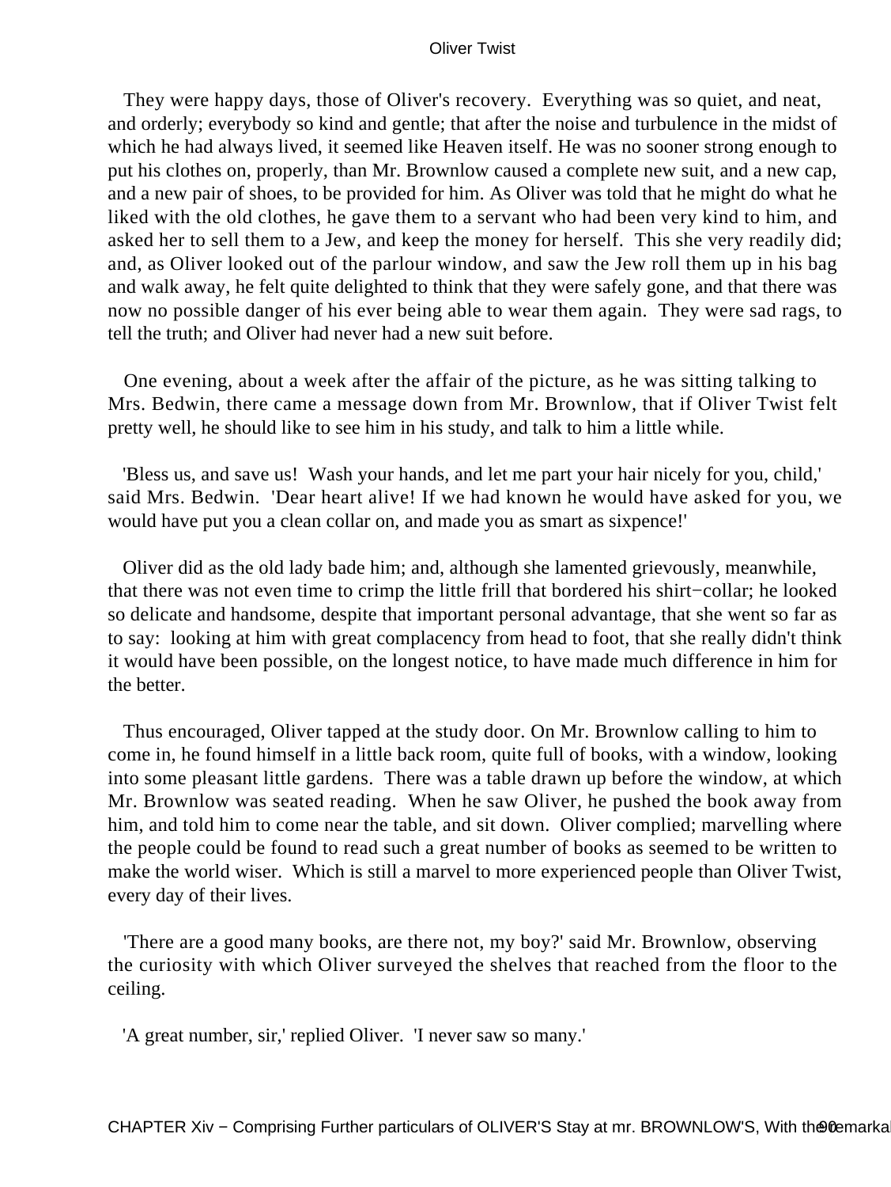They were happy days, those of Oliver's recovery. Everything was so quiet, and neat, and orderly; everybody so kind and gentle; that after the noise and turbulence in the midst of which he had always lived, it seemed like Heaven itself. He was no sooner strong enough to put his clothes on, properly, than Mr. Brownlow caused a complete new suit, and a new cap, and a new pair of shoes, to be provided for him. As Oliver was told that he might do what he liked with the old clothes, he gave them to a servant who had been very kind to him, and asked her to sell them to a Jew, and keep the money for herself. This she very readily did; and, as Oliver looked out of the parlour window, and saw the Jew roll them up in his bag and walk away, he felt quite delighted to think that they were safely gone, and that there was now no possible danger of his ever being able to wear them again. They were sad rags, to tell the truth; and Oliver had never had a new suit before.

One evening, about a week after the affair of the picture, as he was sitting talking to Mrs. Bedwin, there came a message down from Mr. Brownlow, that if Oliver Twist felt pretty well, he should like to see him in his study, and talk to him a little while.

'Bless us, and save us! Wash your hands, and let me part your hair nicely for you, child,' said Mrs. Bedwin. 'Dear heart alive! If we had known he would have asked for you, we would have put you a clean collar on, and made you as smart as sixpence!'

Oliver did as the old lady bade him; and, although she lamented grievously, meanwhile, that there was not even time to crimp the little frill that bordered his shirt−collar; he looked so delicate and handsome, despite that important personal advantage, that she went so far as to say: looking at him with great complacency from head to foot, that she really didn't think it would have been possible, on the longest notice, to have made much difference in him for the better.

Thus encouraged, Oliver tapped at the study door. On Mr. Brownlow calling to him to come in, he found himself in a little back room, quite full of books, with a window, looking into some pleasant little gardens. There was a table drawn up before the window, at which Mr. Brownlow was seated reading. When he saw Oliver, he pushed the book away from him, and told him to come near the table, and sit down. Oliver complied; marvelling where the people could be found to read such a great number of books as seemed to be written to make the world wiser. Which is still a marvel to more experienced people than Oliver Twist, every day of their lives.

'There are a good many books, are there not, my boy?' said Mr. Brownlow, observing the curiosity with which Oliver surveyed the shelves that reached from the floor to the ceiling.

'A great number, sir,' replied Oliver. 'I never saw so many.'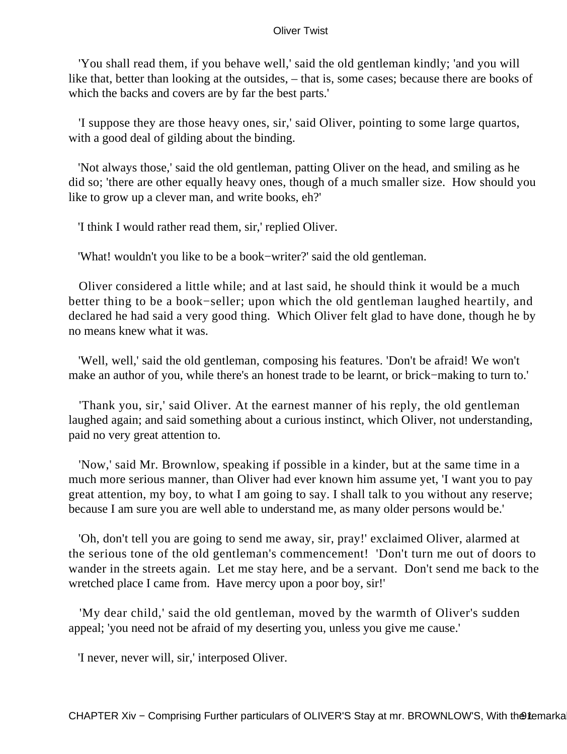'You shall read them, if you behave well,' said the old gentleman kindly; 'and you will like that, better than looking at the outsides, – that is, some cases; because there are books of which the backs and covers are by far the best parts.'

'I suppose they are those heavy ones, sir,' said Oliver, pointing to some large quartos, with a good deal of gilding about the binding.

'Not always those,' said the old gentleman, patting Oliver on the head, and smiling as he did so; 'there are other equally heavy ones, though of a much smaller size. How should you like to grow up a clever man, and write books, eh?'

'I think I would rather read them, sir,' replied Oliver.

'What! wouldn't you like to be a book−writer?' said the old gentleman.

Oliver considered a little while; and at last said, he should think it would be a much better thing to be a book−seller; upon which the old gentleman laughed heartily, and declared he had said a very good thing. Which Oliver felt glad to have done, though he by no means knew what it was.

'Well, well,' said the old gentleman, composing his features. 'Don't be afraid! We won't make an author of you, while there's an honest trade to be learnt, or brick−making to turn to.'

'Thank you, sir,' said Oliver. At the earnest manner of his reply, the old gentleman laughed again; and said something about a curious instinct, which Oliver, not understanding, paid no very great attention to.

'Now,' said Mr. Brownlow, speaking if possible in a kinder, but at the same time in a much more serious manner, than Oliver had ever known him assume yet, 'I want you to pay great attention, my boy, to what I am going to say. I shall talk to you without any reserve; because I am sure you are well able to understand me, as many older persons would be.'

'Oh, don't tell you are going to send me away, sir, pray!' exclaimed Oliver, alarmed at the serious tone of the old gentleman's commencement! 'Don't turn me out of doors to wander in the streets again. Let me stay here, and be a servant. Don't send me back to the wretched place I came from. Have mercy upon a poor boy, sir!'

'My dear child,' said the old gentleman, moved by the warmth of Oliver's sudden appeal; 'you need not be afraid of my deserting you, unless you give me cause.'

'I never, never will, sir,' interposed Oliver.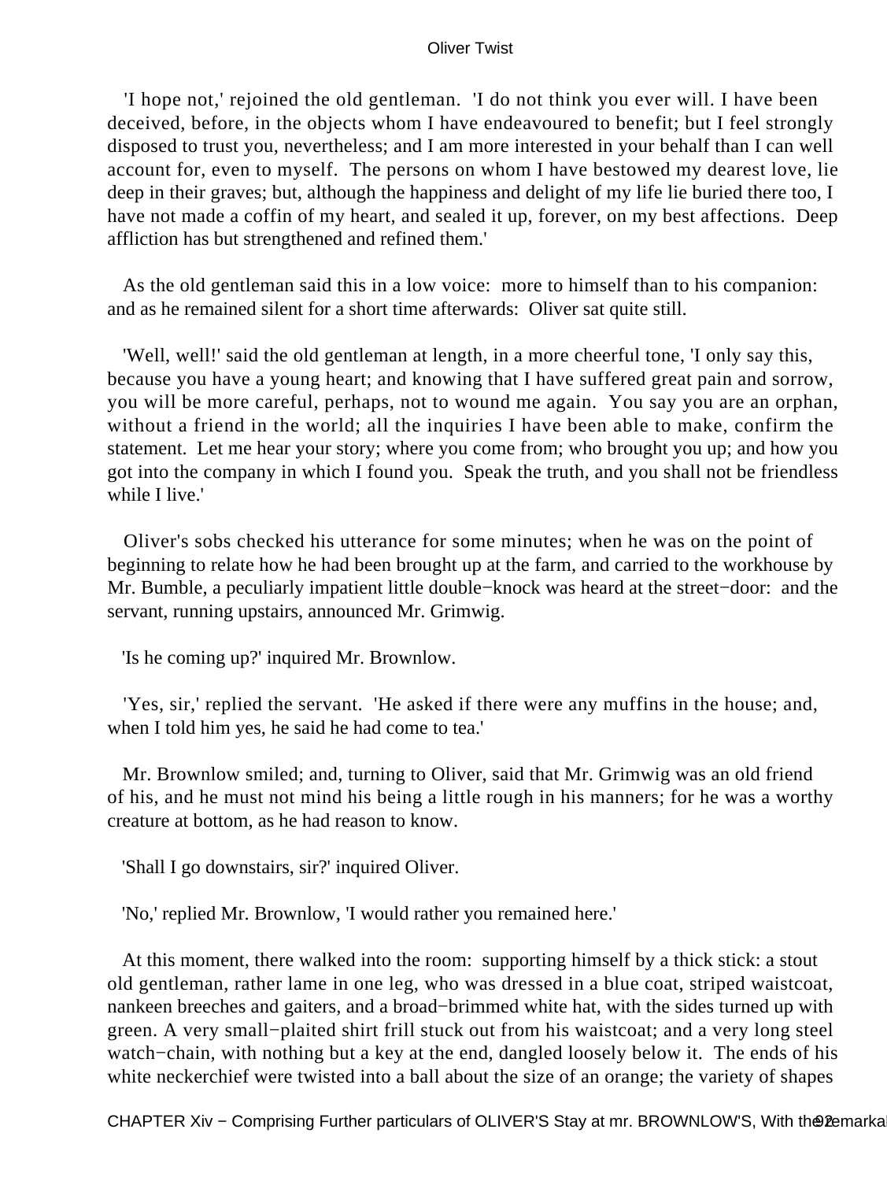'I hope not,' rejoined the old gentleman. 'I do not think you ever will. I have been deceived, before, in the objects whom I have endeavoured to benefit; but I feel strongly disposed to trust you, nevertheless; and I am more interested in your behalf than I can well account for, even to myself. The persons on whom I have bestowed my dearest love, lie deep in their graves; but, although the happiness and delight of my life lie buried there too, I have not made a coffin of my heart, and sealed it up, forever, on my best affections. Deep affliction has but strengthened and refined them.'

As the old gentleman said this in a low voice: more to himself than to his companion: and as he remained silent for a short time afterwards: Oliver sat quite still.

'Well, well!' said the old gentleman at length, in a more cheerful tone, 'I only say this, because you have a young heart; and knowing that I have suffered great pain and sorrow, you will be more careful, perhaps, not to wound me again. You say you are an orphan, without a friend in the world; all the inquiries I have been able to make, confirm the statement. Let me hear your story; where you come from; who brought you up; and how you got into the company in which I found you. Speak the truth, and you shall not be friendless while I live.'

Oliver's sobs checked his utterance for some minutes; when he was on the point of beginning to relate how he had been brought up at the farm, and carried to the workhouse by Mr. Bumble, a peculiarly impatient little double−knock was heard at the street−door: and the servant, running upstairs, announced Mr. Grimwig.

'Is he coming up?' inquired Mr. Brownlow.

'Yes, sir,' replied the servant. 'He asked if there were any muffins in the house; and, when I told him yes, he said he had come to tea.'

Mr. Brownlow smiled; and, turning to Oliver, said that Mr. Grimwig was an old friend of his, and he must not mind his being a little rough in his manners; for he was a worthy creature at bottom, as he had reason to know.

'Shall I go downstairs, sir?' inquired Oliver.

'No,' replied Mr. Brownlow, 'I would rather you remained here.'

At this moment, there walked into the room: supporting himself by a thick stick: a stout old gentleman, rather lame in one leg, who was dressed in a blue coat, striped waistcoat, nankeen breeches and gaiters, and a broad−brimmed white hat, with the sides turned up with green. A very small−plaited shirt frill stuck out from his waistcoat; and a very long steel watch−chain, with nothing but a key at the end, dangled loosely below it. The ends of his white neckerchief were twisted into a ball about the size of an orange; the variety of shapes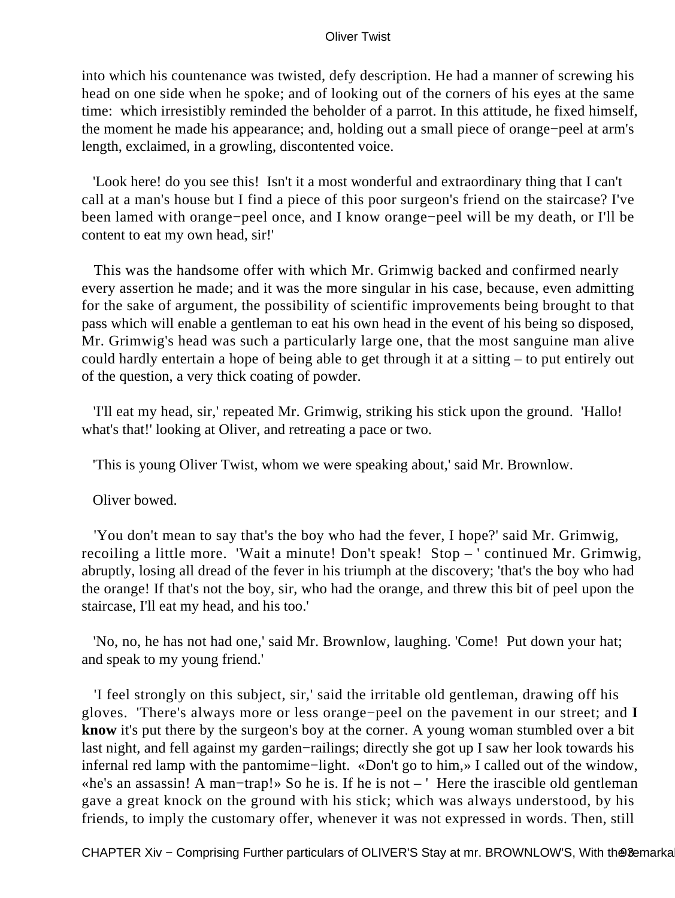into which his countenance was twisted, defy description. He had a manner of screwing his head on one side when he spoke; and of looking out of the corners of his eyes at the same time: which irresistibly reminded the beholder of a parrot. In this attitude, he fixed himself, the moment he made his appearance; and, holding out a small piece of orange−peel at arm's length, exclaimed, in a growling, discontented voice.

'Look here! do you see this! Isn't it a most wonderful and extraordinary thing that I can't call at a man's house but I find a piece of this poor surgeon's friend on the staircase? I've been lamed with orange−peel once, and I know orange−peel will be my death, or I'll be content to eat my own head, sir!'

This was the handsome offer with which Mr. Grimwig backed and confirmed nearly every assertion he made; and it was the more singular in his case, because, even admitting for the sake of argument, the possibility of scientific improvements being brought to that pass which will enable a gentleman to eat his own head in the event of his being so disposed, Mr. Grimwig's head was such a particularly large one, that the most sanguine man alive could hardly entertain a hope of being able to get through it at a sitting – to put entirely out of the question, a very thick coating of powder.

'I'll eat my head, sir,' repeated Mr. Grimwig, striking his stick upon the ground. 'Hallo! what's that!' looking at Oliver, and retreating a pace or two.

'This is young Oliver Twist, whom we were speaking about,' said Mr. Brownlow.

Oliver bowed.

'You don't mean to say that's the boy who had the fever, I hope?' said Mr. Grimwig, recoiling a little more. 'Wait a minute! Don't speak! Stop – ' continued Mr. Grimwig, abruptly, losing all dread of the fever in his triumph at the discovery; 'that's the boy who had the orange! If that's not the boy, sir, who had the orange, and threw this bit of peel upon the staircase, I'll eat my head, and his too.'

'No, no, he has not had one,' said Mr. Brownlow, laughing. 'Come! Put down your hat; and speak to my young friend.'

'I feel strongly on this subject, sir,' said the irritable old gentleman, drawing off his gloves. 'There's always more or less orange−peel on the pavement in our street; and **I know** it's put there by the surgeon's boy at the corner. A young woman stumbled over a bit last night, and fell against my garden−railings; directly she got up I saw her look towards his infernal red lamp with the pantomime−light. «Don't go to him,» I called out of the window, «he's an assassin! A man−trap!» So he is. If he is not – ' Here the irascible old gentleman gave a great knock on the ground with his stick; which was always understood, by his friends, to imply the customary offer, whenever it was not expressed in words. Then, still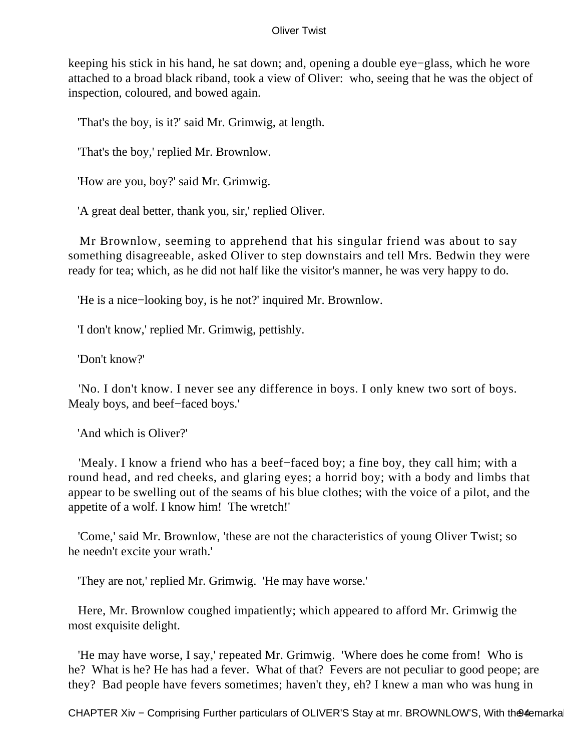keeping his stick in his hand, he sat down; and, opening a double eye−glass, which he wore attached to a broad black riband, took a view of Oliver: who, seeing that he was the object of inspection, coloured, and bowed again.

'That's the boy, is it?' said Mr. Grimwig, at length.

'That's the boy,' replied Mr. Brownlow.

'How are you, boy?' said Mr. Grimwig.

'A great deal better, thank you, sir,' replied Oliver.

Mr Brownlow, seeming to apprehend that his singular friend was about to say something disagreeable, asked Oliver to step downstairs and tell Mrs. Bedwin they were ready for tea; which, as he did not half like the visitor's manner, he was very happy to do.

'He is a nice−looking boy, is he not?' inquired Mr. Brownlow.

'I don't know,' replied Mr. Grimwig, pettishly.

'Don't know?'

'No. I don't know. I never see any difference in boys. I only knew two sort of boys. Mealy boys, and beef−faced boys.'

'And which is Oliver?'

'Mealy. I know a friend who has a beef−faced boy; a fine boy, they call him; with a round head, and red cheeks, and glaring eyes; a horrid boy; with a body and limbs that appear to be swelling out of the seams of his blue clothes; with the voice of a pilot, and the appetite of a wolf. I know him! The wretch!'

'Come,' said Mr. Brownlow, 'these are not the characteristics of young Oliver Twist; so he needn't excite your wrath.'

'They are not,' replied Mr. Grimwig. 'He may have worse.'

Here, Mr. Brownlow coughed impatiently; which appeared to afford Mr. Grimwig the most exquisite delight.

'He may have worse, I say,' repeated Mr. Grimwig. 'Where does he come from! Who is he? What is he? He has had a fever. What of that? Fevers are not peculiar to good peope; are they? Bad people have fevers sometimes; haven't they, eh? I knew a man who was hung in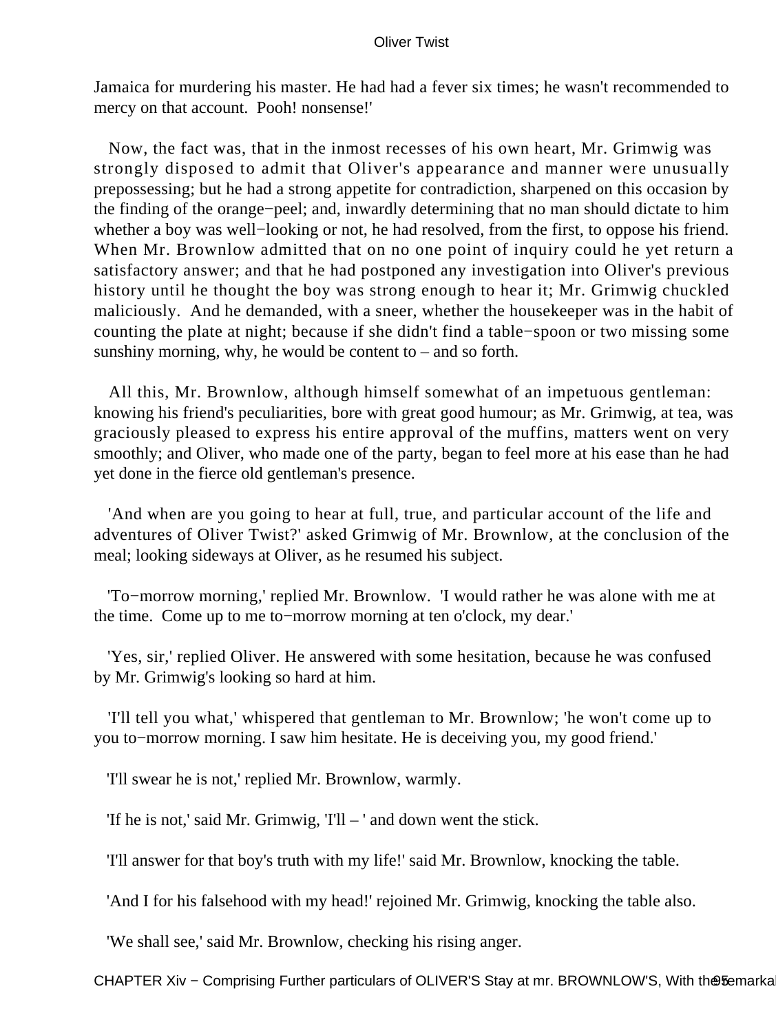Jamaica for murdering his master. He had had a fever six times; he wasn't recommended to mercy on that account. Pooh! nonsense!'

Now, the fact was, that in the inmost recesses of his own heart, Mr. Grimwig was strongly disposed to admit that Oliver's appearance and manner were unusually prepossessing; but he had a strong appetite for contradiction, sharpened on this occasion by the finding of the orange−peel; and, inwardly determining that no man should dictate to him whether a boy was well−looking or not, he had resolved, from the first, to oppose his friend. When Mr. Brownlow admitted that on no one point of inquiry could he yet return a satisfactory answer; and that he had postponed any investigation into Oliver's previous history until he thought the boy was strong enough to hear it; Mr. Grimwig chuckled maliciously. And he demanded, with a sneer, whether the housekeeper was in the habit of counting the plate at night; because if she didn't find a table−spoon or two missing some sunshiny morning, why, he would be content to – and so forth.

All this, Mr. Brownlow, although himself somewhat of an impetuous gentleman: knowing his friend's peculiarities, bore with great good humour; as Mr. Grimwig, at tea, was graciously pleased to express his entire approval of the muffins, matters went on very smoothly; and Oliver, who made one of the party, began to feel more at his ease than he had yet done in the fierce old gentleman's presence.

'And when are you going to hear at full, true, and particular account of the life and adventures of Oliver Twist?' asked Grimwig of Mr. Brownlow, at the conclusion of the meal; looking sideways at Oliver, as he resumed his subject.

'To−morrow morning,' replied Mr. Brownlow. 'I would rather he was alone with me at the time. Come up to me to−morrow morning at ten o'clock, my dear.'

'Yes, sir,' replied Oliver. He answered with some hesitation, because he was confused by Mr. Grimwig's looking so hard at him.

'I'll tell you what,' whispered that gentleman to Mr. Brownlow; 'he won't come up to you to−morrow morning. I saw him hesitate. He is deceiving you, my good friend.'

'I'll swear he is not,' replied Mr. Brownlow, warmly.

'If he is not,' said Mr. Grimwig, 'I'll – ' and down went the stick.

'I'll answer for that boy's truth with my life!' said Mr. Brownlow, knocking the table.

'And I for his falsehood with my head!' rejoined Mr. Grimwig, knocking the table also.

'We shall see,' said Mr. Brownlow, checking his rising anger.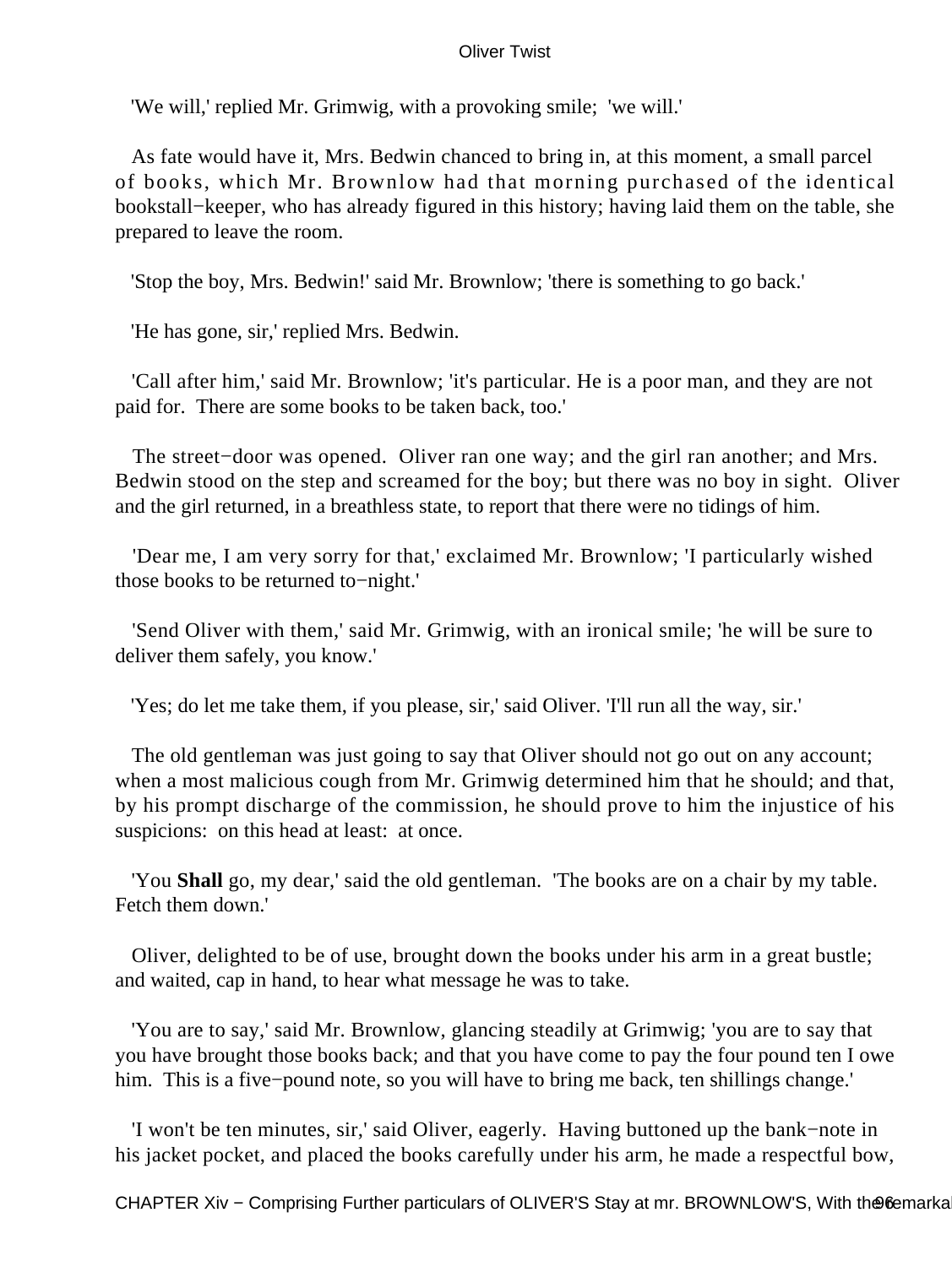'We will,' replied Mr. Grimwig, with a provoking smile; 'we will.'

As fate would have it, Mrs. Bedwin chanced to bring in, at this moment, a small parcel of books, which Mr. Brownlow had that morning purchased of the identical bookstall−keeper, who has already figured in this history; having laid them on the table, she prepared to leave the room.

'Stop the boy, Mrs. Bedwin!' said Mr. Brownlow; 'there is something to go back.'

'He has gone, sir,' replied Mrs. Bedwin.

'Call after him,' said Mr. Brownlow; 'it's particular. He is a poor man, and they are not paid for. There are some books to be taken back, too.'

The street−door was opened. Oliver ran one way; and the girl ran another; and Mrs. Bedwin stood on the step and screamed for the boy; but there was no boy in sight. Oliver and the girl returned, in a breathless state, to report that there were no tidings of him.

'Dear me, I am very sorry for that,' exclaimed Mr. Brownlow; 'I particularly wished those books to be returned to−night.'

'Send Oliver with them,' said Mr. Grimwig, with an ironical smile; 'he will be sure to deliver them safely, you know.'

'Yes; do let me take them, if you please, sir,' said Oliver. 'I'll run all the way, sir.'

The old gentleman was just going to say that Oliver should not go out on any account; when a most malicious cough from Mr. Grimwig determined him that he should; and that, by his prompt discharge of the commission, he should prove to him the injustice of his suspicions: on this head at least: at once.

'You **Shall** go, my dear,' said the old gentleman. 'The books are on a chair by my table. Fetch them down.'

Oliver, delighted to be of use, brought down the books under his arm in a great bustle; and waited, cap in hand, to hear what message he was to take.

'You are to say,' said Mr. Brownlow, glancing steadily at Grimwig; 'you are to say that you have brought those books back; and that you have come to pay the four pound ten I owe him. This is a five−pound note, so you will have to bring me back, ten shillings change.'

'I won't be ten minutes, sir,' said Oliver, eagerly. Having buttoned up the bank−note in his jacket pocket, and placed the books carefully under his arm, he made a respectful bow,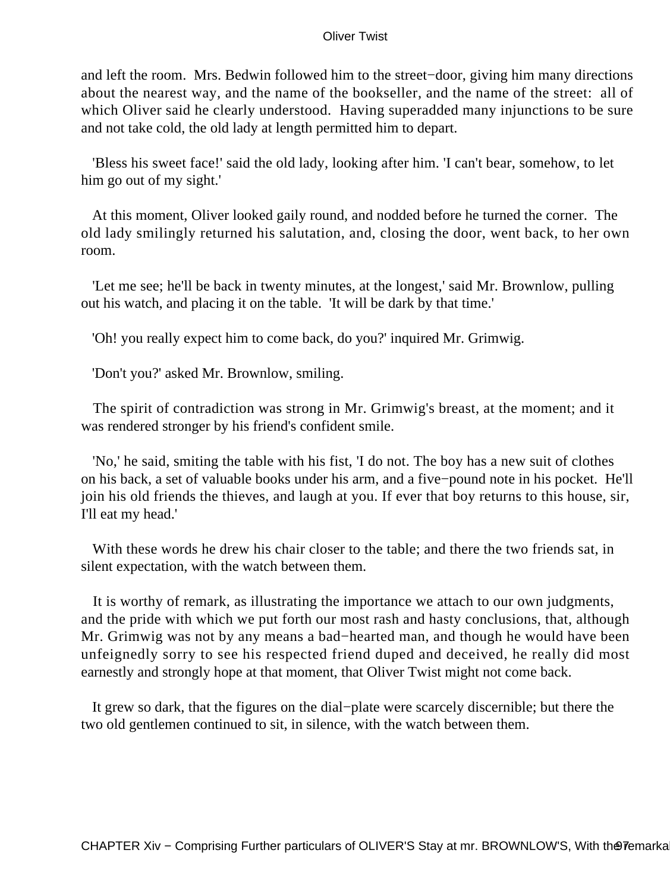and left the room. Mrs. Bedwin followed him to the street−door, giving him many directions about the nearest way, and the name of the bookseller, and the name of the street: all of which Oliver said he clearly understood. Having superadded many injunctions to be sure and not take cold, the old lady at length permitted him to depart.

'Bless his sweet face!' said the old lady, looking after him. 'I can't bear, somehow, to let him go out of my sight.'

At this moment, Oliver looked gaily round, and nodded before he turned the corner. The old lady smilingly returned his salutation, and, closing the door, went back, to her own room.

'Let me see; he'll be back in twenty minutes, at the longest,' said Mr. Brownlow, pulling out his watch, and placing it on the table. 'It will be dark by that time.'

'Oh! you really expect him to come back, do you?' inquired Mr. Grimwig.

'Don't you?' asked Mr. Brownlow, smiling.

The spirit of contradiction was strong in Mr. Grimwig's breast, at the moment; and it was rendered stronger by his friend's confident smile.

'No,' he said, smiting the table with his fist, 'I do not. The boy has a new suit of clothes on his back, a set of valuable books under his arm, and a five−pound note in his pocket. He'll join his old friends the thieves, and laugh at you. If ever that boy returns to this house, sir, I'll eat my head.'

With these words he drew his chair closer to the table; and there the two friends sat, in silent expectation, with the watch between them.

It is worthy of remark, as illustrating the importance we attach to our own judgments, and the pride with which we put forth our most rash and hasty conclusions, that, although Mr. Grimwig was not by any means a bad−hearted man, and though he would have been unfeignedly sorry to see his respected friend duped and deceived, he really did most earnestly and strongly hope at that moment, that Oliver Twist might not come back.

It grew so dark, that the figures on the dial−plate were scarcely discernible; but there the two old gentlemen continued to sit, in silence, with the watch between them.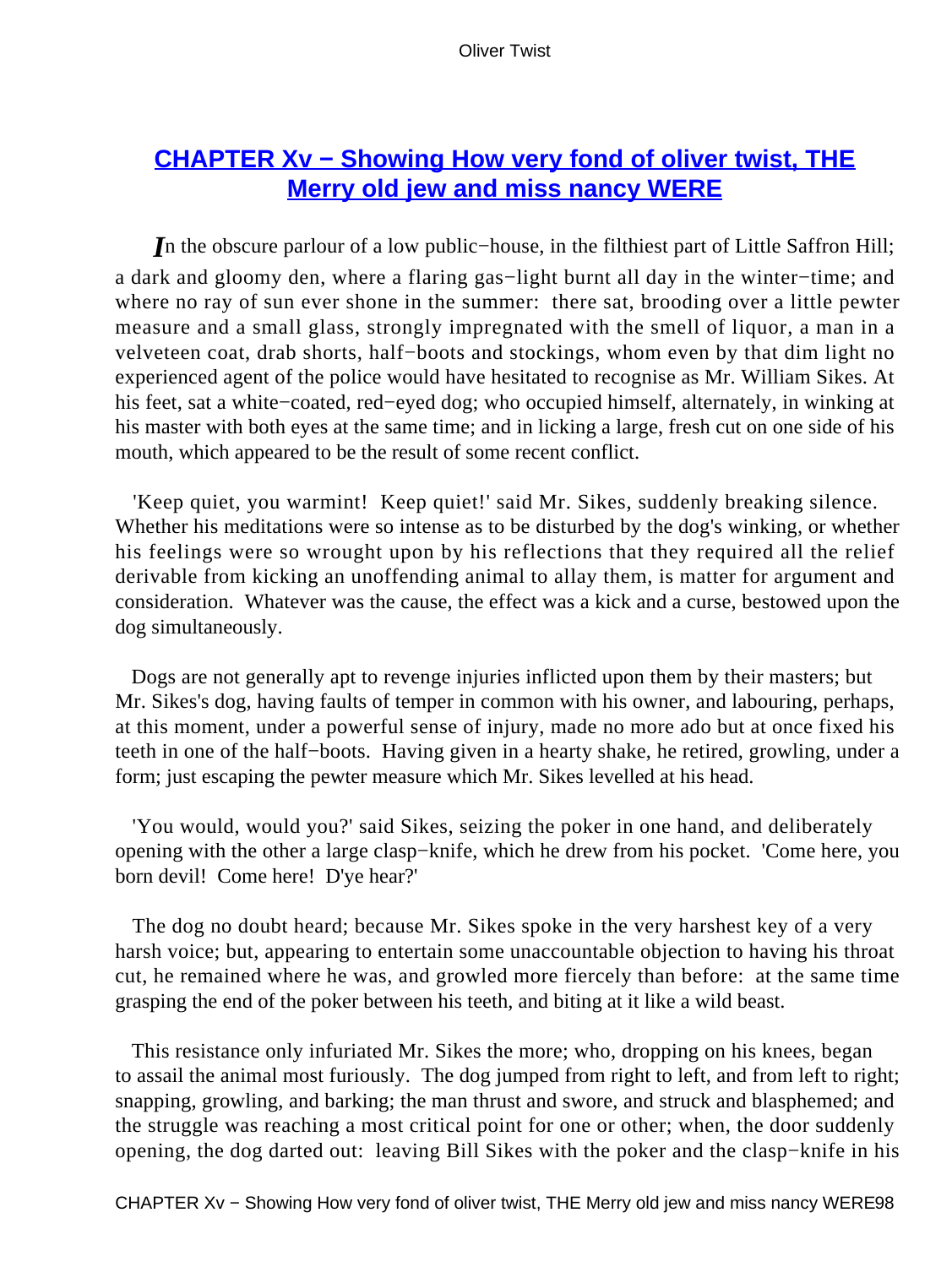## CHAPTER Xv − Showing How very fond of oliver twist, THE Merry old jew and miss nancy WERE

*I*n the obscure parlour of a low public−house, in the filthiest part of Little Saffron Hill; a dark and gloomy den, where a flaring gas−light burnt all day in the winter−time; and where no ray of sun ever shone in the summer: there sat, brooding over a little pewter measure and a small glass, strongly impregnated with the smell of liquor, a man in a velveteen coat, drab shorts, half−boots and stockings, whom even by that dim light no experienced agent of the police would have hesitated to recognise as Mr. William Sikes. At his feet, sat a white−coated, red−eyed dog; who occupied himself, alternately, in winking at his master with both eyes at the same time; and in licking a large, fresh cut on one side of his mouth, which appeared to be the result of some recent conflict.

'Keep quiet, you warmint! Keep quiet!' said Mr. Sikes, suddenly breaking silence. Whether his meditations were so intense as to be disturbed by the dog's winking, or whether his feelings were so wrought upon by his reflections that they required all the relief derivable from kicking an unoffending animal to allay them, is matter for argument and consideration. Whatever was the cause, the effect was a kick and a curse, bestowed upon the dog simultaneously.

Dogs are not generally apt to revenge injuries inflicted upon them by their masters; but Mr. Sikes's dog, having faults of temper in common with his owner, and labouring, perhaps, at this moment, under a powerful sense of injury, made no more ado but at once fixed his teeth in one of the half−boots. Having given in a hearty shake, he retired, growling, under a form; just escaping the pewter measure which Mr. Sikes levelled at his head.

'You would, would you?' said Sikes, seizing the poker in one hand, and deliberately opening with the other a large clasp−knife, which he drew from his pocket. 'Come here, you born devil! Come here! D'ye hear?'

The dog no doubt heard; because Mr. Sikes spoke in the very harshest key of a very harsh voice; but, appearing to entertain some unaccountable objection to having his throat cut, he remained where he was, and growled more fiercely than before: at the same time grasping the end of the poker between his teeth, and biting at it like a wild beast.

This resistance only infuriated Mr. Sikes the more; who, dropping on his knees, began to assail the animal most furiously. The dog jumped from right to left, and from left to right; snapping, growling, and barking; the man thrust and swore, and struck and blasphemed; and the struggle was reaching a most critical point for one or other; when, the door suddenly opening, the dog darted out: leaving Bill Sikes with the poker and the clasp−knife in his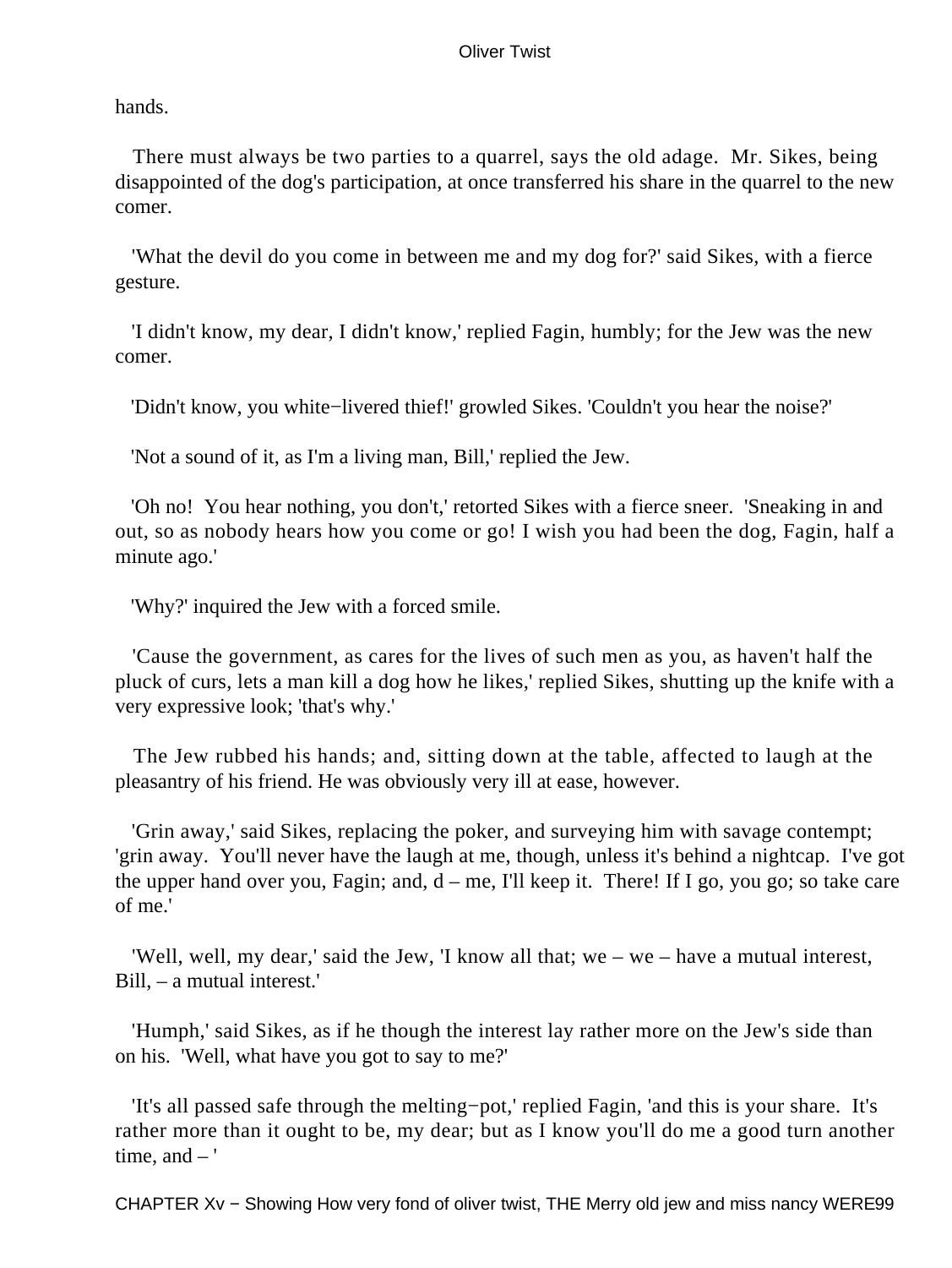hands.

There must always be two parties to a quarrel, says the old adage. Mr. Sikes, being disappointed of the dog's participation, at once transferred his share in the quarrel to the new comer.

'What the devil do you come in between me and my dog for?' said Sikes, with a fierce gesture.

'I didn't know, my dear, I didn't know,' replied Fagin, humbly; for the Jew was the new comer.

'Didn't know, you white−livered thief!' growled Sikes. 'Couldn't you hear the noise?'

'Not a sound of it, as I'm a living man, Bill,' replied the Jew.

'Oh no! You hear nothing, you don't,' retorted Sikes with a fierce sneer. 'Sneaking in and out, so as nobody hears how you come or go! I wish you had been the dog, Fagin, half a minute ago.'

'Why?' inquired the Jew with a forced smile.

'Cause the government, as cares for the lives of such men as you, as haven't half the pluck of curs, lets a man kill a dog how he likes,' replied Sikes, shutting up the knife with a very expressive look; 'that's why.'

The Jew rubbed his hands; and, sitting down at the table, affected to laugh at the pleasantry of his friend. He was obviously very ill at ease, however.

'Grin away,' said Sikes, replacing the poker, and surveying him with savage contempt; 'grin away. You'll never have the laugh at me, though, unless it's behind a nightcap. I've got the upper hand over you, Fagin; and, d – me, I'll keep it. There! If I go, you go; so take care of me.'

'Well, well, my dear,' said the Jew, 'I know all that; we – we – have a mutual interest, Bill, – a mutual interest.'

'Humph,' said Sikes, as if he though the interest lay rather more on the Jew's side than on his. 'Well, what have you got to say to me?'

'It's all passed safe through the melting−pot,' replied Fagin, 'and this is your share. It's rather more than it ought to be, my dear; but as I know you'll do me a good turn another time, and – '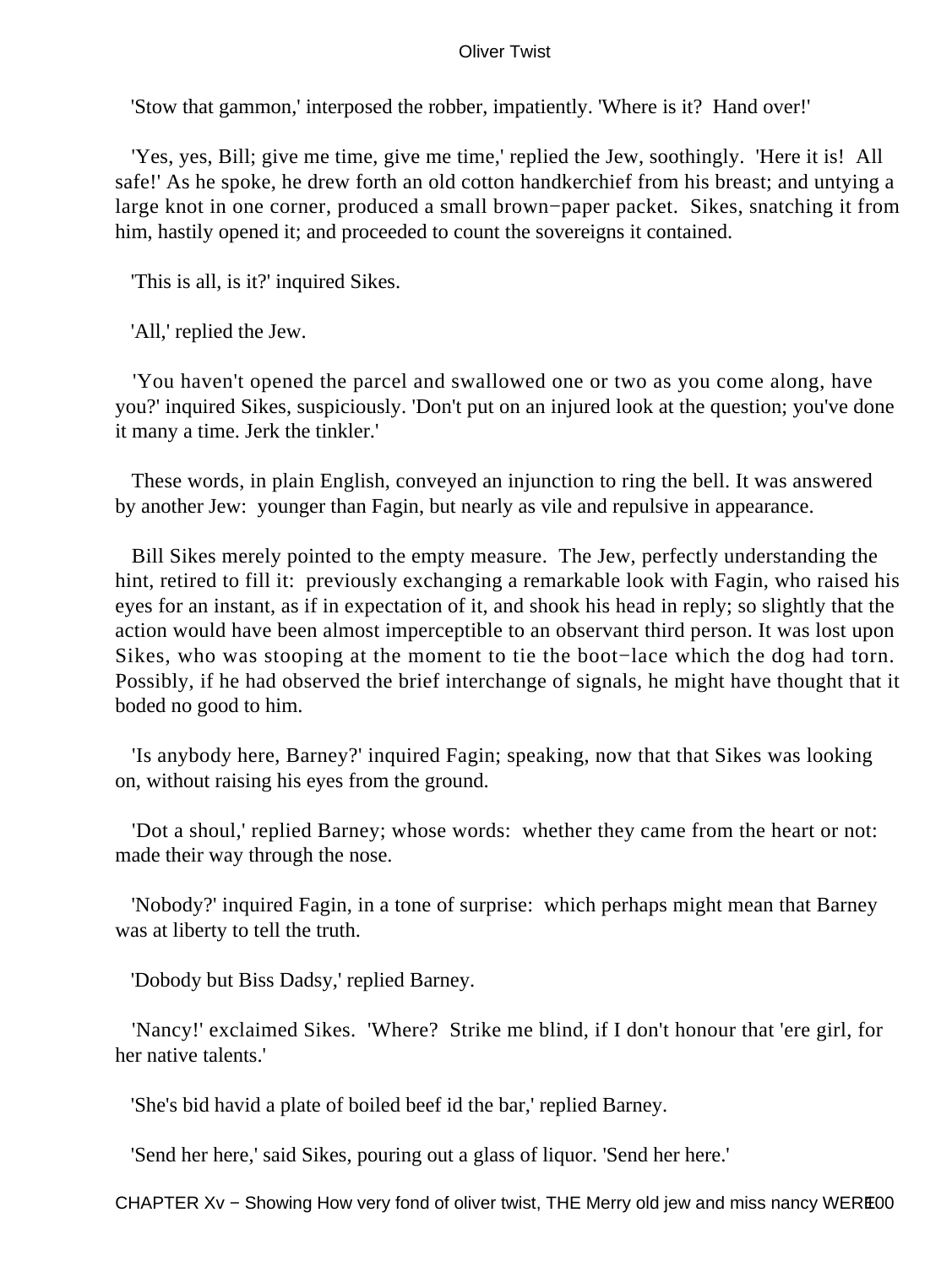'Stow that gammon,' interposed the robber, impatiently. 'Where is it? Hand over!'

'Yes, yes, Bill; give me time, give me time,' replied the Jew, soothingly. 'Here it is! All safe!' As he spoke, he drew forth an old cotton handkerchief from his breast; and untying a large knot in one corner, produced a small brown−paper packet. Sikes, snatching it from him, hastily opened it; and proceeded to count the sovereigns it contained.

'This is all, is it?' inquired Sikes.

'All,' replied the Jew.

'You haven't opened the parcel and swallowed one or two as you come along, have you?' inquired Sikes, suspiciously. 'Don't put on an injured look at the question; you've done it many a time. Jerk the tinkler.'

These words, in plain English, conveyed an injunction to ring the bell. It was answered by another Jew: younger than Fagin, but nearly as vile and repulsive in appearance.

Bill Sikes merely pointed to the empty measure. The Jew, perfectly understanding the hint, retired to fill it: previously exchanging a remarkable look with Fagin, who raised his eyes for an instant, as if in expectation of it, and shook his head in reply; so slightly that the action would have been almost imperceptible to an observant third person. It was lost upon Sikes, who was stooping at the moment to tie the boot−lace which the dog had torn. Possibly, if he had observed the brief interchange of signals, he might have thought that it boded no good to him.

'Is anybody here, Barney?' inquired Fagin; speaking, now that that Sikes was looking on, without raising his eyes from the ground.

'Dot a shoul,' replied Barney; whose words: whether they came from the heart or not: made their way through the nose.

'Nobody?' inquired Fagin, in a tone of surprise: which perhaps might mean that Barney was at liberty to tell the truth.

'Dobody but Biss Dadsy,' replied Barney.

'Nancy!' exclaimed Sikes. 'Where? Strike me blind, if I don't honour that 'ere girl, for her native talents.'

'She's bid havid a plate of boiled beef id the bar,' replied Barney.

'Send her here,' said Sikes, pouring out a glass of liquor. 'Send her here.'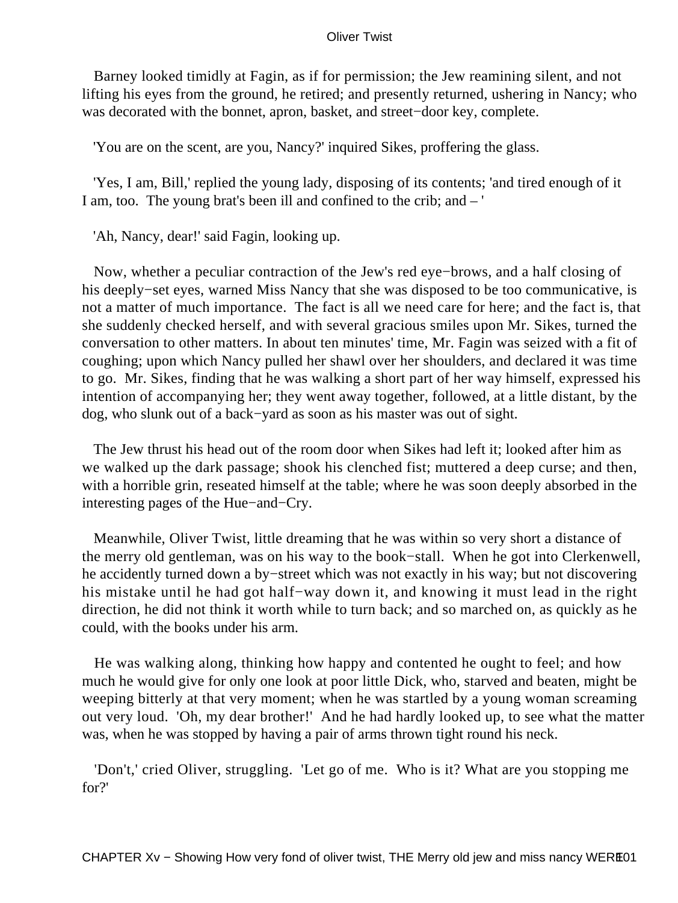Barney looked timidly at Fagin, as if for permission; the Jew reamining silent, and not lifting his eyes from the ground, he retired; and presently returned, ushering in Nancy; who was decorated with the bonnet, apron, basket, and street−door key, complete.

'You are on the scent, are you, Nancy?' inquired Sikes, proffering the glass.

'Yes, I am, Bill,' replied the young lady, disposing of its contents; 'and tired enough of it I am, too. The young brat's been ill and confined to the crib; and – '

'Ah, Nancy, dear!' said Fagin, looking up.

Now, whether a peculiar contraction of the Jew's red eye−brows, and a half closing of his deeply−set eyes, warned Miss Nancy that she was disposed to be too communicative, is not a matter of much importance. The fact is all we need care for here; and the fact is, that she suddenly checked herself, and with several gracious smiles upon Mr. Sikes, turned the conversation to other matters. In about ten minutes' time, Mr. Fagin was seized with a fit of coughing; upon which Nancy pulled her shawl over her shoulders, and declared it was time to go. Mr. Sikes, finding that he was walking a short part of her way himself, expressed his intention of accompanying her; they went away together, followed, at a little distant, by the dog, who slunk out of a back−yard as soon as his master was out of sight.

The Jew thrust his head out of the room door when Sikes had left it; looked after him as we walked up the dark passage; shook his clenched fist; muttered a deep curse; and then, with a horrible grin, reseated himself at the table; where he was soon deeply absorbed in the interesting pages of the Hue−and−Cry.

Meanwhile, Oliver Twist, little dreaming that he was within so very short a distance of the merry old gentleman, was on his way to the book−stall. When he got into Clerkenwell, he accidently turned down a by−street which was not exactly in his way; but not discovering his mistake until he had got half−way down it, and knowing it must lead in the right direction, he did not think it worth while to turn back; and so marched on, as quickly as he could, with the books under his arm.

He was walking along, thinking how happy and contented he ought to feel; and how much he would give for only one look at poor little Dick, who, starved and beaten, might be weeping bitterly at that very moment; when he was startled by a young woman screaming out very loud. 'Oh, my dear brother!' And he had hardly looked up, to see what the matter was, when he was stopped by having a pair of arms thrown tight round his neck.

'Don't,' cried Oliver, struggling. 'Let go of me. Who is it? What are you stopping me for?'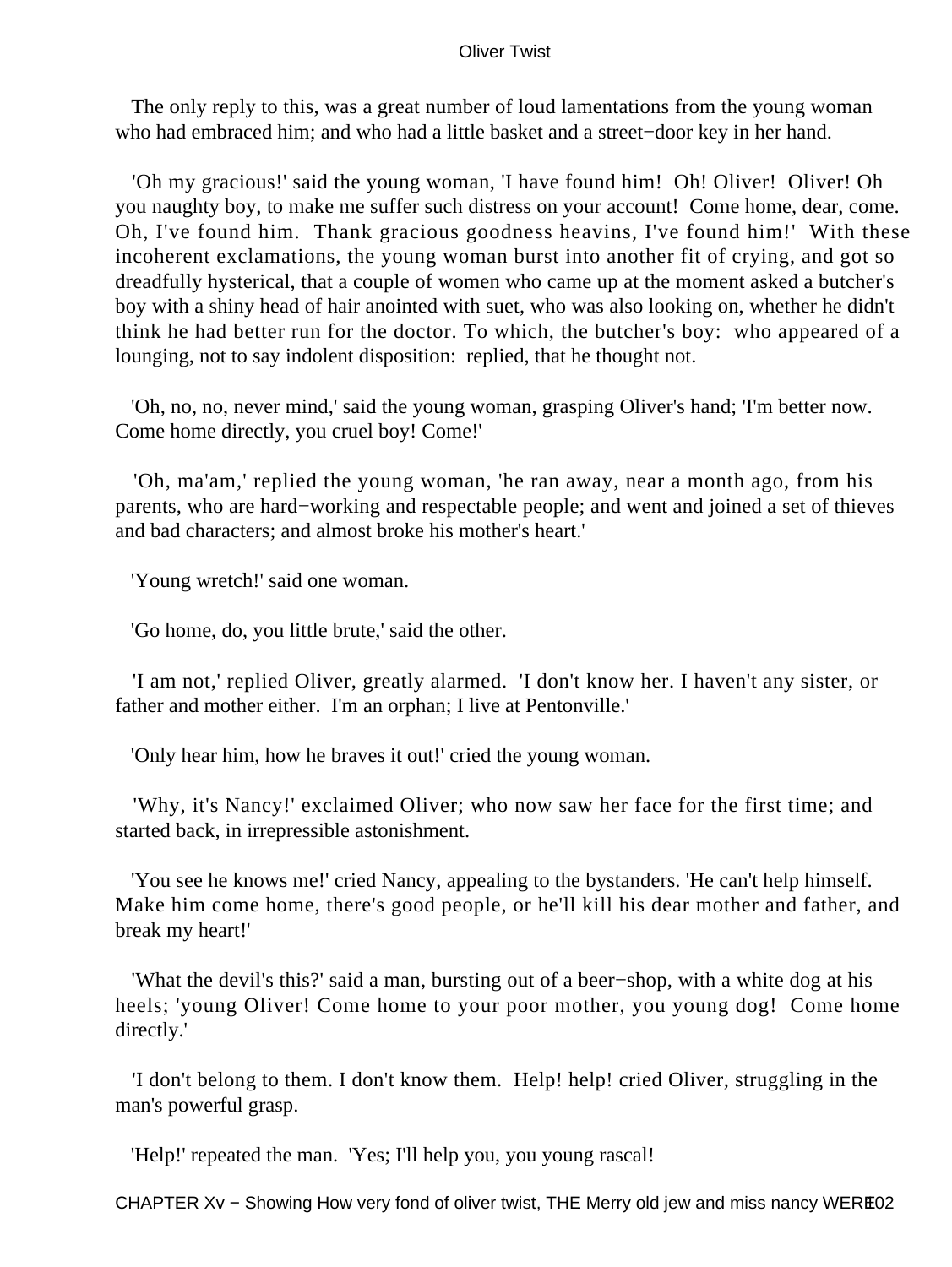The only reply to this, was a great number of loud lamentations from the young woman who had embraced him; and who had a little basket and a street−door key in her hand.

'Oh my gracious!' said the young woman, 'I have found him! Oh! Oliver! Oliver! Oh you naughty boy, to make me suffer such distress on your account! Come home, dear, come. Oh, I've found him. Thank gracious goodness heavins, I've found him!' With these incoherent exclamations, the young woman burst into another fit of crying, and got so dreadfully hysterical, that a couple of women who came up at the moment asked a butcher's boy with a shiny head of hair anointed with suet, who was also looking on, whether he didn't think he had better run for the doctor. To which, the butcher's boy: who appeared of a lounging, not to say indolent disposition: replied, that he thought not.

'Oh, no, no, never mind,' said the young woman, grasping Oliver's hand; 'I'm better now. Come home directly, you cruel boy! Come!'

'Oh, ma'am,' replied the young woman, 'he ran away, near a month ago, from his parents, who are hard−working and respectable people; and went and joined a set of thieves and bad characters; and almost broke his mother's heart.'

'Young wretch!' said one woman.

'Go home, do, you little brute,' said the other.

'I am not,' replied Oliver, greatly alarmed. 'I don't know her. I haven't any sister, or father and mother either. I'm an orphan; I live at Pentonville.'

'Only hear him, how he braves it out!' cried the young woman.

'Why, it's Nancy!' exclaimed Oliver; who now saw her face for the first time; and started back, in irrepressible astonishment.

'You see he knows me!' cried Nancy, appealing to the bystanders. 'He can't help himself. Make him come home, there's good people, or he'll kill his dear mother and father, and break my heart!'

'What the devil's this?' said a man, bursting out of a beer−shop, with a white dog at his heels; 'young Oliver! Come home to your poor mother, you young dog! Come home directly.'

'I don't belong to them. I don't know them. Help! help! cried Oliver, struggling in the man's powerful grasp.

'Help!' repeated the man. 'Yes; I'll help you, you young rascal!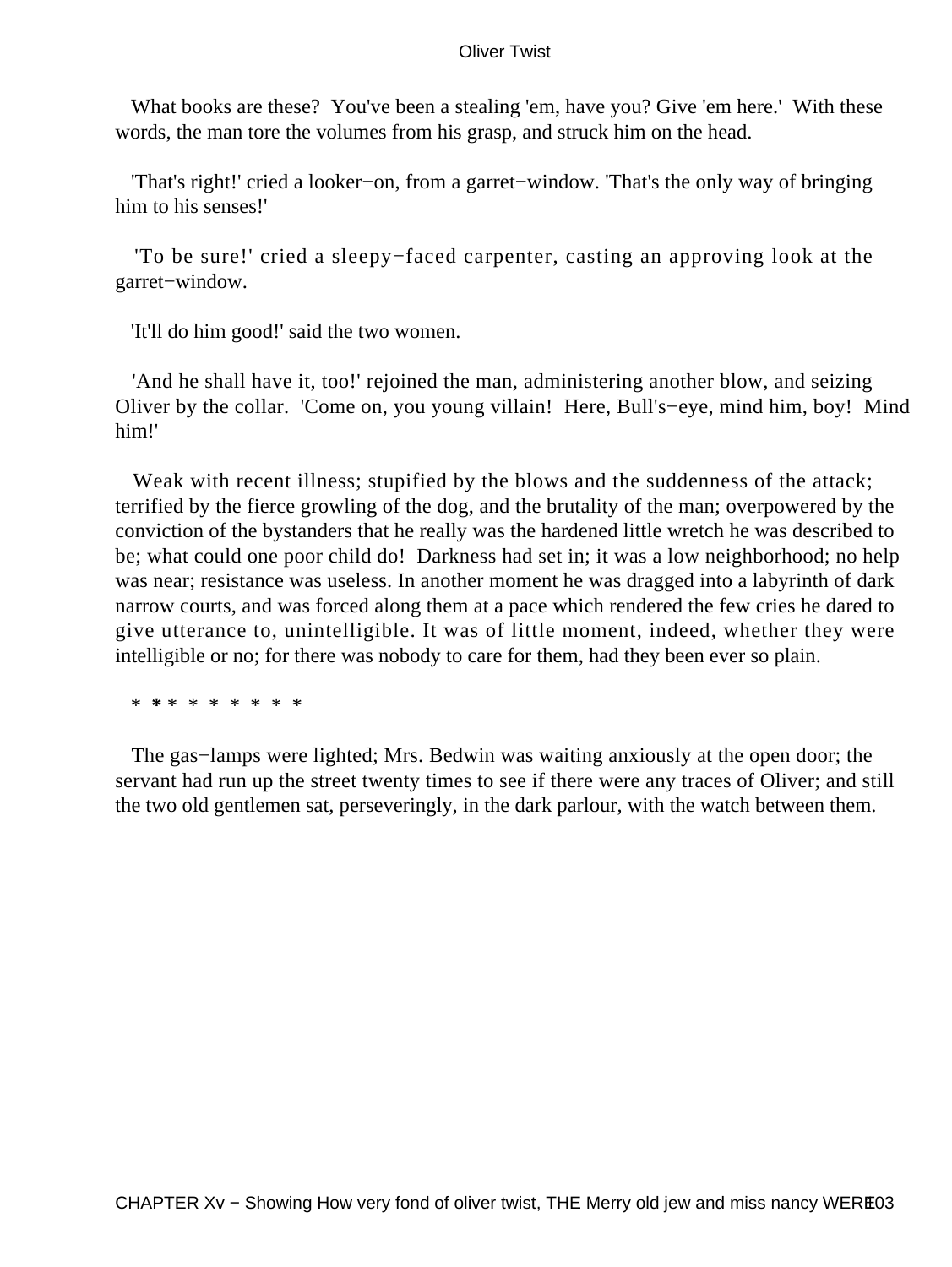What books are these? You've been a stealing 'em, have you? Give 'em here.' With these words, the man tore the volumes from his grasp, and struck him on the head.

'That's right!' cried a looker−on, from a garret−window. 'That's the only way of bringing him to his senses!'

'To be sure!' cried a sleepy−faced carpenter, casting an approving look at the garret−window.

'It'll do him good!' said the two women.

'And he shall have it, too!' rejoined the man, administering another blow, and seizing Oliver by the collar. 'Come on, you young villain! Here, Bull's−eye, mind him, boy! Mind him!'

Weak with recent illness; stupified by the blows and the suddenness of the attack; terrified by the fierce growling of the dog, and the brutality of the man; overpowered by the conviction of the bystanders that he really was the hardened little wretch he was described to be; what could one poor child do! Darkness had set in; it was a low neighborhood; no help was near; resistance was useless. In another moment he was dragged into a labyrinth of dark narrow courts, and was forced along them at a pace which rendered the few cries he dared to give utterance to, unintelligible. It was of little moment, indeed, whether they were intelligible or no; for there was nobody to care for them, had they been ever so plain.

* * * * * * * * * *

The gas−lamps were lighted; Mrs. Bedwin was waiting anxiously at the open door; the servant had run up the street twenty times to see if there were any traces of Oliver; and still the two old gentlemen sat, perseveringly, in the dark parlour, with the watch between them.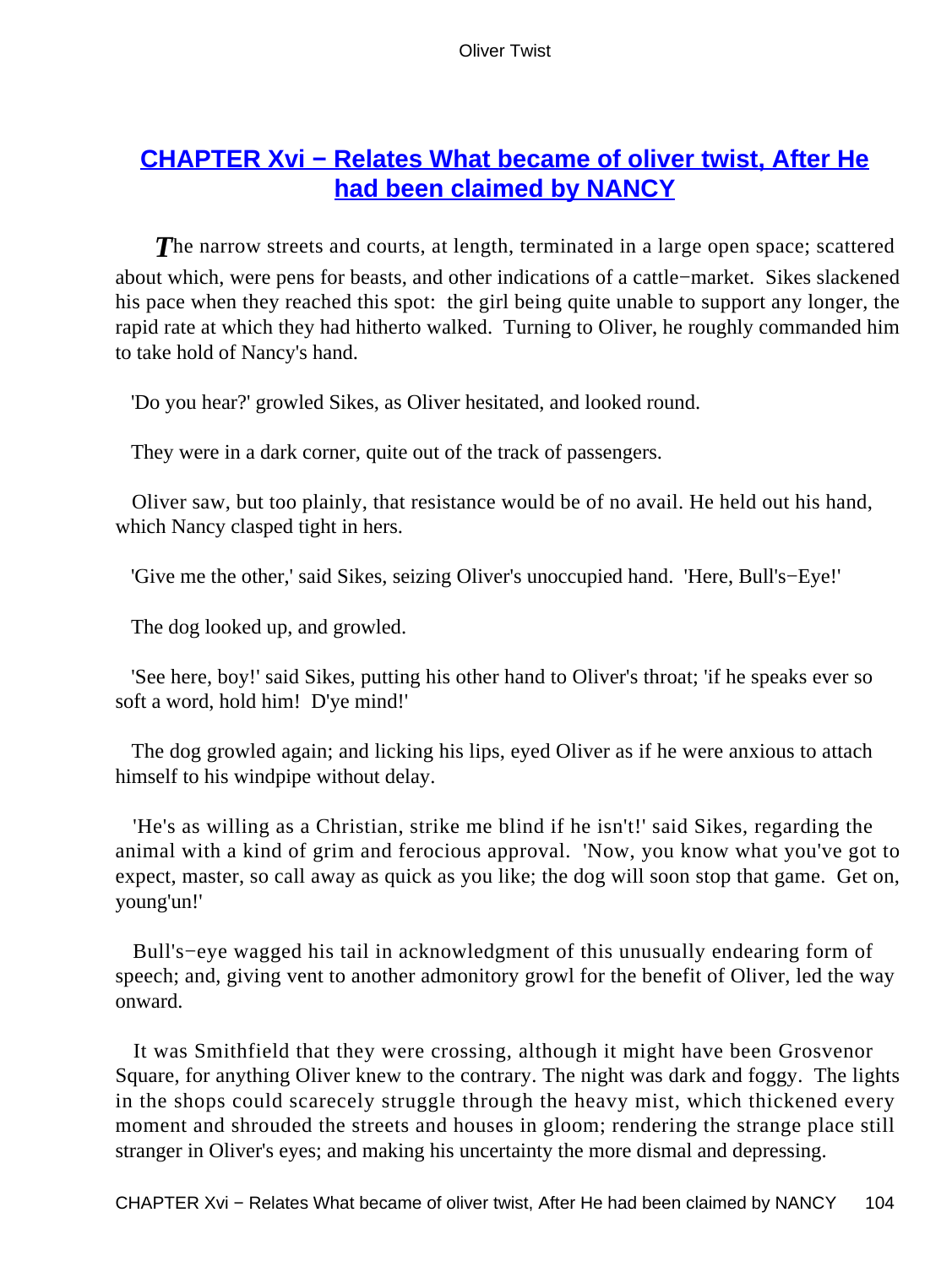## [CHAPTER Xvi − Relates What became of oliver twist, After He had been claimed by NANCY]()

*T*he narrow streets and courts, at length, terminated in a large open space; scattered about which, were pens for beasts, and other indications of a cattle−market. Sikes slackened his pace when they reached this spot: the girl being quite unable to support any longer, the rapid rate at which they had hitherto walked. Turning to Oliver, he roughly commanded him to take hold of Nancy's hand.

'Do you hear?' growled Sikes, as Oliver hesitated, and looked round.

They were in a dark corner, quite out of the track of passengers.

Oliver saw, but too plainly, that resistance would be of no avail. He held out his hand, which Nancy clasped tight in hers.

'Give me the other,' said Sikes, seizing Oliver's unoccupied hand. 'Here, Bull's−Eye!'

The dog looked up, and growled.

'See here, boy!' said Sikes, putting his other hand to Oliver's throat; 'if he speaks ever so soft a word, hold him! D'ye mind!'

The dog growled again; and licking his lips, eyed Oliver as if he were anxious to attach himself to his windpipe without delay.

'He's as willing as a Christian, strike me blind if he isn't!' said Sikes, regarding the animal with a kind of grim and ferocious approval. 'Now, you know what you've got to expect, master, so call away as quick as you like; the dog will soon stop that game. Get on, young'un!'

Bull's−eye wagged his tail in acknowledgment of this unusually endearing form of speech; and, giving vent to another admonitory growl for the benefit of Oliver, led the way onward.

It was Smithfield that they were crossing, although it might have been Grosvenor Square, for anything Oliver knew to the contrary. The night was dark and foggy. The lights in the shops could scarecely struggle through the heavy mist, which thickened every moment and shrouded the streets and houses in gloom; rendering the strange place still stranger in Oliver's eyes; and making his uncertainty the more dismal and depressing.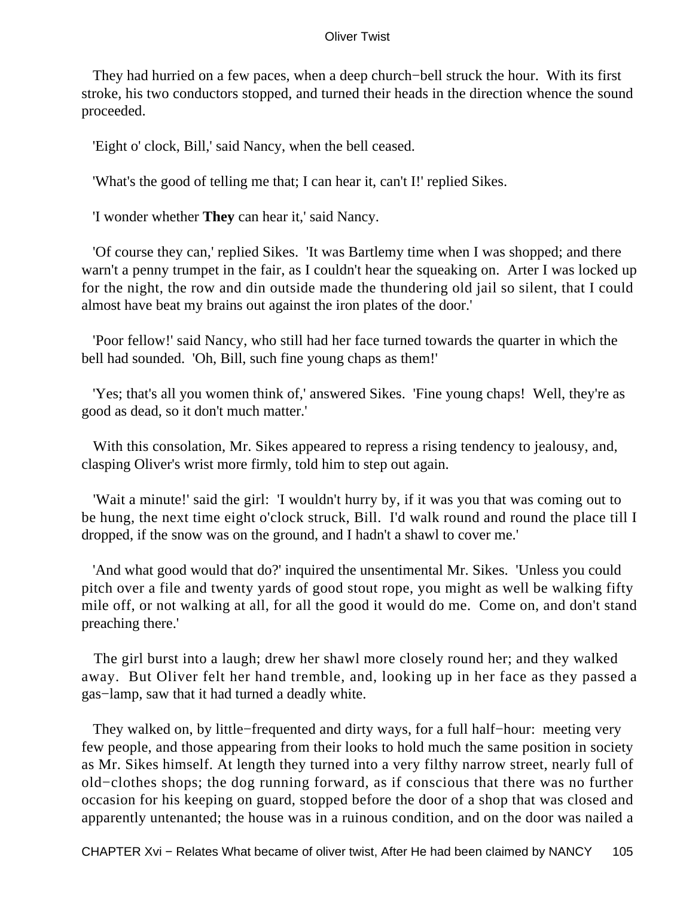They had hurried on a few paces, when a deep church−bell struck the hour. With its first stroke, his two conductors stopped, and turned their heads in the direction whence the sound proceeded.

'Eight o' clock, Bill,' said Nancy, when the bell ceased.

'What's the good of telling me that; I can hear it, can't I!' replied Sikes.

'I wonder whether **They** can hear it,' said Nancy.

'Of course they can,' replied Sikes. 'It was Bartlemy time when I was shopped; and there warn't a penny trumpet in the fair, as I couldn't hear the squeaking on. Arter I was locked up for the night, the row and din outside made the thundering old jail so silent, that I could almost have beat my brains out against the iron plates of the door.'

'Poor fellow!' said Nancy, who still had her face turned towards the quarter in which the bell had sounded. 'Oh, Bill, such fine young chaps as them!'

'Yes; that's all you women think of,' answered Sikes. 'Fine young chaps! Well, they're as good as dead, so it don't much matter.'

With this consolation, Mr. Sikes appeared to repress a rising tendency to jealousy, and, clasping Oliver's wrist more firmly, told him to step out again.

'Wait a minute!' said the girl: 'I wouldn't hurry by, if it was you that was coming out to be hung, the next time eight o'clock struck, Bill. I'd walk round and round the place till I dropped, if the snow was on the ground, and I hadn't a shawl to cover me.'

'And what good would that do?' inquired the unsentimental Mr. Sikes. 'Unless you could pitch over a file and twenty yards of good stout rope, you might as well be walking fifty mile off, or not walking at all, for all the good it would do me. Come on, and don't stand preaching there.'

The girl burst into a laugh; drew her shawl more closely round her; and they walked away. But Oliver felt her hand tremble, and, looking up in her face as they passed a gas−lamp, saw that it had turned a deadly white.

They walked on, by little−frequented and dirty ways, for a full half−hour: meeting very few people, and those appearing from their looks to hold much the same position in society as Mr. Sikes himself. At length they turned into a very filthy narrow street, nearly full of old−clothes shops; the dog running forward, as if conscious that there was no further occasion for his keeping on guard, stopped before the door of a shop that was closed and apparently untenanted; the house was in a ruinous condition, and on the door was nailed a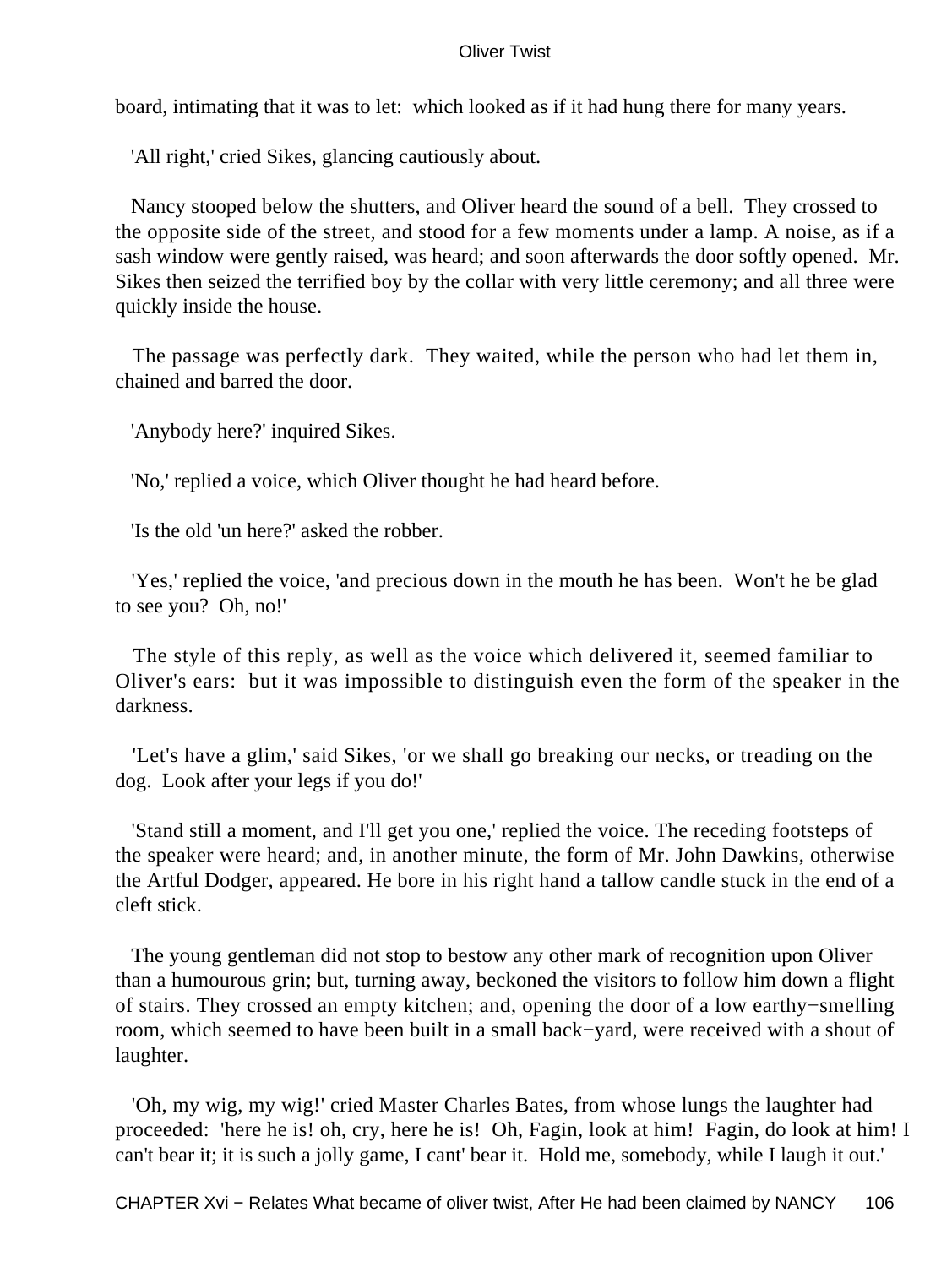board, intimating that it was to let: which looked as if it had hung there for many years.

'All right,' cried Sikes, glancing cautiously about.

Nancy stooped below the shutters, and Oliver heard the sound of a bell. They crossed to the opposite side of the street, and stood for a few moments under a lamp. A noise, as if a sash window were gently raised, was heard; and soon afterwards the door softly opened. Mr. Sikes then seized the terrified boy by the collar with very little ceremony; and all three were quickly inside the house.

The passage was perfectly dark. They waited, while the person who had let them in, chained and barred the door.

'Anybody here?' inquired Sikes.

'No,' replied a voice, which Oliver thought he had heard before.

'Is the old 'un here?' asked the robber.

'Yes,' replied the voice, 'and precious down in the mouth he has been. Won't he be glad to see you? Oh, no!'

The style of this reply, as well as the voice which delivered it, seemed familiar to Oliver's ears: but it was impossible to distinguish even the form of the speaker in the darkness.

'Let's have a glim,' said Sikes, 'or we shall go breaking our necks, or treading on the dog. Look after your legs if you do!'

'Stand still a moment, and I'll get you one,' replied the voice. The receding footsteps of the speaker were heard; and, in another minute, the form of Mr. John Dawkins, otherwise the Artful Dodger, appeared. He bore in his right hand a tallow candle stuck in the end of a cleft stick.

The young gentleman did not stop to bestow any other mark of recognition upon Oliver than a humourous grin; but, turning away, beckoned the visitors to follow him down a flight of stairs. They crossed an empty kitchen; and, opening the door of a low earthy−smelling room, which seemed to have been built in a small back−yard, were received with a shout of laughter.

'Oh, my wig, my wig!' cried Master Charles Bates, from whose lungs the laughter had proceeded: 'here he is! oh, cry, here he is! Oh, Fagin, look at him! Fagin, do look at him! I can't bear it; it is such a jolly game, I cant' bear it. Hold me, somebody, while I laugh it out.'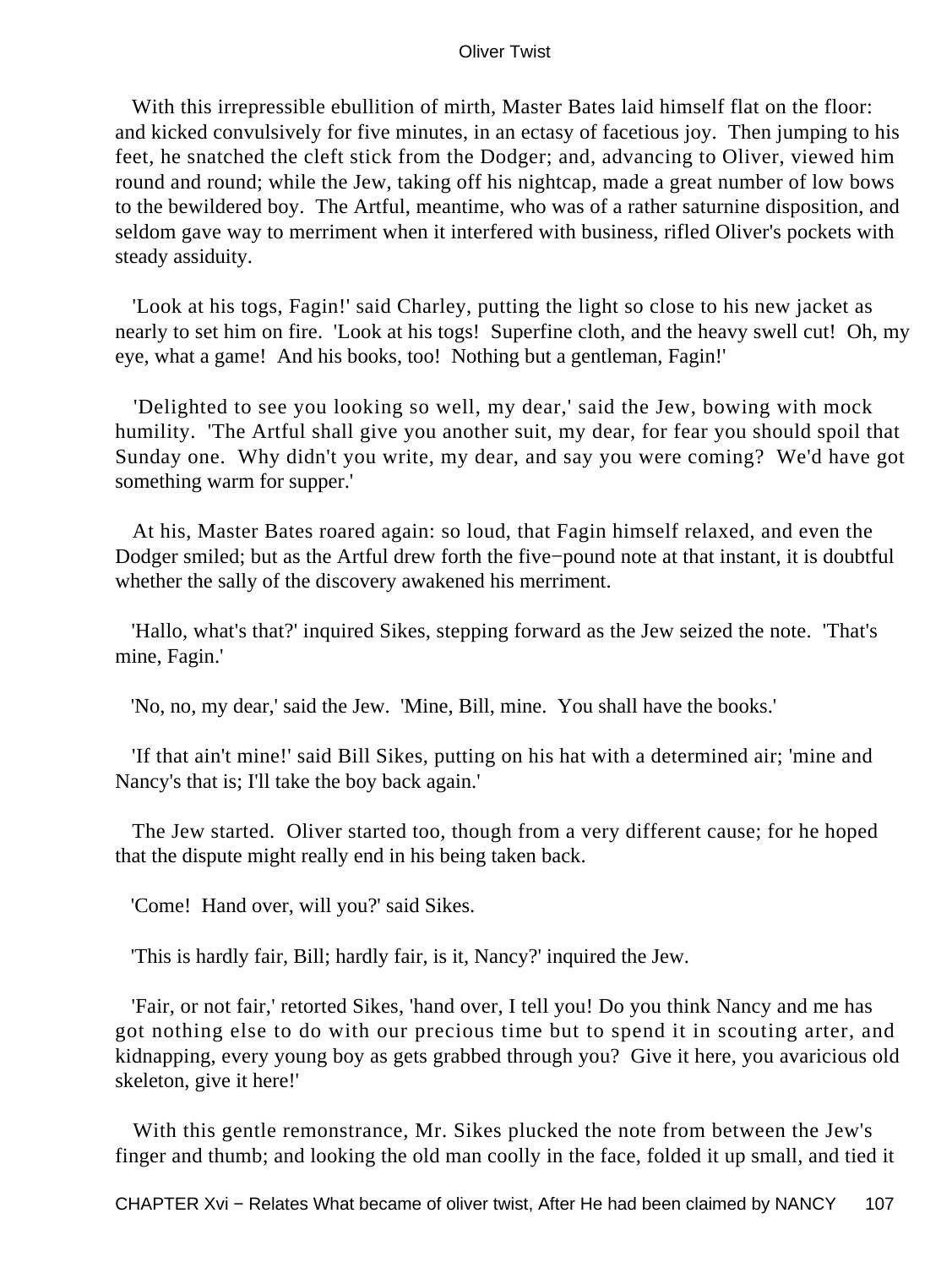With this irrepressible ebullition of mirth, Master Bates laid himself flat on the floor: and kicked convulsively for five minutes, in an ectasy of facetious joy. Then jumping to his feet, he snatched the cleft stick from the Dodger; and, advancing to Oliver, viewed him round and round; while the Jew, taking off his nightcap, made a great number of low bows to the bewildered boy. The Artful, meantime, who was of a rather saturnine disposition, and seldom gave way to merriment when it interfered with business, rifled Oliver's pockets with steady assiduity.

'Look at his togs, Fagin!' said Charley, putting the light so close to his new jacket as nearly to set him on fire. 'Look at his togs! Superfine cloth, and the heavy swell cut! Oh, my eye, what a game! And his books, too! Nothing but a gentleman, Fagin!'

'Delighted to see you looking so well, my dear,' said the Jew, bowing with mock humility. 'The Artful shall give you another suit, my dear, for fear you should spoil that Sunday one. Why didn't you write, my dear, and say you were coming? We'd have got something warm for supper.'

At his, Master Bates roared again: so loud, that Fagin himself relaxed, and even the Dodger smiled; but as the Artful drew forth the five−pound note at that instant, it is doubtful whether the sally of the discovery awakened his merriment.

'Hallo, what's that?' inquired Sikes, stepping forward as the Jew seized the note. 'That's mine, Fagin.'

'No, no, my dear,' said the Jew. 'Mine, Bill, mine. You shall have the books.'

'If that ain't mine!' said Bill Sikes, putting on his hat with a determined air; 'mine and Nancy's that is; I'll take the boy back again.'

The Jew started. Oliver started too, though from a very different cause; for he hoped that the dispute might really end in his being taken back.

'Come! Hand over, will you?' said Sikes.

'This is hardly fair, Bill; hardly fair, is it, Nancy?' inquired the Jew.

'Fair, or not fair,' retorted Sikes, 'hand over, I tell you! Do you think Nancy and me has got nothing else to do with our precious time but to spend it in scouting arter, and kidnapping, every young boy as gets grabbed through you? Give it here, you avaricious old skeleton, give it here!'

With this gentle remonstrance, Mr. Sikes plucked the note from between the Jew's finger and thumb; and looking the old man coolly in the face, folded it up small, and tied it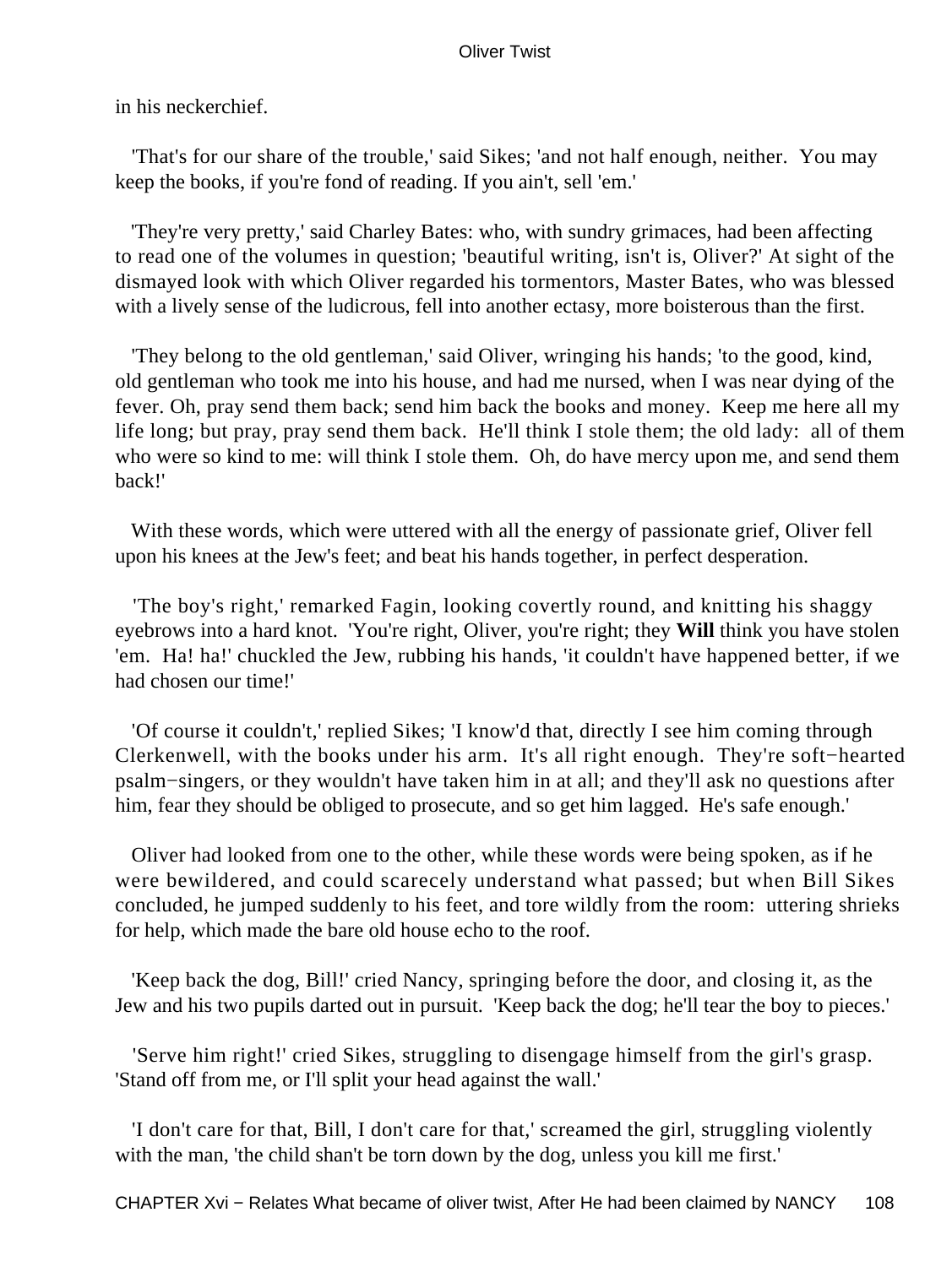in his neckerchief.

'That's for our share of the trouble,' said Sikes; 'and not half enough, neither. You may keep the books, if you're fond of reading. If you ain't, sell 'em.'

'They're very pretty,' said Charley Bates: who, with sundry grimaces, had been affecting to read one of the volumes in question; 'beautiful writing, isn't is, Oliver?' At sight of the dismayed look with which Oliver regarded his tormentors, Master Bates, who was blessed with a lively sense of the ludicrous, fell into another ectasy, more boisterous than the first.

'They belong to the old gentleman,' said Oliver, wringing his hands; 'to the good, kind, old gentleman who took me into his house, and had me nursed, when I was near dying of the fever. Oh, pray send them back; send him back the books and money. Keep me here all my life long; but pray, pray send them back. He'll think I stole them; the old lady: all of them who were so kind to me: will think I stole them. Oh, do have mercy upon me, and send them back!'

With these words, which were uttered with all the energy of passionate grief, Oliver fell upon his knees at the Jew's feet; and beat his hands together, in perfect desperation.

'The boy's right,' remarked Fagin, looking covertly round, and knitting his shaggy eyebrows into a hard knot. 'You're right, Oliver, you're right; they **Will** think you have stolen 'em. Ha! ha!' chuckled the Jew, rubbing his hands, 'it couldn't have happened better, if we had chosen our time!'

'Of course it couldn't,' replied Sikes; 'I know'd that, directly I see him coming through Clerkenwell, with the books under his arm. It's all right enough. They're soft−hearted psalm−singers, or they wouldn't have taken him in at all; and they'll ask no questions after him, fear they should be obliged to prosecute, and so get him lagged. He's safe enough.'

Oliver had looked from one to the other, while these words were being spoken, as if he were bewildered, and could scarecely understand what passed; but when Bill Sikes concluded, he jumped suddenly to his feet, and tore wildly from the room: uttering shrieks for help, which made the bare old house echo to the roof.

'Keep back the dog, Bill!' cried Nancy, springing before the door, and closing it, as the Jew and his two pupils darted out in pursuit. 'Keep back the dog; he'll tear the boy to pieces.'

'Serve him right!' cried Sikes, struggling to disengage himself from the girl's grasp. 'Stand off from me, or I'll split your head against the wall.'

'I don't care for that, Bill, I don't care for that,' screamed the girl, struggling violently with the man, 'the child shan't be torn down by the dog, unless you kill me first.'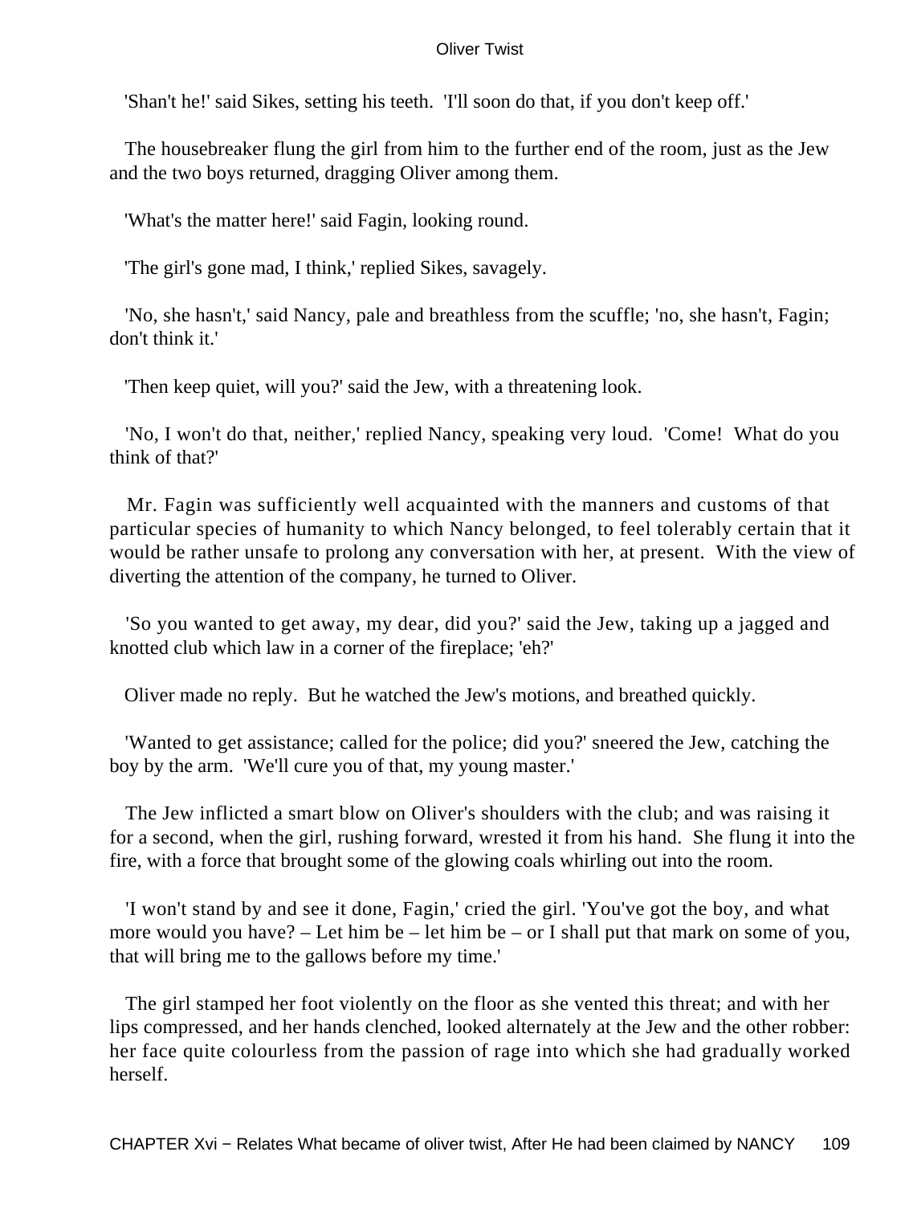'Shan't he!' said Sikes, setting his teeth. 'I'll soon do that, if you don't keep off.'

The housebreaker flung the girl from him to the further end of the room, just as the Jew and the two boys returned, dragging Oliver among them.

'What's the matter here!' said Fagin, looking round.

'The girl's gone mad, I think,' replied Sikes, savagely.

'No, she hasn't,' said Nancy, pale and breathless from the scuffle; 'no, she hasn't, Fagin; don't think it.'

'Then keep quiet, will you?' said the Jew, with a threatening look.

'No, I won't do that, neither,' replied Nancy, speaking very loud. 'Come! What do you think of that?'

Mr. Fagin was sufficiently well acquainted with the manners and customs of that particular species of humanity to which Nancy belonged, to feel tolerably certain that it would be rather unsafe to prolong any conversation with her, at present. With the view of diverting the attention of the company, he turned to Oliver.

'So you wanted to get away, my dear, did you?' said the Jew, taking up a jagged and knotted club which law in a corner of the fireplace; 'eh?'

Oliver made no reply. But he watched the Jew's motions, and breathed quickly.

'Wanted to get assistance; called for the police; did you?' sneered the Jew, catching the boy by the arm. 'We'll cure you of that, my young master.'

The Jew inflicted a smart blow on Oliver's shoulders with the club; and was raising it for a second, when the girl, rushing forward, wrested it from his hand. She flung it into the fire, with a force that brought some of the glowing coals whirling out into the room.

'I won't stand by and see it done, Fagin,' cried the girl. 'You've got the boy, and what more would you have? – Let him be – let him be – or I shall put that mark on some of you, that will bring me to the gallows before my time.'

The girl stamped her foot violently on the floor as she vented this threat; and with her lips compressed, and her hands clenched, looked alternately at the Jew and the other robber: her face quite colourless from the passion of rage into which she had gradually worked herself.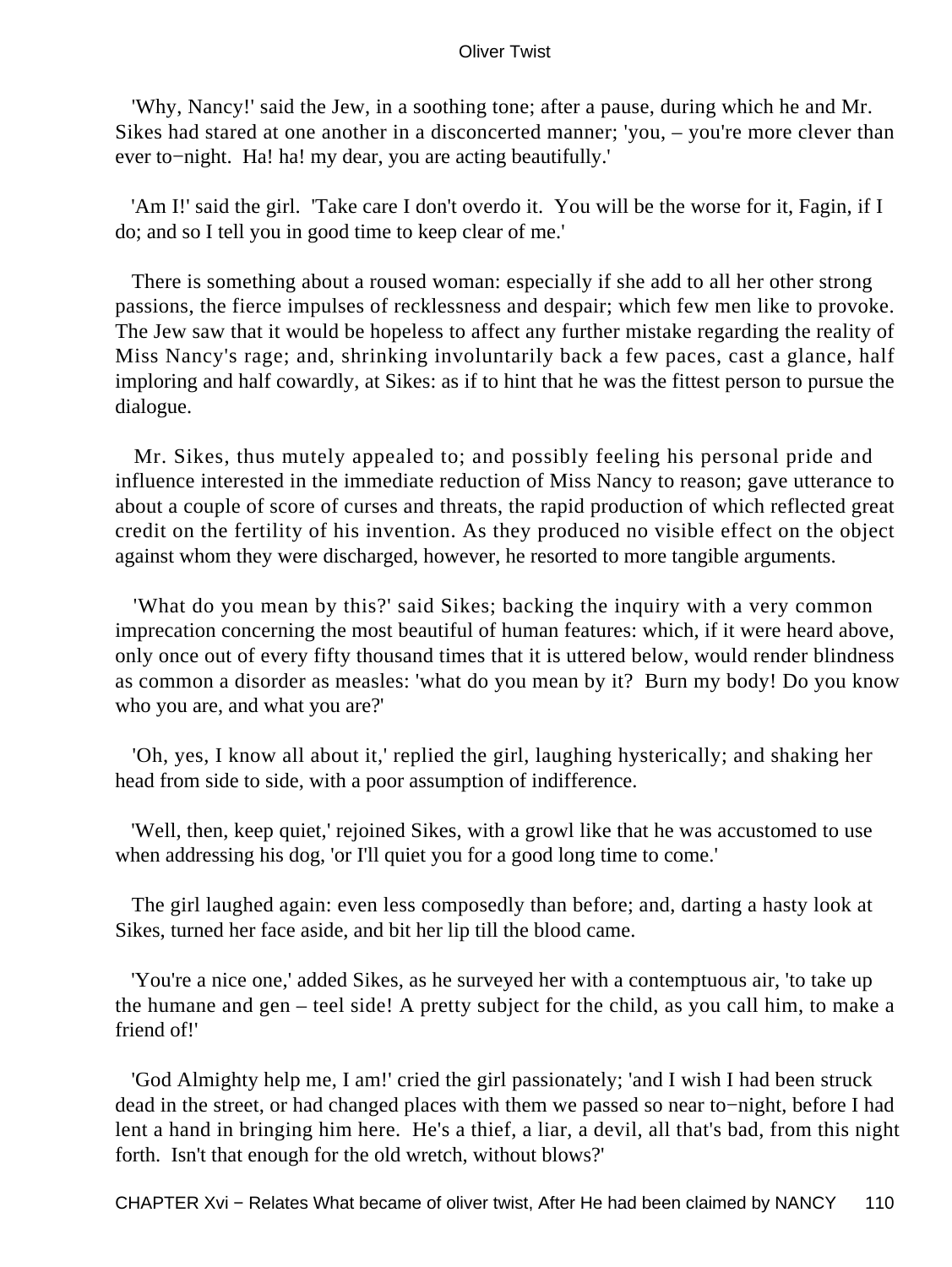'Why, Nancy!' said the Jew, in a soothing tone; after a pause, during which he and Mr. Sikes had stared at one another in a disconcerted manner; 'you, – you're more clever than ever to−night. Ha! ha! my dear, you are acting beautifully.'

'Am I!' said the girl. 'Take care I don't overdo it. You will be the worse for it, Fagin, if I do; and so I tell you in good time to keep clear of me.'

There is something about a roused woman: especially if she add to all her other strong passions, the fierce impulses of recklessness and despair; which few men like to provoke. The Jew saw that it would be hopeless to affect any further mistake regarding the reality of Miss Nancy's rage; and, shrinking involuntarily back a few paces, cast a glance, half imploring and half cowardly, at Sikes: as if to hint that he was the fittest person to pursue the dialogue.

Mr. Sikes, thus mutely appealed to; and possibly feeling his personal pride and influence interested in the immediate reduction of Miss Nancy to reason; gave utterance to about a couple of score of curses and threats, the rapid production of which reflected great credit on the fertility of his invention. As they produced no visible effect on the object against whom they were discharged, however, he resorted to more tangible arguments.

'What do you mean by this?' said Sikes; backing the inquiry with a very common imprecation concerning the most beautiful of human features: which, if it were heard above, only once out of every fifty thousand times that it is uttered below, would render blindness as common a disorder as measles: 'what do you mean by it? Burn my body! Do you know who you are, and what you are?'

'Oh, yes, I know all about it,' replied the girl, laughing hysterically; and shaking her head from side to side, with a poor assumption of indifference.

'Well, then, keep quiet,' rejoined Sikes, with a growl like that he was accustomed to use when addressing his dog, 'or I'll quiet you for a good long time to come.'

The girl laughed again: even less composedly than before; and, darting a hasty look at Sikes, turned her face aside, and bit her lip till the blood came.

'You're a nice one,' added Sikes, as he surveyed her with a contemptuous air, 'to take up the humane and gen – teel side! A pretty subject for the child, as you call him, to make a friend of!'

'God Almighty help me, I am!' cried the girl passionately; 'and I wish I had been struck dead in the street, or had changed places with them we passed so near to−night, before I had lent a hand in bringing him here. He's a thief, a liar, a devil, all that's bad, from this night forth. Isn't that enough for the old wretch, without blows?'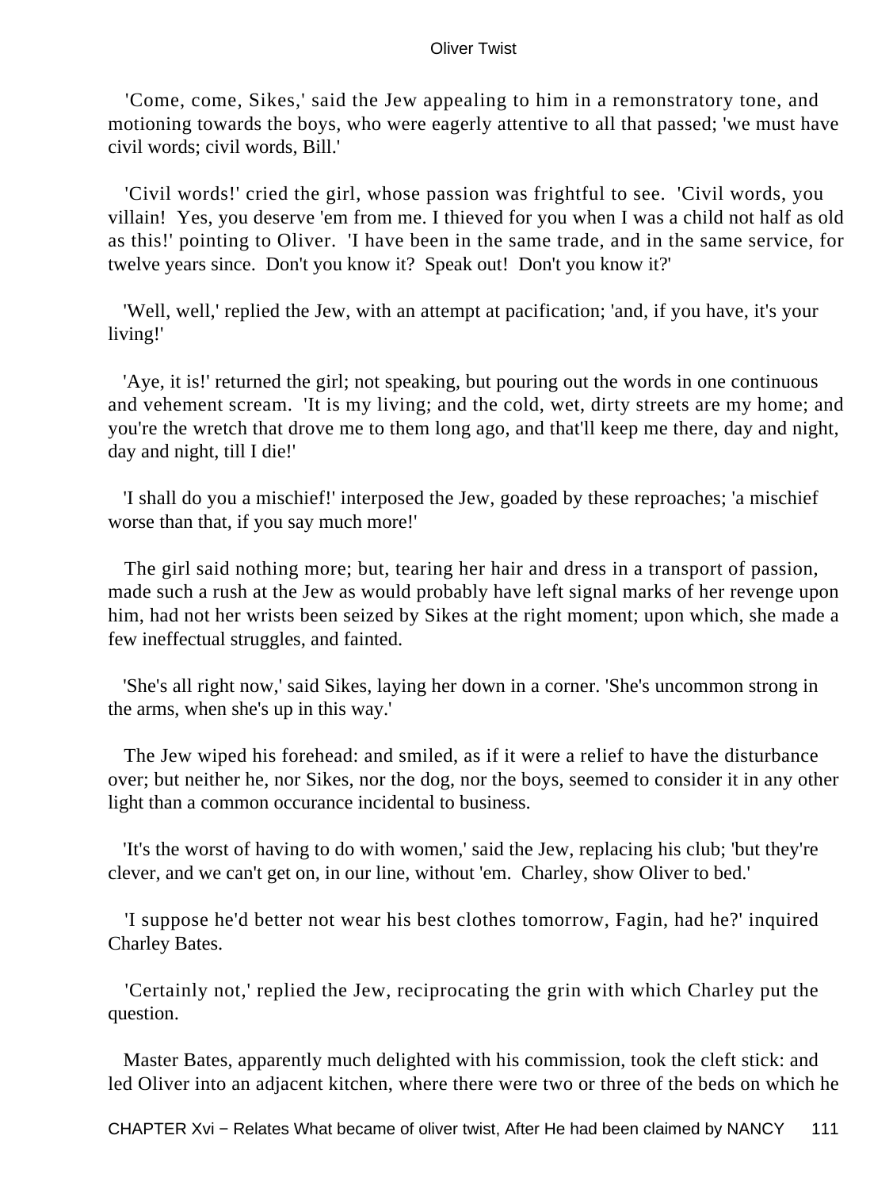'Come, come, Sikes,' said the Jew appealing to him in a remonstratory tone, and motioning towards the boys, who were eagerly attentive to all that passed; 'we must have civil words; civil words, Bill.'

'Civil words!' cried the girl, whose passion was frightful to see. 'Civil words, you villain! Yes, you deserve 'em from me. I thieved for you when I was a child not half as old as this!' pointing to Oliver. 'I have been in the same trade, and in the same service, for twelve years since. Don't you know it? Speak out! Don't you know it?'

'Well, well,' replied the Jew, with an attempt at pacification; 'and, if you have, it's your living!'

'Aye, it is!' returned the girl; not speaking, but pouring out the words in one continuous and vehement scream. 'It is my living; and the cold, wet, dirty streets are my home; and you're the wretch that drove me to them long ago, and that'll keep me there, day and night, day and night, till I die!'

'I shall do you a mischief!' interposed the Jew, goaded by these reproaches; 'a mischief worse than that, if you say much more!'

The girl said nothing more; but, tearing her hair and dress in a transport of passion, made such a rush at the Jew as would probably have left signal marks of her revenge upon him, had not her wrists been seized by Sikes at the right moment; upon which, she made a few ineffectual struggles, and fainted.

'She's all right now,' said Sikes, laying her down in a corner. 'She's uncommon strong in the arms, when she's up in this way.'

The Jew wiped his forehead: and smiled, as if it were a relief to have the disturbance over; but neither he, nor Sikes, nor the dog, nor the boys, seemed to consider it in any other light than a common occurance incidental to business.

'It's the worst of having to do with women,' said the Jew, replacing his club; 'but they're clever, and we can't get on, in our line, without 'em. Charley, show Oliver to bed.'

'I suppose he'd better not wear his best clothes tomorrow, Fagin, had he?' inquired Charley Bates.

'Certainly not,' replied the Jew, reciprocating the grin with which Charley put the question.

Master Bates, apparently much delighted with his commission, took the cleft stick: and led Oliver into an adjacent kitchen, where there were two or three of the beds on which he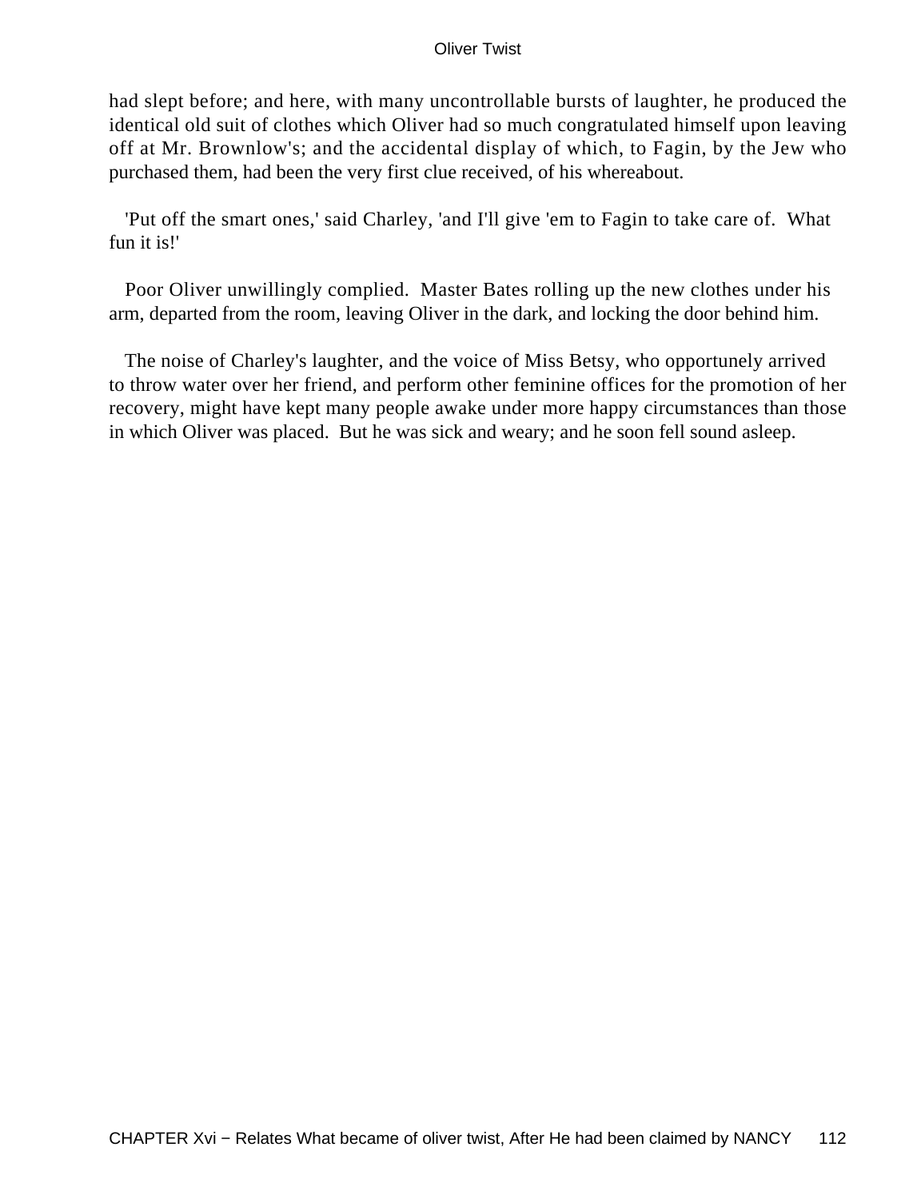had slept before; and here, with many uncontrollable bursts of laughter, he produced the identical old suit of clothes which Oliver had so much congratulated himself upon leaving off at Mr. Brownlow's; and the accidental display of which, to Fagin, by the Jew who purchased them, had been the very first clue received, of his whereabout.

'Put off the smart ones,' said Charley, 'and I'll give 'em to Fagin to take care of. What fun it is!'

Poor Oliver unwillingly complied. Master Bates rolling up the new clothes under his arm, departed from the room, leaving Oliver in the dark, and locking the door behind him.

The noise of Charley's laughter, and the voice of Miss Betsy, who opportunely arrived to throw water over her friend, and perform other feminine offices for the promotion of her recovery, might have kept many people awake under more happy circumstances than those in which Oliver was placed. But he was sick and weary; and he soon fell sound asleep.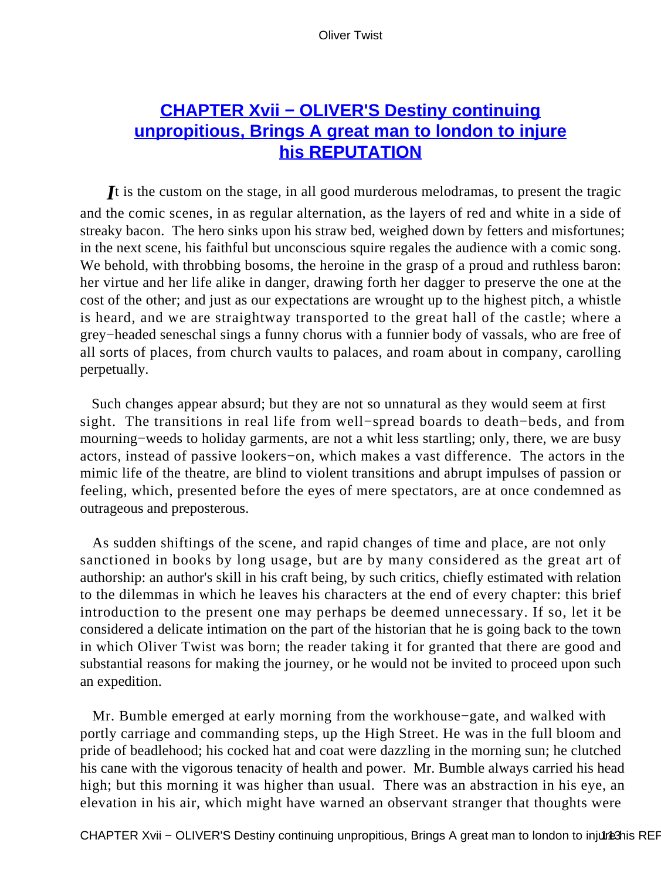## CHAPTER Xvii − OLIVER'S Destiny continuing unpropitious, Brings A great man to london to injure his REPUTATION

*I*t is the custom on the stage, in all good murderous melodramas, to present the tragic and the comic scenes, in as regular alternation, as the layers of red and white in a side of streaky bacon. The hero sinks upon his straw bed, weighed down by fetters and misfortunes; in the next scene, his faithful but unconscious squire regales the audience with a comic song. We behold, with throbbing bosoms, the heroine in the grasp of a proud and ruthless baron: her virtue and her life alike in danger, drawing forth her dagger to preserve the one at the cost of the other; and just as our expectations are wrought up to the highest pitch, a whistle is heard, and we are straightway transported to the great hall of the castle; where a grey−headed seneschal sings a funny chorus with a funnier body of vassals, who are free of all sorts of places, from church vaults to palaces, and roam about in company, carolling perpetually.

Such changes appear absurd; but they are not so unnatural as they would seem at first sight. The transitions in real life from well−spread boards to death−beds, and from mourning−weeds to holiday garments, are not a whit less startling; only, there, we are busy actors, instead of passive lookers−on, which makes a vast difference. The actors in the mimic life of the theatre, are blind to violent transitions and abrupt impulses of passion or feeling, which, presented before the eyes of mere spectators, are at once condemned as outrageous and preposterous.

As sudden shiftings of the scene, and rapid changes of time and place, are not only sanctioned in books by long usage, but are by many considered as the great art of authorship: an author's skill in his craft being, by such critics, chiefly estimated with relation to the dilemmas in which he leaves his characters at the end of every chapter: this brief introduction to the present one may perhaps be deemed unnecessary. If so, let it be considered a delicate intimation on the part of the historian that he is going back to the town in which Oliver Twist was born; the reader taking it for granted that there are good and substantial reasons for making the journey, or he would not be invited to proceed upon such an expedition.

Mr. Bumble emerged at early morning from the workhouse−gate, and walked with portly carriage and commanding steps, up the High Street. He was in the full bloom and pride of beadlehood; his cocked hat and coat were dazzling in the morning sun; he clutched his cane with the vigorous tenacity of health and power. Mr. Bumble always carried his head high; but this morning it was higher than usual. There was an abstraction in his eye, an elevation in his air, which might have warned an observant stranger that thoughts were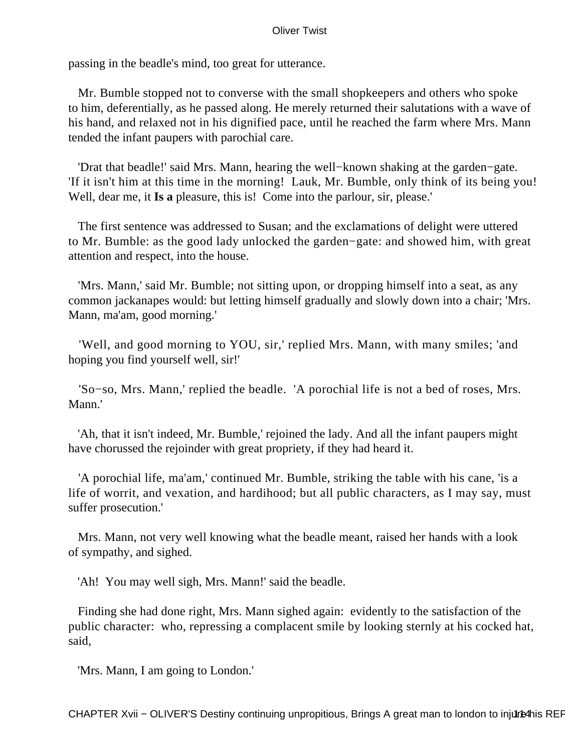passing in the beadle's mind, too great for utterance.

Mr. Bumble stopped not to converse with the small shopkeepers and others who spoke to him, deferentially, as he passed along. He merely returned their salutations with a wave of his hand, and relaxed not in his dignified pace, until he reached the farm where Mrs. Mann tended the infant paupers with parochial care.

'Drat that beadle!' said Mrs. Mann, hearing the well−known shaking at the garden−gate. 'If it isn't him at this time in the morning! Lauk, Mr. Bumble, only think of its being you! Well, dear me, it **Is a** pleasure, this is! Come into the parlour, sir, please.'

The first sentence was addressed to Susan; and the exclamations of delight were uttered to Mr. Bumble: as the good lady unlocked the garden−gate: and showed him, with great attention and respect, into the house.

'Mrs. Mann,' said Mr. Bumble; not sitting upon, or dropping himself into a seat, as any common jackanapes would: but letting himself gradually and slowly down into a chair; 'Mrs. Mann, ma'am, good morning.'

'Well, and good morning to YOU, sir,' replied Mrs. Mann, with many smiles; 'and hoping you find yourself well, sir!'

'So−so, Mrs. Mann,' replied the beadle. 'A porochial life is not a bed of roses, Mrs. Mann.'

'Ah, that it isn't indeed, Mr. Bumble,' rejoined the lady. And all the infant paupers might have chorussed the rejoinder with great propriety, if they had heard it.

'A porochial life, ma'am,' continued Mr. Bumble, striking the table with his cane, 'is a life of worrit, and vexation, and hardihood; but all public characters, as I may say, must suffer prosecution.'

Mrs. Mann, not very well knowing what the beadle meant, raised her hands with a look of sympathy, and sighed.

'Ah! You may well sigh, Mrs. Mann!' said the beadle.

Finding she had done right, Mrs. Mann sighed again: evidently to the satisfaction of the public character: who, repressing a complacent smile by looking sternly at his cocked hat, said,

'Mrs. Mann, I am going to London.'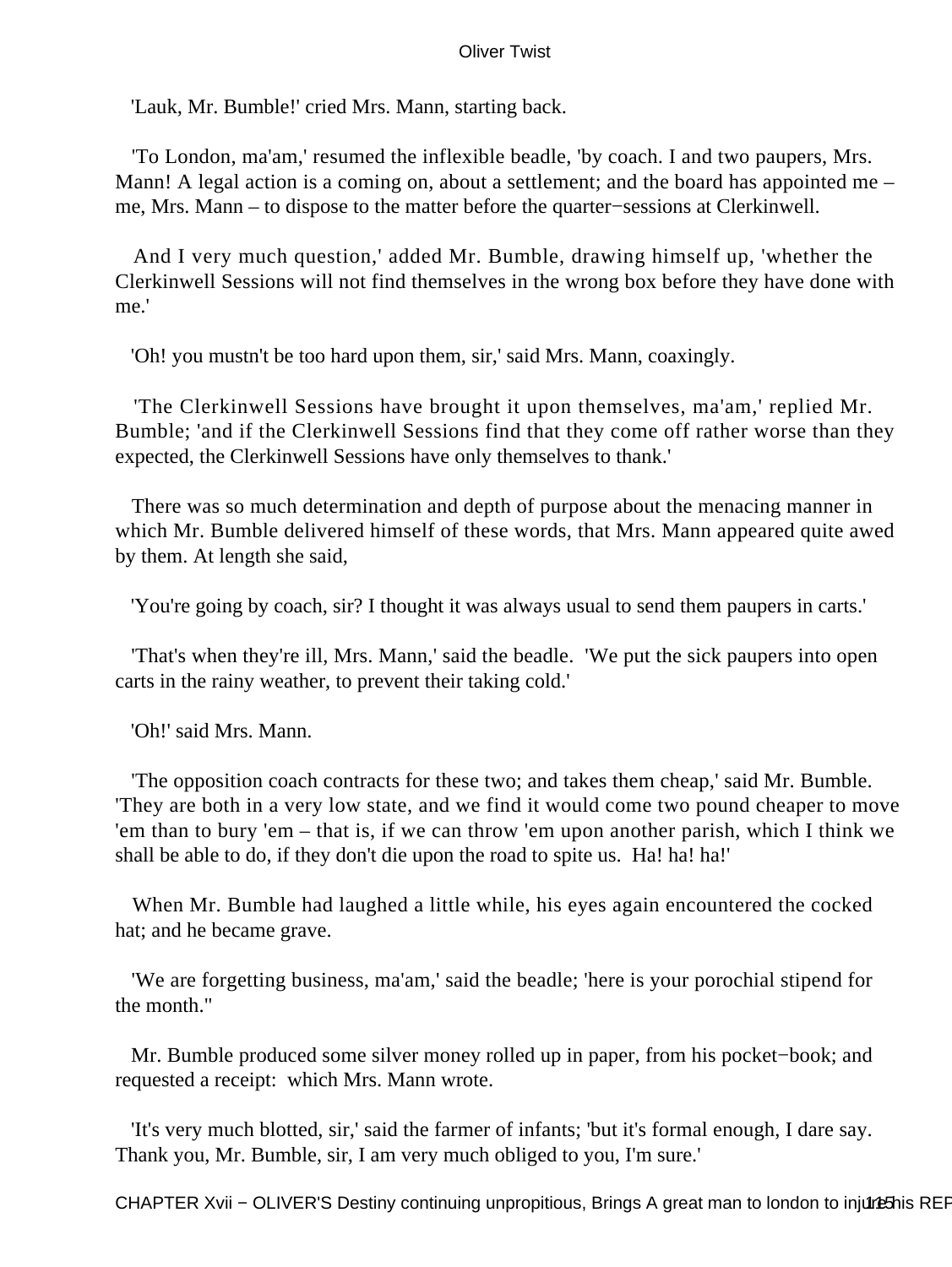'Lauk, Mr. Bumble!' cried Mrs. Mann, starting back.

'To London, ma'am,' resumed the inflexible beadle, 'by coach. I and two paupers, Mrs. Mann! A legal action is a coming on, about a settlement; and the board has appointed me – me, Mrs. Mann – to dispose to the matter before the quarter−sessions at Clerkinwell.

And I very much question,' added Mr. Bumble, drawing himself up, 'whether the Clerkinwell Sessions will not find themselves in the wrong box before they have done with me.'

'Oh! you mustn't be too hard upon them, sir,' said Mrs. Mann, coaxingly.

'The Clerkinwell Sessions have brought it upon themselves, ma'am,' replied Mr. Bumble; 'and if the Clerkinwell Sessions find that they come off rather worse than they expected, the Clerkinwell Sessions have only themselves to thank.'

There was so much determination and depth of purpose about the menacing manner in which Mr. Bumble delivered himself of these words, that Mrs. Mann appeared quite awed by them. At length she said,

'You're going by coach, sir? I thought it was always usual to send them paupers in carts.'

'That's when they're ill, Mrs. Mann,' said the beadle. 'We put the sick paupers into open carts in the rainy weather, to prevent their taking cold.'

'Oh!' said Mrs. Mann.

'The opposition coach contracts for these two; and takes them cheap,' said Mr. Bumble. 'They are both in a very low state, and we find it would come two pound cheaper to move 'em than to bury 'em – that is, if we can throw 'em upon another parish, which I think we shall be able to do, if they don't die upon the road to spite us. Ha! ha! ha!'

When Mr. Bumble had laughed a little while, his eyes again encountered the cocked hat; and he became grave.

'We are forgetting business, ma'am,' said the beadle; 'here is your porochial stipend for the month.''

Mr. Bumble produced some silver money rolled up in paper, from his pocket−book; and requested a receipt: which Mrs. Mann wrote.

'It's very much blotted, sir,' said the farmer of infants; 'but it's formal enough, I dare say. Thank you, Mr. Bumble, sir, I am very much obliged to you, I'm sure.'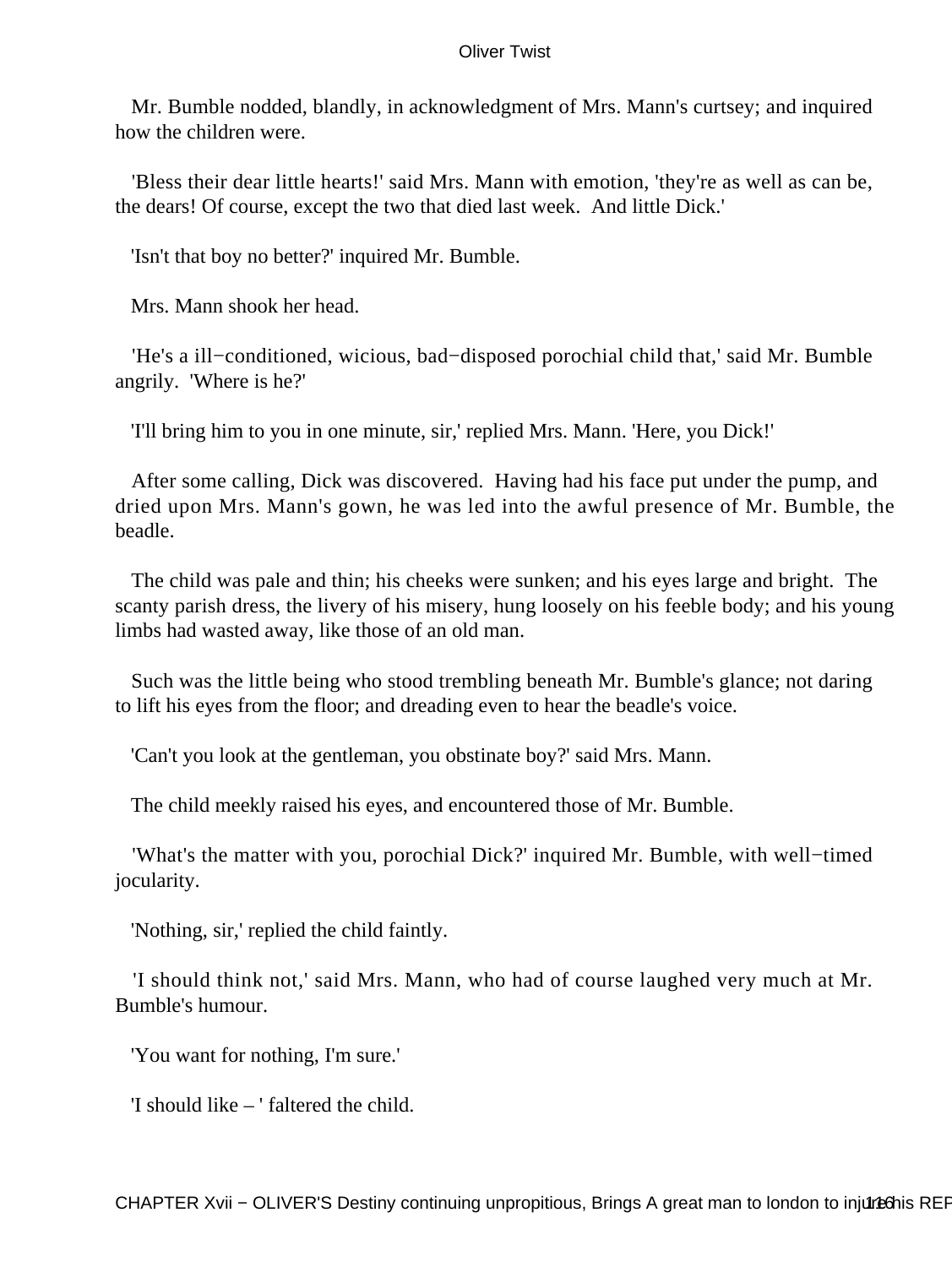Mr. Bumble nodded, blandly, in acknowledgment of Mrs. Mann's curtsey; and inquired how the children were.

'Bless their dear little hearts!' said Mrs. Mann with emotion, 'they're as well as can be, the dears! Of course, except the two that died last week. And little Dick.'

'Isn't that boy no better?' inquired Mr. Bumble.

Mrs. Mann shook her head.

'He's a ill−conditioned, wicious, bad−disposed porochial child that,' said Mr. Bumble angrily. 'Where is he?'

'I'll bring him to you in one minute, sir,' replied Mrs. Mann. 'Here, you Dick!'

After some calling, Dick was discovered. Having had his face put under the pump, and dried upon Mrs. Mann's gown, he was led into the awful presence of Mr. Bumble, the beadle.

The child was pale and thin; his cheeks were sunken; and his eyes large and bright. The scanty parish dress, the livery of his misery, hung loosely on his feeble body; and his young limbs had wasted away, like those of an old man.

Such was the little being who stood trembling beneath Mr. Bumble's glance; not daring to lift his eyes from the floor; and dreading even to hear the beadle's voice.

'Can't you look at the gentleman, you obstinate boy?' said Mrs. Mann.

The child meekly raised his eyes, and encountered those of Mr. Bumble.

'What's the matter with you, porochial Dick?' inquired Mr. Bumble, with well−timed jocularity.

'Nothing, sir,' replied the child faintly.

'I should think not,' said Mrs. Mann, who had of course laughed very much at Mr. Bumble's humour.

'You want for nothing, I'm sure.'

'I should like – ' faltered the child.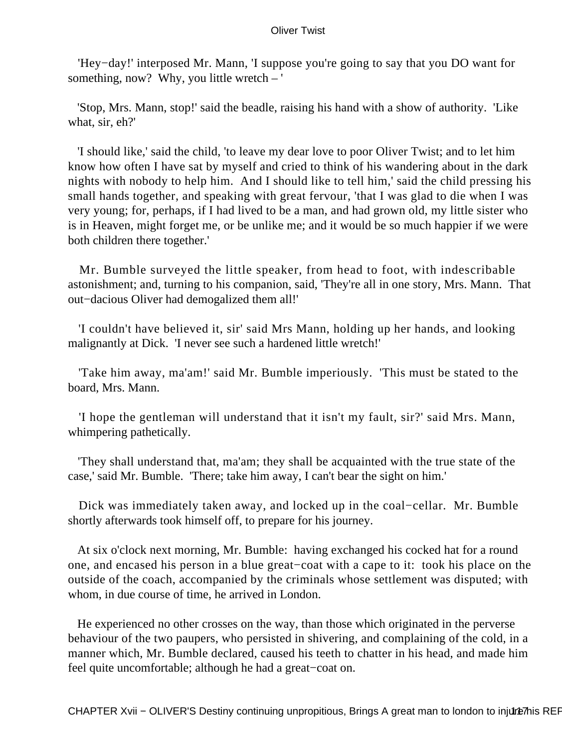'Hey−day!' interposed Mr. Mann, 'I suppose you're going to say that you DO want for something, now? Why, you little wretch – '

'Stop, Mrs. Mann, stop!' said the beadle, raising his hand with a show of authority. 'Like what, sir, eh?'

'I should like,' said the child, 'to leave my dear love to poor Oliver Twist; and to let him know how often I have sat by myself and cried to think of his wandering about in the dark nights with nobody to help him. And I should like to tell him,' said the child pressing his small hands together, and speaking with great fervour, 'that I was glad to die when I was very young; for, perhaps, if I had lived to be a man, and had grown old, my little sister who is in Heaven, might forget me, or be unlike me; and it would be so much happier if we were both children there together.'

Mr. Bumble surveyed the little speaker, from head to foot, with indescribable astonishment; and, turning to his companion, said, 'They're all in one story, Mrs. Mann. That out−dacious Oliver had demogalized them all!'

'I couldn't have believed it, sir' said Mrs Mann, holding up her hands, and looking malignantly at Dick. 'I never see such a hardened little wretch!'

'Take him away, ma'am!' said Mr. Bumble imperiously. 'This must be stated to the board, Mrs. Mann.

'I hope the gentleman will understand that it isn't my fault, sir?' said Mrs. Mann, whimpering pathetically.

'They shall understand that, ma'am; they shall be acquainted with the true state of the case,' said Mr. Bumble. 'There; take him away, I can't bear the sight on him.'

Dick was immediately taken away, and locked up in the coal−cellar. Mr. Bumble shortly afterwards took himself off, to prepare for his journey.

At six o'clock next morning, Mr. Bumble: having exchanged his cocked hat for a round one, and encased his person in a blue great−coat with a cape to it: took his place on the outside of the coach, accompanied by the criminals whose settlement was disputed; with whom, in due course of time, he arrived in London.

He experienced no other crosses on the way, than those which originated in the perverse behaviour of the two paupers, who persisted in shivering, and complaining of the cold, in a manner which, Mr. Bumble declared, caused his teeth to chatter in his head, and made him feel quite uncomfortable; although he had a great−coat on.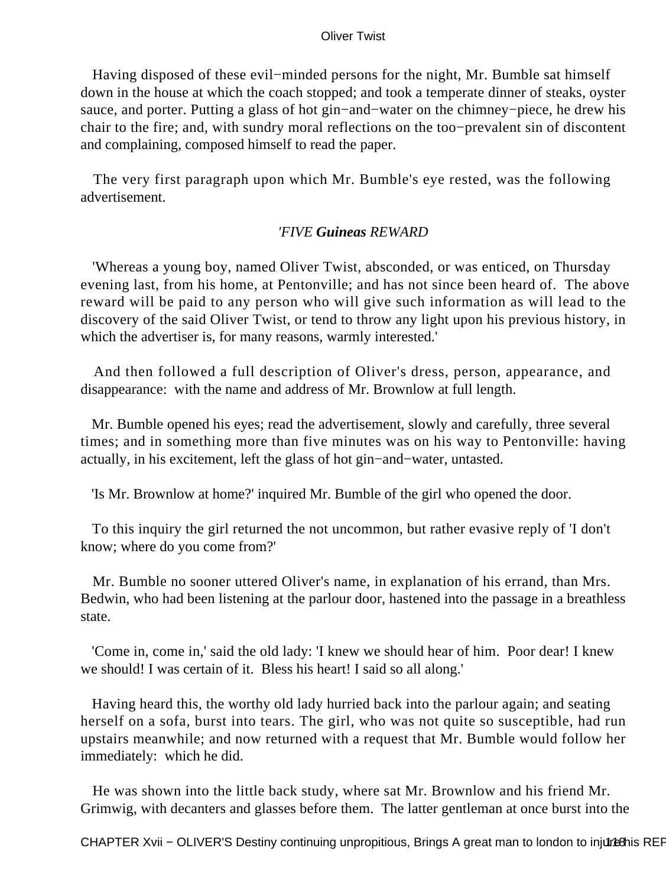Having disposed of these evil−minded persons for the night, Mr. Bumble sat himself down in the house at which the coach stopped; and took a temperate dinner of steaks, oyster sauce, and porter. Putting a glass of hot gin−and−water on the chimney−piece, he drew his chair to the fire; and, with sundry moral reflections on the too−prevalent sin of discontent and complaining, composed himself to read the paper.

The very first paragraph upon which Mr. Bumble's eye rested, was the following advertisement.

*'FIVE* ***Guineas*** *REWARD*

'Whereas a young boy, named Oliver Twist, absconded, or was enticed, on Thursday evening last, from his home, at Pentonville; and has not since been heard of. The above reward will be paid to any person who will give such information as will lead to the discovery of the said Oliver Twist, or tend to throw any light upon his previous history, in which the advertiser is, for many reasons, warmly interested.'

And then followed a full description of Oliver's dress, person, appearance, and disappearance: with the name and address of Mr. Brownlow at full length.

Mr. Bumble opened his eyes; read the advertisement, slowly and carefully, three several times; and in something more than five minutes was on his way to Pentonville: having actually, in his excitement, left the glass of hot gin−and−water, untasted.

'Is Mr. Brownlow at home?' inquired Mr. Bumble of the girl who opened the door.

To this inquiry the girl returned the not uncommon, but rather evasive reply of 'I don't know; where do you come from?'

Mr. Bumble no sooner uttered Oliver's name, in explanation of his errand, than Mrs. Bedwin, who had been listening at the parlour door, hastened into the passage in a breathless state.

'Come in, come in,' said the old lady: 'I knew we should hear of him. Poor dear! I knew we should! I was certain of it. Bless his heart! I said so all along.'

Having heard this, the worthy old lady hurried back into the parlour again; and seating herself on a sofa, burst into tears. The girl, who was not quite so susceptible, had run upstairs meanwhile; and now returned with a request that Mr. Bumble would follow her immediately: which he did.

He was shown into the little back study, where sat Mr. Brownlow and his friend Mr. Grimwig, with decanters and glasses before them. The latter gentleman at once burst into the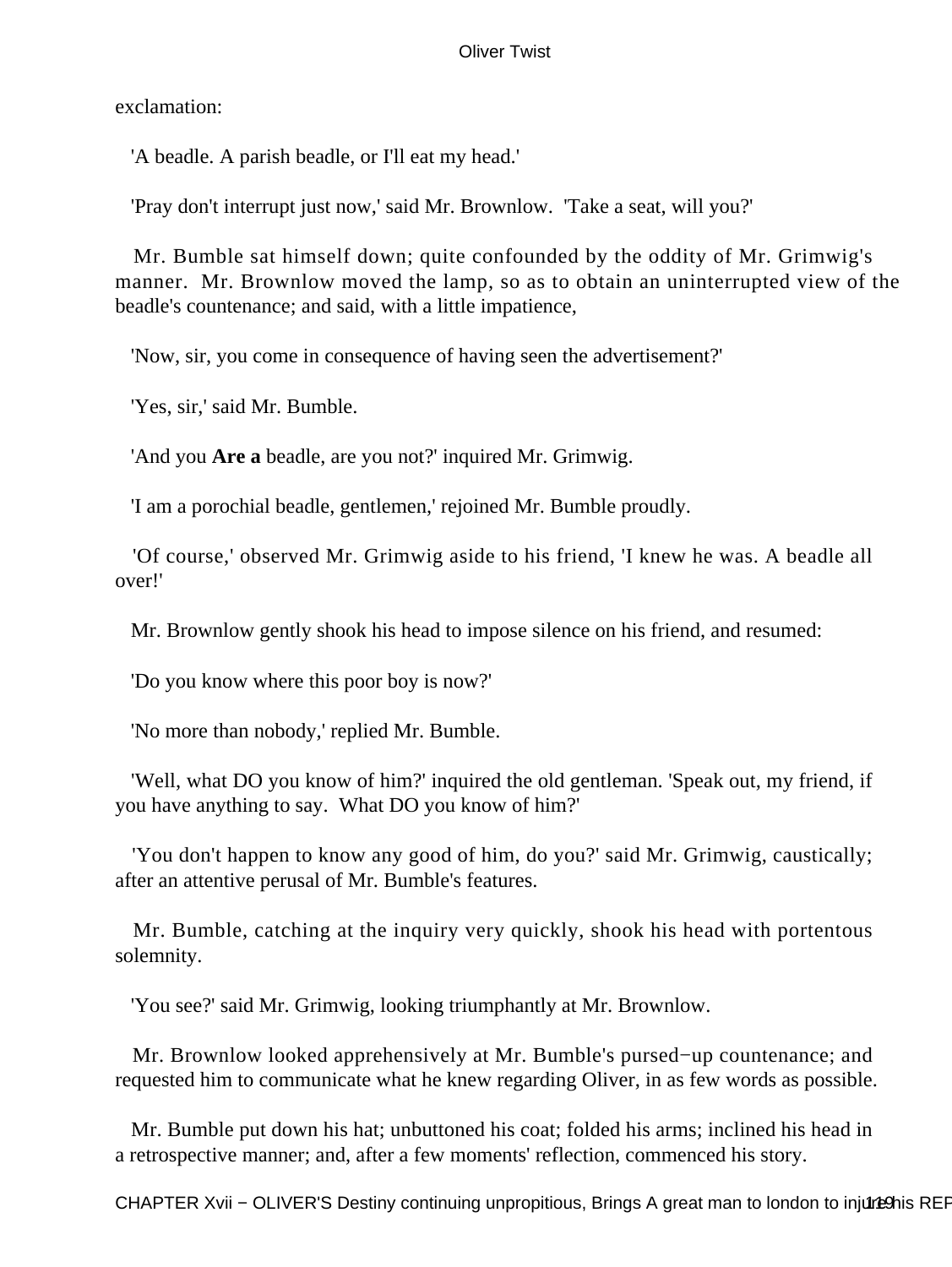exclamation:

'A beadle. A parish beadle, or I'll eat my head.'

'Pray don't interrupt just now,' said Mr. Brownlow. 'Take a seat, will you?'

Mr. Bumble sat himself down; quite confounded by the oddity of Mr. Grimwig's manner. Mr. Brownlow moved the lamp, so as to obtain an uninterrupted view of the beadle's countenance; and said, with a little impatience,

'Now, sir, you come in consequence of having seen the advertisement?'

'Yes, sir,' said Mr. Bumble.

'And you **Are a** beadle, are you not?' inquired Mr. Grimwig.

'I am a porochial beadle, gentlemen,' rejoined Mr. Bumble proudly.

'Of course,' observed Mr. Grimwig aside to his friend, 'I knew he was. A beadle all over!'

Mr. Brownlow gently shook his head to impose silence on his friend, and resumed:

'Do you know where this poor boy is now?'

'No more than nobody,' replied Mr. Bumble.

'Well, what DO you know of him?' inquired the old gentleman. 'Speak out, my friend, if you have anything to say. What DO you know of him?'

'You don't happen to know any good of him, do you?' said Mr. Grimwig, caustically; after an attentive perusal of Mr. Bumble's features.

Mr. Bumble, catching at the inquiry very quickly, shook his head with portentous solemnity.

'You see?' said Mr. Grimwig, looking triumphantly at Mr. Brownlow.

Mr. Brownlow looked apprehensively at Mr. Bumble's pursed−up countenance; and requested him to communicate what he knew regarding Oliver, in as few words as possible.

Mr. Bumble put down his hat; unbuttoned his coat; folded his arms; inclined his head in a retrospective manner; and, after a few moments' reflection, commenced his story.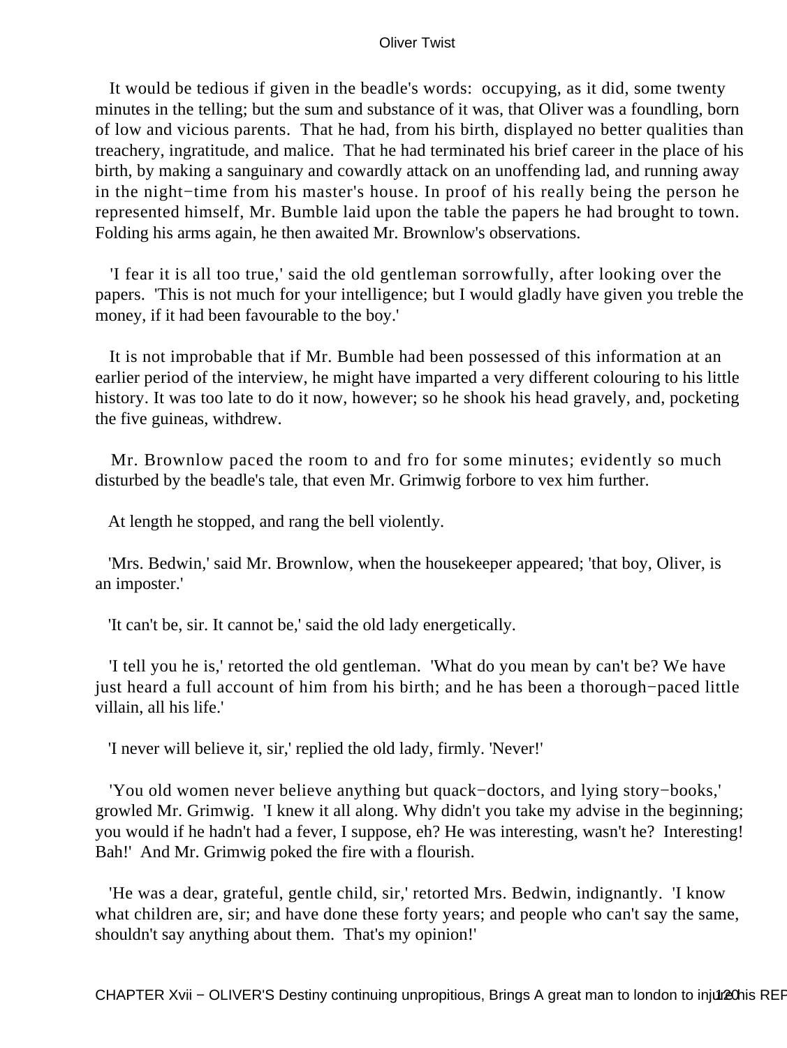It would be tedious if given in the beadle's words: occupying, as it did, some twenty minutes in the telling; but the sum and substance of it was, that Oliver was a foundling, born of low and vicious parents. That he had, from his birth, displayed no better qualities than treachery, ingratitude, and malice. That he had terminated his brief career in the place of his birth, by making a sanguinary and cowardly attack on an unoffending lad, and running away in the night−time from his master's house. In proof of his really being the person he represented himself, Mr. Bumble laid upon the table the papers he had brought to town. Folding his arms again, he then awaited Mr. Brownlow's observations.

'I fear it is all too true,' said the old gentleman sorrowfully, after looking over the papers. 'This is not much for your intelligence; but I would gladly have given you treble the money, if it had been favourable to the boy.'

It is not improbable that if Mr. Bumble had been possessed of this information at an earlier period of the interview, he might have imparted a very different colouring to his little history. It was too late to do it now, however; so he shook his head gravely, and, pocketing the five guineas, withdrew.

Mr. Brownlow paced the room to and fro for some minutes; evidently so much disturbed by the beadle's tale, that even Mr. Grimwig forbore to vex him further.

At length he stopped, and rang the bell violently.

'Mrs. Bedwin,' said Mr. Brownlow, when the housekeeper appeared; 'that boy, Oliver, is an imposter.'

'It can't be, sir. It cannot be,' said the old lady energetically.

'I tell you he is,' retorted the old gentleman. 'What do you mean by can't be? We have just heard a full account of him from his birth; and he has been a thorough−paced little villain, all his life.'

'I never will believe it, sir,' replied the old lady, firmly. 'Never!'

'You old women never believe anything but quack−doctors, and lying story−books,' growled Mr. Grimwig. 'I knew it all along. Why didn't you take my advise in the beginning; you would if he hadn't had a fever, I suppose, eh? He was interesting, wasn't he? Interesting! Bah!' And Mr. Grimwig poked the fire with a flourish.

'He was a dear, grateful, gentle child, sir,' retorted Mrs. Bedwin, indignantly. 'I know what children are, sir; and have done these forty years; and people who can't say the same, shouldn't say anything about them. That's my opinion!'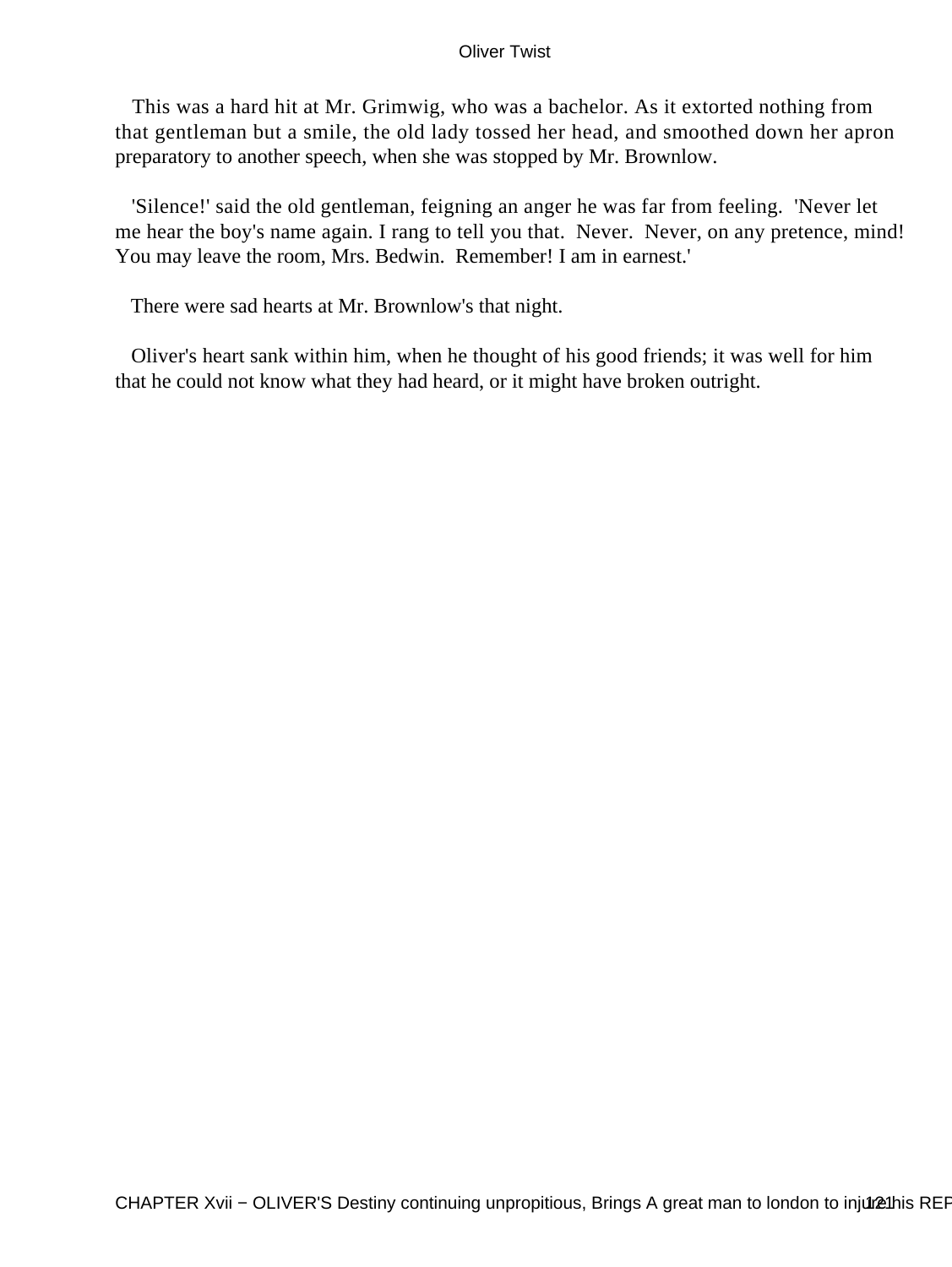This was a hard hit at Mr. Grimwig, who was a bachelor. As it extorted nothing from that gentleman but a smile, the old lady tossed her head, and smoothed down her apron preparatory to another speech, when she was stopped by Mr. Brownlow.

'Silence!' said the old gentleman, feigning an anger he was far from feeling. 'Never let me hear the boy's name again. I rang to tell you that. Never. Never, on any pretence, mind! You may leave the room, Mrs. Bedwin. Remember! I am in earnest.'

There were sad hearts at Mr. Brownlow's that night.

Oliver's heart sank within him, when he thought of his good friends; it was well for him that he could not know what they had heard, or it might have broken outright.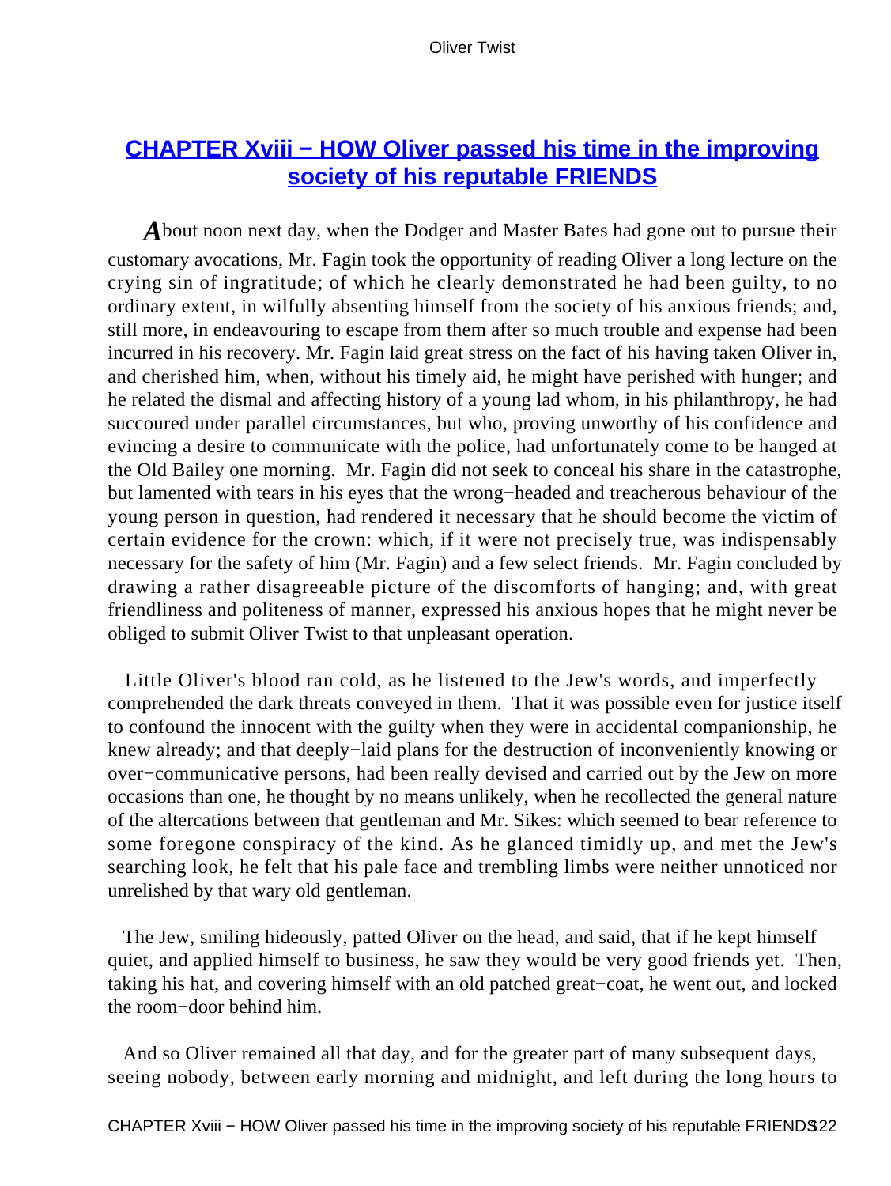## CHAPTER Xviii − HOW Oliver passed his time in the improving society of his reputable FRIENDS

About noon next day, when the Dodger and Master Bates had gone out to pursue their customary avocations, Mr. Fagin took the opportunity of reading Oliver a long lecture on the crying sin of ingratitude; of which he clearly demonstrated he had been guilty, to no ordinary extent, in wilfully absenting himself from the society of his anxious friends; and, still more, in endeavouring to escape from them after so much trouble and expense had been incurred in his recovery. Mr. Fagin laid great stress on the fact of his having taken Oliver in, and cherished him, when, without his timely aid, he might have perished with hunger; and he related the dismal and affecting history of a young lad whom, in his philanthropy, he had succoured under parallel circumstances, but who, proving unworthy of his confidence and evincing a desire to communicate with the police, had unfortunately come to be hanged at the Old Bailey one morning. Mr. Fagin did not seek to conceal his share in the catastrophe, but lamented with tears in his eyes that the wrong−headed and treacherous behaviour of the young person in question, had rendered it necessary that he should become the victim of certain evidence for the crown: which, if it were not precisely true, was indispensably necessary for the safety of him (Mr. Fagin) and a few select friends. Mr. Fagin concluded by drawing a rather disagreeable picture of the discomforts of hanging; and, with great friendliness and politeness of manner, expressed his anxious hopes that he might never be obliged to submit Oliver Twist to that unpleasant operation.

Little Oliver's blood ran cold, as he listened to the Jew's words, and imperfectly comprehended the dark threats conveyed in them. That it was possible even for justice itself to confound the innocent with the guilty when they were in accidental companionship, he knew already; and that deeply−laid plans for the destruction of inconveniently knowing or over−communicative persons, had been really devised and carried out by the Jew on more occasions than one, he thought by no means unlikely, when he recollected the general nature of the altercations between that gentleman and Mr. Sikes: which seemed to bear reference to some foregone conspiracy of the kind. As he glanced timidly up, and met the Jew's searching look, he felt that his pale face and trembling limbs were neither unnoticed nor unrelished by that wary old gentleman.

The Jew, smiling hideously, patted Oliver on the head, and said, that if he kept himself quiet, and applied himself to business, he saw they would be very good friends yet. Then, taking his hat, and covering himself with an old patched great−coat, he went out, and locked the room−door behind him.

And so Oliver remained all that day, and for the greater part of many subsequent days, seeing nobody, between early morning and midnight, and left during the long hours to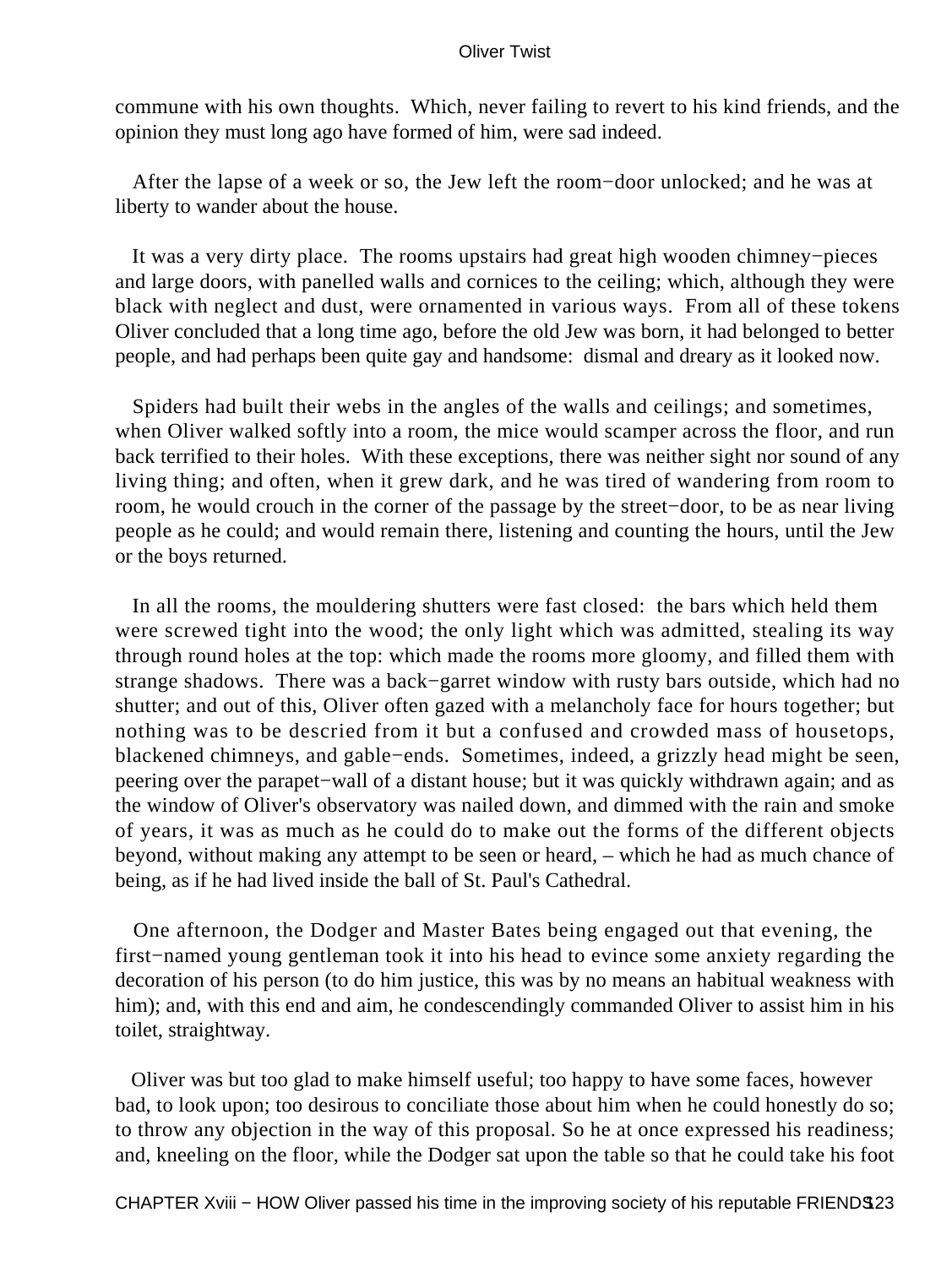commune with his own thoughts. Which, never failing to revert to his kind friends, and the opinion they must long ago have formed of him, were sad indeed.

After the lapse of a week or so, the Jew left the room−door unlocked; and he was at liberty to wander about the house.

It was a very dirty place. The rooms upstairs had great high wooden chimney−pieces and large doors, with panelled walls and cornices to the ceiling; which, although they were black with neglect and dust, were ornamented in various ways. From all of these tokens Oliver concluded that a long time ago, before the old Jew was born, it had belonged to better people, and had perhaps been quite gay and handsome: dismal and dreary as it looked now.

Spiders had built their webs in the angles of the walls and ceilings; and sometimes, when Oliver walked softly into a room, the mice would scamper across the floor, and run back terrified to their holes. With these exceptions, there was neither sight nor sound of any living thing; and often, when it grew dark, and he was tired of wandering from room to room, he would crouch in the corner of the passage by the street−door, to be as near living people as he could; and would remain there, listening and counting the hours, until the Jew or the boys returned.

In all the rooms, the mouldering shutters were fast closed: the bars which held them were screwed tight into the wood; the only light which was admitted, stealing its way through round holes at the top: which made the rooms more gloomy, and filled them with strange shadows. There was a back−garret window with rusty bars outside, which had no shutter; and out of this, Oliver often gazed with a melancholy face for hours together; but nothing was to be descried from it but a confused and crowded mass of housetops, blackened chimneys, and gable−ends. Sometimes, indeed, a grizzly head might be seen, peering over the parapet−wall of a distant house; but it was quickly withdrawn again; and as the window of Oliver's observatory was nailed down, and dimmed with the rain and smoke of years, it was as much as he could do to make out the forms of the different objects beyond, without making any attempt to be seen or heard, – which he had as much chance of being, as if he had lived inside the ball of St. Paul's Cathedral.

One afternoon, the Dodger and Master Bates being engaged out that evening, the first−named young gentleman took it into his head to evince some anxiety regarding the decoration of his person (to do him justice, this was by no means an habitual weakness with him); and, with this end and aim, he condescendingly commanded Oliver to assist him in his toilet, straightway.

Oliver was but too glad to make himself useful; too happy to have some faces, however bad, to look upon; too desirous to conciliate those about him when he could honestly do so; to throw any objection in the way of this proposal. So he at once expressed his readiness; and, kneeling on the floor, while the Dodger sat upon the table so that he could take his foot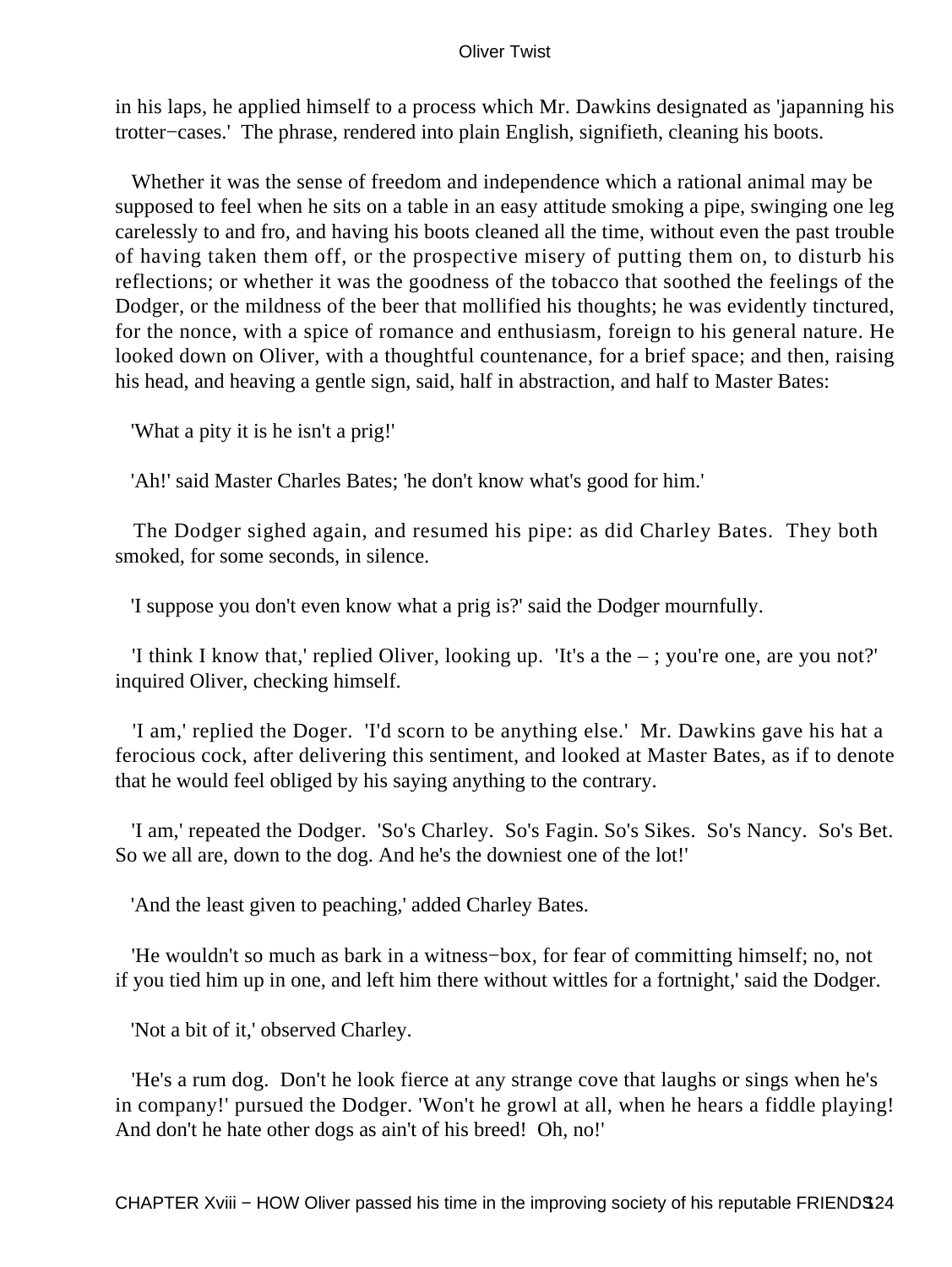in his laps, he applied himself to a process which Mr. Dawkins designated as 'japanning his trotter−cases.' The phrase, rendered into plain English, signifieth, cleaning his boots.

Whether it was the sense of freedom and independence which a rational animal may be supposed to feel when he sits on a table in an easy attitude smoking a pipe, swinging one leg carelessly to and fro, and having his boots cleaned all the time, without even the past trouble of having taken them off, or the prospective misery of putting them on, to disturb his reflections; or whether it was the goodness of the tobacco that soothed the feelings of the Dodger, or the mildness of the beer that mollified his thoughts; he was evidently tinctured, for the nonce, with a spice of romance and enthusiasm, foreign to his general nature. He looked down on Oliver, with a thoughtful countenance, for a brief space; and then, raising his head, and heaving a gentle sign, said, half in abstraction, and half to Master Bates:

'What a pity it is he isn't a prig!'

'Ah!' said Master Charles Bates; 'he don't know what's good for him.'

The Dodger sighed again, and resumed his pipe: as did Charley Bates. They both smoked, for some seconds, in silence.

'I suppose you don't even know what a prig is?' said the Dodger mournfully.

'I think I know that,' replied Oliver, looking up. 'It's a the – ; you're one, are you not?' inquired Oliver, checking himself.

'I am,' replied the Doger. 'I'd scorn to be anything else.' Mr. Dawkins gave his hat a ferocious cock, after delivering this sentiment, and looked at Master Bates, as if to denote that he would feel obliged by his saying anything to the contrary.

'I am,' repeated the Dodger. 'So's Charley. So's Fagin. So's Sikes. So's Nancy. So's Bet. So we all are, down to the dog. And he's the downiest one of the lot!'

'And the least given to peaching,' added Charley Bates.

'He wouldn't so much as bark in a witness−box, for fear of committing himself; no, not if you tied him up in one, and left him there without wittles for a fortnight,' said the Dodger.

'Not a bit of it,' observed Charley.

'He's a rum dog. Don't he look fierce at any strange cove that laughs or sings when he's in company!' pursued the Dodger. 'Won't he growl at all, when he hears a fiddle playing! And don't he hate other dogs as ain't of his breed! Oh, no!'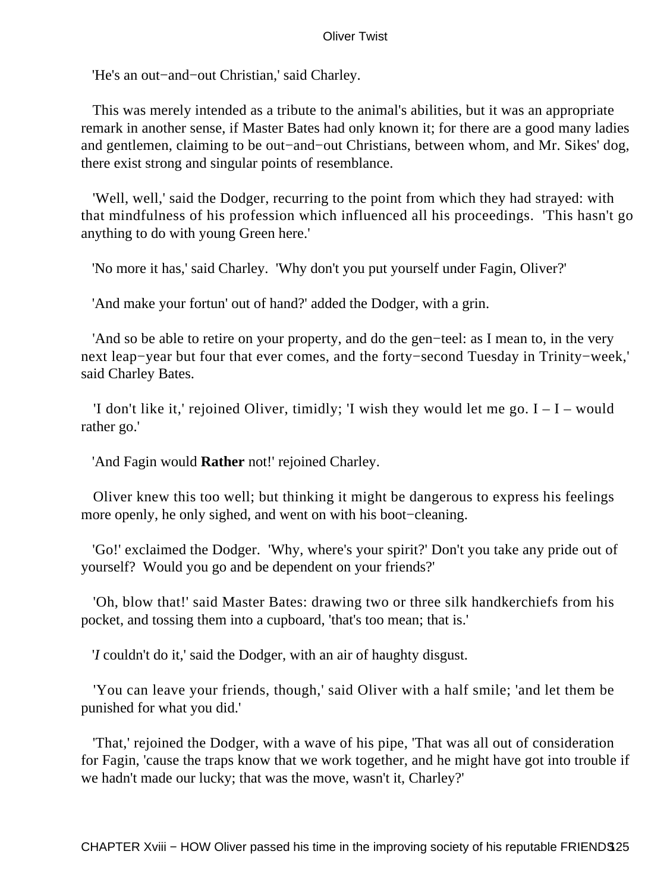'He's an out−and−out Christian,' said Charley.

This was merely intended as a tribute to the animal's abilities, but it was an appropriate remark in another sense, if Master Bates had only known it; for there are a good many ladies and gentlemen, claiming to be out−and−out Christians, between whom, and Mr. Sikes' dog, there exist strong and singular points of resemblance.

'Well, well,' said the Dodger, recurring to the point from which they had strayed: with that mindfulness of his profession which influenced all his proceedings. 'This hasn't go anything to do with young Green here.'

'No more it has,' said Charley. 'Why don't you put yourself under Fagin, Oliver?'

'And make your fortun' out of hand?' added the Dodger, with a grin.

'And so be able to retire on your property, and do the gen−teel: as I mean to, in the very next leap−year but four that ever comes, and the forty−second Tuesday in Trinity−week,' said Charley Bates.

'I don't like it,' rejoined Oliver, timidly; 'I wish they would let me go. I – I – would rather go.'

'And Fagin would **Rather** not!' rejoined Charley.

Oliver knew this too well; but thinking it might be dangerous to express his feelings more openly, he only sighed, and went on with his boot−cleaning.

'Go!' exclaimed the Dodger. 'Why, where's your spirit?' Don't you take any pride out of yourself? Would you go and be dependent on your friends?'

'Oh, blow that!' said Master Bates: drawing two or three silk handkerchiefs from his pocket, and tossing them into a cupboard, 'that's too mean; that is.'

'*I* couldn't do it,' said the Dodger, with an air of haughty disgust.

'You can leave your friends, though,' said Oliver with a half smile; 'and let them be punished for what you did.'

'That,' rejoined the Dodger, with a wave of his pipe, 'That was all out of consideration for Fagin, 'cause the traps know that we work together, and he might have got into trouble if we hadn't made our lucky; that was the move, wasn't it, Charley?'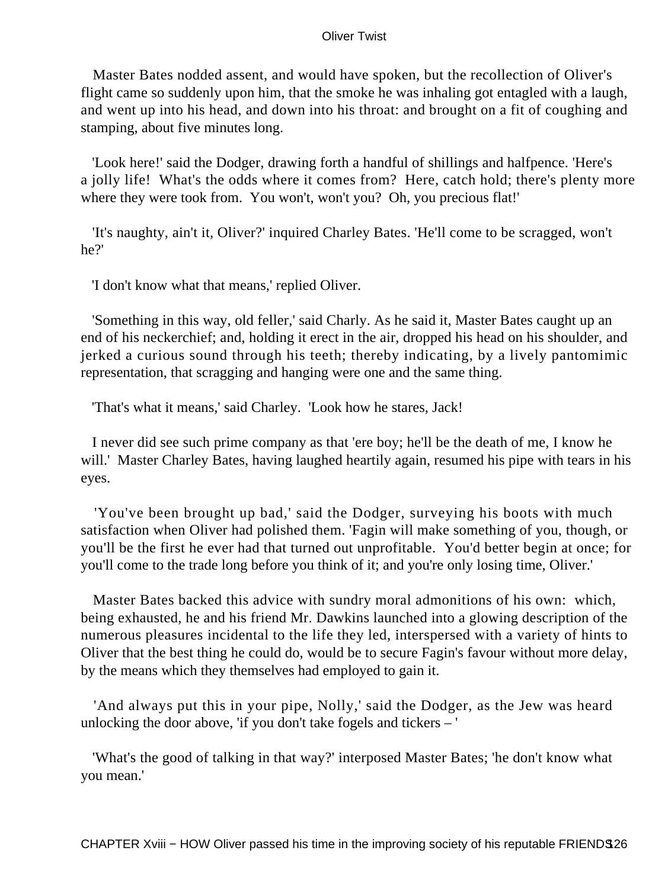Master Bates nodded assent, and would have spoken, but the recollection of Oliver's flight came so suddenly upon him, that the smoke he was inhaling got entagled with a laugh, and went up into his head, and down into his throat: and brought on a fit of coughing and stamping, about five minutes long.

'Look here!' said the Dodger, drawing forth a handful of shillings and halfpence. 'Here's a jolly life! What's the odds where it comes from? Here, catch hold; there's plenty more where they were took from. You won't, won't you? Oh, you precious flat!'

'It's naughty, ain't it, Oliver?' inquired Charley Bates. 'He'll come to be scragged, won't he?'

'I don't know what that means,' replied Oliver.

'Something in this way, old feller,' said Charly. As he said it, Master Bates caught up an end of his neckerchief; and, holding it erect in the air, dropped his head on his shoulder, and jerked a curious sound through his teeth; thereby indicating, by a lively pantomimic representation, that scragging and hanging were one and the same thing.

'That's what it means,' said Charley. 'Look how he stares, Jack!

I never did see such prime company as that 'ere boy; he'll be the death of me, I know he will.' Master Charley Bates, having laughed heartily again, resumed his pipe with tears in his eyes.

'You've been brought up bad,' said the Dodger, surveying his boots with much satisfaction when Oliver had polished them. 'Fagin will make something of you, though, or you'll be the first he ever had that turned out unprofitable. You'd better begin at once; for you'll come to the trade long before you think of it; and you're only losing time, Oliver.'

Master Bates backed this advice with sundry moral admonitions of his own: which, being exhausted, he and his friend Mr. Dawkins launched into a glowing description of the numerous pleasures incidental to the life they led, interspersed with a variety of hints to Oliver that the best thing he could do, would be to secure Fagin's favour without more delay, by the means which they themselves had employed to gain it.

'And always put this in your pipe, Nolly,' said the Dodger, as the Jew was heard unlocking the door above, 'if you don't take fogels and tickers – '

'What's the good of talking in that way?' interposed Master Bates; 'he don't know what you mean.'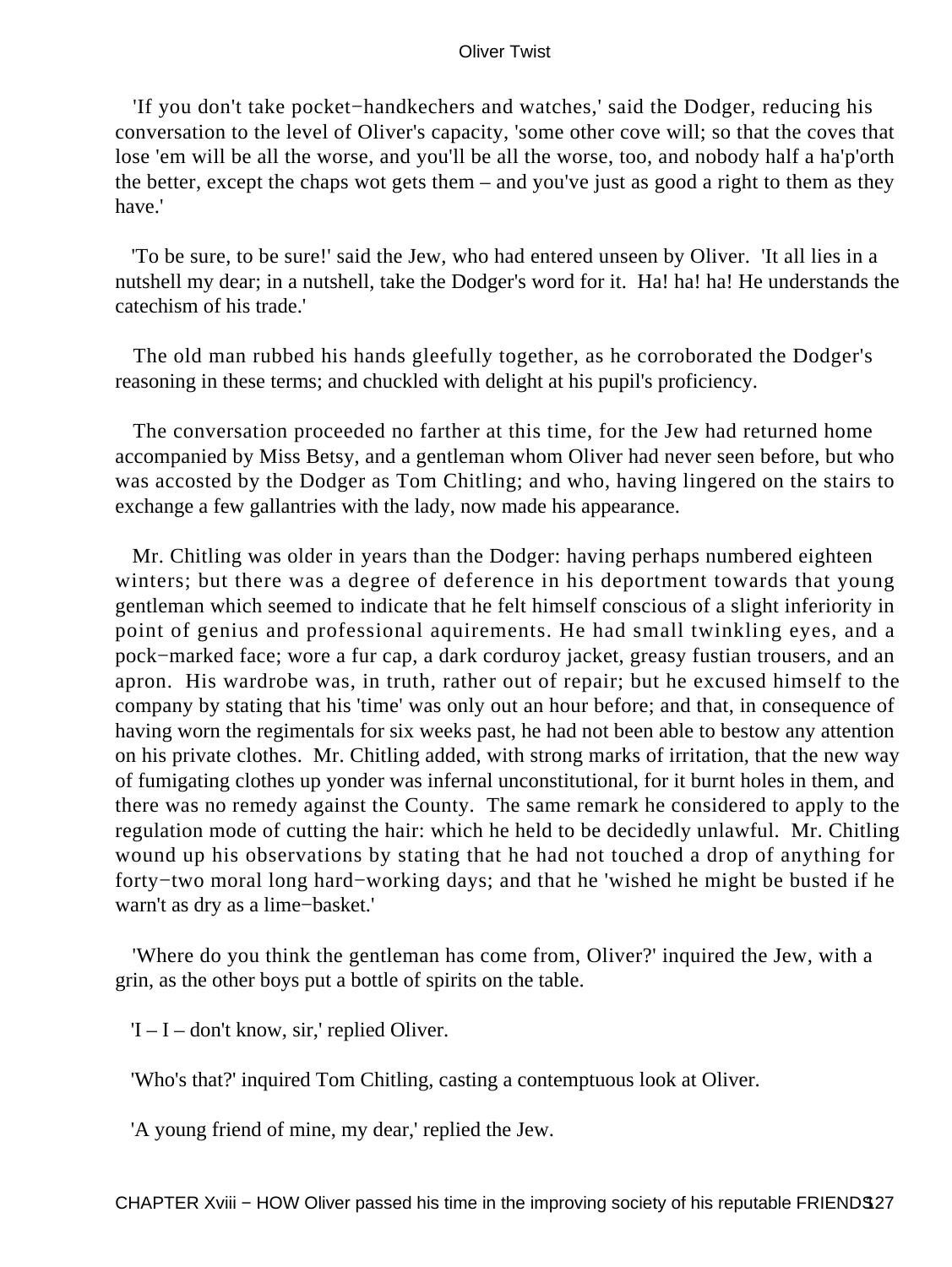'If you don't take pocket−handkechers and watches,' said the Dodger, reducing his conversation to the level of Oliver's capacity, 'some other cove will; so that the coves that lose 'em will be all the worse, and you'll be all the worse, too, and nobody half a ha'p'orth the better, except the chaps wot gets them – and you've just as good a right to them as they have.'

'To be sure, to be sure!' said the Jew, who had entered unseen by Oliver. 'It all lies in a nutshell my dear; in a nutshell, take the Dodger's word for it. Ha! ha! ha! He understands the catechism of his trade.'

The old man rubbed his hands gleefully together, as he corroborated the Dodger's reasoning in these terms; and chuckled with delight at his pupil's proficiency.

The conversation proceeded no farther at this time, for the Jew had returned home accompanied by Miss Betsy, and a gentleman whom Oliver had never seen before, but who was accosted by the Dodger as Tom Chitling; and who, having lingered on the stairs to exchange a few gallantries with the lady, now made his appearance.

Mr. Chitling was older in years than the Dodger: having perhaps numbered eighteen winters; but there was a degree of deference in his deportment towards that young gentleman which seemed to indicate that he felt himself conscious of a slight inferiority in point of genius and professional aquirements. He had small twinkling eyes, and a pock−marked face; wore a fur cap, a dark corduroy jacket, greasy fustian trousers, and an apron. His wardrobe was, in truth, rather out of repair; but he excused himself to the company by stating that his 'time' was only out an hour before; and that, in consequence of having worn the regimentals for six weeks past, he had not been able to bestow any attention on his private clothes. Mr. Chitling added, with strong marks of irritation, that the new way of fumigating clothes up yonder was infernal unconstitutional, for it burnt holes in them, and there was no remedy against the County. The same remark he considered to apply to the regulation mode of cutting the hair: which he held to be decidedly unlawful. Mr. Chitling wound up his observations by stating that he had not touched a drop of anything for forty−two moral long hard−working days; and that he 'wished he might be busted if he warn't as dry as a lime−basket.'

'Where do you think the gentleman has come from, Oliver?' inquired the Jew, with a grin, as the other boys put a bottle of spirits on the table.

'I – I – don't know, sir,' replied Oliver.

'Who's that?' inquired Tom Chitling, casting a contemptuous look at Oliver.

'A young friend of mine, my dear,' replied the Jew.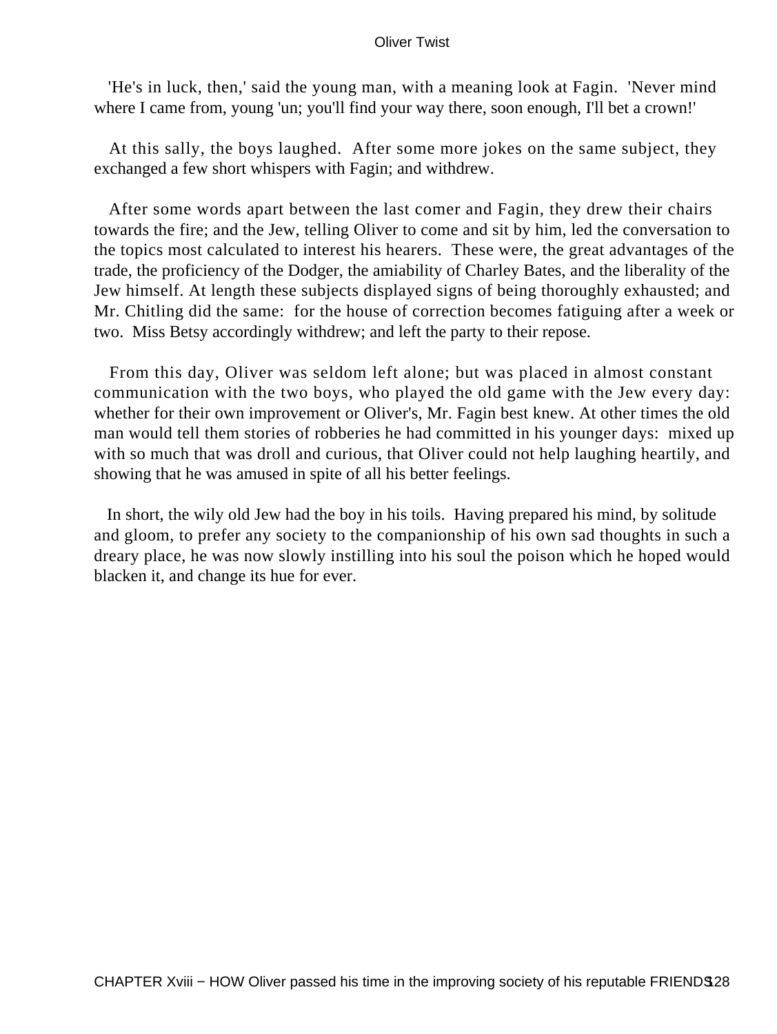'He's in luck, then,' said the young man, with a meaning look at Fagin. 'Never mind where I came from, young 'un; you'll find your way there, soon enough, I'll bet a crown!'

At this sally, the boys laughed. After some more jokes on the same subject, they exchanged a few short whispers with Fagin; and withdrew.

After some words apart between the last comer and Fagin, they drew their chairs towards the fire; and the Jew, telling Oliver to come and sit by him, led the conversation to the topics most calculated to interest his hearers. These were, the great advantages of the trade, the proficiency of the Dodger, the amiability of Charley Bates, and the liberality of the Jew himself. At length these subjects displayed signs of being thoroughly exhausted; and Mr. Chitling did the same: for the house of correction becomes fatiguing after a week or two. Miss Betsy accordingly withdrew; and left the party to their repose.

From this day, Oliver was seldom left alone; but was placed in almost constant communication with the two boys, who played the old game with the Jew every day: whether for their own improvement or Oliver's, Mr. Fagin best knew. At other times the old man would tell them stories of robberies he had committed in his younger days: mixed up with so much that was droll and curious, that Oliver could not help laughing heartily, and showing that he was amused in spite of all his better feelings.

In short, the wily old Jew had the boy in his toils. Having prepared his mind, by solitude and gloom, to prefer any society to the companionship of his own sad thoughts in such a dreary place, he was now slowly instilling into his soul the poison which he hoped would blacken it, and change its hue for ever.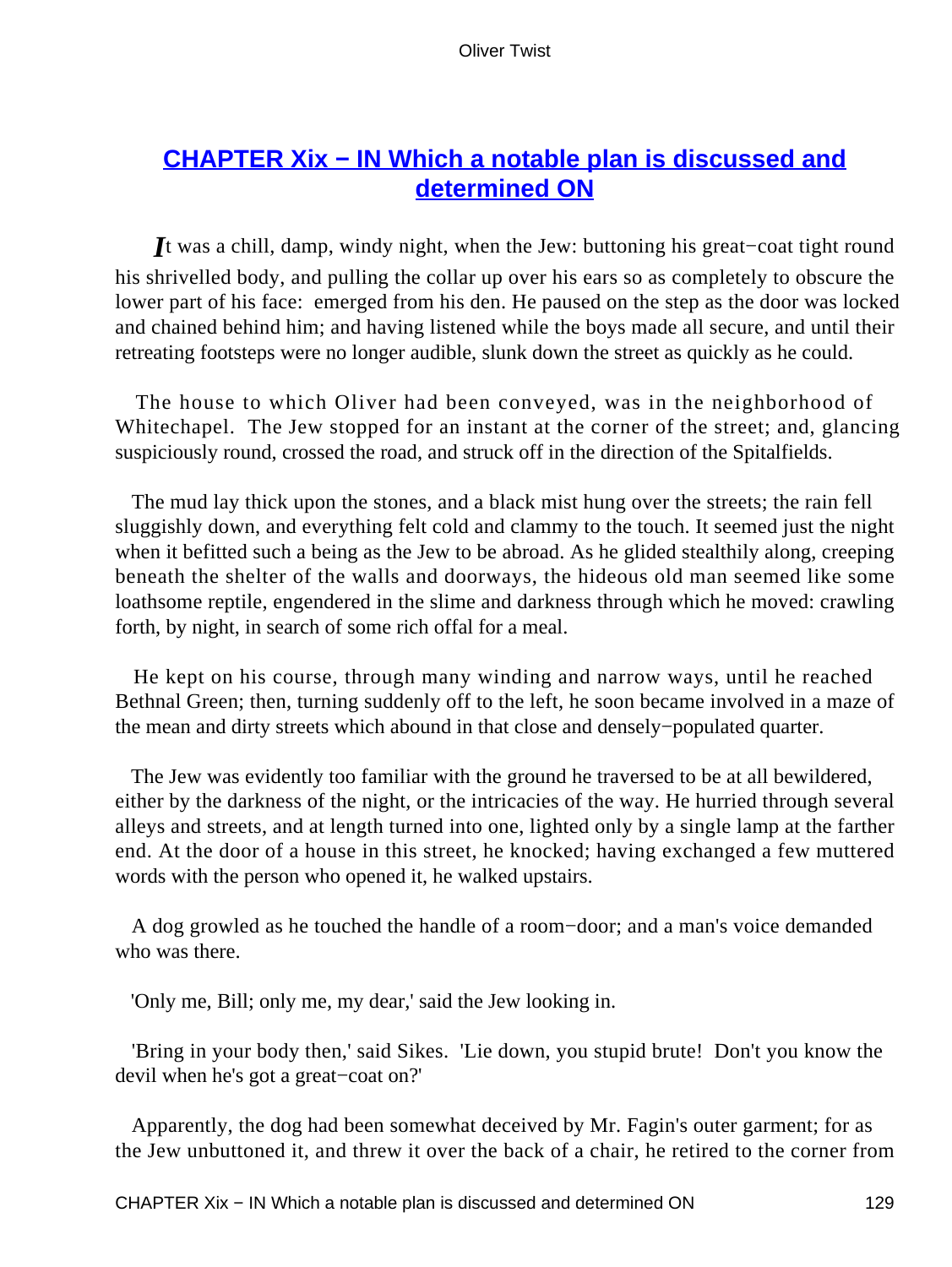## [CHAPTER Xix − IN Which a notable plan is discussed and determined ON]()

*I*t was a chill, damp, windy night, when the Jew: buttoning his great−coat tight round his shrivelled body, and pulling the collar up over his ears so as completely to obscure the lower part of his face: emerged from his den. He paused on the step as the door was locked and chained behind him; and having listened while the boys made all secure, and until their retreating footsteps were no longer audible, slunk down the street as quickly as he could.

The house to which Oliver had been conveyed, was in the neighborhood of Whitechapel. The Jew stopped for an instant at the corner of the street; and, glancing suspiciously round, crossed the road, and struck off in the direction of the Spitalfields.

The mud lay thick upon the stones, and a black mist hung over the streets; the rain fell sluggishly down, and everything felt cold and clammy to the touch. It seemed just the night when it befitted such a being as the Jew to be abroad. As he glided stealthily along, creeping beneath the shelter of the walls and doorways, the hideous old man seemed like some loathsome reptile, engendered in the slime and darkness through which he moved: crawling forth, by night, in search of some rich offal for a meal.

He kept on his course, through many winding and narrow ways, until he reached Bethnal Green; then, turning suddenly off to the left, he soon became involved in a maze of the mean and dirty streets which abound in that close and densely−populated quarter.

The Jew was evidently too familiar with the ground he traversed to be at all bewildered, either by the darkness of the night, or the intricacies of the way. He hurried through several alleys and streets, and at length turned into one, lighted only by a single lamp at the farther end. At the door of a house in this street, he knocked; having exchanged a few muttered words with the person who opened it, he walked upstairs.

A dog growled as he touched the handle of a room−door; and a man's voice demanded who was there.

'Only me, Bill; only me, my dear,' said the Jew looking in.

'Bring in your body then,' said Sikes. 'Lie down, you stupid brute! Don't you know the devil when he's got a great−coat on?'

Apparently, the dog had been somewhat deceived by Mr. Fagin's outer garment; for as the Jew unbuttoned it, and threw it over the back of a chair, he retired to the corner from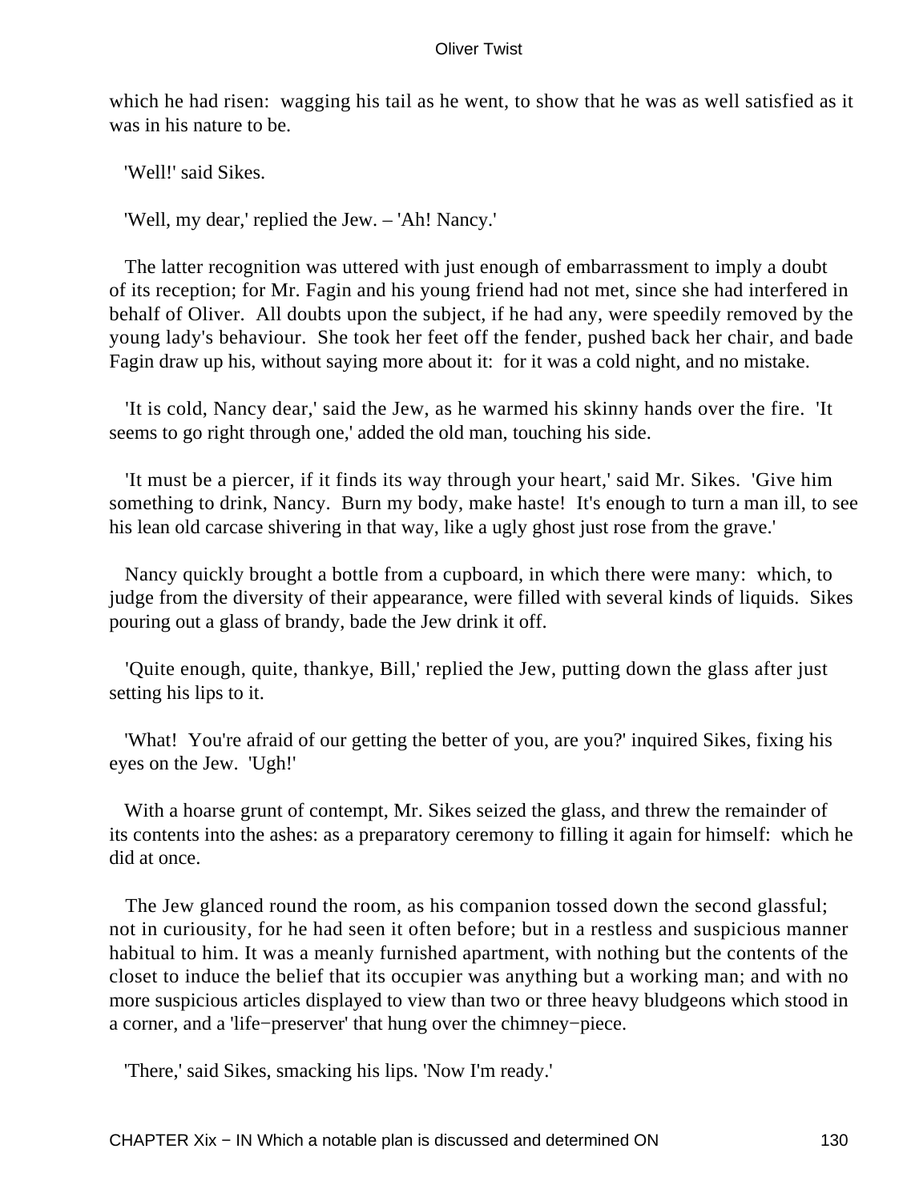which he had risen: wagging his tail as he went, to show that he was as well satisfied as it was in his nature to be.

'Well!' said Sikes.

'Well, my dear,' replied the Jew. – 'Ah! Nancy.'

The latter recognition was uttered with just enough of embarrassment to imply a doubt of its reception; for Mr. Fagin and his young friend had not met, since she had interfered in behalf of Oliver. All doubts upon the subject, if he had any, were speedily removed by the young lady's behaviour. She took her feet off the fender, pushed back her chair, and bade Fagin draw up his, without saying more about it: for it was a cold night, and no mistake.

'It is cold, Nancy dear,' said the Jew, as he warmed his skinny hands over the fire. 'It seems to go right through one,' added the old man, touching his side.

'It must be a piercer, if it finds its way through your heart,' said Mr. Sikes. 'Give him something to drink, Nancy. Burn my body, make haste! It's enough to turn a man ill, to see his lean old carcase shivering in that way, like a ugly ghost just rose from the grave.'

Nancy quickly brought a bottle from a cupboard, in which there were many: which, to judge from the diversity of their appearance, were filled with several kinds of liquids. Sikes pouring out a glass of brandy, bade the Jew drink it off.

'Quite enough, quite, thankye, Bill,' replied the Jew, putting down the glass after just setting his lips to it.

'What! You're afraid of our getting the better of you, are you?' inquired Sikes, fixing his eyes on the Jew. 'Ugh!'

With a hoarse grunt of contempt, Mr. Sikes seized the glass, and threw the remainder of its contents into the ashes: as a preparatory ceremony to filling it again for himself: which he did at once.

The Jew glanced round the room, as his companion tossed down the second glassful; not in curiousity, for he had seen it often before; but in a restless and suspicious manner habitual to him. It was a meanly furnished apartment, with nothing but the contents of the closet to induce the belief that its occupier was anything but a working man; and with no more suspicious articles displayed to view than two or three heavy bludgeons which stood in a corner, and a 'life−preserver' that hung over the chimney−piece.

'There,' said Sikes, smacking his lips. 'Now I'm ready.'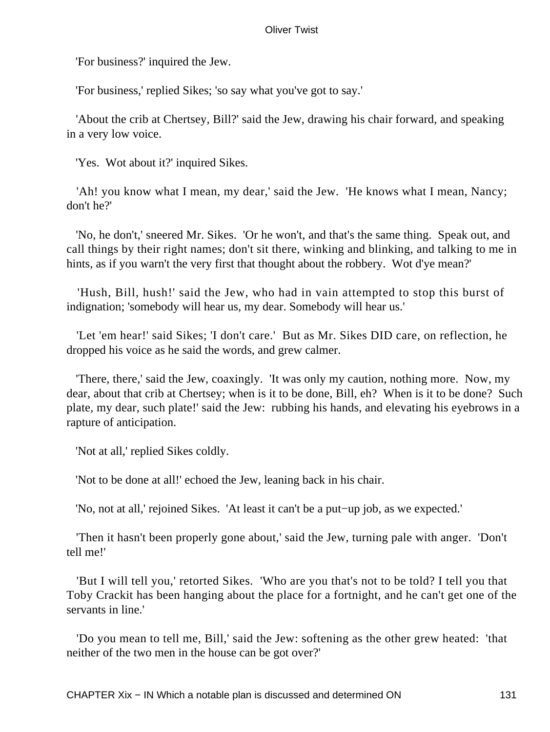'For business?' inquired the Jew.

'For business,' replied Sikes; 'so say what you've got to say.'

'About the crib at Chertsey, Bill?' said the Jew, drawing his chair forward, and speaking in a very low voice.

'Yes. Wot about it?' inquired Sikes.

'Ah! you know what I mean, my dear,' said the Jew. 'He knows what I mean, Nancy; don't he?'

'No, he don't,' sneered Mr. Sikes. 'Or he won't, and that's the same thing. Speak out, and call things by their right names; don't sit there, winking and blinking, and talking to me in hints, as if you warn't the very first that thought about the robbery. Wot d'ye mean?'

'Hush, Bill, hush!' said the Jew, who had in vain attempted to stop this burst of indignation; 'somebody will hear us, my dear. Somebody will hear us.'

'Let 'em hear!' said Sikes; 'I don't care.' But as Mr. Sikes DID care, on reflection, he dropped his voice as he said the words, and grew calmer.

'There, there,' said the Jew, coaxingly. 'It was only my caution, nothing more. Now, my dear, about that crib at Chertsey; when is it to be done, Bill, eh? When is it to be done? Such plate, my dear, such plate!' said the Jew: rubbing his hands, and elevating his eyebrows in a rapture of anticipation.

'Not at all,' replied Sikes coldly.

'Not to be done at all!' echoed the Jew, leaning back in his chair.

'No, not at all,' rejoined Sikes. 'At least it can't be a put−up job, as we expected.'

'Then it hasn't been properly gone about,' said the Jew, turning pale with anger. 'Don't tell me!'

'But I will tell you,' retorted Sikes. 'Who are you that's not to be told? I tell you that Toby Crackit has been hanging about the place for a fortnight, and he can't get one of the servants in line.'

'Do you mean to tell me, Bill,' said the Jew: softening as the other grew heated: 'that neither of the two men in the house can be got over?'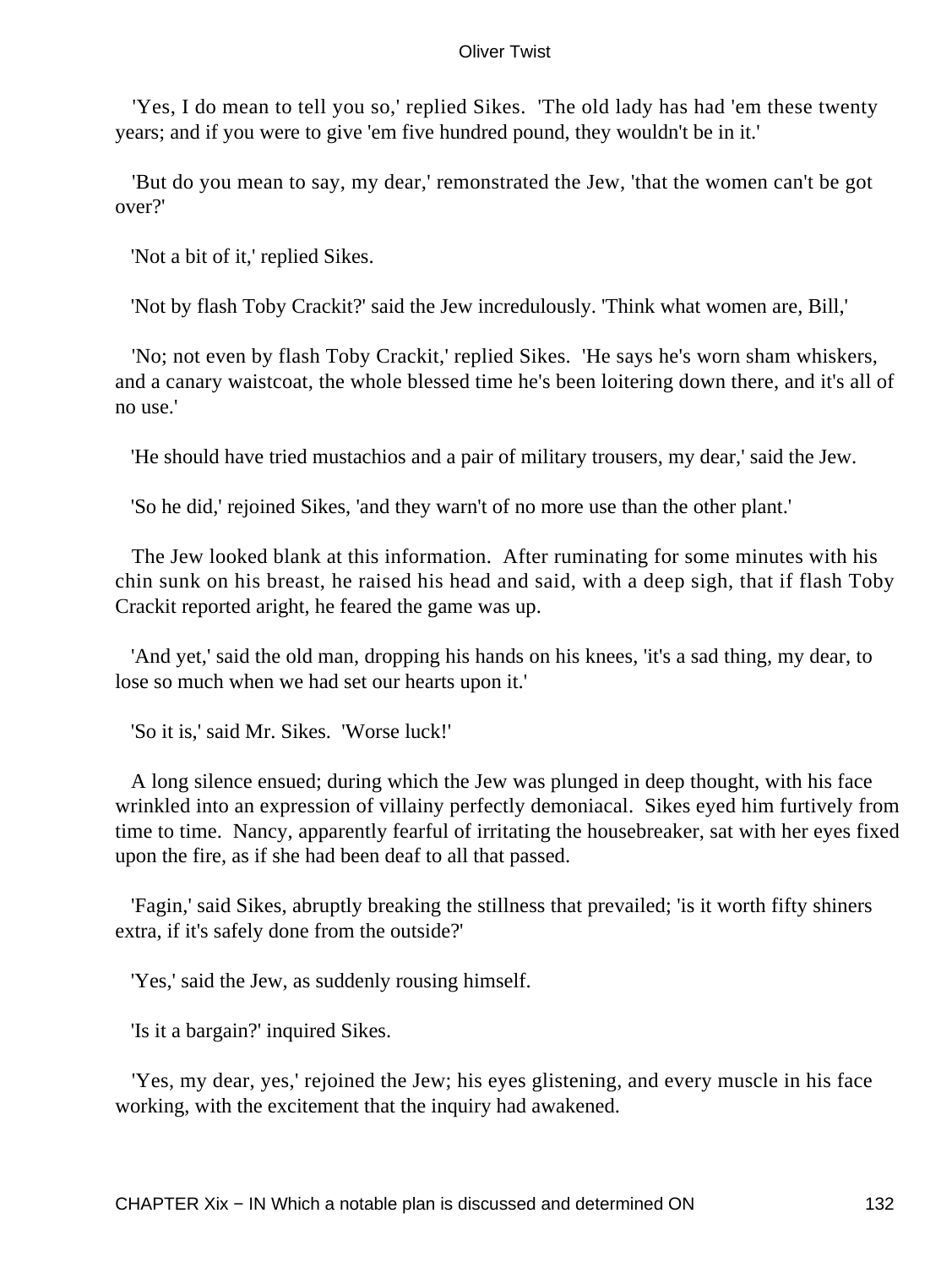'Yes, I do mean to tell you so,' replied Sikes. 'The old lady has had 'em these twenty years; and if you were to give 'em five hundred pound, they wouldn't be in it.'

'But do you mean to say, my dear,' remonstrated the Jew, 'that the women can't be got over?'

'Not a bit of it,' replied Sikes.

'Not by flash Toby Crackit?' said the Jew incredulously. 'Think what women are, Bill,'

'No; not even by flash Toby Crackit,' replied Sikes. 'He says he's worn sham whiskers, and a canary waistcoat, the whole blessed time he's been loitering down there, and it's all of no use.'

'He should have tried mustachios and a pair of military trousers, my dear,' said the Jew.

'So he did,' rejoined Sikes, 'and they warn't of no more use than the other plant.'

The Jew looked blank at this information. After ruminating for some minutes with his chin sunk on his breast, he raised his head and said, with a deep sigh, that if flash Toby Crackit reported aright, he feared the game was up.

'And yet,' said the old man, dropping his hands on his knees, 'it's a sad thing, my dear, to lose so much when we had set our hearts upon it.'

'So it is,' said Mr. Sikes. 'Worse luck!'

A long silence ensued; during which the Jew was plunged in deep thought, with his face wrinkled into an expression of villainy perfectly demoniacal. Sikes eyed him furtively from time to time. Nancy, apparently fearful of irritating the housebreaker, sat with her eyes fixed upon the fire, as if she had been deaf to all that passed.

'Fagin,' said Sikes, abruptly breaking the stillness that prevailed; 'is it worth fifty shiners extra, if it's safely done from the outside?'

'Yes,' said the Jew, as suddenly rousing himself.

'Is it a bargain?' inquired Sikes.

'Yes, my dear, yes,' rejoined the Jew; his eyes glistening, and every muscle in his face working, with the excitement that the inquiry had awakened.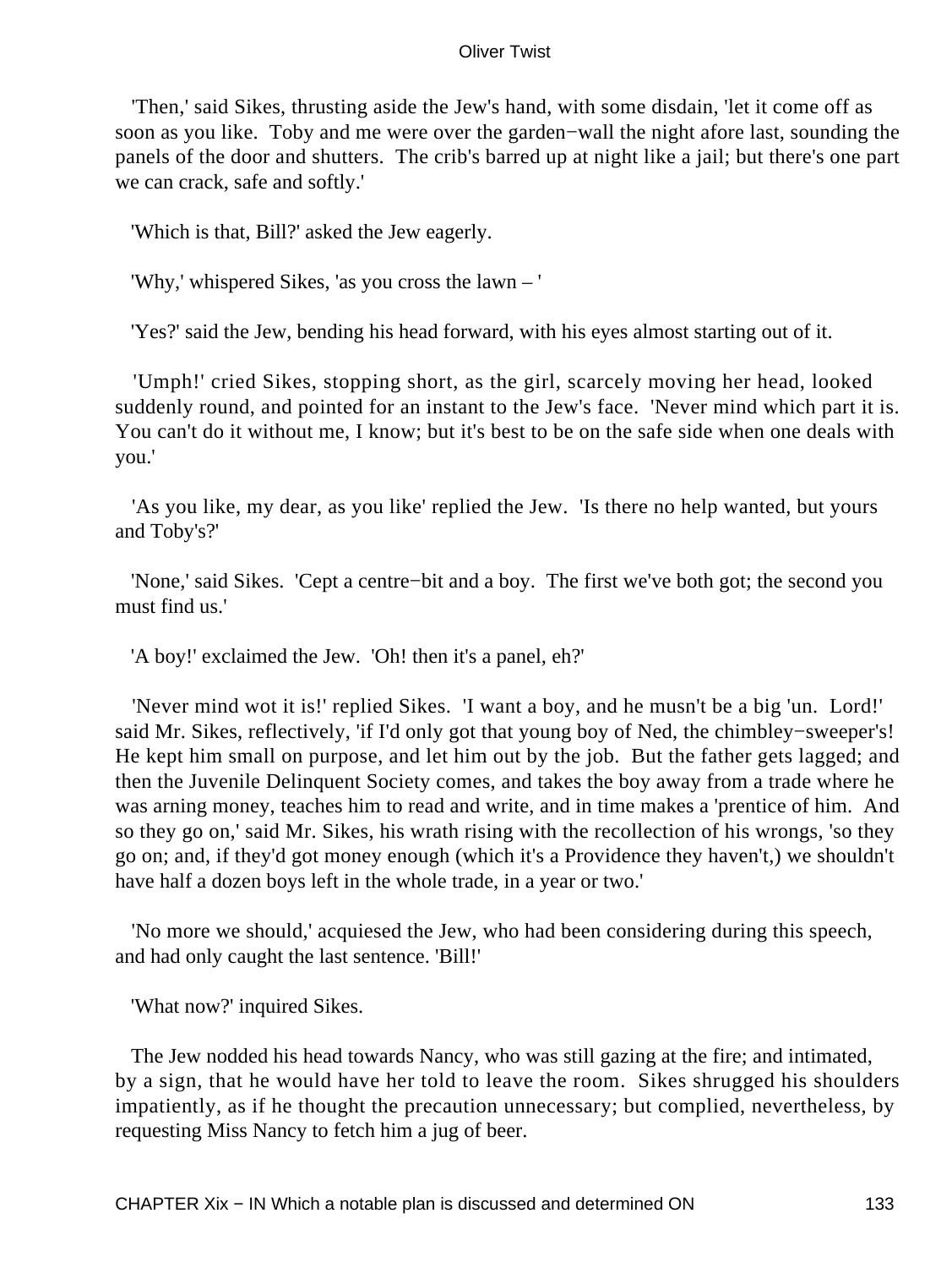'Then,' said Sikes, thrusting aside the Jew's hand, with some disdain, 'let it come off as soon as you like. Toby and me were over the garden−wall the night afore last, sounding the panels of the door and shutters. The crib's barred up at night like a jail; but there's one part we can crack, safe and softly.'

'Which is that, Bill?' asked the Jew eagerly.

'Why,' whispered Sikes, 'as you cross the lawn – '

'Yes?' said the Jew, bending his head forward, with his eyes almost starting out of it.

'Umph!' cried Sikes, stopping short, as the girl, scarcely moving her head, looked suddenly round, and pointed for an instant to the Jew's face. 'Never mind which part it is. You can't do it without me, I know; but it's best to be on the safe side when one deals with you.'

'As you like, my dear, as you like' replied the Jew. 'Is there no help wanted, but yours and Toby's?'

'None,' said Sikes. 'Cept a centre−bit and a boy. The first we've both got; the second you must find us.'

'A boy!' exclaimed the Jew. 'Oh! then it's a panel, eh?'

'Never mind wot it is!' replied Sikes. 'I want a boy, and he musn't be a big 'un. Lord!' said Mr. Sikes, reflectively, 'if I'd only got that young boy of Ned, the chimbley−sweeper's! He kept him small on purpose, and let him out by the job. But the father gets lagged; and then the Juvenile Delinquent Society comes, and takes the boy away from a trade where he was arning money, teaches him to read and write, and in time makes a 'prentice of him. And so they go on,' said Mr. Sikes, his wrath rising with the recollection of his wrongs, 'so they go on; and, if they'd got money enough (which it's a Providence they haven't,) we shouldn't have half a dozen boys left in the whole trade, in a year or two.'

'No more we should,' acquiesed the Jew, who had been considering during this speech, and had only caught the last sentence. 'Bill!'

'What now?' inquired Sikes.

The Jew nodded his head towards Nancy, who was still gazing at the fire; and intimated, by a sign, that he would have her told to leave the room. Sikes shrugged his shoulders impatiently, as if he thought the precaution unnecessary; but complied, nevertheless, by requesting Miss Nancy to fetch him a jug of beer.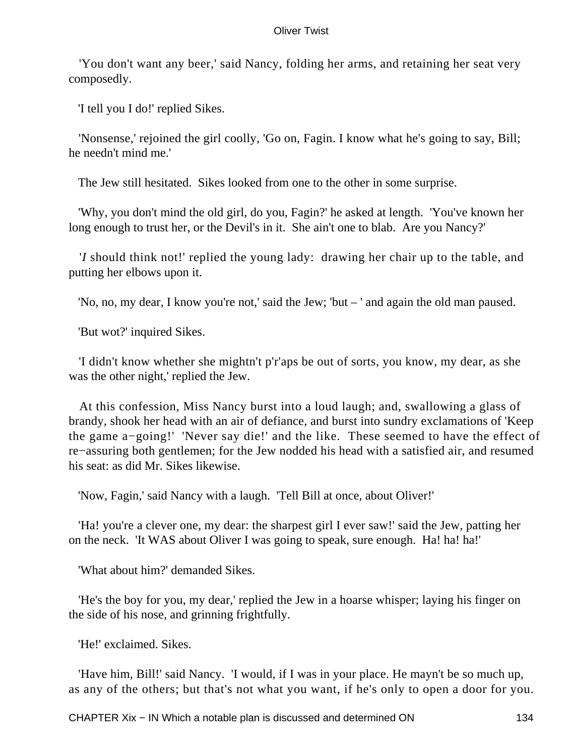'You don't want any beer,' said Nancy, folding her arms, and retaining her seat very composedly.

'I tell you I do!' replied Sikes.

'Nonsense,' rejoined the girl coolly, 'Go on, Fagin. I know what he's going to say, Bill; he needn't mind me.'

The Jew still hesitated. Sikes looked from one to the other in some surprise.

'Why, you don't mind the old girl, do you, Fagin?' he asked at length. 'You've known her long enough to trust her, or the Devil's in it. She ain't one to blab. Are you Nancy?'

'*I* should think not!' replied the young lady: drawing her chair up to the table, and putting her elbows upon it.

'No, no, my dear, I know you're not,' said the Jew; 'but – ' and again the old man paused.

'But wot?' inquired Sikes.

'I didn't know whether she mightn't p'r'aps be out of sorts, you know, my dear, as she was the other night,' replied the Jew.

At this confession, Miss Nancy burst into a loud laugh; and, swallowing a glass of brandy, shook her head with an air of defiance, and burst into sundry exclamations of 'Keep the game a−going!' 'Never say die!' and the like. These seemed to have the effect of re−assuring both gentlemen; for the Jew nodded his head with a satisfied air, and resumed his seat: as did Mr. Sikes likewise.

'Now, Fagin,' said Nancy with a laugh. 'Tell Bill at once, about Oliver!'

'Ha! you're a clever one, my dear: the sharpest girl I ever saw!' said the Jew, patting her on the neck. 'It WAS about Oliver I was going to speak, sure enough. Ha! ha! ha!'

'What about him?' demanded Sikes.

'He's the boy for you, my dear,' replied the Jew in a hoarse whisper; laying his finger on the side of his nose, and grinning frightfully.

'He!' exclaimed. Sikes.

'Have him, Bill!' said Nancy. 'I would, if I was in your place. He mayn't be so much up, as any of the others; but that's not what you want, if he's only to open a door for you.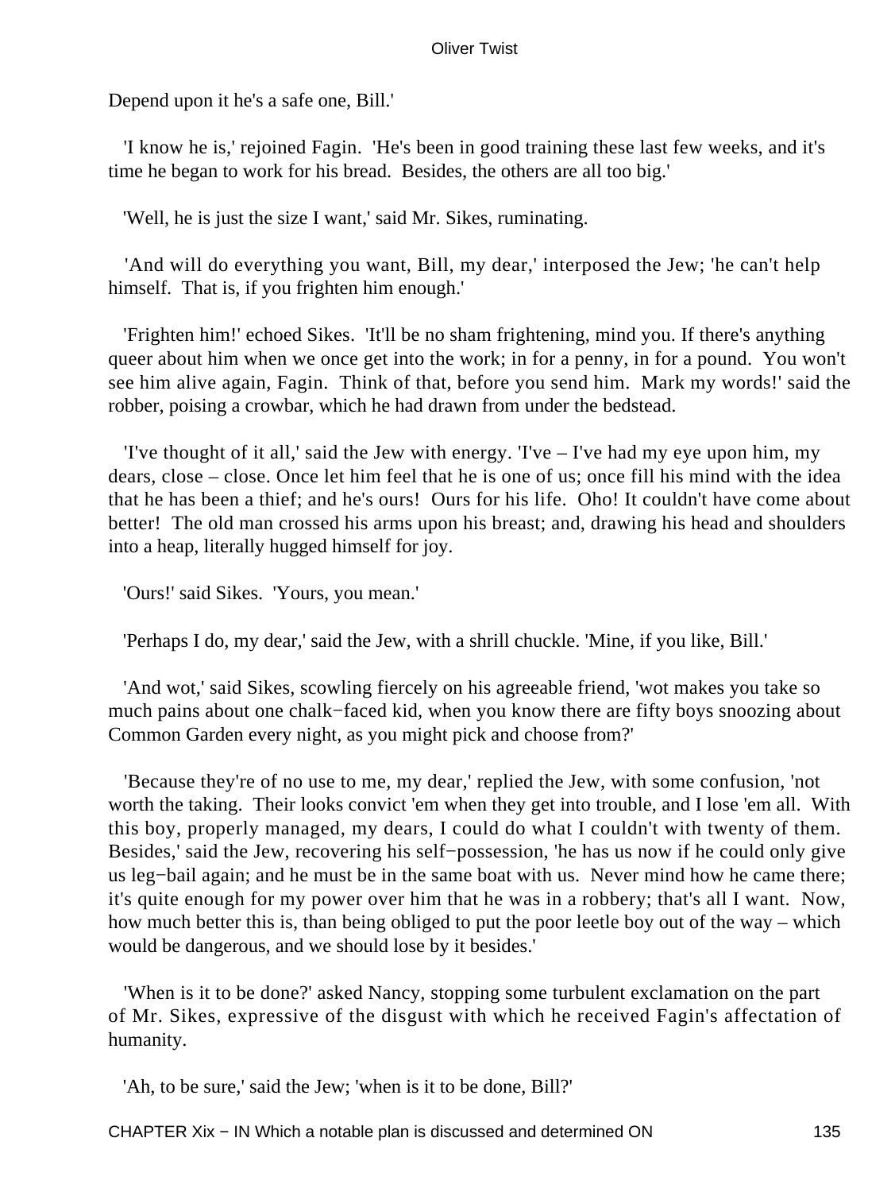Depend upon it he's a safe one, Bill.'

'I know he is,' rejoined Fagin. 'He's been in good training these last few weeks, and it's time he began to work for his bread. Besides, the others are all too big.'

'Well, he is just the size I want,' said Mr. Sikes, ruminating.

'And will do everything you want, Bill, my dear,' interposed the Jew; 'he can't help himself. That is, if you frighten him enough.'

'Frighten him!' echoed Sikes. 'It'll be no sham frightening, mind you. If there's anything queer about him when we once get into the work; in for a penny, in for a pound. You won't see him alive again, Fagin. Think of that, before you send him. Mark my words!' said the robber, poising a crowbar, which he had drawn from under the bedstead.

'I've thought of it all,' said the Jew with energy. 'I've – I've had my eye upon him, my dears, close – close. Once let him feel that he is one of us; once fill his mind with the idea that he has been a thief; and he's ours! Ours for his life. Oho! It couldn't have come about better! The old man crossed his arms upon his breast; and, drawing his head and shoulders into a heap, literally hugged himself for joy.

'Ours!' said Sikes. 'Yours, you mean.'

'Perhaps I do, my dear,' said the Jew, with a shrill chuckle. 'Mine, if you like, Bill.'

'And wot,' said Sikes, scowling fiercely on his agreeable friend, 'wot makes you take so much pains about one chalk−faced kid, when you know there are fifty boys snoozing about Common Garden every night, as you might pick and choose from?'

'Because they're of no use to me, my dear,' replied the Jew, with some confusion, 'not worth the taking. Their looks convict 'em when they get into trouble, and I lose 'em all. With this boy, properly managed, my dears, I could do what I couldn't with twenty of them. Besides,' said the Jew, recovering his self−possession, 'he has us now if he could only give us leg−bail again; and he must be in the same boat with us. Never mind how he came there; it's quite enough for my power over him that he was in a robbery; that's all I want. Now, how much better this is, than being obliged to put the poor leetle boy out of the way – which would be dangerous, and we should lose by it besides.'

'When is it to be done?' asked Nancy, stopping some turbulent exclamation on the part of Mr. Sikes, expressive of the disgust with which he received Fagin's affectation of humanity.

'Ah, to be sure,' said the Jew; 'when is it to be done, Bill?'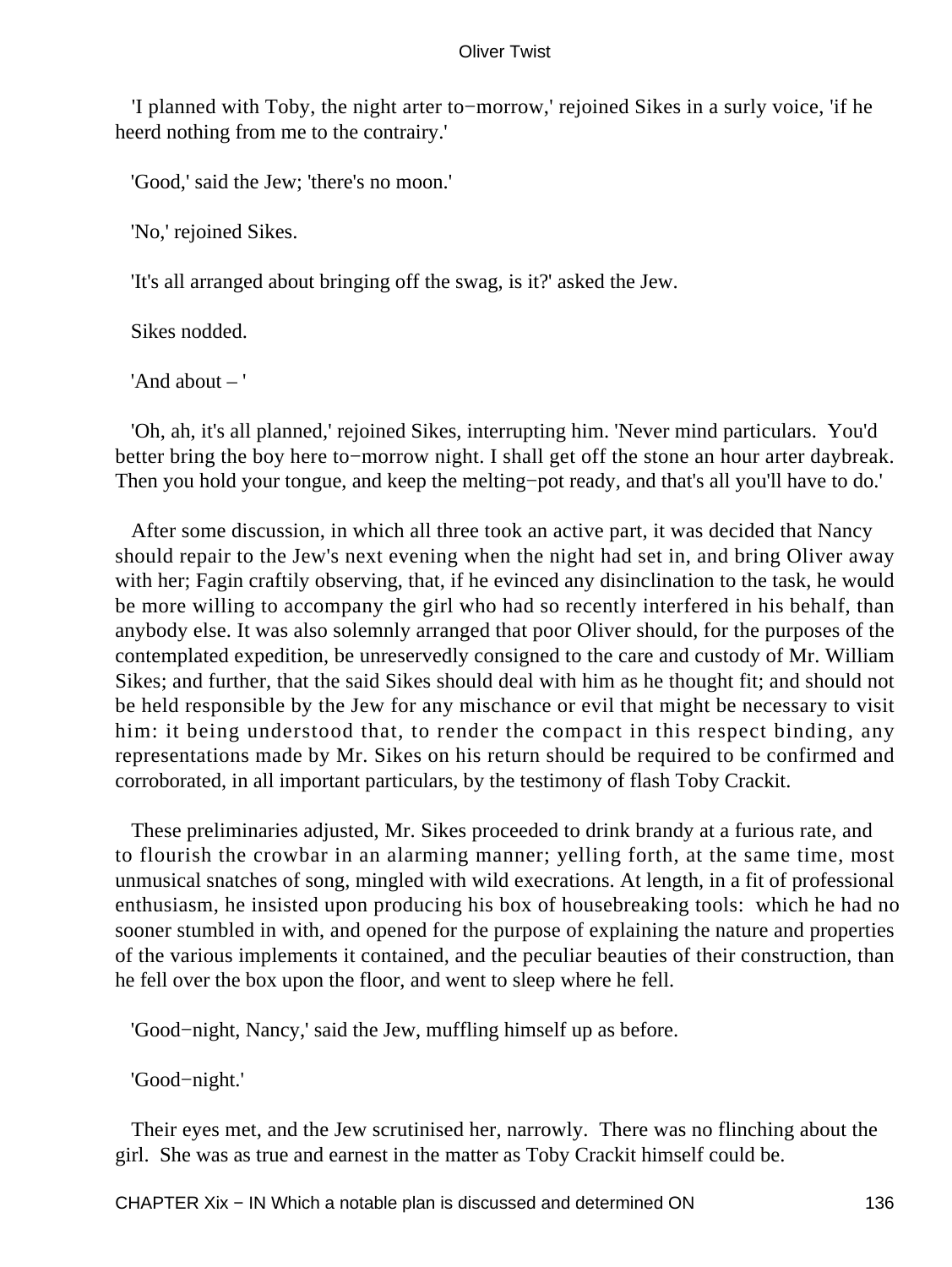'I planned with Toby, the night arter to−morrow,' rejoined Sikes in a surly voice, 'if he heerd nothing from me to the contrairy.'

'Good,' said the Jew; 'there's no moon.'

'No,' rejoined Sikes.

'It's all arranged about bringing off the swag, is it?' asked the Jew.

Sikes nodded.

'And about – '

'Oh, ah, it's all planned,' rejoined Sikes, interrupting him. 'Never mind particulars. You'd better bring the boy here to−morrow night. I shall get off the stone an hour arter daybreak. Then you hold your tongue, and keep the melting−pot ready, and that's all you'll have to do.'

After some discussion, in which all three took an active part, it was decided that Nancy should repair to the Jew's next evening when the night had set in, and bring Oliver away with her; Fagin craftily observing, that, if he evinced any disinclination to the task, he would be more willing to accompany the girl who had so recently interfered in his behalf, than anybody else. It was also solemnly arranged that poor Oliver should, for the purposes of the contemplated expedition, be unreservedly consigned to the care and custody of Mr. William Sikes; and further, that the said Sikes should deal with him as he thought fit; and should not be held responsible by the Jew for any mischance or evil that might be necessary to visit him: it being understood that, to render the compact in this respect binding, any representations made by Mr. Sikes on his return should be required to be confirmed and corroborated, in all important particulars, by the testimony of flash Toby Crackit.

These preliminaries adjusted, Mr. Sikes proceeded to drink brandy at a furious rate, and to flourish the crowbar in an alarming manner; yelling forth, at the same time, most unmusical snatches of song, mingled with wild execrations. At length, in a fit of professional enthusiasm, he insisted upon producing his box of housebreaking tools: which he had no sooner stumbled in with, and opened for the purpose of explaining the nature and properties of the various implements it contained, and the peculiar beauties of their construction, than he fell over the box upon the floor, and went to sleep where he fell.

'Good−night, Nancy,' said the Jew, muffling himself up as before.

'Good−night.'

Their eyes met, and the Jew scrutinised her, narrowly. There was no flinching about the girl. She was as true and earnest in the matter as Toby Crackit himself could be.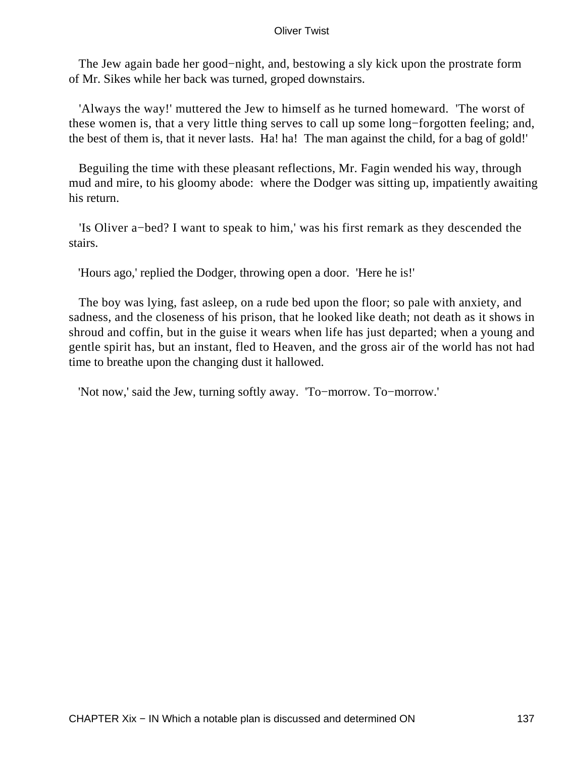The Jew again bade her good−night, and, bestowing a sly kick upon the prostrate form of Mr. Sikes while her back was turned, groped downstairs.

'Always the way!' muttered the Jew to himself as he turned homeward. 'The worst of these women is, that a very little thing serves to call up some long−forgotten feeling; and, the best of them is, that it never lasts. Ha! ha! The man against the child, for a bag of gold!'

Beguiling the time with these pleasant reflections, Mr. Fagin wended his way, through mud and mire, to his gloomy abode: where the Dodger was sitting up, impatiently awaiting his return.

'Is Oliver a−bed? I want to speak to him,' was his first remark as they descended the stairs.

'Hours ago,' replied the Dodger, throwing open a door. 'Here he is!'

The boy was lying, fast asleep, on a rude bed upon the floor; so pale with anxiety, and sadness, and the closeness of his prison, that he looked like death; not death as it shows in shroud and coffin, but in the guise it wears when life has just departed; when a young and gentle spirit has, but an instant, fled to Heaven, and the gross air of the world has not had time to breathe upon the changing dust it hallowed.

'Not now,' said the Jew, turning softly away. 'To−morrow. To−morrow.'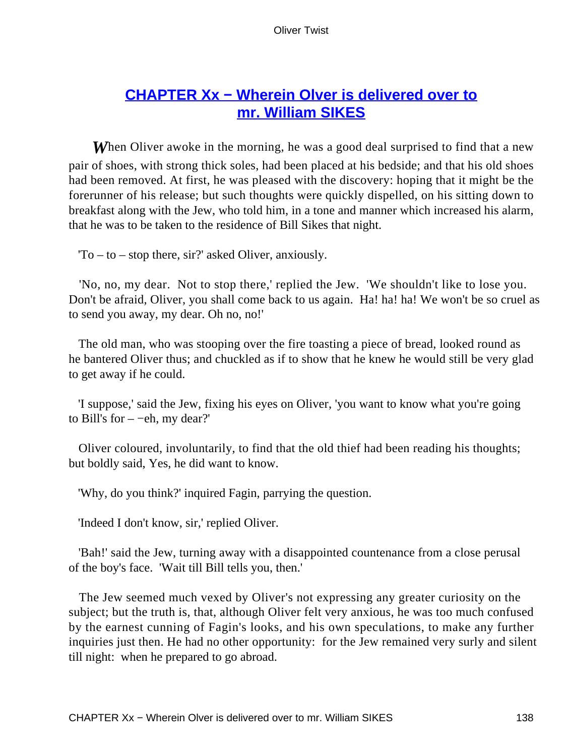## [CHAPTER Xx − Wherein Olver is delivered over to mr. William SIKES]()

*W*hen Oliver awoke in the morning, he was a good deal surprised to find that a new pair of shoes, with strong thick soles, had been placed at his bedside; and that his old shoes had been removed. At first, he was pleased with the discovery: hoping that it might be the forerunner of his release; but such thoughts were quickly dispelled, on his sitting down to breakfast along with the Jew, who told him, in a tone and manner which increased his alarm, that he was to be taken to the residence of Bill Sikes that night.

'To – to – stop there, sir?' asked Oliver, anxiously.

'No, no, my dear. Not to stop there,' replied the Jew. 'We shouldn't like to lose you. Don't be afraid, Oliver, you shall come back to us again. Ha! ha! ha! We won't be so cruel as to send you away, my dear. Oh no, no!'

The old man, who was stooping over the fire toasting a piece of bread, looked round as he bantered Oliver thus; and chuckled as if to show that he knew he would still be very glad to get away if he could.

'I suppose,' said the Jew, fixing his eyes on Oliver, 'you want to know what you're going to Bill's for – −eh, my dear?'

Oliver coloured, involuntarily, to find that the old thief had been reading his thoughts; but boldly said, Yes, he did want to know.

'Why, do you think?' inquired Fagin, parrying the question.

'Indeed I don't know, sir,' replied Oliver.

'Bah!' said the Jew, turning away with a disappointed countenance from a close perusal of the boy's face. 'Wait till Bill tells you, then.'

The Jew seemed much vexed by Oliver's not expressing any greater curiosity on the subject; but the truth is, that, although Oliver felt very anxious, he was too much confused by the earnest cunning of Fagin's looks, and his own speculations, to make any further inquiries just then. He had no other opportunity: for the Jew remained very surly and silent till night: when he prepared to go abroad.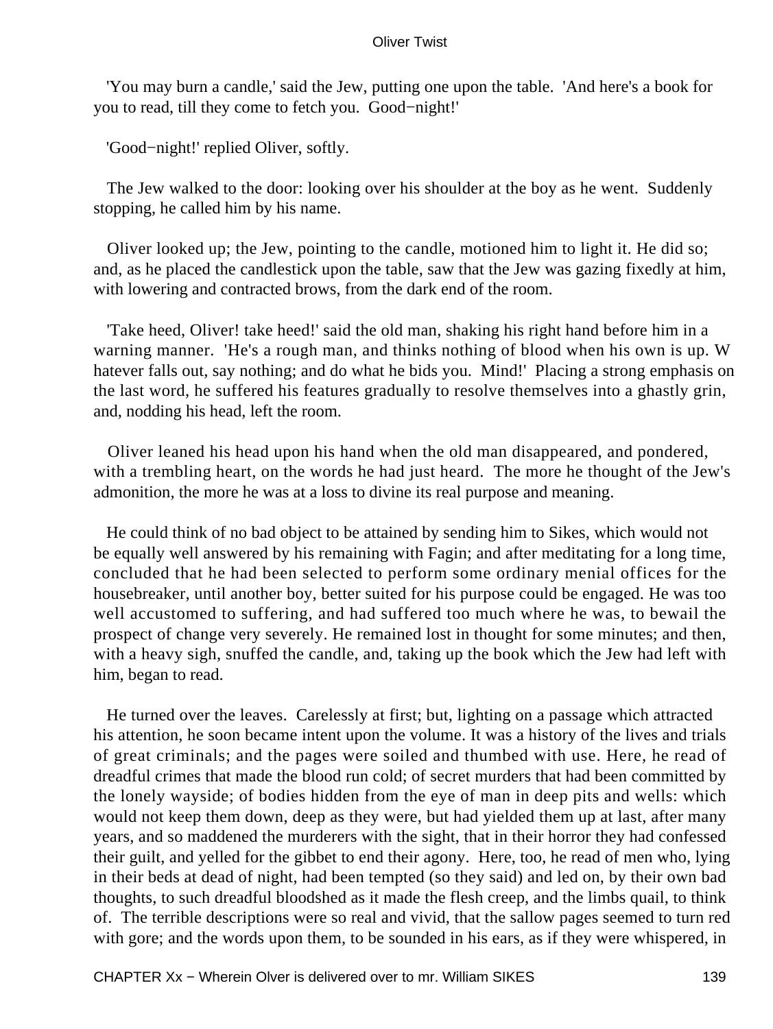'You may burn a candle,' said the Jew, putting one upon the table. 'And here's a book for you to read, till they come to fetch you. Good−night!'

'Good−night!' replied Oliver, softly.

The Jew walked to the door: looking over his shoulder at the boy as he went. Suddenly stopping, he called him by his name.

Oliver looked up; the Jew, pointing to the candle, motioned him to light it. He did so; and, as he placed the candlestick upon the table, saw that the Jew was gazing fixedly at him, with lowering and contracted brows, from the dark end of the room.

'Take heed, Oliver! take heed!' said the old man, shaking his right hand before him in a warning manner. 'He's a rough man, and thinks nothing of blood when his own is up. W hatever falls out, say nothing; and do what he bids you. Mind!' Placing a strong emphasis on the last word, he suffered his features gradually to resolve themselves into a ghastly grin, and, nodding his head, left the room.

Oliver leaned his head upon his hand when the old man disappeared, and pondered, with a trembling heart, on the words he had just heard. The more he thought of the Jew's admonition, the more he was at a loss to divine its real purpose and meaning.

He could think of no bad object to be attained by sending him to Sikes, which would not be equally well answered by his remaining with Fagin; and after meditating for a long time, concluded that he had been selected to perform some ordinary menial offices for the housebreaker, until another boy, better suited for his purpose could be engaged. He was too well accustomed to suffering, and had suffered too much where he was, to bewail the prospect of change very severely. He remained lost in thought for some minutes; and then, with a heavy sigh, snuffed the candle, and, taking up the book which the Jew had left with him, began to read.

He turned over the leaves. Carelessly at first; but, lighting on a passage which attracted his attention, he soon became intent upon the volume. It was a history of the lives and trials of great criminals; and the pages were soiled and thumbed with use. Here, he read of dreadful crimes that made the blood run cold; of secret murders that had been committed by the lonely wayside; of bodies hidden from the eye of man in deep pits and wells: which would not keep them down, deep as they were, but had yielded them up at last, after many years, and so maddened the murderers with the sight, that in their horror they had confessed their guilt, and yelled for the gibbet to end their agony. Here, too, he read of men who, lying in their beds at dead of night, had been tempted (so they said) and led on, by their own bad thoughts, to such dreadful bloodshed as it made the flesh creep, and the limbs quail, to think of. The terrible descriptions were so real and vivid, that the sallow pages seemed to turn red with gore; and the words upon them, to be sounded in his ears, as if they were whispered, in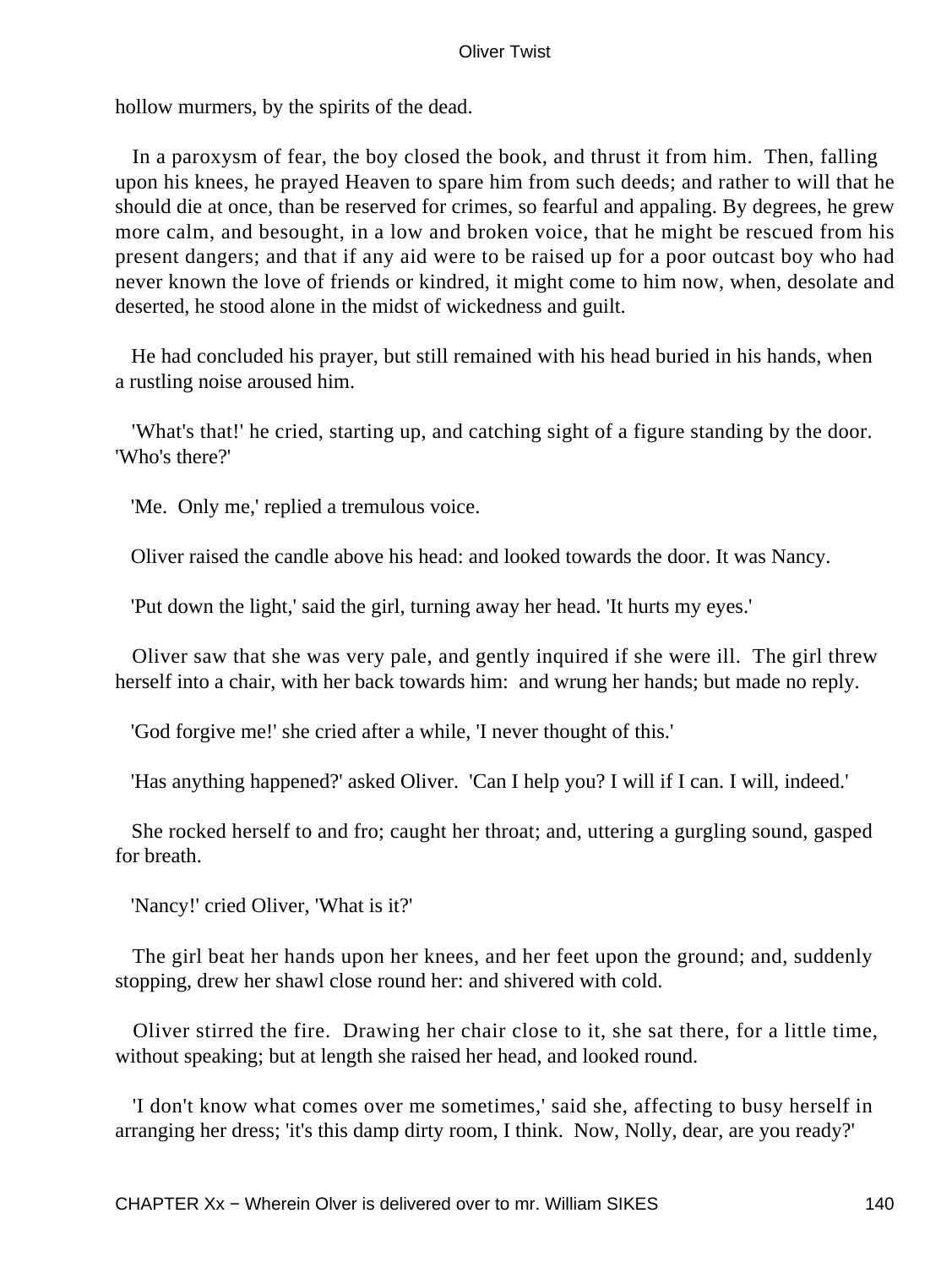hollow murmers, by the spirits of the dead.

In a paroxysm of fear, the boy closed the book, and thrust it from him. Then, falling upon his knees, he prayed Heaven to spare him from such deeds; and rather to will that he should die at once, than be reserved for crimes, so fearful and appaling. By degrees, he grew more calm, and besought, in a low and broken voice, that he might be rescued from his present dangers; and that if any aid were to be raised up for a poor outcast boy who had never known the love of friends or kindred, it might come to him now, when, desolate and deserted, he stood alone in the midst of wickedness and guilt.

He had concluded his prayer, but still remained with his head buried in his hands, when a rustling noise aroused him.

'What's that!' he cried, starting up, and catching sight of a figure standing by the door. 'Who's there?'

'Me. Only me,' replied a tremulous voice.

Oliver raised the candle above his head: and looked towards the door. It was Nancy.

'Put down the light,' said the girl, turning away her head. 'It hurts my eyes.'

Oliver saw that she was very pale, and gently inquired if she were ill. The girl threw herself into a chair, with her back towards him: and wrung her hands; but made no reply.

'God forgive me!' she cried after a while, 'I never thought of this.'

'Has anything happened?' asked Oliver. 'Can I help you? I will if I can. I will, indeed.'

She rocked herself to and fro; caught her throat; and, uttering a gurgling sound, gasped for breath.

'Nancy!' cried Oliver, 'What is it?'

The girl beat her hands upon her knees, and her feet upon the ground; and, suddenly stopping, drew her shawl close round her: and shivered with cold.

Oliver stirred the fire. Drawing her chair close to it, she sat there, for a little time, without speaking; but at length she raised her head, and looked round.

'I don't know what comes over me sometimes,' said she, affecting to busy herself in arranging her dress; 'it's this damp dirty room, I think. Now, Nolly, dear, are you ready?'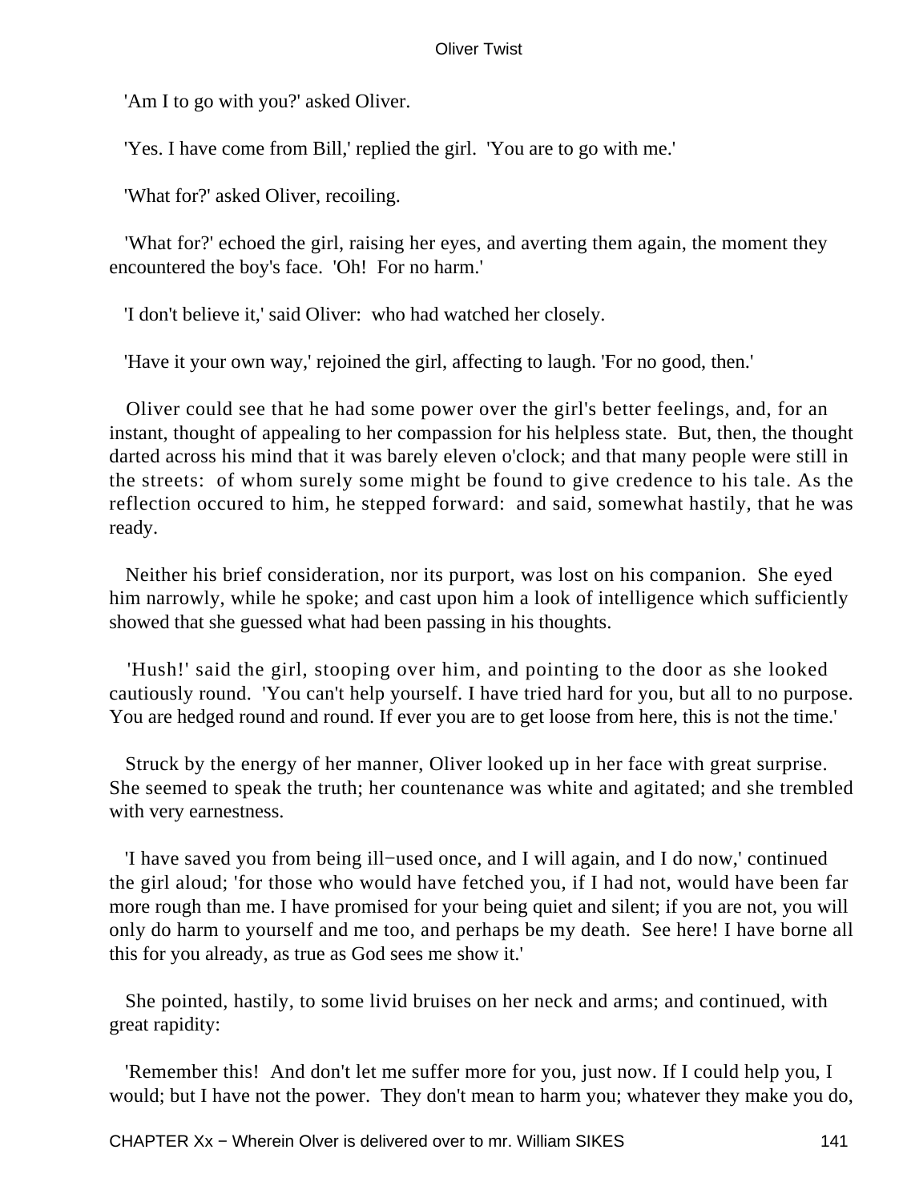'Am I to go with you?' asked Oliver.

'Yes. I have come from Bill,' replied the girl. 'You are to go with me.'

'What for?' asked Oliver, recoiling.

'What for?' echoed the girl, raising her eyes, and averting them again, the moment they encountered the boy's face. 'Oh! For no harm.'

'I don't believe it,' said Oliver: who had watched her closely.

'Have it your own way,' rejoined the girl, affecting to laugh. 'For no good, then.'

Oliver could see that he had some power over the girl's better feelings, and, for an instant, thought of appealing to her compassion for his helpless state. But, then, the thought darted across his mind that it was barely eleven o'clock; and that many people were still in the streets: of whom surely some might be found to give credence to his tale. As the reflection occured to him, he stepped forward: and said, somewhat hastily, that he was ready.

Neither his brief consideration, nor its purport, was lost on his companion. She eyed him narrowly, while he spoke; and cast upon him a look of intelligence which sufficiently showed that she guessed what had been passing in his thoughts.

'Hush!' said the girl, stooping over him, and pointing to the door as she looked cautiously round. 'You can't help yourself. I have tried hard for you, but all to no purpose. You are hedged round and round. If ever you are to get loose from here, this is not the time.'

Struck by the energy of her manner, Oliver looked up in her face with great surprise. She seemed to speak the truth; her countenance was white and agitated; and she trembled with very earnestness.

'I have saved you from being ill−used once, and I will again, and I do now,' continued the girl aloud; 'for those who would have fetched you, if I had not, would have been far more rough than me. I have promised for your being quiet and silent; if you are not, you will only do harm to yourself and me too, and perhaps be my death. See here! I have borne all this for you already, as true as God sees me show it.'

She pointed, hastily, to some livid bruises on her neck and arms; and continued, with great rapidity:

'Remember this! And don't let me suffer more for you, just now. If I could help you, I would; but I have not the power. They don't mean to harm you; whatever they make you do,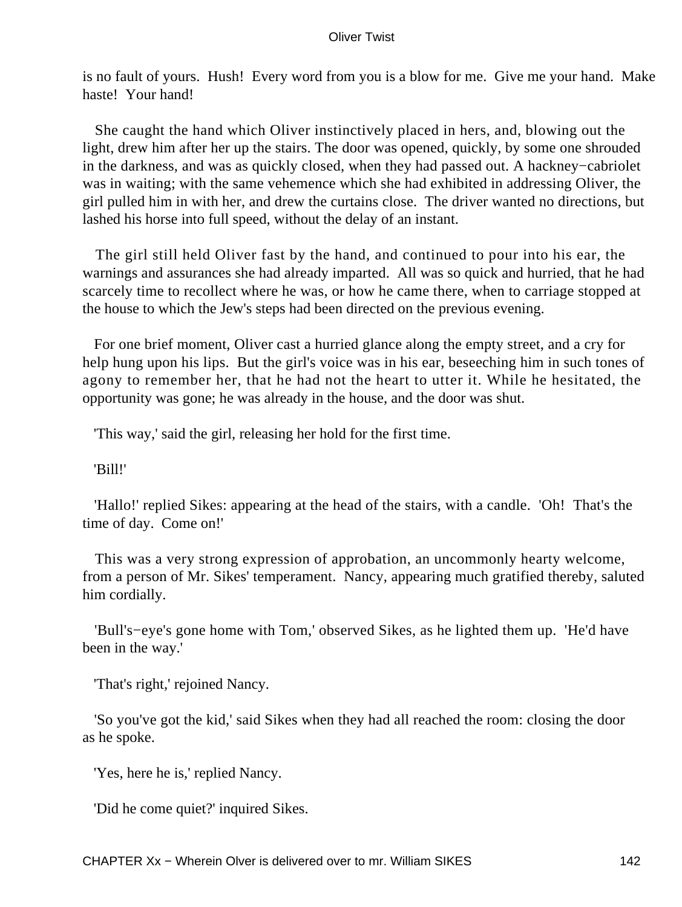is no fault of yours. Hush! Every word from you is a blow for me. Give me your hand. Make haste! Your hand!

She caught the hand which Oliver instinctively placed in hers, and, blowing out the light, drew him after her up the stairs. The door was opened, quickly, by some one shrouded in the darkness, and was as quickly closed, when they had passed out. A hackney−cabriolet was in waiting; with the same vehemence which she had exhibited in addressing Oliver, the girl pulled him in with her, and drew the curtains close. The driver wanted no directions, but lashed his horse into full speed, without the delay of an instant.

The girl still held Oliver fast by the hand, and continued to pour into his ear, the warnings and assurances she had already imparted. All was so quick and hurried, that he had scarcely time to recollect where he was, or how he came there, when to carriage stopped at the house to which the Jew's steps had been directed on the previous evening.

For one brief moment, Oliver cast a hurried glance along the empty street, and a cry for help hung upon his lips. But the girl's voice was in his ear, beseeching him in such tones of agony to remember her, that he had not the heart to utter it. While he hesitated, the opportunity was gone; he was already in the house, and the door was shut.

'This way,' said the girl, releasing her hold for the first time.

'Bill!'

'Hallo!' replied Sikes: appearing at the head of the stairs, with a candle. 'Oh! That's the time of day. Come on!'

This was a very strong expression of approbation, an uncommonly hearty welcome, from a person of Mr. Sikes' temperament. Nancy, appearing much gratified thereby, saluted him cordially.

'Bull's−eye's gone home with Tom,' observed Sikes, as he lighted them up. 'He'd have been in the way.'

'That's right,' rejoined Nancy.

'So you've got the kid,' said Sikes when they had all reached the room: closing the door as he spoke.

'Yes, here he is,' replied Nancy.

'Did he come quiet?' inquired Sikes.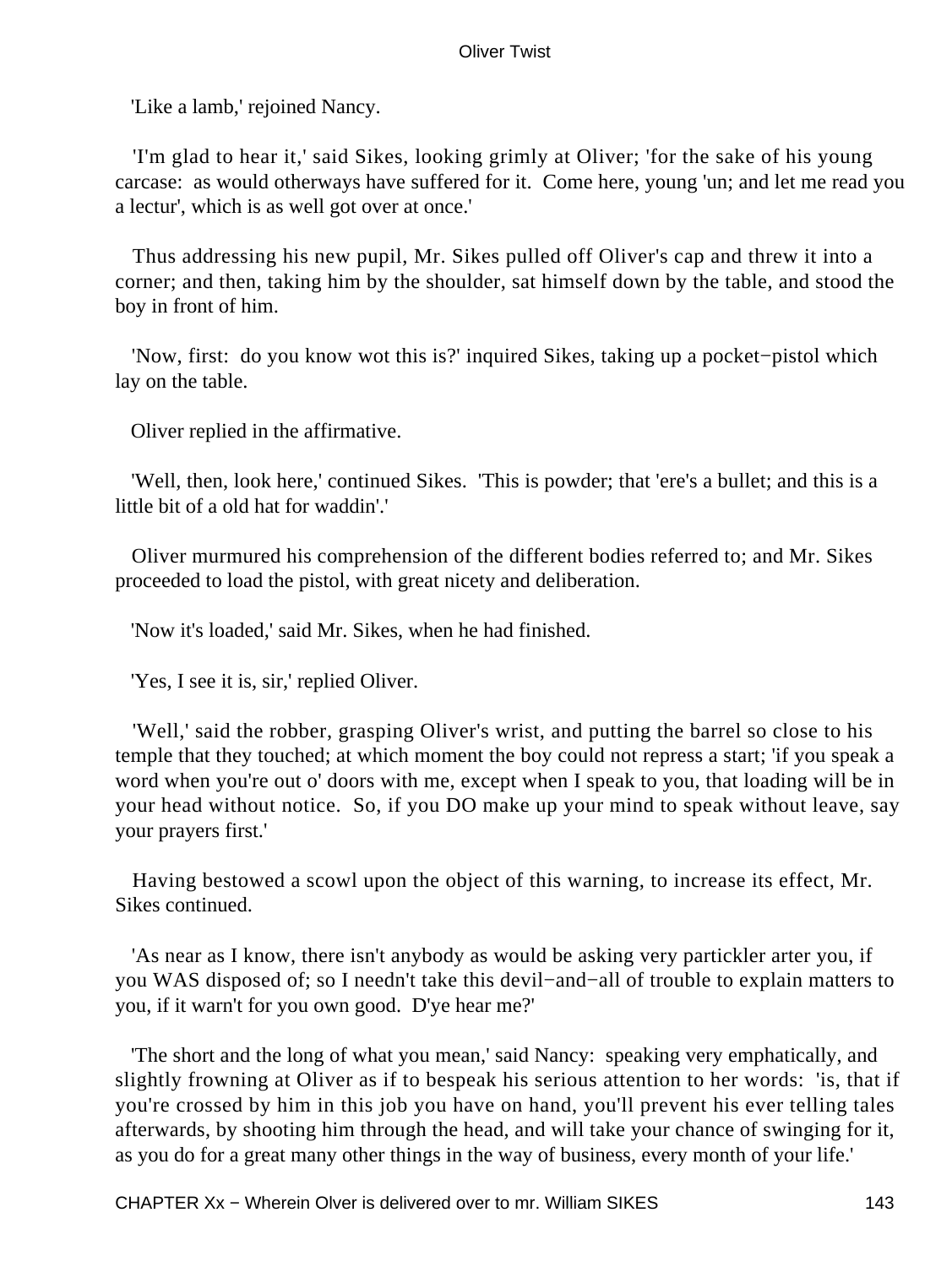'Like a lamb,' rejoined Nancy.

'I'm glad to hear it,' said Sikes, looking grimly at Oliver; 'for the sake of his young carcase: as would otherways have suffered for it. Come here, young 'un; and let me read you a lectur', which is as well got over at once.'

Thus addressing his new pupil, Mr. Sikes pulled off Oliver's cap and threw it into a corner; and then, taking him by the shoulder, sat himself down by the table, and stood the boy in front of him.

'Now, first: do you know wot this is?' inquired Sikes, taking up a pocket−pistol which lay on the table.

Oliver replied in the affirmative.

'Well, then, look here,' continued Sikes. 'This is powder; that 'ere's a bullet; and this is a little bit of a old hat for waddin'.'

Oliver murmured his comprehension of the different bodies referred to; and Mr. Sikes proceeded to load the pistol, with great nicety and deliberation.

'Now it's loaded,' said Mr. Sikes, when he had finished.

'Yes, I see it is, sir,' replied Oliver.

'Well,' said the robber, grasping Oliver's wrist, and putting the barrel so close to his temple that they touched; at which moment the boy could not repress a start; 'if you speak a word when you're out o' doors with me, except when I speak to you, that loading will be in your head without notice. So, if you DO make up your mind to speak without leave, say your prayers first.'

Having bestowed a scowl upon the object of this warning, to increase its effect, Mr. Sikes continued.

'As near as I know, there isn't anybody as would be asking very partickler arter you, if you WAS disposed of; so I needn't take this devil−and−all of trouble to explain matters to you, if it warn't for you own good. D'ye hear me?'

'The short and the long of what you mean,' said Nancy: speaking very emphatically, and slightly frowning at Oliver as if to bespeak his serious attention to her words: 'is, that if you're crossed by him in this job you have on hand, you'll prevent his ever telling tales afterwards, by shooting him through the head, and will take your chance of swinging for it, as you do for a great many other things in the way of business, every month of your life.'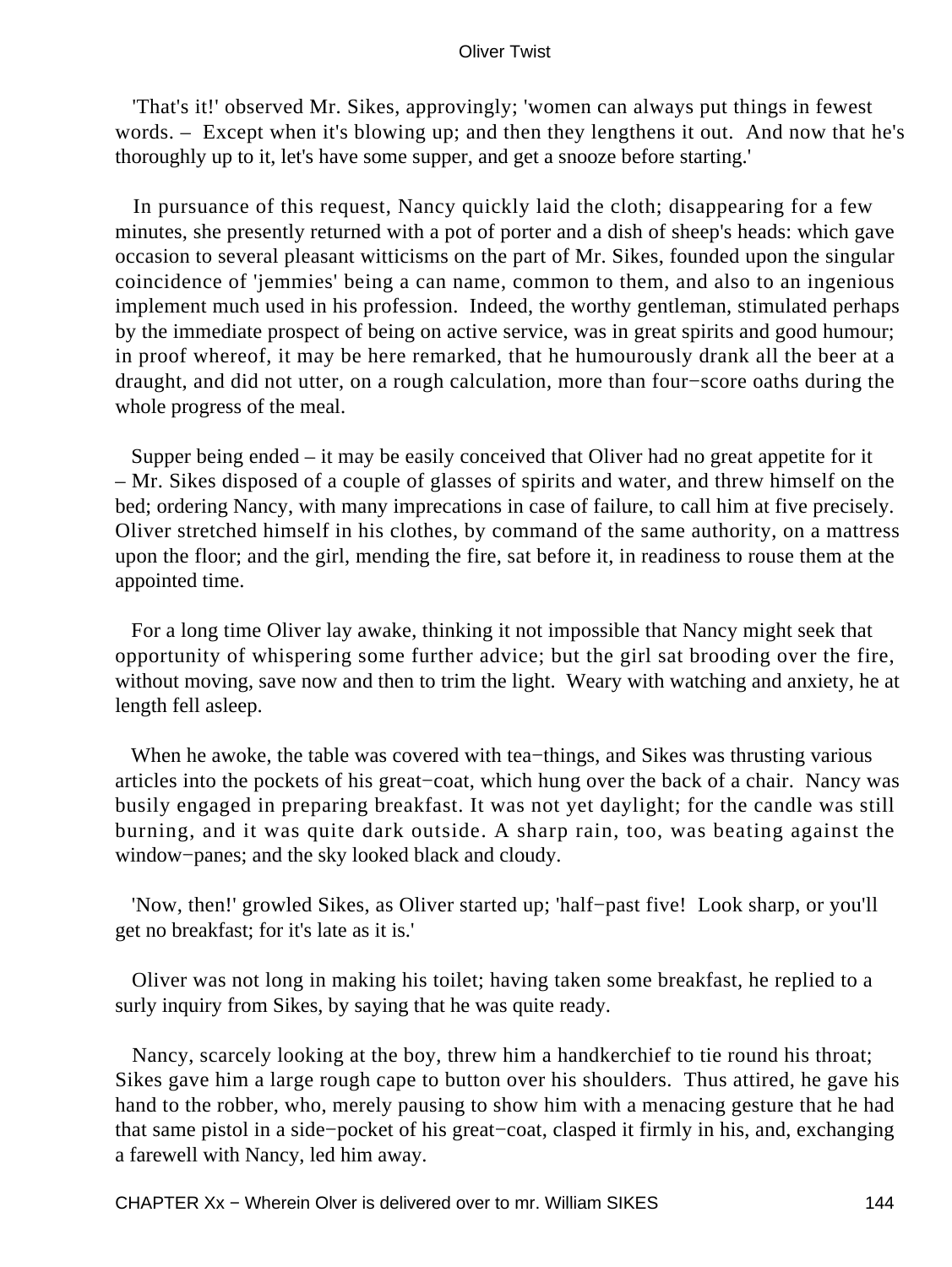'That's it!' observed Mr. Sikes, approvingly; 'women can always put things in fewest words. – Except when it's blowing up; and then they lengthens it out. And now that he's thoroughly up to it, let's have some supper, and get a snooze before starting.'

In pursuance of this request, Nancy quickly laid the cloth; disappearing for a few minutes, she presently returned with a pot of porter and a dish of sheep's heads: which gave occasion to several pleasant witticisms on the part of Mr. Sikes, founded upon the singular coincidence of 'jemmies' being a can name, common to them, and also to an ingenious implement much used in his profession. Indeed, the worthy gentleman, stimulated perhaps by the immediate prospect of being on active service, was in great spirits and good humour; in proof whereof, it may be here remarked, that he humourously drank all the beer at a draught, and did not utter, on a rough calculation, more than four−score oaths during the whole progress of the meal.

Supper being ended – it may be easily conceived that Oliver had no great appetite for it – Mr. Sikes disposed of a couple of glasses of spirits and water, and threw himself on the bed; ordering Nancy, with many imprecations in case of failure, to call him at five precisely. Oliver stretched himself in his clothes, by command of the same authority, on a mattress upon the floor; and the girl, mending the fire, sat before it, in readiness to rouse them at the appointed time.

For a long time Oliver lay awake, thinking it not impossible that Nancy might seek that opportunity of whispering some further advice; but the girl sat brooding over the fire, without moving, save now and then to trim the light. Weary with watching and anxiety, he at length fell asleep.

When he awoke, the table was covered with tea−things, and Sikes was thrusting various articles into the pockets of his great−coat, which hung over the back of a chair. Nancy was busily engaged in preparing breakfast. It was not yet daylight; for the candle was still burning, and it was quite dark outside. A sharp rain, too, was beating against the window−panes; and the sky looked black and cloudy.

'Now, then!' growled Sikes, as Oliver started up; 'half−past five! Look sharp, or you'll get no breakfast; for it's late as it is.'

Oliver was not long in making his toilet; having taken some breakfast, he replied to a surly inquiry from Sikes, by saying that he was quite ready.

Nancy, scarcely looking at the boy, threw him a handkerchief to tie round his throat; Sikes gave him a large rough cape to button over his shoulders. Thus attired, he gave his hand to the robber, who, merely pausing to show him with a menacing gesture that he had that same pistol in a side−pocket of his great−coat, clasped it firmly in his, and, exchanging a farewell with Nancy, led him away.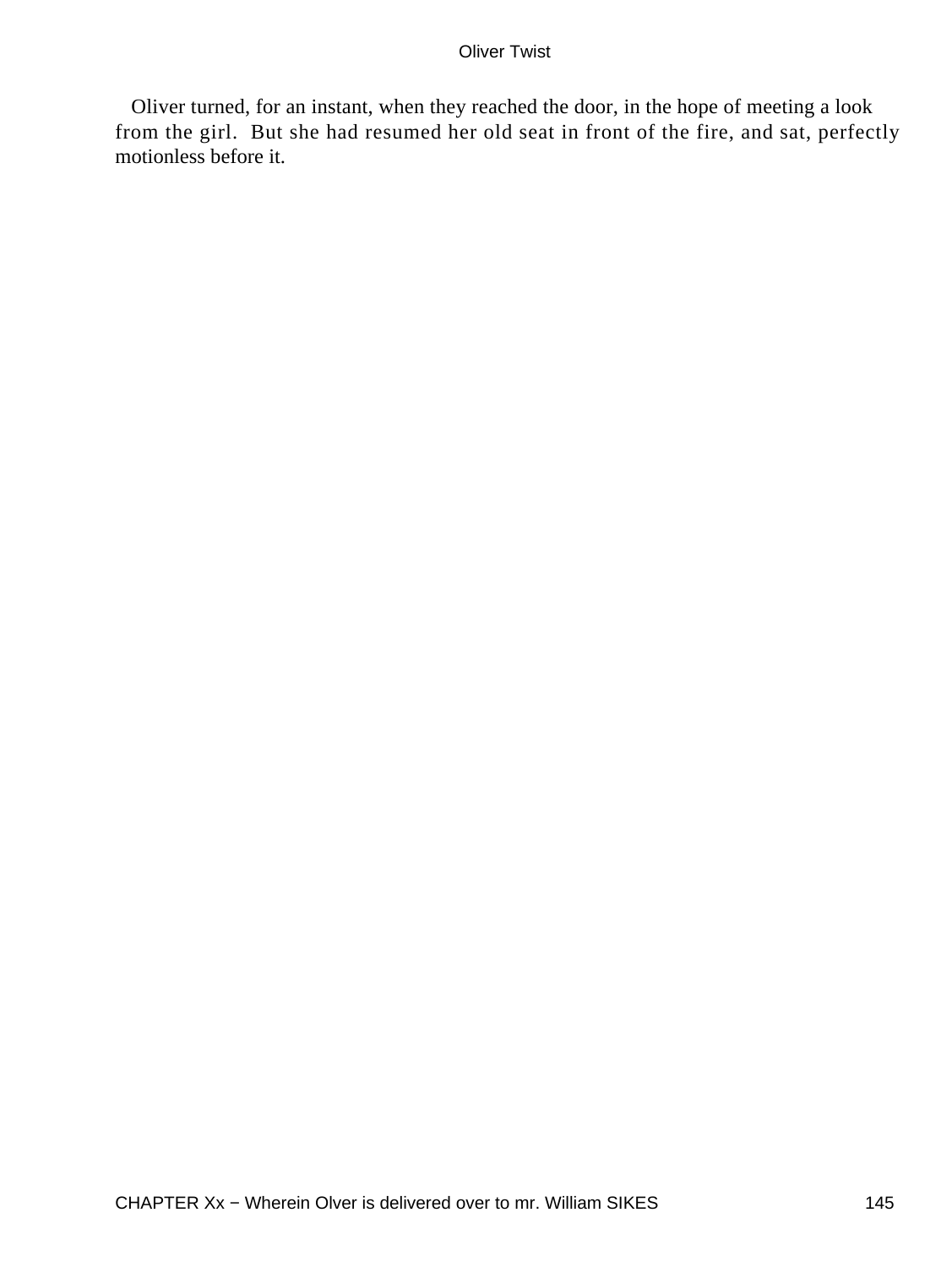Oliver turned, for an instant, when they reached the door, in the hope of meeting a look from the girl. But she had resumed her old seat in front of the fire, and sat, perfectly motionless before it.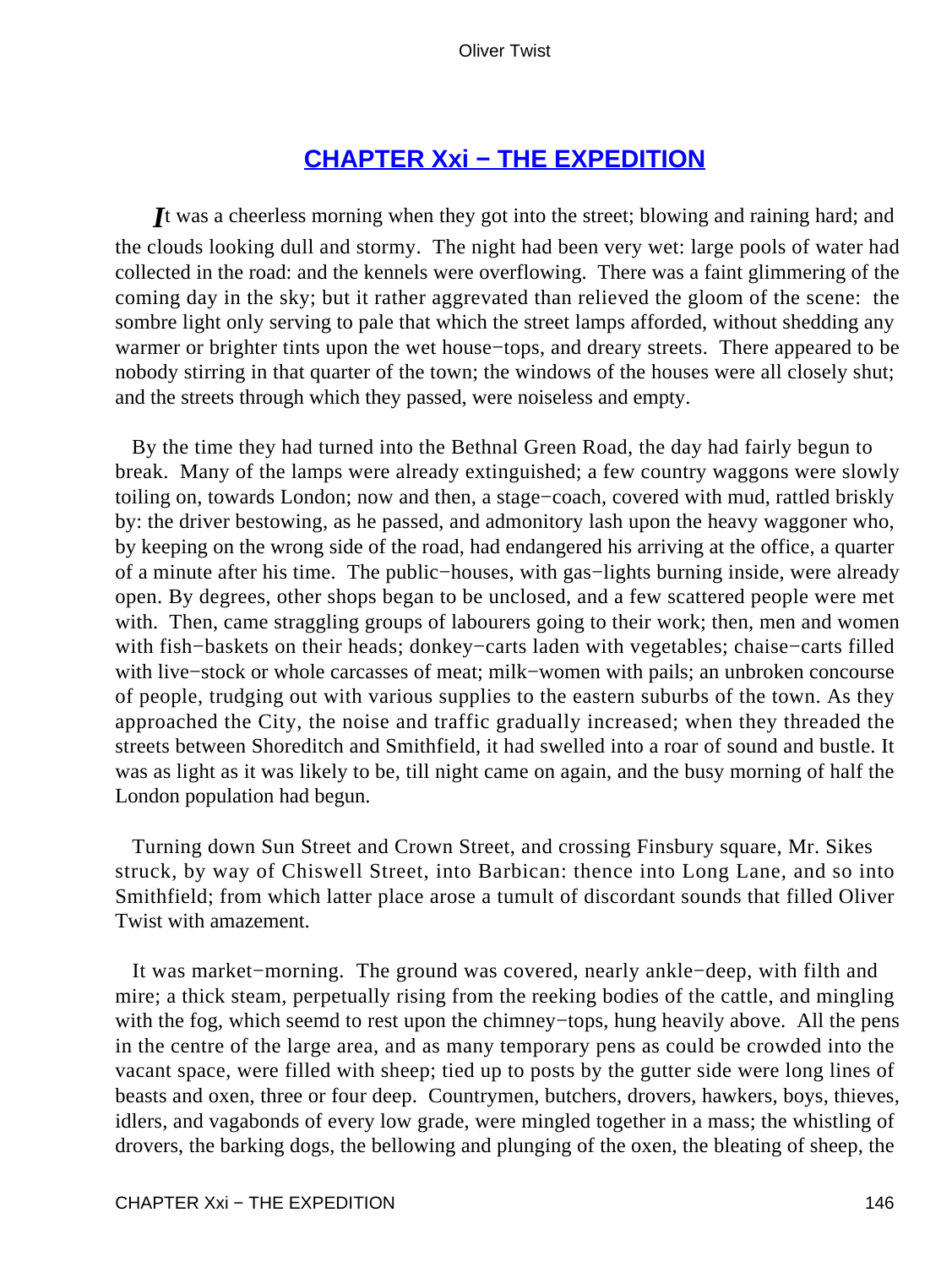## CHAPTER Xxi − THE EXPEDITION

It was a cheerless morning when they got into the street; blowing and raining hard; and the clouds looking dull and stormy. The night had been very wet: large pools of water had collected in the road: and the kennels were overflowing. There was a faint glimmering of the coming day in the sky; but it rather aggrevated than relieved the gloom of the scene: the sombre light only serving to pale that which the street lamps afforded, without shedding any warmer or brighter tints upon the wet house−tops, and dreary streets. There appeared to be nobody stirring in that quarter of the town; the windows of the houses were all closely shut; and the streets through which they passed, were noiseless and empty.

By the time they had turned into the Bethnal Green Road, the day had fairly begun to break. Many of the lamps were already extinguished; a few country waggons were slowly toiling on, towards London; now and then, a stage−coach, covered with mud, rattled briskly by: the driver bestowing, as he passed, and admonitory lash upon the heavy waggoner who, by keeping on the wrong side of the road, had endangered his arriving at the office, a quarter of a minute after his time. The public−houses, with gas−lights burning inside, were already open. By degrees, other shops began to be unclosed, and a few scattered people were met with. Then, came straggling groups of labourers going to their work; then, men and women with fish−baskets on their heads; donkey−carts laden with vegetables; chaise−carts filled with live−stock or whole carcasses of meat; milk−women with pails; an unbroken concourse of people, trudging out with various supplies to the eastern suburbs of the town. As they approached the City, the noise and traffic gradually increased; when they threaded the streets between Shoreditch and Smithfield, it had swelled into a roar of sound and bustle. It was as light as it was likely to be, till night came on again, and the busy morning of half the London population had begun.

Turning down Sun Street and Crown Street, and crossing Finsbury square, Mr. Sikes struck, by way of Chiswell Street, into Barbican: thence into Long Lane, and so into Smithfield; from which latter place arose a tumult of discordant sounds that filled Oliver Twist with amazement.

It was market−morning. The ground was covered, nearly ankle−deep, with filth and mire; a thick steam, perpetually rising from the reeking bodies of the cattle, and mingling with the fog, which seemd to rest upon the chimney−tops, hung heavily above. All the pens in the centre of the large area, and as many temporary pens as could be crowded into the vacant space, were filled with sheep; tied up to posts by the gutter side were long lines of beasts and oxen, three or four deep. Countrymen, butchers, drovers, hawkers, boys, thieves, idlers, and vagabonds of every low grade, were mingled together in a mass; the whistling of drovers, the barking dogs, the bellowing and plunging of the oxen, the bleating of sheep, the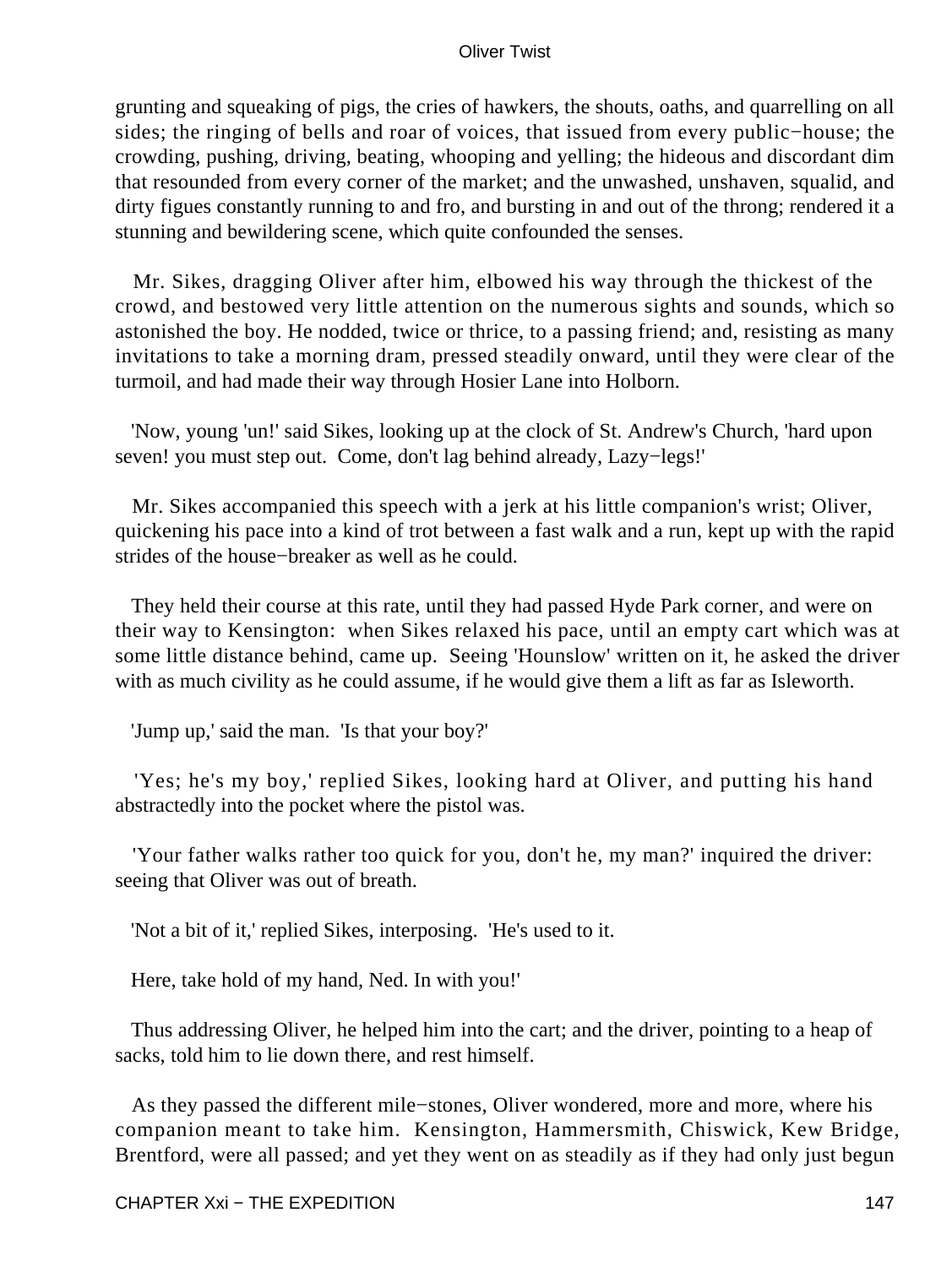grunting and squeaking of pigs, the cries of hawkers, the shouts, oaths, and quarrelling on all sides; the ringing of bells and roar of voices, that issued from every public−house; the crowding, pushing, driving, beating, whooping and yelling; the hideous and discordant dim that resounded from every corner of the market; and the unwashed, unshaven, squalid, and dirty figues constantly running to and fro, and bursting in and out of the throng; rendered it a stunning and bewildering scene, which quite confounded the senses.

Mr. Sikes, dragging Oliver after him, elbowed his way through the thickest of the crowd, and bestowed very little attention on the numerous sights and sounds, which so astonished the boy. He nodded, twice or thrice, to a passing friend; and, resisting as many invitations to take a morning dram, pressed steadily onward, until they were clear of the turmoil, and had made their way through Hosier Lane into Holborn.

'Now, young 'un!' said Sikes, looking up at the clock of St. Andrew's Church, 'hard upon seven! you must step out. Come, don't lag behind already, Lazy−legs!'

Mr. Sikes accompanied this speech with a jerk at his little companion's wrist; Oliver, quickening his pace into a kind of trot between a fast walk and a run, kept up with the rapid strides of the house−breaker as well as he could.

They held their course at this rate, until they had passed Hyde Park corner, and were on their way to Kensington: when Sikes relaxed his pace, until an empty cart which was at some little distance behind, came up. Seeing 'Hounslow' written on it, he asked the driver with as much civility as he could assume, if he would give them a lift as far as Isleworth.

'Jump up,' said the man. 'Is that your boy?'

'Yes; he's my boy,' replied Sikes, looking hard at Oliver, and putting his hand abstractedly into the pocket where the pistol was.

'Your father walks rather too quick for you, don't he, my man?' inquired the driver: seeing that Oliver was out of breath.

'Not a bit of it,' replied Sikes, interposing. 'He's used to it.

Here, take hold of my hand, Ned. In with you!'

Thus addressing Oliver, he helped him into the cart; and the driver, pointing to a heap of sacks, told him to lie down there, and rest himself.

As they passed the different mile−stones, Oliver wondered, more and more, where his companion meant to take him. Kensington, Hammersmith, Chiswick, Kew Bridge, Brentford, were all passed; and yet they went on as steadily as if they had only just begun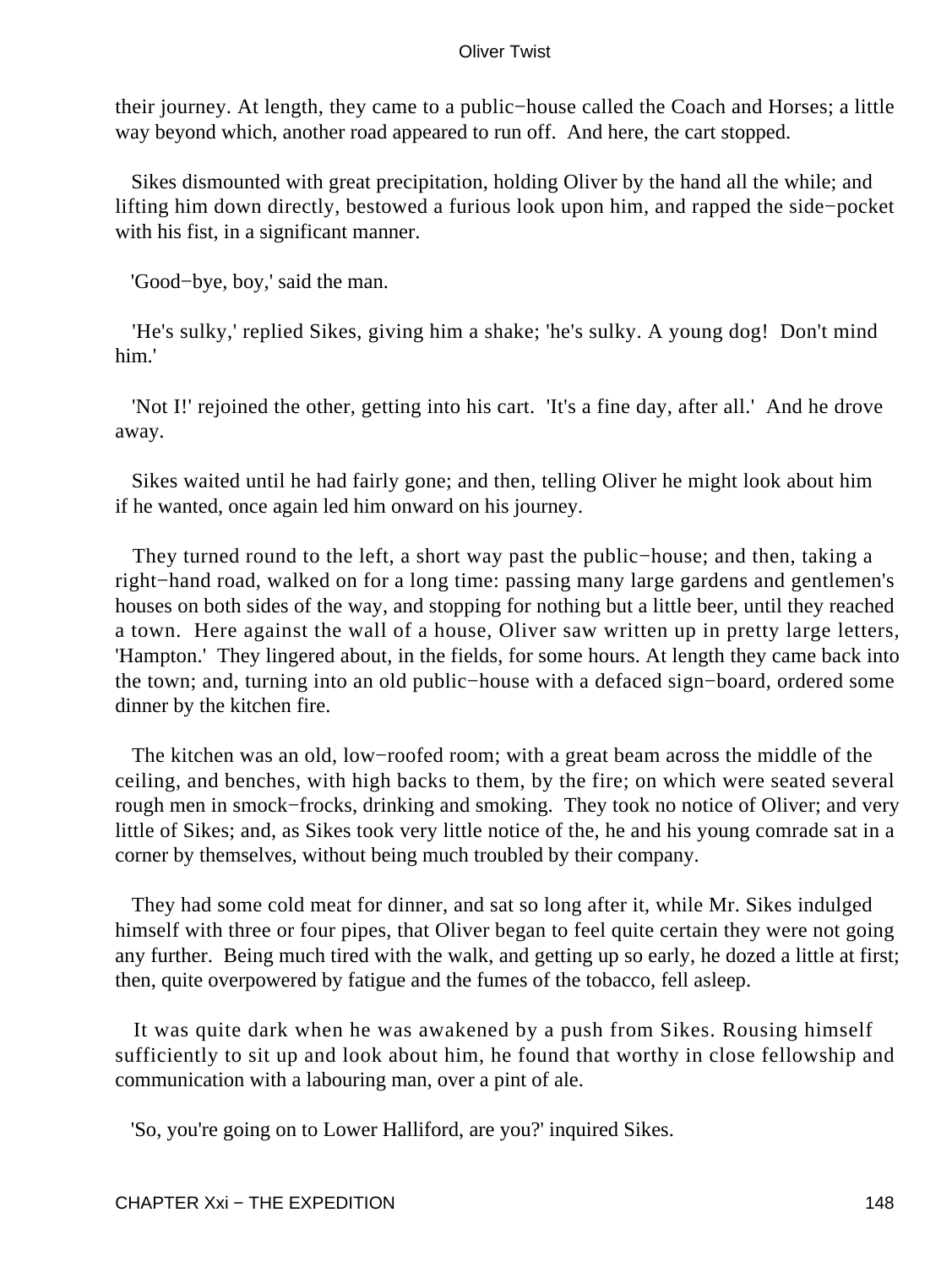their journey. At length, they came to a public−house called the Coach and Horses; a little way beyond which, another road appeared to run off. And here, the cart stopped.

Sikes dismounted with great precipitation, holding Oliver by the hand all the while; and lifting him down directly, bestowed a furious look upon him, and rapped the side−pocket with his fist, in a significant manner.

'Good−bye, boy,' said the man.

'He's sulky,' replied Sikes, giving him a shake; 'he's sulky. A young dog! Don't mind him.'

'Not I!' rejoined the other, getting into his cart. 'It's a fine day, after all.' And he drove away.

Sikes waited until he had fairly gone; and then, telling Oliver he might look about him if he wanted, once again led him onward on his journey.

They turned round to the left, a short way past the public−house; and then, taking a right−hand road, walked on for a long time: passing many large gardens and gentlemen's houses on both sides of the way, and stopping for nothing but a little beer, until they reached a town. Here against the wall of a house, Oliver saw written up in pretty large letters, 'Hampton.' They lingered about, in the fields, for some hours. At length they came back into the town; and, turning into an old public−house with a defaced sign−board, ordered some dinner by the kitchen fire.

The kitchen was an old, low−roofed room; with a great beam across the middle of the ceiling, and benches, with high backs to them, by the fire; on which were seated several rough men in smock−frocks, drinking and smoking. They took no notice of Oliver; and very little of Sikes; and, as Sikes took very little notice of the, he and his young comrade sat in a corner by themselves, without being much troubled by their company.

They had some cold meat for dinner, and sat so long after it, while Mr. Sikes indulged himself with three or four pipes, that Oliver began to feel quite certain they were not going any further. Being much tired with the walk, and getting up so early, he dozed a little at first; then, quite overpowered by fatigue and the fumes of the tobacco, fell asleep.

It was quite dark when he was awakened by a push from Sikes. Rousing himself sufficiently to sit up and look about him, he found that worthy in close fellowship and communication with a labouring man, over a pint of ale.

'So, you're going on to Lower Halliford, are you?' inquired Sikes.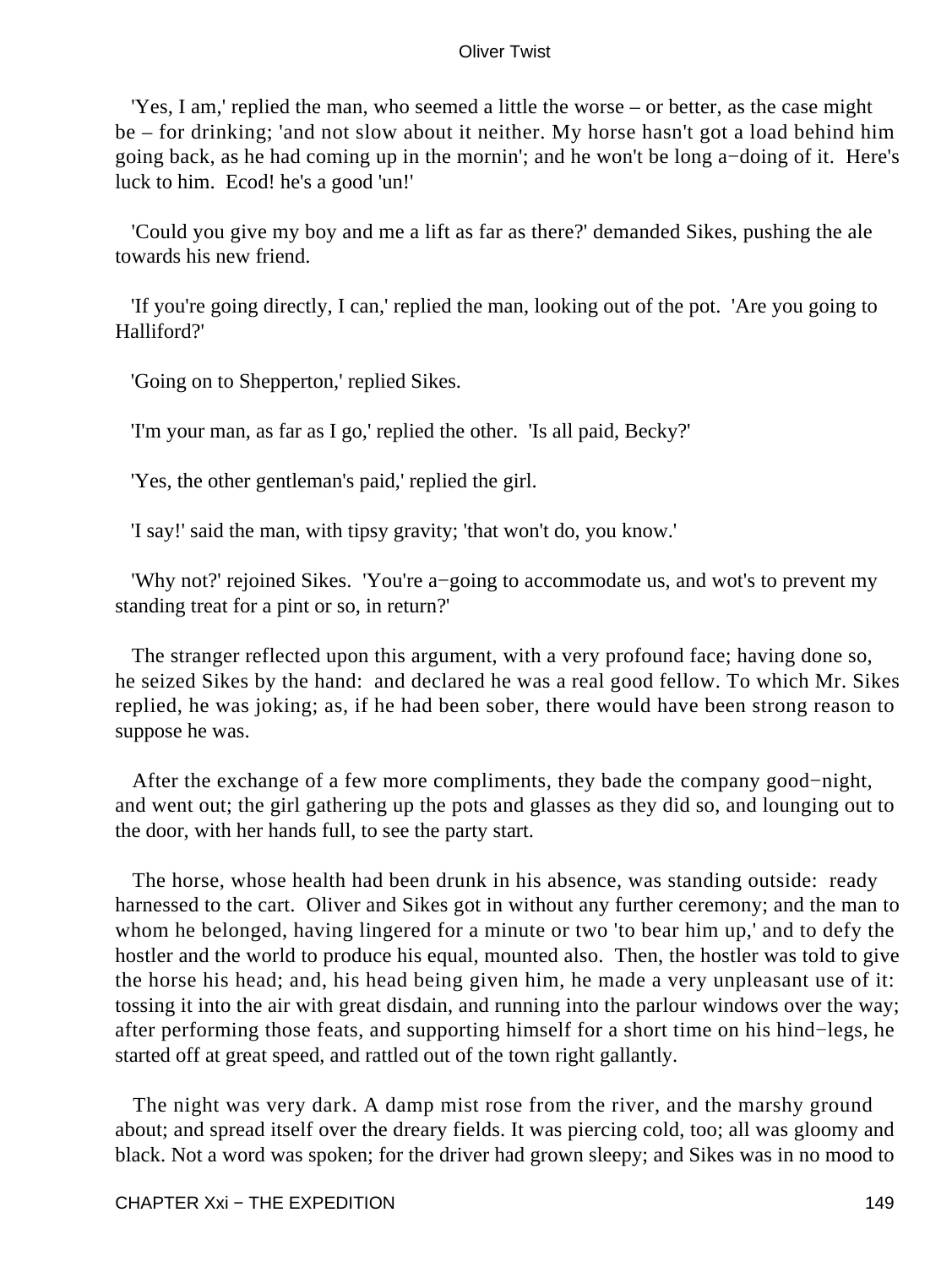'Yes, I am,' replied the man, who seemed a little the worse – or better, as the case might be – for drinking; 'and not slow about it neither. My horse hasn't got a load behind him going back, as he had coming up in the mornin'; and he won't be long a−doing of it. Here's luck to him. Ecod! he's a good 'un!'

'Could you give my boy and me a lift as far as there?' demanded Sikes, pushing the ale towards his new friend.

'If you're going directly, I can,' replied the man, looking out of the pot. 'Are you going to Halliford?'

'Going on to Shepperton,' replied Sikes.

'I'm your man, as far as I go,' replied the other. 'Is all paid, Becky?'

'Yes, the other gentleman's paid,' replied the girl.

'I say!' said the man, with tipsy gravity; 'that won't do, you know.'

'Why not?' rejoined Sikes. 'You're a−going to accommodate us, and wot's to prevent my standing treat for a pint or so, in return?'

The stranger reflected upon this argument, with a very profound face; having done so, he seized Sikes by the hand: and declared he was a real good fellow. To which Mr. Sikes replied, he was joking; as, if he had been sober, there would have been strong reason to suppose he was.

After the exchange of a few more compliments, they bade the company good−night, and went out; the girl gathering up the pots and glasses as they did so, and lounging out to the door, with her hands full, to see the party start.

The horse, whose health had been drunk in his absence, was standing outside: ready harnessed to the cart. Oliver and Sikes got in without any further ceremony; and the man to whom he belonged, having lingered for a minute or two 'to bear him up,' and to defy the hostler and the world to produce his equal, mounted also. Then, the hostler was told to give the horse his head; and, his head being given him, he made a very unpleasant use of it: tossing it into the air with great disdain, and running into the parlour windows over the way; after performing those feats, and supporting himself for a short time on his hind−legs, he started off at great speed, and rattled out of the town right gallantly.

The night was very dark. A damp mist rose from the river, and the marshy ground about; and spread itself over the dreary fields. It was piercing cold, too; all was gloomy and black. Not a word was spoken; for the driver had grown sleepy; and Sikes was in no mood to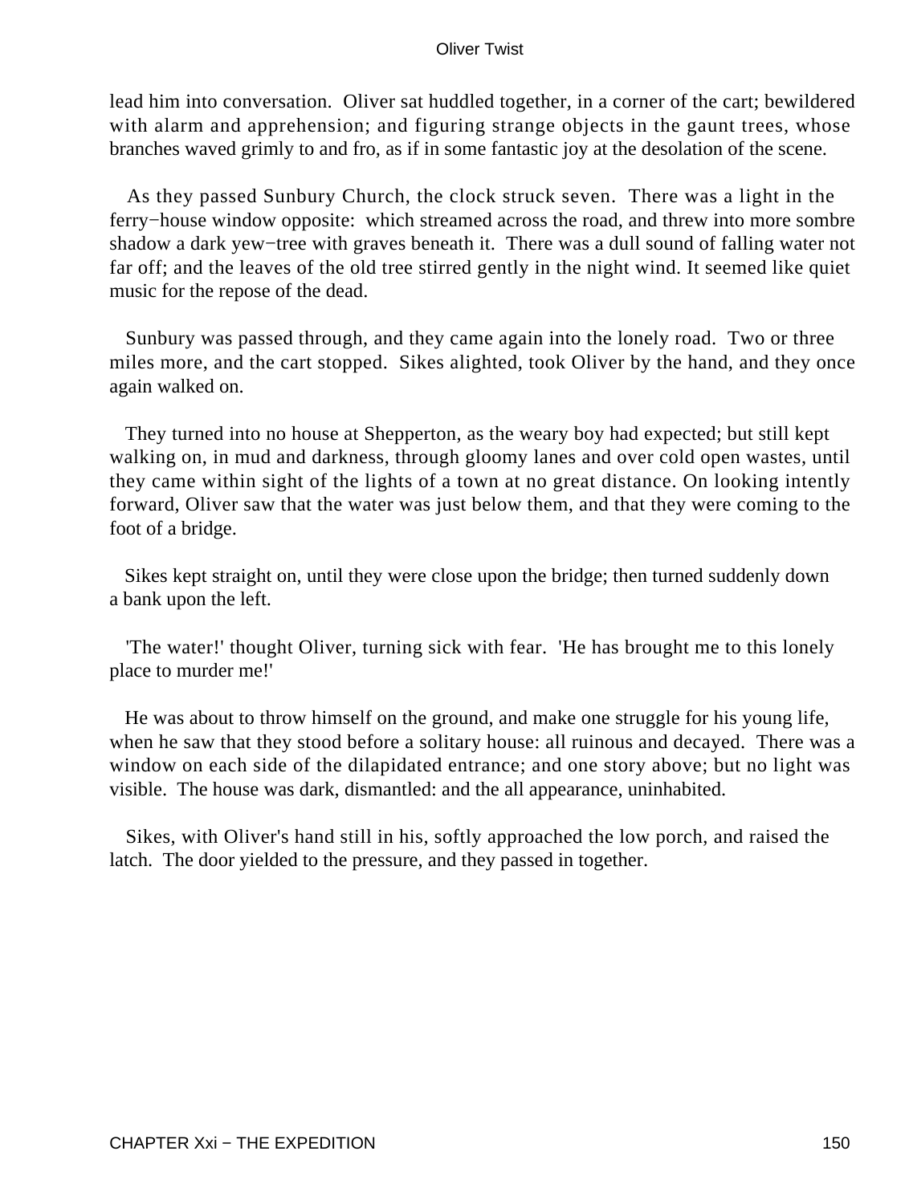lead him into conversation. Oliver sat huddled together, in a corner of the cart; bewildered with alarm and apprehension; and figuring strange objects in the gaunt trees, whose branches waved grimly to and fro, as if in some fantastic joy at the desolation of the scene.

As they passed Sunbury Church, the clock struck seven. There was a light in the ferry−house window opposite: which streamed across the road, and threw into more sombre shadow a dark yew−tree with graves beneath it. There was a dull sound of falling water not far off; and the leaves of the old tree stirred gently in the night wind. It seemed like quiet music for the repose of the dead.

Sunbury was passed through, and they came again into the lonely road. Two or three miles more, and the cart stopped. Sikes alighted, took Oliver by the hand, and they once again walked on.

They turned into no house at Shepperton, as the weary boy had expected; but still kept walking on, in mud and darkness, through gloomy lanes and over cold open wastes, until they came within sight of the lights of a town at no great distance. On looking intently forward, Oliver saw that the water was just below them, and that they were coming to the foot of a bridge.

Sikes kept straight on, until they were close upon the bridge; then turned suddenly down a bank upon the left.

'The water!' thought Oliver, turning sick with fear. 'He has brought me to this lonely place to murder me!'

He was about to throw himself on the ground, and make one struggle for his young life, when he saw that they stood before a solitary house: all ruinous and decayed. There was a window on each side of the dilapidated entrance; and one story above; but no light was visible. The house was dark, dismantled: and the all appearance, uninhabited.

Sikes, with Oliver's hand still in his, softly approached the low porch, and raised the latch. The door yielded to the pressure, and they passed in together.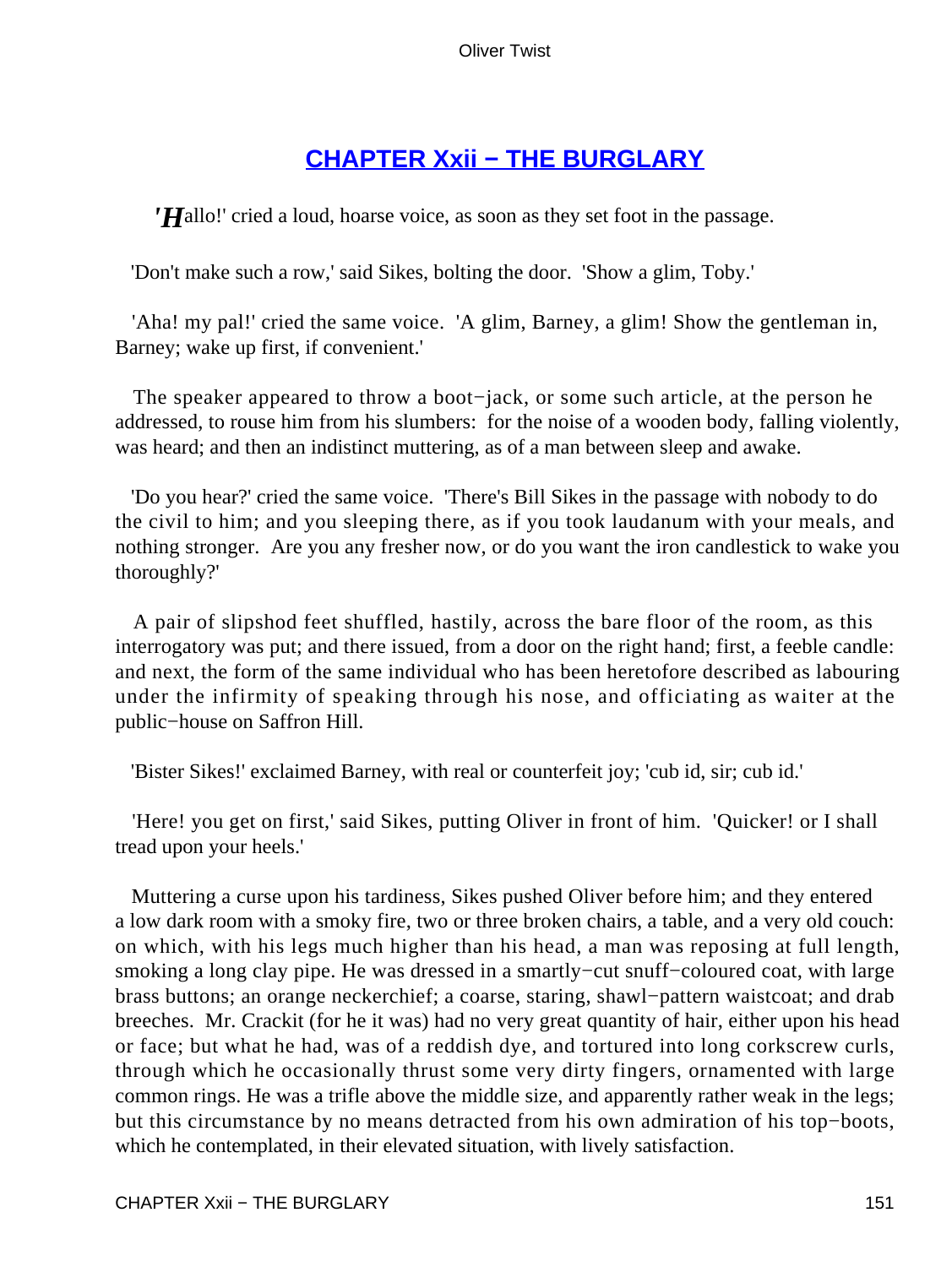## CHAPTER Xxii − THE BURGLARY

*'H*allo!' cried a loud, hoarse voice, as soon as they set foot in the passage.

'Don't make such a row,' said Sikes, bolting the door. 'Show a glim, Toby.'

'Aha! my pal!' cried the same voice. 'A glim, Barney, a glim! Show the gentleman in, Barney; wake up first, if convenient.'

The speaker appeared to throw a boot−jack, or some such article, at the person he addressed, to rouse him from his slumbers: for the noise of a wooden body, falling violently, was heard; and then an indistinct muttering, as of a man between sleep and awake.

'Do you hear?' cried the same voice. 'There's Bill Sikes in the passage with nobody to do the civil to him; and you sleeping there, as if you took laudanum with your meals, and nothing stronger. Are you any fresher now, or do you want the iron candlestick to wake you thoroughly?'

A pair of slipshod feet shuffled, hastily, across the bare floor of the room, as this interrogatory was put; and there issued, from a door on the right hand; first, a feeble candle: and next, the form of the same individual who has been heretofore described as labouring under the infirmity of speaking through his nose, and officiating as waiter at the public−house on Saffron Hill.

'Bister Sikes!' exclaimed Barney, with real or counterfeit joy; 'cub id, sir; cub id.'

'Here! you get on first,' said Sikes, putting Oliver in front of him. 'Quicker! or I shall tread upon your heels.'

Muttering a curse upon his tardiness, Sikes pushed Oliver before him; and they entered a low dark room with a smoky fire, two or three broken chairs, a table, and a very old couch: on which, with his legs much higher than his head, a man was reposing at full length, smoking a long clay pipe. He was dressed in a smartly−cut snuff−coloured coat, with large brass buttons; an orange neckerchief; a coarse, staring, shawl−pattern waistcoat; and drab breeches. Mr. Crackit (for he it was) had no very great quantity of hair, either upon his head or face; but what he had, was of a reddish dye, and tortured into long corkscrew curls, through which he occasionally thrust some very dirty fingers, ornamented with large common rings. He was a trifle above the middle size, and apparently rather weak in the legs; but this circumstance by no means detracted from his own admiration of his top−boots, which he contemplated, in their elevated situation, with lively satisfaction.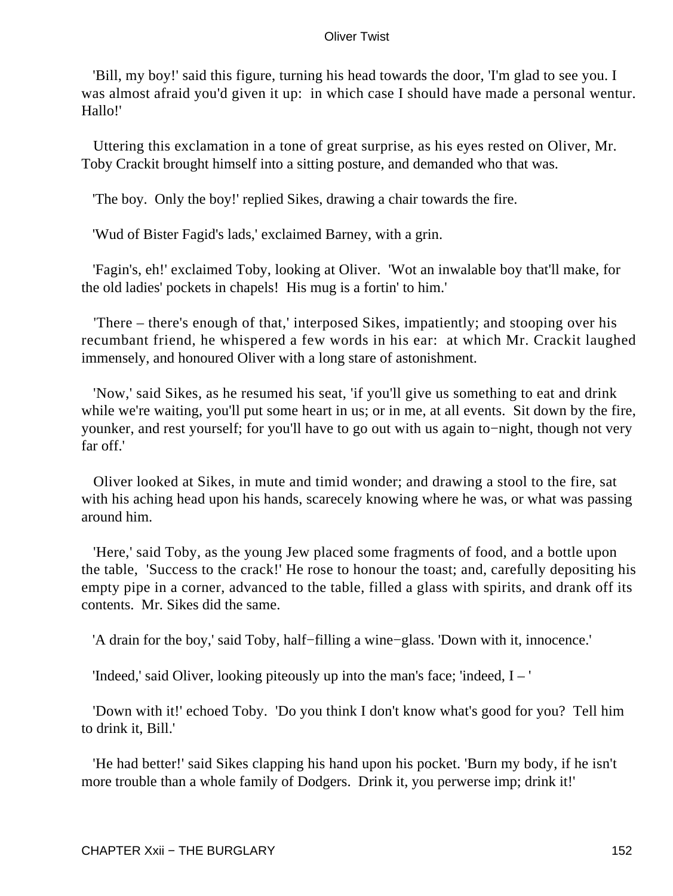'Bill, my boy!' said this figure, turning his head towards the door, 'I'm glad to see you. I was almost afraid you'd given it up: in which case I should have made a personal wentur. Hallo!'

Uttering this exclamation in a tone of great surprise, as his eyes rested on Oliver, Mr. Toby Crackit brought himself into a sitting posture, and demanded who that was.

'The boy. Only the boy!' replied Sikes, drawing a chair towards the fire.

'Wud of Bister Fagid's lads,' exclaimed Barney, with a grin.

'Fagin's, eh!' exclaimed Toby, looking at Oliver. 'Wot an inwalable boy that'll make, for the old ladies' pockets in chapels! His mug is a fortin' to him.'

'There – there's enough of that,' interposed Sikes, impatiently; and stooping over his recumbant friend, he whispered a few words in his ear: at which Mr. Crackit laughed immensely, and honoured Oliver with a long stare of astonishment.

'Now,' said Sikes, as he resumed his seat, 'if you'll give us something to eat and drink while we're waiting, you'll put some heart in us; or in me, at all events. Sit down by the fire, younker, and rest yourself; for you'll have to go out with us again to−night, though not very far off.'

Oliver looked at Sikes, in mute and timid wonder; and drawing a stool to the fire, sat with his aching head upon his hands, scarecely knowing where he was, or what was passing around him.

'Here,' said Toby, as the young Jew placed some fragments of food, and a bottle upon the table, 'Success to the crack!' He rose to honour the toast; and, carefully depositing his empty pipe in a corner, advanced to the table, filled a glass with spirits, and drank off its contents. Mr. Sikes did the same.

'A drain for the boy,' said Toby, half−filling a wine−glass. 'Down with it, innocence.'

'Indeed,' said Oliver, looking piteously up into the man's face; 'indeed, I – '

'Down with it!' echoed Toby. 'Do you think I don't know what's good for you? Tell him to drink it, Bill.'

'He had better!' said Sikes clapping his hand upon his pocket. 'Burn my body, if he isn't more trouble than a whole family of Dodgers. Drink it, you perwerse imp; drink it!'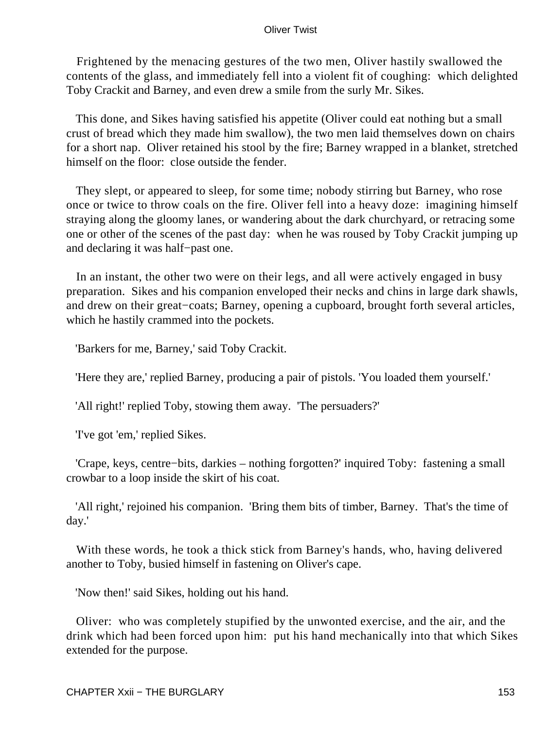Frightened by the menacing gestures of the two men, Oliver hastily swallowed the contents of the glass, and immediately fell into a violent fit of coughing: which delighted Toby Crackit and Barney, and even drew a smile from the surly Mr. Sikes.

This done, and Sikes having satisfied his appetite (Oliver could eat nothing but a small crust of bread which they made him swallow), the two men laid themselves down on chairs for a short nap. Oliver retained his stool by the fire; Barney wrapped in a blanket, stretched himself on the floor: close outside the fender.

They slept, or appeared to sleep, for some time; nobody stirring but Barney, who rose once or twice to throw coals on the fire. Oliver fell into a heavy doze: imagining himself straying along the gloomy lanes, or wandering about the dark churchyard, or retracing some one or other of the scenes of the past day: when he was roused by Toby Crackit jumping up and declaring it was half−past one.

In an instant, the other two were on their legs, and all were actively engaged in busy preparation. Sikes and his companion enveloped their necks and chins in large dark shawls, and drew on their great−coats; Barney, opening a cupboard, brought forth several articles, which he hastily crammed into the pockets.

'Barkers for me, Barney,' said Toby Crackit.

'Here they are,' replied Barney, producing a pair of pistols. 'You loaded them yourself.'

'All right!' replied Toby, stowing them away. 'The persuaders?'

'I've got 'em,' replied Sikes.

'Crape, keys, centre−bits, darkies – nothing forgotten?' inquired Toby: fastening a small crowbar to a loop inside the skirt of his coat.

'All right,' rejoined his companion. 'Bring them bits of timber, Barney. That's the time of day.'

With these words, he took a thick stick from Barney's hands, who, having delivered another to Toby, busied himself in fastening on Oliver's cape.

'Now then!' said Sikes, holding out his hand.

Oliver: who was completely stupified by the unwonted exercise, and the air, and the drink which had been forced upon him: put his hand mechanically into that which Sikes extended for the purpose.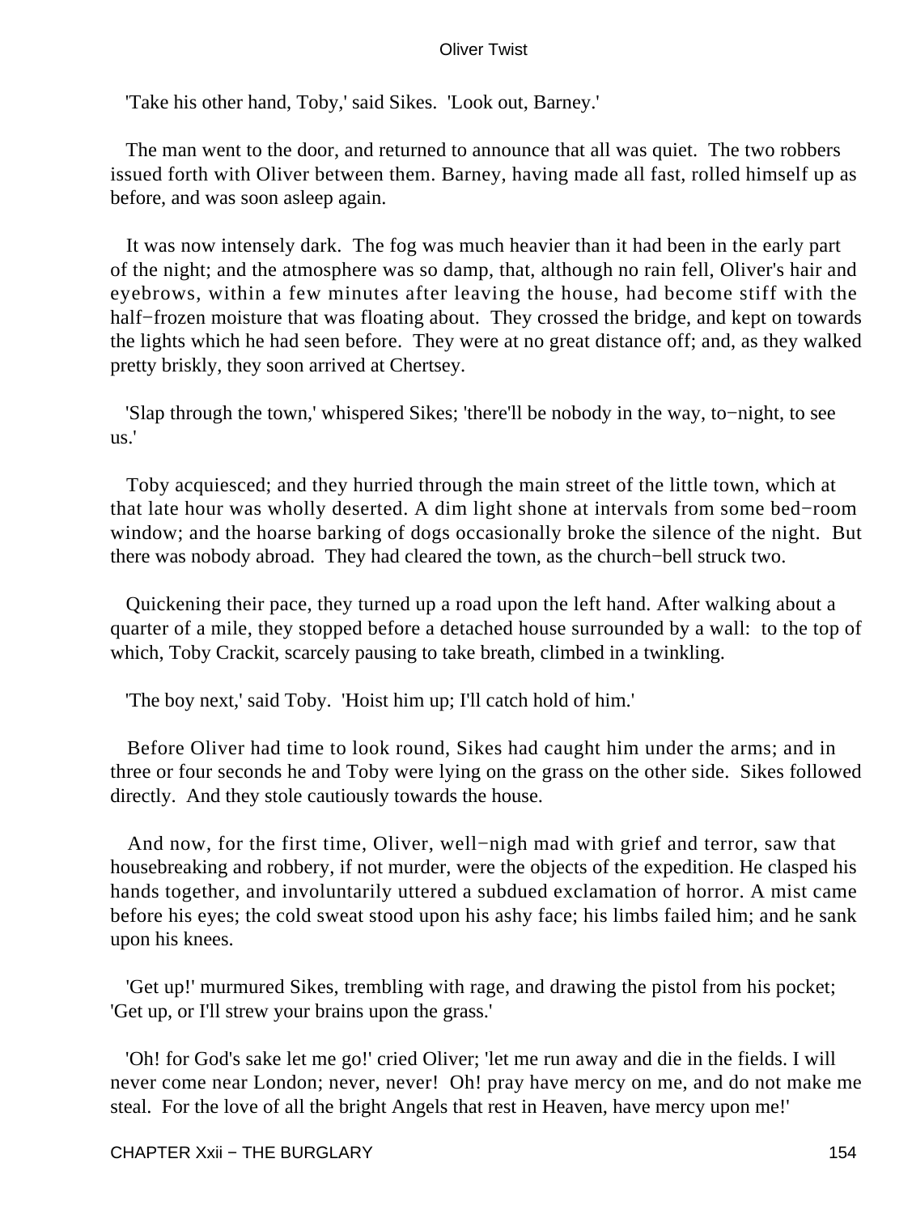'Take his other hand, Toby,' said Sikes. 'Look out, Barney.'

The man went to the door, and returned to announce that all was quiet. The two robbers issued forth with Oliver between them. Barney, having made all fast, rolled himself up as before, and was soon asleep again.

It was now intensely dark. The fog was much heavier than it had been in the early part of the night; and the atmosphere was so damp, that, although no rain fell, Oliver's hair and eyebrows, within a few minutes after leaving the house, had become stiff with the half−frozen moisture that was floating about. They crossed the bridge, and kept on towards the lights which he had seen before. They were at no great distance off; and, as they walked pretty briskly, they soon arrived at Chertsey.

'Slap through the town,' whispered Sikes; 'there'll be nobody in the way, to−night, to see us.'

Toby acquiesced; and they hurried through the main street of the little town, which at that late hour was wholly deserted. A dim light shone at intervals from some bed−room window; and the hoarse barking of dogs occasionally broke the silence of the night. But there was nobody abroad. They had cleared the town, as the church−bell struck two.

Quickening their pace, they turned up a road upon the left hand. After walking about a quarter of a mile, they stopped before a detached house surrounded by a wall: to the top of which, Toby Crackit, scarcely pausing to take breath, climbed in a twinkling.

'The boy next,' said Toby. 'Hoist him up; I'll catch hold of him.'

Before Oliver had time to look round, Sikes had caught him under the arms; and in three or four seconds he and Toby were lying on the grass on the other side. Sikes followed directly. And they stole cautiously towards the house.

And now, for the first time, Oliver, well−nigh mad with grief and terror, saw that housebreaking and robbery, if not murder, were the objects of the expedition. He clasped his hands together, and involuntarily uttered a subdued exclamation of horror. A mist came before his eyes; the cold sweat stood upon his ashy face; his limbs failed him; and he sank upon his knees.

'Get up!' murmured Sikes, trembling with rage, and drawing the pistol from his pocket; 'Get up, or I'll strew your brains upon the grass.'

'Oh! for God's sake let me go!' cried Oliver; 'let me run away and die in the fields. I will never come near London; never, never! Oh! pray have mercy on me, and do not make me steal. For the love of all the bright Angels that rest in Heaven, have mercy upon me!'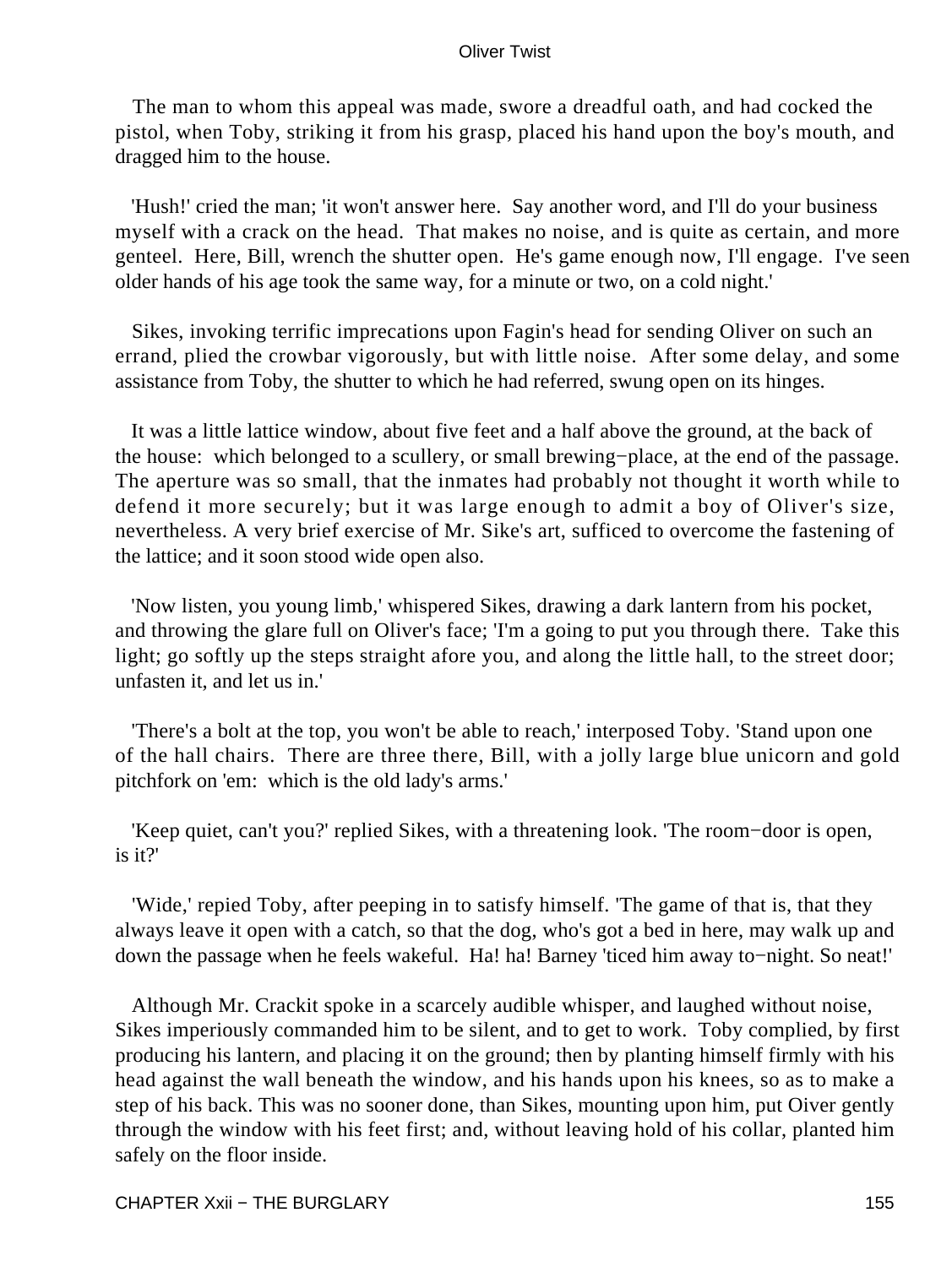The man to whom this appeal was made, swore a dreadful oath, and had cocked the pistol, when Toby, striking it from his grasp, placed his hand upon the boy's mouth, and dragged him to the house.

'Hush!' cried the man; 'it won't answer here. Say another word, and I'll do your business myself with a crack on the head. That makes no noise, and is quite as certain, and more genteel. Here, Bill, wrench the shutter open. He's game enough now, I'll engage. I've seen older hands of his age took the same way, for a minute or two, on a cold night.'

Sikes, invoking terrific imprecations upon Fagin's head for sending Oliver on such an errand, plied the crowbar vigorously, but with little noise. After some delay, and some assistance from Toby, the shutter to which he had referred, swung open on its hinges.

It was a little lattice window, about five feet and a half above the ground, at the back of the house: which belonged to a scullery, or small brewing−place, at the end of the passage. The aperture was so small, that the inmates had probably not thought it worth while to defend it more securely; but it was large enough to admit a boy of Oliver's size, nevertheless. A very brief exercise of Mr. Sike's art, sufficed to overcome the fastening of the lattice; and it soon stood wide open also.

'Now listen, you young limb,' whispered Sikes, drawing a dark lantern from his pocket, and throwing the glare full on Oliver's face; 'I'm a going to put you through there. Take this light; go softly up the steps straight afore you, and along the little hall, to the street door; unfasten it, and let us in.'

'There's a bolt at the top, you won't be able to reach,' interposed Toby. 'Stand upon one of the hall chairs. There are three there, Bill, with a jolly large blue unicorn and gold pitchfork on 'em: which is the old lady's arms.'

'Keep quiet, can't you?' replied Sikes, with a threatening look. 'The room−door is open, is it?'

'Wide,' repied Toby, after peeping in to satisfy himself. 'The game of that is, that they always leave it open with a catch, so that the dog, who's got a bed in here, may walk up and down the passage when he feels wakeful. Ha! ha! Barney 'ticed him away to−night. So neat!'

Although Mr. Crackit spoke in a scarcely audible whisper, and laughed without noise, Sikes imperiously commanded him to be silent, and to get to work. Toby complied, by first producing his lantern, and placing it on the ground; then by planting himself firmly with his head against the wall beneath the window, and his hands upon his knees, so as to make a step of his back. This was no sooner done, than Sikes, mounting upon him, put Oiver gently through the window with his feet first; and, without leaving hold of his collar, planted him safely on the floor inside.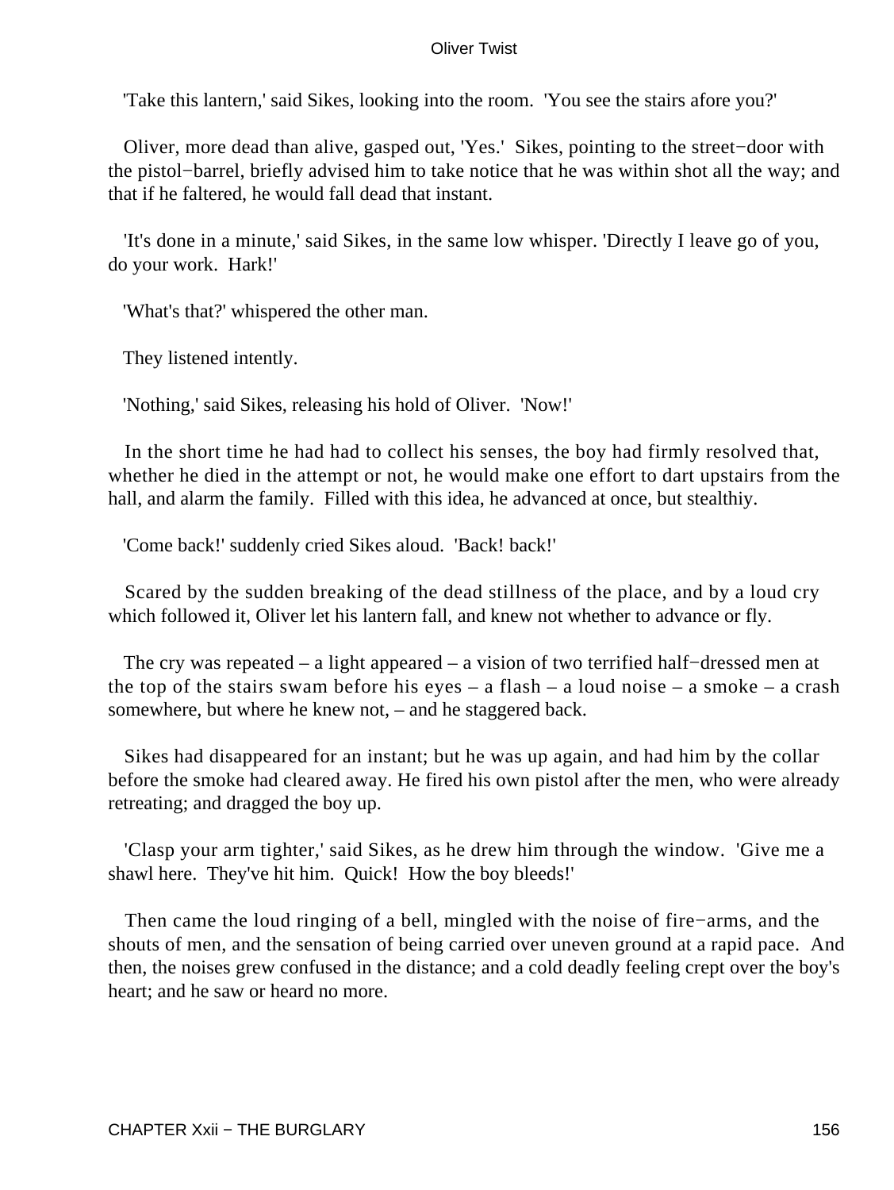'Take this lantern,' said Sikes, looking into the room. 'You see the stairs afore you?'

Oliver, more dead than alive, gasped out, 'Yes.' Sikes, pointing to the street−door with the pistol−barrel, briefly advised him to take notice that he was within shot all the way; and that if he faltered, he would fall dead that instant.

'It's done in a minute,' said Sikes, in the same low whisper. 'Directly I leave go of you, do your work. Hark!'

'What's that?' whispered the other man.

They listened intently.

'Nothing,' said Sikes, releasing his hold of Oliver. 'Now!'

In the short time he had had to collect his senses, the boy had firmly resolved that, whether he died in the attempt or not, he would make one effort to dart upstairs from the hall, and alarm the family. Filled with this idea, he advanced at once, but stealthiy.

'Come back!' suddenly cried Sikes aloud. 'Back! back!'

Scared by the sudden breaking of the dead stillness of the place, and by a loud cry which followed it, Oliver let his lantern fall, and knew not whether to advance or fly.

The cry was repeated – a light appeared – a vision of two terrified half−dressed men at the top of the stairs swam before his eyes – a flash – a loud noise – a smoke – a crash somewhere, but where he knew not, – and he staggered back.

Sikes had disappeared for an instant; but he was up again, and had him by the collar before the smoke had cleared away. He fired his own pistol after the men, who were already retreating; and dragged the boy up.

'Clasp your arm tighter,' said Sikes, as he drew him through the window. 'Give me a shawl here. They've hit him. Quick! How the boy bleeds!'

Then came the loud ringing of a bell, mingled with the noise of fire−arms, and the shouts of men, and the sensation of being carried over uneven ground at a rapid pace. And then, the noises grew confused in the distance; and a cold deadly feeling crept over the boy's heart; and he saw or heard no more.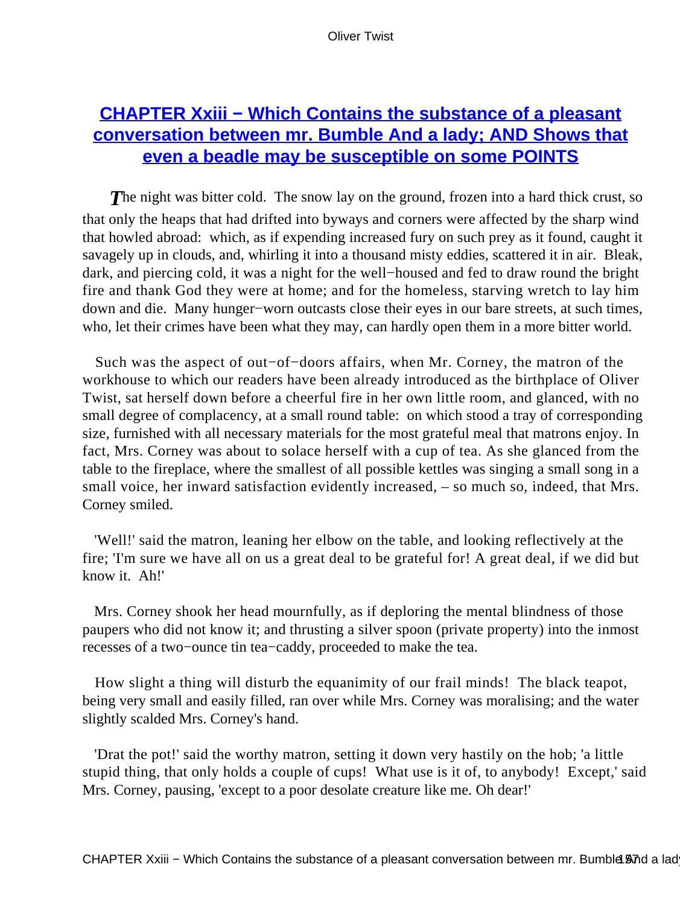## CHAPTER Xxiii − Which Contains the substance of a pleasant conversation between mr. Bumble And a lady; AND Shows that even a beadle may be susceptible on some POINTS

*T*he night was bitter cold. The snow lay on the ground, frozen into a hard thick crust, so that only the heaps that had drifted into byways and corners were affected by the sharp wind that howled abroad: which, as if expending increased fury on such prey as it found, caught it savagely up in clouds, and, whirling it into a thousand misty eddies, scattered it in air. Bleak, dark, and piercing cold, it was a night for the well−housed and fed to draw round the bright fire and thank God they were at home; and for the homeless, starving wretch to lay him down and die. Many hunger−worn outcasts close their eyes in our bare streets, at such times, who, let their crimes have been what they may, can hardly open them in a more bitter world.

Such was the aspect of out−of−doors affairs, when Mr. Corney, the matron of the workhouse to which our readers have been already introduced as the birthplace of Oliver Twist, sat herself down before a cheerful fire in her own little room, and glanced, with no small degree of complacency, at a small round table: on which stood a tray of corresponding size, furnished with all necessary materials for the most grateful meal that matrons enjoy. In fact, Mrs. Corney was about to solace herself with a cup of tea. As she glanced from the table to the fireplace, where the smallest of all possible kettles was singing a small song in a small voice, her inward satisfaction evidently increased, – so much so, indeed, that Mrs. Corney smiled.

'Well!' said the matron, leaning her elbow on the table, and looking reflectively at the fire; 'I'm sure we have all on us a great deal to be grateful for! A great deal, if we did but know it. Ah!'

Mrs. Corney shook her head mournfully, as if deploring the mental blindness of those paupers who did not know it; and thrusting a silver spoon (private property) into the inmost recesses of a two−ounce tin tea−caddy, proceeded to make the tea.

How slight a thing will disturb the equanimity of our frail minds! The black teapot, being very small and easily filled, ran over while Mrs. Corney was moralising; and the water slightly scalded Mrs. Corney's hand.

'Drat the pot!' said the worthy matron, setting it down very hastily on the hob; 'a little stupid thing, that only holds a couple of cups! What use is it of, to anybody! Except,' said Mrs. Corney, pausing, 'except to a poor desolate creature like me. Oh dear!'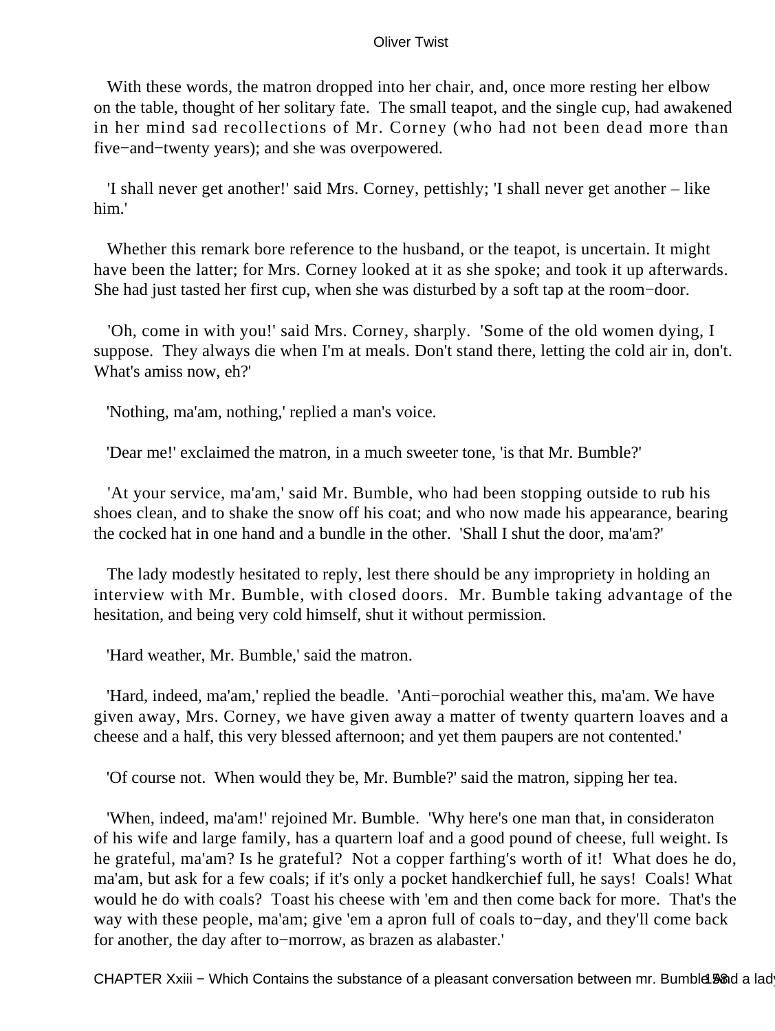With these words, the matron dropped into her chair, and, once more resting her elbow on the table, thought of her solitary fate. The small teapot, and the single cup, had awakened in her mind sad recollections of Mr. Corney (who had not been dead more than five−and−twenty years); and she was overpowered.

'I shall never get another!' said Mrs. Corney, pettishly; 'I shall never get another – like him.'

Whether this remark bore reference to the husband, or the teapot, is uncertain. It might have been the latter; for Mrs. Corney looked at it as she spoke; and took it up afterwards. She had just tasted her first cup, when she was disturbed by a soft tap at the room−door.

'Oh, come in with you!' said Mrs. Corney, sharply. 'Some of the old women dying, I suppose. They always die when I'm at meals. Don't stand there, letting the cold air in, don't. What's amiss now, eh?'

'Nothing, ma'am, nothing,' replied a man's voice.

'Dear me!' exclaimed the matron, in a much sweeter tone, 'is that Mr. Bumble?'

'At your service, ma'am,' said Mr. Bumble, who had been stopping outside to rub his shoes clean, and to shake the snow off his coat; and who now made his appearance, bearing the cocked hat in one hand and a bundle in the other. 'Shall I shut the door, ma'am?'

The lady modestly hesitated to reply, lest there should be any impropriety in holding an interview with Mr. Bumble, with closed doors. Mr. Bumble taking advantage of the hesitation, and being very cold himself, shut it without permission.

'Hard weather, Mr. Bumble,' said the matron.

'Hard, indeed, ma'am,' replied the beadle. 'Anti−porochial weather this, ma'am. We have given away, Mrs. Corney, we have given away a matter of twenty quartern loaves and a cheese and a half, this very blessed afternoon; and yet them paupers are not contented.'

'Of course not. When would they be, Mr. Bumble?' said the matron, sipping her tea.

'When, indeed, ma'am!' rejoined Mr. Bumble. 'Why here's one man that, in consideraton of his wife and large family, has a quartern loaf and a good pound of cheese, full weight. Is he grateful, ma'am? Is he grateful? Not a copper farthing's worth of it! What does he do, ma'am, but ask for a few coals; if it's only a pocket handkerchief full, he says! Coals! What would he do with coals? Toast his cheese with 'em and then come back for more. That's the way with these people, ma'am; give 'em a apron full of coals to−day, and they'll come back for another, the day after to−morrow, as brazen as alabaster.'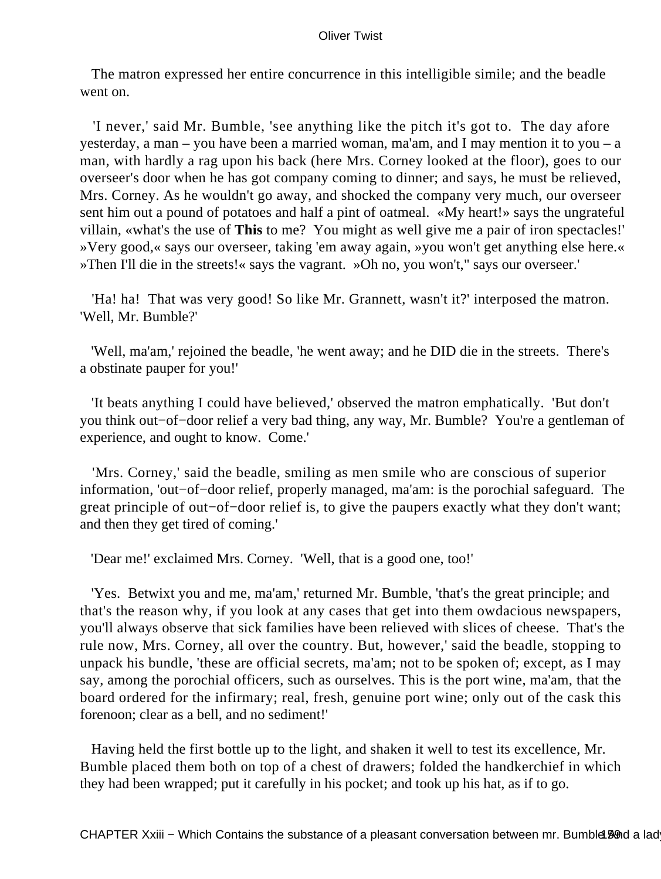The matron expressed her entire concurrence in this intelligible simile; and the beadle went on.

'I never,' said Mr. Bumble, 'see anything like the pitch it's got to. The day afore yesterday, a man – you have been a married woman, ma'am, and I may mention it to you – a man, with hardly a rag upon his back (here Mrs. Corney looked at the floor), goes to our overseer's door when he has got company coming to dinner; and says, he must be relieved, Mrs. Corney. As he wouldn't go away, and shocked the company very much, our overseer sent him out a pound of potatoes and half a pint of oatmeal. «My heart!» says the ungrateful villain, «what's the use of **This** to me? You might as well give me a pair of iron spectacles!' »Very good,« says our overseer, taking 'em away again, »you won't get anything else here.« »Then I'll die in the streets!« says the vagrant. »Oh no, you won't," says our overseer.'

'Ha! ha! That was very good! So like Mr. Grannett, wasn't it?' interposed the matron. 'Well, Mr. Bumble?'

'Well, ma'am,' rejoined the beadle, 'he went away; and he DID die in the streets. There's a obstinate pauper for you!'

'It beats anything I could have believed,' observed the matron emphatically. 'But don't you think out−of−door relief a very bad thing, any way, Mr. Bumble? You're a gentleman of experience, and ought to know. Come.'

'Mrs. Corney,' said the beadle, smiling as men smile who are conscious of superior information, 'out−of−door relief, properly managed, ma'am: is the porochial safeguard. The great principle of out−of−door relief is, to give the paupers exactly what they don't want; and then they get tired of coming.'

'Dear me!' exclaimed Mrs. Corney. 'Well, that is a good one, too!'

'Yes. Betwixt you and me, ma'am,' returned Mr. Bumble, 'that's the great principle; and that's the reason why, if you look at any cases that get into them owdacious newspapers, you'll always observe that sick families have been relieved with slices of cheese. That's the rule now, Mrs. Corney, all over the country. But, however,' said the beadle, stopping to unpack his bundle, 'these are official secrets, ma'am; not to be spoken of; except, as I may say, among the porochial officers, such as ourselves. This is the port wine, ma'am, that the board ordered for the infirmary; real, fresh, genuine port wine; only out of the cask this forenoon; clear as a bell, and no sediment!'

Having held the first bottle up to the light, and shaken it well to test its excellence, Mr. Bumble placed them both on top of a chest of drawers; folded the handkerchief in which they had been wrapped; put it carefully in his pocket; and took up his hat, as if to go.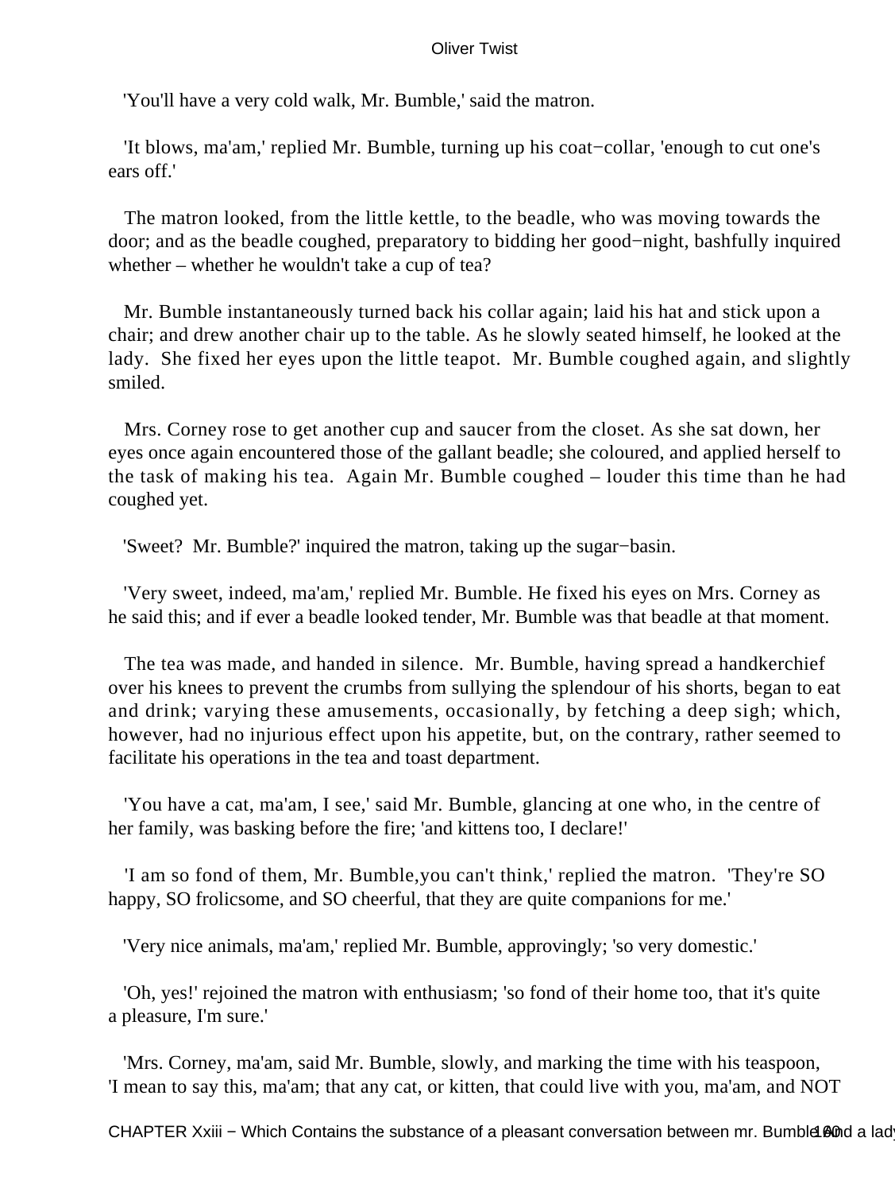'You'll have a very cold walk, Mr. Bumble,' said the matron.

'It blows, ma'am,' replied Mr. Bumble, turning up his coat−collar, 'enough to cut one's ears off.'

The matron looked, from the little kettle, to the beadle, who was moving towards the door; and as the beadle coughed, preparatory to bidding her good−night, bashfully inquired whether – whether he wouldn't take a cup of tea?

Mr. Bumble instantaneously turned back his collar again; laid his hat and stick upon a chair; and drew another chair up to the table. As he slowly seated himself, he looked at the lady. She fixed her eyes upon the little teapot. Mr. Bumble coughed again, and slightly smiled.

Mrs. Corney rose to get another cup and saucer from the closet. As she sat down, her eyes once again encountered those of the gallant beadle; she coloured, and applied herself to the task of making his tea. Again Mr. Bumble coughed – louder this time than he had coughed yet.

'Sweet? Mr. Bumble?' inquired the matron, taking up the sugar−basin.

'Very sweet, indeed, ma'am,' replied Mr. Bumble. He fixed his eyes on Mrs. Corney as he said this; and if ever a beadle looked tender, Mr. Bumble was that beadle at that moment.

The tea was made, and handed in silence. Mr. Bumble, having spread a handkerchief over his knees to prevent the crumbs from sullying the splendour of his shorts, began to eat and drink; varying these amusements, occasionally, by fetching a deep sigh; which, however, had no injurious effect upon his appetite, but, on the contrary, rather seemed to facilitate his operations in the tea and toast department.

'You have a cat, ma'am, I see,' said Mr. Bumble, glancing at one who, in the centre of her family, was basking before the fire; 'and kittens too, I declare!'

'I am so fond of them, Mr. Bumble,you can't think,' replied the matron. 'They're SO happy, SO frolicsome, and SO cheerful, that they are quite companions for me.'

'Very nice animals, ma'am,' replied Mr. Bumble, approvingly; 'so very domestic.'

'Oh, yes!' rejoined the matron with enthusiasm; 'so fond of their home too, that it's quite a pleasure, I'm sure.'

'Mrs. Corney, ma'am, said Mr. Bumble, slowly, and marking the time with his teaspoon, 'I mean to say this, ma'am; that any cat, or kitten, that could live with you, ma'am, and NOT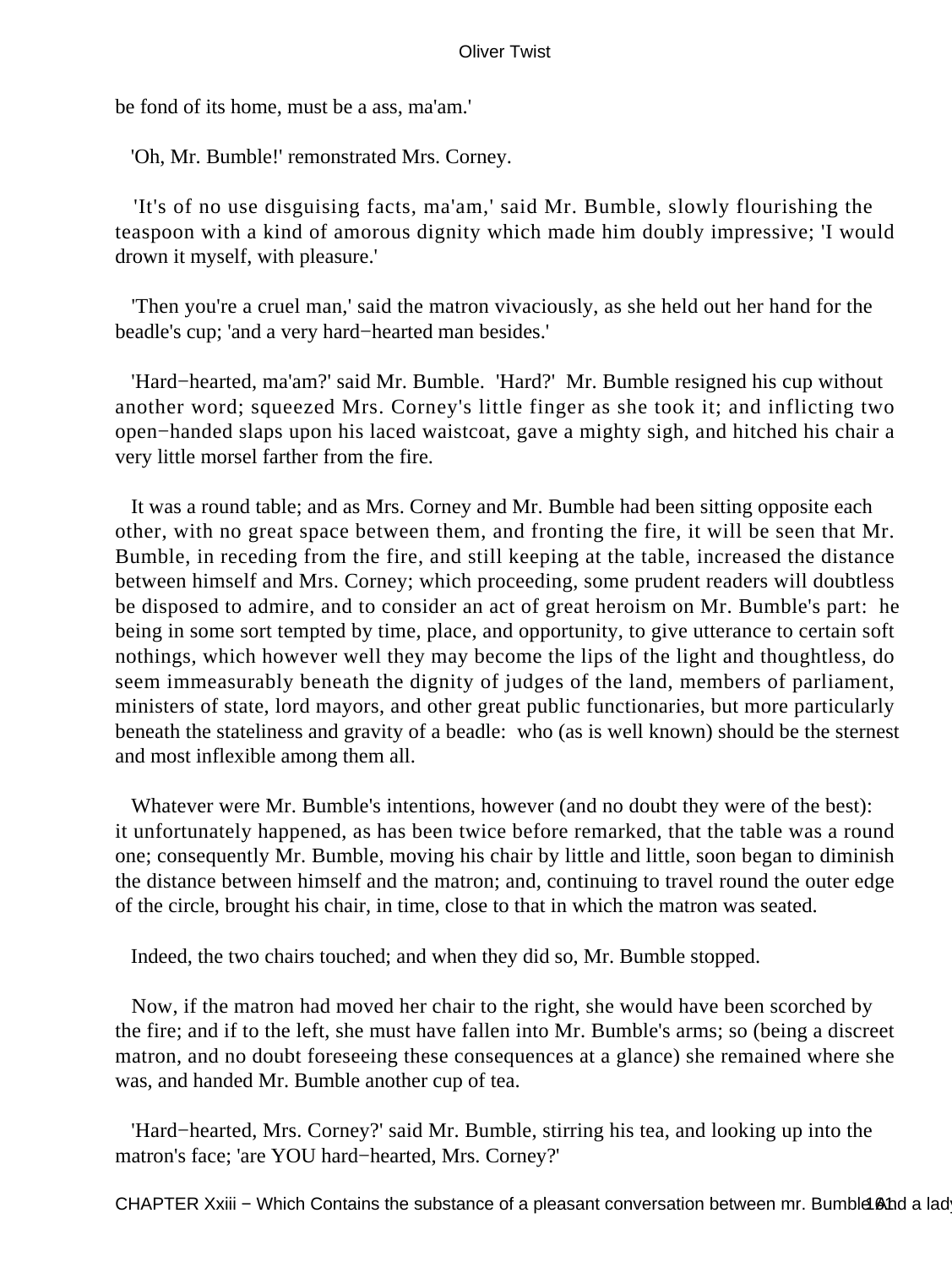be fond of its home, must be a ass, ma'am.'

'Oh, Mr. Bumble!' remonstrated Mrs. Corney.

'It's of no use disguising facts, ma'am,' said Mr. Bumble, slowly flourishing the teaspoon with a kind of amorous dignity which made him doubly impressive; 'I would drown it myself, with pleasure.'

'Then you're a cruel man,' said the matron vivaciously, as she held out her hand for the beadle's cup; 'and a very hard−hearted man besides.'

'Hard−hearted, ma'am?' said Mr. Bumble. 'Hard?' Mr. Bumble resigned his cup without another word; squeezed Mrs. Corney's little finger as she took it; and inflicting two open−handed slaps upon his laced waistcoat, gave a mighty sigh, and hitched his chair a very little morsel farther from the fire.

It was a round table; and as Mrs. Corney and Mr. Bumble had been sitting opposite each other, with no great space between them, and fronting the fire, it will be seen that Mr. Bumble, in receding from the fire, and still keeping at the table, increased the distance between himself and Mrs. Corney; which proceeding, some prudent readers will doubtless be disposed to admire, and to consider an act of great heroism on Mr. Bumble's part: he being in some sort tempted by time, place, and opportunity, to give utterance to certain soft nothings, which however well they may become the lips of the light and thoughtless, do seem immeasurably beneath the dignity of judges of the land, members of parliament, ministers of state, lord mayors, and other great public functionaries, but more particularly beneath the stateliness and gravity of a beadle: who (as is well known) should be the sternest and most inflexible among them all.

Whatever were Mr. Bumble's intentions, however (and no doubt they were of the best): it unfortunately happened, as has been twice before remarked, that the table was a round one; consequently Mr. Bumble, moving his chair by little and little, soon began to diminish the distance between himself and the matron; and, continuing to travel round the outer edge of the circle, brought his chair, in time, close to that in which the matron was seated.

Indeed, the two chairs touched; and when they did so, Mr. Bumble stopped.

Now, if the matron had moved her chair to the right, she would have been scorched by the fire; and if to the left, she must have fallen into Mr. Bumble's arms; so (being a discreet matron, and no doubt foreseeing these consequences at a glance) she remained where she was, and handed Mr. Bumble another cup of tea.

'Hard−hearted, Mrs. Corney?' said Mr. Bumble, stirring his tea, and looking up into the matron's face; 'are YOU hard−hearted, Mrs. Corney?'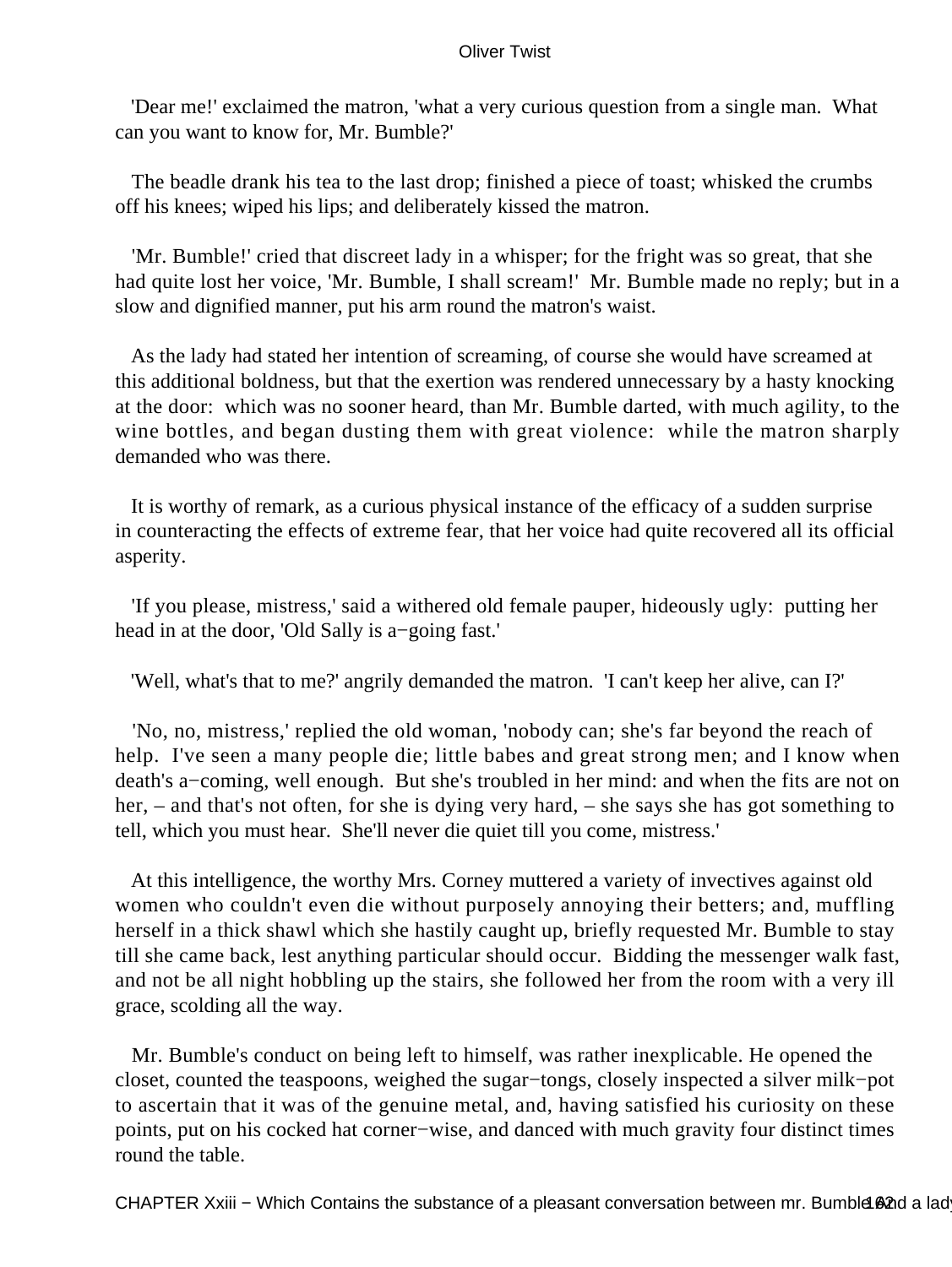'Dear me!' exclaimed the matron, 'what a very curious question from a single man. What can you want to know for, Mr. Bumble?'

The beadle drank his tea to the last drop; finished a piece of toast; whisked the crumbs off his knees; wiped his lips; and deliberately kissed the matron.

'Mr. Bumble!' cried that discreet lady in a whisper; for the fright was so great, that she had quite lost her voice, 'Mr. Bumble, I shall scream!' Mr. Bumble made no reply; but in a slow and dignified manner, put his arm round the matron's waist.

As the lady had stated her intention of screaming, of course she would have screamed at this additional boldness, but that the exertion was rendered unnecessary by a hasty knocking at the door: which was no sooner heard, than Mr. Bumble darted, with much agility, to the wine bottles, and began dusting them with great violence: while the matron sharply demanded who was there.

It is worthy of remark, as a curious physical instance of the efficacy of a sudden surprise in counteracting the effects of extreme fear, that her voice had quite recovered all its official asperity.

'If you please, mistress,' said a withered old female pauper, hideously ugly: putting her head in at the door, 'Old Sally is a−going fast.'

'Well, what's that to me?' angrily demanded the matron. 'I can't keep her alive, can I?'

'No, no, mistress,' replied the old woman, 'nobody can; she's far beyond the reach of help. I've seen a many people die; little babes and great strong men; and I know when death's a−coming, well enough. But she's troubled in her mind: and when the fits are not on her, – and that's not often, for she is dying very hard, – she says she has got something to tell, which you must hear. She'll never die quiet till you come, mistress.'

At this intelligence, the worthy Mrs. Corney muttered a variety of invectives against old women who couldn't even die without purposely annoying their betters; and, muffling herself in a thick shawl which she hastily caught up, briefly requested Mr. Bumble to stay till she came back, lest anything particular should occur. Bidding the messenger walk fast, and not be all night hobbling up the stairs, she followed her from the room with a very ill grace, scolding all the way.

Mr. Bumble's conduct on being left to himself, was rather inexplicable. He opened the closet, counted the teaspoons, weighed the sugar−tongs, closely inspected a silver milk−pot to ascertain that it was of the genuine metal, and, having satisfied his curiosity on these points, put on his cocked hat corner−wise, and danced with much gravity four distinct times round the table.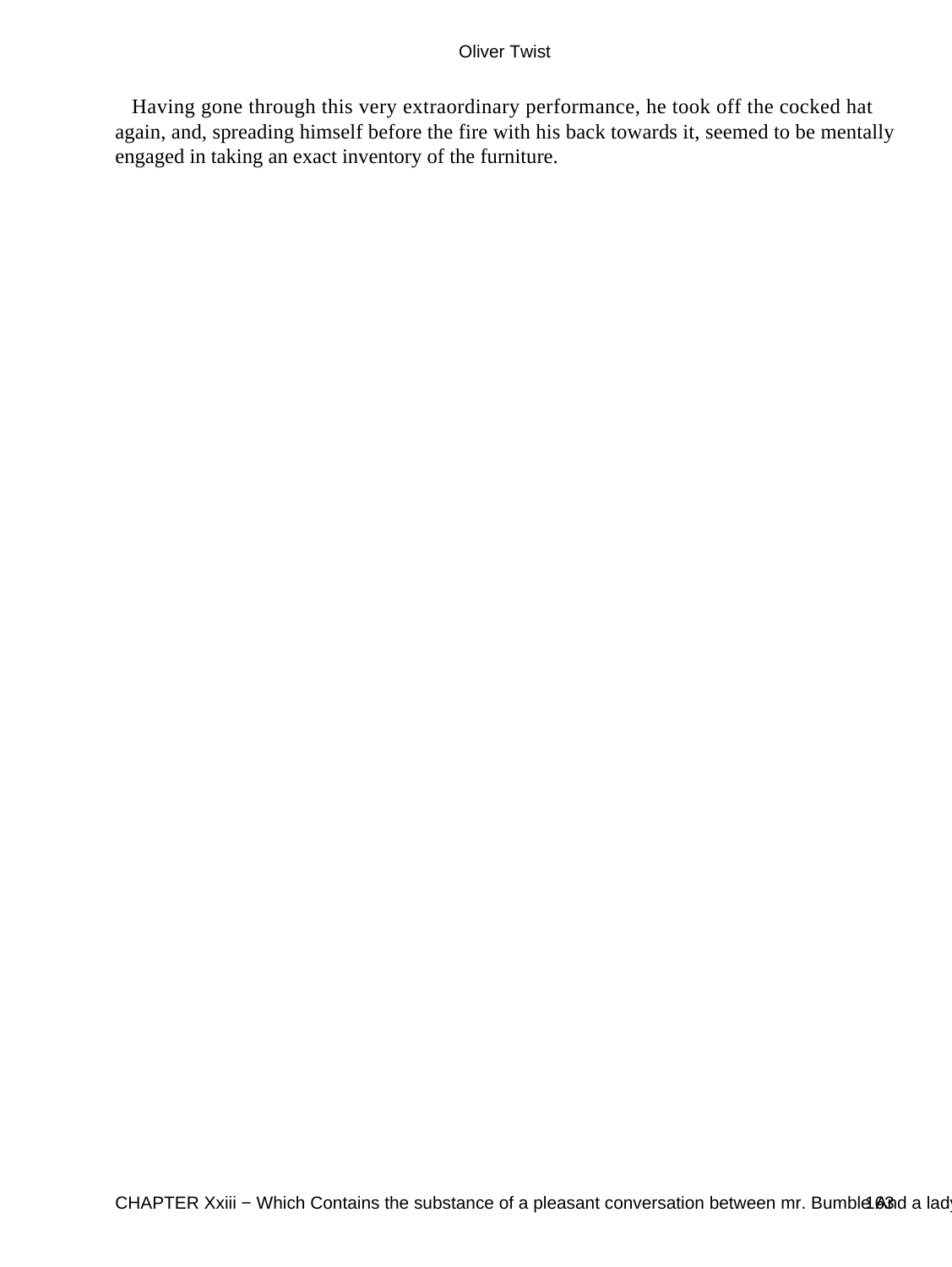Having gone through this very extraordinary performance, he took off the cocked hat again, and, spreading himself before the fire with his back towards it, seemed to be mentally engaged in taking an exact inventory of the furniture.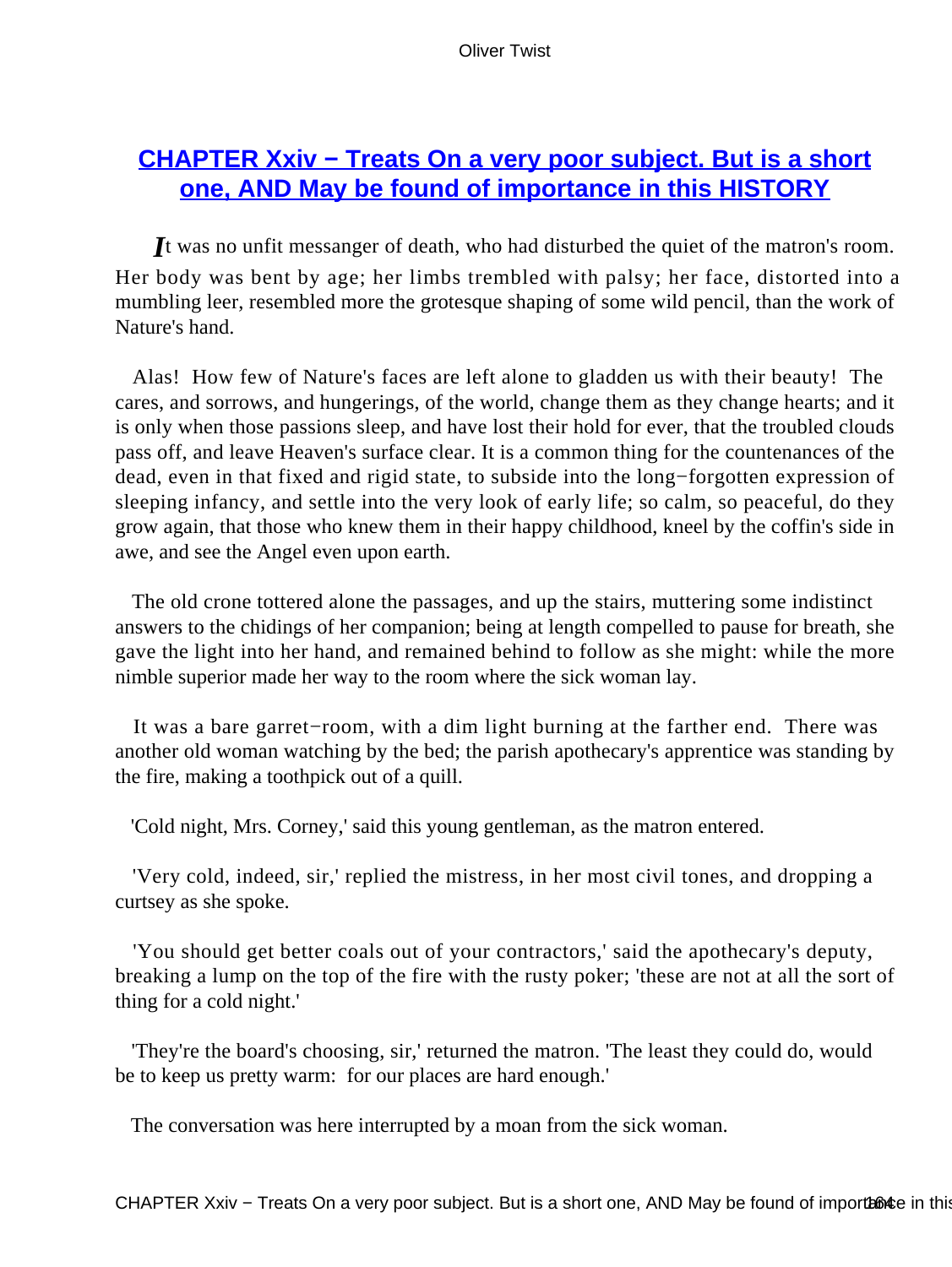## CHAPTER Xxiv − Treats On a very poor subject. But is a short one, AND May be found of importance in this HISTORY

*I*t was no unfit messenger of death, who had disturbed the quiet of the matron's room. Her body was bent by age; her limbs trembled with palsy; her face, distorted into a mumbling leer, resembled more the grotesque shaping of some wild pencil, than the work of Nature's hand.

Alas! How few of Nature's faces are left alone to gladden us with their beauty! The cares, and sorrows, and hungerings, of the world, change them as they change hearts; and it is only when those passions sleep, and have lost their hold for ever, that the troubled clouds pass off, and leave Heaven's surface clear. It is a common thing for the countenances of the dead, even in that fixed and rigid state, to subside into the long−forgotten expression of sleeping infancy, and settle into the very look of early life; so calm, so peaceful, do they grow again, that those who knew them in their happy childhood, kneel by the coffin's side in awe, and see the Angel even upon earth.

The old crone tottered alone the passages, and up the stairs, muttering some indistinct answers to the chidings of her companion; being at length compelled to pause for breath, she gave the light into her hand, and remained behind to follow as she might: while the more nimble superior made her way to the room where the sick woman lay.

It was a bare garret−room, with a dim light burning at the farther end. There was another old woman watching by the bed; the parish apothecary's apprentice was standing by the fire, making a toothpick out of a quill.

'Cold night, Mrs. Corney,' said this young gentleman, as the matron entered.

'Very cold, indeed, sir,' replied the mistress, in her most civil tones, and dropping a curtsey as she spoke.

'You should get better coals out of your contractors,' said the apothecary's deputy, breaking a lump on the top of the fire with the rusty poker; 'these are not at all the sort of thing for a cold night.'

'They're the board's choosing, sir,' returned the matron. 'The least they could do, would be to keep us pretty warm: for our places are hard enough.'

The conversation was here interrupted by a moan from the sick woman.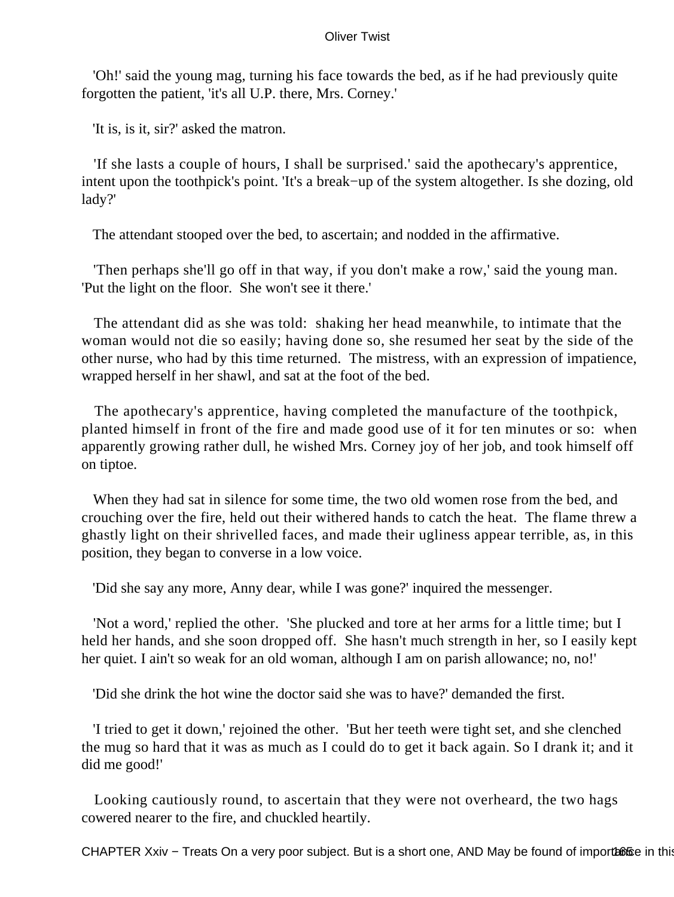'Oh!' said the young mag, turning his face towards the bed, as if he had previously quite forgotten the patient, 'it's all U.P. there, Mrs. Corney.'

'It is, is it, sir?' asked the matron.

'If she lasts a couple of hours, I shall be surprised.' said the apothecary's apprentice, intent upon the toothpick's point. 'It's a break−up of the system altogether. Is she dozing, old lady?'

The attendant stooped over the bed, to ascertain; and nodded in the affirmative.

'Then perhaps she'll go off in that way, if you don't make a row,' said the young man. 'Put the light on the floor. She won't see it there.'

The attendant did as she was told: shaking her head meanwhile, to intimate that the woman would not die so easily; having done so, she resumed her seat by the side of the other nurse, who had by this time returned. The mistress, with an expression of impatience, wrapped herself in her shawl, and sat at the foot of the bed.

The apothecary's apprentice, having completed the manufacture of the toothpick, planted himself in front of the fire and made good use of it for ten minutes or so: when apparently growing rather dull, he wished Mrs. Corney joy of her job, and took himself off on tiptoe.

When they had sat in silence for some time, the two old women rose from the bed, and crouching over the fire, held out their withered hands to catch the heat. The flame threw a ghastly light on their shrivelled faces, and made their ugliness appear terrible, as, in this position, they began to converse in a low voice.

'Did she say any more, Anny dear, while I was gone?' inquired the messenger.

'Not a word,' replied the other. 'She plucked and tore at her arms for a little time; but I held her hands, and she soon dropped off. She hasn't much strength in her, so I easily kept her quiet. I ain't so weak for an old woman, although I am on parish allowance; no, no!'

'Did she drink the hot wine the doctor said she was to have?' demanded the first.

'I tried to get it down,' rejoined the other. 'But her teeth were tight set, and she clenched the mug so hard that it was as much as I could do to get it back again. So I drank it; and it did me good!'

Looking cautiously round, to ascertain that they were not overheard, the two hags cowered nearer to the fire, and chuckled heartily.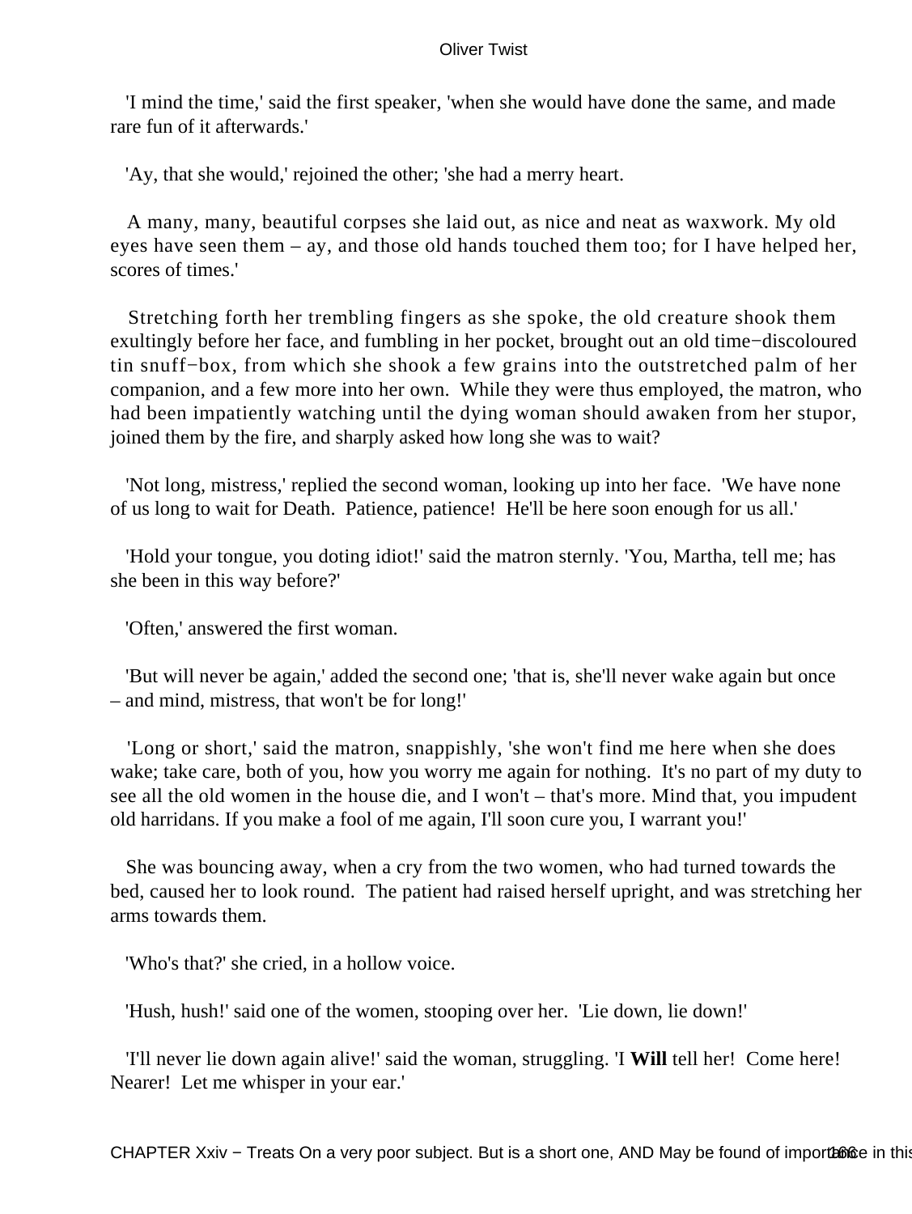'I mind the time,' said the first speaker, 'when she would have done the same, and made rare fun of it afterwards.'

'Ay, that she would,' rejoined the other; 'she had a merry heart.

A many, many, beautiful corpses she laid out, as nice and neat as waxwork. My old eyes have seen them – ay, and those old hands touched them too; for I have helped her, scores of times.'

Stretching forth her trembling fingers as she spoke, the old creature shook them exultingly before her face, and fumbling in her pocket, brought out an old time−discoloured tin snuff−box, from which she shook a few grains into the outstretched palm of her companion, and a few more into her own. While they were thus employed, the matron, who had been impatiently watching until the dying woman should awaken from her stupor, joined them by the fire, and sharply asked how long she was to wait?

'Not long, mistress,' replied the second woman, looking up into her face. 'We have none of us long to wait for Death. Patience, patience! He'll be here soon enough for us all.'

'Hold your tongue, you doting idiot!' said the matron sternly. 'You, Martha, tell me; has she been in this way before?'

'Often,' answered the first woman.

'But will never be again,' added the second one; 'that is, she'll never wake again but once – and mind, mistress, that won't be for long!'

'Long or short,' said the matron, snappishly, 'she won't find me here when she does wake; take care, both of you, how you worry me again for nothing. It's no part of my duty to see all the old women in the house die, and I won't – that's more. Mind that, you impudent old harridans. If you make a fool of me again, I'll soon cure you, I warrant you!'

She was bouncing away, when a cry from the two women, who had turned towards the bed, caused her to look round. The patient had raised herself upright, and was stretching her arms towards them.

'Who's that?' she cried, in a hollow voice.

'Hush, hush!' said one of the women, stooping over her. 'Lie down, lie down!'

'I'll never lie down again alive!' said the woman, struggling. 'I **Will** tell her! Come here! Nearer! Let me whisper in your ear.'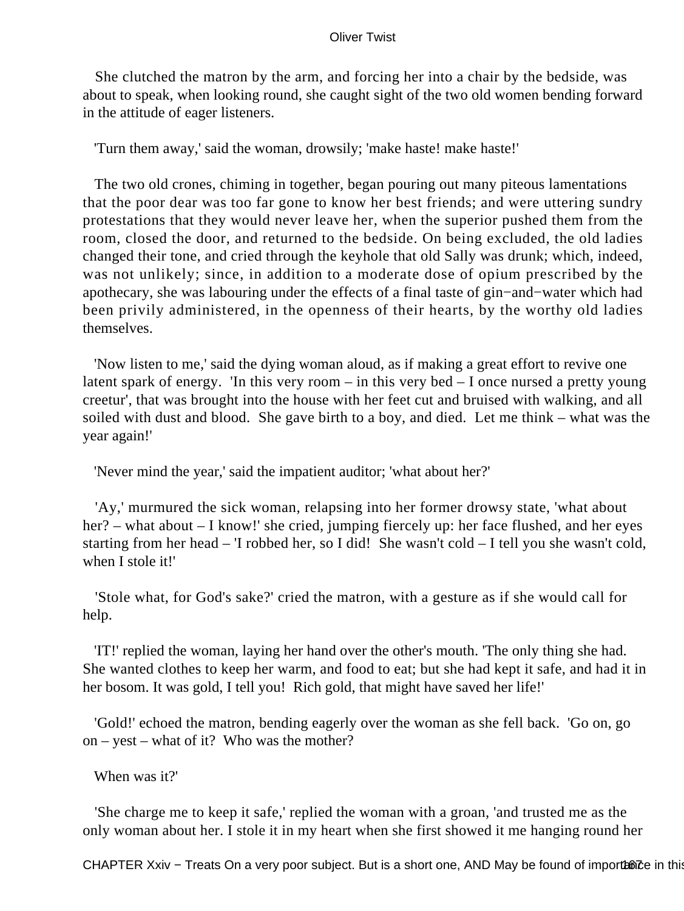She clutched the matron by the arm, and forcing her into a chair by the bedside, was about to speak, when looking round, she caught sight of the two old women bending forward in the attitude of eager listeners.

'Turn them away,' said the woman, drowsily; 'make haste! make haste!'

The two old crones, chiming in together, began pouring out many piteous lamentations that the poor dear was too far gone to know her best friends; and were uttering sundry protestations that they would never leave her, when the superior pushed them from the room, closed the door, and returned to the bedside. On being excluded, the old ladies changed their tone, and cried through the keyhole that old Sally was drunk; which, indeed, was not unlikely; since, in addition to a moderate dose of opium prescribed by the apothecary, she was labouring under the effects of a final taste of gin−and−water which had been privily administered, in the openness of their hearts, by the worthy old ladies themselves.

'Now listen to me,' said the dying woman aloud, as if making a great effort to revive one latent spark of energy. 'In this very room – in this very bed – I once nursed a pretty young creetur', that was brought into the house with her feet cut and bruised with walking, and all soiled with dust and blood. She gave birth to a boy, and died. Let me think – what was the year again!'

'Never mind the year,' said the impatient auditor; 'what about her?'

'Ay,' murmured the sick woman, relapsing into her former drowsy state, 'what about her? – what about – I know!' she cried, jumping fiercely up: her face flushed, and her eyes starting from her head – 'I robbed her, so I did! She wasn't cold – I tell you she wasn't cold, when I stole it!'

'Stole what, for God's sake?' cried the matron, with a gesture as if she would call for help.

'IT!' replied the woman, laying her hand over the other's mouth. 'The only thing she had. She wanted clothes to keep her warm, and food to eat; but she had kept it safe, and had it in her bosom. It was gold, I tell you! Rich gold, that might have saved her life!'

'Gold!' echoed the matron, bending eagerly over the woman as she fell back. 'Go on, go on – yest – what of it? Who was the mother?

When was it?'

'She charge me to keep it safe,' replied the woman with a groan, 'and trusted me as the only woman about her. I stole it in my heart when she first showed it me hanging round her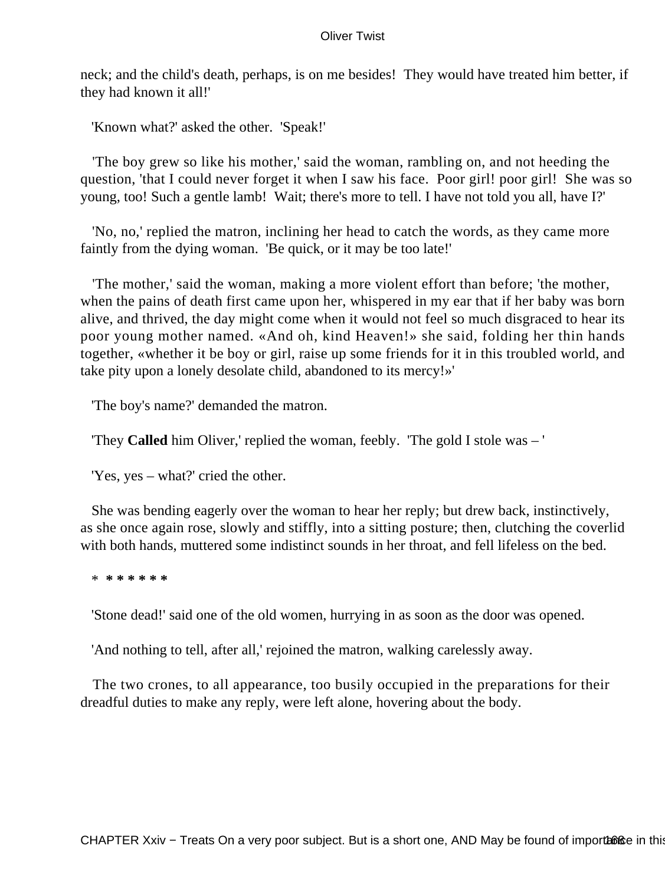neck; and the child's death, perhaps, is on me besides! They would have treated him better, if they had known it all!'

'Known what?' asked the other. 'Speak!'

'The boy grew so like his mother,' said the woman, rambling on, and not heeding the question, 'that I could never forget it when I saw his face. Poor girl! poor girl! She was so young, too! Such a gentle lamb! Wait; there's more to tell. I have not told you all, have I?'

'No, no,' replied the matron, inclining her head to catch the words, as they came more faintly from the dying woman. 'Be quick, or it may be too late!'

'The mother,' said the woman, making a more violent effort than before; 'the mother, when the pains of death first came upon her, whispered in my ear that if her baby was born alive, and thrived, the day might come when it would not feel so much disgraced to hear its poor young mother named. «And oh, kind Heaven!» she said, folding her thin hands together, «whether it be boy or girl, raise up some friends for it in this troubled world, and take pity upon a lonely desolate child, abandoned to its mercy!»'

'The boy's name?' demanded the matron.

'They **Called** him Oliver,' replied the woman, feebly. 'The gold I stole was – '

'Yes, yes – what?' cried the other.

She was bending eagerly over the woman to hear her reply; but drew back, instinctively, as she once again rose, slowly and stiffly, into a sitting posture; then, clutching the coverlid with both hands, muttered some indistinct sounds in her throat, and fell lifeless on the bed.

* * * * * * *

'Stone dead!' said one of the old women, hurrying in as soon as the door was opened.

'And nothing to tell, after all,' rejoined the matron, walking carelessly away.

The two crones, to all appearance, too busily occupied in the preparations for their dreadful duties to make any reply, were left alone, hovering about the body.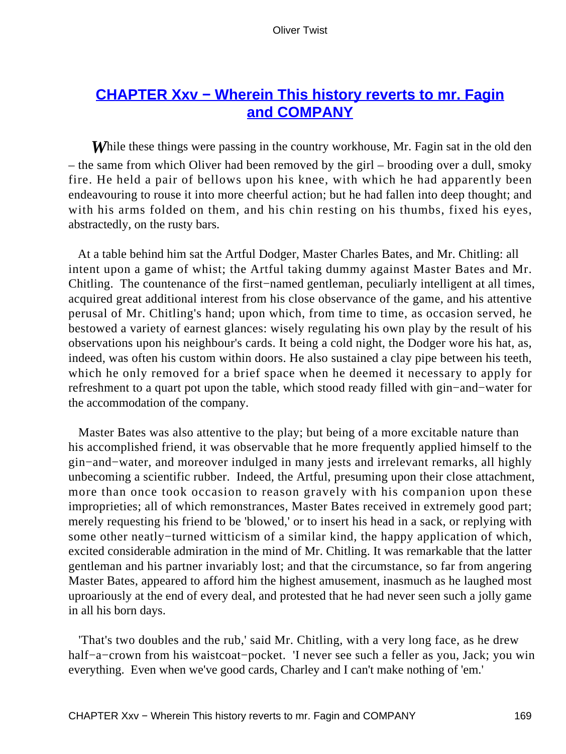## CHAPTER Xxv − Wherein This history reverts to mr. Fagin and COMPANY

*W*hile these things were passing in the country workhouse, Mr. Fagin sat in the old den – the same from which Oliver had been removed by the girl – brooding over a dull, smoky fire. He held a pair of bellows upon his knee, with which he had apparently been endeavouring to rouse it into more cheerful action; but he had fallen into deep thought; and with his arms folded on them, and his chin resting on his thumbs, fixed his eyes, abstractedly, on the rusty bars.

At a table behind him sat the Artful Dodger, Master Charles Bates, and Mr. Chitling: all intent upon a game of whist; the Artful taking dummy against Master Bates and Mr. Chitling. The countenance of the first−named gentleman, peculiarly intelligent at all times, acquired great additional interest from his close observance of the game, and his attentive perusal of Mr. Chitling's hand; upon which, from time to time, as occasion served, he bestowed a variety of earnest glances: wisely regulating his own play by the result of his observations upon his neighbour's cards. It being a cold night, the Dodger wore his hat, as, indeed, was often his custom within doors. He also sustained a clay pipe between his teeth, which he only removed for a brief space when he deemed it necessary to apply for refreshment to a quart pot upon the table, which stood ready filled with gin−and−water for the accommodation of the company.

Master Bates was also attentive to the play; but being of a more excitable nature than his accomplished friend, it was observable that he more frequently applied himself to the gin−and−water, and moreover indulged in many jests and irrelevant remarks, all highly unbecoming a scientific rubber. Indeed, the Artful, presuming upon their close attachment, more than once took occasion to reason gravely with his companion upon these improprieties; all of which remonstrances, Master Bates received in extremely good part; merely requesting his friend to be 'blowed,' or to insert his head in a sack, or replying with some other neatly−turned witticism of a similar kind, the happy application of which, excited considerable admiration in the mind of Mr. Chitling. It was remarkable that the latter gentleman and his partner invariably lost; and that the circumstance, so far from angering Master Bates, appeared to afford him the highest amusement, inasmuch as he laughed most uproariously at the end of every deal, and protested that he had never seen such a jolly game in all his born days.

'That's two doubles and the rub,' said Mr. Chitling, with a very long face, as he drew half−a−crown from his waistcoat−pocket. 'I never see such a feller as you, Jack; you win everything. Even when we've good cards, Charley and I can't make nothing of 'em.'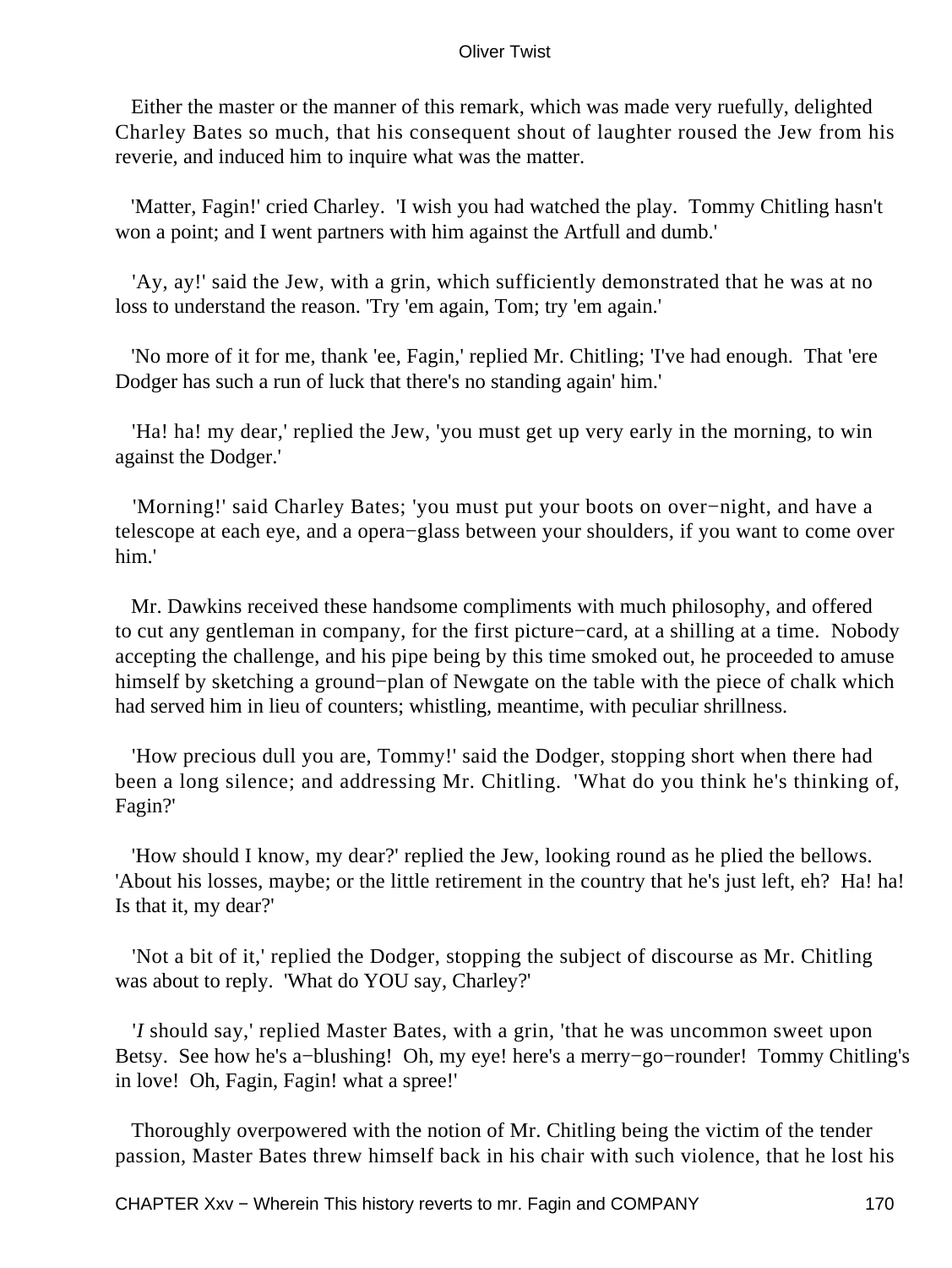Either the master or the manner of this remark, which was made very ruefully, delighted Charley Bates so much, that his consequent shout of laughter roused the Jew from his reverie, and induced him to inquire what was the matter.

'Matter, Fagin!' cried Charley. 'I wish you had watched the play. Tommy Chitling hasn't won a point; and I went partners with him against the Artfull and dumb.'

'Ay, ay!' said the Jew, with a grin, which sufficiently demonstrated that he was at no loss to understand the reason. 'Try 'em again, Tom; try 'em again.'

'No more of it for me, thank 'ee, Fagin,' replied Mr. Chitling; 'I've had enough. That 'ere Dodger has such a run of luck that there's no standing again' him.'

'Ha! ha! my dear,' replied the Jew, 'you must get up very early in the morning, to win against the Dodger.'

'Morning!' said Charley Bates; 'you must put your boots on over−night, and have a telescope at each eye, and a opera−glass between your shoulders, if you want to come over him.'

Mr. Dawkins received these handsome compliments with much philosophy, and offered to cut any gentleman in company, for the first picture−card, at a shilling at a time. Nobody accepting the challenge, and his pipe being by this time smoked out, he proceeded to amuse himself by sketching a ground−plan of Newgate on the table with the piece of chalk which had served him in lieu of counters; whistling, meantime, with peculiar shrillness.

'How precious dull you are, Tommy!' said the Dodger, stopping short when there had been a long silence; and addressing Mr. Chitling. 'What do you think he's thinking of, Fagin?'

'How should I know, my dear?' replied the Jew, looking round as he plied the bellows. 'About his losses, maybe; or the little retirement in the country that he's just left, eh? Ha! ha! Is that it, my dear?'

'Not a bit of it,' replied the Dodger, stopping the subject of discourse as Mr. Chitling was about to reply. 'What do YOU say, Charley?'

'*I* should say,' replied Master Bates, with a grin, 'that he was uncommon sweet upon Betsy. See how he's a−blushing! Oh, my eye! here's a merry−go−rounder! Tommy Chitling's in love! Oh, Fagin, Fagin! what a spree!'

Thoroughly overpowered with the notion of Mr. Chitling being the victim of the tender passion, Master Bates threw himself back in his chair with such violence, that he lost his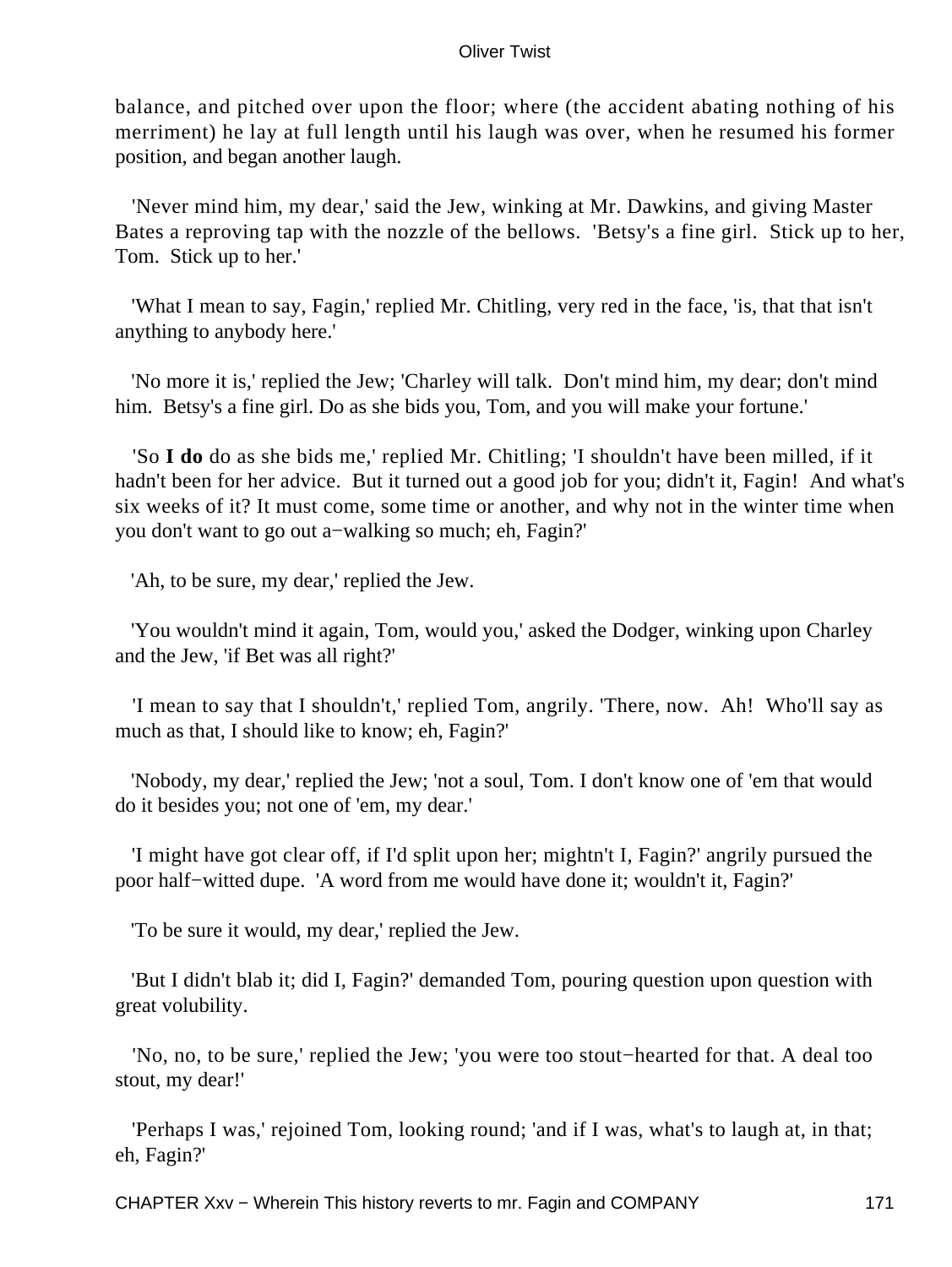balance, and pitched over upon the floor; where (the accident abating nothing of his merriment) he lay at full length until his laugh was over, when he resumed his former position, and began another laugh.

'Never mind him, my dear,' said the Jew, winking at Mr. Dawkins, and giving Master Bates a reproving tap with the nozzle of the bellows. 'Betsy's a fine girl. Stick up to her, Tom. Stick up to her.'

'What I mean to say, Fagin,' replied Mr. Chitling, very red in the face, 'is, that that isn't anything to anybody here.'

'No more it is,' replied the Jew; 'Charley will talk. Don't mind him, my dear; don't mind him. Betsy's a fine girl. Do as she bids you, Tom, and you will make your fortune.'

'So **I do** do as she bids me,' replied Mr. Chitling; 'I shouldn't have been milled, if it hadn't been for her advice. But it turned out a good job for you; didn't it, Fagin! And what's six weeks of it? It must come, some time or another, and why not in the winter time when you don't want to go out a−walking so much; eh, Fagin?'

'Ah, to be sure, my dear,' replied the Jew.

'You wouldn't mind it again, Tom, would you,' asked the Dodger, winking upon Charley and the Jew, 'if Bet was all right?'

'I mean to say that I shouldn't,' replied Tom, angrily. 'There, now. Ah! Who'll say as much as that, I should like to know; eh, Fagin?'

'Nobody, my dear,' replied the Jew; 'not a soul, Tom. I don't know one of 'em that would do it besides you; not one of 'em, my dear.'

'I might have got clear off, if I'd split upon her; mightn't I, Fagin?' angrily pursued the poor half−witted dupe. 'A word from me would have done it; wouldn't it, Fagin?'

'To be sure it would, my dear,' replied the Jew.

'But I didn't blab it; did I, Fagin?' demanded Tom, pouring question upon question with great volubility.

'No, no, to be sure,' replied the Jew; 'you were too stout−hearted for that. A deal too stout, my dear!'

'Perhaps I was,' rejoined Tom, looking round; 'and if I was, what's to laugh at, in that; eh, Fagin?'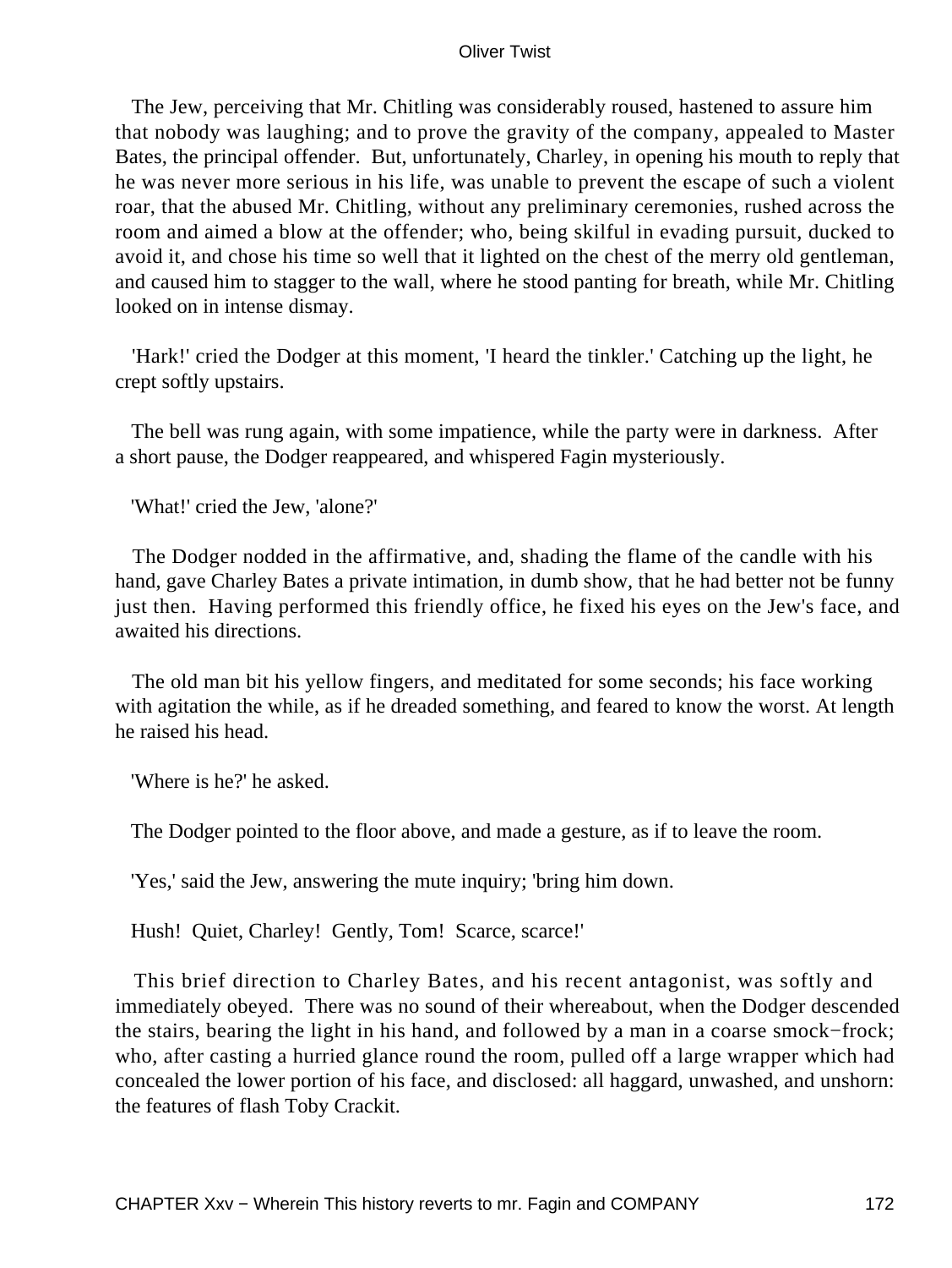The Jew, perceiving that Mr. Chitling was considerably roused, hastened to assure him that nobody was laughing; and to prove the gravity of the company, appealed to Master Bates, the principal offender. But, unfortunately, Charley, in opening his mouth to reply that he was never more serious in his life, was unable to prevent the escape of such a violent roar, that the abused Mr. Chitling, without any preliminary ceremonies, rushed across the room and aimed a blow at the offender; who, being skilful in evading pursuit, ducked to avoid it, and chose his time so well that it lighted on the chest of the merry old gentleman, and caused him to stagger to the wall, where he stood panting for breath, while Mr. Chitling looked on in intense dismay.

'Hark!' cried the Dodger at this moment, 'I heard the tinkler.' Catching up the light, he crept softly upstairs.

The bell was rung again, with some impatience, while the party were in darkness. After a short pause, the Dodger reappeared, and whispered Fagin mysteriously.

'What!' cried the Jew, 'alone?'

The Dodger nodded in the affirmative, and, shading the flame of the candle with his hand, gave Charley Bates a private intimation, in dumb show, that he had better not be funny just then. Having performed this friendly office, he fixed his eyes on the Jew's face, and awaited his directions.

The old man bit his yellow fingers, and meditated for some seconds; his face working with agitation the while, as if he dreaded something, and feared to know the worst. At length he raised his head.

'Where is he?' he asked.

The Dodger pointed to the floor above, and made a gesture, as if to leave the room.

'Yes,' said the Jew, answering the mute inquiry; 'bring him down.

Hush! Quiet, Charley! Gently, Tom! Scarce, scarce!'

This brief direction to Charley Bates, and his recent antagonist, was softly and immediately obeyed. There was no sound of their whereabout, when the Dodger descended the stairs, bearing the light in his hand, and followed by a man in a coarse smock−frock; who, after casting a hurried glance round the room, pulled off a large wrapper which had concealed the lower portion of his face, and disclosed: all haggard, unwashed, and unshorn: the features of flash Toby Crackit.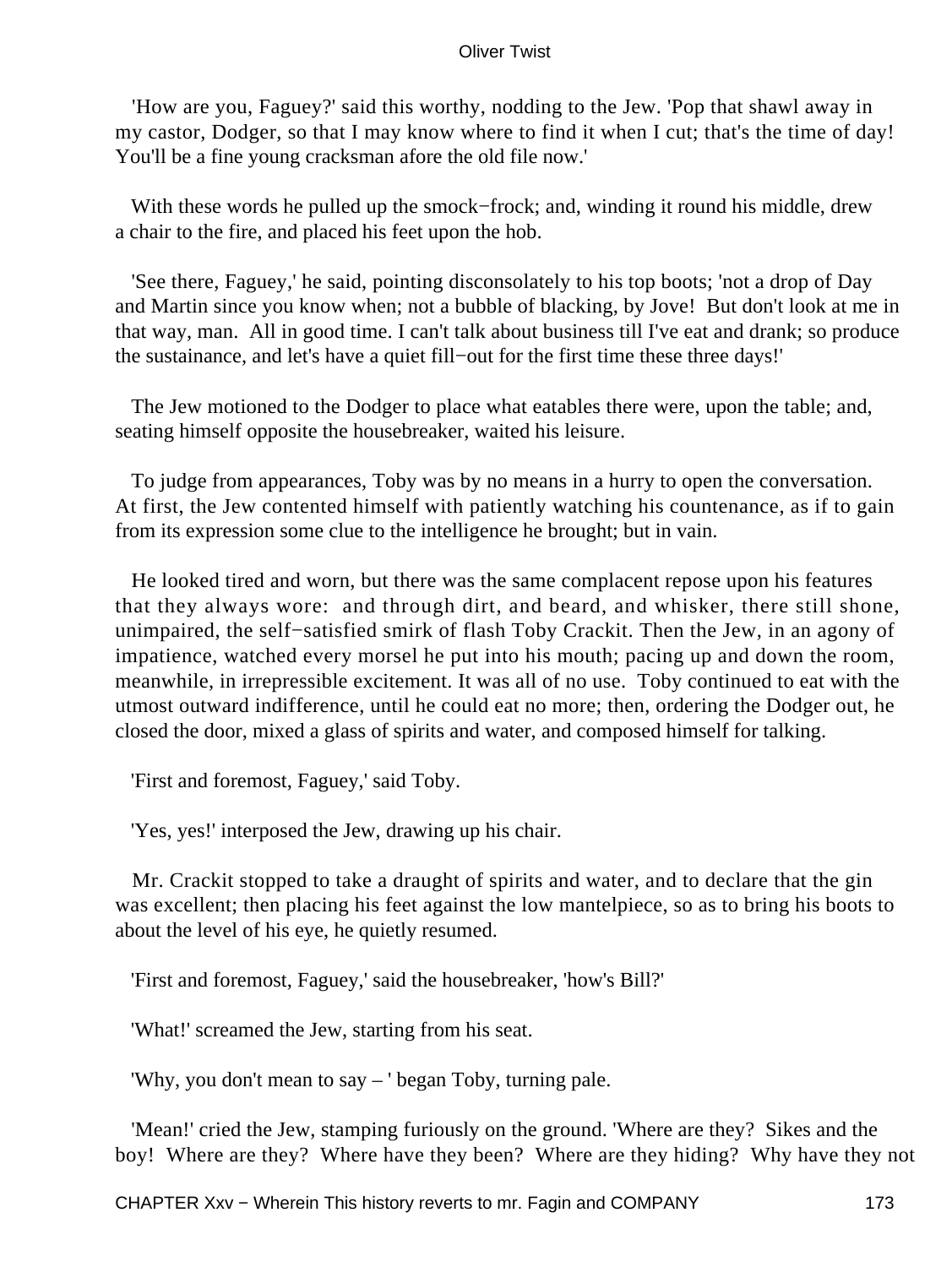'How are you, Faguey?' said this worthy, nodding to the Jew. 'Pop that shawl away in my castor, Dodger, so that I may know where to find it when I cut; that's the time of day! You'll be a fine young cracksman afore the old file now.'

With these words he pulled up the smock−frock; and, winding it round his middle, drew a chair to the fire, and placed his feet upon the hob.

'See there, Faguey,' he said, pointing disconsolately to his top boots; 'not a drop of Day and Martin since you know when; not a bubble of blacking, by Jove! But don't look at me in that way, man. All in good time. I can't talk about business till I've eat and drank; so produce the sustainance, and let's have a quiet fill−out for the first time these three days!'

The Jew motioned to the Dodger to place what eatables there were, upon the table; and, seating himself opposite the housebreaker, waited his leisure.

To judge from appearances, Toby was by no means in a hurry to open the conversation. At first, the Jew contented himself with patiently watching his countenance, as if to gain from its expression some clue to the intelligence he brought; but in vain.

He looked tired and worn, but there was the same complacent repose upon his features that they always wore: and through dirt, and beard, and whisker, there still shone, unimpaired, the self−satisfied smirk of flash Toby Crackit. Then the Jew, in an agony of impatience, watched every morsel he put into his mouth; pacing up and down the room, meanwhile, in irrepressible excitement. It was all of no use. Toby continued to eat with the utmost outward indifference, until he could eat no more; then, ordering the Dodger out, he closed the door, mixed a glass of spirits and water, and composed himself for talking.

'First and foremost, Faguey,' said Toby.

'Yes, yes!' interposed the Jew, drawing up his chair.

Mr. Crackit stopped to take a draught of spirits and water, and to declare that the gin was excellent; then placing his feet against the low mantelpiece, so as to bring his boots to about the level of his eye, he quietly resumed.

'First and foremost, Faguey,' said the housebreaker, 'how's Bill?'

'What!' screamed the Jew, starting from his seat.

'Why, you don't mean to say – ' began Toby, turning pale.

'Mean!' cried the Jew, stamping furiously on the ground. 'Where are they? Sikes and the boy! Where are they? Where have they been? Where are they hiding? Why have they not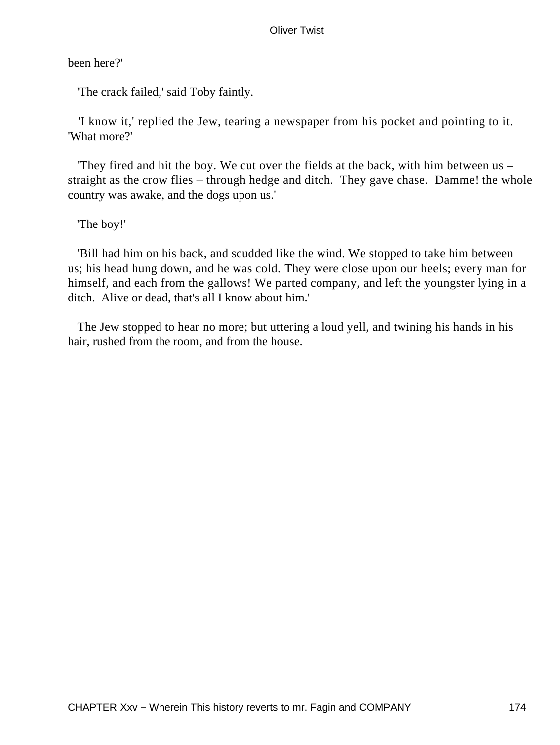been here?'

'The crack failed,' said Toby faintly.

'I know it,' replied the Jew, tearing a newspaper from his pocket and pointing to it. 'What more?'

'They fired and hit the boy. We cut over the fields at the back, with him between us – straight as the crow flies – through hedge and ditch. They gave chase. Damme! the whole country was awake, and the dogs upon us.'

'The boy!'

'Bill had him on his back, and scudded like the wind. We stopped to take him between us; his head hung down, and he was cold. They were close upon our heels; every man for himself, and each from the gallows! We parted company, and left the youngster lying in a ditch. Alive or dead, that's all I know about him.'

The Jew stopped to hear no more; but uttering a loud yell, and twining his hands in his hair, rushed from the room, and from the house.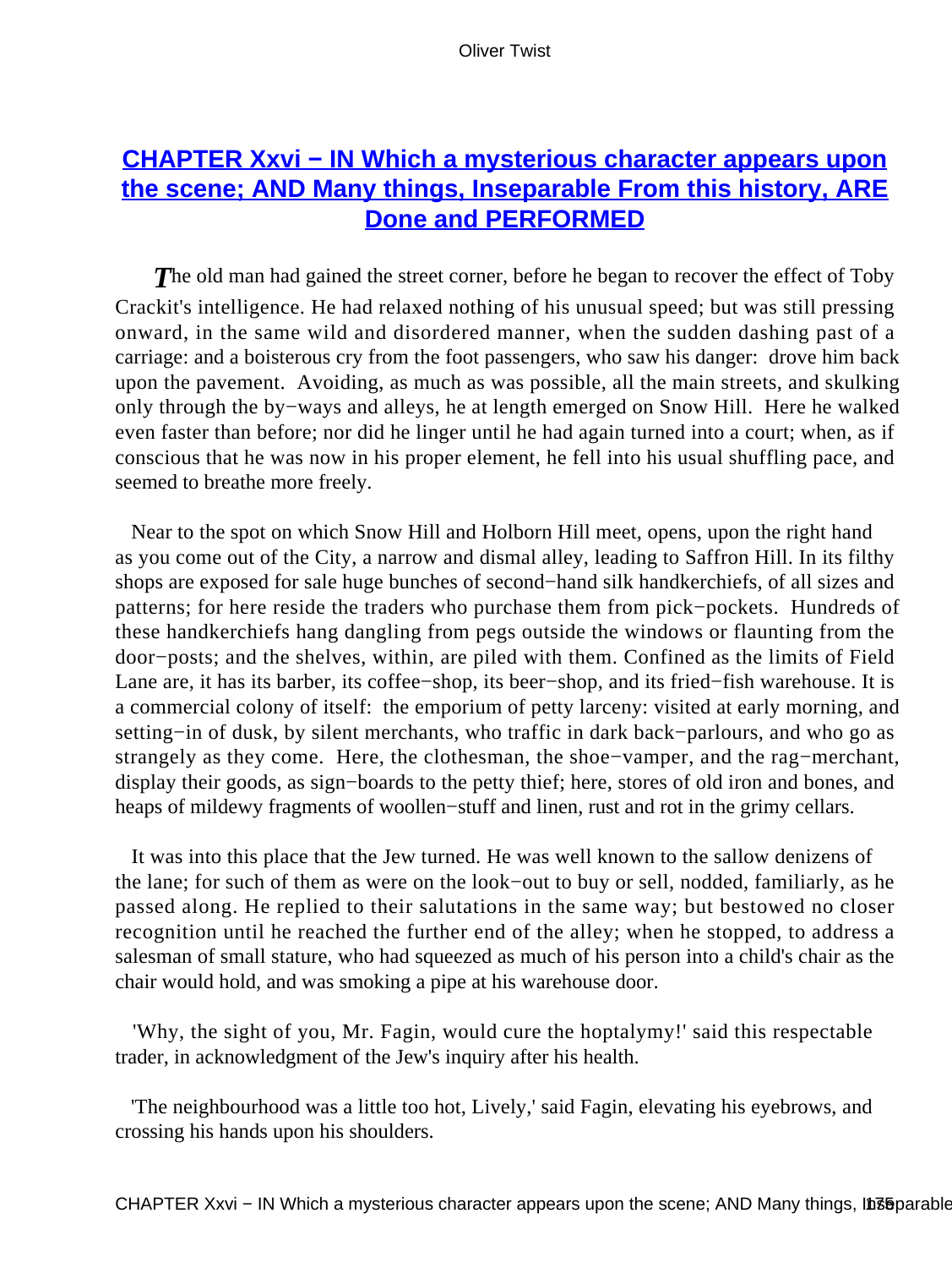## CHAPTER Xxvi − IN Which a mysterious character appears upon the scene; AND Many things, Inseparable From this history, ARE Done and PERFORMED

*T*he old man had gained the street corner, before he began to recover the effect of Toby Crackit's intelligence. He had relaxed nothing of his unusual speed; but was still pressing onward, in the same wild and disordered manner, when the sudden dashing past of a carriage: and a boisterous cry from the foot passengers, who saw his danger: drove him back upon the pavement. Avoiding, as much as was possible, all the main streets, and skulking only through the by−ways and alleys, he at length emerged on Snow Hill. Here he walked even faster than before; nor did he linger until he had again turned into a court; when, as if conscious that he was now in his proper element, he fell into his usual shuffling pace, and seemed to breathe more freely.

Near to the spot on which Snow Hill and Holborn Hill meet, opens, upon the right hand as you come out of the City, a narrow and dismal alley, leading to Saffron Hill. In its filthy shops are exposed for sale huge bunches of second−hand silk handkerchiefs, of all sizes and patterns; for here reside the traders who purchase them from pick−pockets. Hundreds of these handkerchiefs hang dangling from pegs outside the windows or flaunting from the door−posts; and the shelves, within, are piled with them. Confined as the limits of Field Lane are, it has its barber, its coffee−shop, its beer−shop, and its fried−fish warehouse. It is a commercial colony of itself: the emporium of petty larceny: visited at early morning, and setting−in of dusk, by silent merchants, who traffic in dark back−parlours, and who go as strangely as they come. Here, the clothesman, the shoe−vamper, and the rag−merchant, display their goods, as sign−boards to the petty thief; here, stores of old iron and bones, and heaps of mildewy fragments of woollen−stuff and linen, rust and rot in the grimy cellars.

It was into this place that the Jew turned. He was well known to the sallow denizens of the lane; for such of them as were on the look−out to buy or sell, nodded, familiarly, as he passed along. He replied to their salutations in the same way; but bestowed no closer recognition until he reached the further end of the alley; when he stopped, to address a salesman of small stature, who had squeezed as much of his person into a child's chair as the chair would hold, and was smoking a pipe at his warehouse door.

'Why, the sight of you, Mr. Fagin, would cure the hoptalymy!' said this respectable trader, in acknowledgment of the Jew's inquiry after his health.

'The neighbourhood was a little too hot, Lively,' said Fagin, elevating his eyebrows, and crossing his hands upon his shoulders.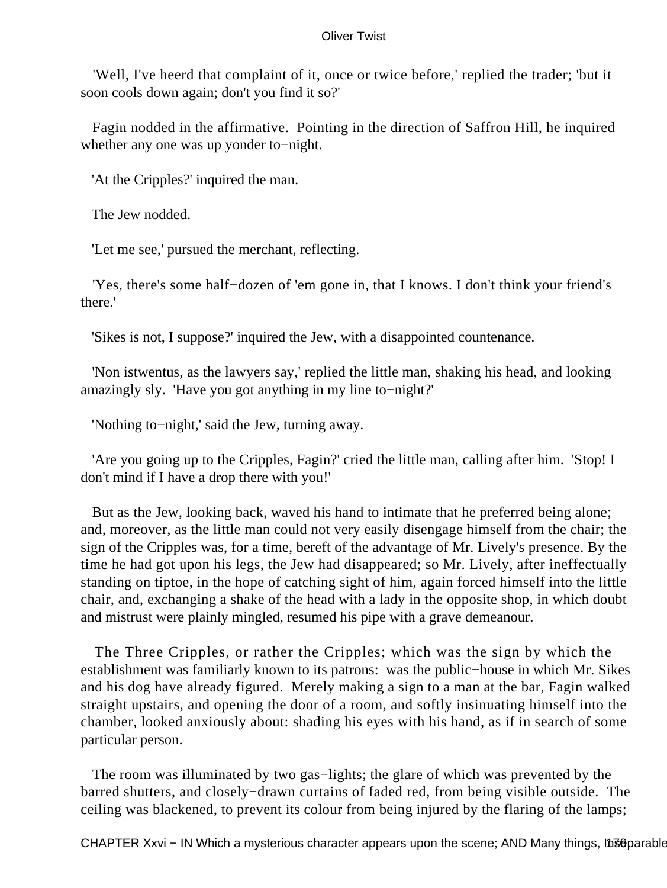'Well, I've heerd that complaint of it, once or twice before,' replied the trader; 'but it soon cools down again; don't you find it so?'

Fagin nodded in the affirmative. Pointing in the direction of Saffron Hill, he inquired whether any one was up yonder to−night.

'At the Cripples?' inquired the man.

The Jew nodded.

'Let me see,' pursued the merchant, reflecting.

'Yes, there's some half−dozen of 'em gone in, that I knows. I don't think your friend's there.'

'Sikes is not, I suppose?' inquired the Jew, with a disappointed countenance.

'Non istwentus, as the lawyers say,' replied the little man, shaking his head, and looking amazingly sly. 'Have you got anything in my line to−night?'

'Nothing to−night,' said the Jew, turning away.

'Are you going up to the Cripples, Fagin?' cried the little man, calling after him. 'Stop! I don't mind if I have a drop there with you!'

But as the Jew, looking back, waved his hand to intimate that he preferred being alone; and, moreover, as the little man could not very easily disengage himself from the chair; the sign of the Cripples was, for a time, bereft of the advantage of Mr. Lively's presence. By the time he had got upon his legs, the Jew had disappeared; so Mr. Lively, after ineffectually standing on tiptoe, in the hope of catching sight of him, again forced himself into the little chair, and, exchanging a shake of the head with a lady in the opposite shop, in which doubt and mistrust were plainly mingled, resumed his pipe with a grave demeanour.

The Three Cripples, or rather the Cripples; which was the sign by which the establishment was familiarly known to its patrons: was the public−house in which Mr. Sikes and his dog have already figured. Merely making a sign to a man at the bar, Fagin walked straight upstairs, and opening the door of a room, and softly insinuating himself into the chamber, looked anxiously about: shading his eyes with his hand, as if in search of some particular person.

The room was illuminated by two gas−lights; the glare of which was prevented by the barred shutters, and closely−drawn curtains of faded red, from being visible outside. The ceiling was blackened, to prevent its colour from being injured by the flaring of the lamps;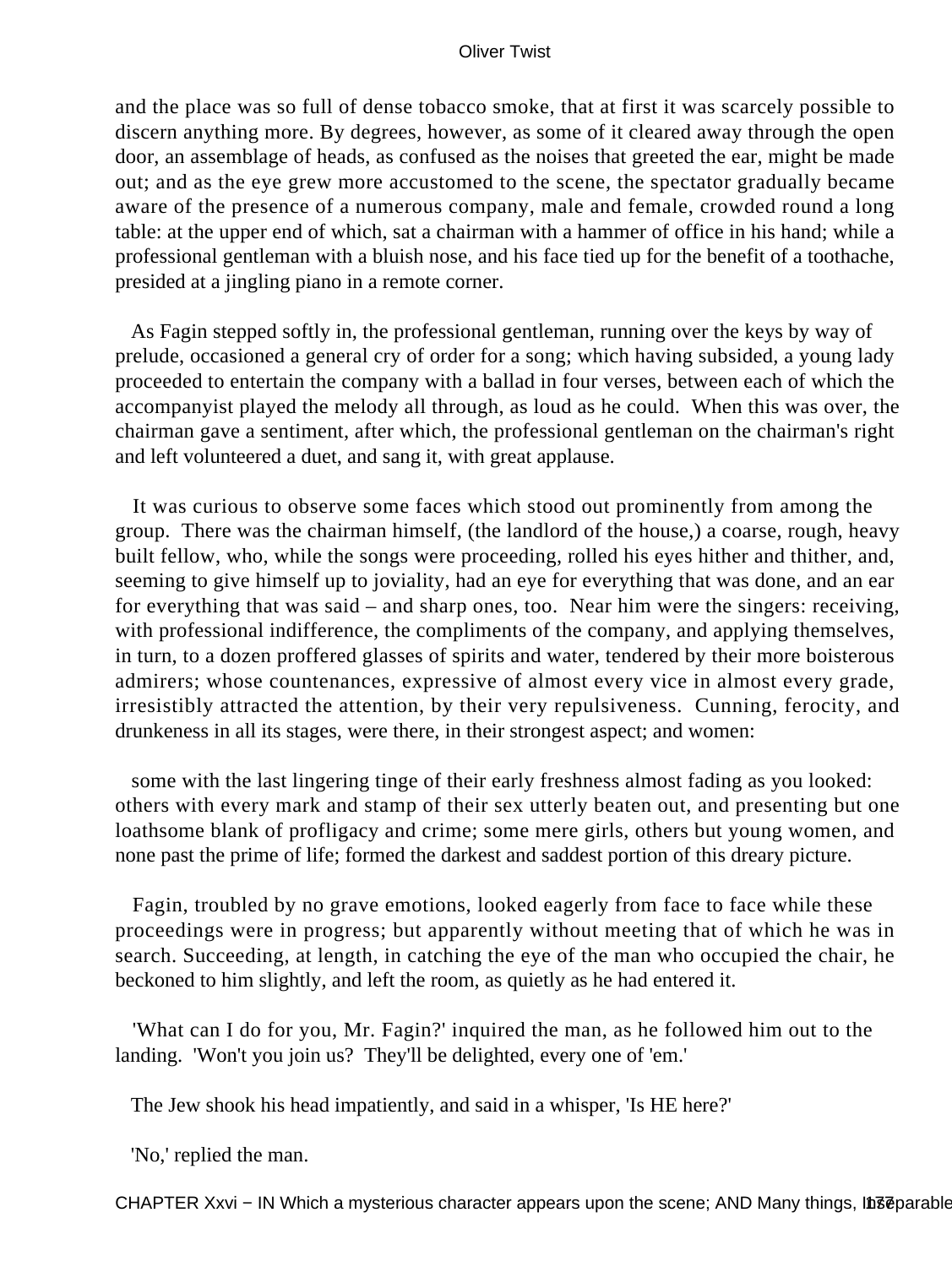and the place was so full of dense tobacco smoke, that at first it was scarcely possible to discern anything more. By degrees, however, as some of it cleared away through the open door, an assemblage of heads, as confused as the noises that greeted the ear, might be made out; and as the eye grew more accustomed to the scene, the spectator gradually became aware of the presence of a numerous company, male and female, crowded round a long table: at the upper end of which, sat a chairman with a hammer of office in his hand; while a professional gentleman with a bluish nose, and his face tied up for the benefit of a toothache, presided at a jingling piano in a remote corner.

As Fagin stepped softly in, the professional gentleman, running over the keys by way of prelude, occasioned a general cry of order for a song; which having subsided, a young lady proceeded to entertain the company with a ballad in four verses, between each of which the accompanyist played the melody all through, as loud as he could. When this was over, the chairman gave a sentiment, after which, the professional gentleman on the chairman's right and left volunteered a duet, and sang it, with great applause.

It was curious to observe some faces which stood out prominently from among the group. There was the chairman himself, (the landlord of the house,) a coarse, rough, heavy built fellow, who, while the songs were proceeding, rolled his eyes hither and thither, and, seeming to give himself up to joviality, had an eye for everything that was done, and an ear for everything that was said – and sharp ones, too. Near him were the singers: receiving, with professional indifference, the compliments of the company, and applying themselves, in turn, to a dozen proffered glasses of spirits and water, tendered by their more boisterous admirers; whose countenances, expressive of almost every vice in almost every grade, irresistibly attracted the attention, by their very repulsiveness. Cunning, ferocity, and drunkeness in all its stages, were there, in their strongest aspect; and women:

some with the last lingering tinge of their early freshness almost fading as you looked: others with every mark and stamp of their sex utterly beaten out, and presenting but one loathsome blank of profligacy and crime; some mere girls, others but young women, and none past the prime of life; formed the darkest and saddest portion of this dreary picture.

Fagin, troubled by no grave emotions, looked eagerly from face to face while these proceedings were in progress; but apparently without meeting that of which he was in search. Succeeding, at length, in catching the eye of the man who occupied the chair, he beckoned to him slightly, and left the room, as quietly as he had entered it.

'What can I do for you, Mr. Fagin?' inquired the man, as he followed him out to the landing. 'Won't you join us? They'll be delighted, every one of 'em.'

The Jew shook his head impatiently, and said in a whisper, 'Is HE here?'

'No,' replied the man.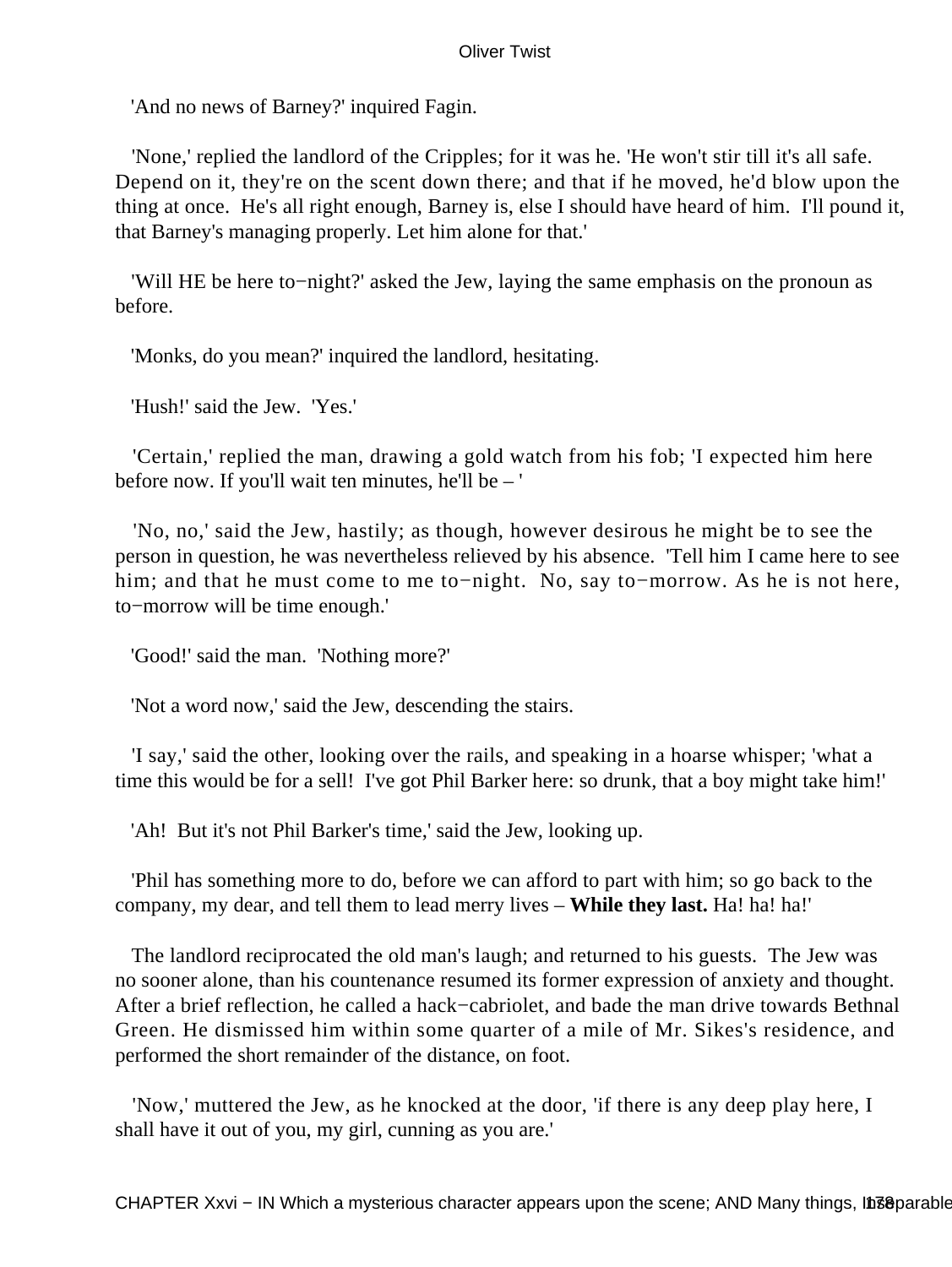'And no news of Barney?' inquired Fagin.

'None,' replied the landlord of the Cripples; for it was he. 'He won't stir till it's all safe. Depend on it, they're on the scent down there; and that if he moved, he'd blow upon the thing at once. He's all right enough, Barney is, else I should have heard of him. I'll pound it, that Barney's managing properly. Let him alone for that.'

'Will HE be here to−night?' asked the Jew, laying the same emphasis on the pronoun as before.

'Monks, do you mean?' inquired the landlord, hesitating.

'Hush!' said the Jew. 'Yes.'

'Certain,' replied the man, drawing a gold watch from his fob; 'I expected him here before now. If you'll wait ten minutes, he'll be – '

'No, no,' said the Jew, hastily; as though, however desirous he might be to see the person in question, he was nevertheless relieved by his absence. 'Tell him I came here to see him; and that he must come to me to−night. No, say to−morrow. As he is not here, to−morrow will be time enough.'

'Good!' said the man. 'Nothing more?'

'Not a word now,' said the Jew, descending the stairs.

'I say,' said the other, looking over the rails, and speaking in a hoarse whisper; 'what a time this would be for a sell! I've got Phil Barker here: so drunk, that a boy might take him!'

'Ah! But it's not Phil Barker's time,' said the Jew, looking up.

'Phil has something more to do, before we can afford to part with him; so go back to the company, my dear, and tell them to lead merry lives – **While they last.** Ha! ha! ha!'

The landlord reciprocated the old man's laugh; and returned to his guests. The Jew was no sooner alone, than his countenance resumed its former expression of anxiety and thought. After a brief reflection, he called a hack−cabriolet, and bade the man drive towards Bethnal Green. He dismissed him within some quarter of a mile of Mr. Sikes's residence, and performed the short remainder of the distance, on foot.

'Now,' muttered the Jew, as he knocked at the door, 'if there is any deep play here, I shall have it out of you, my girl, cunning as you are.'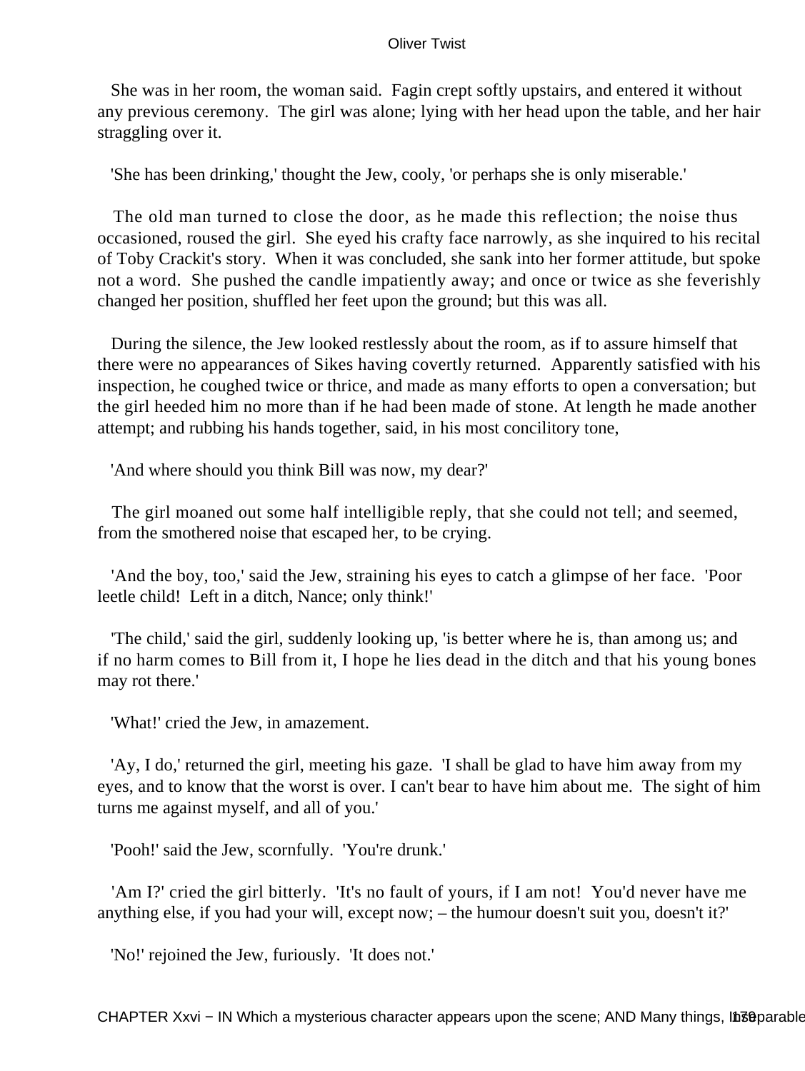She was in her room, the woman said. Fagin crept softly upstairs, and entered it without any previous ceremony. The girl was alone; lying with her head upon the table, and her hair straggling over it.

'She has been drinking,' thought the Jew, cooly, 'or perhaps she is only miserable.'

The old man turned to close the door, as he made this reflection; the noise thus occasioned, roused the girl. She eyed his crafty face narrowly, as she inquired to his recital of Toby Crackit's story. When it was concluded, she sank into her former attitude, but spoke not a word. She pushed the candle impatiently away; and once or twice as she feverishly changed her position, shuffled her feet upon the ground; but this was all.

During the silence, the Jew looked restlessly about the room, as if to assure himself that there were no appearances of Sikes having covertly returned. Apparently satisfied with his inspection, he coughed twice or thrice, and made as many efforts to open a conversation; but the girl heeded him no more than if he had been made of stone. At length he made another attempt; and rubbing his hands together, said, in his most concilitory tone,

'And where should you think Bill was now, my dear?'

The girl moaned out some half intelligible reply, that she could not tell; and seemed, from the smothered noise that escaped her, to be crying.

'And the boy, too,' said the Jew, straining his eyes to catch a glimpse of her face. 'Poor leetle child! Left in a ditch, Nance; only think!'

'The child,' said the girl, suddenly looking up, 'is better where he is, than among us; and if no harm comes to Bill from it, I hope he lies dead in the ditch and that his young bones may rot there.'

'What!' cried the Jew, in amazement.

'Ay, I do,' returned the girl, meeting his gaze. 'I shall be glad to have him away from my eyes, and to know that the worst is over. I can't bear to have him about me. The sight of him turns me against myself, and all of you.'

'Pooh!' said the Jew, scornfully. 'You're drunk.'

'Am I?' cried the girl bitterly. 'It's no fault of yours, if I am not! You'd never have me anything else, if you had your will, except now; – the humour doesn't suit you, doesn't it?'

'No!' rejoined the Jew, furiously. 'It does not.'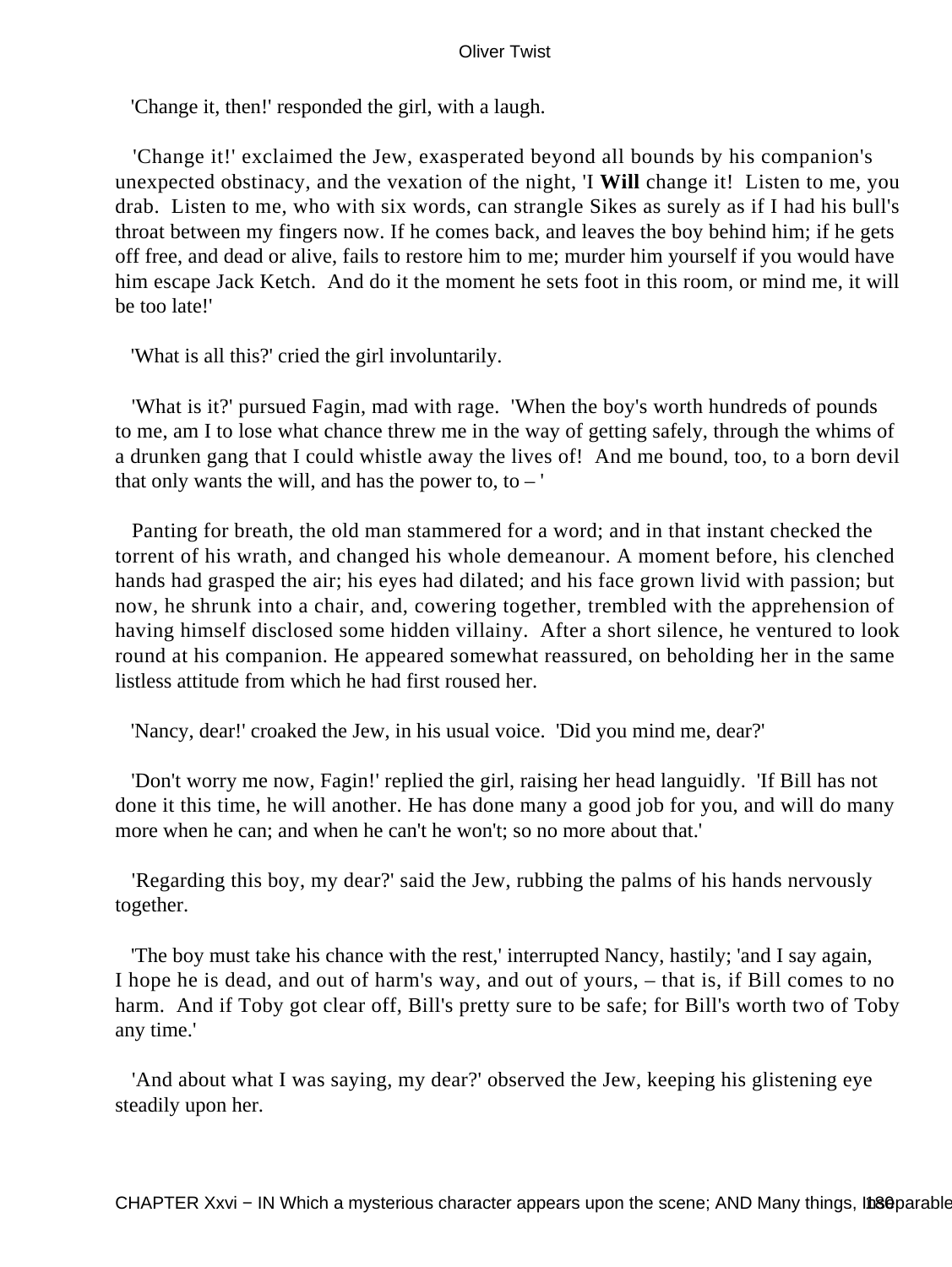'Change it, then!' responded the girl, with a laugh.

'Change it!' exclaimed the Jew, exasperated beyond all bounds by his companion's unexpected obstinacy, and the vexation of the night, 'I **Will** change it! Listen to me, you drab. Listen to me, who with six words, can strangle Sikes as surely as if I had his bull's throat between my fingers now. If he comes back, and leaves the boy behind him; if he gets off free, and dead or alive, fails to restore him to me; murder him yourself if you would have him escape Jack Ketch. And do it the moment he sets foot in this room, or mind me, it will be too late!'

'What is all this?' cried the girl involuntarily.

'What is it?' pursued Fagin, mad with rage. 'When the boy's worth hundreds of pounds to me, am I to lose what chance threw me in the way of getting safely, through the whims of a drunken gang that I could whistle away the lives of! And me bound, too, to a born devil that only wants the will, and has the power to, to – '

Panting for breath, the old man stammered for a word; and in that instant checked the torrent of his wrath, and changed his whole demeanour. A moment before, his clenched hands had grasped the air; his eyes had dilated; and his face grown livid with passion; but now, he shrunk into a chair, and, cowering together, trembled with the apprehension of having himself disclosed some hidden villainy. After a short silence, he ventured to look round at his companion. He appeared somewhat reassured, on beholding her in the same listless attitude from which he had first roused her.

'Nancy, dear!' croaked the Jew, in his usual voice. 'Did you mind me, dear?'

'Don't worry me now, Fagin!' replied the girl, raising her head languidly. 'If Bill has not done it this time, he will another. He has done many a good job for you, and will do many more when he can; and when he can't he won't; so no more about that.'

'Regarding this boy, my dear?' said the Jew, rubbing the palms of his hands nervously together.

'The boy must take his chance with the rest,' interrupted Nancy, hastily; 'and I say again, I hope he is dead, and out of harm's way, and out of yours, – that is, if Bill comes to no harm. And if Toby got clear off, Bill's pretty sure to be safe; for Bill's worth two of Toby any time.'

'And about what I was saying, my dear?' observed the Jew, keeping his glistening eye steadily upon her.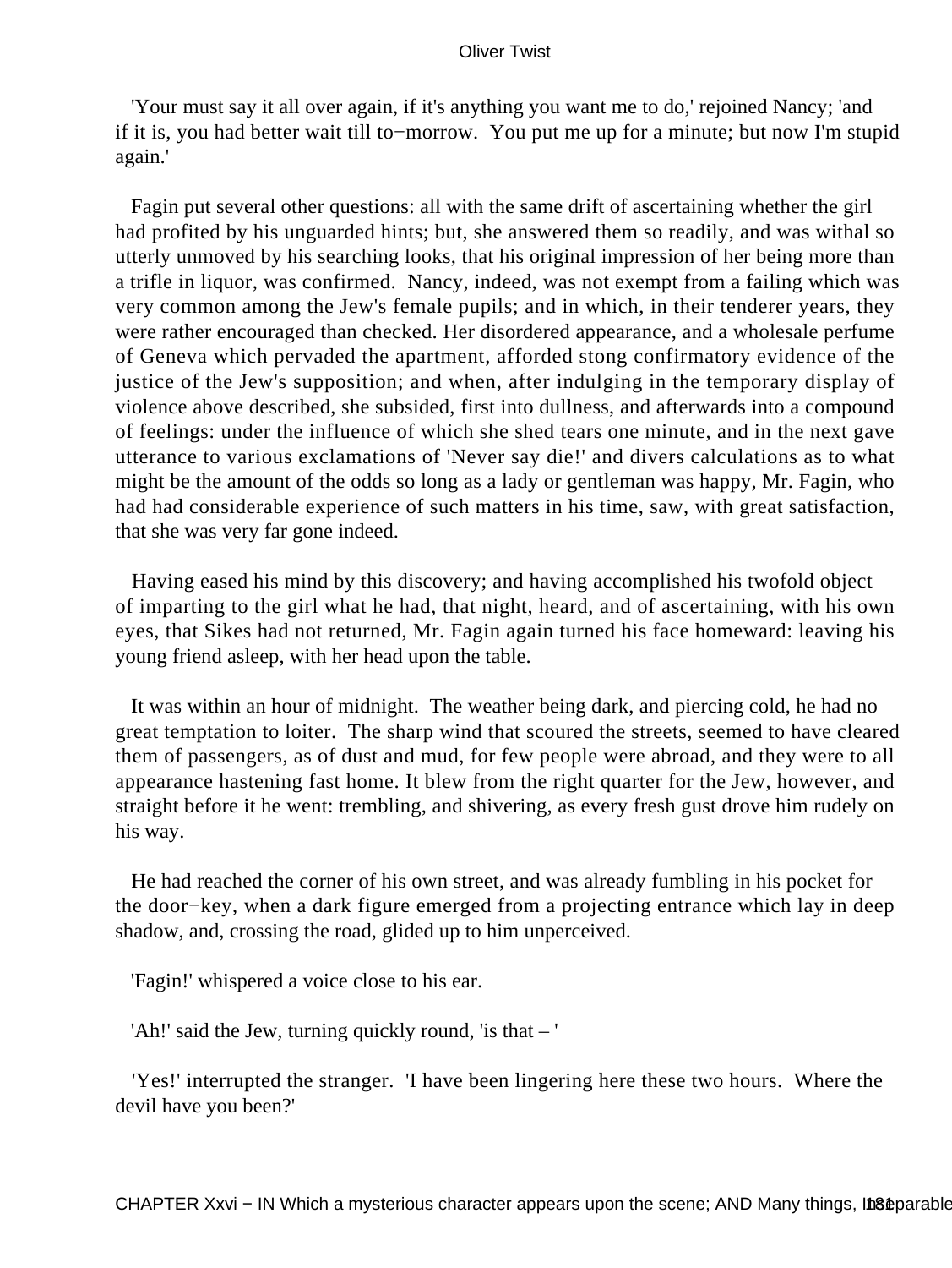'Your must say it all over again, if it's anything you want me to do,' rejoined Nancy; 'and if it is, you had better wait till to−morrow. You put me up for a minute; but now I'm stupid again.'

Fagin put several other questions: all with the same drift of ascertaining whether the girl had profited by his unguarded hints; but, she answered them so readily, and was withal so utterly unmoved by his searching looks, that his original impression of her being more than a trifle in liquor, was confirmed. Nancy, indeed, was not exempt from a failing which was very common among the Jew's female pupils; and in which, in their tenderer years, they were rather encouraged than checked. Her disordered appearance, and a wholesale perfume of Geneva which pervaded the apartment, afforded stong confirmatory evidence of the justice of the Jew's supposition; and when, after indulging in the temporary display of violence above described, she subsided, first into dullness, and afterwards into a compound of feelings: under the influence of which she shed tears one minute, and in the next gave utterance to various exclamations of 'Never say die!' and divers calculations as to what might be the amount of the odds so long as a lady or gentleman was happy, Mr. Fagin, who had had considerable experience of such matters in his time, saw, with great satisfaction, that she was very far gone indeed.

Having eased his mind by this discovery; and having accomplished his twofold object of imparting to the girl what he had, that night, heard, and of ascertaining, with his own eyes, that Sikes had not returned, Mr. Fagin again turned his face homeward: leaving his young friend asleep, with her head upon the table.

It was within an hour of midnight. The weather being dark, and piercing cold, he had no great temptation to loiter. The sharp wind that scoured the streets, seemed to have cleared them of passengers, as of dust and mud, for few people were abroad, and they were to all appearance hastening fast home. It blew from the right quarter for the Jew, however, and straight before it he went: trembling, and shivering, as every fresh gust drove him rudely on his way.

He had reached the corner of his own street, and was already fumbling in his pocket for the door−key, when a dark figure emerged from a projecting entrance which lay in deep shadow, and, crossing the road, glided up to him unperceived.

'Fagin!' whispered a voice close to his ear.

'Ah!' said the Jew, turning quickly round, 'is that – '

'Yes!' interrupted the stranger. 'I have been lingering here these two hours. Where the devil have you been?'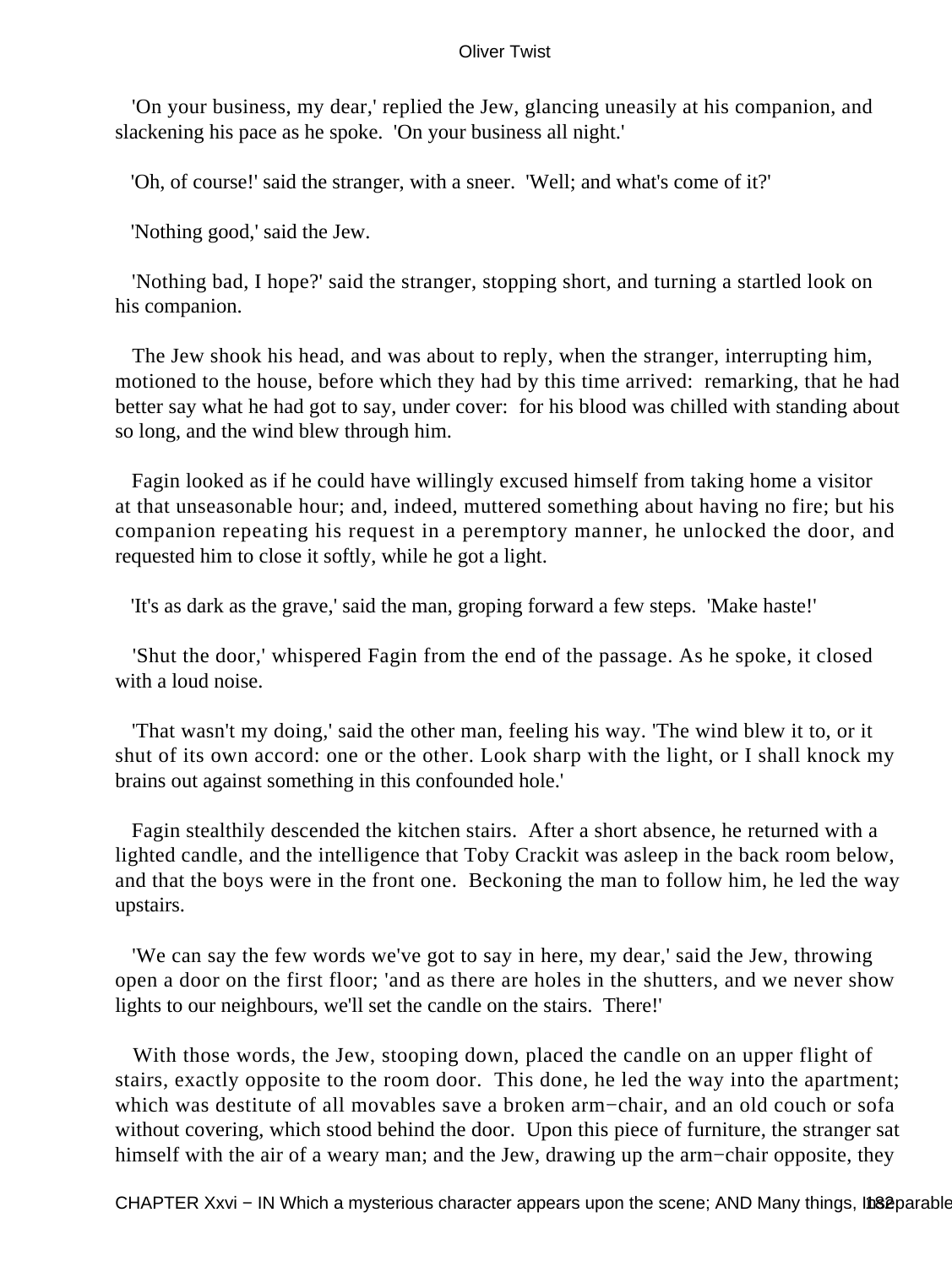'On your business, my dear,' replied the Jew, glancing uneasily at his companion, and slackening his pace as he spoke. 'On your business all night.'

'Oh, of course!' said the stranger, with a sneer. 'Well; and what's come of it?'

'Nothing good,' said the Jew.

'Nothing bad, I hope?' said the stranger, stopping short, and turning a startled look on his companion.

The Jew shook his head, and was about to reply, when the stranger, interrupting him, motioned to the house, before which they had by this time arrived: remarking, that he had better say what he had got to say, under cover: for his blood was chilled with standing about so long, and the wind blew through him.

Fagin looked as if he could have willingly excused himself from taking home a visitor at that unseasonable hour; and, indeed, muttered something about having no fire; but his companion repeating his request in a peremptory manner, he unlocked the door, and requested him to close it softly, while he got a light.

'It's as dark as the grave,' said the man, groping forward a few steps. 'Make haste!'

'Shut the door,' whispered Fagin from the end of the passage. As he spoke, it closed with a loud noise.

'That wasn't my doing,' said the other man, feeling his way. 'The wind blew it to, or it shut of its own accord: one or the other. Look sharp with the light, or I shall knock my brains out against something in this confounded hole.'

Fagin stealthily descended the kitchen stairs. After a short absence, he returned with a lighted candle, and the intelligence that Toby Crackit was asleep in the back room below, and that the boys were in the front one. Beckoning the man to follow him, he led the way upstairs.

'We can say the few words we've got to say in here, my dear,' said the Jew, throwing open a door on the first floor; 'and as there are holes in the shutters, and we never show lights to our neighbours, we'll set the candle on the stairs. There!'

With those words, the Jew, stooping down, placed the candle on an upper flight of stairs, exactly opposite to the room door. This done, he led the way into the apartment; which was destitute of all movables save a broken arm−chair, and an old couch or sofa without covering, which stood behind the door. Upon this piece of furniture, the stranger sat himself with the air of a weary man; and the Jew, drawing up the arm−chair opposite, they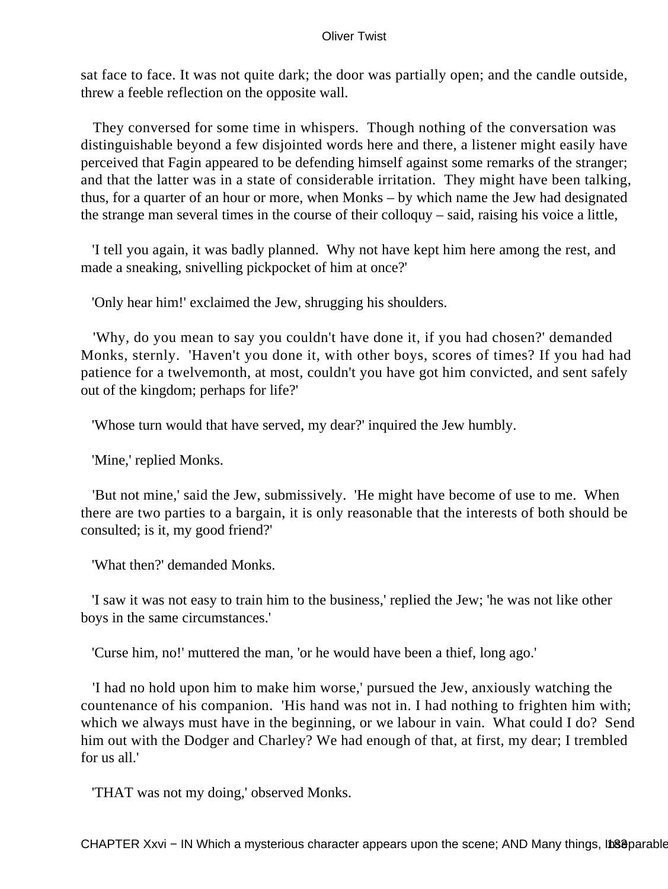sat face to face. It was not quite dark; the door was partially open; and the candle outside, threw a feeble reflection on the opposite wall.

They conversed for some time in whispers. Though nothing of the conversation was distinguishable beyond a few disjointed words here and there, a listener might easily have perceived that Fagin appeared to be defending himself against some remarks of the stranger; and that the latter was in a state of considerable irritation. They might have been talking, thus, for a quarter of an hour or more, when Monks – by which name the Jew had designated the strange man several times in the course of their colloquy – said, raising his voice a little,

'I tell you again, it was badly planned. Why not have kept him here among the rest, and made a sneaking, snivelling pickpocket of him at once?'

'Only hear him!' exclaimed the Jew, shrugging his shoulders.

'Why, do you mean to say you couldn't have done it, if you had chosen?' demanded Monks, sternly. 'Haven't you done it, with other boys, scores of times? If you had had patience for a twelvemonth, at most, couldn't you have got him convicted, and sent safely out of the kingdom; perhaps for life?'

'Whose turn would that have served, my dear?' inquired the Jew humbly.

'Mine,' replied Monks.

'But not mine,' said the Jew, submissively. 'He might have become of use to me. When there are two parties to a bargain, it is only reasonable that the interests of both should be consulted; is it, my good friend?'

'What then?' demanded Monks.

'I saw it was not easy to train him to the business,' replied the Jew; 'he was not like other boys in the same circumstances.'

'Curse him, no!' muttered the man, 'or he would have been a thief, long ago.'

'I had no hold upon him to make him worse,' pursued the Jew, anxiously watching the countenance of his companion. 'His hand was not in. I had nothing to frighten him with; which we always must have in the beginning, or we labour in vain. What could I do? Send him out with the Dodger and Charley? We had enough of that, at first, my dear; I trembled for us all.'

'THAT was not my doing,' observed Monks.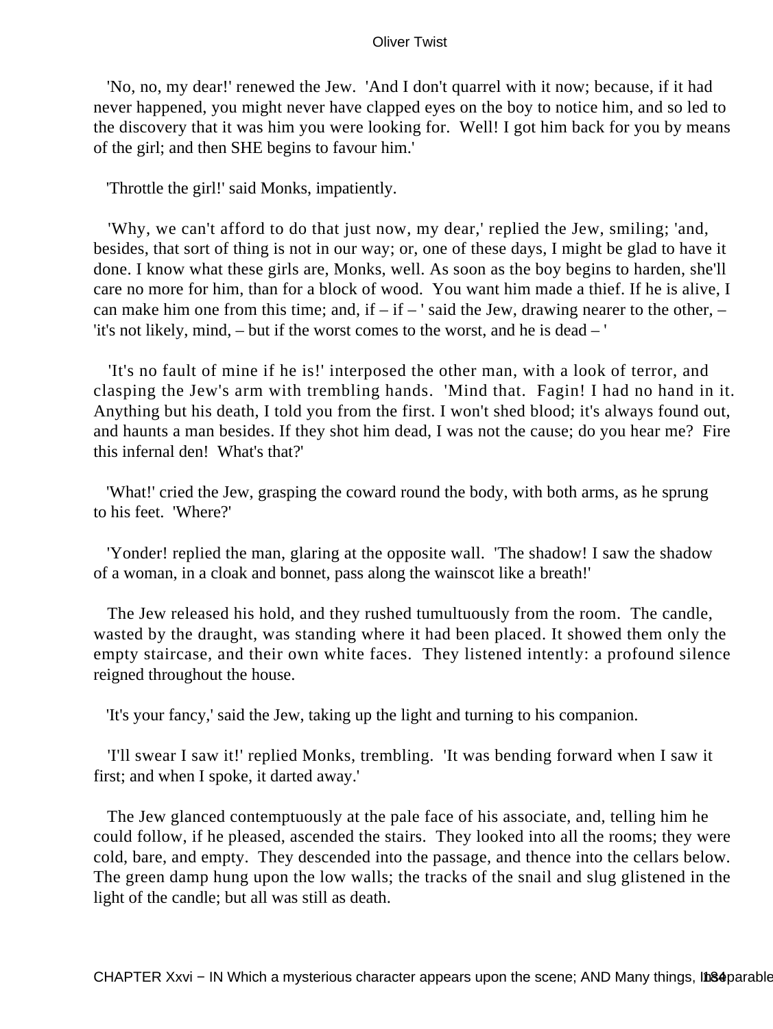'No, no, my dear!' renewed the Jew. 'And I don't quarrel with it now; because, if it had never happened, you might never have clapped eyes on the boy to notice him, and so led to the discovery that it was him you were looking for. Well! I got him back for you by means of the girl; and then SHE begins to favour him.'

'Throttle the girl!' said Monks, impatiently.

'Why, we can't afford to do that just now, my dear,' replied the Jew, smiling; 'and, besides, that sort of thing is not in our way; or, one of these days, I might be glad to have it done. I know what these girls are, Monks, well. As soon as the boy begins to harden, she'll care no more for him, than for a block of wood. You want him made a thief. If he is alive, I can make him one from this time; and, if – if – ' said the Jew, drawing nearer to the other, – 'it's not likely, mind, – but if the worst comes to the worst, and he is dead – '

'It's no fault of mine if he is!' interposed the other man, with a look of terror, and clasping the Jew's arm with trembling hands. 'Mind that. Fagin! I had no hand in it. Anything but his death, I told you from the first. I won't shed blood; it's always found out, and haunts a man besides. If they shot him dead, I was not the cause; do you hear me? Fire this infernal den! What's that?'

'What!' cried the Jew, grasping the coward round the body, with both arms, as he sprung to his feet. 'Where?'

'Yonder! replied the man, glaring at the opposite wall. 'The shadow! I saw the shadow of a woman, in a cloak and bonnet, pass along the wainscot like a breath!'

The Jew released his hold, and they rushed tumultuously from the room. The candle, wasted by the draught, was standing where it had been placed. It showed them only the empty staircase, and their own white faces. They listened intently: a profound silence reigned throughout the house.

'It's your fancy,' said the Jew, taking up the light and turning to his companion.

'I'll swear I saw it!' replied Monks, trembling. 'It was bending forward when I saw it first; and when I spoke, it darted away.'

The Jew glanced contemptuously at the pale face of his associate, and, telling him he could follow, if he pleased, ascended the stairs. They looked into all the rooms; they were cold, bare, and empty. They descended into the passage, and thence into the cellars below. The green damp hung upon the low walls; the tracks of the snail and slug glistened in the light of the candle; but all was still as death.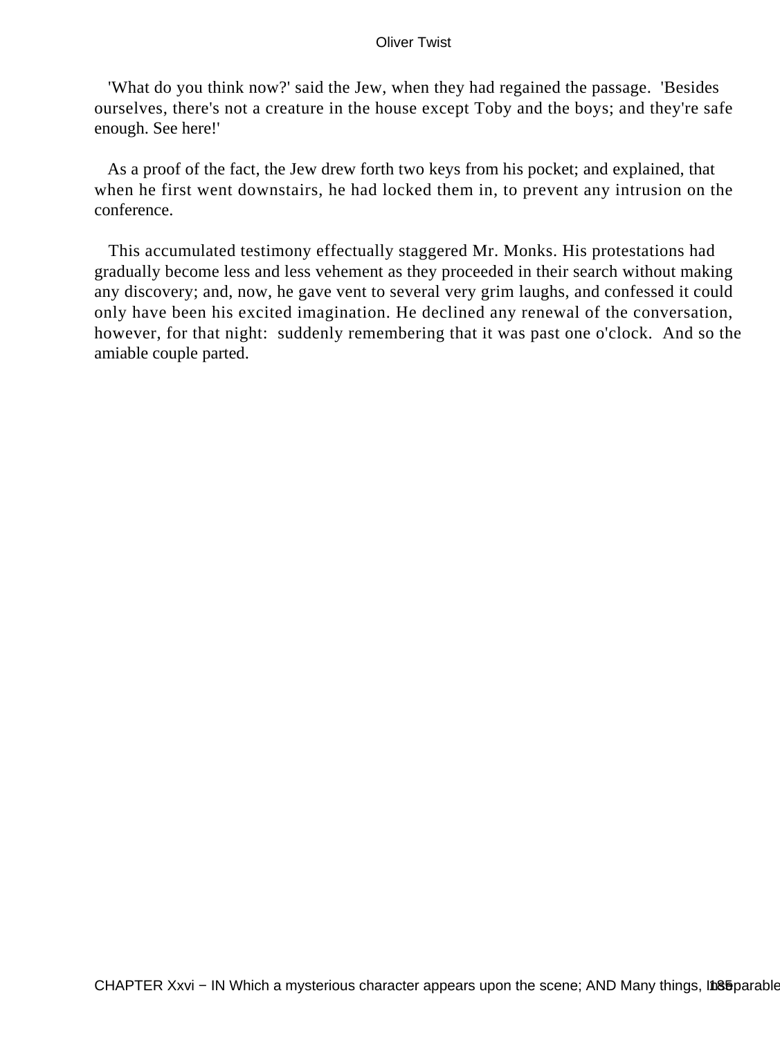'What do you think now?' said the Jew, when they had regained the passage. 'Besides ourselves, there's not a creature in the house except Toby and the boys; and they're safe enough. See here!'

As a proof of the fact, the Jew drew forth two keys from his pocket; and explained, that when he first went downstairs, he had locked them in, to prevent any intrusion on the conference.

This accumulated testimony effectually staggered Mr. Monks. His protestations had gradually become less and less vehement as they proceeded in their search without making any discovery; and, now, he gave vent to several very grim laughs, and confessed it could only have been his excited imagination. He declined any renewal of the conversation, however, for that night: suddenly remembering that it was past one o'clock. And so the amiable couple parted.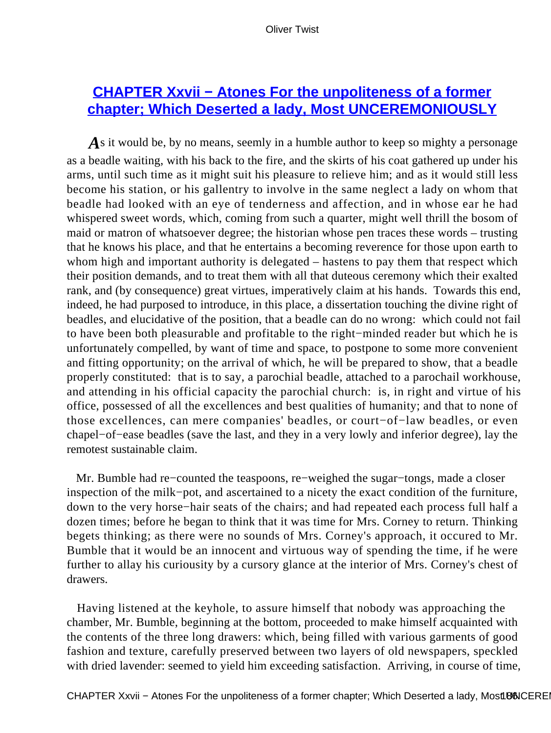## CHAPTER Xxvii − Atones For the unpoliteness of a former chapter; Which Deserted a lady, Most UNCEREMONIOUSLY

As it would be, by no means, seemly in a humble author to keep so mighty a personage as a beadle waiting, with his back to the fire, and the skirts of his coat gathered up under his arms, until such time as it might suit his pleasure to relieve him; and as it would still less become his station, or his gallentry to involve in the same neglect a lady on whom that beadle had looked with an eye of tenderness and affection, and in whose ear he had whispered sweet words, which, coming from such a quarter, might well thrill the bosom of maid or matron of whatsoever degree; the historian whose pen traces these words – trusting that he knows his place, and that he entertains a becoming reverence for those upon earth to whom high and important authority is delegated – hastens to pay them that respect which their position demands, and to treat them with all that duteous ceremony which their exalted rank, and (by consequence) great virtues, imperatively claim at his hands. Towards this end, indeed, he had purposed to introduce, in this place, a dissertation touching the divine right of beadles, and elucidative of the position, that a beadle can do no wrong: which could not fail to have been both pleasurable and profitable to the right−minded reader but which he is unfortunately compelled, by want of time and space, to postpone to some more convenient and fitting opportunity; on the arrival of which, he will be prepared to show, that a beadle properly constituted: that is to say, a parochial beadle, attached to a parochail workhouse, and attending in his official capacity the parochial church: is, in right and virtue of his office, possessed of all the excellences and best qualities of humanity; and that to none of those excellences, can mere companies' beadles, or court−of−law beadles, or even chapel−of−ease beadles (save the last, and they in a very lowly and inferior degree), lay the remotest sustainable claim.

Mr. Bumble had re−counted the teaspoons, re−weighed the sugar−tongs, made a closer inspection of the milk−pot, and ascertained to a nicety the exact condition of the furniture, down to the very horse−hair seats of the chairs; and had repeated each process full half a dozen times; before he began to think that it was time for Mrs. Corney to return. Thinking begets thinking; as there were no sounds of Mrs. Corney's approach, it occured to Mr. Bumble that it would be an innocent and virtuous way of spending the time, if he were further to allay his curiousity by a cursory glance at the interior of Mrs. Corney's chest of drawers.

Having listened at the keyhole, to assure himself that nobody was approaching the chamber, Mr. Bumble, beginning at the bottom, proceeded to make himself acquainted with the contents of the three long drawers: which, being filled with various garments of good fashion and texture, carefully preserved between two layers of old newspapers, speckled with dried lavender: seemed to yield him exceeding satisfaction. Arriving, in course of time,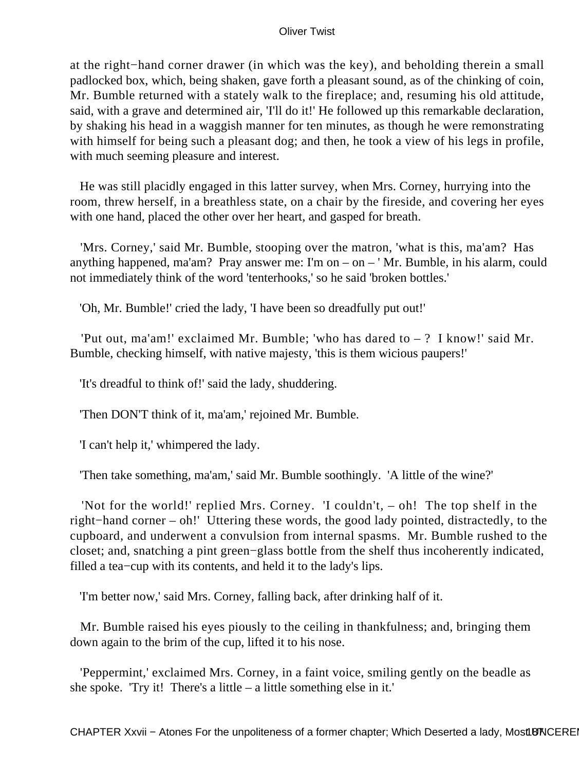at the right−hand corner drawer (in which was the key), and beholding therein a small padlocked box, which, being shaken, gave forth a pleasant sound, as of the chinking of coin, Mr. Bumble returned with a stately walk to the fireplace; and, resuming his old attitude, said, with a grave and determined air, 'I'll do it!' He followed up this remarkable declaration, by shaking his head in a waggish manner for ten minutes, as though he were remonstrating with himself for being such a pleasant dog; and then, he took a view of his legs in profile, with much seeming pleasure and interest.

He was still placidly engaged in this latter survey, when Mrs. Corney, hurrying into the room, threw herself, in a breathless state, on a chair by the fireside, and covering her eyes with one hand, placed the other over her heart, and gasped for breath.

'Mrs. Corney,' said Mr. Bumble, stooping over the matron, 'what is this, ma'am? Has anything happened, ma'am? Pray answer me: I'm on – on – ' Mr. Bumble, in his alarm, could not immediately think of the word 'tenterhooks,' so he said 'broken bottles.'

'Oh, Mr. Bumble!' cried the lady, 'I have been so dreadfully put out!'

'Put out, ma'am!' exclaimed Mr. Bumble; 'who has dared to – ? I know!' said Mr. Bumble, checking himself, with native majesty, 'this is them wicious paupers!'

'It's dreadful to think of!' said the lady, shuddering.

'Then DON'T think of it, ma'am,' rejoined Mr. Bumble.

'I can't help it,' whimpered the lady.

'Then take something, ma'am,' said Mr. Bumble soothingly. 'A little of the wine?'

'Not for the world!' replied Mrs. Corney. 'I couldn't, – oh! The top shelf in the right−hand corner – oh!' Uttering these words, the good lady pointed, distractedly, to the cupboard, and underwent a convulsion from internal spasms. Mr. Bumble rushed to the closet; and, snatching a pint green−glass bottle from the shelf thus incoherently indicated, filled a tea−cup with its contents, and held it to the lady's lips.

'I'm better now,' said Mrs. Corney, falling back, after drinking half of it.

Mr. Bumble raised his eyes piously to the ceiling in thankfulness; and, bringing them down again to the brim of the cup, lifted it to his nose.

'Peppermint,' exclaimed Mrs. Corney, in a faint voice, smiling gently on the beadle as she spoke. 'Try it! There's a little – a little something else in it.'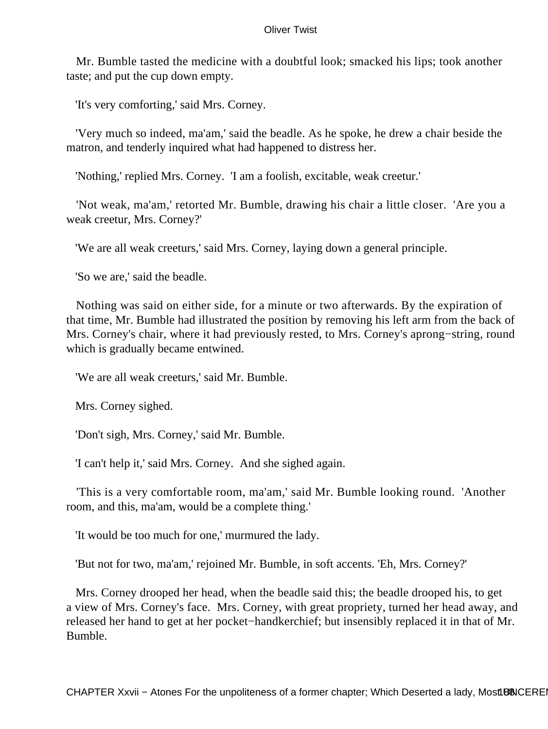Mr. Bumble tasted the medicine with a doubtful look; smacked his lips; took another taste; and put the cup down empty.

'It's very comforting,' said Mrs. Corney.

'Very much so indeed, ma'am,' said the beadle. As he spoke, he drew a chair beside the matron, and tenderly inquired what had happened to distress her.

'Nothing,' replied Mrs. Corney. 'I am a foolish, excitable, weak creetur.'

'Not weak, ma'am,' retorted Mr. Bumble, drawing his chair a little closer. 'Are you a weak creetur, Mrs. Corney?'

'We are all weak creeturs,' said Mrs. Corney, laying down a general principle.

'So we are,' said the beadle.

Nothing was said on either side, for a minute or two afterwards. By the expiration of that time, Mr. Bumble had illustrated the position by removing his left arm from the back of Mrs. Corney's chair, where it had previously rested, to Mrs. Corney's aprong−string, round which is gradually became entwined.

'We are all weak creeturs,' said Mr. Bumble.

Mrs. Corney sighed.

'Don't sigh, Mrs. Corney,' said Mr. Bumble.

'I can't help it,' said Mrs. Corney. And she sighed again.

'This is a very comfortable room, ma'am,' said Mr. Bumble looking round. 'Another room, and this, ma'am, would be a complete thing.'

'It would be too much for one,' murmured the lady.

'But not for two, ma'am,' rejoined Mr. Bumble, in soft accents. 'Eh, Mrs. Corney?'

Mrs. Corney drooped her head, when the beadle said this; the beadle drooped his, to get a view of Mrs. Corney's face. Mrs. Corney, with great propriety, turned her head away, and released her hand to get at her pocket−handkerchief; but insensibly replaced it in that of Mr. Bumble.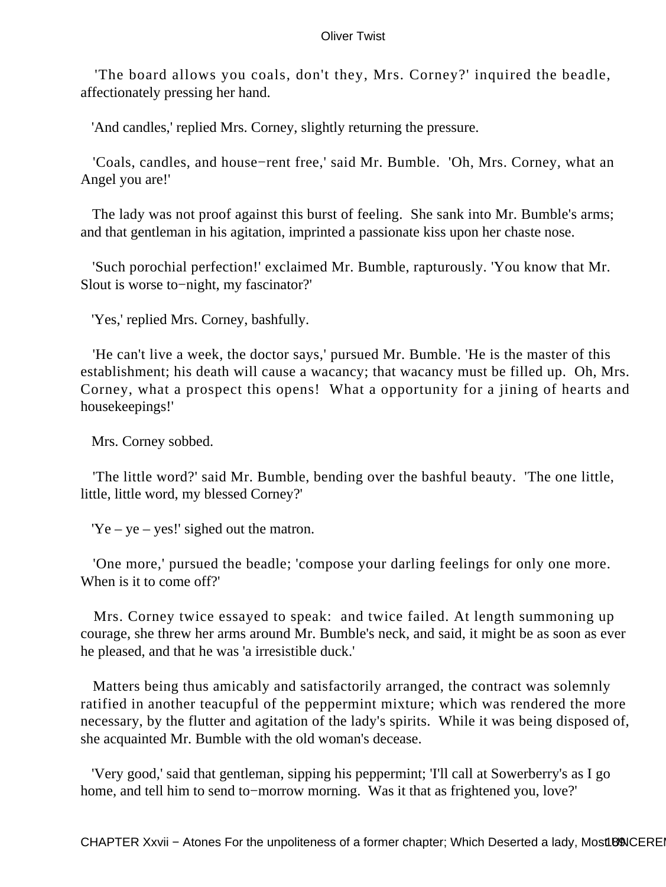'The board allows you coals, don't they, Mrs. Corney?' inquired the beadle, affectionately pressing her hand.

'And candles,' replied Mrs. Corney, slightly returning the pressure.

'Coals, candles, and house−rent free,' said Mr. Bumble. 'Oh, Mrs. Corney, what an Angel you are!'

The lady was not proof against this burst of feeling. She sank into Mr. Bumble's arms; and that gentleman in his agitation, imprinted a passionate kiss upon her chaste nose.

'Such porochial perfection!' exclaimed Mr. Bumble, rapturously. 'You know that Mr. Slout is worse to−night, my fascinator?'

'Yes,' replied Mrs. Corney, bashfully.

'He can't live a week, the doctor says,' pursued Mr. Bumble. 'He is the master of this establishment; his death will cause a wacancy; that wacancy must be filled up. Oh, Mrs. Corney, what a prospect this opens! What a opportunity for a jining of hearts and housekeepings!'

Mrs. Corney sobbed.

'The little word?' said Mr. Bumble, bending over the bashful beauty. 'The one little, little, little word, my blessed Corney?'

'Ye – ye – yes!' sighed out the matron.

'One more,' pursued the beadle; 'compose your darling feelings for only one more. When is it to come off?'

Mrs. Corney twice essayed to speak: and twice failed. At length summoning up courage, she threw her arms around Mr. Bumble's neck, and said, it might be as soon as ever he pleased, and that he was 'a irresistible duck.'

Matters being thus amicably and satisfactorily arranged, the contract was solemnly ratified in another teacupful of the peppermint mixture; which was rendered the more necessary, by the flutter and agitation of the lady's spirits. While it was being disposed of, she acquainted Mr. Bumble with the old woman's decease.

'Very good,' said that gentleman, sipping his peppermint; 'I'll call at Sowerberry's as I go home, and tell him to send to−morrow morning. Was it that as frightened you, love?'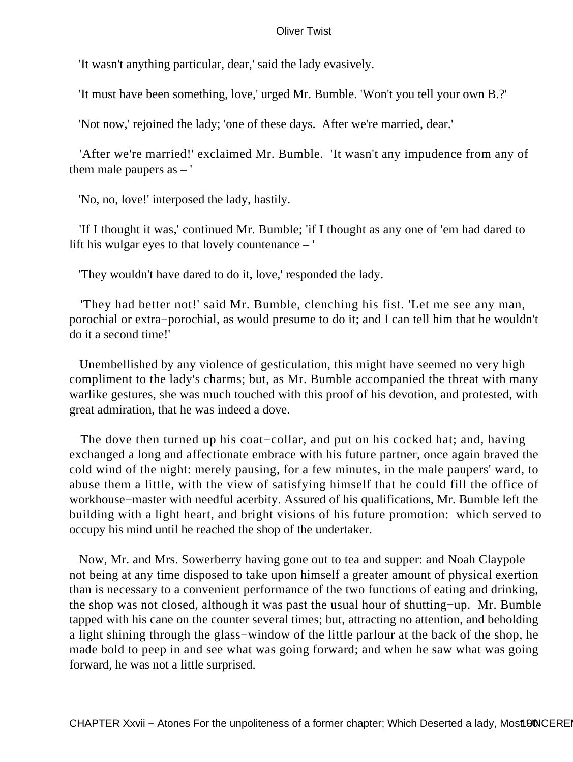'It wasn't anything particular, dear,' said the lady evasively.

'It must have been something, love,' urged Mr. Bumble. 'Won't you tell your own B.?'

'Not now,' rejoined the lady; 'one of these days. After we're married, dear.'

'After we're married!' exclaimed Mr. Bumble. 'It wasn't any impudence from any of them male paupers as – '

'No, no, love!' interposed the lady, hastily.

'If I thought it was,' continued Mr. Bumble; 'if I thought as any one of 'em had dared to lift his wulgar eyes to that lovely countenance – '

'They wouldn't have dared to do it, love,' responded the lady.

'They had better not!' said Mr. Bumble, clenching his fist. 'Let me see any man, porochial or extra−porochial, as would presume to do it; and I can tell him that he wouldn't do it a second time!'

Unembellished by any violence of gesticulation, this might have seemed no very high compliment to the lady's charms; but, as Mr. Bumble accompanied the threat with many warlike gestures, she was much touched with this proof of his devotion, and protested, with great admiration, that he was indeed a dove.

The dove then turned up his coat−collar, and put on his cocked hat; and, having exchanged a long and affectionate embrace with his future partner, once again braved the cold wind of the night: merely pausing, for a few minutes, in the male paupers' ward, to abuse them a little, with the view of satisfying himself that he could fill the office of workhouse−master with needful acerbity. Assured of his qualifications, Mr. Bumble left the building with a light heart, and bright visions of his future promotion: which served to occupy his mind until he reached the shop of the undertaker.

Now, Mr. and Mrs. Sowerberry having gone out to tea and supper: and Noah Claypole not being at any time disposed to take upon himself a greater amount of physical exertion than is necessary to a convenient performance of the two functions of eating and drinking, the shop was not closed, although it was past the usual hour of shutting−up. Mr. Bumble tapped with his cane on the counter several times; but, attracting no attention, and beholding a light shining through the glass−window of the little parlour at the back of the shop, he made bold to peep in and see what was going forward; and when he saw what was going forward, he was not a little surprised.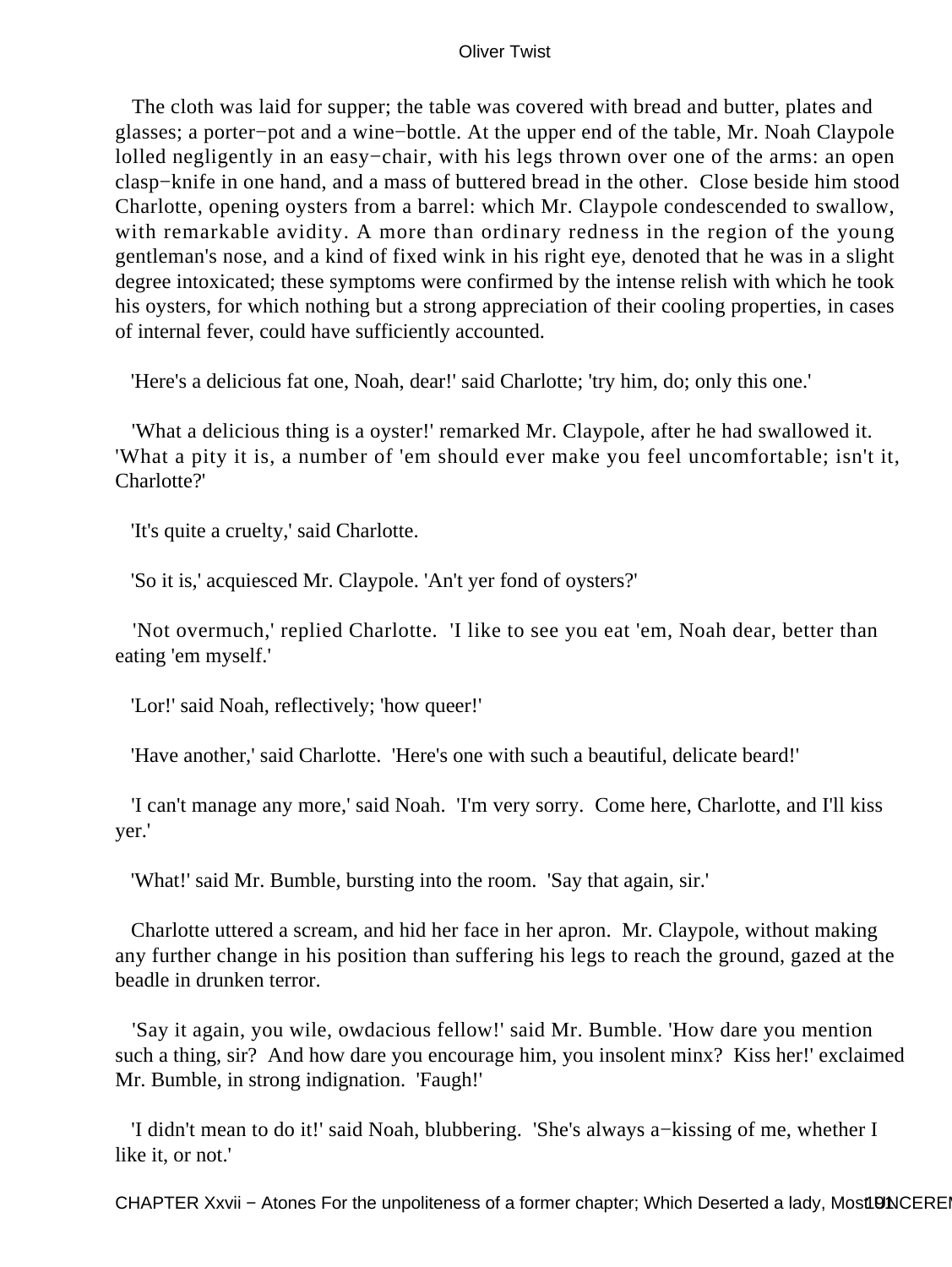The cloth was laid for supper; the table was covered with bread and butter, plates and glasses; a porter−pot and a wine−bottle. At the upper end of the table, Mr. Noah Claypole lolled negligently in an easy−chair, with his legs thrown over one of the arms: an open clasp−knife in one hand, and a mass of buttered bread in the other. Close beside him stood Charlotte, opening oysters from a barrel: which Mr. Claypole condescended to swallow, with remarkable avidity. A more than ordinary redness in the region of the young gentleman's nose, and a kind of fixed wink in his right eye, denoted that he was in a slight degree intoxicated; these symptoms were confirmed by the intense relish with which he took his oysters, for which nothing but a strong appreciation of their cooling properties, in cases of internal fever, could have sufficiently accounted.

'Here's a delicious fat one, Noah, dear!' said Charlotte; 'try him, do; only this one.'

'What a delicious thing is a oyster!' remarked Mr. Claypole, after he had swallowed it. 'What a pity it is, a number of 'em should ever make you feel uncomfortable; isn't it, Charlotte?'

'It's quite a cruelty,' said Charlotte.

'So it is,' acquiesced Mr. Claypole. 'An't yer fond of oysters?'

'Not overmuch,' replied Charlotte. 'I like to see you eat 'em, Noah dear, better than eating 'em myself.'

'Lor!' said Noah, reflectively; 'how queer!'

'Have another,' said Charlotte. 'Here's one with such a beautiful, delicate beard!'

'I can't manage any more,' said Noah. 'I'm very sorry. Come here, Charlotte, and I'll kiss yer.'

'What!' said Mr. Bumble, bursting into the room. 'Say that again, sir.'

Charlotte uttered a scream, and hid her face in her apron. Mr. Claypole, without making any further change in his position than suffering his legs to reach the ground, gazed at the beadle in drunken terror.

'Say it again, you wile, owdacious fellow!' said Mr. Bumble. 'How dare you mention such a thing, sir? And how dare you encourage him, you insolent minx? Kiss her!' exclaimed Mr. Bumble, in strong indignation. 'Faugh!'

'I didn't mean to do it!' said Noah, blubbering. 'She's always a−kissing of me, whether I like it, or not.'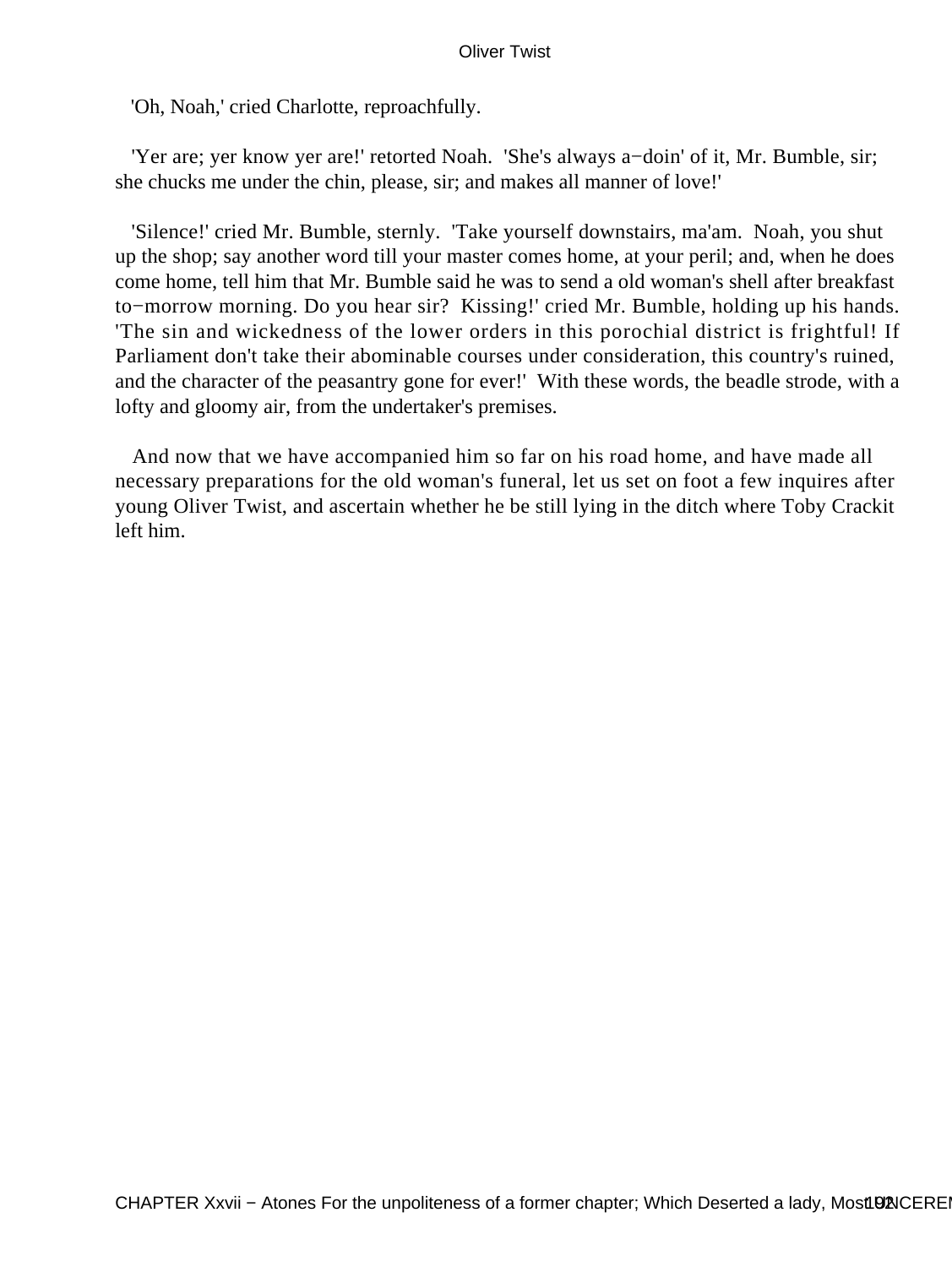'Oh, Noah,' cried Charlotte, reproachfully.

'Yer are; yer know yer are!' retorted Noah. 'She's always a−doin' of it, Mr. Bumble, sir; she chucks me under the chin, please, sir; and makes all manner of love!'

'Silence!' cried Mr. Bumble, sternly. 'Take yourself downstairs, ma'am. Noah, you shut up the shop; say another word till your master comes home, at your peril; and, when he does come home, tell him that Mr. Bumble said he was to send a old woman's shell after breakfast to−morrow morning. Do you hear sir? Kissing!' cried Mr. Bumble, holding up his hands. 'The sin and wickedness of the lower orders in this porochial district is frightful! If Parliament don't take their abominable courses under consideration, this country's ruined, and the character of the peasantry gone for ever!' With these words, the beadle strode, with a lofty and gloomy air, from the undertaker's premises.

And now that we have accompanied him so far on his road home, and have made all necessary preparations for the old woman's funeral, let us set on foot a few inquires after young Oliver Twist, and ascertain whether he be still lying in the ditch where Toby Crackit left him.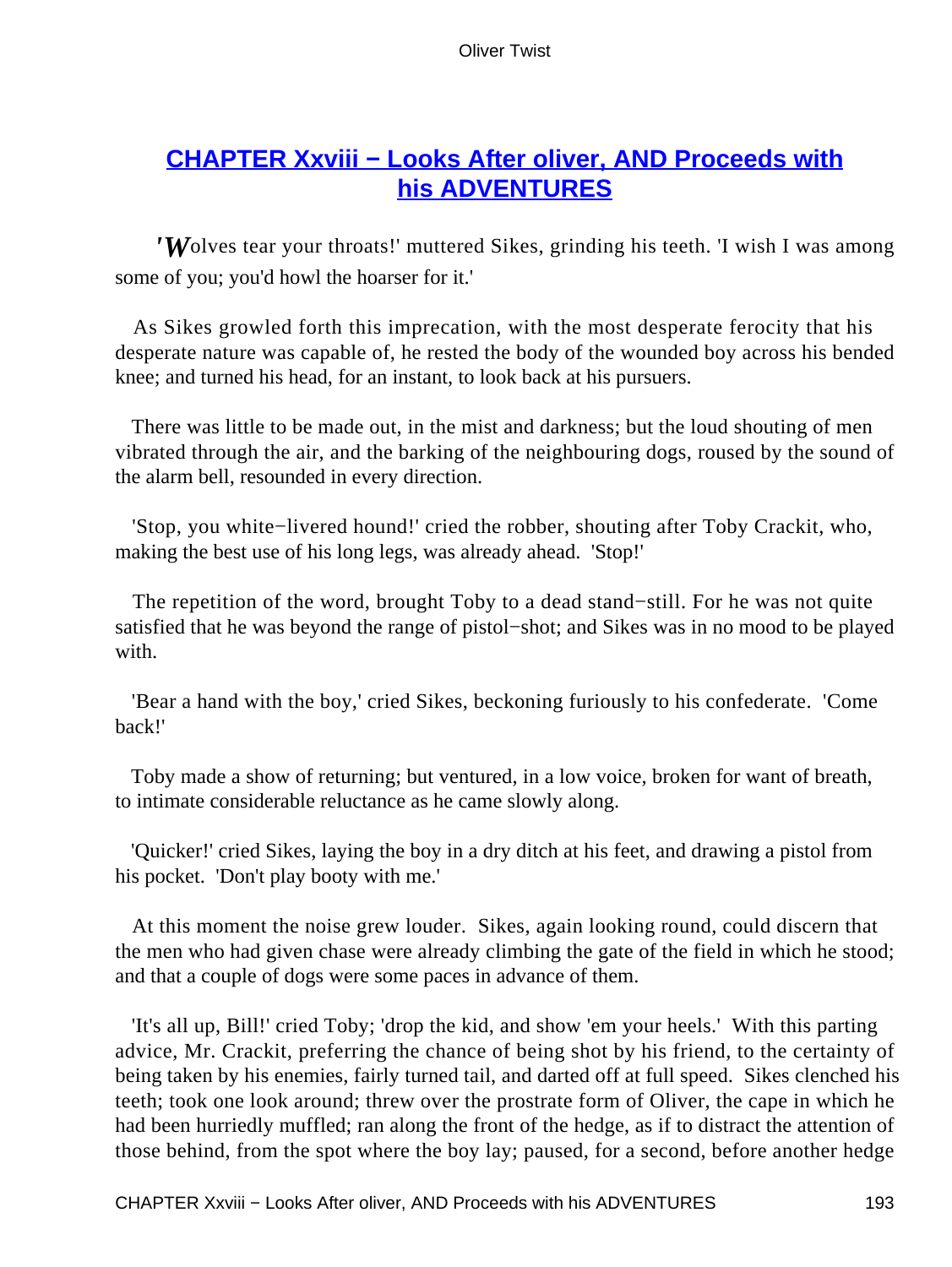## CHAPTER Xxviii − Looks After oliver, AND Proceeds with his ADVENTURES

'Wolves tear your throats!' muttered Sikes, grinding his teeth. 'I wish I was among some of you; you'd howl the hoarser for it.'

As Sikes growled forth this imprecation, with the most desperate ferocity that his desperate nature was capable of, he rested the body of the wounded boy across his bended knee; and turned his head, for an instant, to look back at his pursuers.

There was little to be made out, in the mist and darkness; but the loud shouting of men vibrated through the air, and the barking of the neighbouring dogs, roused by the sound of the alarm bell, resounded in every direction.

'Stop, you white−livered hound!' cried the robber, shouting after Toby Crackit, who, making the best use of his long legs, was already ahead. 'Stop!'

The repetition of the word, brought Toby to a dead stand−still. For he was not quite satisfied that he was beyond the range of pistol−shot; and Sikes was in no mood to be played with.

'Bear a hand with the boy,' cried Sikes, beckoning furiously to his confederate. 'Come back!'

Toby made a show of returning; but ventured, in a low voice, broken for want of breath, to intimate considerable reluctance as he came slowly along.

'Quicker!' cried Sikes, laying the boy in a dry ditch at his feet, and drawing a pistol from his pocket. 'Don't play booty with me.'

At this moment the noise grew louder. Sikes, again looking round, could discern that the men who had given chase were already climbing the gate of the field in which he stood; and that a couple of dogs were some paces in advance of them.

'It's all up, Bill!' cried Toby; 'drop the kid, and show 'em your heels.' With this parting advice, Mr. Crackit, preferring the chance of being shot by his friend, to the certainty of being taken by his enemies, fairly turned tail, and darted off at full speed. Sikes clenched his teeth; took one look around; threw over the prostrate form of Oliver, the cape in which he had been hurriedly muffled; ran along the front of the hedge, as if to distract the attention of those behind, from the spot where the boy lay; paused, for a second, before another hedge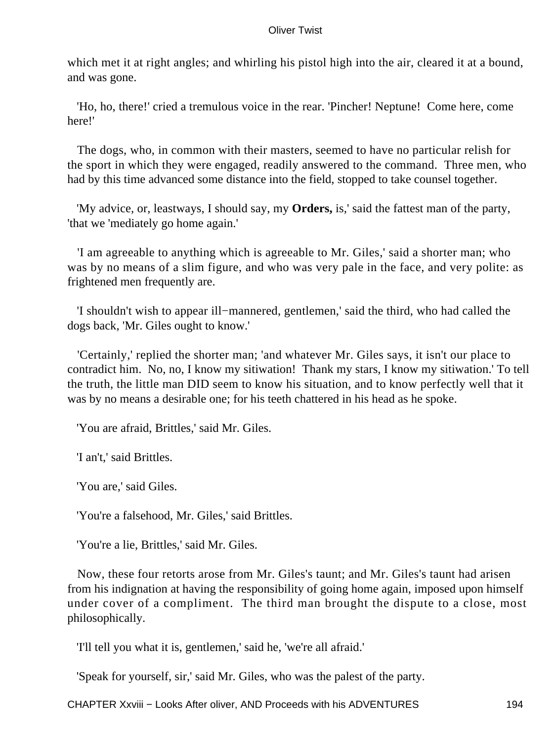which met it at right angles; and whirling his pistol high into the air, cleared it at a bound, and was gone.

'Ho, ho, there!' cried a tremulous voice in the rear. 'Pincher! Neptune! Come here, come here!'

The dogs, who, in common with their masters, seemed to have no particular relish for the sport in which they were engaged, readily answered to the command. Three men, who had by this time advanced some distance into the field, stopped to take counsel together.

'My advice, or, leastways, I should say, my **Orders,** is,' said the fattest man of the party, 'that we 'mediately go home again.'

'I am agreeable to anything which is agreeable to Mr. Giles,' said a shorter man; who was by no means of a slim figure, and who was very pale in the face, and very polite: as frightened men frequently are.

'I shouldn't wish to appear ill−mannered, gentlemen,' said the third, who had called the dogs back, 'Mr. Giles ought to know.'

'Certainly,' replied the shorter man; 'and whatever Mr. Giles says, it isn't our place to contradict him. No, no, I know my sitiwation! Thank my stars, I know my sitiwation.' To tell the truth, the little man DID seem to know his situation, and to know perfectly well that it was by no means a desirable one; for his teeth chattered in his head as he spoke.

'You are afraid, Brittles,' said Mr. Giles.

'I an't,' said Brittles.

'You are,' said Giles.

'You're a falsehood, Mr. Giles,' said Brittles.

'You're a lie, Brittles,' said Mr. Giles.

Now, these four retorts arose from Mr. Giles's taunt; and Mr. Giles's taunt had arisen from his indignation at having the responsibility of going home again, imposed upon himself under cover of a compliment. The third man brought the dispute to a close, most philosophically.

'I'll tell you what it is, gentlemen,' said he, 'we're all afraid.'

'Speak for yourself, sir,' said Mr. Giles, who was the palest of the party.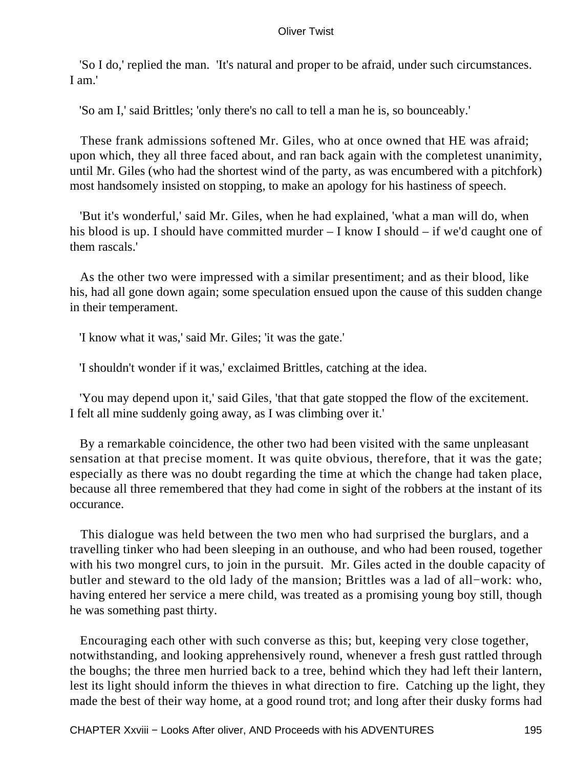'So I do,' replied the man. 'It's natural and proper to be afraid, under such circumstances. I am.'

'So am I,' said Brittles; 'only there's no call to tell a man he is, so bounceably.'

These frank admissions softened Mr. Giles, who at once owned that HE was afraid; upon which, they all three faced about, and ran back again with the completest unanimity, until Mr. Giles (who had the shortest wind of the party, as was encumbered with a pitchfork) most handsomely insisted on stopping, to make an apology for his hastiness of speech.

'But it's wonderful,' said Mr. Giles, when he had explained, 'what a man will do, when his blood is up. I should have committed murder – I know I should – if we'd caught one of them rascals.'

As the other two were impressed with a similar presentiment; and as their blood, like his, had all gone down again; some speculation ensued upon the cause of this sudden change in their temperament.

'I know what it was,' said Mr. Giles; 'it was the gate.'

'I shouldn't wonder if it was,' exclaimed Brittles, catching at the idea.

'You may depend upon it,' said Giles, 'that that gate stopped the flow of the excitement. I felt all mine suddenly going away, as I was climbing over it.'

By a remarkable coincidence, the other two had been visited with the same unpleasant sensation at that precise moment. It was quite obvious, therefore, that it was the gate; especially as there was no doubt regarding the time at which the change had taken place, because all three remembered that they had come in sight of the robbers at the instant of its occurance.

This dialogue was held between the two men who had surprised the burglars, and a travelling tinker who had been sleeping in an outhouse, and who had been roused, together with his two mongrel curs, to join in the pursuit. Mr. Giles acted in the double capacity of butler and steward to the old lady of the mansion; Brittles was a lad of all−work: who, having entered her service a mere child, was treated as a promising young boy still, though he was something past thirty.

Encouraging each other with such converse as this; but, keeping very close together, notwithstanding, and looking apprehensively round, whenever a fresh gust rattled through the boughs; the three men hurried back to a tree, behind which they had left their lantern, lest its light should inform the thieves in what direction to fire. Catching up the light, they made the best of their way home, at a good round trot; and long after their dusky forms had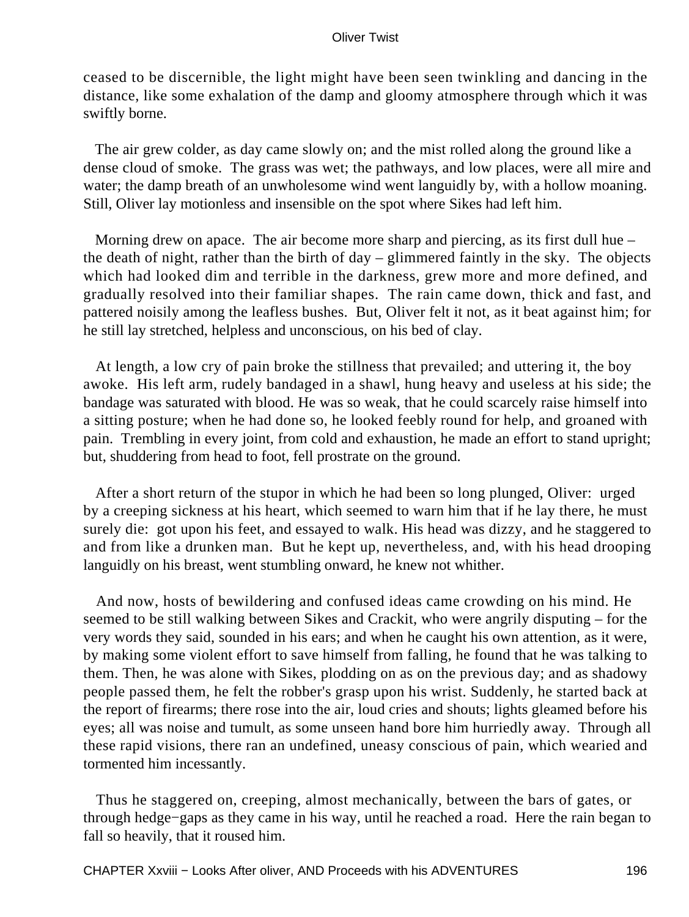ceased to be discernible, the light might have been seen twinkling and dancing in the distance, like some exhalation of the damp and gloomy atmosphere through which it was swiftly borne.

The air grew colder, as day came slowly on; and the mist rolled along the ground like a dense cloud of smoke. The grass was wet; the pathways, and low places, were all mire and water; the damp breath of an unwholesome wind went languidly by, with a hollow moaning. Still, Oliver lay motionless and insensible on the spot where Sikes had left him.

Morning drew on apace. The air become more sharp and piercing, as its first dull hue – the death of night, rather than the birth of day – glimmered faintly in the sky. The objects which had looked dim and terrible in the darkness, grew more and more defined, and gradually resolved into their familiar shapes. The rain came down, thick and fast, and pattered noisily among the leafless bushes. But, Oliver felt it not, as it beat against him; for he still lay stretched, helpless and unconscious, on his bed of clay.

At length, a low cry of pain broke the stillness that prevailed; and uttering it, the boy awoke. His left arm, rudely bandaged in a shawl, hung heavy and useless at his side; the bandage was saturated with blood. He was so weak, that he could scarcely raise himself into a sitting posture; when he had done so, he looked feebly round for help, and groaned with pain. Trembling in every joint, from cold and exhaustion, he made an effort to stand upright; but, shuddering from head to foot, fell prostrate on the ground.

After a short return of the stupor in which he had been so long plunged, Oliver: urged by a creeping sickness at his heart, which seemed to warn him that if he lay there, he must surely die: got upon his feet, and essayed to walk. His head was dizzy, and he staggered to and from like a drunken man. But he kept up, nevertheless, and, with his head drooping languidly on his breast, went stumbling onward, he knew not whither.

And now, hosts of bewildering and confused ideas came crowding on his mind. He seemed to be still walking between Sikes and Crackit, who were angrily disputing – for the very words they said, sounded in his ears; and when he caught his own attention, as it were, by making some violent effort to save himself from falling, he found that he was talking to them. Then, he was alone with Sikes, plodding on as on the previous day; and as shadowy people passed them, he felt the robber's grasp upon his wrist. Suddenly, he started back at the report of firearms; there rose into the air, loud cries and shouts; lights gleamed before his eyes; all was noise and tumult, as some unseen hand bore him hurriedly away. Through all these rapid visions, there ran an undefined, uneasy conscious of pain, which wearied and tormented him incessantly.

Thus he staggered on, creeping, almost mechanically, between the bars of gates, or through hedge−gaps as they came in his way, until he reached a road. Here the rain began to fall so heavily, that it roused him.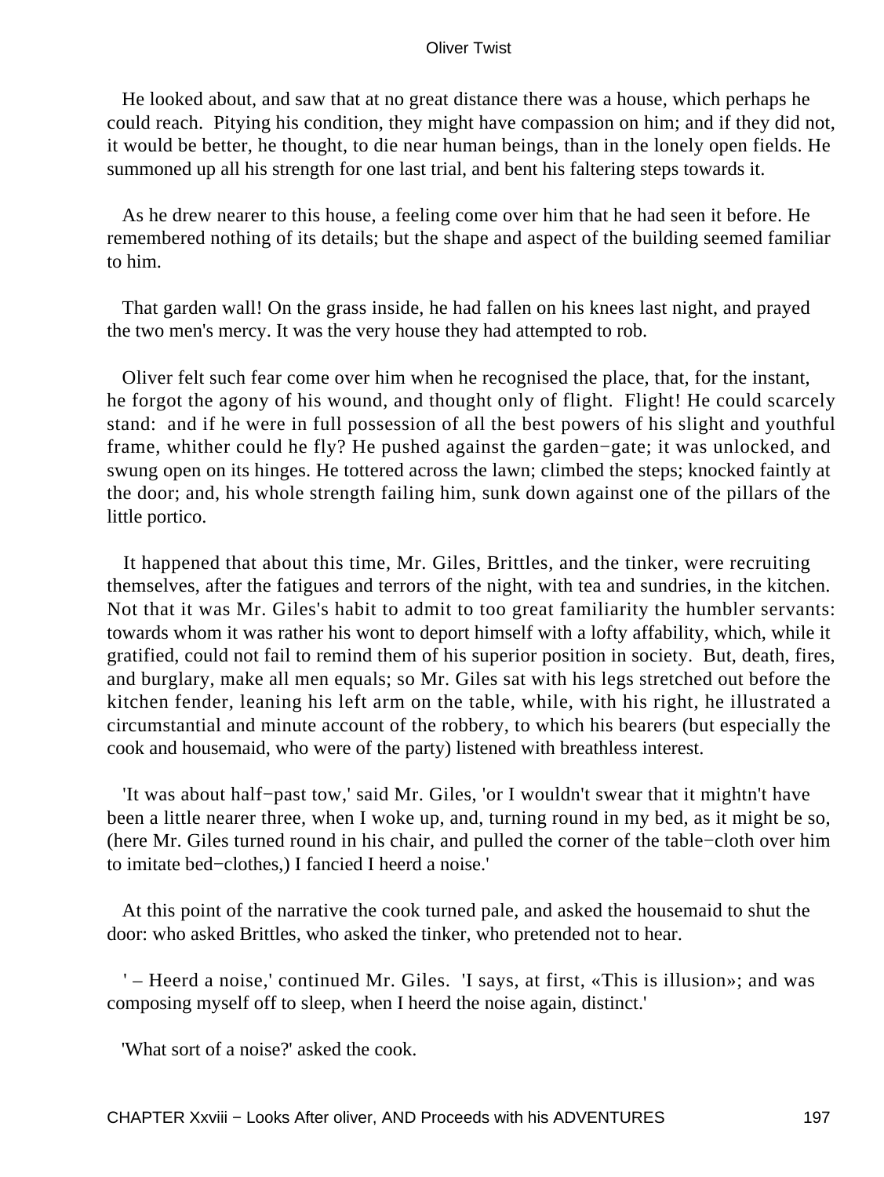He looked about, and saw that at no great distance there was a house, which perhaps he could reach. Pitying his condition, they might have compassion on him; and if they did not, it would be better, he thought, to die near human beings, than in the lonely open fields. He summoned up all his strength for one last trial, and bent his faltering steps towards it.

As he drew nearer to this house, a feeling come over him that he had seen it before. He remembered nothing of its details; but the shape and aspect of the building seemed familiar to him.

That garden wall! On the grass inside, he had fallen on his knees last night, and prayed the two men's mercy. It was the very house they had attempted to rob.

Oliver felt such fear come over him when he recognised the place, that, for the instant, he forgot the agony of his wound, and thought only of flight. Flight! He could scarcely stand: and if he were in full possession of all the best powers of his slight and youthful frame, whither could he fly? He pushed against the garden−gate; it was unlocked, and swung open on its hinges. He tottered across the lawn; climbed the steps; knocked faintly at the door; and, his whole strength failing him, sunk down against one of the pillars of the little portico.

It happened that about this time, Mr. Giles, Brittles, and the tinker, were recruiting themselves, after the fatigues and terrors of the night, with tea and sundries, in the kitchen. Not that it was Mr. Giles's habit to admit to too great familiarity the humbler servants: towards whom it was rather his wont to deport himself with a lofty affability, which, while it gratified, could not fail to remind them of his superior position in society. But, death, fires, and burglary, make all men equals; so Mr. Giles sat with his legs stretched out before the kitchen fender, leaning his left arm on the table, while, with his right, he illustrated a circumstantial and minute account of the robbery, to which his bearers (but especially the cook and housemaid, who were of the party) listened with breathless interest.

'It was about half−past tow,' said Mr. Giles, 'or I wouldn't swear that it mightn't have been a little nearer three, when I woke up, and, turning round in my bed, as it might be so, (here Mr. Giles turned round in his chair, and pulled the corner of the table−cloth over him to imitate bed−clothes,) I fancied I heerd a noise.'

At this point of the narrative the cook turned pale, and asked the housemaid to shut the door: who asked Brittles, who asked the tinker, who pretended not to hear.

' – Heerd a noise,' continued Mr. Giles. 'I says, at first, «This is illusion»; and was composing myself off to sleep, when I heerd the noise again, distinct.'

'What sort of a noise?' asked the cook.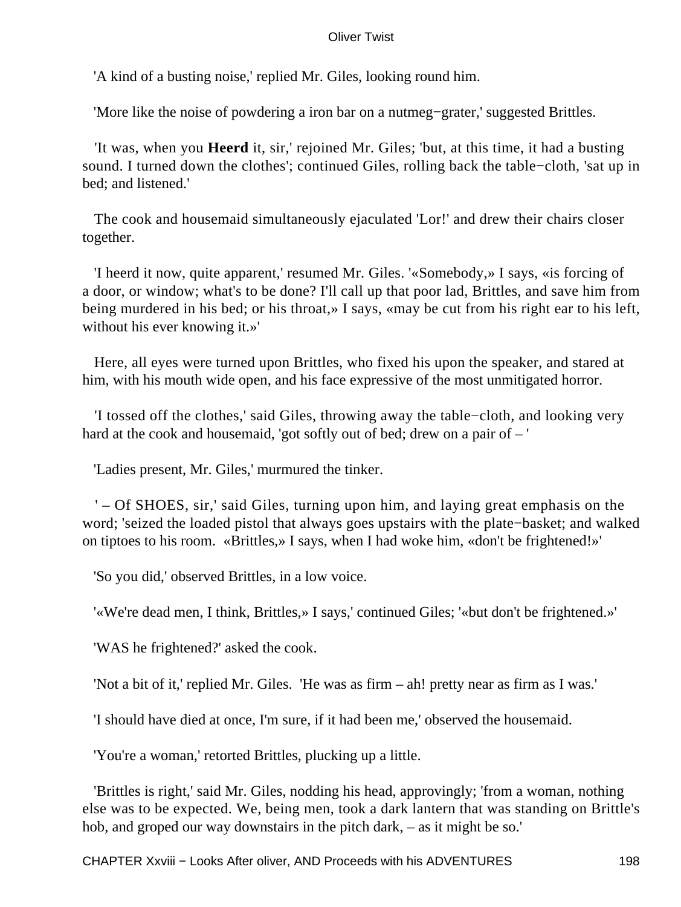'A kind of a busting noise,' replied Mr. Giles, looking round him.

'More like the noise of powdering a iron bar on a nutmeg−grater,' suggested Brittles.

'It was, when you **Heerd** it, sir,' rejoined Mr. Giles; 'but, at this time, it had a busting sound. I turned down the clothes'; continued Giles, rolling back the table−cloth, 'sat up in bed; and listened.'

The cook and housemaid simultaneously ejaculated 'Lor!' and drew their chairs closer together.

'I heerd it now, quite apparent,' resumed Mr. Giles. '«Somebody,» I says, «is forcing of a door, or window; what's to be done? I'll call up that poor lad, Brittles, and save him from being murdered in his bed; or his throat,» I says, «may be cut from his right ear to his left, without his ever knowing it.»'

Here, all eyes were turned upon Brittles, who fixed his upon the speaker, and stared at him, with his mouth wide open, and his face expressive of the most unmitigated horror.

'I tossed off the clothes,' said Giles, throwing away the table−cloth, and looking very hard at the cook and housemaid, 'got softly out of bed; drew on a pair of – '

'Ladies present, Mr. Giles,' murmured the tinker.

' – Of SHOES, sir,' said Giles, turning upon him, and laying great emphasis on the word; 'seized the loaded pistol that always goes upstairs with the plate−basket; and walked on tiptoes to his room. «Brittles,» I says, when I had woke him, «don't be frightened!»'

'So you did,' observed Brittles, in a low voice.

'«We're dead men, I think, Brittles,» I says,' continued Giles; '«but don't be frightened.»'

'WAS he frightened?' asked the cook.

'Not a bit of it,' replied Mr. Giles. 'He was as firm – ah! pretty near as firm as I was.'

'I should have died at once, I'm sure, if it had been me,' observed the housemaid.

'You're a woman,' retorted Brittles, plucking up a little.

'Brittles is right,' said Mr. Giles, nodding his head, approvingly; 'from a woman, nothing else was to be expected. We, being men, took a dark lantern that was standing on Brittle's hob, and groped our way downstairs in the pitch dark, – as it might be so.'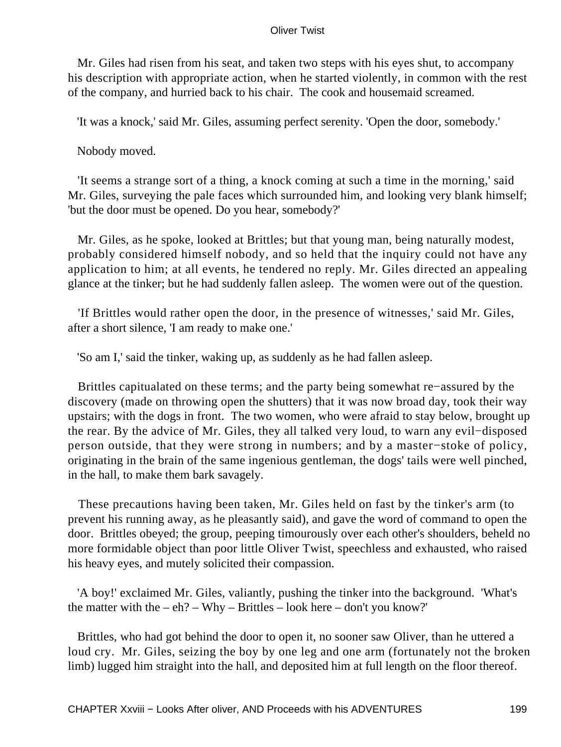Mr. Giles had risen from his seat, and taken two steps with his eyes shut, to accompany his description with appropriate action, when he started violently, in common with the rest of the company, and hurried back to his chair. The cook and housemaid screamed.

'It was a knock,' said Mr. Giles, assuming perfect serenity. 'Open the door, somebody.'

Nobody moved.

'It seems a strange sort of a thing, a knock coming at such a time in the morning,' said Mr. Giles, surveying the pale faces which surrounded him, and looking very blank himself; 'but the door must be opened. Do you hear, somebody?'

Mr. Giles, as he spoke, looked at Brittles; but that young man, being naturally modest, probably considered himself nobody, and so held that the inquiry could not have any application to him; at all events, he tendered no reply. Mr. Giles directed an appealing glance at the tinker; but he had suddenly fallen asleep. The women were out of the question.

'If Brittles would rather open the door, in the presence of witnesses,' said Mr. Giles, after a short silence, 'I am ready to make one.'

'So am I,' said the tinker, waking up, as suddenly as he had fallen asleep.

Brittles capitualated on these terms; and the party being somewhat re−assured by the discovery (made on throwing open the shutters) that it was now broad day, took their way upstairs; with the dogs in front. The two women, who were afraid to stay below, brought up the rear. By the advice of Mr. Giles, they all talked very loud, to warn any evil−disposed person outside, that they were strong in numbers; and by a master−stoke of policy, originating in the brain of the same ingenious gentleman, the dogs' tails were well pinched, in the hall, to make them bark savagely.

These precautions having been taken, Mr. Giles held on fast by the tinker's arm (to prevent his running away, as he pleasantly said), and gave the word of command to open the door. Brittles obeyed; the group, peeping timourously over each other's shoulders, beheld no more formidable object than poor little Oliver Twist, speechless and exhausted, who raised his heavy eyes, and mutely solicited their compassion.

'A boy!' exclaimed Mr. Giles, valiantly, pushing the tinker into the background. 'What's the matter with the – eh? – Why – Brittles – look here – don't you know?'

Brittles, who had got behind the door to open it, no sooner saw Oliver, than he uttered a loud cry. Mr. Giles, seizing the boy by one leg and one arm (fortunately not the broken limb) lugged him straight into the hall, and deposited him at full length on the floor thereof.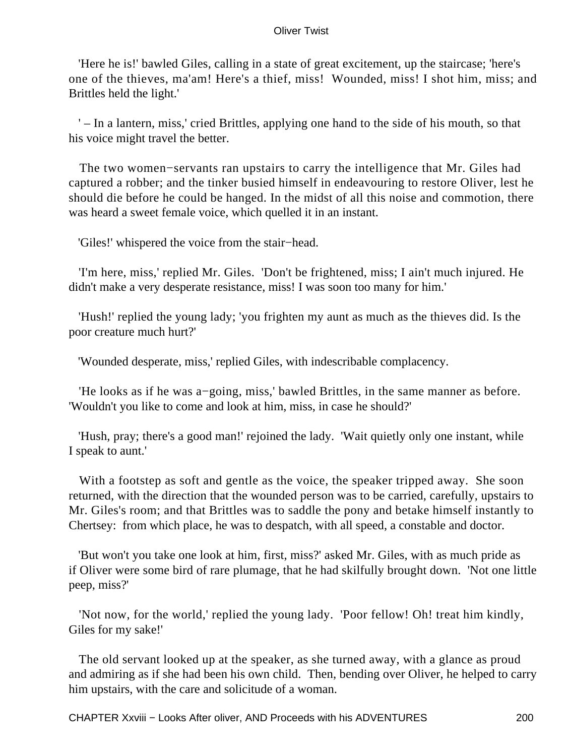'Here he is!' bawled Giles, calling in a state of great excitement, up the staircase; 'here's one of the thieves, ma'am! Here's a thief, miss! Wounded, miss! I shot him, miss; and Brittles held the light.'

' – In a lantern, miss,' cried Brittles, applying one hand to the side of his mouth, so that his voice might travel the better.

The two women−servants ran upstairs to carry the intelligence that Mr. Giles had captured a robber; and the tinker busied himself in endeavouring to restore Oliver, lest he should die before he could be hanged. In the midst of all this noise and commotion, there was heard a sweet female voice, which quelled it in an instant.

'Giles!' whispered the voice from the stair−head.

'I'm here, miss,' replied Mr. Giles. 'Don't be frightened, miss; I ain't much injured. He didn't make a very desperate resistance, miss! I was soon too many for him.'

'Hush!' replied the young lady; 'you frighten my aunt as much as the thieves did. Is the poor creature much hurt?'

'Wounded desperate, miss,' replied Giles, with indescribable complacency.

'He looks as if he was a−going, miss,' bawled Brittles, in the same manner as before. 'Wouldn't you like to come and look at him, miss, in case he should?'

'Hush, pray; there's a good man!' rejoined the lady. 'Wait quietly only one instant, while I speak to aunt.'

With a footstep as soft and gentle as the voice, the speaker tripped away. She soon returned, with the direction that the wounded person was to be carried, carefully, upstairs to Mr. Giles's room; and that Brittles was to saddle the pony and betake himself instantly to Chertsey: from which place, he was to despatch, with all speed, a constable and doctor.

'But won't you take one look at him, first, miss?' asked Mr. Giles, with as much pride as if Oliver were some bird of rare plumage, that he had skilfully brought down. 'Not one little peep, miss?'

'Not now, for the world,' replied the young lady. 'Poor fellow! Oh! treat him kindly, Giles for my sake!'

The old servant looked up at the speaker, as she turned away, with a glance as proud and admiring as if she had been his own child. Then, bending over Oliver, he helped to carry him upstairs, with the care and solicitude of a woman.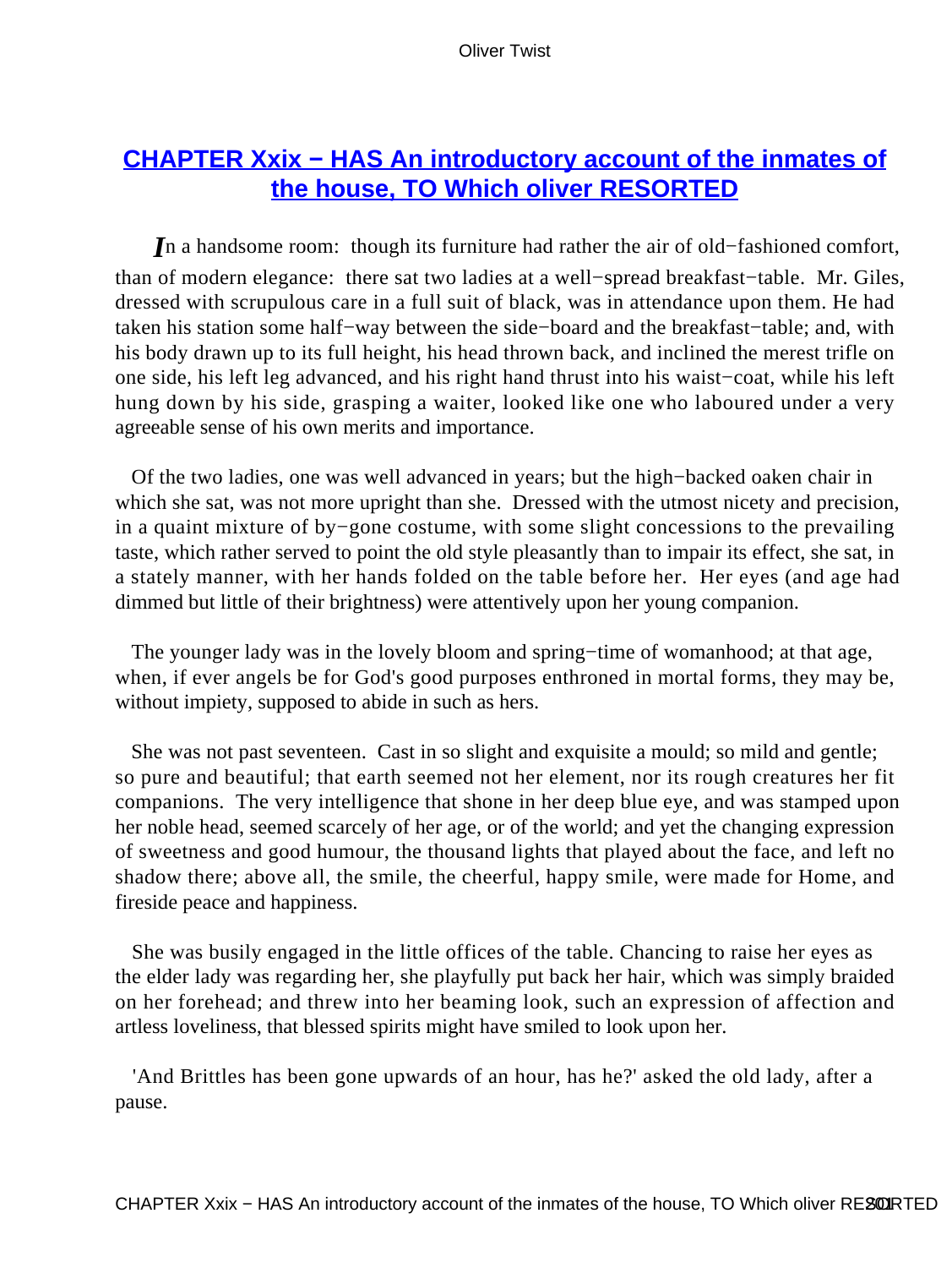## CHAPTER Xxix − HAS An introductory account of the inmates of the house, TO Which oliver RESORTED

In a handsome room: though its furniture had rather the air of old−fashioned comfort, than of modern elegance: there sat two ladies at a well−spread breakfast−table. Mr. Giles, dressed with scrupulous care in a full suit of black, was in attendance upon them. He had taken his station some half−way between the side−board and the breakfast−table; and, with his body drawn up to its full height, his head thrown back, and inclined the merest trifle on one side, his left leg advanced, and his right hand thrust into his waist−coat, while his left hung down by his side, grasping a waiter, looked like one who laboured under a very agreeable sense of his own merits and importance.

Of the two ladies, one was well advanced in years; but the high−backed oaken chair in which she sat, was not more upright than she. Dressed with the utmost nicety and precision, in a quaint mixture of by−gone costume, with some slight concessions to the prevailing taste, which rather served to point the old style pleasantly than to impair its effect, she sat, in a stately manner, with her hands folded on the table before her. Her eyes (and age had dimmed but little of their brightness) were attentively upon her young companion.

The younger lady was in the lovely bloom and spring−time of womanhood; at that age, when, if ever angels be for God's good purposes enthroned in mortal forms, they may be, without impiety, supposed to abide in such as hers.

She was not past seventeen. Cast in so slight and exquisite a mould; so mild and gentle; so pure and beautiful; that earth seemed not her element, nor its rough creatures her fit companions. The very intelligence that shone in her deep blue eye, and was stamped upon her noble head, seemed scarcely of her age, or of the world; and yet the changing expression of sweetness and good humour, the thousand lights that played about the face, and left no shadow there; above all, the smile, the cheerful, happy smile, were made for Home, and fireside peace and happiness.

She was busily engaged in the little offices of the table. Chancing to raise her eyes as the elder lady was regarding her, she playfully put back her hair, which was simply braided on her forehead; and threw into her beaming look, such an expression of affection and artless loveliness, that blessed spirits might have smiled to look upon her.

'And Brittles has been gone upwards of an hour, has he?' asked the old lady, after a pause.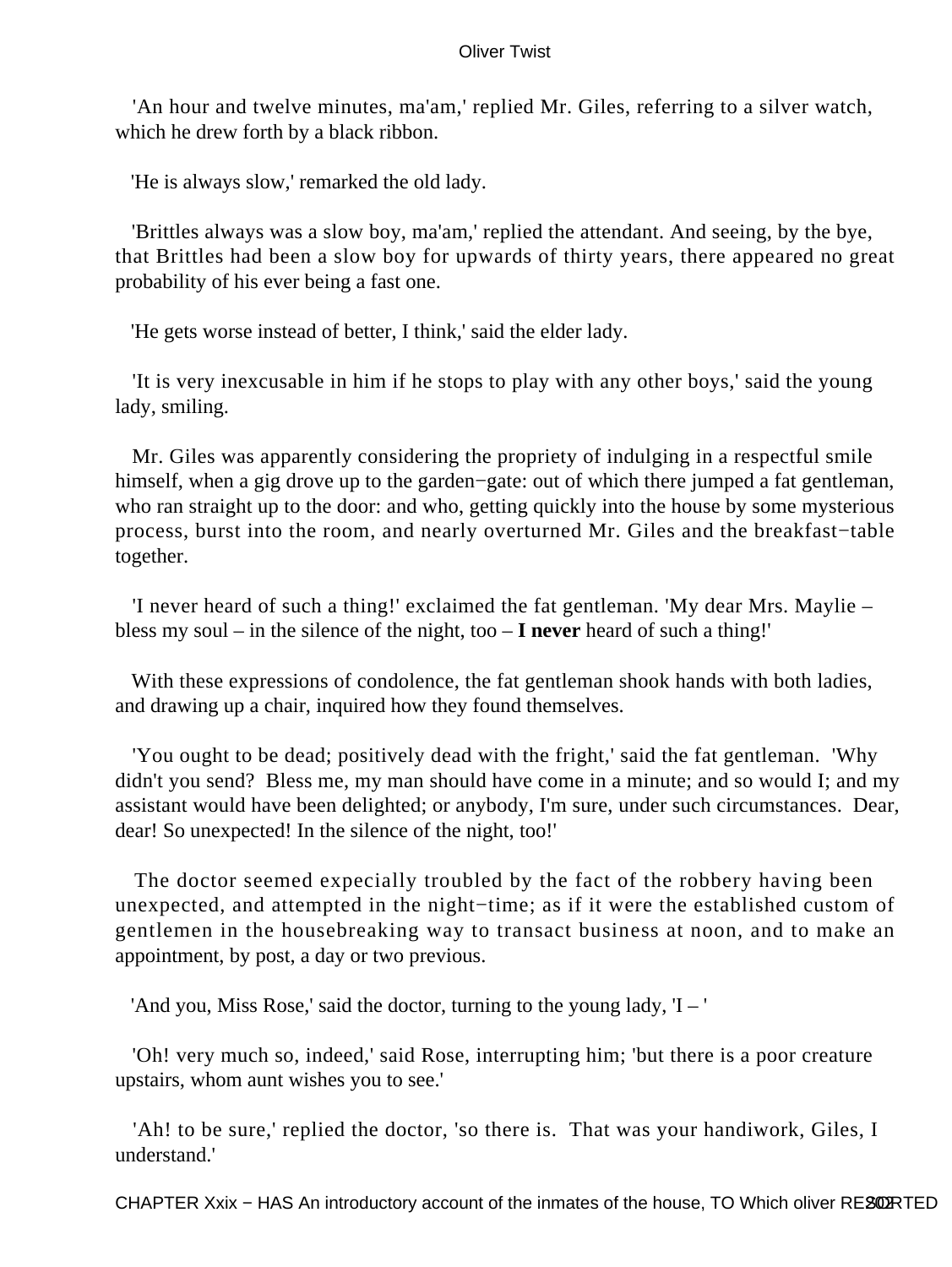'An hour and twelve minutes, ma'am,' replied Mr. Giles, referring to a silver watch, which he drew forth by a black ribbon.

'He is always slow,' remarked the old lady.

'Brittles always was a slow boy, ma'am,' replied the attendant. And seeing, by the bye, that Brittles had been a slow boy for upwards of thirty years, there appeared no great probability of his ever being a fast one.

'He gets worse instead of better, I think,' said the elder lady.

'It is very inexcusable in him if he stops to play with any other boys,' said the young lady, smiling.

Mr. Giles was apparently considering the propriety of indulging in a respectful smile himself, when a gig drove up to the garden−gate: out of which there jumped a fat gentleman, who ran straight up to the door: and who, getting quickly into the house by some mysterious process, burst into the room, and nearly overturned Mr. Giles and the breakfast−table together.

'I never heard of such a thing!' exclaimed the fat gentleman. 'My dear Mrs. Maylie – bless my soul – in the silence of the night, too – **I never** heard of such a thing!'

With these expressions of condolence, the fat gentleman shook hands with both ladies, and drawing up a chair, inquired how they found themselves.

'You ought to be dead; positively dead with the fright,' said the fat gentleman. 'Why didn't you send? Bless me, my man should have come in a minute; and so would I; and my assistant would have been delighted; or anybody, I'm sure, under such circumstances. Dear, dear! So unexpected! In the silence of the night, too!'

The doctor seemed expecially troubled by the fact of the robbery having been unexpected, and attempted in the night−time; as if it were the established custom of gentlemen in the housebreaking way to transact business at noon, and to make an appointment, by post, a day or two previous.

'And you, Miss Rose,' said the doctor, turning to the young lady, 'I – '

'Oh! very much so, indeed,' said Rose, interrupting him; 'but there is a poor creature upstairs, whom aunt wishes you to see.'

'Ah! to be sure,' replied the doctor, 'so there is. That was your handiwork, Giles, I understand.'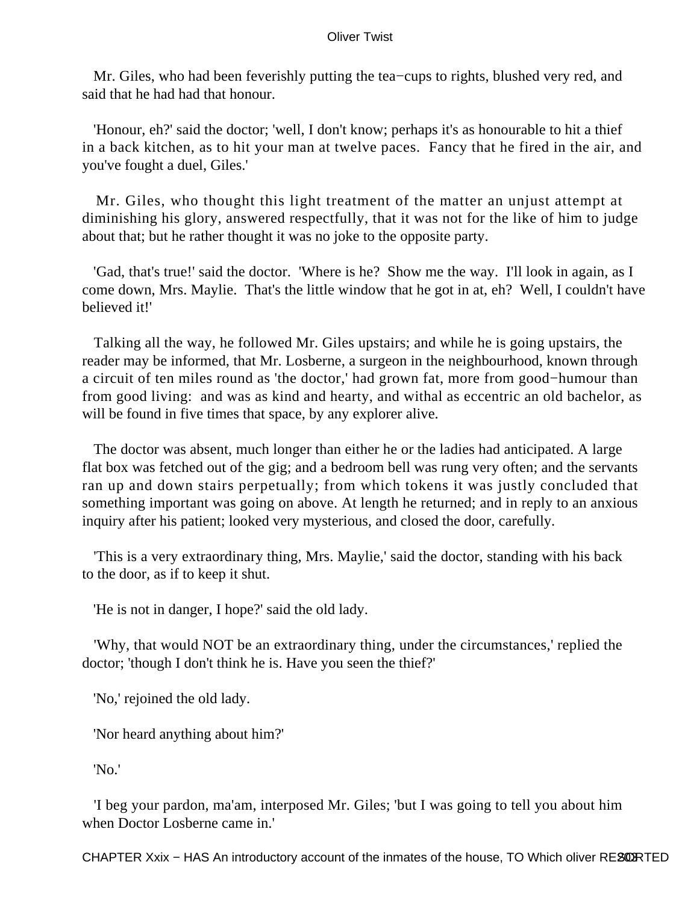Mr. Giles, who had been feverishly putting the tea−cups to rights, blushed very red, and said that he had had that honour.

'Honour, eh?' said the doctor; 'well, I don't know; perhaps it's as honourable to hit a thief in a back kitchen, as to hit your man at twelve paces. Fancy that he fired in the air, and you've fought a duel, Giles.'

Mr. Giles, who thought this light treatment of the matter an unjust attempt at diminishing his glory, answered respectfully, that it was not for the like of him to judge about that; but he rather thought it was no joke to the opposite party.

'Gad, that's true!' said the doctor. 'Where is he? Show me the way. I'll look in again, as I come down, Mrs. Maylie. That's the little window that he got in at, eh? Well, I couldn't have believed it!'

Talking all the way, he followed Mr. Giles upstairs; and while he is going upstairs, the reader may be informed, that Mr. Losberne, a surgeon in the neighbourhood, known through a circuit of ten miles round as 'the doctor,' had grown fat, more from good−humour than from good living: and was as kind and hearty, and withal as eccentric an old bachelor, as will be found in five times that space, by any explorer alive.

The doctor was absent, much longer than either he or the ladies had anticipated. A large flat box was fetched out of the gig; and a bedroom bell was rung very often; and the servants ran up and down stairs perpetually; from which tokens it was justly concluded that something important was going on above. At length he returned; and in reply to an anxious inquiry after his patient; looked very mysterious, and closed the door, carefully.

'This is a very extraordinary thing, Mrs. Maylie,' said the doctor, standing with his back to the door, as if to keep it shut.

'He is not in danger, I hope?' said the old lady.

'Why, that would NOT be an extraordinary thing, under the circumstances,' replied the doctor; 'though I don't think he is. Have you seen the thief?'

'No,' rejoined the old lady.

'Nor heard anything about him?'

'No.'

'I beg your pardon, ma'am, interposed Mr. Giles; 'but I was going to tell you about him when Doctor Losberne came in.'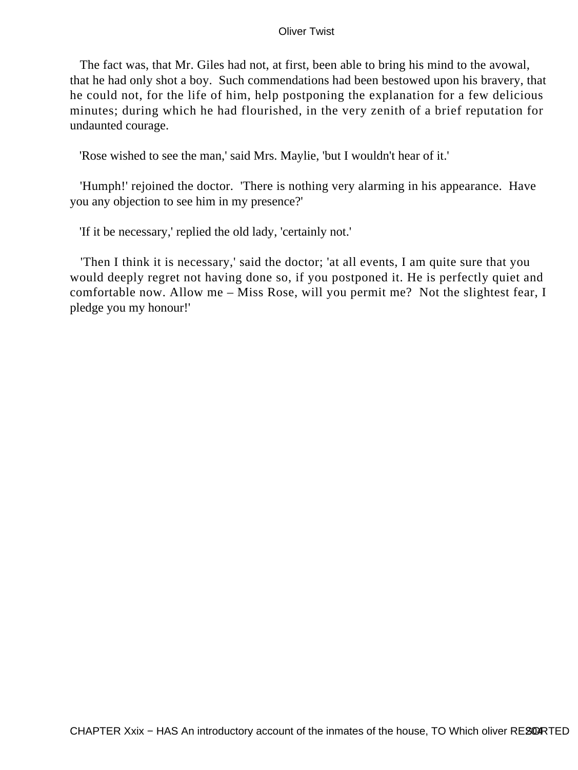The fact was, that Mr. Giles had not, at first, been able to bring his mind to the avowal, that he had only shot a boy. Such commendations had been bestowed upon his bravery, that he could not, for the life of him, help postponing the explanation for a few delicious minutes; during which he had flourished, in the very zenith of a brief reputation for undaunted courage.

'Rose wished to see the man,' said Mrs. Maylie, 'but I wouldn't hear of it.'

'Humph!' rejoined the doctor. 'There is nothing very alarming in his appearance. Have you any objection to see him in my presence?'

'If it be necessary,' replied the old lady, 'certainly not.'

'Then I think it is necessary,' said the doctor; 'at all events, I am quite sure that you would deeply regret not having done so, if you postponed it. He is perfectly quiet and comfortable now. Allow me – Miss Rose, will you permit me? Not the slightest fear, I pledge you my honour!'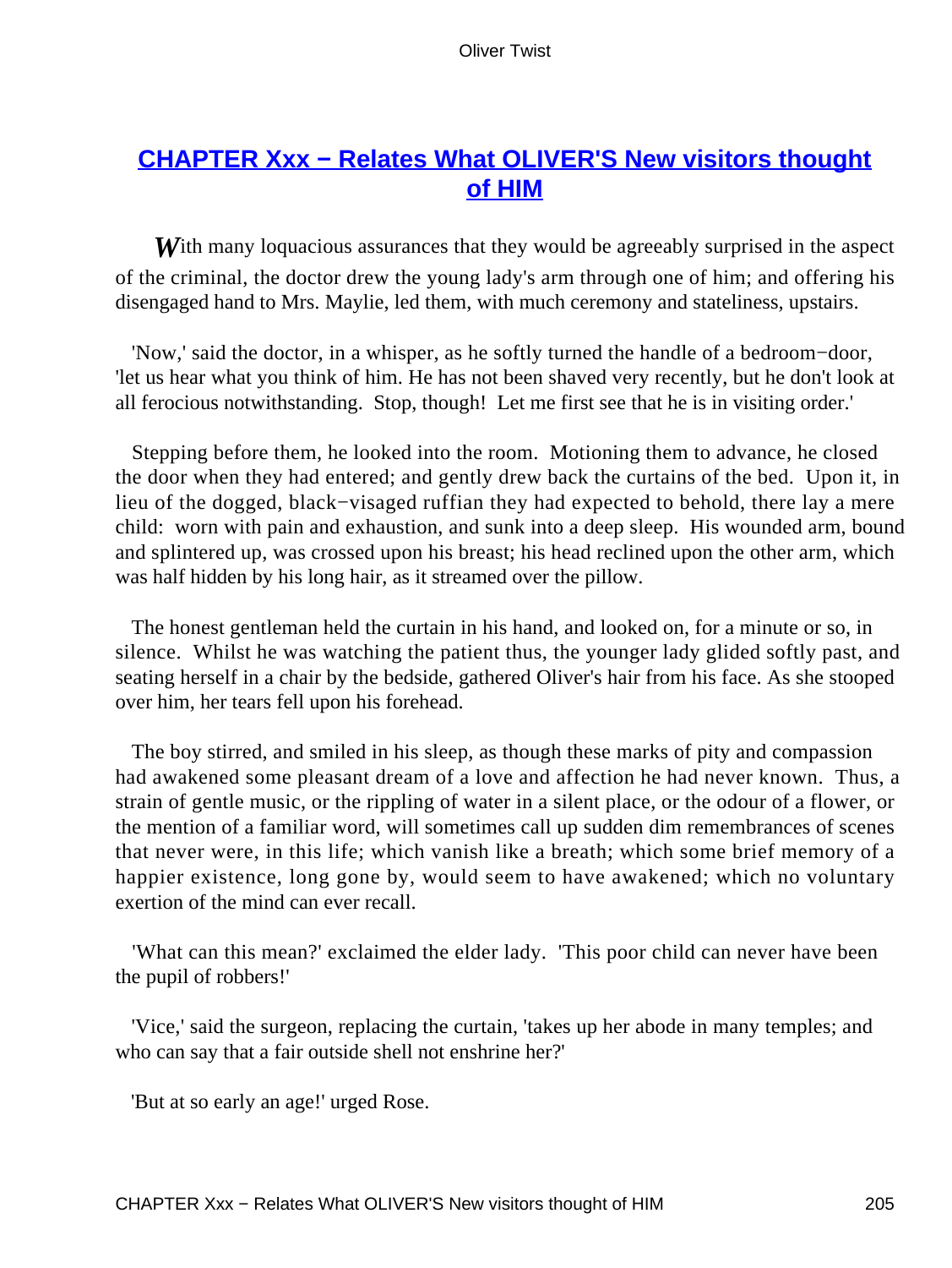## CHAPTER Xxx − Relates What OLIVER'S New visitors thought of HIM

With many loquacious assurances that they would be agreeably surprised in the aspect of the criminal, the doctor drew the young lady's arm through one of him; and offering his disengaged hand to Mrs. Maylie, led them, with much ceremony and stateliness, upstairs.

'Now,' said the doctor, in a whisper, as he softly turned the handle of a bedroom−door, 'let us hear what you think of him. He has not been shaved very recently, but he don't look at all ferocious notwithstanding. Stop, though! Let me first see that he is in visiting order.'

Stepping before them, he looked into the room. Motioning them to advance, he closed the door when they had entered; and gently drew back the curtains of the bed. Upon it, in lieu of the dogged, black−visaged ruffian they had expected to behold, there lay a mere child: worn with pain and exhaustion, and sunk into a deep sleep. His wounded arm, bound and splintered up, was crossed upon his breast; his head reclined upon the other arm, which was half hidden by his long hair, as it streamed over the pillow.

The honest gentleman held the curtain in his hand, and looked on, for a minute or so, in silence. Whilst he was watching the patient thus, the younger lady glided softly past, and seating herself in a chair by the bedside, gathered Oliver's hair from his face. As she stooped over him, her tears fell upon his forehead.

The boy stirred, and smiled in his sleep, as though these marks of pity and compassion had awakened some pleasant dream of a love and affection he had never known. Thus, a strain of gentle music, or the rippling of water in a silent place, or the odour of a flower, or the mention of a familiar word, will sometimes call up sudden dim remembrances of scenes that never were, in this life; which vanish like a breath; which some brief memory of a happier existence, long gone by, would seem to have awakened; which no voluntary exertion of the mind can ever recall.

'What can this mean?' exclaimed the elder lady. 'This poor child can never have been the pupil of robbers!'

'Vice,' said the surgeon, replacing the curtain, 'takes up her abode in many temples; and who can say that a fair outside shell not enshrine her?'

'But at so early an age!' urged Rose.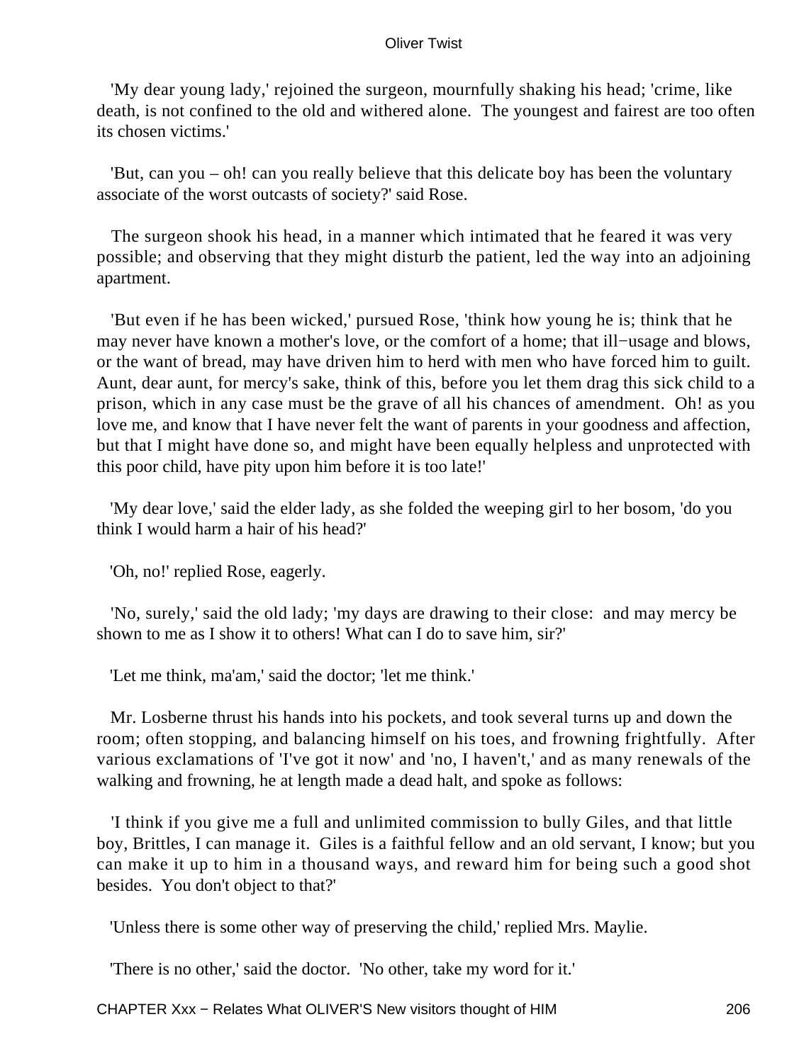'My dear young lady,' rejoined the surgeon, mournfully shaking his head; 'crime, like death, is not confined to the old and withered alone. The youngest and fairest are too often its chosen victims.'

'But, can you – oh! can you really believe that this delicate boy has been the voluntary associate of the worst outcasts of society?' said Rose.

The surgeon shook his head, in a manner which intimated that he feared it was very possible; and observing that they might disturb the patient, led the way into an adjoining apartment.

'But even if he has been wicked,' pursued Rose, 'think how young he is; think that he may never have known a mother's love, or the comfort of a home; that ill−usage and blows, or the want of bread, may have driven him to herd with men who have forced him to guilt. Aunt, dear aunt, for mercy's sake, think of this, before you let them drag this sick child to a prison, which in any case must be the grave of all his chances of amendment. Oh! as you love me, and know that I have never felt the want of parents in your goodness and affection, but that I might have done so, and might have been equally helpless and unprotected with this poor child, have pity upon him before it is too late!'

'My dear love,' said the elder lady, as she folded the weeping girl to her bosom, 'do you think I would harm a hair of his head?'

'Oh, no!' replied Rose, eagerly.

'No, surely,' said the old lady; 'my days are drawing to their close: and may mercy be shown to me as I show it to others! What can I do to save him, sir?'

'Let me think, ma'am,' said the doctor; 'let me think.'

Mr. Losberne thrust his hands into his pockets, and took several turns up and down the room; often stopping, and balancing himself on his toes, and frowning frightfully. After various exclamations of 'I've got it now' and 'no, I haven't,' and as many renewals of the walking and frowning, he at length made a dead halt, and spoke as follows:

'I think if you give me a full and unlimited commission to bully Giles, and that little boy, Brittles, I can manage it. Giles is a faithful fellow and an old servant, I know; but you can make it up to him in a thousand ways, and reward him for being such a good shot besides. You don't object to that?'

'Unless there is some other way of preserving the child,' replied Mrs. Maylie.

'There is no other,' said the doctor. 'No other, take my word for it.'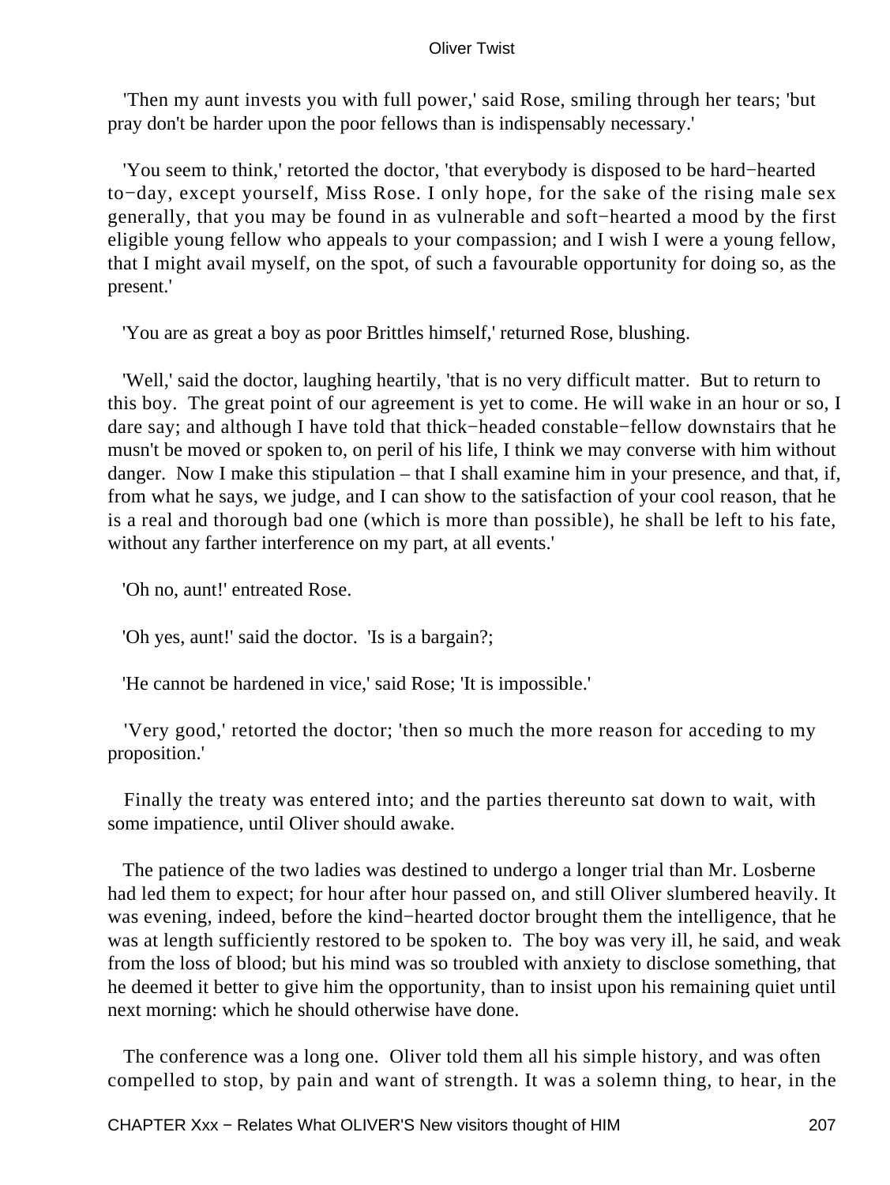'Then my aunt invests you with full power,' said Rose, smiling through her tears; 'but pray don't be harder upon the poor fellows than is indispensably necessary.'

'You seem to think,' retorted the doctor, 'that everybody is disposed to be hard−hearted to−day, except yourself, Miss Rose. I only hope, for the sake of the rising male sex generally, that you may be found in as vulnerable and soft−hearted a mood by the first eligible young fellow who appeals to your compassion; and I wish I were a young fellow, that I might avail myself, on the spot, of such a favourable opportunity for doing so, as the present.'

'You are as great a boy as poor Brittles himself,' returned Rose, blushing.

'Well,' said the doctor, laughing heartily, 'that is no very difficult matter. But to return to this boy. The great point of our agreement is yet to come. He will wake in an hour or so, I dare say; and although I have told that thick−headed constable−fellow downstairs that he musn't be moved or spoken to, on peril of his life, I think we may converse with him without danger. Now I make this stipulation – that I shall examine him in your presence, and that, if, from what he says, we judge, and I can show to the satisfaction of your cool reason, that he is a real and thorough bad one (which is more than possible), he shall be left to his fate, without any farther interference on my part, at all events.'

'Oh no, aunt!' entreated Rose.

'Oh yes, aunt!' said the doctor. 'Is is a bargain?;

'He cannot be hardened in vice,' said Rose; 'It is impossible.'

'Very good,' retorted the doctor; 'then so much the more reason for acceding to my proposition.'

Finally the treaty was entered into; and the parties thereunto sat down to wait, with some impatience, until Oliver should awake.

The patience of the two ladies was destined to undergo a longer trial than Mr. Losberne had led them to expect; for hour after hour passed on, and still Oliver slumbered heavily. It was evening, indeed, before the kind−hearted doctor brought them the intelligence, that he was at length sufficiently restored to be spoken to. The boy was very ill, he said, and weak from the loss of blood; but his mind was so troubled with anxiety to disclose something, that he deemed it better to give him the opportunity, than to insist upon his remaining quiet until next morning: which he should otherwise have done.

The conference was a long one. Oliver told them all his simple history, and was often compelled to stop, by pain and want of strength. It was a solemn thing, to hear, in the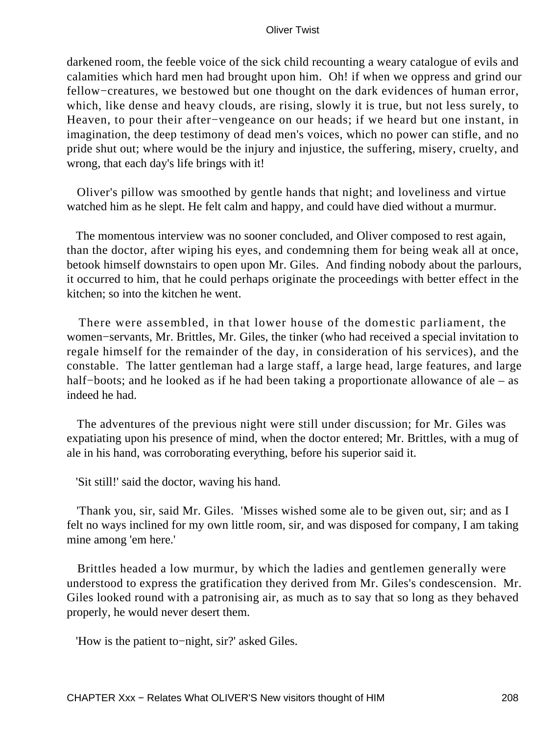darkened room, the feeble voice of the sick child recounting a weary catalogue of evils and calamities which hard men had brought upon him. Oh! if when we oppress and grind our fellow−creatures, we bestowed but one thought on the dark evidences of human error, which, like dense and heavy clouds, are rising, slowly it is true, but not less surely, to Heaven, to pour their after−vengeance on our heads; if we heard but one instant, in imagination, the deep testimony of dead men's voices, which no power can stifle, and no pride shut out; where would be the injury and injustice, the suffering, misery, cruelty, and wrong, that each day's life brings with it!

Oliver's pillow was smoothed by gentle hands that night; and loveliness and virtue watched him as he slept. He felt calm and happy, and could have died without a murmur.

The momentous interview was no sooner concluded, and Oliver composed to rest again, than the doctor, after wiping his eyes, and condemning them for being weak all at once, betook himself downstairs to open upon Mr. Giles. And finding nobody about the parlours, it occurred to him, that he could perhaps originate the proceedings with better effect in the kitchen; so into the kitchen he went.

There were assembled, in that lower house of the domestic parliament, the women−servants, Mr. Brittles, Mr. Giles, the tinker (who had received a special invitation to regale himself for the remainder of the day, in consideration of his services), and the constable. The latter gentleman had a large staff, a large head, large features, and large half−boots; and he looked as if he had been taking a proportionate allowance of ale – as indeed he had.

The adventures of the previous night were still under discussion; for Mr. Giles was expatiating upon his presence of mind, when the doctor entered; Mr. Brittles, with a mug of ale in his hand, was corroborating everything, before his superior said it.

'Sit still!' said the doctor, waving his hand.

'Thank you, sir, said Mr. Giles. 'Misses wished some ale to be given out, sir; and as I felt no ways inclined for my own little room, sir, and was disposed for company, I am taking mine among 'em here.'

Brittles headed a low murmur, by which the ladies and gentlemen generally were understood to express the gratification they derived from Mr. Giles's condescension. Mr. Giles looked round with a patronising air, as much as to say that so long as they behaved properly, he would never desert them.

'How is the patient to−night, sir?' asked Giles.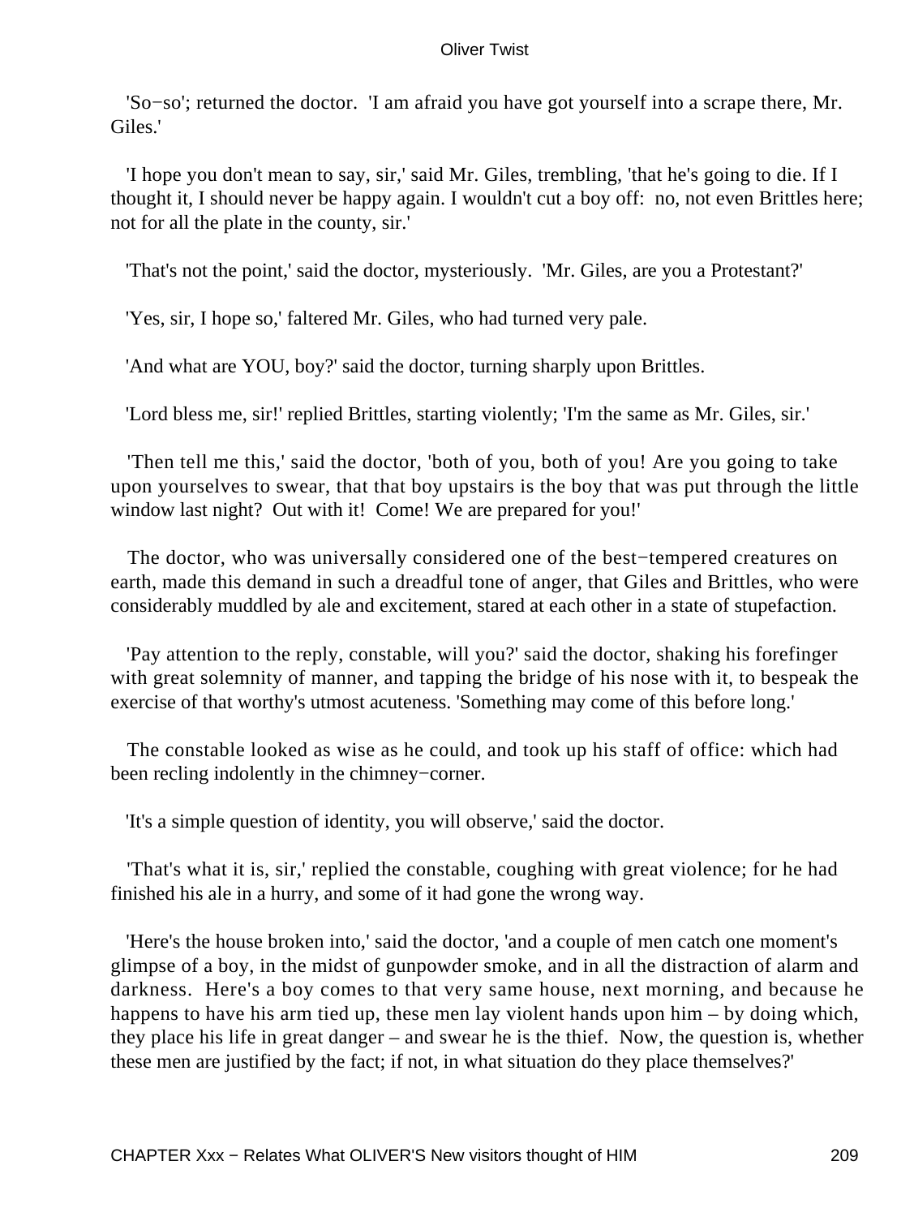'So−so'; returned the doctor. 'I am afraid you have got yourself into a scrape there, Mr. Giles.'

'I hope you don't mean to say, sir,' said Mr. Giles, trembling, 'that he's going to die. If I thought it, I should never be happy again. I wouldn't cut a boy off: no, not even Brittles here; not for all the plate in the county, sir.'

'That's not the point,' said the doctor, mysteriously. 'Mr. Giles, are you a Protestant?'

'Yes, sir, I hope so,' faltered Mr. Giles, who had turned very pale.

'And what are YOU, boy?' said the doctor, turning sharply upon Brittles.

'Lord bless me, sir!' replied Brittles, starting violently; 'I'm the same as Mr. Giles, sir.'

'Then tell me this,' said the doctor, 'both of you, both of you! Are you going to take upon yourselves to swear, that that boy upstairs is the boy that was put through the little window last night? Out with it! Come! We are prepared for you!'

The doctor, who was universally considered one of the best−tempered creatures on earth, made this demand in such a dreadful tone of anger, that Giles and Brittles, who were considerably muddled by ale and excitement, stared at each other in a state of stupefaction.

'Pay attention to the reply, constable, will you?' said the doctor, shaking his forefinger with great solemnity of manner, and tapping the bridge of his nose with it, to bespeak the exercise of that worthy's utmost acuteness. 'Something may come of this before long.'

The constable looked as wise as he could, and took up his staff of office: which had been recling indolently in the chimney−corner.

'It's a simple question of identity, you will observe,' said the doctor.

'That's what it is, sir,' replied the constable, coughing with great violence; for he had finished his ale in a hurry, and some of it had gone the wrong way.

'Here's the house broken into,' said the doctor, 'and a couple of men catch one moment's glimpse of a boy, in the midst of gunpowder smoke, and in all the distraction of alarm and darkness. Here's a boy comes to that very same house, next morning, and because he happens to have his arm tied up, these men lay violent hands upon him – by doing which, they place his life in great danger – and swear he is the thief. Now, the question is, whether these men are justified by the fact; if not, in what situation do they place themselves?'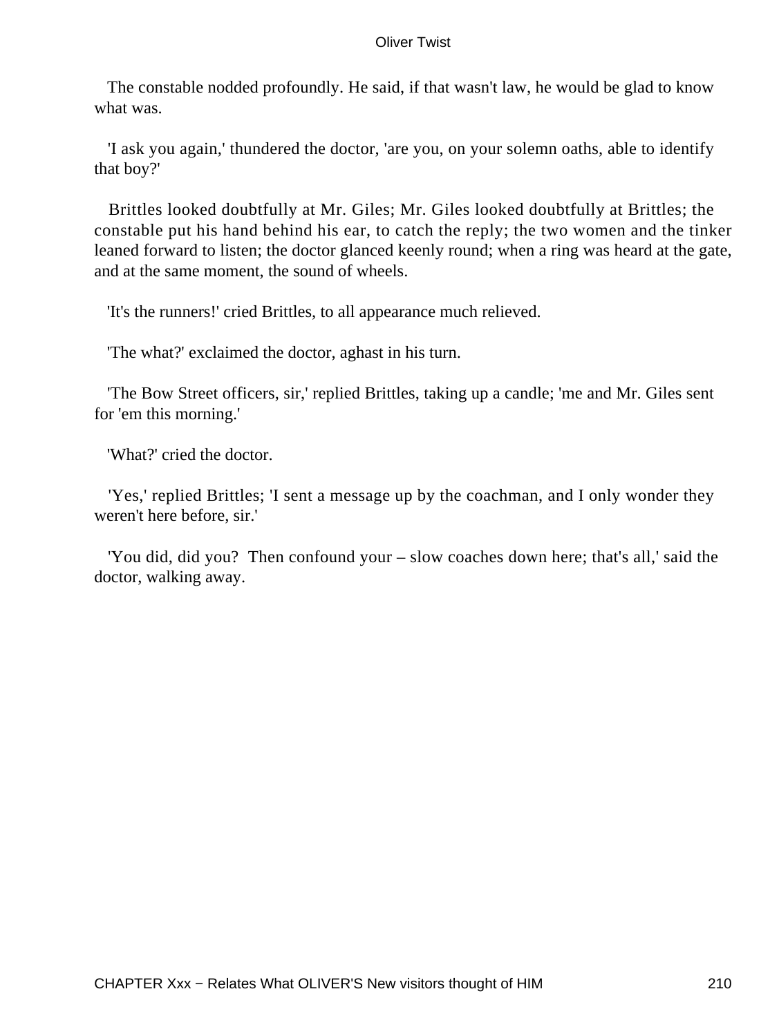The constable nodded profoundly. He said, if that wasn't law, he would be glad to know what was.

'I ask you again,' thundered the doctor, 'are you, on your solemn oaths, able to identify that boy?'

Brittles looked doubtfully at Mr. Giles; Mr. Giles looked doubtfully at Brittles; the constable put his hand behind his ear, to catch the reply; the two women and the tinker leaned forward to listen; the doctor glanced keenly round; when a ring was heard at the gate, and at the same moment, the sound of wheels.

'It's the runners!' cried Brittles, to all appearance much relieved.

'The what?' exclaimed the doctor, aghast in his turn.

'The Bow Street officers, sir,' replied Brittles, taking up a candle; 'me and Mr. Giles sent for 'em this morning.'

'What?' cried the doctor.

'Yes,' replied Brittles; 'I sent a message up by the coachman, and I only wonder they weren't here before, sir.'

'You did, did you? Then confound your – slow coaches down here; that's all,' said the doctor, walking away.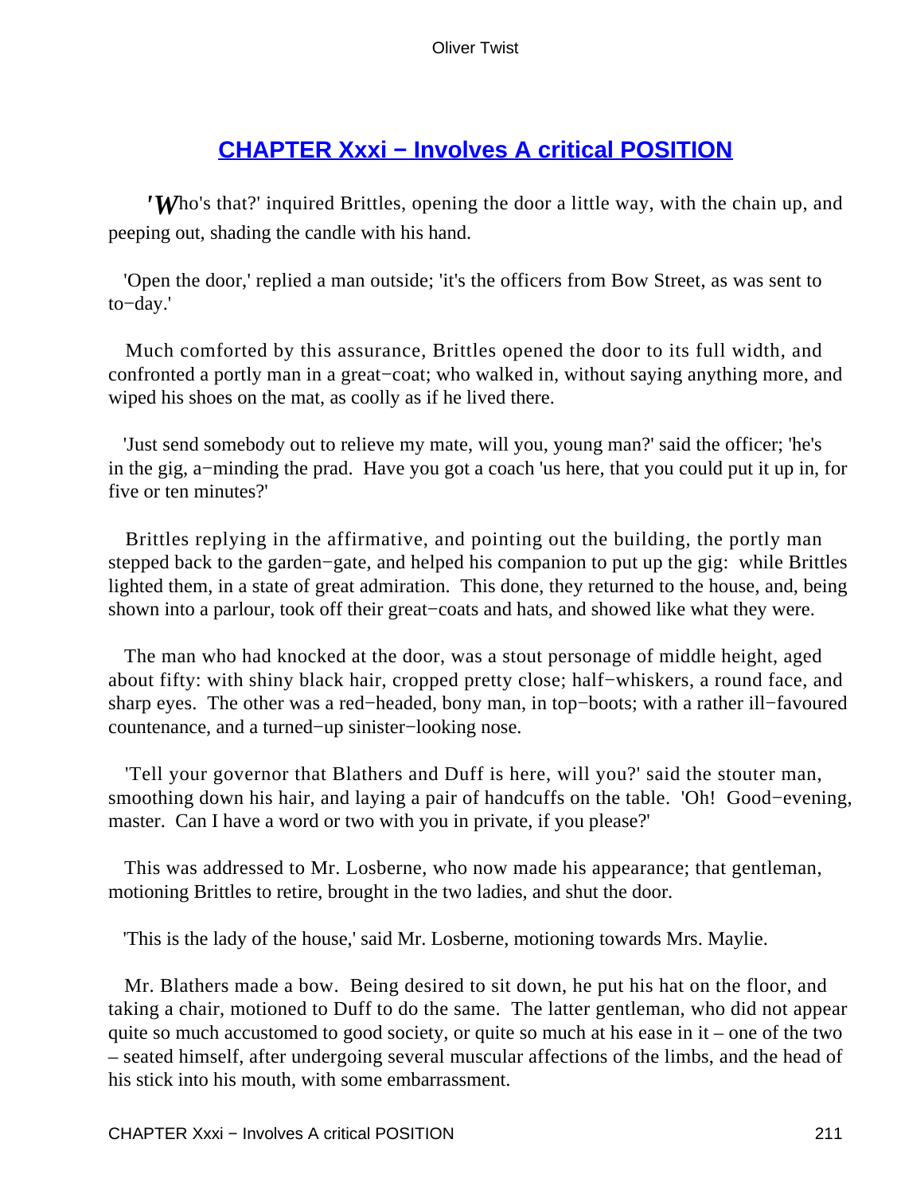## CHAPTER Xxxi − Involves A critical POSITION

'Who's that?' inquired Brittles, opening the door a little way, with the chain up, and peeping out, shading the candle with his hand.

'Open the door,' replied a man outside; 'it's the officers from Bow Street, as was sent to to−day.'

Much comforted by this assurance, Brittles opened the door to its full width, and confronted a portly man in a great−coat; who walked in, without saying anything more, and wiped his shoes on the mat, as coolly as if he lived there.

'Just send somebody out to relieve my mate, will you, young man?' said the officer; 'he's in the gig, a−minding the prad. Have you got a coach 'us here, that you could put it up in, for five or ten minutes?'

Brittles replying in the affirmative, and pointing out the building, the portly man stepped back to the garden−gate, and helped his companion to put up the gig: while Brittles lighted them, in a state of great admiration. This done, they returned to the house, and, being shown into a parlour, took off their great−coats and hats, and showed like what they were.

The man who had knocked at the door, was a stout personage of middle height, aged about fifty: with shiny black hair, cropped pretty close; half−whiskers, a round face, and sharp eyes. The other was a red−headed, bony man, in top−boots; with a rather ill−favoured countenance, and a turned−up sinister−looking nose.

'Tell your governor that Blathers and Duff is here, will you?' said the stouter man, smoothing down his hair, and laying a pair of handcuffs on the table. 'Oh! Good−evening, master. Can I have a word or two with you in private, if you please?'

This was addressed to Mr. Losberne, who now made his appearance; that gentleman, motioning Brittles to retire, brought in the two ladies, and shut the door.

'This is the lady of the house,' said Mr. Losberne, motioning towards Mrs. Maylie.

Mr. Blathers made a bow. Being desired to sit down, he put his hat on the floor, and taking a chair, motioned to Duff to do the same. The latter gentleman, who did not appear quite so much accustomed to good society, or quite so much at his ease in it – one of the two – seated himself, after undergoing several muscular affections of the limbs, and the head of his stick into his mouth, with some embarrassment.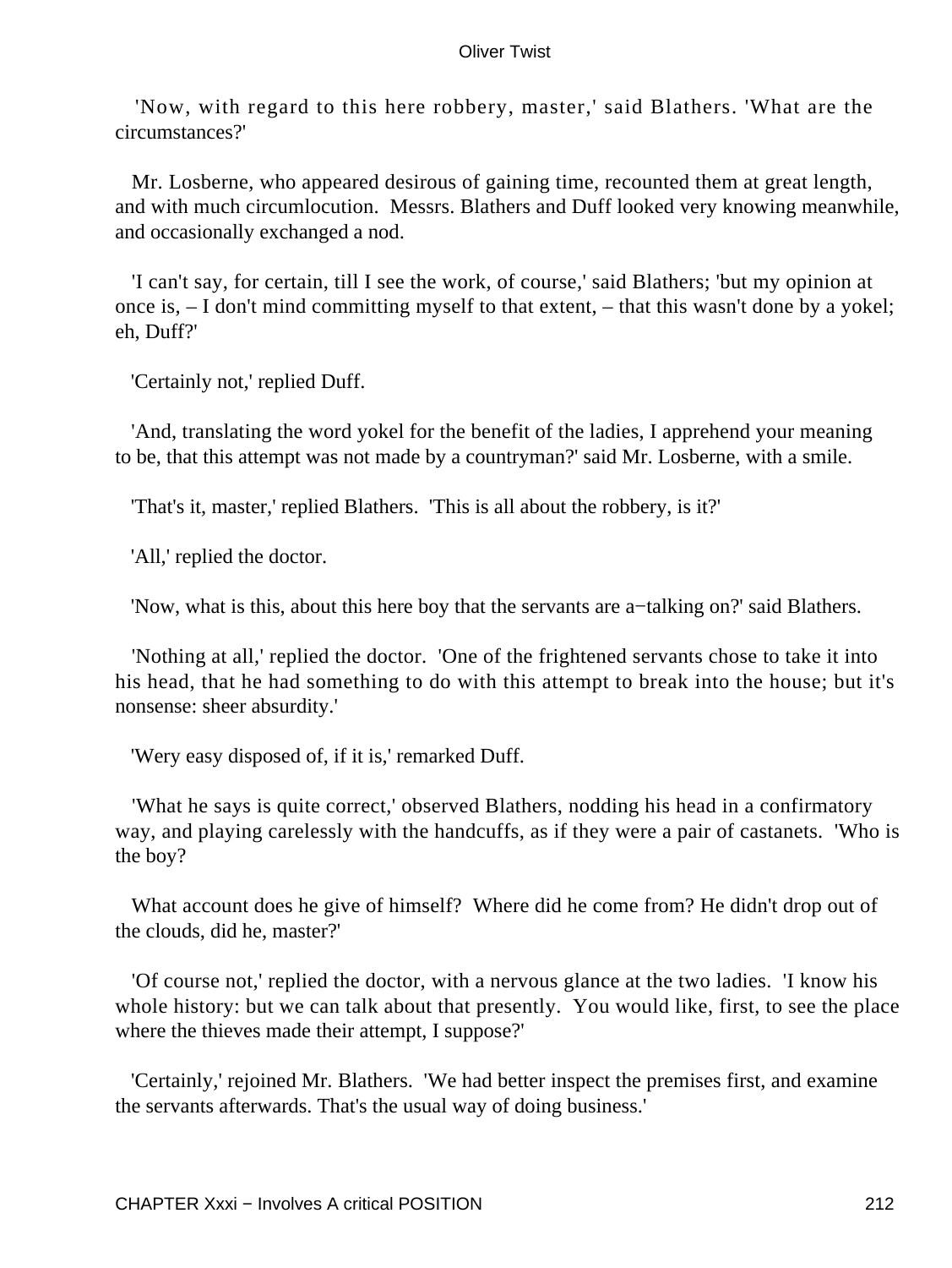'Now, with regard to this here robbery, master,' said Blathers. 'What are the circumstances?'

Mr. Losberne, who appeared desirous of gaining time, recounted them at great length, and with much circumlocution. Messrs. Blathers and Duff looked very knowing meanwhile, and occasionally exchanged a nod.

'I can't say, for certain, till I see the work, of course,' said Blathers; 'but my opinion at once is, – I don't mind committing myself to that extent, – that this wasn't done by a yokel; eh, Duff?'

'Certainly not,' replied Duff.

'And, translating the word yokel for the benefit of the ladies, I apprehend your meaning to be, that this attempt was not made by a countryman?' said Mr. Losberne, with a smile.

'That's it, master,' replied Blathers. 'This is all about the robbery, is it?'

'All,' replied the doctor.

'Now, what is this, about this here boy that the servants are a−talking on?' said Blathers.

'Nothing at all,' replied the doctor. 'One of the frightened servants chose to take it into his head, that he had something to do with this attempt to break into the house; but it's nonsense: sheer absurdity.'

'Wery easy disposed of, if it is,' remarked Duff.

'What he says is quite correct,' observed Blathers, nodding his head in a confirmatory way, and playing carelessly with the handcuffs, as if they were a pair of castanets. 'Who is the boy?

What account does he give of himself? Where did he come from? He didn't drop out of the clouds, did he, master?'

'Of course not,' replied the doctor, with a nervous glance at the two ladies. 'I know his whole history: but we can talk about that presently. You would like, first, to see the place where the thieves made their attempt, I suppose?'

'Certainly,' rejoined Mr. Blathers. 'We had better inspect the premises first, and examine the servants afterwards. That's the usual way of doing business.'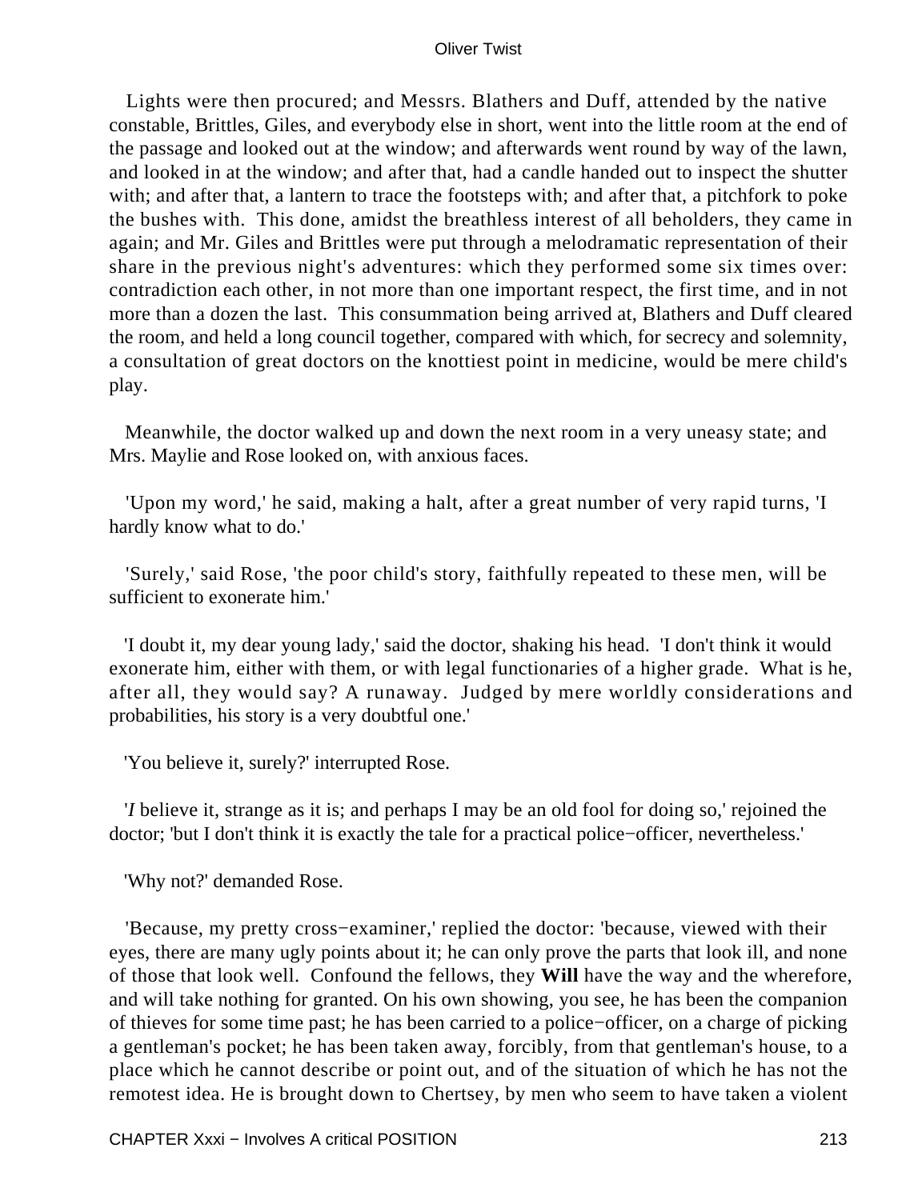Lights were then procured; and Messrs. Blathers and Duff, attended by the native constable, Brittles, Giles, and everybody else in short, went into the little room at the end of the passage and looked out at the window; and afterwards went round by way of the lawn, and looked in at the window; and after that, had a candle handed out to inspect the shutter with; and after that, a lantern to trace the footsteps with; and after that, a pitchfork to poke the bushes with. This done, amidst the breathless interest of all beholders, they came in again; and Mr. Giles and Brittles were put through a melodramatic representation of their share in the previous night's adventures: which they performed some six times over: contradiction each other, in not more than one important respect, the first time, and in not more than a dozen the last. This consummation being arrived at, Blathers and Duff cleared the room, and held a long council together, compared with which, for secrecy and solemnity, a consultation of great doctors on the knottiest point in medicine, would be mere child's play.

Meanwhile, the doctor walked up and down the next room in a very uneasy state; and Mrs. Maylie and Rose looked on, with anxious faces.

'Upon my word,' he said, making a halt, after a great number of very rapid turns, 'I hardly know what to do.'

'Surely,' said Rose, 'the poor child's story, faithfully repeated to these men, will be sufficient to exonerate him.'

'I doubt it, my dear young lady,' said the doctor, shaking his head. 'I don't think it would exonerate him, either with them, or with legal functionaries of a higher grade. What is he, after all, they would say? A runaway. Judged by mere worldly considerations and probabilities, his story is a very doubtful one.'

'You believe it, surely?' interrupted Rose.

'*I* believe it, strange as it is; and perhaps I may be an old fool for doing so,' rejoined the doctor; 'but I don't think it is exactly the tale for a practical police−officer, nevertheless.'

'Why not?' demanded Rose.

'Because, my pretty cross−examiner,' replied the doctor: 'because, viewed with their eyes, there are many ugly points about it; he can only prove the parts that look ill, and none of those that look well. Confound the fellows, they **Will** have the way and the wherefore, and will take nothing for granted. On his own showing, you see, he has been the companion of thieves for some time past; he has been carried to a police−officer, on a charge of picking a gentleman's pocket; he has been taken away, forcibly, from that gentleman's house, to a place which he cannot describe or point out, and of the situation of which he has not the remotest idea. He is brought down to Chertsey, by men who seem to have taken a violent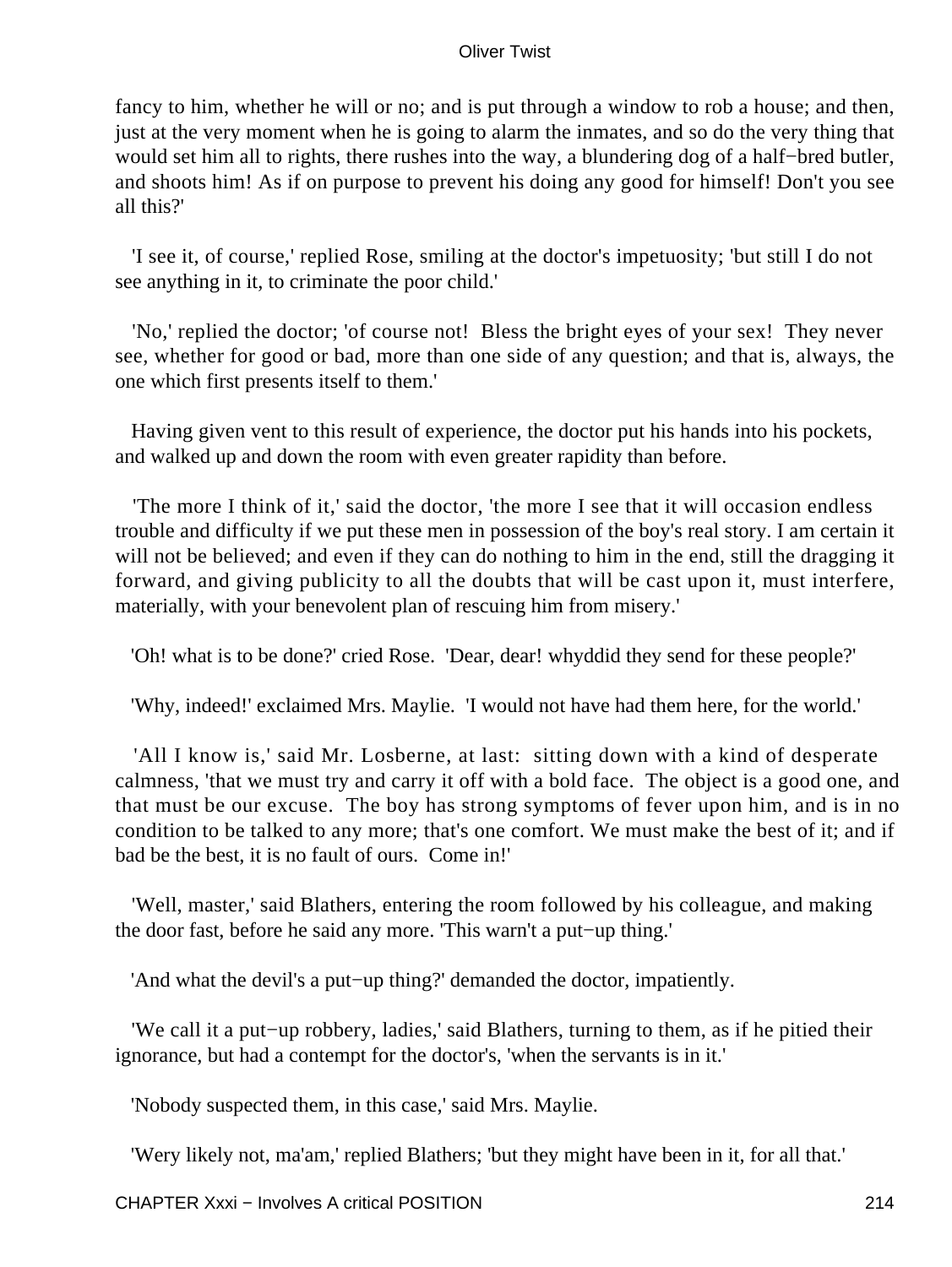fancy to him, whether he will or no; and is put through a window to rob a house; and then, just at the very moment when he is going to alarm the inmates, and so do the very thing that would set him all to rights, there rushes into the way, a blundering dog of a half−bred butler, and shoots him! As if on purpose to prevent his doing any good for himself! Don't you see all this?'

'I see it, of course,' replied Rose, smiling at the doctor's impetuosity; 'but still I do not see anything in it, to criminate the poor child.'

'No,' replied the doctor; 'of course not! Bless the bright eyes of your sex! They never see, whether for good or bad, more than one side of any question; and that is, always, the one which first presents itself to them.'

Having given vent to this result of experience, the doctor put his hands into his pockets, and walked up and down the room with even greater rapidity than before.

'The more I think of it,' said the doctor, 'the more I see that it will occasion endless trouble and difficulty if we put these men in possession of the boy's real story. I am certain it will not be believed; and even if they can do nothing to him in the end, still the dragging it forward, and giving publicity to all the doubts that will be cast upon it, must interfere, materially, with your benevolent plan of rescuing him from misery.'

'Oh! what is to be done?' cried Rose. 'Dear, dear! whyddid they send for these people?'

'Why, indeed!' exclaimed Mrs. Maylie. 'I would not have had them here, for the world.'

'All I know is,' said Mr. Losberne, at last: sitting down with a kind of desperate calmness, 'that we must try and carry it off with a bold face. The object is a good one, and that must be our excuse. The boy has strong symptoms of fever upon him, and is in no condition to be talked to any more; that's one comfort. We must make the best of it; and if bad be the best, it is no fault of ours. Come in!'

'Well, master,' said Blathers, entering the room followed by his colleague, and making the door fast, before he said any more. 'This warn't a put−up thing.'

'And what the devil's a put−up thing?' demanded the doctor, impatiently.

'We call it a put−up robbery, ladies,' said Blathers, turning to them, as if he pitied their ignorance, but had a contempt for the doctor's, 'when the servants is in it.'

'Nobody suspected them, in this case,' said Mrs. Maylie.

'Wery likely not, ma'am,' replied Blathers; 'but they might have been in it, for all that.'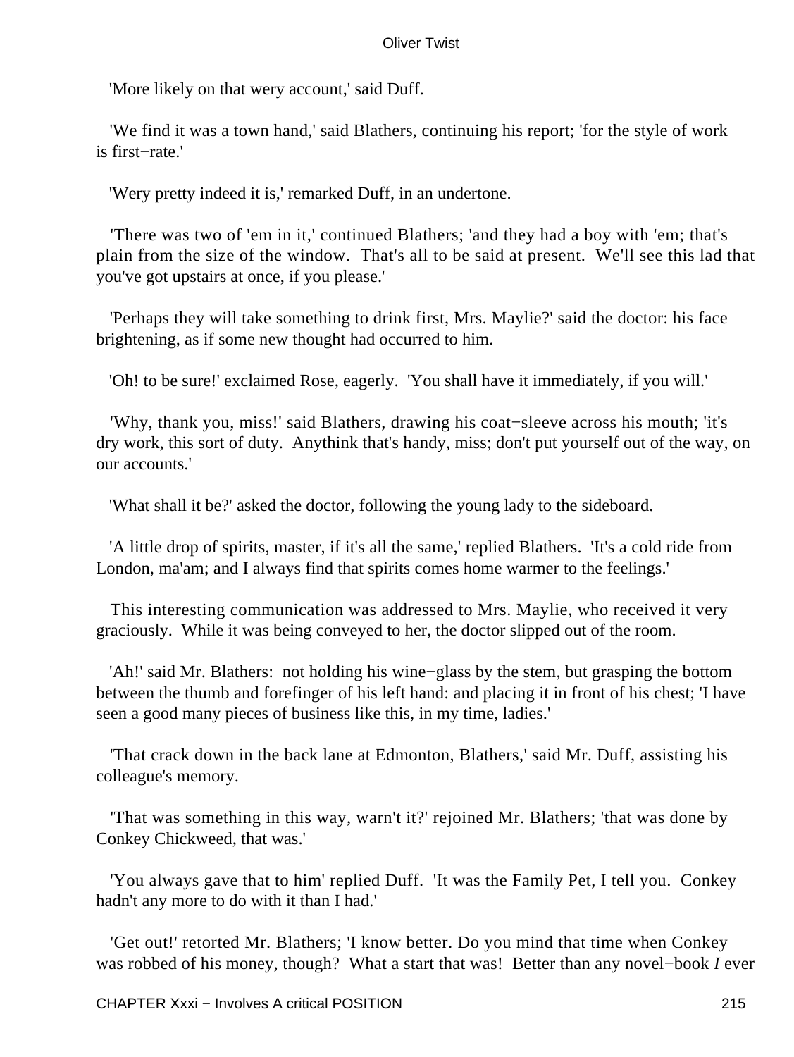'More likely on that wery account,' said Duff.

'We find it was a town hand,' said Blathers, continuing his report; 'for the style of work is first−rate.'

'Wery pretty indeed it is,' remarked Duff, in an undertone.

'There was two of 'em in it,' continued Blathers; 'and they had a boy with 'em; that's plain from the size of the window. That's all to be said at present. We'll see this lad that you've got upstairs at once, if you please.'

'Perhaps they will take something to drink first, Mrs. Maylie?' said the doctor: his face brightening, as if some new thought had occurred to him.

'Oh! to be sure!' exclaimed Rose, eagerly. 'You shall have it immediately, if you will.'

'Why, thank you, miss!' said Blathers, drawing his coat−sleeve across his mouth; 'it's dry work, this sort of duty. Anythink that's handy, miss; don't put yourself out of the way, on our accounts.'

'What shall it be?' asked the doctor, following the young lady to the sideboard.

'A little drop of spirits, master, if it's all the same,' replied Blathers. 'It's a cold ride from London, ma'am; and I always find that spirits comes home warmer to the feelings.'

This interesting communication was addressed to Mrs. Maylie, who received it very graciously. While it was being conveyed to her, the doctor slipped out of the room.

'Ah!' said Mr. Blathers: not holding his wine−glass by the stem, but grasping the bottom between the thumb and forefinger of his left hand: and placing it in front of his chest; 'I have seen a good many pieces of business like this, in my time, ladies.'

'That crack down in the back lane at Edmonton, Blathers,' said Mr. Duff, assisting his colleague's memory.

'That was something in this way, warn't it?' rejoined Mr. Blathers; 'that was done by Conkey Chickweed, that was.'

'You always gave that to him' replied Duff. 'It was the Family Pet, I tell you. Conkey hadn't any more to do with it than I had.'

'Get out!' retorted Mr. Blathers; 'I know better. Do you mind that time when Conkey was robbed of his money, though? What a start that was! Better than any novel−book *I* ever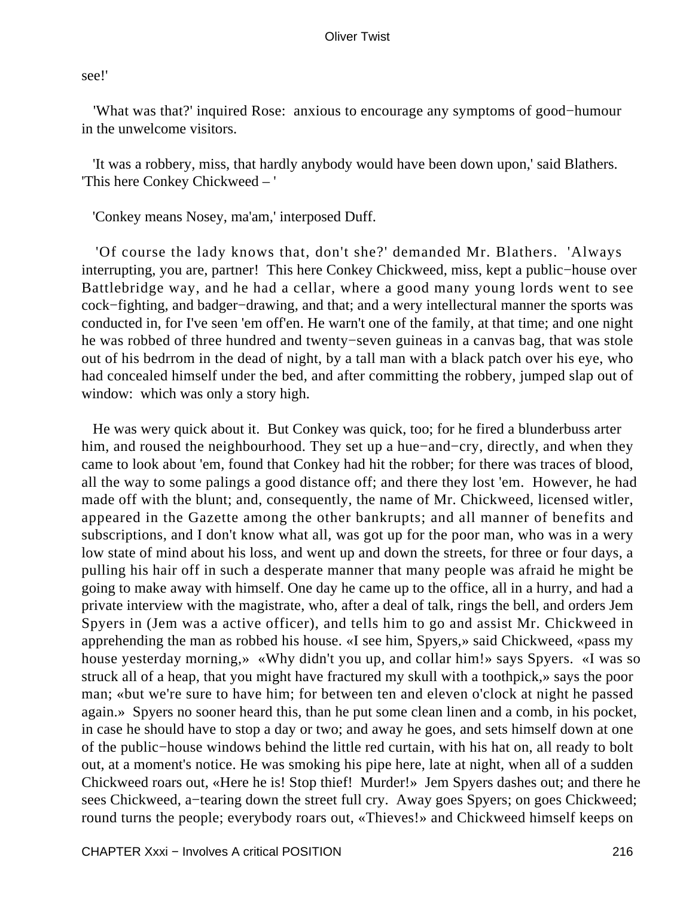see!'

'What was that?' inquired Rose: anxious to encourage any symptoms of good−humour in the unwelcome visitors.

'It was a robbery, miss, that hardly anybody would have been down upon,' said Blathers. 'This here Conkey Chickweed – '

'Conkey means Nosey, ma'am,' interposed Duff.

'Of course the lady knows that, don't she?' demanded Mr. Blathers. 'Always interrupting, you are, partner! This here Conkey Chickweed, miss, kept a public−house over Battlebridge way, and he had a cellar, where a good many young lords went to see cock−fighting, and badger−drawing, and that; and a wery intellectural manner the sports was conducted in, for I've seen 'em off'en. He warn't one of the family, at that time; and one night he was robbed of three hundred and twenty−seven guineas in a canvas bag, that was stole out of his bedrrom in the dead of night, by a tall man with a black patch over his eye, who had concealed himself under the bed, and after committing the robbery, jumped slap out of window: which was only a story high.

He was wery quick about it. But Conkey was quick, too; for he fired a blunderbuss arter him, and roused the neighbourhood. They set up a hue−and−cry, directly, and when they came to look about 'em, found that Conkey had hit the robber; for there was traces of blood, all the way to some palings a good distance off; and there they lost 'em. However, he had made off with the blunt; and, consequently, the name of Mr. Chickweed, licensed witler, appeared in the Gazette among the other bankrupts; and all manner of benefits and subscriptions, and I don't know what all, was got up for the poor man, who was in a wery low state of mind about his loss, and went up and down the streets, for three or four days, a pulling his hair off in such a desperate manner that many people was afraid he might be going to make away with himself. One day he came up to the office, all in a hurry, and had a private interview with the magistrate, who, after a deal of talk, rings the bell, and orders Jem Spyers in (Jem was a active officer), and tells him to go and assist Mr. Chickweed in apprehending the man as robbed his house. «I see him, Spyers,» said Chickweed, «pass my house yesterday morning,» «Why didn't you up, and collar him!» says Spyers. «I was so struck all of a heap, that you might have fractured my skull with a toothpick,» says the poor man; «but we're sure to have him; for between ten and eleven o'clock at night he passed again.» Spyers no sooner heard this, than he put some clean linen and a comb, in his pocket, in case he should have to stop a day or two; and away he goes, and sets himself down at one of the public−house windows behind the little red curtain, with his hat on, all ready to bolt out, at a moment's notice. He was smoking his pipe here, late at night, when all of a sudden Chickweed roars out, «Here he is! Stop thief! Murder!» Jem Spyers dashes out; and there he sees Chickweed, a−tearing down the street full cry. Away goes Spyers; on goes Chickweed; round turns the people; everybody roars out, «Thieves!» and Chickweed himself keeps on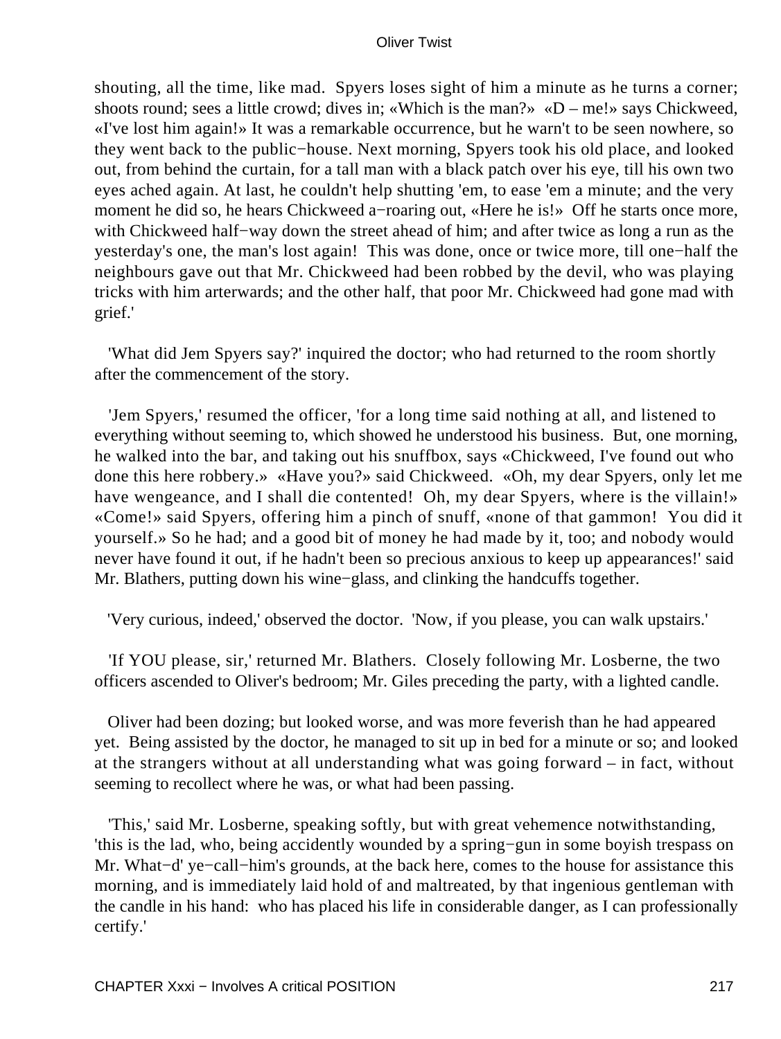shouting, all the time, like mad. Spyers loses sight of him a minute as he turns a corner; shoots round; sees a little crowd; dives in; «Which is the man?» «D – me!» says Chickweed, «I've lost him again!» It was a remarkable occurrence, but he warn't to be seen nowhere, so they went back to the public−house. Next morning, Spyers took his old place, and looked out, from behind the curtain, for a tall man with a black patch over his eye, till his own two eyes ached again. At last, he couldn't help shutting 'em, to ease 'em a minute; and the very moment he did so, he hears Chickweed a−roaring out, «Here he is!» Off he starts once more, with Chickweed half−way down the street ahead of him; and after twice as long a run as the yesterday's one, the man's lost again! This was done, once or twice more, till one−half the neighbours gave out that Mr. Chickweed had been robbed by the devil, who was playing tricks with him arterwards; and the other half, that poor Mr. Chickweed had gone mad with grief.'

'What did Jem Spyers say?' inquired the doctor; who had returned to the room shortly after the commencement of the story.

'Jem Spyers,' resumed the officer, 'for a long time said nothing at all, and listened to everything without seeming to, which showed he understood his business. But, one morning, he walked into the bar, and taking out his snuffbox, says «Chickweed, I've found out who done this here robbery.» «Have you?» said Chickweed. «Oh, my dear Spyers, only let me have wengeance, and I shall die contented! Oh, my dear Spyers, where is the villain!» «Come!» said Spyers, offering him a pinch of snuff, «none of that gammon! You did it yourself.» So he had; and a good bit of money he had made by it, too; and nobody would never have found it out, if he hadn't been so precious anxious to keep up appearances!' said Mr. Blathers, putting down his wine−glass, and clinking the handcuffs together.

'Very curious, indeed,' observed the doctor. 'Now, if you please, you can walk upstairs.'

'If YOU please, sir,' returned Mr. Blathers. Closely following Mr. Losberne, the two officers ascended to Oliver's bedroom; Mr. Giles preceding the party, with a lighted candle.

Oliver had been dozing; but looked worse, and was more feverish than he had appeared yet. Being assisted by the doctor, he managed to sit up in bed for a minute or so; and looked at the strangers without at all understanding what was going forward – in fact, without seeming to recollect where he was, or what had been passing.

'This,' said Mr. Losberne, speaking softly, but with great vehemence notwithstanding, 'this is the lad, who, being accidently wounded by a spring−gun in some boyish trespass on Mr. What−d' ye−call−him's grounds, at the back here, comes to the house for assistance this morning, and is immediately laid hold of and maltreated, by that ingenious gentleman with the candle in his hand: who has placed his life in considerable danger, as I can professionally certify.'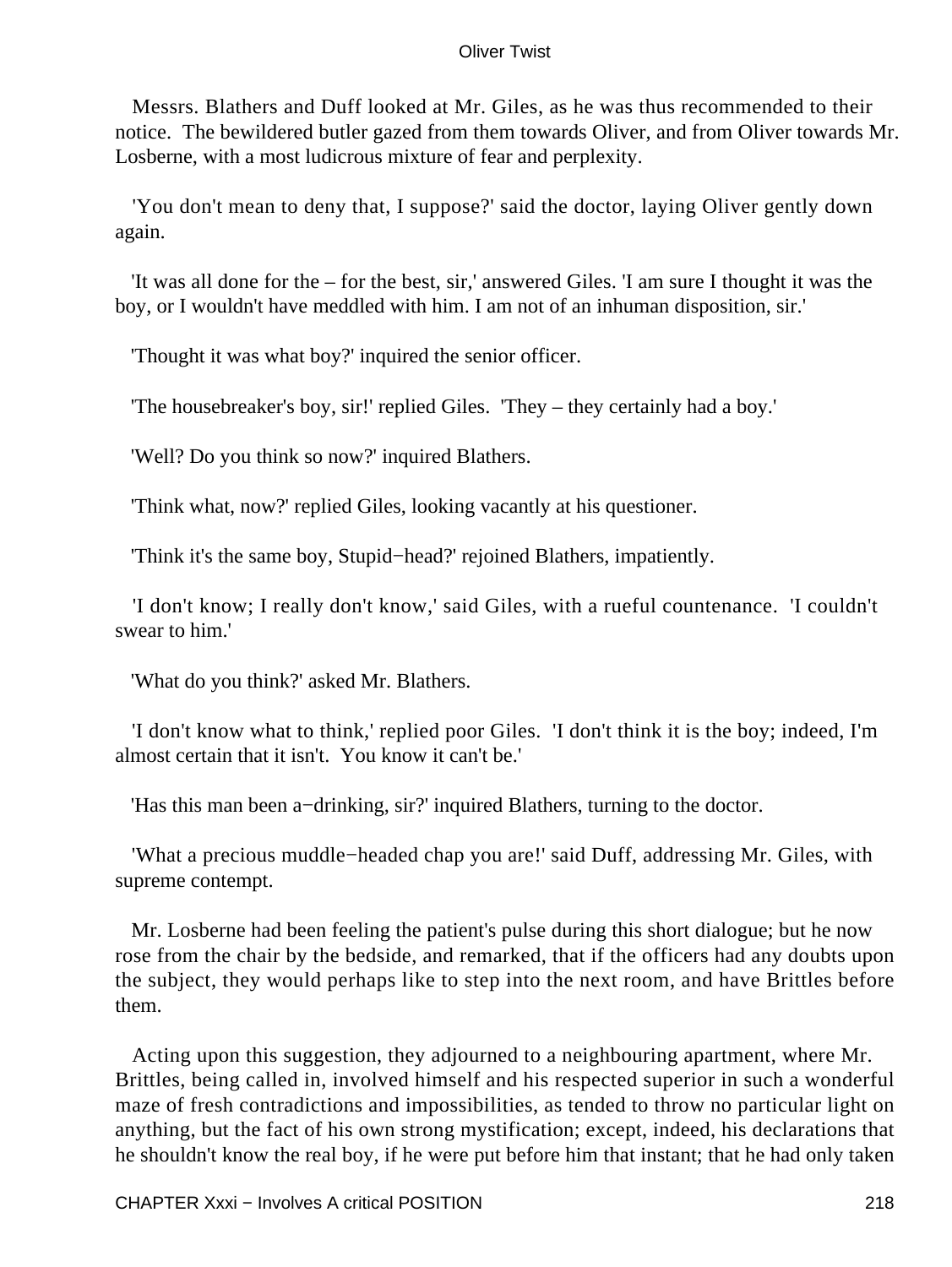Messrs. Blathers and Duff looked at Mr. Giles, as he was thus recommended to their notice. The bewildered butler gazed from them towards Oliver, and from Oliver towards Mr. Losberne, with a most ludicrous mixture of fear and perplexity.

'You don't mean to deny that, I suppose?' said the doctor, laying Oliver gently down again.

'It was all done for the – for the best, sir,' answered Giles. 'I am sure I thought it was the boy, or I wouldn't have meddled with him. I am not of an inhuman disposition, sir.'

'Thought it was what boy?' inquired the senior officer.

'The housebreaker's boy, sir!' replied Giles. 'They – they certainly had a boy.'

'Well? Do you think so now?' inquired Blathers.

'Think what, now?' replied Giles, looking vacantly at his questioner.

'Think it's the same boy, Stupid−head?' rejoined Blathers, impatiently.

'I don't know; I really don't know,' said Giles, with a rueful countenance. 'I couldn't swear to him.'

'What do you think?' asked Mr. Blathers.

'I don't know what to think,' replied poor Giles. 'I don't think it is the boy; indeed, I'm almost certain that it isn't. You know it can't be.'

'Has this man been a−drinking, sir?' inquired Blathers, turning to the doctor.

'What a precious muddle−headed chap you are!' said Duff, addressing Mr. Giles, with supreme contempt.

Mr. Losberne had been feeling the patient's pulse during this short dialogue; but he now rose from the chair by the bedside, and remarked, that if the officers had any doubts upon the subject, they would perhaps like to step into the next room, and have Brittles before them.

Acting upon this suggestion, they adjourned to a neighbouring apartment, where Mr. Brittles, being called in, involved himself and his respected superior in such a wonderful maze of fresh contradictions and impossibilities, as tended to throw no particular light on anything, but the fact of his own strong mystification; except, indeed, his declarations that he shouldn't know the real boy, if he were put before him that instant; that he had only taken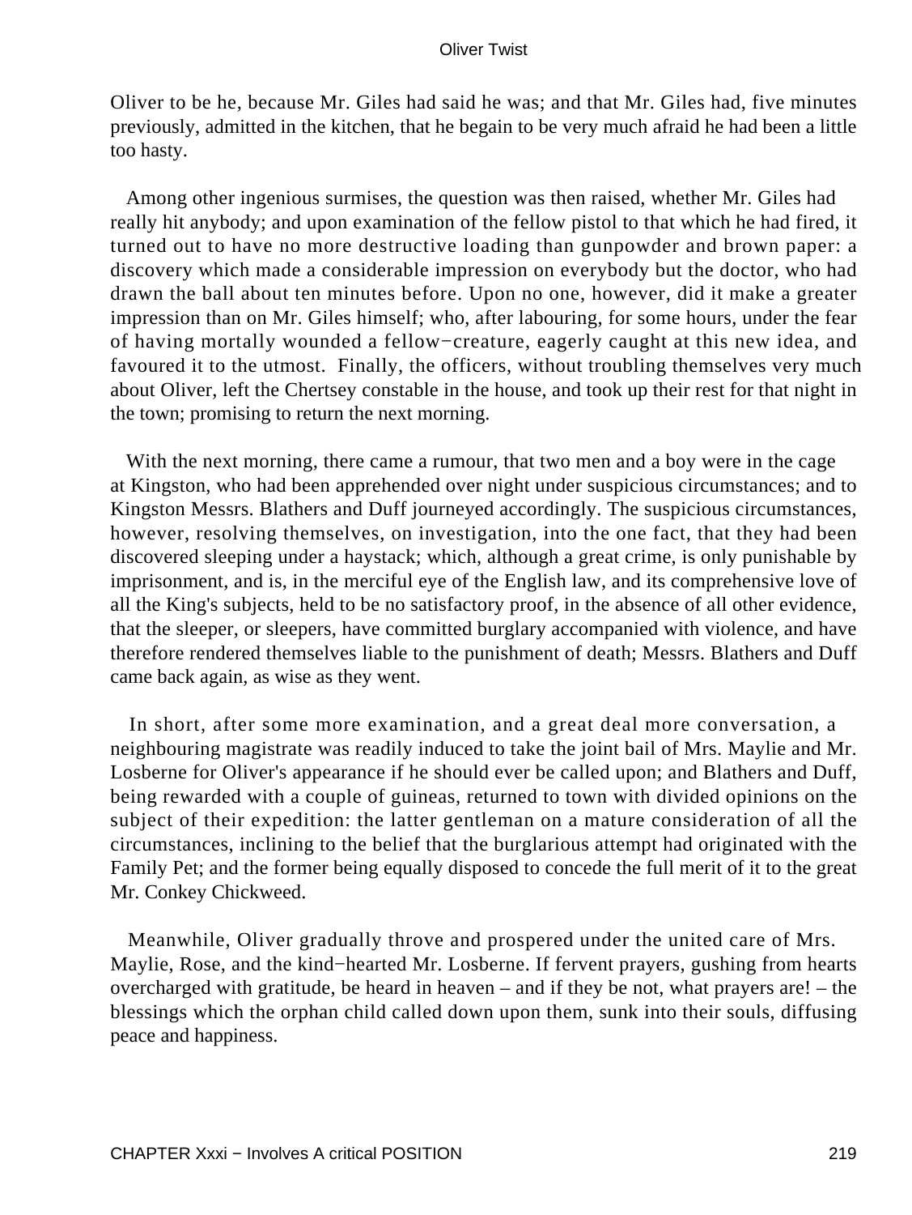Oliver to be he, because Mr. Giles had said he was; and that Mr. Giles had, five minutes previously, admitted in the kitchen, that he begain to be very much afraid he had been a little too hasty.

Among other ingenious surmises, the question was then raised, whether Mr. Giles had really hit anybody; and upon examination of the fellow pistol to that which he had fired, it turned out to have no more destructive loading than gunpowder and brown paper: a discovery which made a considerable impression on everybody but the doctor, who had drawn the ball about ten minutes before. Upon no one, however, did it make a greater impression than on Mr. Giles himself; who, after labouring, for some hours, under the fear of having mortally wounded a fellow−creature, eagerly caught at this new idea, and favoured it to the utmost. Finally, the officers, without troubling themselves very much about Oliver, left the Chertsey constable in the house, and took up their rest for that night in the town; promising to return the next morning.

With the next morning, there came a rumour, that two men and a boy were in the cage at Kingston, who had been apprehended over night under suspicious circumstances; and to Kingston Messrs. Blathers and Duff journeyed accordingly. The suspicious circumstances, however, resolving themselves, on investigation, into the one fact, that they had been discovered sleeping under a haystack; which, although a great crime, is only punishable by imprisonment, and is, in the merciful eye of the English law, and its comprehensive love of all the King's subjects, held to be no satisfactory proof, in the absence of all other evidence, that the sleeper, or sleepers, have committed burglary accompanied with violence, and have therefore rendered themselves liable to the punishment of death; Messrs. Blathers and Duff came back again, as wise as they went.

In short, after some more examination, and a great deal more conversation, a neighbouring magistrate was readily induced to take the joint bail of Mrs. Maylie and Mr. Losberne for Oliver's appearance if he should ever be called upon; and Blathers and Duff, being rewarded with a couple of guineas, returned to town with divided opinions on the subject of their expedition: the latter gentleman on a mature consideration of all the circumstances, inclining to the belief that the burglarious attempt had originated with the Family Pet; and the former being equally disposed to concede the full merit of it to the great Mr. Conkey Chickweed.

Meanwhile, Oliver gradually throve and prospered under the united care of Mrs. Maylie, Rose, and the kind−hearted Mr. Losberne. If fervent prayers, gushing from hearts overcharged with gratitude, be heard in heaven – and if they be not, what prayers are! – the blessings which the orphan child called down upon them, sunk into their souls, diffusing peace and happiness.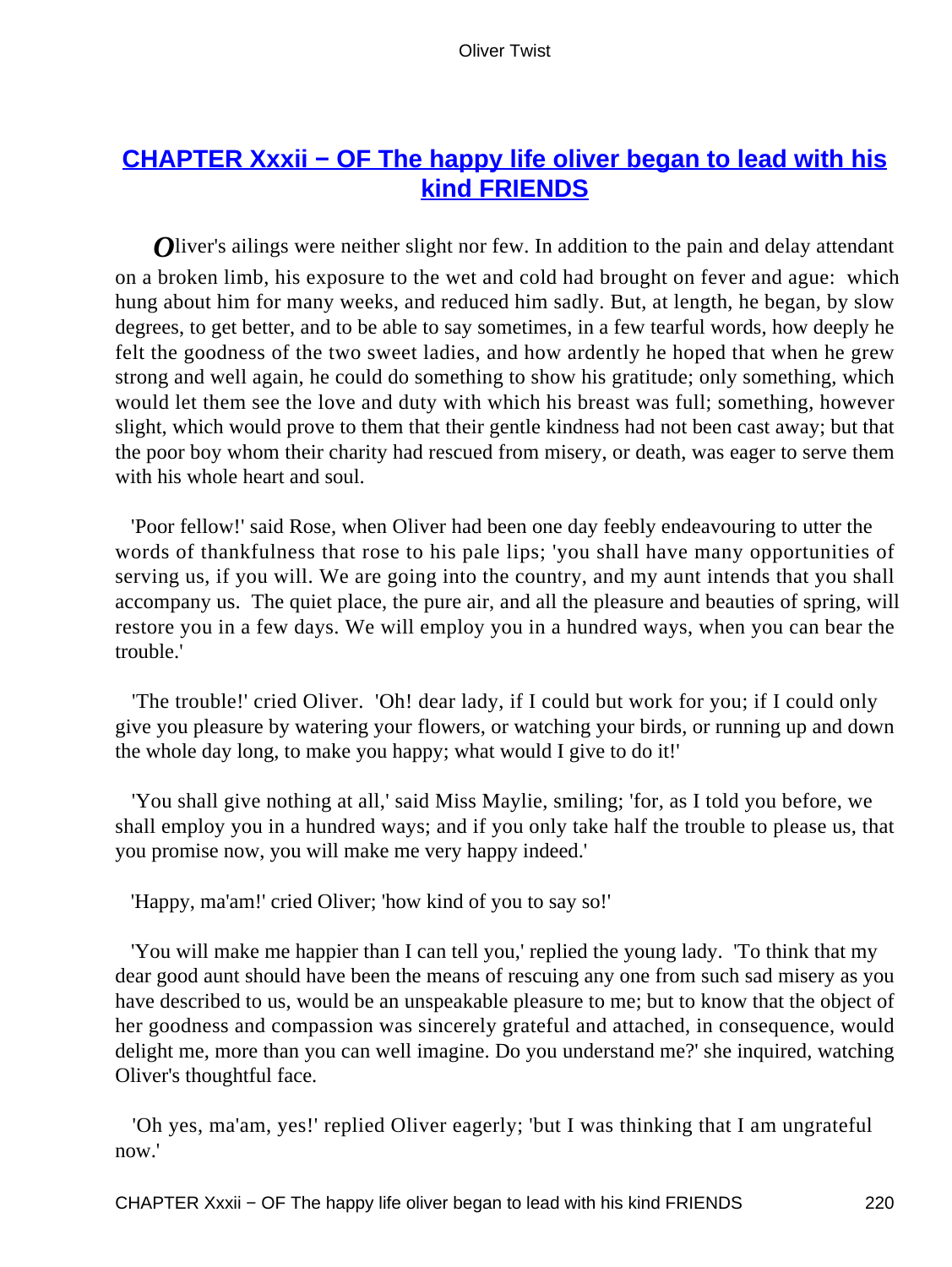## CHAPTER Xxxii − OF The happy life oliver began to lead with his kind FRIENDS

Oliver's ailings were neither slight nor few. In addition to the pain and delay attendant on a broken limb, his exposure to the wet and cold had brought on fever and ague: which hung about him for many weeks, and reduced him sadly. But, at length, he began, by slow degrees, to get better, and to be able to say sometimes, in a few tearful words, how deeply he felt the goodness of the two sweet ladies, and how ardently he hoped that when he grew strong and well again, he could do something to show his gratitude; only something, which would let them see the love and duty with which his breast was full; something, however slight, which would prove to them that their gentle kindness had not been cast away; but that the poor boy whom their charity had rescued from misery, or death, was eager to serve them with his whole heart and soul.

'Poor fellow!' said Rose, when Oliver had been one day feebly endeavouring to utter the words of thankfulness that rose to his pale lips; 'you shall have many opportunities of serving us, if you will. We are going into the country, and my aunt intends that you shall accompany us. The quiet place, the pure air, and all the pleasure and beauties of spring, will restore you in a few days. We will employ you in a hundred ways, when you can bear the trouble.'

'The trouble!' cried Oliver. 'Oh! dear lady, if I could but work for you; if I could only give you pleasure by watering your flowers, or watching your birds, or running up and down the whole day long, to make you happy; what would I give to do it!'

'You shall give nothing at all,' said Miss Maylie, smiling; 'for, as I told you before, we shall employ you in a hundred ways; and if you only take half the trouble to please us, that you promise now, you will make me very happy indeed.'

'Happy, ma'am!' cried Oliver; 'how kind of you to say so!'

'You will make me happier than I can tell you,' replied the young lady. 'To think that my dear good aunt should have been the means of rescuing any one from such sad misery as you have described to us, would be an unspeakable pleasure to me; but to know that the object of her goodness and compassion was sincerely grateful and attached, in consequence, would delight me, more than you can well imagine. Do you understand me?' she inquired, watching Oliver's thoughtful face.

'Oh yes, ma'am, yes!' replied Oliver eagerly; 'but I was thinking that I am ungrateful now.'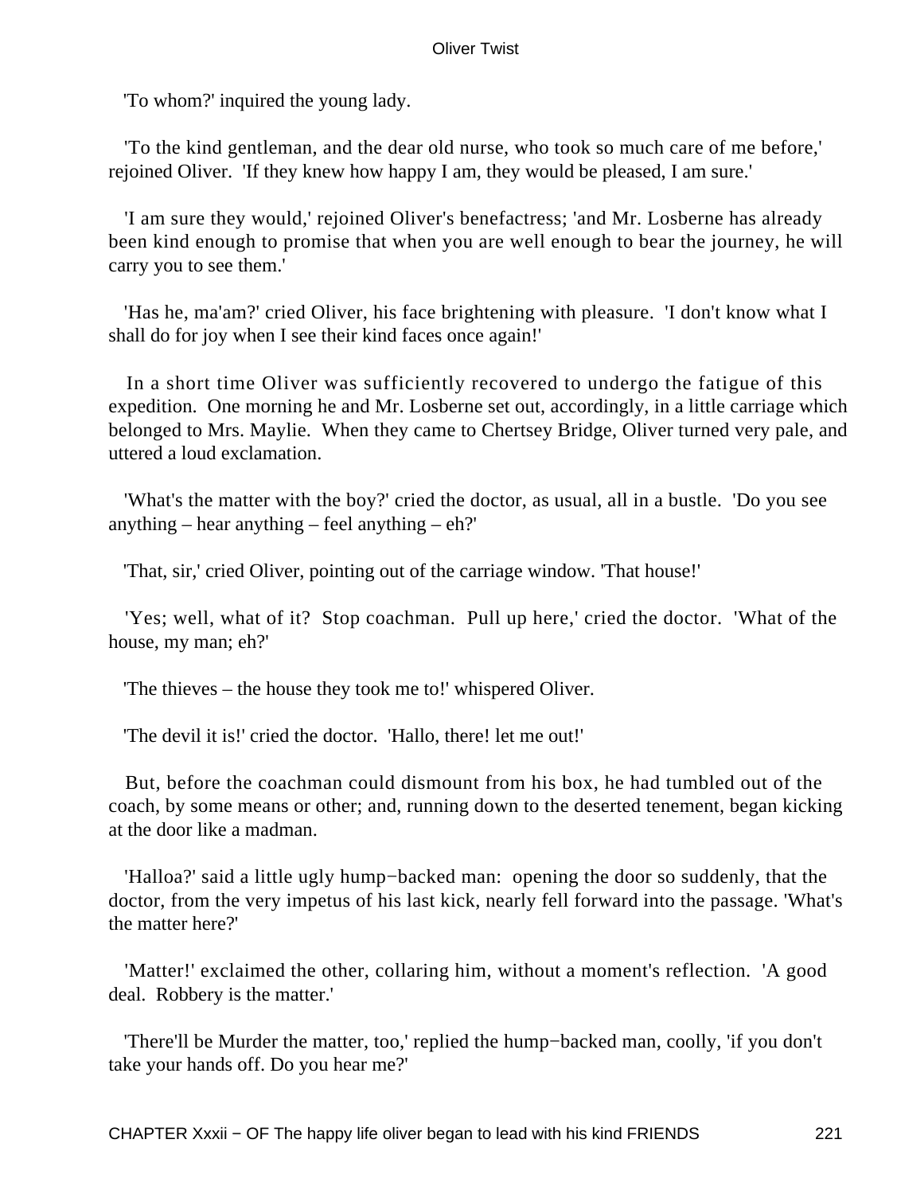'To whom?' inquired the young lady.

'To the kind gentleman, and the dear old nurse, who took so much care of me before,' rejoined Oliver. 'If they knew how happy I am, they would be pleased, I am sure.'

'I am sure they would,' rejoined Oliver's benefactress; 'and Mr. Losberne has already been kind enough to promise that when you are well enough to bear the journey, he will carry you to see them.'

'Has he, ma'am?' cried Oliver, his face brightening with pleasure. 'I don't know what I shall do for joy when I see their kind faces once again!'

In a short time Oliver was sufficiently recovered to undergo the fatigue of this expedition. One morning he and Mr. Losberne set out, accordingly, in a little carriage which belonged to Mrs. Maylie. When they came to Chertsey Bridge, Oliver turned very pale, and uttered a loud exclamation.

'What's the matter with the boy?' cried the doctor, as usual, all in a bustle. 'Do you see anything – hear anything – feel anything – eh?'

'That, sir,' cried Oliver, pointing out of the carriage window. 'That house!'

'Yes; well, what of it? Stop coachman. Pull up here,' cried the doctor. 'What of the house, my man; eh?'

'The thieves – the house they took me to!' whispered Oliver.

'The devil it is!' cried the doctor. 'Hallo, there! let me out!'

But, before the coachman could dismount from his box, he had tumbled out of the coach, by some means or other; and, running down to the deserted tenement, began kicking at the door like a madman.

'Halloa?' said a little ugly hump−backed man: opening the door so suddenly, that the doctor, from the very impetus of his last kick, nearly fell forward into the passage. 'What's the matter here?'

'Matter!' exclaimed the other, collaring him, without a moment's reflection. 'A good deal. Robbery is the matter.'

'There'll be Murder the matter, too,' replied the hump−backed man, coolly, 'if you don't take your hands off. Do you hear me?'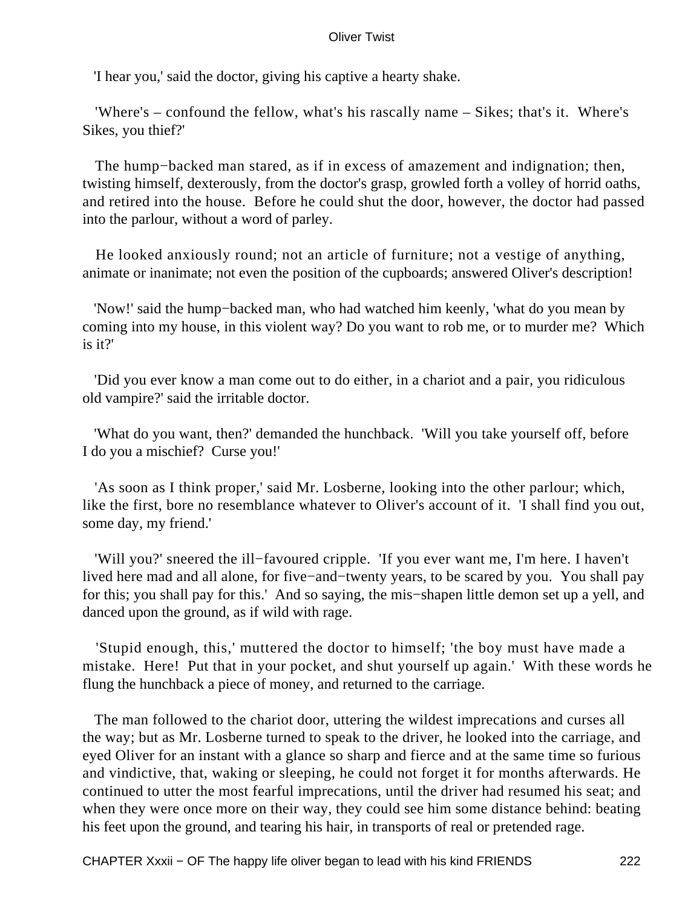'I hear you,' said the doctor, giving his captive a hearty shake.

'Where's – confound the fellow, what's his rascally name – Sikes; that's it. Where's Sikes, you thief?'

The hump−backed man stared, as if in excess of amazement and indignation; then, twisting himself, dexterously, from the doctor's grasp, growled forth a volley of horrid oaths, and retired into the house. Before he could shut the door, however, the doctor had passed into the parlour, without a word of parley.

He looked anxiously round; not an article of furniture; not a vestige of anything, animate or inanimate; not even the position of the cupboards; answered Oliver's description!

'Now!' said the hump−backed man, who had watched him keenly, 'what do you mean by coming into my house, in this violent way? Do you want to rob me, or to murder me? Which is it?'

'Did you ever know a man come out to do either, in a chariot and a pair, you ridiculous old vampire?' said the irritable doctor.

'What do you want, then?' demanded the hunchback. 'Will you take yourself off, before I do you a mischief? Curse you!'

'As soon as I think proper,' said Mr. Losberne, looking into the other parlour; which, like the first, bore no resemblance whatever to Oliver's account of it. 'I shall find you out, some day, my friend.'

'Will you?' sneered the ill−favoured cripple. 'If you ever want me, I'm here. I haven't lived here mad and all alone, for five−and−twenty years, to be scared by you. You shall pay for this; you shall pay for this.' And so saying, the mis−shapen little demon set up a yell, and danced upon the ground, as if wild with rage.

'Stupid enough, this,' muttered the doctor to himself; 'the boy must have made a mistake. Here! Put that in your pocket, and shut yourself up again.' With these words he flung the hunchback a piece of money, and returned to the carriage.

The man followed to the chariot door, uttering the wildest imprecations and curses all the way; but as Mr. Losberne turned to speak to the driver, he looked into the carriage, and eyed Oliver for an instant with a glance so sharp and fierce and at the same time so furious and vindictive, that, waking or sleeping, he could not forget it for months afterwards. He continued to utter the most fearful imprecations, until the driver had resumed his seat; and when they were once more on their way, they could see him some distance behind: beating his feet upon the ground, and tearing his hair, in transports of real or pretended rage.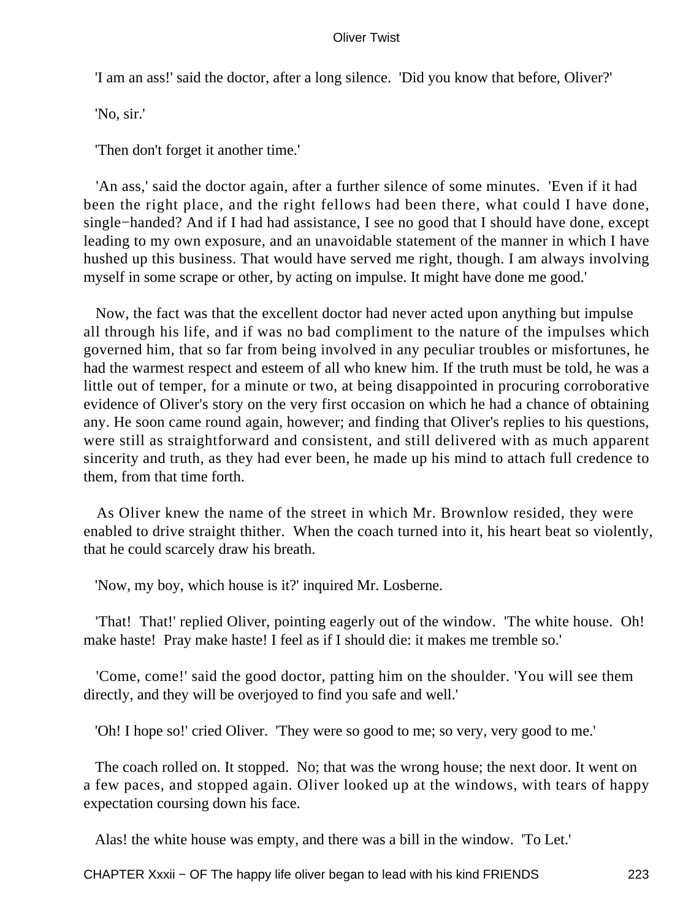'I am an ass!' said the doctor, after a long silence. 'Did you know that before, Oliver?'

'No, sir.'

'Then don't forget it another time.'

'An ass,' said the doctor again, after a further silence of some minutes. 'Even if it had been the right place, and the right fellows had been there, what could I have done, single−handed? And if I had had assistance, I see no good that I should have done, except leading to my own exposure, and an unavoidable statement of the manner in which I have hushed up this business. That would have served me right, though. I am always involving myself in some scrape or other, by acting on impulse. It might have done me good.'

Now, the fact was that the excellent doctor had never acted upon anything but impulse all through his life, and if was no bad compliment to the nature of the impulses which governed him, that so far from being involved in any peculiar troubles or misfortunes, he had the warmest respect and esteem of all who knew him. If the truth must be told, he was a little out of temper, for a minute or two, at being disappointed in procuring corroborative evidence of Oliver's story on the very first occasion on which he had a chance of obtaining any. He soon came round again, however; and finding that Oliver's replies to his questions, were still as straightforward and consistent, and still delivered with as much apparent sincerity and truth, as they had ever been, he made up his mind to attach full credence to them, from that time forth.

As Oliver knew the name of the street in which Mr. Brownlow resided, they were enabled to drive straight thither. When the coach turned into it, his heart beat so violently, that he could scarcely draw his breath.

'Now, my boy, which house is it?' inquired Mr. Losberne.

'That! That!' replied Oliver, pointing eagerly out of the window. 'The white house. Oh! make haste! Pray make haste! I feel as if I should die: it makes me tremble so.'

'Come, come!' said the good doctor, patting him on the shoulder. 'You will see them directly, and they will be overjoyed to find you safe and well.'

'Oh! I hope so!' cried Oliver. 'They were so good to me; so very, very good to me.'

The coach rolled on. It stopped. No; that was the wrong house; the next door. It went on a few paces, and stopped again. Oliver looked up at the windows, with tears of happy expectation coursing down his face.

Alas! the white house was empty, and there was a bill in the window. 'To Let.'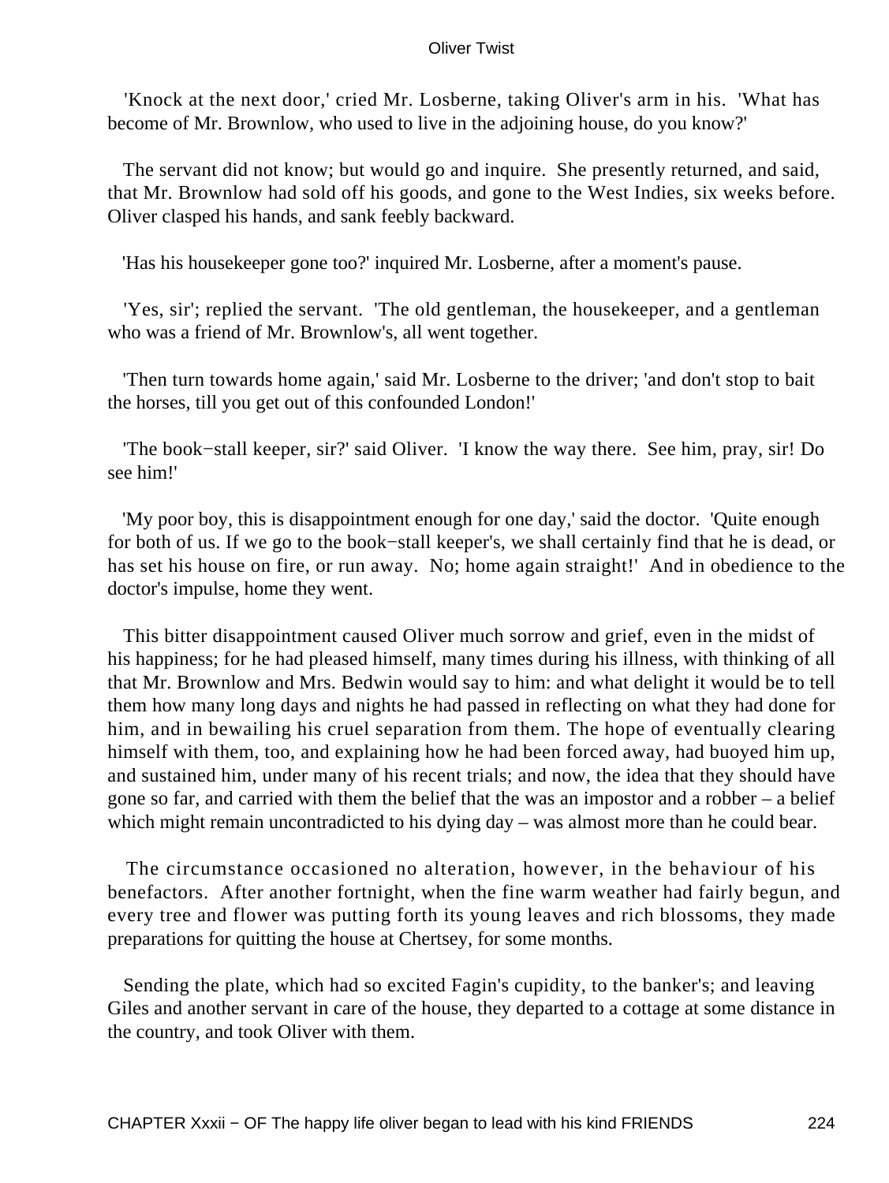'Knock at the next door,' cried Mr. Losberne, taking Oliver's arm in his. 'What has become of Mr. Brownlow, who used to live in the adjoining house, do you know?'

The servant did not know; but would go and inquire. She presently returned, and said, that Mr. Brownlow had sold off his goods, and gone to the West Indies, six weeks before. Oliver clasped his hands, and sank feebly backward.

'Has his housekeeper gone too?' inquired Mr. Losberne, after a moment's pause.

'Yes, sir'; replied the servant. 'The old gentleman, the housekeeper, and a gentleman who was a friend of Mr. Brownlow's, all went together.

'Then turn towards home again,' said Mr. Losberne to the driver; 'and don't stop to bait the horses, till you get out of this confounded London!'

'The book−stall keeper, sir?' said Oliver. 'I know the way there. See him, pray, sir! Do see him!'

'My poor boy, this is disappointment enough for one day,' said the doctor. 'Quite enough for both of us. If we go to the book−stall keeper's, we shall certainly find that he is dead, or has set his house on fire, or run away. No; home again straight!' And in obedience to the doctor's impulse, home they went.

This bitter disappointment caused Oliver much sorrow and grief, even in the midst of his happiness; for he had pleased himself, many times during his illness, with thinking of all that Mr. Brownlow and Mrs. Bedwin would say to him: and what delight it would be to tell them how many long days and nights he had passed in reflecting on what they had done for him, and in bewailing his cruel separation from them. The hope of eventually clearing himself with them, too, and explaining how he had been forced away, had buoyed him up, and sustained him, under many of his recent trials; and now, the idea that they should have gone so far, and carried with them the belief that the was an impostor and a robber – a belief which might remain uncontradicted to his dying day – was almost more than he could bear.

The circumstance occasioned no alteration, however, in the behaviour of his benefactors. After another fortnight, when the fine warm weather had fairly begun, and every tree and flower was putting forth its young leaves and rich blossoms, they made preparations for quitting the house at Chertsey, for some months.

Sending the plate, which had so excited Fagin's cupidity, to the banker's; and leaving Giles and another servant in care of the house, they departed to a cottage at some distance in the country, and took Oliver with them.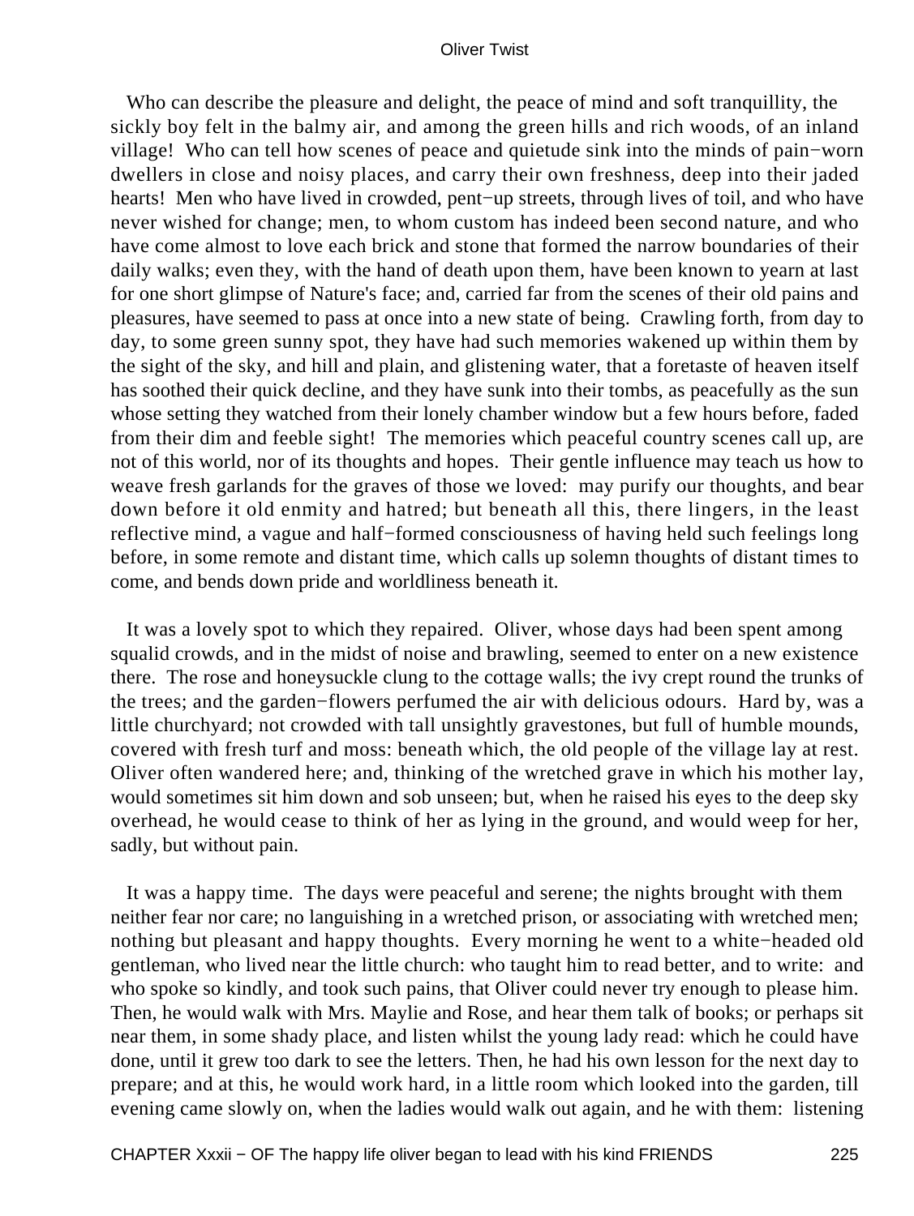Who can describe the pleasure and delight, the peace of mind and soft tranquillity, the sickly boy felt in the balmy air, and among the green hills and rich woods, of an inland village! Who can tell how scenes of peace and quietude sink into the minds of pain−worn dwellers in close and noisy places, and carry their own freshness, deep into their jaded hearts! Men who have lived in crowded, pent−up streets, through lives of toil, and who have never wished for change; men, to whom custom has indeed been second nature, and who have come almost to love each brick and stone that formed the narrow boundaries of their daily walks; even they, with the hand of death upon them, have been known to yearn at last for one short glimpse of Nature's face; and, carried far from the scenes of their old pains and pleasures, have seemed to pass at once into a new state of being. Crawling forth, from day to day, to some green sunny spot, they have had such memories wakened up within them by the sight of the sky, and hill and plain, and glistening water, that a foretaste of heaven itself has soothed their quick decline, and they have sunk into their tombs, as peacefully as the sun whose setting they watched from their lonely chamber window but a few hours before, faded from their dim and feeble sight! The memories which peaceful country scenes call up, are not of this world, nor of its thoughts and hopes. Their gentle influence may teach us how to weave fresh garlands for the graves of those we loved: may purify our thoughts, and bear down before it old enmity and hatred; but beneath all this, there lingers, in the least reflective mind, a vague and half−formed consciousness of having held such feelings long before, in some remote and distant time, which calls up solemn thoughts of distant times to come, and bends down pride and worldliness beneath it.

It was a lovely spot to which they repaired. Oliver, whose days had been spent among squalid crowds, and in the midst of noise and brawling, seemed to enter on a new existence there. The rose and honeysuckle clung to the cottage walls; the ivy crept round the trunks of the trees; and the garden−flowers perfumed the air with delicious odours. Hard by, was a little churchyard; not crowded with tall unsightly gravestones, but full of humble mounds, covered with fresh turf and moss: beneath which, the old people of the village lay at rest. Oliver often wandered here; and, thinking of the wretched grave in which his mother lay, would sometimes sit him down and sob unseen; but, when he raised his eyes to the deep sky overhead, he would cease to think of her as lying in the ground, and would weep for her, sadly, but without pain.

It was a happy time. The days were peaceful and serene; the nights brought with them neither fear nor care; no languishing in a wretched prison, or associating with wretched men; nothing but pleasant and happy thoughts. Every morning he went to a white−headed old gentleman, who lived near the little church: who taught him to read better, and to write: and who spoke so kindly, and took such pains, that Oliver could never try enough to please him. Then, he would walk with Mrs. Maylie and Rose, and hear them talk of books; or perhaps sit near them, in some shady place, and listen whilst the young lady read: which he could have done, until it grew too dark to see the letters. Then, he had his own lesson for the next day to prepare; and at this, he would work hard, in a little room which looked into the garden, till evening came slowly on, when the ladies would walk out again, and he with them: listening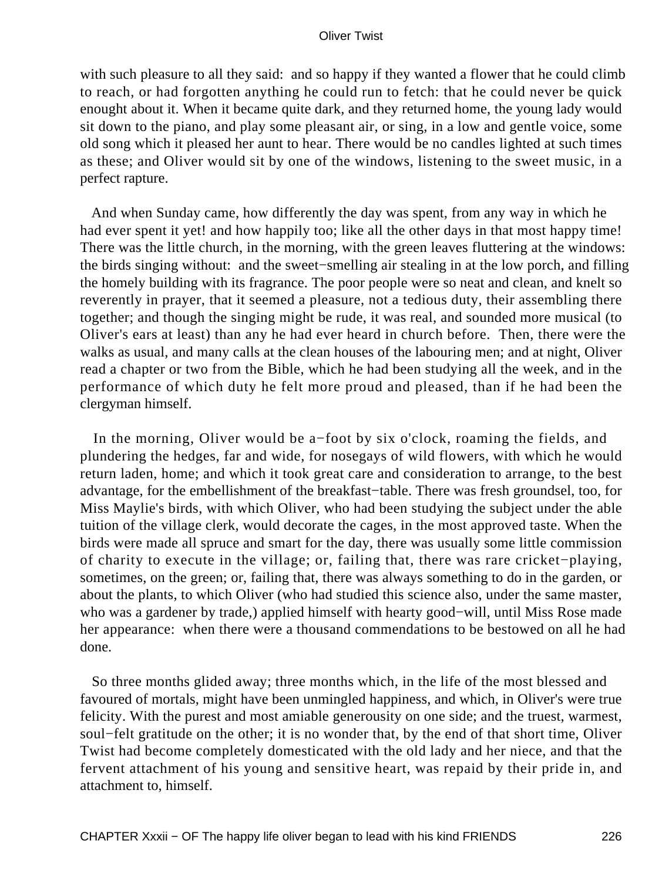with such pleasure to all they said: and so happy if they wanted a flower that he could climb to reach, or had forgotten anything he could run to fetch: that he could never be quick enought about it. When it became quite dark, and they returned home, the young lady would sit down to the piano, and play some pleasant air, or sing, in a low and gentle voice, some old song which it pleased her aunt to hear. There would be no candles lighted at such times as these; and Oliver would sit by one of the windows, listening to the sweet music, in a perfect rapture.

And when Sunday came, how differently the day was spent, from any way in which he had ever spent it yet! and how happily too; like all the other days in that most happy time! There was the little church, in the morning, with the green leaves fluttering at the windows: the birds singing without: and the sweet−smelling air stealing in at the low porch, and filling the homely building with its fragrance. The poor people were so neat and clean, and knelt so reverently in prayer, that it seemed a pleasure, not a tedious duty, their assembling there together; and though the singing might be rude, it was real, and sounded more musical (to Oliver's ears at least) than any he had ever heard in church before. Then, there were the walks as usual, and many calls at the clean houses of the labouring men; and at night, Oliver read a chapter or two from the Bible, which he had been studying all the week, and in the performance of which duty he felt more proud and pleased, than if he had been the clergyman himself.

In the morning, Oliver would be a−foot by six o'clock, roaming the fields, and plundering the hedges, far and wide, for nosegays of wild flowers, with which he would return laden, home; and which it took great care and consideration to arrange, to the best advantage, for the embellishment of the breakfast−table. There was fresh groundsel, too, for Miss Maylie's birds, with which Oliver, who had been studying the subject under the able tuition of the village clerk, would decorate the cages, in the most approved taste. When the birds were made all spruce and smart for the day, there was usually some little commission of charity to execute in the village; or, failing that, there was rare cricket−playing, sometimes, on the green; or, failing that, there was always something to do in the garden, or about the plants, to which Oliver (who had studied this science also, under the same master, who was a gardener by trade,) applied himself with hearty good−will, until Miss Rose made her appearance: when there were a thousand commendations to be bestowed on all he had done.

So three months glided away; three months which, in the life of the most blessed and favoured of mortals, might have been unmingled happiness, and which, in Oliver's were true felicity. With the purest and most amiable generousity on one side; and the truest, warmest, soul−felt gratitude on the other; it is no wonder that, by the end of that short time, Oliver Twist had become completely domesticated with the old lady and her niece, and that the fervent attachment of his young and sensitive heart, was repaid by their pride in, and attachment to, himself.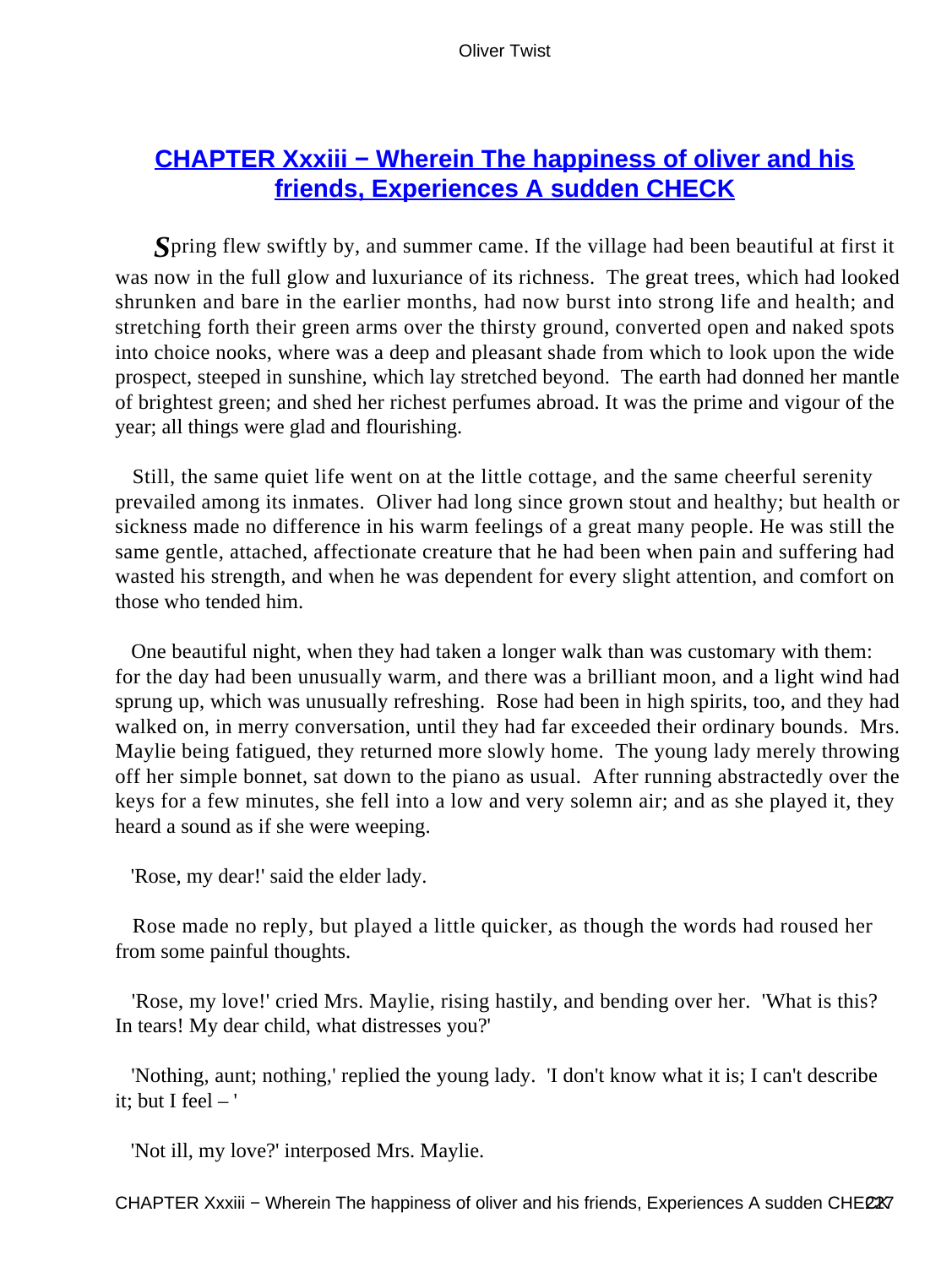## CHAPTER Xxxiii − Wherein The happiness of oliver and his friends, Experiences A sudden CHECK

*S*pring flew swiftly by, and summer came. If the village had been beautiful at first it was now in the full glow and luxuriance of its richness. The great trees, which had looked shrunken and bare in the earlier months, had now burst into strong life and health; and stretching forth their green arms over the thirsty ground, converted open and naked spots into choice nooks, where was a deep and pleasant shade from which to look upon the wide prospect, steeped in sunshine, which lay stretched beyond. The earth had donned her mantle of brightest green; and shed her richest perfumes abroad. It was the prime and vigour of the year; all things were glad and flourishing.

Still, the same quiet life went on at the little cottage, and the same cheerful serenity prevailed among its inmates. Oliver had long since grown stout and healthy; but health or sickness made no difference in his warm feelings of a great many people. He was still the same gentle, attached, affectionate creature that he had been when pain and suffering had wasted his strength, and when he was dependent for every slight attention, and comfort on those who tended him.

One beautiful night, when they had taken a longer walk than was customary with them: for the day had been unusually warm, and there was a brilliant moon, and a light wind had sprung up, which was unusually refreshing. Rose had been in high spirits, too, and they had walked on, in merry conversation, until they had far exceeded their ordinary bounds. Mrs. Maylie being fatigued, they returned more slowly home. The young lady merely throwing off her simple bonnet, sat down to the piano as usual. After running abstractedly over the keys for a few minutes, she fell into a low and very solemn air; and as she played it, they heard a sound as if she were weeping.

'Rose, my dear!' said the elder lady.

Rose made no reply, but played a little quicker, as though the words had roused her from some painful thoughts.

'Rose, my love!' cried Mrs. Maylie, rising hastily, and bending over her. 'What is this? In tears! My dear child, what distresses you?'

'Nothing, aunt; nothing,' replied the young lady. 'I don't know what it is; I can't describe it; but I feel – '

'Not ill, my love?' interposed Mrs. Maylie.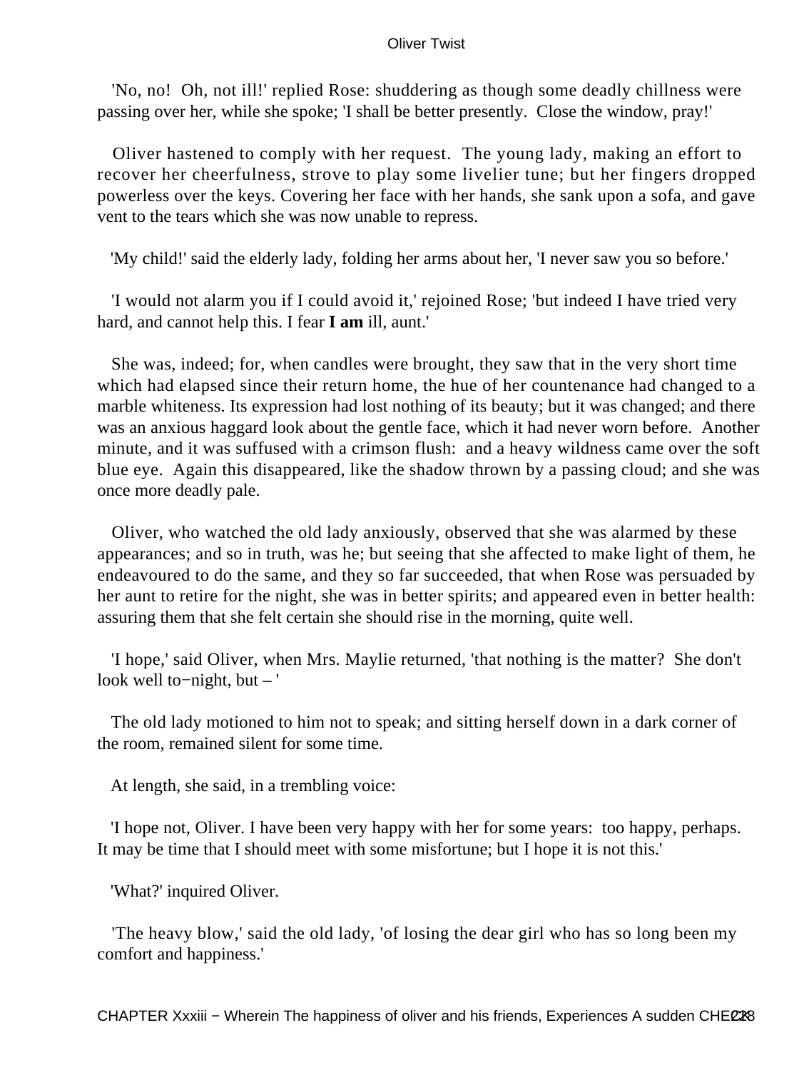'No, no!  Oh, not ill!' replied Rose: shuddering as though some deadly chillness were passing over her, while she spoke; 'I shall be better presently.  Close the window, pray!'

Oliver hastened to comply with her request.  The young lady, making an effort to recover her cheerfulness, strove to play some livelier tune; but her fingers dropped powerless over the keys. Covering her face with her hands, she sank upon a sofa, and gave vent to the tears which she was now unable to repress.

'My child!' said the elderly lady, folding her arms about her, 'I never saw you so before.'

'I would not alarm you if I could avoid it,' rejoined Rose; 'but indeed I have tried very hard, and cannot help this. I fear **I am** ill, aunt.'

She was, indeed; for, when candles were brought, they saw that in the very short time which had elapsed since their return home, the hue of her countenance had changed to a marble whiteness. Its expression had lost nothing of its beauty; but it was changed; and there was an anxious haggard look about the gentle face, which it had never worn before.  Another minute, and it was suffused with a crimson flush:  and a heavy wildness came over the soft blue eye.  Again this disappeared, like the shadow thrown by a passing cloud; and she was once more deadly pale.

Oliver, who watched the old lady anxiously, observed that she was alarmed by these appearances; and so in truth, was he; but seeing that she affected to make light of them, he endeavoured to do the same, and they so far succeeded, that when Rose was persuaded by her aunt to retire for the night, she was in better spirits; and appeared even in better health: assuring them that she felt certain she should rise in the morning, quite well.

'I hope,' said Oliver, when Mrs. Maylie returned, 'that nothing is the matter?  She don't look well to−night, but – '

The old lady motioned to him not to speak; and sitting herself down in a dark corner of the room, remained silent for some time.

At length, she said, in a trembling voice:

'I hope not, Oliver. I have been very happy with her for some years:  too happy, perhaps. It may be time that I should meet with some misfortune; but I hope it is not this.'

'What?' inquired Oliver.

'The heavy blow,' said the old lady, 'of losing the dear girl who has so long been my comfort and happiness.'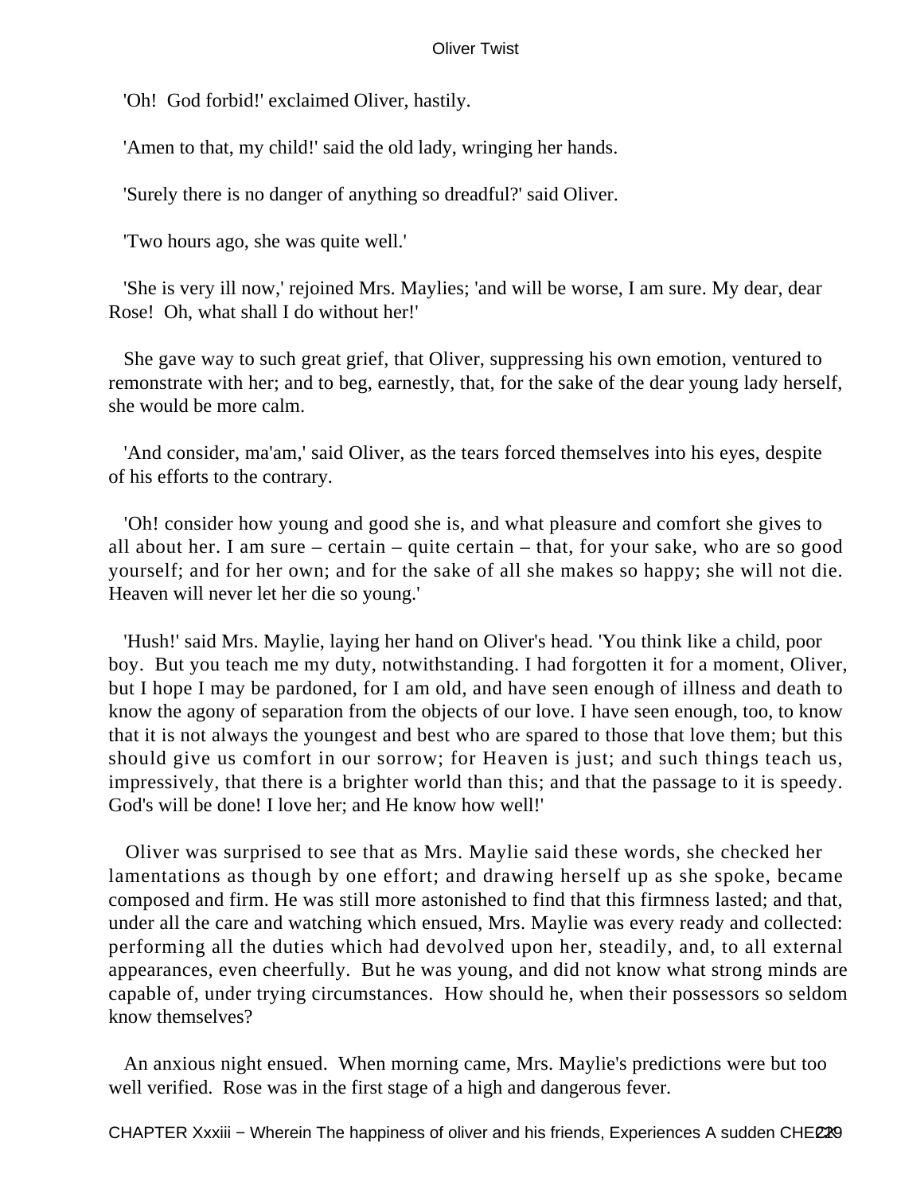'Oh!  God forbid!' exclaimed Oliver, hastily.

'Amen to that, my child!' said the old lady, wringing her hands.

'Surely there is no danger of anything so dreadful?' said Oliver.

'Two hours ago, she was quite well.'

'She is very ill now,' rejoined Mrs. Maylies; 'and will be worse, I am sure. My dear, dear Rose!  Oh, what shall I do without her!'

She gave way to such great grief, that Oliver, suppressing his own emotion, ventured to remonstrate with her; and to beg, earnestly, that, for the sake of the dear young lady herself, she would be more calm.

'And consider, ma'am,' said Oliver, as the tears forced themselves into his eyes, despite of his efforts to the contrary.

'Oh! consider how young and good she is, and what pleasure and comfort she gives to all about her. I am sure – certain – quite certain – that, for your sake, who are so good yourself; and for her own; and for the sake of all she makes so happy; she will not die. Heaven will never let her die so young.'

'Hush!' said Mrs. Maylie, laying her hand on Oliver's head. 'You think like a child, poor boy.  But you teach me my duty, notwithstanding. I had forgotten it for a moment, Oliver, but I hope I may be pardoned, for I am old, and have seen enough of illness and death to know the agony of separation from the objects of our love. I have seen enough, too, to know that it is not always the youngest and best who are spared to those that love them; but this should give us comfort in our sorrow; for Heaven is just; and such things teach us, impressively, that there is a brighter world than this; and that the passage to it is speedy. God's will be done! I love her; and He know how well!'

Oliver was surprised to see that as Mrs. Maylie said these words, she checked her lamentations as though by one effort; and drawing herself up as she spoke, became composed and firm. He was still more astonished to find that this firmness lasted; and that, under all the care and watching which ensued, Mrs. Maylie was every ready and collected: performing all the duties which had devolved upon her, steadily, and, to all external appearances, even cheerfully.  But he was young, and did not know what strong minds are capable of, under trying circumstances.  How should he, when their possessors so seldom know themselves?

An anxious night ensued.  When morning came, Mrs. Maylie's predictions were but too well verified.  Rose was in the first stage of a high and dangerous fever.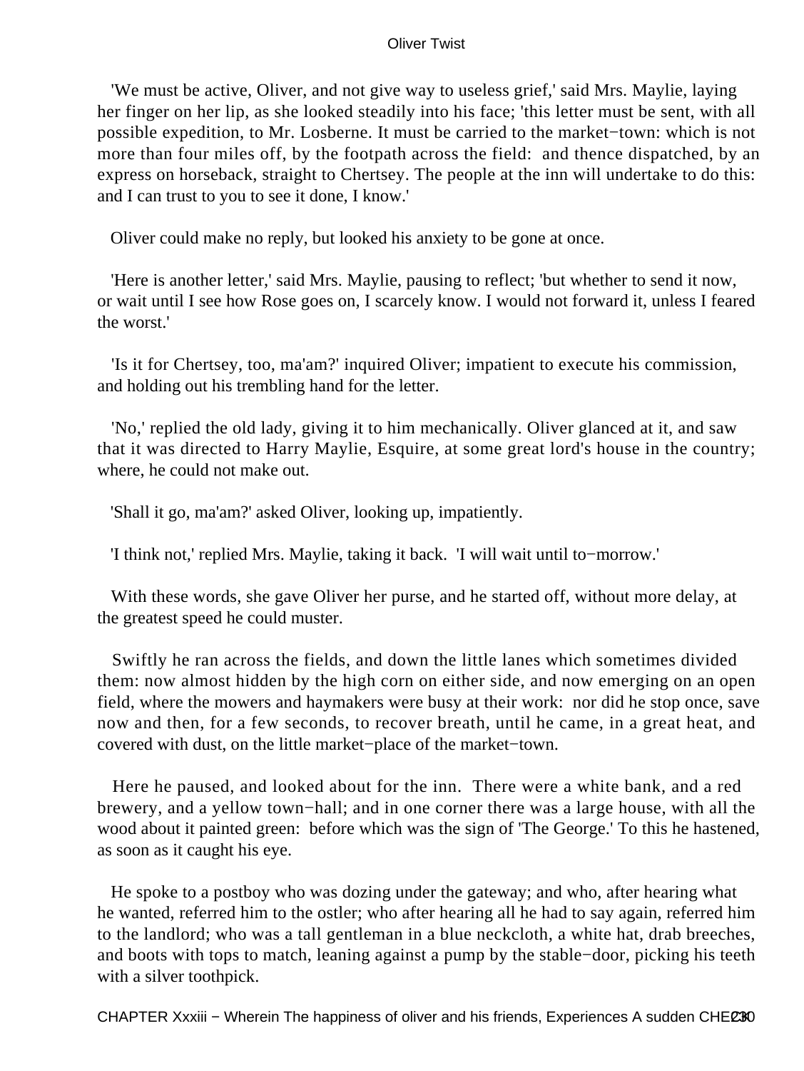'We must be active, Oliver, and not give way to useless grief,' said Mrs. Maylie, laying her finger on her lip, as she looked steadily into his face; 'this letter must be sent, with all possible expedition, to Mr. Losberne. It must be carried to the market−town: which is not more than four miles off, by the footpath across the field: and thence dispatched, by an express on horseback, straight to Chertsey. The people at the inn will undertake to do this: and I can trust to you to see it done, I know.'

Oliver could make no reply, but looked his anxiety to be gone at once.

'Here is another letter,' said Mrs. Maylie, pausing to reflect; 'but whether to send it now, or wait until I see how Rose goes on, I scarcely know. I would not forward it, unless I feared the worst.'

'Is it for Chertsey, too, ma'am?' inquired Oliver; impatient to execute his commission, and holding out his trembling hand for the letter.

'No,' replied the old lady, giving it to him mechanically. Oliver glanced at it, and saw that it was directed to Harry Maylie, Esquire, at some great lord's house in the country; where, he could not make out.

'Shall it go, ma'am?' asked Oliver, looking up, impatiently.

'I think not,' replied Mrs. Maylie, taking it back. 'I will wait until to−morrow.'

With these words, she gave Oliver her purse, and he started off, without more delay, at the greatest speed he could muster.

Swiftly he ran across the fields, and down the little lanes which sometimes divided them: now almost hidden by the high corn on either side, and now emerging on an open field, where the mowers and haymakers were busy at their work: nor did he stop once, save now and then, for a few seconds, to recover breath, until he came, in a great heat, and covered with dust, on the little market−place of the market−town.

Here he paused, and looked about for the inn. There were a white bank, and a red brewery, and a yellow town−hall; and in one corner there was a large house, with all the wood about it painted green: before which was the sign of 'The George.' To this he hastened, as soon as it caught his eye.

He spoke to a postboy who was dozing under the gateway; and who, after hearing what he wanted, referred him to the ostler; who after hearing all he had to say again, referred him to the landlord; who was a tall gentleman in a blue neckcloth, a white hat, drab breeches, and boots with tops to match, leaning against a pump by the stable−door, picking his teeth with a silver toothpick.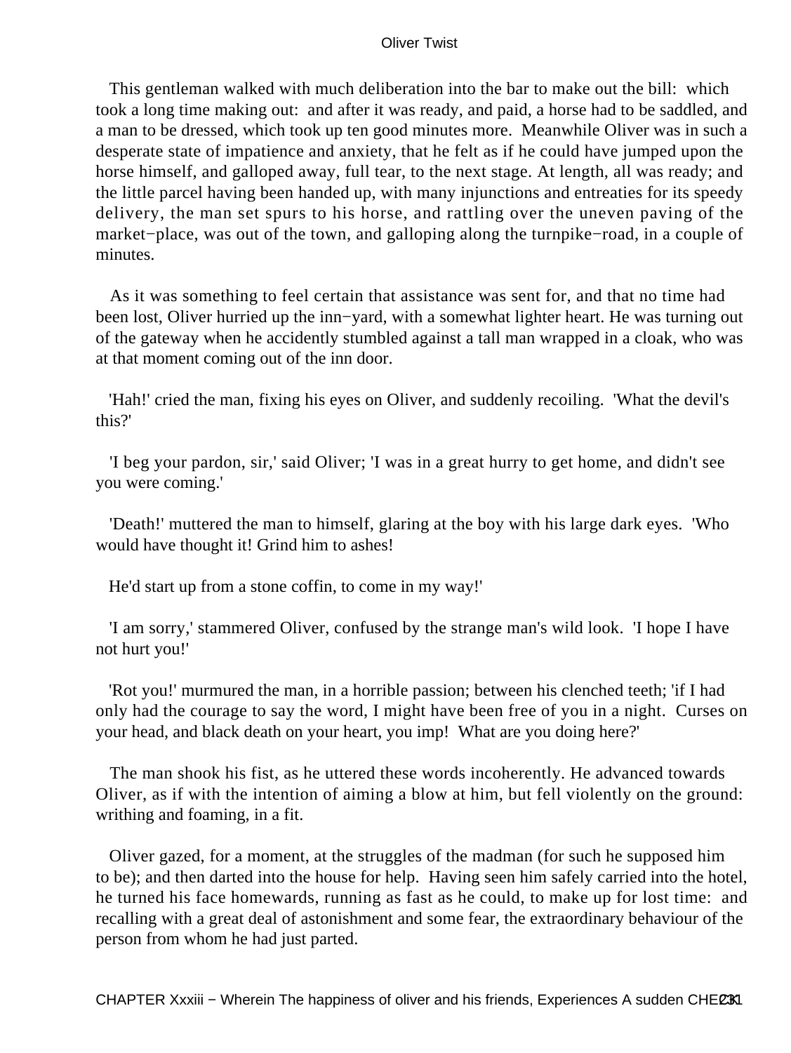This gentleman walked with much deliberation into the bar to make out the bill: which took a long time making out: and after it was ready, and paid, a horse had to be saddled, and a man to be dressed, which took up ten good minutes more. Meanwhile Oliver was in such a desperate state of impatience and anxiety, that he felt as if he could have jumped upon the horse himself, and galloped away, full tear, to the next stage. At length, all was ready; and the little parcel having been handed up, with many injunctions and entreaties for its speedy delivery, the man set spurs to his horse, and rattling over the uneven paving of the market−place, was out of the town, and galloping along the turnpike−road, in a couple of minutes.

As it was something to feel certain that assistance was sent for, and that no time had been lost, Oliver hurried up the inn−yard, with a somewhat lighter heart. He was turning out of the gateway when he accidently stumbled against a tall man wrapped in a cloak, who was at that moment coming out of the inn door.

'Hah!' cried the man, fixing his eyes on Oliver, and suddenly recoiling. 'What the devil's this?'

'I beg your pardon, sir,' said Oliver; 'I was in a great hurry to get home, and didn't see you were coming.'

'Death!' muttered the man to himself, glaring at the boy with his large dark eyes. 'Who would have thought it! Grind him to ashes!

He'd start up from a stone coffin, to come in my way!'

'I am sorry,' stammered Oliver, confused by the strange man's wild look. 'I hope I have not hurt you!'

'Rot you!' murmured the man, in a horrible passion; between his clenched teeth; 'if I had only had the courage to say the word, I might have been free of you in a night. Curses on your head, and black death on your heart, you imp! What are you doing here?'

The man shook his fist, as he uttered these words incoherently. He advanced towards Oliver, as if with the intention of aiming a blow at him, but fell violently on the ground: writhing and foaming, in a fit.

Oliver gazed, for a moment, at the struggles of the madman (for such he supposed him to be); and then darted into the house for help. Having seen him safely carried into the hotel, he turned his face homewards, running as fast as he could, to make up for lost time: and recalling with a great deal of astonishment and some fear, the extraordinary behaviour of the person from whom he had just parted.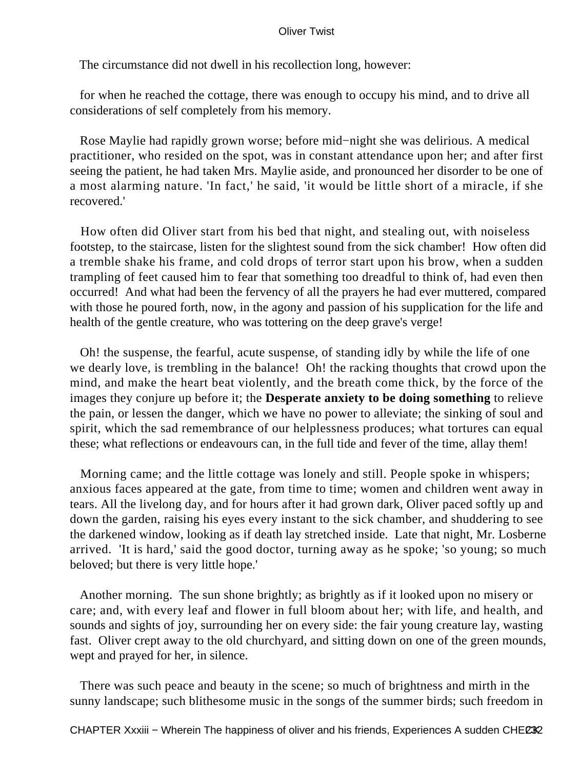The circumstance did not dwell in his recollection long, however:

for when he reached the cottage, there was enough to occupy his mind, and to drive all considerations of self completely from his memory.

Rose Maylie had rapidly grown worse; before mid−night she was delirious. A medical practitioner, who resided on the spot, was in constant attendance upon her; and after first seeing the patient, he had taken Mrs. Maylie aside, and pronounced her disorder to be one of a most alarming nature. 'In fact,' he said, 'it would be little short of a miracle, if she recovered.'

How often did Oliver start from his bed that night, and stealing out, with noiseless footstep, to the staircase, listen for the slightest sound from the sick chamber! How often did a tremble shake his frame, and cold drops of terror start upon his brow, when a sudden trampling of feet caused him to fear that something too dreadful to think of, had even then occurred! And what had been the fervency of all the prayers he had ever muttered, compared with those he poured forth, now, in the agony and passion of his supplication for the life and health of the gentle creature, who was tottering on the deep grave's verge!

Oh! the suspense, the fearful, acute suspense, of standing idly by while the life of one we dearly love, is trembling in the balance! Oh! the racking thoughts that crowd upon the mind, and make the heart beat violently, and the breath come thick, by the force of the images they conjure up before it; the **Desperate anxiety to be doing something** to relieve the pain, or lessen the danger, which we have no power to alleviate; the sinking of soul and spirit, which the sad remembrance of our helplessness produces; what tortures can equal these; what reflections or endeavours can, in the full tide and fever of the time, allay them!

Morning came; and the little cottage was lonely and still. People spoke in whispers; anxious faces appeared at the gate, from time to time; women and children went away in tears. All the livelong day, and for hours after it had grown dark, Oliver paced softly up and down the garden, raising his eyes every instant to the sick chamber, and shuddering to see the darkened window, looking as if death lay stretched inside. Late that night, Mr. Losberne arrived. 'It is hard,' said the good doctor, turning away as he spoke; 'so young; so much beloved; but there is very little hope.'

Another morning. The sun shone brightly; as brightly as if it looked upon no misery or care; and, with every leaf and flower in full bloom about her; with life, and health, and sounds and sights of joy, surrounding her on every side: the fair young creature lay, wasting fast. Oliver crept away to the old churchyard, and sitting down on one of the green mounds, wept and prayed for her, in silence.

There was such peace and beauty in the scene; so much of brightness and mirth in the sunny landscape; such blithesome music in the songs of the summer birds; such freedom in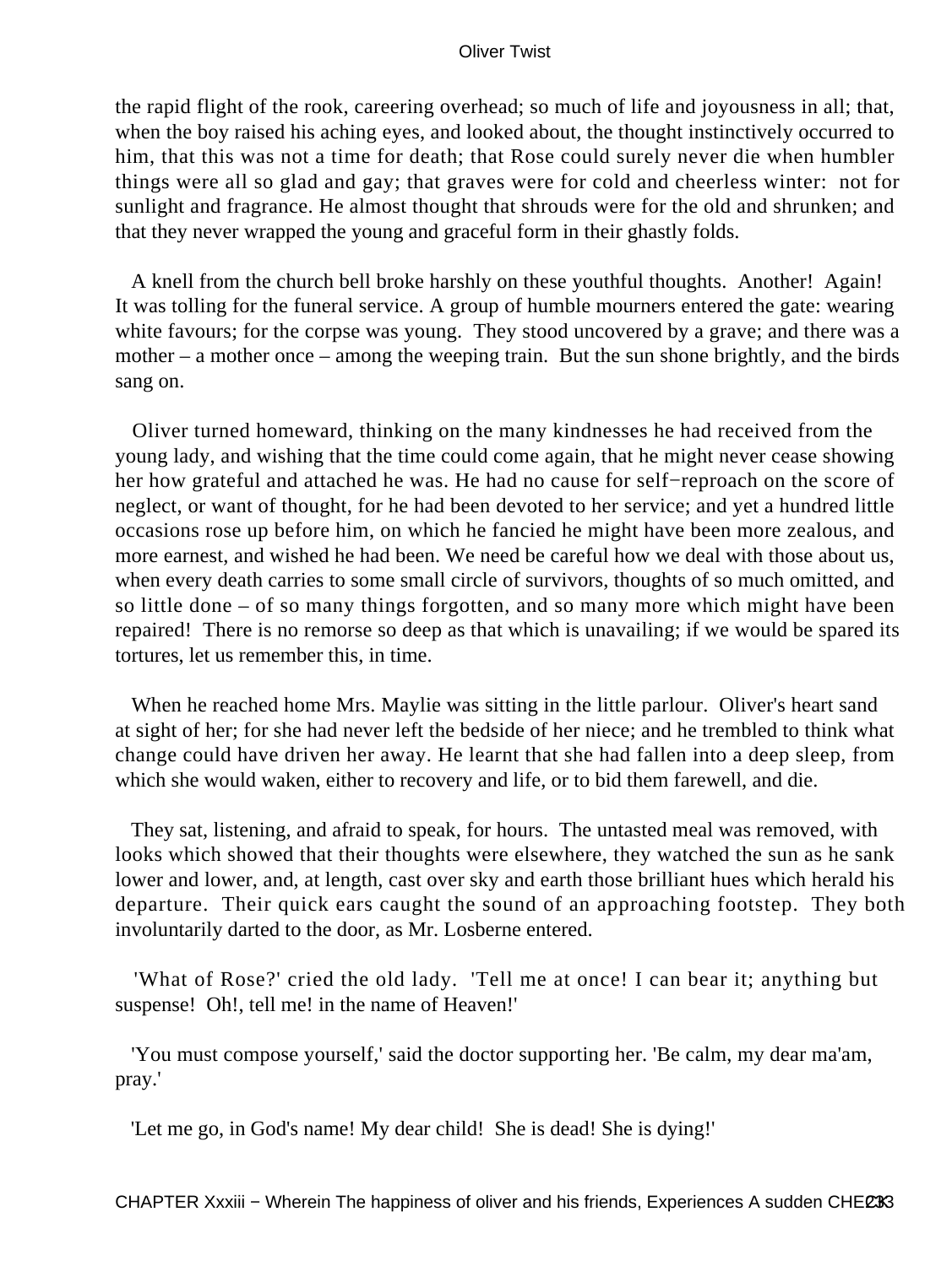the rapid flight of the rook, careering overhead; so much of life and joyousness in all; that, when the boy raised his aching eyes, and looked about, the thought instinctively occurred to him, that this was not a time for death; that Rose could surely never die when humbler things were all so glad and gay; that graves were for cold and cheerless winter: not for sunlight and fragrance. He almost thought that shrouds were for the old and shrunken; and that they never wrapped the young and graceful form in their ghastly folds.

A knell from the church bell broke harshly on these youthful thoughts. Another! Again! It was tolling for the funeral service. A group of humble mourners entered the gate: wearing white favours; for the corpse was young. They stood uncovered by a grave; and there was a mother – a mother once – among the weeping train. But the sun shone brightly, and the birds sang on.

Oliver turned homeward, thinking on the many kindnesses he had received from the young lady, and wishing that the time could come again, that he might never cease showing her how grateful and attached he was. He had no cause for self−reproach on the score of neglect, or want of thought, for he had been devoted to her service; and yet a hundred little occasions rose up before him, on which he fancied he might have been more zealous, and more earnest, and wished he had been. We need be careful how we deal with those about us, when every death carries to some small circle of survivors, thoughts of so much omitted, and so little done – of so many things forgotten, and so many more which might have been repaired! There is no remorse so deep as that which is unavailing; if we would be spared its tortures, let us remember this, in time.

When he reached home Mrs. Maylie was sitting in the little parlour. Oliver's heart sand at sight of her; for she had never left the bedside of her niece; and he trembled to think what change could have driven her away. He learnt that she had fallen into a deep sleep, from which she would waken, either to recovery and life, or to bid them farewell, and die.

They sat, listening, and afraid to speak, for hours. The untasted meal was removed, with looks which showed that their thoughts were elsewhere, they watched the sun as he sank lower and lower, and, at length, cast over sky and earth those brilliant hues which herald his departure. Their quick ears caught the sound of an approaching footstep. They both involuntarily darted to the door, as Mr. Losberne entered.

'What of Rose?' cried the old lady. 'Tell me at once! I can bear it; anything but suspense! Oh!, tell me! in the name of Heaven!'

'You must compose yourself,' said the doctor supporting her. 'Be calm, my dear ma'am, pray.'

'Let me go, in God's name! My dear child! She is dead! She is dying!'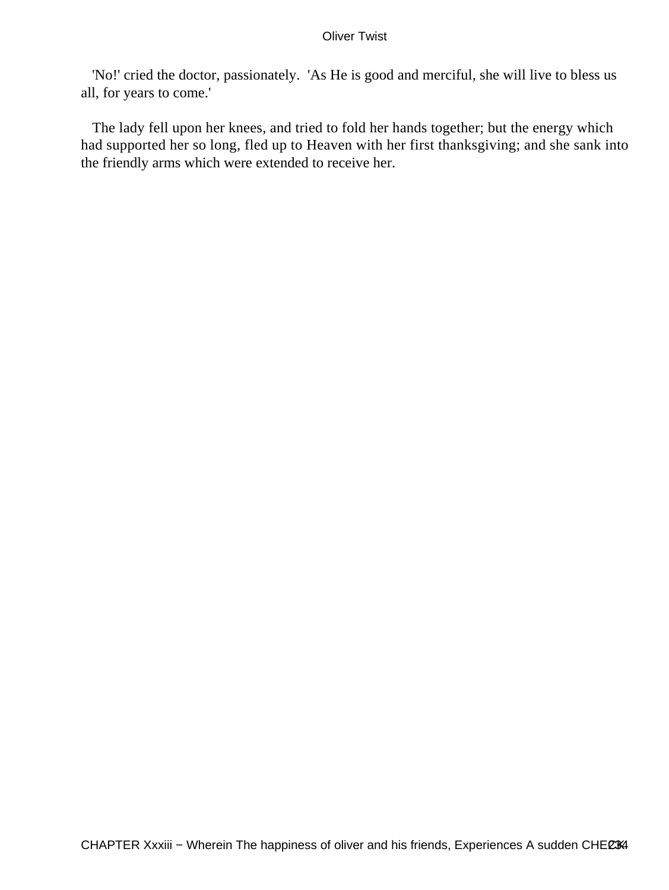'No!' cried the doctor, passionately. 'As He is good and merciful, she will live to bless us all, for years to come.'

The lady fell upon her knees, and tried to fold her hands together; but the energy which had supported her so long, fled up to Heaven with her first thanksgiving; and she sank into the friendly arms which were extended to receive her.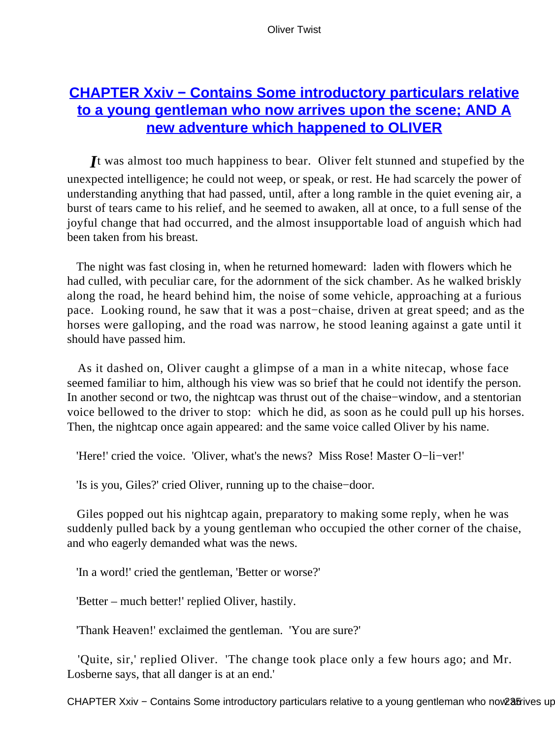## CHAPTER Xxiv − Contains Some introductory particulars relative to a young gentleman who now arrives upon the scene; AND A new adventure which happened to OLIVER

*I*t was almost too much happiness to bear. Oliver felt stunned and stupefied by the unexpected intelligence; he could not weep, or speak, or rest. He had scarcely the power of understanding anything that had passed, until, after a long ramble in the quiet evening air, a burst of tears came to his relief, and he seemed to awaken, all at once, to a full sense of the joyful change that had occurred, and the almost insupportable load of anguish which had been taken from his breast.

The night was fast closing in, when he returned homeward: laden with flowers which he had culled, with peculiar care, for the adornment of the sick chamber. As he walked briskly along the road, he heard behind him, the noise of some vehicle, approaching at a furious pace. Looking round, he saw that it was a post−chaise, driven at great speed; and as the horses were galloping, and the road was narrow, he stood leaning against a gate until it should have passed him.

As it dashed on, Oliver caught a glimpse of a man in a white nitecap, whose face seemed familiar to him, although his view was so brief that he could not identify the person. In another second or two, the nightcap was thrust out of the chaise−window, and a stentorian voice bellowed to the driver to stop: which he did, as soon as he could pull up his horses. Then, the nightcap once again appeared: and the same voice called Oliver by his name.

'Here!' cried the voice. 'Oliver, what's the news? Miss Rose! Master O−li−ver!'

'Is is you, Giles?' cried Oliver, running up to the chaise−door.

Giles popped out his nightcap again, preparatory to making some reply, when he was suddenly pulled back by a young gentleman who occupied the other corner of the chaise, and who eagerly demanded what was the news.

'In a word!' cried the gentleman, 'Better or worse?'

'Better – much better!' replied Oliver, hastily.

'Thank Heaven!' exclaimed the gentleman. 'You are sure?'

'Quite, sir,' replied Oliver. 'The change took place only a few hours ago; and Mr. Losberne says, that all danger is at an end.'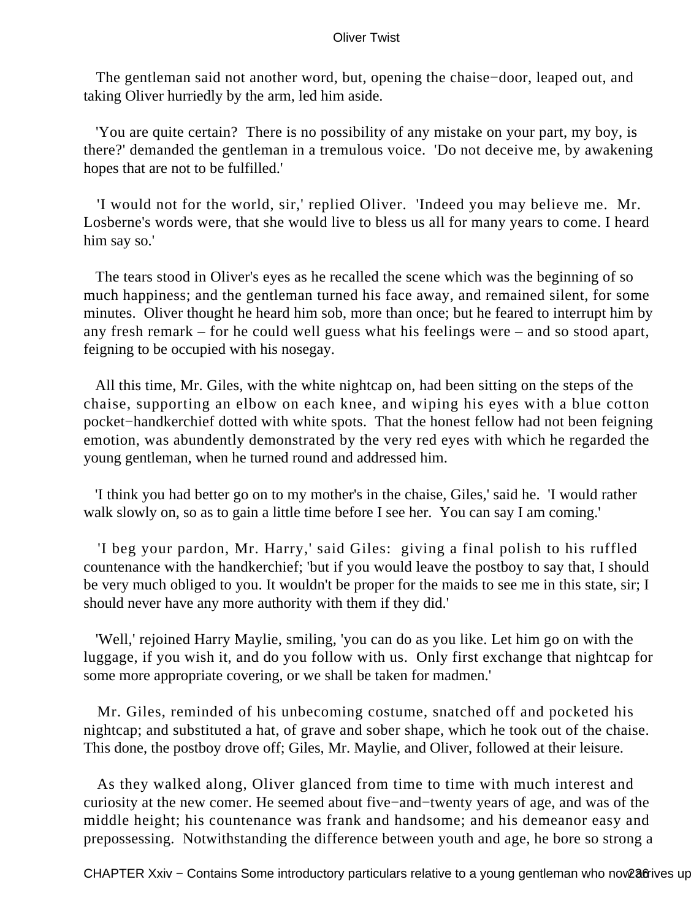The gentleman said not another word, but, opening the chaise−door, leaped out, and taking Oliver hurriedly by the arm, led him aside.

'You are quite certain? There is no possibility of any mistake on your part, my boy, is there?' demanded the gentleman in a tremulous voice. 'Do not deceive me, by awakening hopes that are not to be fulfilled.'

'I would not for the world, sir,' replied Oliver. 'Indeed you may believe me. Mr. Losberne's words were, that she would live to bless us all for many years to come. I heard him say so.'

The tears stood in Oliver's eyes as he recalled the scene which was the beginning of so much happiness; and the gentleman turned his face away, and remained silent, for some minutes. Oliver thought he heard him sob, more than once; but he feared to interrupt him by any fresh remark – for he could well guess what his feelings were – and so stood apart, feigning to be occupied with his nosegay.

All this time, Mr. Giles, with the white nightcap on, had been sitting on the steps of the chaise, supporting an elbow on each knee, and wiping his eyes with a blue cotton pocket−handkerchief dotted with white spots. That the honest fellow had not been feigning emotion, was abundently demonstrated by the very red eyes with which he regarded the young gentleman, when he turned round and addressed him.

'I think you had better go on to my mother's in the chaise, Giles,' said he. 'I would rather walk slowly on, so as to gain a little time before I see her. You can say I am coming.'

'I beg your pardon, Mr. Harry,' said Giles: giving a final polish to his ruffled countenance with the handkerchief; 'but if you would leave the postboy to say that, I should be very much obliged to you. It wouldn't be proper for the maids to see me in this state, sir; I should never have any more authority with them if they did.'

'Well,' rejoined Harry Maylie, smiling, 'you can do as you like. Let him go on with the luggage, if you wish it, and do you follow with us. Only first exchange that nightcap for some more appropriate covering, or we shall be taken for madmen.'

Mr. Giles, reminded of his unbecoming costume, snatched off and pocketed his nightcap; and substituted a hat, of grave and sober shape, which he took out of the chaise. This done, the postboy drove off; Giles, Mr. Maylie, and Oliver, followed at their leisure.

As they walked along, Oliver glanced from time to time with much interest and curiosity at the new comer. He seemed about five−and−twenty years of age, and was of the middle height; his countenance was frank and handsome; and his demeanor easy and prepossessing. Notwithstanding the difference between youth and age, he bore so strong a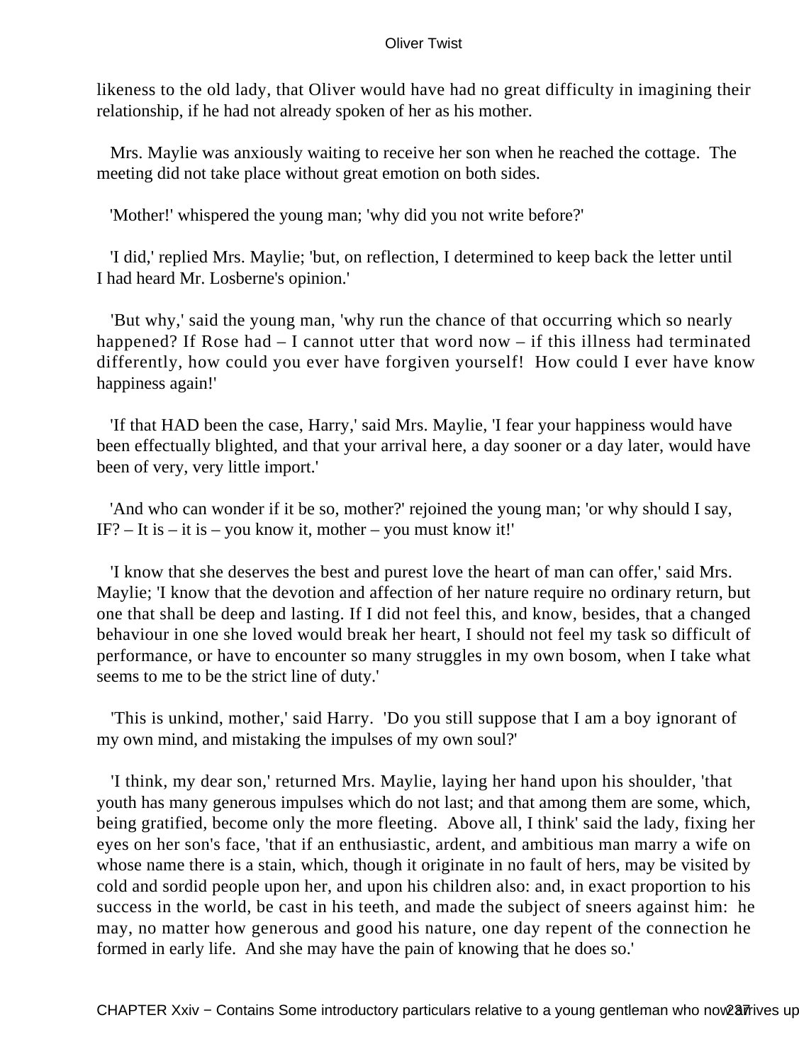likeness to the old lady, that Oliver would have had no great difficulty in imagining their relationship, if he had not already spoken of her as his mother.

Mrs. Maylie was anxiously waiting to receive her son when he reached the cottage. The meeting did not take place without great emotion on both sides.

'Mother!' whispered the young man; 'why did you not write before?'

'I did,' replied Mrs. Maylie; 'but, on reflection, I determined to keep back the letter until I had heard Mr. Losberne's opinion.'

'But why,' said the young man, 'why run the chance of that occurring which so nearly happened? If Rose had – I cannot utter that word now – if this illness had terminated differently, how could you ever have forgiven yourself! How could I ever have know happiness again!'

'If that HAD been the case, Harry,' said Mrs. Maylie, 'I fear your happiness would have been effectually blighted, and that your arrival here, a day sooner or a day later, would have been of very, very little import.'

'And who can wonder if it be so, mother?' rejoined the young man; 'or why should I say, IF? – It is – it is – you know it, mother – you must know it!'

'I know that she deserves the best and purest love the heart of man can offer,' said Mrs. Maylie; 'I know that the devotion and affection of her nature require no ordinary return, but one that shall be deep and lasting. If I did not feel this, and know, besides, that a changed behaviour in one she loved would break her heart, I should not feel my task so difficult of performance, or have to encounter so many struggles in my own bosom, when I take what seems to me to be the strict line of duty.'

'This is unkind, mother,' said Harry. 'Do you still suppose that I am a boy ignorant of my own mind, and mistaking the impulses of my own soul?'

'I think, my dear son,' returned Mrs. Maylie, laying her hand upon his shoulder, 'that youth has many generous impulses which do not last; and that among them are some, which, being gratified, become only the more fleeting. Above all, I think' said the lady, fixing her eyes on her son's face, 'that if an enthusiastic, ardent, and ambitious man marry a wife on whose name there is a stain, which, though it originate in no fault of hers, may be visited by cold and sordid people upon her, and upon his children also: and, in exact proportion to his success in the world, be cast in his teeth, and made the subject of sneers against him: he may, no matter how generous and good his nature, one day repent of the connection he formed in early life. And she may have the pain of knowing that he does so.'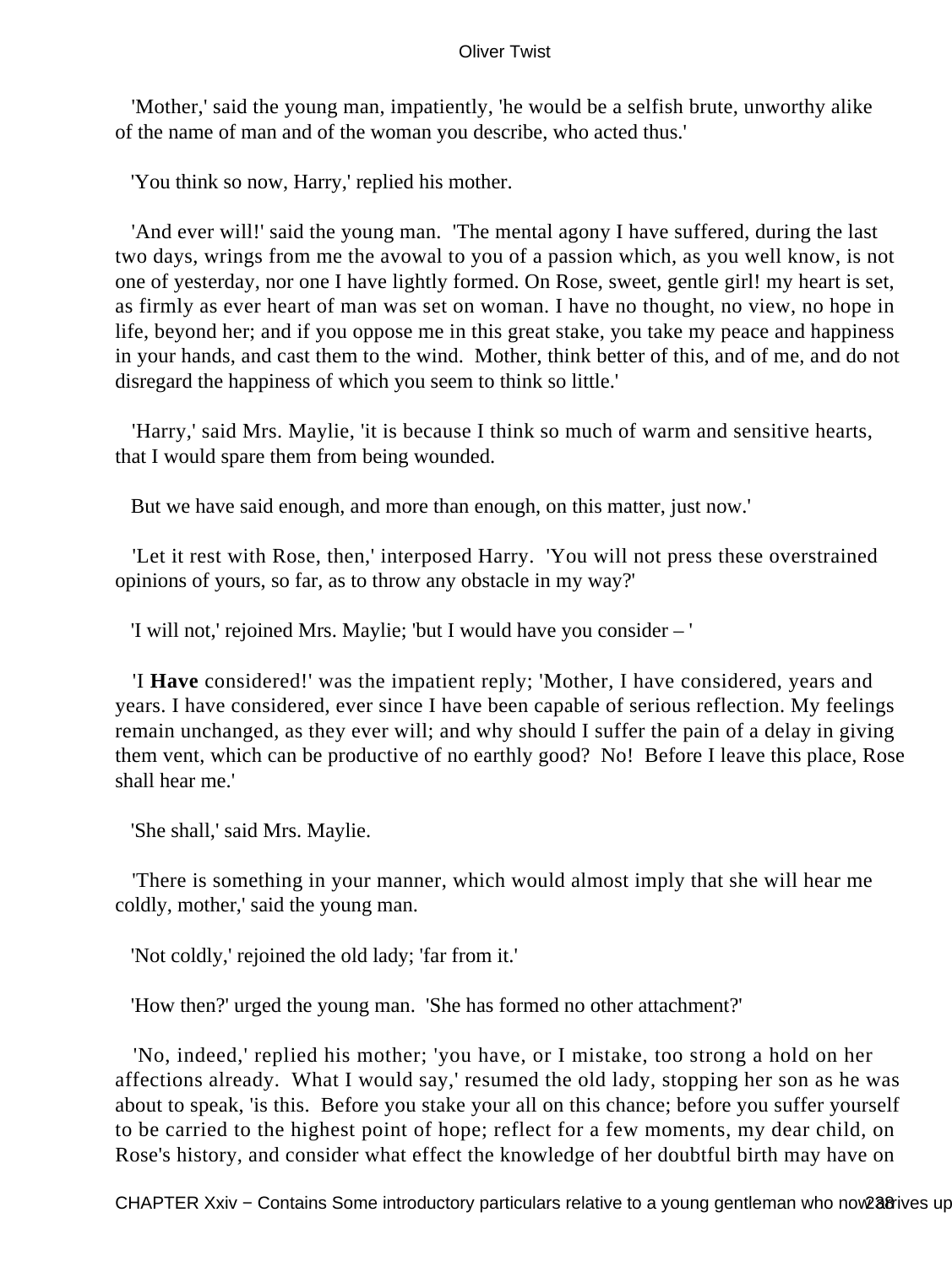'Mother,' said the young man, impatiently, 'he would be a selfish brute, unworthy alike of the name of man and of the woman you describe, who acted thus.'

'You think so now, Harry,' replied his mother.

'And ever will!' said the young man. 'The mental agony I have suffered, during the last two days, wrings from me the avowal to you of a passion which, as you well know, is not one of yesterday, nor one I have lightly formed. On Rose, sweet, gentle girl! my heart is set, as firmly as ever heart of man was set on woman. I have no thought, no view, no hope in life, beyond her; and if you oppose me in this great stake, you take my peace and happiness in your hands, and cast them to the wind. Mother, think better of this, and of me, and do not disregard the happiness of which you seem to think so little.'

'Harry,' said Mrs. Maylie, 'it is because I think so much of warm and sensitive hearts, that I would spare them from being wounded.

But we have said enough, and more than enough, on this matter, just now.'

'Let it rest with Rose, then,' interposed Harry. 'You will not press these overstrained opinions of yours, so far, as to throw any obstacle in my way?'

'I will not,' rejoined Mrs. Maylie; 'but I would have you consider – '

'I **Have** considered!' was the impatient reply; 'Mother, I have considered, years and years. I have considered, ever since I have been capable of serious reflection. My feelings remain unchanged, as they ever will; and why should I suffer the pain of a delay in giving them vent, which can be productive of no earthly good? No! Before I leave this place, Rose shall hear me.'

'She shall,' said Mrs. Maylie.

'There is something in your manner, which would almost imply that she will hear me coldly, mother,' said the young man.

'Not coldly,' rejoined the old lady; 'far from it.'

'How then?' urged the young man. 'She has formed no other attachment?'

'No, indeed,' replied his mother; 'you have, or I mistake, too strong a hold on her affections already. What I would say,' resumed the old lady, stopping her son as he was about to speak, 'is this. Before you stake your all on this chance; before you suffer yourself to be carried to the highest point of hope; reflect for a few moments, my dear child, on Rose's history, and consider what effect the knowledge of her doubtful birth may have on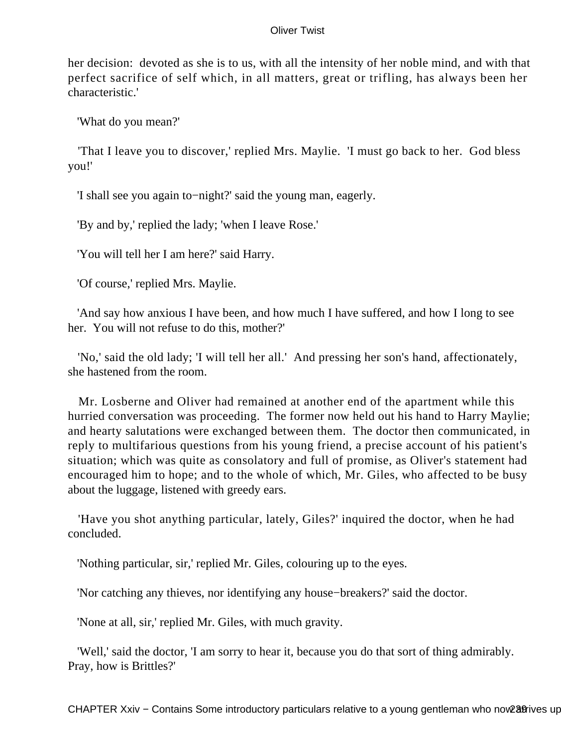her decision: devoted as she is to us, with all the intensity of her noble mind, and with that perfect sacrifice of self which, in all matters, great or trifling, has always been her characteristic.'

'What do you mean?'

'That I leave you to discover,' replied Mrs. Maylie. 'I must go back to her. God bless you!'

'I shall see you again to−night?' said the young man, eagerly.

'By and by,' replied the lady; 'when I leave Rose.'

'You will tell her I am here?' said Harry.

'Of course,' replied Mrs. Maylie.

'And say how anxious I have been, and how much I have suffered, and how I long to see her. You will not refuse to do this, mother?'

'No,' said the old lady; 'I will tell her all.' And pressing her son's hand, affectionately, she hastened from the room.

Mr. Losberne and Oliver had remained at another end of the apartment while this hurried conversation was proceeding. The former now held out his hand to Harry Maylie; and hearty salutations were exchanged between them. The doctor then communicated, in reply to multifarious questions from his young friend, a precise account of his patient's situation; which was quite as consolatory and full of promise, as Oliver's statement had encouraged him to hope; and to the whole of which, Mr. Giles, who affected to be busy about the luggage, listened with greedy ears.

'Have you shot anything particular, lately, Giles?' inquired the doctor, when he had concluded.

'Nothing particular, sir,' replied Mr. Giles, colouring up to the eyes.

'Nor catching any thieves, nor identifying any house−breakers?' said the doctor.

'None at all, sir,' replied Mr. Giles, with much gravity.

'Well,' said the doctor, 'I am sorry to hear it, because you do that sort of thing admirably. Pray, how is Brittles?'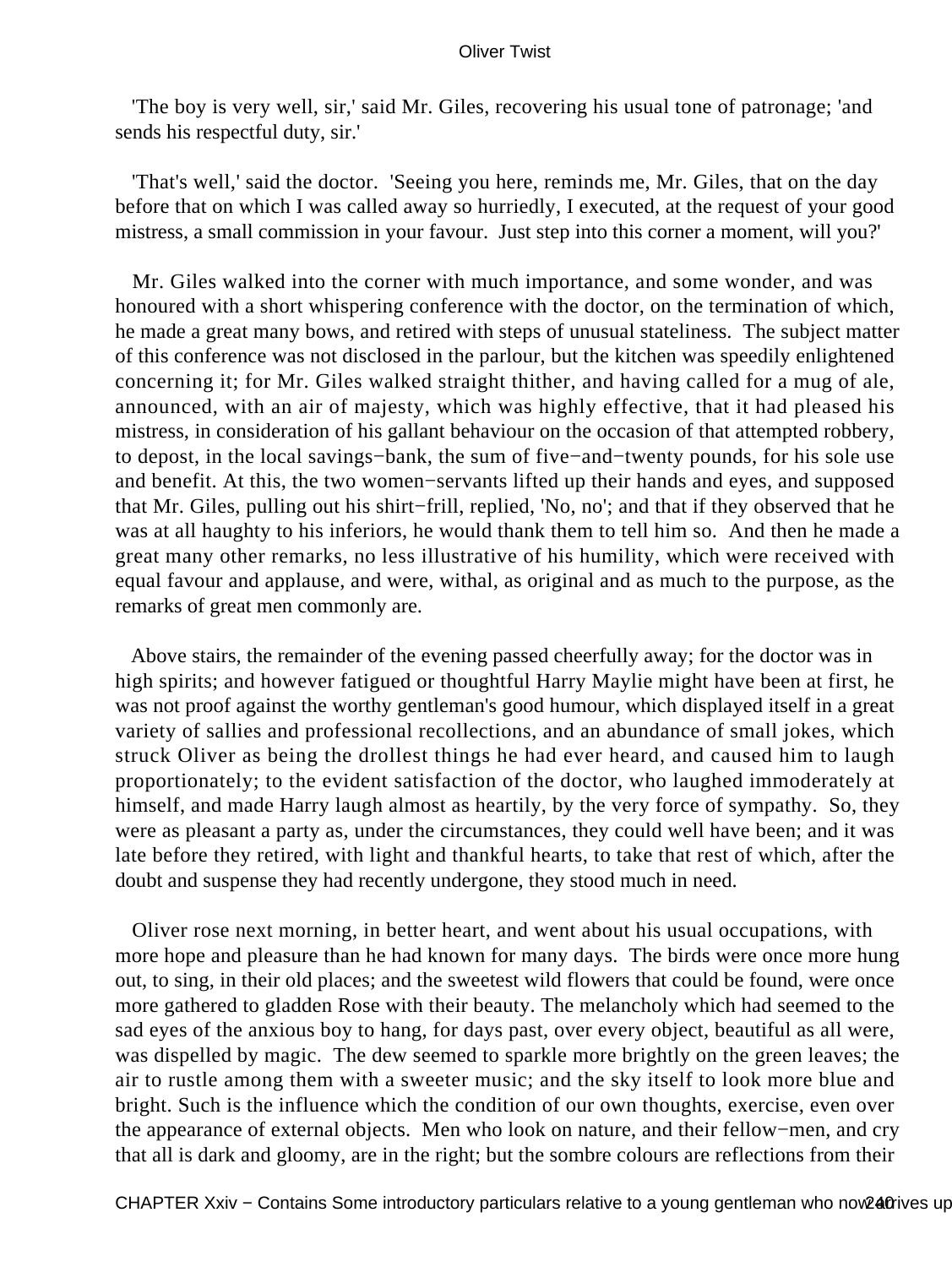'The boy is very well, sir,' said Mr. Giles, recovering his usual tone of patronage; 'and sends his respectful duty, sir.'

'That's well,' said the doctor. 'Seeing you here, reminds me, Mr. Giles, that on the day before that on which I was called away so hurriedly, I executed, at the request of your good mistress, a small commission in your favour. Just step into this corner a moment, will you?'

Mr. Giles walked into the corner with much importance, and some wonder, and was honoured with a short whispering conference with the doctor, on the termination of which, he made a great many bows, and retired with steps of unusual stateliness. The subject matter of this conference was not disclosed in the parlour, but the kitchen was speedily enlightened concerning it; for Mr. Giles walked straight thither, and having called for a mug of ale, announced, with an air of majesty, which was highly effective, that it had pleased his mistress, in consideration of his gallant behaviour on the occasion of that attempted robbery, to depost, in the local savings−bank, the sum of five−and−twenty pounds, for his sole use and benefit. At this, the two women−servants lifted up their hands and eyes, and supposed that Mr. Giles, pulling out his shirt−frill, replied, 'No, no'; and that if they observed that he was at all haughty to his inferiors, he would thank them to tell him so. And then he made a great many other remarks, no less illustrative of his humility, which were received with equal favour and applause, and were, withal, as original and as much to the purpose, as the remarks of great men commonly are.

Above stairs, the remainder of the evening passed cheerfully away; for the doctor was in high spirits; and however fatigued or thoughtful Harry Maylie might have been at first, he was not proof against the worthy gentleman's good humour, which displayed itself in a great variety of sallies and professional recollections, and an abundance of small jokes, which struck Oliver as being the drollest things he had ever heard, and caused him to laugh proportionately; to the evident satisfaction of the doctor, who laughed immoderately at himself, and made Harry laugh almost as heartily, by the very force of sympathy. So, they were as pleasant a party as, under the circumstances, they could well have been; and it was late before they retired, with light and thankful hearts, to take that rest of which, after the doubt and suspense they had recently undergone, they stood much in need.

Oliver rose next morning, in better heart, and went about his usual occupations, with more hope and pleasure than he had known for many days. The birds were once more hung out, to sing, in their old places; and the sweetest wild flowers that could be found, were once more gathered to gladden Rose with their beauty. The melancholy which had seemed to the sad eyes of the anxious boy to hang, for days past, over every object, beautiful as all were, was dispelled by magic. The dew seemed to sparkle more brightly on the green leaves; the air to rustle among them with a sweeter music; and the sky itself to look more blue and bright. Such is the influence which the condition of our own thoughts, exercise, even over the appearance of external objects. Men who look on nature, and their fellow−men, and cry that all is dark and gloomy, are in the right; but the sombre colours are reflections from their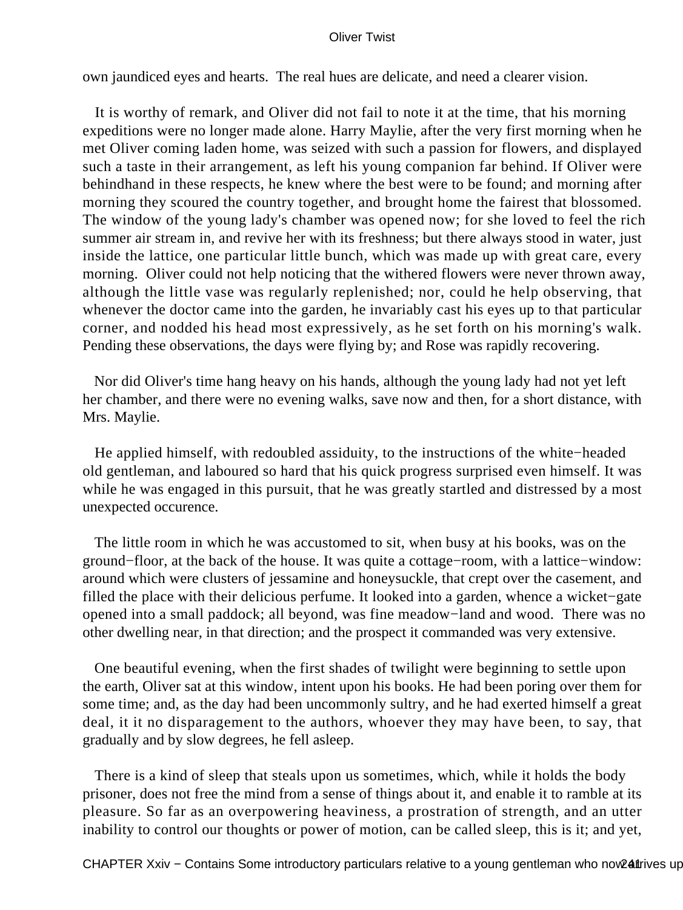own jaundiced eyes and hearts. The real hues are delicate, and need a clearer vision.

It is worthy of remark, and Oliver did not fail to note it at the time, that his morning expeditions were no longer made alone. Harry Maylie, after the very first morning when he met Oliver coming laden home, was seized with such a passion for flowers, and displayed such a taste in their arrangement, as left his young companion far behind. If Oliver were behindhand in these respects, he knew where the best were to be found; and morning after morning they scoured the country together, and brought home the fairest that blossomed. The window of the young lady's chamber was opened now; for she loved to feel the rich summer air stream in, and revive her with its freshness; but there always stood in water, just inside the lattice, one particular little bunch, which was made up with great care, every morning. Oliver could not help noticing that the withered flowers were never thrown away, although the little vase was regularly replenished; nor, could he help observing, that whenever the doctor came into the garden, he invariably cast his eyes up to that particular corner, and nodded his head most expressively, as he set forth on his morning's walk. Pending these observations, the days were flying by; and Rose was rapidly recovering.

Nor did Oliver's time hang heavy on his hands, although the young lady had not yet left her chamber, and there were no evening walks, save now and then, for a short distance, with Mrs. Maylie.

He applied himself, with redoubled assiduity, to the instructions of the white−headed old gentleman, and laboured so hard that his quick progress surprised even himself. It was while he was engaged in this pursuit, that he was greatly startled and distressed by a most unexpected occurence.

The little room in which he was accustomed to sit, when busy at his books, was on the ground−floor, at the back of the house. It was quite a cottage−room, with a lattice−window: around which were clusters of jessamine and honeysuckle, that crept over the casement, and filled the place with their delicious perfume. It looked into a garden, whence a wicket−gate opened into a small paddock; all beyond, was fine meadow−land and wood. There was no other dwelling near, in that direction; and the prospect it commanded was very extensive.

One beautiful evening, when the first shades of twilight were beginning to settle upon the earth, Oliver sat at this window, intent upon his books. He had been poring over them for some time; and, as the day had been uncommonly sultry, and he had exerted himself a great deal, it it no disparagement to the authors, whoever they may have been, to say, that gradually and by slow degrees, he fell asleep.

There is a kind of sleep that steals upon us sometimes, which, while it holds the body prisoner, does not free the mind from a sense of things about it, and enable it to ramble at its pleasure. So far as an overpowering heaviness, a prostration of strength, and an utter inability to control our thoughts or power of motion, can be called sleep, this is it; and yet,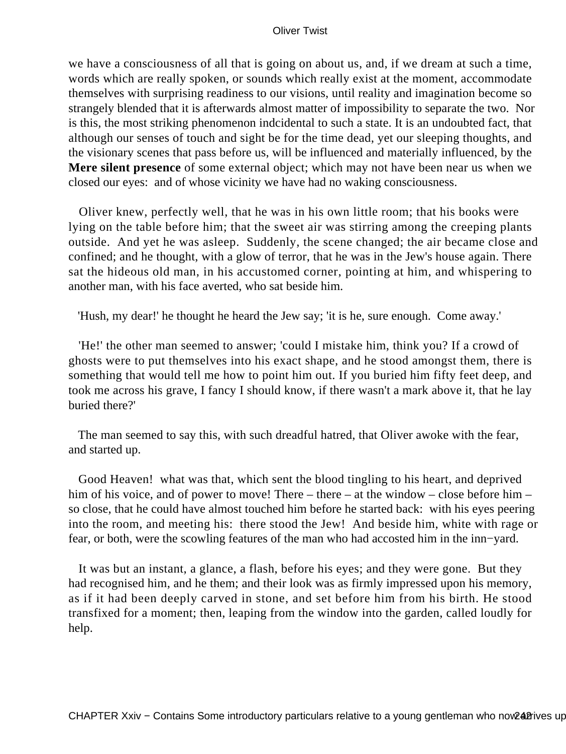we have a consciousness of all that is going on about us, and, if we dream at such a time, words which are really spoken, or sounds which really exist at the moment, accommodate themselves with surprising readiness to our visions, until reality and imagination become so strangely blended that it is afterwards almost matter of impossibility to separate the two. Nor is this, the most striking phenomenon indcidental to such a state. It is an undoubted fact, that although our senses of touch and sight be for the time dead, yet our sleeping thoughts, and the visionary scenes that pass before us, will be influenced and materially influenced, by the **Mere silent presence** of some external object; which may not have been near us when we closed our eyes: and of whose vicinity we have had no waking consciousness.

Oliver knew, perfectly well, that he was in his own little room; that his books were lying on the table before him; that the sweet air was stirring among the creeping plants outside. And yet he was asleep. Suddenly, the scene changed; the air became close and confined; and he thought, with a glow of terror, that he was in the Jew's house again. There sat the hideous old man, in his accustomed corner, pointing at him, and whispering to another man, with his face averted, who sat beside him.

'Hush, my dear!' he thought he heard the Jew say; 'it is he, sure enough. Come away.'

'He!' the other man seemed to answer; 'could I mistake him, think you? If a crowd of ghosts were to put themselves into his exact shape, and he stood amongst them, there is something that would tell me how to point him out. If you buried him fifty feet deep, and took me across his grave, I fancy I should know, if there wasn't a mark above it, that he lay buried there?'

The man seemed to say this, with such dreadful hatred, that Oliver awoke with the fear, and started up.

Good Heaven! what was that, which sent the blood tingling to his heart, and deprived him of his voice, and of power to move! There – there – at the window – close before him – so close, that he could have almost touched him before he started back: with his eyes peering into the room, and meeting his: there stood the Jew! And beside him, white with rage or fear, or both, were the scowling features of the man who had accosted him in the inn−yard.

It was but an instant, a glance, a flash, before his eyes; and they were gone. But they had recognised him, and he them; and their look was as firmly impressed upon his memory, as if it had been deeply carved in stone, and set before him from his birth. He stood transfixed for a moment; then, leaping from the window into the garden, called loudly for help.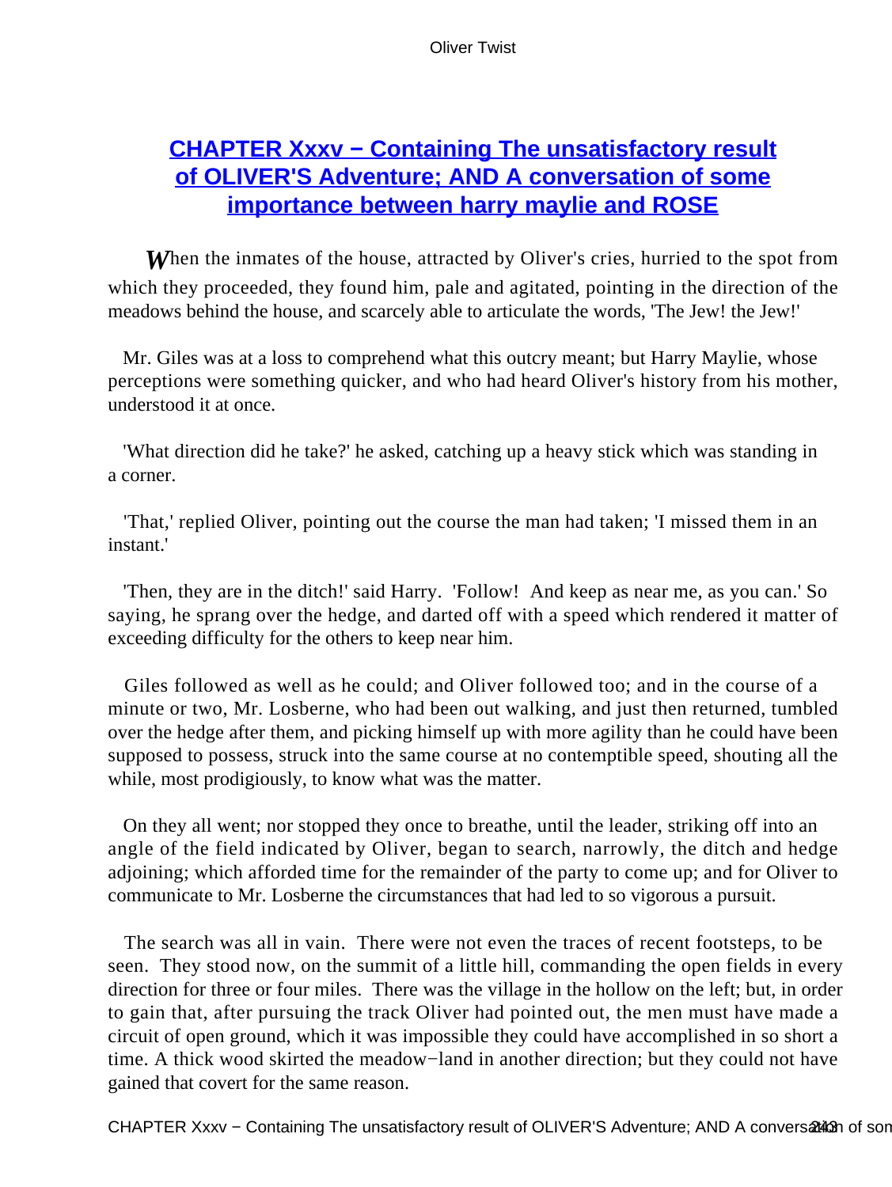## CHAPTER Xxxv − Containing The unsatisfactory result of OLIVER'S Adventure; AND A conversation of some importance between harry maylie and ROSE

When the inmates of the house, attracted by Oliver's cries, hurried to the spot from which they proceeded, they found him, pale and agitated, pointing in the direction of the meadows behind the house, and scarcely able to articulate the words, 'The Jew! the Jew!'

Mr. Giles was at a loss to comprehend what this outcry meant; but Harry Maylie, whose perceptions were something quicker, and who had heard Oliver's history from his mother, understood it at once.

'What direction did he take?' he asked, catching up a heavy stick which was standing in a corner.

'That,' replied Oliver, pointing out the course the man had taken; 'I missed them in an instant.'

'Then, they are in the ditch!' said Harry. 'Follow! And keep as near me, as you can.' So saying, he sprang over the hedge, and darted off with a speed which rendered it matter of exceeding difficulty for the others to keep near him.

Giles followed as well as he could; and Oliver followed too; and in the course of a minute or two, Mr. Losberne, who had been out walking, and just then returned, tumbled over the hedge after them, and picking himself up with more agility than he could have been supposed to possess, struck into the same course at no contemptible speed, shouting all the while, most prodigiously, to know what was the matter.

On they all went; nor stopped they once to breathe, until the leader, striking off into an angle of the field indicated by Oliver, began to search, narrowly, the ditch and hedge adjoining; which afforded time for the remainder of the party to come up; and for Oliver to communicate to Mr. Losberne the circumstances that had led to so vigorous a pursuit.

The search was all in vain. There were not even the traces of recent footsteps, to be seen. They stood now, on the summit of a little hill, commanding the open fields in every direction for three or four miles. There was the village in the hollow on the left; but, in order to gain that, after pursuing the track Oliver had pointed out, the men must have made a circuit of open ground, which it was impossible they could have accomplished in so short a time. A thick wood skirted the meadow−land in another direction; but they could not have gained that covert for the same reason.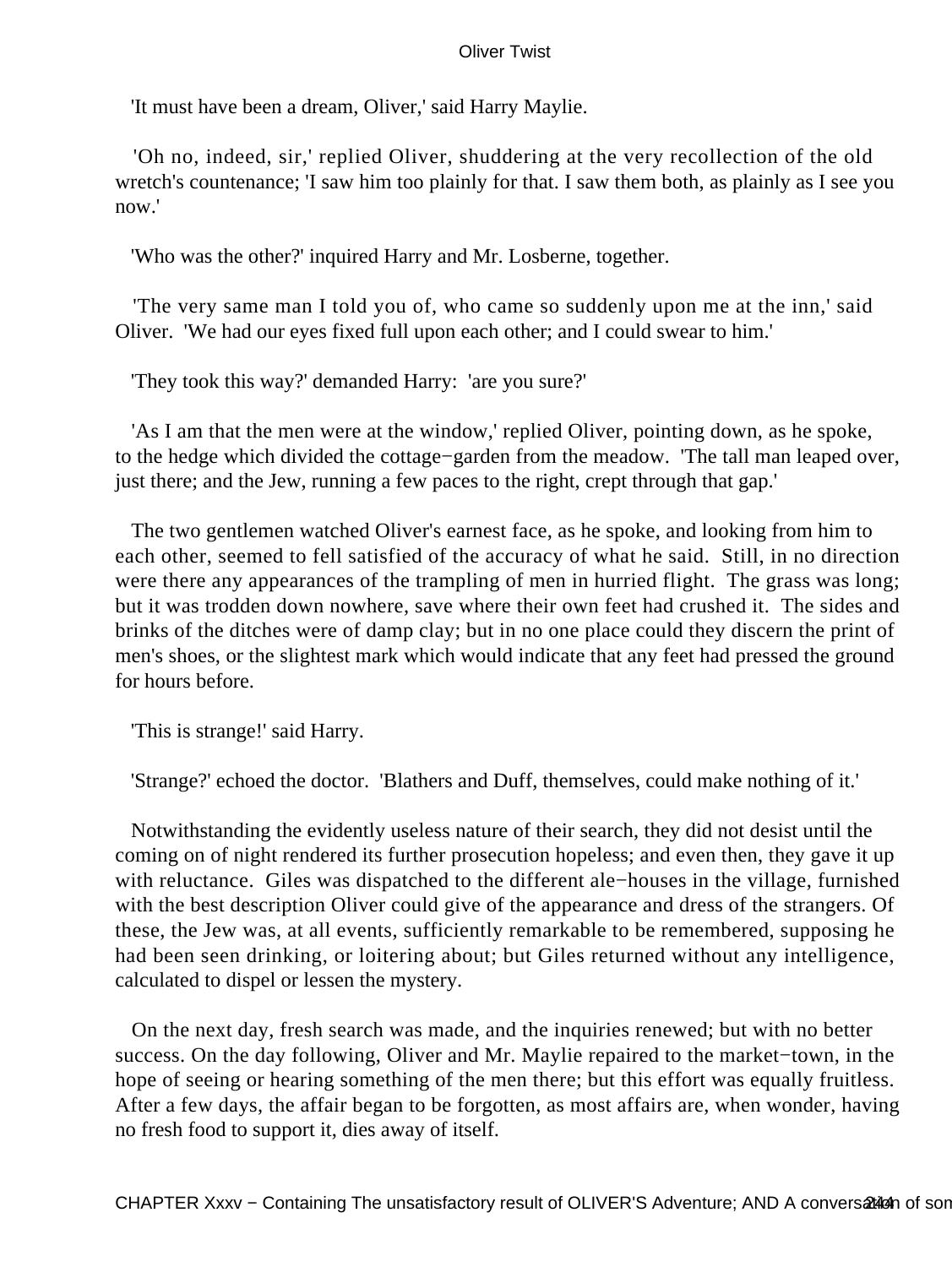'It must have been a dream, Oliver,' said Harry Maylie.

'Oh no, indeed, sir,' replied Oliver, shuddering at the very recollection of the old wretch's countenance; 'I saw him too plainly for that. I saw them both, as plainly as I see you now.'

'Who was the other?' inquired Harry and Mr. Losberne, together.

'The very same man I told you of, who came so suddenly upon me at the inn,' said Oliver. 'We had our eyes fixed full upon each other; and I could swear to him.'

'They took this way?' demanded Harry: 'are you sure?'

'As I am that the men were at the window,' replied Oliver, pointing down, as he spoke, to the hedge which divided the cottage−garden from the meadow. 'The tall man leaped over, just there; and the Jew, running a few paces to the right, crept through that gap.'

The two gentlemen watched Oliver's earnest face, as he spoke, and looking from him to each other, seemed to fell satisfied of the accuracy of what he said. Still, in no direction were there any appearances of the trampling of men in hurried flight. The grass was long; but it was trodden down nowhere, save where their own feet had crushed it. The sides and brinks of the ditches were of damp clay; but in no one place could they discern the print of men's shoes, or the slightest mark which would indicate that any feet had pressed the ground for hours before.

'This is strange!' said Harry.

'Strange?' echoed the doctor. 'Blathers and Duff, themselves, could make nothing of it.'

Notwithstanding the evidently useless nature of their search, they did not desist until the coming on of night rendered its further prosecution hopeless; and even then, they gave it up with reluctance. Giles was dispatched to the different ale−houses in the village, furnished with the best description Oliver could give of the appearance and dress of the strangers. Of these, the Jew was, at all events, sufficiently remarkable to be remembered, supposing he had been seen drinking, or loitering about; but Giles returned without any intelligence, calculated to dispel or lessen the mystery.

On the next day, fresh search was made, and the inquiries renewed; but with no better success. On the day following, Oliver and Mr. Maylie repaired to the market−town, in the hope of seeing or hearing something of the men there; but this effort was equally fruitless. After a few days, the affair began to be forgotten, as most affairs are, when wonder, having no fresh food to support it, dies away of itself.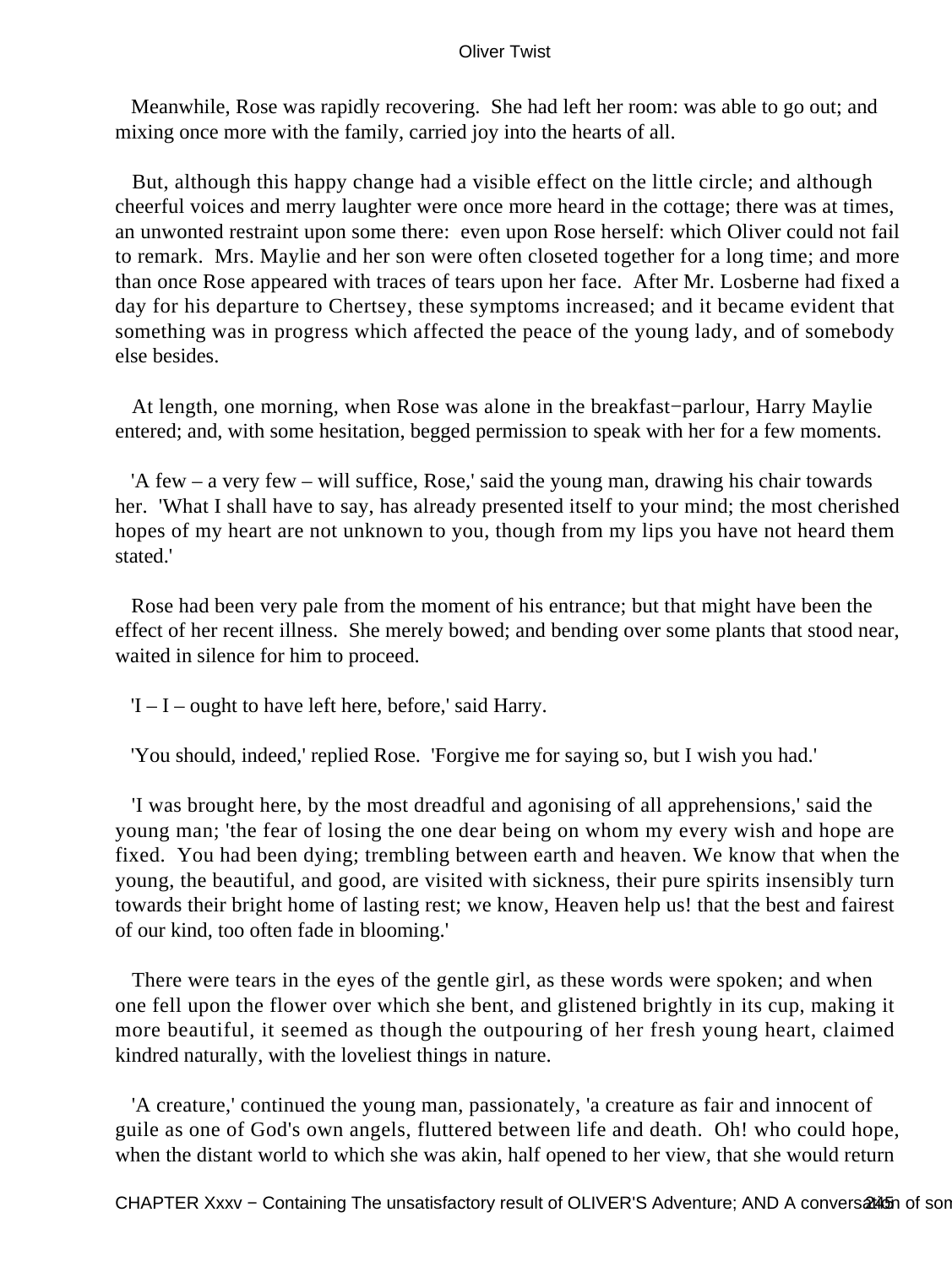Meanwhile, Rose was rapidly recovering. She had left her room: was able to go out; and mixing once more with the family, carried joy into the hearts of all.

But, although this happy change had a visible effect on the little circle; and although cheerful voices and merry laughter were once more heard in the cottage; there was at times, an unwonted restraint upon some there: even upon Rose herself: which Oliver could not fail to remark. Mrs. Maylie and her son were often closeted together for a long time; and more than once Rose appeared with traces of tears upon her face. After Mr. Losberne had fixed a day for his departure to Chertsey, these symptoms increased; and it became evident that something was in progress which affected the peace of the young lady, and of somebody else besides.

At length, one morning, when Rose was alone in the breakfast−parlour, Harry Maylie entered; and, with some hesitation, begged permission to speak with her for a few moments.

'A few – a very few – will suffice, Rose,' said the young man, drawing his chair towards her. 'What I shall have to say, has already presented itself to your mind; the most cherished hopes of my heart are not unknown to you, though from my lips you have not heard them stated.'

Rose had been very pale from the moment of his entrance; but that might have been the effect of her recent illness. She merely bowed; and bending over some plants that stood near, waited in silence for him to proceed.

'I – I – ought to have left here, before,' said Harry.

'You should, indeed,' replied Rose. 'Forgive me for saying so, but I wish you had.'

'I was brought here, by the most dreadful and agonising of all apprehensions,' said the young man; 'the fear of losing the one dear being on whom my every wish and hope are fixed. You had been dying; trembling between earth and heaven. We know that when the young, the beautiful, and good, are visited with sickness, their pure spirits insensibly turn towards their bright home of lasting rest; we know, Heaven help us! that the best and fairest of our kind, too often fade in blooming.'

There were tears in the eyes of the gentle girl, as these words were spoken; and when one fell upon the flower over which she bent, and glistened brightly in its cup, making it more beautiful, it seemed as though the outpouring of her fresh young heart, claimed kindred naturally, with the loveliest things in nature.

'A creature,' continued the young man, passionately, 'a creature as fair and innocent of guile as one of God's own angels, fluttered between life and death. Oh! who could hope, when the distant world to which she was akin, half opened to her view, that she would return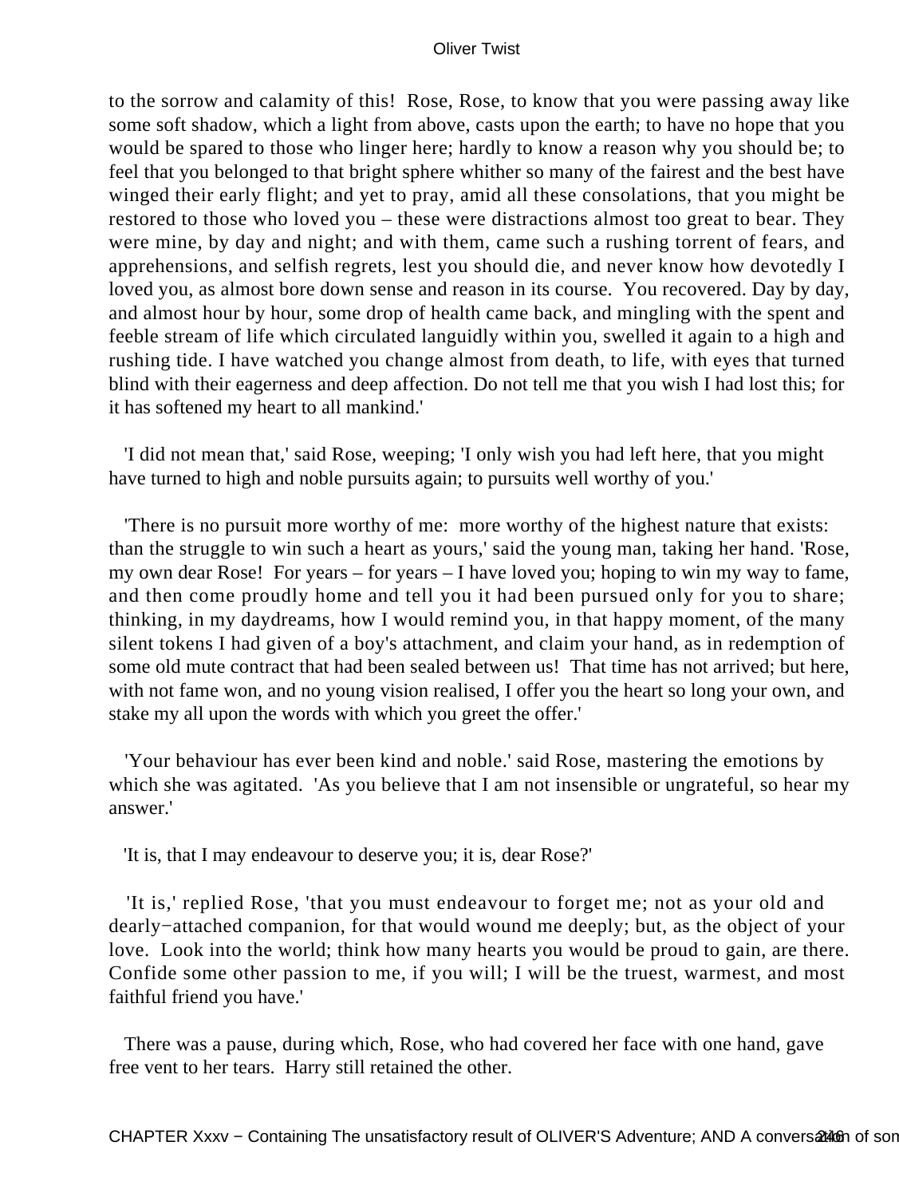to the sorrow and calamity of this! Rose, Rose, to know that you were passing away like some soft shadow, which a light from above, casts upon the earth; to have no hope that you would be spared to those who linger here; hardly to know a reason why you should be; to feel that you belonged to that bright sphere whither so many of the fairest and the best have winged their early flight; and yet to pray, amid all these consolations, that you might be restored to those who loved you – these were distractions almost too great to bear. They were mine, by day and night; and with them, came such a rushing torrent of fears, and apprehensions, and selfish regrets, lest you should die, and never know how devotedly I loved you, as almost bore down sense and reason in its course. You recovered. Day by day, and almost hour by hour, some drop of health came back, and mingling with the spent and feeble stream of life which circulated languidly within you, swelled it again to a high and rushing tide. I have watched you change almost from death, to life, with eyes that turned blind with their eagerness and deep affection. Do not tell me that you wish I had lost this; for it has softened my heart to all mankind.'

'I did not mean that,' said Rose, weeping; 'I only wish you had left here, that you might have turned to high and noble pursuits again; to pursuits well worthy of you.'

'There is no pursuit more worthy of me: more worthy of the highest nature that exists: than the struggle to win such a heart as yours,' said the young man, taking her hand. 'Rose, my own dear Rose! For years – for years – I have loved you; hoping to win my way to fame, and then come proudly home and tell you it had been pursued only for you to share; thinking, in my daydreams, how I would remind you, in that happy moment, of the many silent tokens I had given of a boy's attachment, and claim your hand, as in redemption of some old mute contract that had been sealed between us! That time has not arrived; but here, with not fame won, and no young vision realised, I offer you the heart so long your own, and stake my all upon the words with which you greet the offer.'

'Your behaviour has ever been kind and noble.' said Rose, mastering the emotions by which she was agitated. 'As you believe that I am not insensible or ungrateful, so hear my answer.'

'It is, that I may endeavour to deserve you; it is, dear Rose?'

'It is,' replied Rose, 'that you must endeavour to forget me; not as your old and dearly−attached companion, for that would wound me deeply; but, as the object of your love. Look into the world; think how many hearts you would be proud to gain, are there. Confide some other passion to me, if you will; I will be the truest, warmest, and most faithful friend you have.'

There was a pause, during which, Rose, who had covered her face with one hand, gave free vent to her tears. Harry still retained the other.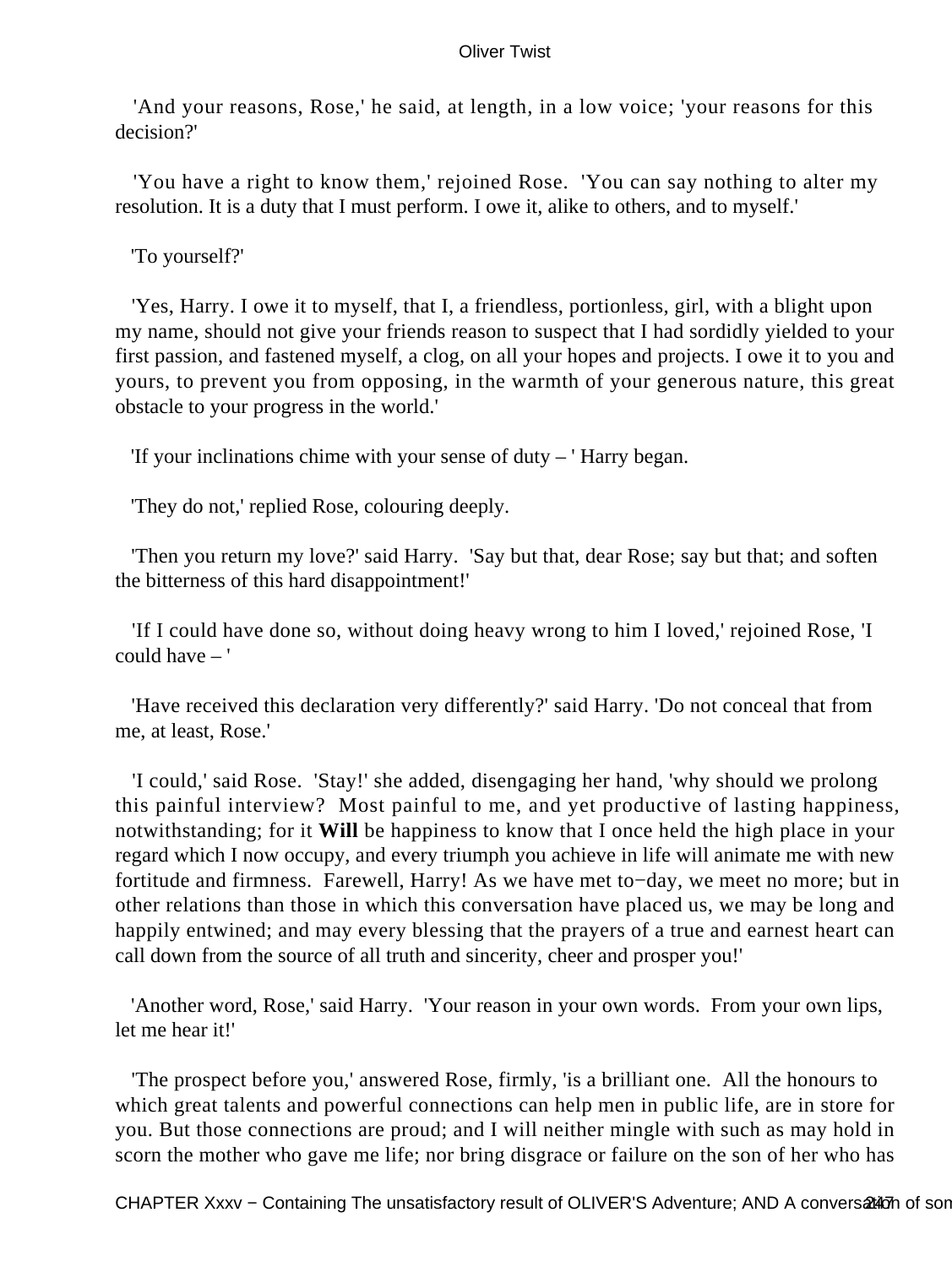'And your reasons, Rose,' he said, at length, in a low voice; 'your reasons for this decision?'

'You have a right to know them,' rejoined Rose. 'You can say nothing to alter my resolution. It is a duty that I must perform. I owe it, alike to others, and to myself.'

'To yourself?'

'Yes, Harry. I owe it to myself, that I, a friendless, portionless, girl, with a blight upon my name, should not give your friends reason to suspect that I had sordidly yielded to your first passion, and fastened myself, a clog, on all your hopes and projects. I owe it to you and yours, to prevent you from opposing, in the warmth of your generous nature, this great obstacle to your progress in the world.'

'If your inclinations chime with your sense of duty – ' Harry began.

'They do not,' replied Rose, colouring deeply.

'Then you return my love?' said Harry. 'Say but that, dear Rose; say but that; and soften the bitterness of this hard disappointment!'

'If I could have done so, without doing heavy wrong to him I loved,' rejoined Rose, 'I could have – '

'Have received this declaration very differently?' said Harry. 'Do not conceal that from me, at least, Rose.'

'I could,' said Rose. 'Stay!' she added, disengaging her hand, 'why should we prolong this painful interview? Most painful to me, and yet productive of lasting happiness, notwithstanding; for it **Will** be happiness to know that I once held the high place in your regard which I now occupy, and every triumph you achieve in life will animate me with new fortitude and firmness. Farewell, Harry! As we have met to−day, we meet no more; but in other relations than those in which this conversation have placed us, we may be long and happily entwined; and may every blessing that the prayers of a true and earnest heart can call down from the source of all truth and sincerity, cheer and prosper you!'

'Another word, Rose,' said Harry. 'Your reason in your own words. From your own lips, let me hear it!'

'The prospect before you,' answered Rose, firmly, 'is a brilliant one. All the honours to which great talents and powerful connections can help men in public life, are in store for you. But those connections are proud; and I will neither mingle with such as may hold in scorn the mother who gave me life; nor bring disgrace or failure on the son of her who has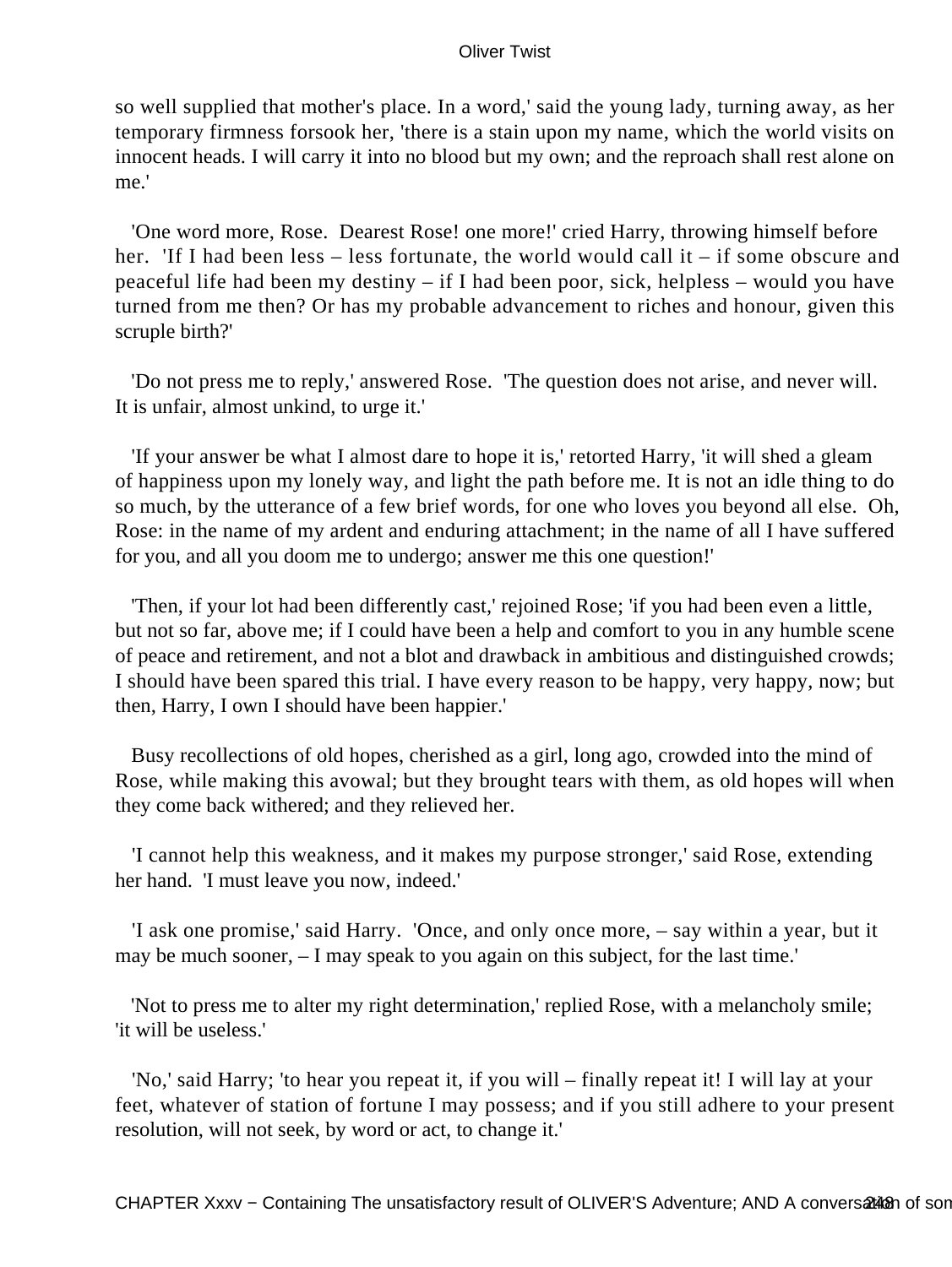so well supplied that mother's place. In a word,' said the young lady, turning away, as her temporary firmness forsook her, 'there is a stain upon my name, which the world visits on innocent heads. I will carry it into no blood but my own; and the reproach shall rest alone on me.'

'One word more, Rose. Dearest Rose! one more!' cried Harry, throwing himself before her. 'If I had been less – less fortunate, the world would call it – if some obscure and peaceful life had been my destiny – if I had been poor, sick, helpless – would you have turned from me then? Or has my probable advancement to riches and honour, given this scruple birth?'

'Do not press me to reply,' answered Rose. 'The question does not arise, and never will. It is unfair, almost unkind, to urge it.'

'If your answer be what I almost dare to hope it is,' retorted Harry, 'it will shed a gleam of happiness upon my lonely way, and light the path before me. It is not an idle thing to do so much, by the utterance of a few brief words, for one who loves you beyond all else. Oh, Rose: in the name of my ardent and enduring attachment; in the name of all I have suffered for you, and all you doom me to undergo; answer me this one question!'

'Then, if your lot had been differently cast,' rejoined Rose; 'if you had been even a little, but not so far, above me; if I could have been a help and comfort to you in any humble scene of peace and retirement, and not a blot and drawback in ambitious and distinguished crowds; I should have been spared this trial. I have every reason to be happy, very happy, now; but then, Harry, I own I should have been happier.'

Busy recollections of old hopes, cherished as a girl, long ago, crowded into the mind of Rose, while making this avowal; but they brought tears with them, as old hopes will when they come back withered; and they relieved her.

'I cannot help this weakness, and it makes my purpose stronger,' said Rose, extending her hand. 'I must leave you now, indeed.'

'I ask one promise,' said Harry. 'Once, and only once more, – say within a year, but it may be much sooner, – I may speak to you again on this subject, for the last time.'

'Not to press me to alter my right determination,' replied Rose, with a melancholy smile; 'it will be useless.'

'No,' said Harry; 'to hear you repeat it, if you will – finally repeat it! I will lay at your feet, whatever of station of fortune I may possess; and if you still adhere to your present resolution, will not seek, by word or act, to change it.'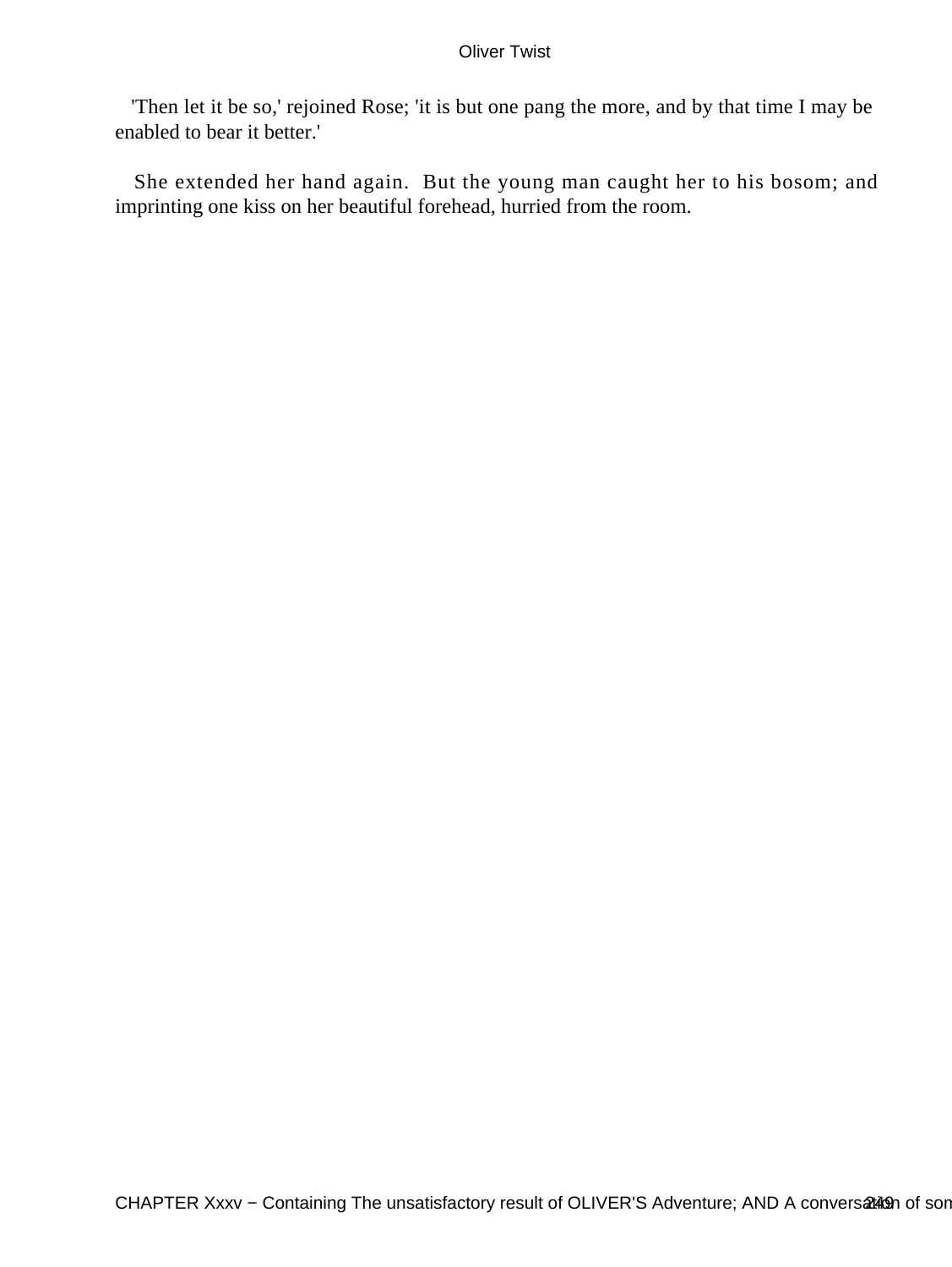'Then let it be so,' rejoined Rose; 'it is but one pang the more, and by that time I may be enabled to bear it better.'

She extended her hand again. But the young man caught her to his bosom; and imprinting one kiss on her beautiful forehead, hurried from the room.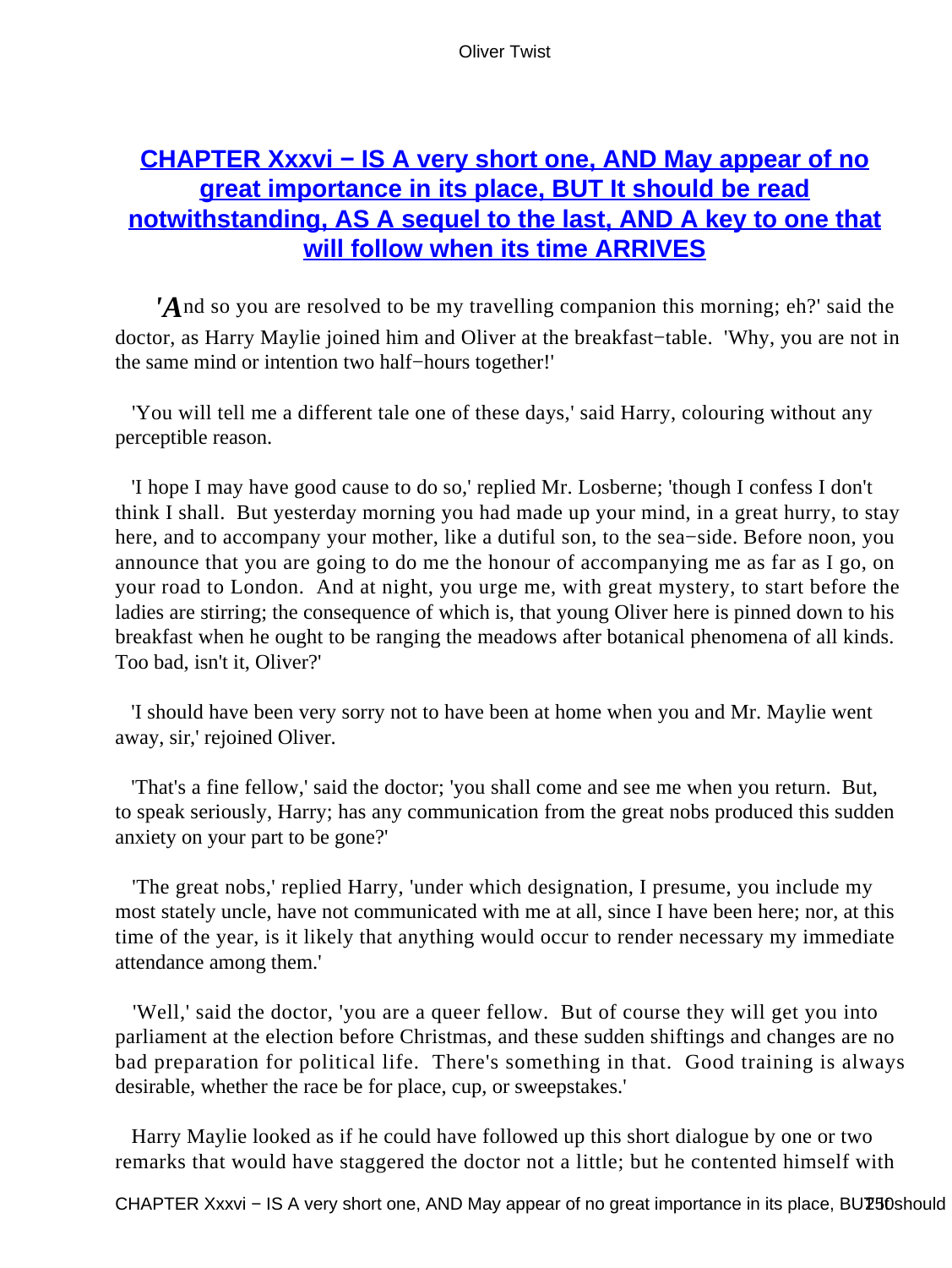## CHAPTER Xxxvi − IS A very short one, AND May appear of no great importance in its place, BUT It should be read notwithstanding, AS A sequel to the last, AND A key to one that will follow when its time ARRIVES

'And so you are resolved to be my travelling companion this morning; eh?' said the doctor, as Harry Maylie joined him and Oliver at the breakfast−table. 'Why, you are not in the same mind or intention two half−hours together!'

'You will tell me a different tale one of these days,' said Harry, colouring without any perceptible reason.

'I hope I may have good cause to do so,' replied Mr. Losberne; 'though I confess I don't think I shall. But yesterday morning you had made up your mind, in a great hurry, to stay here, and to accompany your mother, like a dutiful son, to the sea−side. Before noon, you announce that you are going to do me the honour of accompanying me as far as I go, on your road to London. And at night, you urge me, with great mystery, to start before the ladies are stirring; the consequence of which is, that young Oliver here is pinned down to his breakfast when he ought to be ranging the meadows after botanical phenomena of all kinds. Too bad, isn't it, Oliver?'

'I should have been very sorry not to have been at home when you and Mr. Maylie went away, sir,' rejoined Oliver.

'That's a fine fellow,' said the doctor; 'you shall come and see me when you return. But, to speak seriously, Harry; has any communication from the great nobs produced this sudden anxiety on your part to be gone?'

'The great nobs,' replied Harry, 'under which designation, I presume, you include my most stately uncle, have not communicated with me at all, since I have been here; nor, at this time of the year, is it likely that anything would occur to render necessary my immediate attendance among them.'

'Well,' said the doctor, 'you are a queer fellow. But of course they will get you into parliament at the election before Christmas, and these sudden shiftings and changes are no bad preparation for political life. There's something in that. Good training is always desirable, whether the race be for place, cup, or sweepstakes.'

Harry Maylie looked as if he could have followed up this short dialogue by one or two remarks that would have staggered the doctor not a little; but he contented himself with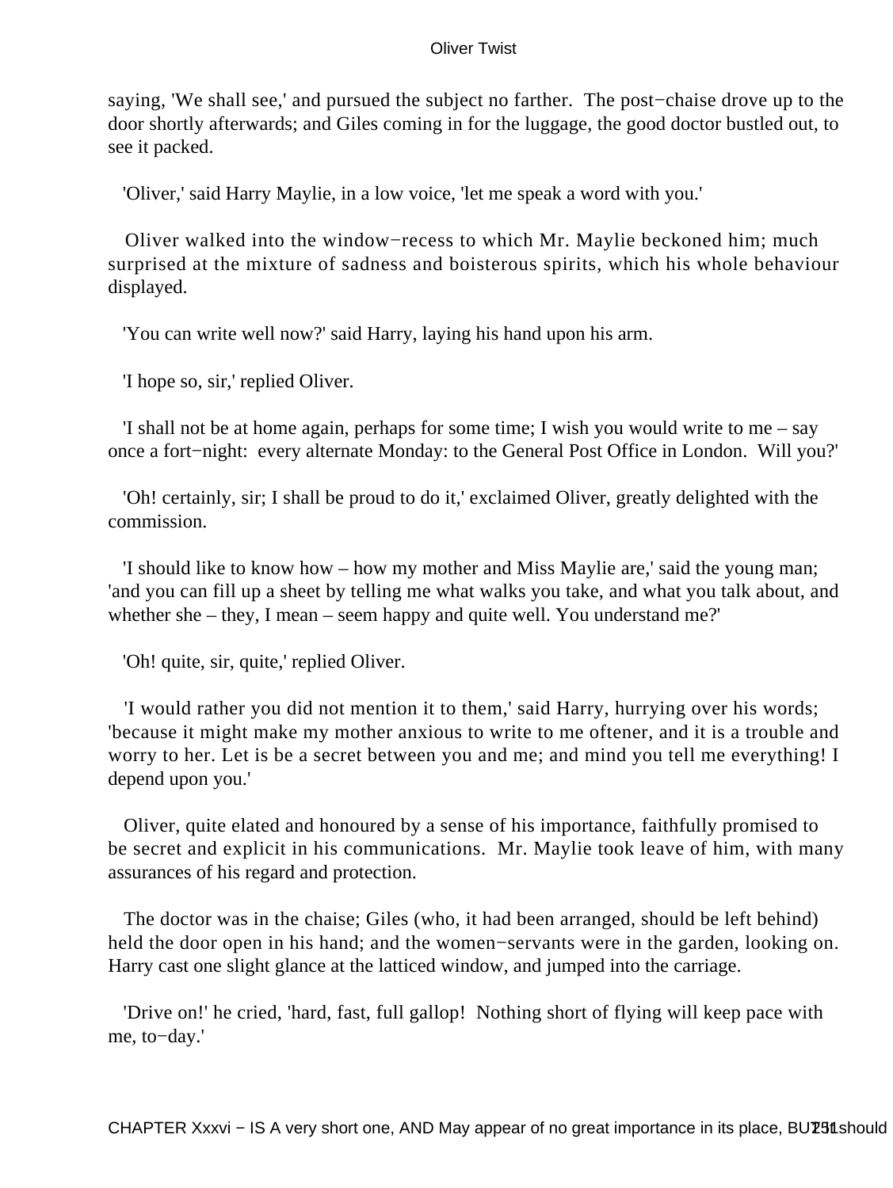saying, 'We shall see,' and pursued the subject no farther. The post−chaise drove up to the door shortly afterwards; and Giles coming in for the luggage, the good doctor bustled out, to see it packed.

'Oliver,' said Harry Maylie, in a low voice, 'let me speak a word with you.'

Oliver walked into the window−recess to which Mr. Maylie beckoned him; much surprised at the mixture of sadness and boisterous spirits, which his whole behaviour displayed.

'You can write well now?' said Harry, laying his hand upon his arm.

'I hope so, sir,' replied Oliver.

'I shall not be at home again, perhaps for some time; I wish you would write to me – say once a fort−night: every alternate Monday: to the General Post Office in London. Will you?'

'Oh! certainly, sir; I shall be proud to do it,' exclaimed Oliver, greatly delighted with the commission.

'I should like to know how – how my mother and Miss Maylie are,' said the young man; 'and you can fill up a sheet by telling me what walks you take, and what you talk about, and whether she – they, I mean – seem happy and quite well. You understand me?'

'Oh! quite, sir, quite,' replied Oliver.

'I would rather you did not mention it to them,' said Harry, hurrying over his words; 'because it might make my mother anxious to write to me oftener, and it is a trouble and worry to her. Let is be a secret between you and me; and mind you tell me everything! I depend upon you.'

Oliver, quite elated and honoured by a sense of his importance, faithfully promised to be secret and explicit in his communications. Mr. Maylie took leave of him, with many assurances of his regard and protection.

The doctor was in the chaise; Giles (who, it had been arranged, should be left behind) held the door open in his hand; and the women−servants were in the garden, looking on. Harry cast one slight glance at the latticed window, and jumped into the carriage.

'Drive on!' he cried, 'hard, fast, full gallop! Nothing short of flying will keep pace with me, to−day.'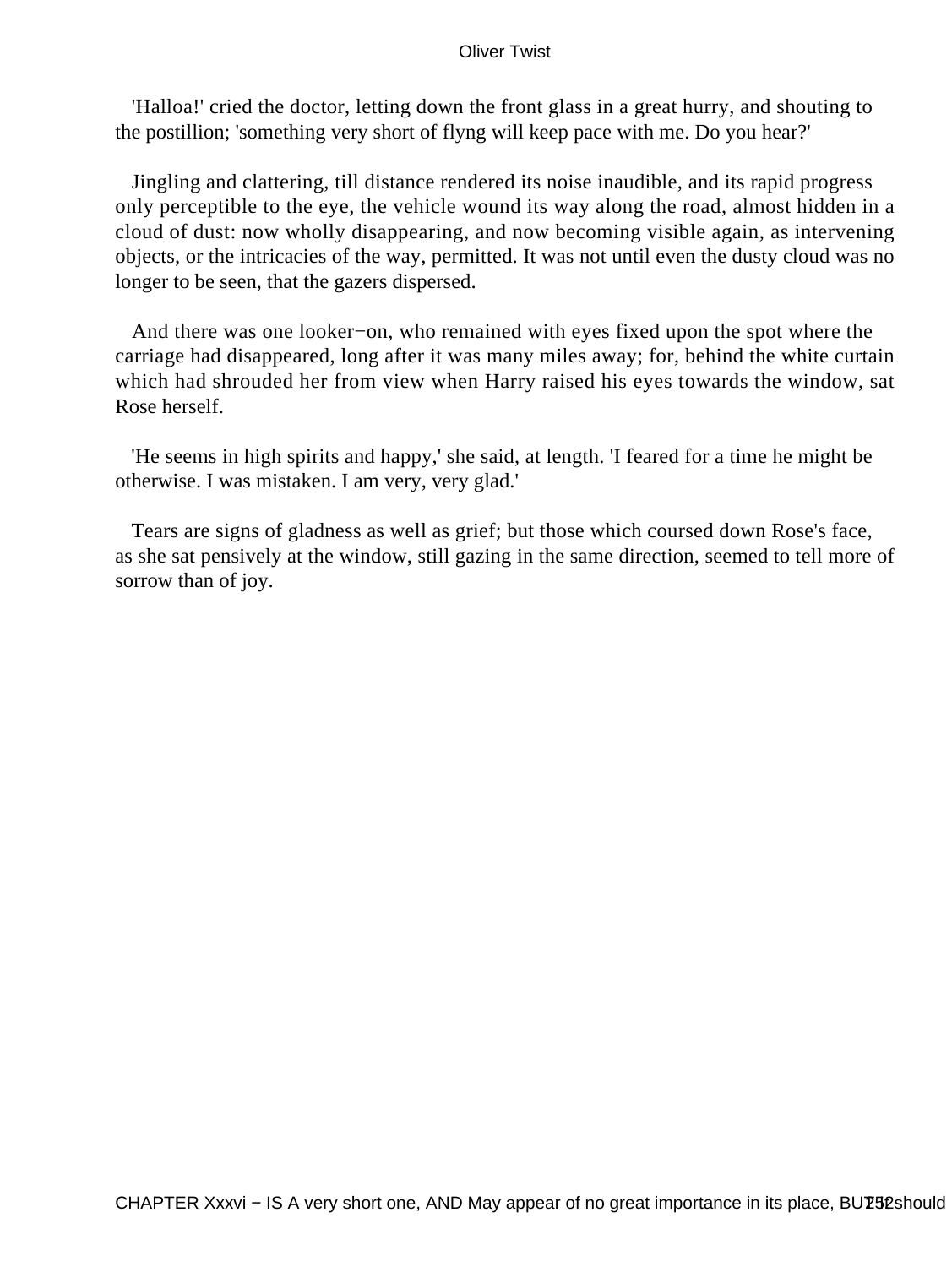'Halloa!' cried the doctor, letting down the front glass in a great hurry, and shouting to the postillion; 'something very short of flyng will keep pace with me. Do you hear?'

Jingling and clattering, till distance rendered its noise inaudible, and its rapid progress only perceptible to the eye, the vehicle wound its way along the road, almost hidden in a cloud of dust: now wholly disappearing, and now becoming visible again, as intervening objects, or the intricacies of the way, permitted. It was not until even the dusty cloud was no longer to be seen, that the gazers dispersed.

And there was one looker−on, who remained with eyes fixed upon the spot where the carriage had disappeared, long after it was many miles away; for, behind the white curtain which had shrouded her from view when Harry raised his eyes towards the window, sat Rose herself.

'He seems in high spirits and happy,' she said, at length. 'I feared for a time he might be otherwise. I was mistaken. I am very, very glad.'

Tears are signs of gladness as well as grief; but those which coursed down Rose's face, as she sat pensively at the window, still gazing in the same direction, seemed to tell more of sorrow than of joy.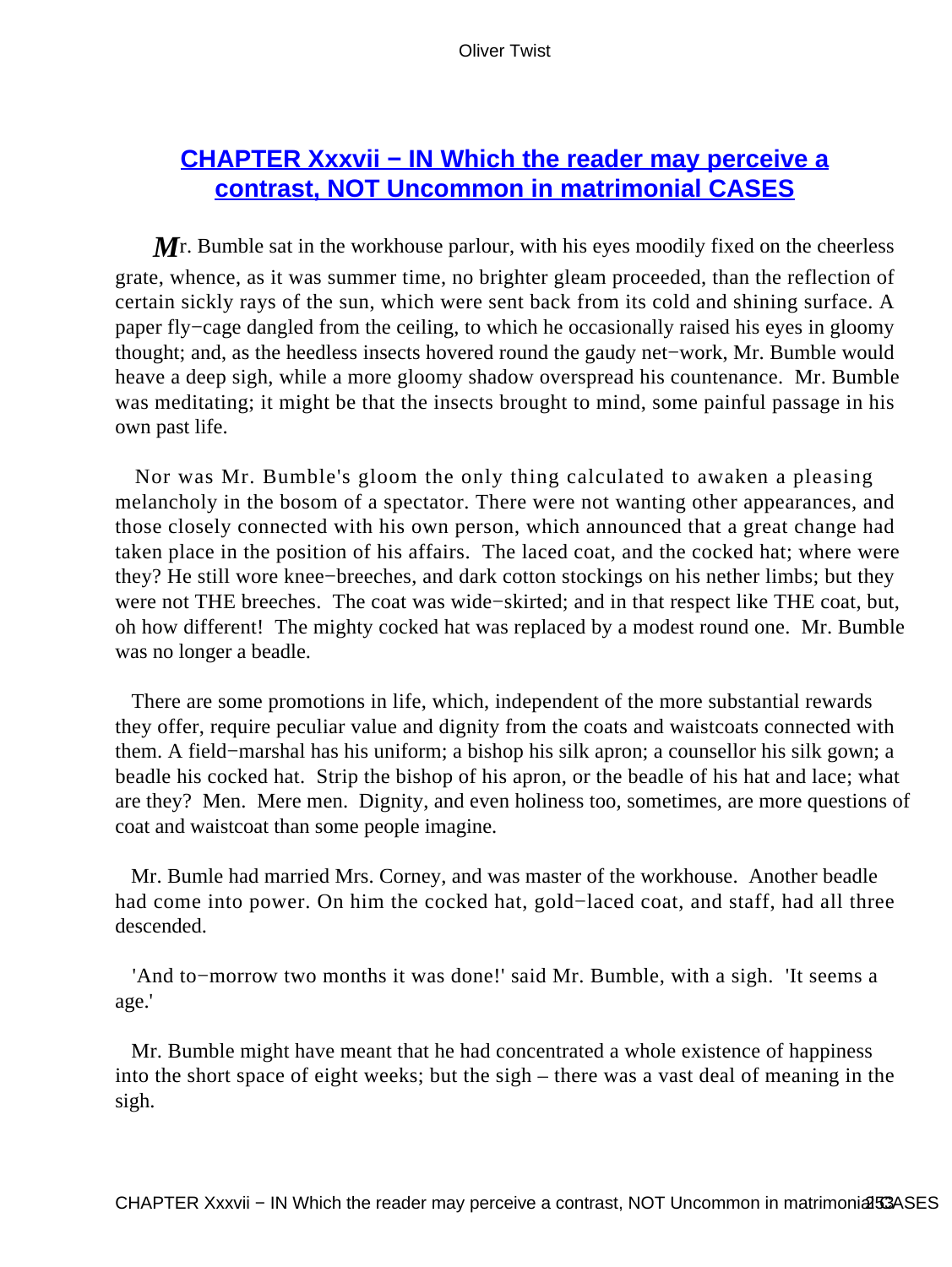## CHAPTER Xxxvii − IN Which the reader may perceive a contrast, NOT Uncommon in matrimonial CASES

Mr. Bumble sat in the workhouse parlour, with his eyes moodily fixed on the cheerless grate, whence, as it was summer time, no brighter gleam proceeded, than the reflection of certain sickly rays of the sun, which were sent back from its cold and shining surface. A paper fly−cage dangled from the ceiling, to which he occasionally raised his eyes in gloomy thought; and, as the heedless insects hovered round the gaudy net−work, Mr. Bumble would heave a deep sigh, while a more gloomy shadow overspread his countenance. Mr. Bumble was meditating; it might be that the insects brought to mind, some painful passage in his own past life.

Nor was Mr. Bumble's gloom the only thing calculated to awaken a pleasing melancholy in the bosom of a spectator. There were not wanting other appearances, and those closely connected with his own person, which announced that a great change had taken place in the position of his affairs. The laced coat, and the cocked hat; where were they? He still wore knee−breeches, and dark cotton stockings on his nether limbs; but they were not THE breeches. The coat was wide−skirted; and in that respect like THE coat, but, oh how different! The mighty cocked hat was replaced by a modest round one. Mr. Bumble was no longer a beadle.

There are some promotions in life, which, independent of the more substantial rewards they offer, require peculiar value and dignity from the coats and waistcoats connected with them. A field−marshal has his uniform; a bishop his silk apron; a counsellor his silk gown; a beadle his cocked hat. Strip the bishop of his apron, or the beadle of his hat and lace; what are they? Men. Mere men. Dignity, and even holiness too, sometimes, are more questions of coat and waistcoat than some people imagine.

Mr. Bumle had married Mrs. Corney, and was master of the workhouse. Another beadle had come into power. On him the cocked hat, gold−laced coat, and staff, had all three descended.

'And to−morrow two months it was done!' said Mr. Bumble, with a sigh. 'It seems a age.'

Mr. Bumble might have meant that he had concentrated a whole existence of happiness into the short space of eight weeks; but the sigh – there was a vast deal of meaning in the sigh.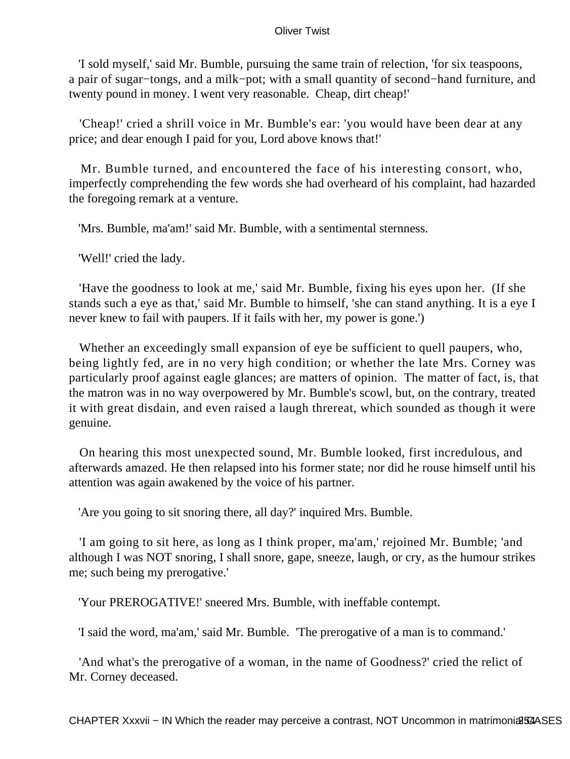'I sold myself,' said Mr. Bumble, pursuing the same train of relection, 'for six teaspoons, a pair of sugar−tongs, and a milk−pot; with a small quantity of second−hand furniture, and twenty pound in money. I went very reasonable. Cheap, dirt cheap!'

'Cheap!' cried a shrill voice in Mr. Bumble's ear: 'you would have been dear at any price; and dear enough I paid for you, Lord above knows that!'

Mr. Bumble turned, and encountered the face of his interesting consort, who, imperfectly comprehending the few words she had overheard of his complaint, had hazarded the foregoing remark at a venture.

'Mrs. Bumble, ma'am!' said Mr. Bumble, with a sentimental sternness.

'Well!' cried the lady.

'Have the goodness to look at me,' said Mr. Bumble, fixing his eyes upon her. (If she stands such a eye as that,' said Mr. Bumble to himself, 'she can stand anything. It is a eye I never knew to fail with paupers. If it fails with her, my power is gone.')

Whether an exceedingly small expansion of eye be sufficient to quell paupers, who, being lightly fed, are in no very high condition; or whether the late Mrs. Corney was particularly proof against eagle glances; are matters of opinion. The matter of fact, is, that the matron was in no way overpowered by Mr. Bumble's scowl, but, on the contrary, treated it with great disdain, and even raised a laugh threreat, which sounded as though it were genuine.

On hearing this most unexpected sound, Mr. Bumble looked, first incredulous, and afterwards amazed. He then relapsed into his former state; nor did he rouse himself until his attention was again awakened by the voice of his partner.

'Are you going to sit snoring there, all day?' inquired Mrs. Bumble.

'I am going to sit here, as long as I think proper, ma'am,' rejoined Mr. Bumble; 'and although I was NOT snoring, I shall snore, gape, sneeze, laugh, or cry, as the humour strikes me; such being my prerogative.'

'Your PREROGATIVE!' sneered Mrs. Bumble, with ineffable contempt.

'I said the word, ma'am,' said Mr. Bumble. 'The prerogative of a man is to command.'

'And what's the prerogative of a woman, in the name of Goodness?' cried the relict of Mr. Corney deceased.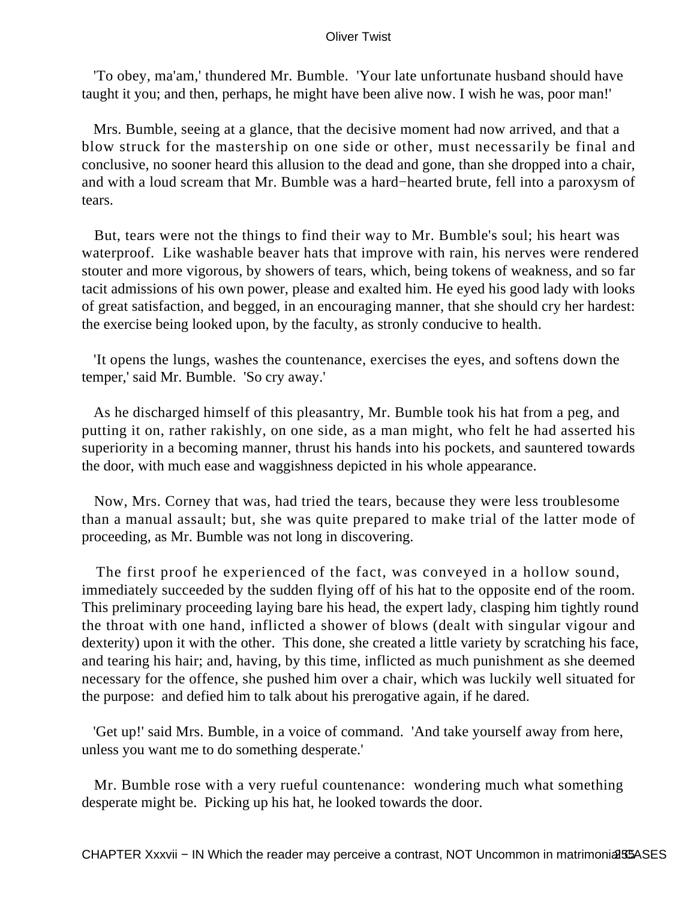'To obey, ma'am,' thundered Mr. Bumble. 'Your late unfortunate husband should have taught it you; and then, perhaps, he might have been alive now. I wish he was, poor man!'

Mrs. Bumble, seeing at a glance, that the decisive moment had now arrived, and that a blow struck for the mastership on one side or other, must necessarily be final and conclusive, no sooner heard this allusion to the dead and gone, than she dropped into a chair, and with a loud scream that Mr. Bumble was a hard−hearted brute, fell into a paroxysm of tears.

But, tears were not the things to find their way to Mr. Bumble's soul; his heart was waterproof. Like washable beaver hats that improve with rain, his nerves were rendered stouter and more vigorous, by showers of tears, which, being tokens of weakness, and so far tacit admissions of his own power, please and exalted him. He eyed his good lady with looks of great satisfaction, and begged, in an encouraging manner, that she should cry her hardest: the exercise being looked upon, by the faculty, as stronly conducive to health.

'It opens the lungs, washes the countenance, exercises the eyes, and softens down the temper,' said Mr. Bumble. 'So cry away.'

As he discharged himself of this pleasantry, Mr. Bumble took his hat from a peg, and putting it on, rather rakishly, on one side, as a man might, who felt he had asserted his superiority in a becoming manner, thrust his hands into his pockets, and sauntered towards the door, with much ease and waggishness depicted in his whole appearance.

Now, Mrs. Corney that was, had tried the tears, because they were less troublesome than a manual assault; but, she was quite prepared to make trial of the latter mode of proceeding, as Mr. Bumble was not long in discovering.

The first proof he experienced of the fact, was conveyed in a hollow sound, immediately succeeded by the sudden flying off of his hat to the opposite end of the room. This preliminary proceeding laying bare his head, the expert lady, clasping him tightly round the throat with one hand, inflicted a shower of blows (dealt with singular vigour and dexterity) upon it with the other. This done, she created a little variety by scratching his face, and tearing his hair; and, having, by this time, inflicted as much punishment as she deemed necessary for the offence, she pushed him over a chair, which was luckily well situated for the purpose: and defied him to talk about his prerogative again, if he dared.

'Get up!' said Mrs. Bumble, in a voice of command. 'And take yourself away from here, unless you want me to do something desperate.'

Mr. Bumble rose with a very rueful countenance: wondering much what something desperate might be. Picking up his hat, he looked towards the door.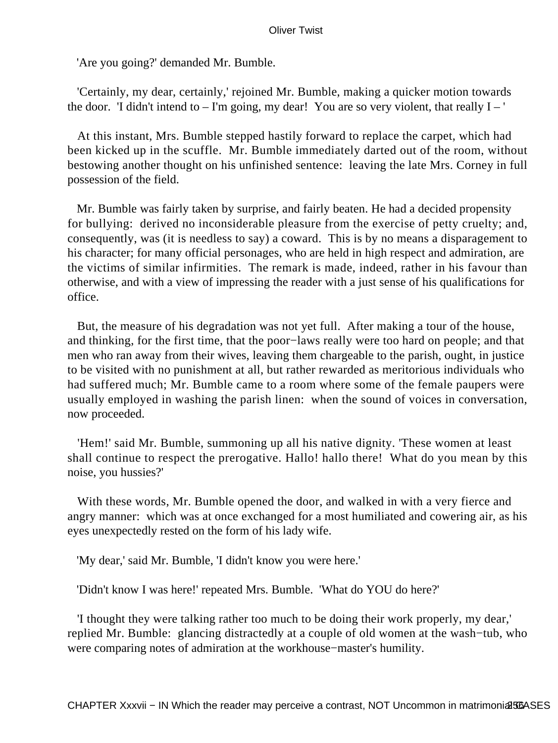'Are you going?' demanded Mr. Bumble.

'Certainly, my dear, certainly,' rejoined Mr. Bumble, making a quicker motion towards the door. 'I didn't intend to – I'm going, my dear! You are so very violent, that really I – '

At this instant, Mrs. Bumble stepped hastily forward to replace the carpet, which had been kicked up in the scuffle. Mr. Bumble immediately darted out of the room, without bestowing another thought on his unfinished sentence: leaving the late Mrs. Corney in full possession of the field.

Mr. Bumble was fairly taken by surprise, and fairly beaten. He had a decided propensity for bullying: derived no inconsiderable pleasure from the exercise of petty cruelty; and, consequently, was (it is needless to say) a coward. This is by no means a disparagement to his character; for many official personages, who are held in high respect and admiration, are the victims of similar infirmities. The remark is made, indeed, rather in his favour than otherwise, and with a view of impressing the reader with a just sense of his qualifications for office.

But, the measure of his degradation was not yet full. After making a tour of the house, and thinking, for the first time, that the poor−laws really were too hard on people; and that men who ran away from their wives, leaving them chargeable to the parish, ought, in justice to be visited with no punishment at all, but rather rewarded as meritorious individuals who had suffered much; Mr. Bumble came to a room where some of the female paupers were usually employed in washing the parish linen: when the sound of voices in conversation, now proceeded.

'Hem!' said Mr. Bumble, summoning up all his native dignity. 'These women at least shall continue to respect the prerogative. Hallo! hallo there! What do you mean by this noise, you hussies?'

With these words, Mr. Bumble opened the door, and walked in with a very fierce and angry manner: which was at once exchanged for a most humiliated and cowering air, as his eyes unexpectedly rested on the form of his lady wife.

'My dear,' said Mr. Bumble, 'I didn't know you were here.'

'Didn't know I was here!' repeated Mrs. Bumble. 'What do YOU do here?'

'I thought they were talking rather too much to be doing their work properly, my dear,' replied Mr. Bumble: glancing distractedly at a couple of old women at the wash−tub, who were comparing notes of admiration at the workhouse−master's humility.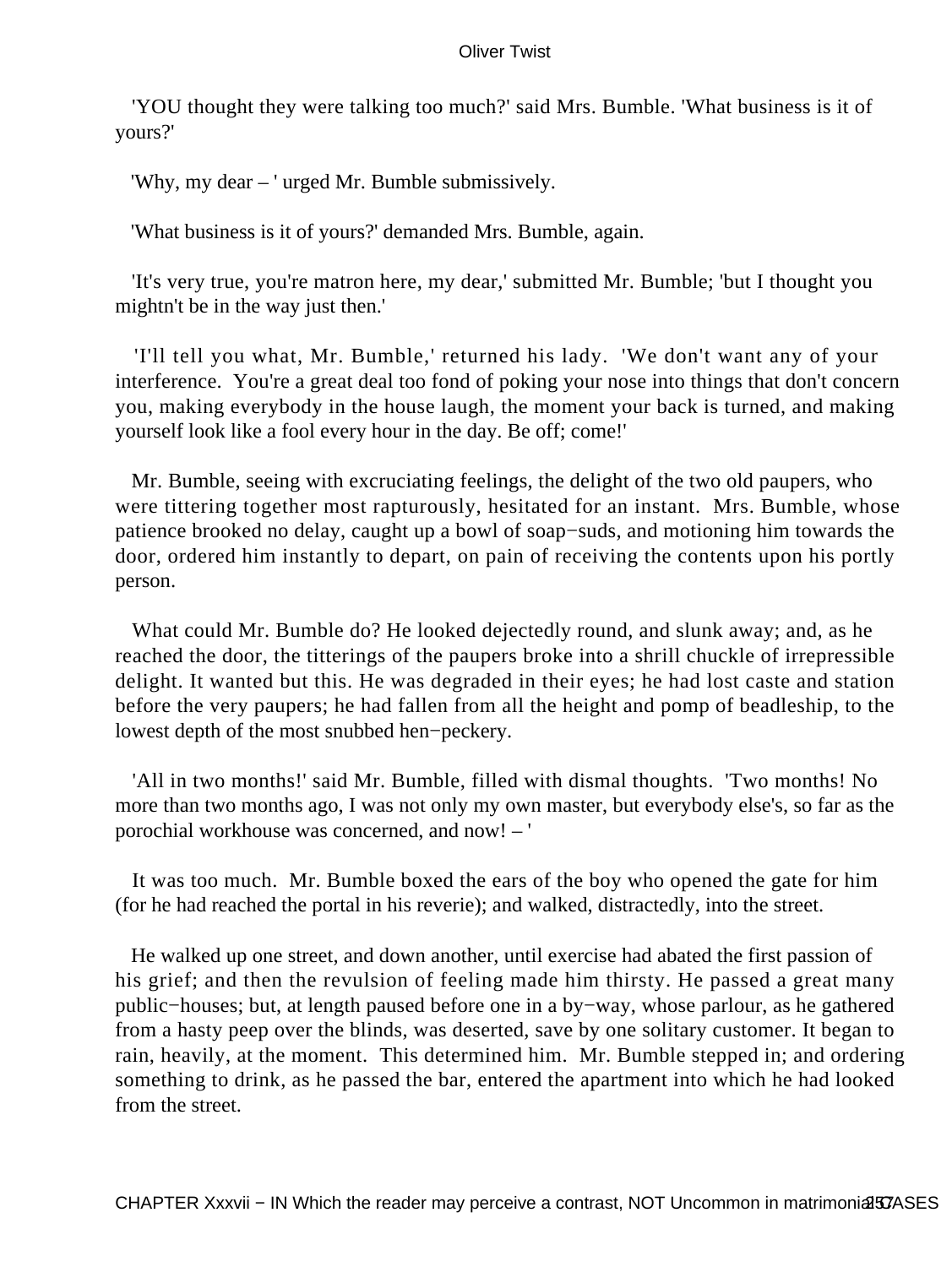'YOU thought they were talking too much?' said Mrs. Bumble. 'What business is it of yours?'

'Why, my dear – ' urged Mr. Bumble submissively.

'What business is it of yours?' demanded Mrs. Bumble, again.

'It's very true, you're matron here, my dear,' submitted Mr. Bumble; 'but I thought you mightn't be in the way just then.'

'I'll tell you what, Mr. Bumble,' returned his lady. 'We don't want any of your interference. You're a great deal too fond of poking your nose into things that don't concern you, making everybody in the house laugh, the moment your back is turned, and making yourself look like a fool every hour in the day. Be off; come!'

Mr. Bumble, seeing with excruciating feelings, the delight of the two old paupers, who were tittering together most rapturously, hesitated for an instant. Mrs. Bumble, whose patience brooked no delay, caught up a bowl of soap−suds, and motioning him towards the door, ordered him instantly to depart, on pain of receiving the contents upon his portly person.

What could Mr. Bumble do? He looked dejectedly round, and slunk away; and, as he reached the door, the titterings of the paupers broke into a shrill chuckle of irrepressible delight. It wanted but this. He was degraded in their eyes; he had lost caste and station before the very paupers; he had fallen from all the height and pomp of beadleship, to the lowest depth of the most snubbed hen−peckery.

'All in two months!' said Mr. Bumble, filled with dismal thoughts. 'Two months! No more than two months ago, I was not only my own master, but everybody else's, so far as the porochial workhouse was concerned, and now! – '

It was too much. Mr. Bumble boxed the ears of the boy who opened the gate for him (for he had reached the portal in his reverie); and walked, distractedly, into the street.

He walked up one street, and down another, until exercise had abated the first passion of his grief; and then the revulsion of feeling made him thirsty. He passed a great many public−houses; but, at length paused before one in a by−way, whose parlour, as he gathered from a hasty peep over the blinds, was deserted, save by one solitary customer. It began to rain, heavily, at the moment. This determined him. Mr. Bumble stepped in; and ordering something to drink, as he passed the bar, entered the apartment into which he had looked from the street.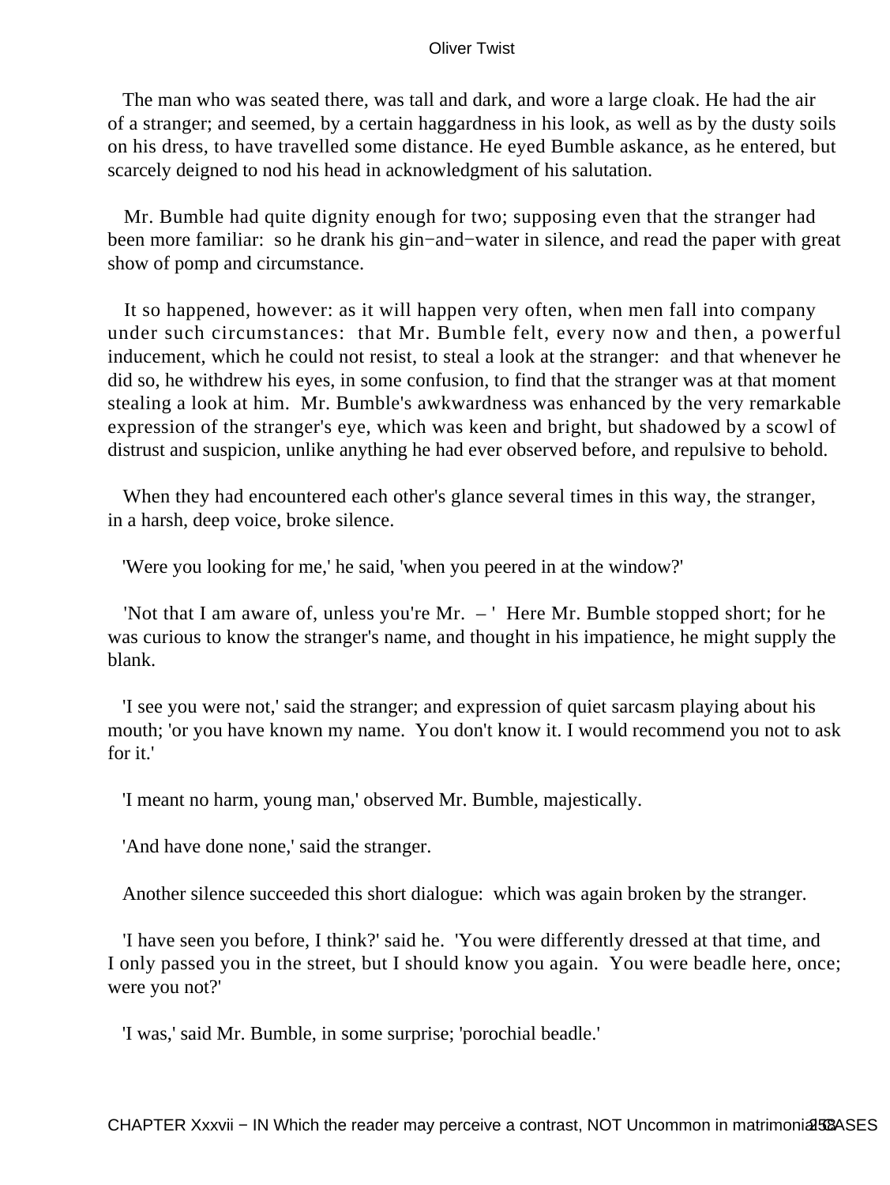The man who was seated there, was tall and dark, and wore a large cloak. He had the air of a stranger; and seemed, by a certain haggardness in his look, as well as by the dusty soils on his dress, to have travelled some distance. He eyed Bumble askance, as he entered, but scarcely deigned to nod his head in acknowledgment of his salutation.

Mr. Bumble had quite dignity enough for two; supposing even that the stranger had been more familiar: so he drank his gin−and−water in silence, and read the paper with great show of pomp and circumstance.

It so happened, however: as it will happen very often, when men fall into company under such circumstances: that Mr. Bumble felt, every now and then, a powerful inducement, which he could not resist, to steal a look at the stranger: and that whenever he did so, he withdrew his eyes, in some confusion, to find that the stranger was at that moment stealing a look at him. Mr. Bumble's awkwardness was enhanced by the very remarkable expression of the stranger's eye, which was keen and bright, but shadowed by a scowl of distrust and suspicion, unlike anything he had ever observed before, and repulsive to behold.

When they had encountered each other's glance several times in this way, the stranger, in a harsh, deep voice, broke silence.

'Were you looking for me,' he said, 'when you peered in at the window?'

'Not that I am aware of, unless you're Mr. – ' Here Mr. Bumble stopped short; for he was curious to know the stranger's name, and thought in his impatience, he might supply the blank.

'I see you were not,' said the stranger; and expression of quiet sarcasm playing about his mouth; 'or you have known my name. You don't know it. I would recommend you not to ask for it.'

'I meant no harm, young man,' observed Mr. Bumble, majestically.

'And have done none,' said the stranger.

Another silence succeeded this short dialogue: which was again broken by the stranger.

'I have seen you before, I think?' said he. 'You were differently dressed at that time, and I only passed you in the street, but I should know you again. You were beadle here, once; were you not?'

'I was,' said Mr. Bumble, in some surprise; 'porochial beadle.'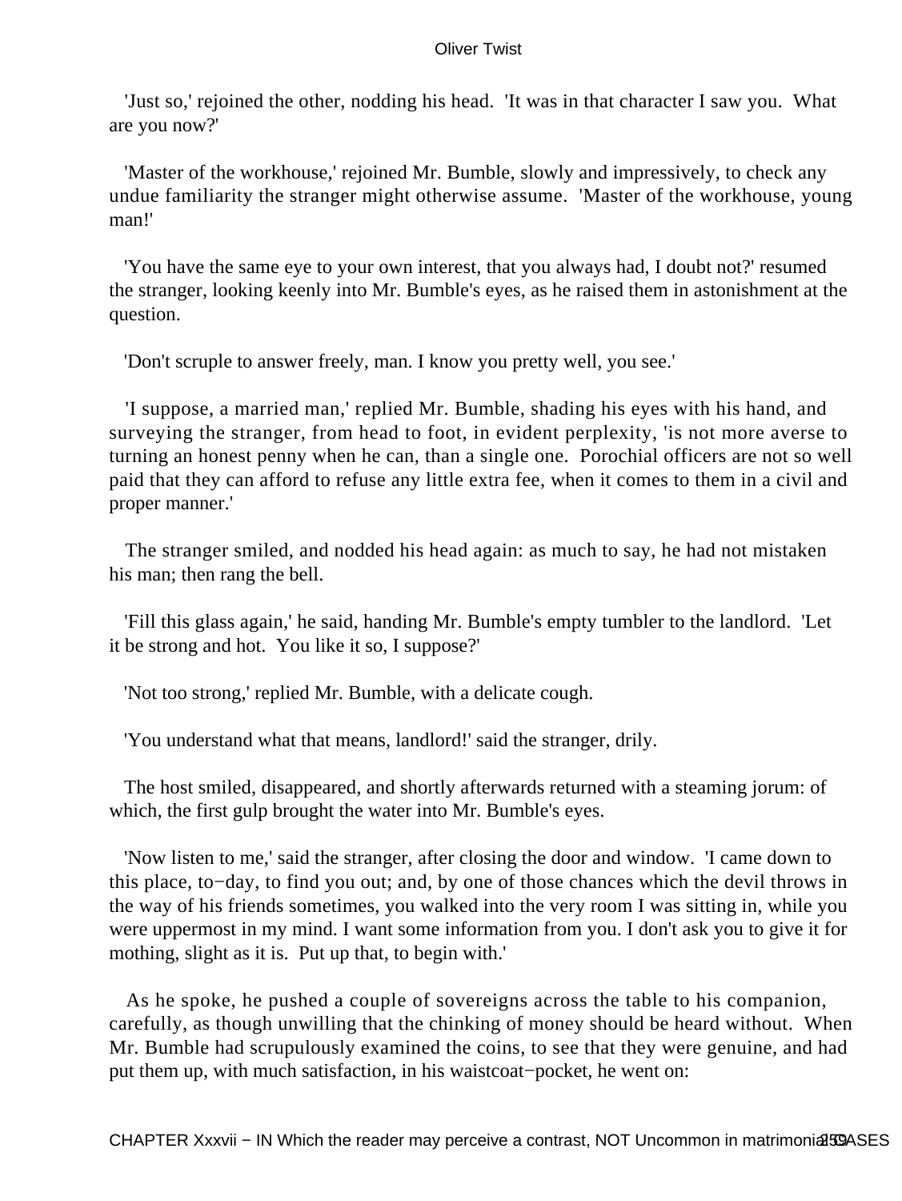'Just so,' rejoined the other, nodding his head. 'It was in that character I saw you. What are you now?'

'Master of the workhouse,' rejoined Mr. Bumble, slowly and impressively, to check any undue familiarity the stranger might otherwise assume. 'Master of the workhouse, young man!'

'You have the same eye to your own interest, that you always had, I doubt not?' resumed the stranger, looking keenly into Mr. Bumble's eyes, as he raised them in astonishment at the question.

'Don't scruple to answer freely, man. I know you pretty well, you see.'

'I suppose, a married man,' replied Mr. Bumble, shading his eyes with his hand, and surveying the stranger, from head to foot, in evident perplexity, 'is not more averse to turning an honest penny when he can, than a single one. Porochial officers are not so well paid that they can afford to refuse any little extra fee, when it comes to them in a civil and proper manner.'

The stranger smiled, and nodded his head again: as much to say, he had not mistaken his man; then rang the bell.

'Fill this glass again,' he said, handing Mr. Bumble's empty tumbler to the landlord. 'Let it be strong and hot. You like it so, I suppose?'

'Not too strong,' replied Mr. Bumble, with a delicate cough.

'You understand what that means, landlord!' said the stranger, drily.

The host smiled, disappeared, and shortly afterwards returned with a steaming jorum: of which, the first gulp brought the water into Mr. Bumble's eyes.

'Now listen to me,' said the stranger, after closing the door and window. 'I came down to this place, to−day, to find you out; and, by one of those chances which the devil throws in the way of his friends sometimes, you walked into the very room I was sitting in, while you were uppermost in my mind. I want some information from you. I don't ask you to give it for mothing, slight as it is. Put up that, to begin with.'

As he spoke, he pushed a couple of sovereigns across the table to his companion, carefully, as though unwilling that the chinking of money should be heard without. When Mr. Bumble had scrupulously examined the coins, to see that they were genuine, and had put them up, with much satisfaction, in his waistcoat−pocket, he went on: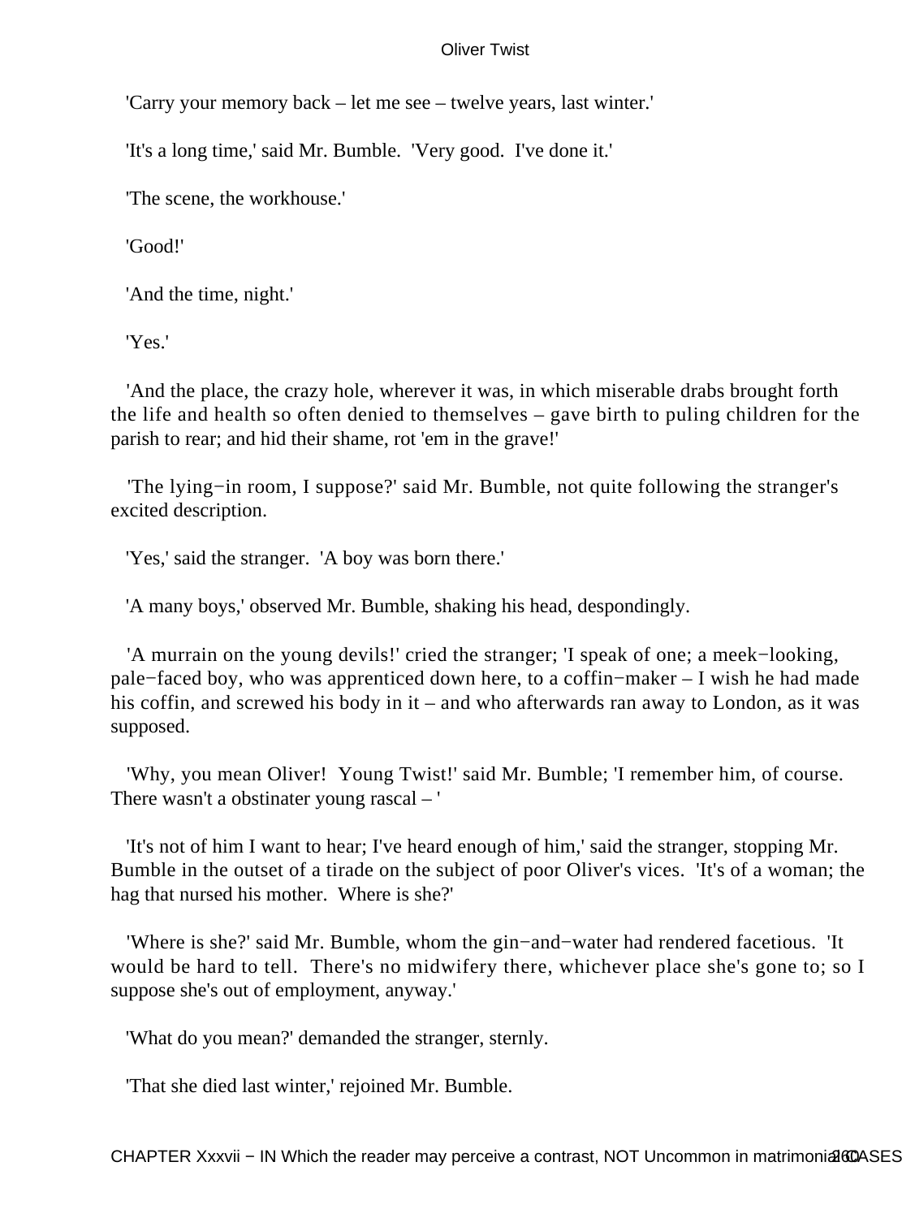'Carry your memory back – let me see – twelve years, last winter.'

'It's a long time,' said Mr. Bumble. 'Very good. I've done it.'

'The scene, the workhouse.'

'Good!'

'And the time, night.'

'Yes.'

'And the place, the crazy hole, wherever it was, in which miserable drabs brought forth the life and health so often denied to themselves – gave birth to puling children for the parish to rear; and hid their shame, rot 'em in the grave!'

'The lying−in room, I suppose?' said Mr. Bumble, not quite following the stranger's excited description.

'Yes,' said the stranger. 'A boy was born there.'

'A many boys,' observed Mr. Bumble, shaking his head, despondingly.

'A murrain on the young devils!' cried the stranger; 'I speak of one; a meek−looking, pale−faced boy, who was apprenticed down here, to a coffin−maker – I wish he had made his coffin, and screwed his body in it – and who afterwards ran away to London, as it was supposed.

'Why, you mean Oliver! Young Twist!' said Mr. Bumble; 'I remember him, of course. There wasn't a obstinater young rascal – '

'It's not of him I want to hear; I've heard enough of him,' said the stranger, stopping Mr. Bumble in the outset of a tirade on the subject of poor Oliver's vices. 'It's of a woman; the hag that nursed his mother. Where is she?'

'Where is she?' said Mr. Bumble, whom the gin−and−water had rendered facetious. 'It would be hard to tell. There's no midwifery there, whichever place she's gone to; so I suppose she's out of employment, anyway.'

'What do you mean?' demanded the stranger, sternly.

'That she died last winter,' rejoined Mr. Bumble.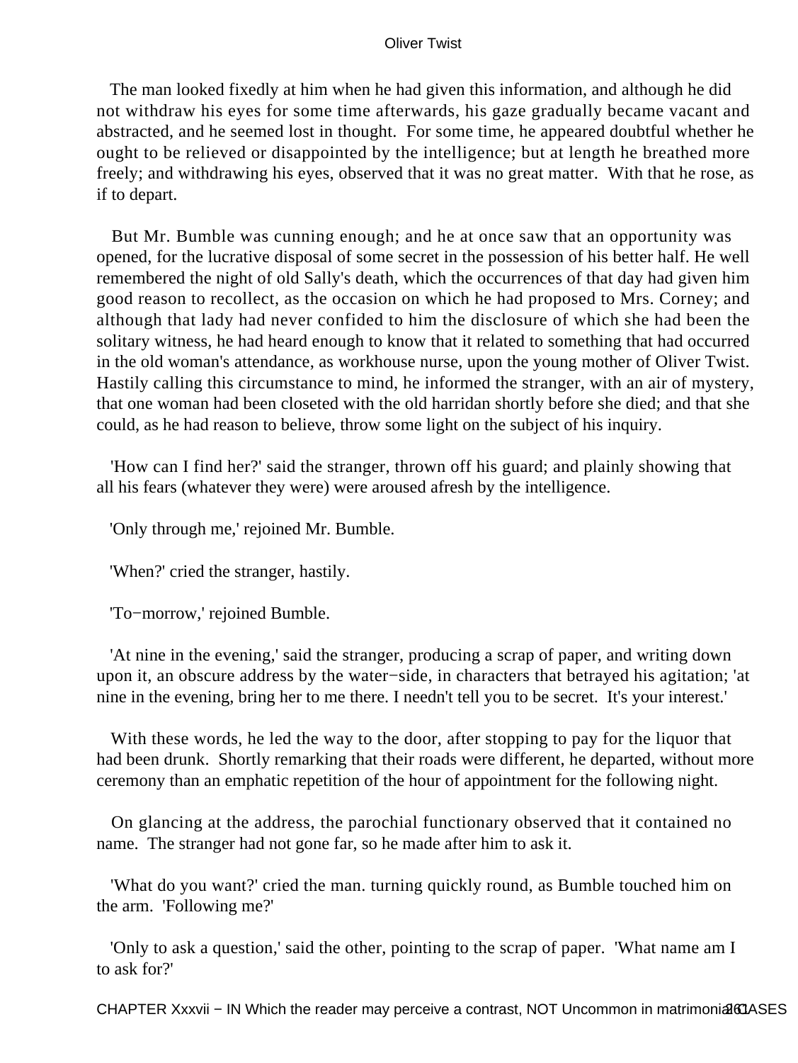The man looked fixedly at him when he had given this information, and although he did not withdraw his eyes for some time afterwards, his gaze gradually became vacant and abstracted, and he seemed lost in thought. For some time, he appeared doubtful whether he ought to be relieved or disappointed by the intelligence; but at length he breathed more freely; and withdrawing his eyes, observed that it was no great matter. With that he rose, as if to depart.

But Mr. Bumble was cunning enough; and he at once saw that an opportunity was opened, for the lucrative disposal of some secret in the possession of his better half. He well remembered the night of old Sally's death, which the occurrences of that day had given him good reason to recollect, as the occasion on which he had proposed to Mrs. Corney; and although that lady had never confided to him the disclosure of which she had been the solitary witness, he had heard enough to know that it related to something that had occurred in the old woman's attendance, as workhouse nurse, upon the young mother of Oliver Twist. Hastily calling this circumstance to mind, he informed the stranger, with an air of mystery, that one woman had been closeted with the old harridan shortly before she died; and that she could, as he had reason to believe, throw some light on the subject of his inquiry.

'How can I find her?' said the stranger, thrown off his guard; and plainly showing that all his fears (whatever they were) were aroused afresh by the intelligence.

'Only through me,' rejoined Mr. Bumble.

'When?' cried the stranger, hastily.

'To−morrow,' rejoined Bumble.

'At nine in the evening,' said the stranger, producing a scrap of paper, and writing down upon it, an obscure address by the water−side, in characters that betrayed his agitation; 'at nine in the evening, bring her to me there. I needn't tell you to be secret. It's your interest.'

With these words, he led the way to the door, after stopping to pay for the liquor that had been drunk. Shortly remarking that their roads were different, he departed, without more ceremony than an emphatic repetition of the hour of appointment for the following night.

On glancing at the address, the parochial functionary observed that it contained no name. The stranger had not gone far, so he made after him to ask it.

'What do you want?' cried the man. turning quickly round, as Bumble touched him on the arm. 'Following me?'

'Only to ask a question,' said the other, pointing to the scrap of paper. 'What name am I to ask for?'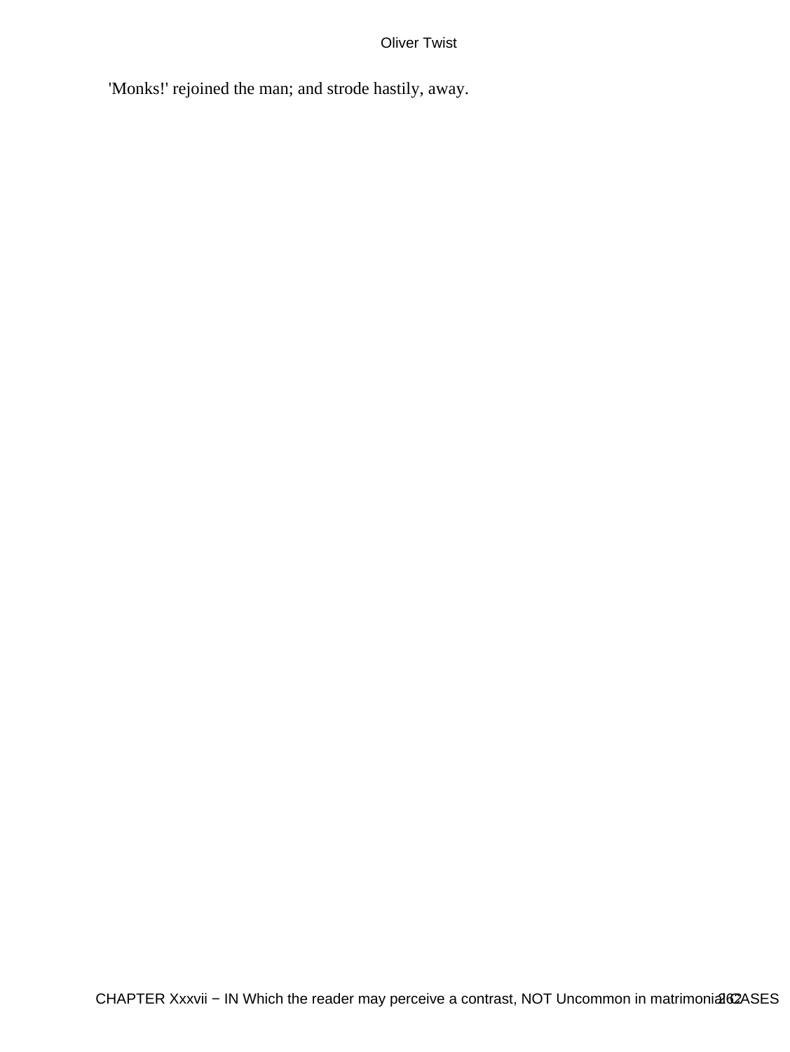'Monks!' rejoined the man; and strode hastily, away.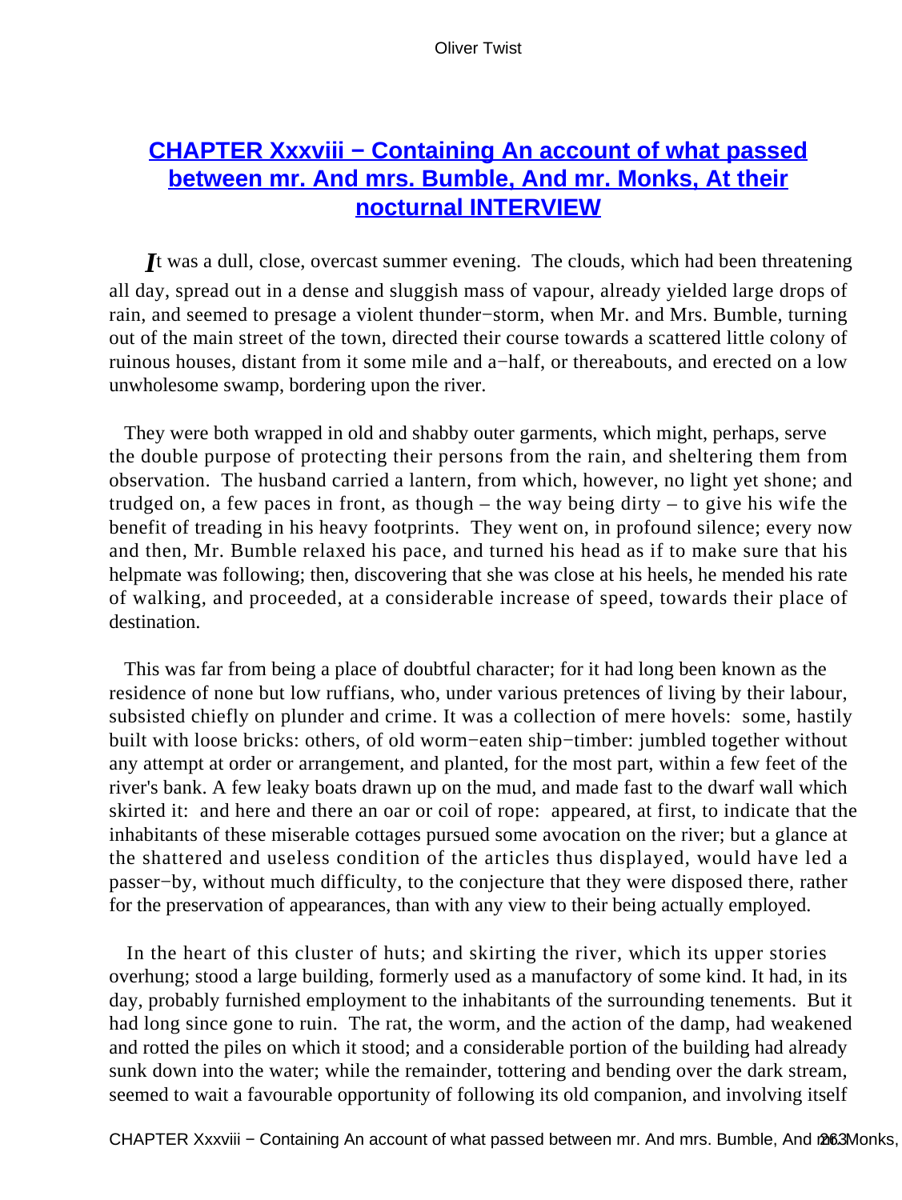## CHAPTER Xxxviii − Containing An account of what passed between mr. And mrs. Bumble, And mr. Monks, At their nocturnal INTERVIEW

*I*t was a dull, close, overcast summer evening. The clouds, which had been threatening all day, spread out in a dense and sluggish mass of vapour, already yielded large drops of rain, and seemed to presage a violent thunder−storm, when Mr. and Mrs. Bumble, turning out of the main street of the town, directed their course towards a scattered little colony of ruinous houses, distant from it some mile and a−half, or thereabouts, and erected on a low unwholesome swamp, bordering upon the river.

They were both wrapped in old and shabby outer garments, which might, perhaps, serve the double purpose of protecting their persons from the rain, and sheltering them from observation. The husband carried a lantern, from which, however, no light yet shone; and trudged on, a few paces in front, as though – the way being dirty – to give his wife the benefit of treading in his heavy footprints. They went on, in profound silence; every now and then, Mr. Bumble relaxed his pace, and turned his head as if to make sure that his helpmate was following; then, discovering that she was close at his heels, he mended his rate of walking, and proceeded, at a considerable increase of speed, towards their place of destination.

This was far from being a place of doubtful character; for it had long been known as the residence of none but low ruffians, who, under various pretences of living by their labour, subsisted chiefly on plunder and crime. It was a collection of mere hovels: some, hastily built with loose bricks: others, of old worm−eaten ship−timber: jumbled together without any attempt at order or arrangement, and planted, for the most part, within a few feet of the river's bank. A few leaky boats drawn up on the mud, and made fast to the dwarf wall which skirted it: and here and there an oar or coil of rope: appeared, at first, to indicate that the inhabitants of these miserable cottages pursued some avocation on the river; but a glance at the shattered and useless condition of the articles thus displayed, would have led a passer−by, without much difficulty, to the conjecture that they were disposed there, rather for the preservation of appearances, than with any view to their being actually employed.

In the heart of this cluster of huts; and skirting the river, which its upper stories overhung; stood a large building, formerly used as a manufactory of some kind. It had, in its day, probably furnished employment to the inhabitants of the surrounding tenements. But it had long since gone to ruin. The rat, the worm, and the action of the damp, had weakened and rotted the piles on which it stood; and a considerable portion of the building had already sunk down into the water; while the remainder, tottering and bending over the dark stream, seemed to wait a favourable opportunity of following its old companion, and involving itself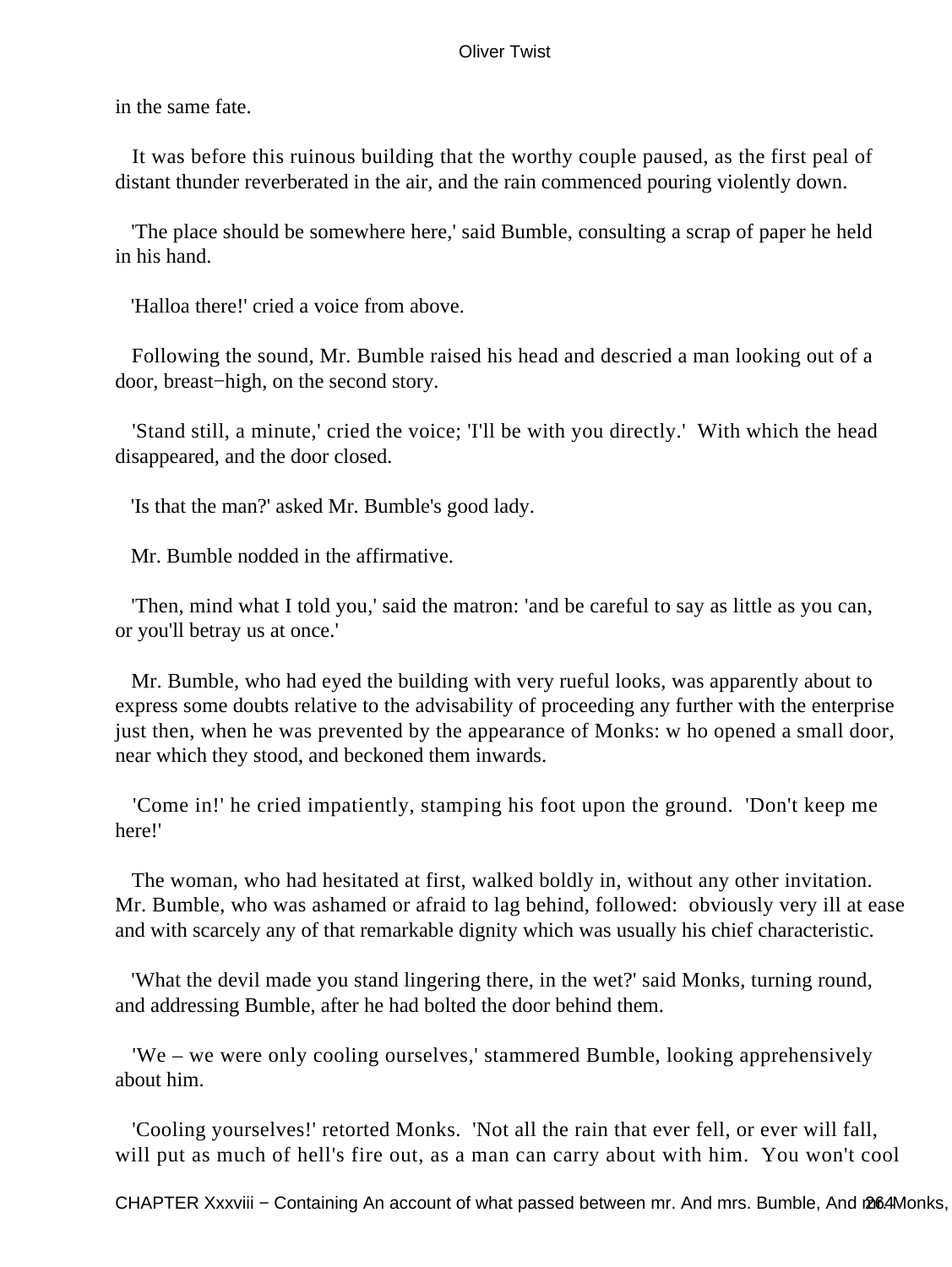in the same fate.

It was before this ruinous building that the worthy couple paused, as the first peal of distant thunder reverberated in the air, and the rain commenced pouring violently down.

'The place should be somewhere here,' said Bumble, consulting a scrap of paper he held in his hand.

'Halloa there!' cried a voice from above.

Following the sound, Mr. Bumble raised his head and descried a man looking out of a door, breast−high, on the second story.

'Stand still, a minute,' cried the voice; 'I'll be with you directly.' With which the head disappeared, and the door closed.

'Is that the man?' asked Mr. Bumble's good lady.

Mr. Bumble nodded in the affirmative.

'Then, mind what I told you,' said the matron: 'and be careful to say as little as you can, or you'll betray us at once.'

Mr. Bumble, who had eyed the building with very rueful looks, was apparently about to express some doubts relative to the advisability of proceeding any further with the enterprise just then, when he was prevented by the appearance of Monks: w ho opened a small door, near which they stood, and beckoned them inwards.

'Come in!' he cried impatiently, stamping his foot upon the ground. 'Don't keep me here!'

The woman, who had hesitated at first, walked boldly in, without any other invitation. Mr. Bumble, who was ashamed or afraid to lag behind, followed: obviously very ill at ease and with scarcely any of that remarkable dignity which was usually his chief characteristic.

'What the devil made you stand lingering there, in the wet?' said Monks, turning round, and addressing Bumble, after he had bolted the door behind them.

'We – we were only cooling ourselves,' stammered Bumble, looking apprehensively about him.

'Cooling yourselves!' retorted Monks. 'Not all the rain that ever fell, or ever will fall, will put as much of hell's fire out, as a man can carry about with him. You won't cool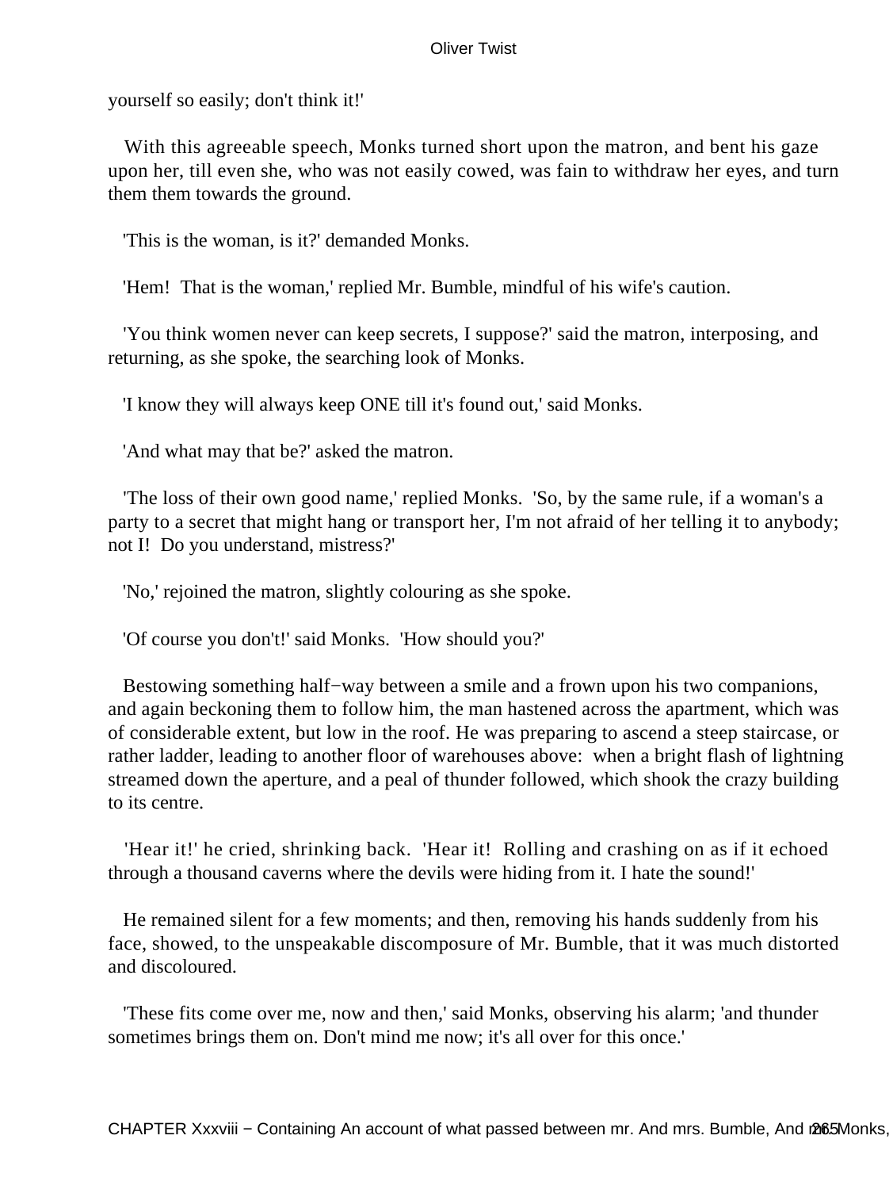yourself so easily; don't think it!'

With this agreeable speech, Monks turned short upon the matron, and bent his gaze upon her, till even she, who was not easily cowed, was fain to withdraw her eyes, and turn them them towards the ground.

'This is the woman, is it?' demanded Monks.

'Hem! That is the woman,' replied Mr. Bumble, mindful of his wife's caution.

'You think women never can keep secrets, I suppose?' said the matron, interposing, and returning, as she spoke, the searching look of Monks.

'I know they will always keep ONE till it's found out,' said Monks.

'And what may that be?' asked the matron.

'The loss of their own good name,' replied Monks. 'So, by the same rule, if a woman's a party to a secret that might hang or transport her, I'm not afraid of her telling it to anybody; not I! Do you understand, mistress?'

'No,' rejoined the matron, slightly colouring as she spoke.

'Of course you don't!' said Monks. 'How should you?'

Bestowing something half−way between a smile and a frown upon his two companions, and again beckoning them to follow him, the man hastened across the apartment, which was of considerable extent, but low in the roof. He was preparing to ascend a steep staircase, or rather ladder, leading to another floor of warehouses above: when a bright flash of lightning streamed down the aperture, and a peal of thunder followed, which shook the crazy building to its centre.

'Hear it!' he cried, shrinking back. 'Hear it! Rolling and crashing on as if it echoed through a thousand caverns where the devils were hiding from it. I hate the sound!'

He remained silent for a few moments; and then, removing his hands suddenly from his face, showed, to the unspeakable discomposure of Mr. Bumble, that it was much distorted and discoloured.

'These fits come over me, now and then,' said Monks, observing his alarm; 'and thunder sometimes brings them on. Don't mind me now; it's all over for this once.'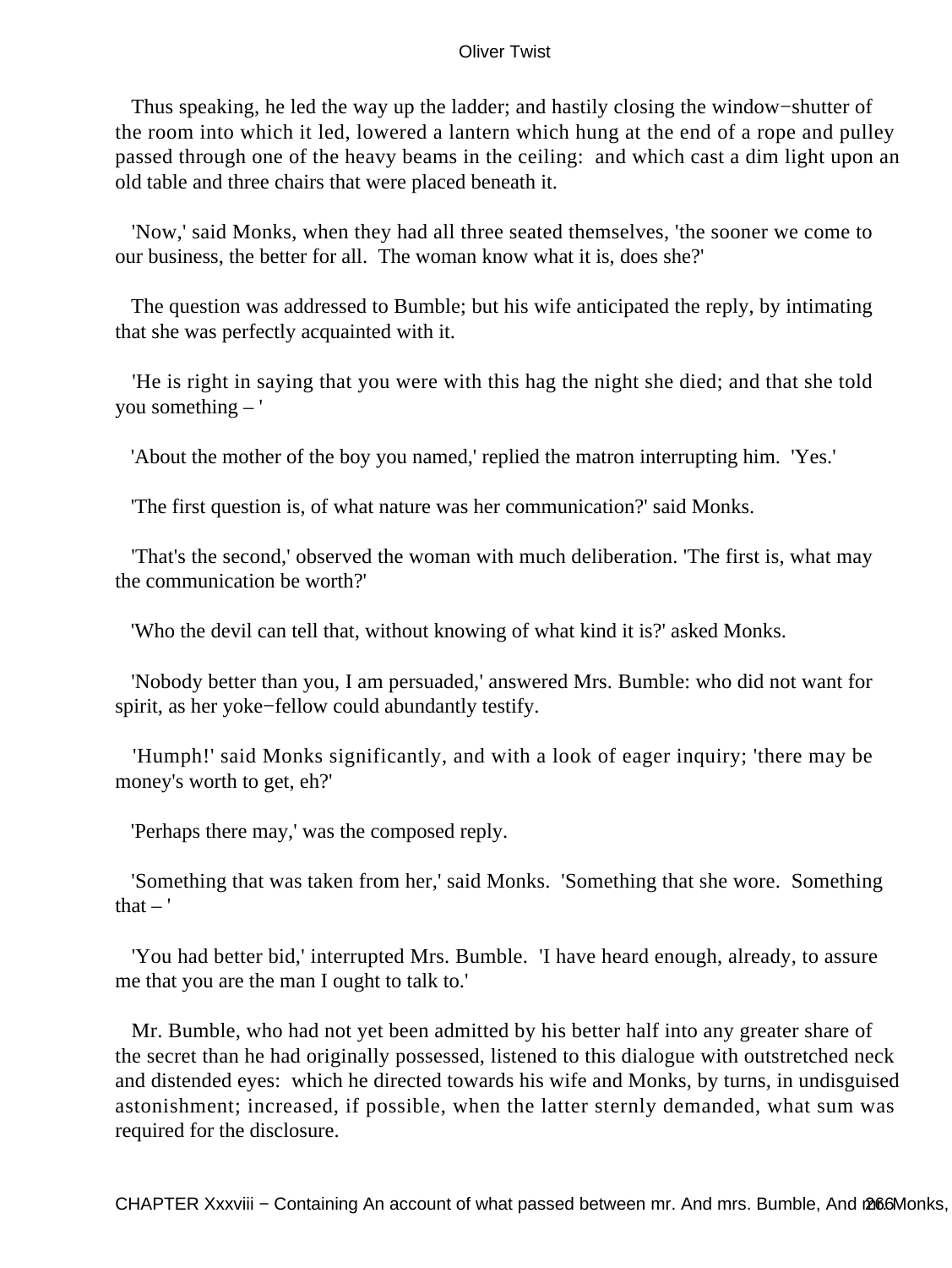Thus speaking, he led the way up the ladder; and hastily closing the window−shutter of the room into which it led, lowered a lantern which hung at the end of a rope and pulley passed through one of the heavy beams in the ceiling: and which cast a dim light upon an old table and three chairs that were placed beneath it.

'Now,' said Monks, when they had all three seated themselves, 'the sooner we come to our business, the better for all. The woman know what it is, does she?'

The question was addressed to Bumble; but his wife anticipated the reply, by intimating that she was perfectly acquainted with it.

'He is right in saying that you were with this hag the night she died; and that she told you something – '

'About the mother of the boy you named,' replied the matron interrupting him. 'Yes.'

'The first question is, of what nature was her communication?' said Monks.

'That's the second,' observed the woman with much deliberation. 'The first is, what may the communication be worth?'

'Who the devil can tell that, without knowing of what kind it is?' asked Monks.

'Nobody better than you, I am persuaded,' answered Mrs. Bumble: who did not want for spirit, as her yoke−fellow could abundantly testify.

'Humph!' said Monks significantly, and with a look of eager inquiry; 'there may be money's worth to get, eh?'

'Perhaps there may,' was the composed reply.

'Something that was taken from her,' said Monks. 'Something that she wore. Something that – '

'You had better bid,' interrupted Mrs. Bumble. 'I have heard enough, already, to assure me that you are the man I ought to talk to.'

Mr. Bumble, who had not yet been admitted by his better half into any greater share of the secret than he had originally possessed, listened to this dialogue with outstretched neck and distended eyes: which he directed towards his wife and Monks, by turns, in undisguised astonishment; increased, if possible, when the latter sternly demanded, what sum was required for the disclosure.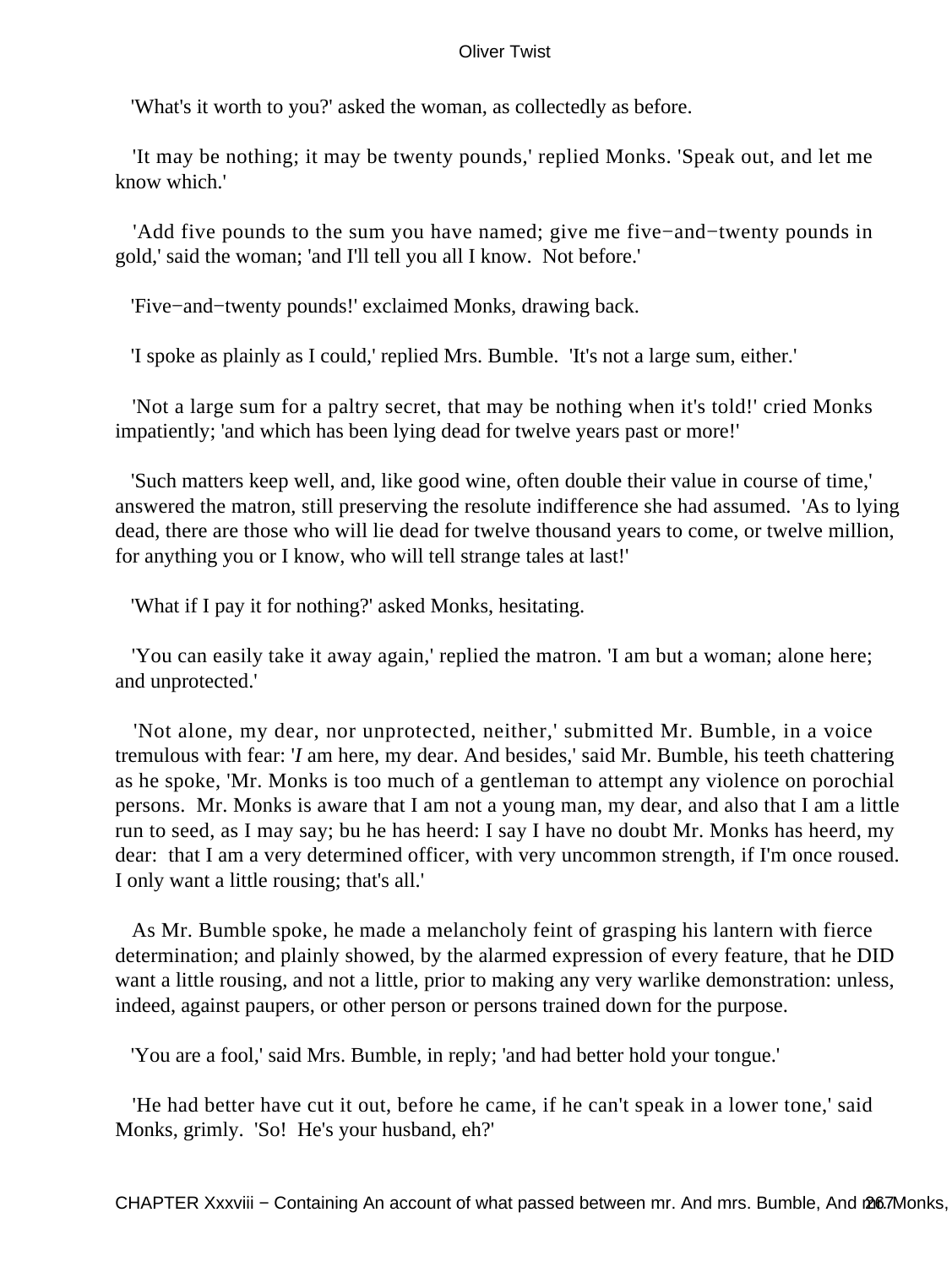'What's it worth to you?' asked the woman, as collectedly as before.

'It may be nothing; it may be twenty pounds,' replied Monks. 'Speak out, and let me know which.'

'Add five pounds to the sum you have named; give me five−and−twenty pounds in gold,' said the woman; 'and I'll tell you all I know. Not before.'

'Five−and−twenty pounds!' exclaimed Monks, drawing back.

'I spoke as plainly as I could,' replied Mrs. Bumble. 'It's not a large sum, either.'

'Not a large sum for a paltry secret, that may be nothing when it's told!' cried Monks impatiently; 'and which has been lying dead for twelve years past or more!'

'Such matters keep well, and, like good wine, often double their value in course of time,' answered the matron, still preserving the resolute indifference she had assumed. 'As to lying dead, there are those who will lie dead for twelve thousand years to come, or twelve million, for anything you or I know, who will tell strange tales at last!'

'What if I pay it for nothing?' asked Monks, hesitating.

'You can easily take it away again,' replied the matron. 'I am but a woman; alone here; and unprotected.'

'Not alone, my dear, nor unprotected, neither,' submitted Mr. Bumble, in a voice tremulous with fear: '*I* am here, my dear. And besides,' said Mr. Bumble, his teeth chattering as he spoke, 'Mr. Monks is too much of a gentleman to attempt any violence on porochial persons. Mr. Monks is aware that I am not a young man, my dear, and also that I am a little run to seed, as I may say; bu he has heerd: I say I have no doubt Mr. Monks has heerd, my dear: that I am a very determined officer, with very uncommon strength, if I'm once roused. I only want a little rousing; that's all.'

As Mr. Bumble spoke, he made a melancholy feint of grasping his lantern with fierce determination; and plainly showed, by the alarmed expression of every feature, that he DID want a little rousing, and not a little, prior to making any very warlike demonstration: unless, indeed, against paupers, or other person or persons trained down for the purpose.

'You are a fool,' said Mrs. Bumble, in reply; 'and had better hold your tongue.'

'He had better have cut it out, before he came, if he can't speak in a lower tone,' said Monks, grimly. 'So! He's your husband, eh?'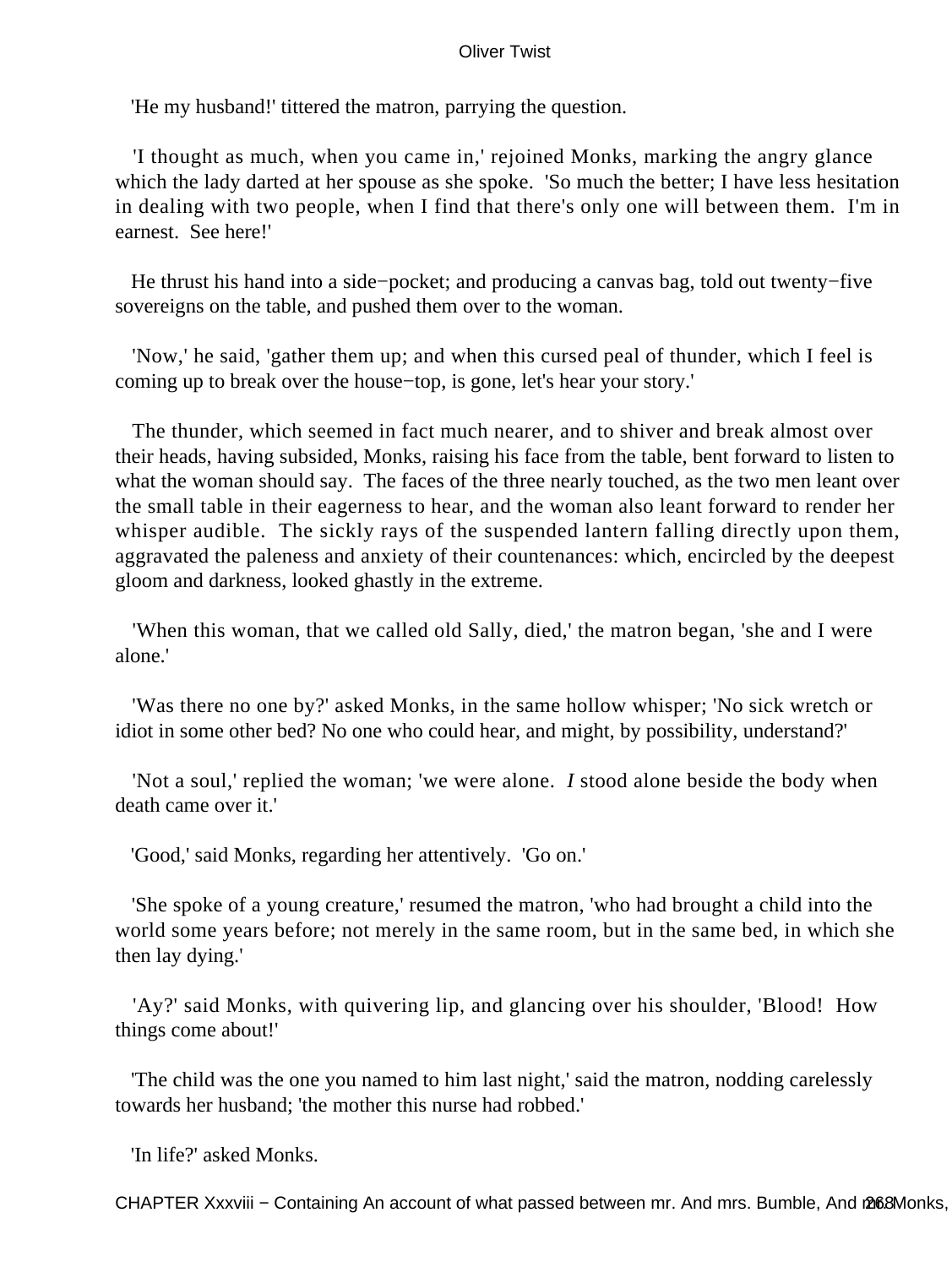'He my husband!' tittered the matron, parrying the question.

'I thought as much, when you came in,' rejoined Monks, marking the angry glance which the lady darted at her spouse as she spoke. 'So much the better; I have less hesitation in dealing with two people, when I find that there's only one will between them. I'm in earnest. See here!'

He thrust his hand into a side−pocket; and producing a canvas bag, told out twenty−five sovereigns on the table, and pushed them over to the woman.

'Now,' he said, 'gather them up; and when this cursed peal of thunder, which I feel is coming up to break over the house−top, is gone, let's hear your story.'

The thunder, which seemed in fact much nearer, and to shiver and break almost over their heads, having subsided, Monks, raising his face from the table, bent forward to listen to what the woman should say. The faces of the three nearly touched, as the two men leant over the small table in their eagerness to hear, and the woman also leant forward to render her whisper audible. The sickly rays of the suspended lantern falling directly upon them, aggravated the paleness and anxiety of their countenances: which, encircled by the deepest gloom and darkness, looked ghastly in the extreme.

'When this woman, that we called old Sally, died,' the matron began, 'she and I were alone.'

'Was there no one by?' asked Monks, in the same hollow whisper; 'No sick wretch or idiot in some other bed? No one who could hear, and might, by possibility, understand?'

'Not a soul,' replied the woman; 'we were alone. *I* stood alone beside the body when death came over it.'

'Good,' said Monks, regarding her attentively. 'Go on.'

'She spoke of a young creature,' resumed the matron, 'who had brought a child into the world some years before; not merely in the same room, but in the same bed, in which she then lay dying.'

'Ay?' said Monks, with quivering lip, and glancing over his shoulder, 'Blood! How things come about!'

'The child was the one you named to him last night,' said the matron, nodding carelessly towards her husband; 'the mother this nurse had robbed.'

'In life?' asked Monks.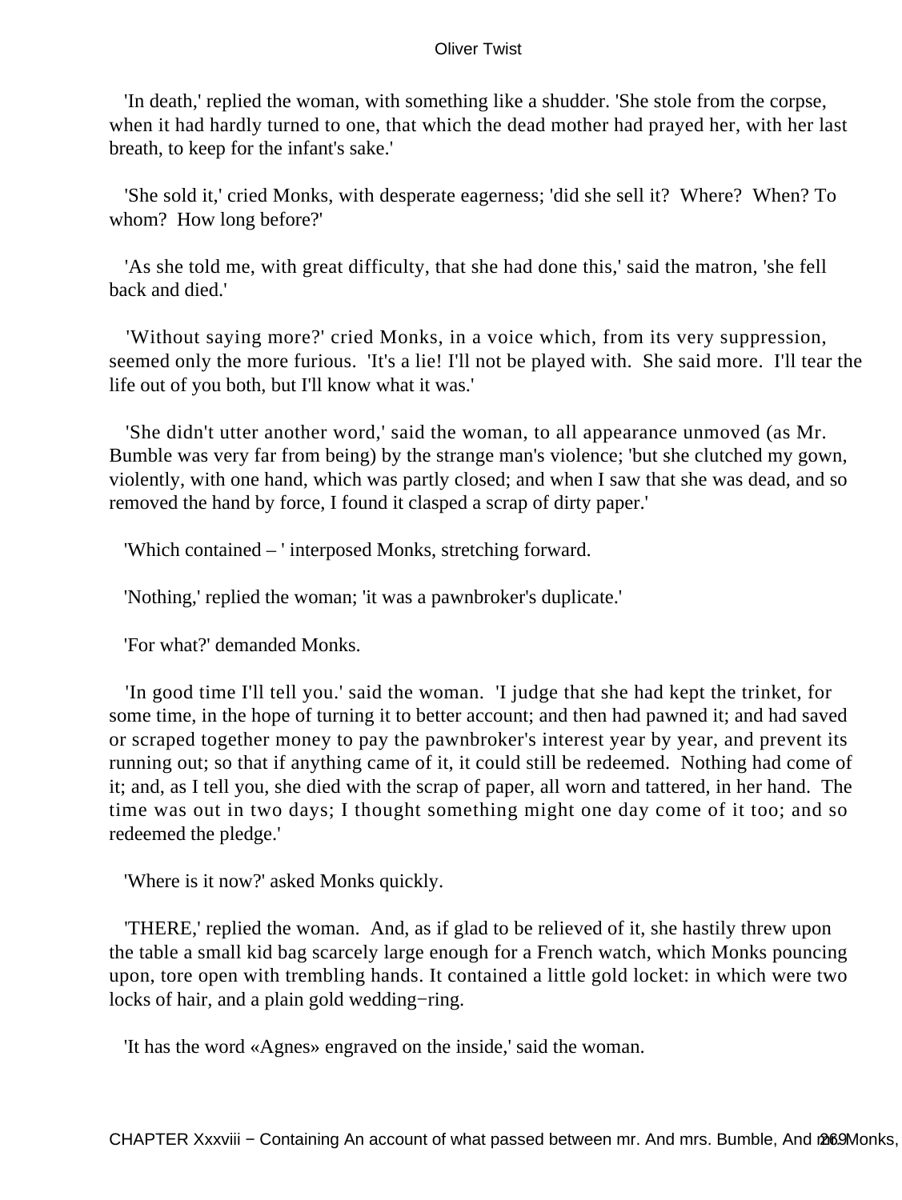'In death,' replied the woman, with something like a shudder. 'She stole from the corpse, when it had hardly turned to one, that which the dead mother had prayed her, with her last breath, to keep for the infant's sake.'

'She sold it,' cried Monks, with desperate eagerness; 'did she sell it? Where? When? To whom? How long before?'

'As she told me, with great difficulty, that she had done this,' said the matron, 'she fell back and died.'

'Without saying more?' cried Monks, in a voice which, from its very suppression, seemed only the more furious. 'It's a lie! I'll not be played with. She said more. I'll tear the life out of you both, but I'll know what it was.'

'She didn't utter another word,' said the woman, to all appearance unmoved (as Mr. Bumble was very far from being) by the strange man's violence; 'but she clutched my gown, violently, with one hand, which was partly closed; and when I saw that she was dead, and so removed the hand by force, I found it clasped a scrap of dirty paper.'

'Which contained – ' interposed Monks, stretching forward.

'Nothing,' replied the woman; 'it was a pawnbroker's duplicate.'

'For what?' demanded Monks.

'In good time I'll tell you.' said the woman. 'I judge that she had kept the trinket, for some time, in the hope of turning it to better account; and then had pawned it; and had saved or scraped together money to pay the pawnbroker's interest year by year, and prevent its running out; so that if anything came of it, it could still be redeemed. Nothing had come of it; and, as I tell you, she died with the scrap of paper, all worn and tattered, in her hand. The time was out in two days; I thought something might one day come of it too; and so redeemed the pledge.'

'Where is it now?' asked Monks quickly.

'THERE,' replied the woman. And, as if glad to be relieved of it, she hastily threw upon the table a small kid bag scarcely large enough for a French watch, which Monks pouncing upon, tore open with trembling hands. It contained a little gold locket: in which were two locks of hair, and a plain gold wedding−ring.

'It has the word «Agnes» engraved on the inside,' said the woman.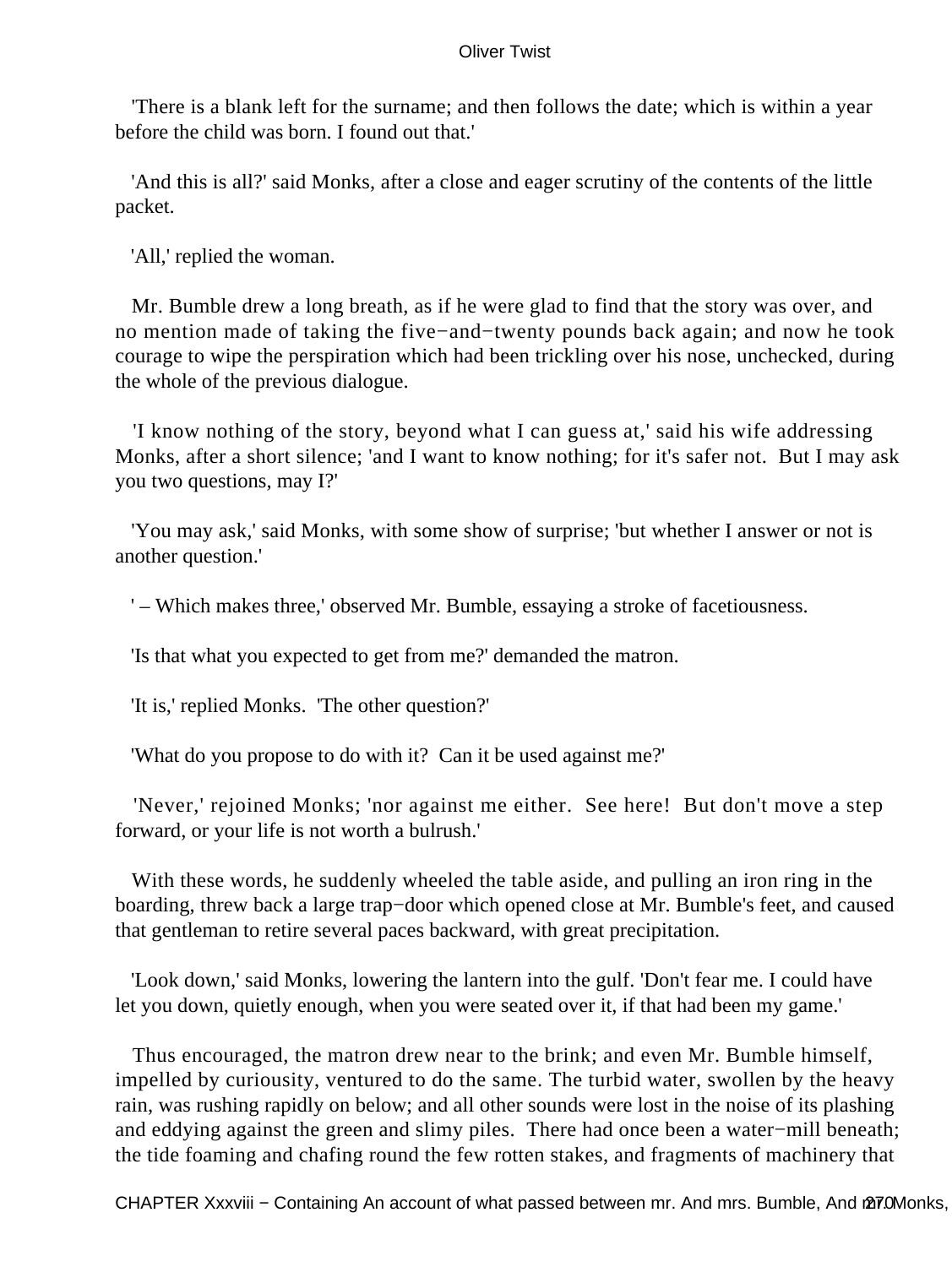'There is a blank left for the surname; and then follows the date; which is within a year before the child was born. I found out that.'

'And this is all?' said Monks, after a close and eager scrutiny of the contents of the little packet.

'All,' replied the woman.

Mr. Bumble drew a long breath, as if he were glad to find that the story was over, and no mention made of taking the five−and−twenty pounds back again; and now he took courage to wipe the perspiration which had been trickling over his nose, unchecked, during the whole of the previous dialogue.

'I know nothing of the story, beyond what I can guess at,' said his wife addressing Monks, after a short silence; 'and I want to know nothing; for it's safer not. But I may ask you two questions, may I?'

'You may ask,' said Monks, with some show of surprise; 'but whether I answer or not is another question.'

' – Which makes three,' observed Mr. Bumble, essaying a stroke of facetiousness.

'Is that what you expected to get from me?' demanded the matron.

'It is,' replied Monks. 'The other question?'

'What do you propose to do with it? Can it be used against me?'

'Never,' rejoined Monks; 'nor against me either. See here! But don't move a step forward, or your life is not worth a bulrush.'

With these words, he suddenly wheeled the table aside, and pulling an iron ring in the boarding, threw back a large trap−door which opened close at Mr. Bumble's feet, and caused that gentleman to retire several paces backward, with great precipitation.

'Look down,' said Monks, lowering the lantern into the gulf. 'Don't fear me. I could have let you down, quietly enough, when you were seated over it, if that had been my game.'

Thus encouraged, the matron drew near to the brink; and even Mr. Bumble himself, impelled by curiousity, ventured to do the same. The turbid water, swollen by the heavy rain, was rushing rapidly on below; and all other sounds were lost in the noise of its plashing and eddying against the green and slimy piles. There had once been a water−mill beneath; the tide foaming and chafing round the few rotten stakes, and fragments of machinery that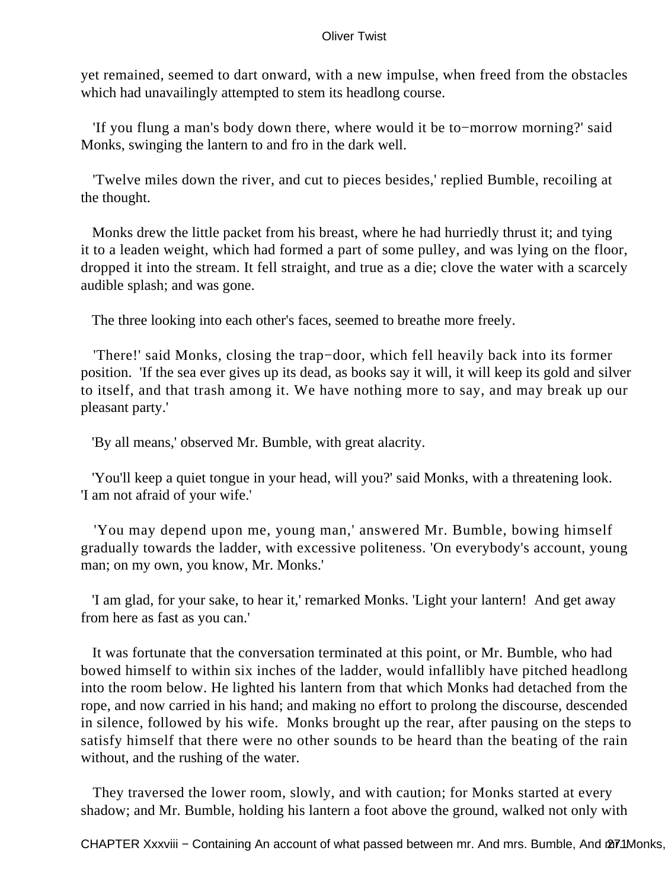yet remained, seemed to dart onward, with a new impulse, when freed from the obstacles which had unavailingly attempted to stem its headlong course.

'If you flung a man's body down there, where would it be to−morrow morning?' said Monks, swinging the lantern to and fro in the dark well.

'Twelve miles down the river, and cut to pieces besides,' replied Bumble, recoiling at the thought.

Monks drew the little packet from his breast, where he had hurriedly thrust it; and tying it to a leaden weight, which had formed a part of some pulley, and was lying on the floor, dropped it into the stream. It fell straight, and true as a die; clove the water with a scarcely audible splash; and was gone.

The three looking into each other's faces, seemed to breathe more freely.

'There!' said Monks, closing the trap−door, which fell heavily back into its former position. 'If the sea ever gives up its dead, as books say it will, it will keep its gold and silver to itself, and that trash among it. We have nothing more to say, and may break up our pleasant party.'

'By all means,' observed Mr. Bumble, with great alacrity.

'You'll keep a quiet tongue in your head, will you?' said Monks, with a threatening look. 'I am not afraid of your wife.'

'You may depend upon me, young man,' answered Mr. Bumble, bowing himself gradually towards the ladder, with excessive politeness. 'On everybody's account, young man; on my own, you know, Mr. Monks.'

'I am glad, for your sake, to hear it,' remarked Monks. 'Light your lantern! And get away from here as fast as you can.'

It was fortunate that the conversation terminated at this point, or Mr. Bumble, who had bowed himself to within six inches of the ladder, would infallibly have pitched headlong into the room below. He lighted his lantern from that which Monks had detached from the rope, and now carried in his hand; and making no effort to prolong the discourse, descended in silence, followed by his wife. Monks brought up the rear, after pausing on the steps to satisfy himself that there were no other sounds to be heard than the beating of the rain without, and the rushing of the water.

They traversed the lower room, slowly, and with caution; for Monks started at every shadow; and Mr. Bumble, holding his lantern a foot above the ground, walked not only with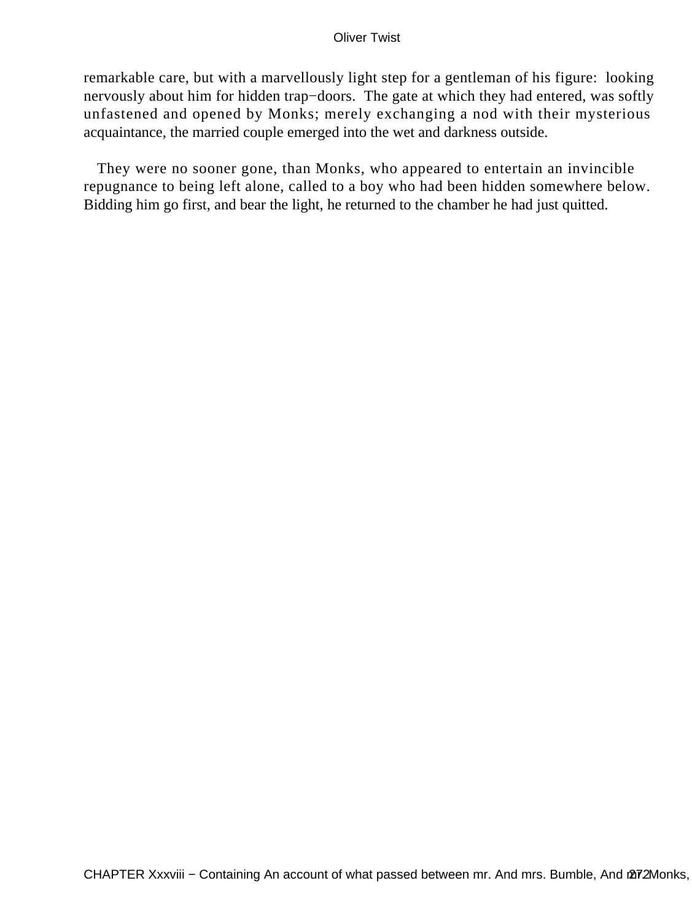remarkable care, but with a marvellously light step for a gentleman of his figure: looking nervously about him for hidden trap−doors. The gate at which they had entered, was softly unfastened and opened by Monks; merely exchanging a nod with their mysterious acquaintance, the married couple emerged into the wet and darkness outside.

They were no sooner gone, than Monks, who appeared to entertain an invincible repugnance to being left alone, called to a boy who had been hidden somewhere below. Bidding him go first, and bear the light, he returned to the chamber he had just quitted.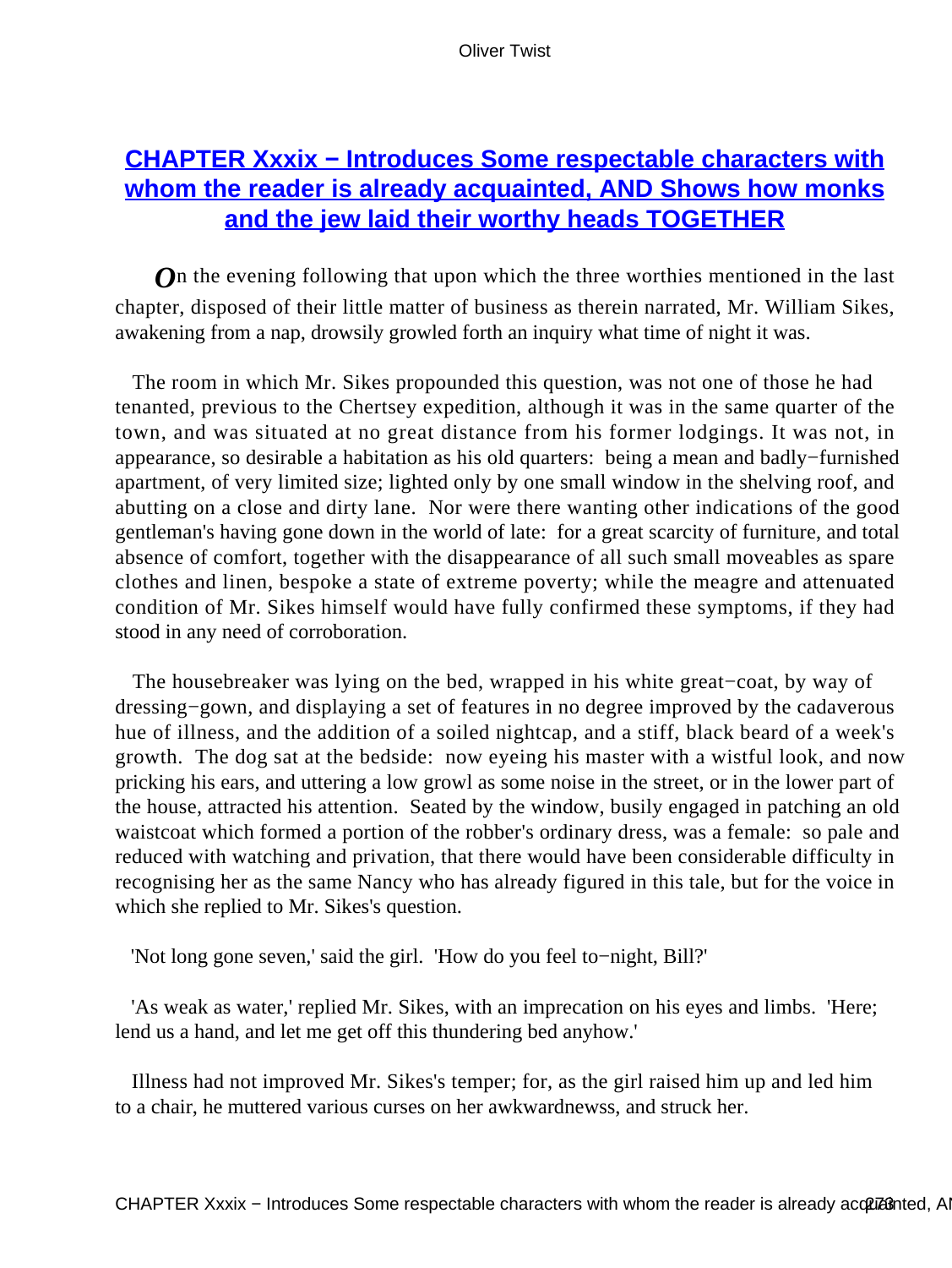## CHAPTER Xxxix − Introduces Some respectable characters with whom the reader is already acquainted, AND Shows how monks and the jew laid their worthy heads TOGETHER

On the evening following that upon which the three worthies mentioned in the last chapter, disposed of their little matter of business as therein narrated, Mr. William Sikes, awakening from a nap, drowsily growled forth an inquiry what time of night it was.

The room in which Mr. Sikes propounded this question, was not one of those he had tenanted, previous to the Chertsey expedition, although it was in the same quarter of the town, and was situated at no great distance from his former lodgings. It was not, in appearance, so desirable a habitation as his old quarters: being a mean and badly−furnished apartment, of very limited size; lighted only by one small window in the shelving roof, and abutting on a close and dirty lane. Nor were there wanting other indications of the good gentleman's having gone down in the world of late: for a great scarcity of furniture, and total absence of comfort, together with the disappearance of all such small moveables as spare clothes and linen, bespoke a state of extreme poverty; while the meagre and attenuated condition of Mr. Sikes himself would have fully confirmed these symptoms, if they had stood in any need of corroboration.

The housebreaker was lying on the bed, wrapped in his white great−coat, by way of dressing−gown, and displaying a set of features in no degree improved by the cadaverous hue of illness, and the addition of a soiled nightcap, and a stiff, black beard of a week's growth. The dog sat at the bedside: now eyeing his master with a wistful look, and now pricking his ears, and uttering a low growl as some noise in the street, or in the lower part of the house, attracted his attention. Seated by the window, busily engaged in patching an old waistcoat which formed a portion of the robber's ordinary dress, was a female: so pale and reduced with watching and privation, that there would have been considerable difficulty in recognising her as the same Nancy who has already figured in this tale, but for the voice in which she replied to Mr. Sikes's question.

'Not long gone seven,' said the girl. 'How do you feel to−night, Bill?'

'As weak as water,' replied Mr. Sikes, with an imprecation on his eyes and limbs. 'Here; lend us a hand, and let me get off this thundering bed anyhow.'

Illness had not improved Mr. Sikes's temper; for, as the girl raised him up and led him to a chair, he muttered various curses on her awkwardnewss, and struck her.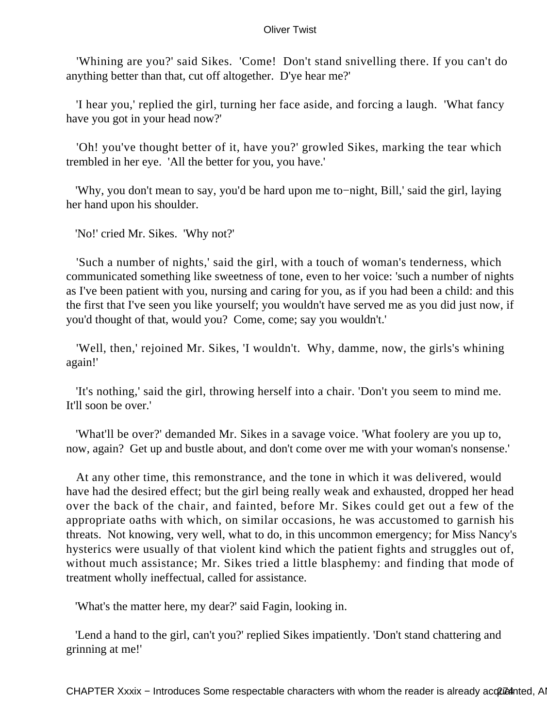'Whining are you?' said Sikes. 'Come! Don't stand snivelling there. If you can't do anything better than that, cut off altogether. D'ye hear me?'

'I hear you,' replied the girl, turning her face aside, and forcing a laugh. 'What fancy have you got in your head now?'

'Oh! you've thought better of it, have you?' growled Sikes, marking the tear which trembled in her eye. 'All the better for you, you have.'

'Why, you don't mean to say, you'd be hard upon me to−night, Bill,' said the girl, laying her hand upon his shoulder.

'No!' cried Mr. Sikes. 'Why not?'

'Such a number of nights,' said the girl, with a touch of woman's tenderness, which communicated something like sweetness of tone, even to her voice: 'such a number of nights as I've been patient with you, nursing and caring for you, as if you had been a child: and this the first that I've seen you like yourself; you wouldn't have served me as you did just now, if you'd thought of that, would you? Come, come; say you wouldn't.'

'Well, then,' rejoined Mr. Sikes, 'I wouldn't. Why, damme, now, the girls's whining again!'

'It's nothing,' said the girl, throwing herself into a chair. 'Don't you seem to mind me. It'll soon be over.'

'What'll be over?' demanded Mr. Sikes in a savage voice. 'What foolery are you up to, now, again? Get up and bustle about, and don't come over me with your woman's nonsense.'

At any other time, this remonstrance, and the tone in which it was delivered, would have had the desired effect; but the girl being really weak and exhausted, dropped her head over the back of the chair, and fainted, before Mr. Sikes could get out a few of the appropriate oaths with which, on similar occasions, he was accustomed to garnish his threats. Not knowing, very well, what to do, in this uncommon emergency; for Miss Nancy's hysterics were usually of that violent kind which the patient fights and struggles out of, without much assistance; Mr. Sikes tried a little blasphemy: and finding that mode of treatment wholly ineffectual, called for assistance.

'What's the matter here, my dear?' said Fagin, looking in.

'Lend a hand to the girl, can't you?' replied Sikes impatiently. 'Don't stand chattering and grinning at me!'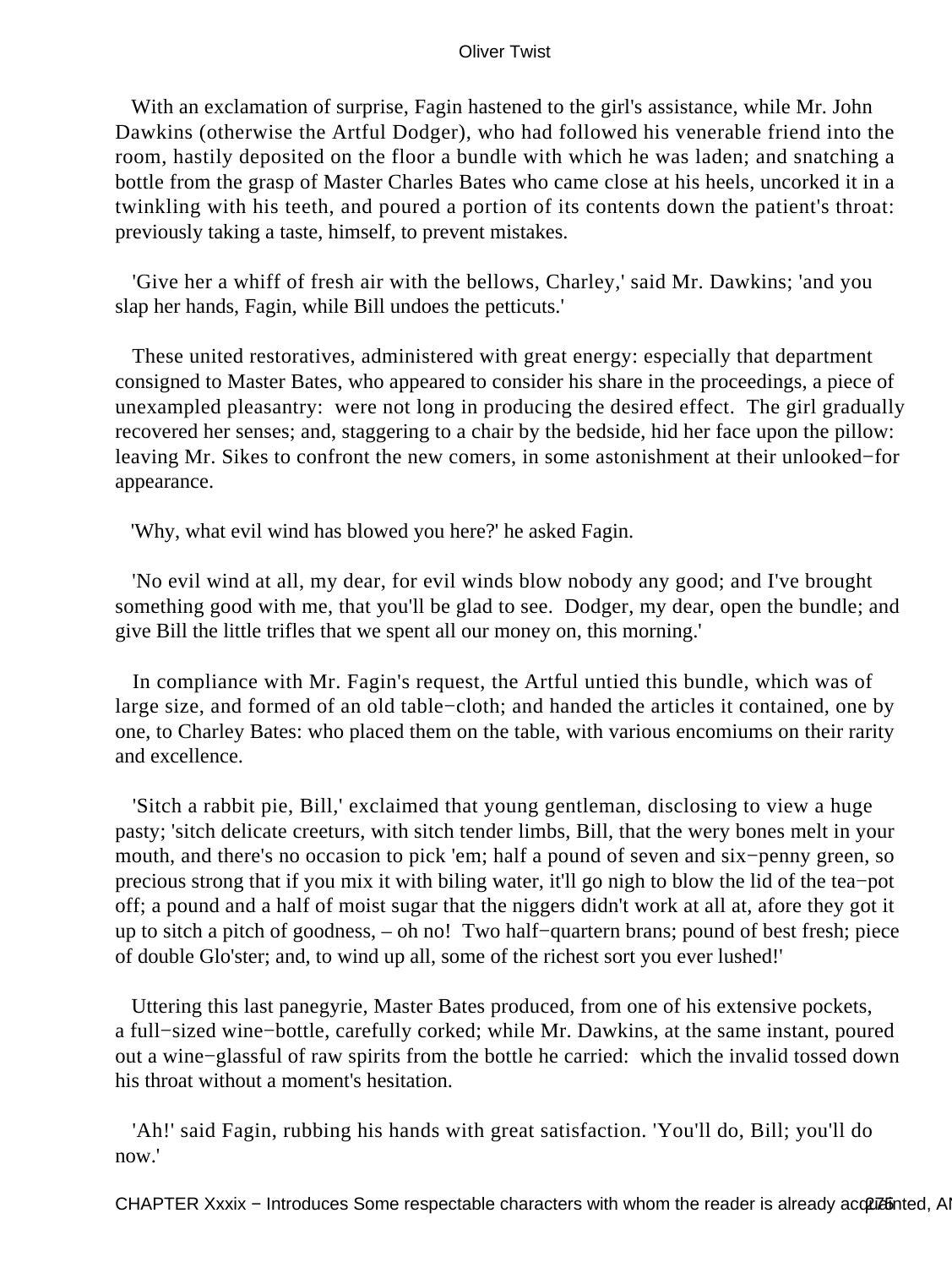With an exclamation of surprise, Fagin hastened to the girl's assistance, while Mr. John Dawkins (otherwise the Artful Dodger), who had followed his venerable friend into the room, hastily deposited on the floor a bundle with which he was laden; and snatching a bottle from the grasp of Master Charles Bates who came close at his heels, uncorked it in a twinkling with his teeth, and poured a portion of its contents down the patient's throat: previously taking a taste, himself, to prevent mistakes.

'Give her a whiff of fresh air with the bellows, Charley,' said Mr. Dawkins; 'and you slap her hands, Fagin, while Bill undoes the petticuts.'

These united restoratives, administered with great energy: especially that department consigned to Master Bates, who appeared to consider his share in the proceedings, a piece of unexampled pleasantry: were not long in producing the desired effect. The girl gradually recovered her senses; and, staggering to a chair by the bedside, hid her face upon the pillow: leaving Mr. Sikes to confront the new comers, in some astonishment at their unlooked−for appearance.

'Why, what evil wind has blowed you here?' he asked Fagin.

'No evil wind at all, my dear, for evil winds blow nobody any good; and I've brought something good with me, that you'll be glad to see. Dodger, my dear, open the bundle; and give Bill the little trifles that we spent all our money on, this morning.'

In compliance with Mr. Fagin's request, the Artful untied this bundle, which was of large size, and formed of an old table−cloth; and handed the articles it contained, one by one, to Charley Bates: who placed them on the table, with various encomiums on their rarity and excellence.

'Sitch a rabbit pie, Bill,' exclaimed that young gentleman, disclosing to view a huge pasty; 'sitch delicate creeturs, with sitch tender limbs, Bill, that the wery bones melt in your mouth, and there's no occasion to pick 'em; half a pound of seven and six−penny green, so precious strong that if you mix it with biling water, it'll go nigh to blow the lid of the tea−pot off; a pound and a half of moist sugar that the niggers didn't work at all at, afore they got it up to sitch a pitch of goodness, – oh no! Two half−quartern brans; pound of best fresh; piece of double Glo'ster; and, to wind up all, some of the richest sort you ever lushed!'

Uttering this last panegyrie, Master Bates produced, from one of his extensive pockets, a full−sized wine−bottle, carefully corked; while Mr. Dawkins, at the same instant, poured out a wine−glassful of raw spirits from the bottle he carried: which the invalid tossed down his throat without a moment's hesitation.

'Ah!' said Fagin, rubbing his hands with great satisfaction. 'You'll do, Bill; you'll do now.'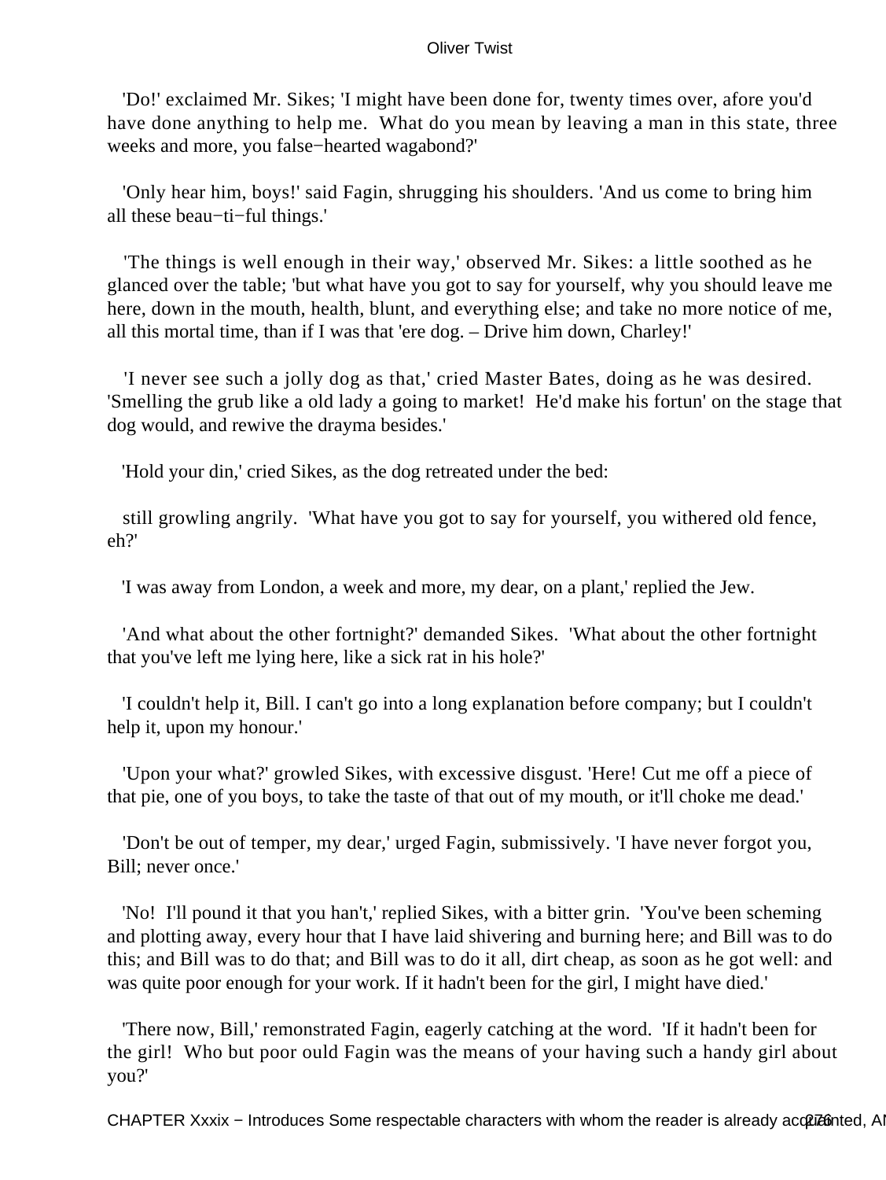'Do!' exclaimed Mr. Sikes; 'I might have been done for, twenty times over, afore you'd have done anything to help me. What do you mean by leaving a man in this state, three weeks and more, you false−hearted wagabond?'

'Only hear him, boys!' said Fagin, shrugging his shoulders. 'And us come to bring him all these beau−ti−ful things.'

'The things is well enough in their way,' observed Mr. Sikes: a little soothed as he glanced over the table; 'but what have you got to say for yourself, why you should leave me here, down in the mouth, health, blunt, and everything else; and take no more notice of me, all this mortal time, than if I was that 'ere dog. – Drive him down, Charley!'

'I never see such a jolly dog as that,' cried Master Bates, doing as he was desired. 'Smelling the grub like a old lady a going to market! He'd make his fortun' on the stage that dog would, and rewive the drayma besides.'

'Hold your din,' cried Sikes, as the dog retreated under the bed:

still growling angrily. 'What have you got to say for yourself, you withered old fence, eh?'

'I was away from London, a week and more, my dear, on a plant,' replied the Jew.

'And what about the other fortnight?' demanded Sikes. 'What about the other fortnight that you've left me lying here, like a sick rat in his hole?'

'I couldn't help it, Bill. I can't go into a long explanation before company; but I couldn't help it, upon my honour.'

'Upon your what?' growled Sikes, with excessive disgust. 'Here! Cut me off a piece of that pie, one of you boys, to take the taste of that out of my mouth, or it'll choke me dead.'

'Don't be out of temper, my dear,' urged Fagin, submissively. 'I have never forgot you, Bill; never once.'

'No! I'll pound it that you han't,' replied Sikes, with a bitter grin. 'You've been scheming and plotting away, every hour that I have laid shivering and burning here; and Bill was to do this; and Bill was to do that; and Bill was to do it all, dirt cheap, as soon as he got well: and was quite poor enough for your work. If it hadn't been for the girl, I might have died.'

'There now, Bill,' remonstrated Fagin, eagerly catching at the word. 'If it hadn't been for the girl! Who but poor ould Fagin was the means of your having such a handy girl about you?'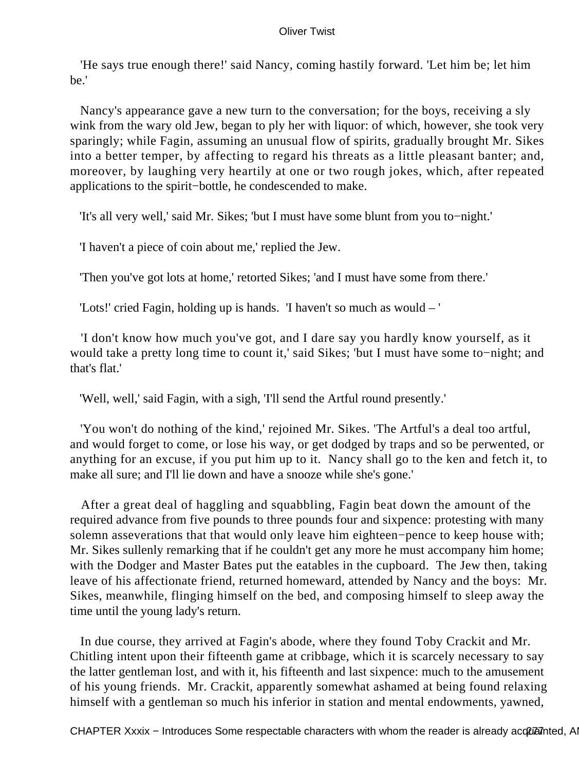'He says true enough there!' said Nancy, coming hastily forward. 'Let him be; let him be.'

Nancy's appearance gave a new turn to the conversation; for the boys, receiving a sly wink from the wary old Jew, began to ply her with liquor: of which, however, she took very sparingly; while Fagin, assuming an unusual flow of spirits, gradually brought Mr. Sikes into a better temper, by affecting to regard his threats as a little pleasant banter; and, moreover, by laughing very heartily at one or two rough jokes, which, after repeated applications to the spirit−bottle, he condescended to make.

'It's all very well,' said Mr. Sikes; 'but I must have some blunt from you to−night.'

'I haven't a piece of coin about me,' replied the Jew.

'Then you've got lots at home,' retorted Sikes; 'and I must have some from there.'

'Lots!' cried Fagin, holding up is hands. 'I haven't so much as would – '

'I don't know how much you've got, and I dare say you hardly know yourself, as it would take a pretty long time to count it,' said Sikes; 'but I must have some to−night; and that's flat.'

'Well, well,' said Fagin, with a sigh, 'I'll send the Artful round presently.'

'You won't do nothing of the kind,' rejoined Mr. Sikes. 'The Artful's a deal too artful, and would forget to come, or lose his way, or get dodged by traps and so be perwented, or anything for an excuse, if you put him up to it. Nancy shall go to the ken and fetch it, to make all sure; and I'll lie down and have a snooze while she's gone.'

After a great deal of haggling and squabbling, Fagin beat down the amount of the required advance from five pounds to three pounds four and sixpence: protesting with many solemn asseverations that that would only leave him eighteen−pence to keep house with; Mr. Sikes sullenly remarking that if he couldn't get any more he must accompany him home; with the Dodger and Master Bates put the eatables in the cupboard. The Jew then, taking leave of his affectionate friend, returned homeward, attended by Nancy and the boys: Mr. Sikes, meanwhile, flinging himself on the bed, and composing himself to sleep away the time until the young lady's return.

In due course, they arrived at Fagin's abode, where they found Toby Crackit and Mr. Chitling intent upon their fifteenth game at cribbage, which it is scarcely necessary to say the latter gentleman lost, and with it, his fifteenth and last sixpence: much to the amusement of his young friends. Mr. Crackit, apparently somewhat ashamed at being found relaxing himself with a gentleman so much his inferior in station and mental endowments, yawned,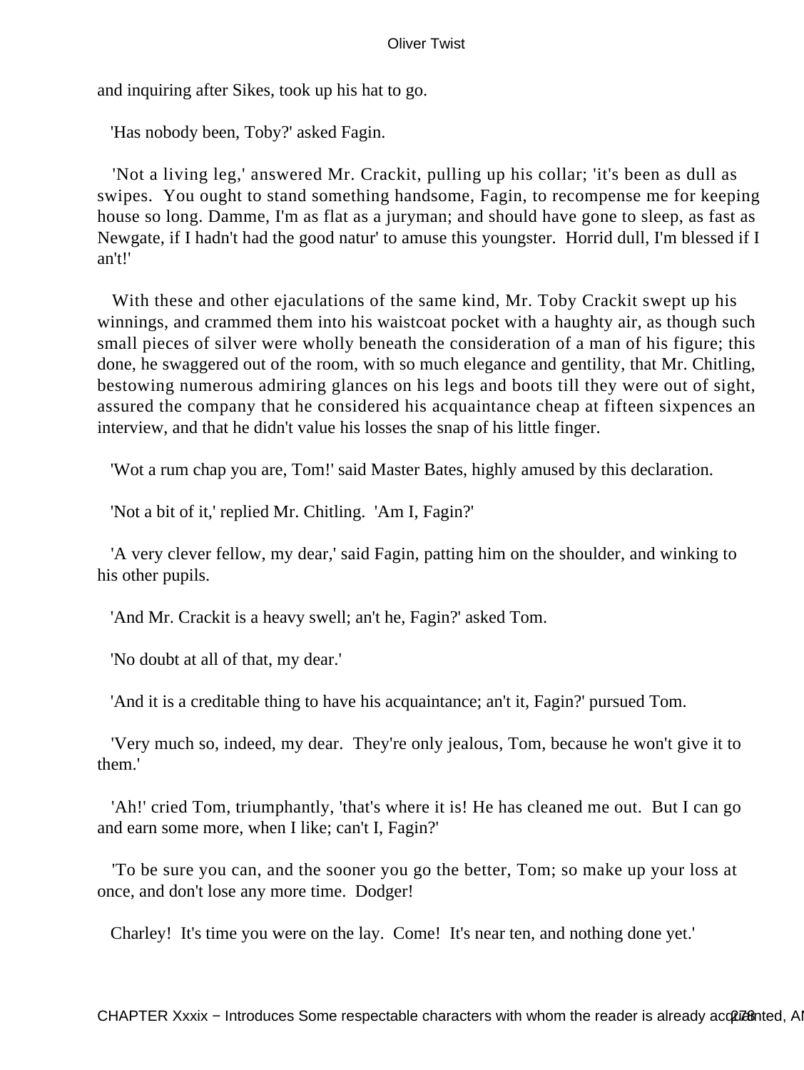and inquiring after Sikes, took up his hat to go.

'Has nobody been, Toby?' asked Fagin.

'Not a living leg,' answered Mr. Crackit, pulling up his collar; 'it's been as dull as swipes. You ought to stand something handsome, Fagin, to recompense me for keeping house so long. Damme, I'm as flat as a juryman; and should have gone to sleep, as fast as Newgate, if I hadn't had the good natur' to amuse this youngster. Horrid dull, I'm blessed if I an't!'

With these and other ejaculations of the same kind, Mr. Toby Crackit swept up his winnings, and crammed them into his waistcoat pocket with a haughty air, as though such small pieces of silver were wholly beneath the consideration of a man of his figure; this done, he swaggered out of the room, with so much elegance and gentility, that Mr. Chitling, bestowing numerous admiring glances on his legs and boots till they were out of sight, assured the company that he considered his acquaintance cheap at fifteen sixpences an interview, and that he didn't value his losses the snap of his little finger.

'Wot a rum chap you are, Tom!' said Master Bates, highly amused by this declaration.

'Not a bit of it,' replied Mr. Chitling. 'Am I, Fagin?'

'A very clever fellow, my dear,' said Fagin, patting him on the shoulder, and winking to his other pupils.

'And Mr. Crackit is a heavy swell; an't he, Fagin?' asked Tom.

'No doubt at all of that, my dear.'

'And it is a creditable thing to have his acquaintance; an't it, Fagin?' pursued Tom.

'Very much so, indeed, my dear. They're only jealous, Tom, because he won't give it to them.'

'Ah!' cried Tom, triumphantly, 'that's where it is! He has cleaned me out. But I can go and earn some more, when I like; can't I, Fagin?'

'To be sure you can, and the sooner you go the better, Tom; so make up your loss at once, and don't lose any more time. Dodger!

Charley! It's time you were on the lay. Come! It's near ten, and nothing done yet.'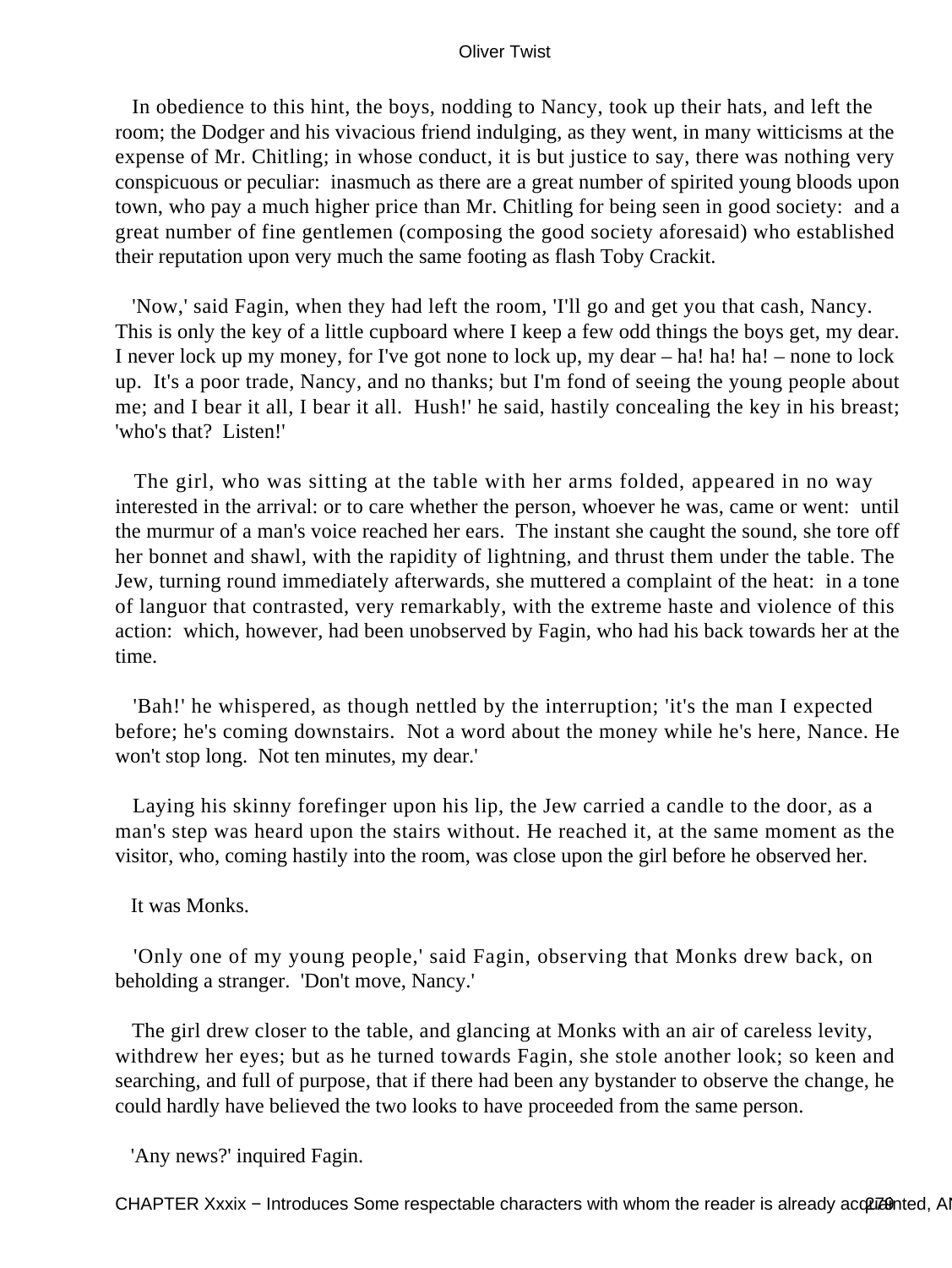In obedience to this hint, the boys, nodding to Nancy, took up their hats, and left the room; the Dodger and his vivacious friend indulging, as they went, in many witticisms at the expense of Mr. Chitling; in whose conduct, it is but justice to say, there was nothing very conspicuous or peculiar: inasmuch as there are a great number of spirited young bloods upon town, who pay a much higher price than Mr. Chitling for being seen in good society: and a great number of fine gentlemen (composing the good society aforesaid) who established their reputation upon very much the same footing as flash Toby Crackit.

'Now,' said Fagin, when they had left the room, 'I'll go and get you that cash, Nancy. This is only the key of a little cupboard where I keep a few odd things the boys get, my dear. I never lock up my money, for I've got none to lock up, my dear – ha! ha! ha! – none to lock up. It's a poor trade, Nancy, and no thanks; but I'm fond of seeing the young people about me; and I bear it all, I bear it all. Hush!' he said, hastily concealing the key in his breast; 'who's that? Listen!'

The girl, who was sitting at the table with her arms folded, appeared in no way interested in the arrival: or to care whether the person, whoever he was, came or went: until the murmur of a man's voice reached her ears. The instant she caught the sound, she tore off her bonnet and shawl, with the rapidity of lightning, and thrust them under the table. The Jew, turning round immediately afterwards, she muttered a complaint of the heat: in a tone of languor that contrasted, very remarkably, with the extreme haste and violence of this action: which, however, had been unobserved by Fagin, who had his back towards her at the time.

'Bah!' he whispered, as though nettled by the interruption; 'it's the man I expected before; he's coming downstairs. Not a word about the money while he's here, Nance. He won't stop long. Not ten minutes, my dear.'

Laying his skinny forefinger upon his lip, the Jew carried a candle to the door, as a man's step was heard upon the stairs without. He reached it, at the same moment as the visitor, who, coming hastily into the room, was close upon the girl before he observed her.

It was Monks.

'Only one of my young people,' said Fagin, observing that Monks drew back, on beholding a stranger. 'Don't move, Nancy.'

The girl drew closer to the table, and glancing at Monks with an air of careless levity, withdrew her eyes; but as he turned towards Fagin, she stole another look; so keen and searching, and full of purpose, that if there had been any bystander to observe the change, he could hardly have believed the two looks to have proceeded from the same person.

'Any news?' inquired Fagin.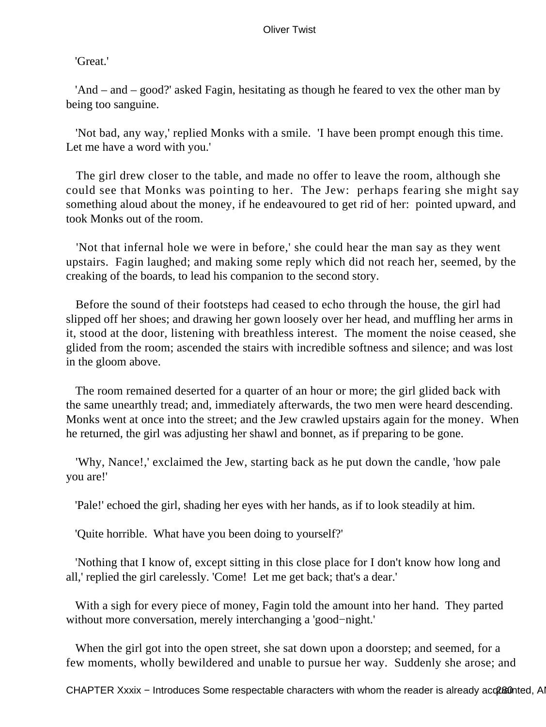'Great.'

'And – and – good?' asked Fagin, hesitating as though he feared to vex the other man by being too sanguine.

'Not bad, any way,' replied Monks with a smile. 'I have been prompt enough this time. Let me have a word with you.'

The girl drew closer to the table, and made no offer to leave the room, although she could see that Monks was pointing to her. The Jew: perhaps fearing she might say something aloud about the money, if he endeavoured to get rid of her: pointed upward, and took Monks out of the room.

'Not that infernal hole we were in before,' she could hear the man say as they went upstairs. Fagin laughed; and making some reply which did not reach her, seemed, by the creaking of the boards, to lead his companion to the second story.

Before the sound of their footsteps had ceased to echo through the house, the girl had slipped off her shoes; and drawing her gown loosely over her head, and muffling her arms in it, stood at the door, listening with breathless interest. The moment the noise ceased, she glided from the room; ascended the stairs with incredible softness and silence; and was lost in the gloom above.

The room remained deserted for a quarter of an hour or more; the girl glided back with the same unearthly tread; and, immediately afterwards, the two men were heard descending. Monks went at once into the street; and the Jew crawled upstairs again for the money. When he returned, the girl was adjusting her shawl and bonnet, as if preparing to be gone.

'Why, Nance!,' exclaimed the Jew, starting back as he put down the candle, 'how pale you are!'

'Pale!' echoed the girl, shading her eyes with her hands, as if to look steadily at him.

'Quite horrible. What have you been doing to yourself?'

'Nothing that I know of, except sitting in this close place for I don't know how long and all,' replied the girl carelessly. 'Come! Let me get back; that's a dear.'

With a sigh for every piece of money, Fagin told the amount into her hand. They parted without more conversation, merely interchanging a 'good−night.'

When the girl got into the open street, she sat down upon a doorstep; and seemed, for a few moments, wholly bewildered and unable to pursue her way. Suddenly she arose; and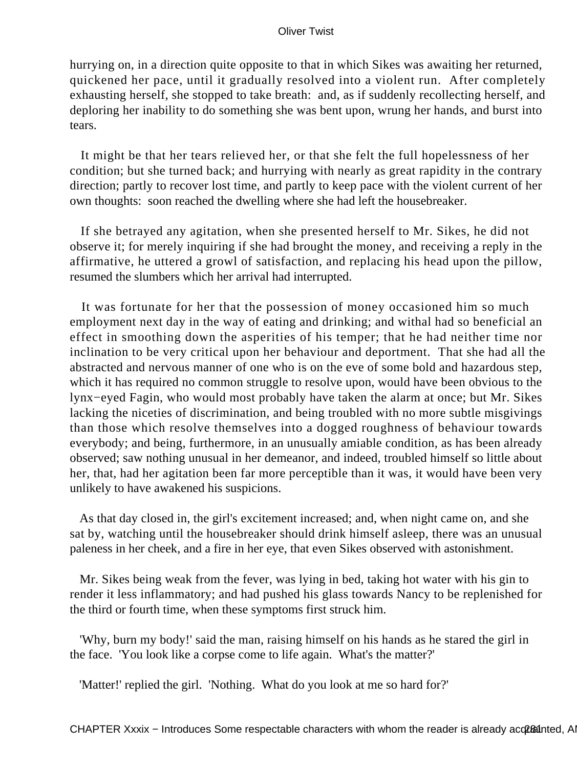hurrying on, in a direction quite opposite to that in which Sikes was awaiting her returned, quickened her pace, until it gradually resolved into a violent run. After completely exhausting herself, she stopped to take breath: and, as if suddenly recollecting herself, and deploring her inability to do something she was bent upon, wrung her hands, and burst into tears.

It might be that her tears relieved her, or that she felt the full hopelessness of her condition; but she turned back; and hurrying with nearly as great rapidity in the contrary direction; partly to recover lost time, and partly to keep pace with the violent current of her own thoughts: soon reached the dwelling where she had left the housebreaker.

If she betrayed any agitation, when she presented herself to Mr. Sikes, he did not observe it; for merely inquiring if she had brought the money, and receiving a reply in the affirmative, he uttered a growl of satisfaction, and replacing his head upon the pillow, resumed the slumbers which her arrival had interrupted.

It was fortunate for her that the possession of money occasioned him so much employment next day in the way of eating and drinking; and withal had so beneficial an effect in smoothing down the asperities of his temper; that he had neither time nor inclination to be very critical upon her behaviour and deportment. That she had all the abstracted and nervous manner of one who is on the eve of some bold and hazardous step, which it has required no common struggle to resolve upon, would have been obvious to the lynx−eyed Fagin, who would most probably have taken the alarm at once; but Mr. Sikes lacking the niceties of discrimination, and being troubled with no more subtle misgivings than those which resolve themselves into a dogged roughness of behaviour towards everybody; and being, furthermore, in an unusually amiable condition, as has been already observed; saw nothing unusual in her demeanor, and indeed, troubled himself so little about her, that, had her agitation been far more perceptible than it was, it would have been very unlikely to have awakened his suspicions.

As that day closed in, the girl's excitement increased; and, when night came on, and she sat by, watching until the housebreaker should drink himself asleep, there was an unusual paleness in her cheek, and a fire in her eye, that even Sikes observed with astonishment.

Mr. Sikes being weak from the fever, was lying in bed, taking hot water with his gin to render it less inflammatory; and had pushed his glass towards Nancy to be replenished for the third or fourth time, when these symptoms first struck him.

'Why, burn my body!' said the man, raising himself on his hands as he stared the girl in the face. 'You look like a corpse come to life again. What's the matter?'

'Matter!' replied the girl. 'Nothing. What do you look at me so hard for?'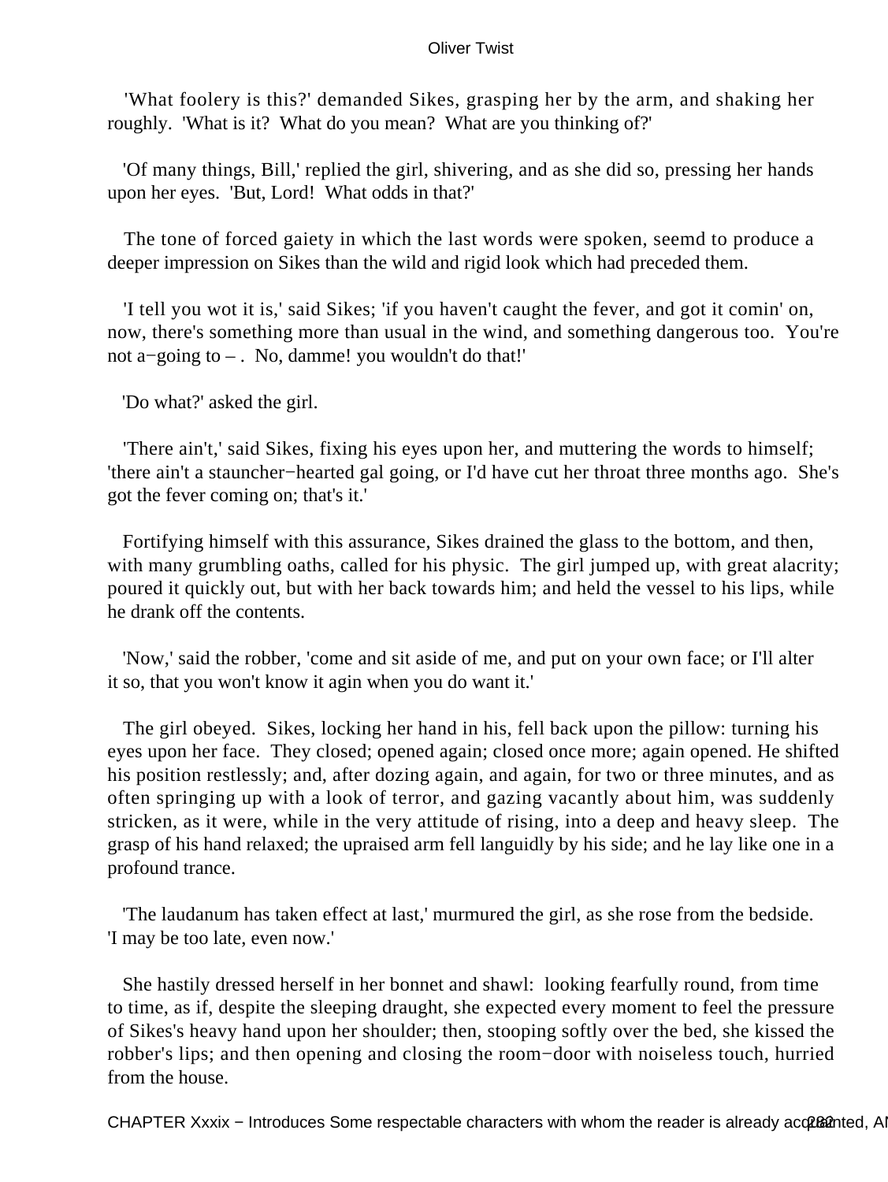'What foolery is this?' demanded Sikes, grasping her by the arm, and shaking her roughly. 'What is it? What do you mean? What are you thinking of?'

'Of many things, Bill,' replied the girl, shivering, and as she did so, pressing her hands upon her eyes. 'But, Lord! What odds in that?'

The tone of forced gaiety in which the last words were spoken, seemd to produce a deeper impression on Sikes than the wild and rigid look which had preceded them.

'I tell you wot it is,' said Sikes; 'if you haven't caught the fever, and got it comin' on, now, there's something more than usual in the wind, and something dangerous too. You're not a−going to – . No, damme! you wouldn't do that!'

'Do what?' asked the girl.

'There ain't,' said Sikes, fixing his eyes upon her, and muttering the words to himself; 'there ain't a stauncher−hearted gal going, or I'd have cut her throat three months ago. She's got the fever coming on; that's it.'

Fortifying himself with this assurance, Sikes drained the glass to the bottom, and then, with many grumbling oaths, called for his physic. The girl jumped up, with great alacrity; poured it quickly out, but with her back towards him; and held the vessel to his lips, while he drank off the contents.

'Now,' said the robber, 'come and sit aside of me, and put on your own face; or I'll alter it so, that you won't know it agin when you do want it.'

The girl obeyed. Sikes, locking her hand in his, fell back upon the pillow: turning his eyes upon her face. They closed; opened again; closed once more; again opened. He shifted his position restlessly; and, after dozing again, and again, for two or three minutes, and as often springing up with a look of terror, and gazing vacantly about him, was suddenly stricken, as it were, while in the very attitude of rising, into a deep and heavy sleep. The grasp of his hand relaxed; the upraised arm fell languidly by his side; and he lay like one in a profound trance.

'The laudanum has taken effect at last,' murmured the girl, as she rose from the bedside. 'I may be too late, even now.'

She hastily dressed herself in her bonnet and shawl: looking fearfully round, from time to time, as if, despite the sleeping draught, she expected every moment to feel the pressure of Sikes's heavy hand upon her shoulder; then, stooping softly over the bed, she kissed the robber's lips; and then opening and closing the room−door with noiseless touch, hurried from the house.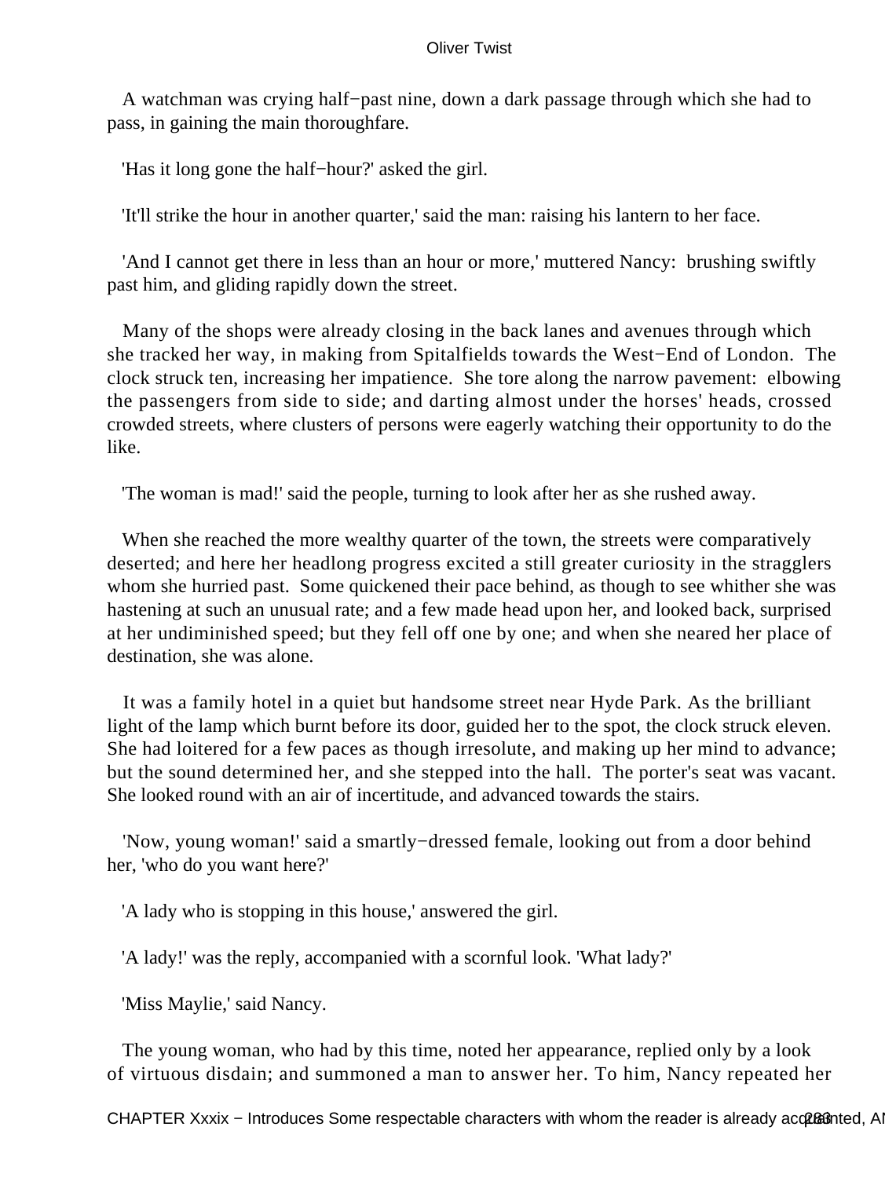A watchman was crying half−past nine, down a dark passage through which she had to pass, in gaining the main thoroughfare.

'Has it long gone the half−hour?' asked the girl.

'It'll strike the hour in another quarter,' said the man: raising his lantern to her face.

'And I cannot get there in less than an hour or more,' muttered Nancy: brushing swiftly past him, and gliding rapidly down the street.

Many of the shops were already closing in the back lanes and avenues through which she tracked her way, in making from Spitalfields towards the West−End of London. The clock struck ten, increasing her impatience. She tore along the narrow pavement: elbowing the passengers from side to side; and darting almost under the horses' heads, crossed crowded streets, where clusters of persons were eagerly watching their opportunity to do the like.

'The woman is mad!' said the people, turning to look after her as she rushed away.

When she reached the more wealthy quarter of the town, the streets were comparatively deserted; and here her headlong progress excited a still greater curiosity in the stragglers whom she hurried past. Some quickened their pace behind, as though to see whither she was hastening at such an unusual rate; and a few made head upon her, and looked back, surprised at her undiminished speed; but they fell off one by one; and when she neared her place of destination, she was alone.

It was a family hotel in a quiet but handsome street near Hyde Park. As the brilliant light of the lamp which burnt before its door, guided her to the spot, the clock struck eleven. She had loitered for a few paces as though irresolute, and making up her mind to advance; but the sound determined her, and she stepped into the hall. The porter's seat was vacant. She looked round with an air of incertitude, and advanced towards the stairs.

'Now, young woman!' said a smartly−dressed female, looking out from a door behind her, 'who do you want here?'

'A lady who is stopping in this house,' answered the girl.

'A lady!' was the reply, accompanied with a scornful look. 'What lady?'

'Miss Maylie,' said Nancy.

The young woman, who had by this time, noted her appearance, replied only by a look of virtuous disdain; and summoned a man to answer her. To him, Nancy repeated her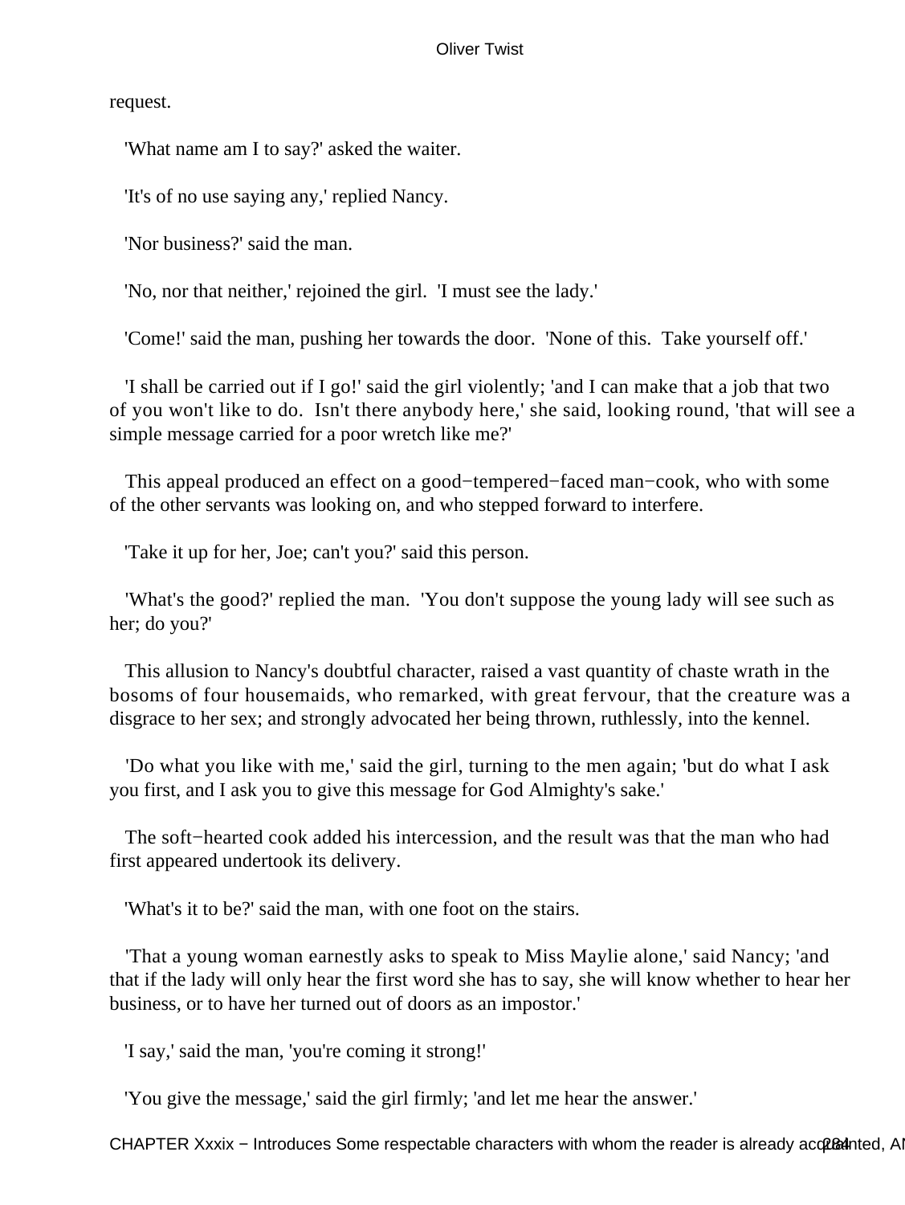request.

'What name am I to say?' asked the waiter.

'It's of no use saying any,' replied Nancy.

'Nor business?' said the man.

'No, nor that neither,' rejoined the girl. 'I must see the lady.'

'Come!' said the man, pushing her towards the door. 'None of this. Take yourself off.'

'I shall be carried out if I go!' said the girl violently; 'and I can make that a job that two of you won't like to do. Isn't there anybody here,' she said, looking round, 'that will see a simple message carried for a poor wretch like me?'

This appeal produced an effect on a good−tempered−faced man−cook, who with some of the other servants was looking on, and who stepped forward to interfere.

'Take it up for her, Joe; can't you?' said this person.

'What's the good?' replied the man. 'You don't suppose the young lady will see such as her; do you?'

This allusion to Nancy's doubtful character, raised a vast quantity of chaste wrath in the bosoms of four housemaids, who remarked, with great fervour, that the creature was a disgrace to her sex; and strongly advocated her being thrown, ruthlessly, into the kennel.

'Do what you like with me,' said the girl, turning to the men again; 'but do what I ask you first, and I ask you to give this message for God Almighty's sake.'

The soft−hearted cook added his intercession, and the result was that the man who had first appeared undertook its delivery.

'What's it to be?' said the man, with one foot on the stairs.

'That a young woman earnestly asks to speak to Miss Maylie alone,' said Nancy; 'and that if the lady will only hear the first word she has to say, she will know whether to hear her business, or to have her turned out of doors as an impostor.'

'I say,' said the man, 'you're coming it strong!'

'You give the message,' said the girl firmly; 'and let me hear the answer.'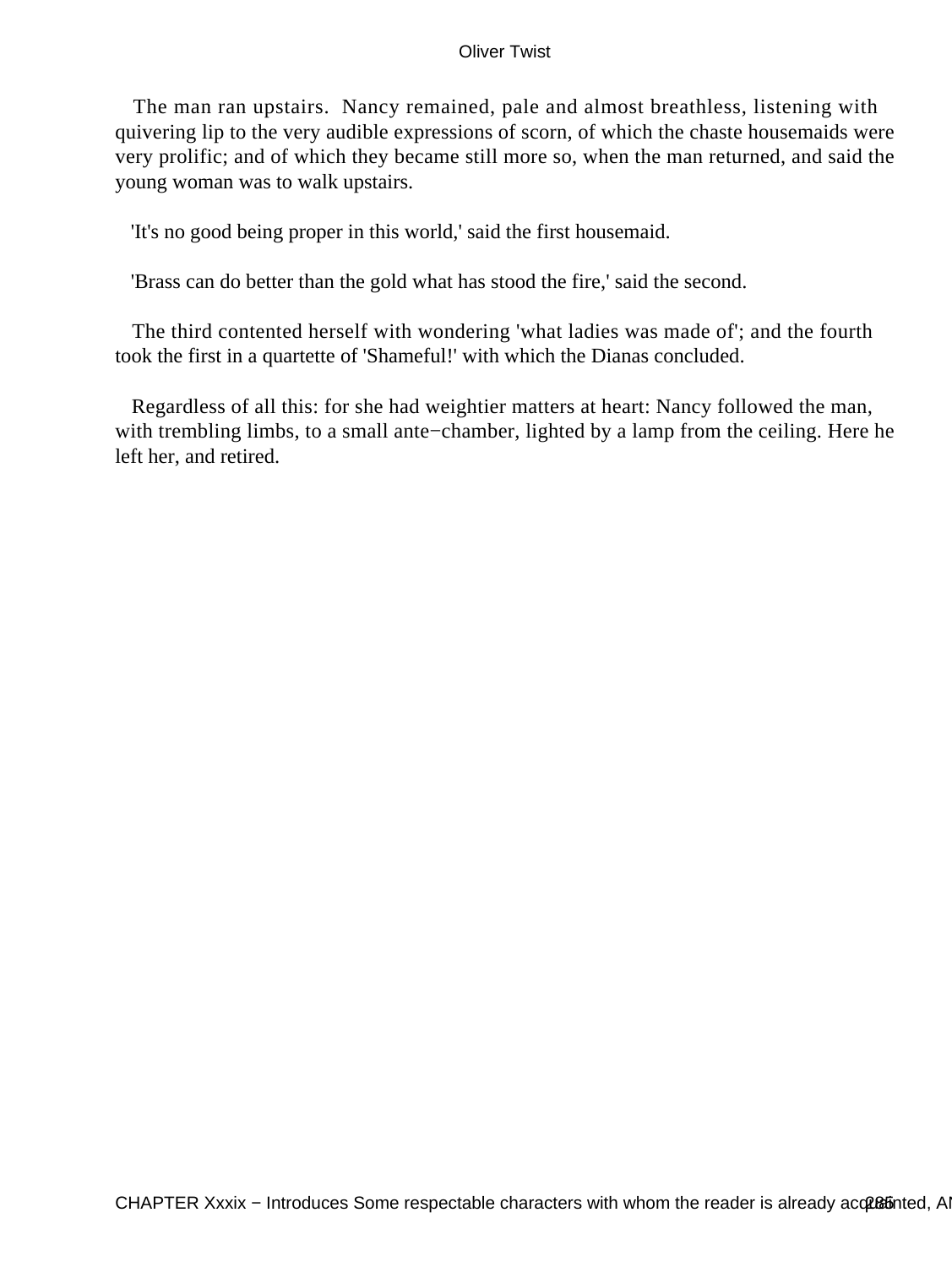The man ran upstairs. Nancy remained, pale and almost breathless, listening with quivering lip to the very audible expressions of scorn, of which the chaste housemaids were very prolific; and of which they became still more so, when the man returned, and said the young woman was to walk upstairs.

'It's no good being proper in this world,' said the first housemaid.

'Brass can do better than the gold what has stood the fire,' said the second.

The third contented herself with wondering 'what ladies was made of'; and the fourth took the first in a quartette of 'Shameful!' with which the Dianas concluded.

Regardless of all this: for she had weightier matters at heart: Nancy followed the man, with trembling limbs, to a small ante−chamber, lighted by a lamp from the ceiling. Here he left her, and retired.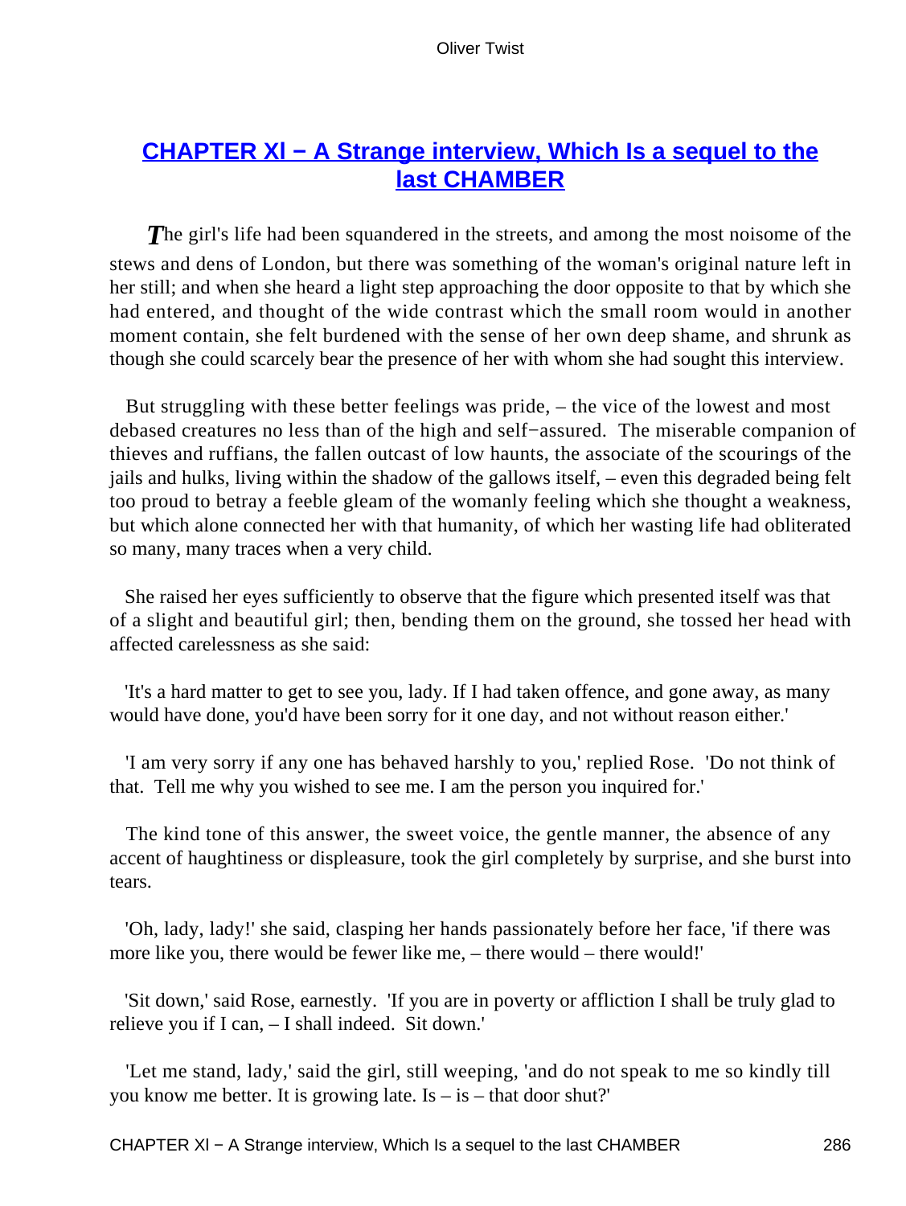## CHAPTER Xl − A Strange interview, Which Is a sequel to the last CHAMBER

*T*he girl's life had been squandered in the streets, and among the most noisome of the stews and dens of London, but there was something of the woman's original nature left in her still; and when she heard a light step approaching the door opposite to that by which she had entered, and thought of the wide contrast which the small room would in another moment contain, she felt burdened with the sense of her own deep shame, and shrunk as though she could scarcely bear the presence of her with whom she had sought this interview.

But struggling with these better feelings was pride, – the vice of the lowest and most debased creatures no less than of the high and self−assured. The miserable companion of thieves and ruffians, the fallen outcast of low haunts, the associate of the scourings of the jails and hulks, living within the shadow of the gallows itself, – even this degraded being felt too proud to betray a feeble gleam of the womanly feeling which she thought a weakness, but which alone connected her with that humanity, of which her wasting life had obliterated so many, many traces when a very child.

She raised her eyes sufficiently to observe that the figure which presented itself was that of a slight and beautiful girl; then, bending them on the ground, she tossed her head with affected carelessness as she said:

'It's a hard matter to get to see you, lady. If I had taken offence, and gone away, as many would have done, you'd have been sorry for it one day, and not without reason either.'

'I am very sorry if any one has behaved harshly to you,' replied Rose. 'Do not think of that. Tell me why you wished to see me. I am the person you inquired for.'

The kind tone of this answer, the sweet voice, the gentle manner, the absence of any accent of haughtiness or displeasure, took the girl completely by surprise, and she burst into tears.

'Oh, lady, lady!' she said, clasping her hands passionately before her face, 'if there was more like you, there would be fewer like me, – there would – there would!'

'Sit down,' said Rose, earnestly. 'If you are in poverty or affliction I shall be truly glad to relieve you if I can, – I shall indeed. Sit down.'

'Let me stand, lady,' said the girl, still weeping, 'and do not speak to me so kindly till you know me better. It is growing late. Is – is – that door shut?'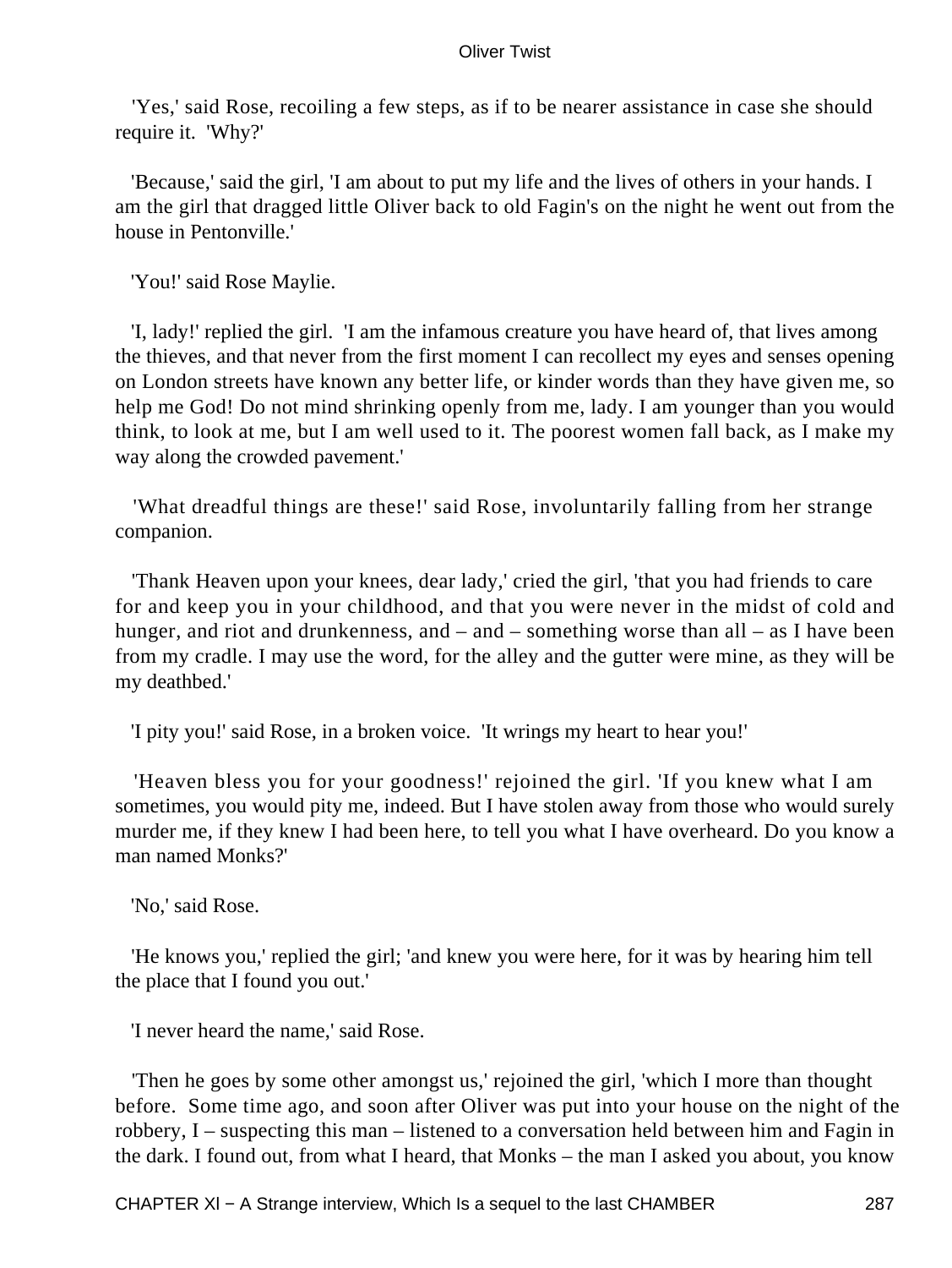'Yes,' said Rose, recoiling a few steps, as if to be nearer assistance in case she should require it. 'Why?'

'Because,' said the girl, 'I am about to put my life and the lives of others in your hands. I am the girl that dragged little Oliver back to old Fagin's on the night he went out from the house in Pentonville.'

'You!' said Rose Maylie.

'I, lady!' replied the girl. 'I am the infamous creature you have heard of, that lives among the thieves, and that never from the first moment I can recollect my eyes and senses opening on London streets have known any better life, or kinder words than they have given me, so help me God! Do not mind shrinking openly from me, lady. I am younger than you would think, to look at me, but I am well used to it. The poorest women fall back, as I make my way along the crowded pavement.'

'What dreadful things are these!' said Rose, involuntarily falling from her strange companion.

'Thank Heaven upon your knees, dear lady,' cried the girl, 'that you had friends to care for and keep you in your childhood, and that you were never in the midst of cold and hunger, and riot and drunkenness, and – and – something worse than all – as I have been from my cradle. I may use the word, for the alley and the gutter were mine, as they will be my deathbed.'

'I pity you!' said Rose, in a broken voice. 'It wrings my heart to hear you!'

'Heaven bless you for your goodness!' rejoined the girl. 'If you knew what I am sometimes, you would pity me, indeed. But I have stolen away from those who would surely murder me, if they knew I had been here, to tell you what I have overheard. Do you know a man named Monks?'

'No,' said Rose.

'He knows you,' replied the girl; 'and knew you were here, for it was by hearing him tell the place that I found you out.'

'I never heard the name,' said Rose.

'Then he goes by some other amongst us,' rejoined the girl, 'which I more than thought before. Some time ago, and soon after Oliver was put into your house on the night of the robbery, I – suspecting this man – listened to a conversation held between him and Fagin in the dark. I found out, from what I heard, that Monks – the man I asked you about, you know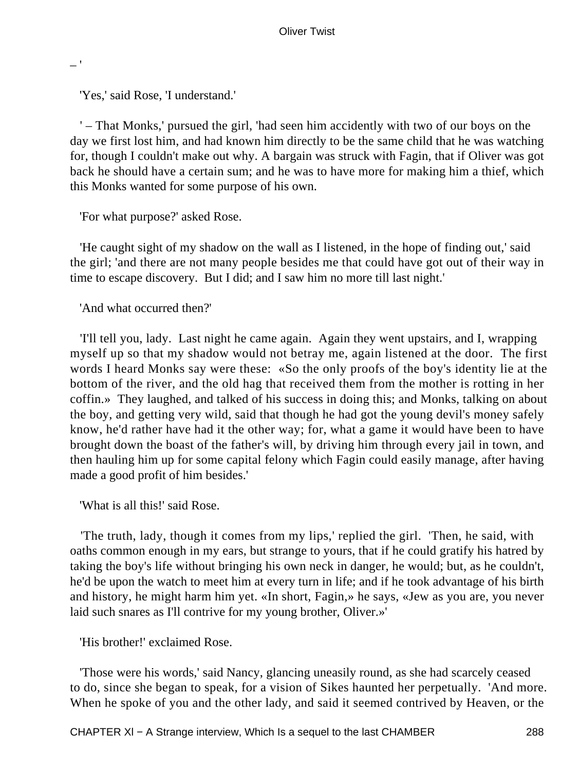_ '

'Yes,' said Rose, 'I understand.'

' – That Monks,' pursued the girl, 'had seen him accidently with two of our boys on the day we first lost him, and had known him directly to be the same child that he was watching for, though I couldn't make out why. A bargain was struck with Fagin, that if Oliver was got back he should have a certain sum; and he was to have more for making him a thief, which this Monks wanted for some purpose of his own.

'For what purpose?' asked Rose.

'He caught sight of my shadow on the wall as I listened, in the hope of finding out,' said the girl; 'and there are not many people besides me that could have got out of their way in time to escape discovery. But I did; and I saw him no more till last night.'

'And what occurred then?'

'I'll tell you, lady. Last night he came again. Again they went upstairs, and I, wrapping myself up so that my shadow would not betray me, again listened at the door. The first words I heard Monks say were these: «So the only proofs of the boy's identity lie at the bottom of the river, and the old hag that received them from the mother is rotting in her coffin.» They laughed, and talked of his success in doing this; and Monks, talking on about the boy, and getting very wild, said that though he had got the young devil's money safely know, he'd rather have had it the other way; for, what a game it would have been to have brought down the boast of the father's will, by driving him through every jail in town, and then hauling him up for some capital felony which Fagin could easily manage, after having made a good profit of him besides.'

'What is all this!' said Rose.

'The truth, lady, though it comes from my lips,' replied the girl. 'Then, he said, with oaths common enough in my ears, but strange to yours, that if he could gratify his hatred by taking the boy's life without bringing his own neck in danger, he would; but, as he couldn't, he'd be upon the watch to meet him at every turn in life; and if he took advantage of his birth and history, he might harm him yet. «In short, Fagin,» he says, «Jew as you are, you never laid such snares as I'll contrive for my young brother, Oliver.»'

'His brother!' exclaimed Rose.

'Those were his words,' said Nancy, glancing uneasily round, as she had scarcely ceased to do, since she began to speak, for a vision of Sikes haunted her perpetually. 'And more. When he spoke of you and the other lady, and said it seemed contrived by Heaven, or the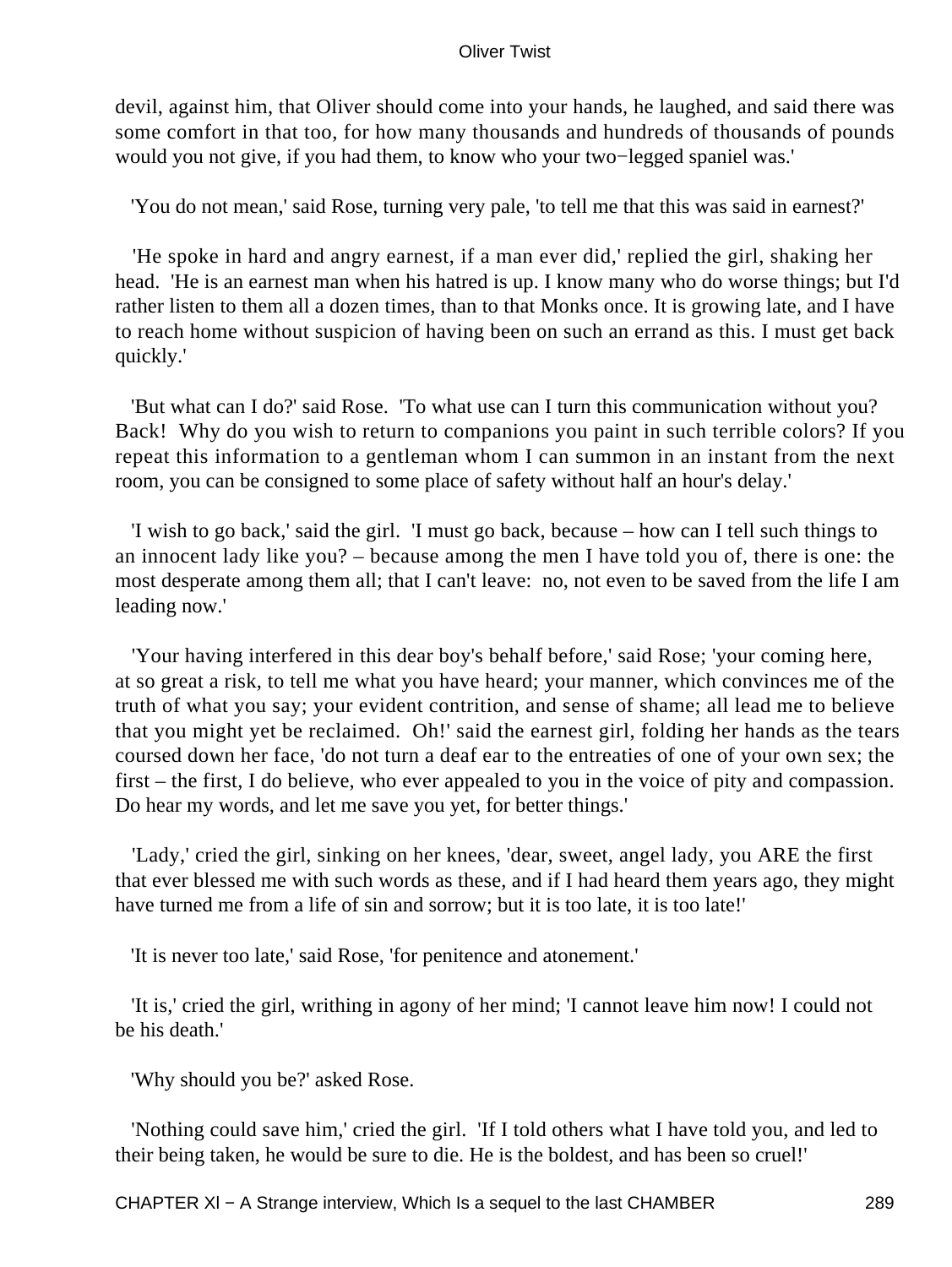devil, against him, that Oliver should come into your hands, he laughed, and said there was some comfort in that too, for how many thousands and hundreds of thousands of pounds would you not give, if you had them, to know who your two−legged spaniel was.'

'You do not mean,' said Rose, turning very pale, 'to tell me that this was said in earnest?'

'He spoke in hard and angry earnest, if a man ever did,' replied the girl, shaking her head. 'He is an earnest man when his hatred is up. I know many who do worse things; but I'd rather listen to them all a dozen times, than to that Monks once. It is growing late, and I have to reach home without suspicion of having been on such an errand as this. I must get back quickly.'

'But what can I do?' said Rose. 'To what use can I turn this communication without you? Back! Why do you wish to return to companions you paint in such terrible colors? If you repeat this information to a gentleman whom I can summon in an instant from the next room, you can be consigned to some place of safety without half an hour's delay.'

'I wish to go back,' said the girl. 'I must go back, because – how can I tell such things to an innocent lady like you? – because among the men I have told you of, there is one: the most desperate among them all; that I can't leave: no, not even to be saved from the life I am leading now.'

'Your having interfered in this dear boy's behalf before,' said Rose; 'your coming here, at so great a risk, to tell me what you have heard; your manner, which convinces me of the truth of what you say; your evident contrition, and sense of shame; all lead me to believe that you might yet be reclaimed. Oh!' said the earnest girl, folding her hands as the tears coursed down her face, 'do not turn a deaf ear to the entreaties of one of your own sex; the first – the first, I do believe, who ever appealed to you in the voice of pity and compassion. Do hear my words, and let me save you yet, for better things.'

'Lady,' cried the girl, sinking on her knees, 'dear, sweet, angel lady, you ARE the first that ever blessed me with such words as these, and if I had heard them years ago, they might have turned me from a life of sin and sorrow; but it is too late, it is too late!'

'It is never too late,' said Rose, 'for penitence and atonement.'

'It is,' cried the girl, writhing in agony of her mind; 'I cannot leave him now! I could not be his death.'

'Why should you be?' asked Rose.

'Nothing could save him,' cried the girl. 'If I told others what I have told you, and led to their being taken, he would be sure to die. He is the boldest, and has been so cruel!'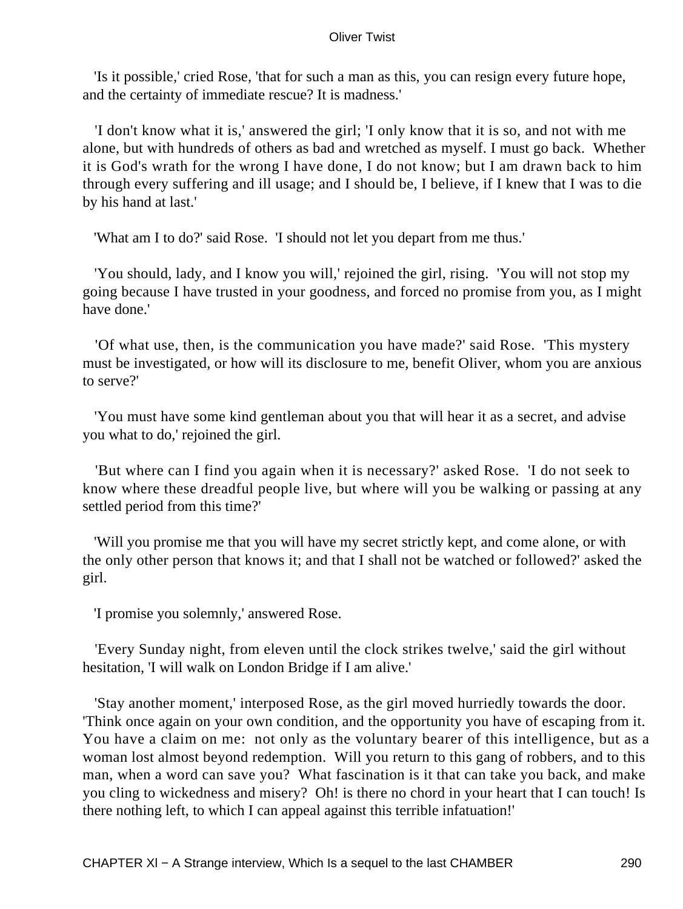'Is it possible,' cried Rose, 'that for such a man as this, you can resign every future hope, and the certainty of immediate rescue? It is madness.'

'I don't know what it is,' answered the girl; 'I only know that it is so, and not with me alone, but with hundreds of others as bad and wretched as myself. I must go back. Whether it is God's wrath for the wrong I have done, I do not know; but I am drawn back to him through every suffering and ill usage; and I should be, I believe, if I knew that I was to die by his hand at last.'

'What am I to do?' said Rose. 'I should not let you depart from me thus.'

'You should, lady, and I know you will,' rejoined the girl, rising. 'You will not stop my going because I have trusted in your goodness, and forced no promise from you, as I might have done.'

'Of what use, then, is the communication you have made?' said Rose. 'This mystery must be investigated, or how will its disclosure to me, benefit Oliver, whom you are anxious to serve?'

'You must have some kind gentleman about you that will hear it as a secret, and advise you what to do,' rejoined the girl.

'But where can I find you again when it is necessary?' asked Rose. 'I do not seek to know where these dreadful people live, but where will you be walking or passing at any settled period from this time?'

'Will you promise me that you will have my secret strictly kept, and come alone, or with the only other person that knows it; and that I shall not be watched or followed?' asked the girl.

'I promise you solemnly,' answered Rose.

'Every Sunday night, from eleven until the clock strikes twelve,' said the girl without hesitation, 'I will walk on London Bridge if I am alive.'

'Stay another moment,' interposed Rose, as the girl moved hurriedly towards the door. 'Think once again on your own condition, and the opportunity you have of escaping from it. You have a claim on me: not only as the voluntary bearer of this intelligence, but as a woman lost almost beyond redemption. Will you return to this gang of robbers, and to this man, when a word can save you? What fascination is it that can take you back, and make you cling to wickedness and misery? Oh! is there no chord in your heart that I can touch! Is there nothing left, to which I can appeal against this terrible infatuation!'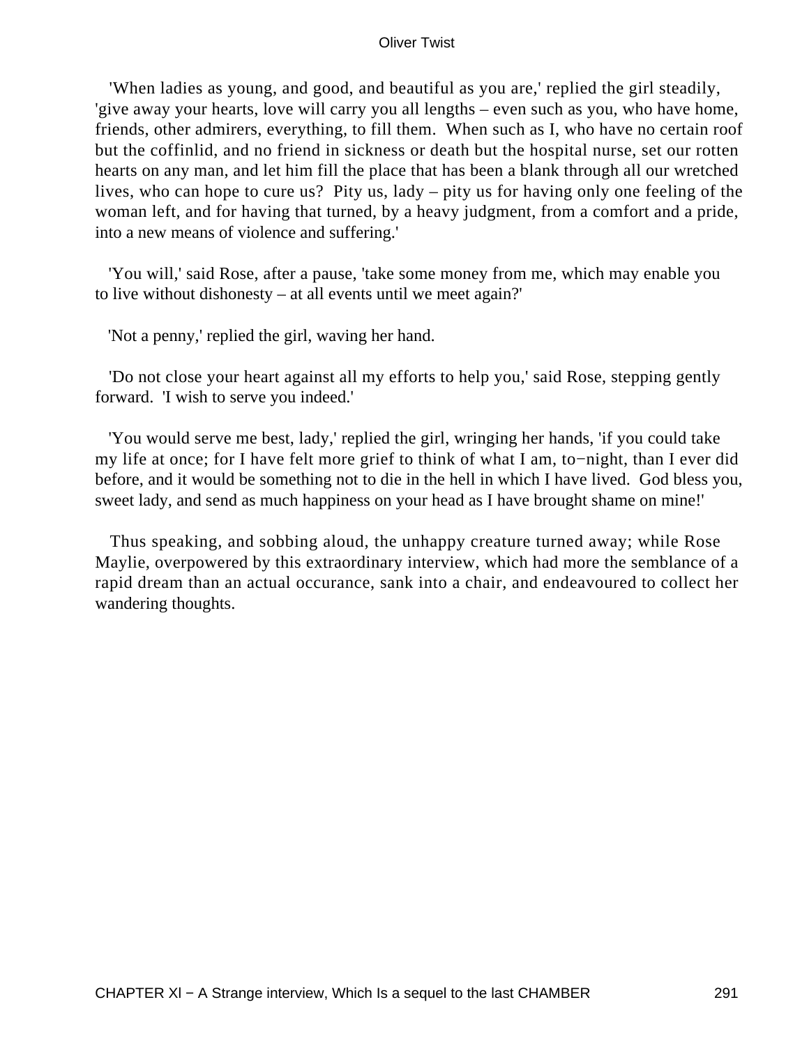'When ladies as young, and good, and beautiful as you are,' replied the girl steadily, 'give away your hearts, love will carry you all lengths – even such as you, who have home, friends, other admirers, everything, to fill them. When such as I, who have no certain roof but the coffinlid, and no friend in sickness or death but the hospital nurse, set our rotten hearts on any man, and let him fill the place that has been a blank through all our wretched lives, who can hope to cure us? Pity us, lady – pity us for having only one feeling of the woman left, and for having that turned, by a heavy judgment, from a comfort and a pride, into a new means of violence and suffering.'

'You will,' said Rose, after a pause, 'take some money from me, which may enable you to live without dishonesty – at all events until we meet again?'

'Not a penny,' replied the girl, waving her hand.

'Do not close your heart against all my efforts to help you,' said Rose, stepping gently forward. 'I wish to serve you indeed.'

'You would serve me best, lady,' replied the girl, wringing her hands, 'if you could take my life at once; for I have felt more grief to think of what I am, to−night, than I ever did before, and it would be something not to die in the hell in which I have lived. God bless you, sweet lady, and send as much happiness on your head as I have brought shame on mine!'

Thus speaking, and sobbing aloud, the unhappy creature turned away; while Rose Maylie, overpowered by this extraordinary interview, which had more the semblance of a rapid dream than an actual occurance, sank into a chair, and endeavoured to collect her wandering thoughts.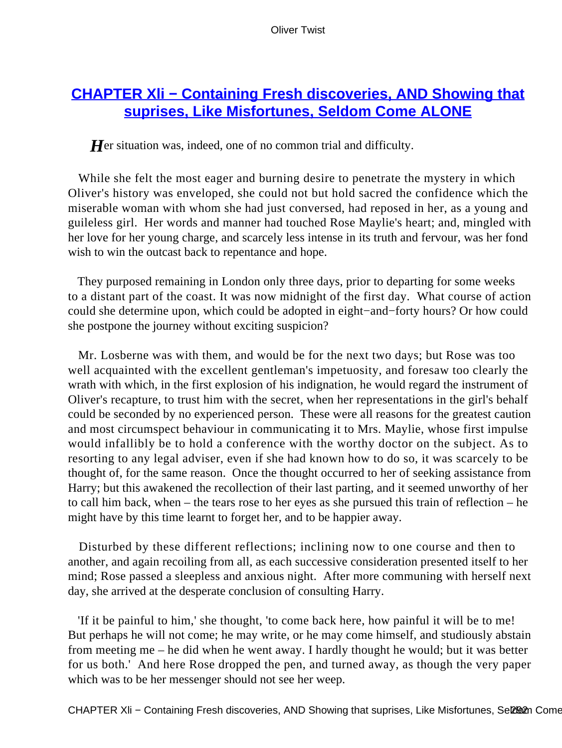## CHAPTER XLI − Containing Fresh discoveries, AND Showing that suprises, Like Misfortunes, Seldom Come ALONE

*H*er situation was, indeed, one of no common trial and difficulty.

While she felt the most eager and burning desire to penetrate the mystery in which Oliver's history was enveloped, she could not but hold sacred the confidence which the miserable woman with whom she had just conversed, had reposed in her, as a young and guileless girl. Her words and manner had touched Rose Maylie's heart; and, mingled with her love for her young charge, and scarcely less intense in its truth and fervour, was her fond wish to win the outcast back to repentance and hope.

They purposed remaining in London only three days, prior to departing for some weeks to a distant part of the coast. It was now midnight of the first day. What course of action could she determine upon, which could be adopted in eight−and−forty hours? Or how could she postpone the journey without exciting suspicion?

Mr. Losberne was with them, and would be for the next two days; but Rose was too well acquainted with the excellent gentleman's impetuosity, and foresaw too clearly the wrath with which, in the first explosion of his indignation, he would regard the instrument of Oliver's recapture, to trust him with the secret, when her representations in the girl's behalf could be seconded by no experienced person. These were all reasons for the greatest caution and most circumspect behaviour in communicating it to Mrs. Maylie, whose first impulse would infallibly be to hold a conference with the worthy doctor on the subject. As to resorting to any legal adviser, even if she had known how to do so, it was scarcely to be thought of, for the same reason. Once the thought occurred to her of seeking assistance from Harry; but this awakened the recollection of their last parting, and it seemed unworthy of her to call him back, when – the tears rose to her eyes as she pursued this train of reflection – he might have by this time learnt to forget her, and to be happier away.

Disturbed by these different reflections; inclining now to one course and then to another, and again recoiling from all, as each successive consideration presented itself to her mind; Rose passed a sleepless and anxious night. After more communing with herself next day, she arrived at the desperate conclusion of consulting Harry.

'If it be painful to him,' she thought, 'to come back here, how painful it will be to me! But perhaps he will not come; he may write, or he may come himself, and studiously abstain from meeting me – he did when he went away. I hardly thought he would; but it was better for us both.' And here Rose dropped the pen, and turned away, as though the very paper which was to be her messenger should not see her weep.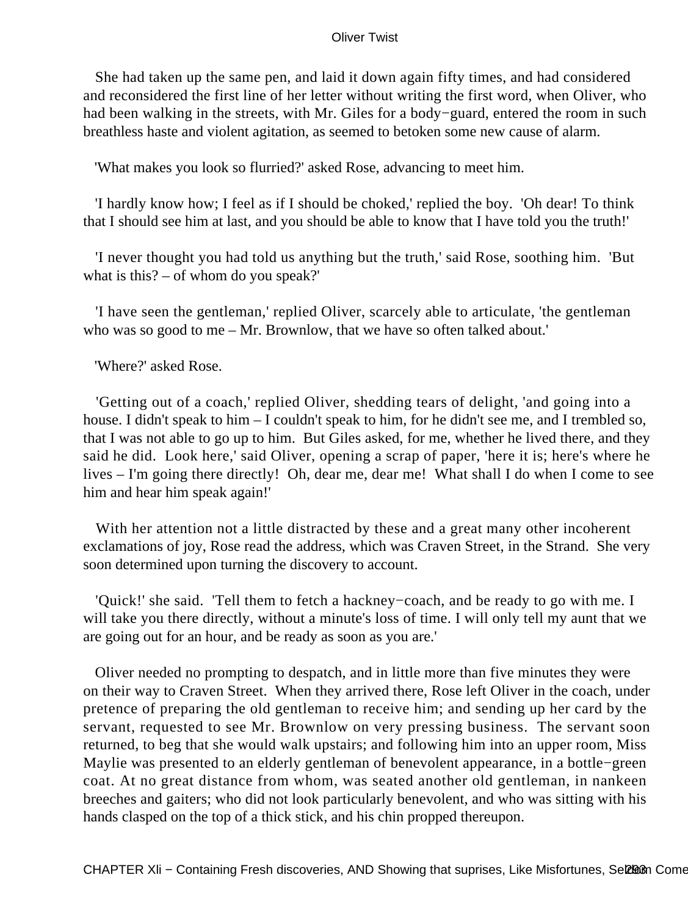She had taken up the same pen, and laid it down again fifty times, and had considered and reconsidered the first line of her letter without writing the first word, when Oliver, who had been walking in the streets, with Mr. Giles for a body−guard, entered the room in such breathless haste and violent agitation, as seemed to betoken some new cause of alarm.

'What makes you look so flurried?' asked Rose, advancing to meet him.

'I hardly know how; I feel as if I should be choked,' replied the boy. 'Oh dear! To think that I should see him at last, and you should be able to know that I have told you the truth!'

'I never thought you had told us anything but the truth,' said Rose, soothing him. 'But what is this? – of whom do you speak?'

'I have seen the gentleman,' replied Oliver, scarcely able to articulate, 'the gentleman who was so good to me – Mr. Brownlow, that we have so often talked about.'

'Where?' asked Rose.

'Getting out of a coach,' replied Oliver, shedding tears of delight, 'and going into a house. I didn't speak to him – I couldn't speak to him, for he didn't see me, and I trembled so, that I was not able to go up to him. But Giles asked, for me, whether he lived there, and they said he did. Look here,' said Oliver, opening a scrap of paper, 'here it is; here's where he lives – I'm going there directly! Oh, dear me, dear me! What shall I do when I come to see him and hear him speak again!'

With her attention not a little distracted by these and a great many other incoherent exclamations of joy, Rose read the address, which was Craven Street, in the Strand. She very soon determined upon turning the discovery to account.

'Quick!' she said. 'Tell them to fetch a hackney−coach, and be ready to go with me. I will take you there directly, without a minute's loss of time. I will only tell my aunt that we are going out for an hour, and be ready as soon as you are.'

Oliver needed no prompting to despatch, and in little more than five minutes they were on their way to Craven Street. When they arrived there, Rose left Oliver in the coach, under pretence of preparing the old gentleman to receive him; and sending up her card by the servant, requested to see Mr. Brownlow on very pressing business. The servant soon returned, to beg that she would walk upstairs; and following him into an upper room, Miss Maylie was presented to an elderly gentleman of benevolent appearance, in a bottle−green coat. At no great distance from whom, was seated another old gentleman, in nankeen breeches and gaiters; who did not look particularly benevolent, and who was sitting with his hands clasped on the top of a thick stick, and his chin propped thereupon.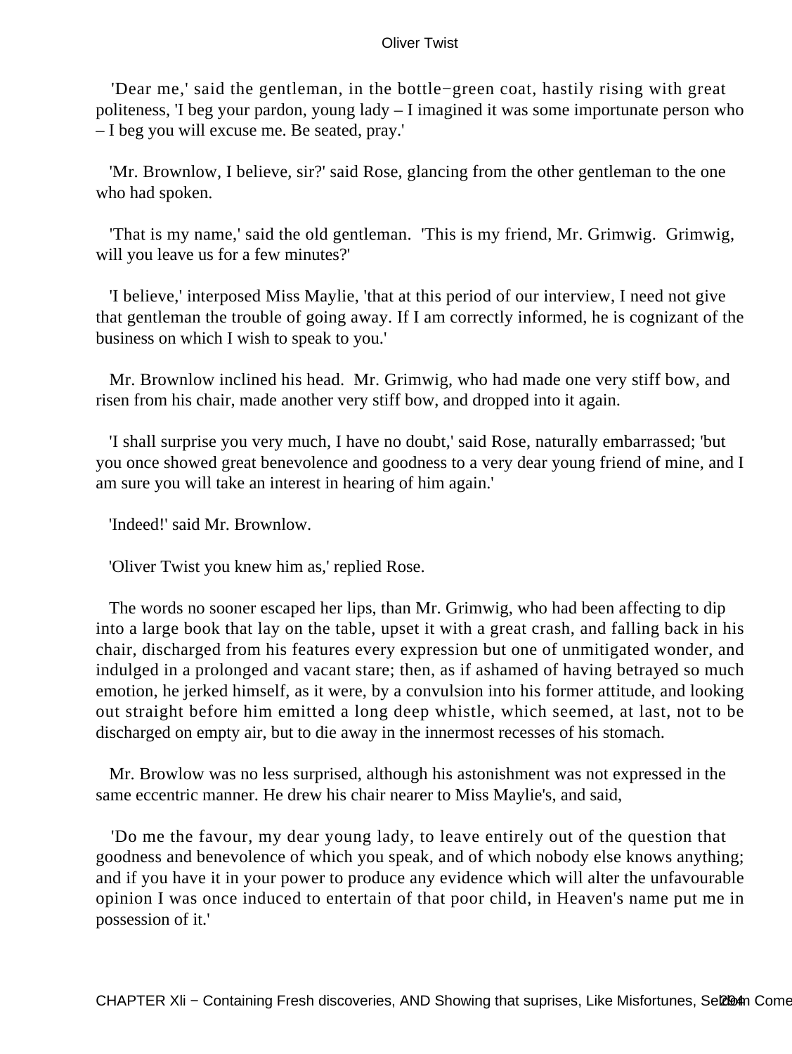'Dear me,' said the gentleman, in the bottle−green coat, hastily rising with great politeness, 'I beg your pardon, young lady – I imagined it was some importunate person who – I beg you will excuse me. Be seated, pray.'

'Mr. Brownlow, I believe, sir?' said Rose, glancing from the other gentleman to the one who had spoken.

'That is my name,' said the old gentleman. 'This is my friend, Mr. Grimwig. Grimwig, will you leave us for a few minutes?'

'I believe,' interposed Miss Maylie, 'that at this period of our interview, I need not give that gentleman the trouble of going away. If I am correctly informed, he is cognizant of the business on which I wish to speak to you.'

Mr. Brownlow inclined his head. Mr. Grimwig, who had made one very stiff bow, and risen from his chair, made another very stiff bow, and dropped into it again.

'I shall surprise you very much, I have no doubt,' said Rose, naturally embarrassed; 'but you once showed great benevolence and goodness to a very dear young friend of mine, and I am sure you will take an interest in hearing of him again.'

'Indeed!' said Mr. Brownlow.

'Oliver Twist you knew him as,' replied Rose.

The words no sooner escaped her lips, than Mr. Grimwig, who had been affecting to dip into a large book that lay on the table, upset it with a great crash, and falling back in his chair, discharged from his features every expression but one of unmitigated wonder, and indulged in a prolonged and vacant stare; then, as if ashamed of having betrayed so much emotion, he jerked himself, as it were, by a convulsion into his former attitude, and looking out straight before him emitted a long deep whistle, which seemed, at last, not to be discharged on empty air, but to die away in the innermost recesses of his stomach.

Mr. Browlow was no less surprised, although his astonishment was not expressed in the same eccentric manner. He drew his chair nearer to Miss Maylie's, and said,

'Do me the favour, my dear young lady, to leave entirely out of the question that goodness and benevolence of which you speak, and of which nobody else knows anything; and if you have it in your power to produce any evidence which will alter the unfavourable opinion I was once induced to entertain of that poor child, in Heaven's name put me in possession of it.'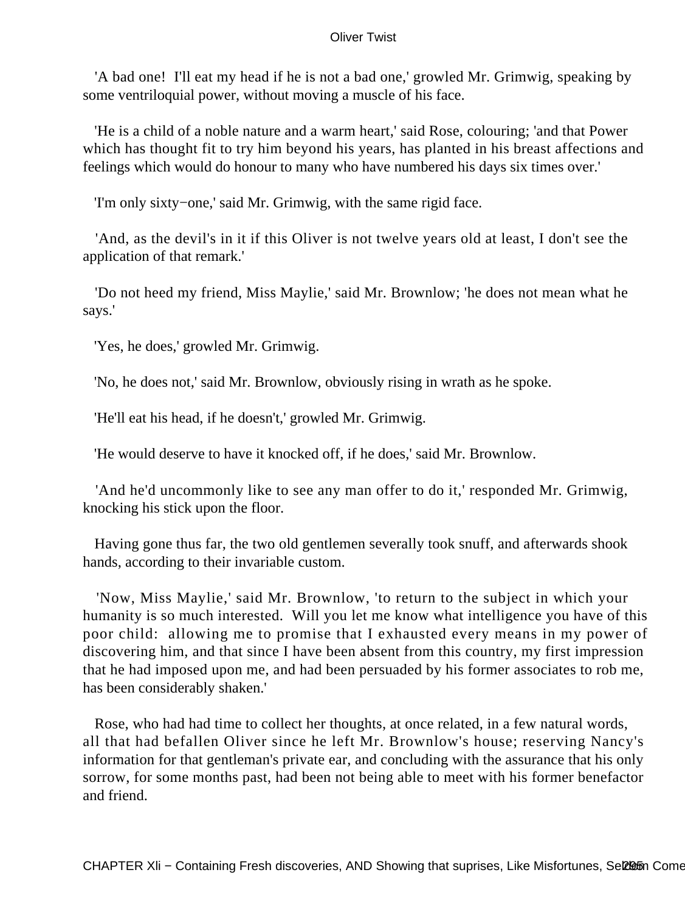'A bad one! I'll eat my head if he is not a bad one,' growled Mr. Grimwig, speaking by some ventriloquial power, without moving a muscle of his face.

'He is a child of a noble nature and a warm heart,' said Rose, colouring; 'and that Power which has thought fit to try him beyond his years, has planted in his breast affections and feelings which would do honour to many who have numbered his days six times over.'

'I'm only sixty−one,' said Mr. Grimwig, with the same rigid face.

'And, as the devil's in it if this Oliver is not twelve years old at least, I don't see the application of that remark.'

'Do not heed my friend, Miss Maylie,' said Mr. Brownlow; 'he does not mean what he says.'

'Yes, he does,' growled Mr. Grimwig.

'No, he does not,' said Mr. Brownlow, obviously rising in wrath as he spoke.

'He'll eat his head, if he doesn't,' growled Mr. Grimwig.

'He would deserve to have it knocked off, if he does,' said Mr. Brownlow.

'And he'd uncommonly like to see any man offer to do it,' responded Mr. Grimwig, knocking his stick upon the floor.

Having gone thus far, the two old gentlemen severally took snuff, and afterwards shook hands, according to their invariable custom.

'Now, Miss Maylie,' said Mr. Brownlow, 'to return to the subject in which your humanity is so much interested. Will you let me know what intelligence you have of this poor child: allowing me to promise that I exhausted every means in my power of discovering him, and that since I have been absent from this country, my first impression that he had imposed upon me, and had been persuaded by his former associates to rob me, has been considerably shaken.'

Rose, who had had time to collect her thoughts, at once related, in a few natural words, all that had befallen Oliver since he left Mr. Brownlow's house; reserving Nancy's information for that gentleman's private ear, and concluding with the assurance that his only sorrow, for some months past, had been not being able to meet with his former benefactor and friend.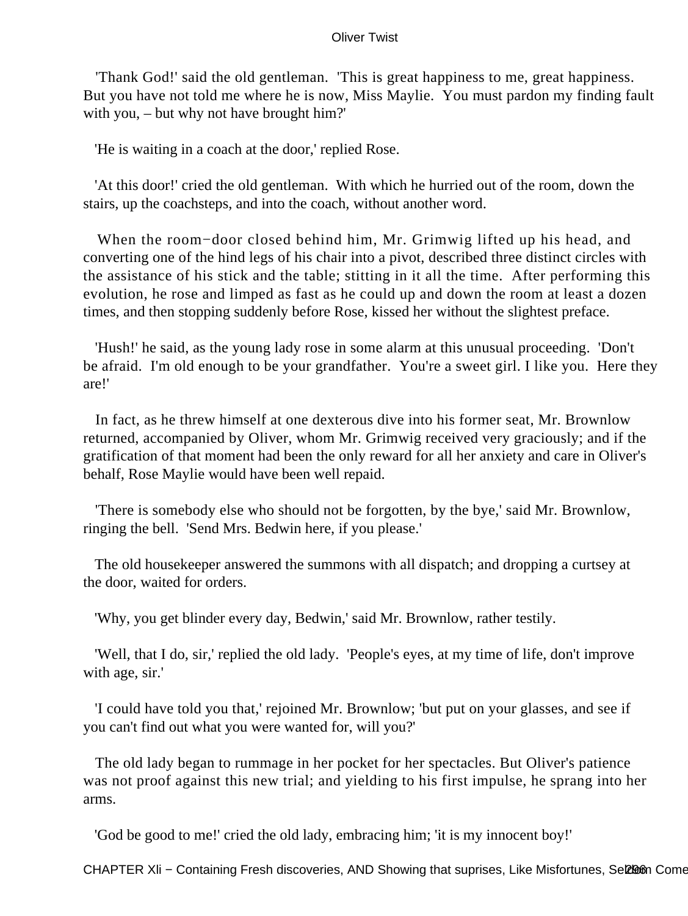'Thank God!' said the old gentleman. 'This is great happiness to me, great happiness. But you have not told me where he is now, Miss Maylie. You must pardon my finding fault with you, – but why not have brought him?'

'He is waiting in a coach at the door,' replied Rose.

'At this door!' cried the old gentleman. With which he hurried out of the room, down the stairs, up the coachsteps, and into the coach, without another word.

When the room−door closed behind him, Mr. Grimwig lifted up his head, and converting one of the hind legs of his chair into a pivot, described three distinct circles with the assistance of his stick and the table; stitting in it all the time. After performing this evolution, he rose and limped as fast as he could up and down the room at least a dozen times, and then stopping suddenly before Rose, kissed her without the slightest preface.

'Hush!' he said, as the young lady rose in some alarm at this unusual proceeding. 'Don't be afraid. I'm old enough to be your grandfather. You're a sweet girl. I like you. Here they are!'

In fact, as he threw himself at one dexterous dive into his former seat, Mr. Brownlow returned, accompanied by Oliver, whom Mr. Grimwig received very graciously; and if the gratification of that moment had been the only reward for all her anxiety and care in Oliver's behalf, Rose Maylie would have been well repaid.

'There is somebody else who should not be forgotten, by the bye,' said Mr. Brownlow, ringing the bell. 'Send Mrs. Bedwin here, if you please.'

The old housekeeper answered the summons with all dispatch; and dropping a curtsey at the door, waited for orders.

'Why, you get blinder every day, Bedwin,' said Mr. Brownlow, rather testily.

'Well, that I do, sir,' replied the old lady. 'People's eyes, at my time of life, don't improve with age, sir.'

'I could have told you that,' rejoined Mr. Brownlow; 'but put on your glasses, and see if you can't find out what you were wanted for, will you?'

The old lady began to rummage in her pocket for her spectacles. But Oliver's patience was not proof against this new trial; and yielding to his first impulse, he sprang into her arms.

'God be good to me!' cried the old lady, embracing him; 'it is my innocent boy!'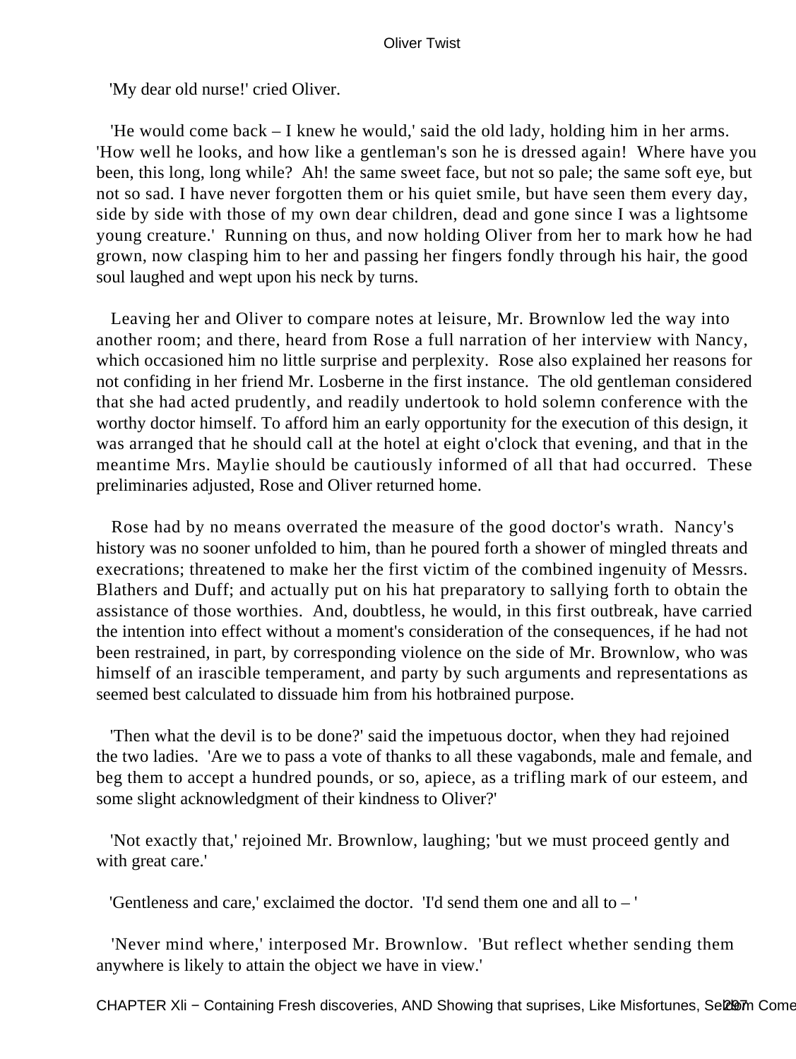'My dear old nurse!' cried Oliver.

'He would come back – I knew he would,' said the old lady, holding him in her arms. 'How well he looks, and how like a gentleman's son he is dressed again! Where have you been, this long, long while? Ah! the same sweet face, but not so pale; the same soft eye, but not so sad. I have never forgotten them or his quiet smile, but have seen them every day, side by side with those of my own dear children, dead and gone since I was a lightsome young creature.' Running on thus, and now holding Oliver from her to mark how he had grown, now clasping him to her and passing her fingers fondly through his hair, the good soul laughed and wept upon his neck by turns.

Leaving her and Oliver to compare notes at leisure, Mr. Brownlow led the way into another room; and there, heard from Rose a full narration of her interview with Nancy, which occasioned him no little surprise and perplexity. Rose also explained her reasons for not confiding in her friend Mr. Losberne in the first instance. The old gentleman considered that she had acted prudently, and readily undertook to hold solemn conference with the worthy doctor himself. To afford him an early opportunity for the execution of this design, it was arranged that he should call at the hotel at eight o'clock that evening, and that in the meantime Mrs. Maylie should be cautiously informed of all that had occurred. These preliminaries adjusted, Rose and Oliver returned home.

Rose had by no means overrated the measure of the good doctor's wrath. Nancy's history was no sooner unfolded to him, than he poured forth a shower of mingled threats and execrations; threatened to make her the first victim of the combined ingenuity of Messrs. Blathers and Duff; and actually put on his hat preparatory to sallying forth to obtain the assistance of those worthies. And, doubtless, he would, in this first outbreak, have carried the intention into effect without a moment's consideration of the consequences, if he had not been restrained, in part, by corresponding violence on the side of Mr. Brownlow, who was himself of an irascible temperament, and party by such arguments and representations as seemed best calculated to dissuade him from his hotbrained purpose.

'Then what the devil is to be done?' said the impetuous doctor, when they had rejoined the two ladies. 'Are we to pass a vote of thanks to all these vagabonds, male and female, and beg them to accept a hundred pounds, or so, apiece, as a trifling mark of our esteem, and some slight acknowledgment of their kindness to Oliver?'

'Not exactly that,' rejoined Mr. Brownlow, laughing; 'but we must proceed gently and with great care.'

'Gentleness and care,' exclaimed the doctor. 'I'd send them one and all to – '

'Never mind where,' interposed Mr. Brownlow. 'But reflect whether sending them anywhere is likely to attain the object we have in view.'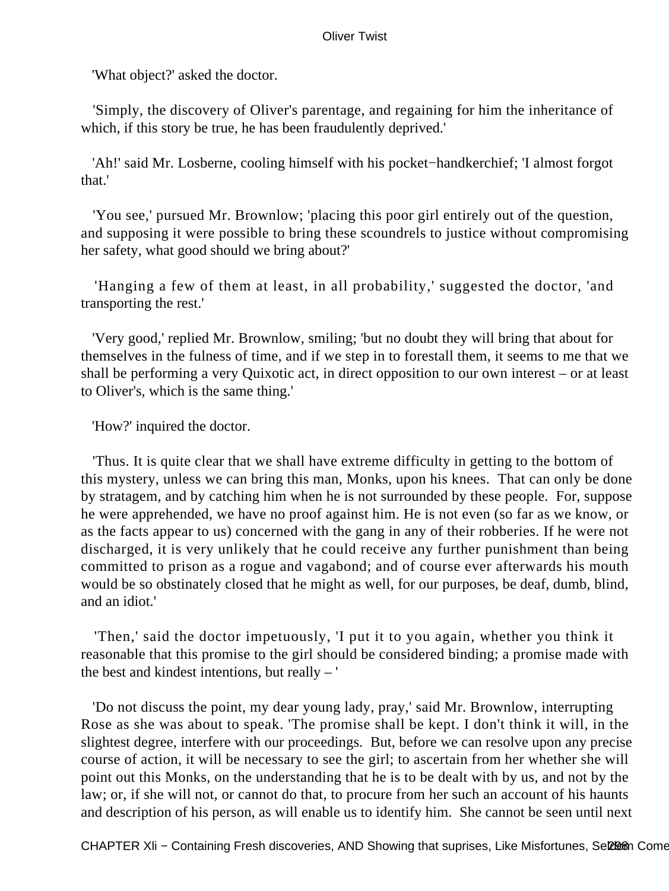'What object?' asked the doctor.

'Simply, the discovery of Oliver's parentage, and regaining for him the inheritance of which, if this story be true, he has been fraudulently deprived.'

'Ah!' said Mr. Losberne, cooling himself with his pocket−handkerchief; 'I almost forgot that.'

'You see,' pursued Mr. Brownlow; 'placing this poor girl entirely out of the question, and supposing it were possible to bring these scoundrels to justice without compromising her safety, what good should we bring about?'

'Hanging a few of them at least, in all probability,' suggested the doctor, 'and transporting the rest.'

'Very good,' replied Mr. Brownlow, smiling; 'but no doubt they will bring that about for themselves in the fulness of time, and if we step in to forestall them, it seems to me that we shall be performing a very Quixotic act, in direct opposition to our own interest – or at least to Oliver's, which is the same thing.'

'How?' inquired the doctor.

'Thus. It is quite clear that we shall have extreme difficulty in getting to the bottom of this mystery, unless we can bring this man, Monks, upon his knees. That can only be done by stratagem, and by catching him when he is not surrounded by these people. For, suppose he were apprehended, we have no proof against him. He is not even (so far as we know, or as the facts appear to us) concerned with the gang in any of their robberies. If he were not discharged, it is very unlikely that he could receive any further punishment than being committed to prison as a rogue and vagabond; and of course ever afterwards his mouth would be so obstinately closed that he might as well, for our purposes, be deaf, dumb, blind, and an idiot.'

'Then,' said the doctor impetuously, 'I put it to you again, whether you think it reasonable that this promise to the girl should be considered binding; a promise made with the best and kindest intentions, but really – '

'Do not discuss the point, my dear young lady, pray,' said Mr. Brownlow, interrupting Rose as she was about to speak. 'The promise shall be kept. I don't think it will, in the slightest degree, interfere with our proceedings. But, before we can resolve upon any precise course of action, it will be necessary to see the girl; to ascertain from her whether she will point out this Monks, on the understanding that he is to be dealt with by us, and not by the law; or, if she will not, or cannot do that, to procure from her such an account of his haunts and description of his person, as will enable us to identify him. She cannot be seen until next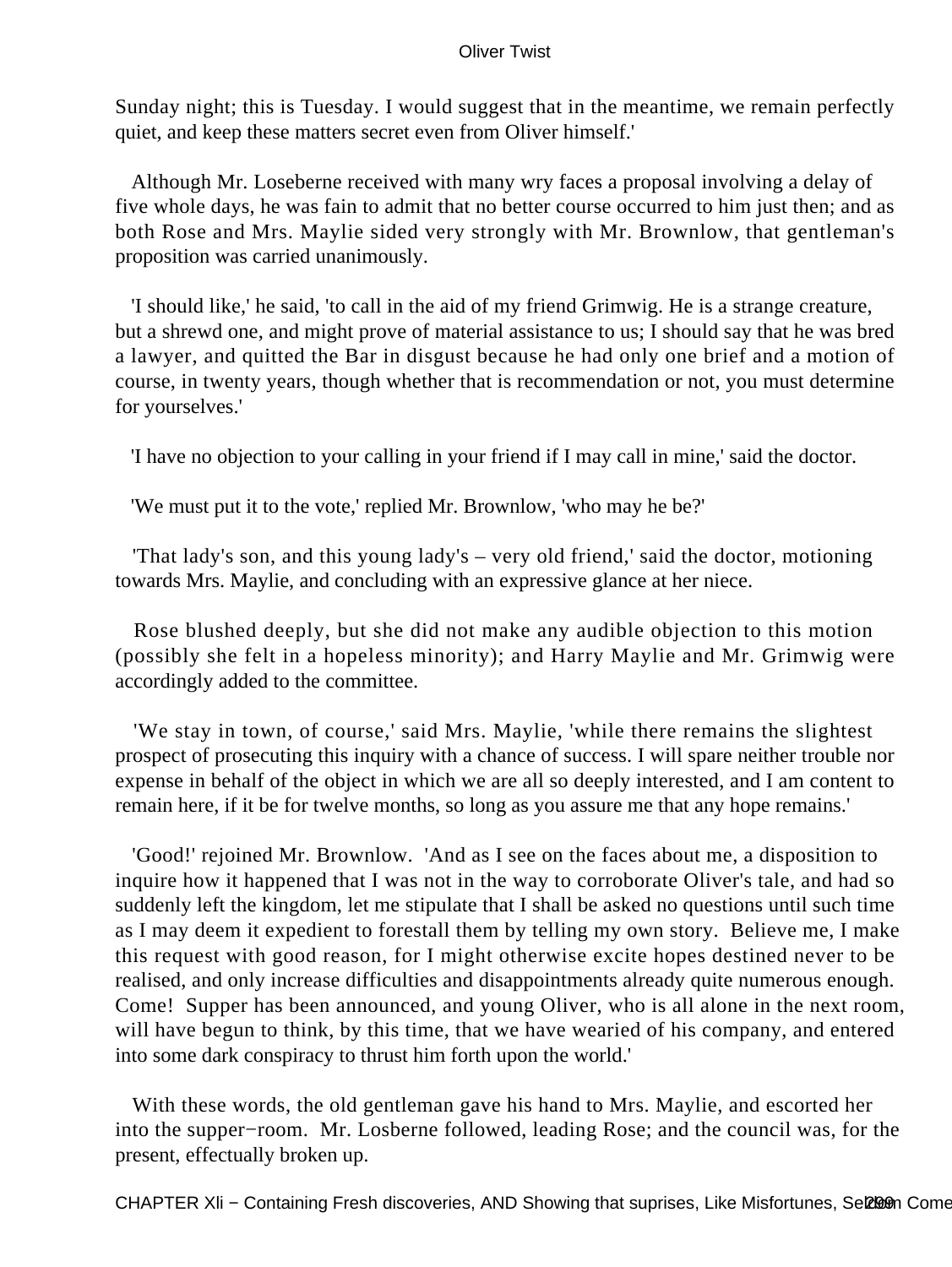Sunday night; this is Tuesday. I would suggest that in the meantime, we remain perfectly quiet, and keep these matters secret even from Oliver himself.'

Although Mr. Loseberne received with many wry faces a proposal involving a delay of five whole days, he was fain to admit that no better course occurred to him just then; and as both Rose and Mrs. Maylie sided very strongly with Mr. Brownlow, that gentleman's proposition was carried unanimously.

'I should like,' he said, 'to call in the aid of my friend Grimwig. He is a strange creature, but a shrewd one, and might prove of material assistance to us; I should say that he was bred a lawyer, and quitted the Bar in disgust because he had only one brief and a motion of course, in twenty years, though whether that is recommendation or not, you must determine for yourselves.'

'I have no objection to your calling in your friend if I may call in mine,' said the doctor.

'We must put it to the vote,' replied Mr. Brownlow, 'who may he be?'

'That lady's son, and this young lady's – very old friend,' said the doctor, motioning towards Mrs. Maylie, and concluding with an expressive glance at her niece.

Rose blushed deeply, but she did not make any audible objection to this motion (possibly she felt in a hopeless minority); and Harry Maylie and Mr. Grimwig were accordingly added to the committee.

'We stay in town, of course,' said Mrs. Maylie, 'while there remains the slightest prospect of prosecuting this inquiry with a chance of success. I will spare neither trouble nor expense in behalf of the object in which we are all so deeply interested, and I am content to remain here, if it be for twelve months, so long as you assure me that any hope remains.'

'Good!' rejoined Mr. Brownlow. 'And as I see on the faces about me, a disposition to inquire how it happened that I was not in the way to corroborate Oliver's tale, and had so suddenly left the kingdom, let me stipulate that I shall be asked no questions until such time as I may deem it expedient to forestall them by telling my own story. Believe me, I make this request with good reason, for I might otherwise excite hopes destined never to be realised, and only increase difficulties and disappointments already quite numerous enough. Come! Supper has been announced, and young Oliver, who is all alone in the next room, will have begun to think, by this time, that we have wearied of his company, and entered into some dark conspiracy to thrust him forth upon the world.'

With these words, the old gentleman gave his hand to Mrs. Maylie, and escorted her into the supper−room. Mr. Losberne followed, leading Rose; and the council was, for the present, effectually broken up.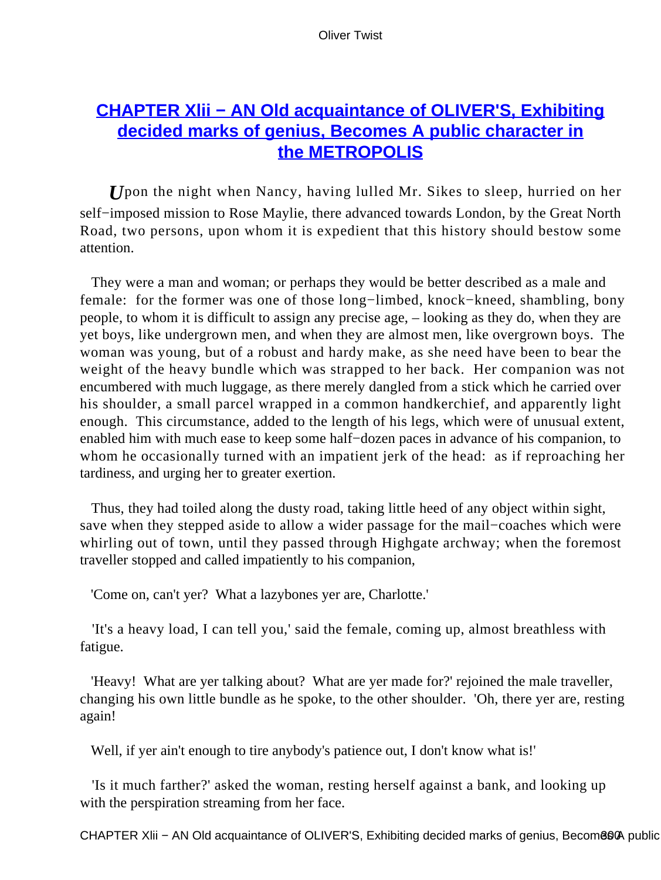## CHAPTER XLII − AN Old acquaintance of OLIVER'S, Exhibiting decided marks of genius, Becomes A public character in the METROPOLIS

*U*pon the night when Nancy, having lulled Mr. Sikes to sleep, hurried on her self−imposed mission to Rose Maylie, there advanced towards London, by the Great North Road, two persons, upon whom it is expedient that this history should bestow some attention.

They were a man and woman; or perhaps they would be better described as a male and female: for the former was one of those long−limbed, knock−kneed, shambling, bony people, to whom it is difficult to assign any precise age, – looking as they do, when they are yet boys, like undergrown men, and when they are almost men, like overgrown boys. The woman was young, but of a robust and hardy make, as she need have been to bear the weight of the heavy bundle which was strapped to her back. Her companion was not encumbered with much luggage, as there merely dangled from a stick which he carried over his shoulder, a small parcel wrapped in a common handkerchief, and apparently light enough. This circumstance, added to the length of his legs, which were of unusual extent, enabled him with much ease to keep some half−dozen paces in advance of his companion, to whom he occasionally turned with an impatient jerk of the head: as if reproaching her tardiness, and urging her to greater exertion.

Thus, they had toiled along the dusty road, taking little heed of any object within sight, save when they stepped aside to allow a wider passage for the mail−coaches which were whirling out of town, until they passed through Highgate archway; when the foremost traveller stopped and called impatiently to his companion,

'Come on, can't yer? What a lazybones yer are, Charlotte.'

'It's a heavy load, I can tell you,' said the female, coming up, almost breathless with fatigue.

'Heavy! What are yer talking about? What are yer made for?' rejoined the male traveller, changing his own little bundle as he spoke, to the other shoulder. 'Oh, there yer are, resting again!

Well, if yer ain't enough to tire anybody's patience out, I don't know what is!'

'Is it much farther?' asked the woman, resting herself against a bank, and looking up with the perspiration streaming from her face.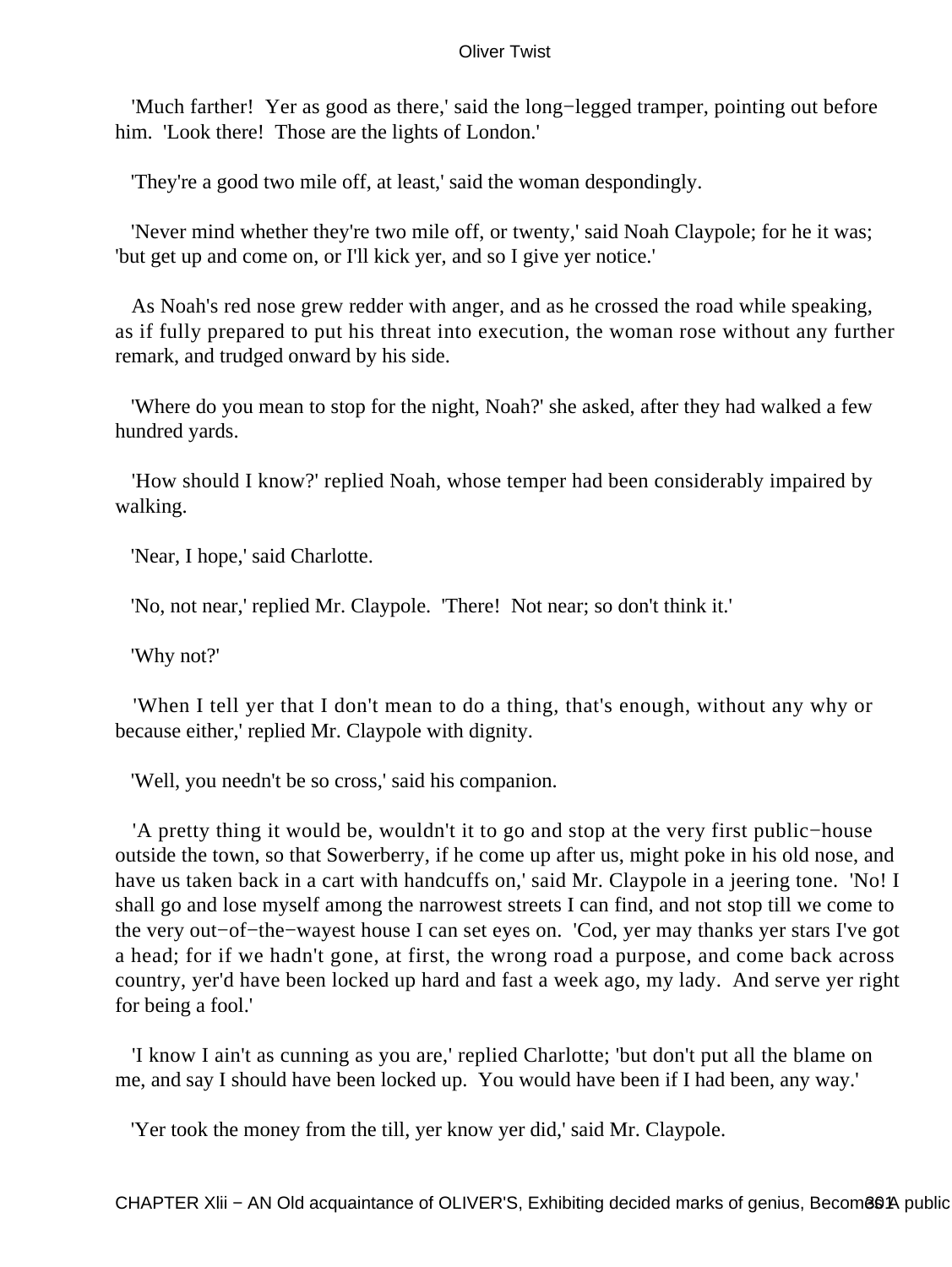'Much farther! Yer as good as there,' said the long−legged tramper, pointing out before him. 'Look there! Those are the lights of London.'

'They're a good two mile off, at least,' said the woman despondingly.

'Never mind whether they're two mile off, or twenty,' said Noah Claypole; for he it was; 'but get up and come on, or I'll kick yer, and so I give yer notice.'

As Noah's red nose grew redder with anger, and as he crossed the road while speaking, as if fully prepared to put his threat into execution, the woman rose without any further remark, and trudged onward by his side.

'Where do you mean to stop for the night, Noah?' she asked, after they had walked a few hundred yards.

'How should I know?' replied Noah, whose temper had been considerably impaired by walking.

'Near, I hope,' said Charlotte.

'No, not near,' replied Mr. Claypole. 'There! Not near; so don't think it.'

'Why not?'

'When I tell yer that I don't mean to do a thing, that's enough, without any why or because either,' replied Mr. Claypole with dignity.

'Well, you needn't be so cross,' said his companion.

'A pretty thing it would be, wouldn't it to go and stop at the very first public−house outside the town, so that Sowerberry, if he come up after us, might poke in his old nose, and have us taken back in a cart with handcuffs on,' said Mr. Claypole in a jeering tone. 'No! I shall go and lose myself among the narrowest streets I can find, and not stop till we come to the very out−of−the−wayest house I can set eyes on. 'Cod, yer may thanks yer stars I've got a head; for if we hadn't gone, at first, the wrong road a purpose, and come back across country, yer'd have been locked up hard and fast a week ago, my lady. And serve yer right for being a fool.'

'I know I ain't as cunning as you are,' replied Charlotte; 'but don't put all the blame on me, and say I should have been locked up. You would have been if I had been, any way.'

'Yer took the money from the till, yer know yer did,' said Mr. Claypole.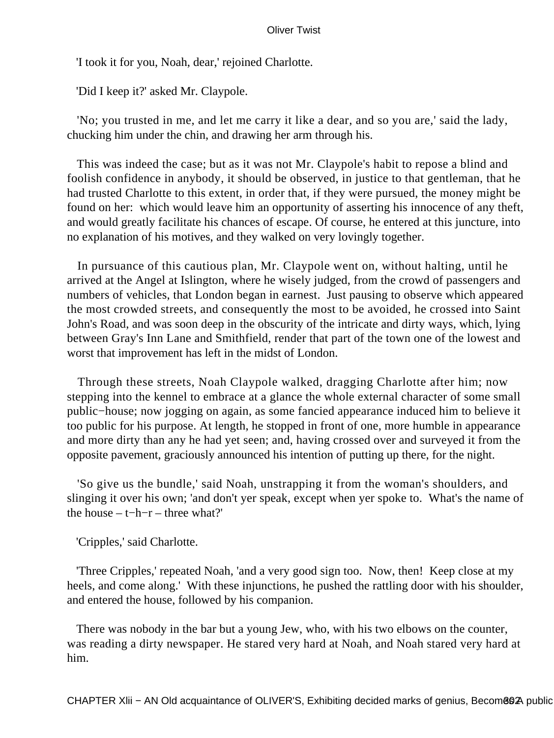'I took it for you, Noah, dear,' rejoined Charlotte.

'Did I keep it?' asked Mr. Claypole.

'No; you trusted in me, and let me carry it like a dear, and so you are,' said the lady, chucking him under the chin, and drawing her arm through his.

This was indeed the case; but as it was not Mr. Claypole's habit to repose a blind and foolish confidence in anybody, it should be observed, in justice to that gentleman, that he had trusted Charlotte to this extent, in order that, if they were pursued, the money might be found on her: which would leave him an opportunity of asserting his innocence of any theft, and would greatly facilitate his chances of escape. Of course, he entered at this juncture, into no explanation of his motives, and they walked on very lovingly together.

In pursuance of this cautious plan, Mr. Claypole went on, without halting, until he arrived at the Angel at Islington, where he wisely judged, from the crowd of passengers and numbers of vehicles, that London began in earnest. Just pausing to observe which appeared the most crowded streets, and consequently the most to be avoided, he crossed into Saint John's Road, and was soon deep in the obscurity of the intricate and dirty ways, which, lying between Gray's Inn Lane and Smithfield, render that part of the town one of the lowest and worst that improvement has left in the midst of London.

Through these streets, Noah Claypole walked, dragging Charlotte after him; now stepping into the kennel to embrace at a glance the whole external character of some small public−house; now jogging on again, as some fancied appearance induced him to believe it too public for his purpose. At length, he stopped in front of one, more humble in appearance and more dirty than any he had yet seen; and, having crossed over and surveyed it from the opposite pavement, graciously announced his intention of putting up there, for the night.

'So give us the bundle,' said Noah, unstrapping it from the woman's shoulders, and slinging it over his own; 'and don't yer speak, except when yer spoke to. What's the name of the house – t−h−r – three what?'

'Cripples,' said Charlotte.

'Three Cripples,' repeated Noah, 'and a very good sign too. Now, then! Keep close at my heels, and come along.' With these injunctions, he pushed the rattling door with his shoulder, and entered the house, followed by his companion.

There was nobody in the bar but a young Jew, who, with his two elbows on the counter, was reading a dirty newspaper. He stared very hard at Noah, and Noah stared very hard at him.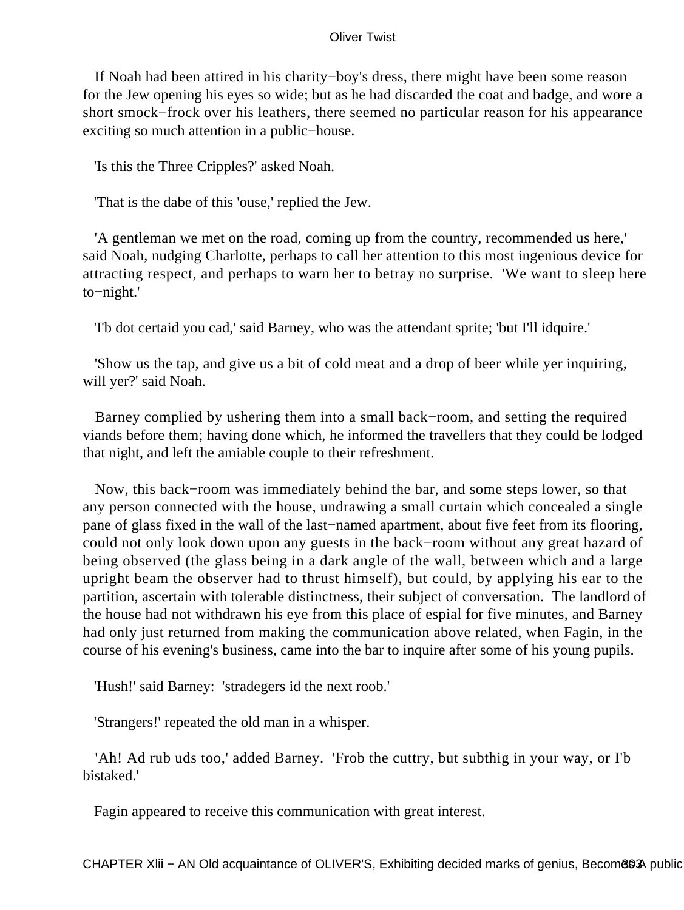If Noah had been attired in his charity−boy's dress, there might have been some reason for the Jew opening his eyes so wide; but as he had discarded the coat and badge, and wore a short smock−frock over his leathers, there seemed no particular reason for his appearance exciting so much attention in a public−house.

'Is this the Three Cripples?' asked Noah.

'That is the dabe of this 'ouse,' replied the Jew.

'A gentleman we met on the road, coming up from the country, recommended us here,' said Noah, nudging Charlotte, perhaps to call her attention to this most ingenious device for attracting respect, and perhaps to warn her to betray no surprise. 'We want to sleep here to−night.'

'I'b dot certaid you cad,' said Barney, who was the attendant sprite; 'but I'll idquire.'

'Show us the tap, and give us a bit of cold meat and a drop of beer while yer inquiring, will yer?' said Noah.

Barney complied by ushering them into a small back−room, and setting the required viands before them; having done which, he informed the travellers that they could be lodged that night, and left the amiable couple to their refreshment.

Now, this back−room was immediately behind the bar, and some steps lower, so that any person connected with the house, undrawing a small curtain which concealed a single pane of glass fixed in the wall of the last−named apartment, about five feet from its flooring, could not only look down upon any guests in the back−room without any great hazard of being observed (the glass being in a dark angle of the wall, between which and a large upright beam the observer had to thrust himself), but could, by applying his ear to the partition, ascertain with tolerable distinctness, their subject of conversation. The landlord of the house had not withdrawn his eye from this place of espial for five minutes, and Barney had only just returned from making the communication above related, when Fagin, in the course of his evening's business, came into the bar to inquire after some of his young pupils.

'Hush!' said Barney: 'stradegers id the next roob.'

'Strangers!' repeated the old man in a whisper.

'Ah! Ad rub uds too,' added Barney. 'Frob the cuttry, but subthig in your way, or I'b bistaked.'

Fagin appeared to receive this communication with great interest.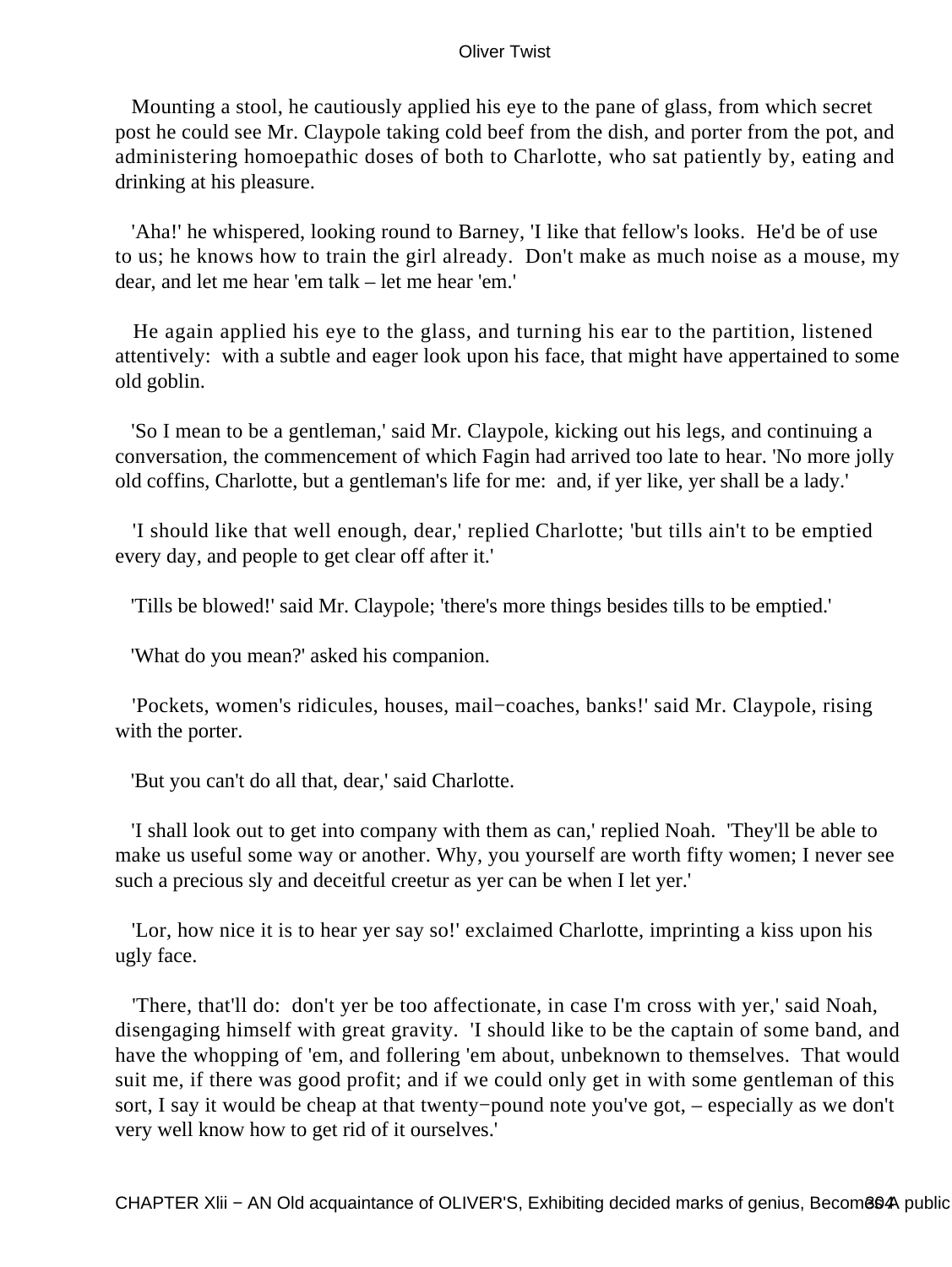Mounting a stool, he cautiously applied his eye to the pane of glass, from which secret post he could see Mr. Claypole taking cold beef from the dish, and porter from the pot, and administering homoepathic doses of both to Charlotte, who sat patiently by, eating and drinking at his pleasure.

'Aha!' he whispered, looking round to Barney, 'I like that fellow's looks. He'd be of use to us; he knows how to train the girl already. Don't make as much noise as a mouse, my dear, and let me hear 'em talk – let me hear 'em.'

He again applied his eye to the glass, and turning his ear to the partition, listened attentively: with a subtle and eager look upon his face, that might have appertained to some old goblin.

'So I mean to be a gentleman,' said Mr. Claypole, kicking out his legs, and continuing a conversation, the commencement of which Fagin had arrived too late to hear. 'No more jolly old coffins, Charlotte, but a gentleman's life for me: and, if yer like, yer shall be a lady.'

'I should like that well enough, dear,' replied Charlotte; 'but tills ain't to be emptied every day, and people to get clear off after it.'

'Tills be blowed!' said Mr. Claypole; 'there's more things besides tills to be emptied.'

'What do you mean?' asked his companion.

'Pockets, women's ridicules, houses, mail−coaches, banks!' said Mr. Claypole, rising with the porter.

'But you can't do all that, dear,' said Charlotte.

'I shall look out to get into company with them as can,' replied Noah. 'They'll be able to make us useful some way or another. Why, you yourself are worth fifty women; I never see such a precious sly and deceitful creetur as yer can be when I let yer.'

'Lor, how nice it is to hear yer say so!' exclaimed Charlotte, imprinting a kiss upon his ugly face.

'There, that'll do: don't yer be too affectionate, in case I'm cross with yer,' said Noah, disengaging himself with great gravity. 'I should like to be the captain of some band, and have the whopping of 'em, and follering 'em about, unbeknown to themselves. That would suit me, if there was good profit; and if we could only get in with some gentleman of this sort, I say it would be cheap at that twenty−pound note you've got, – especially as we don't very well know how to get rid of it ourselves.'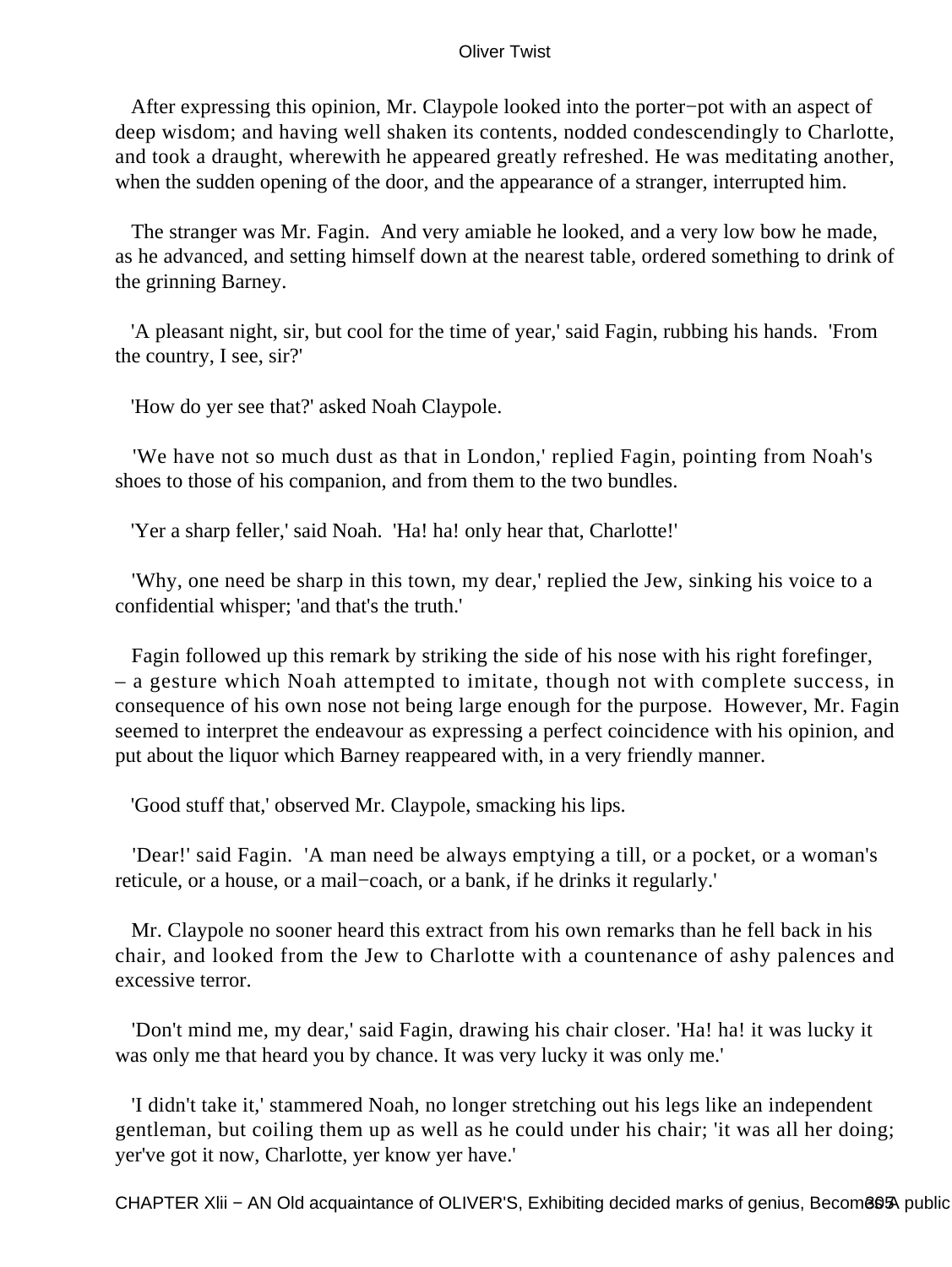After expressing this opinion, Mr. Claypole looked into the porter−pot with an aspect of deep wisdom; and having well shaken its contents, nodded condescendingly to Charlotte, and took a draught, wherewith he appeared greatly refreshed. He was meditating another, when the sudden opening of the door, and the appearance of a stranger, interrupted him.

The stranger was Mr. Fagin. And very amiable he looked, and a very low bow he made, as he advanced, and setting himself down at the nearest table, ordered something to drink of the grinning Barney.

'A pleasant night, sir, but cool for the time of year,' said Fagin, rubbing his hands. 'From the country, I see, sir?'

'How do yer see that?' asked Noah Claypole.

'We have not so much dust as that in London,' replied Fagin, pointing from Noah's shoes to those of his companion, and from them to the two bundles.

'Yer a sharp feller,' said Noah. 'Ha! ha! only hear that, Charlotte!'

'Why, one need be sharp in this town, my dear,' replied the Jew, sinking his voice to a confidential whisper; 'and that's the truth.'

Fagin followed up this remark by striking the side of his nose with his right forefinger, – a gesture which Noah attempted to imitate, though not with complete success, in consequence of his own nose not being large enough for the purpose. However, Mr. Fagin seemed to interpret the endeavour as expressing a perfect coincidence with his opinion, and put about the liquor which Barney reappeared with, in a very friendly manner.

'Good stuff that,' observed Mr. Claypole, smacking his lips.

'Dear!' said Fagin. 'A man need be always emptying a till, or a pocket, or a woman's reticule, or a house, or a mail−coach, or a bank, if he drinks it regularly.'

Mr. Claypole no sooner heard this extract from his own remarks than he fell back in his chair, and looked from the Jew to Charlotte with a countenance of ashy palences and excessive terror.

'Don't mind me, my dear,' said Fagin, drawing his chair closer. 'Ha! ha! it was lucky it was only me that heard you by chance. It was very lucky it was only me.'

'I didn't take it,' stammered Noah, no longer stretching out his legs like an independent gentleman, but coiling them up as well as he could under his chair; 'it was all her doing; yer've got it now, Charlotte, yer know yer have.'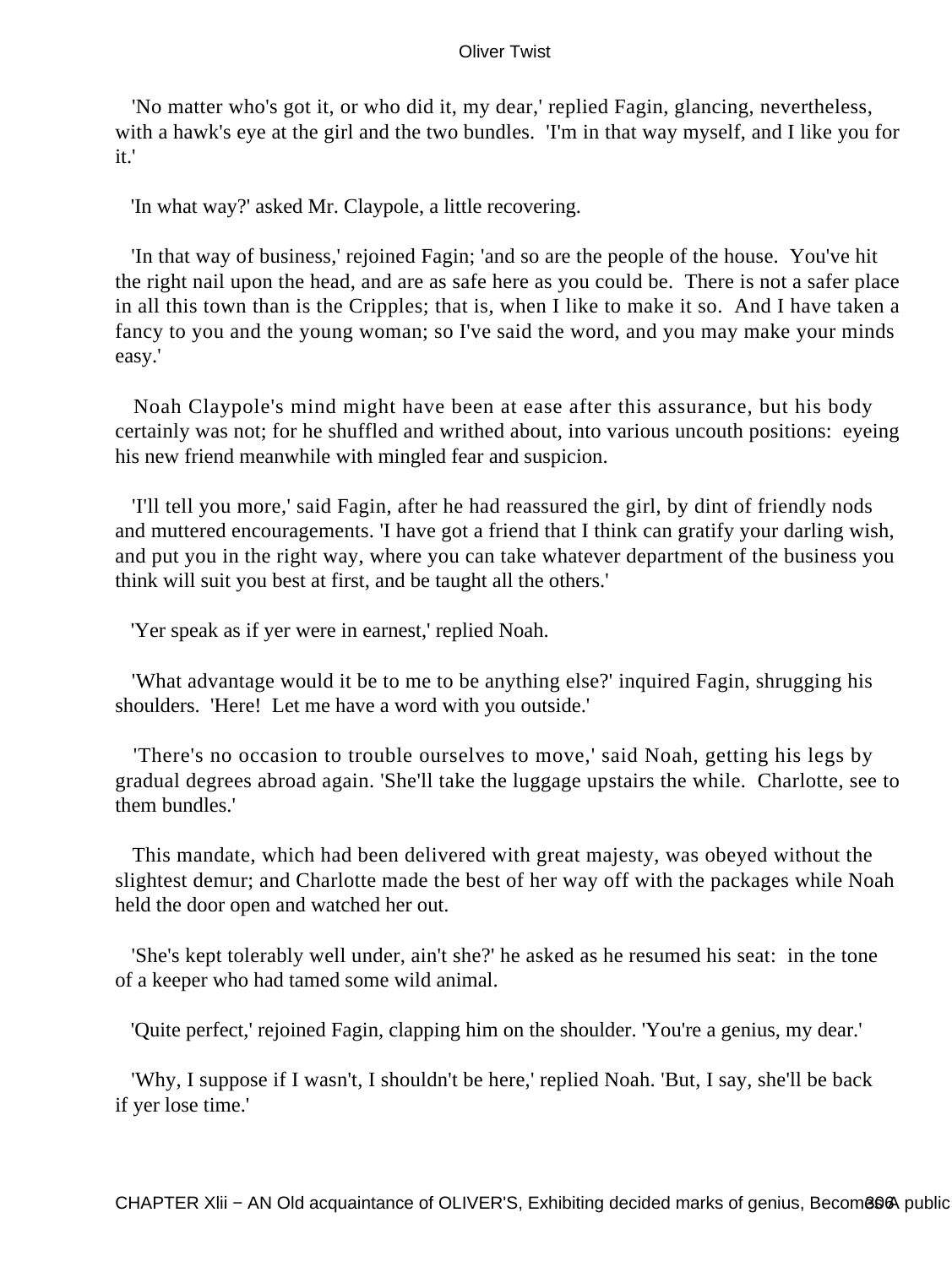'No matter who's got it, or who did it, my dear,' replied Fagin, glancing, nevertheless, with a hawk's eye at the girl and the two bundles. 'I'm in that way myself, and I like you for it.'

'In what way?' asked Mr. Claypole, a little recovering.

'In that way of business,' rejoined Fagin; 'and so are the people of the house. You've hit the right nail upon the head, and are as safe here as you could be. There is not a safer place in all this town than is the Cripples; that is, when I like to make it so. And I have taken a fancy to you and the young woman; so I've said the word, and you may make your minds easy.'

Noah Claypole's mind might have been at ease after this assurance, but his body certainly was not; for he shuffled and writhed about, into various uncouth positions: eyeing his new friend meanwhile with mingled fear and suspicion.

'I'll tell you more,' said Fagin, after he had reassured the girl, by dint of friendly nods and muttered encouragements. 'I have got a friend that I think can gratify your darling wish, and put you in the right way, where you can take whatever department of the business you think will suit you best at first, and be taught all the others.'

'Yer speak as if yer were in earnest,' replied Noah.

'What advantage would it be to me to be anything else?' inquired Fagin, shrugging his shoulders. 'Here! Let me have a word with you outside.'

'There's no occasion to trouble ourselves to move,' said Noah, getting his legs by gradual degrees abroad again. 'She'll take the luggage upstairs the while. Charlotte, see to them bundles.'

This mandate, which had been delivered with great majesty, was obeyed without the slightest demur; and Charlotte made the best of her way off with the packages while Noah held the door open and watched her out.

'She's kept tolerably well under, ain't she?' he asked as he resumed his seat: in the tone of a keeper who had tamed some wild animal.

'Quite perfect,' rejoined Fagin, clapping him on the shoulder. 'You're a genius, my dear.'

'Why, I suppose if I wasn't, I shouldn't be here,' replied Noah. 'But, I say, she'll be back if yer lose time.'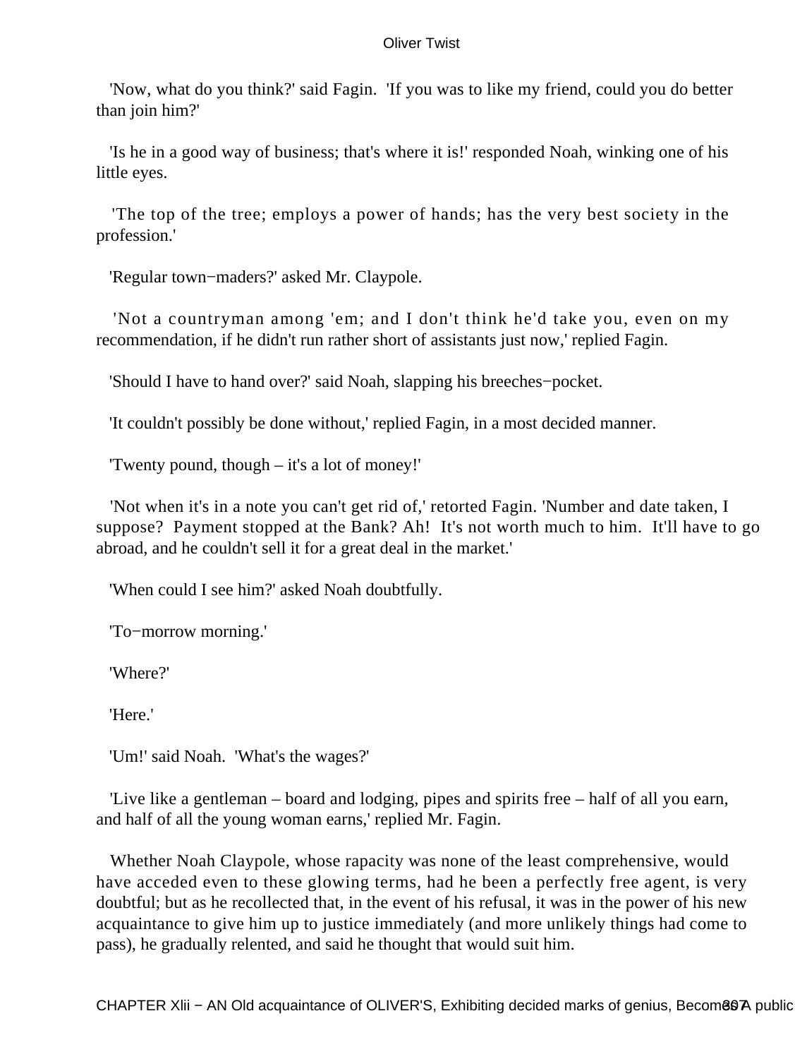'Now, what do you think?' said Fagin. 'If you was to like my friend, could you do better than join him?'

'Is he in a good way of business; that's where it is!' responded Noah, winking one of his little eyes.

'The top of the tree; employs a power of hands; has the very best society in the profession.'

'Regular town−maders?' asked Mr. Claypole.

'Not a countryman among 'em; and I don't think he'd take you, even on my recommendation, if he didn't run rather short of assistants just now,' replied Fagin.

'Should I have to hand over?' said Noah, slapping his breeches−pocket.

'It couldn't possibly be done without,' replied Fagin, in a most decided manner.

'Twenty pound, though – it's a lot of money!'

'Not when it's in a note you can't get rid of,' retorted Fagin. 'Number and date taken, I suppose? Payment stopped at the Bank? Ah! It's not worth much to him. It'll have to go abroad, and he couldn't sell it for a great deal in the market.'

'When could I see him?' asked Noah doubtfully.

'To−morrow morning.'

'Where?'

'Here.'

'Um!' said Noah. 'What's the wages?'

'Live like a gentleman – board and lodging, pipes and spirits free – half of all you earn, and half of all the young woman earns,' replied Mr. Fagin.

Whether Noah Claypole, whose rapacity was none of the least comprehensive, would have acceded even to these glowing terms, had he been a perfectly free agent, is very doubtful; but as he recollected that, in the event of his refusal, it was in the power of his new acquaintance to give him up to justice immediately (and more unlikely things had come to pass), he gradually relented, and said he thought that would suit him.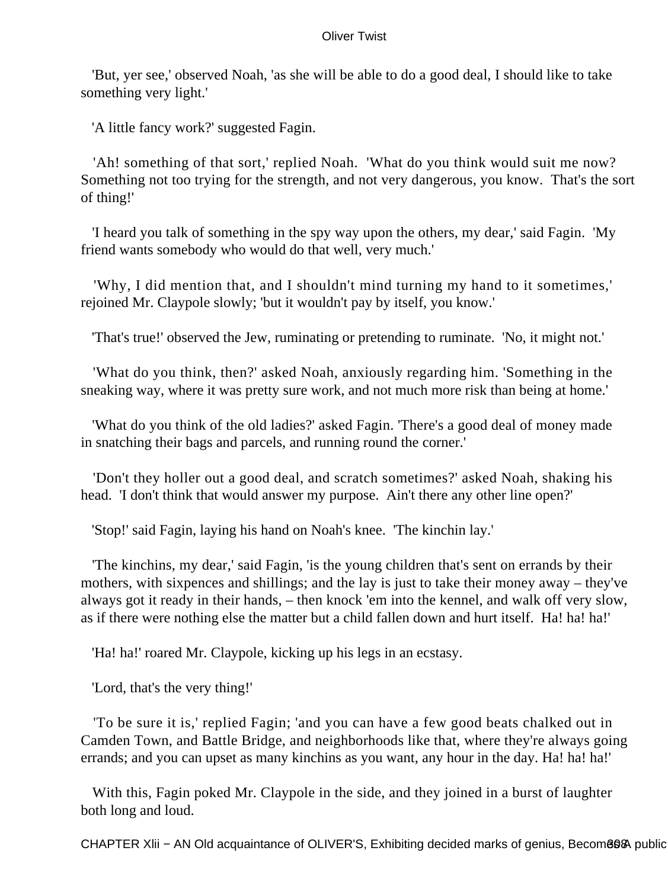'But, yer see,' observed Noah, 'as she will be able to do a good deal, I should like to take something very light.'

'A little fancy work?' suggested Fagin.

'Ah! something of that sort,' replied Noah. 'What do you think would suit me now? Something not too trying for the strength, and not very dangerous, you know. That's the sort of thing!'

'I heard you talk of something in the spy way upon the others, my dear,' said Fagin. 'My friend wants somebody who would do that well, very much.'

'Why, I did mention that, and I shouldn't mind turning my hand to it sometimes,' rejoined Mr. Claypole slowly; 'but it wouldn't pay by itself, you know.'

'That's true!' observed the Jew, ruminating or pretending to ruminate. 'No, it might not.'

'What do you think, then?' asked Noah, anxiously regarding him. 'Something in the sneaking way, where it was pretty sure work, and not much more risk than being at home.'

'What do you think of the old ladies?' asked Fagin. 'There's a good deal of money made in snatching their bags and parcels, and running round the corner.'

'Don't they holler out a good deal, and scratch sometimes?' asked Noah, shaking his head. 'I don't think that would answer my purpose. Ain't there any other line open?'

'Stop!' said Fagin, laying his hand on Noah's knee. 'The kinchin lay.'

'The kinchins, my dear,' said Fagin, 'is the young children that's sent on errands by their mothers, with sixpences and shillings; and the lay is just to take their money away – they've always got it ready in their hands, – then knock 'em into the kennel, and walk off very slow, as if there were nothing else the matter but a child fallen down and hurt itself. Ha! ha! ha!'

'Ha! ha!' roared Mr. Claypole, kicking up his legs in an ecstasy.

'Lord, that's the very thing!'

'To be sure it is,' replied Fagin; 'and you can have a few good beats chalked out in Camden Town, and Battle Bridge, and neighborhoods like that, where they're always going errands; and you can upset as many kinchins as you want, any hour in the day. Ha! ha! ha!'

With this, Fagin poked Mr. Claypole in the side, and they joined in a burst of laughter both long and loud.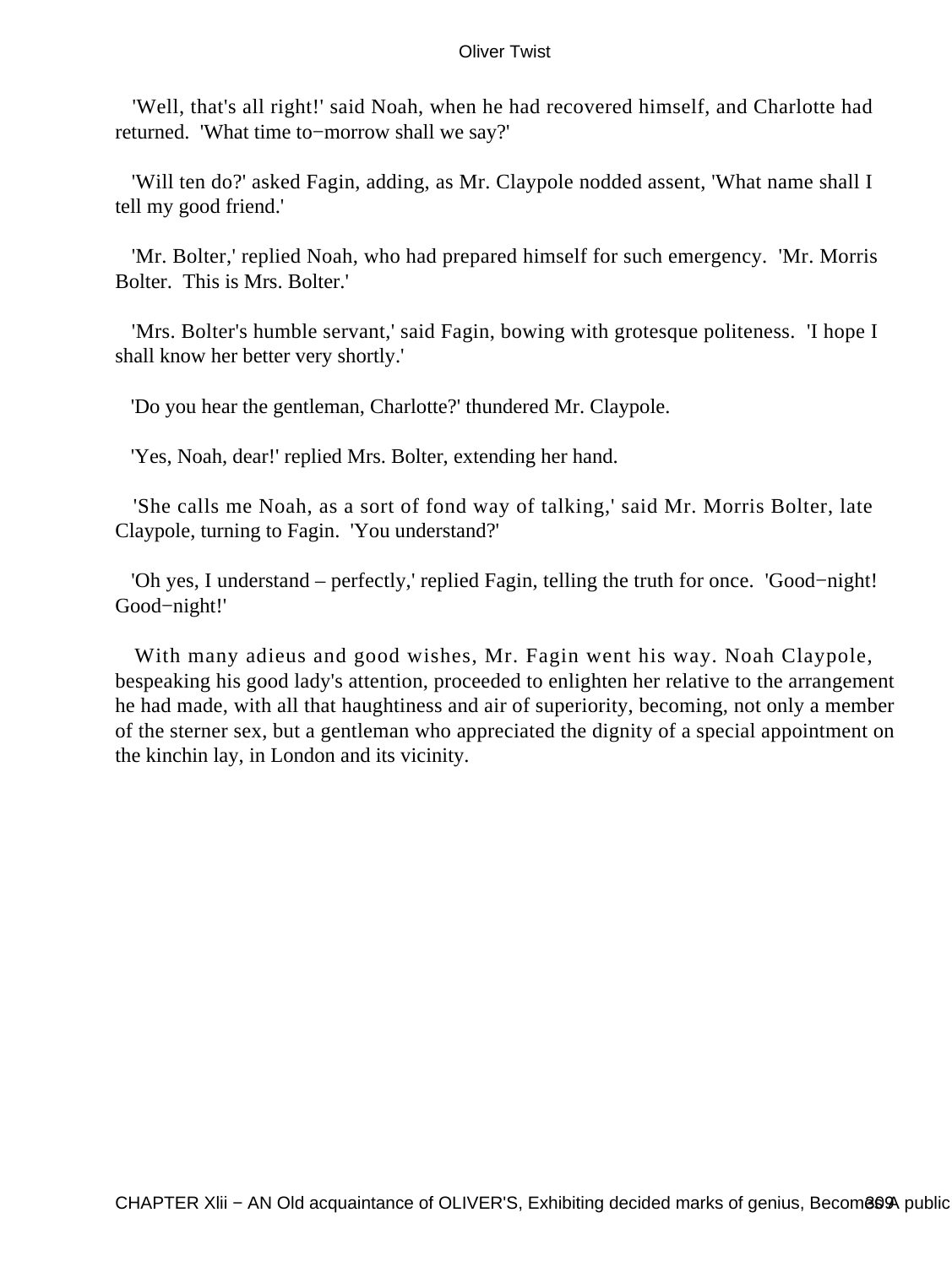'Well, that's all right!' said Noah, when he had recovered himself, and Charlotte had returned. 'What time to−morrow shall we say?'

'Will ten do?' asked Fagin, adding, as Mr. Claypole nodded assent, 'What name shall I tell my good friend.'

'Mr. Bolter,' replied Noah, who had prepared himself for such emergency. 'Mr. Morris Bolter. This is Mrs. Bolter.'

'Mrs. Bolter's humble servant,' said Fagin, bowing with grotesque politeness. 'I hope I shall know her better very shortly.'

'Do you hear the gentleman, Charlotte?' thundered Mr. Claypole.

'Yes, Noah, dear!' replied Mrs. Bolter, extending her hand.

'She calls me Noah, as a sort of fond way of talking,' said Mr. Morris Bolter, late Claypole, turning to Fagin. 'You understand?'

'Oh yes, I understand – perfectly,' replied Fagin, telling the truth for once. 'Good−night! Good−night!'

With many adieus and good wishes, Mr. Fagin went his way. Noah Claypole, bespeaking his good lady's attention, proceeded to enlighten her relative to the arrangement he had made, with all that haughtiness and air of superiority, becoming, not only a member of the sterner sex, but a gentleman who appreciated the dignity of a special appointment on the kinchin lay, in London and its vicinity.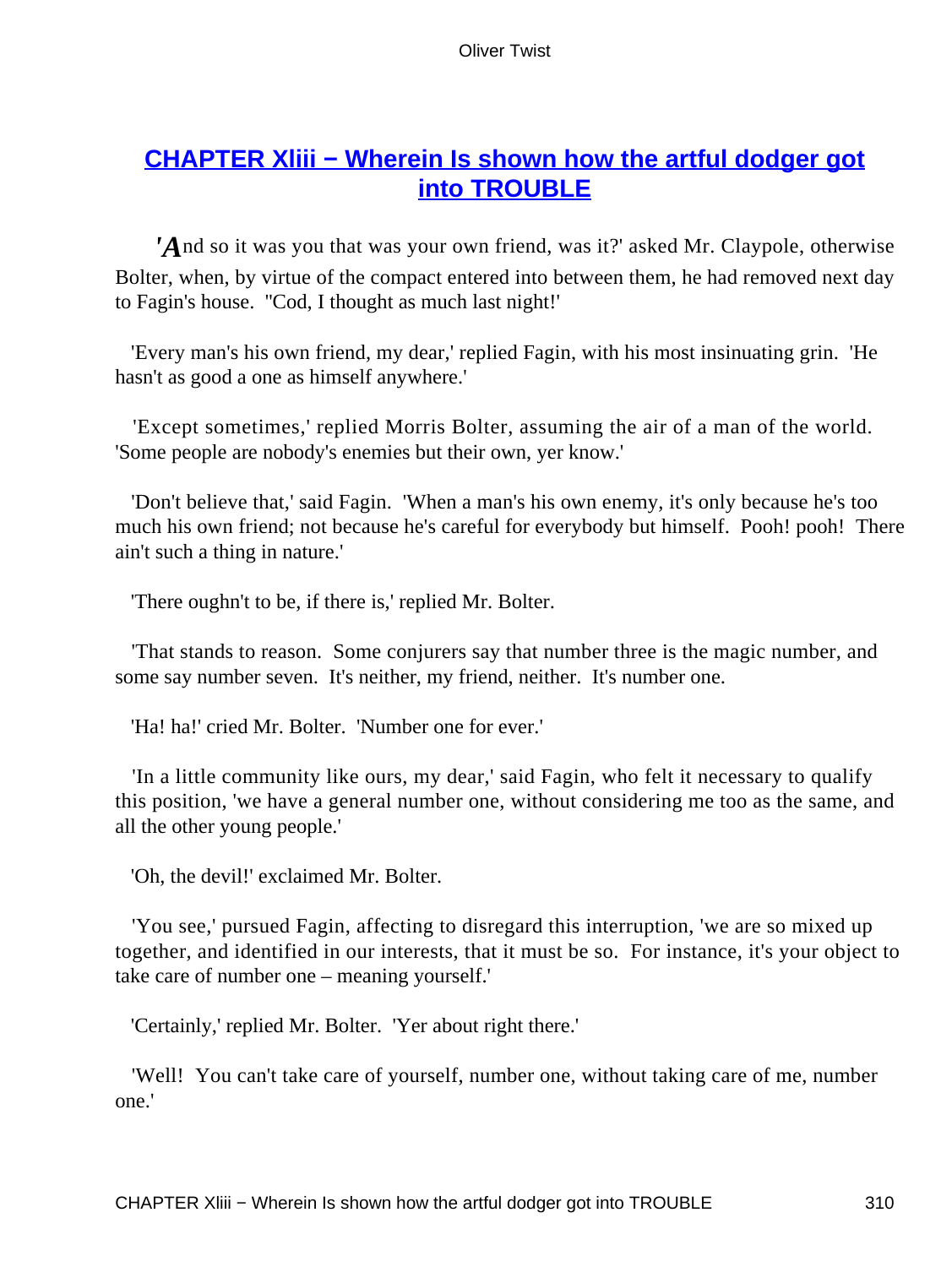## CHAPTER Xliii − Wherein Is shown how the artful dodger got into TROUBLE

'And so it was you that was your own friend, was it?' asked Mr. Claypole, otherwise Bolter, when, by virtue of the compact entered into between them, he had removed next day to Fagin's house. "Cod, I thought as much last night!'

'Every man's his own friend, my dear,' replied Fagin, with his most insinuating grin. 'He hasn't as good a one as himself anywhere.'

'Except sometimes,' replied Morris Bolter, assuming the air of a man of the world. 'Some people are nobody's enemies but their own, yer know.'

'Don't believe that,' said Fagin. 'When a man's his own enemy, it's only because he's too much his own friend; not because he's careful for everybody but himself. Pooh! pooh! There ain't such a thing in nature.'

'There oughn't to be, if there is,' replied Mr. Bolter.

'That stands to reason. Some conjurers say that number three is the magic number, and some say number seven. It's neither, my friend, neither. It's number one.

'Ha! ha!' cried Mr. Bolter. 'Number one for ever.'

'In a little community like ours, my dear,' said Fagin, who felt it necessary to qualify this position, 'we have a general number one, without considering me too as the same, and all the other young people.'

'Oh, the devil!' exclaimed Mr. Bolter.

'You see,' pursued Fagin, affecting to disregard this interruption, 'we are so mixed up together, and identified in our interests, that it must be so. For instance, it's your object to take care of number one – meaning yourself.'

'Certainly,' replied Mr. Bolter. 'Yer about right there.'

'Well! You can't take care of yourself, number one, without taking care of me, number one.'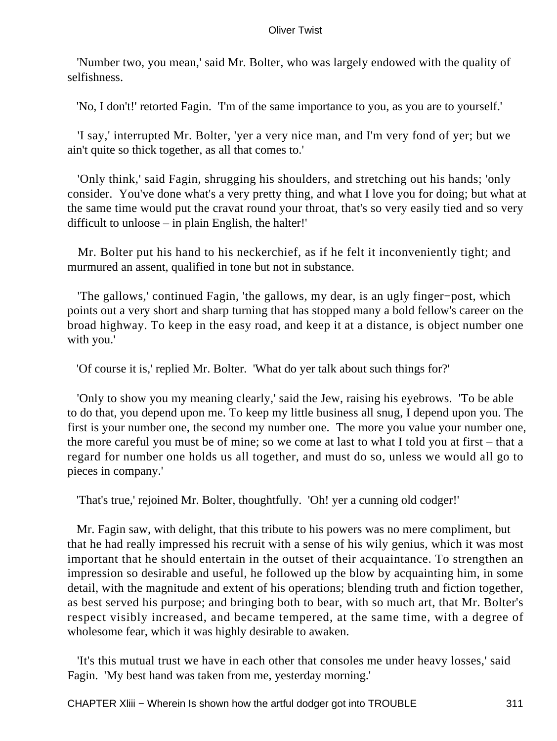'Number two, you mean,' said Mr. Bolter, who was largely endowed with the quality of selfishness.

'No, I don't!' retorted Fagin. 'I'm of the same importance to you, as you are to yourself.'

'I say,' interrupted Mr. Bolter, 'yer a very nice man, and I'm very fond of yer; but we ain't quite so thick together, as all that comes to.'

'Only think,' said Fagin, shrugging his shoulders, and stretching out his hands; 'only consider. You've done what's a very pretty thing, and what I love you for doing; but what at the same time would put the cravat round your throat, that's so very easily tied and so very difficult to unloose – in plain English, the halter!'

Mr. Bolter put his hand to his neckerchief, as if he felt it inconveniently tight; and murmured an assent, qualified in tone but not in substance.

'The gallows,' continued Fagin, 'the gallows, my dear, is an ugly finger−post, which points out a very short and sharp turning that has stopped many a bold fellow's career on the broad highway. To keep in the easy road, and keep it at a distance, is object number one with you.'

'Of course it is,' replied Mr. Bolter. 'What do yer talk about such things for?'

'Only to show you my meaning clearly,' said the Jew, raising his eyebrows. 'To be able to do that, you depend upon me. To keep my little business all snug, I depend upon you. The first is your number one, the second my number one. The more you value your number one, the more careful you must be of mine; so we come at last to what I told you at first – that a regard for number one holds us all together, and must do so, unless we would all go to pieces in company.'

'That's true,' rejoined Mr. Bolter, thoughtfully. 'Oh! yer a cunning old codger!'

Mr. Fagin saw, with delight, that this tribute to his powers was no mere compliment, but that he had really impressed his recruit with a sense of his wily genius, which it was most important that he should entertain in the outset of their acquaintance. To strengthen an impression so desirable and useful, he followed up the blow by acquainting him, in some detail, with the magnitude and extent of his operations; blending truth and fiction together, as best served his purpose; and bringing both to bear, with so much art, that Mr. Bolter's respect visibly increased, and became tempered, at the same time, with a degree of wholesome fear, which it was highly desirable to awaken.

'It's this mutual trust we have in each other that consoles me under heavy losses,' said Fagin. 'My best hand was taken from me, yesterday morning.'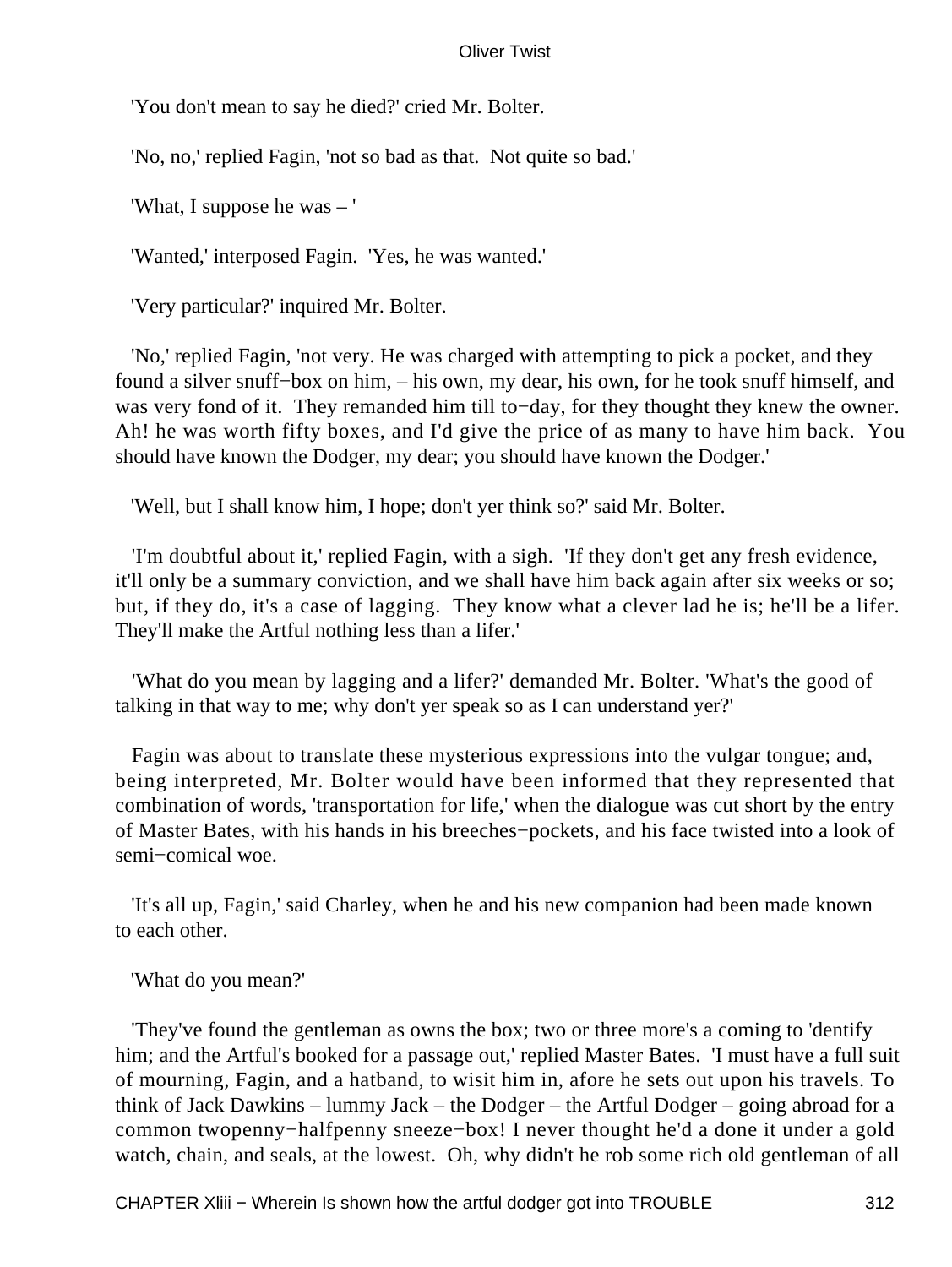'You don't mean to say he died?' cried Mr. Bolter.

'No, no,' replied Fagin, 'not so bad as that. Not quite so bad.'

'What, I suppose he was – '

'Wanted,' interposed Fagin. 'Yes, he was wanted.'

'Very particular?' inquired Mr. Bolter.

'No,' replied Fagin, 'not very. He was charged with attempting to pick a pocket, and they found a silver snuff−box on him, – his own, my dear, his own, for he took snuff himself, and was very fond of it. They remanded him till to−day, for they thought they knew the owner. Ah! he was worth fifty boxes, and I'd give the price of as many to have him back. You should have known the Dodger, my dear; you should have known the Dodger.'

'Well, but I shall know him, I hope; don't yer think so?' said Mr. Bolter.

'I'm doubtful about it,' replied Fagin, with a sigh. 'If they don't get any fresh evidence, it'll only be a summary conviction, and we shall have him back again after six weeks or so; but, if they do, it's a case of lagging. They know what a clever lad he is; he'll be a lifer. They'll make the Artful nothing less than a lifer.'

'What do you mean by lagging and a lifer?' demanded Mr. Bolter. 'What's the good of talking in that way to me; why don't yer speak so as I can understand yer?'

Fagin was about to translate these mysterious expressions into the vulgar tongue; and, being interpreted, Mr. Bolter would have been informed that they represented that combination of words, 'transportation for life,' when the dialogue was cut short by the entry of Master Bates, with his hands in his breeches−pockets, and his face twisted into a look of semi−comical woe.

'It's all up, Fagin,' said Charley, when he and his new companion had been made known to each other.

'What do you mean?'

'They've found the gentleman as owns the box; two or three more's a coming to 'dentify him; and the Artful's booked for a passage out,' replied Master Bates. 'I must have a full suit of mourning, Fagin, and a hatband, to wisit him in, afore he sets out upon his travels. To think of Jack Dawkins – lummy Jack – the Dodger – the Artful Dodger – going abroad for a common twopenny−halfpenny sneeze−box! I never thought he'd a done it under a gold watch, chain, and seals, at the lowest. Oh, why didn't he rob some rich old gentleman of all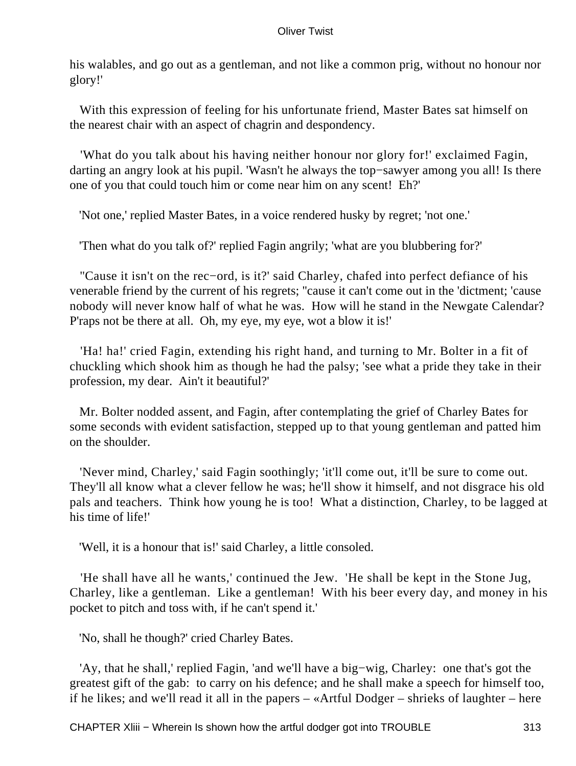his walables, and go out as a gentleman, and not like a common prig, without no honour nor glory!'

With this expression of feeling for his unfortunate friend, Master Bates sat himself on the nearest chair with an aspect of chagrin and despondency.

'What do you talk about his having neither honour nor glory for!' exclaimed Fagin, darting an angry look at his pupil. 'Wasn't he always the top−sawyer among you all! Is there one of you that could touch him or come near him on any scent! Eh?'

'Not one,' replied Master Bates, in a voice rendered husky by regret; 'not one.'

'Then what do you talk of?' replied Fagin angrily; 'what are you blubbering for?'

''Cause it isn't on the rec−ord, is it?' said Charley, chafed into perfect defiance of his venerable friend by the current of his regrets; ''cause it can't come out in the 'dictment; 'cause nobody will never know half of what he was. How will he stand in the Newgate Calendar? P'raps not be there at all. Oh, my eye, my eye, wot a blow it is!'

'Ha! ha!' cried Fagin, extending his right hand, and turning to Mr. Bolter in a fit of chuckling which shook him as though he had the palsy; 'see what a pride they take in their profession, my dear. Ain't it beautiful?'

Mr. Bolter nodded assent, and Fagin, after contemplating the grief of Charley Bates for some seconds with evident satisfaction, stepped up to that young gentleman and patted him on the shoulder.

'Never mind, Charley,' said Fagin soothingly; 'it'll come out, it'll be sure to come out. They'll all know what a clever fellow he was; he'll show it himself, and not disgrace his old pals and teachers. Think how young he is too! What a distinction, Charley, to be lagged at his time of life!'

'Well, it is a honour that is!' said Charley, a little consoled.

'He shall have all he wants,' continued the Jew. 'He shall be kept in the Stone Jug, Charley, like a gentleman. Like a gentleman! With his beer every day, and money in his pocket to pitch and toss with, if he can't spend it.'

'No, shall he though?' cried Charley Bates.

'Ay, that he shall,' replied Fagin, 'and we'll have a big−wig, Charley: one that's got the greatest gift of the gab: to carry on his defence; and he shall make a speech for himself too, if he likes; and we'll read it all in the papers – «Artful Dodger – shrieks of laughter – here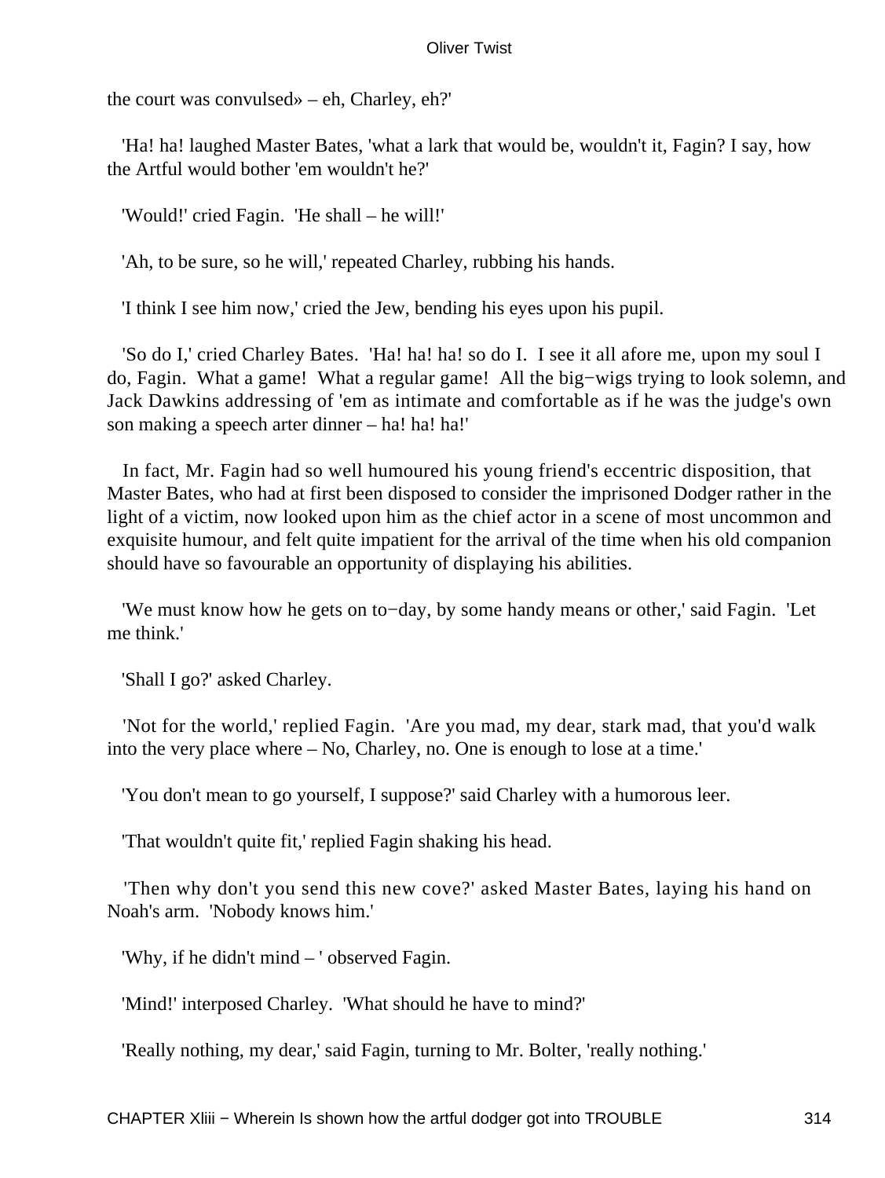the court was convulsed» – eh, Charley, eh?'

'Ha! ha! laughed Master Bates, 'what a lark that would be, wouldn't it, Fagin? I say, how the Artful would bother 'em wouldn't he?'

'Would!' cried Fagin. 'He shall – he will!'

'Ah, to be sure, so he will,' repeated Charley, rubbing his hands.

'I think I see him now,' cried the Jew, bending his eyes upon his pupil.

'So do I,' cried Charley Bates. 'Ha! ha! ha! so do I. I see it all afore me, upon my soul I do, Fagin. What a game! What a regular game! All the big−wigs trying to look solemn, and Jack Dawkins addressing of 'em as intimate and comfortable as if he was the judge's own son making a speech arter dinner – ha! ha! ha!'

In fact, Mr. Fagin had so well humoured his young friend's eccentric disposition, that Master Bates, who had at first been disposed to consider the imprisoned Dodger rather in the light of a victim, now looked upon him as the chief actor in a scene of most uncommon and exquisite humour, and felt quite impatient for the arrival of the time when his old companion should have so favourable an opportunity of displaying his abilities.

'We must know how he gets on to−day, by some handy means or other,' said Fagin. 'Let me think.'

'Shall I go?' asked Charley.

'Not for the world,' replied Fagin. 'Are you mad, my dear, stark mad, that you'd walk into the very place where – No, Charley, no. One is enough to lose at a time.'

'You don't mean to go yourself, I suppose?' said Charley with a humorous leer.

'That wouldn't quite fit,' replied Fagin shaking his head.

'Then why don't you send this new cove?' asked Master Bates, laying his hand on Noah's arm. 'Nobody knows him.'

'Why, if he didn't mind – ' observed Fagin.

'Mind!' interposed Charley. 'What should he have to mind?'

'Really nothing, my dear,' said Fagin, turning to Mr. Bolter, 'really nothing.'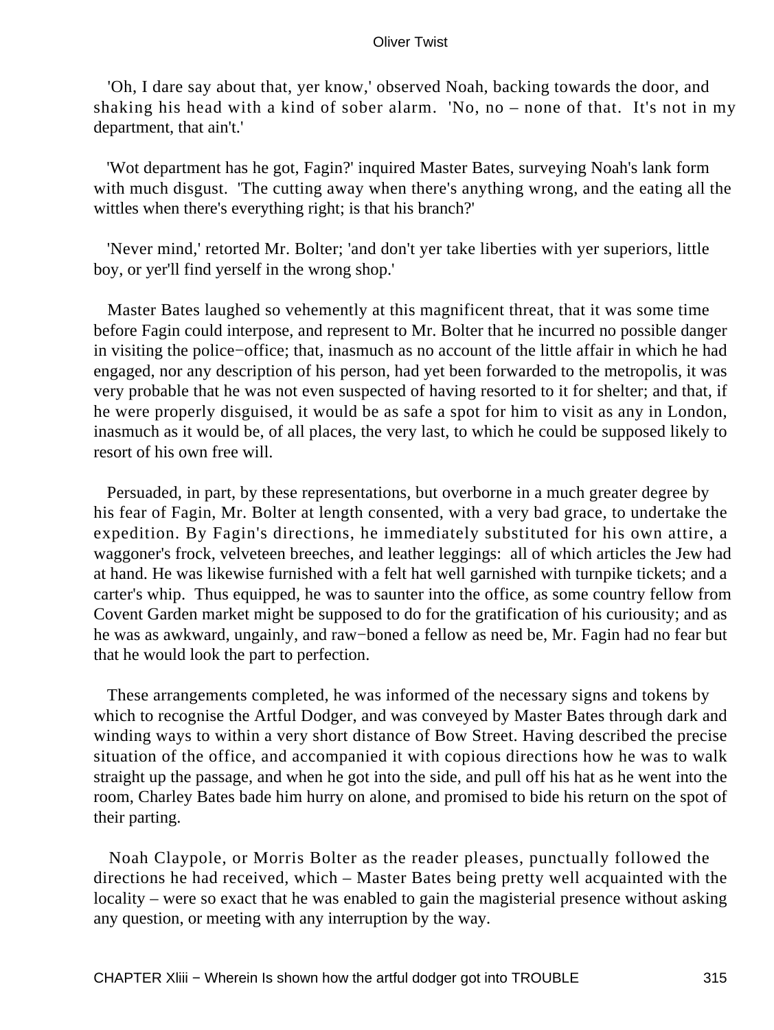'Oh, I dare say about that, yer know,' observed Noah, backing towards the door, and shaking his head with a kind of sober alarm. 'No, no – none of that. It's not in my department, that ain't.'

'Wot department has he got, Fagin?' inquired Master Bates, surveying Noah's lank form with much disgust. 'The cutting away when there's anything wrong, and the eating all the wittles when there's everything right; is that his branch?'

'Never mind,' retorted Mr. Bolter; 'and don't yer take liberties with yer superiors, little boy, or yer'll find yerself in the wrong shop.'

Master Bates laughed so vehemently at this magnificent threat, that it was some time before Fagin could interpose, and represent to Mr. Bolter that he incurred no possible danger in visiting the police−office; that, inasmuch as no account of the little affair in which he had engaged, nor any description of his person, had yet been forwarded to the metropolis, it was very probable that he was not even suspected of having resorted to it for shelter; and that, if he were properly disguised, it would be as safe a spot for him to visit as any in London, inasmuch as it would be, of all places, the very last, to which he could be supposed likely to resort of his own free will.

Persuaded, in part, by these representations, but overborne in a much greater degree by his fear of Fagin, Mr. Bolter at length consented, with a very bad grace, to undertake the expedition. By Fagin's directions, he immediately substituted for his own attire, a waggoner's frock, velveteen breeches, and leather leggings: all of which articles the Jew had at hand. He was likewise furnished with a felt hat well garnished with turnpike tickets; and a carter's whip. Thus equipped, he was to saunter into the office, as some country fellow from Covent Garden market might be supposed to do for the gratification of his curiousity; and as he was as awkward, ungainly, and raw−boned a fellow as need be, Mr. Fagin had no fear but that he would look the part to perfection.

These arrangements completed, he was informed of the necessary signs and tokens by which to recognise the Artful Dodger, and was conveyed by Master Bates through dark and winding ways to within a very short distance of Bow Street. Having described the precise situation of the office, and accompanied it with copious directions how he was to walk straight up the passage, and when he got into the side, and pull off his hat as he went into the room, Charley Bates bade him hurry on alone, and promised to bide his return on the spot of their parting.

Noah Claypole, or Morris Bolter as the reader pleases, punctually followed the directions he had received, which – Master Bates being pretty well acquainted with the locality – were so exact that he was enabled to gain the magisterial presence without asking any question, or meeting with any interruption by the way.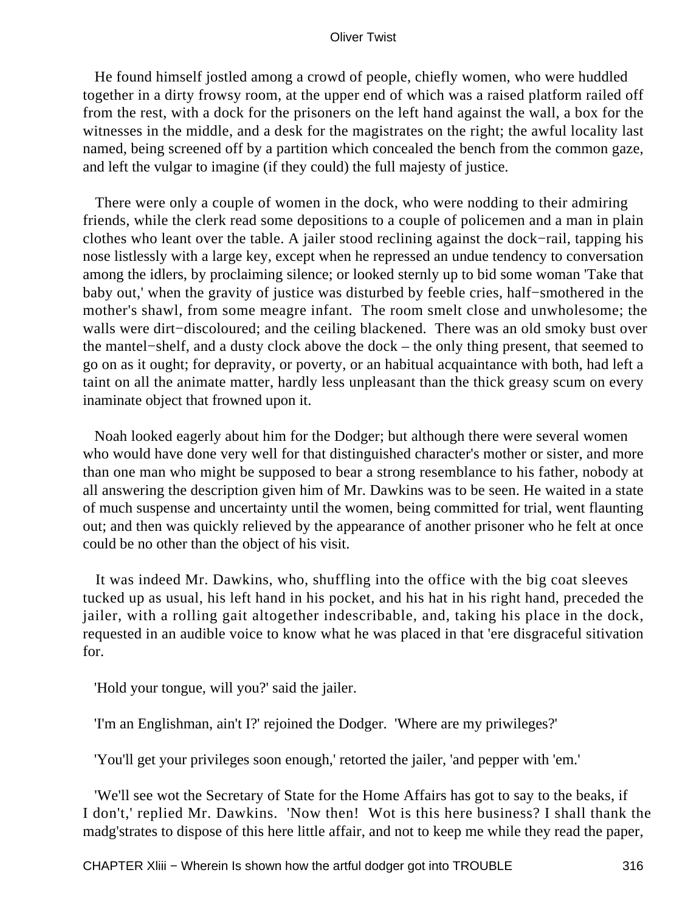He found himself jostled among a crowd of people, chiefly women, who were huddled together in a dirty frowsy room, at the upper end of which was a raised platform railed off from the rest, with a dock for the prisoners on the left hand against the wall, a box for the witnesses in the middle, and a desk for the magistrates on the right; the awful locality last named, being screened off by a partition which concealed the bench from the common gaze, and left the vulgar to imagine (if they could) the full majesty of justice.

There were only a couple of women in the dock, who were nodding to their admiring friends, while the clerk read some depositions to a couple of policemen and a man in plain clothes who leant over the table. A jailer stood reclining against the dock−rail, tapping his nose listlessly with a large key, except when he repressed an undue tendency to conversation among the idlers, by proclaiming silence; or looked sternly up to bid some woman 'Take that baby out,' when the gravity of justice was disturbed by feeble cries, half−smothered in the mother's shawl, from some meagre infant. The room smelt close and unwholesome; the walls were dirt−discoloured; and the ceiling blackened. There was an old smoky bust over the mantel−shelf, and a dusty clock above the dock – the only thing present, that seemed to go on as it ought; for depravity, or poverty, or an habitual acquaintance with both, had left a taint on all the animate matter, hardly less unpleasant than the thick greasy scum on every inaminate object that frowned upon it.

Noah looked eagerly about him for the Dodger; but although there were several women who would have done very well for that distinguished character's mother or sister, and more than one man who might be supposed to bear a strong resemblance to his father, nobody at all answering the description given him of Mr. Dawkins was to be seen. He waited in a state of much suspense and uncertainty until the women, being committed for trial, went flaunting out; and then was quickly relieved by the appearance of another prisoner who he felt at once could be no other than the object of his visit.

It was indeed Mr. Dawkins, who, shuffling into the office with the big coat sleeves tucked up as usual, his left hand in his pocket, and his hat in his right hand, preceded the jailer, with a rolling gait altogether indescribable, and, taking his place in the dock, requested in an audible voice to know what he was placed in that 'ere disgraceful sitivation for.

'Hold your tongue, will you?' said the jailer.

'I'm an Englishman, ain't I?' rejoined the Dodger. 'Where are my priwileges?'

'You'll get your privileges soon enough,' retorted the jailer, 'and pepper with 'em.'

'We'll see wot the Secretary of State for the Home Affairs has got to say to the beaks, if I don't,' replied Mr. Dawkins. 'Now then! Wot is this here business? I shall thank the madg'strates to dispose of this here little affair, and not to keep me while they read the paper,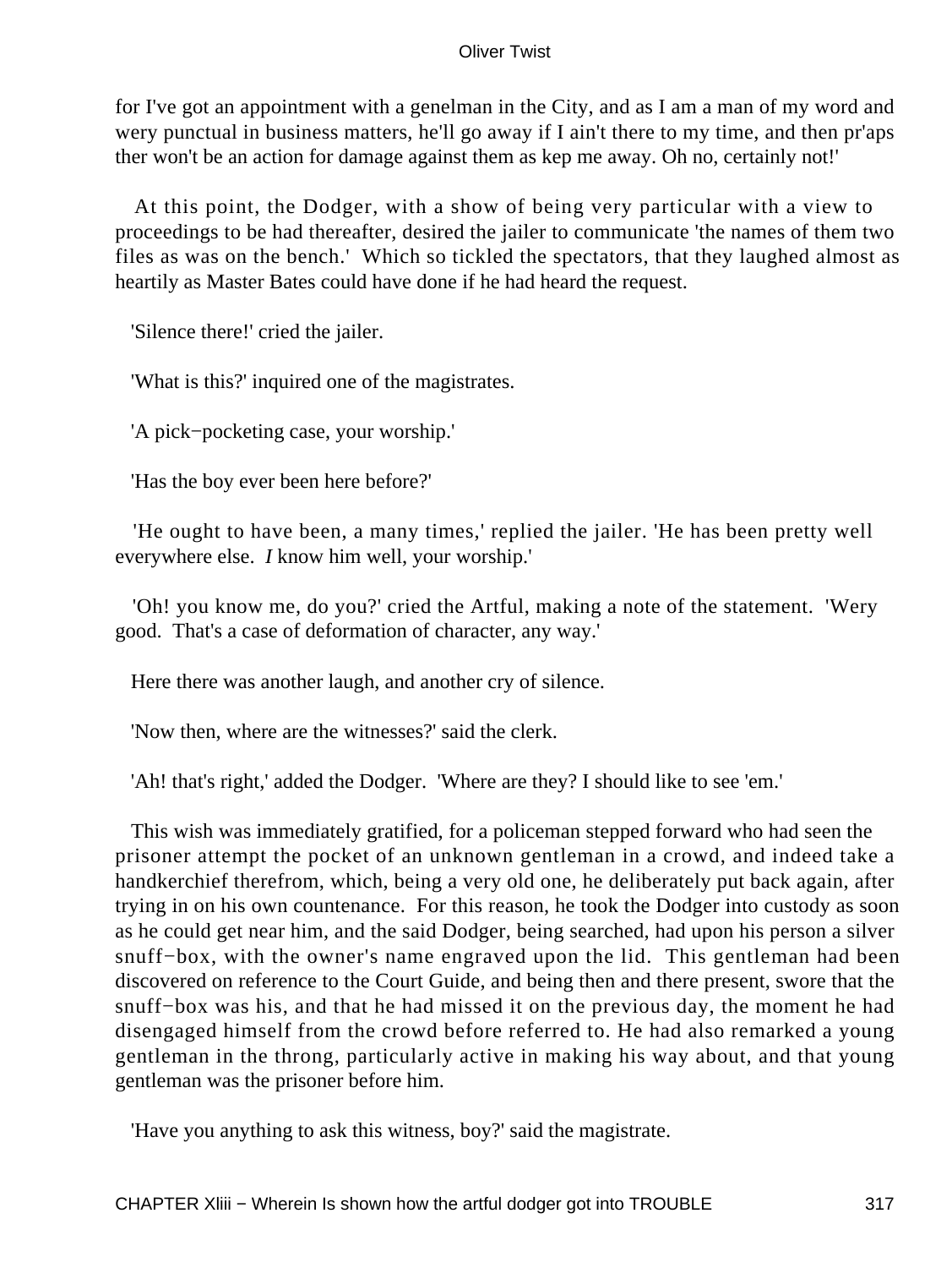for I've got an appointment with a genelman in the City, and as I am a man of my word and wery punctual in business matters, he'll go away if I ain't there to my time, and then pr'aps ther won't be an action for damage against them as kep me away. Oh no, certainly not!'

At this point, the Dodger, with a show of being very particular with a view to proceedings to be had thereafter, desired the jailer to communicate 'the names of them two files as was on the bench.' Which so tickled the spectators, that they laughed almost as heartily as Master Bates could have done if he had heard the request.

'Silence there!' cried the jailer.

'What is this?' inquired one of the magistrates.

'A pick−pocketing case, your worship.'

'Has the boy ever been here before?'

'He ought to have been, a many times,' replied the jailer. 'He has been pretty well everywhere else. *I* know him well, your worship.'

'Oh! you know me, do you?' cried the Artful, making a note of the statement. 'Wery good. That's a case of deformation of character, any way.'

Here there was another laugh, and another cry of silence.

'Now then, where are the witnesses?' said the clerk.

'Ah! that's right,' added the Dodger. 'Where are they? I should like to see 'em.'

This wish was immediately gratified, for a policeman stepped forward who had seen the prisoner attempt the pocket of an unknown gentleman in a crowd, and indeed take a handkerchief therefrom, which, being a very old one, he deliberately put back again, after trying in on his own countenance. For this reason, he took the Dodger into custody as soon as he could get near him, and the said Dodger, being searched, had upon his person a silver snuff−box, with the owner's name engraved upon the lid. This gentleman had been discovered on reference to the Court Guide, and being then and there present, swore that the snuff−box was his, and that he had missed it on the previous day, the moment he had disengaged himself from the crowd before referred to. He had also remarked a young gentleman in the throng, particularly active in making his way about, and that young gentleman was the prisoner before him.

'Have you anything to ask this witness, boy?' said the magistrate.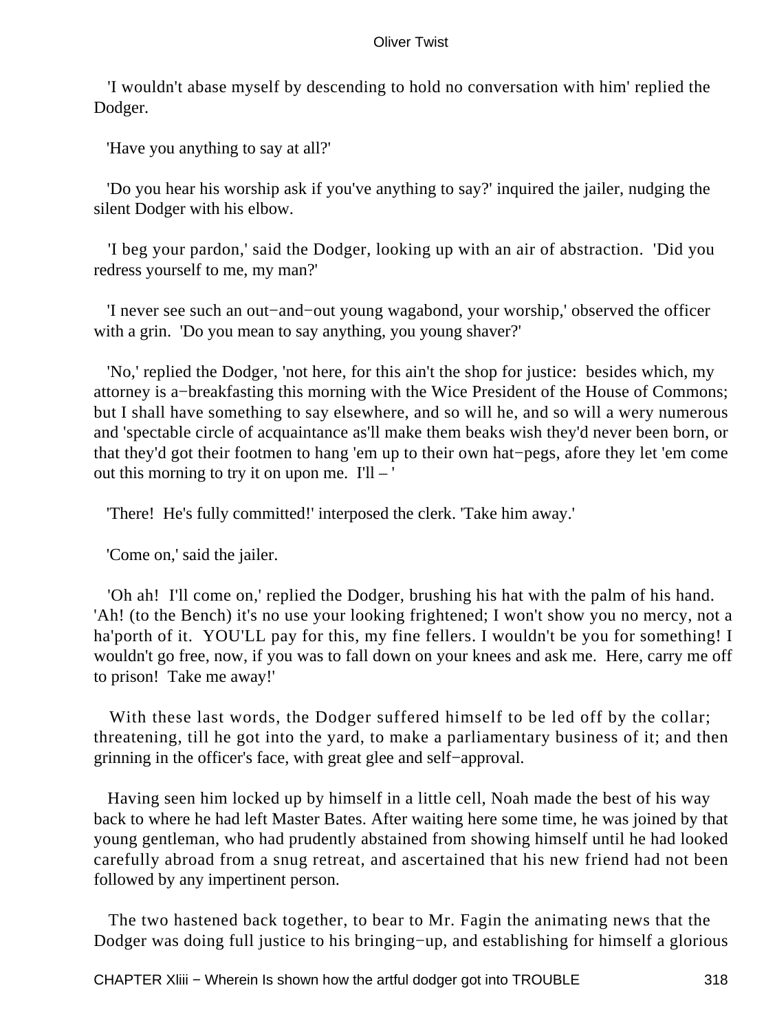'I wouldn't abase myself by descending to hold no conversation with him' replied the Dodger.

'Have you anything to say at all?'

'Do you hear his worship ask if you've anything to say?' inquired the jailer, nudging the silent Dodger with his elbow.

'I beg your pardon,' said the Dodger, looking up with an air of abstraction. 'Did you redress yourself to me, my man?'

'I never see such an out−and−out young wagabond, your worship,' observed the officer with a grin. 'Do you mean to say anything, you young shaver?'

'No,' replied the Dodger, 'not here, for this ain't the shop for justice: besides which, my attorney is a−breakfasting this morning with the Wice President of the House of Commons; but I shall have something to say elsewhere, and so will he, and so will a wery numerous and 'spectable circle of acquaintance as'll make them beaks wish they'd never been born, or that they'd got their footmen to hang 'em up to their own hat−pegs, afore they let 'em come out this morning to try it on upon me. I'll – '

'There! He's fully committed!' interposed the clerk. 'Take him away.'

'Come on,' said the jailer.

'Oh ah! I'll come on,' replied the Dodger, brushing his hat with the palm of his hand. 'Ah! (to the Bench) it's no use your looking frightened; I won't show you no mercy, not a ha'porth of it. YOU'LL pay for this, my fine fellers. I wouldn't be you for something! I wouldn't go free, now, if you was to fall down on your knees and ask me. Here, carry me off to prison! Take me away!'

With these last words, the Dodger suffered himself to be led off by the collar; threatening, till he got into the yard, to make a parliamentary business of it; and then grinning in the officer's face, with great glee and self−approval.

Having seen him locked up by himself in a little cell, Noah made the best of his way back to where he had left Master Bates. After waiting here some time, he was joined by that young gentleman, who had prudently abstained from showing himself until he had looked carefully abroad from a snug retreat, and ascertained that his new friend had not been followed by any impertinent person.

The two hastened back together, to bear to Mr. Fagin the animating news that the Dodger was doing full justice to his bringing−up, and establishing for himself a glorious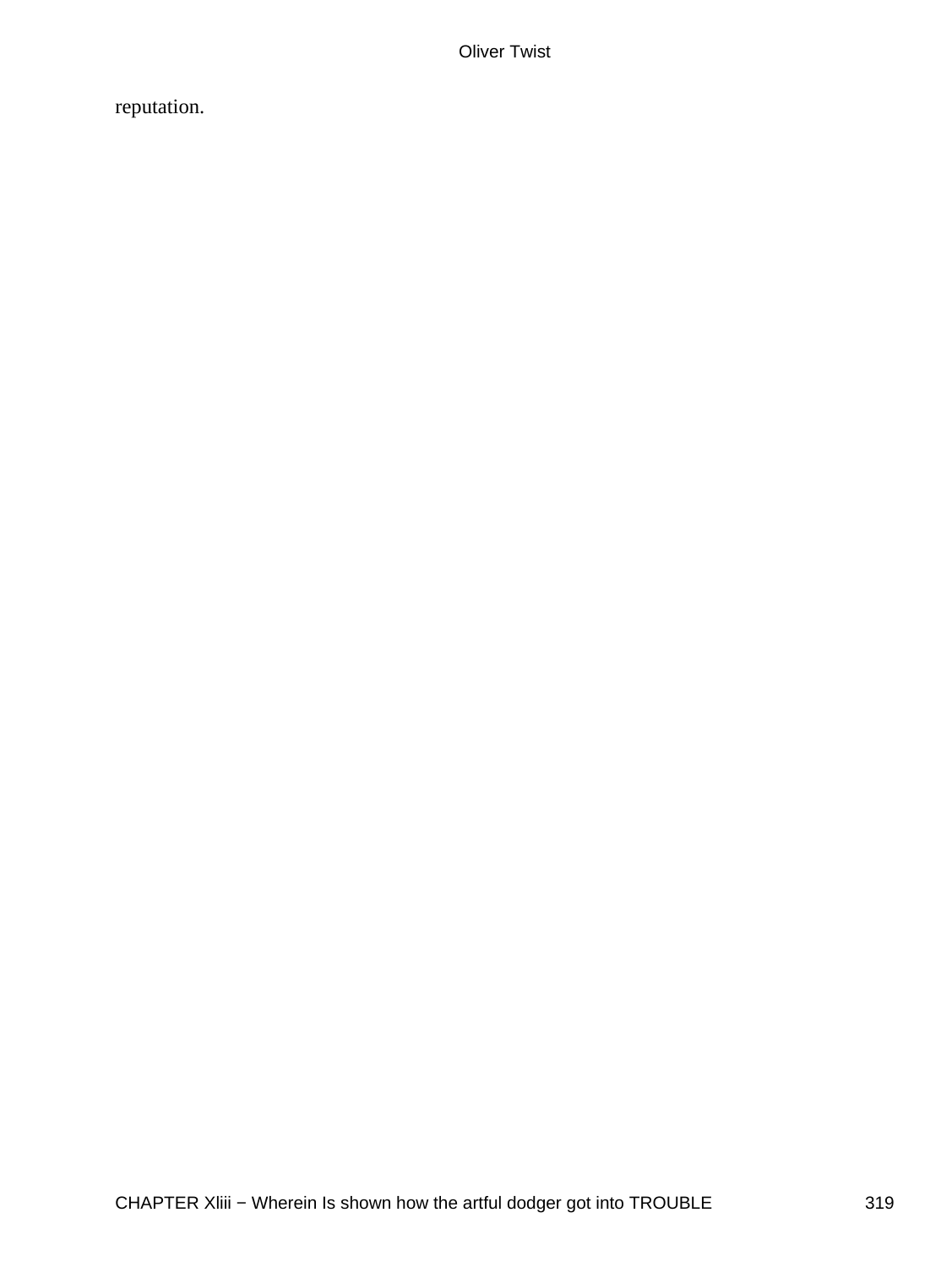reputation.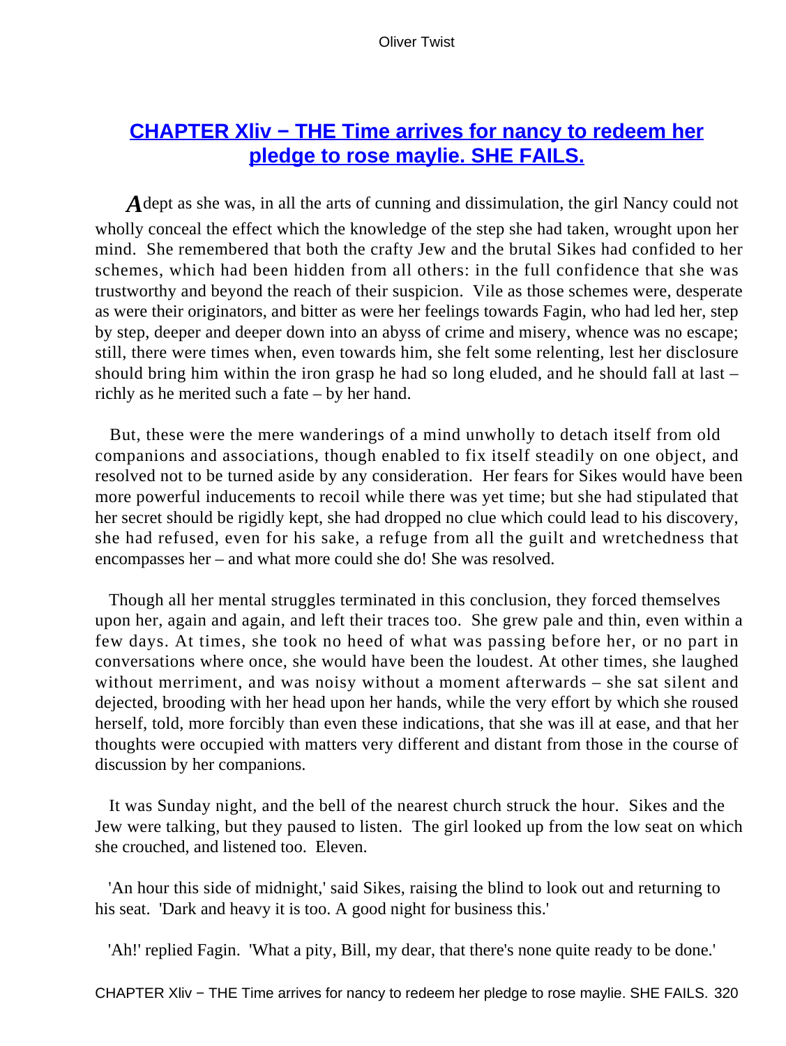## [CHAPTER Xliv − THE Time arrives for nancy to redeem her pledge to rose maylie. SHE FAILS.]()

Adept as she was, in all the arts of cunning and dissimulation, the girl Nancy could not wholly conceal the effect which the knowledge of the step she had taken, wrought upon her mind. She remembered that both the crafty Jew and the brutal Sikes had confided to her schemes, which had been hidden from all others: in the full confidence that she was trustworthy and beyond the reach of their suspicion. Vile as those schemes were, desperate as were their originators, and bitter as were her feelings towards Fagin, who had led her, step by step, deeper and deeper down into an abyss of crime and misery, whence was no escape; still, there were times when, even towards him, she felt some relenting, lest her disclosure should bring him within the iron grasp he had so long eluded, and he should fall at last – richly as he merited such a fate – by her hand.

But, these were the mere wanderings of a mind unwholly to detach itself from old companions and associations, though enabled to fix itself steadily on one object, and resolved not to be turned aside by any consideration. Her fears for Sikes would have been more powerful inducements to recoil while there was yet time; but she had stipulated that her secret should be rigidly kept, she had dropped no clue which could lead to his discovery, she had refused, even for his sake, a refuge from all the guilt and wretchedness that encompasses her – and what more could she do! She was resolved.

Though all her mental struggles terminated in this conclusion, they forced themselves upon her, again and again, and left their traces too. She grew pale and thin, even within a few days. At times, she took no heed of what was passing before her, or no part in conversations where once, she would have been the loudest. At other times, she laughed without merriment, and was noisy without a moment afterwards – she sat silent and dejected, brooding with her head upon her hands, while the very effort by which she roused herself, told, more forcibly than even these indications, that she was ill at ease, and that her thoughts were occupied with matters very different and distant from those in the course of discussion by her companions.

It was Sunday night, and the bell of the nearest church struck the hour. Sikes and the Jew were talking, but they paused to listen. The girl looked up from the low seat on which she crouched, and listened too. Eleven.

'An hour this side of midnight,' said Sikes, raising the blind to look out and returning to his seat. 'Dark and heavy it is too. A good night for business this.'

'Ah!' replied Fagin. 'What a pity, Bill, my dear, that there's none quite ready to be done.'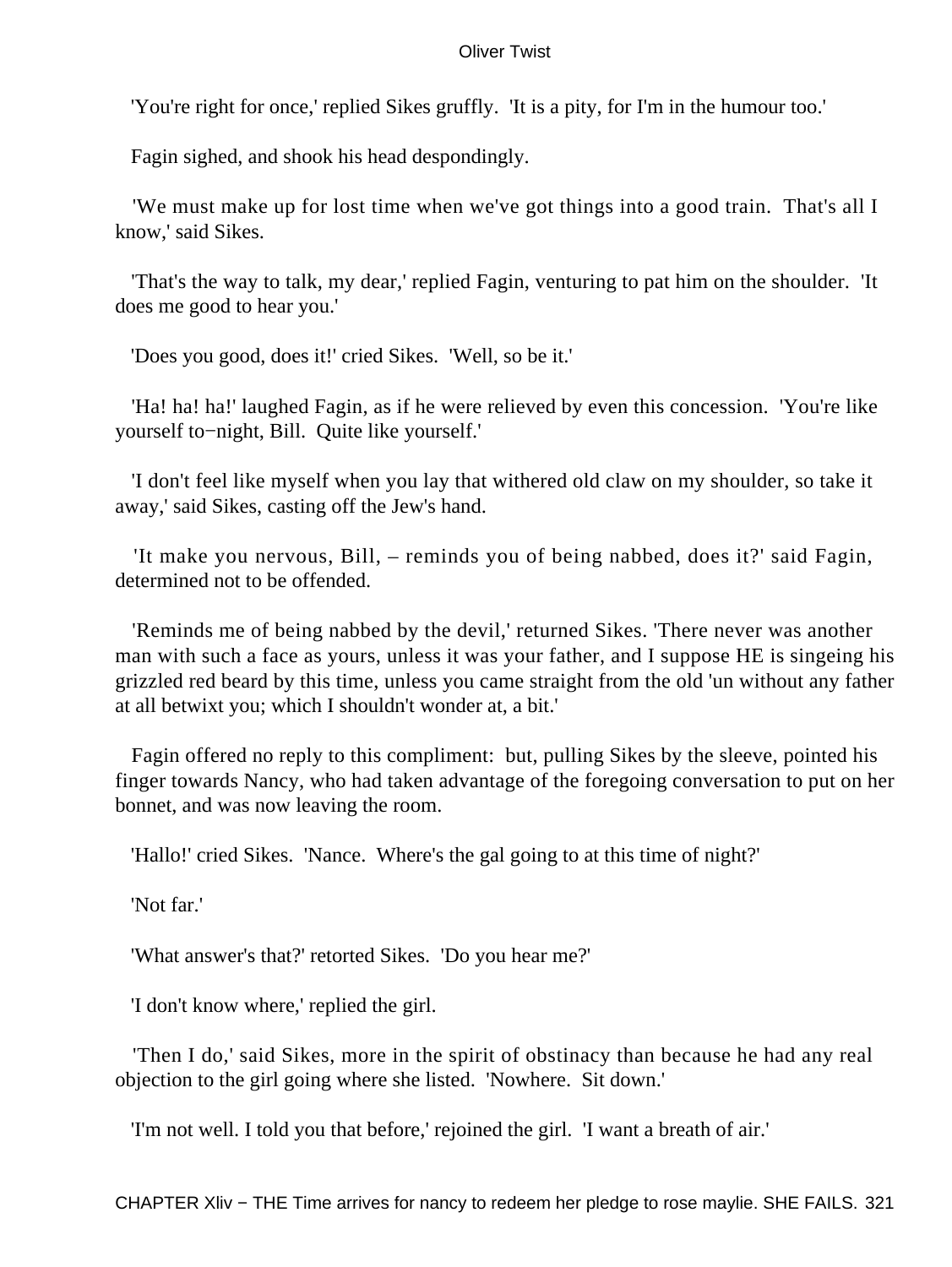'You're right for once,' replied Sikes gruffly. 'It is a pity, for I'm in the humour too.'

Fagin sighed, and shook his head despondingly.

'We must make up for lost time when we've got things into a good train. That's all I know,' said Sikes.

'That's the way to talk, my dear,' replied Fagin, venturing to pat him on the shoulder. 'It does me good to hear you.'

'Does you good, does it!' cried Sikes. 'Well, so be it.'

'Ha! ha! ha!' laughed Fagin, as if he were relieved by even this concession. 'You're like yourself to−night, Bill. Quite like yourself.'

'I don't feel like myself when you lay that withered old claw on my shoulder, so take it away,' said Sikes, casting off the Jew's hand.

'It make you nervous, Bill, – reminds you of being nabbed, does it?' said Fagin, determined not to be offended.

'Reminds me of being nabbed by the devil,' returned Sikes. 'There never was another man with such a face as yours, unless it was your father, and I suppose HE is singeing his grizzled red beard by this time, unless you came straight from the old 'un without any father at all betwixt you; which I shouldn't wonder at, a bit.'

Fagin offered no reply to this compliment: but, pulling Sikes by the sleeve, pointed his finger towards Nancy, who had taken advantage of the foregoing conversation to put on her bonnet, and was now leaving the room.

'Hallo!' cried Sikes. 'Nance. Where's the gal going to at this time of night?'

'Not far.'

'What answer's that?' retorted Sikes. 'Do you hear me?'

'I don't know where,' replied the girl.

'Then I do,' said Sikes, more in the spirit of obstinacy than because he had any real objection to the girl going where she listed. 'Nowhere. Sit down.'

'I'm not well. I told you that before,' rejoined the girl. 'I want a breath of air.'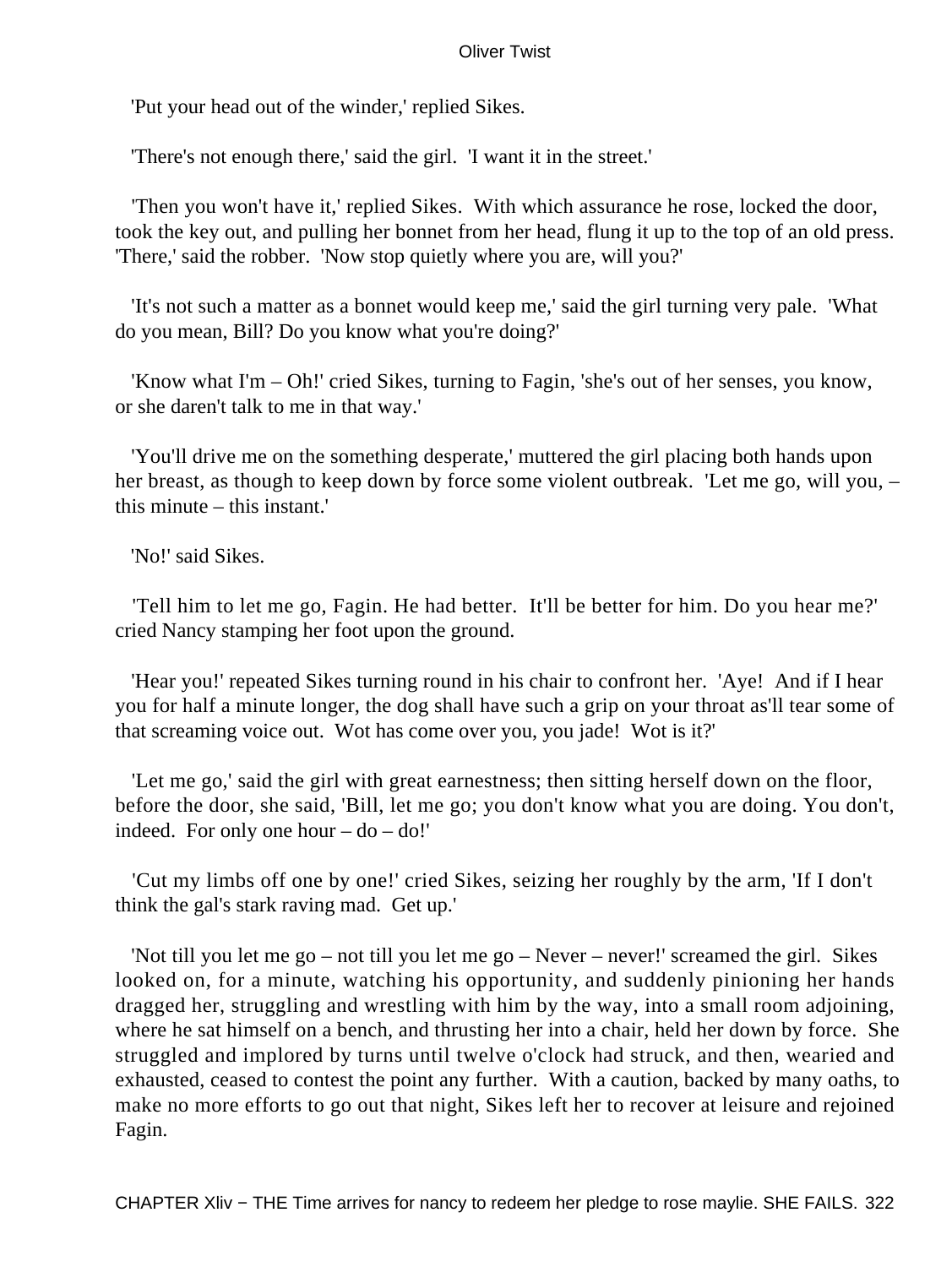'Put your head out of the winder,' replied Sikes.

'There's not enough there,' said the girl. 'I want it in the street.'

'Then you won't have it,' replied Sikes. With which assurance he rose, locked the door, took the key out, and pulling her bonnet from her head, flung it up to the top of an old press. 'There,' said the robber. 'Now stop quietly where you are, will you?'

'It's not such a matter as a bonnet would keep me,' said the girl turning very pale. 'What do you mean, Bill? Do you know what you're doing?'

'Know what I'm – Oh!' cried Sikes, turning to Fagin, 'she's out of her senses, you know, or she daren't talk to me in that way.'

'You'll drive me on the something desperate,' muttered the girl placing both hands upon her breast, as though to keep down by force some violent outbreak. 'Let me go, will you, – this minute – this instant.'

'No!' said Sikes.

'Tell him to let me go, Fagin. He had better. It'll be better for him. Do you hear me?' cried Nancy stamping her foot upon the ground.

'Hear you!' repeated Sikes turning round in his chair to confront her. 'Aye! And if I hear you for half a minute longer, the dog shall have such a grip on your throat as'll tear some of that screaming voice out. Wot has come over you, you jade! Wot is it?'

'Let me go,' said the girl with great earnestness; then sitting herself down on the floor, before the door, she said, 'Bill, let me go; you don't know what you are doing. You don't, indeed. For only one hour – do – do!'

'Cut my limbs off one by one!' cried Sikes, seizing her roughly by the arm, 'If I don't think the gal's stark raving mad. Get up.'

'Not till you let me go – not till you let me go – Never – never!' screamed the girl. Sikes looked on, for a minute, watching his opportunity, and suddenly pinioning her hands dragged her, struggling and wrestling with him by the way, into a small room adjoining, where he sat himself on a bench, and thrusting her into a chair, held her down by force. She struggled and implored by turns until twelve o'clock had struck, and then, wearied and exhausted, ceased to contest the point any further. With a caution, backed by many oaths, to make no more efforts to go out that night, Sikes left her to recover at leisure and rejoined Fagin.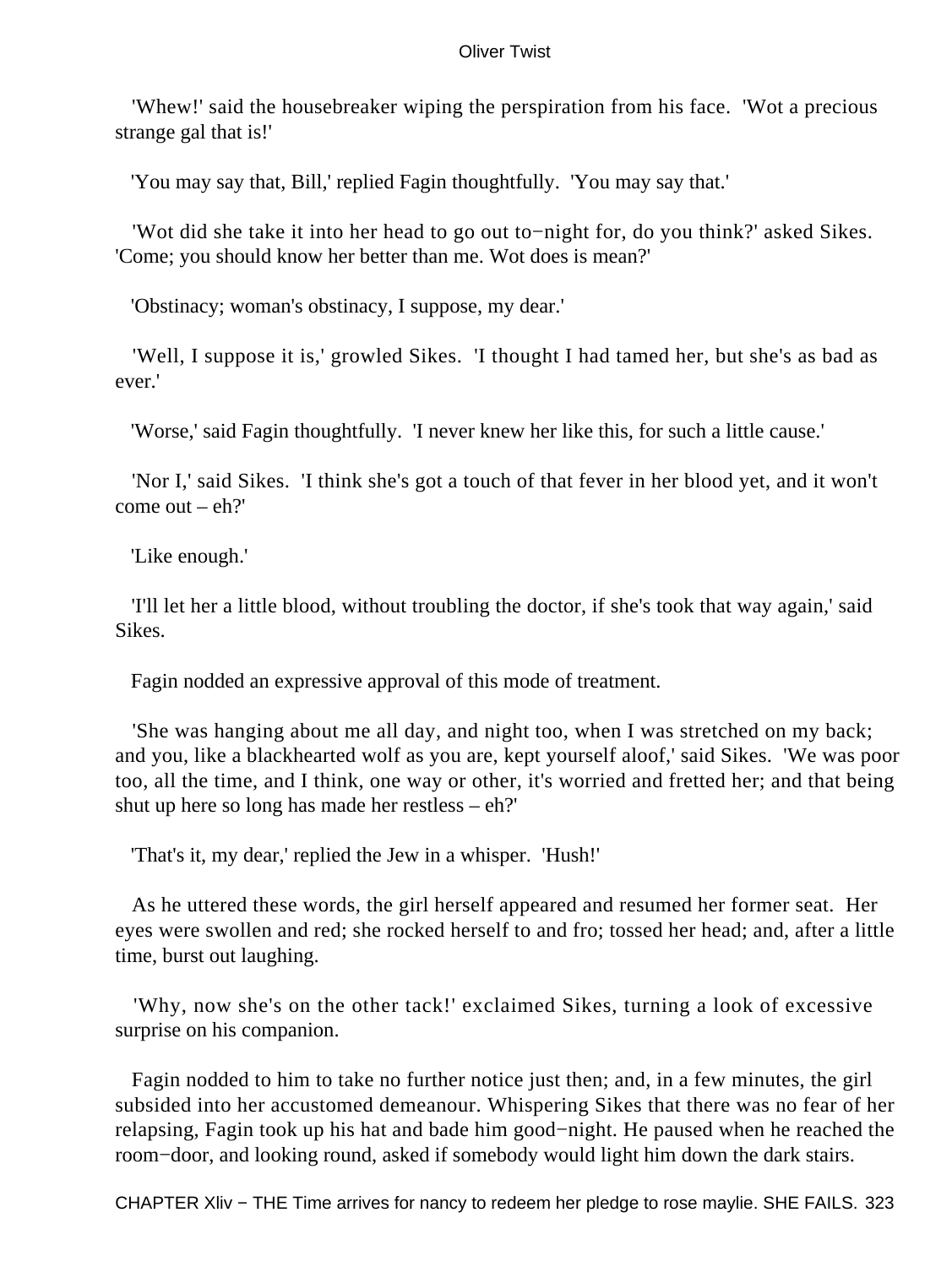'Whew!' said the housebreaker wiping the perspiration from his face. 'Wot a precious strange gal that is!'

'You may say that, Bill,' replied Fagin thoughtfully. 'You may say that.'

'Wot did she take it into her head to go out to−night for, do you think?' asked Sikes. 'Come; you should know her better than me. Wot does is mean?'

'Obstinacy; woman's obstinacy, I suppose, my dear.'

'Well, I suppose it is,' growled Sikes. 'I thought I had tamed her, but she's as bad as ever.'

'Worse,' said Fagin thoughtfully. 'I never knew her like this, for such a little cause.'

'Nor I,' said Sikes. 'I think she's got a touch of that fever in her blood yet, and it won't come out – eh?'

'Like enough.'

'I'll let her a little blood, without troubling the doctor, if she's took that way again,' said Sikes.

Fagin nodded an expressive approval of this mode of treatment.

'She was hanging about me all day, and night too, when I was stretched on my back; and you, like a blackhearted wolf as you are, kept yourself aloof,' said Sikes. 'We was poor too, all the time, and I think, one way or other, it's worried and fretted her; and that being shut up here so long has made her restless – eh?'

'That's it, my dear,' replied the Jew in a whisper. 'Hush!'

As he uttered these words, the girl herself appeared and resumed her former seat. Her eyes were swollen and red; she rocked herself to and fro; tossed her head; and, after a little time, burst out laughing.

'Why, now she's on the other tack!' exclaimed Sikes, turning a look of excessive surprise on his companion.

Fagin nodded to him to take no further notice just then; and, in a few minutes, the girl subsided into her accustomed demeanour. Whispering Sikes that there was no fear of her relapsing, Fagin took up his hat and bade him good−night. He paused when he reached the room−door, and looking round, asked if somebody would light him down the dark stairs.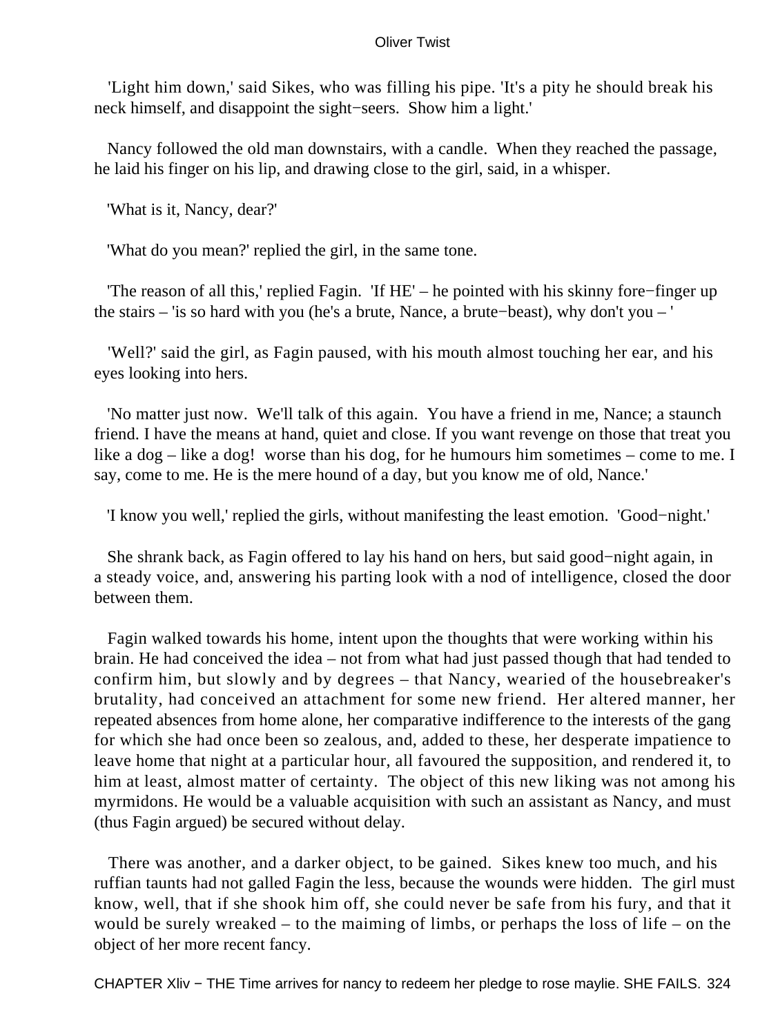'Light him down,' said Sikes, who was filling his pipe. 'It's a pity he should break his neck himself, and disappoint the sight−seers. Show him a light.'

Nancy followed the old man downstairs, with a candle. When they reached the passage, he laid his finger on his lip, and drawing close to the girl, said, in a whisper.

'What is it, Nancy, dear?'

'What do you mean?' replied the girl, in the same tone.

'The reason of all this,' replied Fagin. 'If HE' – he pointed with his skinny fore−finger up the stairs – 'is so hard with you (he's a brute, Nance, a brute−beast), why don't you – '

'Well?' said the girl, as Fagin paused, with his mouth almost touching her ear, and his eyes looking into hers.

'No matter just now. We'll talk of this again. You have a friend in me, Nance; a staunch friend. I have the means at hand, quiet and close. If you want revenge on those that treat you like a dog – like a dog! worse than his dog, for he humours him sometimes – come to me. I say, come to me. He is the mere hound of a day, but you know me of old, Nance.'

'I know you well,' replied the girls, without manifesting the least emotion. 'Good−night.'

She shrank back, as Fagin offered to lay his hand on hers, but said good−night again, in a steady voice, and, answering his parting look with a nod of intelligence, closed the door between them.

Fagin walked towards his home, intent upon the thoughts that were working within his brain. He had conceived the idea – not from what had just passed though that had tended to confirm him, but slowly and by degrees – that Nancy, wearied of the housebreaker's brutality, had conceived an attachment for some new friend. Her altered manner, her repeated absences from home alone, her comparative indifference to the interests of the gang for which she had once been so zealous, and, added to these, her desperate impatience to leave home that night at a particular hour, all favoured the supposition, and rendered it, to him at least, almost matter of certainty. The object of this new liking was not among his myrmidons. He would be a valuable acquisition with such an assistant as Nancy, and must (thus Fagin argued) be secured without delay.

There was another, and a darker object, to be gained. Sikes knew too much, and his ruffian taunts had not galled Fagin the less, because the wounds were hidden. The girl must know, well, that if she shook him off, she could never be safe from his fury, and that it would be surely wreaked – to the maiming of limbs, or perhaps the loss of life – on the object of her more recent fancy.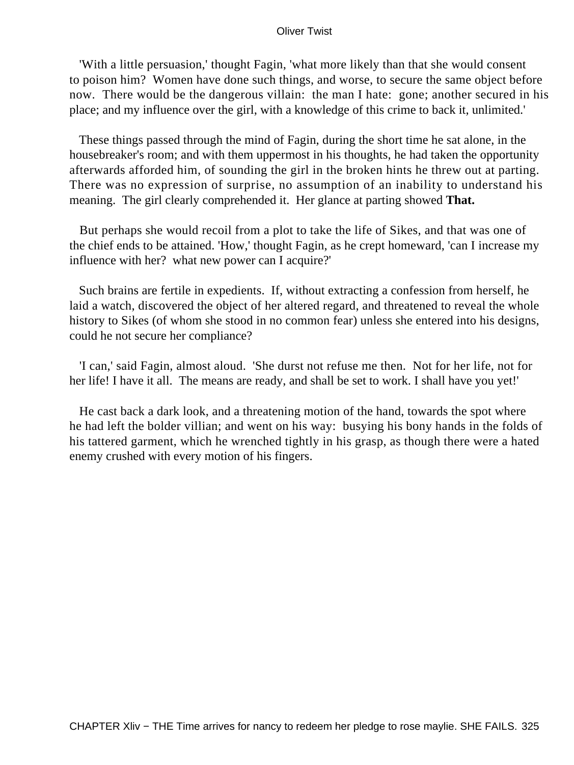'With a little persuasion,' thought Fagin, 'what more likely than that she would consent to poison him? Women have done such things, and worse, to secure the same object before now. There would be the dangerous villain: the man I hate: gone; another secured in his place; and my influence over the girl, with a knowledge of this crime to back it, unlimited.'

These things passed through the mind of Fagin, during the short time he sat alone, in the housebreaker's room; and with them uppermost in his thoughts, he had taken the opportunity afterwards afforded him, of sounding the girl in the broken hints he threw out at parting. There was no expression of surprise, no assumption of an inability to understand his meaning. The girl clearly comprehended it. Her glance at parting showed **That.**

But perhaps she would recoil from a plot to take the life of Sikes, and that was one of the chief ends to be attained. 'How,' thought Fagin, as he crept homeward, 'can I increase my influence with her? what new power can I acquire?'

Such brains are fertile in expedients. If, without extracting a confession from herself, he laid a watch, discovered the object of her altered regard, and threatened to reveal the whole history to Sikes (of whom she stood in no common fear) unless she entered into his designs, could he not secure her compliance?

'I can,' said Fagin, almost aloud. 'She durst not refuse me then. Not for her life, not for her life! I have it all. The means are ready, and shall be set to work. I shall have you yet!'

He cast back a dark look, and a threatening motion of the hand, towards the spot where he had left the bolder villian; and went on his way: busying his bony hands in the folds of his tattered garment, which he wrenched tightly in his grasp, as though there were a hated enemy crushed with every motion of his fingers.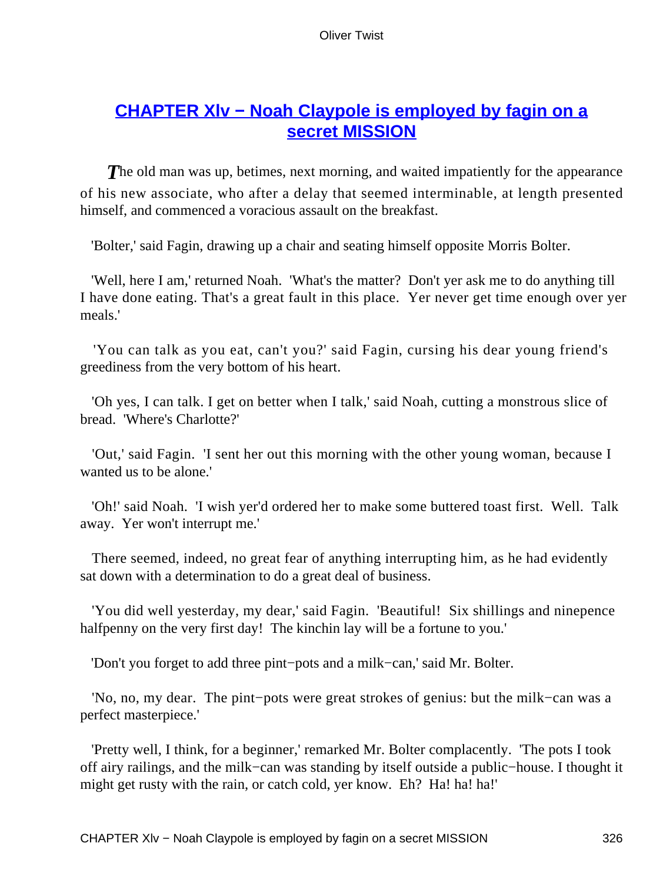## [CHAPTER Xlv − Noah Claypole is employed by fagin on a secret MISSION]()

*T*he old man was up, betimes, next morning, and waited impatiently for the appearance of his new associate, who after a delay that seemed interminable, at length presented himself, and commenced a voracious assault on the breakfast.

'Bolter,' said Fagin, drawing up a chair and seating himself opposite Morris Bolter.

'Well, here I am,' returned Noah. 'What's the matter? Don't yer ask me to do anything till I have done eating. That's a great fault in this place. Yer never get time enough over yer meals.'

'You can talk as you eat, can't you?' said Fagin, cursing his dear young friend's greediness from the very bottom of his heart.

'Oh yes, I can talk. I get on better when I talk,' said Noah, cutting a monstrous slice of bread. 'Where's Charlotte?'

'Out,' said Fagin. 'I sent her out this morning with the other young woman, because I wanted us to be alone.'

'Oh!' said Noah. 'I wish yer'd ordered her to make some buttered toast first. Well. Talk away. Yer won't interrupt me.'

There seemed, indeed, no great fear of anything interrupting him, as he had evidently sat down with a determination to do a great deal of business.

'You did well yesterday, my dear,' said Fagin. 'Beautiful! Six shillings and ninepence halfpenny on the very first day! The kinchin lay will be a fortune to you.'

'Don't you forget to add three pint−pots and a milk−can,' said Mr. Bolter.

'No, no, my dear. The pint−pots were great strokes of genius: but the milk−can was a perfect masterpiece.'

'Pretty well, I think, for a beginner,' remarked Mr. Bolter complacently. 'The pots I took off airy railings, and the milk−can was standing by itself outside a public−house. I thought it might get rusty with the rain, or catch cold, yer know. Eh? Ha! ha! ha!'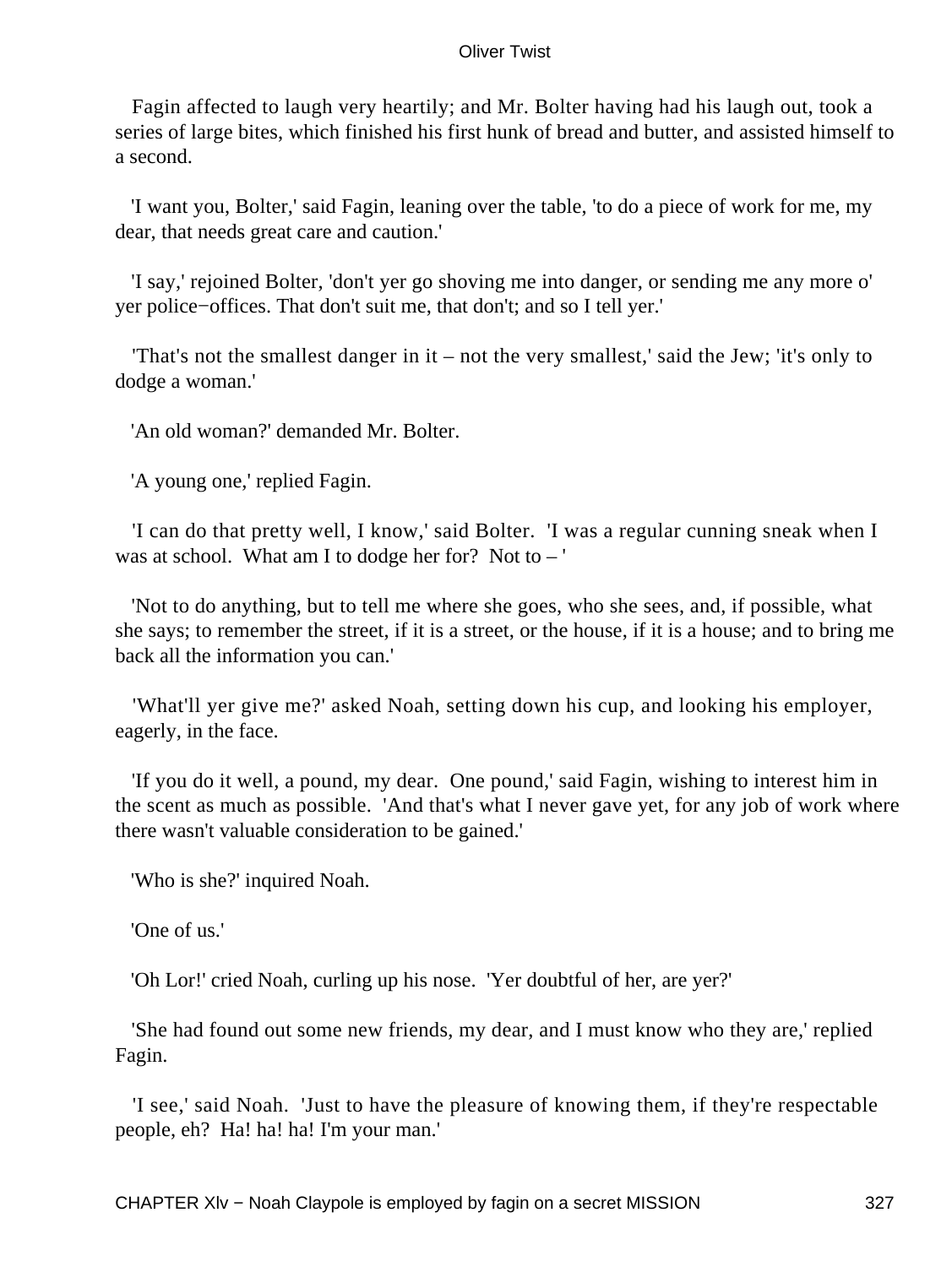Fagin affected to laugh very heartily; and Mr. Bolter having had his laugh out, took a series of large bites, which finished his first hunk of bread and butter, and assisted himself to a second.

'I want you, Bolter,' said Fagin, leaning over the table, 'to do a piece of work for me, my dear, that needs great care and caution.'

'I say,' rejoined Bolter, 'don't yer go shoving me into danger, or sending me any more o' yer police−offices. That don't suit me, that don't; and so I tell yer.'

'That's not the smallest danger in it – not the very smallest,' said the Jew; 'it's only to dodge a woman.'

'An old woman?' demanded Mr. Bolter.

'A young one,' replied Fagin.

'I can do that pretty well, I know,' said Bolter. 'I was a regular cunning sneak when I was at school. What am I to dodge her for? Not to – '

'Not to do anything, but to tell me where she goes, who she sees, and, if possible, what she says; to remember the street, if it is a street, or the house, if it is a house; and to bring me back all the information you can.'

'What'll yer give me?' asked Noah, setting down his cup, and looking his employer, eagerly, in the face.

'If you do it well, a pound, my dear. One pound,' said Fagin, wishing to interest him in the scent as much as possible. 'And that's what I never gave yet, for any job of work where there wasn't valuable consideration to be gained.'

'Who is she?' inquired Noah.

'One of us.'

'Oh Lor!' cried Noah, curling up his nose. 'Yer doubtful of her, are yer?'

'She had found out some new friends, my dear, and I must know who they are,' replied Fagin.

'I see,' said Noah. 'Just to have the pleasure of knowing them, if they're respectable people, eh? Ha! ha! ha! I'm your man.'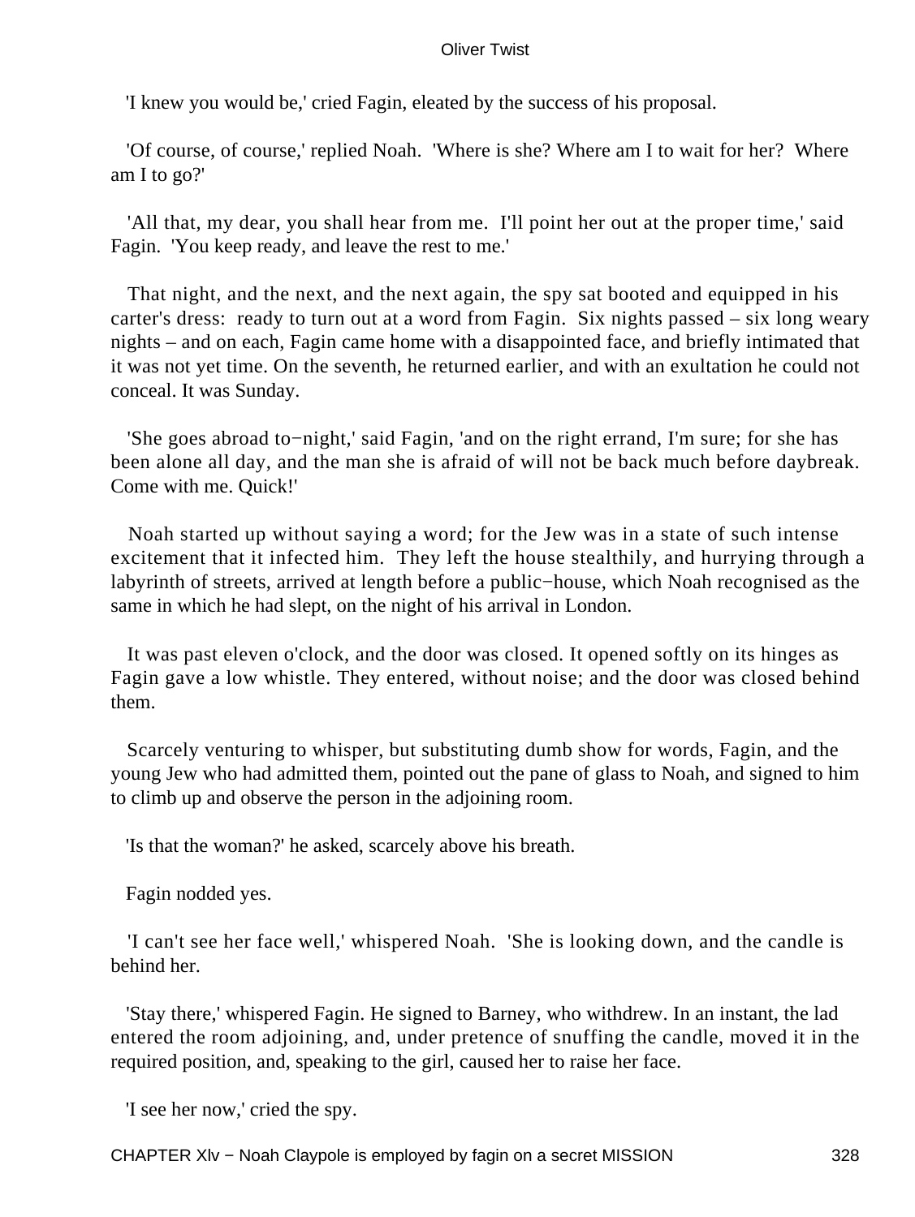'I knew you would be,' cried Fagin, eleated by the success of his proposal.

'Of course, of course,' replied Noah. 'Where is she? Where am I to wait for her? Where am I to go?'

'All that, my dear, you shall hear from me. I'll point her out at the proper time,' said Fagin. 'You keep ready, and leave the rest to me.'

That night, and the next, and the next again, the spy sat booted and equipped in his carter's dress: ready to turn out at a word from Fagin. Six nights passed – six long weary nights – and on each, Fagin came home with a disappointed face, and briefly intimated that it was not yet time. On the seventh, he returned earlier, and with an exultation he could not conceal. It was Sunday.

'She goes abroad to−night,' said Fagin, 'and on the right errand, I'm sure; for she has been alone all day, and the man she is afraid of will not be back much before daybreak. Come with me. Quick!'

Noah started up without saying a word; for the Jew was in a state of such intense excitement that it infected him. They left the house stealthily, and hurrying through a labyrinth of streets, arrived at length before a public−house, which Noah recognised as the same in which he had slept, on the night of his arrival in London.

It was past eleven o'clock, and the door was closed. It opened softly on its hinges as Fagin gave a low whistle. They entered, without noise; and the door was closed behind them.

Scarcely venturing to whisper, but substituting dumb show for words, Fagin, and the young Jew who had admitted them, pointed out the pane of glass to Noah, and signed to him to climb up and observe the person in the adjoining room.

'Is that the woman?' he asked, scarcely above his breath.

Fagin nodded yes.

'I can't see her face well,' whispered Noah. 'She is looking down, and the candle is behind her.

'Stay there,' whispered Fagin. He signed to Barney, who withdrew. In an instant, the lad entered the room adjoining, and, under pretence of snuffing the candle, moved it in the required position, and, speaking to the girl, caused her to raise her face.

'I see her now,' cried the spy.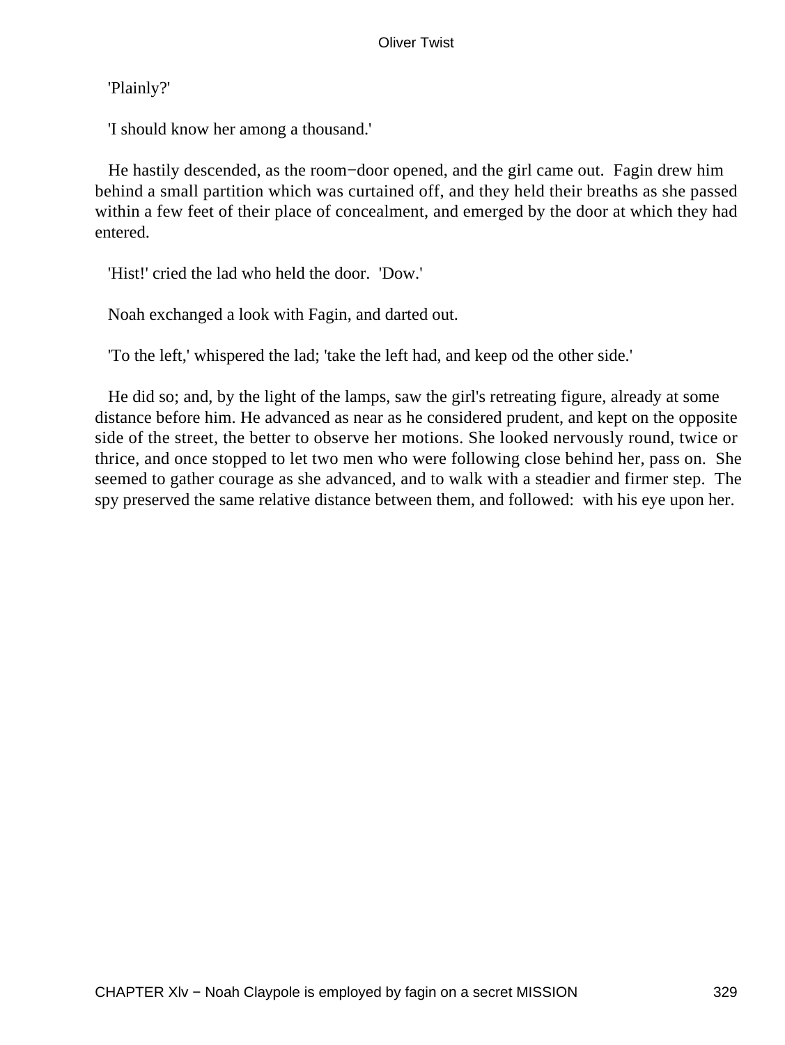'Plainly?'

'I should know her among a thousand.'

He hastily descended, as the room−door opened, and the girl came out. Fagin drew him behind a small partition which was curtained off, and they held their breaths as she passed within a few feet of their place of concealment, and emerged by the door at which they had entered.

'Hist!' cried the lad who held the door. 'Dow.'

Noah exchanged a look with Fagin, and darted out.

'To the left,' whispered the lad; 'take the left had, and keep od the other side.'

He did so; and, by the light of the lamps, saw the girl's retreating figure, already at some distance before him. He advanced as near as he considered prudent, and kept on the opposite side of the street, the better to observe her motions. She looked nervously round, twice or thrice, and once stopped to let two men who were following close behind her, pass on. She seemed to gather courage as she advanced, and to walk with a steadier and firmer step. The spy preserved the same relative distance between them, and followed: with his eye upon her.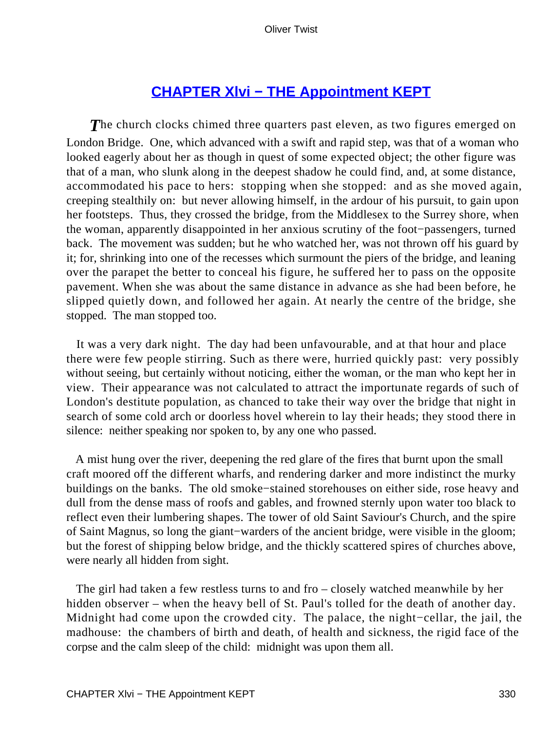## CHAPTER Xlvi − THE Appointment KEPT

*T*he church clocks chimed three quarters past eleven, as two figures emerged on London Bridge. One, which advanced with a swift and rapid step, was that of a woman who looked eagerly about her as though in quest of some expected object; the other figure was that of a man, who slunk along in the deepest shadow he could find, and, at some distance, accommodated his pace to hers: stopping when she stopped: and as she moved again, creeping stealthily on: but never allowing himself, in the ardour of his pursuit, to gain upon her footsteps. Thus, they crossed the bridge, from the Middlesex to the Surrey shore, when the woman, apparently disappointed in her anxious scrutiny of the foot−passengers, turned back. The movement was sudden; but he who watched her, was not thrown off his guard by it; for, shrinking into one of the recesses which surmount the piers of the bridge, and leaning over the parapet the better to conceal his figure, he suffered her to pass on the opposite pavement. When she was about the same distance in advance as she had been before, he slipped quietly down, and followed her again. At nearly the centre of the bridge, she stopped. The man stopped too.

It was a very dark night. The day had been unfavourable, and at that hour and place there were few people stirring. Such as there were, hurried quickly past: very possibly without seeing, but certainly without noticing, either the woman, or the man who kept her in view. Their appearance was not calculated to attract the importunate regards of such of London's destitute population, as chanced to take their way over the bridge that night in search of some cold arch or doorless hovel wherein to lay their heads; they stood there in silence: neither speaking nor spoken to, by any one who passed.

A mist hung over the river, deepening the red glare of the fires that burnt upon the small craft moored off the different wharfs, and rendering darker and more indistinct the murky buildings on the banks. The old smoke−stained storehouses on either side, rose heavy and dull from the dense mass of roofs and gables, and frowned sternly upon water too black to reflect even their lumbering shapes. The tower of old Saint Saviour's Church, and the spire of Saint Magnus, so long the giant−warders of the ancient bridge, were visible in the gloom; but the forest of shipping below bridge, and the thickly scattered spires of churches above, were nearly all hidden from sight.

The girl had taken a few restless turns to and fro – closely watched meanwhile by her hidden observer – when the heavy bell of St. Paul's tolled for the death of another day. Midnight had come upon the crowded city. The palace, the night−cellar, the jail, the madhouse: the chambers of birth and death, of health and sickness, the rigid face of the corpse and the calm sleep of the child: midnight was upon them all.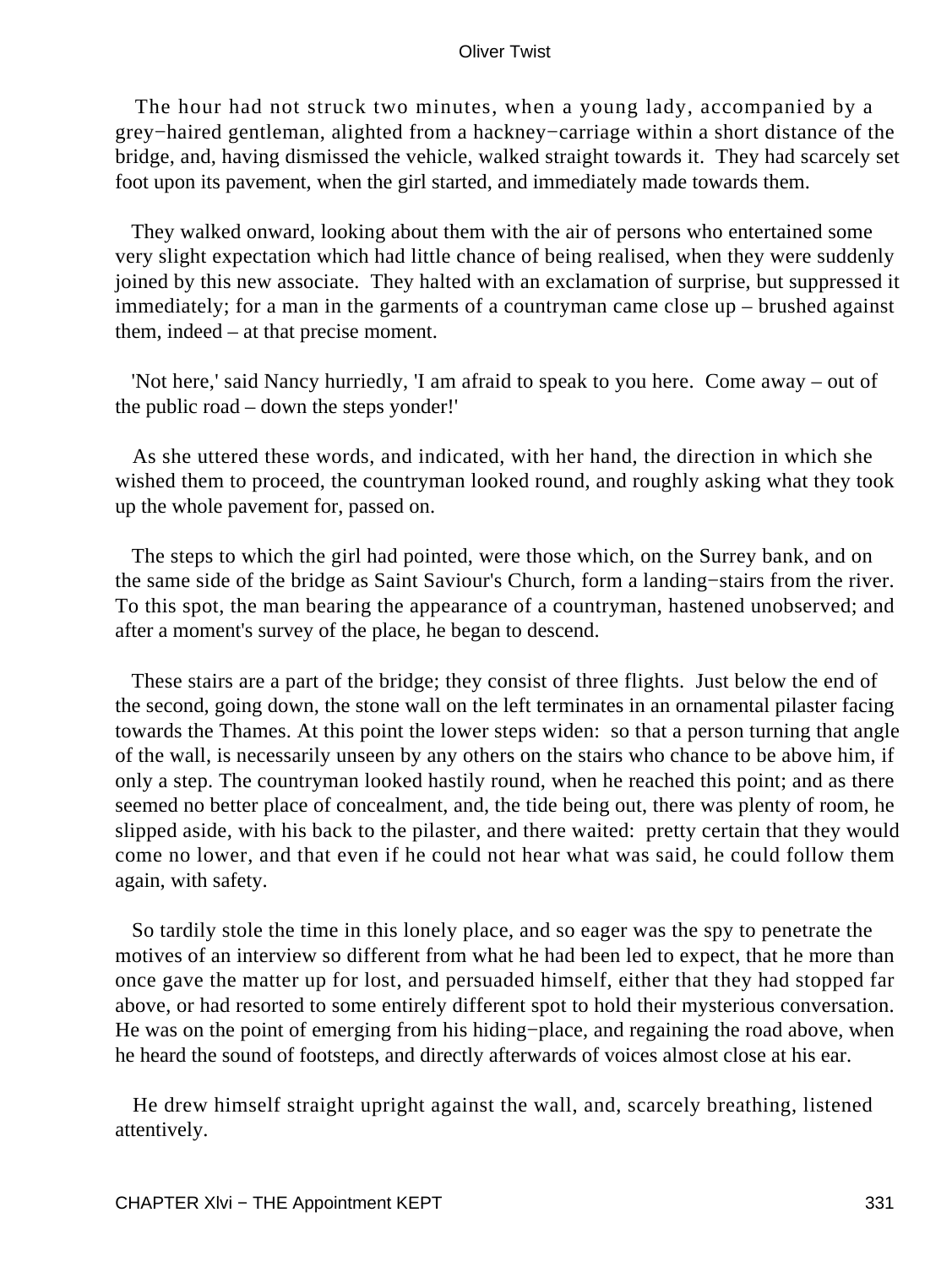The hour had not struck two minutes, when a young lady, accompanied by a grey−haired gentleman, alighted from a hackney−carriage within a short distance of the bridge, and, having dismissed the vehicle, walked straight towards it. They had scarcely set foot upon its pavement, when the girl started, and immediately made towards them.

They walked onward, looking about them with the air of persons who entertained some very slight expectation which had little chance of being realised, when they were suddenly joined by this new associate. They halted with an exclamation of surprise, but suppressed it immediately; for a man in the garments of a countryman came close up – brushed against them, indeed – at that precise moment.

'Not here,' said Nancy hurriedly, 'I am afraid to speak to you here. Come away – out of the public road – down the steps yonder!'

As she uttered these words, and indicated, with her hand, the direction in which she wished them to proceed, the countryman looked round, and roughly asking what they took up the whole pavement for, passed on.

The steps to which the girl had pointed, were those which, on the Surrey bank, and on the same side of the bridge as Saint Saviour's Church, form a landing−stairs from the river. To this spot, the man bearing the appearance of a countryman, hastened unobserved; and after a moment's survey of the place, he began to descend.

These stairs are a part of the bridge; they consist of three flights. Just below the end of the second, going down, the stone wall on the left terminates in an ornamental pilaster facing towards the Thames. At this point the lower steps widen: so that a person turning that angle of the wall, is necessarily unseen by any others on the stairs who chance to be above him, if only a step. The countryman looked hastily round, when he reached this point; and as there seemed no better place of concealment, and, the tide being out, there was plenty of room, he slipped aside, with his back to the pilaster, and there waited: pretty certain that they would come no lower, and that even if he could not hear what was said, he could follow them again, with safety.

So tardily stole the time in this lonely place, and so eager was the spy to penetrate the motives of an interview so different from what he had been led to expect, that he more than once gave the matter up for lost, and persuaded himself, either that they had stopped far above, or had resorted to some entirely different spot to hold their mysterious conversation. He was on the point of emerging from his hiding−place, and regaining the road above, when he heard the sound of footsteps, and directly afterwards of voices almost close at his ear.

He drew himself straight upright against the wall, and, scarcely breathing, listened attentively.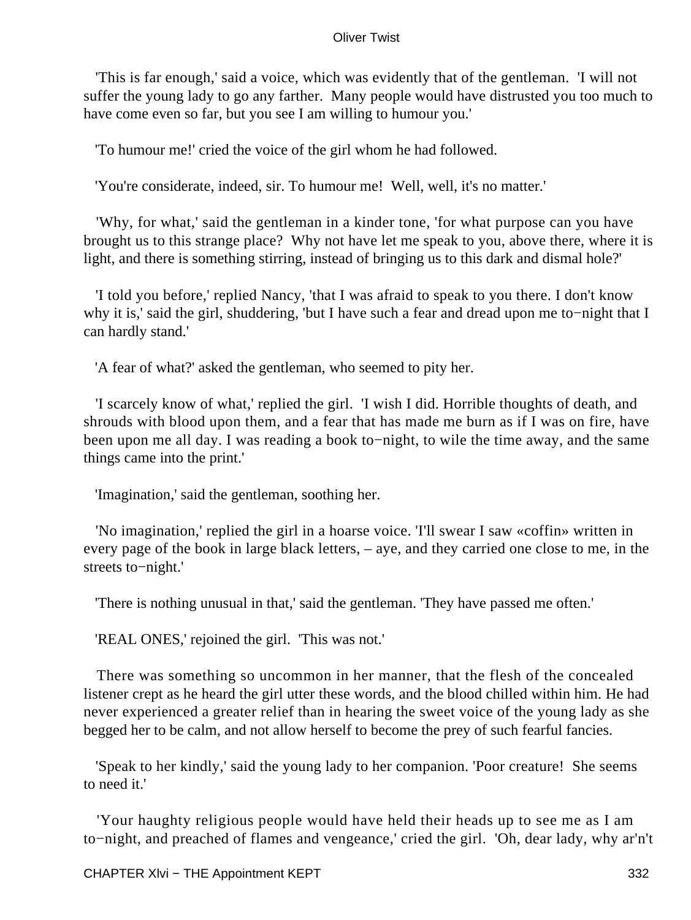'This is far enough,' said a voice, which was evidently that of the gentleman. 'I will not suffer the young lady to go any farther. Many people would have distrusted you too much to have come even so far, but you see I am willing to humour you.'

'To humour me!' cried the voice of the girl whom he had followed.

'You're considerate, indeed, sir. To humour me! Well, well, it's no matter.'

'Why, for what,' said the gentleman in a kinder tone, 'for what purpose can you have brought us to this strange place? Why not have let me speak to you, above there, where it is light, and there is something stirring, instead of bringing us to this dark and dismal hole?'

'I told you before,' replied Nancy, 'that I was afraid to speak to you there. I don't know why it is,' said the girl, shuddering, 'but I have such a fear and dread upon me to−night that I can hardly stand.'

'A fear of what?' asked the gentleman, who seemed to pity her.

'I scarcely know of what,' replied the girl. 'I wish I did. Horrible thoughts of death, and shrouds with blood upon them, and a fear that has made me burn as if I was on fire, have been upon me all day. I was reading a book to−night, to wile the time away, and the same things came into the print.'

'Imagination,' said the gentleman, soothing her.

'No imagination,' replied the girl in a hoarse voice. 'I'll swear I saw «coffin» written in every page of the book in large black letters, – aye, and they carried one close to me, in the streets to−night.'

'There is nothing unusual in that,' said the gentleman. 'They have passed me often.'

'REAL ONES,' rejoined the girl. 'This was not.'

There was something so uncommon in her manner, that the flesh of the concealed listener crept as he heard the girl utter these words, and the blood chilled within him. He had never experienced a greater relief than in hearing the sweet voice of the young lady as she begged her to be calm, and not allow herself to become the prey of such fearful fancies.

'Speak to her kindly,' said the young lady to her companion. 'Poor creature! She seems to need it.'

'Your haughty religious people would have held their heads up to see me as I am to−night, and preached of flames and vengeance,' cried the girl. 'Oh, dear lady, why ar'n't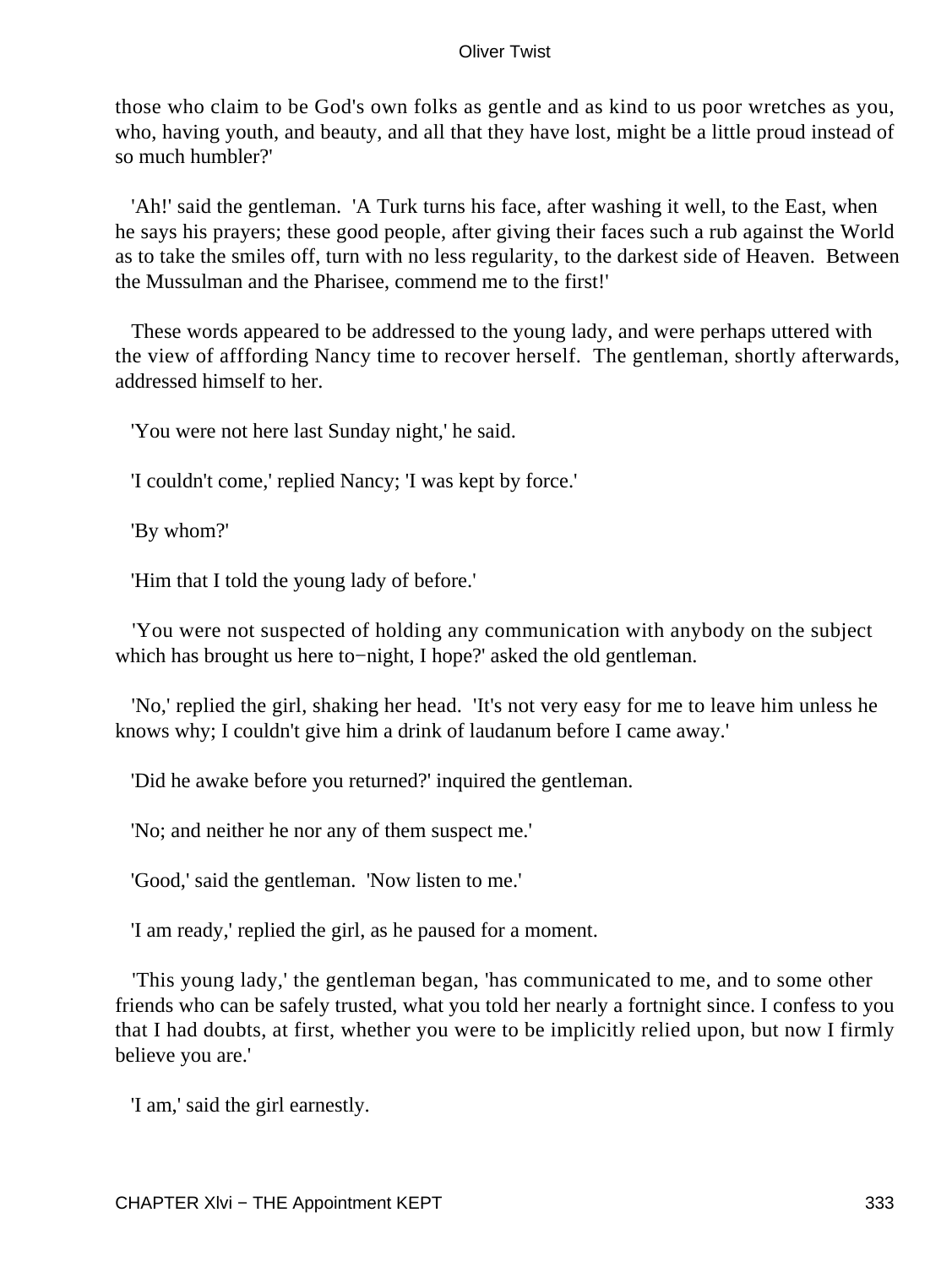those who claim to be God's own folks as gentle and as kind to us poor wretches as you, who, having youth, and beauty, and all that they have lost, might be a little proud instead of so much humbler?'

'Ah!' said the gentleman. 'A Turk turns his face, after washing it well, to the East, when he says his prayers; these good people, after giving their faces such a rub against the World as to take the smiles off, turn with no less regularity, to the darkest side of Heaven. Between the Mussulman and the Pharisee, commend me to the first!'

These words appeared to be addressed to the young lady, and were perhaps uttered with the view of affording Nancy time to recover herself. The gentleman, shortly afterwards, addressed himself to her.

'You were not here last Sunday night,' he said.

'I couldn't come,' replied Nancy; 'I was kept by force.'

'By whom?'

'Him that I told the young lady of before.'

'You were not suspected of holding any communication with anybody on the subject which has brought us here to−night, I hope?' asked the old gentleman.

'No,' replied the girl, shaking her head. 'It's not very easy for me to leave him unless he knows why; I couldn't give him a drink of laudanum before I came away.'

'Did he awake before you returned?' inquired the gentleman.

'No; and neither he nor any of them suspect me.'

'Good,' said the gentleman. 'Now listen to me.'

'I am ready,' replied the girl, as he paused for a moment.

'This young lady,' the gentleman began, 'has communicated to me, and to some other friends who can be safely trusted, what you told her nearly a fortnight since. I confess to you that I had doubts, at first, whether you were to be implicitly relied upon, but now I firmly believe you are.'

'I am,' said the girl earnestly.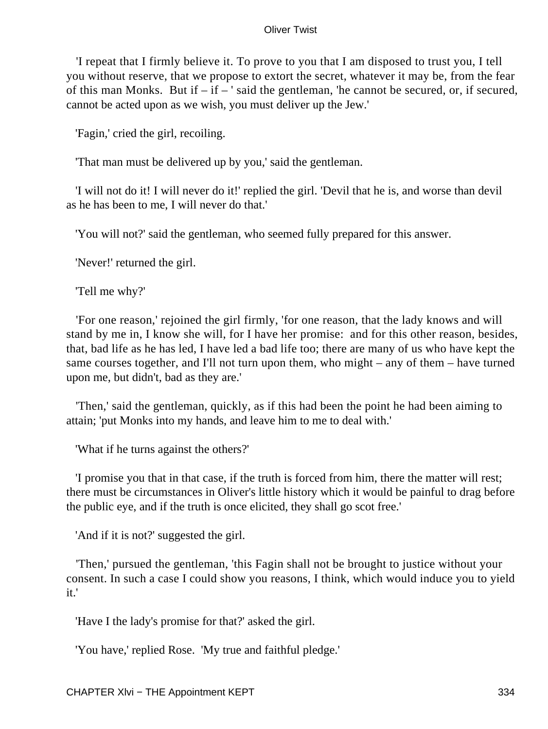'I repeat that I firmly believe it. To prove to you that I am disposed to trust you, I tell you without reserve, that we propose to extort the secret, whatever it may be, from the fear of this man Monks. But if – if – ' said the gentleman, 'he cannot be secured, or, if secured, cannot be acted upon as we wish, you must deliver up the Jew.'

'Fagin,' cried the girl, recoiling.

'That man must be delivered up by you,' said the gentleman.

'I will not do it! I will never do it!' replied the girl. 'Devil that he is, and worse than devil as he has been to me, I will never do that.'

'You will not?' said the gentleman, who seemed fully prepared for this answer.

'Never!' returned the girl.

'Tell me why?'

'For one reason,' rejoined the girl firmly, 'for one reason, that the lady knows and will stand by me in, I know she will, for I have her promise: and for this other reason, besides, that, bad life as he has led, I have led a bad life too; there are many of us who have kept the same courses together, and I'll not turn upon them, who might – any of them – have turned upon me, but didn't, bad as they are.'

'Then,' said the gentleman, quickly, as if this had been the point he had been aiming to attain; 'put Monks into my hands, and leave him to me to deal with.'

'What if he turns against the others?'

'I promise you that in that case, if the truth is forced from him, there the matter will rest; there must be circumstances in Oliver's little history which it would be painful to drag before the public eye, and if the truth is once elicited, they shall go scot free.'

'And if it is not?' suggested the girl.

'Then,' pursued the gentleman, 'this Fagin shall not be brought to justice without your consent. In such a case I could show you reasons, I think, which would induce you to yield it.'

'Have I the lady's promise for that?' asked the girl.

'You have,' replied Rose. 'My true and faithful pledge.'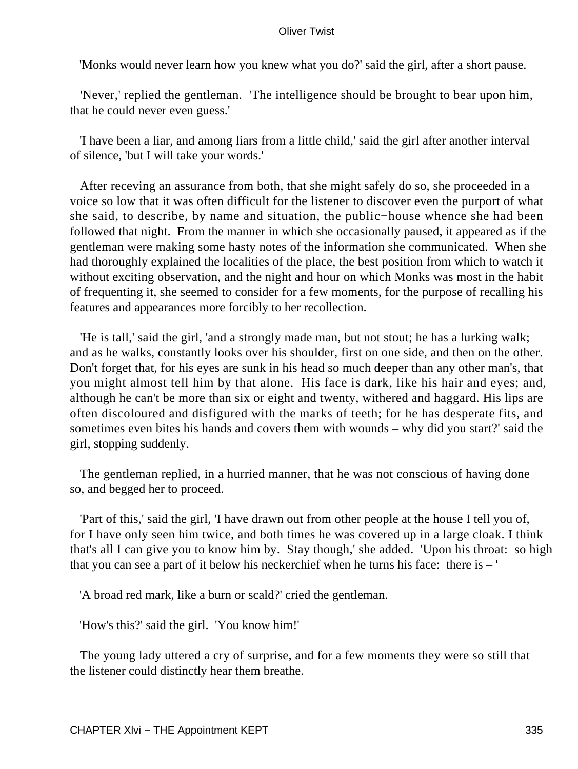'Monks would never learn how you knew what you do?' said the girl, after a short pause.

'Never,' replied the gentleman. 'The intelligence should be brought to bear upon him, that he could never even guess.'

'I have been a liar, and among liars from a little child,' said the girl after another interval of silence, 'but I will take your words.'

After receving an assurance from both, that she might safely do so, she proceeded in a voice so low that it was often difficult for the listener to discover even the purport of what she said, to describe, by name and situation, the public−house whence she had been followed that night. From the manner in which she occasionally paused, it appeared as if the gentleman were making some hasty notes of the information she communicated. When she had thoroughly explained the localities of the place, the best position from which to watch it without exciting observation, and the night and hour on which Monks was most in the habit of frequenting it, she seemed to consider for a few moments, for the purpose of recalling his features and appearances more forcibly to her recollection.

'He is tall,' said the girl, 'and a strongly made man, but not stout; he has a lurking walk; and as he walks, constantly looks over his shoulder, first on one side, and then on the other. Don't forget that, for his eyes are sunk in his head so much deeper than any other man's, that you might almost tell him by that alone. His face is dark, like his hair and eyes; and, although he can't be more than six or eight and twenty, withered and haggard. His lips are often discoloured and disfigured with the marks of teeth; for he has desperate fits, and sometimes even bites his hands and covers them with wounds – why did you start?' said the girl, stopping suddenly.

The gentleman replied, in a hurried manner, that he was not conscious of having done so, and begged her to proceed.

'Part of this,' said the girl, 'I have drawn out from other people at the house I tell you of, for I have only seen him twice, and both times he was covered up in a large cloak. I think that's all I can give you to know him by. Stay though,' she added. 'Upon his throat: so high that you can see a part of it below his neckerchief when he turns his face: there is – '

'A broad red mark, like a burn or scald?' cried the gentleman.

'How's this?' said the girl. 'You know him!'

The young lady uttered a cry of surprise, and for a few moments they were so still that the listener could distinctly hear them breathe.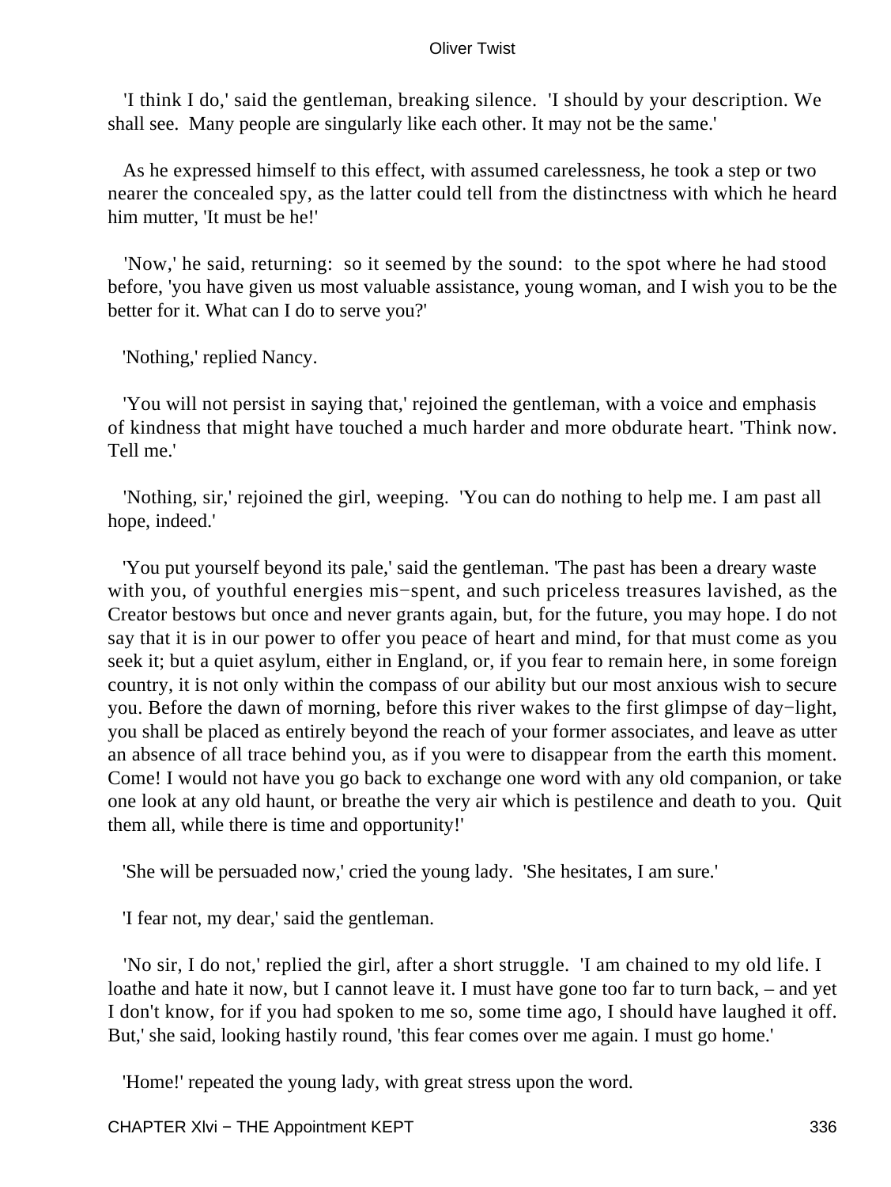'I think I do,' said the gentleman, breaking silence. 'I should by your description. We shall see. Many people are singularly like each other. It may not be the same.'

As he expressed himself to this effect, with assumed carelessness, he took a step or two nearer the concealed spy, as the latter could tell from the distinctness with which he heard him mutter, 'It must be he!'

'Now,' he said, returning: so it seemed by the sound: to the spot where he had stood before, 'you have given us most valuable assistance, young woman, and I wish you to be the better for it. What can I do to serve you?'

'Nothing,' replied Nancy.

'You will not persist in saying that,' rejoined the gentleman, with a voice and emphasis of kindness that might have touched a much harder and more obdurate heart. 'Think now. Tell me.'

'Nothing, sir,' rejoined the girl, weeping. 'You can do nothing to help me. I am past all hope, indeed.'

'You put yourself beyond its pale,' said the gentleman. 'The past has been a dreary waste with you, of youthful energies mis−spent, and such priceless treasures lavished, as the Creator bestows but once and never grants again, but, for the future, you may hope. I do not say that it is in our power to offer you peace of heart and mind, for that must come as you seek it; but a quiet asylum, either in England, or, if you fear to remain here, in some foreign country, it is not only within the compass of our ability but our most anxious wish to secure you. Before the dawn of morning, before this river wakes to the first glimpse of day−light, you shall be placed as entirely beyond the reach of your former associates, and leave as utter an absence of all trace behind you, as if you were to disappear from the earth this moment. Come! I would not have you go back to exchange one word with any old companion, or take one look at any old haunt, or breathe the very air which is pestilence and death to you. Quit them all, while there is time and opportunity!'

'She will be persuaded now,' cried the young lady. 'She hesitates, I am sure.'

'I fear not, my dear,' said the gentleman.

'No sir, I do not,' replied the girl, after a short struggle. 'I am chained to my old life. I loathe and hate it now, but I cannot leave it. I must have gone too far to turn back, – and yet I don't know, for if you had spoken to me so, some time ago, I should have laughed it off. But,' she said, looking hastily round, 'this fear comes over me again. I must go home.'

'Home!' repeated the young lady, with great stress upon the word.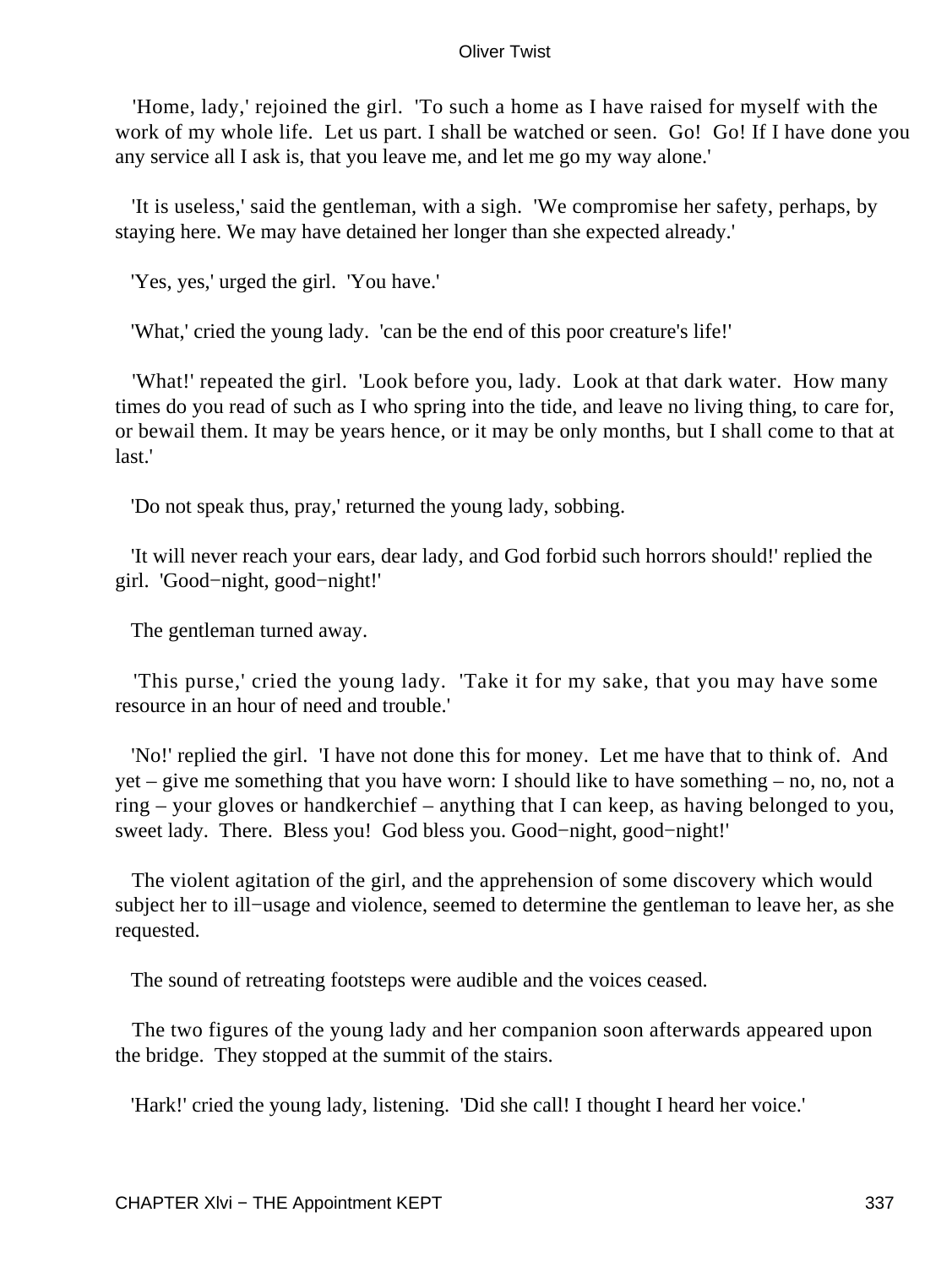'Home, lady,' rejoined the girl. 'To such a home as I have raised for myself with the work of my whole life. Let us part. I shall be watched or seen. Go! Go! If I have done you any service all I ask is, that you leave me, and let me go my way alone.'

'It is useless,' said the gentleman, with a sigh. 'We compromise her safety, perhaps, by staying here. We may have detained her longer than she expected already.'

'Yes, yes,' urged the girl. 'You have.'

'What,' cried the young lady. 'can be the end of this poor creature's life!'

'What!' repeated the girl. 'Look before you, lady. Look at that dark water. How many times do you read of such as I who spring into the tide, and leave no living thing, to care for, or bewail them. It may be years hence, or it may be only months, but I shall come to that at last.'

'Do not speak thus, pray,' returned the young lady, sobbing.

'It will never reach your ears, dear lady, and God forbid such horrors should!' replied the girl. 'Good−night, good−night!'

The gentleman turned away.

'This purse,' cried the young lady. 'Take it for my sake, that you may have some resource in an hour of need and trouble.'

'No!' replied the girl. 'I have not done this for money. Let me have that to think of. And yet – give me something that you have worn: I should like to have something – no, no, not a ring – your gloves or handkerchief – anything that I can keep, as having belonged to you, sweet lady. There. Bless you! God bless you. Good−night, good−night!'

The violent agitation of the girl, and the apprehension of some discovery which would subject her to ill−usage and violence, seemed to determine the gentleman to leave her, as she requested.

The sound of retreating footsteps were audible and the voices ceased.

The two figures of the young lady and her companion soon afterwards appeared upon the bridge. They stopped at the summit of the stairs.

'Hark!' cried the young lady, listening. 'Did she call! I thought I heard her voice.'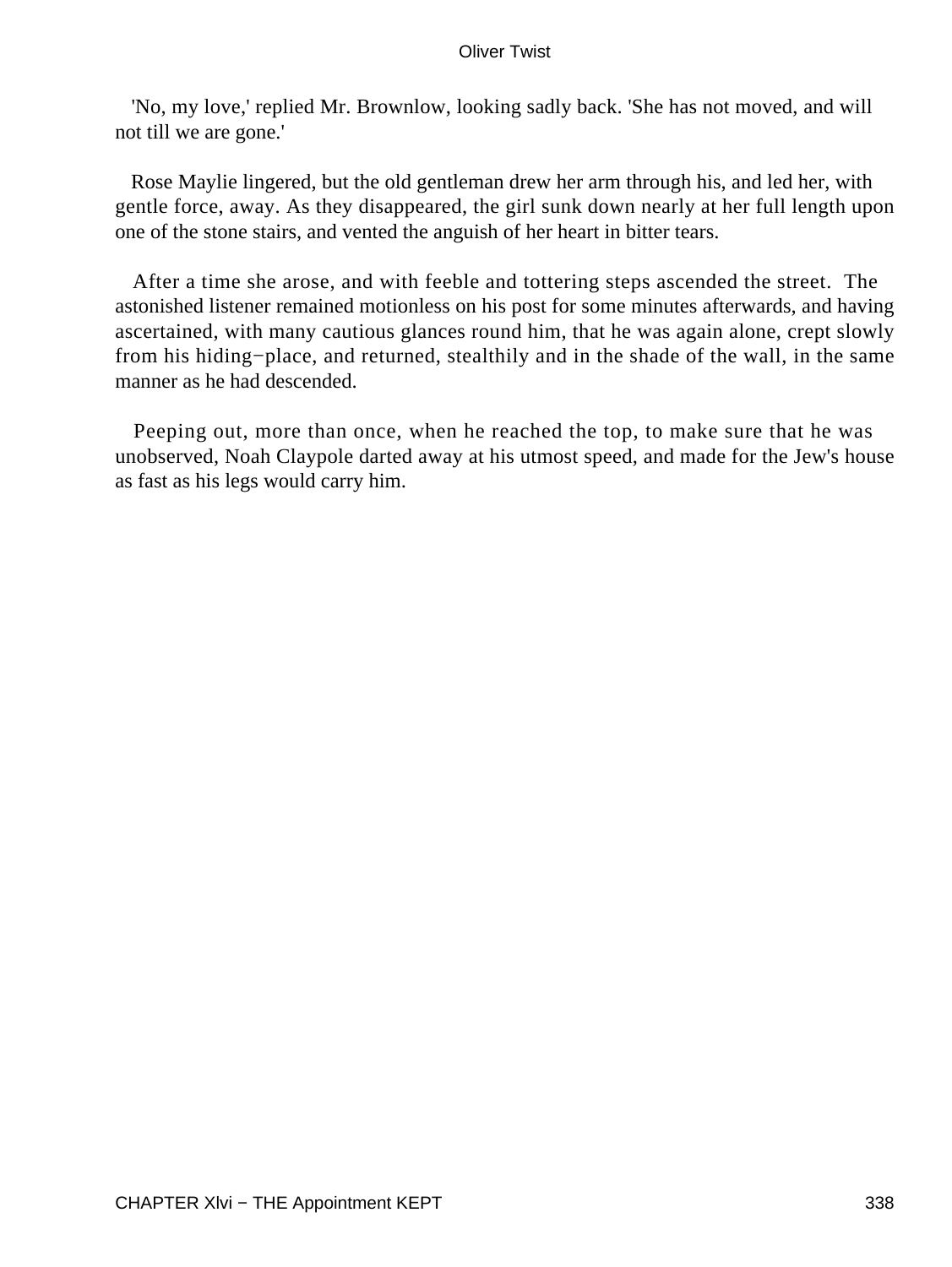'No, my love,' replied Mr. Brownlow, looking sadly back. 'She has not moved, and will not till we are gone.'

Rose Maylie lingered, but the old gentleman drew her arm through his, and led her, with gentle force, away. As they disappeared, the girl sunk down nearly at her full length upon one of the stone stairs, and vented the anguish of her heart in bitter tears.

After a time she arose, and with feeble and tottering steps ascended the street. The astonished listener remained motionless on his post for some minutes afterwards, and having ascertained, with many cautious glances round him, that he was again alone, crept slowly from his hiding−place, and returned, stealthily and in the shade of the wall, in the same manner as he had descended.

Peeping out, more than once, when he reached the top, to make sure that he was unobserved, Noah Claypole darted away at his utmost speed, and made for the Jew's house as fast as his legs would carry him.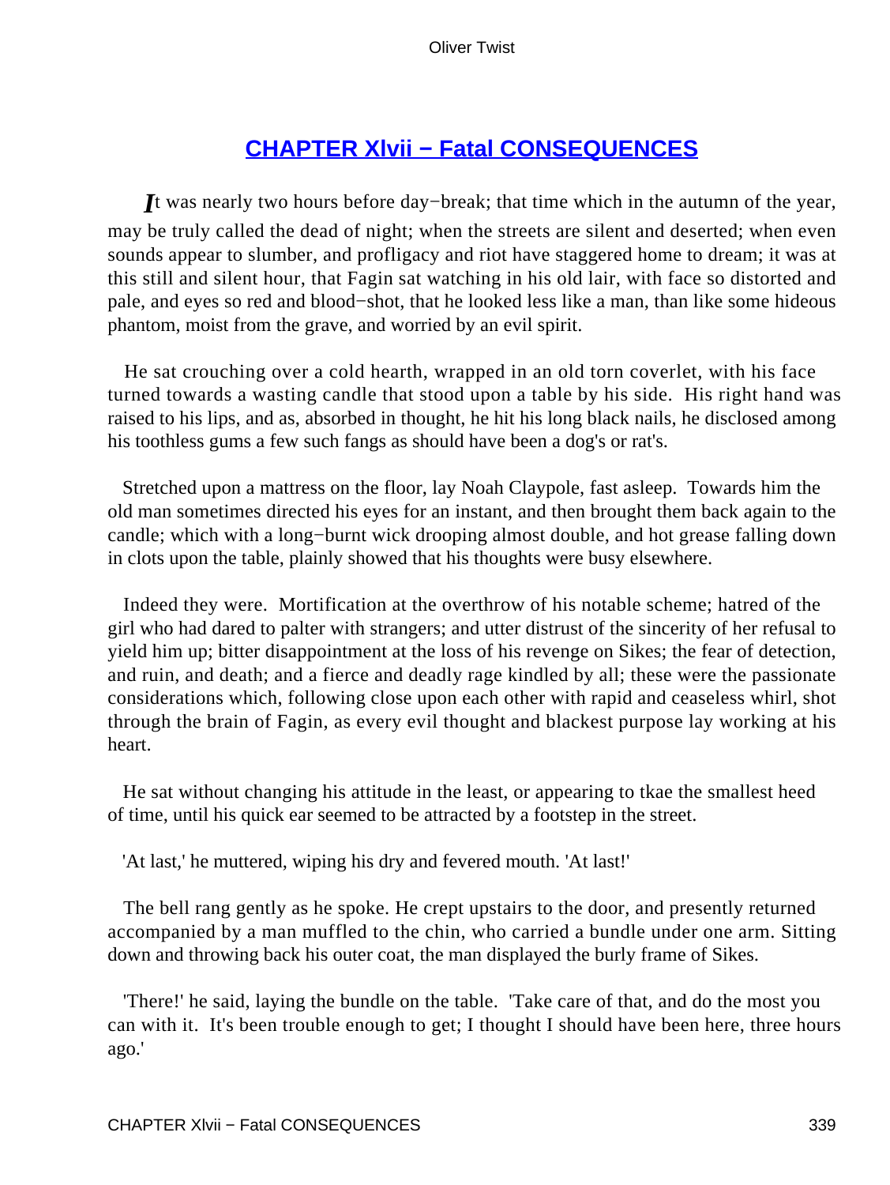## CHAPTER Xlvii − Fatal CONSEQUENCES

*I*t was nearly two hours before day−break; that time which in the autumn of the year, may be truly called the dead of night; when the streets are silent and deserted; when even sounds appear to slumber, and profligacy and riot have staggered home to dream; it was at this still and silent hour, that Fagin sat watching in his old lair, with face so distorted and pale, and eyes so red and blood−shot, that he looked less like a man, than like some hideous phantom, moist from the grave, and worried by an evil spirit.

He sat crouching over a cold hearth, wrapped in an old torn coverlet, with his face turned towards a wasting candle that stood upon a table by his side. His right hand was raised to his lips, and as, absorbed in thought, he hit his long black nails, he disclosed among his toothless gums a few such fangs as should have been a dog's or rat's.

Stretched upon a mattress on the floor, lay Noah Claypole, fast asleep. Towards him the old man sometimes directed his eyes for an instant, and then brought them back again to the candle; which with a long−burnt wick drooping almost double, and hot grease falling down in clots upon the table, plainly showed that his thoughts were busy elsewhere.

Indeed they were. Mortification at the overthrow of his notable scheme; hatred of the girl who had dared to palter with strangers; and utter distrust of the sincerity of her refusal to yield him up; bitter disappointment at the loss of his revenge on Sikes; the fear of detection, and ruin, and death; and a fierce and deadly rage kindled by all; these were the passionate considerations which, following close upon each other with rapid and ceaseless whirl, shot through the brain of Fagin, as every evil thought and blackest purpose lay working at his heart.

He sat without changing his attitude in the least, or appearing to tkae the smallest heed of time, until his quick ear seemed to be attracted by a footstep in the street.

'At last,' he muttered, wiping his dry and fevered mouth. 'At last!'

The bell rang gently as he spoke. He crept upstairs to the door, and presently returned accompanied by a man muffled to the chin, who carried a bundle under one arm. Sitting down and throwing back his outer coat, the man displayed the burly frame of Sikes.

'There!' he said, laying the bundle on the table. 'Take care of that, and do the most you can with it. It's been trouble enough to get; I thought I should have been here, three hours ago.'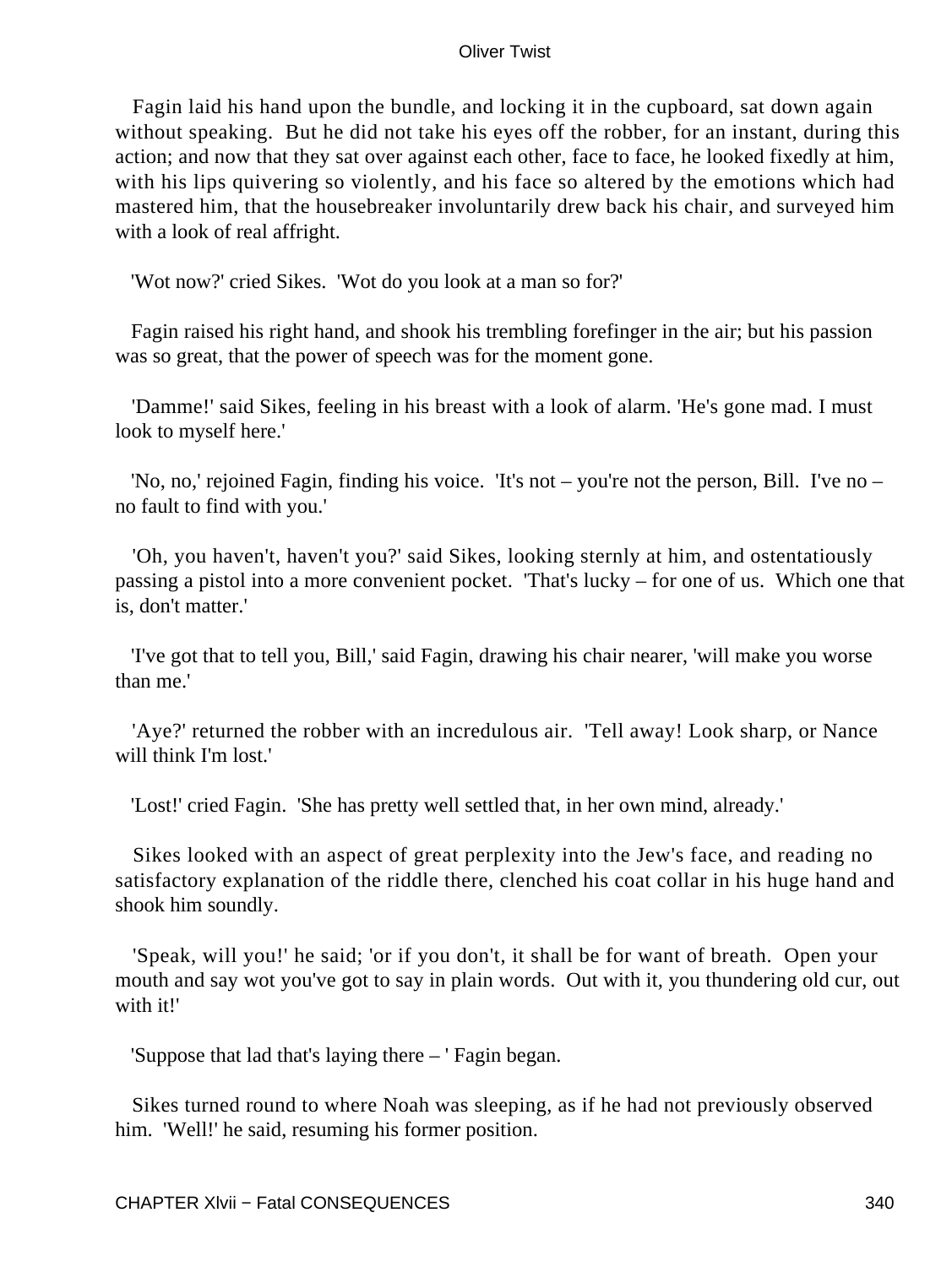Fagin laid his hand upon the bundle, and locking it in the cupboard, sat down again without speaking. But he did not take his eyes off the robber, for an instant, during this action; and now that they sat over against each other, face to face, he looked fixedly at him, with his lips quivering so violently, and his face so altered by the emotions which had mastered him, that the housebreaker involuntarily drew back his chair, and surveyed him with a look of real affright.

'Wot now?' cried Sikes. 'Wot do you look at a man so for?'

Fagin raised his right hand, and shook his trembling forefinger in the air; but his passion was so great, that the power of speech was for the moment gone.

'Damme!' said Sikes, feeling in his breast with a look of alarm. 'He's gone mad. I must look to myself here.'

'No, no,' rejoined Fagin, finding his voice. 'It's not – you're not the person, Bill. I've no – no fault to find with you.'

'Oh, you haven't, haven't you?' said Sikes, looking sternly at him, and ostentatiously passing a pistol into a more convenient pocket. 'That's lucky – for one of us. Which one that is, don't matter.'

'I've got that to tell you, Bill,' said Fagin, drawing his chair nearer, 'will make you worse than me.'

'Aye?' returned the robber with an incredulous air. 'Tell away! Look sharp, or Nance will think I'm lost.'

'Lost!' cried Fagin. 'She has pretty well settled that, in her own mind, already.'

Sikes looked with an aspect of great perplexity into the Jew's face, and reading no satisfactory explanation of the riddle there, clenched his coat collar in his huge hand and shook him soundly.

'Speak, will you!' he said; 'or if you don't, it shall be for want of breath. Open your mouth and say wot you've got to say in plain words. Out with it, you thundering old cur, out with it!'

'Suppose that lad that's laying there – ' Fagin began.

Sikes turned round to where Noah was sleeping, as if he had not previously observed him. 'Well!' he said, resuming his former position.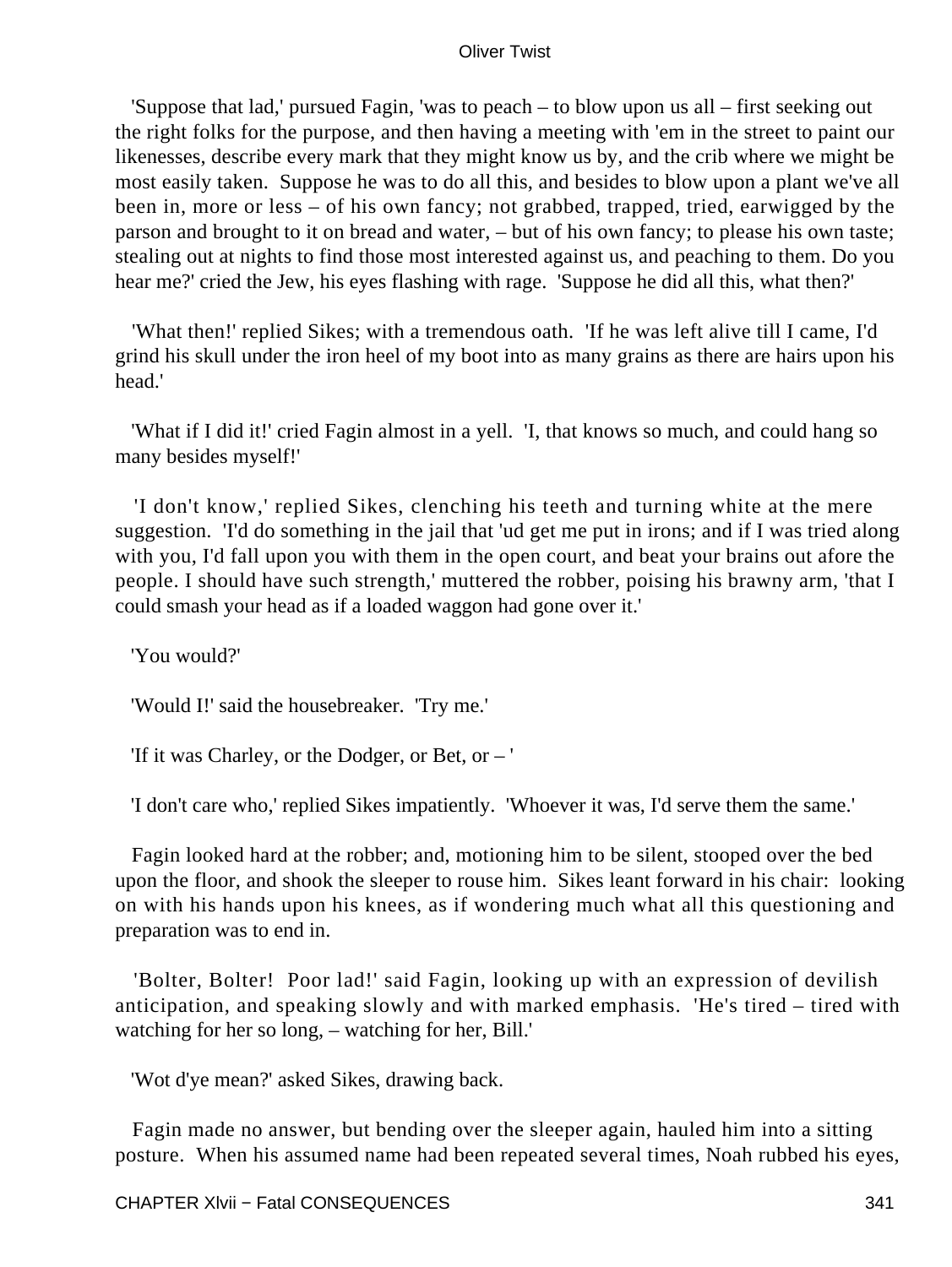'Suppose that lad,' pursued Fagin, 'was to peach – to blow upon us all – first seeking out the right folks for the purpose, and then having a meeting with 'em in the street to paint our likenesses, describe every mark that they might know us by, and the crib where we might be most easily taken. Suppose he was to do all this, and besides to blow upon a plant we've all been in, more or less – of his own fancy; not grabbed, trapped, tried, earwigged by the parson and brought to it on bread and water, – but of his own fancy; to please his own taste; stealing out at nights to find those most interested against us, and peaching to them. Do you hear me?' cried the Jew, his eyes flashing with rage. 'Suppose he did all this, what then?'

'What then!' replied Sikes; with a tremendous oath. 'If he was left alive till I came, I'd grind his skull under the iron heel of my boot into as many grains as there are hairs upon his head.'

'What if I did it!' cried Fagin almost in a yell. 'I, that knows so much, and could hang so many besides myself!'

'I don't know,' replied Sikes, clenching his teeth and turning white at the mere suggestion. 'I'd do something in the jail that 'ud get me put in irons; and if I was tried along with you, I'd fall upon you with them in the open court, and beat your brains out afore the people. I should have such strength,' muttered the robber, poising his brawny arm, 'that I could smash your head as if a loaded waggon had gone over it.'

'You would?'

'Would I!' said the housebreaker. 'Try me.'

'If it was Charley, or the Dodger, or Bet, or – '

'I don't care who,' replied Sikes impatiently. 'Whoever it was, I'd serve them the same.'

Fagin looked hard at the robber; and, motioning him to be silent, stooped over the bed upon the floor, and shook the sleeper to rouse him. Sikes leant forward in his chair: looking on with his hands upon his knees, as if wondering much what all this questioning and preparation was to end in.

'Bolter, Bolter! Poor lad!' said Fagin, looking up with an expression of devilish anticipation, and speaking slowly and with marked emphasis. 'He's tired – tired with watching for her so long, – watching for her, Bill.'

'Wot d'ye mean?' asked Sikes, drawing back.

Fagin made no answer, but bending over the sleeper again, hauled him into a sitting posture. When his assumed name had been repeated several times, Noah rubbed his eyes,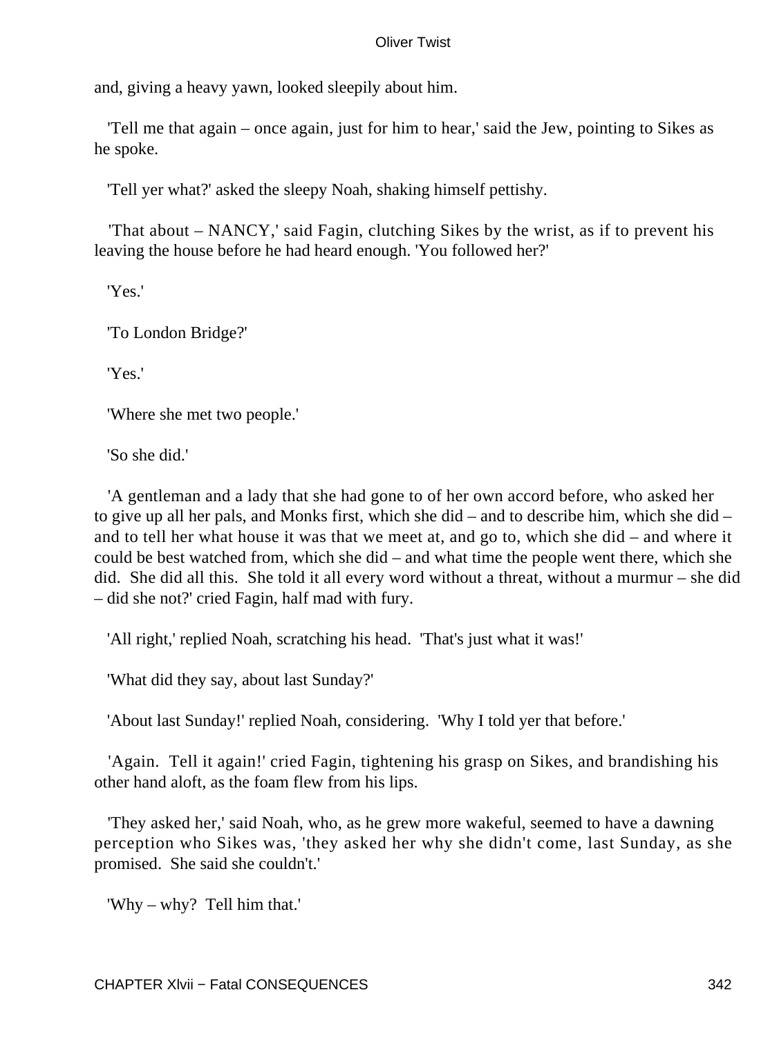and, giving a heavy yawn, looked sleepily about him.

'Tell me that again – once again, just for him to hear,' said the Jew, pointing to Sikes as he spoke.

'Tell yer what?' asked the sleepy Noah, shaking himself pettishy.

'That about – NANCY,' said Fagin, clutching Sikes by the wrist, as if to prevent his leaving the house before he had heard enough. 'You followed her?'

'Yes.'

'To London Bridge?'

'Yes.'

'Where she met two people.'

'So she did.'

'A gentleman and a lady that she had gone to of her own accord before, who asked her to give up all her pals, and Monks first, which she did – and to describe him, which she did – and to tell her what house it was that we meet at, and go to, which she did – and where it could be best watched from, which she did – and what time the people went there, which she did. She did all this. She told it all every word without a threat, without a murmur – she did – did she not?' cried Fagin, half mad with fury.

'All right,' replied Noah, scratching his head. 'That's just what it was!'

'What did they say, about last Sunday?'

'About last Sunday!' replied Noah, considering. 'Why I told yer that before.'

'Again. Tell it again!' cried Fagin, tightening his grasp on Sikes, and brandishing his other hand aloft, as the foam flew from his lips.

'They asked her,' said Noah, who, as he grew more wakeful, seemed to have a dawning perception who Sikes was, 'they asked her why she didn't come, last Sunday, as she promised. She said she couldn't.'

'Why – why? Tell him that.'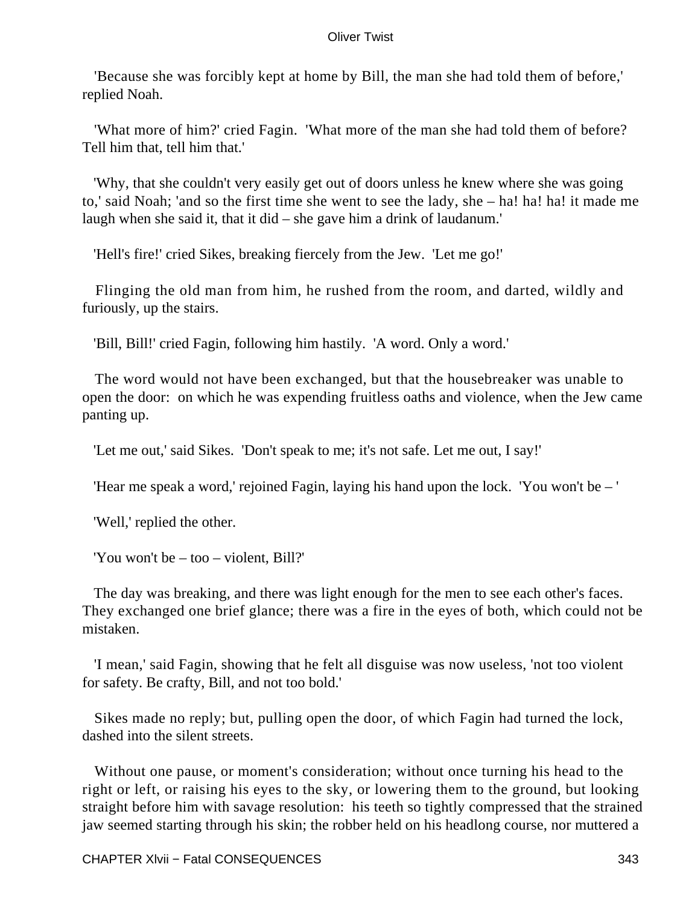'Because she was forcibly kept at home by Bill, the man she had told them of before,' replied Noah.

'What more of him?' cried Fagin. 'What more of the man she had told them of before? Tell him that, tell him that.'

'Why, that she couldn't very easily get out of doors unless he knew where she was going to,' said Noah; 'and so the first time she went to see the lady, she – ha! ha! ha! it made me laugh when she said it, that it did – she gave him a drink of laudanum.'

'Hell's fire!' cried Sikes, breaking fiercely from the Jew. 'Let me go!'

Flinging the old man from him, he rushed from the room, and darted, wildly and furiously, up the stairs.

'Bill, Bill!' cried Fagin, following him hastily. 'A word. Only a word.'

The word would not have been exchanged, but that the housebreaker was unable to open the door: on which he was expending fruitless oaths and violence, when the Jew came panting up.

'Let me out,' said Sikes. 'Don't speak to me; it's not safe. Let me out, I say!'

'Hear me speak a word,' rejoined Fagin, laying his hand upon the lock. 'You won't be – '

'Well,' replied the other.

'You won't be – too – violent, Bill?'

The day was breaking, and there was light enough for the men to see each other's faces. They exchanged one brief glance; there was a fire in the eyes of both, which could not be mistaken.

'I mean,' said Fagin, showing that he felt all disguise was now useless, 'not too violent for safety. Be crafty, Bill, and not too bold.'

Sikes made no reply; but, pulling open the door, of which Fagin had turned the lock, dashed into the silent streets.

Without one pause, or moment's consideration; without once turning his head to the right or left, or raising his eyes to the sky, or lowering them to the ground, but looking straight before him with savage resolution: his teeth so tightly compressed that the strained jaw seemed starting through his skin; the robber held on his headlong course, nor muttered a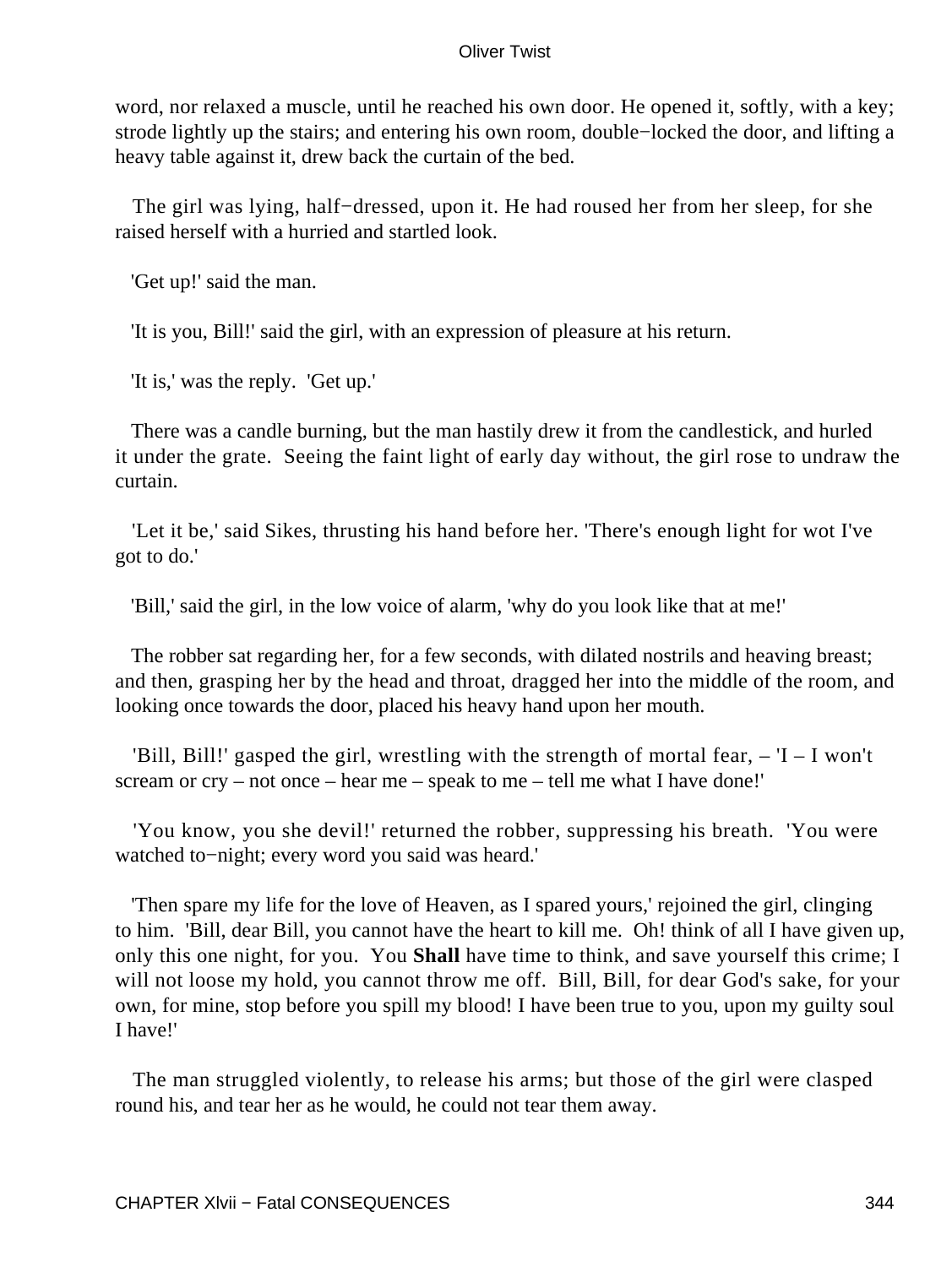word, nor relaxed a muscle, until he reached his own door. He opened it, softly, with a key; strode lightly up the stairs; and entering his own room, double−locked the door, and lifting a heavy table against it, drew back the curtain of the bed.

The girl was lying, half−dressed, upon it. He had roused her from her sleep, for she raised herself with a hurried and startled look.

'Get up!' said the man.

'It is you, Bill!' said the girl, with an expression of pleasure at his return.

'It is,' was the reply. 'Get up.'

There was a candle burning, but the man hastily drew it from the candlestick, and hurled it under the grate. Seeing the faint light of early day without, the girl rose to undraw the curtain.

'Let it be,' said Sikes, thrusting his hand before her. 'There's enough light for wot I've got to do.'

'Bill,' said the girl, in the low voice of alarm, 'why do you look like that at me!'

The robber sat regarding her, for a few seconds, with dilated nostrils and heaving breast; and then, grasping her by the head and throat, dragged her into the middle of the room, and looking once towards the door, placed his heavy hand upon her mouth.

'Bill, Bill!' gasped the girl, wrestling with the strength of mortal fear, – 'I – I won't scream or cry – not once – hear me – speak to me – tell me what I have done!'

'You know, you she devil!' returned the robber, suppressing his breath. 'You were watched to−night; every word you said was heard.'

'Then spare my life for the love of Heaven, as I spared yours,' rejoined the girl, clinging to him. 'Bill, dear Bill, you cannot have the heart to kill me. Oh! think of all I have given up, only this one night, for you. You **Shall** have time to think, and save yourself this crime; I will not loose my hold, you cannot throw me off. Bill, Bill, for dear God's sake, for your own, for mine, stop before you spill my blood! I have been true to you, upon my guilty soul I have!'

The man struggled violently, to release his arms; but those of the girl were clasped round his, and tear her as he would, he could not tear them away.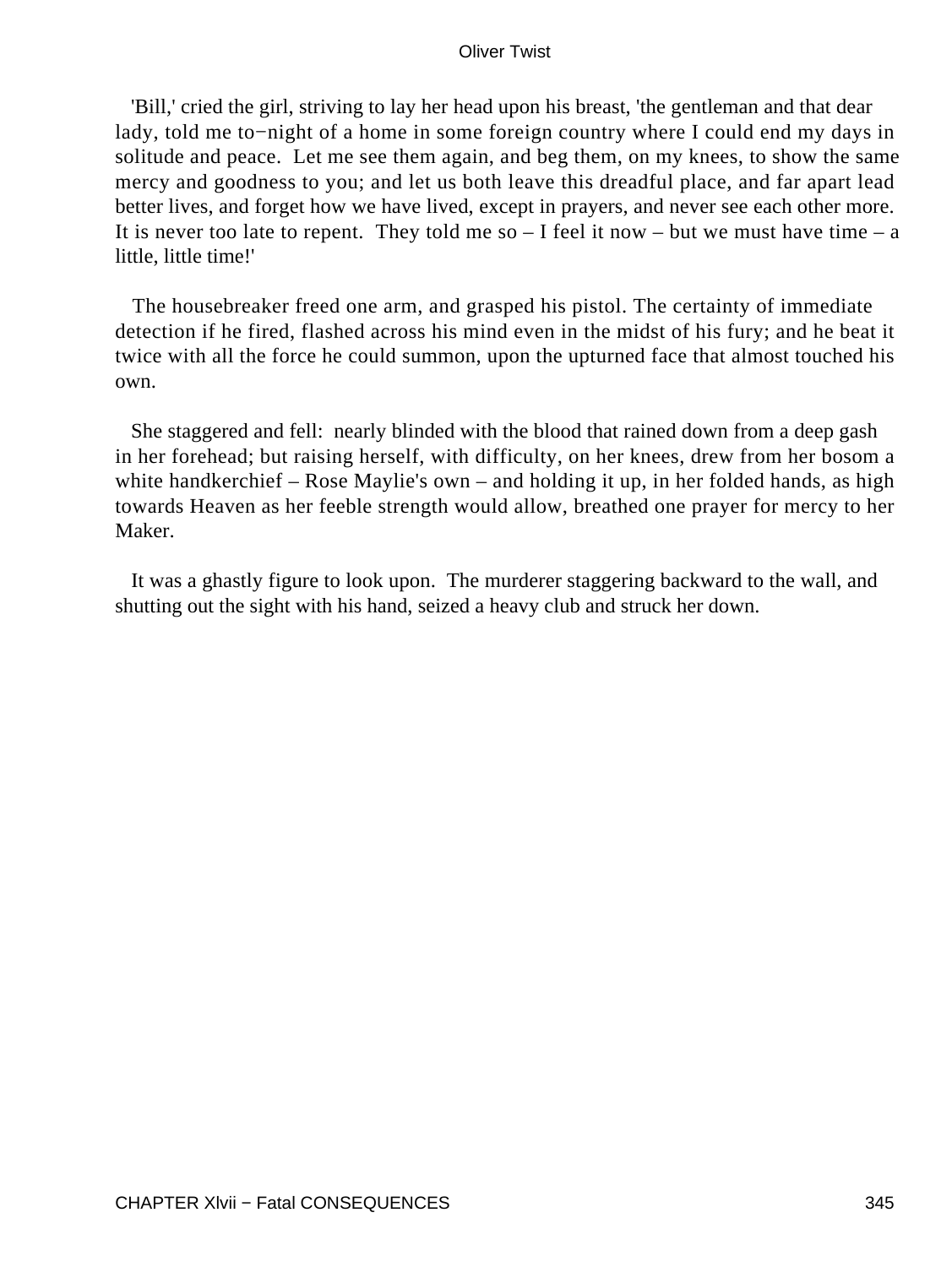'Bill,' cried the girl, striving to lay her head upon his breast, 'the gentleman and that dear lady, told me to−night of a home in some foreign country where I could end my days in solitude and peace. Let me see them again, and beg them, on my knees, to show the same mercy and goodness to you; and let us both leave this dreadful place, and far apart lead better lives, and forget how we have lived, except in prayers, and never see each other more. It is never too late to repent. They told me so – I feel it now – but we must have time – a little, little time!'

The housebreaker freed one arm, and grasped his pistol. The certainty of immediate detection if he fired, flashed across his mind even in the midst of his fury; and he beat it twice with all the force he could summon, upon the upturned face that almost touched his own.

She staggered and fell: nearly blinded with the blood that rained down from a deep gash in her forehead; but raising herself, with difficulty, on her knees, drew from her bosom a white handkerchief – Rose Maylie's own – and holding it up, in her folded hands, as high towards Heaven as her feeble strength would allow, breathed one prayer for mercy to her Maker.

It was a ghastly figure to look upon. The murderer staggering backward to the wall, and shutting out the sight with his hand, seized a heavy club and struck her down.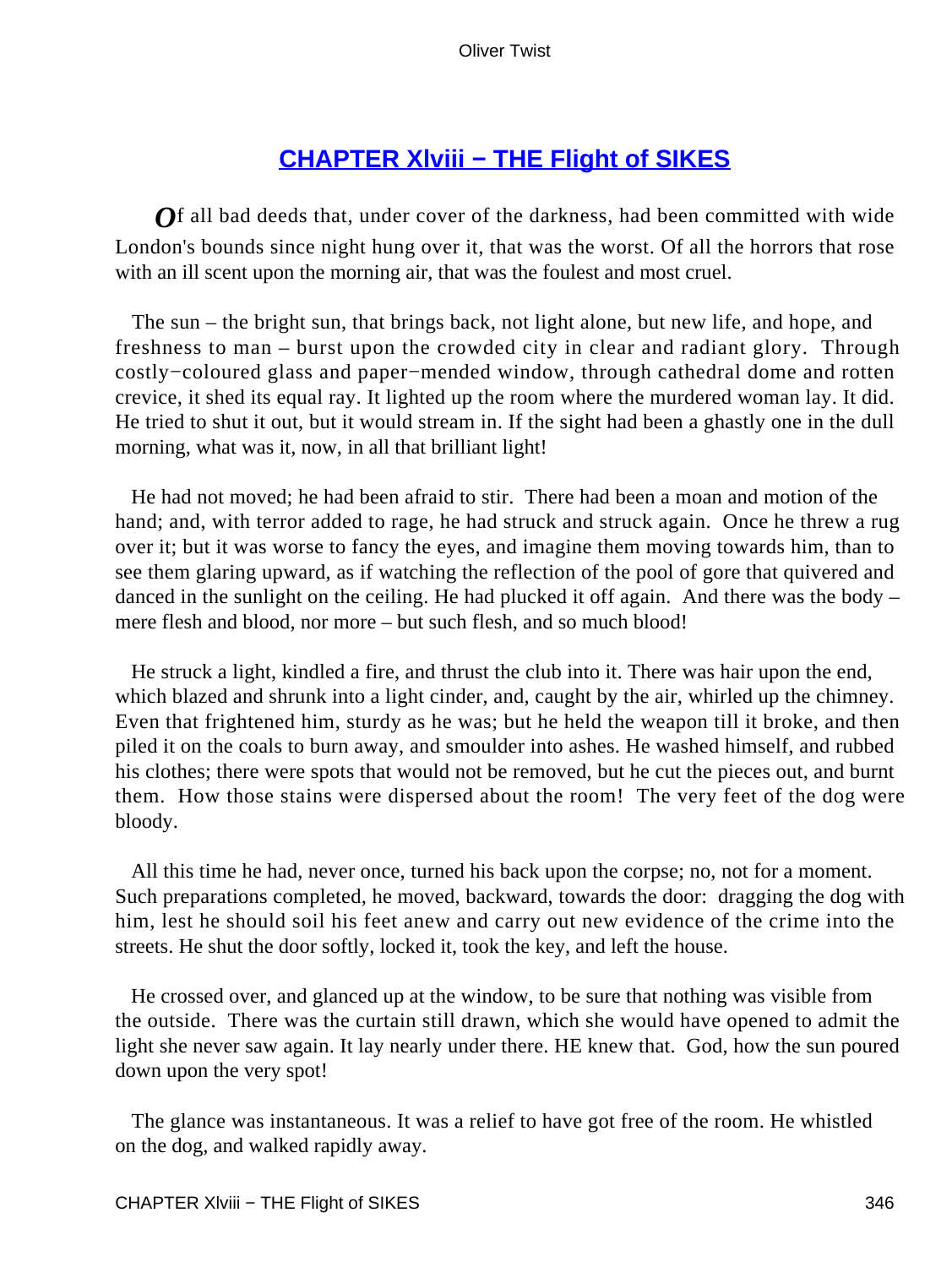## CHAPTER Xlviii − THE Flight of SIKES

Of all bad deeds that, under cover of the darkness, had been committed with wide London's bounds since night hung over it, that was the worst. Of all the horrors that rose with an ill scent upon the morning air, that was the foulest and most cruel.

The sun – the bright sun, that brings back, not light alone, but new life, and hope, and freshness to man – burst upon the crowded city in clear and radiant glory. Through costly−coloured glass and paper−mended window, through cathedral dome and rotten crevice, it shed its equal ray. It lighted up the room where the murdered woman lay. It did. He tried to shut it out, but it would stream in. If the sight had been a ghastly one in the dull morning, what was it, now, in all that brilliant light!

He had not moved; he had been afraid to stir. There had been a moan and motion of the hand; and, with terror added to rage, he had struck and struck again. Once he threw a rug over it; but it was worse to fancy the eyes, and imagine them moving towards him, than to see them glaring upward, as if watching the reflection of the pool of gore that quivered and danced in the sunlight on the ceiling. He had plucked it off again. And there was the body – mere flesh and blood, nor more – but such flesh, and so much blood!

He struck a light, kindled a fire, and thrust the club into it. There was hair upon the end, which blazed and shrunk into a light cinder, and, caught by the air, whirled up the chimney. Even that frightened him, sturdy as he was; but he held the weapon till it broke, and then piled it on the coals to burn away, and smoulder into ashes. He washed himself, and rubbed his clothes; there were spots that would not be removed, but he cut the pieces out, and burnt them. How those stains were dispersed about the room! The very feet of the dog were bloody.

All this time he had, never once, turned his back upon the corpse; no, not for a moment. Such preparations completed, he moved, backward, towards the door: dragging the dog with him, lest he should soil his feet anew and carry out new evidence of the crime into the streets. He shut the door softly, locked it, took the key, and left the house.

He crossed over, and glanced up at the window, to be sure that nothing was visible from the outside. There was the curtain still drawn, which she would have opened to admit the light she never saw again. It lay nearly under there. HE knew that. God, how the sun poured down upon the very spot!

The glance was instantaneous. It was a relief to have got free of the room. He whistled on the dog, and walked rapidly away.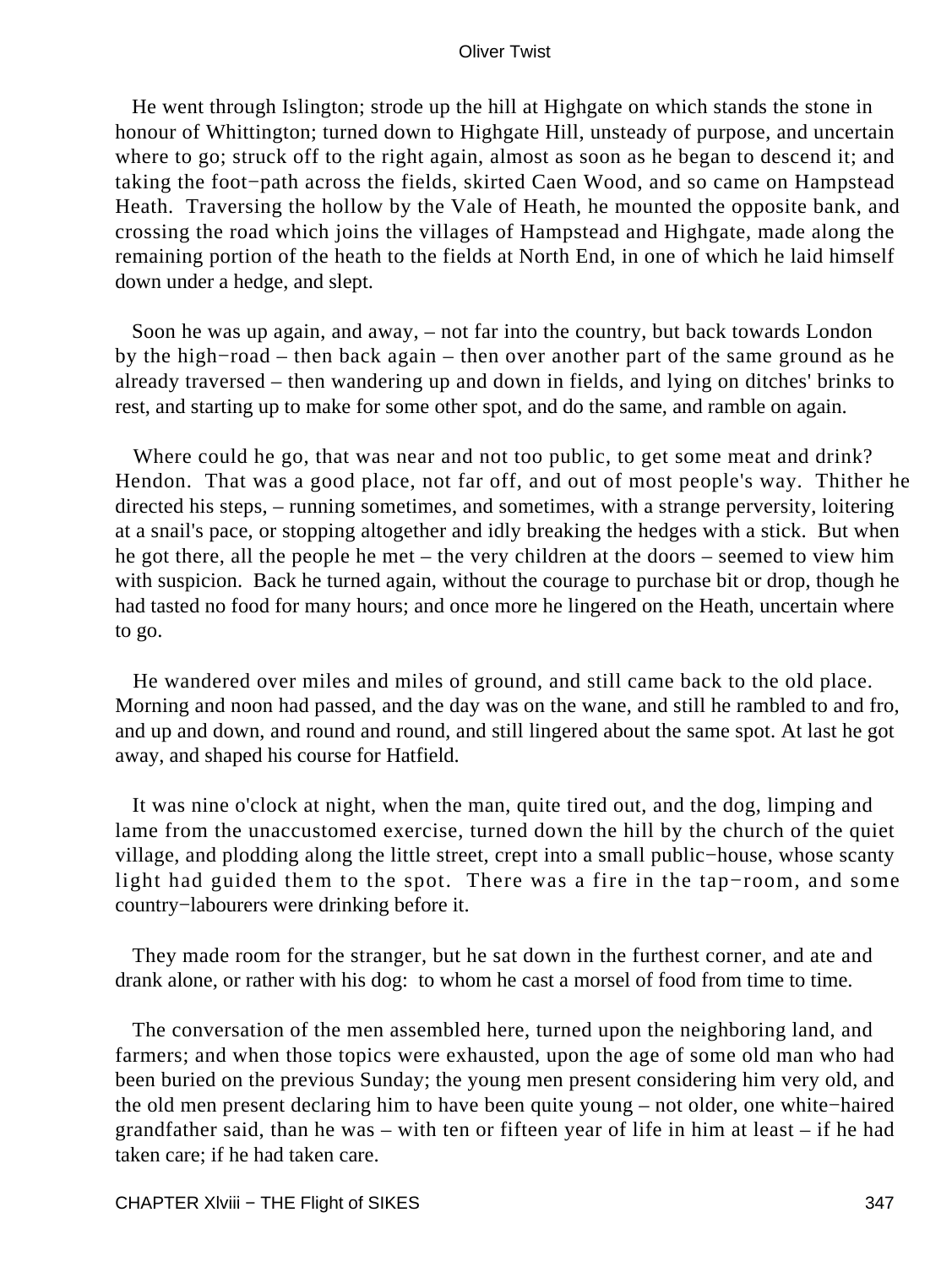He went through Islington; strode up the hill at Highgate on which stands the stone in honour of Whittington; turned down to Highgate Hill, unsteady of purpose, and uncertain where to go; struck off to the right again, almost as soon as he began to descend it; and taking the foot−path across the fields, skirted Caen Wood, and so came on Hampstead Heath. Traversing the hollow by the Vale of Heath, he mounted the opposite bank, and crossing the road which joins the villages of Hampstead and Highgate, made along the remaining portion of the heath to the fields at North End, in one of which he laid himself down under a hedge, and slept.

Soon he was up again, and away, – not far into the country, but back towards London by the high−road – then back again – then over another part of the same ground as he already traversed – then wandering up and down in fields, and lying on ditches' brinks to rest, and starting up to make for some other spot, and do the same, and ramble on again.

Where could he go, that was near and not too public, to get some meat and drink? Hendon. That was a good place, not far off, and out of most people's way. Thither he directed his steps, – running sometimes, and sometimes, with a strange perversity, loitering at a snail's pace, or stopping altogether and idly breaking the hedges with a stick. But when he got there, all the people he met – the very children at the doors – seemed to view him with suspicion. Back he turned again, without the courage to purchase bit or drop, though he had tasted no food for many hours; and once more he lingered on the Heath, uncertain where to go.

He wandered over miles and miles of ground, and still came back to the old place. Morning and noon had passed, and the day was on the wane, and still he rambled to and fro, and up and down, and round and round, and still lingered about the same spot. At last he got away, and shaped his course for Hatfield.

It was nine o'clock at night, when the man, quite tired out, and the dog, limping and lame from the unaccustomed exercise, turned down the hill by the church of the quiet village, and plodding along the little street, crept into a small public−house, whose scanty light had guided them to the spot. There was a fire in the tap−room, and some country−labourers were drinking before it.

They made room for the stranger, but he sat down in the furthest corner, and ate and drank alone, or rather with his dog: to whom he cast a morsel of food from time to time.

The conversation of the men assembled here, turned upon the neighboring land, and farmers; and when those topics were exhausted, upon the age of some old man who had been buried on the previous Sunday; the young men present considering him very old, and the old men present declaring him to have been quite young – not older, one white−haired grandfather said, than he was – with ten or fifteen year of life in him at least – if he had taken care; if he had taken care.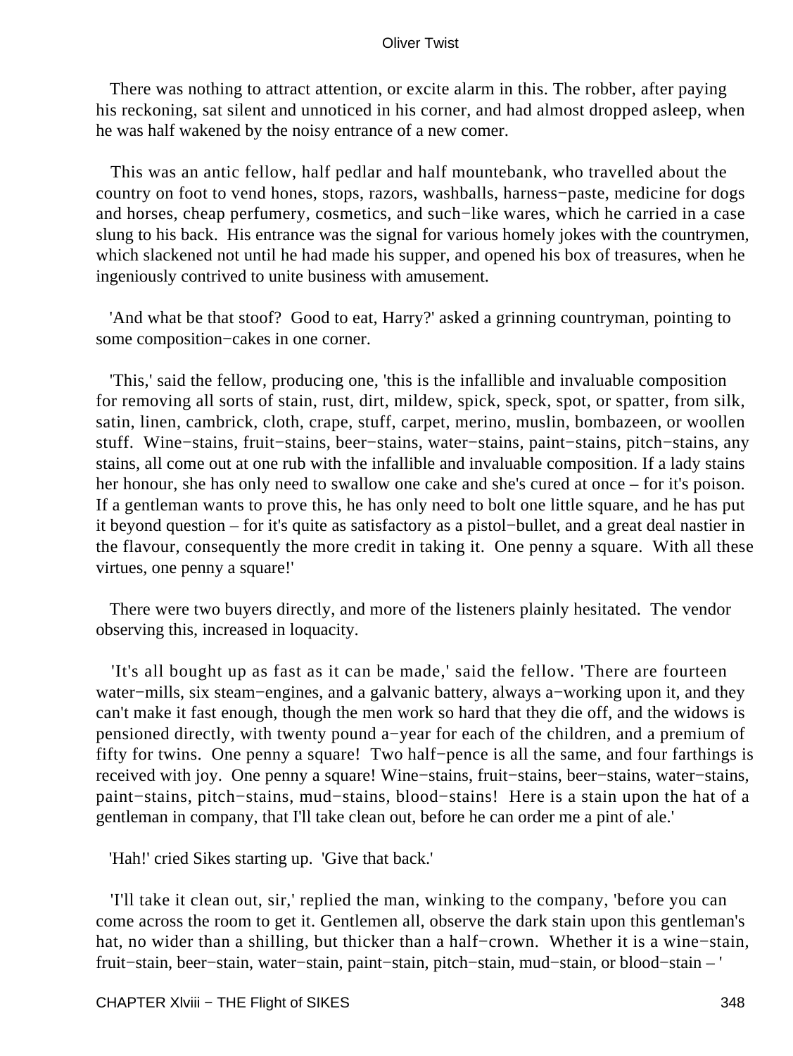There was nothing to attract attention, or excite alarm in this. The robber, after paying his reckoning, sat silent and unnoticed in his corner, and had almost dropped asleep, when he was half wakened by the noisy entrance of a new comer.

This was an antic fellow, half pedlar and half mountebank, who travelled about the country on foot to vend hones, stops, razors, washballs, harness−paste, medicine for dogs and horses, cheap perfumery, cosmetics, and such−like wares, which he carried in a case slung to his back. His entrance was the signal for various homely jokes with the countrymen, which slackened not until he had made his supper, and opened his box of treasures, when he ingeniously contrived to unite business with amusement.

'And what be that stoof? Good to eat, Harry?' asked a grinning countryman, pointing to some composition−cakes in one corner.

'This,' said the fellow, producing one, 'this is the infallible and invaluable composition for removing all sorts of stain, rust, dirt, mildew, spick, speck, spot, or spatter, from silk, satin, linen, cambrick, cloth, crape, stuff, carpet, merino, muslin, bombazeen, or woollen stuff. Wine−stains, fruit−stains, beer−stains, water−stains, paint−stains, pitch−stains, any stains, all come out at one rub with the infallible and invaluable composition. If a lady stains her honour, she has only need to swallow one cake and she's cured at once – for it's poison. If a gentleman wants to prove this, he has only need to bolt one little square, and he has put it beyond question – for it's quite as satisfactory as a pistol−bullet, and a great deal nastier in the flavour, consequently the more credit in taking it. One penny a square. With all these virtues, one penny a square!'

There were two buyers directly, and more of the listeners plainly hesitated. The vendor observing this, increased in loquacity.

'It's all bought up as fast as it can be made,' said the fellow. 'There are fourteen water−mills, six steam−engines, and a galvanic battery, always a−working upon it, and they can't make it fast enough, though the men work so hard that they die off, and the widows is pensioned directly, with twenty pound a−year for each of the children, and a premium of fifty for twins. One penny a square! Two half−pence is all the same, and four farthings is received with joy. One penny a square! Wine−stains, fruit−stains, beer−stains, water−stains, paint−stains, pitch−stains, mud−stains, blood−stains! Here is a stain upon the hat of a gentleman in company, that I'll take clean out, before he can order me a pint of ale.'

'Hah!' cried Sikes starting up. 'Give that back.'

'I'll take it clean out, sir,' replied the man, winking to the company, 'before you can come across the room to get it. Gentlemen all, observe the dark stain upon this gentleman's hat, no wider than a shilling, but thicker than a half−crown. Whether it is a wine−stain, fruit−stain, beer−stain, water−stain, paint−stain, pitch−stain, mud−stain, or blood−stain – '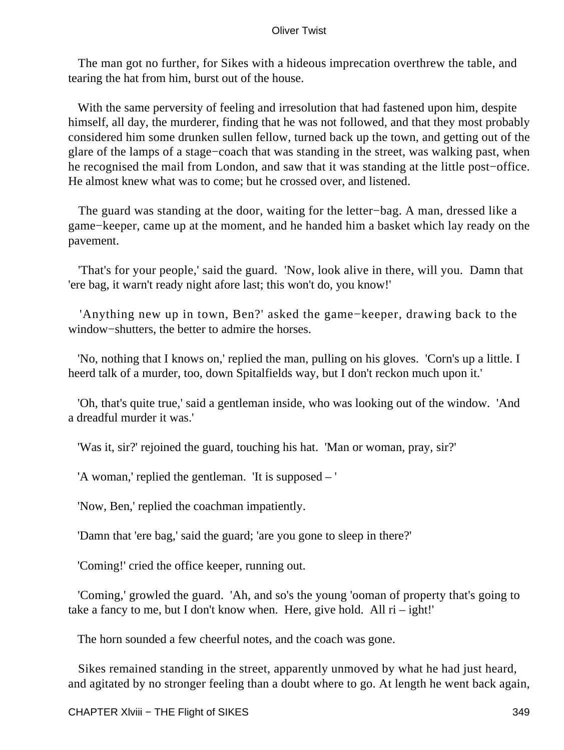The man got no further, for Sikes with a hideous imprecation overthrew the table, and tearing the hat from him, burst out of the house.

With the same perversity of feeling and irresolution that had fastened upon him, despite himself, all day, the murderer, finding that he was not followed, and that they most probably considered him some drunken sullen fellow, turned back up the town, and getting out of the glare of the lamps of a stage−coach that was standing in the street, was walking past, when he recognised the mail from London, and saw that it was standing at the little post−office. He almost knew what was to come; but he crossed over, and listened.

The guard was standing at the door, waiting for the letter−bag. A man, dressed like a game−keeper, came up at the moment, and he handed him a basket which lay ready on the pavement.

'That's for your people,' said the guard. 'Now, look alive in there, will you. Damn that 'ere bag, it warn't ready night afore last; this won't do, you know!'

'Anything new up in town, Ben?' asked the game−keeper, drawing back to the window−shutters, the better to admire the horses.

'No, nothing that I knows on,' replied the man, pulling on his gloves. 'Corn's up a little. I heerd talk of a murder, too, down Spitalfields way, but I don't reckon much upon it.'

'Oh, that's quite true,' said a gentleman inside, who was looking out of the window. 'And a dreadful murder it was.'

'Was it, sir?' rejoined the guard, touching his hat. 'Man or woman, pray, sir?'

'A woman,' replied the gentleman. 'It is supposed – '

'Now, Ben,' replied the coachman impatiently.

'Damn that 'ere bag,' said the guard; 'are you gone to sleep in there?'

'Coming!' cried the office keeper, running out.

'Coming,' growled the guard. 'Ah, and so's the young 'ooman of property that's going to take a fancy to me, but I don't know when. Here, give hold. All ri – ight!'

The horn sounded a few cheerful notes, and the coach was gone.

Sikes remained standing in the street, apparently unmoved by what he had just heard, and agitated by no stronger feeling than a doubt where to go. At length he went back again,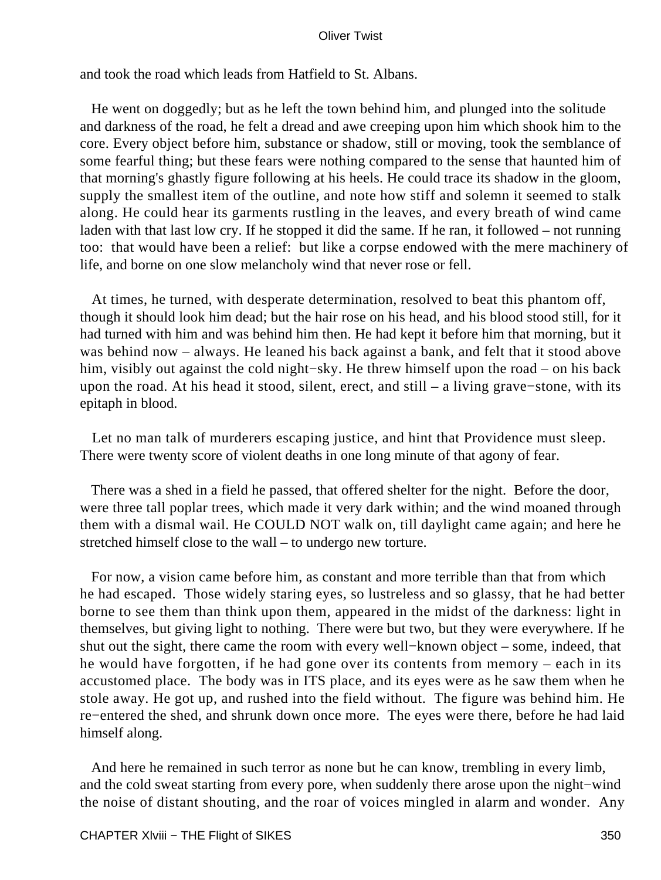and took the road which leads from Hatfield to St. Albans.

He went on doggedly; but as he left the town behind him, and plunged into the solitude and darkness of the road, he felt a dread and awe creeping upon him which shook him to the core. Every object before him, substance or shadow, still or moving, took the semblance of some fearful thing; but these fears were nothing compared to the sense that haunted him of that morning's ghastly figure following at his heels. He could trace its shadow in the gloom, supply the smallest item of the outline, and note how stiff and solemn it seemed to stalk along. He could hear its garments rustling in the leaves, and every breath of wind came laden with that last low cry. If he stopped it did the same. If he ran, it followed – not running too: that would have been a relief: but like a corpse endowed with the mere machinery of life, and borne on one slow melancholy wind that never rose or fell.

At times, he turned, with desperate determination, resolved to beat this phantom off, though it should look him dead; but the hair rose on his head, and his blood stood still, for it had turned with him and was behind him then. He had kept it before him that morning, but it was behind now – always. He leaned his back against a bank, and felt that it stood above him, visibly out against the cold night−sky. He threw himself upon the road – on his back upon the road. At his head it stood, silent, erect, and still – a living grave−stone, with its epitaph in blood.

Let no man talk of murderers escaping justice, and hint that Providence must sleep. There were twenty score of violent deaths in one long minute of that agony of fear.

There was a shed in a field he passed, that offered shelter for the night. Before the door, were three tall poplar trees, which made it very dark within; and the wind moaned through them with a dismal wail. He COULD NOT walk on, till daylight came again; and here he stretched himself close to the wall – to undergo new torture.

For now, a vision came before him, as constant and more terrible than that from which he had escaped. Those widely staring eyes, so lustreless and so glassy, that he had better borne to see them than think upon them, appeared in the midst of the darkness: light in themselves, but giving light to nothing. There were but two, but they were everywhere. If he shut out the sight, there came the room with every well−known object – some, indeed, that he would have forgotten, if he had gone over its contents from memory – each in its accustomed place. The body was in ITS place, and its eyes were as he saw them when he stole away. He got up, and rushed into the field without. The figure was behind him. He re−entered the shed, and shrunk down once more. The eyes were there, before he had laid himself along.

And here he remained in such terror as none but he can know, trembling in every limb, and the cold sweat starting from every pore, when suddenly there arose upon the night−wind the noise of distant shouting, and the roar of voices mingled in alarm and wonder. Any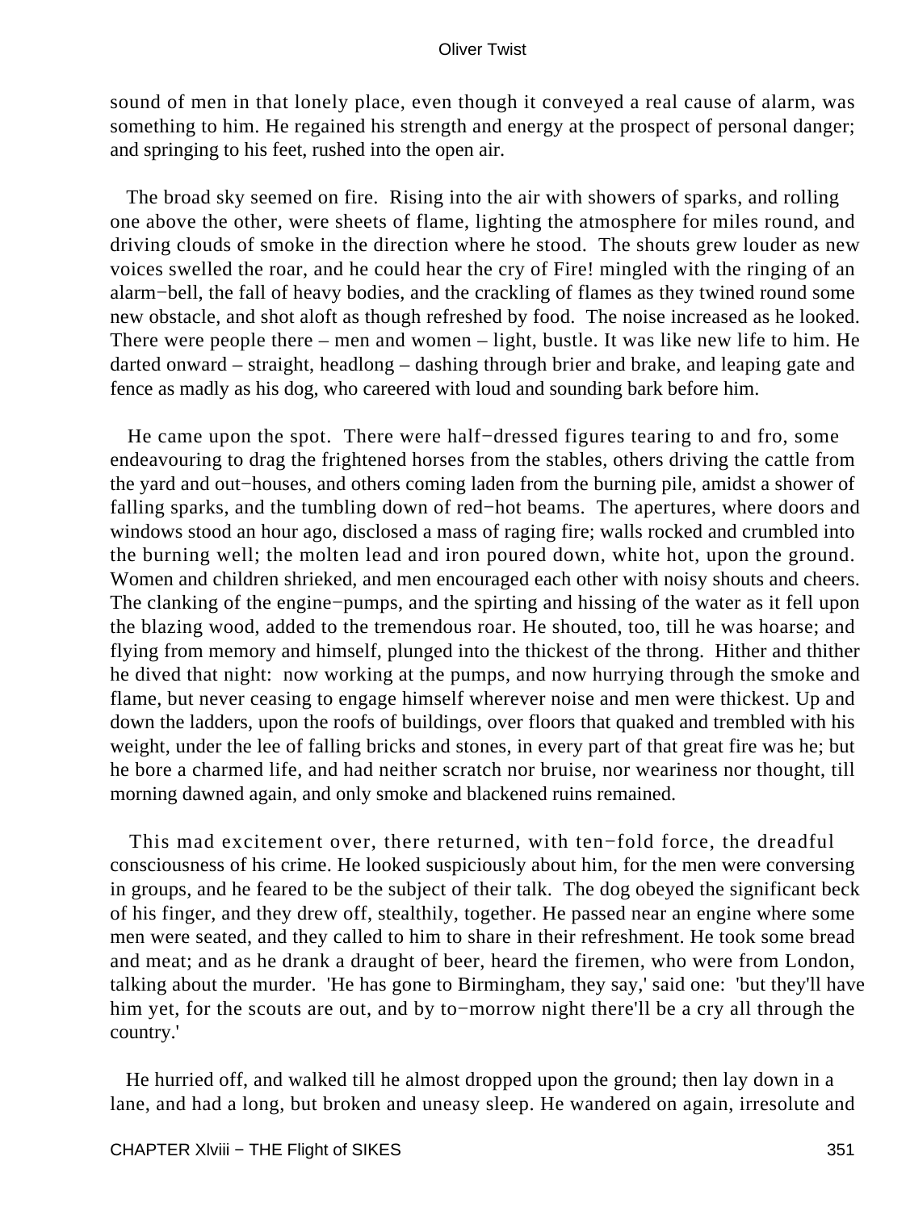sound of men in that lonely place, even though it conveyed a real cause of alarm, was something to him. He regained his strength and energy at the prospect of personal danger; and springing to his feet, rushed into the open air.

The broad sky seemed on fire. Rising into the air with showers of sparks, and rolling one above the other, were sheets of flame, lighting the atmosphere for miles round, and driving clouds of smoke in the direction where he stood. The shouts grew louder as new voices swelled the roar, and he could hear the cry of Fire! mingled with the ringing of an alarm−bell, the fall of heavy bodies, and the crackling of flames as they twined round some new obstacle, and shot aloft as though refreshed by food. The noise increased as he looked. There were people there – men and women – light, bustle. It was like new life to him. He darted onward – straight, headlong – dashing through brier and brake, and leaping gate and fence as madly as his dog, who careered with loud and sounding bark before him.

He came upon the spot. There were half−dressed figures tearing to and fro, some endeavouring to drag the frightened horses from the stables, others driving the cattle from the yard and out−houses, and others coming laden from the burning pile, amidst a shower of falling sparks, and the tumbling down of red−hot beams. The apertures, where doors and windows stood an hour ago, disclosed a mass of raging fire; walls rocked and crumbled into the burning well; the molten lead and iron poured down, white hot, upon the ground. Women and children shrieked, and men encouraged each other with noisy shouts and cheers. The clanking of the engine−pumps, and the spirting and hissing of the water as it fell upon the blazing wood, added to the tremendous roar. He shouted, too, till he was hoarse; and flying from memory and himself, plunged into the thickest of the throng. Hither and thither he dived that night: now working at the pumps, and now hurrying through the smoke and flame, but never ceasing to engage himself wherever noise and men were thickest. Up and down the ladders, upon the roofs of buildings, over floors that quaked and trembled with his weight, under the lee of falling bricks and stones, in every part of that great fire was he; but he bore a charmed life, and had neither scratch nor bruise, nor weariness nor thought, till morning dawned again, and only smoke and blackened ruins remained.

This mad excitement over, there returned, with ten−fold force, the dreadful consciousness of his crime. He looked suspiciously about him, for the men were conversing in groups, and he feared to be the subject of their talk. The dog obeyed the significant beck of his finger, and they drew off, stealthily, together. He passed near an engine where some men were seated, and they called to him to share in their refreshment. He took some bread and meat; and as he drank a draught of beer, heard the firemen, who were from London, talking about the murder. 'He has gone to Birmingham, they say,' said one: 'but they'll have him yet, for the scouts are out, and by to−morrow night there'll be a cry all through the country.'

He hurried off, and walked till he almost dropped upon the ground; then lay down in a lane, and had a long, but broken and uneasy sleep. He wandered on again, irresolute and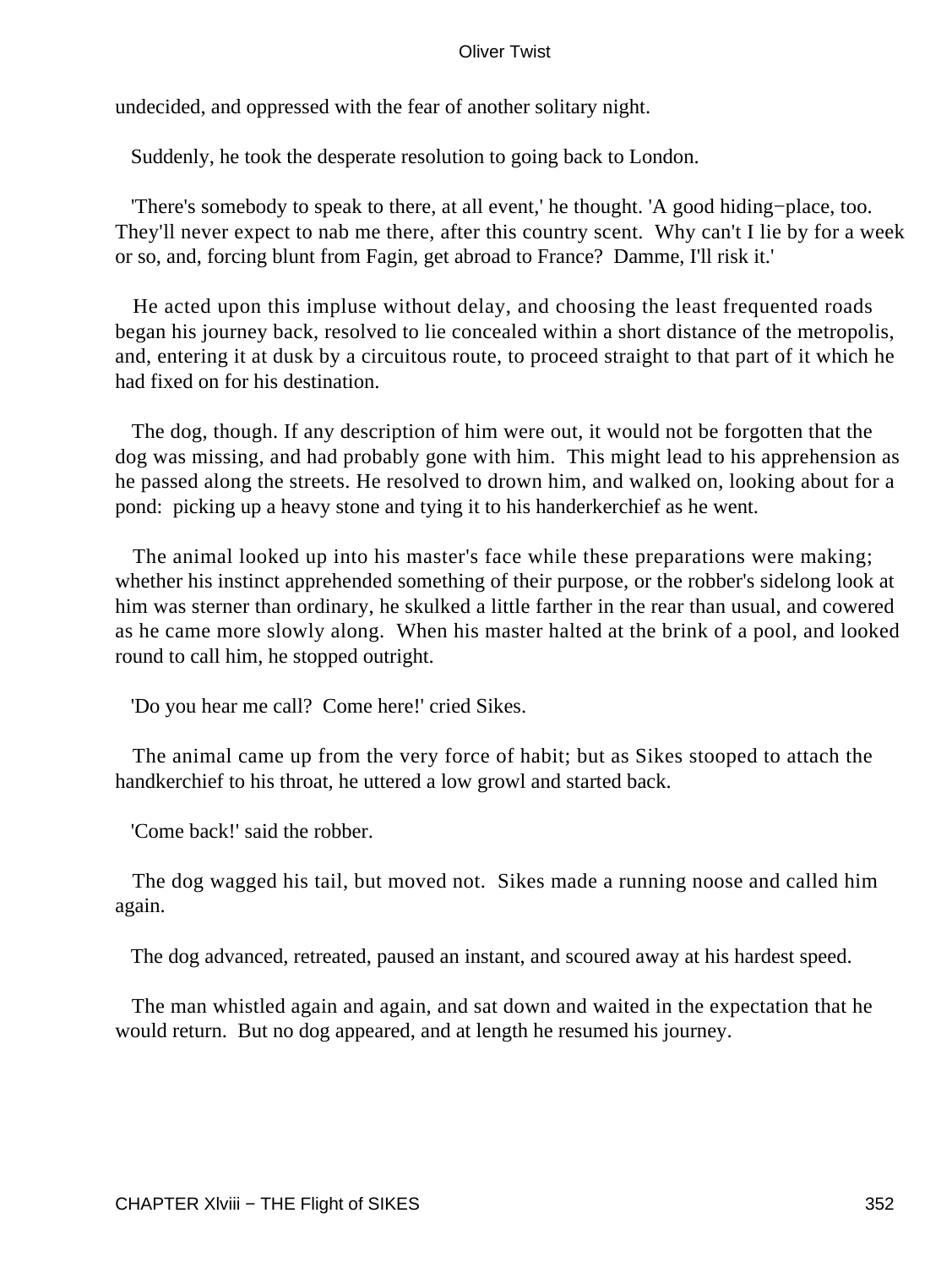undecided, and oppressed with the fear of another solitary night.

Suddenly, he took the desperate resolution to going back to London.

'There's somebody to speak to there, at all event,' he thought. 'A good hiding−place, too. They'll never expect to nab me there, after this country scent. Why can't I lie by for a week or so, and, forcing blunt from Fagin, get abroad to France? Damme, I'll risk it.'

He acted upon this impluse without delay, and choosing the least frequented roads began his journey back, resolved to lie concealed within a short distance of the metropolis, and, entering it at dusk by a circuitous route, to proceed straight to that part of it which he had fixed on for his destination.

The dog, though. If any description of him were out, it would not be forgotten that the dog was missing, and had probably gone with him. This might lead to his apprehension as he passed along the streets. He resolved to drown him, and walked on, looking about for a pond: picking up a heavy stone and tying it to his handerkerchief as he went.

The animal looked up into his master's face while these preparations were making; whether his instinct apprehended something of their purpose, or the robber's sidelong look at him was sterner than ordinary, he skulked a little farther in the rear than usual, and cowered as he came more slowly along. When his master halted at the brink of a pool, and looked round to call him, he stopped outright.

'Do you hear me call? Come here!' cried Sikes.

The animal came up from the very force of habit; but as Sikes stooped to attach the handkerchief to his throat, he uttered a low growl and started back.

'Come back!' said the robber.

The dog wagged his tail, but moved not. Sikes made a running noose and called him again.

The dog advanced, retreated, paused an instant, and scoured away at his hardest speed.

The man whistled again and again, and sat down and waited in the expectation that he would return. But no dog appeared, and at length he resumed his journey.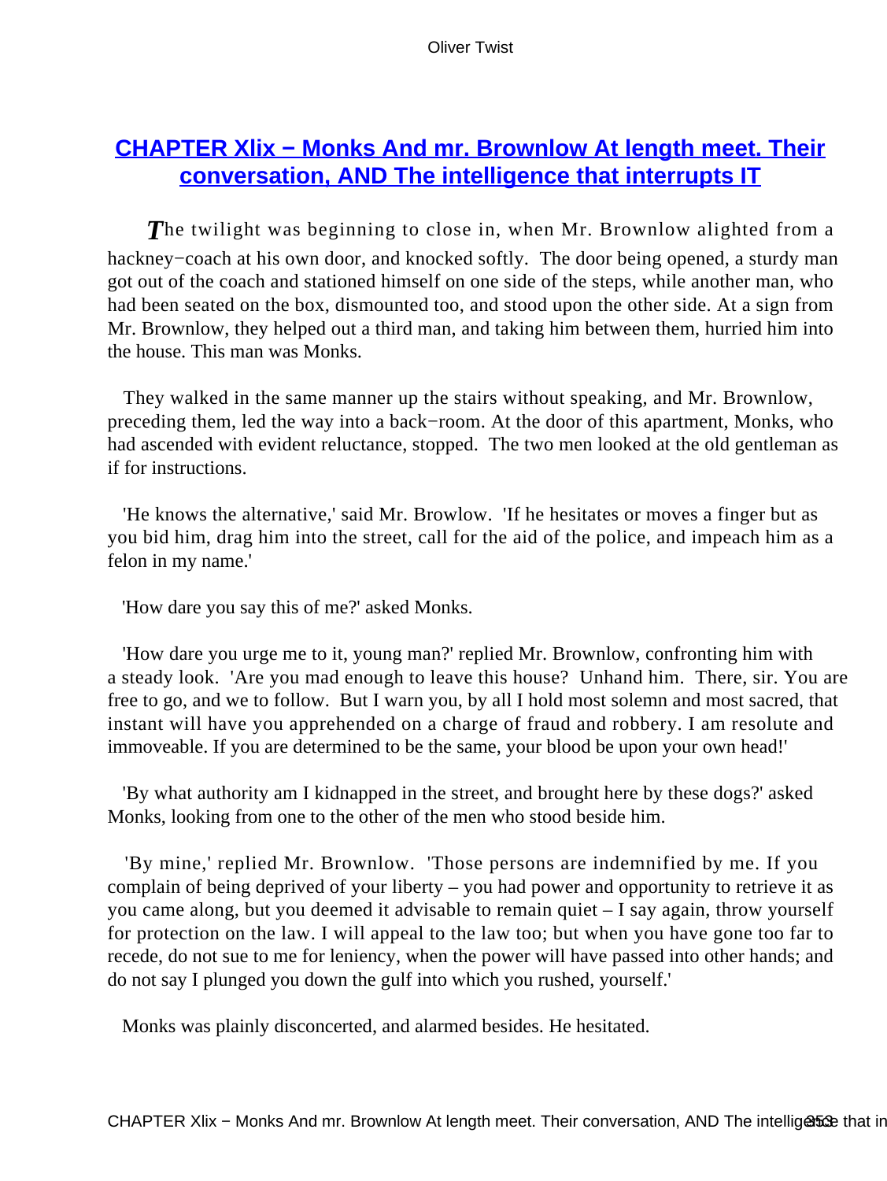## CHAPTER Xlix − Monks And mr. Brownlow At length meet. Their conversation, AND The intelligence that interrupts IT

*T*he twilight was beginning to close in, when Mr. Brownlow alighted from a hackney−coach at his own door, and knocked softly. The door being opened, a sturdy man got out of the coach and stationed himself on one side of the steps, while another man, who had been seated on the box, dismounted too, and stood upon the other side. At a sign from Mr. Brownlow, they helped out a third man, and taking him between them, hurried him into the house. This man was Monks.

They walked in the same manner up the stairs without speaking, and Mr. Brownlow, preceding them, led the way into a back−room. At the door of this apartment, Monks, who had ascended with evident reluctance, stopped. The two men looked at the old gentleman as if for instructions.

'He knows the alternative,' said Mr. Browlow. 'If he hesitates or moves a finger but as you bid him, drag him into the street, call for the aid of the police, and impeach him as a felon in my name.'

'How dare you say this of me?' asked Monks.

'How dare you urge me to it, young man?' replied Mr. Brownlow, confronting him with a steady look. 'Are you mad enough to leave this house? Unhand him. There, sir. You are free to go, and we to follow. But I warn you, by all I hold most solemn and most sacred, that instant will have you apprehended on a charge of fraud and robbery. I am resolute and immoveable. If you are determined to be the same, your blood be upon your own head!'

'By what authority am I kidnapped in the street, and brought here by these dogs?' asked Monks, looking from one to the other of the men who stood beside him.

'By mine,' replied Mr. Brownlow. 'Those persons are indemnified by me. If you complain of being deprived of your liberty – you had power and opportunity to retrieve it as you came along, but you deemed it advisable to remain quiet – I say again, throw yourself for protection on the law. I will appeal to the law too; but when you have gone too far to recede, do not sue to me for leniency, when the power will have passed into other hands; and do not say I plunged you down the gulf into which you rushed, yourself.'

Monks was plainly disconcerted, and alarmed besides. He hesitated.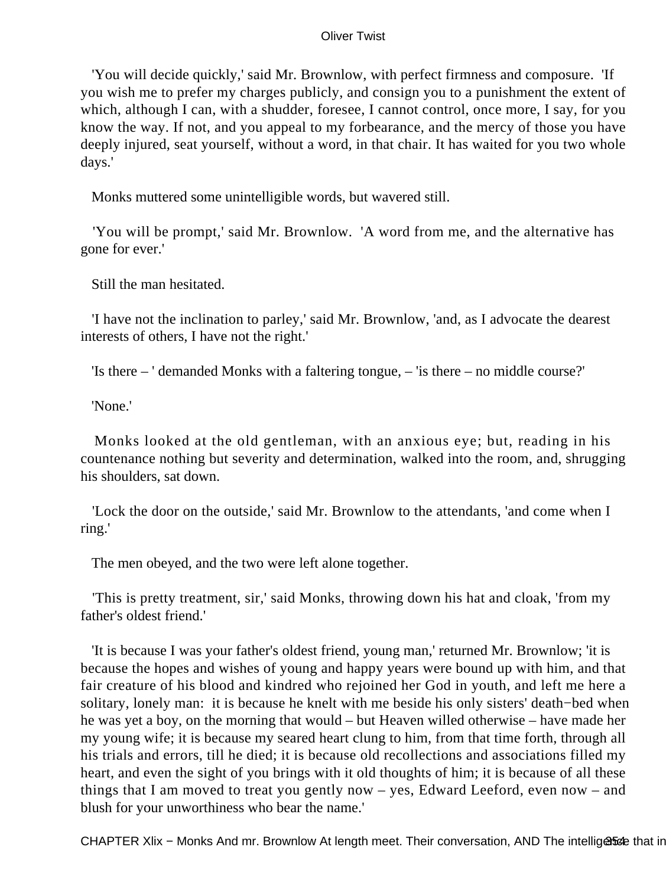'You will decide quickly,' said Mr. Brownlow, with perfect firmness and composure. 'If you wish me to prefer my charges publicly, and consign you to a punishment the extent of which, although I can, with a shudder, foresee, I cannot control, once more, I say, for you know the way. If not, and you appeal to my forbearance, and the mercy of those you have deeply injured, seat yourself, without a word, in that chair. It has waited for you two whole days.'

Monks muttered some unintelligible words, but wavered still.

'You will be prompt,' said Mr. Brownlow. 'A word from me, and the alternative has gone for ever.'

Still the man hesitated.

'I have not the inclination to parley,' said Mr. Brownlow, 'and, as I advocate the dearest interests of others, I have not the right.'

'Is there – ' demanded Monks with a faltering tongue, – 'is there – no middle course?'

'None.'

Monks looked at the old gentleman, with an anxious eye; but, reading in his countenance nothing but severity and determination, walked into the room, and, shrugging his shoulders, sat down.

'Lock the door on the outside,' said Mr. Brownlow to the attendants, 'and come when I ring.'

The men obeyed, and the two were left alone together.

'This is pretty treatment, sir,' said Monks, throwing down his hat and cloak, 'from my father's oldest friend.'

'It is because I was your father's oldest friend, young man,' returned Mr. Brownlow; 'it is because the hopes and wishes of young and happy years were bound up with him, and that fair creature of his blood and kindred who rejoined her God in youth, and left me here a solitary, lonely man: it is because he knelt with me beside his only sisters' death−bed when he was yet a boy, on the morning that would – but Heaven willed otherwise – have made her my young wife; it is because my seared heart clung to him, from that time forth, through all his trials and errors, till he died; it is because old recollections and associations filled my heart, and even the sight of you brings with it old thoughts of him; it is because of all these things that I am moved to treat you gently now – yes, Edward Leeford, even now – and blush for your unworthiness who bear the name.'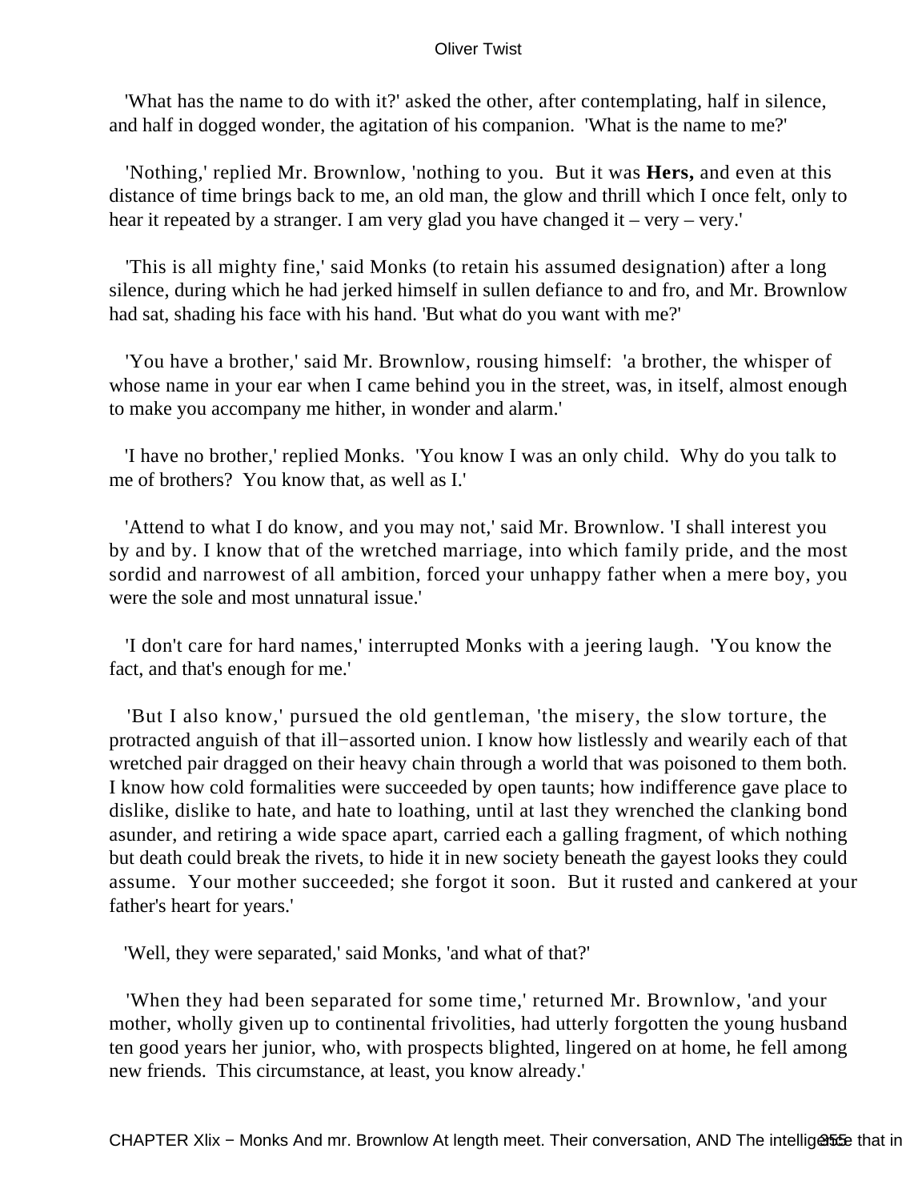'What has the name to do with it?' asked the other, after contemplating, half in silence, and half in dogged wonder, the agitation of his companion. 'What is the name to me?'

'Nothing,' replied Mr. Brownlow, 'nothing to you. But it was **Hers,** and even at this distance of time brings back to me, an old man, the glow and thrill which I once felt, only to hear it repeated by a stranger. I am very glad you have changed it – very – very.'

'This is all mighty fine,' said Monks (to retain his assumed designation) after a long silence, during which he had jerked himself in sullen defiance to and fro, and Mr. Brownlow had sat, shading his face with his hand. 'But what do you want with me?'

'You have a brother,' said Mr. Brownlow, rousing himself: 'a brother, the whisper of whose name in your ear when I came behind you in the street, was, in itself, almost enough to make you accompany me hither, in wonder and alarm.'

'I have no brother,' replied Monks. 'You know I was an only child. Why do you talk to me of brothers? You know that, as well as I.'

'Attend to what I do know, and you may not,' said Mr. Brownlow. 'I shall interest you by and by. I know that of the wretched marriage, into which family pride, and the most sordid and narrowest of all ambition, forced your unhappy father when a mere boy, you were the sole and most unnatural issue.'

'I don't care for hard names,' interrupted Monks with a jeering laugh. 'You know the fact, and that's enough for me.'

'But I also know,' pursued the old gentleman, 'the misery, the slow torture, the protracted anguish of that ill−assorted union. I know how listlessly and wearily each of that wretched pair dragged on their heavy chain through a world that was poisoned to them both. I know how cold formalities were succeeded by open taunts; how indifference gave place to dislike, dislike to hate, and hate to loathing, until at last they wrenched the clanking bond asunder, and retiring a wide space apart, carried each a galling fragment, of which nothing but death could break the rivets, to hide it in new society beneath the gayest looks they could assume. Your mother succeeded; she forgot it soon. But it rusted and cankered at your father's heart for years.'

'Well, they were separated,' said Monks, 'and what of that?'

'When they had been separated for some time,' returned Mr. Brownlow, 'and your mother, wholly given up to continental frivolities, had utterly forgotten the young husband ten good years her junior, who, with prospects blighted, lingered on at home, he fell among new friends. This circumstance, at least, you know already.'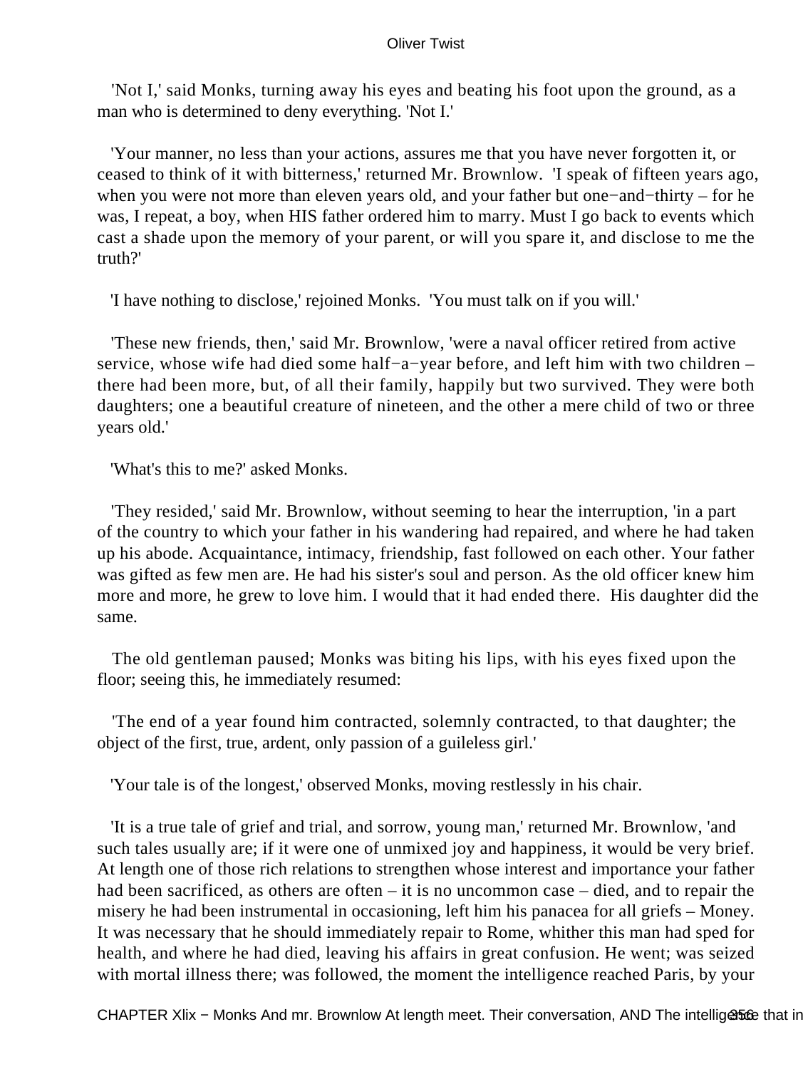'Not I,' said Monks, turning away his eyes and beating his foot upon the ground, as a man who is determined to deny everything. 'Not I.'

'Your manner, no less than your actions, assures me that you have never forgotten it, or ceased to think of it with bitterness,' returned Mr. Brownlow. 'I speak of fifteen years ago, when you were not more than eleven years old, and your father but one−and−thirty – for he was, I repeat, a boy, when HIS father ordered him to marry. Must I go back to events which cast a shade upon the memory of your parent, or will you spare it, and disclose to me the truth?'

'I have nothing to disclose,' rejoined Monks. 'You must talk on if you will.'

'These new friends, then,' said Mr. Brownlow, 'were a naval officer retired from active service, whose wife had died some half−a−year before, and left him with two children – there had been more, but, of all their family, happily but two survived. They were both daughters; one a beautiful creature of nineteen, and the other a mere child of two or three years old.'

'What's this to me?' asked Monks.

'They resided,' said Mr. Brownlow, without seeming to hear the interruption, 'in a part of the country to which your father in his wandering had repaired, and where he had taken up his abode. Acquaintance, intimacy, friendship, fast followed on each other. Your father was gifted as few men are. He had his sister's soul and person. As the old officer knew him more and more, he grew to love him. I would that it had ended there. His daughter did the same.

The old gentleman paused; Monks was biting his lips, with his eyes fixed upon the floor; seeing this, he immediately resumed:

'The end of a year found him contracted, solemnly contracted, to that daughter; the object of the first, true, ardent, only passion of a guileless girl.'

'Your tale is of the longest,' observed Monks, moving restlessly in his chair.

'It is a true tale of grief and trial, and sorrow, young man,' returned Mr. Brownlow, 'and such tales usually are; if it were one of unmixed joy and happiness, it would be very brief. At length one of those rich relations to strengthen whose interest and importance your father had been sacrificed, as others are often – it is no uncommon case – died, and to repair the misery he had been instrumental in occasioning, left him his panacea for all griefs – Money. It was necessary that he should immediately repair to Rome, whither this man had sped for health, and where he had died, leaving his affairs in great confusion. He went; was seized with mortal illness there; was followed, the moment the intelligence reached Paris, by your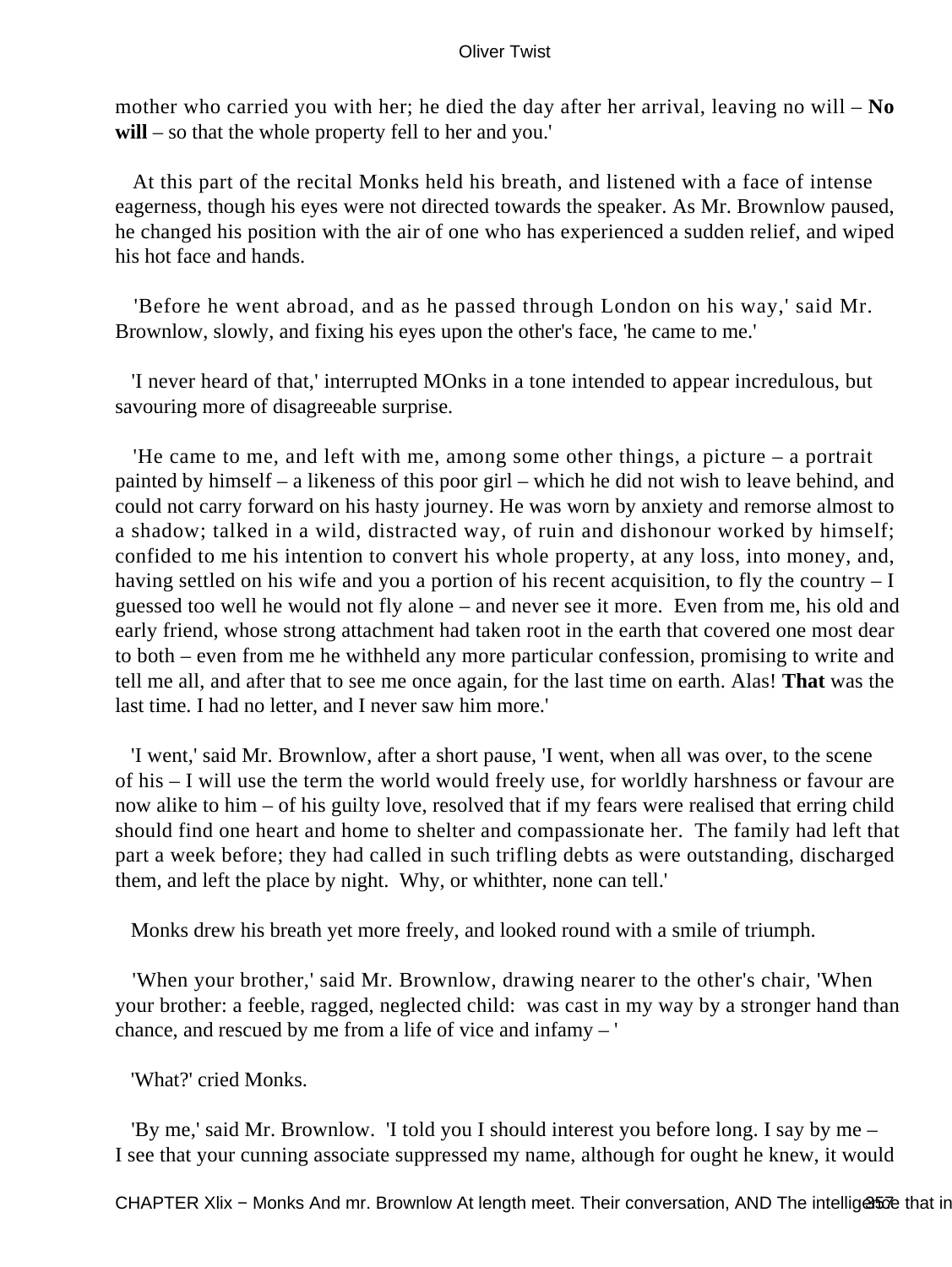mother who carried you with her; he died the day after her arrival, leaving no will – **No will** – so that the whole property fell to her and you.'

At this part of the recital Monks held his breath, and listened with a face of intense eagerness, though his eyes were not directed towards the speaker. As Mr. Brownlow paused, he changed his position with the air of one who has experienced a sudden relief, and wiped his hot face and hands.

'Before he went abroad, and as he passed through London on his way,' said Mr. Brownlow, slowly, and fixing his eyes upon the other's face, 'he came to me.'

'I never heard of that,' interrupted MOnks in a tone intended to appear incredulous, but savouring more of disagreeable surprise.

'He came to me, and left with me, among some other things, a picture – a portrait painted by himself – a likeness of this poor girl – which he did not wish to leave behind, and could not carry forward on his hasty journey. He was worn by anxiety and remorse almost to a shadow; talked in a wild, distracted way, of ruin and dishonour worked by himself; confided to me his intention to convert his whole property, at any loss, into money, and, having settled on his wife and you a portion of his recent acquisition, to fly the country – I guessed too well he would not fly alone – and never see it more. Even from me, his old and early friend, whose strong attachment had taken root in the earth that covered one most dear to both – even from me he withheld any more particular confession, promising to write and tell me all, and after that to see me once again, for the last time on earth. Alas! **That** was the last time. I had no letter, and I never saw him more.'

'I went,' said Mr. Brownlow, after a short pause, 'I went, when all was over, to the scene of his – I will use the term the world would freely use, for worldly harshness or favour are now alike to him – of his guilty love, resolved that if my fears were realised that erring child should find one heart and home to shelter and compassionate her. The family had left that part a week before; they had called in such trifling debts as were outstanding, discharged them, and left the place by night. Why, or whithter, none can tell.'

Monks drew his breath yet more freely, and looked round with a smile of triumph.

'When your brother,' said Mr. Brownlow, drawing nearer to the other's chair, 'When your brother: a feeble, ragged, neglected child: was cast in my way by a stronger hand than chance, and rescued by me from a life of vice and infamy – '

'What?' cried Monks.

'By me,' said Mr. Brownlow. 'I told you I should interest you before long. I say by me – I see that your cunning associate suppressed my name, although for ought he knew, it would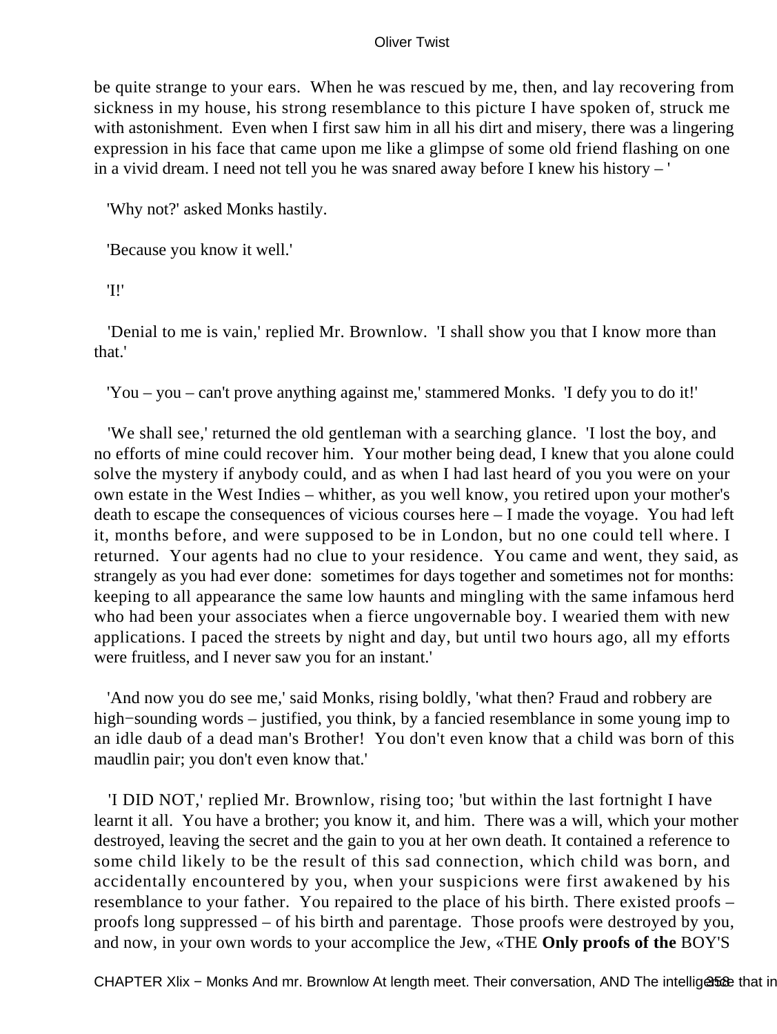be quite strange to your ears. When he was rescued by me, then, and lay recovering from sickness in my house, his strong resemblance to this picture I have spoken of, struck me with astonishment. Even when I first saw him in all his dirt and misery, there was a lingering expression in his face that came upon me like a glimpse of some old friend flashing on one in a vivid dream. I need not tell you he was snared away before I knew his history – '

'Why not?' asked Monks hastily.

'Because you know it well.'

'I!'

'Denial to me is vain,' replied Mr. Brownlow. 'I shall show you that I know more than that.'

'You – you – can't prove anything against me,' stammered Monks. 'I defy you to do it!'

'We shall see,' returned the old gentleman with a searching glance. 'I lost the boy, and no efforts of mine could recover him. Your mother being dead, I knew that you alone could solve the mystery if anybody could, and as when I had last heard of you you were on your own estate in the West Indies – whither, as you well know, you retired upon your mother's death to escape the consequences of vicious courses here – I made the voyage. You had left it, months before, and were supposed to be in London, but no one could tell where. I returned. Your agents had no clue to your residence. You came and went, they said, as strangely as you had ever done: sometimes for days together and sometimes not for months: keeping to all appearance the same low haunts and mingling with the same infamous herd who had been your associates when a fierce ungovernable boy. I wearied them with new applications. I paced the streets by night and day, but until two hours ago, all my efforts were fruitless, and I never saw you for an instant.'

'And now you do see me,' said Monks, rising boldly, 'what then? Fraud and robbery are high−sounding words – justified, you think, by a fancied resemblance in some young imp to an idle daub of a dead man's Brother! You don't even know that a child was born of this maudlin pair; you don't even know that.'

'I DID NOT,' replied Mr. Brownlow, rising too; 'but within the last fortnight I have learnt it all. You have a brother; you know it, and him. There was a will, which your mother destroyed, leaving the secret and the gain to you at her own death. It contained a reference to some child likely to be the result of this sad connection, which child was born, and accidentally encountered by you, when your suspicions were first awakened by his resemblance to your father. You repaired to the place of his birth. There existed proofs – proofs long suppressed – of his birth and parentage. Those proofs were destroyed by you, and now, in your own words to your accomplice the Jew, «THE **Only proofs of the** BOY'S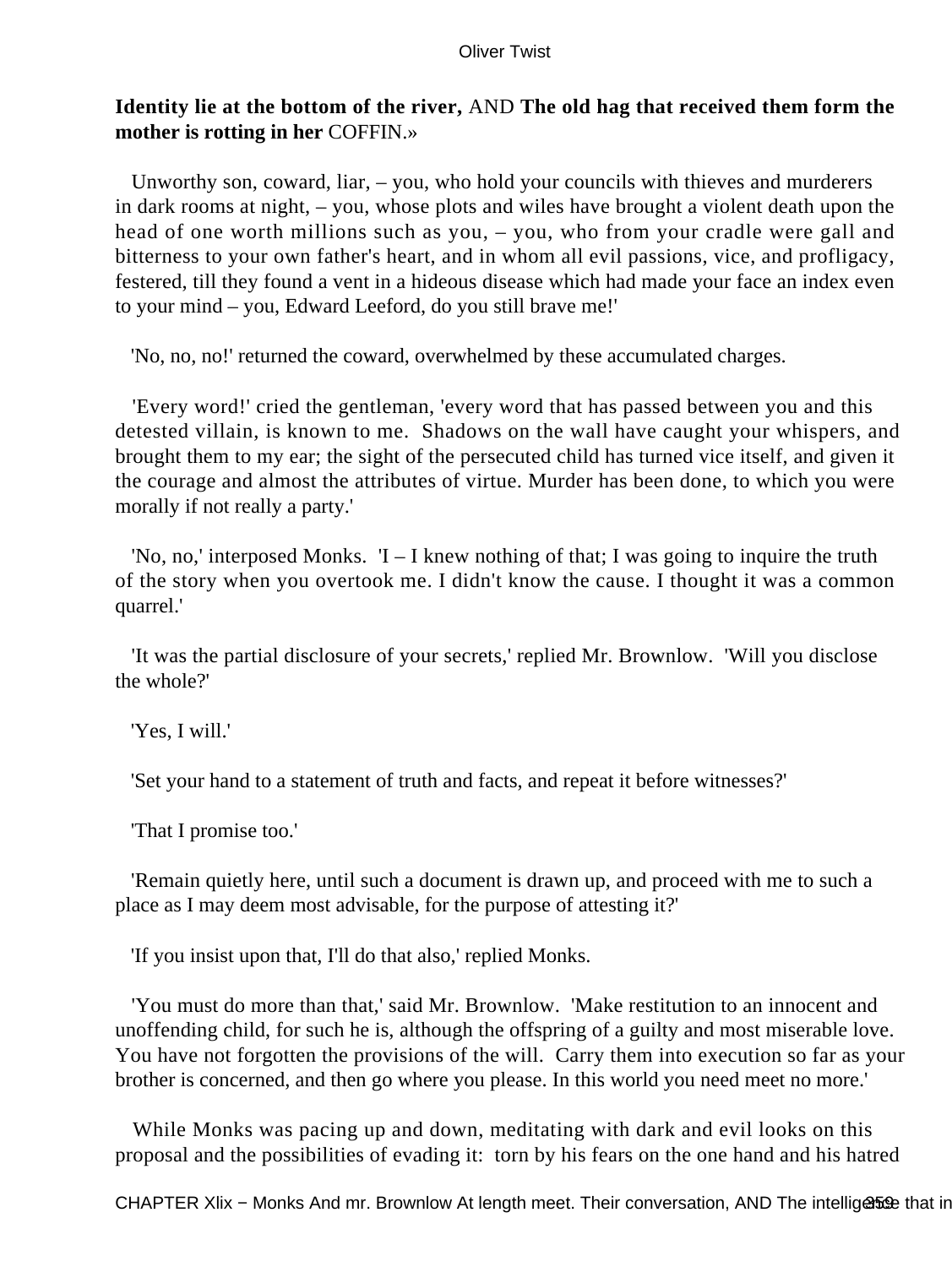**Identity lie at the bottom of the river,** AND **The old hag that received them form the mother is rotting in her** COFFIN.»

Unworthy son, coward, liar, – you, who hold your councils with thieves and murderers in dark rooms at night, – you, whose plots and wiles have brought a violent death upon the head of one worth millions such as you, – you, who from your cradle were gall and bitterness to your own father's heart, and in whom all evil passions, vice, and profligacy, festered, till they found a vent in a hideous disease which had made your face an index even to your mind – you, Edward Leeford, do you still brave me!'

'No, no, no!' returned the coward, overwhelmed by these accumulated charges.

'Every word!' cried the gentleman, 'every word that has passed between you and this detested villain, is known to me. Shadows on the wall have caught your whispers, and brought them to my ear; the sight of the persecuted child has turned vice itself, and given it the courage and almost the attributes of virtue. Murder has been done, to which you were morally if not really a party.'

'No, no,' interposed Monks. 'I – I knew nothing of that; I was going to inquire the truth of the story when you overtook me. I didn't know the cause. I thought it was a common quarrel.'

'It was the partial disclosure of your secrets,' replied Mr. Brownlow. 'Will you disclose the whole?'

'Yes, I will.'

'Set your hand to a statement of truth and facts, and repeat it before witnesses?'

'That I promise too.'

'Remain quietly here, until such a document is drawn up, and proceed with me to such a place as I may deem most advisable, for the purpose of attesting it?'

'If you insist upon that, I'll do that also,' replied Monks.

'You must do more than that,' said Mr. Brownlow. 'Make restitution to an innocent and unoffending child, for such he is, although the offspring of a guilty and most miserable love. You have not forgotten the provisions of the will. Carry them into execution so far as your brother is concerned, and then go where you please. In this world you need meet no more.'

While Monks was pacing up and down, meditating with dark and evil looks on this proposal and the possibilities of evading it: torn by his fears on the one hand and his hatred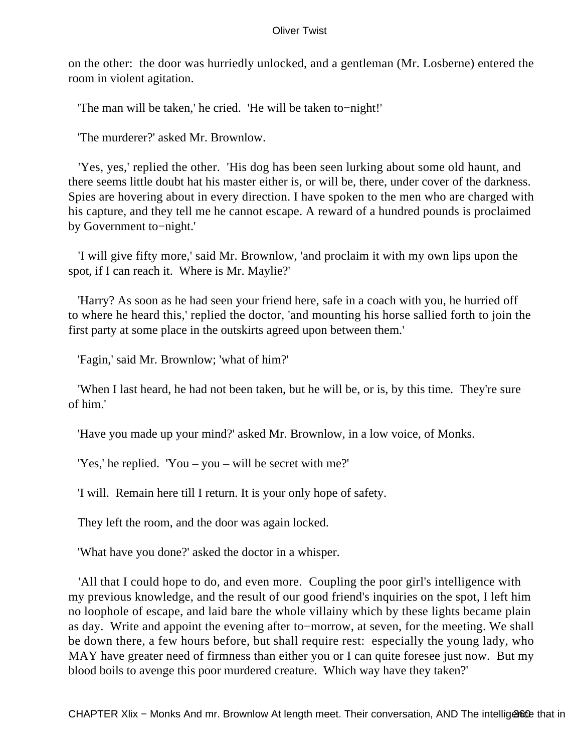on the other: the door was hurriedly unlocked, and a gentleman (Mr. Losberne) entered the room in violent agitation.

'The man will be taken,' he cried. 'He will be taken to−night!'

'The murderer?' asked Mr. Brownlow.

'Yes, yes,' replied the other. 'His dog has been seen lurking about some old haunt, and there seems little doubt hat his master either is, or will be, there, under cover of the darkness. Spies are hovering about in every direction. I have spoken to the men who are charged with his capture, and they tell me he cannot escape. A reward of a hundred pounds is proclaimed by Government to−night.'

'I will give fifty more,' said Mr. Brownlow, 'and proclaim it with my own lips upon the spot, if I can reach it. Where is Mr. Maylie?'

'Harry? As soon as he had seen your friend here, safe in a coach with you, he hurried off to where he heard this,' replied the doctor, 'and mounting his horse sallied forth to join the first party at some place in the outskirts agreed upon between them.'

'Fagin,' said Mr. Brownlow; 'what of him?'

'When I last heard, he had not been taken, but he will be, or is, by this time. They're sure of him.'

'Have you made up your mind?' asked Mr. Brownlow, in a low voice, of Monks.

'Yes,' he replied. 'You – you – will be secret with me?'

'I will. Remain here till I return. It is your only hope of safety.

They left the room, and the door was again locked.

'What have you done?' asked the doctor in a whisper.

'All that I could hope to do, and even more. Coupling the poor girl's intelligence with my previous knowledge, and the result of our good friend's inquiries on the spot, I left him no loophole of escape, and laid bare the whole villainy which by these lights became plain as day. Write and appoint the evening after to−morrow, at seven, for the meeting. We shall be down there, a few hours before, but shall require rest: especially the young lady, who MAY have greater need of firmness than either you or I can quite foresee just now. But my blood boils to avenge this poor murdered creature. Which way have they taken?'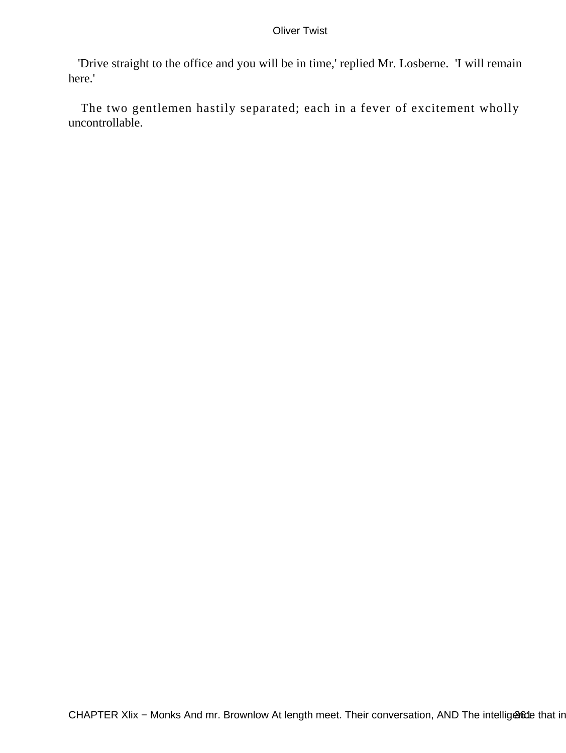'Drive straight to the office and you will be in time,' replied Mr. Losberne. 'I will remain here.'

The two gentlemen hastily separated; each in a fever of excitement wholly uncontrollable.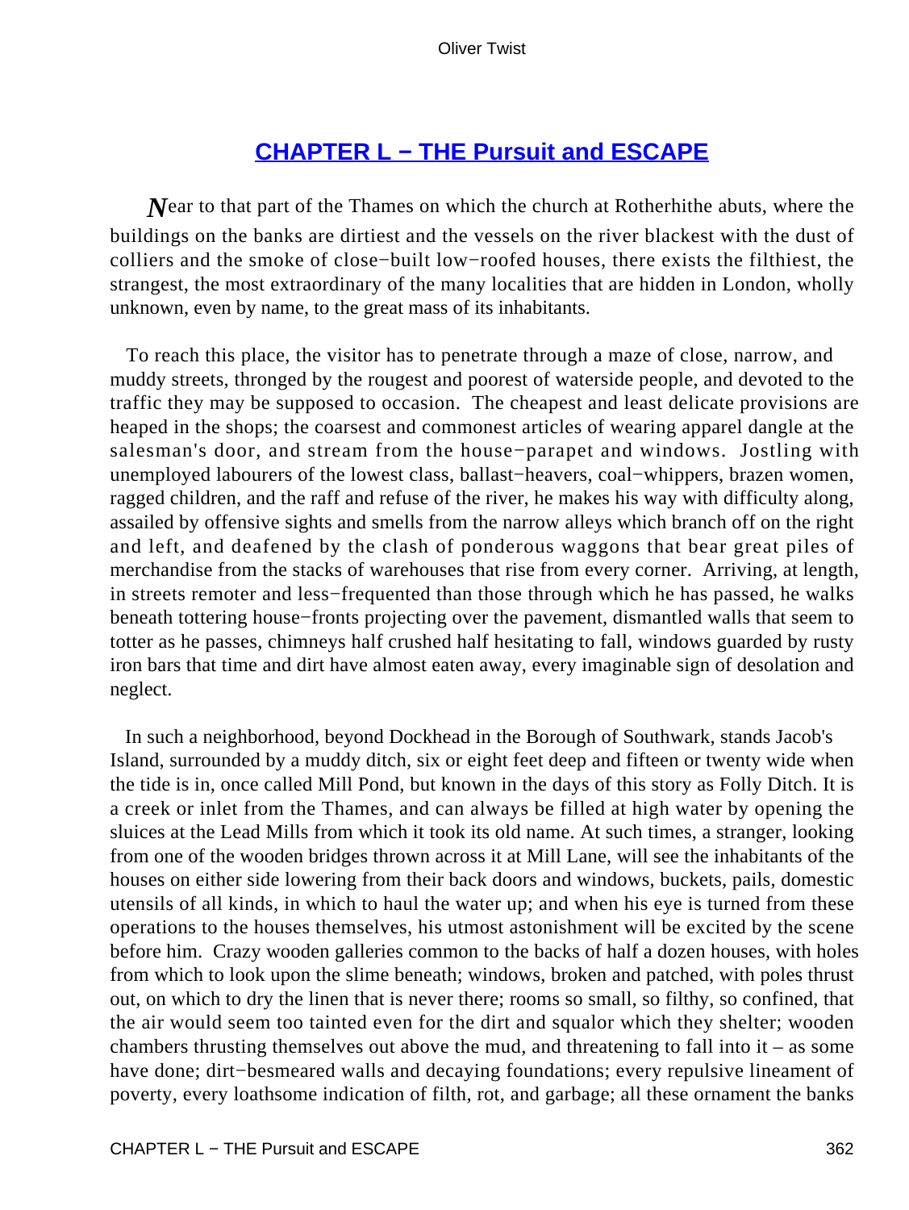## CHAPTER L − THE Pursuit and ESCAPE

*N*ear to that part of the Thames on which the church at Rotherhithe abuts, where the buildings on the banks are dirtiest and the vessels on the river blackest with the dust of colliers and the smoke of close−built low−roofed houses, there exists the filthiest, the strangest, the most extraordinary of the many localities that are hidden in London, wholly unknown, even by name, to the great mass of its inhabitants.

To reach this place, the visitor has to penetrate through a maze of close, narrow, and muddy streets, thronged by the rougest and poorest of waterside people, and devoted to the traffic they may be supposed to occasion. The cheapest and least delicate provisions are heaped in the shops; the coarsest and commonest articles of wearing apparel dangle at the salesman's door, and stream from the house−parapet and windows. Jostling with unemployed labourers of the lowest class, ballast−heavers, coal−whippers, brazen women, ragged children, and the raff and refuse of the river, he makes his way with difficulty along, assailed by offensive sights and smells from the narrow alleys which branch off on the right and left, and deafened by the clash of ponderous waggons that bear great piles of merchandise from the stacks of warehouses that rise from every corner. Arriving, at length, in streets remoter and less−frequented than those through which he has passed, he walks beneath tottering house−fronts projecting over the pavement, dismantled walls that seem to totter as he passes, chimneys half crushed half hesitating to fall, windows guarded by rusty iron bars that time and dirt have almost eaten away, every imaginable sign of desolation and neglect.

In such a neighborhood, beyond Dockhead in the Borough of Southwark, stands Jacob's Island, surrounded by a muddy ditch, six or eight feet deep and fifteen or twenty wide when the tide is in, once called Mill Pond, but known in the days of this story as Folly Ditch. It is a creek or inlet from the Thames, and can always be filled at high water by opening the sluices at the Lead Mills from which it took its old name. At such times, a stranger, looking from one of the wooden bridges thrown across it at Mill Lane, will see the inhabitants of the houses on either side lowering from their back doors and windows, buckets, pails, domestic utensils of all kinds, in which to haul the water up; and when his eye is turned from these operations to the houses themselves, his utmost astonishment will be excited by the scene before him. Crazy wooden galleries common to the backs of half a dozen houses, with holes from which to look upon the slime beneath; windows, broken and patched, with poles thrust out, on which to dry the linen that is never there; rooms so small, so filthy, so confined, that the air would seem too tainted even for the dirt and squalor which they shelter; wooden chambers thrusting themselves out above the mud, and threatening to fall into it – as some have done; dirt−besmeared walls and decaying foundations; every repulsive lineament of poverty, every loathsome indication of filth, rot, and garbage; all these ornament the banks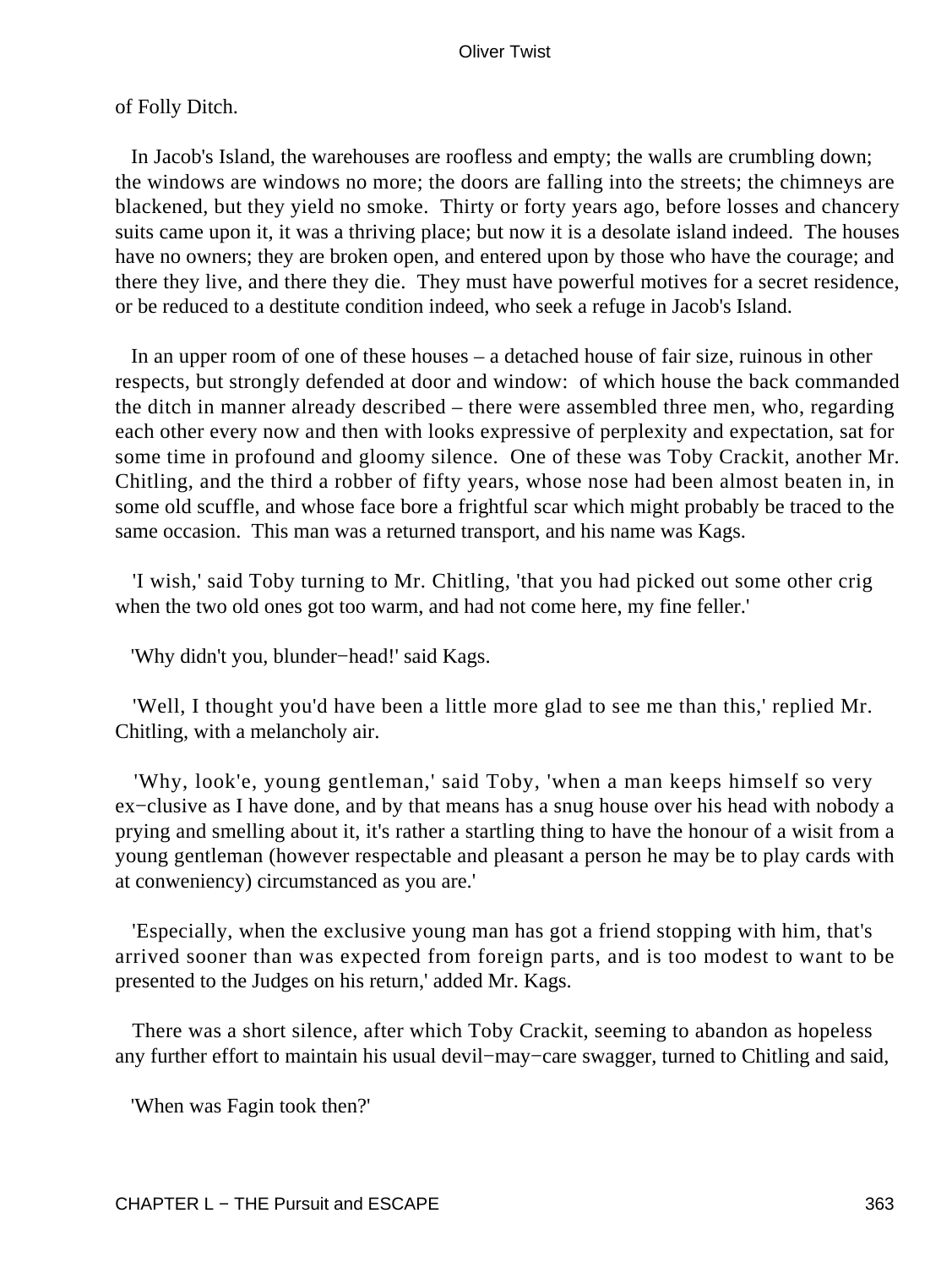of Folly Ditch.

In Jacob's Island, the warehouses are roofless and empty; the walls are crumbling down; the windows are windows no more; the doors are falling into the streets; the chimneys are blackened, but they yield no smoke. Thirty or forty years ago, before losses and chancery suits came upon it, it was a thriving place; but now it is a desolate island indeed. The houses have no owners; they are broken open, and entered upon by those who have the courage; and there they live, and there they die. They must have powerful motives for a secret residence, or be reduced to a destitute condition indeed, who seek a refuge in Jacob's Island.

In an upper room of one of these houses – a detached house of fair size, ruinous in other respects, but strongly defended at door and window: of which house the back commanded the ditch in manner already described – there were assembled three men, who, regarding each other every now and then with looks expressive of perplexity and expectation, sat for some time in profound and gloomy silence. One of these was Toby Crackit, another Mr. Chitling, and the third a robber of fifty years, whose nose had been almost beaten in, in some old scuffle, and whose face bore a frightful scar which might probably be traced to the same occasion. This man was a returned transport, and his name was Kags.

'I wish,' said Toby turning to Mr. Chitling, 'that you had picked out some other crig when the two old ones got too warm, and had not come here, my fine feller.'

'Why didn't you, blunder−head!' said Kags.

'Well, I thought you'd have been a little more glad to see me than this,' replied Mr. Chitling, with a melancholy air.

'Why, look'e, young gentleman,' said Toby, 'when a man keeps himself so very ex−clusive as I have done, and by that means has a snug house over his head with nobody a prying and smelling about it, it's rather a startling thing to have the honour of a wisit from a young gentleman (however respectable and pleasant a person he may be to play cards with at conweniency) circumstanced as you are.'

'Especially, when the exclusive young man has got a friend stopping with him, that's arrived sooner than was expected from foreign parts, and is too modest to want to be presented to the Judges on his return,' added Mr. Kags.

There was a short silence, after which Toby Crackit, seeming to abandon as hopeless any further effort to maintain his usual devil−may−care swagger, turned to Chitling and said,

'When was Fagin took then?'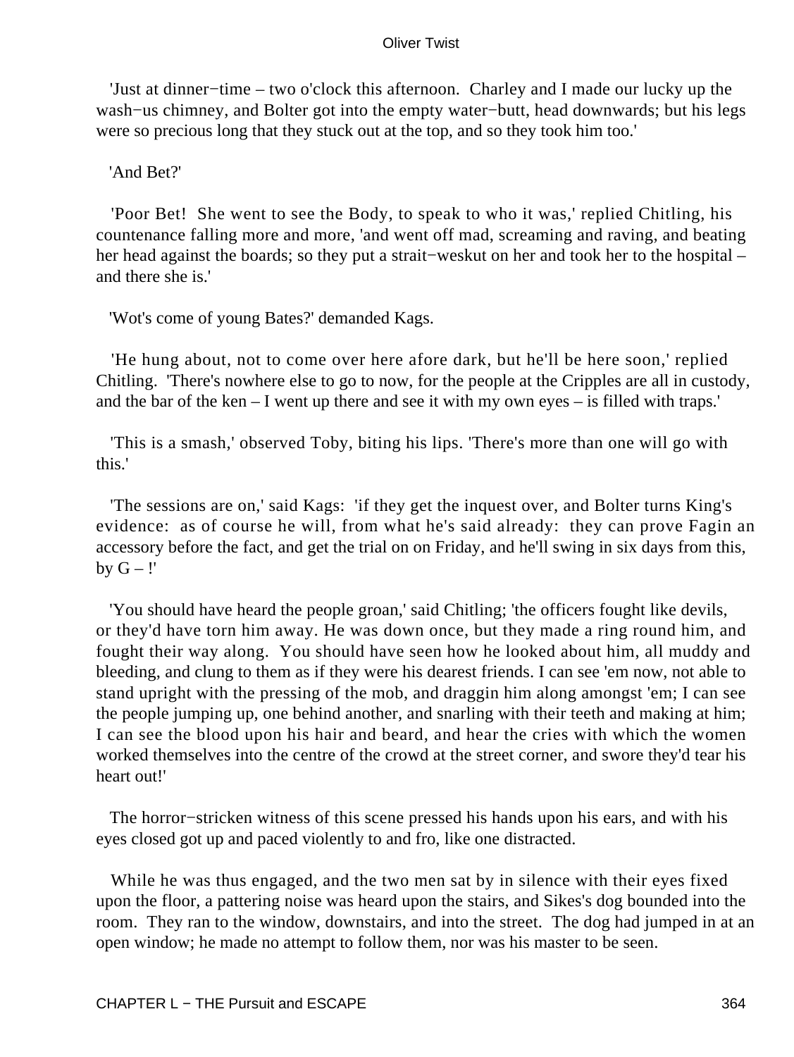'Just at dinner−time – two o'clock this afternoon. Charley and I made our lucky up the wash−us chimney, and Bolter got into the empty water−butt, head downwards; but his legs were so precious long that they stuck out at the top, and so they took him too.'

'And Bet?'

'Poor Bet! She went to see the Body, to speak to who it was,' replied Chitling, his countenance falling more and more, 'and went off mad, screaming and raving, and beating her head against the boards; so they put a strait−weskut on her and took her to the hospital – and there she is.'

'Wot's come of young Bates?' demanded Kags.

'He hung about, not to come over here afore dark, but he'll be here soon,' replied Chitling. 'There's nowhere else to go to now, for the people at the Cripples are all in custody, and the bar of the ken – I went up there and see it with my own eyes – is filled with traps.'

'This is a smash,' observed Toby, biting his lips. 'There's more than one will go with this.'

'The sessions are on,' said Kags: 'if they get the inquest over, and Bolter turns King's evidence: as of course he will, from what he's said already: they can prove Fagin an accessory before the fact, and get the trial on on Friday, and he'll swing in six days from this, by G – !'

'You should have heard the people groan,' said Chitling; 'the officers fought like devils, or they'd have torn him away. He was down once, but they made a ring round him, and fought their way along. You should have seen how he looked about him, all muddy and bleeding, and clung to them as if they were his dearest friends. I can see 'em now, not able to stand upright with the pressing of the mob, and draggin him along amongst 'em; I can see the people jumping up, one behind another, and snarling with their teeth and making at him; I can see the blood upon his hair and beard, and hear the cries with which the women worked themselves into the centre of the crowd at the street corner, and swore they'd tear his heart out!'

The horror−stricken witness of this scene pressed his hands upon his ears, and with his eyes closed got up and paced violently to and fro, like one distracted.

While he was thus engaged, and the two men sat by in silence with their eyes fixed upon the floor, a pattering noise was heard upon the stairs, and Sikes's dog bounded into the room. They ran to the window, downstairs, and into the street. The dog had jumped in at an open window; he made no attempt to follow them, nor was his master to be seen.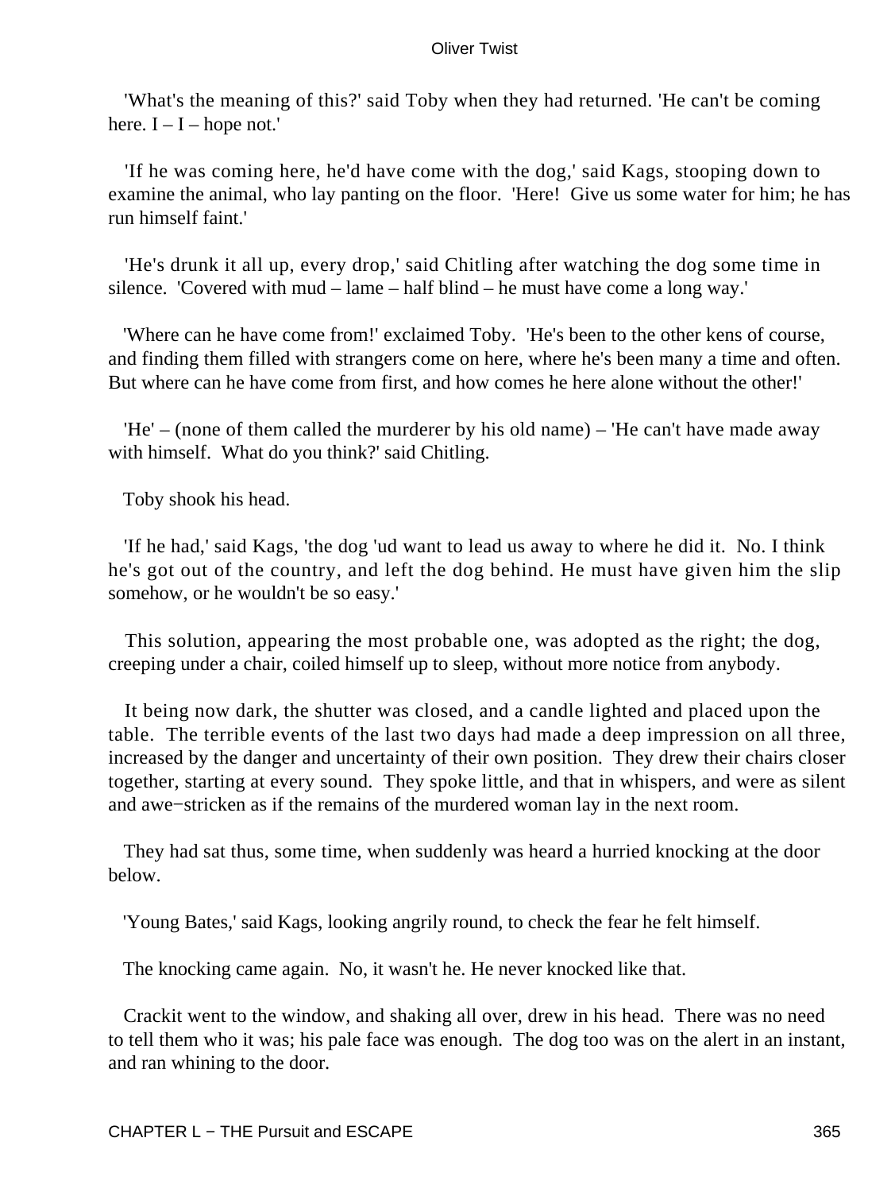'What's the meaning of this?' said Toby when they had returned. 'He can't be coming here. I – I – hope not.'

'If he was coming here, he'd have come with the dog,' said Kags, stooping down to examine the animal, who lay panting on the floor. 'Here! Give us some water for him; he has run himself faint.'

'He's drunk it all up, every drop,' said Chitling after watching the dog some time in silence. 'Covered with mud – lame – half blind – he must have come a long way.'

'Where can he have come from!' exclaimed Toby. 'He's been to the other kens of course, and finding them filled with strangers come on here, where he's been many a time and often. But where can he have come from first, and how comes he here alone without the other!'

'He' – (none of them called the murderer by his old name) – 'He can't have made away with himself. What do you think?' said Chitling.

Toby shook his head.

'If he had,' said Kags, 'the dog 'ud want to lead us away to where he did it. No. I think he's got out of the country, and left the dog behind. He must have given him the slip somehow, or he wouldn't be so easy.'

This solution, appearing the most probable one, was adopted as the right; the dog, creeping under a chair, coiled himself up to sleep, without more notice from anybody.

It being now dark, the shutter was closed, and a candle lighted and placed upon the table. The terrible events of the last two days had made a deep impression on all three, increased by the danger and uncertainty of their own position. They drew their chairs closer together, starting at every sound. They spoke little, and that in whispers, and were as silent and awe−stricken as if the remains of the murdered woman lay in the next room.

They had sat thus, some time, when suddenly was heard a hurried knocking at the door below.

'Young Bates,' said Kags, looking angrily round, to check the fear he felt himself.

The knocking came again. No, it wasn't he. He never knocked like that.

Crackit went to the window, and shaking all over, drew in his head. There was no need to tell them who it was; his pale face was enough. The dog too was on the alert in an instant, and ran whining to the door.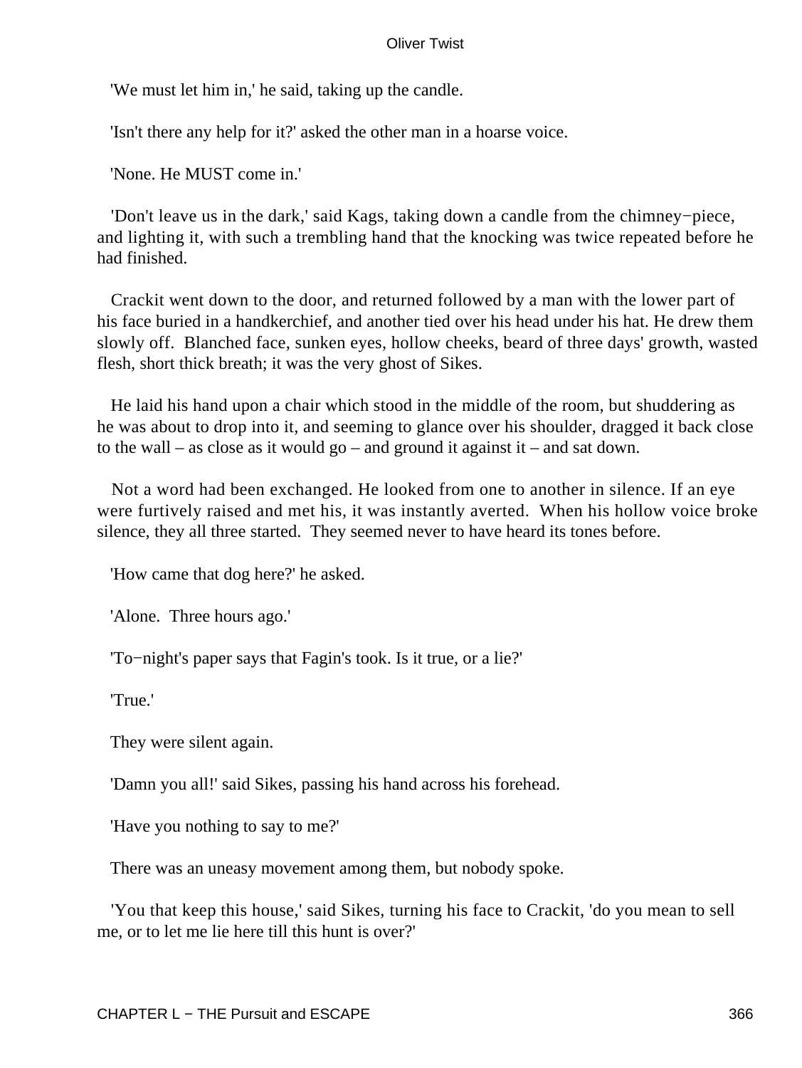'We must let him in,' he said, taking up the candle.

'Isn't there any help for it?' asked the other man in a hoarse voice.

'None. He MUST come in.'

'Don't leave us in the dark,' said Kags, taking down a candle from the chimney−piece, and lighting it, with such a trembling hand that the knocking was twice repeated before he had finished.

Crackit went down to the door, and returned followed by a man with the lower part of his face buried in a handkerchief, and another tied over his head under his hat. He drew them slowly off. Blanched face, sunken eyes, hollow cheeks, beard of three days' growth, wasted flesh, short thick breath; it was the very ghost of Sikes.

He laid his hand upon a chair which stood in the middle of the room, but shuddering as he was about to drop into it, and seeming to glance over his shoulder, dragged it back close to the wall – as close as it would go – and ground it against it – and sat down.

Not a word had been exchanged. He looked from one to another in silence. If an eye were furtively raised and met his, it was instantly averted. When his hollow voice broke silence, they all three started. They seemed never to have heard its tones before.

'How came that dog here?' he asked.

'Alone. Three hours ago.'

'To−night's paper says that Fagin's took. Is it true, or a lie?'

'True.'

They were silent again.

'Damn you all!' said Sikes, passing his hand across his forehead.

'Have you nothing to say to me?'

There was an uneasy movement among them, but nobody spoke.

'You that keep this house,' said Sikes, turning his face to Crackit, 'do you mean to sell me, or to let me lie here till this hunt is over?'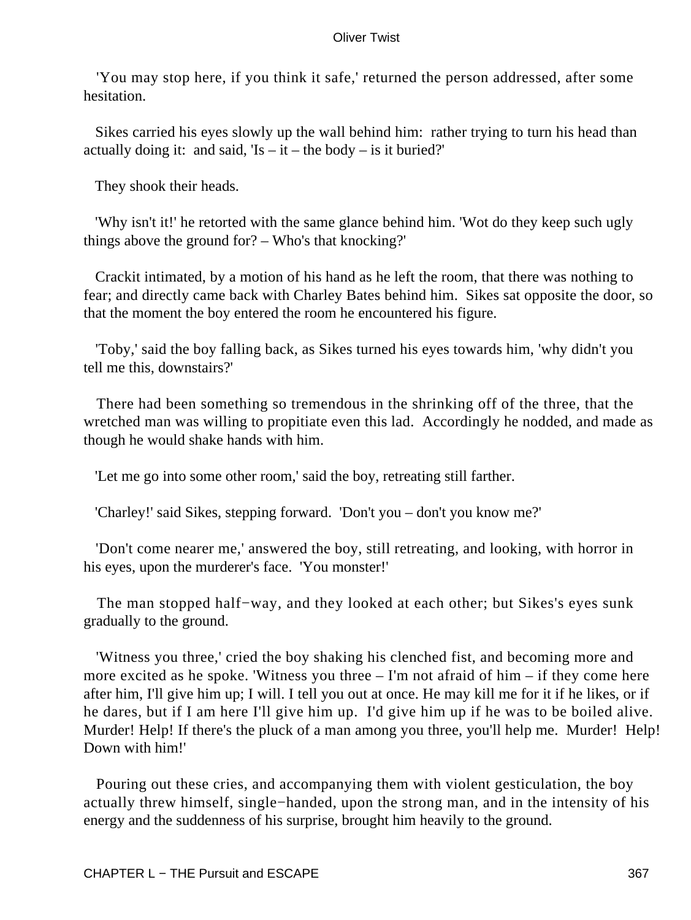'You may stop here, if you think it safe,' returned the person addressed, after some hesitation.

Sikes carried his eyes slowly up the wall behind him: rather trying to turn his head than actually doing it: and said, 'Is – it – the body – is it buried?'

They shook their heads.

'Why isn't it!' he retorted with the same glance behind him. 'Wot do they keep such ugly things above the ground for? – Who's that knocking?'

Crackit intimated, by a motion of his hand as he left the room, that there was nothing to fear; and directly came back with Charley Bates behind him. Sikes sat opposite the door, so that the moment the boy entered the room he encountered his figure.

'Toby,' said the boy falling back, as Sikes turned his eyes towards him, 'why didn't you tell me this, downstairs?'

There had been something so tremendous in the shrinking off of the three, that the wretched man was willing to propitiate even this lad. Accordingly he nodded, and made as though he would shake hands with him.

'Let me go into some other room,' said the boy, retreating still farther.

'Charley!' said Sikes, stepping forward. 'Don't you – don't you know me?'

'Don't come nearer me,' answered the boy, still retreating, and looking, with horror in his eyes, upon the murderer's face. 'You monster!'

The man stopped half−way, and they looked at each other; but Sikes's eyes sunk gradually to the ground.

'Witness you three,' cried the boy shaking his clenched fist, and becoming more and more excited as he spoke. 'Witness you three – I'm not afraid of him – if they come here after him, I'll give him up; I will. I tell you out at once. He may kill me for it if he likes, or if he dares, but if I am here I'll give him up. I'd give him up if he was to be boiled alive. Murder! Help! If there's the pluck of a man among you three, you'll help me. Murder! Help! Down with him!'

Pouring out these cries, and accompanying them with violent gesticulation, the boy actually threw himself, single−handed, upon the strong man, and in the intensity of his energy and the suddenness of his surprise, brought him heavily to the ground.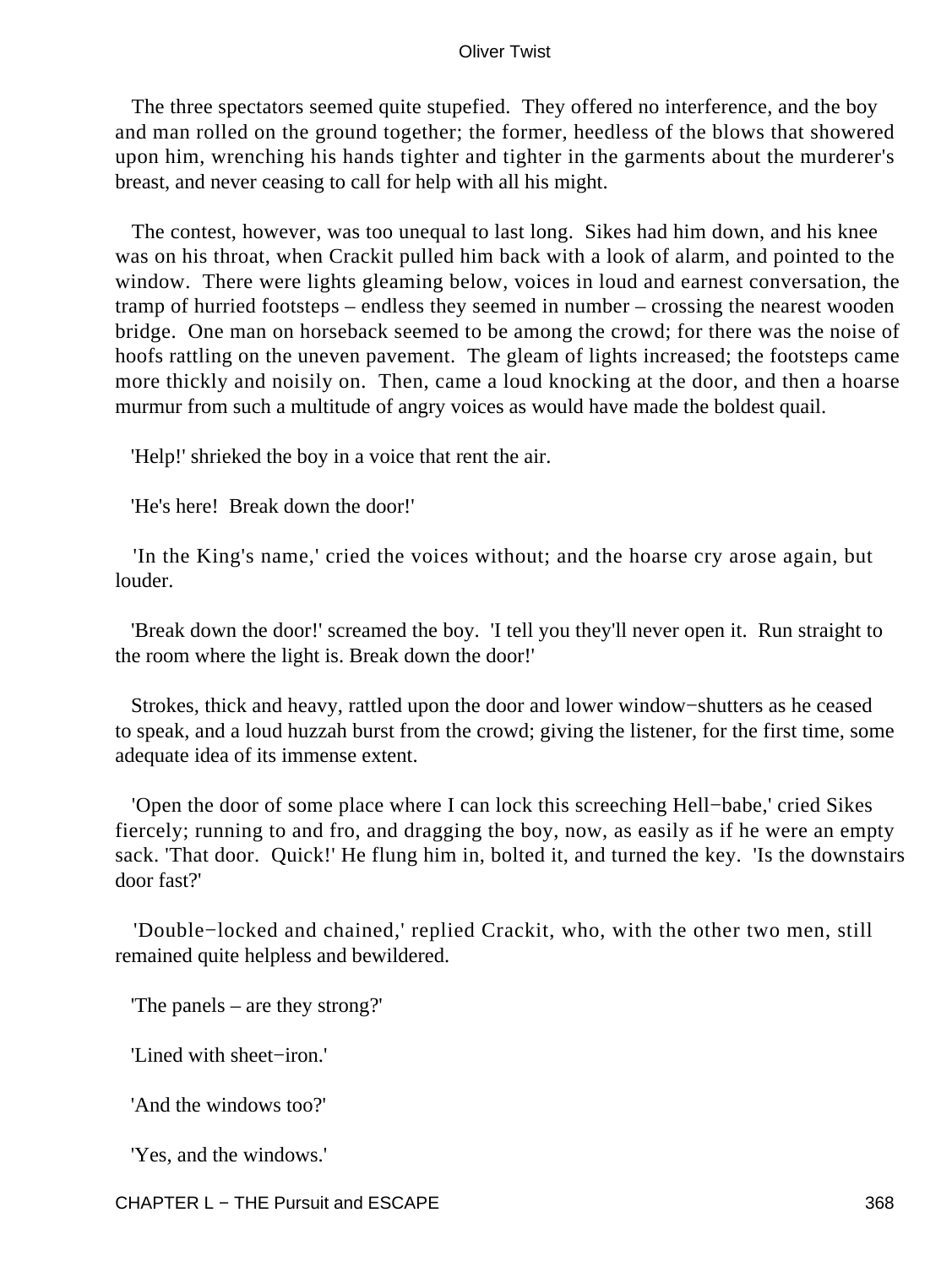The three spectators seemed quite stupefied. They offered no interference, and the boy and man rolled on the ground together; the former, heedless of the blows that showered upon him, wrenching his hands tighter and tighter in the garments about the murderer's breast, and never ceasing to call for help with all his might.

The contest, however, was too unequal to last long. Sikes had him down, and his knee was on his throat, when Crackit pulled him back with a look of alarm, and pointed to the window. There were lights gleaming below, voices in loud and earnest conversation, the tramp of hurried footsteps – endless they seemed in number – crossing the nearest wooden bridge. One man on horseback seemed to be among the crowd; for there was the noise of hoofs rattling on the uneven pavement. The gleam of lights increased; the footsteps came more thickly and noisily on. Then, came a loud knocking at the door, and then a hoarse murmur from such a multitude of angry voices as would have made the boldest quail.

'Help!' shrieked the boy in a voice that rent the air.

'He's here! Break down the door!'

'In the King's name,' cried the voices without; and the hoarse cry arose again, but louder.

'Break down the door!' screamed the boy. 'I tell you they'll never open it. Run straight to the room where the light is. Break down the door!'

Strokes, thick and heavy, rattled upon the door and lower window−shutters as he ceased to speak, and a loud huzzah burst from the crowd; giving the listener, for the first time, some adequate idea of its immense extent.

'Open the door of some place where I can lock this screeching Hell−babe,' cried Sikes fiercely; running to and fro, and dragging the boy, now, as easily as if he were an empty sack. 'That door. Quick!' He flung him in, bolted it, and turned the key. 'Is the downstairs door fast?'

'Double−locked and chained,' replied Crackit, who, with the other two men, still remained quite helpless and bewildered.

'The panels – are they strong?'

'Lined with sheet−iron.'

'And the windows too?'

'Yes, and the windows.'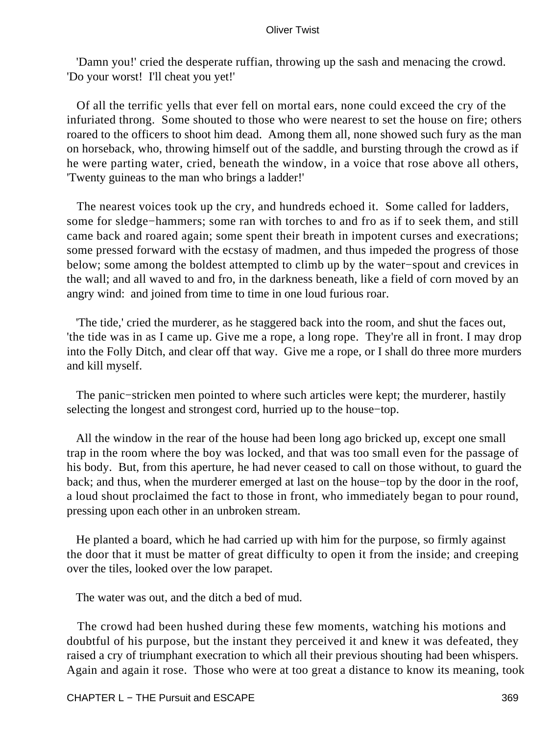'Damn you!' cried the desperate ruffian, throwing up the sash and menacing the crowd. 'Do your worst! I'll cheat you yet!'

Of all the terrific yells that ever fell on mortal ears, none could exceed the cry of the infuriated throng. Some shouted to those who were nearest to set the house on fire; others roared to the officers to shoot him dead. Among them all, none showed such fury as the man on horseback, who, throwing himself out of the saddle, and bursting through the crowd as if he were parting water, cried, beneath the window, in a voice that rose above all others, 'Twenty guineas to the man who brings a ladder!'

The nearest voices took up the cry, and hundreds echoed it. Some called for ladders, some for sledge−hammers; some ran with torches to and fro as if to seek them, and still came back and roared again; some spent their breath in impotent curses and execrations; some pressed forward with the ecstasy of madmen, and thus impeded the progress of those below; some among the boldest attempted to climb up by the water−spout and crevices in the wall; and all waved to and fro, in the darkness beneath, like a field of corn moved by an angry wind: and joined from time to time in one loud furious roar.

'The tide,' cried the murderer, as he staggered back into the room, and shut the faces out, 'the tide was in as I came up. Give me a rope, a long rope. They're all in front. I may drop into the Folly Ditch, and clear off that way. Give me a rope, or I shall do three more murders and kill myself.

The panic−stricken men pointed to where such articles were kept; the murderer, hastily selecting the longest and strongest cord, hurried up to the house−top.

All the window in the rear of the house had been long ago bricked up, except one small trap in the room where the boy was locked, and that was too small even for the passage of his body. But, from this aperture, he had never ceased to call on those without, to guard the back; and thus, when the murderer emerged at last on the house−top by the door in the roof, a loud shout proclaimed the fact to those in front, who immediately began to pour round, pressing upon each other in an unbroken stream.

He planted a board, which he had carried up with him for the purpose, so firmly against the door that it must be matter of great difficulty to open it from the inside; and creeping over the tiles, looked over the low parapet.

The water was out, and the ditch a bed of mud.

The crowd had been hushed during these few moments, watching his motions and doubtful of his purpose, but the instant they perceived it and knew it was defeated, they raised a cry of triumphant execration to which all their previous shouting had been whispers. Again and again it rose. Those who were at too great a distance to know its meaning, took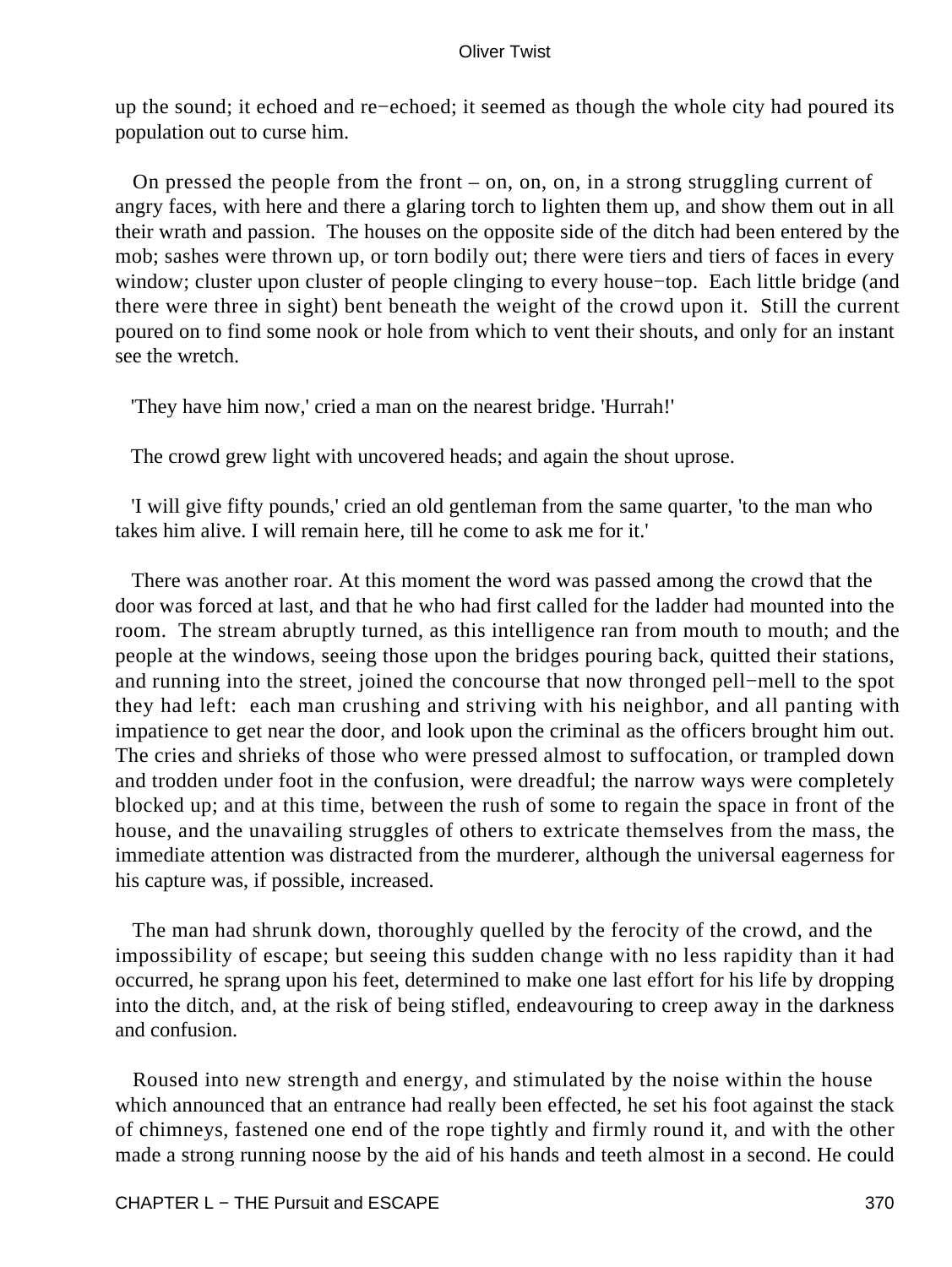up the sound; it echoed and re−echoed; it seemed as though the whole city had poured its population out to curse him.

On pressed the people from the front – on, on, on, in a strong struggling current of angry faces, with here and there a glaring torch to lighten them up, and show them out in all their wrath and passion. The houses on the opposite side of the ditch had been entered by the mob; sashes were thrown up, or torn bodily out; there were tiers and tiers of faces in every window; cluster upon cluster of people clinging to every house−top. Each little bridge (and there were three in sight) bent beneath the weight of the crowd upon it. Still the current poured on to find some nook or hole from which to vent their shouts, and only for an instant see the wretch.

'They have him now,' cried a man on the nearest bridge. 'Hurrah!'

The crowd grew light with uncovered heads; and again the shout uprose.

'I will give fifty pounds,' cried an old gentleman from the same quarter, 'to the man who takes him alive. I will remain here, till he come to ask me for it.'

There was another roar. At this moment the word was passed among the crowd that the door was forced at last, and that he who had first called for the ladder had mounted into the room. The stream abruptly turned, as this intelligence ran from mouth to mouth; and the people at the windows, seeing those upon the bridges pouring back, quitted their stations, and running into the street, joined the concourse that now thronged pell−mell to the spot they had left: each man crushing and striving with his neighbor, and all panting with impatience to get near the door, and look upon the criminal as the officers brought him out. The cries and shrieks of those who were pressed almost to suffocation, or trampled down and trodden under foot in the confusion, were dreadful; the narrow ways were completely blocked up; and at this time, between the rush of some to regain the space in front of the house, and the unavailing struggles of others to extricate themselves from the mass, the immediate attention was distracted from the murderer, although the universal eagerness for his capture was, if possible, increased.

The man had shrunk down, thoroughly quelled by the ferocity of the crowd, and the impossibility of escape; but seeing this sudden change with no less rapidity than it had occurred, he sprang upon his feet, determined to make one last effort for his life by dropping into the ditch, and, at the risk of being stifled, endeavouring to creep away in the darkness and confusion.

Roused into new strength and energy, and stimulated by the noise within the house which announced that an entrance had really been effected, he set his foot against the stack of chimneys, fastened one end of the rope tightly and firmly round it, and with the other made a strong running noose by the aid of his hands and teeth almost in a second. He could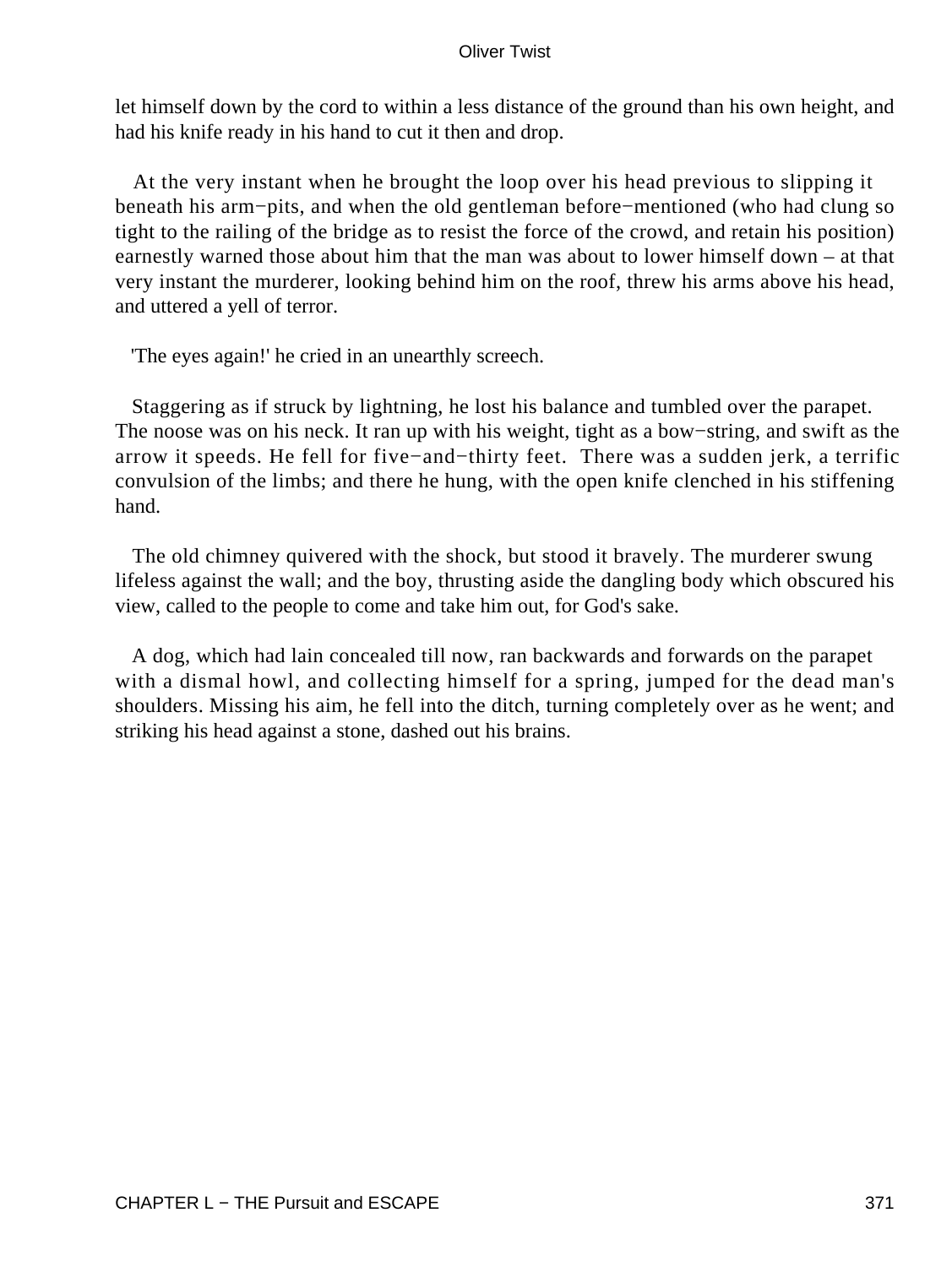let himself down by the cord to within a less distance of the ground than his own height, and had his knife ready in his hand to cut it then and drop.

At the very instant when he brought the loop over his head previous to slipping it beneath his arm−pits, and when the old gentleman before−mentioned (who had clung so tight to the railing of the bridge as to resist the force of the crowd, and retain his position) earnestly warned those about him that the man was about to lower himself down – at that very instant the murderer, looking behind him on the roof, threw his arms above his head, and uttered a yell of terror.

'The eyes again!' he cried in an unearthly screech.

Staggering as if struck by lightning, he lost his balance and tumbled over the parapet. The noose was on his neck. It ran up with his weight, tight as a bow−string, and swift as the arrow it speeds. He fell for five−and−thirty feet. There was a sudden jerk, a terrific convulsion of the limbs; and there he hung, with the open knife clenched in his stiffening hand.

The old chimney quivered with the shock, but stood it bravely. The murderer swung lifeless against the wall; and the boy, thrusting aside the dangling body which obscured his view, called to the people to come and take him out, for God's sake.

A dog, which had lain concealed till now, ran backwards and forwards on the parapet with a dismal howl, and collecting himself for a spring, jumped for the dead man's shoulders. Missing his aim, he fell into the ditch, turning completely over as he went; and striking his head against a stone, dashed out his brains.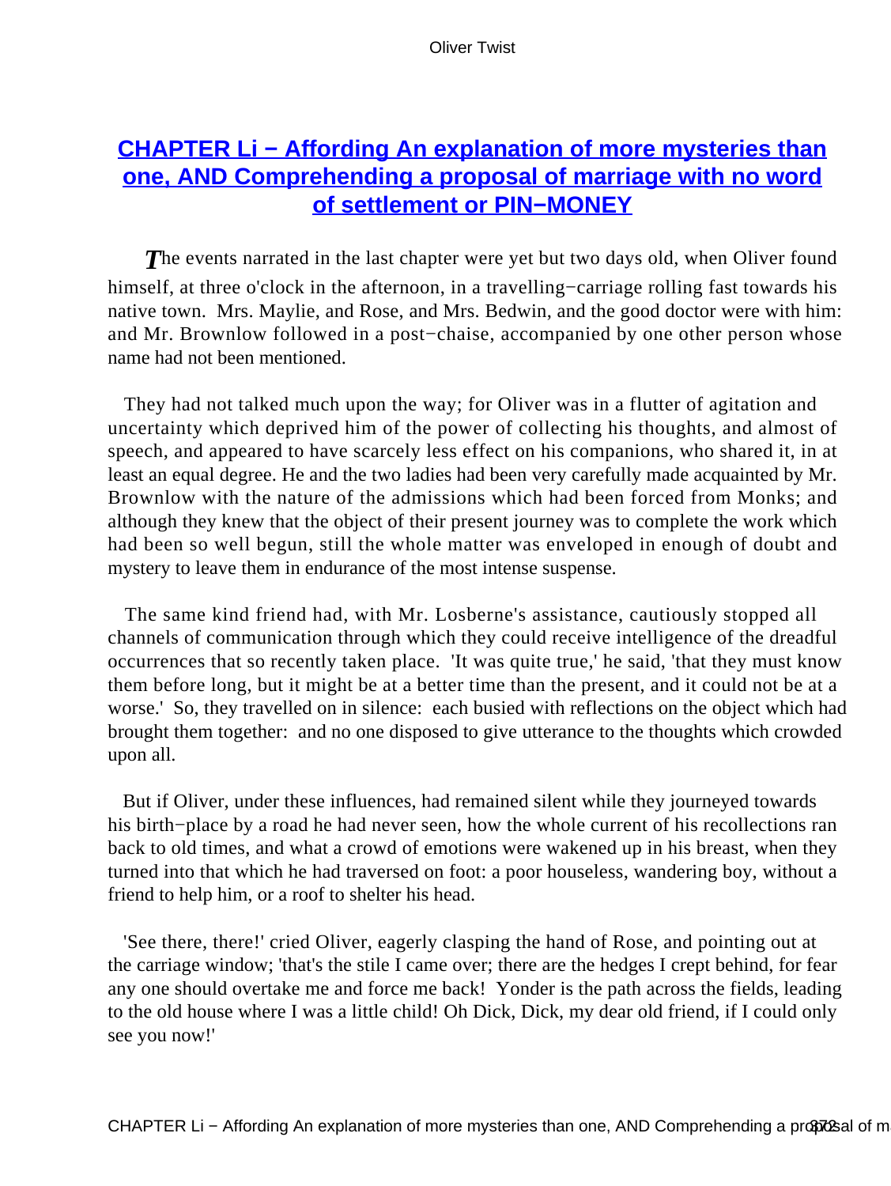## CHAPTER Li − Affording An explanation of more mysteries than one, AND Comprehending a proposal of marriage with no word of settlement or PIN−MONEY

The events narrated in the last chapter were yet but two days old, when Oliver found himself, at three o'clock in the afternoon, in a travelling−carriage rolling fast towards his native town. Mrs. Maylie, and Rose, and Mrs. Bedwin, and the good doctor were with him: and Mr. Brownlow followed in a post−chaise, accompanied by one other person whose name had not been mentioned.

They had not talked much upon the way; for Oliver was in a flutter of agitation and uncertainty which deprived him of the power of collecting his thoughts, and almost of speech, and appeared to have scarcely less effect on his companions, who shared it, in at least an equal degree. He and the two ladies had been very carefully made acquainted by Mr. Brownlow with the nature of the admissions which had been forced from Monks; and although they knew that the object of their present journey was to complete the work which had been so well begun, still the whole matter was enveloped in enough of doubt and mystery to leave them in endurance of the most intense suspense.

The same kind friend had, with Mr. Losberne's assistance, cautiously stopped all channels of communication through which they could receive intelligence of the dreadful occurrences that so recently taken place. 'It was quite true,' he said, 'that they must know them before long, but it might be at a better time than the present, and it could not be at a worse.' So, they travelled on in silence: each busied with reflections on the object which had brought them together: and no one disposed to give utterance to the thoughts which crowded upon all.

But if Oliver, under these influences, had remained silent while they journeyed towards his birth−place by a road he had never seen, how the whole current of his recollections ran back to old times, and what a crowd of emotions were wakened up in his breast, when they turned into that which he had traversed on foot: a poor houseless, wandering boy, without a friend to help him, or a roof to shelter his head.

'See there, there!' cried Oliver, eagerly clasping the hand of Rose, and pointing out at the carriage window; 'that's the stile I came over; there are the hedges I crept behind, for fear any one should overtake me and force me back! Yonder is the path across the fields, leading to the old house where I was a little child! Oh Dick, Dick, my dear old friend, if I could only see you now!'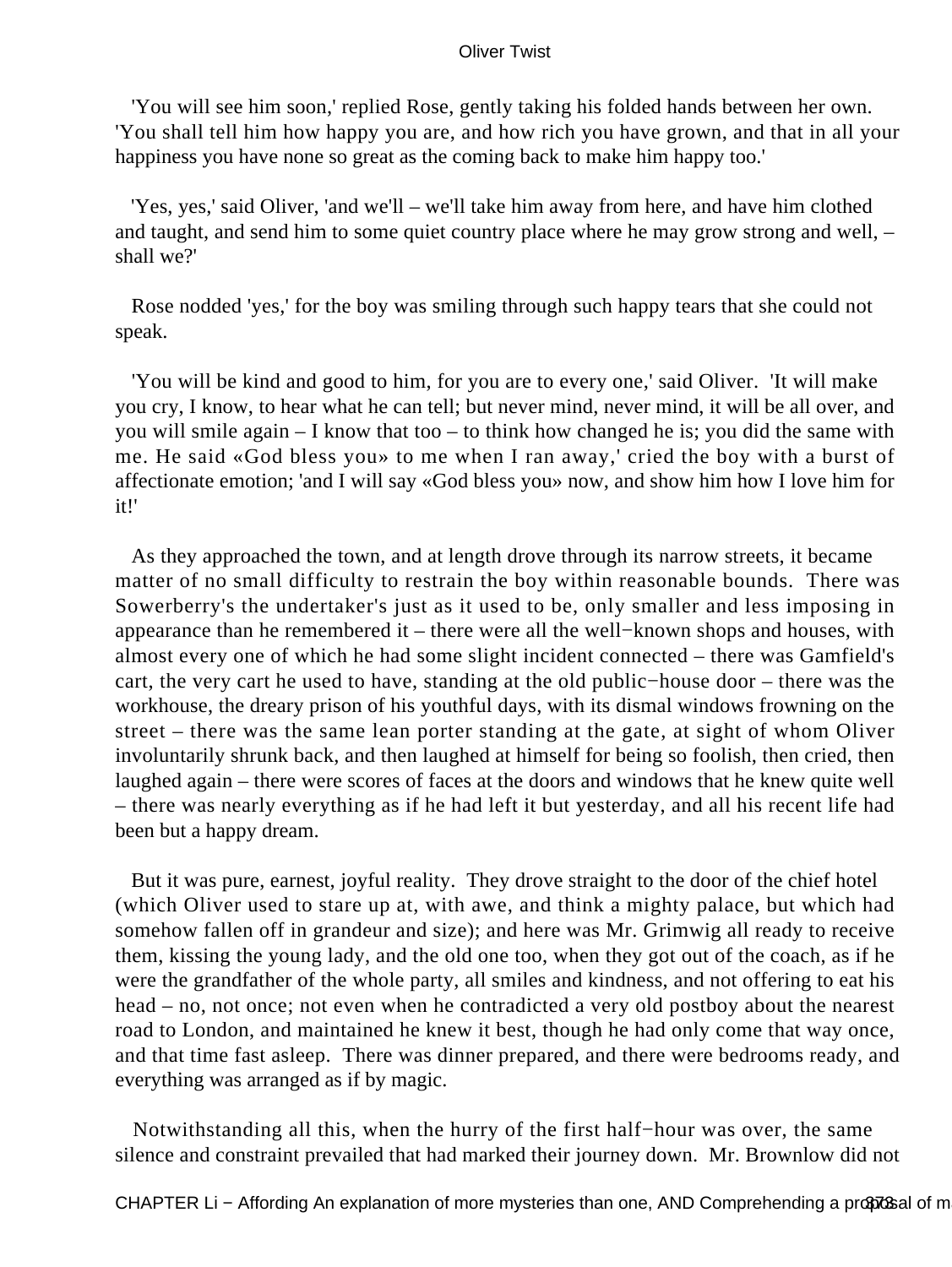'You will see him soon,' replied Rose, gently taking his folded hands between her own. 'You shall tell him how happy you are, and how rich you have grown, and that in all your happiness you have none so great as the coming back to make him happy too.'

'Yes, yes,' said Oliver, 'and we'll – we'll take him away from here, and have him clothed and taught, and send him to some quiet country place where he may grow strong and well, – shall we?'

Rose nodded 'yes,' for the boy was smiling through such happy tears that she could not speak.

'You will be kind and good to him, for you are to every one,' said Oliver. 'It will make you cry, I know, to hear what he can tell; but never mind, never mind, it will be all over, and you will smile again – I know that too – to think how changed he is; you did the same with me. He said «God bless you» to me when I ran away,' cried the boy with a burst of affectionate emotion; 'and I will say «God bless you» now, and show him how I love him for it!'

As they approached the town, and at length drove through its narrow streets, it became matter of no small difficulty to restrain the boy within reasonable bounds. There was Sowerberry's the undertaker's just as it used to be, only smaller and less imposing in appearance than he remembered it – there were all the well−known shops and houses, with almost every one of which he had some slight incident connected – there was Gamfield's cart, the very cart he used to have, standing at the old public−house door – there was the workhouse, the dreary prison of his youthful days, with its dismal windows frowning on the street – there was the same lean porter standing at the gate, at sight of whom Oliver involuntarily shrunk back, and then laughed at himself for being so foolish, then cried, then laughed again – there were scores of faces at the doors and windows that he knew quite well – there was nearly everything as if he had left it but yesterday, and all his recent life had been but a happy dream.

But it was pure, earnest, joyful reality. They drove straight to the door of the chief hotel (which Oliver used to stare up at, with awe, and think a mighty palace, but which had somehow fallen off in grandeur and size); and here was Mr. Grimwig all ready to receive them, kissing the young lady, and the old one too, when they got out of the coach, as if he were the grandfather of the whole party, all smiles and kindness, and not offering to eat his head – no, not once; not even when he contradicted a very old postboy about the nearest road to London, and maintained he knew it best, though he had only come that way once, and that time fast asleep. There was dinner prepared, and there were bedrooms ready, and everything was arranged as if by magic.

Notwithstanding all this, when the hurry of the first half−hour was over, the same silence and constraint prevailed that had marked their journey down. Mr. Brownlow did not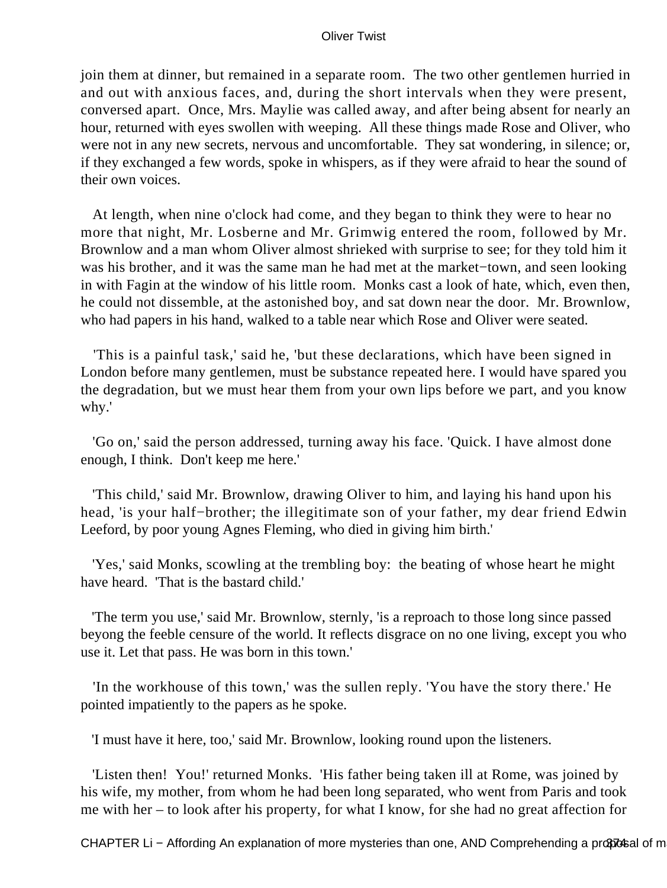join them at dinner, but remained in a separate room. The two other gentlemen hurried in and out with anxious faces, and, during the short intervals when they were present, conversed apart. Once, Mrs. Maylie was called away, and after being absent for nearly an hour, returned with eyes swollen with weeping. All these things made Rose and Oliver, who were not in any new secrets, nervous and uncomfortable. They sat wondering, in silence; or, if they exchanged a few words, spoke in whispers, as if they were afraid to hear the sound of their own voices.

At length, when nine o'clock had come, and they began to think they were to hear no more that night, Mr. Losberne and Mr. Grimwig entered the room, followed by Mr. Brownlow and a man whom Oliver almost shrieked with surprise to see; for they told him it was his brother, and it was the same man he had met at the market−town, and seen looking in with Fagin at the window of his little room. Monks cast a look of hate, which, even then, he could not dissemble, at the astonished boy, and sat down near the door. Mr. Brownlow, who had papers in his hand, walked to a table near which Rose and Oliver were seated.

'This is a painful task,' said he, 'but these declarations, which have been signed in London before many gentlemen, must be substance repeated here. I would have spared you the degradation, but we must hear them from your own lips before we part, and you know why.'

'Go on,' said the person addressed, turning away his face. 'Quick. I have almost done enough, I think. Don't keep me here.'

'This child,' said Mr. Brownlow, drawing Oliver to him, and laying his hand upon his head, 'is your half−brother; the illegitimate son of your father, my dear friend Edwin Leeford, by poor young Agnes Fleming, who died in giving him birth.'

'Yes,' said Monks, scowling at the trembling boy: the beating of whose heart he might have heard. 'That is the bastard child.'

'The term you use,' said Mr. Brownlow, sternly, 'is a reproach to those long since passed beyong the feeble censure of the world. It reflects disgrace on no one living, except you who use it. Let that pass. He was born in this town.'

'In the workhouse of this town,' was the sullen reply. 'You have the story there.' He pointed impatiently to the papers as he spoke.

'I must have it here, too,' said Mr. Brownlow, looking round upon the listeners.

'Listen then! You!' returned Monks. 'His father being taken ill at Rome, was joined by his wife, my mother, from whom he had been long separated, who went from Paris and took me with her – to look after his property, for what I know, for she had no great affection for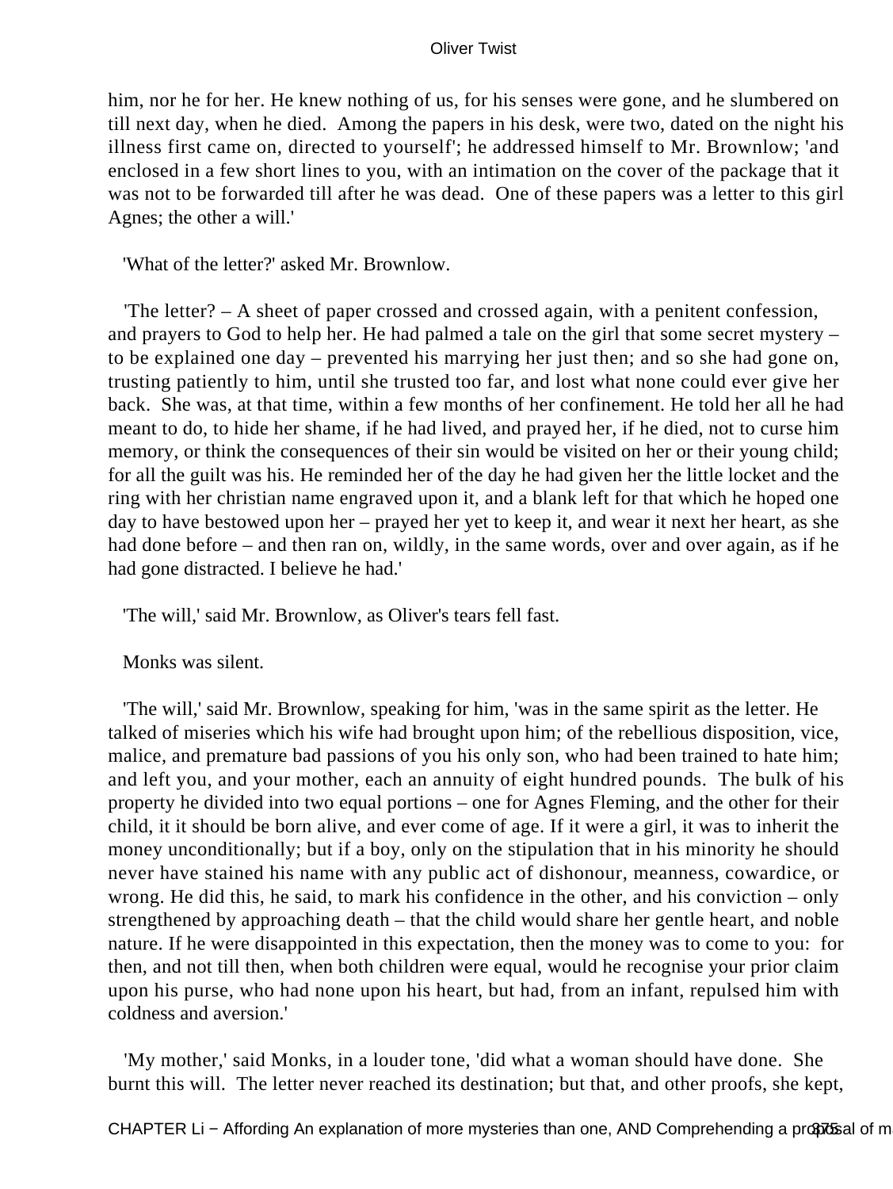him, nor he for her. He knew nothing of us, for his senses were gone, and he slumbered on till next day, when he died. Among the papers in his desk, were two, dated on the night his illness first came on, directed to yourself'; he addressed himself to Mr. Brownlow; 'and enclosed in a few short lines to you, with an intimation on the cover of the package that it was not to be forwarded till after he was dead. One of these papers was a letter to this girl Agnes; the other a will.'

'What of the letter?' asked Mr. Brownlow.

'The letter? – A sheet of paper crossed and crossed again, with a penitent confession, and prayers to God to help her. He had palmed a tale on the girl that some secret mystery – to be explained one day – prevented his marrying her just then; and so she had gone on, trusting patiently to him, until she trusted too far, and lost what none could ever give her back. She was, at that time, within a few months of her confinement. He told her all he had meant to do, to hide her shame, if he had lived, and prayed her, if he died, not to curse him memory, or think the consequences of their sin would be visited on her or their young child; for all the guilt was his. He reminded her of the day he had given her the little locket and the ring with her christian name engraved upon it, and a blank left for that which he hoped one day to have bestowed upon her – prayed her yet to keep it, and wear it next her heart, as she had done before – and then ran on, wildly, in the same words, over and over again, as if he had gone distracted. I believe he had.'

'The will,' said Mr. Brownlow, as Oliver's tears fell fast.

Monks was silent.

'The will,' said Mr. Brownlow, speaking for him, 'was in the same spirit as the letter. He talked of miseries which his wife had brought upon him; of the rebellious disposition, vice, malice, and premature bad passions of you his only son, who had been trained to hate him; and left you, and your mother, each an annuity of eight hundred pounds. The bulk of his property he divided into two equal portions – one for Agnes Fleming, and the other for their child, it it should be born alive, and ever come of age. If it were a girl, it was to inherit the money unconditionally; but if a boy, only on the stipulation that in his minority he should never have stained his name with any public act of dishonour, meanness, cowardice, or wrong. He did this, he said, to mark his confidence in the other, and his conviction – only strengthened by approaching death – that the child would share her gentle heart, and noble nature. If he were disappointed in this expectation, then the money was to come to you: for then, and not till then, when both children were equal, would he recognise your prior claim upon his purse, who had none upon his heart, but had, from an infant, repulsed him with coldness and aversion.'

'My mother,' said Monks, in a louder tone, 'did what a woman should have done. She burnt this will. The letter never reached its destination; but that, and other proofs, she kept,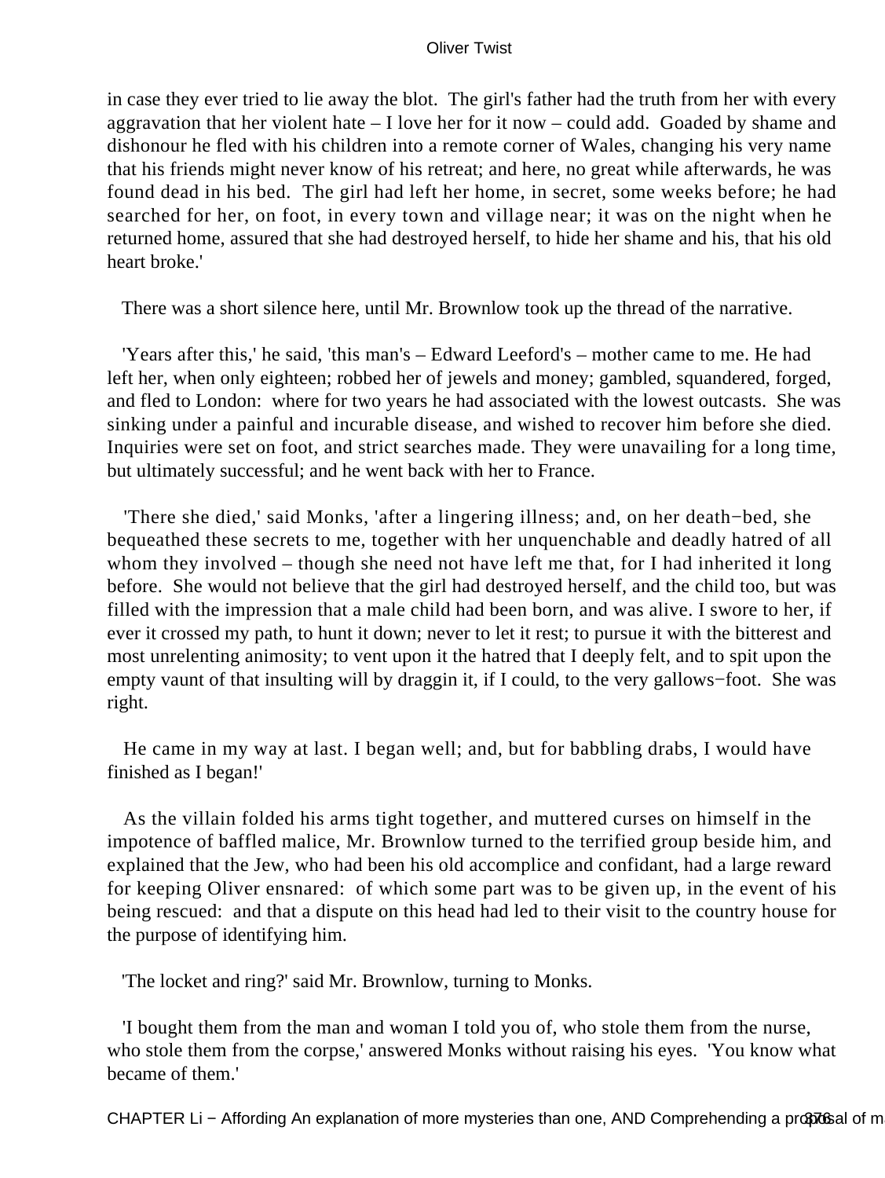in case they ever tried to lie away the blot. The girl's father had the truth from her with every aggravation that her violent hate – I love her for it now – could add. Goaded by shame and dishonour he fled with his children into a remote corner of Wales, changing his very name that his friends might never know of his retreat; and here, no great while afterwards, he was found dead in his bed. The girl had left her home, in secret, some weeks before; he had searched for her, on foot, in every town and village near; it was on the night when he returned home, assured that she had destroyed herself, to hide her shame and his, that his old heart broke.'

There was a short silence here, until Mr. Brownlow took up the thread of the narrative.

'Years after this,' he said, 'this man's – Edward Leeford's – mother came to me. He had left her, when only eighteen; robbed her of jewels and money; gambled, squandered, forged, and fled to London: where for two years he had associated with the lowest outcasts. She was sinking under a painful and incurable disease, and wished to recover him before she died. Inquiries were set on foot, and strict searches made. They were unavailing for a long time, but ultimately successful; and he went back with her to France.

'There she died,' said Monks, 'after a lingering illness; and, on her death−bed, she bequeathed these secrets to me, together with her unquenchable and deadly hatred of all whom they involved – though she need not have left me that, for I had inherited it long before. She would not believe that the girl had destroyed herself, and the child too, but was filled with the impression that a male child had been born, and was alive. I swore to her, if ever it crossed my path, to hunt it down; never to let it rest; to pursue it with the bitterest and most unrelenting animosity; to vent upon it the hatred that I deeply felt, and to spit upon the empty vaunt of that insulting will by draggin it, if I could, to the very gallows−foot. She was right.

He came in my way at last. I began well; and, but for babbling drabs, I would have finished as I began!'

As the villain folded his arms tight together, and muttered curses on himself in the impotence of baffled malice, Mr. Brownlow turned to the terrified group beside him, and explained that the Jew, who had been his old accomplice and confidant, had a large reward for keeping Oliver ensnared: of which some part was to be given up, in the event of his being rescued: and that a dispute on this head had led to their visit to the country house for the purpose of identifying him.

'The locket and ring?' said Mr. Brownlow, turning to Monks.

'I bought them from the man and woman I told you of, who stole them from the nurse, who stole them from the corpse,' answered Monks without raising his eyes. 'You know what became of them.'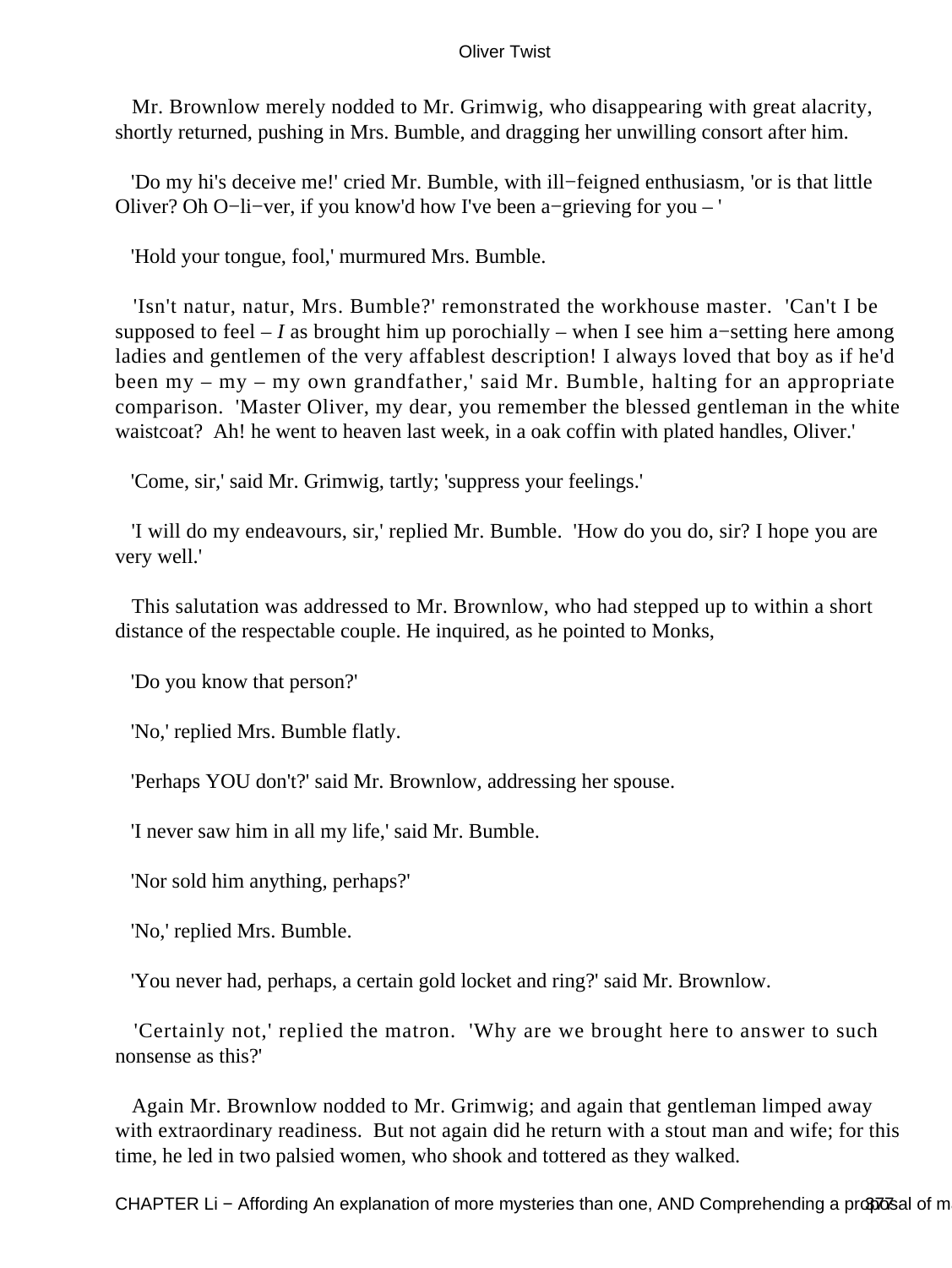Mr. Brownlow merely nodded to Mr. Grimwig, who disappearing with great alacrity, shortly returned, pushing in Mrs. Bumble, and dragging her unwilling consort after him.

'Do my hi's deceive me!' cried Mr. Bumble, with ill−feigned enthusiasm, 'or is that little Oliver? Oh O−li−ver, if you know'd how I've been a−grieving for you – '

'Hold your tongue, fool,' murmured Mrs. Bumble.

'Isn't natur, natur, Mrs. Bumble?' remonstrated the workhouse master. 'Can't I be supposed to feel – *I* as brought him up porochially – when I see him a−setting here among ladies and gentlemen of the very affablest description! I always loved that boy as if he'd been my – my – my own grandfather,' said Mr. Bumble, halting for an appropriate comparison. 'Master Oliver, my dear, you remember the blessed gentleman in the white waistcoat? Ah! he went to heaven last week, in a oak coffin with plated handles, Oliver.'

'Come, sir,' said Mr. Grimwig, tartly; 'suppress your feelings.'

'I will do my endeavours, sir,' replied Mr. Bumble. 'How do you do, sir? I hope you are very well.'

This salutation was addressed to Mr. Brownlow, who had stepped up to within a short distance of the respectable couple. He inquired, as he pointed to Monks,

'Do you know that person?'

'No,' replied Mrs. Bumble flatly.

'Perhaps YOU don't?' said Mr. Brownlow, addressing her spouse.

'I never saw him in all my life,' said Mr. Bumble.

'Nor sold him anything, perhaps?'

'No,' replied Mrs. Bumble.

'You never had, perhaps, a certain gold locket and ring?' said Mr. Brownlow.

'Certainly not,' replied the matron. 'Why are we brought here to answer to such nonsense as this?'

Again Mr. Brownlow nodded to Mr. Grimwig; and again that gentleman limped away with extraordinary readiness. But not again did he return with a stout man and wife; for this time, he led in two palsied women, who shook and tottered as they walked.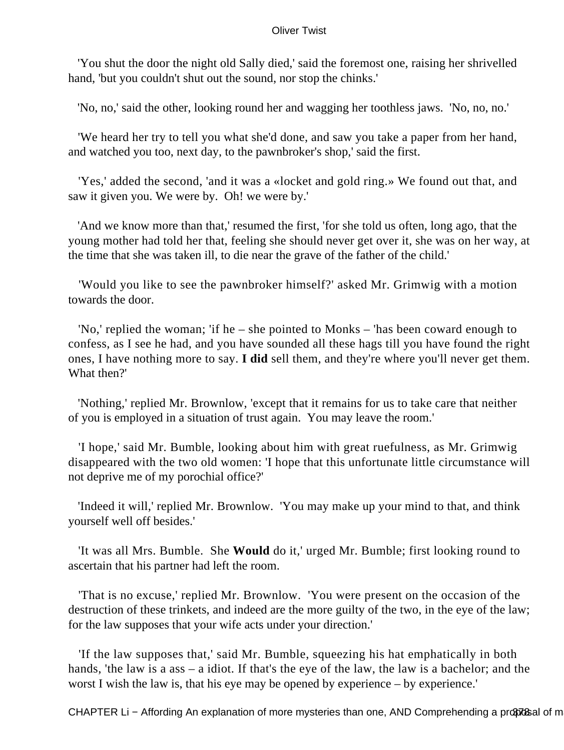'You shut the door the night old Sally died,' said the foremost one, raising her shrivelled hand, 'but you couldn't shut out the sound, nor stop the chinks.'

'No, no,' said the other, looking round her and wagging her toothless jaws. 'No, no, no.'

'We heard her try to tell you what she'd done, and saw you take a paper from her hand, and watched you too, next day, to the pawnbroker's shop,' said the first.

'Yes,' added the second, 'and it was a «locket and gold ring.» We found out that, and saw it given you. We were by. Oh! we were by.'

'And we know more than that,' resumed the first, 'for she told us often, long ago, that the young mother had told her that, feeling she should never get over it, she was on her way, at the time that she was taken ill, to die near the grave of the father of the child.'

'Would you like to see the pawnbroker himself?' asked Mr. Grimwig with a motion towards the door.

'No,' replied the woman; 'if he – she pointed to Monks – 'has been coward enough to confess, as I see he had, and you have sounded all these hags till you have found the right ones, I have nothing more to say. **I did** sell them, and they're where you'll never get them. What then?'

'Nothing,' replied Mr. Brownlow, 'except that it remains for us to take care that neither of you is employed in a situation of trust again. You may leave the room.'

'I hope,' said Mr. Bumble, looking about him with great ruefulness, as Mr. Grimwig disappeared with the two old women: 'I hope that this unfortunate little circumstance will not deprive me of my porochial office?'

'Indeed it will,' replied Mr. Brownlow. 'You may make up your mind to that, and think yourself well off besides.'

'It was all Mrs. Bumble. She **Would** do it,' urged Mr. Bumble; first looking round to ascertain that his partner had left the room.

'That is no excuse,' replied Mr. Brownlow. 'You were present on the occasion of the destruction of these trinkets, and indeed are the more guilty of the two, in the eye of the law; for the law supposes that your wife acts under your direction.'

'If the law supposes that,' said Mr. Bumble, squeezing his hat emphatically in both hands, 'the law is a ass – a idiot. If that's the eye of the law, the law is a bachelor; and the worst I wish the law is, that his eye may be opened by experience – by experience.'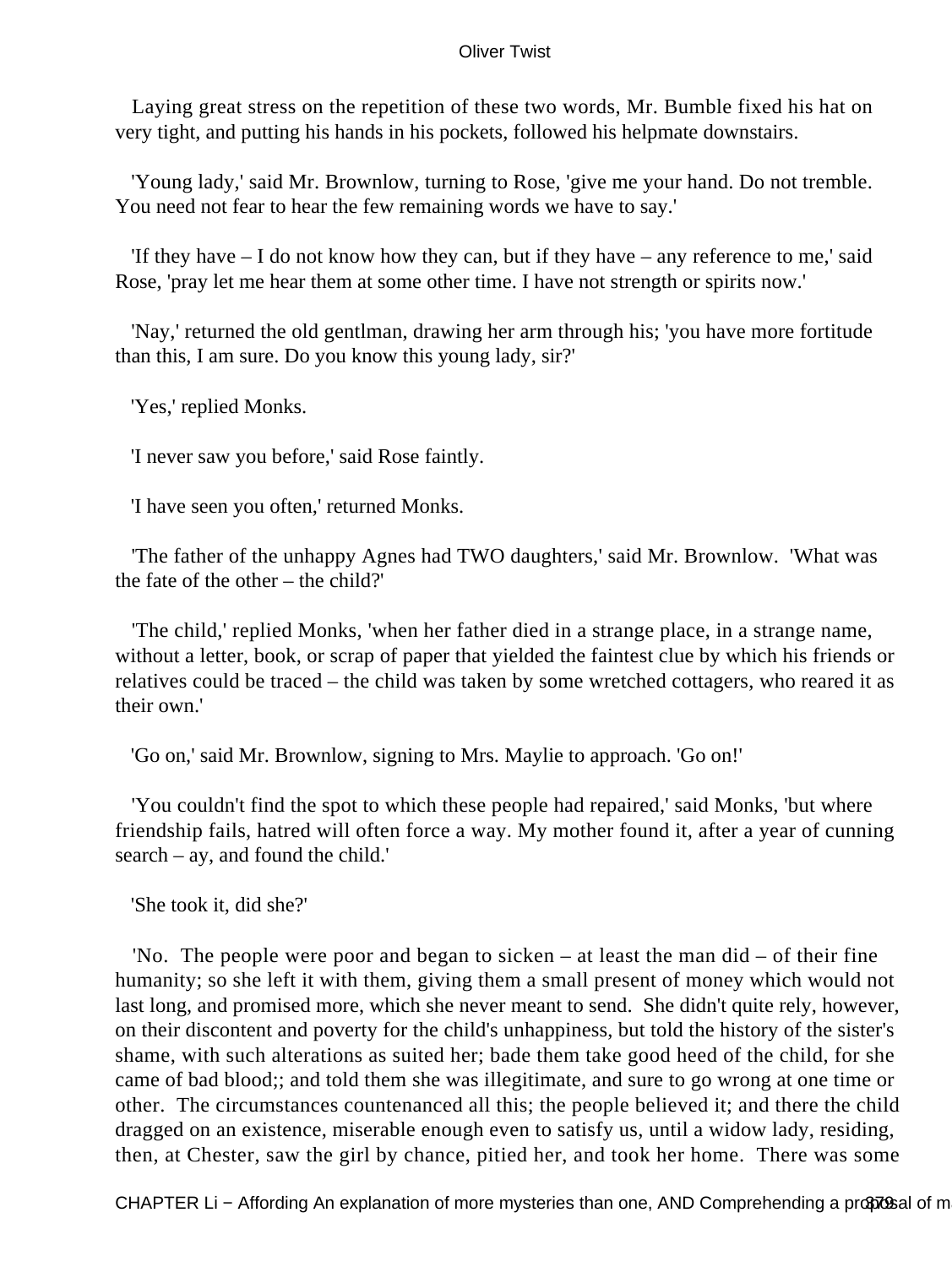Laying great stress on the repetition of these two words, Mr. Bumble fixed his hat on very tight, and putting his hands in his pockets, followed his helpmate downstairs.

'Young lady,' said Mr. Brownlow, turning to Rose, 'give me your hand. Do not tremble. You need not fear to hear the few remaining words we have to say.'

'If they have – I do not know how they can, but if they have – any reference to me,' said Rose, 'pray let me hear them at some other time. I have not strength or spirits now.'

'Nay,' returned the old gentlman, drawing her arm through his; 'you have more fortitude than this, I am sure. Do you know this young lady, sir?'

'Yes,' replied Monks.

'I never saw you before,' said Rose faintly.

'I have seen you often,' returned Monks.

'The father of the unhappy Agnes had TWO daughters,' said Mr. Brownlow. 'What was the fate of the other – the child?'

'The child,' replied Monks, 'when her father died in a strange place, in a strange name, without a letter, book, or scrap of paper that yielded the faintest clue by which his friends or relatives could be traced – the child was taken by some wretched cottagers, who reared it as their own.'

'Go on,' said Mr. Brownlow, signing to Mrs. Maylie to approach. 'Go on!'

'You couldn't find the spot to which these people had repaired,' said Monks, 'but where friendship fails, hatred will often force a way. My mother found it, after a year of cunning search – ay, and found the child.'

'She took it, did she?'

'No. The people were poor and began to sicken – at least the man did – of their fine humanity; so she left it with them, giving them a small present of money which would not last long, and promised more, which she never meant to send. She didn't quite rely, however, on their discontent and poverty for the child's unhappiness, but told the history of the sister's shame, with such alterations as suited her; bade them take good heed of the child, for she came of bad blood;; and told them she was illegitimate, and sure to go wrong at one time or other. The circumstances countenanced all this; the people believed it; and there the child dragged on an existence, miserable enough even to satisfy us, until a widow lady, residing, then, at Chester, saw the girl by chance, pitied her, and took her home. There was some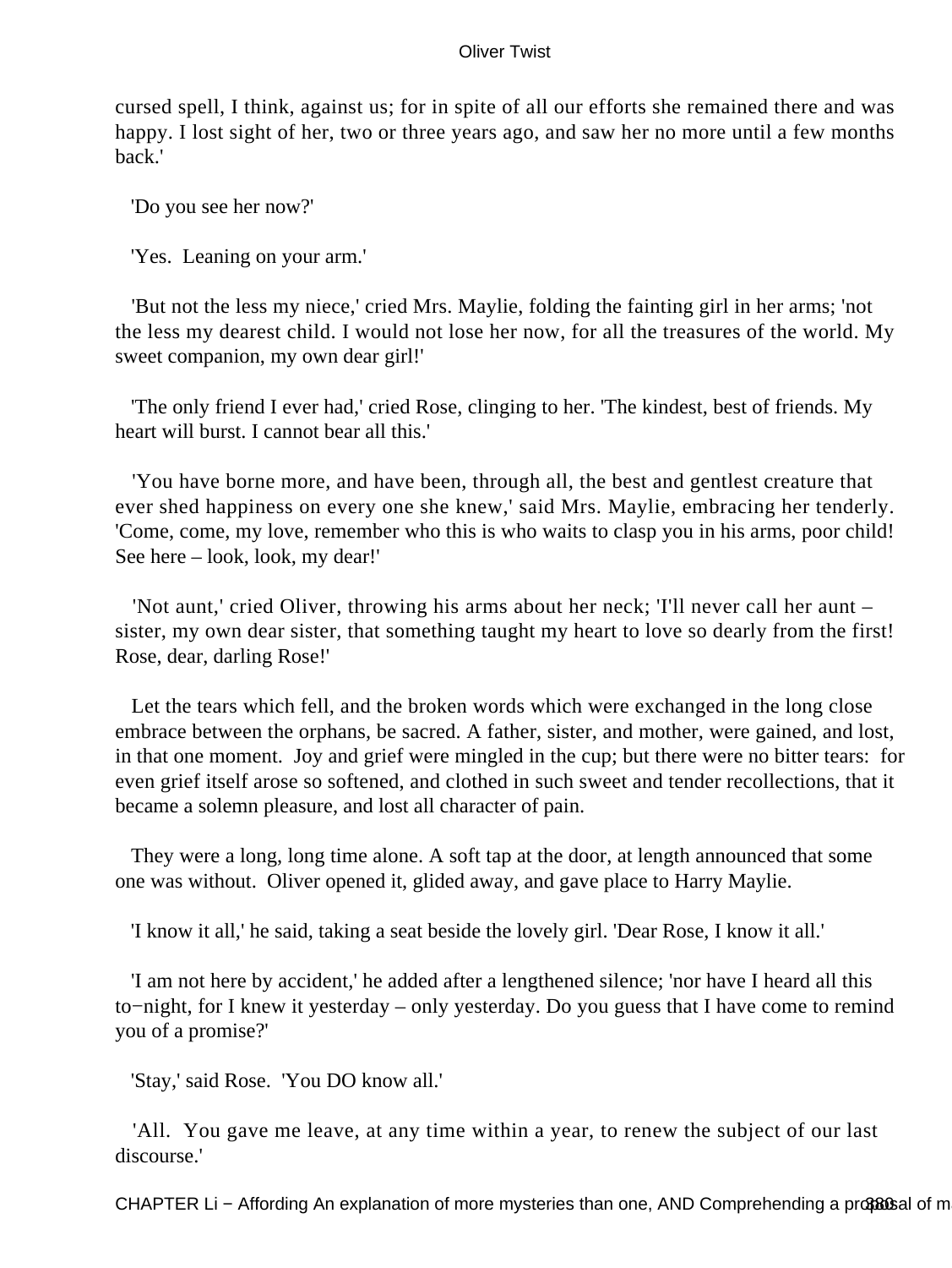cursed spell, I think, against us; for in spite of all our efforts she remained there and was happy. I lost sight of her, two or three years ago, and saw her no more until a few months back.'

'Do you see her now?'

'Yes. Leaning on your arm.'

'But not the less my niece,' cried Mrs. Maylie, folding the fainting girl in her arms; 'not the less my dearest child. I would not lose her now, for all the treasures of the world. My sweet companion, my own dear girl!'

'The only friend I ever had,' cried Rose, clinging to her. 'The kindest, best of friends. My heart will burst. I cannot bear all this.'

'You have borne more, and have been, through all, the best and gentlest creature that ever shed happiness on every one she knew,' said Mrs. Maylie, embracing her tenderly. 'Come, come, my love, remember who this is who waits to clasp you in his arms, poor child! See here – look, look, my dear!'

'Not aunt,' cried Oliver, throwing his arms about her neck; 'I'll never call her aunt – sister, my own dear sister, that something taught my heart to love so dearly from the first! Rose, dear, darling Rose!'

Let the tears which fell, and the broken words which were exchanged in the long close embrace between the orphans, be sacred. A father, sister, and mother, were gained, and lost, in that one moment. Joy and grief were mingled in the cup; but there were no bitter tears: for even grief itself arose so softened, and clothed in such sweet and tender recollections, that it became a solemn pleasure, and lost all character of pain.

They were a long, long time alone. A soft tap at the door, at length announced that some one was without. Oliver opened it, glided away, and gave place to Harry Maylie.

'I know it all,' he said, taking a seat beside the lovely girl. 'Dear Rose, I know it all.'

'I am not here by accident,' he added after a lengthened silence; 'nor have I heard all this to−night, for I knew it yesterday – only yesterday. Do you guess that I have come to remind you of a promise?'

'Stay,' said Rose. 'You DO know all.'

'All. You gave me leave, at any time within a year, to renew the subject of our last discourse.'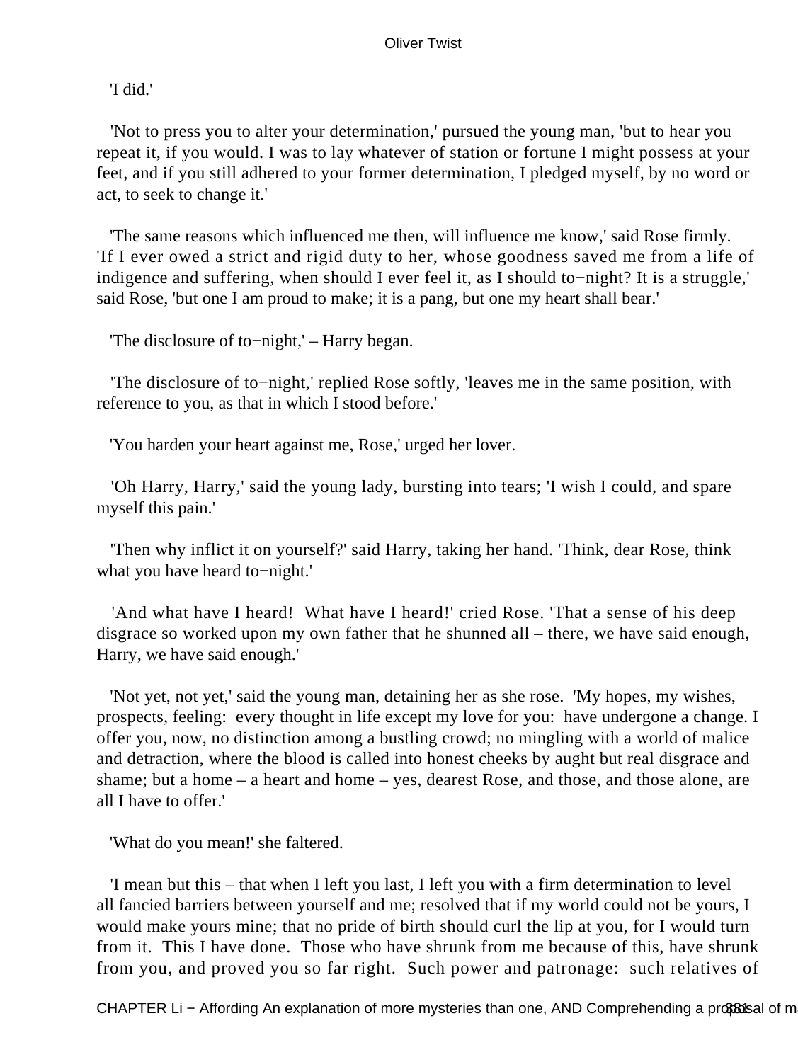'I did.'

'Not to press you to alter your determination,' pursued the young man, 'but to hear you repeat it, if you would. I was to lay whatever of station or fortune I might possess at your feet, and if you still adhered to your former determination, I pledged myself, by no word or act, to seek to change it.'

'The same reasons which influenced me then, will influence me know,' said Rose firmly. 'If I ever owed a strict and rigid duty to her, whose goodness saved me from a life of indigence and suffering, when should I ever feel it, as I should to−night? It is a struggle,' said Rose, 'but one I am proud to make; it is a pang, but one my heart shall bear.'

'The disclosure of to−night,' – Harry began.

'The disclosure of to−night,' replied Rose softly, 'leaves me in the same position, with reference to you, as that in which I stood before.'

'You harden your heart against me, Rose,' urged her lover.

'Oh Harry, Harry,' said the young lady, bursting into tears; 'I wish I could, and spare myself this pain.'

'Then why inflict it on yourself?' said Harry, taking her hand. 'Think, dear Rose, think what you have heard to−night.'

'And what have I heard! What have I heard!' cried Rose. 'That a sense of his deep disgrace so worked upon my own father that he shunned all – there, we have said enough, Harry, we have said enough.'

'Not yet, not yet,' said the young man, detaining her as she rose. 'My hopes, my wishes, prospects, feeling: every thought in life except my love for you: have undergone a change. I offer you, now, no distinction among a bustling crowd; no mingling with a world of malice and detraction, where the blood is called into honest cheeks by aught but real disgrace and shame; but a home – a heart and home – yes, dearest Rose, and those, and those alone, are all I have to offer.'

'What do you mean!' she faltered.

'I mean but this – that when I left you last, I left you with a firm determination to level all fancied barriers between yourself and me; resolved that if my world could not be yours, I would make yours mine; that no pride of birth should curl the lip at you, for I would turn from it. This I have done. Those who have shrunk from me because of this, have shrunk from you, and proved you so far right. Such power and patronage: such relatives of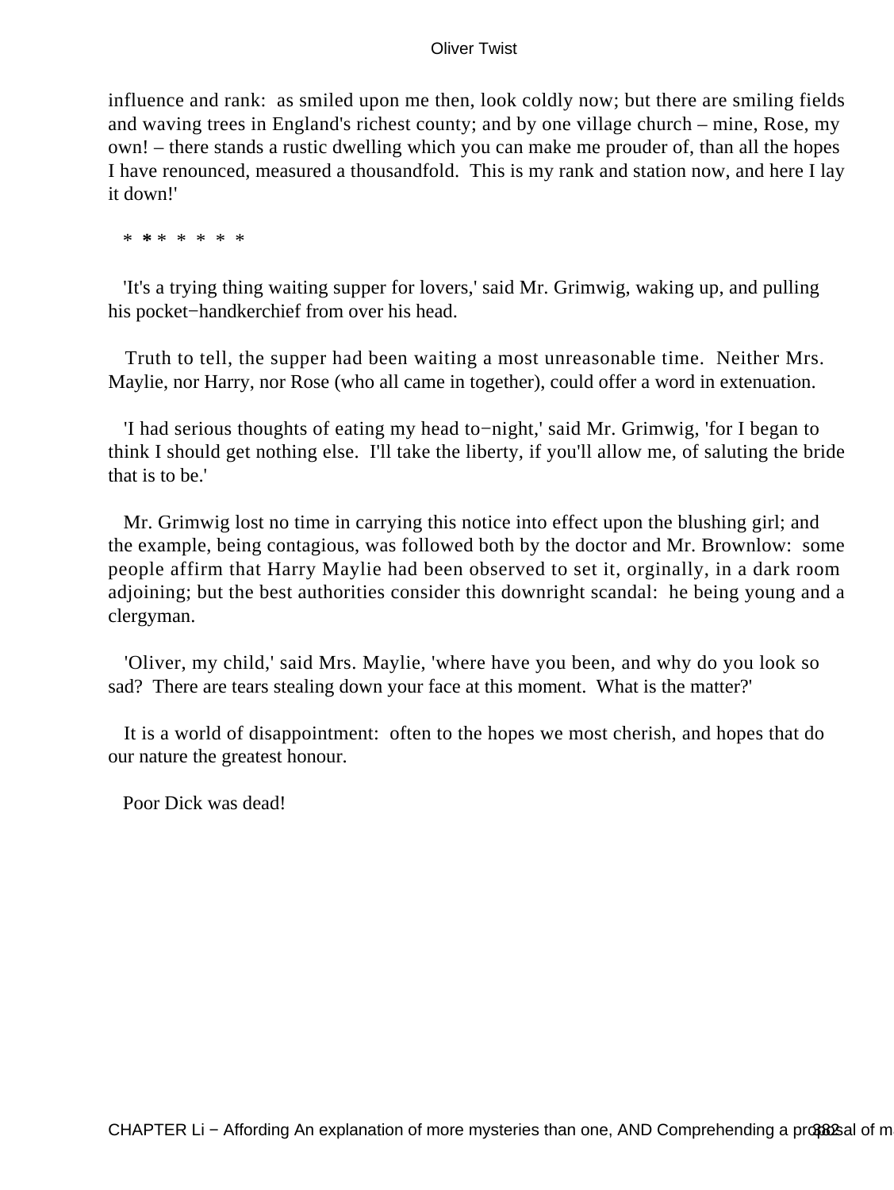influence and rank: as smiled upon me then, look coldly now; but there are smiling fields and waving trees in England's richest county; and by one village church – mine, Rose, my own! – there stands a rustic dwelling which you can make me prouder of, than all the hopes I have renounced, measured a thousandfold. This is my rank and station now, and here I lay it down!'

* * * * * * * *

'It's a trying thing waiting supper for lovers,' said Mr. Grimwig, waking up, and pulling his pocket−handkerchief from over his head.

Truth to tell, the supper had been waiting a most unreasonable time. Neither Mrs. Maylie, nor Harry, nor Rose (who all came in together), could offer a word in extenuation.

'I had serious thoughts of eating my head to−night,' said Mr. Grimwig, 'for I began to think I should get nothing else. I'll take the liberty, if you'll allow me, of saluting the bride that is to be.'

Mr. Grimwig lost no time in carrying this notice into effect upon the blushing girl; and the example, being contagious, was followed both by the doctor and Mr. Brownlow: some people affirm that Harry Maylie had been observed to set it, orginally, in a dark room adjoining; but the best authorities consider this downright scandal: he being young and a clergyman.

'Oliver, my child,' said Mrs. Maylie, 'where have you been, and why do you look so sad? There are tears stealing down your face at this moment. What is the matter?'

It is a world of disappointment: often to the hopes we most cherish, and hopes that do our nature the greatest honour.

Poor Dick was dead!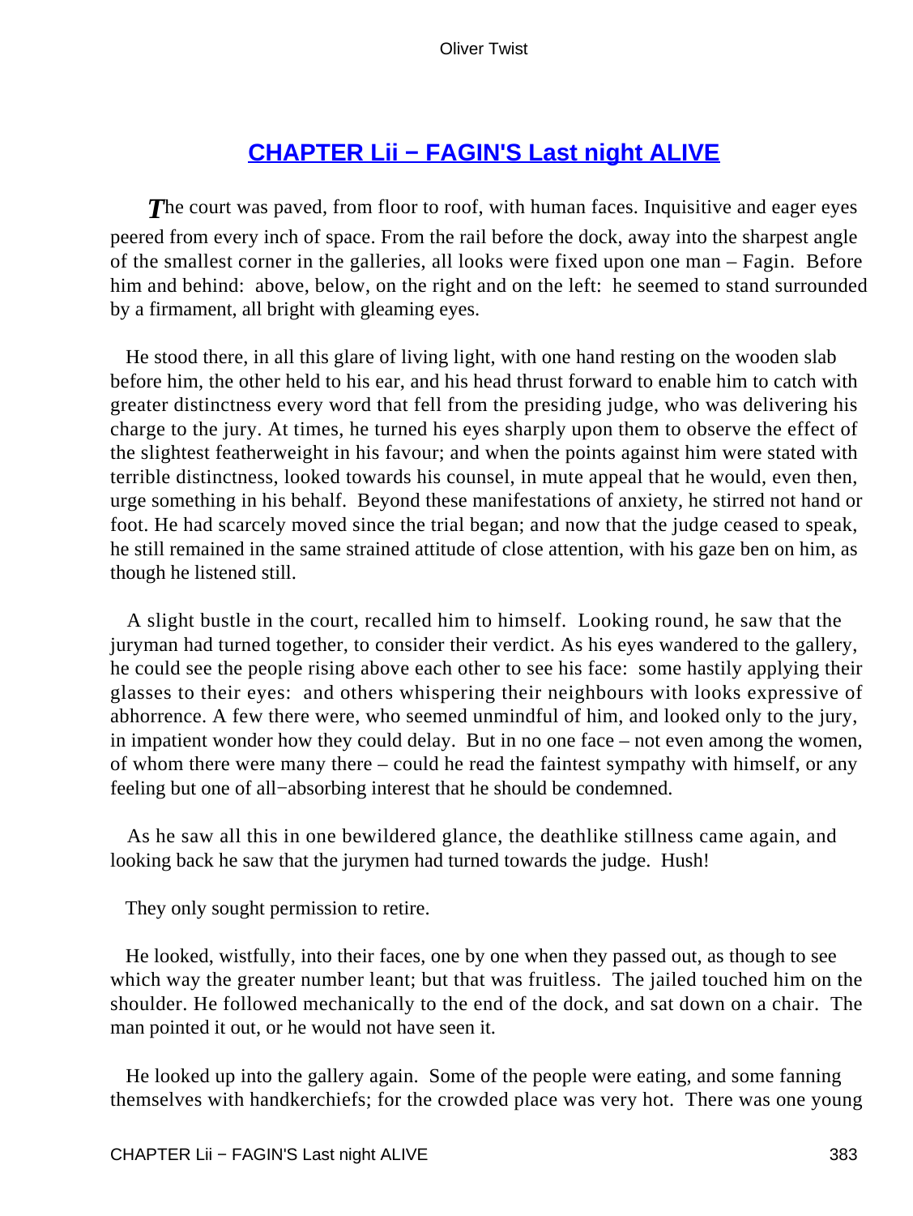## CHAPTER Lii − FAGIN'S Last night ALIVE

*T*he court was paved, from floor to roof, with human faces. Inquisitive and eager eyes peered from every inch of space. From the rail before the dock, away into the sharpest angle of the smallest corner in the galleries, all looks were fixed upon one man – Fagin. Before him and behind: above, below, on the right and on the left: he seemed to stand surrounded by a firmament, all bright with gleaming eyes.

He stood there, in all this glare of living light, with one hand resting on the wooden slab before him, the other held to his ear, and his head thrust forward to enable him to catch with greater distinctness every word that fell from the presiding judge, who was delivering his charge to the jury. At times, he turned his eyes sharply upon them to observe the effect of the slightest featherweight in his favour; and when the points against him were stated with terrible distinctness, looked towards his counsel, in mute appeal that he would, even then, urge something in his behalf. Beyond these manifestations of anxiety, he stirred not hand or foot. He had scarcely moved since the trial began; and now that the judge ceased to speak, he still remained in the same strained attitude of close attention, with his gaze ben on him, as though he listened still.

A slight bustle in the court, recalled him to himself. Looking round, he saw that the juryman had turned together, to consider their verdict. As his eyes wandered to the gallery, he could see the people rising above each other to see his face: some hastily applying their glasses to their eyes: and others whispering their neighbours with looks expressive of abhorrence. A few there were, who seemed unmindful of him, and looked only to the jury, in impatient wonder how they could delay. But in no one face – not even among the women, of whom there were many there – could he read the faintest sympathy with himself, or any feeling but one of all−absorbing interest that he should be condemned.

As he saw all this in one bewildered glance, the deathlike stillness came again, and looking back he saw that the jurymen had turned towards the judge. Hush!

They only sought permission to retire.

He looked, wistfully, into their faces, one by one when they passed out, as though to see which way the greater number leant; but that was fruitless. The jailed touched him on the shoulder. He followed mechanically to the end of the dock, and sat down on a chair. The man pointed it out, or he would not have seen it.

He looked up into the gallery again. Some of the people were eating, and some fanning themselves with handkerchiefs; for the crowded place was very hot. There was one young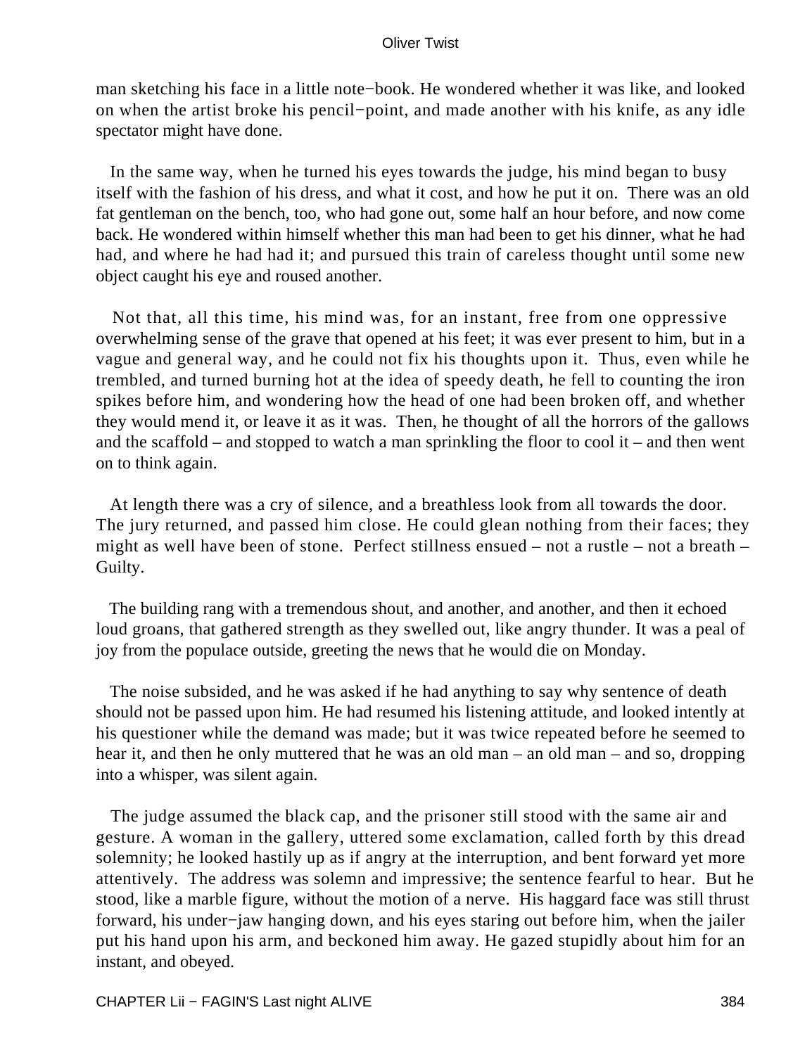man sketching his face in a little note−book. He wondered whether it was like, and looked on when the artist broke his pencil−point, and made another with his knife, as any idle spectator might have done.

In the same way, when he turned his eyes towards the judge, his mind began to busy itself with the fashion of his dress, and what it cost, and how he put it on. There was an old fat gentleman on the bench, too, who had gone out, some half an hour before, and now come back. He wondered within himself whether this man had been to get his dinner, what he had had, and where he had had it; and pursued this train of careless thought until some new object caught his eye and roused another.

Not that, all this time, his mind was, for an instant, free from one oppressive overwhelming sense of the grave that opened at his feet; it was ever present to him, but in a vague and general way, and he could not fix his thoughts upon it. Thus, even while he trembled, and turned burning hot at the idea of speedy death, he fell to counting the iron spikes before him, and wondering how the head of one had been broken off, and whether they would mend it, or leave it as it was. Then, he thought of all the horrors of the gallows and the scaffold – and stopped to watch a man sprinkling the floor to cool it – and then went on to think again.

At length there was a cry of silence, and a breathless look from all towards the door. The jury returned, and passed him close. He could glean nothing from their faces; they might as well have been of stone. Perfect stillness ensued – not a rustle – not a breath – Guilty.

The building rang with a tremendous shout, and another, and another, and then it echoed loud groans, that gathered strength as they swelled out, like angry thunder. It was a peal of joy from the populace outside, greeting the news that he would die on Monday.

The noise subsided, and he was asked if he had anything to say why sentence of death should not be passed upon him. He had resumed his listening attitude, and looked intently at his questioner while the demand was made; but it was twice repeated before he seemed to hear it, and then he only muttered that he was an old man – an old man – and so, dropping into a whisper, was silent again.

The judge assumed the black cap, and the prisoner still stood with the same air and gesture. A woman in the gallery, uttered some exclamation, called forth by this dread solemnity; he looked hastily up as if angry at the interruption, and bent forward yet more attentively. The address was solemn and impressive; the sentence fearful to hear. But he stood, like a marble figure, without the motion of a nerve. His haggard face was still thrust forward, his under−jaw hanging down, and his eyes staring out before him, when the jailer put his hand upon his arm, and beckoned him away. He gazed stupidly about him for an instant, and obeyed.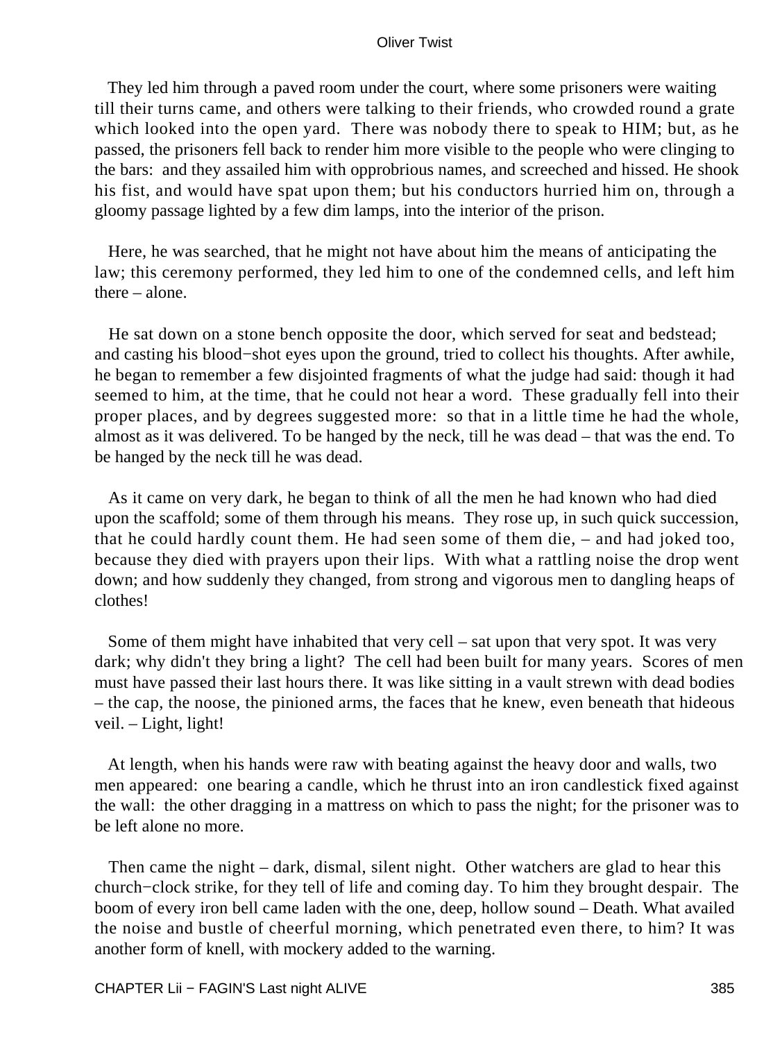They led him through a paved room under the court, where some prisoners were waiting till their turns came, and others were talking to their friends, who crowded round a grate which looked into the open yard. There was nobody there to speak to HIM; but, as he passed, the prisoners fell back to render him more visible to the people who were clinging to the bars: and they assailed him with opprobrious names, and screeched and hissed. He shook his fist, and would have spat upon them; but his conductors hurried him on, through a gloomy passage lighted by a few dim lamps, into the interior of the prison.

Here, he was searched, that he might not have about him the means of anticipating the law; this ceremony performed, they led him to one of the condemned cells, and left him there – alone.

He sat down on a stone bench opposite the door, which served for seat and bedstead; and casting his blood−shot eyes upon the ground, tried to collect his thoughts. After awhile, he began to remember a few disjointed fragments of what the judge had said: though it had seemed to him, at the time, that he could not hear a word. These gradually fell into their proper places, and by degrees suggested more: so that in a little time he had the whole, almost as it was delivered. To be hanged by the neck, till he was dead – that was the end. To be hanged by the neck till he was dead.

As it came on very dark, he began to think of all the men he had known who had died upon the scaffold; some of them through his means. They rose up, in such quick succession, that he could hardly count them. He had seen some of them die, – and had joked too, because they died with prayers upon their lips. With what a rattling noise the drop went down; and how suddenly they changed, from strong and vigorous men to dangling heaps of clothes!

Some of them might have inhabited that very cell – sat upon that very spot. It was very dark; why didn't they bring a light? The cell had been built for many years. Scores of men must have passed their last hours there. It was like sitting in a vault strewn with dead bodies – the cap, the noose, the pinioned arms, the faces that he knew, even beneath that hideous veil. – Light, light!

At length, when his hands were raw with beating against the heavy door and walls, two men appeared: one bearing a candle, which he thrust into an iron candlestick fixed against the wall: the other dragging in a mattress on which to pass the night; for the prisoner was to be left alone no more.

Then came the night – dark, dismal, silent night. Other watchers are glad to hear this church−clock strike, for they tell of life and coming day. To him they brought despair. The boom of every iron bell came laden with the one, deep, hollow sound – Death. What availed the noise and bustle of cheerful morning, which penetrated even there, to him? It was another form of knell, with mockery added to the warning.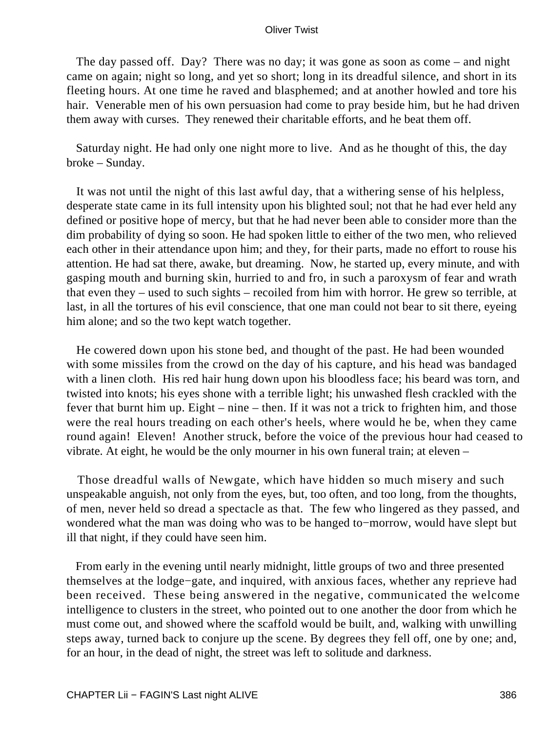The day passed off. Day? There was no day; it was gone as soon as come – and night came on again; night so long, and yet so short; long in its dreadful silence, and short in its fleeting hours. At one time he raved and blasphemed; and at another howled and tore his hair. Venerable men of his own persuasion had come to pray beside him, but he had driven them away with curses. They renewed their charitable efforts, and he beat them off.

Saturday night. He had only one night more to live. And as he thought of this, the day broke – Sunday.

It was not until the night of this last awful day, that a withering sense of his helpless, desperate state came in its full intensity upon his blighted soul; not that he had ever held any defined or positive hope of mercy, but that he had never been able to consider more than the dim probability of dying so soon. He had spoken little to either of the two men, who relieved each other in their attendance upon him; and they, for their parts, made no effort to rouse his attention. He had sat there, awake, but dreaming. Now, he started up, every minute, and with gasping mouth and burning skin, hurried to and fro, in such a paroxysm of fear and wrath that even they – used to such sights – recoiled from him with horror. He grew so terrible, at last, in all the tortures of his evil conscience, that one man could not bear to sit there, eyeing him alone; and so the two kept watch together.

He cowered down upon his stone bed, and thought of the past. He had been wounded with some missiles from the crowd on the day of his capture, and his head was bandaged with a linen cloth. His red hair hung down upon his bloodless face; his beard was torn, and twisted into knots; his eyes shone with a terrible light; his unwashed flesh crackled with the fever that burnt him up. Eight – nine – then. If it was not a trick to frighten him, and those were the real hours treading on each other's heels, where would he be, when they came round again! Eleven! Another struck, before the voice of the previous hour had ceased to vibrate. At eight, he would be the only mourner in his own funeral train; at eleven –

Those dreadful walls of Newgate, which have hidden so much misery and such unspeakable anguish, not only from the eyes, but, too often, and too long, from the thoughts, of men, never held so dread a spectacle as that. The few who lingered as they passed, and wondered what the man was doing who was to be hanged to−morrow, would have slept but ill that night, if they could have seen him.

From early in the evening until nearly midnight, little groups of two and three presented themselves at the lodge−gate, and inquired, with anxious faces, whether any reprieve had been received. These being answered in the negative, communicated the welcome intelligence to clusters in the street, who pointed out to one another the door from which he must come out, and showed where the scaffold would be built, and, walking with unwilling steps away, turned back to conjure up the scene. By degrees they fell off, one by one; and, for an hour, in the dead of night, the street was left to solitude and darkness.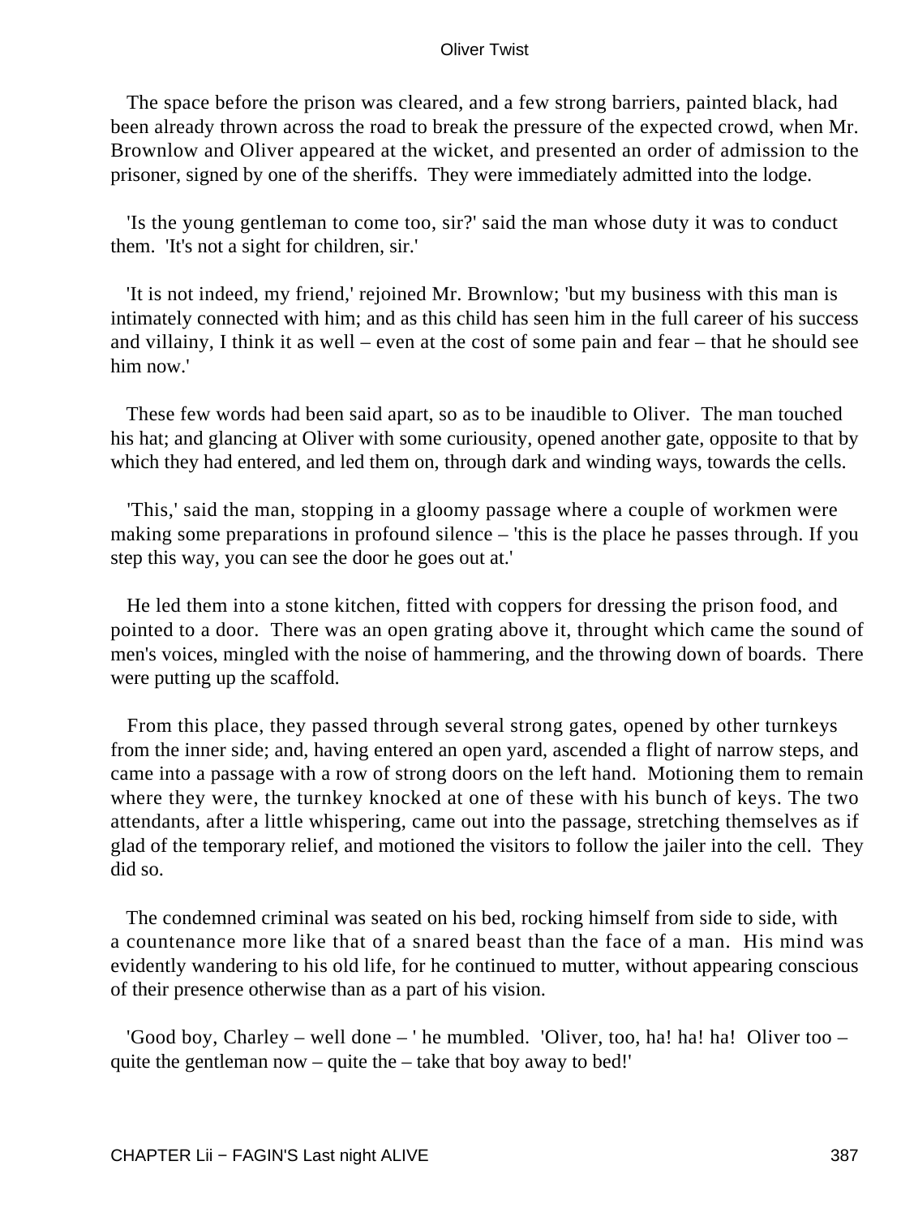The space before the prison was cleared, and a few strong barriers, painted black, had been already thrown across the road to break the pressure of the expected crowd, when Mr. Brownlow and Oliver appeared at the wicket, and presented an order of admission to the prisoner, signed by one of the sheriffs. They were immediately admitted into the lodge.

'Is the young gentleman to come too, sir?' said the man whose duty it was to conduct them. 'It's not a sight for children, sir.'

'It is not indeed, my friend,' rejoined Mr. Brownlow; 'but my business with this man is intimately connected with him; and as this child has seen him in the full career of his success and villainy, I think it as well – even at the cost of some pain and fear – that he should see him now.'

These few words had been said apart, so as to be inaudible to Oliver. The man touched his hat; and glancing at Oliver with some curiousity, opened another gate, opposite to that by which they had entered, and led them on, through dark and winding ways, towards the cells.

'This,' said the man, stopping in a gloomy passage where a couple of workmen were making some preparations in profound silence – 'this is the place he passes through. If you step this way, you can see the door he goes out at.'

He led them into a stone kitchen, fitted with coppers for dressing the prison food, and pointed to a door. There was an open grating above it, throught which came the sound of men's voices, mingled with the noise of hammering, and the throwing down of boards. There were putting up the scaffold.

From this place, they passed through several strong gates, opened by other turnkeys from the inner side; and, having entered an open yard, ascended a flight of narrow steps, and came into a passage with a row of strong doors on the left hand. Motioning them to remain where they were, the turnkey knocked at one of these with his bunch of keys. The two attendants, after a little whispering, came out into the passage, stretching themselves as if glad of the temporary relief, and motioned the visitors to follow the jailer into the cell. They did so.

The condemned criminal was seated on his bed, rocking himself from side to side, with a countenance more like that of a snared beast than the face of a man. His mind was evidently wandering to his old life, for he continued to mutter, without appearing conscious of their presence otherwise than as a part of his vision.

'Good boy, Charley – well done – ' he mumbled. 'Oliver, too, ha! ha! ha! Oliver too – quite the gentleman now – quite the – take that boy away to bed!'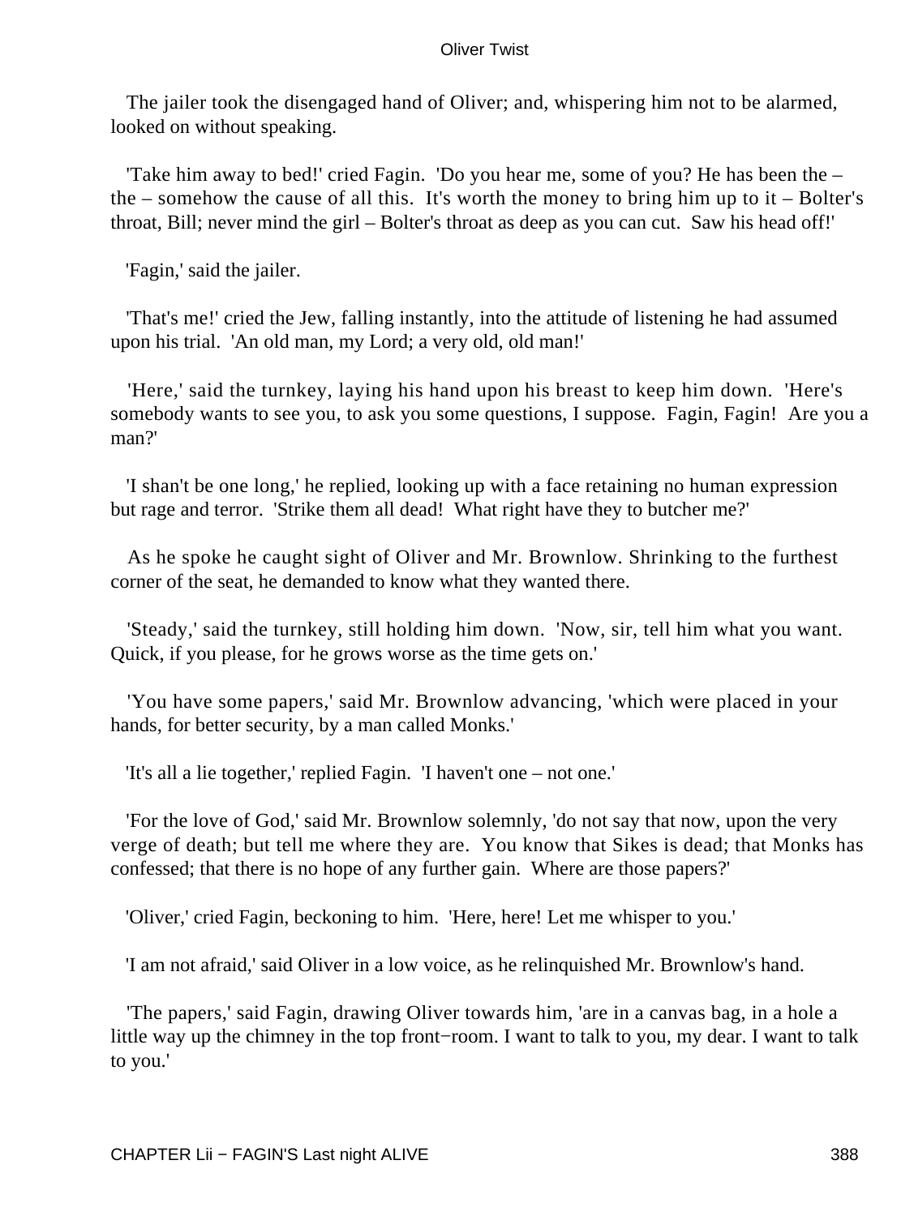The jailer took the disengaged hand of Oliver; and, whispering him not to be alarmed, looked on without speaking.

'Take him away to bed!' cried Fagin. 'Do you hear me, some of you? He has been the – the – somehow the cause of all this. It's worth the money to bring him up to it – Bolter's throat, Bill; never mind the girl – Bolter's throat as deep as you can cut. Saw his head off!'

'Fagin,' said the jailer.

'That's me!' cried the Jew, falling instantly, into the attitude of listening he had assumed upon his trial. 'An old man, my Lord; a very old, old man!'

'Here,' said the turnkey, laying his hand upon his breast to keep him down. 'Here's somebody wants to see you, to ask you some questions, I suppose. Fagin, Fagin! Are you a man?'

'I shan't be one long,' he replied, looking up with a face retaining no human expression but rage and terror. 'Strike them all dead! What right have they to butcher me?'

As he spoke he caught sight of Oliver and Mr. Brownlow. Shrinking to the furthest corner of the seat, he demanded to know what they wanted there.

'Steady,' said the turnkey, still holding him down. 'Now, sir, tell him what you want. Quick, if you please, for he grows worse as the time gets on.'

'You have some papers,' said Mr. Brownlow advancing, 'which were placed in your hands, for better security, by a man called Monks.'

'It's all a lie together,' replied Fagin. 'I haven't one – not one.'

'For the love of God,' said Mr. Brownlow solemnly, 'do not say that now, upon the very verge of death; but tell me where they are. You know that Sikes is dead; that Monks has confessed; that there is no hope of any further gain. Where are those papers?'

'Oliver,' cried Fagin, beckoning to him. 'Here, here! Let me whisper to you.'

'I am not afraid,' said Oliver in a low voice, as he relinquished Mr. Brownlow's hand.

'The papers,' said Fagin, drawing Oliver towards him, 'are in a canvas bag, in a hole a little way up the chimney in the top front−room. I want to talk to you, my dear. I want to talk to you.'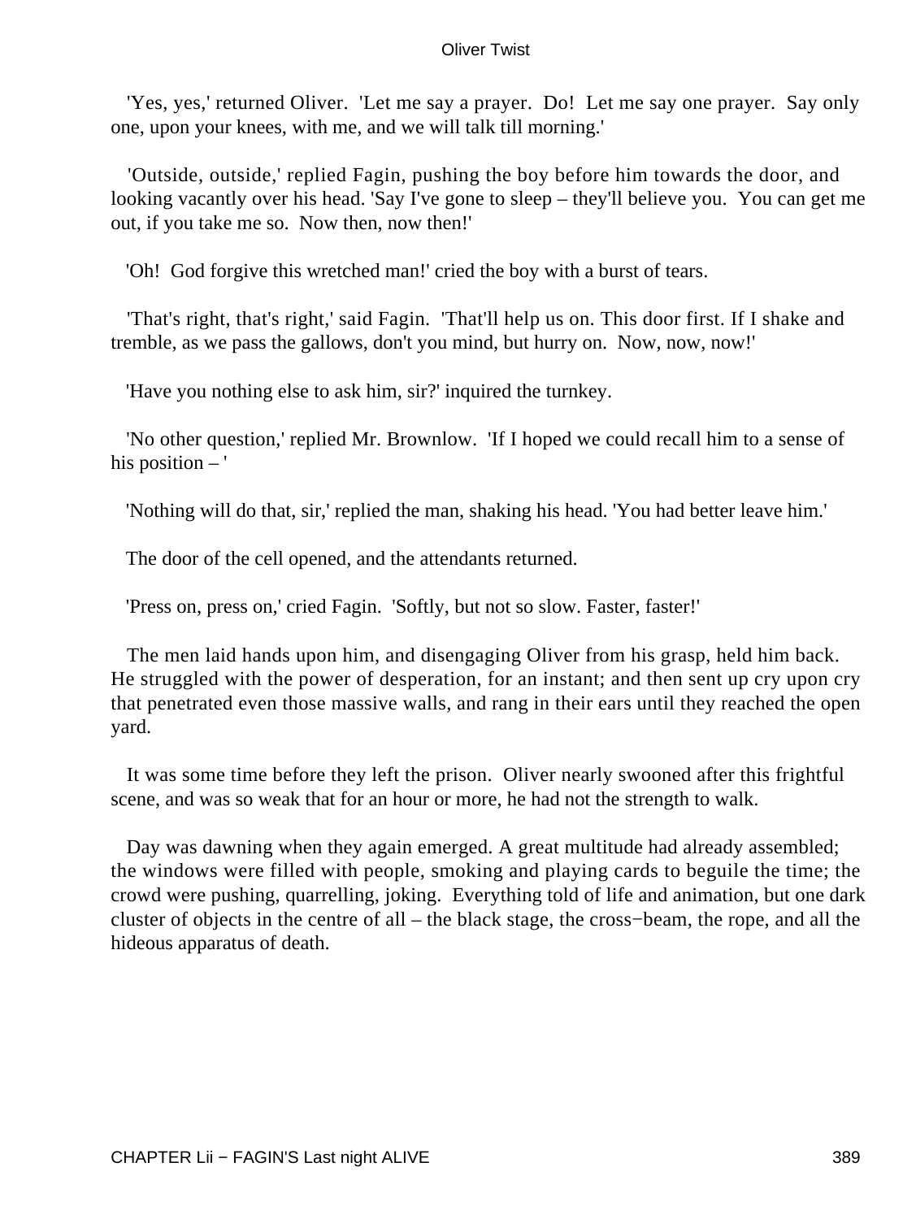'Yes, yes,' returned Oliver. 'Let me say a prayer. Do! Let me say one prayer. Say only one, upon your knees, with me, and we will talk till morning.'

'Outside, outside,' replied Fagin, pushing the boy before him towards the door, and looking vacantly over his head. 'Say I've gone to sleep – they'll believe you. You can get me out, if you take me so. Now then, now then!'

'Oh! God forgive this wretched man!' cried the boy with a burst of tears.

'That's right, that's right,' said Fagin. 'That'll help us on. This door first. If I shake and tremble, as we pass the gallows, don't you mind, but hurry on. Now, now, now!'

'Have you nothing else to ask him, sir?' inquired the turnkey.

'No other question,' replied Mr. Brownlow. 'If I hoped we could recall him to a sense of his position – '

'Nothing will do that, sir,' replied the man, shaking his head. 'You had better leave him.'

The door of the cell opened, and the attendants returned.

'Press on, press on,' cried Fagin. 'Softly, but not so slow. Faster, faster!'

The men laid hands upon him, and disengaging Oliver from his grasp, held him back. He struggled with the power of desperation, for an instant; and then sent up cry upon cry that penetrated even those massive walls, and rang in their ears until they reached the open yard.

It was some time before they left the prison. Oliver nearly swooned after this frightful scene, and was so weak that for an hour or more, he had not the strength to walk.

Day was dawning when they again emerged. A great multitude had already assembled; the windows were filled with people, smoking and playing cards to beguile the time; the crowd were pushing, quarrelling, joking. Everything told of life and animation, but one dark cluster of objects in the centre of all – the black stage, the cross−beam, the rope, and all the hideous apparatus of death.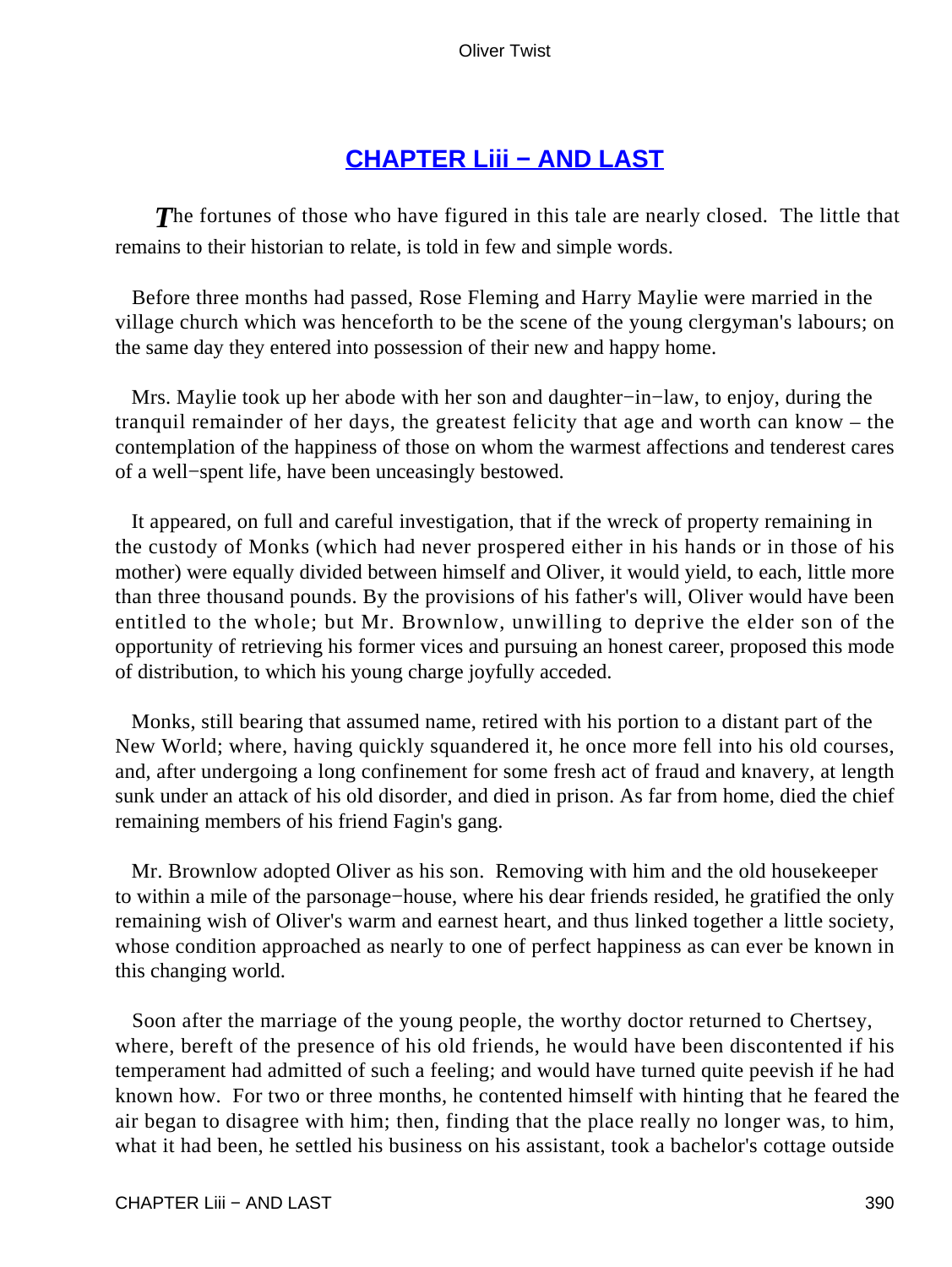## CHAPTER Liii − AND LAST

*T*he fortunes of those who have figured in this tale are nearly closed. The little that remains to their historian to relate, is told in few and simple words.

Before three months had passed, Rose Fleming and Harry Maylie were married in the village church which was henceforth to be the scene of the young clergyman's labours; on the same day they entered into possession of their new and happy home.

Mrs. Maylie took up her abode with her son and daughter−in−law, to enjoy, during the tranquil remainder of her days, the greatest felicity that age and worth can know – the contemplation of the happiness of those on whom the warmest affections and tenderest cares of a well−spent life, have been unceasingly bestowed.

It appeared, on full and careful investigation, that if the wreck of property remaining in the custody of Monks (which had never prospered either in his hands or in those of his mother) were equally divided between himself and Oliver, it would yield, to each, little more than three thousand pounds. By the provisions of his father's will, Oliver would have been entitled to the whole; but Mr. Brownlow, unwilling to deprive the elder son of the opportunity of retrieving his former vices and pursuing an honest career, proposed this mode of distribution, to which his young charge joyfully acceded.

Monks, still bearing that assumed name, retired with his portion to a distant part of the New World; where, having quickly squandered it, he once more fell into his old courses, and, after undergoing a long confinement for some fresh act of fraud and knavery, at length sunk under an attack of his old disorder, and died in prison. As far from home, died the chief remaining members of his friend Fagin's gang.

Mr. Brownlow adopted Oliver as his son. Removing with him and the old housekeeper to within a mile of the parsonage−house, where his dear friends resided, he gratified the only remaining wish of Oliver's warm and earnest heart, and thus linked together a little society, whose condition approached as nearly to one of perfect happiness as can ever be known in this changing world.

Soon after the marriage of the young people, the worthy doctor returned to Chertsey, where, bereft of the presence of his old friends, he would have been discontented if his temperament had admitted of such a feeling; and would have turned quite peevish if he had known how. For two or three months, he contented himself with hinting that he feared the air began to disagree with him; then, finding that the place really no longer was, to him, what it had been, he settled his business on his assistant, took a bachelor's cottage outside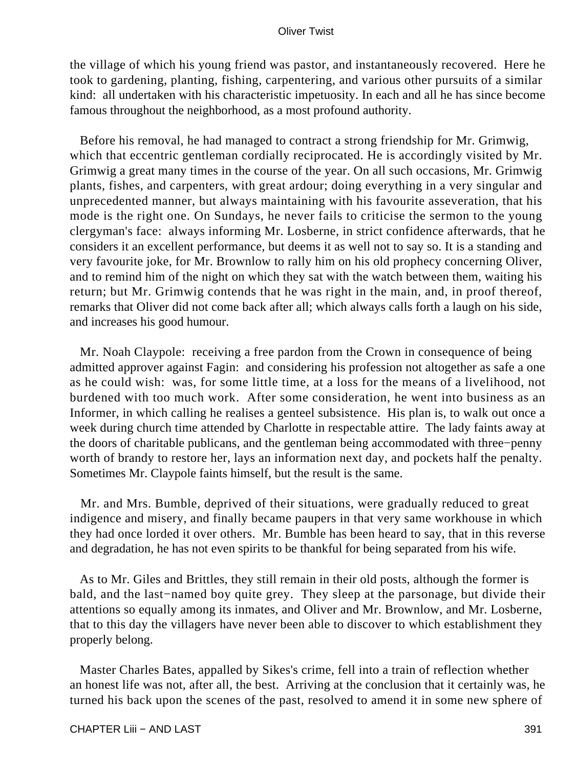the village of which his young friend was pastor, and instantaneously recovered. Here he took to gardening, planting, fishing, carpentering, and various other pursuits of a similar kind: all undertaken with his characteristic impetuosity. In each and all he has since become famous throughout the neighborhood, as a most profound authority.

Before his removal, he had managed to contract a strong friendship for Mr. Grimwig, which that eccentric gentleman cordially reciprocated. He is accordingly visited by Mr. Grimwig a great many times in the course of the year. On all such occasions, Mr. Grimwig plants, fishes, and carpenters, with great ardour; doing everything in a very singular and unprecedented manner, but always maintaining with his favourite asseveration, that his mode is the right one. On Sundays, he never fails to criticise the sermon to the young clergyman's face: always informing Mr. Losberne, in strict confidence afterwards, that he considers it an excellent performance, but deems it as well not to say so. It is a standing and very favourite joke, for Mr. Brownlow to rally him on his old prophecy concerning Oliver, and to remind him of the night on which they sat with the watch between them, waiting his return; but Mr. Grimwig contends that he was right in the main, and, in proof thereof, remarks that Oliver did not come back after all; which always calls forth a laugh on his side, and increases his good humour.

Mr. Noah Claypole: receiving a free pardon from the Crown in consequence of being admitted approver against Fagin: and considering his profession not altogether as safe a one as he could wish: was, for some little time, at a loss for the means of a livelihood, not burdened with too much work. After some consideration, he went into business as an Informer, in which calling he realises a genteel subsistence. His plan is, to walk out once a week during church time attended by Charlotte in respectable attire. The lady faints away at the doors of charitable publicans, and the gentleman being accommodated with three−penny worth of brandy to restore her, lays an information next day, and pockets half the penalty. Sometimes Mr. Claypole faints himself, but the result is the same.

Mr. and Mrs. Bumble, deprived of their situations, were gradually reduced to great indigence and misery, and finally became paupers in that very same workhouse in which they had once lorded it over others. Mr. Bumble has been heard to say, that in this reverse and degradation, he has not even spirits to be thankful for being separated from his wife.

As to Mr. Giles and Brittles, they still remain in their old posts, although the former is bald, and the last−named boy quite grey. They sleep at the parsonage, but divide their attentions so equally among its inmates, and Oliver and Mr. Brownlow, and Mr. Losberne, that to this day the villagers have never been able to discover to which establishment they properly belong.

Master Charles Bates, appalled by Sikes's crime, fell into a train of reflection whether an honest life was not, after all, the best. Arriving at the conclusion that it certainly was, he turned his back upon the scenes of the past, resolved to amend it in some new sphere of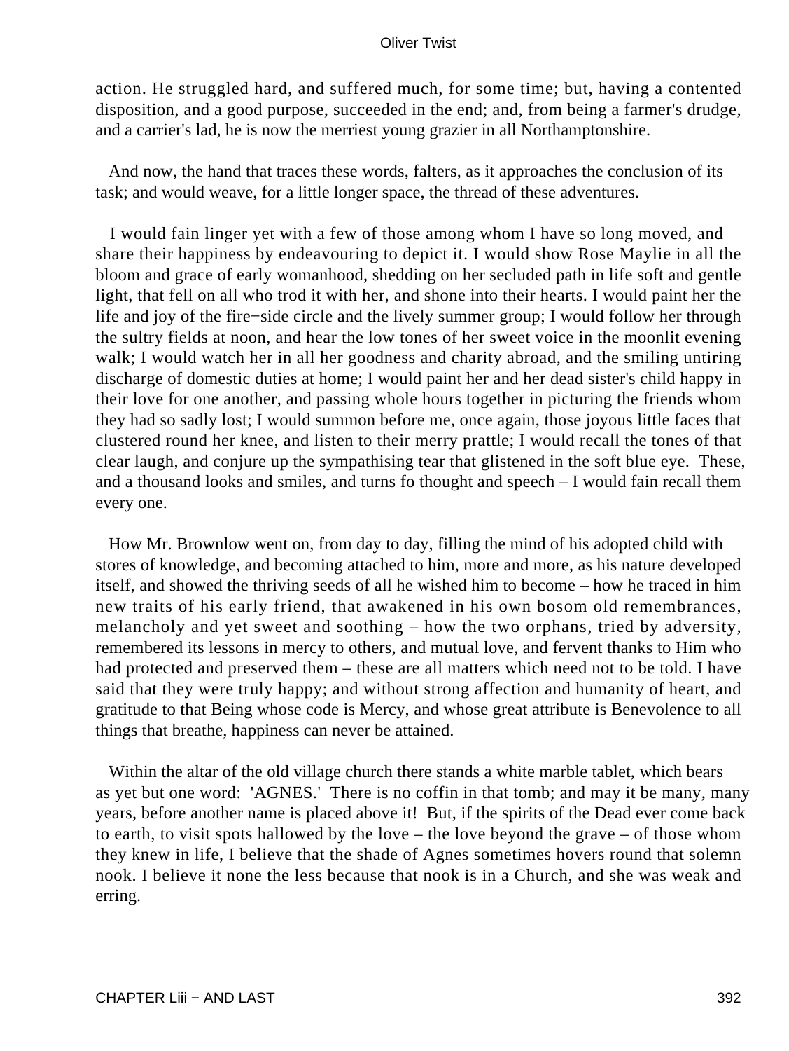action. He struggled hard, and suffered much, for some time; but, having a contented disposition, and a good purpose, succeeded in the end; and, from being a farmer's drudge, and a carrier's lad, he is now the merriest young grazier in all Northamptonshire.

And now, the hand that traces these words, falters, as it approaches the conclusion of its task; and would weave, for a little longer space, the thread of these adventures.

I would fain linger yet with a few of those among whom I have so long moved, and share their happiness by endeavouring to depict it. I would show Rose Maylie in all the bloom and grace of early womanhood, shedding on her secluded path in life soft and gentle light, that fell on all who trod it with her, and shone into their hearts. I would paint her the life and joy of the fire−side circle and the lively summer group; I would follow her through the sultry fields at noon, and hear the low tones of her sweet voice in the moonlit evening walk; I would watch her in all her goodness and charity abroad, and the smiling untiring discharge of domestic duties at home; I would paint her and her dead sister's child happy in their love for one another, and passing whole hours together in picturing the friends whom they had so sadly lost; I would summon before me, once again, those joyous little faces that clustered round her knee, and listen to their merry prattle; I would recall the tones of that clear laugh, and conjure up the sympathising tear that glistened in the soft blue eye. These, and a thousand looks and smiles, and turns fo thought and speech – I would fain recall them every one.

How Mr. Brownlow went on, from day to day, filling the mind of his adopted child with stores of knowledge, and becoming attached to him, more and more, as his nature developed itself, and showed the thriving seeds of all he wished him to become – how he traced in him new traits of his early friend, that awakened in his own bosom old remembrances, melancholy and yet sweet and soothing – how the two orphans, tried by adversity, remembered its lessons in mercy to others, and mutual love, and fervent thanks to Him who had protected and preserved them – these are all matters which need not to be told. I have said that they were truly happy; and without strong affection and humanity of heart, and gratitude to that Being whose code is Mercy, and whose great attribute is Benevolence to all things that breathe, happiness can never be attained.

Within the altar of the old village church there stands a white marble tablet, which bears as yet but one word: 'AGNES.' There is no coffin in that tomb; and may it be many, many years, before another name is placed above it! But, if the spirits of the Dead ever come back to earth, to visit spots hallowed by the love – the love beyond the grave – of those whom they knew in life, I believe that the shade of Agnes sometimes hovers round that solemn nook. I believe it none the less because that nook is in a Church, and she was weak and erring.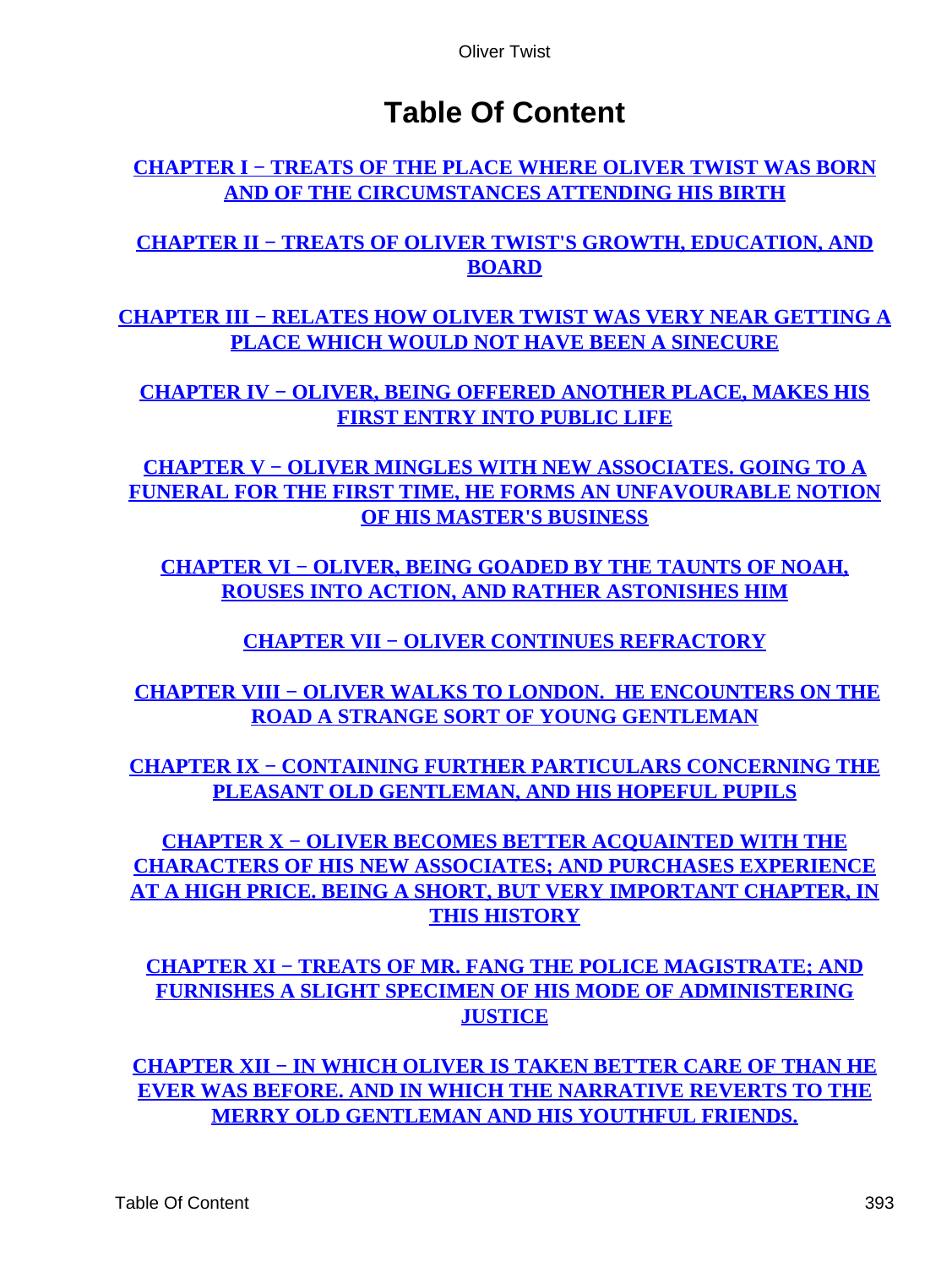# Table Of Content

CHAPTER I − TREATS OF THE PLACE WHERE OLIVER TWIST WAS BORN AND OF THE CIRCUMSTANCES ATTENDING HIS BIRTH

CHAPTER II − TREATS OF OLIVER TWIST'S GROWTH, EDUCATION, AND BOARD

CHAPTER III − RELATES HOW OLIVER TWIST WAS VERY NEAR GETTING A PLACE WHICH WOULD NOT HAVE BEEN A SINECURE

CHAPTER IV − OLIVER, BEING OFFERED ANOTHER PLACE, MAKES HIS FIRST ENTRY INTO PUBLIC LIFE

CHAPTER V − OLIVER MINGLES WITH NEW ASSOCIATES. GOING TO A FUNERAL FOR THE FIRST TIME, HE FORMS AN UNFAVOURABLE NOTION OF HIS MASTER'S BUSINESS

CHAPTER VI − OLIVER, BEING GOADED BY THE TAUNTS OF NOAH, ROUSES INTO ACTION, AND RATHER ASTONISHES HIM

CHAPTER VII − OLIVER CONTINUES REFRACTORY

CHAPTER VIII − OLIVER WALKS TO LONDON. HE ENCOUNTERS ON THE ROAD A STRANGE SORT OF YOUNG GENTLEMAN

CHAPTER IX − CONTAINING FURTHER PARTICULARS CONCERNING THE PLEASANT OLD GENTLEMAN, AND HIS HOPEFUL PUPILS

CHAPTER X − OLIVER BECOMES BETTER ACQUAINTED WITH THE CHARACTERS OF HIS NEW ASSOCIATES; AND PURCHASES EXPERIENCE AT A HIGH PRICE. BEING A SHORT, BUT VERY IMPORTANT CHAPTER, IN THIS HISTORY

CHAPTER XI − TREATS OF MR. FANG THE POLICE MAGISTRATE; AND FURNISHES A SLIGHT SPECIMEN OF HIS MODE OF ADMINISTERING JUSTICE

CHAPTER XII − IN WHICH OLIVER IS TAKEN BETTER CARE OF THAN HE EVER WAS BEFORE. AND IN WHICH THE NARRATIVE REVERTS TO THE MERRY OLD GENTLEMAN AND HIS YOUTHFUL FRIENDS.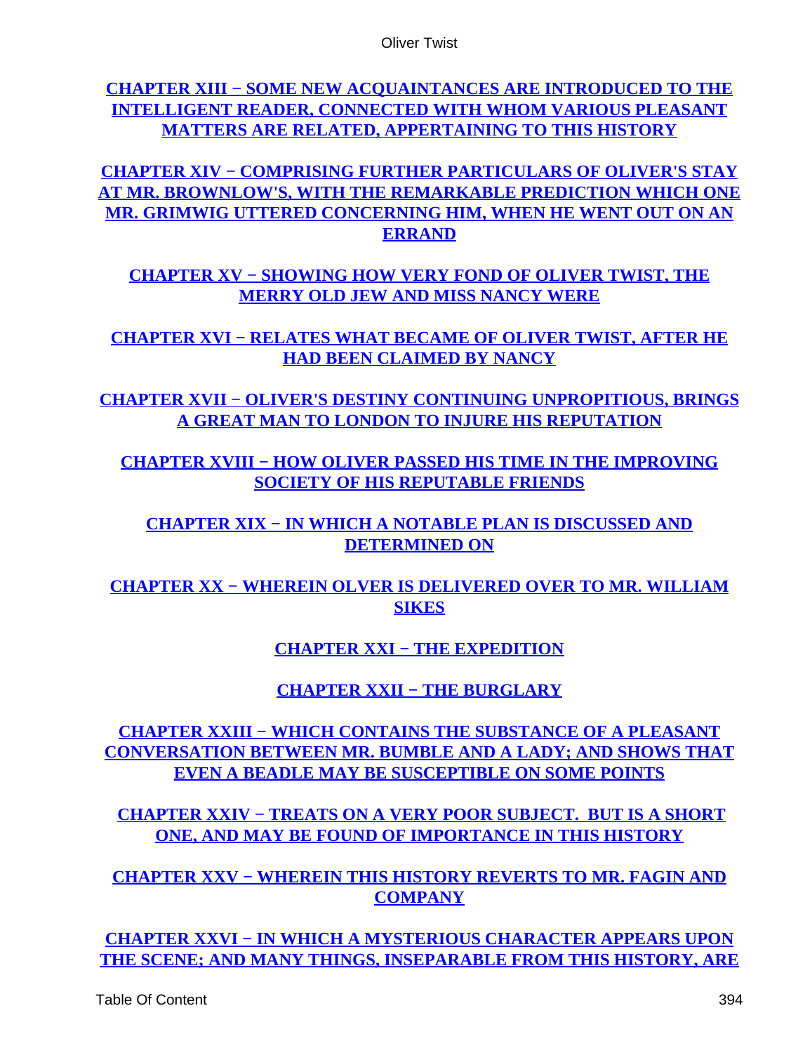[CHAPTER XIII − SOME NEW ACQUAINTANCES ARE INTRODUCED TO THE INTELLIGENT READER, CONNECTED WITH WHOM VARIOUS PLEASANT MATTERS ARE RELATED, APPERTAINING TO THIS HISTORY]

[CHAPTER XIV − COMPRISING FURTHER PARTICULARS OF OLIVER'S STAY AT MR. BROWNLOW'S, WITH THE REMARKABLE PREDICTION WHICH ONE MR. GRIMWIG UTTERED CONCERNING HIM, WHEN HE WENT OUT ON AN ERRAND]

[CHAPTER XV − SHOWING HOW VERY FOND OF OLIVER TWIST, THE MERRY OLD JEW AND MISS NANCY WERE]

[CHAPTER XVI − RELATES WHAT BECAME OF OLIVER TWIST, AFTER HE HAD BEEN CLAIMED BY NANCY]

[CHAPTER XVII − OLIVER'S DESTINY CONTINUING UNPROPITIOUS, BRINGS A GREAT MAN TO LONDON TO INJURE HIS REPUTATION]

[CHAPTER XVIII − HOW OLIVER PASSED HIS TIME IN THE IMPROVING SOCIETY OF HIS REPUTABLE FRIENDS]

[CHAPTER XIX − IN WHICH A NOTABLE PLAN IS DISCUSSED AND DETERMINED ON]

[CHAPTER XX − WHEREIN OLVER IS DELIVERED OVER TO MR. WILLIAM SIKES]

[CHAPTER XXI − THE EXPEDITION]

[CHAPTER XXII − THE BURGLARY]

[CHAPTER XXIII − WHICH CONTAINS THE SUBSTANCE OF A PLEASANT CONVERSATION BETWEEN MR. BUMBLE AND A LADY; AND SHOWS THAT EVEN A BEADLE MAY BE SUSCEPTIBLE ON SOME POINTS]

[CHAPTER XXIV − TREATS ON A VERY POOR SUBJECT. BUT IS A SHORT ONE, AND MAY BE FOUND OF IMPORTANCE IN THIS HISTORY]

[CHAPTER XXV − WHEREIN THIS HISTORY REVERTS TO MR. FAGIN AND COMPANY]

[CHAPTER XXVI − IN WHICH A MYSTERIOUS CHARACTER APPEARS UPON THE SCENE; AND MANY THINGS, INSEPARABLE FROM THIS HISTORY, ARE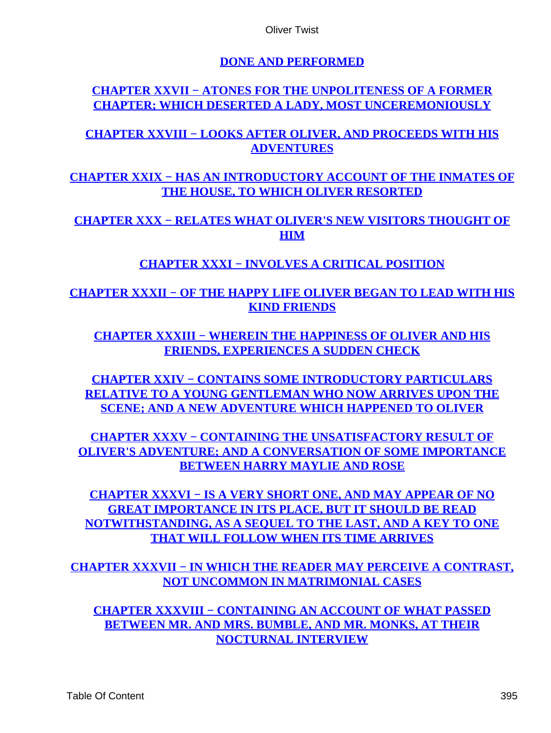DONE AND PERFORMED

CHAPTER XXVII − ATONES FOR THE UNPOLITENESS OF A FORMER CHAPTER; WHICH DESERTED A LADY, MOST UNCEREMONIOUSLY

CHAPTER XXVIII − LOOKS AFTER OLIVER, AND PROCEEDS WITH HIS ADVENTURES

CHAPTER XXIX − HAS AN INTRODUCTORY ACCOUNT OF THE INMATES OF THE HOUSE, TO WHICH OLIVER RESORTED

CHAPTER XXX − RELATES WHAT OLIVER'S NEW VISITORS THOUGHT OF HIM

CHAPTER XXXI − INVOLVES A CRITICAL POSITION

CHAPTER XXXII − OF THE HAPPY LIFE OLIVER BEGAN TO LEAD WITH HIS KIND FRIENDS

CHAPTER XXXIII − WHEREIN THE HAPPINESS OF OLIVER AND HIS FRIENDS, EXPERIENCES A SUDDEN CHECK

CHAPTER XXIV − CONTAINS SOME INTRODUCTORY PARTICULARS RELATIVE TO A YOUNG GENTLEMAN WHO NOW ARRIVES UPON THE SCENE; AND A NEW ADVENTURE WHICH HAPPENED TO OLIVER

CHAPTER XXXV − CONTAINING THE UNSATISFACTORY RESULT OF OLIVER'S ADVENTURE; AND A CONVERSATION OF SOME IMPORTANCE BETWEEN HARRY MAYLIE AND ROSE

CHAPTER XXXVI − IS A VERY SHORT ONE, AND MAY APPEAR OF NO GREAT IMPORTANCE IN ITS PLACE, BUT IT SHOULD BE READ NOTWITHSTANDING, AS A SEQUEL TO THE LAST, AND A KEY TO ONE THAT WILL FOLLOW WHEN ITS TIME ARRIVES

CHAPTER XXXVII − IN WHICH THE READER MAY PERCEIVE A CONTRAST, NOT UNCOMMON IN MATRIMONIAL CASES

CHAPTER XXXVIII − CONTAINING AN ACCOUNT OF WHAT PASSED BETWEEN MR. AND MRS. BUMBLE, AND MR. MONKS, AT THEIR NOCTURNAL INTERVIEW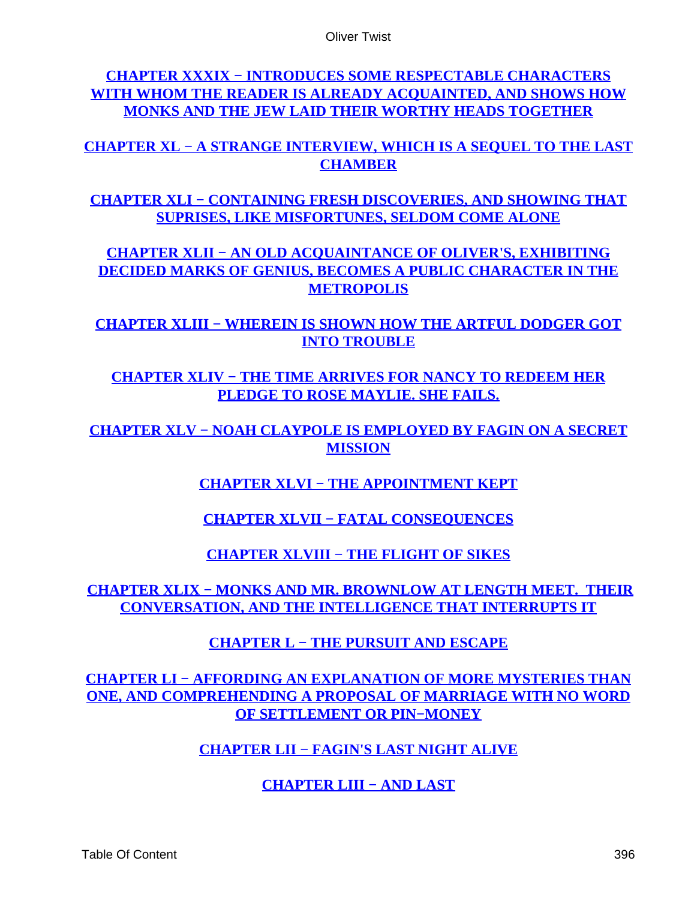[CHAPTER XXXIX − INTRODUCES SOME RESPECTABLE CHARACTERS WITH WHOM THE READER IS ALREADY ACQUAINTED, AND SHOWS HOW MONKS AND THE JEW LAID THEIR WORTHY HEADS TOGETHER]

[CHAPTER XL − A STRANGE INTERVIEW, WHICH IS A SEQUEL TO THE LAST CHAMBER]

[CHAPTER XLI − CONTAINING FRESH DISCOVERIES, AND SHOWING THAT SUPRISES, LIKE MISFORTUNES, SELDOM COME ALONE]

[CHAPTER XLII − AN OLD ACQUAINTANCE OF OLIVER'S, EXHIBITING DECIDED MARKS OF GENIUS, BECOMES A PUBLIC CHARACTER IN THE METROPOLIS]

[CHAPTER XLIII − WHEREIN IS SHOWN HOW THE ARTFUL DODGER GOT INTO TROUBLE]

[CHAPTER XLIV − THE TIME ARRIVES FOR NANCY TO REDEEM HER PLEDGE TO ROSE MAYLIE. SHE FAILS.]

[CHAPTER XLV − NOAH CLAYPOLE IS EMPLOYED BY FAGIN ON A SECRET MISSION]

[CHAPTER XLVI − THE APPOINTMENT KEPT]

[CHAPTER XLVII − FATAL CONSEQUENCES]

[CHAPTER XLVIII − THE FLIGHT OF SIKES]

[CHAPTER XLIX − MONKS AND MR. BROWNLOW AT LENGTH MEET. THEIR CONVERSATION, AND THE INTELLIGENCE THAT INTERRUPTS IT]

[CHAPTER L − THE PURSUIT AND ESCAPE]

[CHAPTER LI − AFFORDING AN EXPLANATION OF MORE MYSTERIES THAN ONE, AND COMPREHENDING A PROPOSAL OF MARRIAGE WITH NO WORD OF SETTLEMENT OR PIN−MONEY]

[CHAPTER LII − FAGIN'S LAST NIGHT ALIVE]

[CHAPTER LIII − AND LAST]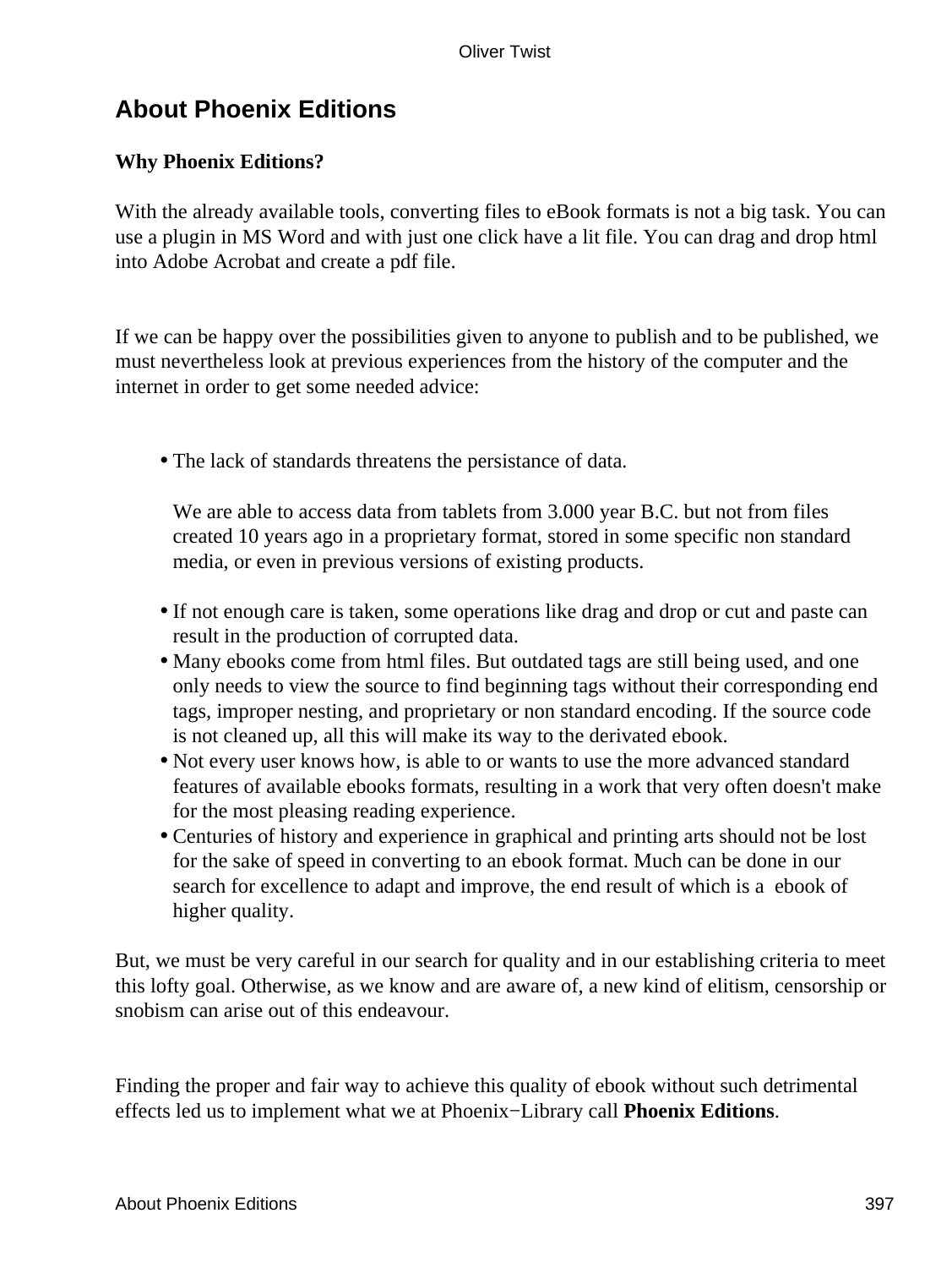## About Phoenix Editions

**Why Phoenix Editions?**

With the already available tools, converting files to eBook formats is not a big task. You can use a plugin in MS Word and with just one click have a lit file. You can drag and drop html into Adobe Acrobat and create a pdf file.

If we can be happy over the possibilities given to anyone to publish and to be published, we must nevertheless look at previous experiences from the history of the computer and the internet in order to get some needed advice:

- The lack of standards threatens the persistance of data.

  We are able to access data from tablets from 3.000 year B.C. but not from files created 10 years ago in a proprietary format, stored in some specific non standard media, or even in previous versions of existing products.

- If not enough care is taken, some operations like drag and drop or cut and paste can result in the production of corrupted data.
- Many ebooks come from html files. But outdated tags are still being used, and one only needs to view the source to find beginning tags without their corresponding end tags, improper nesting, and proprietary or non standard encoding. If the source code is not cleaned up, all this will make its way to the derivated ebook.
- Not every user knows how, is able to or wants to use the more advanced standard features of available ebooks formats, resulting in a work that very often doesn't make for the most pleasing reading experience.
- Centuries of history and experience in graphical and printing arts should not be lost for the sake of speed in converting to an ebook format. Much can be done in our search for excellence to adapt and improve, the end result of which is a ebook of higher quality.

But, we must be very careful in our search for quality and in our establishing criteria to meet this lofty goal. Otherwise, as we know and are aware of, a new kind of elitism, censorship or snobism can arise out of this endeavour.

Finding the proper and fair way to achieve this quality of ebook without such detrimental effects led us to implement what we at Phoenix−Library call **Phoenix Editions**.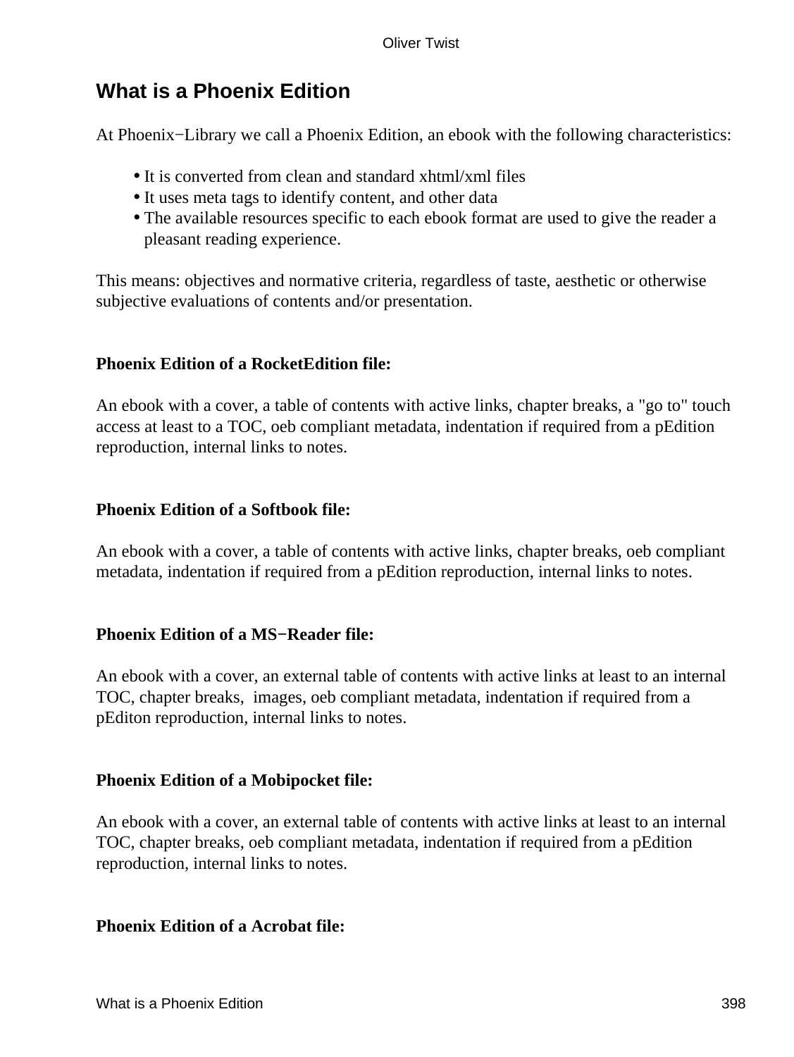## What is a Phoenix Edition

At Phoenix−Library we call a Phoenix Edition, an ebook with the following characteristics:

- It is converted from clean and standard xhtml/xml files
- It uses meta tags to identify content, and other data
- The available resources specific to each ebook format are used to give the reader a pleasant reading experience.

This means: objectives and normative criteria, regardless of taste, aesthetic or otherwise subjective evaluations of contents and/or presentation.

**Phoenix Edition of a RocketEdition file:**

An ebook with a cover, a table of contents with active links, chapter breaks, a "go to" touch access at least to a TOC, oeb compliant metadata, indentation if required from a pEdition reproduction, internal links to notes.

**Phoenix Edition of a Softbook file:**

An ebook with a cover, a table of contents with active links, chapter breaks, oeb compliant metadata, indentation if required from a pEdition reproduction, internal links to notes.

**Phoenix Edition of a MS−Reader file:**

An ebook with a cover, an external table of contents with active links at least to an internal TOC, chapter breaks, images, oeb compliant metadata, indentation if required from a pEditon reproduction, internal links to notes.

**Phoenix Edition of a Mobipocket file:**

An ebook with a cover, an external table of contents with active links at least to an internal TOC, chapter breaks, oeb compliant metadata, indentation if required from a pEdition reproduction, internal links to notes.

**Phoenix Edition of a Acrobat file:**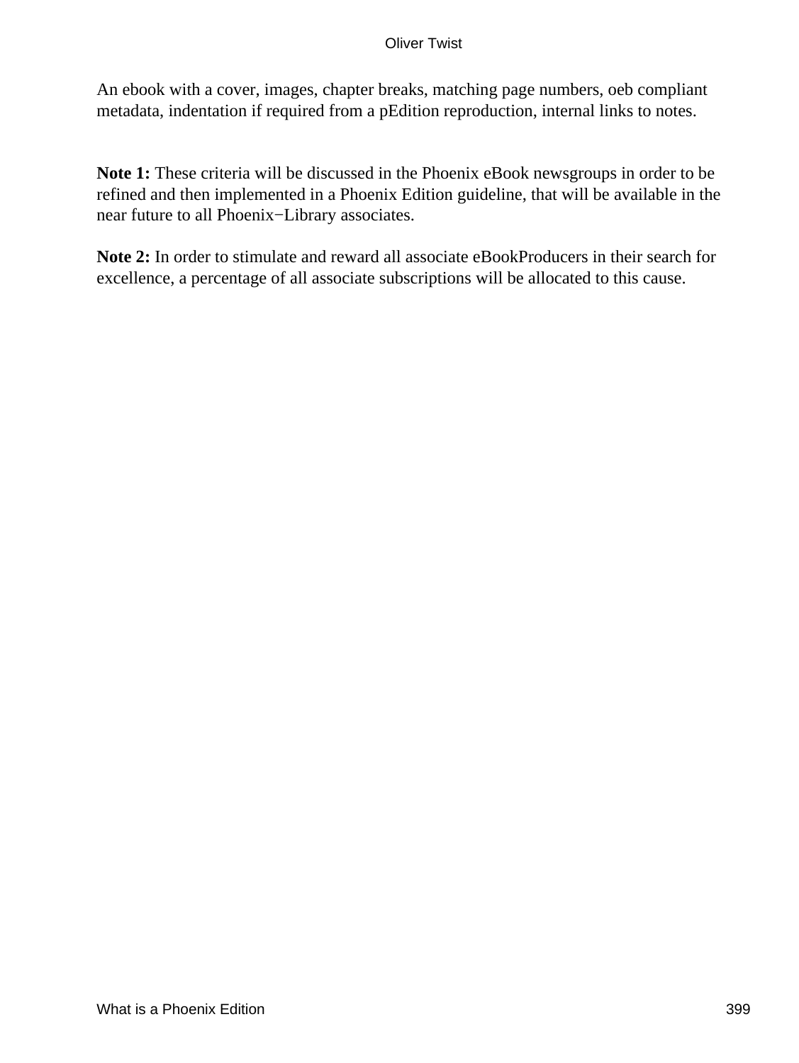An ebook with a cover, images, chapter breaks, matching page numbers, oeb compliant metadata, indentation if required from a pEdition reproduction, internal links to notes.

**Note 1:** These criteria will be discussed in the Phoenix eBook newsgroups in order to be refined and then implemented in a Phoenix Edition guideline, that will be available in the near future to all Phoenix−Library associates.

**Note 2:** In order to stimulate and reward all associate eBookProducers in their search for excellence, a percentage of all associate subscriptions will be allocated to this cause.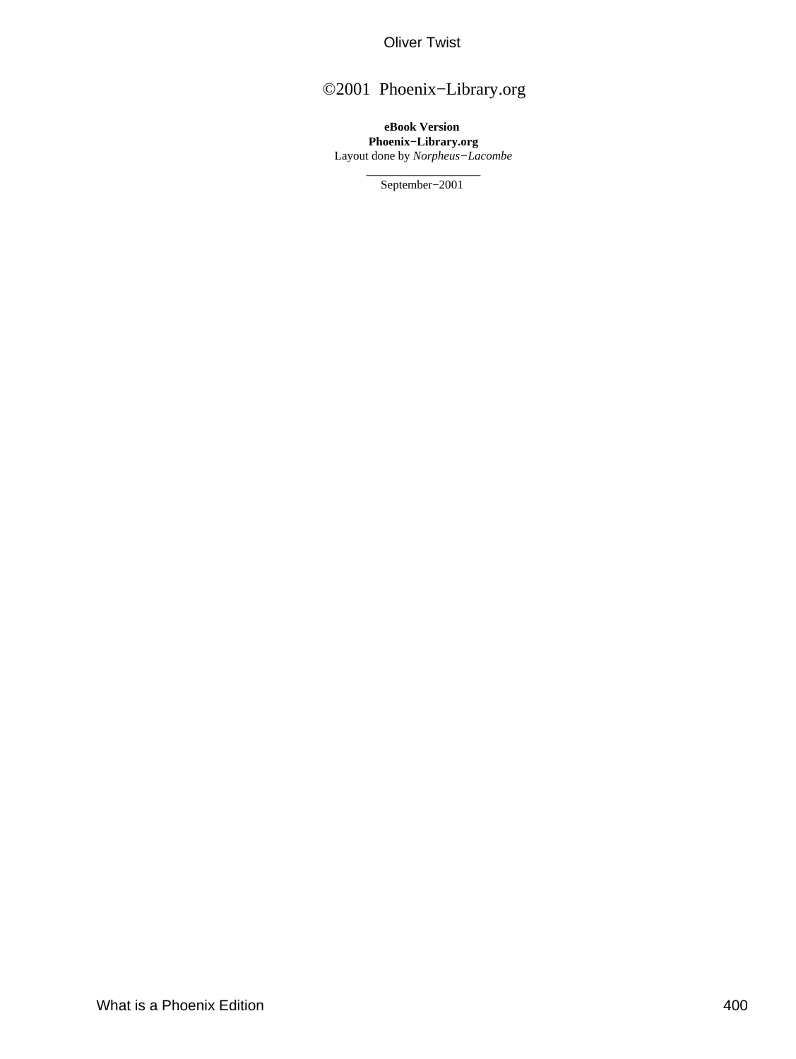©2001 Phoenix−Library.org

**eBook Version**
**Phoenix−Library.org**
Layout done by *Norpheus−Lacombe*

___________________

September−2001